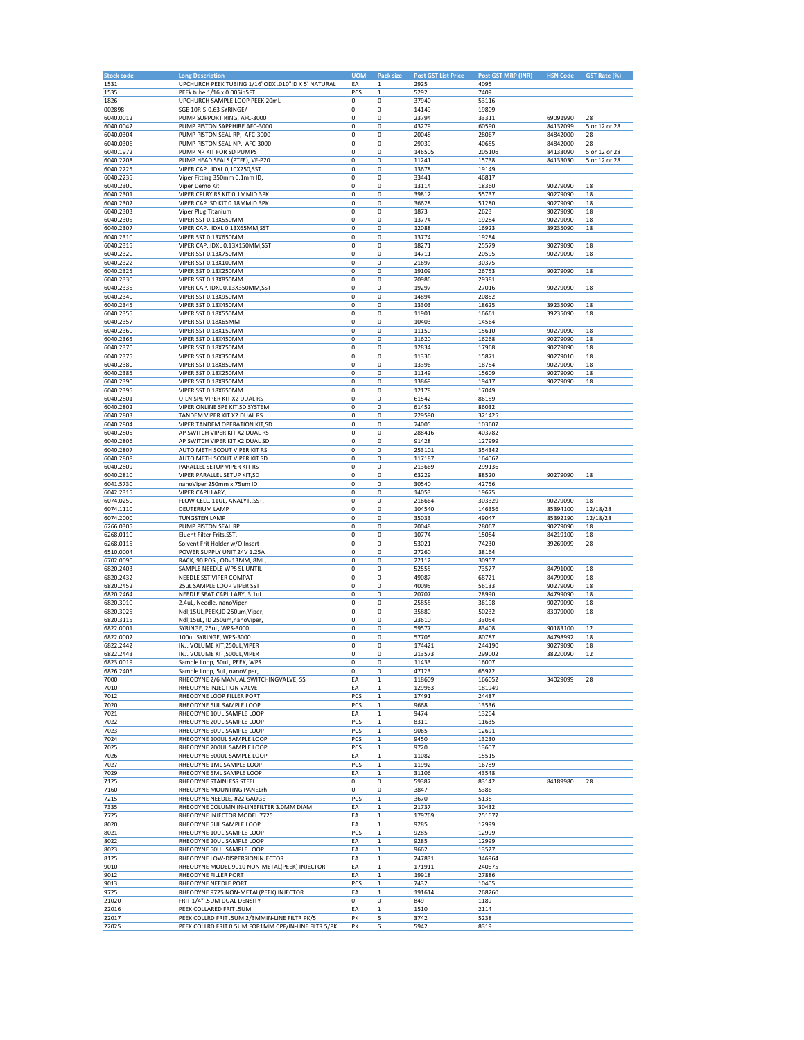| Stock code | Long Description | UOM | Pack size | Post GST List Price | Post GST MRP (INR) | HSN Code | GST Rate (%) |
|---|---|---|---|---|---|---|---|
| 1531 | UPCHURCH PEEK TUBING 1/16"ODX .010"ID X 5' NATURAL | EA | 1 | 2925 | 4095 | | |
| 1535 | PEEk tube 1/16 x 0.005in5FT | PCS | 1 | 5292 | 7409 | | |
| 1826 | UPCHURCH SAMPLE LOOP PEEK 20mL | 0 | 0 | 37940 | 53116 | | |
| 002898 | SGE 10R-S-0.63 SYRINGE/ | 0 | 0 | 14149 | 19809 | | |
| 6040.0012 | PUMP SUPPORT RING, AFC-3000 | 0 | 0 | 23794 | 33311 | 69091990 | 28 |
| 6040.0042 | PUMP PISTON SAPPHIRE AFC-3000 | 0 | 0 | 43279 | 60590 | 84137099 | 5 or 12 or 28 |
| 6040.0304 | PUMP PISTON SEAL RP, AFC-3000 | 0 | 0 | 20048 | 28067 | 84842000 | 28 |
| 6040.0306 | PUMP PISTON SEAL NP, AFC-3000 | 0 | 0 | 29039 | 40655 | 84842000 | 28 |
| 6040.1972 | PUMP NP KIT FOR SD PUMPS | 0 | 0 | 146505 | 205106 | 84133090 | 5 or 12 or 28 |
| 6040.2208 | PUMP HEAD SEALS (PTFE), VF-P20 | 0 | 0 | 11241 | 15738 | 84133030 | 5 or 12 or 28 |
| 6040.2225 | VIPER CAP., IDXL 0,10X250,SST | 0 | 0 | 13678 | 19149 | | |
| 6040.2235 | Viper Fitting 350mm 0.1mm ID, | 0 | 0 | 33441 | 46817 | | |
| 6040.2300 | Viper Demo Kit | 0 | 0 | 13114 | 18360 | 90279090 | 18 |
| 6040.2301 | VIPER CPLRY RS KIT 0.1MMID 3PK | 0 | 0 | 39812 | 55737 | 90279090 | 18 |
| 6040.2302 | VIPER CAP. SD KIT 0.18MMID 3PK | 0 | 0 | 36628 | 51280 | 90279090 | 18 |
| 6040.2303 | Viper Plug Titanium | 0 | 0 | 1873 | 2623 | 90279090 | 18 |
| 6040.2305 | VIPER SST 0.13X550MM | 0 | 0 | 13774 | 19284 | 90279090 | 18 |
| 6040.2307 | VIPER CAP., IDXL 0.13X65MM,SST | 0 | 0 | 12088 | 16923 | 39235090 | 18 |
| 6040.2310 | VIPER SST 0.13X650MM | 0 | 0 | 13774 | 19284 | | |
| 6040.2315 | VIPER CAP.,IDXL 0.13X150MM,SST | 0 | 0 | 18271 | 25579 | 90279090 | 18 |
| 6040.2320 | VIPER SST 0.13X750MM | 0 | 0 | 14711 | 20595 | 90279090 | 18 |
| 6040.2322 | VIPER SST 0.13X100MM | 0 | 0 | 21697 | 30375 | | |
| 6040.2325 | VIPER SST 0.13X250MM | 0 | 0 | 19109 | 26753 | 90279090 | 18 |
| 6040.2330 | VIPER SST 0.13X850MM | 0 | 0 | 20986 | 29381 | | |
| 6040.2335 | VIPER CAP. IDXL 0.13X350MM,SST | 0 | 0 | 19297 | 27016 | 90279090 | 18 |
| 6040.2340 | VIPER SST 0.13X950MM | 0 | 0 | 14894 | 20852 | | |
| 6040.2345 | VIPER SST 0.13X450MM | 0 | 0 | 13303 | 18625 | 39235090 | 18 |
| 6040.2355 | VIPER SST 0.18X550MM | 0 | 0 | 11901 | 16661 | 39235090 | 18 |
| 6040.2357 | VIPER SST 0.18X65MM | 0 | 0 | 10403 | 14564 | | |
| 6040.2360 | VIPER SST 0.18X150MM | 0 | 0 | 11150 | 15610 | 90279090 | 18 |
| 6040.2365 | VIPER SST 0.18X450MM | 0 | 0 | 11620 | 16268 | 90279090 | 18 |
| 6040.2370 | VIPER SST 0.18X750MM | 0 | 0 | 12834 | 17968 | 90279090 | 18 |
| 6040.2375 | VIPER SST 0.18X350MM | 0 | 0 | 11336 | 15871 | 90279010 | 18 |
| 6040.2380 | VIPER SST 0.18X850MM | 0 | 0 | 13396 | 18754 | 90279090 | 18 |
| 6040.2385 | VIPER SST 0.18X250MM | 0 | 0 | 11149 | 15609 | 90279090 | 18 |
| 6040.2390 | VIPER SST 0.18X950MM | 0 | 0 | 13869 | 19417 | 90279090 | 18 |
| 6040.2395 | VIPER SST 0.18X650MM | 0 | 0 | 12178 | 17049 | | |
| 6040.2801 | O-LN SPE VIPER KIT X2 DUAL RS | 0 | 0 | 61542 | 86159 | | |
| 6040.2802 | VIPER ONLINE SPE KIT,SD SYSTEM | 0 | 0 | 61452 | 86032 | | |
| 6040.2803 | TANDEM VIPER KIT X2 DUAL RS | 0 | 0 | 229590 | 321425 | | |
| 6040.2804 | VIPER TANDEM OPERATION KIT,SD | 0 | 0 | 74005 | 103607 | | |
| 6040.2805 | AP SWITCH VIPER KIT X2 DUAL RS | 0 | 0 | 288416 | 403782 | | |
| 6040.2806 | AP SWITCH VIPER KIT X2 DUAL SD | 0 | 0 | 91428 | 127999 | | |
| 6040.2807 | AUTO METH SCOUT VIPER KIT RS | 0 | 0 | 253101 | 354342 | | |
| 6040.2808 | AUTO METH SCOUT VIPER KIT SD | 0 | 0 | 117187 | 164062 | | |
| 6040.2809 | PARALLEL SETUP VIPER KIT RS | 0 | 0 | 213669 | 299136 | | |
| 6040.2810 | VIPER PARALLEL SETUP KIT,SD | 0 | 0 | 63229 | 88520 | 90279090 | 18 |
| 6041.5730 | nanoViper 250mm x 75um ID | 0 | 0 | 30540 | 42756 | | |
| 6042.2315 | VIPER CAPILLARY, | 0 | 0 | 14053 | 19675 | | |
| 6074.0250 | FLOW CELL, 11UL, ANALYT.,SST, | 0 | 0 | 216664 | 303329 | 90279090 | 18 |
| 6074.1110 | DEUTERIUM LAMP | 0 | 0 | 104540 | 146356 | 85394100 | 12/18/28 |
| 6074.2000 | TUNGSTEN LAMP | 0 | 0 | 35033 | 49047 | 85392190 | 12/18/28 |
| 6266.0305 | PUMP PISTON SEAL RP | 0 | 0 | 20048 | 28067 | 90279090 | 18 |
| 6268.0110 | Eluent Filter Frits,SST, | 0 | 0 | 10774 | 15084 | 84219100 | 18 |
| 6268.0115 | Solvent Frit Holder w/O Insert | 0 | 0 | 53021 | 74230 | 39269099 | 28 |
| 6510.0004 | POWER SUPPLY UNIT 24V 1.25A | 0 | 0 | 27260 | 38164 | | |
| 6702.0090 | RACK, 90 POS., OD=13MM, 8ML, | 0 | 0 | 22112 | 30957 | | |
| 6820.2403 | SAMPLE NEEDLE WPS SL UNTIL | 0 | 0 | 52555 | 73577 | 84791000 | 18 |
| 6820.2432 | NEEDLE SST VIPER COMPAT | 0 | 0 | 49087 | 68721 | 84799090 | 18 |
| 6820.2452 | 25uL SAMPLE LOOP VIPER SST | 0 | 0 | 40095 | 56133 | 90279090 | 18 |
| 6820.2464 | NEEDLE SEAT CAPILLARY, 3.1uL | 0 | 0 | 20707 | 28990 | 84799090 | 18 |
| 6820.3010 | 2.4uL, Needle, nanoViper | 0 | 0 | 25855 | 36198 | 90279090 | 18 |
| 6820.3025 | Ndl,15UL,PEEK,ID 250um,Viper, | 0 | 0 | 35880 | 50232 | 83079000 | 18 |
| 6820.3115 | Ndl,15uL, ID 250um,nanoViper, | 0 | 0 | 23610 | 33054 | | |
| 6822.0001 | SYRINGE, 25uL, WPS-3000 | 0 | 0 | 59577 | 83408 | 90183100 | 12 |
| 6822.0002 | 100uL SYRINGE, WPS-3000 | 0 | 0 | 57705 | 80787 | 84798992 | 18 |
| 6822.2442 | INJ. VOLUME KIT,250uL,VIPER | 0 | 0 | 174421 | 244190 | 90279090 | 18 |
| 6822.2443 | INJ. VOLUME KIT,500uL,VIPER | 0 | 0 | 213573 | 299002 | 38220090 | 12 |
| 6823.0019 | Sample Loop, 50uL, PEEK, WPS | 0 | 0 | 11433 | 16007 | | |
| 6826.2405 | Sample Loop, 5uL, nanoViper, | 0 | 0 | 47123 | 65972 | | |
| 7000 | RHEODYNE 2/6 MANUAL SWITCHINGVALVE, SS | EA | 1 | 118609 | 166052 | 34029099 | 28 |
| 7010 | RHEODYNE INJECTION VALVE | EA | 1 | 129963 | 181949 | | |
| 7012 | RHEODYNE LOOP FILLER PORT | PCS | 1 | 17491 | 24487 | | |
| 7020 | RHEODYNE 5UL SAMPLE LOOP | PCS | 1 | 9668 | 13536 | | |
| 7021 | RHEODYNE 10UL SAMPLE LOOP | EA | 1 | 9474 | 13264 | | |
| 7022 | RHEODYNE 20UL SAMPLE LOOP | PCS | 1 | 8311 | 11635 | | |
| 7023 | RHEODYNE 50UL SAMPLE LOOP | PCS | 1 | 9065 | 12691 | | |
| 7024 | RHEODYNE 100UL SAMPLE LOOP | PCS | 1 | 9450 | 13230 | | |
| 7025 | RHEODYNE 200UL SAMPLE LOOP | PCS | 1 | 9720 | 13607 | | |
| 7026 | RHEODYNE 500UL SAMPLE LOOP | EA | 1 | 11082 | 15515 | | |
| 7027 | RHEODYNE 1ML SAMPLE LOOP | PCS | 1 | 11992 | 16789 | | |
| 7029 | RHEODYNE 5ML SAMPLE LOOP | EA | 1 | 31106 | 43548 | | |
| 7125 | RHEODYNE STAINLESS STEEL | 0 | 0 | 59387 | 83142 | 84189980 | 28 |
| 7160 | RHEODYNE MOUNTING PANELrh | 0 | 0 | 3847 | 5386 | | |
| 7215 | RHEODYNE NEEDLE, #22 GAUGE | PCS | 1 | 3670 | 5138 | | |
| 7335 | RHEODYNE COLUMN IN-LINEFILTER 3.0MM DIAM | EA | 1 | 21737 | 30432 | | |
| 7725 | RHEODYNE INJECTOR MODEL 7725 | EA | 1 | 179769 | 251677 | | |
| 8020 | RHEODYNE 5UL SAMPLE LOOP | EA | 1 | 9285 | 12999 | | |
| 8021 | RHEODYNE 10UL SAMPLE LOOP | PCS | 1 | 9285 | 12999 | | |
| 8022 | RHEODYNE 20UL SAMPLE LOOP | EA | 1 | 9285 | 12999 | | |
| 8023 | RHEODYNE 50UL SAMPLE LOOP | EA | 1 | 9662 | 13527 | | |
| 8125 | RHEODYNE LOW-DISPERSIONINJECTOR | EA | 1 | 247831 | 346964 | | |
| 9010 | RHEODYNE MODEL 9010 NON-METAL(PEEK) INJECTOR | EA | 1 | 171911 | 240675 | | |
| 9012 | RHEODYNE FILLER PORT | EA | 1 | 19918 | 27886 | | |
| 9013 | RHEODYNE NEEDLE PORT | PCS | 1 | 7432 | 10405 | | |
| 9725 | RHEODYNE 9725 NON-METAL(PEEK) INJECTOR | EA | 1 | 191614 | 268260 | | |
| 21020 | FRIT 1/4" .5UM DUAL DENSITY | 0 | 0 | 849 | 1189 | | |
| 22016 | PEEK COLLARED FRIT .5UM | EA | 1 | 1510 | 2114 | | |
| 22017 | PEEK COLLRD FRIT .5UM 2/3MMIN-LINE FILTR PK/5 | PK | 5 | 3742 | 5238 | | |
| 22025 | PEEK COLLRD FRIT 0.5UM FOR1MM CPF/IN-LINE FLTR 5/PK | PK | 5 | 5942 | 8319 | | |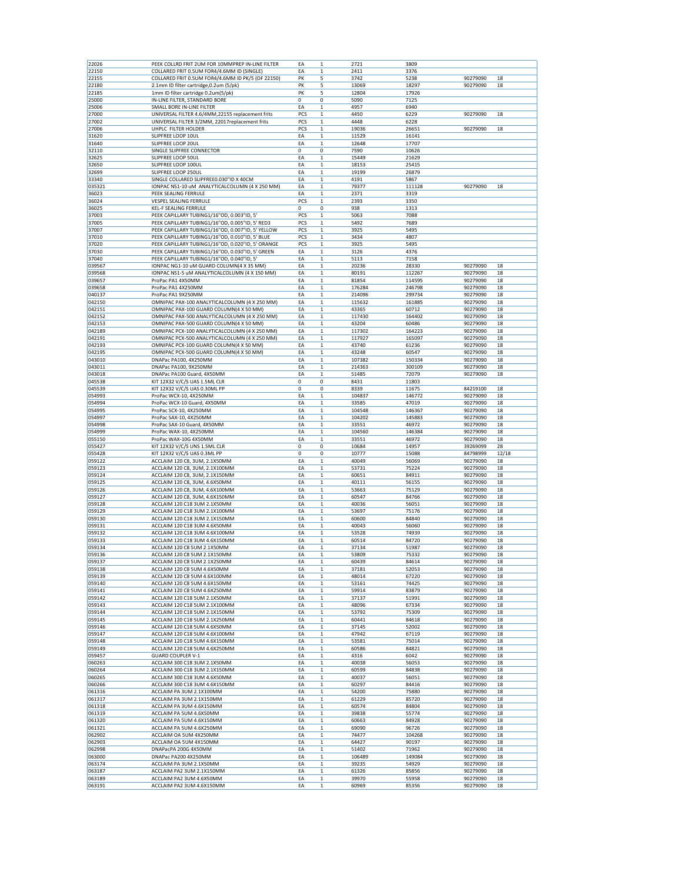| | | | | | | | |
|---|---|---|---|---|---|---|---|
| 22026 | PEEK COLLRD FRIT 2UM FOR 10MMPREP IN-LINE FILTER | EA | 1 | 2721 | 3809 | | |
| 22150 | COLLARED FRIT 0.5UM FOR4/4.6MM ID (SINGLE) | EA | 1 | 2411 | 3376 | | |
| 22155 | COLLARED FRIT 0.5UM FOR4/4.6MM ID PK/5 (OF 22150) | PK | 5 | 3742 | 5238 | 90279090 | 18 |
| 22180 | 2.1mm ID filter cartridge,0.2um (5/pk) | PK | 5 | 13069 | 18297 | 90279090 | 18 |
| 22185 | 1mm ID filter cartridge 0.2um(5/pk) | PK | 5 | 12804 | 17926 | | |
| 25000 | IN-LINE FILTER, STANDARD BORE | 0 | 0 | 5090 | 7125 | | |
| 25006 | SMALL BORE IN-LINE FILTER | EA | 1 | 4957 | 6940 | | |
| 27000 | UNIVERSAL FILTER 4.6/4MM,22155 replacement frits | PCS | 1 | 4450 | 6229 | 90279090 | 18 |
| 27002 | UNIVERSAL FILTER 3/2MM, 22017replacement frits | PCS | 1 | 4448 | 6228 | | |
| 27006 | UHPLC FILTER HOLDER | PCS | 1 | 19036 | 26651 | 90279090 | 18 |
| 31620 | SLIPFREE LOOP 10UL | EA | 1 | 11529 | 16141 | | |
| 31640 | SLIPFREE LOOP 20UL | EA | 1 | 12648 | 17707 | | |
| 32110 | SINGLE SLIPFREE CONNECTOR | 0 | 0 | 7590 | 10626 | | |
| 32625 | SLIPFREE LOOP 50UL | EA | 1 | 15449 | 21629 | | |
| 32650 | SLIPFREE LOOP 100UL | EA | 1 | 18153 | 25415 | | |
| 32699 | SLIPFREE LOOP 250UL | EA | 1 | 19199 | 26879 | | |
| 33340 | SINGLE COLLARED SLIPFREE0.030"ID X 40CM | EA | 1 | 4191 | 5867 | | |
| 035321 | IONPAC NS1-10 uM ANALYTICALCOLUMN (4 X 250 MM) | EA | 1 | 79377 | 111128 | 90279090 | 18 |
| 36023 | PEEK SEALING FERRULE | EA | 1 | 2371 | 3319 | | |
| 36024 | VESPEL SEALING FERRULE | PCS | 1 | 2393 | 3350 | | |
| 36025 | KEL-F SEALING FERRULE | 0 | 0 | 938 | 1313 | | |
| 37003 | PEEK CAPILLARY TUBING1/16"OD, 0.003"ID, 5' | PCS | 1 | 5063 | 7088 | | |
| 37005 | PEEK CAPILLARY TUBING1/16"OD, 0.005"ID, 5' RED3 | PCS | 1 | 5492 | 7689 | | |
| 37007 | PEEK CAPILLARY TUBING1/16"OD, 0.007"ID, 5' YELLOW | PCS | 1 | 3925 | 5495 | | |
| 37010 | PEEK CAPILLARY TUBING1/16"OD, 0.010"ID, 5' BLUE | PCS | 1 | 3434 | 4807 | | |
| 37020 | PEEK CAPILLARY TUBING1/16"OD, 0.020"ID, 5' ORANGE | PCS | 1 | 3925 | 5495 | | |
| 37030 | PEEK CAPILLARY TUBING1/16"OD, 0.030"ID, 5' GREEN | EA | 1 | 3126 | 4376 | | |
| 37040 | PEEK CAPILLARY TUBING1/16"OD, 0.040"ID, 5' | EA | 1 | 5113 | 7158 | | |
| 039567 | IONPAC NG1-10 uM GUARD COLUMN(4 X 35 MM) | EA | 1 | 20236 | 28330 | 90279090 | 18 |
| 039568 | IONPAC NS1-5 uM ANALYTICALCOLUMN (4 X 150 MM) | EA | 1 | 80191 | 112267 | 90279090 | 18 |
| 039657 | ProPac PA1 4X50MM | EA | 1 | 81854 | 114595 | 90279090 | 18 |
| 039658 | ProPac PA1 4X250MM | EA | 1 | 176284 | 246798 | 90279090 | 18 |
| 040137 | ProPac PA1 9X250MM | EA | 1 | 214096 | 299734 | 90279090 | 18 |
| 042150 | OMNIPAC PAX-100 ANALYTICALCOLUMN (4 X 250 MM) | EA | 1 | 115632 | 161885 | 90279090 | 18 |
| 042151 | OMNIPAC PAX-100 GUARD COLUMN(4 X 50 MM) | EA | 1 | 43365 | 60712 | 90279090 | 18 |
| 042152 | OMNIPAC PAX-500 ANALYTICALCOLUMN (4 X 250 MM) | EA | 1 | 117430 | 164402 | 90279090 | 18 |
| 042153 | OMNIPAC PAX-500 GUARD COLUMN(4 X 50 MM) | EA | 1 | 43204 | 60486 | 90279090 | 18 |
| 042189 | OMNIPAC PCX-100 ANALYTICALCOLUMN (4 X 250 MM) | EA | 1 | 117302 | 164223 | 90279090 | 18 |
| 042191 | OMNIPAC PCX-500 ANALYTICALCOLUMN (4 X 250 MM) | EA | 1 | 117927 | 165097 | 90279090 | 18 |
| 042193 | OMNIPAC PCX-100 GUARD COLUMN(4 X 50 MM) | EA | 1 | 43740 | 61236 | 90279090 | 18 |
| 042195 | OMNIPAC PCX-500 GUARD COLUMN(4 X 50 MM) | EA | 1 | 43248 | 60547 | 90279090 | 18 |
| 043010 | DNAPac PA100, 4X250MM | EA | 1 | 107382 | 150334 | 90279090 | 18 |
| 043011 | DNAPac PA100, 9X250MM | EA | 1 | 214363 | 300109 | 90279090 | 18 |
| 043018 | DNAPac PA100 Guard, 4X50MM | EA | 1 | 51485 | 72079 | 90279090 | 18 |
| 045538 | KIT 12X32 V/C/S UAS 1.5ML CLR | 0 | 0 | 8431 | 11803 | | |
| 045539 | KIT 12X32 V/C/S UAS 0.30ML PP | 0 | 0 | 8339 | 11675 | 84219100 | 18 |
| 054993 | ProPac WCX-10, 4X250MM | EA | 1 | 104837 | 146772 | 90279090 | 18 |
| 054994 | ProPac WCX-10 Guard, 4X50MM | EA | 1 | 33585 | 47019 | 90279090 | 18 |
| 054995 | ProPac SCX-10, 4X250MM | EA | 1 | 104548 | 146367 | 90279090 | 18 |
| 054997 | ProPac SAX-10, 4X250MM | EA | 1 | 104202 | 145883 | 90279090 | 18 |
| 054998 | ProPac SAX-10 Guard, 4X50MM | EA | 1 | 33551 | 46972 | 90279090 | 18 |
| 054999 | ProPac WAX-10, 4X250MM | EA | 1 | 104560 | 146384 | 90279090 | 18 |
| 055150 | ProPac WAX-10G 4X50MM | EA | 1 | 33551 | 46972 | 90279090 | 18 |
| 055427 | KIT 12X32 V/C/S UNS 1.5ML CLR | 0 | 0 | 10684 | 14957 | 39269099 | 28 |
| 055428 | KIT 12X32 V/C/S UAS 0.3ML PP | 0 | 0 | 10777 | 15088 | 84798999 | 12/18 |
| 059122 | ACCLAIM 120 C8, 3UM, 2.1X50MM | EA | 1 | 40049 | 56069 | 90279090 | 18 |
| 059123 | ACCLAIM 120 C8, 3UM, 2.1X100MM | EA | 1 | 53731 | 75224 | 90279090 | 18 |
| 059124 | ACCLAIM 120 C8, 3UM, 2.1X150MM | EA | 1 | 60651 | 84911 | 90279090 | 18 |
| 059125 | ACCLAIM 120 C8, 3UM, 4.6X50MM | EA | 1 | 40111 | 56155 | 90279090 | 18 |
| 059126 | ACCLAIM 120 C8, 3UM, 4.6X100MM | EA | 1 | 53663 | 75129 | 90279090 | 18 |
| 059127 | ACCLAIM 120 C8, 3UM, 4.6X150MM | EA | 1 | 60547 | 84766 | 90279090 | 18 |
| 059128 | ACCLAIM 120 C18 3UM 2.1X50MM | EA | 1 | 40036 | 56051 | 90279090 | 18 |
| 059129 | ACCLAIM 120 C18 3UM 2.1X100MM | EA | 1 | 53697 | 75176 | 90279090 | 18 |
| 059130 | ACCLAIM 120 C18 3UM 2.1X150MM | EA | 1 | 60600 | 84840 | 90279090 | 18 |
| 059131 | ACCLAIM 120 C18 3UM 4.6X50MM | EA | 1 | 40043 | 56060 | 90279090 | 18 |
| 059132 | ACCLAIM 120 C18 3UM 4.6X100MM | EA | 1 | 53528 | 74939 | 90279090 | 18 |
| 059133 | ACCLAIM 120 C18 3UM 4.6X150MM | EA | 1 | 60514 | 84720 | 90279090 | 18 |
| 059134 | ACCLAIM 120 C8 5UM 2.1X50MM | EA | 1 | 37134 | 51987 | 90279090 | 18 |
| 059136 | ACCLAIM 120 C8 5UM 2.1X150MM | EA | 1 | 53809 | 75332 | 90279090 | 18 |
| 059137 | ACCLAIM 120 C8 5UM 2.1X250MM | EA | 1 | 60439 | 84614 | 90279090 | 18 |
| 059138 | ACCLAIM 120 C8 5UM 4.6X50MM | EA | 1 | 37181 | 52053 | 90279090 | 18 |
| 059139 | ACCLAIM 120 C8 5UM 4.6X100MM | EA | 1 | 48014 | 67220 | 90279090 | 18 |
| 059140 | ACCLAIM 120 C8 5UM 4.6X150MM | EA | 1 | 53161 | 74425 | 90279090 | 18 |
| 059141 | ACCLAIM 120 C8 5UM 4.6X250MM | EA | 1 | 59914 | 83879 | 90279090 | 18 |
| 059142 | ACCLAIM 120 C18 5UM 2.1X50MM | EA | 1 | 37137 | 51991 | 90279090 | 18 |
| 059143 | ACCLAIM 120 C18 5UM 2.1X100MM | EA | 1 | 48096 | 67334 | 90279090 | 18 |
| 059144 | ACCLAIM 120 C18 5UM 2.1X150MM | EA | 1 | 53792 | 75309 | 90279090 | 18 |
| 059145 | ACCLAIM 120 C18 5UM 2.1X250MM | EA | 1 | 60441 | 84618 | 90279090 | 18 |
| 059146 | ACCLAIM 120 C18 5UM 4.6X50MM | EA | 1 | 37145 | 52002 | 90279090 | 18 |
| 059147 | ACCLAIM 120 C18 5UM 4.6X100MM | EA | 1 | 47942 | 67119 | 90279090 | 18 |
| 059148 | ACCLAIM 120 C18 5UM 4.6X150MM | EA | 1 | 53581 | 75014 | 90279090 | 18 |
| 059149 | ACCLAIM 120 C18 5UM 4.6X250MM | EA | 1 | 60586 | 84821 | 90279090 | 18 |
| 059457 | GUARD COUPLER V-1 | EA | 1 | 4316 | 6042 | 90279090 | 18 |
| 060263 | ACCLAIM 300 C18 3UM 2.1X50MM | EA | 1 | 40038 | 56053 | 90279090 | 18 |
| 060264 | ACCLAIM 300 C18 3UM 2.1X150MM | EA | 1 | 60599 | 84838 | 90279090 | 18 |
| 060265 | ACCLAIM 300 C18 3UM 4.6X50MM | EA | 1 | 40037 | 56051 | 90279090 | 18 |
| 060266 | ACCLAIM 300 C18 3UM 4.6X150MM | EA | 1 | 60297 | 84416 | 90279090 | 18 |
| 061316 | ACCLAIM PA 3UM 2.1X100MM | EA | 1 | 54200 | 75880 | 90279090 | 18 |
| 061317 | ACCLAIM PA 3UM 2.1X150MM | EA | 1 | 61229 | 85720 | 90279090 | 18 |
| 061318 | ACCLAIM PA 3UM 4.6X150MM | EA | 1 | 60574 | 84804 | 90279090 | 18 |
| 061319 | ACCLAIM PA 5UM 4.6X50MM | EA | 1 | 39838 | 55774 | 90279090 | 18 |
| 061320 | ACCLAIM PA 5UM 4.6X150MM | EA | 1 | 60663 | 84928 | 90279090 | 18 |
| 061321 | ACCLAIM PA 5UM 4.6X250MM | EA | 1 | 69090 | 96726 | 90279090 | 18 |
| 062902 | ACCLAIM OA 5UM 4X250MM | EA | 1 | 74477 | 104268 | 90279090 | 18 |
| 062903 | ACCLAIM OA 5UM 4X150MM | EA | 1 | 64427 | 90197 | 90279090 | 18 |
| 062998 | DNAPacPA 200G 4X50MM | EA | 1 | 51402 | 71962 | 90279090 | 18 |
| 063000 | DNAPac PA200 4X250MM | EA | 1 | 106489 | 149084 | 90279090 | 18 |
| 063174 | ACCLAIM PA 3UM 2.1X50MM | EA | 1 | 39235 | 54929 | 90279090 | 18 |
| 063187 | ACCLAIM PA2 3UM 2.1X150MM | EA | 1 | 61326 | 85856 | 90279090 | 18 |
| 063189 | ACCLAIM PA2 3UM 4.6X50MM | EA | 1 | 39970 | 55958 | 90279090 | 18 |
| 063191 | ACCLAIM PA2 3UM 4.6X150MM | EA | 1 | 60969 | 85356 | 90279090 | 18 |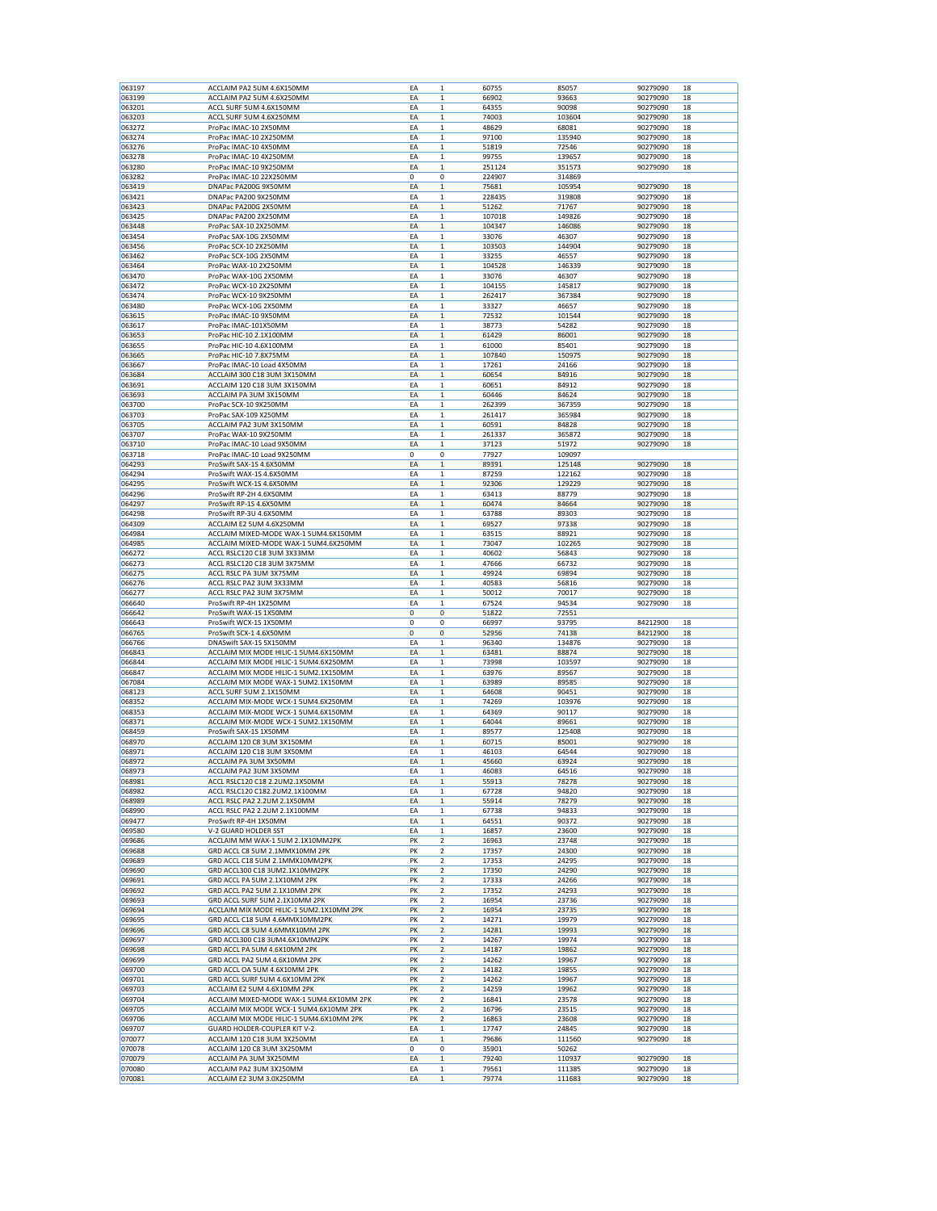| | | | | | | | |
|---|---|---|---|---|---|---|---|
| 063197 | ACCLAIM PA2 5UM 4.6X150MM | EA | 1 | 60755 | 85057 | 90279090 | 18 |
| 063199 | ACCLAIM PA2 5UM 4.6X250MM | EA | 1 | 66902 | 93663 | 90279090 | 18 |
| 063201 | ACCL SURF 5UM 4.6X150MM | EA | 1 | 64355 | 90098 | 90279090 | 18 |
| 063203 | ACCL SURF 5UM 4.6X250MM | EA | 1 | 74003 | 103604 | 90279090 | 18 |
| 063272 | ProPac IMAC-10 2X50MM | EA | 1 | 48629 | 68081 | 90279090 | 18 |
| 063274 | ProPac IMAC-10 2X250MM | EA | 1 | 97100 | 135940 | 90279090 | 18 |
| 063276 | ProPac IMAC-10 4X50MM | EA | 1 | 51819 | 72546 | 90279090 | 18 |
| 063278 | ProPac IMAC-10 4X250MM | EA | 1 | 99755 | 139657 | 90279090 | 18 |
| 063280 | ProPac IMAC-10 9X250MM | EA | 1 | 251124 | 351573 | 90279090 | 18 |
| 063282 | ProPac IMAC-10 22X250MM | 0 | 0 | 224907 | 314869 | | |
| 063419 | DNAPac PA200G 9X50MM | EA | 1 | 75681 | 105954 | 90279090 | 18 |
| 063421 | DNAPac PA200 9X250MM | EA | 1 | 228435 | 319808 | 90279090 | 18 |
| 063423 | DNAPac PA200G 2X50MM | EA | 1 | 51262 | 71767 | 90279090 | 18 |
| 063425 | DNAPac PA200 2X250MM | EA | 1 | 107018 | 149826 | 90279090 | 18 |
| 063448 | ProPac SAX-10 2X250MM | EA | 1 | 104347 | 146086 | 90279090 | 18 |
| 063454 | ProPac SAX-10G 2X50MM | EA | 1 | 33076 | 46307 | 90279090 | 18 |
| 063456 | ProPac SCX-10 2X250MM | EA | 1 | 103503 | 144904 | 90279090 | 18 |
| 063462 | ProPac SCX-10G 2X50MM | EA | 1 | 33255 | 46557 | 90279090 | 18 |
| 063464 | ProPac WAX-10 2X250MM | EA | 1 | 104528 | 146339 | 90279090 | 18 |
| 063470 | ProPac WAX-10G 2X50MM | EA | 1 | 33076 | 46307 | 90279090 | 18 |
| 063472 | ProPac WCX-10 2X250MM | EA | 1 | 104155 | 145817 | 90279090 | 18 |
| 063474 | ProPac WCX-10 9X250MM | EA | 1 | 262417 | 367384 | 90279090 | 18 |
| 063480 | ProPac WCX-10G 2X50MM | EA | 1 | 33327 | 46657 | 90279090 | 18 |
| 063615 | ProPac IMAC-10 9X50MM | EA | 1 | 72532 | 101544 | 90279090 | 18 |
| 063617 | ProPac IMAC-101X50MM | EA | 1 | 38773 | 54282 | 90279090 | 18 |
| 063653 | ProPac HIC-10 2.1X100MM | EA | 1 | 61429 | 86001 | 90279090 | 18 |
| 063655 | ProPac HIC-10 4.6X100MM | EA | 1 | 61000 | 85401 | 90279090 | 18 |
| 063665 | ProPac HIC-10 7.8X75MM | EA | 1 | 107840 | 150975 | 90279090 | 18 |
| 063667 | ProPac IMAC-10 Load 4X50MM | EA | 1 | 17261 | 24166 | 90279090 | 18 |
| 063684 | ACCLAIM 300 C18 3UM 3X150MM | EA | 1 | 60654 | 84916 | 90279090 | 18 |
| 063691 | ACCLAIM 120 C18 3UM 3X150MM | EA | 1 | 60651 | 84912 | 90279090 | 18 |
| 063693 | ACCLAIM PA 3UM 3X150MM | EA | 1 | 60446 | 84624 | 90279090 | 18 |
| 063700 | ProPac SCX-10 9X250MM | EA | 1 | 262399 | 367359 | 90279090 | 18 |
| 063703 | ProPac SAX-109 X250MM | EA | 1 | 261417 | 365984 | 90279090 | 18 |
| 063705 | ACCLAIM PA2 3UM 3X150MM | EA | 1 | 60591 | 84828 | 90279090 | 18 |
| 063707 | ProPac WAX-10 9X250MM | EA | 1 | 261337 | 365872 | 90279090 | 18 |
| 063710 | ProPac IMAC-10 Load 9X50MM | EA | 1 | 37123 | 51972 | 90279090 | 18 |
| 063718 | ProPac IMAC-10 Load 9X250MM | 0 | 0 | 77927 | 109097 | | |
| 064293 | ProSwift SAX-1S 4.6X50MM | EA | 1 | 89391 | 125148 | 90279090 | 18 |
| 064294 | ProSwift WAX-1S 4.6X50MM | EA | 1 | 87259 | 122162 | 90279090 | 18 |
| 064295 | ProSwift WCX-1S 4.6X50MM | EA | 1 | 92306 | 129229 | 90279090 | 18 |
| 064296 | ProSwift RP-2H 4.6X50MM | EA | 1 | 63413 | 88779 | 90279090 | 18 |
| 064297 | ProSwift RP-1S 4.6X50MM | EA | 1 | 60474 | 84664 | 90279090 | 18 |
| 064298 | ProSwift RP-3U 4.6X50MM | EA | 1 | 63788 | 89303 | 90279090 | 18 |
| 064309 | ACCLAIM E2 5UM 4.6X250MM | EA | 1 | 69527 | 97338 | 90279090 | 18 |
| 064984 | ACCLAIM MIXED-MODE WAX-1 5UM4.6X150MM | EA | 1 | 63515 | 88921 | 90279090 | 18 |
| 064985 | ACCLAIM MIXED-MODE WAX-1 5UM4.6X250MM | EA | 1 | 73047 | 102265 | 90279090 | 18 |
| 066272 | ACCL RSLC120 C18 3UM 3X33MM | EA | 1 | 40602 | 56843 | 90279090 | 18 |
| 066273 | ACCL RSLC120 C18 3UM 3X75MM | EA | 1 | 47666 | 66732 | 90279090 | 18 |
| 066275 | ACCL RSLC PA 3UM 3X75MM | EA | 1 | 49924 | 69894 | 90279090 | 18 |
| 066276 | ACCL RSLC PA2 3UM 3X33MM | EA | 1 | 40583 | 56816 | 90279090 | 18 |
| 066277 | ACCL RSLC PA2 3UM 3X75MM | EA | 1 | 50012 | 70017 | 90279090 | 18 |
| 066640 | ProSwift RP-4H 1X250MM | EA | 1 | 67524 | 94534 | 90279090 | 18 |
| 066642 | ProSwift WAX-1S 1X50MM | 0 | 0 | 51822 | 72551 | | |
| 066643 | ProSwift WCX-1S 1X50MM | 0 | 0 | 66997 | 93795 | 84212900 | 18 |
| 066765 | ProSwift SCX-1 4.6X50MM | 0 | 0 | 52956 | 74138 | 84212900 | 18 |
| 066766 | DNASwift SAX-1S 5X150MM | EA | 1 | 96340 | 134876 | 90279090 | 18 |
| 066843 | ACCLAIM MIX MODE HILIC-1 5UM4.6X150MM | EA | 1 | 63481 | 88874 | 90279090 | 18 |
| 066844 | ACCLAIM MIX MODE HILIC-1 5UM4.6X250MM | EA | 1 | 73998 | 103597 | 90279090 | 18 |
| 066847 | ACCLAIM MIX MODE HILIC-1 5UM2.1X150MM | EA | 1 | 63976 | 89567 | 90279090 | 18 |
| 067084 | ACCLAIM MIX MODE WAX-1 5UM2.1X150MM | EA | 1 | 63989 | 89585 | 90279090 | 18 |
| 068123 | ACCL SURF 5UM 2.1X150MM | EA | 1 | 64608 | 90451 | 90279090 | 18 |
| 068352 | ACCLAIM MIX-MODE WCX-1 5UM4.6X250MM | EA | 1 | 74269 | 103976 | 90279090 | 18 |
| 068353 | ACCLAIM MIX-MODE WCX-1 5UM4.6X150MM | EA | 1 | 64369 | 90117 | 90279090 | 18 |
| 068371 | ACCLAIM MIX-MODE WCX-1 5UM2.1X150MM | EA | 1 | 64044 | 89661 | 90279090 | 18 |
| 068459 | ProSwift SAX-1S 1X50MM | EA | 1 | 89577 | 125408 | 90279090 | 18 |
| 068970 | ACCLAIM 120 C8 3UM 3X150MM | EA | 1 | 60715 | 85001 | 90279090 | 18 |
| 068971 | ACCLAIM 120 C18 3UM 3X50MM | EA | 1 | 46103 | 64544 | 90279090 | 18 |
| 068972 | ACCLAIM PA 3UM 3X50MM | EA | 1 | 45660 | 63924 | 90279090 | 18 |
| 068973 | ACCLAIM PA2 3UM 3X50MM | EA | 1 | 46083 | 64516 | 90279090 | 18 |
| 068981 | ACCL RSLC120 C18 2.2UM2.1X50MM | EA | 1 | 55913 | 78278 | 90279090 | 18 |
| 068982 | ACCL RSLC120 C182.2UM2.1X100MM | EA | 1 | 67728 | 94820 | 90279090 | 18 |
| 068989 | ACCL RSLC PA2 2.2UM 2.1X50MM | EA | 1 | 55914 | 78279 | 90279090 | 18 |
| 068990 | ACCL RSLC PA2 2.2UM 2.1X100MM | EA | 1 | 67738 | 94833 | 90279090 | 18 |
| 069477 | ProSwift RP-4H 1X50MM | EA | 1 | 64551 | 90372 | 90279090 | 18 |
| 069580 | V-2 GUARD HOLDER SST | EA | 1 | 16857 | 23600 | 90279090 | 18 |
| 069686 | ACCLAIM MM WAX-1 5UM 2.1X10MM2PK | PK | 2 | 16963 | 23748 | 90279090 | 18 |
| 069688 | GRD ACCL C8 5UM 2.1MMX10MM 2PK | PK | 2 | 17357 | 24300 | 90279090 | 18 |
| 069689 | GRD ACCL C18 5UM 2.1MMX10MM2PK | PK | 2 | 17353 | 24295 | 90279090 | 18 |
| 069690 | GRD ACCL300 C18 3UM2.1X10MM2PK | PK | 2 | 17350 | 24290 | 90279090 | 18 |
| 069691 | GRD ACCL PA 5UM 2.1X10MM 2PK | PK | 2 | 17333 | 24266 | 90279090 | 18 |
| 069692 | GRD ACCL PA2 5UM 2.1X10MM 2PK | PK | 2 | 17352 | 24293 | 90279090 | 18 |
| 069693 | GRD ACCL SURF 5UM 2.1X10MM 2PK | PK | 2 | 16954 | 23736 | 90279090 | 18 |
| 069694 | ACCLAIM MIX MODE HILIC-1 5UM2.1X10MM 2PK | PK | 2 | 16954 | 23735 | 90279090 | 18 |
| 069695 | GRD ACCL C18 5UM 4.6MMX10MM2PK | PK | 2 | 14271 | 19979 | 90279090 | 18 |
| 069696 | GRD ACCL C8 5UM 4.6MMX10MM 2PK | PK | 2 | 14281 | 19993 | 90279090 | 18 |
| 069697 | GRD ACCL300 C18 3UM4.6X10MM2PK | PK | 2 | 14267 | 19974 | 90279090 | 18 |
| 069698 | GRD ACCL PA 5UM 4.6X10MM 2PK | PK | 2 | 14187 | 19862 | 90279090 | 18 |
| 069699 | GRD ACCL PA2 5UM 4.6X10MM 2PK | PK | 2 | 14262 | 19967 | 90279090 | 18 |
| 069700 | GRD ACCL OA 5UM 4.6X10MM 2PK | PK | 2 | 14182 | 19855 | 90279090 | 18 |
| 069701 | GRD ACCL SURF 5UM 4.6X10MM 2PK | PK | 2 | 14262 | 19967 | 90279090 | 18 |
| 069703 | ACCLAIM E2 5UM 4.6X10MM 2PK | PK | 2 | 14259 | 19962 | 90279090 | 18 |
| 069704 | ACCLAIM MIXED-MODE WAX-1 5UM4.6X10MM 2PK | PK | 2 | 16841 | 23578 | 90279090 | 18 |
| 069705 | ACCLAIM MIX MODE WCX-1 5UM4.6X10MM 2PK | PK | 2 | 16796 | 23515 | 90279090 | 18 |
| 069706 | ACCLAIM MIX MODE HILIC-1 5UM4.6X10MM 2PK | PK | 2 | 16863 | 23608 | 90279090 | 18 |
| 069707 | GUARD HOLDER-COUPLER KIT V-2 | EA | 1 | 17747 | 24845 | 90279090 | 18 |
| 070077 | ACCLAIM 120 C18 3UM 3X250MM | EA | 1 | 79686 | 111560 | 90279090 | 18 |
| 070078 | ACCLAIM 120 C8 3UM 3X250MM | 0 | 0 | 35901 | 50262 | | |
| 070079 | ACCLAIM PA 3UM 3X250MM | EA | 1 | 79240 | 110937 | 90279090 | 18 |
| 070080 | ACCLAIM PA2 3UM 3X250MM | EA | 1 | 79561 | 111385 | 90279090 | 18 |
| 070081 | ACCLAIM E2 3UM 3.0X250MM | EA | 1 | 79774 | 111683 | 90279090 | 18 |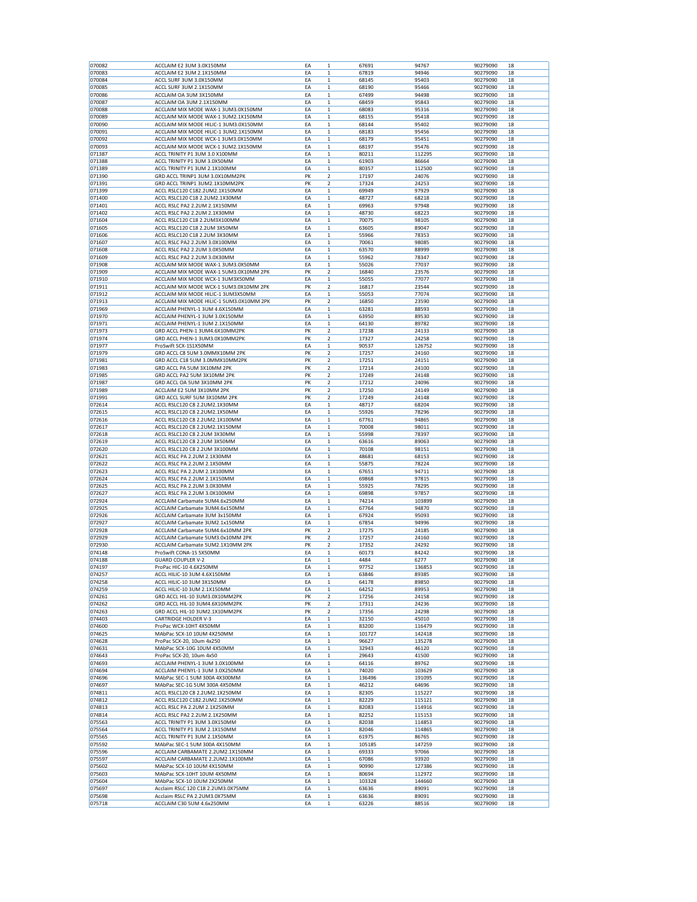| | | | | | | | |
|---|---|---|---|---|---|---|---|
| 070082 | ACCLAIM E2 3UM 3.0X150MM | EA | 1 | 67691 | 94767 | 90279090 | 18 |
| 070083 | ACCLAIM E2 3UM 2.1X150MM | EA | 1 | 67819 | 94946 | 90279090 | 18 |
| 070084 | ACCL SURF 3UM 3.0X150MM | EA | 1 | 68145 | 95403 | 90279090 | 18 |
| 070085 | ACCL SURF 3UM 2.1X150MM | EA | 1 | 68190 | 95466 | 90279090 | 18 |
| 070086 | ACCLAIM OA 3UM 3X150MM | EA | 1 | 67499 | 94498 | 90279090 | 18 |
| 070087 | ACCLAIM OA 3UM 2.1X150MM | EA | 1 | 68459 | 95843 | 90279090 | 18 |
| 070088 | ACCLAIM MIX MODE WAX-1 3UM3.0X150MM | EA | 1 | 68083 | 95316 | 90279090 | 18 |
| 070089 | ACCLAIM MIX MODE WAX-1 3UM2.1X150MM | EA | 1 | 68155 | 95418 | 90279090 | 18 |
| 070090 | ACCLAIM MIX MODE HILIC-1 3UM3.0X150MM | EA | 1 | 68144 | 95402 | 90279090 | 18 |
| 070091 | ACCLAIM MIX MODE HILIC-1 3UM2.1X150MM | EA | 1 | 68183 | 95456 | 90279090 | 18 |
| 070092 | ACCLAIM MIX MODE WCX-1 3UM3.0X150MM | EA | 1 | 68179 | 95451 | 90279090 | 18 |
| 070093 | ACCLAIM MIX MODE WCX-1 3UM2.1X150MM | EA | 1 | 68197 | 95476 | 90279090 | 18 |
| 071387 | ACCL TRINITY P1 3UM 3.0 X100MM | EA | 1 | 80211 | 112295 | 90279090 | 18 |
| 071388 | ACCL TRINITY P1 3UM 3.0X50MM | EA | 1 | 61903 | 86664 | 90279090 | 18 |
| 071389 | ACCL TRINITY P1 3UM 2.1X100MM | EA | 1 | 80357 | 112500 | 90279090 | 18 |
| 071390 | GRD ACCL TRINP1 3UM 3.0X10MM2PK | PK | 2 | 17197 | 24076 | 90279090 | 18 |
| 071391 | GRD ACCL TRINP1 3UM2.1X10MM2PK | PK | 2 | 17324 | 24253 | 90279090 | 18 |
| 071399 | ACCL RSLC120 C182.2UM2.1X150MM | EA | 1 | 69949 | 97929 | 90279090 | 18 |
| 071400 | ACCL RSLC120 C18 2.2UM2.1X30MM | EA | 1 | 48727 | 68218 | 90279090 | 18 |
| 071401 | ACCL RSLC PA2 2.2UM 2.1X150MM | EA | 1 | 69963 | 97948 | 90279090 | 18 |
| 071402 | ACCL RSLC PA2 2.2UM 2.1X30MM | EA | 1 | 48730 | 68223 | 90279090 | 18 |
| 071604 | ACCL RSLC120 C18 2.2UM3X100MM | EA | 1 | 70075 | 98105 | 90279090 | 18 |
| 071605 | ACCL RSLC120 C18 2.2UM 3X50MM | EA | 1 | 63605 | 89047 | 90279090 | 18 |
| 071606 | ACCL RSLC120 C18 2.2UM 3X30MM | EA | 1 | 55966 | 78353 | 90279090 | 18 |
| 071607 | ACCL RSLC PA2 2.2UM 3.0X100MM | EA | 1 | 70061 | 98085 | 90279090 | 18 |
| 071608 | ACCL RSLC PA2 2.2UM 3.0X50MM | EA | 1 | 63570 | 88999 | 90279090 | 18 |
| 071609 | ACCL RSLC PA2 2.2UM 3.0X30MM | EA | 1 | 55962 | 78347 | 90279090 | 18 |
| 071908 | ACCLAIM MIX MODE WAX-1 3UM3.0X50MM | EA | 1 | 55026 | 77037 | 90279090 | 18 |
| 071909 | ACCLAIM MIX MODE WAX-1 5UM3.0X10MM 2PK | PK | 2 | 16840 | 23576 | 90279090 | 18 |
| 071910 | ACCLAIM MIX MODE WCX-1 3UM3X50MM | EA | 1 | 55055 | 77077 | 90279090 | 18 |
| 071911 | ACCLAIM MIX MODE WCX-1 5UM3.0X10MM 2PK | PK | 2 | 16817 | 23544 | 90279090 | 18 |
| 071912 | ACCLAIM MIX MODE HILIC-1 3UM3X50MM | EA | 1 | 55053 | 77074 | 90279090 | 18 |
| 071913 | ACCLAIM MIX MODE HILIC-1 5UM3.0X10MM 2PK | PK | 2 | 16850 | 23590 | 90279090 | 18 |
| 071969 | ACCLAIM PHENYL-1 3UM 4.6X150MM | EA | 1 | 63281 | 88593 | 90279090 | 18 |
| 071970 | ACCLAIM PHENYL-1 3UM 3.0X150MM | EA | 1 | 63950 | 89530 | 90279090 | 18 |
| 071971 | ACCLAIM PHENYL-1 3UM 2.1X150MM | EA | 1 | 64130 | 89782 | 90279090 | 18 |
| 071973 | GRD ACCL PHEN-1 3UM4.6X10MM2PK | PK | 2 | 17238 | 24133 | 90279090 | 18 |
| 071974 | GRD ACCL PHEN-1 3UM3.0X10MM2PK | PK | 2 | 17327 | 24258 | 90279090 | 18 |
| 071977 | ProSwift SCX-1S1X50MM | EA | 1 | 90537 | 126752 | 90279090 | 18 |
| 071979 | GRD ACCL C8 5UM 3.0MMX10MM 2PK | PK | 2 | 17257 | 24160 | 90279090 | 18 |
| 071981 | GRD ACCL C18 5UM 3.0MMX10MM2PK | PK | 2 | 17251 | 24151 | 90279090 | 18 |
| 071983 | GRD ACCL PA 5UM 3X10MM 2PK | PK | 2 | 17214 | 24100 | 90279090 | 18 |
| 071985 | GRD ACCL PA2 5UM 3X10MM 2PK | PK | 2 | 17249 | 24148 | 90279090 | 18 |
| 071987 | GRD ACCL OA 5UM 3X10MM 2PK | PK | 2 | 17212 | 24096 | 90279090 | 18 |
| 071989 | ACCLAIM E2 5UM 3X10MM 2PK | PK | 2 | 17250 | 24149 | 90279090 | 18 |
| 071991 | GRD ACCL SURF 5UM 3X10MM 2PK | PK | 2 | 17249 | 24148 | 90279090 | 18 |
| 072614 | ACCL RSLC120 C8 2.2UM2.1X30MM | EA | 1 | 48717 | 68204 | 90279090 | 18 |
| 072615 | ACCL RSLC120 C8 2.2UM2.1X50MM | EA | 1 | 55926 | 78296 | 90279090 | 18 |
| 072616 | ACCL RSLC120 C8 2.2UM2.1X100MM | EA | 1 | 67761 | 94865 | 90279090 | 18 |
| 072617 | ACCL RSLC120 C8 2.2UM2.1X150MM | EA | 1 | 70008 | 98011 | 90279090 | 18 |
| 072618 | ACCL RSLC120 C8 2.2UM 3X30MM | EA | 1 | 55998 | 78397 | 90279090 | 18 |
| 072619 | ACCL RSLC120 C8 2.2UM 3X50MM | EA | 1 | 63616 | 89063 | 90279090 | 18 |
| 072620 | ACCL RSLC120 C8 2.2UM 3X100MM | EA | 1 | 70108 | 98151 | 90279090 | 18 |
| 072621 | ACCL RSLC PA 2.2UM 2.1X30MM | EA | 1 | 48681 | 68153 | 90279090 | 18 |
| 072622 | ACCL RSLC PA 2.2UM 2.1X50MM | EA | 1 | 55875 | 78224 | 90279090 | 18 |
| 072623 | ACCL RSLC PA 2.2UM 2.1X100MM | EA | 1 | 67651 | 94711 | 90279090 | 18 |
| 072624 | ACCL RSLC PA 2.2UM 2.1X150MM | EA | 1 | 69868 | 97815 | 90279090 | 18 |
| 072625 | ACCL RSLC PA 2.2UM 3.0X30MM | EA | 1 | 55925 | 78295 | 90279090 | 18 |
| 072627 | ACCL RSLC PA 2.2UM 3.0X100MM | EA | 1 | 69898 | 97857 | 90279090 | 18 |
| 072924 | ACCLAIM Carbamate 5UM4.6x250MM | EA | 1 | 74214 | 103899 | 90279090 | 18 |
| 072925 | ACCLAIM Carbamate 3UM4.6x150MM | EA | 1 | 67764 | 94870 | 90279090 | 18 |
| 072926 | ACCLAIM Carbamate 3UM 3x150MM | EA | 1 | 67924 | 95093 | 90279090 | 18 |
| 072927 | ACCLAIM Carbamate 3UM2.1x150MM | EA | 1 | 67854 | 94996 | 90279090 | 18 |
| 072928 | ACCLAIM Carbamate 5UM4.6x10MM 2PK | PK | 2 | 17275 | 24185 | 90279090 | 18 |
| 072929 | ACCLAIM Carbamate 5UM3.0x10MM 2PK | PK | 2 | 17257 | 24160 | 90279090 | 18 |
| 072930 | ACCLAIM Carbamate 5UM2.1X10MM 2PK | PK | 2 | 17352 | 24292 | 90279090 | 18 |
| 074148 | ProSwift CONA-1S 5X50MM | EA | 1 | 60173 | 84242 | 90279090 | 18 |
| 074188 | GUARD COUPLER V-2 | EA | 1 | 4484 | 6277 | 90279090 | 18 |
| 074197 | ProPac HIC-10 4.6X250MM | EA | 1 | 97752 | 136853 | 90279090 | 18 |
| 074257 | ACCL HILIC-10 3UM 4.6X150MM | EA | 1 | 63846 | 89385 | 90279090 | 18 |
| 074258 | ACCL HILIC-10 3UM 3X150MM | EA | 1 | 64178 | 89850 | 90279090 | 18 |
| 074259 | ACCL HILIC-10 3UM 2.1X150MM | EA | 1 | 64252 | 89953 | 90279090 | 18 |
| 074261 | GRD ACCL HIL-10 3UM3.0X10MM2PK | PK | 2 | 17256 | 24158 | 90279090 | 18 |
| 074262 | GRD ACCL HIL-10 3UM4.6X10MM2PK | PK | 2 | 17311 | 24236 | 90279090 | 18 |
| 074263 | GRD ACCL HIL-10 3UM2.1X10MM2PK | PK | 2 | 17356 | 24298 | 90279090 | 18 |
| 074403 | CARTRIDGE HOLDER V-3 | EA | 1 | 32150 | 45010 | 90279090 | 18 |
| 074600 | ProPac WCX-10HT 4X50MM | EA | 1 | 83200 | 116479 | 90279090 | 18 |
| 074625 | MAbPac SCX-10 10UM 4X250MM | EA | 1 | 101727 | 142418 | 90279090 | 18 |
| 074628 | ProPac SCX-20, 10um 4x250 | EA | 1 | 96627 | 135278 | 90279090 | 18 |
| 074631 | MAbPac SCX-10G 10UM 4X50MM | EA | 1 | 32943 | 46120 | 90279090 | 18 |
| 074643 | ProPac SCX-20, 10um 4x50 | EA | 1 | 29643 | 41500 | 90279090 | 18 |
| 074693 | ACCLAIM PHENYL-1 3UM 3.0X100MM | EA | 1 | 64116 | 89762 | 90279090 | 18 |
| 074694 | ACCLAIM PHENYL-1 3UM 3.0X250MM | EA | 1 | 74020 | 103629 | 90279090 | 18 |
| 074696 | MAbPac SEC-1 5UM 300A 4X300MM | EA | 1 | 136496 | 191095 | 90279090 | 18 |
| 074697 | MAbPac SEC-1G 5UM 300A 4X50MM | EA | 1 | 46212 | 64696 | 90279090 | 18 |
| 074811 | ACCL RSLC120 C8 2.2UM2.1X250MM | EA | 1 | 82305 | 115227 | 90279090 | 18 |
| 074812 | ACCL RSLC120 C182.2UM2.1X250MM | EA | 1 | 82229 | 115121 | 90279090 | 18 |
| 074813 | ACCL RSLC PA 2.2UM 2.1X250MM | EA | 1 | 82083 | 114916 | 90279090 | 18 |
| 074814 | ACCL RSLC PA2 2.2UM 2.1X250MM | EA | 1 | 82252 | 115153 | 90279090 | 18 |
| 075563 | ACCL TRINITY P1 3UM 3.0X150MM | EA | 1 | 82038 | 114853 | 90279090 | 18 |
| 075564 | ACCL TRINITY P1 3UM 2.1X150MM | EA | 1 | 82046 | 114865 | 90279090 | 18 |
| 075565 | ACCL TRINITY P1 3UM 2.1X50MM | EA | 1 | 61975 | 86765 | 90279090 | 18 |
| 075592 | MAbPac SEC-1 5UM 300A 4X150MM | EA | 1 | 105185 | 147259 | 90279090 | 18 |
| 075596 | ACCLAIM CARBAMATE 2.2UM2.1X150MM | EA | 1 | 69333 | 97066 | 90279090 | 18 |
| 075597 | ACCLAIM CARBAMATE 2.2UM2.1X100MM | EA | 1 | 67086 | 93920 | 90279090 | 18 |
| 075602 | MAbPac SCX-10 10UM 4X150MM | EA | 1 | 90990 | 127386 | 90279090 | 18 |
| 075603 | MAbPac SCX-10HT 10UM 4X50MM | EA | 1 | 80694 | 112972 | 90279090 | 18 |
| 075604 | MAbPac SCX-10 10UM 2X250MM | EA | 1 | 103328 | 144660 | 90279090 | 18 |
| 075697 | Acclaim RSLC 120 C18 2.2UM3.0X75MM | EA | 1 | 63636 | 89091 | 90279090 | 18 |
| 075698 | Acclaim RSLC PA 2.2UM3.0X75MM | EA | 1 | 63636 | 89091 | 90279090 | 18 |
| 075718 | ACCLAIM C30 5UM 4.6x250MM | EA | 1 | 63226 | 88516 | 90279090 | 18 |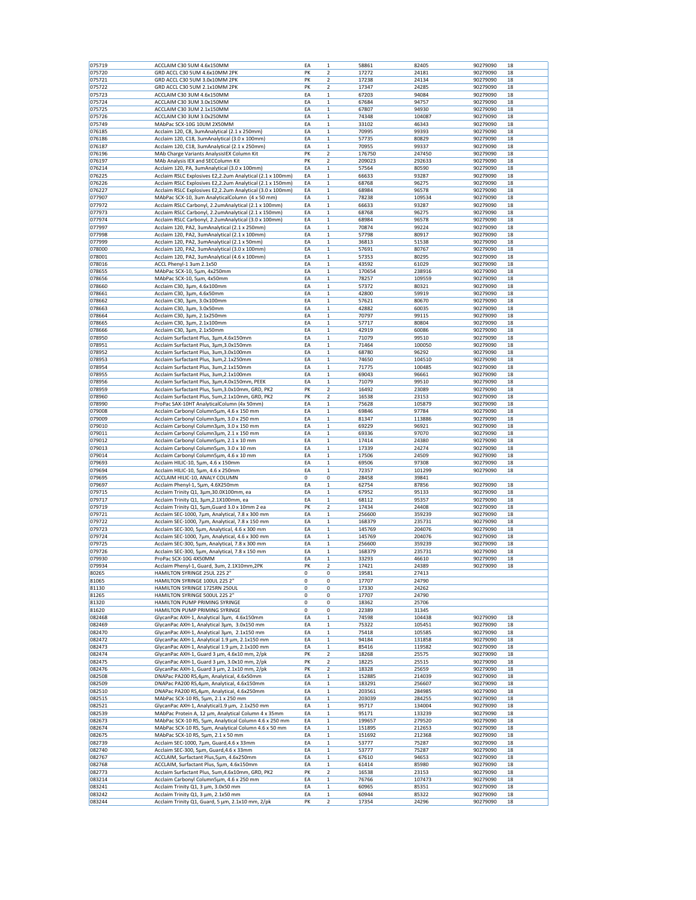| | | | | | | | |
|---|---|---|---|---|---|---|---|
| 075719 | ACCLAIM C30 5UM 4.6x150MM | EA | 1 | 58861 | 82405 | 90279090 | 18 |
| 075720 | GRD ACCL C30 5UM 4.6x10MM 2PK | PK | 2 | 17272 | 24181 | 90279090 | 18 |
| 075721 | GRD ACCL C30 5UM 3.0x10MM 2PK | PK | 2 | 17238 | 24134 | 90279090 | 18 |
| 075722 | GRD ACCL C30 5UM 2.1x10MM 2PK | PK | 2 | 17347 | 24285 | 90279090 | 18 |
| 075723 | ACCLAIM C30 3UM 4.6x150MM | EA | 1 | 67203 | 94084 | 90279090 | 18 |
| 075724 | ACCLAIM C30 3UM 3.0x150MM | EA | 1 | 67684 | 94757 | 90279090 | 18 |
| 075725 | ACCLAIM C30 3UM 2.1x150MM | EA | 1 | 67807 | 94930 | 90279090 | 18 |
| 075726 | ACCLAIM C30 3UM 3.0x250MM | EA | 1 | 74348 | 104087 | 90279090 | 18 |
| 075749 | MAbPac SCX-10G 10UM 2X50MM | EA | 1 | 33102 | 46343 | 90279090 | 18 |
| 076185 | Acclaim 120, C8, 3umAnalytical (2.1 x 250mm) | EA | 1 | 70995 | 99393 | 90279090 | 18 |
| 076186 | Acclaim 120, C18, 3umAnalytical (3.0 x 100mm) | EA | 1 | 57735 | 80829 | 90279090 | 18 |
| 076187 | Acclaim 120, C18, 3umAnalytical (2.1 x 250mm) | EA | 1 | 70955 | 99337 | 90279090 | 18 |
| 076196 | MAb Charge Variants AnalysisIEX Column Kit | PK | 2 | 176750 | 247450 | 90279090 | 18 |
| 076197 | MAb Analysis IEX and SECColumn Kit | PK | 2 | 209023 | 292633 | 90279090 | 18 |
| 076214 | Acclaim 120, PA, 3umAnalytical (3.0 x 100mm) | EA | 1 | 57564 | 80590 | 90279090 | 18 |
| 076225 | Acclaim RSLC Explosives E2,2.2um Analytical (2.1 x 100mm) | EA | 1 | 66633 | 93287 | 90279090 | 18 |
| 076226 | Acclaim RSLC Explosives E2,2.2um Analytical (2.1 x 150mm) | EA | 1 | 68768 | 96275 | 90279090 | 18 |
| 076227 | Acclaim RSLC Explosives E2,2.2um Analytical (3.0 x 100mm) | EA | 1 | 68984 | 96578 | 90279090 | 18 |
| 077907 | MAbPac SCX-10, 3um AnalyticalColumn (4 x 50 mm) | EA | 1 | 78238 | 109534 | 90279090 | 18 |
| 077972 | Acclaim RSLC Carbonyl, 2.2umAnalytical (2.1 x 100mm) | EA | 1 | 66633 | 93287 | 90279090 | 18 |
| 077973 | Acclaim RSLC Carbonyl, 2.2umAnalytical (2.1 x 150mm) | EA | 1 | 68768 | 96275 | 90279090 | 18 |
| 077974 | Acclaim RSLC Carbonyl, 2.2umAnalytical (3.0 x 100mm) | EA | 1 | 68984 | 96578 | 90279090 | 18 |
| 077997 | Acclaim 120, PA2, 3umAnalytical (2.1 x 250mm) | EA | 1 | 70874 | 99224 | 90279090 | 18 |
| 077998 | Acclaim 120, PA2, 3umAnalytical (2.1 x 100mm) | EA | 1 | 57798 | 80917 | 90279090 | 18 |
| 077999 | Acclaim 120, PA2, 3umAnalytical (2.1 x 50mm) | EA | 1 | 36813 | 51538 | 90279090 | 18 |
| 078000 | Acclaim 120, PA2, 3umAnalytical (3.0 x 100mm) | EA | 1 | 57691 | 80767 | 90279090 | 18 |
| 078001 | Acclaim 120, PA2, 3umAnalytical (4.6 x 100mm) | EA | 1 | 57353 | 80295 | 90279090 | 18 |
| 078016 | ACCL Phenyl-1 3um 2.1x50 | EA | 1 | 43592 | 61029 | 90279090 | 18 |
| 078655 | MAbPac SCX-10, 5µm, 4x250mm | EA | 1 | 170654 | 238916 | 90279090 | 18 |
| 078656 | MAbPac SCX-10, 5µm, 4x50mm | EA | 1 | 78257 | 109559 | 90279090 | 18 |
| 078660 | Acclaim C30, 3µm, 4.6x100mm | EA | 1 | 57372 | 80321 | 90279090 | 18 |
| 078661 | Acclaim C30, 3µm, 4.6x50mm | EA | 1 | 42800 | 59919 | 90279090 | 18 |
| 078662 | Acclaim C30, 3µm, 3.0x100mm | EA | 1 | 57621 | 80670 | 90279090 | 18 |
| 078663 | Acclaim C30, 3µm, 3.0x50mm | EA | 1 | 42882 | 60035 | 90279090 | 18 |
| 078664 | Acclaim C30, 3µm, 2.1x250mm | EA | 1 | 70797 | 99115 | 90279090 | 18 |
| 078665 | Acclaim C30, 3µm, 2.1x100mm | EA | 1 | 57717 | 80804 | 90279090 | 18 |
| 078666 | Acclaim C30, 3µm, 2.1x50mm | EA | 1 | 42919 | 60086 | 90279090 | 18 |
| 078950 | Acclaim Surfactant Plus, 3µm,4.6x150mm | EA | 1 | 71079 | 99510 | 90279090 | 18 |
| 078951 | Acclaim Surfactant Plus, 3µm,3.0x150mm | EA | 1 | 71464 | 100050 | 90279090 | 18 |
| 078952 | Acclaim Surfactant Plus, 3um,3.0x100mm | EA | 1 | 68780 | 96292 | 90279090 | 18 |
| 078953 | Acclaim Surfactant Plus, 3um,2.1x250mm | EA | 1 | 74650 | 104510 | 90279090 | 18 |
| 078954 | Acclaim Surfactant Plus, 3um,2.1x150mm | EA | 1 | 71775 | 100485 | 90279090 | 18 |
| 078955 | Acclaim Surfactant Plus, 3um,2.1x100mm | EA | 1 | 69043 | 96661 | 90279090 | 18 |
| 078956 | Acclaim Surfactant Plus, 3µm,4.0x150mm, PEEK | EA | 1 | 71079 | 99510 | 90279090 | 18 |
| 078959 | Acclaim Surfactant Plus, 5um,3.0x10mm, GRD, PK2 | PK | 2 | 16492 | 23089 | 90279090 | 18 |
| 078960 | Acclaim Surfactant Plus, 5um,2.1x10mm, GRD, PK2 | PK | 2 | 16538 | 23153 | 90279090 | 18 |
| 078990 | ProPac SAX-10HT AnalyticalColumn (4x 50mm) | EA | 1 | 75628 | 105879 | 90279090 | 18 |
| 079008 | Acclaim Carbonyl Column5µm, 4.6 x 150 mm | EA | 1 | 69846 | 97784 | 90279090 | 18 |
| 079009 | Acclaim Carbonyl Column3µm, 3.0 x 250 mm | EA | 1 | 81347 | 113886 | 90279090 | 18 |
| 079010 | Acclaim Carbonyl Column3µm, 3.0 x 150 mm | EA | 1 | 69229 | 96921 | 90279090 | 18 |
| 079011 | Acclaim Carbonyl Column3µm, 2.1 x 150 mm | EA | 1 | 69336 | 97070 | 90279090 | 18 |
| 079012 | Acclaim Carbonyl Column5µm, 2.1 x 10 mm | EA | 1 | 17414 | 24380 | 90279090 | 18 |
| 079013 | Acclaim Carbonyl Column5µm, 3.0 x 10 mm | EA | 1 | 17339 | 24274 | 90279090 | 18 |
| 079014 | Acclaim Carbonyl Column5µm, 4.6 x 10 mm | EA | 1 | 17506 | 24509 | 90279090 | 18 |
| 079693 | Acclaim HILIC-10, 5µm, 4.6 x 150mm | EA | 1 | 69506 | 97308 | 90279090 | 18 |
| 079694 | Acclaim HILIC-10, 5µm, 4.6 x 250mm | EA | 1 | 72357 | 101299 | 90279090 | 18 |
| 079695 | ACCLAIM HILIC-10, ANALY COLUMN | 0 | 0 | 28458 | 39841 | | |
| 079697 | Acclaim Phenyl-1, 5µm, 4.6X250mm | EA | 1 | 62754 | 87856 | 90279090 | 18 |
| 079715 | Acclaim Trinity Q1, 3µm,30.0X100mm, ea | EA | 1 | 67952 | 95133 | 90279090 | 18 |
| 079717 | Acclaim Trinity Q1, 3µm,2.1X100mm, ea | EA | 1 | 68112 | 95357 | 90279090 | 18 |
| 079719 | Acclaim Trinity Q1, 5µm,Guard 3.0 x 10mm 2 ea | PK | 2 | 17434 | 24408 | 90279090 | 18 |
| 079721 | Acclaim SEC-1000, 7µm, Analytical, 7.8 x 300 mm | EA | 1 | 256600 | 359239 | 90279090 | 18 |
| 079722 | Acclaim SEC-1000, 7µm, Analytical, 7.8 x 150 mm | EA | 1 | 168379 | 235731 | 90279090 | 18 |
| 079723 | Acclaim SEC-300, 5µm, Analytical, 4.6 x 300 mm | EA | 1 | 145769 | 204076 | 90279090 | 18 |
| 079724 | Acclaim SEC-1000, 7µm, Analytical, 4.6 x 300 mm | EA | 1 | 145769 | 204076 | 90279090 | 18 |
| 079725 | Acclaim SEC-300, 5µm, Analytical, 7.8 x 300 mm | EA | 1 | 256600 | 359239 | 90279090 | 18 |
| 079726 | Acclaim SEC-300, 5µm, Analytical, 7.8 x 150 mm | EA | 1 | 168379 | 235731 | 90279090 | 18 |
| 079930 | ProPac SCX-10G 4X50MM | EA | 1 | 33293 | 46610 | 90279090 | 18 |
| 079934 | Acclaim Phenyl-1, Guard, 3um, 2.1X10mm,2PK | PK | 2 | 17421 | 24389 | 90279090 | 18 |
| 80265 | HAMILTON SYRINGE 25UL 22S 2" | 0 | 0 | 19581 | 27413 | | |
| 81065 | HAMILTON SYRINGE 100UL 22S 2" | 0 | 0 | 17707 | 24790 | | |
| 81130 | HAMILTON SYRINGE 1725RN 250UL | 0 | 0 | 17330 | 24262 | | |
| 81265 | HAMILTON SYRINGE 500UL 22S 2" | 0 | 0 | 17707 | 24790 | | |
| 81320 | HAMILTON PUMP PRIMING SYRINGE | 0 | 0 | 18362 | 25706 | | |
| 81620 | HAMILTON PUMP PRIMING SYRINGE | 0 | 0 | 22389 | 31345 | | |
| 082468 | GlycanPac AXH-1, Analytical 3µm, 4.6x150mm | EA | 1 | 74598 | 104438 | 90279090 | 18 |
| 082469 | GlycanPac AXH-1, Analytical 3µm, 3.0x150 mm | EA | 1 | 75322 | 105451 | 90279090 | 18 |
| 082470 | GlycanPac AXH-1, Analytical 3µm, 2.1x150 mm | EA | 1 | 75418 | 105585 | 90279090 | 18 |
| 082472 | GlycanPac AXH-1, Analytical 1.9 µm, 2.1x150 mm | EA | 1 | 94184 | 131858 | 90279090 | 18 |
| 082473 | GlycanPac AXH-1, Analytical 1.9 µm, 2.1x100 mm | EA | 1 | 85416 | 119582 | 90279090 | 18 |
| 082474 | GlycanPac AXH-1, Guard 3 µm, 4.6x10 mm, 2/pk | PK | 2 | 18268 | 25575 | 90279090 | 18 |
| 082475 | GlycanPac AXH-1, Guard 3 µm, 3.0x10 mm, 2/pk | PK | 2 | 18225 | 25515 | 90279090 | 18 |
| 082476 | GlycanPac AXH-1, Guard 3 µm, 2.1x10 mm, 2/pk | PK | 2 | 18328 | 25659 | 90279090 | 18 |
| 082508 | DNAPac PA200 RS,4µm, Analytical, 4.6x50mm | EA | 1 | 152885 | 214039 | 90279090 | 18 |
| 082509 | DNAPac PA200 RS,4µm, Analytical, 4.6x150mm | EA | 1 | 183291 | 256607 | 90279090 | 18 |
| 082510 | DNAPac PA200 RS,4µm, Analytical, 4.6x250mm | EA | 1 | 203561 | 284985 | 90279090 | 18 |
| 082515 | MAbPac SCX-10 RS, 5µm, 2.1 x 250 mm | EA | 1 | 203039 | 284255 | 90279090 | 18 |
| 082521 | GlycanPac AXH-1, Analytical1.9 µm, 2.1x250 mm | EA | 1 | 95717 | 134004 | 90279090 | 18 |
| 082539 | MAbPac Protein A, 12 µm, Analytical Column 4 x 35mm | EA | 1 | 95171 | 133239 | 90279090 | 18 |
| 082673 | MAbPac SCX-10 RS, 5µm, Analytical Column 4.6 x 250 mm | EA | 1 | 199657 | 279520 | 90279090 | 18 |
| 082674 | MAbPac SCX-10 RS, 5µm, Analytical Column 4.6 x 50 mm | EA | 1 | 151895 | 212653 | 90279090 | 18 |
| 082675 | MAbPac SCX-10 RS, 5µm, 2.1 x 50 mm | EA | 1 | 151692 | 212368 | 90279090 | 18 |
| 082739 | Acclaim SEC-1000, 7µm, Guard,4.6 x 33mm | EA | 1 | 53777 | 75287 | 90279090 | 18 |
| 082740 | Acclaim SEC-300, 5µm, Guard,4.6 x 33mm | EA | 1 | 53777 | 75287 | 90279090 | 18 |
| 082767 | ACCLAIM, Surfactant Plus,5µm, 4.6x250mm | EA | 1 | 67610 | 94653 | 90279090 | 18 |
| 082768 | ACCLAIM, Surfactant Plus, 5µm, 4.6x150mm | EA | 1 | 61414 | 85980 | 90279090 | 18 |
| 082773 | Acclaim Surfactant Plus, 5um,4.6x10mm, GRD, PK2 | PK | 2 | 16538 | 23153 | 90279090 | 18 |
| 083214 | Acclaim Carbonyl Column5µm, 4.6 x 250 mm | EA | 1 | 76766 | 107473 | 90279090 | 18 |
| 083241 | Acclaim Trinity Q1, 3 µm, 3.0x50 mm | EA | 1 | 60965 | 85351 | 90279090 | 18 |
| 083242 | Acclaim Trinity Q1, 3 µm, 2.1x50 mm | EA | 1 | 60944 | 85322 | 90279090 | 18 |
| 083244 | Acclaim Trinity Q1, Guard, 5 µm, 2.1x10 mm, 2/pk | PK | 2 | 17354 | 24296 | 90279090 | 18 |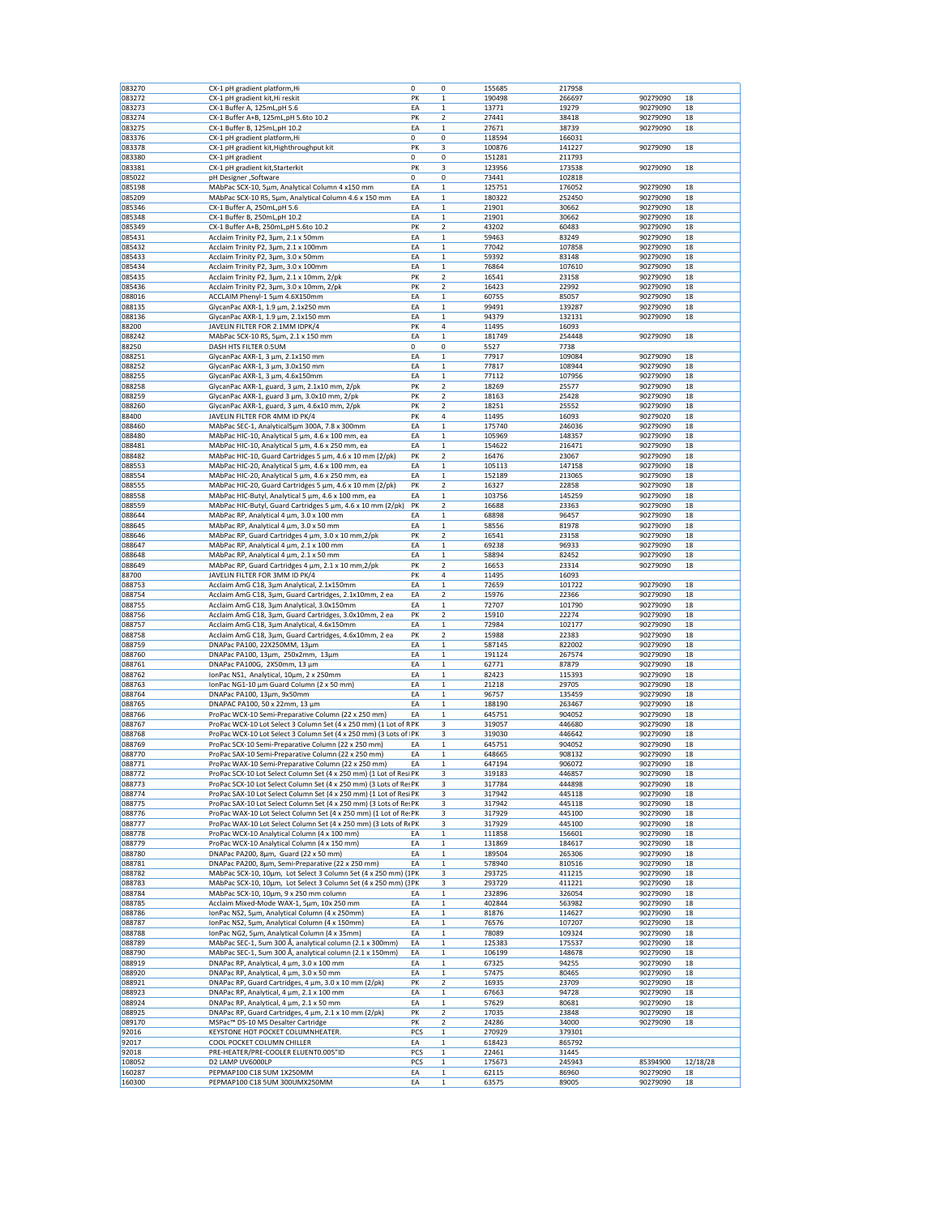| | | | | | | | |
|---|---|---|---|---|---|---|---|
| 083270 | CX-1 pH gradient platform,Hi | 0 | 0 | 155685 | 217958 | | |
| 083272 | CX-1 pH gradient kit,Hi reskit | PK | 1 | 190498 | 266697 | 90279090 | 18 |
| 083273 | CX-1 Buffer A, 125mL,pH 5.6 | EA | 1 | 13771 | 19279 | 90279090 | 18 |
| 083274 | CX-1 Buffer A+B, 125mL,pH 5.6to 10.2 | PK | 2 | 27441 | 38418 | 90279090 | 18 |
| 083275 | CX-1 Buffer B, 125mL,pH 10.2 | EA | 1 | 27671 | 38739 | 90279090 | 18 |
| 083376 | CX-1 pH gradient platform,Hi | 0 | 0 | 118594 | 166031 | | |
| 083378 | CX-1 pH gradient kit,Highthroughput kit | PK | 3 | 100876 | 141227 | 90279090 | 18 |
| 083380 | CX-1 pH gradient | 0 | 0 | 151281 | 211793 | | |
| 083381 | CX-1 pH gradient kit,Starterkit | PK | 3 | 123956 | 173538 | 90279090 | 18 |
| 085022 | pH Designer ,Software | 0 | 0 | 73441 | 102818 | | |
| 085198 | MAbPac SCX-10, 5µm, Analytical Column 4 x150 mm | EA | 1 | 125751 | 176052 | 90279090 | 18 |
| 085209 | MAbPac SCX-10 RS, 5µm, Analytical Column 4.6 x 150 mm | EA | 1 | 180322 | 252450 | 90279090 | 18 |
| 085346 | CX-1 Buffer A, 250mL,pH 5.6 | EA | 1 | 21901 | 30662 | 90279090 | 18 |
| 085348 | CX-1 Buffer B, 250mL,pH 10.2 | EA | 1 | 21901 | 30662 | 90279090 | 18 |
| 085349 | CX-1 Buffer A+B, 250mL,pH 5.6to 10.2 | PK | 2 | 43202 | 60483 | 90279090 | 18 |
| 085431 | Acclaim Trinity P2, 3µm, 2.1 x 50mm | EA | 1 | 59463 | 83249 | 90279090 | 18 |
| 085432 | Acclaim Trinity P2, 3µm, 2.1 x 100mm | EA | 1 | 77042 | 107858 | 90279090 | 18 |
| 085433 | Acclaim Trinity P2, 3µm, 3.0 x 50mm | EA | 1 | 59392 | 83148 | 90279090 | 18 |
| 085434 | Acclaim Trinity P2, 3µm, 3.0 x 100mm | EA | 1 | 76864 | 107610 | 90279090 | 18 |
| 085435 | Acclaim Trinity P2, 3µm, 2.1 x 10mm, 2/pk | PK | 2 | 16541 | 23158 | 90279090 | 18 |
| 085436 | Acclaim Trinity P2, 3µm, 3.0 x 10mm, 2/pk | PK | 2 | 16423 | 22992 | 90279090 | 18 |
| 088016 | ACCLAIM Phenyl-1 5µm 4.6X150mm | EA | 1 | 60755 | 85057 | 90279090 | 18 |
| 088135 | GlycanPac AXR-1, 1.9 µm, 2.1x250 mm | EA | 1 | 99491 | 139287 | 90279090 | 18 |
| 088136 | GlycanPac AXR-1, 1.9 µm, 2.1x150 mm | EA | 1 | 94379 | 132131 | 90279090 | 18 |
| 88200 | JAVELIN FILTER FOR 2.1MM IDPK/4 | PK | 4 | 11495 | 16093 | | |
| 088242 | MAbPac SCX-10 RS, 5µm, 2.1 x 150 mm | EA | 1 | 181749 | 254448 | 90279090 | 18 |
| 88250 | DASH HTS FILTER 0.5UM | 0 | 0 | 5527 | 7738 | | |
| 088251 | GlycanPac AXR-1, 3 µm, 2.1x150 mm | EA | 1 | 77917 | 109084 | 90279090 | 18 |
| 088252 | GlycanPac AXR-1, 3 µm, 3.0x150 mm | EA | 1 | 77817 | 108944 | 90279090 | 18 |
| 088255 | GlycanPac AXR-1, 3 µm, 4.6x150mm | EA | 1 | 77112 | 107956 | 90279090 | 18 |
| 088258 | GlycanPac AXR-1, guard, 3 µm, 2.1x10 mm, 2/pk | PK | 2 | 18269 | 25577 | 90279090 | 18 |
| 088259 | GlycanPac AXR-1, guard, 3 µm, 3.0x10 mm, 2/pk | PK | 2 | 18163 | 25428 | 90279090 | 18 |
| 088260 | GlycanPac AXR-1, guard, 3 µm, 4.6x10 mm, 2/pk | PK | 2 | 18251 | 25552 | 90279090 | 18 |
| 88400 | JAVELIN FILTER FOR 4MM ID PK/4 | PK | 4 | 11495 | 16093 | 90279020 | 18 |
| 088460 | MAbPac SEC-1, Analytical5µm 300A, 7.8 x 300mm | EA | 1 | 175740 | 246036 | 90279090 | 18 |
| 088480 | MAbPac HIC-10, Analytical 5 µm, 4.6 x 100 mm, ea | EA | 1 | 105969 | 148357 | 90279090 | 18 |
| 088481 | MAbPac HIC-10, Analytical 5 µm, 4.6 x 250 mm, ea | EA | 1 | 154622 | 216471 | 90279090 | 18 |
| 088482 | MAbPac HIC-10, Guard Cartridges 5 µm, 4.6 x 10 mm (2/pk) | PK | 2 | 16476 | 23067 | 90279090 | 18 |
| 088553 | MAbPac HIC-20, Analytical 5 µm, 4.6 x 100 mm, ea | EA | 1 | 105113 | 147158 | 90279090 | 18 |
| 088554 | MAbPac HIC-20, Analytical 5 µm, 4.6 x 250 mm, ea | EA | 1 | 152189 | 213065 | 90279090 | 18 |
| 088555 | MAbPac HIC-20, Guard Cartridges 5 µm, 4.6 x 10 mm (2/pk) | PK | 2 | 16327 | 22858 | 90279090 | 18 |
| 088558 | MAbPac HIC-Butyl, Analytical 5 µm, 4.6 x 100 mm, ea | EA | 1 | 103756 | 145259 | 90279090 | 18 |
| 088559 | MAbPac HIC-Butyl, Guard Cartridges 5 µm, 4.6 x 10 mm (2/pk) | PK | 2 | 16688 | 23363 | 90279090 | 18 |
| 088644 | MAbPac RP, Analytical 4 µm, 3.0 x 100 mm | EA | 1 | 68898 | 96457 | 90279090 | 18 |
| 088645 | MAbPac RP, Analytical 4 µm, 3.0 x 50 mm | EA | 1 | 58556 | 81978 | 90279090 | 18 |
| 088646 | MAbPac RP, Guard Cartridges 4 µm, 3.0 x 10 mm,2/pk | PK | 2 | 16541 | 23158 | 90279090 | 18 |
| 088647 | MAbPac RP, Analytical 4 µm, 2.1 x 100 mm | EA | 1 | 69238 | 96933 | 90279090 | 18 |
| 088648 | MAbPac RP, Analytical 4 µm, 2.1 x 50 mm | EA | 1 | 58894 | 82452 | 90279090 | 18 |
| 088649 | MAbPac RP, Guard Cartridges 4 µm, 2.1 x 10 mm,2/pk | PK | 2 | 16653 | 23314 | 90279090 | 18 |
| 88700 | JAVELIN FILTER FOR 3MM ID PK/4 | PK | 4 | 11495 | 16093 | | |
| 088753 | Acclaim AmG C18, 3µm Analytical, 2.1x150mm | EA | 1 | 72659 | 101722 | 90279090 | 18 |
| 088754 | Acclaim AmG C18, 3µm, Guard Cartridges, 2.1x10mm, 2 ea | EA | 2 | 15976 | 22366 | 90279090 | 18 |
| 088755 | Acclaim AmG C18, 3µm Analytical, 3.0x150mm | EA | 1 | 72707 | 101790 | 90279090 | 18 |
| 088756 | Acclaim AmG C18, 3µm, Guard Cartridges, 3.0x10mm, 2 ea | PK | 2 | 15910 | 22274 | 90279090 | 18 |
| 088757 | Acclaim AmG C18, 3µm Analytical, 4.6x150mm | EA | 1 | 72984 | 102177 | 90279090 | 18 |
| 088758 | Acclaim AmG C18, 3µm, Guard Cartridges, 4.6x10mm, 2 ea | PK | 2 | 15988 | 22383 | 90279090 | 18 |
| 088759 | DNAPac PA100, 22X250MM, 13µm | EA | 1 | 587145 | 822002 | 90279090 | 18 |
| 088760 | DNAPac PA100, 13µm, 250x2mm, 13µm | EA | 1 | 191124 | 267574 | 90279090 | 18 |
| 088761 | DNAPac PA100G, 2X50mm, 13 µm | EA | 1 | 62771 | 87879 | 90279090 | 18 |
| 088762 | IonPac NS1, Analytical, 10µm, 2 x 250mm | EA | 1 | 82423 | 115393 | 90279090 | 18 |
| 088763 | IonPac NG1-10 µm Guard Column (2 x 50 mm) | EA | 1 | 21218 | 29705 | 90279090 | 18 |
| 088764 | DNAPac PA100, 13µm, 9x50mm | EA | 1 | 96757 | 135459 | 90279090 | 18 |
| 088765 | DNAPAC PA100, 50 x 22mm, 13 µm | EA | 1 | 188190 | 263467 | 90279090 | 18 |
| 088766 | ProPac WCX-10 Semi-Preparative Column (22 x 250 mm) | EA | 1 | 645751 | 904052 | 90279090 | 18 |
| 088767 | ProPac WCX-10 Lot Select 3 Column Set (4 x 250 mm) (1 Lot of R | PK | 3 | 319057 | 446680 | 90279090 | 18 |
| 088768 | ProPac WCX-10 Lot Select 3 Column Set (4 x 250 mm) (3 Lots of | PK | 3 | 319030 | 446642 | 90279090 | 18 |
| 088769 | ProPac SCX-10 Semi-Preparative Column (22 x 250 mm) | EA | 1 | 645751 | 904052 | 90279090 | 18 |
| 088770 | ProPac SAX-10 Semi-Preparative Column (22 x 250 mm) | EA | 1 | 648665 | 908132 | 90279090 | 18 |
| 088771 | ProPac WAX-10 Semi-Preparative Column (22 x 250 mm) | EA | 1 | 647194 | 906072 | 90279090 | 18 |
| 088772 | ProPac SCX-10 Lot Select Column Set (4 x 250 mm) (1 Lot of Resi | PK | 3 | 319183 | 446857 | 90279090 | 18 |
| 088773 | ProPac SCX-10 Lot Select Column Set (4 x 250 mm) (3 Lots of Re | PK | 3 | 317784 | 444898 | 90279090 | 18 |
| 088774 | ProPac SAX-10 Lot Select Column Set (4 x 250 mm) (1 Lot of Resi | PK | 3 | 317942 | 445118 | 90279090 | 18 |
| 088775 | ProPac SAX-10 Lot Select Column Set (4 x 250 mm) (3 Lots of Re | PK | 3 | 317942 | 445118 | 90279090 | 18 |
| 088776 | ProPac WAX-10 Lot Select Column Set (4 x 250 mm) (1 Lot of Re | PK | 3 | 317929 | 445100 | 90279090 | 18 |
| 088777 | ProPac WAX-10 Lot Select Column Set (4 x 250 mm) (3 Lots of R | PK | 3 | 317929 | 445100 | 90279090 | 18 |
| 088778 | ProPac WCX-10 Analytical Column (4 x 100 mm) | EA | 1 | 111858 | 156601 | 90279090 | 18 |
| 088779 | ProPac WCX-10 Analytical Column (4 x 150 mm) | EA | 1 | 131869 | 184617 | 90279090 | 18 |
| 088780 | DNAPac PA200, 8µm, Guard (22 x 50 mm) | EA | 1 | 189504 | 265306 | 90279090 | 18 |
| 088781 | DNAPac PA200, 8µm, Semi-Preparative (22 x 250 mm) | EA | 1 | 578940 | 810516 | 90279090 | 18 |
| 088782 | MAbPac SCX-10, 10µm, Lot Select 3 Column Set (4 x 250 mm) (1 | PK | 3 | 293725 | 411215 | 90279090 | 18 |
| 088783 | MAbPac SCX-10, 10µm, Lot Select 3 Column Set (4 x 250 mm) (3 | PK | 3 | 293729 | 411221 | 90279090 | 18 |
| 088784 | MAbPac SCX-10, 10µm, 9 x 250 mm column | EA | 1 | 232896 | 326054 | 90279090 | 18 |
| 088785 | Acclaim Mixed-Mode WAX-1, 5µm, 10x 250 mm | EA | 1 | 402844 | 563982 | 90279090 | 18 |
| 088786 | IonPac NS2, 5µm, Analytical Column (4 x 250mm) | EA | 1 | 81876 | 114627 | 90279090 | 18 |
| 088787 | IonPac NS2, 5µm, Analytical Column (4 x 150mm) | EA | 1 | 76576 | 107207 | 90279090 | 18 |
| 088788 | IonPac NG2, 5µm, Analytical Column (4 x 35mm) | EA | 1 | 78089 | 109324 | 90279090 | 18 |
| 088789 | MAbPac SEC-1, 5um 300 Å, analytical column (2.1 x 300mm) | EA | 1 | 125383 | 175537 | 90279090 | 18 |
| 088790 | MAbPac SEC-1, 5um 300 Å, analytical column (2.1 x 150mm) | EA | 1 | 106199 | 148678 | 90279090 | 18 |
| 088919 | DNAPac RP, Analytical, 4 µm, 3.0 x 100 mm | EA | 1 | 67325 | 94255 | 90279090 | 18 |
| 088920 | DNAPac RP, Analytical, 4 µm, 3.0 x 50 mm | EA | 1 | 57475 | 80465 | 90279090 | 18 |
| 088921 | DNAPac RP, Guard Cartridges, 4 µm, 3.0 x 10 mm (2/pk) | PK | 2 | 16935 | 23709 | 90279090 | 18 |
| 088923 | DNAPac RP, Analytical, 4 µm, 2.1 x 100 mm | EA | 1 | 67663 | 94728 | 90279090 | 18 |
| 088924 | DNAPac RP, Analytical, 4 µm, 2.1 x 50 mm | EA | 1 | 57629 | 80681 | 90279090 | 18 |
| 088925 | DNAPac RP, Guard Cartridges, 4 µm, 2.1 x 10 mm (2/pk) | PK | 2 | 17035 | 23848 | 90279090 | 18 |
| 089170 | MSPac™ DS-10 MS Desalter Cartridge | PK | 2 | 24286 | 34000 | 90279090 | 18 |
| 92016 | KEYSTONE HOT POCKET COLUMNHEATER. | PCS | 1 | 270929 | 379301 | | |
| 92017 | COOL POCKET COLUMN CHILLER | EA | 1 | 618423 | 865792 | | |
| 92018 | PRE-HEATER/PRE-COOLER ELUENT0.005"ID | PCS | 1 | 22461 | 31445 | | |
| 108052 | D2 LAMP UV6000LP | PCS | 1 | 175673 | 245943 | 85394900 | 12/18/28 |
| 160287 | PEPMAP100 C18 5UM 1X250MM | EA | 1 | 62115 | 86960 | 90279090 | 18 |
| 160300 | PEPMAP100 C18 5UM 300UMX250MM | EA | 1 | 63575 | 89005 | 90279090 | 18 |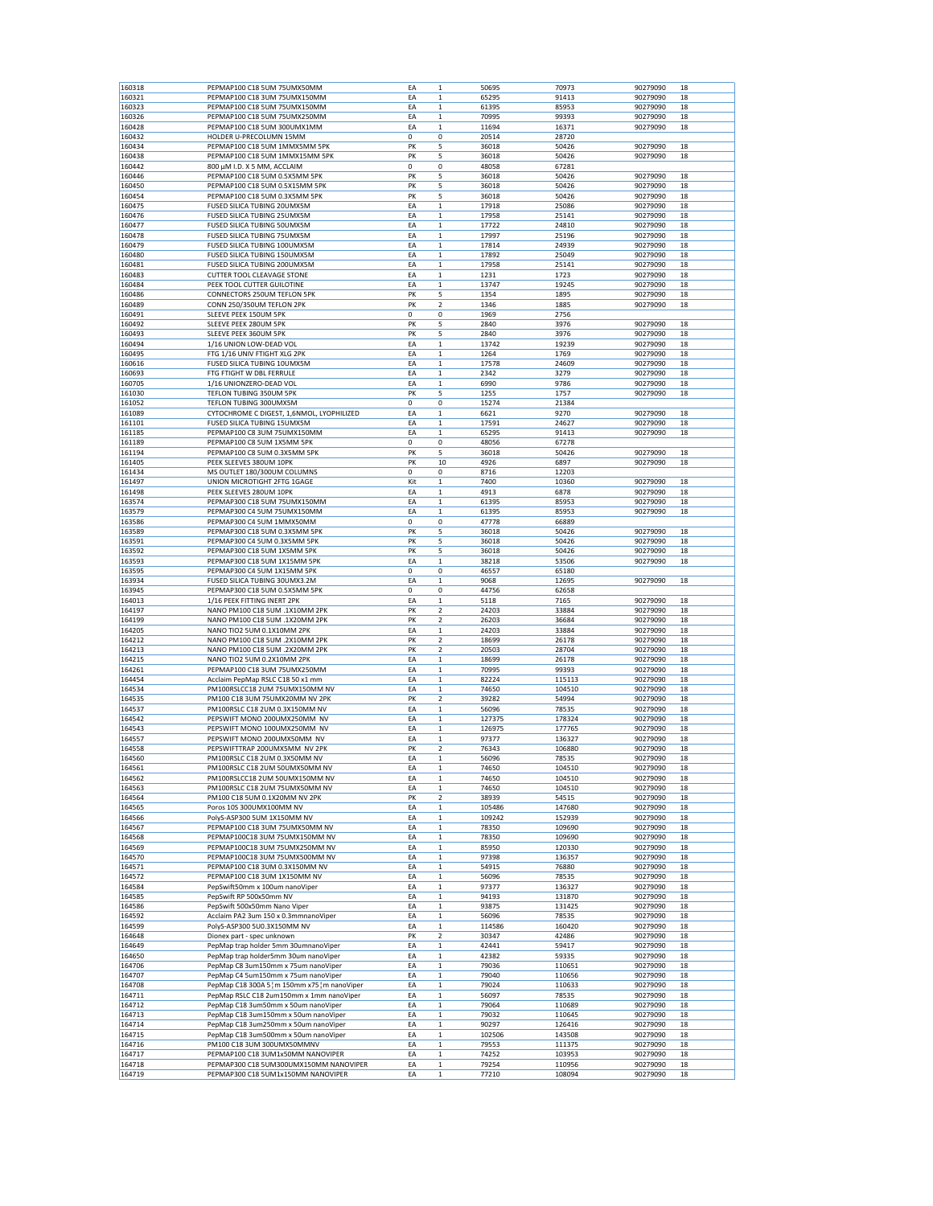| 160318 | PEPMAP100 C18 5UM 75UMX50MM | EA | 1 | 50695 | 70973 | 90279090 | 18 |
|---|---|---|---|---|---|---|---|
| 160321 | PEPMAP100 C18 3UM 75UMX150MM | EA | 1 | 65295 | 91413 | 90279090 | 18 |
| 160323 | PEPMAP100 C18 5UM 75UMX150MM | EA | 1 | 61395 | 85953 | 90279090 | 18 |
| 160326 | PEPMAP100 C18 5UM 75UMX250MM | EA | 1 | 70995 | 99393 | 90279090 | 18 |
| 160428 | PEPMAP100 C18 5UM 300UMX1MM | EA | 1 | 11694 | 16371 | 90279090 | 18 |
| 160432 | HOLDER U-PRECOLUMN 15MM | 0 | 0 | 20514 | 28720 | | |
| 160434 | PEPMAP100 C18 5UM 1MMX5MM 5PK | PK | 5 | 36018 | 50426 | 90279090 | 18 |
| 160438 | PEPMAP100 C18 5UM 1MMX15MM 5PK | PK | 5 | 36018 | 50426 | 90279090 | 18 |
| 160442 | 800 µM I.D. X 5 MM, ACCLAIM | 0 | 0 | 48058 | 67281 | | |
| 160446 | PEPMAP100 C18 5UM 0.5X5MM 5PK | PK | 5 | 36018 | 50426 | 90279090 | 18 |
| 160450 | PEPMAP100 C18 5UM 0.5X15MM 5PK | PK | 5 | 36018 | 50426 | 90279090 | 18 |
| 160454 | PEPMAP100 C18 5UM 0.3X5MM 5PK | PK | 5 | 36018 | 50426 | 90279090 | 18 |
| 160475 | FUSED SILICA TUBING 20UMX5M | EA | 1 | 17918 | 25086 | 90279090 | 18 |
| 160476 | FUSED SILICA TUBING 25UMX5M | EA | 1 | 17958 | 25141 | 90279090 | 18 |
| 160477 | FUSED SILICA TUBING 50UMX5M | EA | 1 | 17722 | 24810 | 90279090 | 18 |
| 160478 | FUSED SILICA TUBING 75UMX5M | EA | 1 | 17997 | 25196 | 90279090 | 18 |
| 160479 | FUSED SILICA TUBING 100UMX5M | EA | 1 | 17814 | 24939 | 90279090 | 18 |
| 160480 | FUSED SILICA TUBING 150UMX5M | EA | 1 | 17892 | 25049 | 90279090 | 18 |
| 160481 | FUSED SILICA TUBING 200UMX5M | EA | 1 | 17958 | 25141 | 90279090 | 18 |
| 160483 | CUTTER TOOL CLEAVAGE STONE | EA | 1 | 1231 | 1723 | 90279090 | 18 |
| 160484 | PEEK TOOL CUTTER GUILOTINE | EA | 1 | 13747 | 19245 | 90279090 | 18 |
| 160486 | CONNECTORS 250UM TEFLON 5PK | PK | 5 | 1354 | 1895 | 90279090 | 18 |
| 160489 | CONN 250/350UM TEFLON 2PK | PK | 2 | 1346 | 1885 | 90279090 | 18 |
| 160491 | SLEEVE PEEK 150UM 5PK | 0 | 0 | 1969 | 2756 | | |
| 160492 | SLEEVE PEEK 280UM 5PK | PK | 5 | 2840 | 3976 | 90279090 | 18 |
| 160493 | SLEEVE PEEK 360UM 5PK | PK | 5 | 2840 | 3976 | 90279090 | 18 |
| 160494 | 1/16 UNION LOW-DEAD VOL | EA | 1 | 13742 | 19239 | 90279090 | 18 |
| 160495 | FTG 1/16 UNIV FTIGHT XLG 2PK | EA | 1 | 1264 | 1769 | 90279090 | 18 |
| 160616 | FUSED SILICA TUBING 10UMX5M | EA | 1 | 17578 | 24609 | 90279090 | 18 |
| 160693 | FTG FTIGHT W DBL FERRULE | EA | 1 | 2342 | 3279 | 90279090 | 18 |
| 160705 | 1/16 UNIONZERO-DEAD VOL | EA | 1 | 6990 | 9786 | 90279090 | 18 |
| 161030 | TEFLON TUBING 350UM 5PK | PK | 5 | 1255 | 1757 | 90279090 | 18 |
| 161052 | TEFLON TUBING 300UMX5M | 0 | 0 | 15274 | 21384 | | |
| 161089 | CYTOCHROME C DIGEST, 1,6NMOL, LYOPHILIZED | EA | 1 | 6621 | 9270 | 90279090 | 18 |
| 161101 | FUSED SILICA TUBING 15UMX5M | EA | 1 | 17591 | 24627 | 90279090 | 18 |
| 161185 | PEPMAP100 C8 3UM 75UMX150MM | EA | 1 | 65295 | 91413 | 90279090 | 18 |
| 161189 | PEPMAP100 C8 5UM 1X5MM 5PK | 0 | 0 | 48056 | 67278 | | |
| 161194 | PEPMAP100 C8 5UM 0.3X5MM 5PK | PK | 5 | 36018 | 50426 | 90279090 | 18 |
| 161405 | PEEK SLEEVES 380UM 10PK | PK | 10 | 4926 | 6897 | 90279090 | 18 |
| 161434 | MS OUTLET 180/300UM COLUMNS | 0 | 0 | 8716 | 12203 | | |
| 161497 | UNION MICROTIGHT 2FTG 1GAGE | Kit | 1 | 7400 | 10360 | 90279090 | 18 |
| 161498 | PEEK SLEEVES 280UM 10PK | EA | 1 | 4913 | 6878 | 90279090 | 18 |
| 163574 | PEPMAP300 C18 5UM 75UMX150MM | EA | 1 | 61395 | 85953 | 90279090 | 18 |
| 163579 | PEPMAP300 C4 5UM 75UMX150MM | EA | 1 | 61395 | 85953 | 90279090 | 18 |
| 163586 | PEPMAP300 C4 5UM 1MMX50MM | 0 | 0 | 47778 | 66889 | | |
| 163589 | PEPMAP300 C18 5UM 0.3X5MM 5PK | PK | 5 | 36018 | 50426 | 90279090 | 18 |
| 163591 | PEPMAP300 C4 5UM 0.3X5MM 5PK | PK | 5 | 36018 | 50426 | 90279090 | 18 |
| 163592 | PEPMAP300 C18 5UM 1X5MM 5PK | PK | 5 | 36018 | 50426 | 90279090 | 18 |
| 163593 | PEPMAP300 C18 5UM 1X15MM 5PK | EA | 1 | 38218 | 53506 | 90279090 | 18 |
| 163595 | PEPMAP300 C4 5UM 1X15MM 5PK | 0 | 0 | 46557 | 65180 | | |
| 163934 | FUSED SILICA TUBING 30UMX3.2M | EA | 1 | 9068 | 12695 | 90279090 | 18 |
| 163945 | PEPMAP300 C18 5UM 0.5X5MM 5PK | 0 | 0 | 44756 | 62658 | | |
| 164013 | 1/16 PEEK FITTING INERT 2PK | EA | 1 | 5118 | 7165 | 90279090 | 18 |
| 164197 | NANO PM100 C18 5UM .1X10MM 2PK | PK | 2 | 24203 | 33884 | 90279090 | 18 |
| 164199 | NANO PM100 C18 5UM .1X20MM 2PK | PK | 2 | 26203 | 36684 | 90279090 | 18 |
| 164205 | NANO TIO2 5UM 0.1X10MM 2PK | EA | 1 | 24203 | 33884 | 90279090 | 18 |
| 164212 | NANO PM100 C18 5UM .2X10MM 2PK | PK | 2 | 18699 | 26178 | 90279090 | 18 |
| 164213 | NANO PM100 C18 5UM .2X20MM 2PK | PK | 2 | 20503 | 28704 | 90279090 | 18 |
| 164215 | NANO TIO2 5UM 0.2X10MM 2PK | EA | 1 | 18699 | 26178 | 90279090 | 18 |
| 164261 | PEPMAP100 C18 3UM 75UMX250MM | EA | 1 | 70995 | 99393 | 90279090 | 18 |
| 164454 | Acclaim PepMap RSLC C18 50 x1 mm | EA | 1 | 82224 | 115113 | 90279090 | 18 |
| 164534 | PM100RSLCC18 2UM 75UMX150MM NV | EA | 1 | 74650 | 104510 | 90279090 | 18 |
| 164535 | PM100 C18 3UM 75UMX20MM NV 2PK | PK | 2 | 39282 | 54994 | 90279090 | 18 |
| 164537 | PM100RSLC C18 2UM 0.3X150MM NV | EA | 1 | 56096 | 78535 | 90279090 | 18 |
| 164542 | PEPSWIFT MONO 200UMX250MM NV | EA | 1 | 127375 | 178324 | 90279090 | 18 |
| 164543 | PEPSWIFT MONO 100UMX250MM NV | EA | 1 | 126975 | 177765 | 90279090 | 18 |
| 164557 | PEPSWIFT MONO 200UMX50MM NV | EA | 1 | 97377 | 136327 | 90279090 | 18 |
| 164558 | PEPSWIFTTRAP 200UMX5MM NV 2PK | PK | 2 | 76343 | 106880 | 90279090 | 18 |
| 164560 | PM100RSLC C18 2UM 0.3X50MM NV | EA | 1 | 56096 | 78535 | 90279090 | 18 |
| 164561 | PM100RSLC C18 2UM 50UMX50MM NV | EA | 1 | 74650 | 104510 | 90279090 | 18 |
| 164562 | PM100RSLCC18 2UM 50UMX150MM NV | EA | 1 | 74650 | 104510 | 90279090 | 18 |
| 164563 | PM100RSLC C18 2UM 75UMX50MM NV | EA | 1 | 74650 | 104510 | 90279090 | 18 |
| 164564 | PM100 C18 5UM 0.1X20MM NV 2PK | PK | 2 | 38939 | 54515 | 90279090 | 18 |
| 164565 | Poros 10S 300UMX100MM NV | EA | 1 | 105486 | 147680 | 90279090 | 18 |
| 164566 | PolyS-ASP300 5UM 1X150MM NV | EA | 1 | 109242 | 152939 | 90279090 | 18 |
| 164567 | PEPMAP100 C18 3UM 75UMX50MM NV | EA | 1 | 78350 | 109690 | 90279090 | 18 |
| 164568 | PEPMAP100C18 3UM 75UMX150MM NV | EA | 1 | 78350 | 109690 | 90279090 | 18 |
| 164569 | PEPMAP100C18 3UM 75UMX250MM NV | EA | 1 | 85950 | 120330 | 90279090 | 18 |
| 164570 | PEPMAP100C18 3UM 75UMX500MM NV | EA | 1 | 97398 | 136357 | 90279090 | 18 |
| 164571 | PEPMAP100 C18 3UM 0.3X150MM NV | EA | 1 | 54915 | 76880 | 90279090 | 18 |
| 164572 | PEPMAP100 C18 3UM 1X150MM NV | EA | 1 | 56096 | 78535 | 90279090 | 18 |
| 164584 | PepSwift50mm x 100um nanoViper | EA | 1 | 97377 | 136327 | 90279090 | 18 |
| 164585 | PepSwift RP 500x50mm NV | EA | 1 | 94193 | 131870 | 90279090 | 18 |
| 164586 | PepSwift 500x50mm Nano Viper | EA | 1 | 93875 | 131425 | 90279090 | 18 |
| 164592 | Acclaim PA2 3um 150 x 0.3mmnanoViper | EA | 1 | 56096 | 78535 | 90279090 | 18 |
| 164599 | PolyS-ASP300 5U0.3X150MM NV | EA | 1 | 114586 | 160420 | 90279090 | 18 |
| 164648 | Dionex part - spec unknown | PK | 2 | 30347 | 42486 | 90279090 | 18 |
| 164649 | PepMap trap holder 5mm 30umnanoViper | EA | 1 | 42441 | 59417 | 90279090 | 18 |
| 164650 | PepMap trap holder5mm 30um nanoViper | EA | 1 | 42382 | 59335 | 90279090 | 18 |
| 164706 | PepMap C8 3um150mm x 75um nanoViper | EA | 1 | 79036 | 110651 | 90279090 | 18 |
| 164707 | PepMap C4 5um150mm x 75um nanoViper | EA | 1 | 79040 | 110656 | 90279090 | 18 |
| 164708 | PepMap C18 300A 5¦m 150mm x75¦m nanoViper | EA | 1 | 79024 | 110633 | 90279090 | 18 |
| 164711 | PepMap RSLC C18 2um150mm x 1mm nanoViper | EA | 1 | 56097 | 78535 | 90279090 | 18 |
| 164712 | PepMap C18 3um50mm x 50um nanoViper | EA | 1 | 79064 | 110689 | 90279090 | 18 |
| 164713 | PepMap C18 3um150mm x 50um nanoViper | EA | 1 | 79032 | 110645 | 90279090 | 18 |
| 164714 | PepMap C18 3um250mm x 50um nanoViper | EA | 1 | 90297 | 126416 | 90279090 | 18 |
| 164715 | PepMap C18 3um500mm x 50um nanoViper | EA | 1 | 102506 | 143508 | 90279090 | 18 |
| 164716 | PM100 C18 3UM 300UMX50MMNV | EA | 1 | 79553 | 111375 | 90279090 | 18 |
| 164717 | PEPMAP100 C18 3UM1x50MM NANOVIPER | EA | 1 | 74252 | 103953 | 90279090 | 18 |
| 164718 | PEPMAP300 C18 5UM300UMX150MM NANOVIPER | EA | 1 | 79254 | 110956 | 90279090 | 18 |
| 164719 | PEPMAP300 C18 5UM1x150MM NANOVIPER | EA | 1 | 77210 | 108094 | 90279090 | 18 |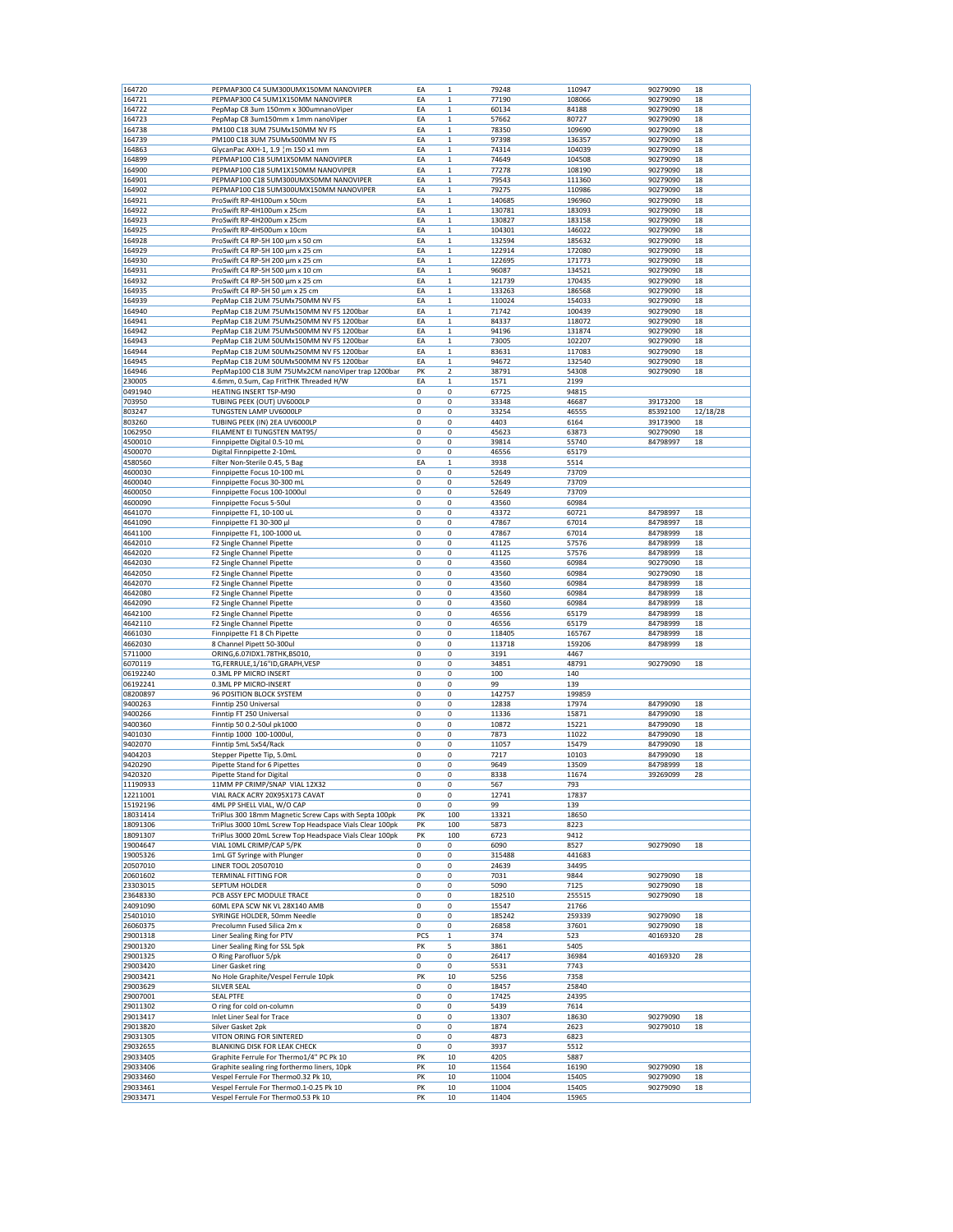| | | | | | | | |
|---|---|---|---|---|---|---|---|
| 164720 | PEPMAP300 C4 5UM300UMX150MM NANOVIPER | EA | 1 | 79248 | 110947 | 90279090 | 18 |
| 164721 | PEPMAP300 C4 5UM1X150MM NANOVIPER | EA | 1 | 77190 | 108066 | 90279090 | 18 |
| 164722 | PepMap C8 3um 150mm x 300umnanoViper | EA | 1 | 60134 | 84188 | 90279090 | 18 |
| 164723 | PepMap C8 3um150mm x 1mm nanoViper | EA | 1 | 57662 | 80727 | 90279090 | 18 |
| 164738 | PM100 C18 3UM 75UMx150MM NV FS | EA | 1 | 78350 | 109690 | 90279090 | 18 |
| 164739 | PM100 C18 3UM 75UMx500MM NV FS | EA | 1 | 97398 | 136357 | 90279090 | 18 |
| 164863 | GlycanPac AXH-1, 1.9 μm 150 x1 mm | EA | 1 | 74314 | 104039 | 90279090 | 18 |
| 164899 | PEPMAP100 C18 5UM1X50MM NANOVIPER | EA | 1 | 74649 | 104508 | 90279090 | 18 |
| 164900 | PEPMAP100 C18 5UM1X150MM NANOVIPER | EA | 1 | 77278 | 108190 | 90279090 | 18 |
| 164901 | PEPMAP100 C18 5UM300UMX50MM NANOVIPER | EA | 1 | 79543 | 111360 | 90279090 | 18 |
| 164902 | PEPMAP100 C18 5UM300UMX150MM NANOVIPER | EA | 1 | 79275 | 110986 | 90279090 | 18 |
| 164921 | ProSwift RP-4H100um x 50cm | EA | 1 | 140685 | 196960 | 90279090 | 18 |
| 164922 | ProSwift RP-4H100um x 25cm | EA | 1 | 130781 | 183093 | 90279090 | 18 |
| 164923 | ProSwift RP-4H200um x 25cm | EA | 1 | 130827 | 183158 | 90279090 | 18 |
| 164925 | ProSwift RP-4H500um x 10cm | EA | 1 | 104301 | 146022 | 90279090 | 18 |
| 164928 | ProSwift C4 RP-5H 100 μm x 50 cm | EA | 1 | 132594 | 185632 | 90279090 | 18 |
| 164929 | ProSwift C4 RP-5H 100 μm x 25 cm | EA | 1 | 122914 | 172080 | 90279090 | 18 |
| 164930 | ProSwift C4 RP-5H 200 μm x 25 cm | EA | 1 | 122695 | 171773 | 90279090 | 18 |
| 164931 | ProSwift C4 RP-5H 500 μm x 10 cm | EA | 1 | 96087 | 134521 | 90279090 | 18 |
| 164932 | ProSwift C4 RP-5H 500 μm x 25 cm | EA | 1 | 121739 | 170435 | 90279090 | 18 |
| 164935 | ProSwift C4 RP-5H 50 μm x 25 cm | EA | 1 | 133263 | 186568 | 90279090 | 18 |
| 164939 | PepMap C18 2UM 75UMx750MM NV FS | EA | 1 | 110024 | 154033 | 90279090 | 18 |
| 164940 | PepMap C18 2UM 75UMx150MM NV FS 1200bar | EA | 1 | 71742 | 100439 | 90279090 | 18 |
| 164941 | PepMap C18 2UM 75UMx250MM NV FS 1200bar | EA | 1 | 84337 | 118072 | 90279090 | 18 |
| 164942 | PepMap C18 2UM 75UMx500MM NV FS 1200bar | EA | 1 | 94196 | 131874 | 90279090 | 18 |
| 164943 | PepMap C18 2UM 50UMx150MM NV FS 1200bar | EA | 1 | 73005 | 102207 | 90279090 | 18 |
| 164944 | PepMap C18 2UM 50UMx250MM NV FS 1200bar | EA | 1 | 83631 | 117083 | 90279090 | 18 |
| 164945 | PepMap C18 2UM 50UMx500MM NV FS 1200bar | EA | 1 | 94672 | 132540 | 90279090 | 18 |
| 164946 | PepMap100 C18 3UM 75UMx2CM nanoViper trap 1200bar | PK | 2 | 38791 | 54308 | 90279090 | 18 |
| 230005 | 4.6mm, 0.5um, Cap FritTHK Threaded H/W | EA | 1 | 1571 | 2199 | | |
| 0491940 | HEATING INSERT TSP-M90 | 0 | 0 | 67725 | 94815 | | |
| 703950 | TUBING PEEK (OUT) UV6000LP | 0 | 0 | 33348 | 46687 | 39173200 | 18 |
| 803247 | TUNGSTEN LAMP UV6000LP | 0 | 0 | 33254 | 46555 | 85392100 | 12/18/28 |
| 803260 | TUBING PEEK (IN) 2EA UV6000LP | 0 | 0 | 4403 | 6164 | 39173900 | 18 |
| 1062950 | FILAMENT EI TUNGSTEN MAT95/ | 0 | 0 | 45623 | 63873 | 90279090 | 18 |
| 4500010 | Finnpipette Digital 0.5-10 mL | 0 | 0 | 39814 | 55740 | 84798997 | 18 |
| 4500070 | Digital Finnpipette 2-10mL | 0 | 0 | 46556 | 65179 | | |
| 4580560 | Filter Non-Sterile 0.45, 5 Bag | EA | 1 | 3938 | 5514 | | |
| 4600030 | Finnpipette Focus 10-100 mL | 0 | 0 | 52649 | 73709 | | |
| 4600040 | Finnpipette Focus 30-300 mL | 0 | 0 | 52649 | 73709 | | |
| 4600050 | Finnpipette Focus 100-1000ul | 0 | 0 | 52649 | 73709 | | |
| 4600090 | Finnpipette Focus 5-50ul | 0 | 0 | 43560 | 60984 | | |
| 4641070 | Finnpipette F1, 10-100 uL | 0 | 0 | 43372 | 60721 | 84798997 | 18 |
| 4641090 | Finnpipette F1 30-300 μl | 0 | 0 | 47867 | 67014 | 84798997 | 18 |
| 4641100 | Finnpipette F1, 100-10000 uL | 0 | 0 | 47867 | 67014 | 84798999 | 18 |
| 4642010 | F2 Single Channel Pipette | 0 | 0 | 41125 | 57576 | 84798999 | 18 |
| 4642020 | F2 Single Channel Pipette | 0 | 0 | 41125 | 57576 | 84798999 | 18 |
| 4642030 | F2 Single Channel Pipette | 0 | 0 | 43560 | 60984 | 90279090 | 18 |
| 4642050 | F2 Single Channel Pipette | 0 | 0 | 43560 | 60984 | 90279090 | 18 |
| 4642070 | F2 Single Channel Pipette | 0 | 0 | 43560 | 60984 | 84798999 | 18 |
| 4642080 | F2 Single Channel Pipette | 0 | 0 | 43560 | 60984 | 84798999 | 18 |
| 4642090 | F2 Single Channel Pipette | 0 | 0 | 43560 | 60984 | 84798999 | 18 |
| 4642100 | F2 Single Channel Pipette | 0 | 0 | 46556 | 65179 | 84798999 | 18 |
| 4642110 | F2 Single Channel Pipette | 0 | 0 | 46556 | 65179 | 84798999 | 18 |
| 4661030 | Finnpipette F1 8 Ch Pipette | 0 | 0 | 118405 | 165767 | 84798999 | 18 |
| 4662030 | 8 Channel Pipett 50-300ul | 0 | 0 | 113718 | 159206 | 84798999 | 18 |
| 5711000 | ORING,6.07IDX1.78THK,BS010, | 0 | 0 | 3191 | 4467 | | |
| 6070119 | TG,FERRULE,1/16"ID,GRAPH,VESP | 0 | 0 | 34851 | 48791 | 90279090 | 18 |
| 06192240 | 0.3ML PP MICRO INSERT | 0 | 0 | 100 | 140 | | |
| 06192241 | 0.3ML PP MICRO-INSERT | 0 | 0 | 99 | 139 | | |
| 08200897 | 96 POSITION BLOCK SYSTEM | 0 | 0 | 142757 | 199859 | | |
| 9400263 | Finntip 250 Universal | 0 | 0 | 12838 | 17974 | 84799090 | 18 |
| 9400266 | Finntip FT 250 Universal | 0 | 0 | 11336 | 15871 | 84799090 | 18 |
| 9400360 | Finntip 50 0.2-50ul pk1000 | 0 | 0 | 10872 | 15221 | 84799090 | 18 |
| 9401030 | Finntip 1000 100-1000ul, | 0 | 0 | 7873 | 11022 | 84799090 | 18 |
| 9402070 | Finntip 5mL 5x54/Rack | 0 | 0 | 11057 | 15479 | 84799090 | 18 |
| 9404203 | Stepper Pipette Tip, 5.0mL | 0 | 0 | 7217 | 10103 | 84799090 | 18 |
| 9420290 | Pipette Stand for 6 Pipettes | 0 | 0 | 9649 | 13509 | 84798999 | 18 |
| 9420320 | Pipette Stand for Digital | 0 | 0 | 8338 | 11674 | 39269099 | 28 |
| 11190933 | 11MM PP CRIMP/SNAP VIAL 12X32 | 0 | 0 | 567 | 793 | | |
| 12211001 | VIAL RACK ACRY 20X95X173 CAVAT | 0 | 0 | 12741 | 17837 | | |
| 15192196 | 4ML PP SHELL VIAL, W/O CAP | 0 | 0 | 99 | 139 | | |
| 18031414 | TriPlus 300 18mm Magnetic Screw Caps with Septa 100pk | PK | 100 | 13321 | 18650 | | |
| 18091306 | TriPlus 3000 10mL Screw Top Headspace Vials Clear 100pk | PK | 100 | 5873 | 8223 | | |
| 18091307 | TriPlus 3000 20mL Screw Top Headspace Vials Clear 100pk | PK | 100 | 6723 | 9412 | | |
| 19004647 | VIAL 10ML CRIMP/CAP 5/PK | 0 | 0 | 6090 | 8527 | 90279090 | 18 |
| 19005326 | 1mL GT Syringe with Plunger | 0 | 0 | 315488 | 441683 | | |
| 20507010 | LINER TOOL 20507010 | 0 | 0 | 24639 | 34495 | | |
| 20601602 | TERMINAL FITTING FOR | 0 | 0 | 7031 | 9844 | 90279090 | 18 |
| 23303015 | SEPTUM HOLDER | 0 | 0 | 5090 | 7125 | 90279090 | 18 |
| 23648330 | PCB ASSY EPC MODULE TRACE | 0 | 0 | 182510 | 255515 | 90279090 | 18 |
| 24091090 | 60ML EPA SCW NK VL 28X140 AMB | 0 | 0 | 15547 | 21766 | | |
| 25401010 | SYRINGE HOLDER, 50mm Needle | 0 | 0 | 185242 | 259339 | 90279090 | 18 |
| 26060375 | Precolumn Fused Silica 2m x | 0 | 0 | 26858 | 37601 | 90279090 | 18 |
| 29001318 | Liner Sealing Ring for PTV | PCS | 1 | 374 | 523 | 40169320 | 28 |
| 29001320 | Liner Sealing Ring for SSL 5pk | PK | 5 | 3861 | 5405 | | |
| 29001325 | O Ring Parofluor 5/pk | 0 | 0 | 26417 | 36984 | 40169320 | 28 |
| 29003420 | Liner Gasket ring | 0 | 0 | 5531 | 7743 | | |
| 29003421 | No Hole Graphite/Vespel Ferrule 10pk | PK | 10 | 5256 | 7358 | | |
| 29003629 | SILVER SEAL | 0 | 0 | 18457 | 25840 | | |
| 29007001 | SEAL PTFE | 0 | 0 | 17425 | 24395 | | |
| 29011302 | O ring for cold on-column | 0 | 0 | 5439 | 7614 | | |
| 29013417 | Inlet Liner Seal for Trace | 0 | 0 | 13307 | 18630 | 90279090 | 18 |
| 29013820 | Silver Gasket 2pk | 0 | 0 | 1874 | 2623 | 90279010 | 18 |
| 29031305 | VITON ORING FOR SINTERED | 0 | 0 | 4873 | 6823 | | |
| 29032655 | BLANKING DISK FOR LEAK CHECK | 0 | 0 | 3937 | 5512 | | |
| 29033405 | Graphite Ferrule For Thermo1/4" PC Pk 10 | PK | 10 | 4205 | 5887 | | |
| 29033406 | Graphite sealing ring forthermo liners, 10pk | PK | 10 | 11564 | 16190 | 90279090 | 18 |
| 29033460 | Vespel Ferrule For Thermo0.32 Pk 10, | PK | 10 | 11004 | 15405 | 90279090 | 18 |
| 29033461 | Vespel Ferrule For Thermo0.1-0.25 Pk 10 | PK | 10 | 11004 | 15405 | 90279090 | 18 |
| 29033471 | Vespel Ferrule For Thermo0.53 Pk 10 | PK | 10 | 11404 | 15965 | | |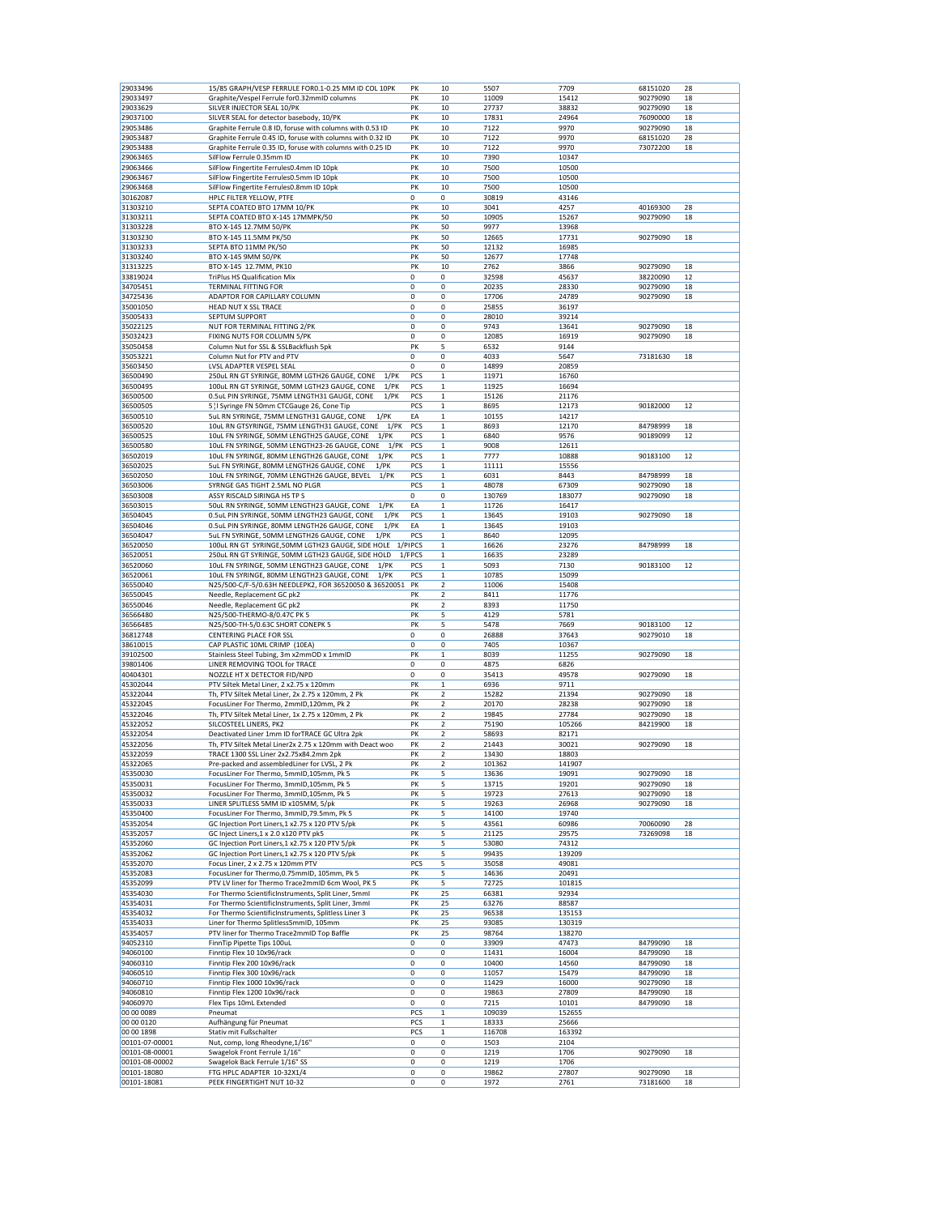| | | | | | | | |
|---|---|---|---|---|---|---|---|
| 29033496 | 15/85 GRAPH/VESP FERRULE FOR0.1-0.25 MM ID COL 10PK | PK | 10 | 5507 | 7709 | 68151020 | 28 |
| 29033497 | Graphite/Vespel Ferrule for0.32mmID columns | PK | 10 | 11009 | 15412 | 90279090 | 18 |
| 29033629 | SILVER INJECTOR SEAL 10/PK | PK | 10 | 27737 | 38832 | 90279090 | 18 |
| 29037100 | SILVER SEAL for detector basebody, 10/PK | PK | 10 | 17831 | 24964 | 76090000 | 18 |
| 29053486 | Graphite Ferrule 0.8 ID, foruse with columns with 0.53 ID | PK | 10 | 7122 | 9970 | 90279090 | 18 |
| 29053487 | Graphite Ferrule 0.45 ID, foruse with columns with 0.32 ID | PK | 10 | 7122 | 9970 | 68151020 | 28 |
| 29053488 | Graphite Ferrule 0.35 ID, foruse with columns with 0.25 ID | PK | 10 | 7122 | 9970 | 73072200 | 18 |
| 29063465 | SilFlow Ferrule 0.35mm ID | PK | 10 | 7390 | 10347 | | |
| 29063466 | SilFlow Fingertite Ferrules0.4mm ID 10pk | PK | 10 | 7500 | 10500 | | |
| 29063467 | SilFlow Fingertite Ferrules0.5mm ID 10pk | PK | 10 | 7500 | 10500 | | |
| 29063468 | SilFlow Fingertite Ferrules0.8mm ID 10pk | PK | 10 | 7500 | 10500 | | |
| 30162087 | HPLC FILTER YELLOW, PTFE | 0 | 0 | 30819 | 43146 | | |
| 31303210 | SEPTA COATED BTO 17MM 10/PK | PK | 10 | 3041 | 4257 | 40169300 | 28 |
| 31303211 | SEPTA COATED BTO X-145 17MMPK/50 | PK | 50 | 10905 | 15267 | 90279090 | 18 |
| 31303228 | BTO X-145 12.7MM 50/PK | PK | 50 | 9977 | 13968 | | |
| 31303230 | BTO X-145 11.5MM PK/50 | PK | 50 | 12665 | 17731 | 90279090 | 18 |
| 31303233 | SEPTA BTO 11MM PK/50 | PK | 50 | 12132 | 16985 | | |
| 31303240 | BTO X-145 9MM 50/PK | PK | 50 | 12677 | 17748 | | |
| 31313225 | BTO X-145 12.7MM, PK10 | PK | 10 | 2762 | 3866 | 90279090 | 18 |
| 33819024 | TriPlus HS Qualification Mix | 0 | 0 | 32598 | 45637 | 38220090 | 12 |
| 34705451 | TERMINAL FITTING FOR | 0 | 0 | 20235 | 28330 | 90279090 | 18 |
| 34725436 | ADAPTOR FOR CAPILLARY COLUMN | 0 | 0 | 17706 | 24789 | 90279090 | 18 |
| 35001050 | HEAD NUT X SSL TRACE | 0 | 0 | 25855 | 36197 | | |
| 35005433 | SEPTUM SUPPORT | 0 | 0 | 28010 | 39214 | | |
| 35022125 | NUT FOR TERMINAL FITTING 2/PK | 0 | 0 | 9743 | 13641 | 90279090 | 18 |
| 35032423 | FIXING NUTS FOR COLUMN 5/PK | 0 | 0 | 12085 | 16919 | 90279090 | 18 |
| 35050458 | Column Nut for SSL & SSLBackflush 5pk | PK | 5 | 6532 | 9144 | | |
| 35053221 | Column Nut for PTV and PTV | 0 | 0 | 4033 | 5647 | 73181630 | 18 |
| 35603450 | LVSL ADAPTER VESPEL SEAL | 0 | 0 | 14899 | 20859 | | |
| 36500490 | 250uL RN GT SYRINGE, 80MM LGTH26 GAUGE, CONE 1/PK | PCS | 1 | 11971 | 16760 | | |
| 36500495 | 100uL RN GT SYRINGE, 50MM LGTH23 GAUGE, CONE 1/PK | PCS | 1 | 11925 | 16694 | | |
| 36500500 | 0.5uL PIN SYRINGE, 75MM LENGTH31 GAUGE, CONE 1/PK | PCS | 1 | 15126 | 21176 | | |
| 36500505 | 5¦l Syringe FN 50mm CTCGauge 26, Cone Tip | PCS | 1 | 8695 | 12173 | 90182000 | 12 |
| 36500510 | 5uL RN SYRINGE, 75MM LENGTH31 GAUGE, CONE 1/PK | EA | 1 | 10155 | 14217 | | |
| 36500520 | 10uL RN GTSYRINGE, 75MM LENGTH31 GAUGE, CONE 1/PK | PCS | 1 | 8693 | 12170 | 84798999 | 18 |
| 36500525 | 10uL FN SYRINGE, 50MM LENGTH25 GAUGE, CONE 1/PK | PCS | 1 | 6840 | 9576 | 90189099 | 12 |
| 36500580 | 10uL FN SYRINGE, 50MM LENGTH23-26 GAUGE, CONE 1/PK | PCS | 1 | 9008 | 12611 | | |
| 36502019 | 10uL FN SYRINGE, 80MM LENGTH26 GAUGE, CONE 1/PK | PCS | 1 | 7777 | 10888 | 90183100 | 12 |
| 36502025 | 5uL FN SYRINGE, 80MM LENGTH26 GAUGE, CONE 1/PK | PCS | 1 | 11111 | 15556 | | |
| 36502050 | 10uL FN SYRINGE, 70MM LENGTH26 GAUGE, BEVEL 1/PK | PCS | 1 | 6031 | 8443 | 84798999 | 18 |
| 36503006 | SYRNGE GAS TIGHT 2.5ML NO PLGR | PCS | 1 | 48078 | 67309 | 90279090 | 18 |
| 36503008 | ASSY RISCALD SIRINGA HS TP 5 | 0 | 0 | 130769 | 183077 | 90279090 | 18 |
| 36503015 | 50uL RN SYRINGE, 50MM LENGTH23 GAUGE, CONE 1/PK | EA | 1 | 11726 | 16417 | | |
| 36504045 | 0.5uL PIN SYRINGE, 50MM LENGTH23 GAUGE, CONE 1/PK | PCS | 1 | 13645 | 19103 | 90279090 | 18 |
| 36504046 | 0.5uL PIN SYRINGE, 80MM LENGTH26 GAUGE, CONE 1/PK | EA | 1 | 13645 | 19103 | | |
| 36504047 | 5uL FN SYRINGE, 50MM LENGTH26 GAUGE, CONE 1/PK | PCS | 1 | 8640 | 12095 | | |
| 36520050 | 100uL RN GT SYRINGE,50MM LGTH23 GAUGE, SIDE HOLE 1/PIPCS | | 1 | 16626 | 23276 | 84798999 | 18 |
| 36520051 | 250uL RN GT SYRINGE, 50MM LGTH23 GAUGE, SIDE HOLD 1/PPCS | | 1 | 16635 | 23289 | | |
| 36520060 | 10uL FN SYRINGE, 50MM LENGTH23 GAUGE, CONE 1/PK | PCS | 1 | 5093 | 7130 | 90183100 | 12 |
| 36520061 | 10uL FN SYRINGE, 80MM LENGTH23 GAUGE, CONE 1/PK | PCS | 1 | 10785 | 15099 | | |
| 36550040 | N25/500-C/F-5/0.63H NEEDLEPK2, FOR 36520050 & 36520051 | PK | 2 | 11006 | 15408 | | |
| 36550045 | Needle, Replacement GC pk2 | PK | 2 | 8411 | 11776 | | |
| 36550046 | Needle, Replacement GC pk2 | PK | 2 | 8393 | 11750 | | |
| 36566480 | N25/500-THERMO-8/0.47C PK 5 | PK | 5 | 4129 | 5781 | | |
| 36566485 | N25/500-TH-5/0.63C SHORT CONEPK 5 | PK | 5 | 5478 | 7669 | 90183100 | 12 |
| 36812748 | CENTERING PLACE FOR SSL | 0 | 0 | 26888 | 37643 | 90279010 | 18 |
| 38610015 | CAP PLASTIC 10ML CRIMP (10EA) | 0 | 0 | 7405 | 10367 | | |
| 39102500 | Stainless Steel Tubing, 3m x2mmOD x 1mmID | PK | 1 | 8039 | 11255 | 90279090 | 18 |
| 39801406 | LINER REMOVING TOOL for TRACE | 0 | 0 | 4875 | 6826 | | |
| 40404301 | NOZZLE HT X DETECTOR FID/NPD | 0 | 0 | 35413 | 49578 | 90279090 | 18 |
| 45302044 | PTV Siltek Metal Liner, 2 x2.75 x 120mm | PK | 1 | 6936 | 9711 | | |
| 45322044 | Th, PTV Siltek Metal Liner, 2x 2.75 x 120mm, 2 Pk | PK | 2 | 15282 | 21394 | 90279090 | 18 |
| 45322045 | FocusLiner For Thermo, 2mmID,120mm, Pk 2 | PK | 2 | 20170 | 28238 | 90279090 | 18 |
| 45322046 | Th, PTV Siltek Metal Liner, 1x 2.75 x 120mm, 2 Pk | PK | 2 | 19845 | 27784 | 90279090 | 18 |
| 45322052 | SILCOSTEEL LINERS, PK2 | PK | 2 | 75190 | 105266 | 84219900 | 18 |
| 45322054 | Deactivated Liner 1mm ID forTRACE GC Ultra 2pk | PK | 2 | 58693 | 82171 | | |
| 45322056 | Th, PTV Siltek Metal Liner2x 2.75 x 120mm with Deact woo | PK | 2 | 21443 | 30021 | 90279090 | 18 |
| 45322059 | TRACE 1300 SSL Liner 2x2.75x84.2mm 2pk | PK | 2 | 13430 | 18803 | | |
| 45322065 | Pre-packed and assembledLiner for LVSL, 2 Pk | PK | 2 | 101362 | 141907 | | |
| 45350030 | FocusLiner For Thermo, 5mmID,105mm, Pk 5 | PK | 5 | 13636 | 19091 | 90279090 | 18 |
| 45350031 | FocusLiner For Thermo, 3mmID,105mm, Pk 5 | PK | 5 | 13715 | 19201 | 90279090 | 18 |
| 45350032 | FocusLiner For Thermo, 3mmID,105mm, Pk 5 | PK | 5 | 19723 | 27613 | 90279090 | 18 |
| 45350033 | LINER SPLITLESS 5MM ID x105MM, 5/pk | PK | 5 | 19263 | 26968 | 90279090 | 18 |
| 45350400 | FocusLiner For Thermo, 3mmID,79.5mm, Pk 5 | PK | 5 | 14100 | 19740 | | |
| 45352054 | GC Injection Port Liners,1 x2.75 x 120 PTV 5/pk | PK | 5 | 43561 | 60986 | 70060090 | 28 |
| 45352057 | GC Inject Liners,1 x 2.0 x120 PTV pk5 | PK | 5 | 21125 | 29575 | 73269098 | 18 |
| 45352060 | GC Injection Port Liners,1 x2.75 x 120 PTV 5/pk | PK | 5 | 53080 | 74312 | | |
| 45352062 | GC Injection Port Liners,1 x2.75 x 120 PTV 5/pk | PK | 5 | 99435 | 139209 | | |
| 45352070 | Focus Liner, 2 x 2.75 x 120mm PTV | PCS | 5 | 35058 | 49081 | | |
| 45352083 | FocusLiner for Thermo,0.75mmID, 105mm, Pk 5 | PK | 5 | 14636 | 20491 | | |
| 45352099 | PTV LV liner for Thermo Trace2mmID 6cm Wool, PK 5 | PK | 5 | 72725 | 101815 | | |
| 45354030 | For Thermo ScientificInstruments, Split Liner, 5mml | PK | 25 | 66381 | 92934 | | |
| 45354031 | For Thermo ScientificInstruments, Split Liner, 3mml | PK | 25 | 63276 | 88587 | | |
| 45354032 | For Thermo ScientificInstruments, Splitless Liner 3 | PK | 25 | 96538 | 135153 | | |
| 45354033 | Liner for Thermo Splitless5mmID, 105mm | PK | 25 | 93085 | 130319 | | |
| 45354057 | PTV liner for Thermo Trace2mmID Top Baffle | PK | 25 | 98764 | 138270 | | |
| 94052310 | FinnTip Pipette Tips 100uL | 0 | 0 | 33909 | 47473 | 84799090 | 18 |
| 94060100 | Finntip Flex 10 10x96/rack | 0 | 0 | 11431 | 16004 | 84799090 | 18 |
| 94060310 | Finntip Flex 200 10x96/rack | 0 | 0 | 10400 | 14560 | 84799090 | 18 |
| 94060510 | Finntip Flex 300 10x96/rack | 0 | 0 | 11057 | 15479 | 84799090 | 18 |
| 94060710 | Finntip Flex 1000 10x96/rack | 0 | 0 | 11429 | 16000 | 90279090 | 18 |
| 94060810 | Finntip Flex 1200 10x96/rack | 0 | 0 | 19863 | 27809 | 84799090 | 18 |
| 94060970 | Flex Tips 10mL Extended | 0 | 0 | 7215 | 10101 | 84799090 | 18 |
| 00 00 0089 | Pneumat | PCS | 1 | 109039 | 152655 | | |
| 00 00 0120 | Aufhängung für Pneumat | PCS | 1 | 18333 | 25666 | | |
| 00 00 1898 | Stativ mit Fußschalter | PCS | 1 | 116708 | 163392 | | |
| 00101-07-00001 | Nut, comp, long Rheodyne,1/16" | 0 | 0 | 1503 | 2104 | | |
| 00101-08-00001 | Swagelok Front Ferrule 1/16" | 0 | 0 | 1219 | 1706 | 90279090 | 18 |
| 00101-08-00002 | Swagelok Back Ferrule 1/16" SS | 0 | 0 | 1219 | 1706 | | |
| 00101-18080 | FTG HPLC ADAPTER 10-32X1/4 | 0 | 0 | 19862 | 27807 | 90279090 | 18 |
| 00101-18081 | PEEK FINGERTIGHT NUT 10-32 | 0 | 0 | 1972 | 2761 | 73181600 | 18 |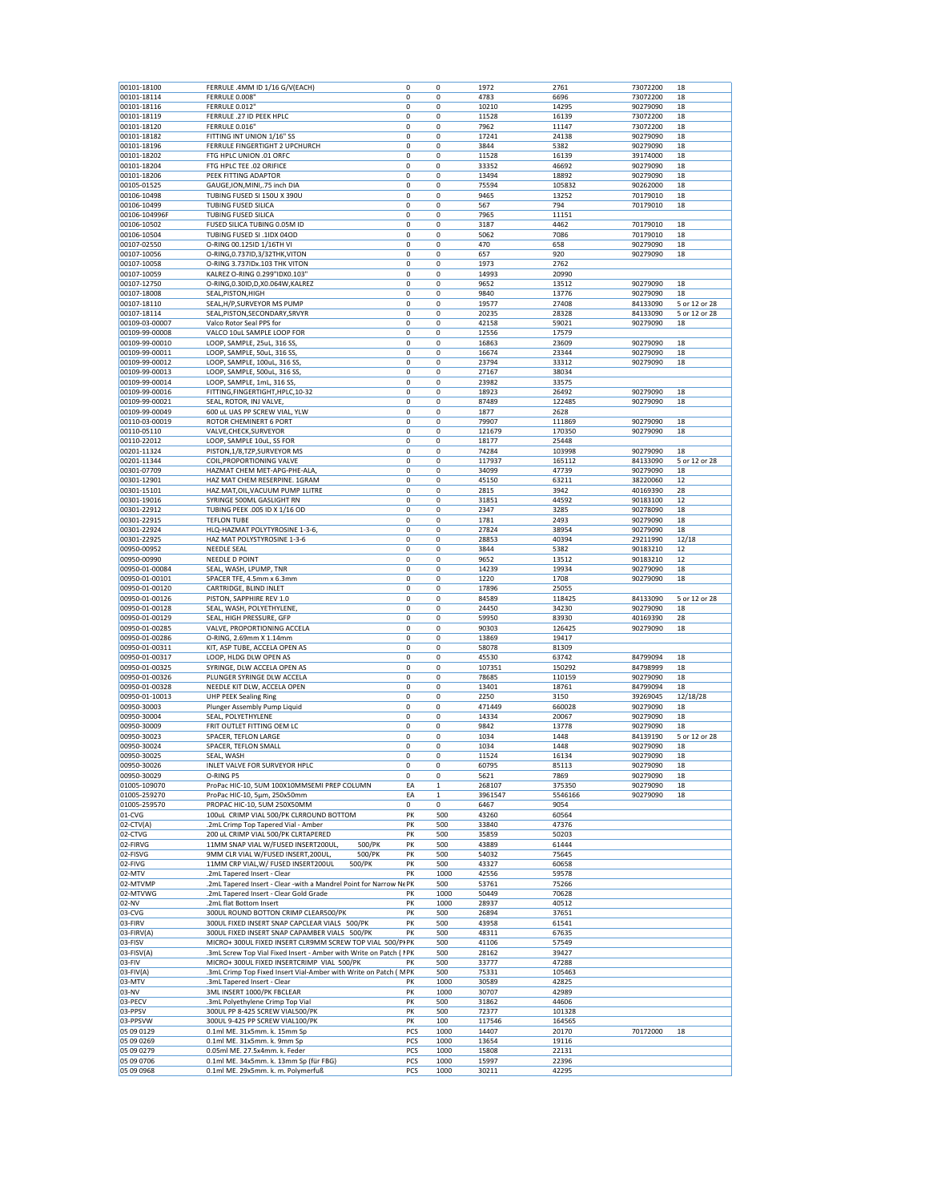| | | | | | | | |
|---|---|---|---|---|---|---|---|
| 00101-18100 | FERRULE .4MM ID 1/16 G/V(EACH) | 0 | 0 | 1972 | 2761 | 73072200 | 18 |
| 00101-18114 | FERRULE 0.008" | 0 | 0 | 4783 | 6696 | 73072200 | 18 |
| 00101-18116 | FERRULE 0.012" | 0 | 0 | 10210 | 14295 | 90279090 | 18 |
| 00101-18119 | FERRULE .27 ID PEEK HPLC | 0 | 0 | 11528 | 16139 | 73072200 | 18 |
| 00101-18120 | FERRULE 0.016" | 0 | 0 | 7962 | 11147 | 73072200 | 18 |
| 00101-18182 | FITTING INT UNION 1/16" SS | 0 | 0 | 17241 | 24138 | 90279090 | 18 |
| 00101-18196 | FERRULE FINGERTIGHT 2 UPCHURCH | 0 | 0 | 3844 | 5382 | 90279090 | 18 |
| 00101-18202 | FTG HPLC UNION .01 ORFC | 0 | 0 | 11528 | 16139 | 39174000 | 18 |
| 00101-18204 | FTG HPLC TEE .02 ORIFICE | 0 | 0 | 33352 | 46692 | 90279090 | 18 |
| 00101-18206 | PEEK FITTING ADAPTOR | 0 | 0 | 13494 | 18892 | 90279090 | 18 |
| 00105-01525 | GAUGE,ION,MINI,.75 inch DIA | 0 | 0 | 75594 | 105832 | 90262000 | 18 |
| 00106-10498 | TUBING FUSED SI 150U X 390U | 0 | 0 | 9465 | 13252 | 70179010 | 18 |
| 00106-10499 | TUBING FUSED SILICA | 0 | 0 | 567 | 794 | 70179010 | 18 |
| 00106-104996F | TUBING FUSED SILICA | 0 | 0 | 7965 | 11151 | | |
| 00106-10502 | FUSED SILICA TUBING 0.05M ID | 0 | 0 | 3187 | 4462 | 70179010 | 18 |
| 00106-10504 | TUBING FUSED SI .1IDX 04OD | 0 | 0 | 5062 | 7086 | 70179010 | 18 |
| 00107-02550 | O-RING 00.125ID 1/16TH VI | 0 | 0 | 470 | 658 | 90279090 | 18 |
| 00107-10056 | O-RING,0.737ID,3/32THK,VITON | 0 | 0 | 657 | 920 | 90279090 | 18 |
| 00107-10058 | O-RING 3.737IDx.103 THK VITON | 0 | 0 | 1973 | 2762 | | |
| 00107-10059 | KALREZ O-RING 0.299"IDX0.103" | 0 | 0 | 14993 | 20990 | | |
| 00107-12750 | O-RING,0.30ID,D,X0.064W,KALREZ | 0 | 0 | 9652 | 13512 | 90279090 | 18 |
| 00107-18008 | SEAL,PISTON,HIGH | 0 | 0 | 9840 | 13776 | 90279090 | 18 |
| 00107-18110 | SEAL,H/P,SURVEYOR MS PUMP | 0 | 0 | 19577 | 27408 | 84133090 | 5 or 12 or 28 |
| 00107-18114 | SEAL,PISTON,SECONDARY,SRVYR | 0 | 0 | 20235 | 28328 | 84133090 | 5 or 12 or 28 |
| 00109-03-00007 | Valco Rotor Seal PPS for | 0 | 0 | 42158 | 59021 | 90279090 | 18 |
| 00109-99-00008 | VALCO 10uL SAMPLE LOOP FOR | 0 | 0 | 12556 | 17579 | | |
| 00109-99-00010 | LOOP, SAMPLE, 25uL, 316 SS, | 0 | 0 | 16863 | 23609 | 90279090 | 18 |
| 00109-99-00011 | LOOP, SAMPLE, 50uL, 316 SS, | 0 | 0 | 16674 | 23344 | 90279090 | 18 |
| 00109-99-00012 | LOOP, SAMPLE, 100uL, 316 SS, | 0 | 0 | 23794 | 33312 | 90279090 | 18 |
| 00109-99-00013 | LOOP, SAMPLE, 500uL, 316 SS, | 0 | 0 | 27167 | 38034 | | |
| 00109-99-00014 | LOOP, SAMPLE, 1mL, 316 SS, | 0 | 0 | 23982 | 33575 | | |
| 00109-99-00016 | FITTING,FINGERTIGHT,HPLC,10-32 | 0 | 0 | 18923 | 26492 | 90279090 | 18 |
| 00109-99-00021 | SEAL, ROTOR, INJ VALVE, | 0 | 0 | 87489 | 122485 | 90279090 | 18 |
| 00109-99-00049 | 600 uL UAS PP SCREW VIAL, YLW | 0 | 0 | 1877 | 2628 | | |
| 00110-03-00019 | ROTOR CHEMINERT 6 PORT | 0 | 0 | 79907 | 111869 | 90279090 | 18 |
| 00110-05110 | VALVE,CHECK,SURVEYOR | 0 | 0 | 121679 | 170350 | 90279090 | 18 |
| 00110-22012 | LOOP, SAMPLE 10uL, SS FOR | 0 | 0 | 18177 | 25448 | | |
| 00201-11324 | PISTON,1/8,TZP,SURVEYOR MS | 0 | 0 | 74284 | 103998 | 90279090 | 18 |
| 00201-11344 | COIL,PROPORTIONING VALVE | 0 | 0 | 117937 | 165112 | 84133090 | 5 or 12 or 28 |
| 00301-07709 | HAZMAT CHEM MET-APG-PHE-ALA, | 0 | 0 | 34099 | 47739 | 90279090 | 18 |
| 00301-12901 | HAZ MAT CHEM RESERPINE. 1GRAM | 0 | 0 | 45150 | 63211 | 38220060 | 12 |
| 00301-15101 | HAZ.MAT,OIL,VACUUM PUMP 1LITRE | 0 | 0 | 2815 | 3942 | 40169390 | 28 |
| 00301-19016 | SYRINGE 500ML GASLIGHT RN | 0 | 0 | 31851 | 44592 | 90183100 | 12 |
| 00301-22912 | TUBING PEEK .005 ID X 1/16 OD | 0 | 0 | 2347 | 3285 | 90278090 | 18 |
| 00301-22915 | TEFLON TUBE | 0 | 0 | 1781 | 2493 | 90279090 | 18 |
| 00301-22924 | HLQ-HAZMAT POLYTYROSINE 1-3-6, | 0 | 0 | 27824 | 38954 | 90279090 | 18 |
| 00301-22925 | HAZ MAT POLYSTYROSINE 1-3-6 | 0 | 0 | 28853 | 40394 | 29211990 | 12/18 |
| 00950-00952 | NEEDLE SEAL | 0 | 0 | 3844 | 5382 | 90183210 | 12 |
| 00950-00990 | NEEDLE D POINT | 0 | 0 | 9652 | 13512 | 90183210 | 12 |
| 00950-01-00084 | SEAL, WASH, LPUMP, TNR | 0 | 0 | 14239 | 19934 | 90279090 | 18 |
| 00950-01-00101 | SPACER TFE, 4.5mm x 6.3mm | 0 | 0 | 1220 | 1708 | 90279090 | 18 |
| 00950-01-00120 | CARTRIDGE, BLIND INLET | 0 | 0 | 17896 | 25055 | | |
| 00950-01-00126 | PISTON, SAPPHIRE REV 1.0 | 0 | 0 | 84589 | 118425 | 84133090 | 5 or 12 or 28 |
| 00950-01-00128 | SEAL, WASH, POLYETHYLENE, | 0 | 0 | 24450 | 34230 | 90279090 | 18 |
| 00950-01-00129 | SEAL, HIGH PRESSURE, GFP | 0 | 0 | 59950 | 83930 | 40169390 | 28 |
| 00950-01-00285 | VALVE, PROPORTIONING ACCELA | 0 | 0 | 90303 | 126425 | 90279090 | 18 |
| 00950-01-00286 | O-RING, 2.69mm X 1.14mm | 0 | 0 | 13869 | 19417 | | |
| 00950-01-00311 | KIT, ASP TUBE, ACCELA OPEN AS | 0 | 0 | 58078 | 81309 | | |
| 00950-01-00317 | LOOP, HLDG DLW OPEN AS | 0 | 0 | 45530 | 63742 | 84799094 | 18 |
| 00950-01-00325 | SYRINGE, DLW ACCELA OPEN AS | 0 | 0 | 107351 | 150292 | 84798999 | 18 |
| 00950-01-00326 | PLUNGER SYRINGE DLW ACCELA | 0 | 0 | 78685 | 110159 | 90279090 | 18 |
| 00950-01-00328 | NEEDLE KIT DLW, ACCELA OPEN | 0 | 0 | 13401 | 18761 | 84799094 | 18 |
| 00950-01-10013 | UHP PEEK Sealing Ring | 0 | 0 | 2250 | 3150 | 39269045 | 12/18/28 |
| 00950-30003 | Plunger Assembly Pump Liquid | 0 | 0 | 471449 | 660028 | 90279090 | 18 |
| 00950-30004 | SEAL, POLYETHYLENE | 0 | 0 | 14334 | 20067 | 90279090 | 18 |
| 00950-30009 | FRIT OUTLET FITTING OEM LC | 0 | 0 | 9842 | 13778 | 90279090 | 18 |
| 00950-30023 | SPACER, TEFLON LARGE | 0 | 0 | 1034 | 1448 | 84139190 | 5 or 12 or 28 |
| 00950-30024 | SPACER, TEFLON SMALL | 0 | 0 | 1034 | 1448 | 90279090 | 18 |
| 00950-30025 | SEAL, WASH | 0 | 0 | 11524 | 16134 | 90279090 | 18 |
| 00950-30026 | INLET VALVE FOR SURVEYOR HPLC | 0 | 0 | 60795 | 85113 | 90279090 | 18 |
| 00950-30029 | O-RING P5 | 0 | 0 | 5621 | 7869 | 90279090 | 18 |
| 01005-109070 | ProPac HIC-10, 5UM 100X10MMSEMI PREP COLUMN | EA | 1 | 268107 | 375350 | 90279090 | 18 |
| 01005-259270 | ProPac HIC-10, 5µm, 250x50mm | EA | 1 | 3961547 | 5546166 | 90279090 | 18 |
| 01005-259570 | PROPAC HIC-10, 5UM 250X50MM | 0 | 0 | 6467 | 9054 | | |
| 01-CVG | 100uL CRIMP VIAL 500/PK CLRROUND BOTTOM | PK | 500 | 43260 | 60564 | | |
| 02-CTV(A) | .2mL Crimp Top Tapered Vial - Amber | PK | 500 | 33840 | 47376 | | |
| 02-CTVG | 200 uL CRIMP VIAL 500/PK CLRTAPERED | PK | 500 | 35859 | 50203 | | |
| 02-FIRVG | 11MM SNAP VIAL W/FUSED INSERT200UL, 500/PK | PK | 500 | 43889 | 61444 | | |
| 02-FISVG | 9MM CLR VIAL W/FUSED INSERT,200UL, 500/PK | PK | 500 | 54032 | 75645 | | |
| 02-FIVG | 11MM CRP VIAL,W/ FUSED INSERT200UL 500/PK | PK | 500 | 43327 | 60658 | | |
| 02-MTV | .2mL Tapered Insert - Clear | PK | 1000 | 42556 | 59578 | | |
| 02-MTVMP | .2mL Tapered Insert - Clear -with a Mandrel Point for Narrow Ne PK | | 500 | 53761 | 75266 | | |
| 02-MTVWG | .2mL Tapered Insert - Clear Gold Grade | PK | 1000 | 50449 | 70628 | | |
| 02-NV | .2mL flat Bottom Insert | PK | 1000 | 28937 | 40512 | | |
| 03-CVG | 300UL ROUND BOTTON CRIMP CLEAR500/PK | PK | 500 | 26894 | 37651 | | |
| 03-FIRV | 300UL FIXED INSERT SNAP CAPCLEAR VIALS 500/PK | PK | 500 | 43958 | 61541 | | |
| 03-FIRV(A) | 300UL FIXED INSERT SNAP CAPAMBER VIALS 500/PK | PK | 500 | 48311 | 67635 | | |
| 03-FISV | MICRO+ 300UL FIXED INSERT CLR9MM SCREW TOP VIAL 500/PI PK | | 500 | 41106 | 57549 | | |
| 03-FISV(A) | .3mL Screw Top Vial Fixed Insert - Amber with Write on Patch ( PK | | 500 | 28162 | 39427 | | |
| 03-FIV | MICRO+ 300UL FIXED INSERTCRIMP VIAL 500/PK | PK | 500 | 33777 | 47288 | | |
| 03-FIV(A) | .3mL Crimp Top Fixed Insert Vial-Amber with Write on Patch ( MPK | | 500 | 75331 | 105463 | | |
| 03-MTV | .3mL Tapered Insert - Clear | PK | 1000 | 30589 | 42825 | | |
| 03-NV | 3ML INSERT 1000/PK FBCLEAR | PK | 1000 | 30707 | 42989 | | |
| 03-PECV | .3mL Polyethylene Crimp Top Vial | PK | 500 | 31862 | 44606 | | |
| 03-PPSV | 300UL PP 8-425 SCREW VIAL500/PK | PK | 500 | 72377 | 101328 | | |
| 03-PPSVW | 300UL 9-425 PP SCREW VIAL100/PK | PK | 100 | 117546 | 164565 | | |
| 05 09 0129 | 0.1ml ME. 31x5mm. k. 15mm Sp | PCS | 1000 | 14407 | 20170 | 70172000 | 18 |
| 05 09 0269 | 0.1ml ME. 31x5mm. k. 9mm Sp | PCS | 1000 | 13654 | 19116 | | |
| 05 09 0279 | 0.05ml ME. 27.5x4mm. k. Feder | PCS | 1000 | 15808 | 22131 | | |
| 05 09 0706 | 0.1ml ME. 34x5mm. k. 13mm Sp (für FBG) | PCS | 1000 | 15997 | 22396 | | |
| 05 09 0968 | 0.1ml ME. 29x5mm. k. m. Polymerfuß | PCS | 1000 | 30211 | 42295 | | |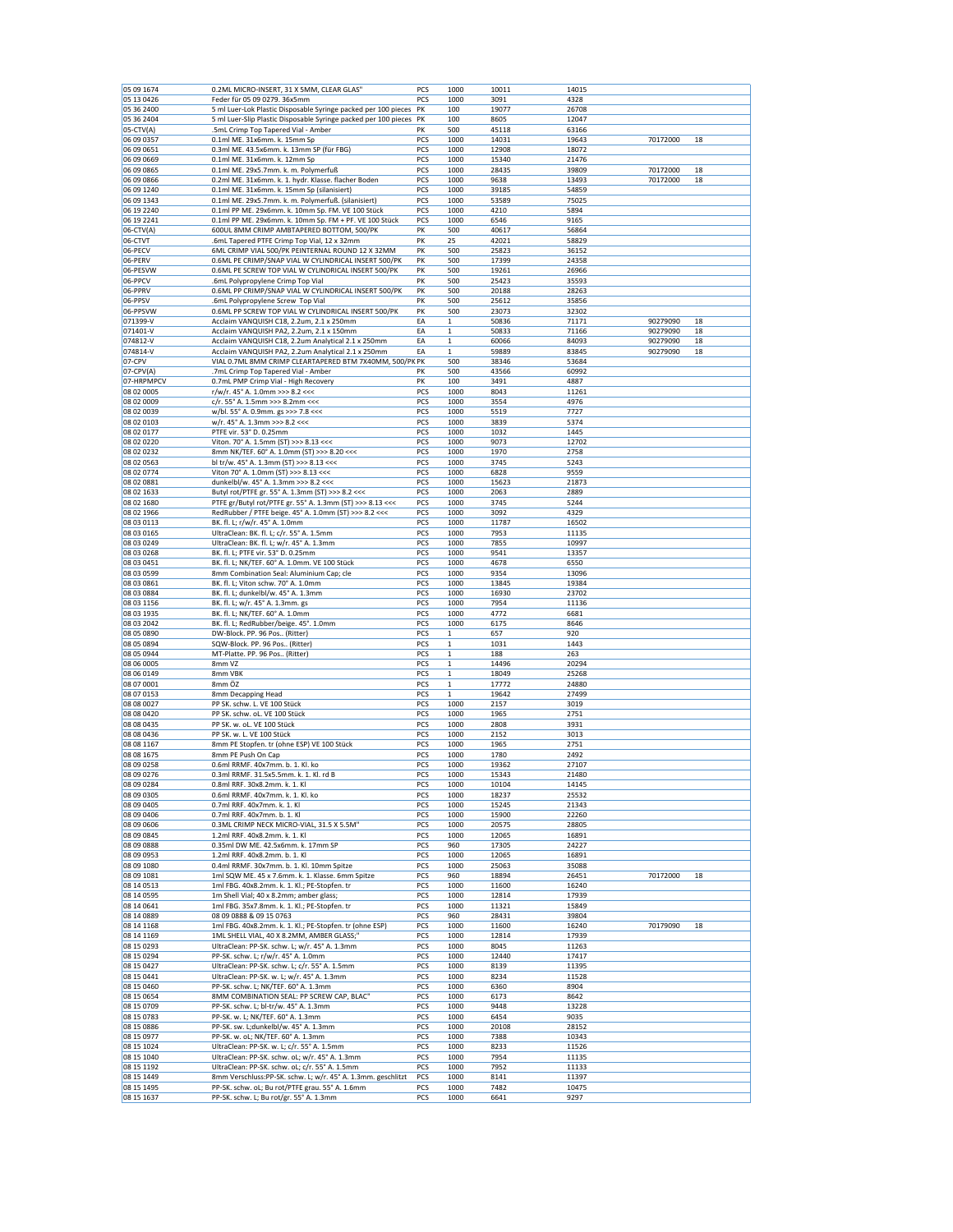| | | | | | | | |
|---|---|---|---|---|---|---|---|
| 05 09 1674 | 0.2ML MICRO-INSERT, 31 X 5MM, CLEAR GLAS" | PCS | 1000 | 10011 | 14015 | | |
| 05 13 0426 | Feder für 05 09 0279. 36x5mm | PCS | 1000 | 3091 | 4328 | | |
| 05 36 2400 | 5 ml Luer-Lok Plastic Disposable Syringe packed per 100 pieces | PK | 100 | 19077 | 26708 | | |
| 05 36 2404 | 5 ml Luer-Slip Plastic Disposable Syringe packed per 100 pieces | PK | 100 | 8605 | 12047 | | |
| 05-CTV(A) | .5mL Crimp Top Tapered Vial - Amber | PK | 500 | 45118 | 63166 | | |
| 06 09 0357 | 0.1ml ME. 31x6mm. k. 15mm Sp | PCS | 1000 | 14031 | 19643 | 70172000 | 18 |
| 06 09 0651 | 0.3ml ME. 43.5x6mm. k. 13mm SP (für FBG) | PCS | 1000 | 12908 | 18072 | | |
| 06 09 0669 | 0.1ml ME. 31x6mm. k. 12mm Sp | PCS | 1000 | 15340 | 21476 | | |
| 06 09 0865 | 0.1ml ME. 29x5.7mm. k. m. Polymerfuß | PCS | 1000 | 28435 | 39809 | 70172000 | 18 |
| 06 09 0866 | 0.2ml ME. 31x6mm. k. 1. hydr. Klasse. flacher Boden | PCS | 1000 | 9638 | 13493 | 70172000 | 18 |
| 06 09 1240 | 0.1ml ME. 31x6mm. k. 15mm Sp (silanisiert) | PCS | 1000 | 39185 | 54859 | | |
| 06 09 1343 | 0.1ml ME. 29x5.7mm. k. m. Polymerfuß. (silanisiert) | PCS | 1000 | 53589 | 75025 | | |
| 06 19 2240 | 0.1ml PP ME. 29x6mm. k. 10mm Sp. FM. VE 100 Stück | PCS | 1000 | 4210 | 5894 | | |
| 06 19 2241 | 0.1ml PP ME. 29x6mm. k. 10mm Sp. FM + PF. VE 100 Stück | PCS | 1000 | 6546 | 9165 | | |
| 06-CTV(A) | 600UL 8MM CRIMP AMBTAPERED BOTTOM, 500/PK | PK | 500 | 40617 | 56864 | | |
| 06-CTVT | .6mL Tapered PTFE Crimp Top Vial, 12 x 32mm | PK | 25 | 42021 | 58829 | | |
| 06-PECV | 6ML CRIMP VIAL 500/PK PEINTERNAL ROUND 12 X 32MM | PK | 500 | 25823 | 36152 | | |
| 06-PERV | 0.6ML PE CRIMP/SNAP VIAL W CYLINDRICAL INSERT 500/PK | PK | 500 | 17399 | 24358 | | |
| 06-PESVW | 0.6ML PE SCREW TOP VIAL W CYLINDRICAL INSERT 500/PK | PK | 500 | 19261 | 26966 | | |
| 06-PPCV | .6mL Polypropylene Crimp Top Vial | PK | 500 | 25423 | 35593 | | |
| 06-PPRV | 0.6ML PP CRIMP/SNAP VIAL W CYLINDRICAL INSERT 500/PK | PK | 500 | 20188 | 28263 | | |
| 06-PPSV | .6mL Polypropylene Screw Top Vial | PK | 500 | 25612 | 35856 | | |
| 06-PPSVW | 0.6ML PP SCREW TOP VIAL W CYLINDRICAL INSERT 500/PK | PK | 500 | 23073 | 32302 | | |
| 071399-V | Acclaim VANQUISH C18, 2.2um, 2.1 x 250mm | EA | 1 | 50836 | 71171 | 90279090 | 18 |
| 071401-V | Acclaim VANQUISH PA2, 2.2um, 2.1 x 150mm | EA | 1 | 50833 | 71166 | 90279090 | 18 |
| 074812-V | Acclaim VANQUISH C18, 2.2um Analytical 2.1 x 250mm | EA | 1 | 60066 | 84093 | 90279090 | 18 |
| 074814-V | Acclaim VANQUISH PA2, 2.2um Analytical 2.1 x 250mm | EA | 1 | 59889 | 83845 | 90279090 | 18 |
| 07-CPV | VIAL 0.7ML 8MM CRIMP CLEARTAPERED BTM 7X40MM, 500/PK | PK | 500 | 38346 | 53684 | | |
| 07-CPV(A) | .7mL Crimp Top Tapered Vial - Amber | PK | 500 | 43566 | 60992 | | |
| 07-HRPMPCV | 0.7mL PMP Crimp Vial - High Recovery | PK | 100 | 3491 | 4887 | | |
| 08 02 0005 | r/w/r. 45° A. 1.0mm >>> 8.2 <<< | PCS | 1000 | 8043 | 11261 | | |
| 08 02 0009 | c/r. 55° A. 1.5mm >>> 8.2mm <<< | PCS | 1000 | 3554 | 4976 | | |
| 08 02 0039 | w/bl. 55° A. 0.9mm. gs >>> 7.8 <<< | PCS | 1000 | 5519 | 7727 | | |
| 08 02 0103 | w/r. 45° A. 1.3mm >>> 8.2 <<< | PCS | 1000 | 3839 | 5374 | | |
| 08 02 0177 | PTFE vir. 53° D. 0.25mm | PCS | 1000 | 1032 | 1445 | | |
| 08 02 0220 | Viton. 70° A. 1.5mm (ST) >>> 8.13 <<< | PCS | 1000 | 9073 | 12702 | | |
| 08 02 0232 | 8mm NK/TEF. 60° A. 1.0mm (ST) >>> 8.20 <<< | PCS | 1000 | 1970 | 2758 | | |
| 08 02 0563 | bl tr/w. 45° A. 1.3mm (ST) >>> 8.13 <<< | PCS | 1000 | 3745 | 5243 | | |
| 08 02 0774 | Viton 70° A. 1.0mm (ST) >>> 8.13 <<< | PCS | 1000 | 6828 | 9559 | | |
| 08 02 0881 | dunkelbl/w. 45° A. 1.3mm >>> 8.2 <<< | PCS | 1000 | 15623 | 21873 | | |
| 08 02 1633 | Butyl rot/PTFE gr. 55° A. 1.3mm (ST) >>> 8.2 <<< | PCS | 1000 | 2063 | 2889 | | |
| 08 02 1680 | PTFE gr/Butyl rot/PTFE gr. 55° A. 1.3mm (ST) >>> 8.13 <<< | PCS | 1000 | 3745 | 5244 | | |
| 08 02 1966 | RedRubber / PTFE beige. 45° A. 1.0mm (ST) >>> 8.2 <<< | PCS | 1000 | 3092 | 4329 | | |
| 08 03 0113 | BK. fl. L; r/w/r. 45° A. 1.0mm | PCS | 1000 | 11787 | 16502 | | |
| 08 03 0165 | UltraClean: BK. fl. L; c/r. 55° A. 1.5mm | PCS | 1000 | 7953 | 11135 | | |
| 08 03 0249 | UltraClean: BK. fl. L; w/r. 45° A. 1.3mm | PCS | 1000 | 7855 | 10997 | | |
| 08 03 0268 | BK. fl. L; PTFE vir. 53° D. 0.25mm | PCS | 1000 | 9541 | 13357 | | |
| 08 03 0451 | BK. fl. L; NK/TEF. 60° A. 1.0mm. VE 100 Stück | PCS | 1000 | 4678 | 6550 | | |
| 08 03 0599 | 8mm Combination Seal: Aluminium Cap; cle | PCS | 1000 | 9354 | 13096 | | |
| 08 03 0861 | BK. fl. L; Viton schw. 70° A. 1.0mm | PCS | 1000 | 13845 | 19384 | | |
| 08 03 0884 | BK. fl. L; dunkelbl/w. 45° A. 1.3mm | PCS | 1000 | 16930 | 23702 | | |
| 08 03 1156 | BK. fl. L; w/r. 45° A. 1.3mm. gs | PCS | 1000 | 7954 | 11136 | | |
| 08 03 1935 | BK. fl. L; NK/TEF. 60° A. 1.0mm | PCS | 1000 | 4772 | 6681 | | |
| 08 03 2042 | BK. fl. L; RedRubber/beige. 45°. 1.0mm | PCS | 1000 | 6175 | 8646 | | |
| 08 05 0890 | DW-Block. PP. 96 Pos.. (Ritter) | PCS | 1 | 657 | 920 | | |
| 08 05 0894 | SQW-Block. PP. 96 Pos.. (Ritter) | PCS | 1 | 1031 | 1443 | | |
| 08 05 0944 | MT-Platte. PP. 96 Pos.. (Ritter) | PCS | 1 | 188 | 263 | | |
| 08 06 0005 | 8mm VZ | PCS | 1 | 14496 | 20294 | | |
| 08 06 0149 | 8mm VBK | PCS | 1 | 18049 | 25268 | | |
| 08 07 0001 | 8mm ÖZ | PCS | 1 | 17772 | 24880 | | |
| 08 07 0153 | 8mm Decapping Head | PCS | 1 | 19642 | 27499 | | |
| 08 08 0027 | PP SK. schw. L. VE 100 Stück | PCS | 1000 | 2157 | 3019 | | |
| 08 08 0420 | PP SK. schw. oL. VE 100 Stück | PCS | 1000 | 1965 | 2751 | | |
| 08 08 0435 | PP SK. w. oL. VE 100 Stück | PCS | 1000 | 2808 | 3931 | | |
| 08 08 0436 | PP SK. w. L. VE 100 Stück | PCS | 1000 | 2152 | 3013 | | |
| 08 08 1167 | 8mm PE Stopfen. tr (ohne ESP) VE 100 Stück | PCS | 1000 | 1965 | 2751 | | |
| 08 08 1675 | 8mm PE Push On Cap | PCS | 1000 | 1780 | 2492 | | |
| 08 09 0258 | 0.6ml RRMF. 40x7mm. b. 1. Kl. ko | PCS | 1000 | 19362 | 27107 | | |
| 08 09 0276 | 0.3ml RRMF. 31.5x5.5mm. k. 1. Kl. rd B | PCS | 1000 | 15343 | 21480 | | |
| 08 09 0284 | 0.8ml RRF. 30x8.2mm. k. 1. Kl | PCS | 1000 | 10104 | 14145 | | |
| 08 09 0305 | 0.6ml RRMF. 40x7mm. k. 1. Kl. ko | PCS | 1000 | 18237 | 25532 | | |
| 08 09 0405 | 0.7ml RRF. 40x7mm. k. 1. Kl | PCS | 1000 | 15245 | 21343 | | |
| 08 09 0406 | 0.7ml RRF. 40x7mm. b. 1. Kl | PCS | 1000 | 15900 | 22260 | | |
| 08 09 0606 | 0.3ML CRIMP NECK MICRO-VIAL, 31.5 X 5.5M" | PCS | 1000 | 20575 | 28805 | | |
| 08 09 0845 | 1.2ml RRF. 40x8.2mm. k. 1. Kl | PCS | 1000 | 12065 | 16891 | | |
| 08 09 0888 | 0.35ml DW ME. 42.5x6mm. k. 17mm SP | PCS | 960 | 17305 | 24227 | | |
| 08 09 0953 | 1.2ml RRF. 40x8.2mm. b. 1. Kl | PCS | 1000 | 12065 | 16891 | | |
| 08 09 1080 | 0.4ml RRMF. 30x7mm. b. 1. Kl. 10mm Spitze | PCS | 1000 | 25063 | 35088 | | |
| 08 09 1081 | 1ml SQW ME. 45 x 7.6mm. k. 1. Klasse. 6mm Spitze | PCS | 960 | 18894 | 26451 | 70172000 | 18 |
| 08 14 0513 | 1ml FBG. 40x8.2mm. k. 1. Kl.; PE-Stopfen. tr | PCS | 1000 | 11600 | 16240 | | |
| 08 14 0595 | 1m Shell Vial; 40 x 8.2mm; amber glass; | PCS | 1000 | 12814 | 17939 | | |
| 08 14 0641 | 1ml FBG. 35x7.8mm. k. 1. Kl.; PE-Stopfen. tr | PCS | 1000 | 11321 | 15849 | | |
| 08 14 0889 | 08 09 0888 & 09 15 0763 | PCS | 960 | 28431 | 39804 | | |
| 08 14 1168 | 1ml FBG. 40x8.2mm. k. 1. Kl.; PE-Stopfen. tr (ohne ESP) | PCS | 1000 | 11600 | 16240 | 70179090 | 18 |
| 08 14 1169 | 1ML SHELL VIAL, 40 X 8.2MM, AMBER GLASS;" | PCS | 1000 | 12814 | 17939 | | |
| 08 15 0293 | UltraClean: PP-SK. schw. L; w/r. 45° A. 1.3mm | PCS | 1000 | 8045 | 11263 | | |
| 08 15 0294 | PP-SK. schw. L; r/w/r. 45° A. 1.0mm | PCS | 1000 | 12440 | 17417 | | |
| 08 15 0427 | UltraClean: PP-SK. schw. L; c/r. 55° A. 1.5mm | PCS | 1000 | 8139 | 11395 | | |
| 08 15 0441 | UltraClean: PP-SK. w. L; w/r. 45° A. 1.3mm | PCS | 1000 | 8234 | 11528 | | |
| 08 15 0460 | PP-SK. schw. L; NK/TEF. 60° A. 1.3mm | PCS | 1000 | 6360 | 8904 | | |
| 08 15 0654 | 8MM COMBINATION SEAL: PP SCREW CAP, BLAC" | PCS | 1000 | 6173 | 8642 | | |
| 08 15 0709 | PP-SK. schw. L; bl-tr/w. 45° A. 1.3mm | PCS | 1000 | 9448 | 13228 | | |
| 08 15 0783 | PP-SK. w. L; NK/TEF. 60° A. 1.3mm | PCS | 1000 | 6454 | 9035 | | |
| 08 15 0886 | PP-SK. sw. L;dunkelbl/w. 45° A. 1.3mm | PCS | 1000 | 20108 | 28152 | | |
| 08 15 0977 | PP-SK. w. oL; NK/TEF. 60° A. 1.3mm | PCS | 1000 | 7388 | 10343 | | |
| 08 15 1024 | UltraClean: PP-SK. w. L; c/r. 55° A. 1.5mm | PCS | 1000 | 8233 | 11526 | | |
| 08 15 1040 | UltraClean: PP-SK. schw. oL; w/r. 45° A. 1.3mm | PCS | 1000 | 7954 | 11135 | | |
| 08 15 1192 | UltraClean: PP-SK. schw. oL; c/r. 55° A. 1.5mm | PCS | 1000 | 7952 | 11133 | | |
| 08 15 1449 | 8mm Verschluss:PP-SK. schw. L; w/r. 45° A. 1.3mm. geschlitzt | PCS | 1000 | 8141 | 11397 | | |
| 08 15 1495 | PP-SK. schw. oL; Bu rot/PTFE grau. 55° A. 1.6mm | PCS | 1000 | 7482 | 10475 | | |
| 08 15 1637 | PP-SK. schw. L; Bu rot/gr. 55° A. 1.3mm | PCS | 1000 | 6641 | 9297 | | |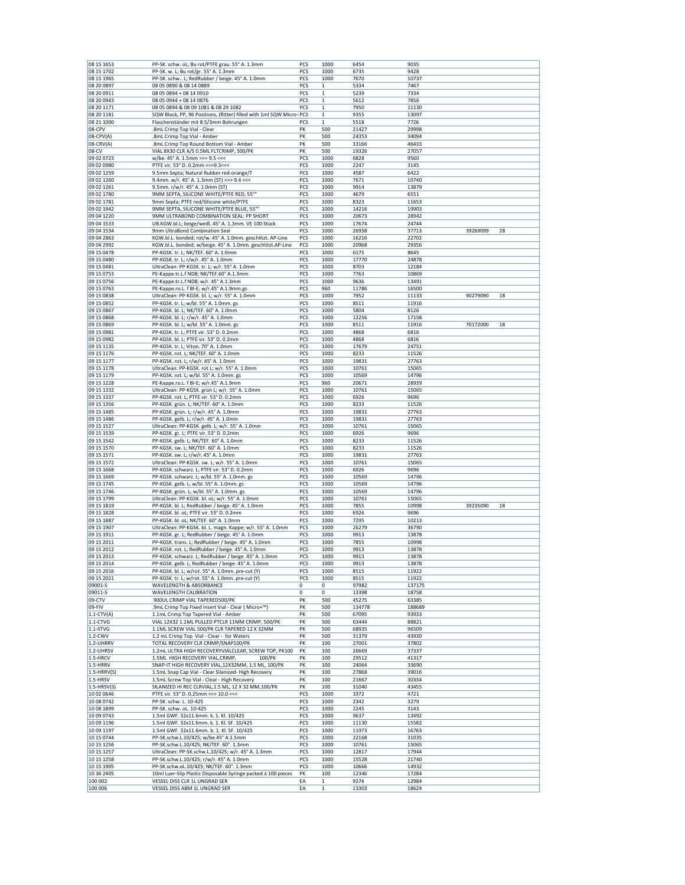| | | | | | | | |
|---|---|---|---|---|---|---|---|
| 08 15 1653 | PP-SK. schw. oL; Bu rot/PTFE grau. 55° A. 1.3mm | PCS | 1000 | 6454 | 9035 | | |
| 08 15 1702 | PP-SK. w. L; Bu rot/gr. 55° A. 1.3mm | PCS | 1000 | 6735 | 9428 | | |
| 08 15 1965 | PP-SK. schw.. L; RedRubber / beige. 45° A. 1.0mm | PCS | 1000 | 7670 | 10737 | | |
| 08 20 0897 | 08 05 0890 & 08 14 0889 | PCS | 1 | 5334 | 7467 | | |
| 08 20 0911 | 08 05 0894 + 08 14 0910 | PCS | 1 | 5239 | 7334 | | |
| 08 20 0943 | 08 05 0944 + 08 14 0876 | PCS | 1 | 5612 | 7856 | | |
| 08 20 1171 | 08 05 0894 & 08 09 1081 & 08 29 1082 | PCS | 1 | 7950 | 11130 | | |
| 08 20 1181 | SQW Block, PP, 96 Positions, (Ritter) filled with 1ml SQW Micro- | PCS | 1 | 9355 | 13097 | | |
| 08 21 1000 | Flaschenständer mit 8.5/3mm Bohrungen | PCS | 1 | 5518 | 7726 | | |
| 08-CPV | .8mL Crimp Top Vial - Clear | PK | 500 | 21427 | 29998 | | |
| 08-CPV(A) | .8mL Crimp Top Vial - Amber | PK | 500 | 24353 | 34094 | | |
| 08-CRV(A) | .8mL Crimp Top Round Bottom Vial - Amber | PK | 500 | 33166 | 46433 | | |
| 08-CV | VIAL 8X30 CLR A/S 0.5ML FLTCRIMP, 500/PK | PK | 500 | 19326 | 27057 | | |
| 09 02 0723 | w/be. 45° A. 1.5mm >>> 9.5 <<< | PCS | 1000 | 6828 | 9560 | | |
| 09 02 0980 | PTFE vir. 53° D. 0.2mm >>>9.3<<< | PCS | 1000 | 2247 | 3145 | | |
| 09 02 1259 | 9.5mm Septa; Natural Rubber red-orange/T | PCS | 1000 | 4587 | 6422 | | |
| 09 02 1260 | 9.4mm. w/r. 45° A. 1.3mm (ST) >>> 9.4 <<< | PCS | 1000 | 7671 | 10740 | | |
| 09 02 1261 | 9.5mm. r/w/r. 45° A. 1.0mm (ST) | PCS | 1000 | 9914 | 13879 | | |
| 09 02 1780 | 9MM SEPTA, SILICONE WHITE/PTFE RED, 55°" | PCS | 1000 | 4679 | 6551 | | |
| 09 02 1781 | 9mm Septa; PTFE red/Silicone white/PTFE | PCS | 1000 | 8323 | 11653 | | |
| 09 02 1942 | 9MM SEPTA, SILICONE WHITE/PTFE BLUE, 55°" | PCS | 1000 | 14216 | 19903 | | |
| 09 04 1220 | 9MM ULTRABOND COMBINATION SEAL: PP SHORT | PCS | 1000 | 20673 | 28942 | | |
| 09 04 1533 | UB.KGW.bl.L; beige/weiß. 45° A. 1.3mm. VE 100 Stück | PCS | 1000 | 17674 | 24744 | | |
| 09 04 1534 | 9mm UltraBond Combination Seal | PCS | 1000 | 26938 | 37713 | 39269099 | 28 |
| 09 04 2863 | KGW.bl.L. bonded; rot/w. 45° A. 1.0mm. geschlitzt. AP-Line | PCS | 1000 | 16216 | 22702 | | |
| 09 04 2992 | KGW.bl.L. bonded; w/beige. 45° A. 1.0mm. geschlitzt.AP-Line | PCS | 1000 | 20968 | 29356 | | |
| 09 15 0478 | PP-KGSK. tr. L; NK/TEF. 60° A. 1.0mm | PCS | 1000 | 6175 | 8645 | | |
| 09 15 0480 | PP-KGSK. tr. L; r/w/r. 45° A. 1.0mm | PCS | 1000 | 17770 | 24878 | | |
| 09 15 0481 | UltraClean: PP-KGSK. tr. L; w/r. 55° A. 1.0mm | PCS | 1000 | 8703 | 12184 | | |
| 09 15 0753 | PE-Kappe.tr.L.f ND8; NK/TEF.60° A.1.3mm | PCS | 1000 | 7763 | 10869 | | |
| 09 15 0756 | PE-Kappe.tr.L.f ND8; w/r.45° A.1.3mm | PCS | 1000 | 9636 | 13491 | | |
| 09 15 0763 | PE-Kappe.ro.L. f Bl-E; w/r.45° A.1.9mm.gs | PCS | 960 | 11786 | 16500 | | |
| 09 15 0838 | UltraClean: PP-KGSK. bl. L; w/r. 55° A. 1.0mm | PCS | 1000 | 7952 | 11133 | 90279090 | 18 |
| 09 15 0852 | PP-KGSK. tr. L; w/bl. 55° A. 1.0mm. gs | PCS | 1000 | 8511 | 11916 | | |
| 09 15 0867 | PP-KGSK. bl. L; NK/TEF. 60° A. 1.0mm | PCS | 1000 | 5804 | 8126 | | |
| 09 15 0868 | PP-KGSK. bl. L; r/w/r. 45° A. 1.0mm | PCS | 1000 | 12256 | 17158 | | |
| 09 15 0869 | PP-KGSK. bl. L; w/bl. 55° A. 1.0mm. gs | PCS | 1000 | 8511 | 11916 | 70172000 | 18 |
| 09 15 0981 | PP-KGSK. tr. L; PTFE vir. 53° D. 0.2mm | PCS | 1000 | 4868 | 6816 | | |
| 09 15 0982 | PP-KGSK. bl. L; PTFE vir. 53° D. 0.2mm | PCS | 1000 | 4868 | 6816 | | |
| 09 15 1135 | PP-KGSK. tr. L; Viton. 70° A. 1.0mm | PCS | 1000 | 17679 | 24751 | | |
| 09 15 1176 | PP-KGSK. rot. L; NK/TEF. 60° A. 1.0mm | PCS | 1000 | 8233 | 11526 | | |
| 09 15 1177 | PP-KGSK. rot. L; r/w/r. 45° A. 1.0mm | PCS | 1000 | 19831 | 27763 | | |
| 09 15 1178 | UltraClean: PP-KGSK. rot L; w/r. 55° A. 1.0mm | PCS | 1000 | 10761 | 15065 | | |
| 09 15 1179 | PP-KGSK. rot. L; w/bl. 55° A. 1.0mm. gs | PCS | 1000 | 10569 | 14796 | | |
| 09 15 1228 | PE-Kappe.ro.L. f Bl-E; w/r.45° A.1.9mm | PCS | 960 | 20671 | 28939 | | |
| 09 15 1332 | UltraClean: PP-KGSK. grün L; w/r. 55° A. 1.0mm | PCS | 1000 | 10761 | 15065 | | |
| 09 15 1337 | PP-KGSK. rot. L; PTFE vir. 53° D. 0.2mm | PCS | 1000 | 6926 | 9696 | | |
| 09 15 1356 | PP-KGSK. grün. L; NK/TEF. 60° A. 1.0mm | PCS | 1000 | 8233 | 11526 | | |
| 09 15 1485 | PP-KGSK. grün. L; r/w/r. 45° A. 1.0mm | PCS | 1000 | 19831 | 27763 | | |
| 09 15 1486 | PP-KGSK. gelb. L; r/w/r. 45° A. 1.0mm | PCS | 1000 | 19831 | 27763 | | |
| 09 15 1527 | UltraClean: PP-KGSK. gelb. L; w/r. 55° A. 1.0mm | PCS | 1000 | 10761 | 15065 | | |
| 09 15 1539 | PP-KGSK. gr. L; PTFE vir. 53° D. 0.2mm | PCS | 1000 | 6926 | 9696 | | |
| 09 15 1542 | PP-KGSK. gelb. L; NK/TEF. 60° A. 1.0mm | PCS | 1000 | 8233 | 11526 | | |
| 09 15 1570 | PP-KGSK. sw. L; NK/TEF. 60° A. 1.0mm | PCS | 1000 | 8233 | 11526 | | |
| 09 15 1571 | PP-KGSK. sw. L; r/w/r. 45° A. 1.0mm | PCS | 1000 | 19831 | 27763 | | |
| 09 15 1572 | UltraClean: PP-KGSK. sw. L; w/r. 55° A. 1.0mm | PCS | 1000 | 10761 | 15065 | | |
| 09 15 1668 | PP-KGSK. schwarz. L; PTFE vir. 53° D. 0.2mm | PCS | 1000 | 6926 | 9696 | | |
| 09 15 1669 | PP-KGSK. schwarz. L; w/bl. 55° A. 1.0mm. gs | PCS | 1000 | 10569 | 14796 | | |
| 09 15 1745 | PP-KGSK. gelb. L; w/bl. 55° A. 1.0mm. gs | PCS | 1000 | 10569 | 14796 | | |
| 09 15 1746 | PP-KGSK. grün. L; w/bl. 55° A. 1.0mm. gs | PCS | 1000 | 10569 | 14796 | | |
| 09 15 1799 | UltraClean: PP-KGSK. bl. oL; w/r. 55° A. 1.0mm | PCS | 1000 | 10761 | 15065 | | |
| 09 15 1819 | PP-KGSK. bl. L; RedRubber / beige. 45° A. 1.0mm | PCS | 1000 | 7855 | 10998 | 39235090 | 18 |
| 09 15 1828 | PP-KGSK. bl. oL; PTFE vir. 53° D. 0.2mm | PCS | 1000 | 6926 | 9696 | | |
| 09 15 1887 | PP-KGSK. bl. oL; NK/TEF. 60° A. 1.0mm | PCS | 1000 | 7295 | 10213 | | |
| 09 15 1907 | UltraClean: PP-KGSK. bl. L. magn. Kappe; w/r. 55° A. 1.0mm | PCS | 1000 | 26279 | 36790 | | |
| 09 15 1911 | PP-KGSK. gr. L; RedRubber / beige. 45° A. 1.0mm | PCS | 1000 | 9913 | 13878 | | |
| 09 15 2011 | PP-KGSK. trans. L; RedRubber / beige. 45° A. 1.0mm | PCS | 1000 | 7855 | 10998 | | |
| 09 15 2012 | PP-KGSK. rot. L; RedRubber / beige. 45° A. 1.0mm | PCS | 1000 | 9913 | 13878 | | |
| 09 15 2013 | PP-KGSK. schwarz. L; RedRubber / beige. 45° A. 1.0mm | PCS | 1000 | 9913 | 13878 | | |
| 09 15 2014 | PP-KGSK. gelb. L; RedRubber / beige. 45° A. 1.0mm | PCS | 1000 | 9913 | 13878 | | |
| 09 15 2016 | PP-KGSK. bl. L; w/rot. 55° A. 1.0mm. pre-cut (Y) | PCS | 1000 | 8515 | 11922 | | |
| 09 15 2021 | PP-KGSK. tr. L; w/rot. 55° A. 1.0mm. pre-cut (Y) | PCS | 1000 | 8515 | 11922 | | |
| 09001-S | WAVELENGTH & ABSORBANCE | 0 | 0 | 97982 | 137175 | | |
| 09011-S | WAVELENGTH CALIBRATION | 0 | 0 | 13398 | 18758 | | |
| 09-CTV | 900UL CRIMP VIAL TAPERED500/PK | PK | 500 | 45275 | 63385 | | |
| 09-FIV | .9mL Crimp Top Fixed Insert Vial - Clear ( Micro+™) | PK | 500 | 134778 | 188689 | | |
| 1.1-CTV(A) | 1.1mL Crimp Top Tapered Vial - Amber | PK | 500 | 67095 | 93933 | | |
| 1.1-CTVG | VIAL 12X32 1.1ML PULLED PTCLR 11MM CRIMP, 500/PK | PK | 500 | 63444 | 88821 | | |
| 1.1-STVG | 1.1ML SCREW VIAL 500/PK CLR TAPERED 12 X 32MM | PK | 500 | 68935 | 96509 | | |
| 1.2-CWV | 1.2 mL Crimp Top Vial - Clear - for Waters | PK | 500 | 31379 | 43930 | | |
| 1.2-UHRRV | TOTAL RECOVERY CLR CRIMP/SNAP100/PK | PK | 100 | 27001 | 37802 | | |
| 1.2-UHRSV | 1.2mL ULTRA HIGH RECOVERYVIALCLEAR, SCREW TOP, PK100 | PK | 100 | 26669 | 37337 | | |
| 1.5-HRCV | 1.5ML HIGH RECOVERY VIAL,CRIMP, 100/PK | PK | 100 | 29512 | 41317 | | |
| 1.5-HRRV | SNAP-IT HIGH RECOVERY VIAL,12X32MM, 1.5 ML, 100/PK | PK | 100 | 24064 | 33690 | | |
| 1.5-HRRV(S) | 1.5mL Snap Cap Vial - Clear Silanized- High Recovery | PK | 100 | 27868 | 39016 | | |
| 1.5-HRSV | 1.5mL Screw Top Vial - Clear - High Recovery | PK | 100 | 21667 | 30334 | | |
| 1.5-HRSV(S) | SILANIZED HI REC CLRVIAL,1.5 ML, 12 X 32 MM,100/PK | PK | 100 | 31040 | 43455 | | |
| 10 02 0646 | PTFE vir. 53° D. 0.25mm >>> 10.0 <<< | PCS | 1000 | 3372 | 4721 | | |
| 10 08 0742 | PP-SK. schw. L. 10-425 | PCS | 1000 | 2342 | 3279 | | |
| 10 08 1899 | PP-SK. schw. oL. 10-425 | PCS | 1000 | 2245 | 3143 | | |
| 10 09 0743 | 1.5ml GWF. 32x11.6mm. k. 1. Kl. 10/425 | PCS | 1000 | 9637 | 13492 | | |
| 10 09 1196 | 1.5ml GWF. 32x11.6mm. k. 1. Kl. SF. 10/425 | PCS | 1000 | 11130 | 15582 | | |
| 10 09 1197 | 1.5ml GWF. 32x11.6mm. b. 1. Kl. SF. 10/425 | PCS | 1000 | 11973 | 16763 | | |
| 10 15 0744 | PP-SK.schw.L.10/425; w/be.45° A.1.5mm | PCS | 1000 | 22168 | 31035 | | |
| 10 15 1256 | PP-SK.schw.L.10/425; NK/TEF. 60°. 1.3mm | PCS | 1000 | 10761 | 15065 | | |
| 10 15 1257 | UltraClean: PP-SK.schw.L.10/425; w/r. 45° A. 1.3mm | PCS | 1000 | 12817 | 17944 | | |
| 10 15 1258 | PP-SK.schw.L.10/425; r/w/r. 45° A. 1.0mm | PCS | 1000 | 15528 | 21740 | | |
| 10 15 1905 | PP-SK.schw.oL.10/425; NK/TEF. 60°. 1.3mm | PCS | 1000 | 10666 | 14932 | | |
| 10 36 2405 | 10ml Luer-Slip Plastic Disposable Syringe packed á 100 pieces | PK | 100 | 12346 | 17284 | | |
| 100 002 | VESSEL DISS CLR 1L UNGRAD SER | EA | 1 | 9274 | 12984 | | |
| 100 006 | VESSEL DISS ABM 1L UNGRAD SER | EA | 1 | 13303 | 18624 | | |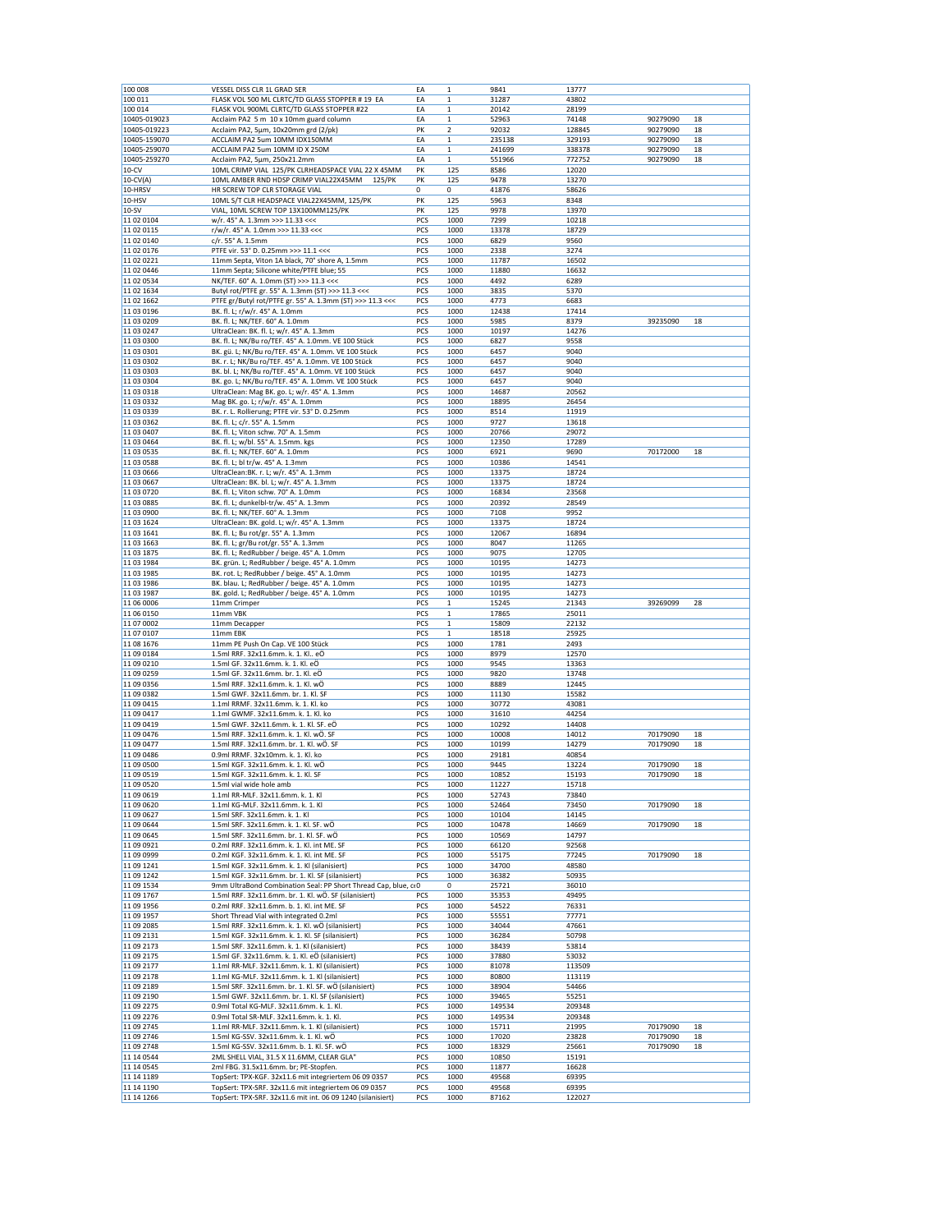| | | | | | | | |
|---|---|---|---|---|---|---|---|
| 100 008 | VESSEL DISS CLR 1L GRAD SER | EA | 1 | 9841 | 13777 | | |
| 100 011 | FLASK VOL 500 ML CLRTC/TD GLASS STOPPER # 19 EA | EA | 1 | 31287 | 43802 | | |
| 100 014 | FLASK VOL 900ML CLRTC/TD GLASS STOPPER #22 | EA | 1 | 20142 | 28199 | | |
| 10405-019023 | Acclaim PA2 5 m 10 x 10mm guard column | EA | 1 | 52963 | 74148 | 90279090 | 18 |
| 10405-019223 | Acclaim PA2, 5µm, 10x20mm grd (2/pk) | PK | 2 | 92032 | 128845 | 90279090 | 18 |
| 10405-159070 | ACCLAIM PA2 5um 10MM IDX150MM | EA | 1 | 235138 | 329193 | 90279090 | 18 |
| 10405-259070 | ACCLAIM PA2 5um 10MM ID X 250M | EA | 1 | 241699 | 338378 | 90279090 | 18 |
| 10405-259270 | Acclaim PA2, 5µm, 250x21.2mm | EA | 1 | 551966 | 772752 | 90279090 | 18 |
| 10-CV | 10ML CRIMP VIAL 125/PK CLRHEADSPACE VIAL 22 X 45MM | PK | 125 | 8586 | 12020 | | |
| 10-CV(A) | 10ML AMBER RND HDSP CRIMP VIAL22X45MM 125/PK | PK | 125 | 9478 | 13270 | | |
| 10-HRSV | HR SCREW TOP CLR STORAGE VIAL | 0 | 0 | 41876 | 58626 | | |
| 10-HSV | 10ML S/T CLR HEADSPACE VIAL22X45MM, 125/PK | PK | 125 | 5963 | 8348 | | |
| 10-SV | VIAL, 10ML SCREW TOP 13X100MM125/PK | PK | 125 | 9978 | 13970 | | |
| 11 02 0104 | w/r. 45° A. 1.3mm >>> 11.33 <<< | PCS | 1000 | 7299 | 10218 | | |
| 11 02 0115 | r/w/r. 45° A. 1.0mm >>> 11.33 <<< | PCS | 1000 | 13378 | 18729 | | |
| 11 02 0140 | c/r. 55° A. 1.5mm | PCS | 1000 | 6829 | 9560 | | |
| 11 02 0176 | PTFE vir. 53° D. 0.25mm >>> 11.1 <<< | PCS | 1000 | 2338 | 3274 | | |
| 11 02 0221 | 11mm Septa, Viton 1A black, 70° shore A, 1.5mm | PCS | 1000 | 11787 | 16502 | | |
| 11 02 0446 | 11mm Septa; Silicone white/PTFE blue; 55 | PCS | 1000 | 11880 | 16632 | | |
| 11 02 0534 | NK/TEF. 60° A. 1.0mm (ST) >>> 11.3 <<< | PCS | 1000 | 4492 | 6289 | | |
| 11 02 1634 | Butyl rot/PTFE gr. 55° A. 1.3mm (ST) >>> 11.3 <<< | PCS | 1000 | 3835 | 5370 | | |
| 11 02 1662 | PTFE gr/Butyl rot/PTFE gr. 55° A. 1.3mm (ST) >>> 11.3 <<< | PCS | 1000 | 4773 | 6683 | | |
| 11 03 0196 | BK. fl. L; r/w/r. 45° A. 1.0mm | PCS | 1000 | 12438 | 17414 | | |
| 11 03 0209 | BK. fl. L; NK/TEF. 60° A. 1.0mm | PCS | 1000 | 5985 | 8379 | 39235090 | 18 |
| 11 03 0247 | UltraClean: BK. fl. L; w/r. 45° A. 1.3mm | PCS | 1000 | 10197 | 14276 | | |
| 11 03 0300 | BK. fl. L; NK/Bu ro/TEF. 45° A. 1.0mm. VE 100 Stück | PCS | 1000 | 6827 | 9558 | | |
| 11 03 0301 | BK. gü. L; NK/Bu ro/TEF. 45° A. 1.0mm. VE 100 Stück | PCS | 1000 | 6457 | 9040 | | |
| 11 03 0302 | BK. r. L; NK/Bu ro/TEF. 45° A. 1.0mm. VE 100 Stück | PCS | 1000 | 6457 | 9040 | | |
| 11 03 0303 | BK. bl. L; NK/Bu ro/TEF. 45° A. 1.0mm. VE 100 Stück | PCS | 1000 | 6457 | 9040 | | |
| 11 03 0304 | BK. go. L; NK/Bu ro/TEF. 45° A. 1.0mm. VE 100 Stück | PCS | 1000 | 6457 | 9040 | | |
| 11 03 0318 | UltraClean: Mag BK. go. L; w/r. 45° A. 1.3mm | PCS | 1000 | 14687 | 20562 | | |
| 11 03 0332 | Mag BK. go. L; r/w/r. 45° A. 1.0mm | PCS | 1000 | 18895 | 26454 | | |
| 11 03 0339 | BK. r. L. Rollierung; PTFE vir. 53° D. 0.25mm | PCS | 1000 | 8514 | 11919 | | |
| 11 03 0362 | BK. fl. L; c/r. 55° A. 1.5mm | PCS | 1000 | 9727 | 13618 | | |
| 11 03 0407 | BK. fl. L; Viton schw. 70° A. 1.5mm | PCS | 1000 | 20766 | 29072 | | |
| 11 03 0464 | BK. fl. L; w/bl. 55° A. 1.5mm. kgs | PCS | 1000 | 12350 | 17289 | | |
| 11 03 0535 | BK. fl. L; NK/TEF. 60° A. 1.0mm | PCS | 1000 | 6921 | 9690 | 70172000 | 18 |
| 11 03 0588 | BK. fl. L; bl tr/w. 45° A. 1.3mm | PCS | 1000 | 10386 | 14541 | | |
| 11 03 0666 | UltraClean:BK. r. L; w/r. 45° A. 1.3mm | PCS | 1000 | 13375 | 18724 | | |
| 11 03 0667 | UltraClean: BK. bl. L; w/r. 45° A. 1.3mm | PCS | 1000 | 13375 | 18724 | | |
| 11 03 0720 | BK. fl. L; Viton schw. 70° A. 1.0mm | PCS | 1000 | 16834 | 23568 | | |
| 11 03 0885 | BK. fl. L; dunkelbl-tr/w. 45° A. 1.3mm | PCS | 1000 | 20392 | 28549 | | |
| 11 03 0900 | BK. fl. L; NK/TEF. 60° A. 1.3mm | PCS | 1000 | 7108 | 9952 | | |
| 11 03 1624 | UltraClean: BK. gold. L; w/r. 45° A. 1.3mm | PCS | 1000 | 13375 | 18724 | | |
| 11 03 1641 | BK. fl. L; Bu rot/gr. 55° A. 1.3mm | PCS | 1000 | 12067 | 16894 | | |
| 11 03 1663 | BK. fl. L; gr/Bu rot/gr. 55° A. 1.3mm | PCS | 1000 | 8047 | 11265 | | |
| 11 03 1875 | BK. fl. L; RedRubber / beige. 45° A. 1.0mm | PCS | 1000 | 9075 | 12705 | | |
| 11 03 1984 | BK. grün. L; RedRubber / beige. 45° A. 1.0mm | PCS | 1000 | 10195 | 14273 | | |
| 11 03 1985 | BK. rot. L; RedRubber / beige. 45° A. 1.0mm | PCS | 1000 | 10195 | 14273 | | |
| 11 03 1986 | BK. blau. L; RedRubber / beige. 45° A. 1.0mm | PCS | 1000 | 10195 | 14273 | | |
| 11 03 1987 | BK. gold. L; RedRubber / beige. 45° A. 1.0mm | PCS | 1000 | 10195 | 14273 | | |
| 11 06 0006 | 11mm Crimper | PCS | 1 | 15245 | 21343 | 39269099 | 28 |
| 11 06 0150 | 11mm VBK | PCS | 1 | 17865 | 25011 | | |
| 11 07 0002 | 11mm Decapper | PCS | 1 | 15809 | 22132 | | |
| 11 07 0107 | 11mm EBK | PCS | 1 | 18518 | 25925 | | |
| 11 08 1676 | 11mm PE Push On Cap. VE 100 Stück | PCS | 1000 | 1781 | 2493 | | |
| 11 09 0184 | 1.5ml RRF. 32x11.6mm. k. 1. Kl.. eÖ | PCS | 1000 | 8979 | 12570 | | |
| 11 09 0210 | 1.5ml GF. 32x11.6mm. k. 1. Kl. eÖ | PCS | 1000 | 9545 | 13363 | | |
| 11 09 0259 | 1.5ml GF. 32x11.6mm. br. 1. Kl. eÖ | PCS | 1000 | 9820 | 13748 | | |
| 11 09 0356 | 1.5ml RRF. 32x11.6mm. k. 1. Kl. wÖ | PCS | 1000 | 8889 | 12445 | | |
| 11 09 0382 | 1.5ml GWF. 32x11.6mm. br. 1. Kl. SF | PCS | 1000 | 11130 | 15582 | | |
| 11 09 0415 | 1.1ml RRMF. 32x11.6mm. k. 1. Kl. ko | PCS | 1000 | 30772 | 43081 | | |
| 11 09 0417 | 1.1ml GWMF. 32x11.6mm. k. 1. Kl. ko | PCS | 1000 | 31610 | 44254 | | |
| 11 09 0419 | 1.5ml GWF. 32x11.6mm. k. 1. Kl. SF. eÖ | PCS | 1000 | 10292 | 14408 | | |
| 11 09 0476 | 1.5ml RRF. 32x11.6mm. k. 1. Kl. wÖ. SF | PCS | 1000 | 10008 | 14012 | 70179090 | 18 |
| 11 09 0477 | 1.5ml RRF. 32x11.6mm. br. 1. Kl. wÖ. SF | PCS | 1000 | 10199 | 14279 | 70179090 | 18 |
| 11 09 0486 | 0.9ml RRMF. 32x10mm. k. 1. Kl. ko | PCS | 1000 | 29181 | 40854 | | |
| 11 09 0500 | 1.5ml KGF. 32x11.6mm. k. 1. Kl. wÖ | PCS | 1000 | 9445 | 13224 | 70179090 | 18 |
| 11 09 0519 | 1.5ml KGF. 32x11.6mm. k. 1. Kl. SF | PCS | 1000 | 10852 | 15193 | 70179090 | 18 |
| 11 09 0520 | 1.5ml vial wide hole amb | PCS | 1000 | 11227 | 15718 | | |
| 11 09 0619 | 1.1ml RR-MLF. 32x11.6mm. k. 1. Kl | PCS | 1000 | 52743 | 73840 | | |
| 11 09 0620 | 1.1ml KG-MLF. 32x11.6mm. k. 1. Kl | PCS | 1000 | 52464 | 73450 | 70179090 | 18 |
| 11 09 0627 | 1.5ml SRF. 32x11.6mm. k. 1. Kl | PCS | 1000 | 10104 | 14145 | | |
| 11 09 0644 | 1.5ml SRF. 32x11.6mm. k. 1. Kl. SF. wÖ | PCS | 1000 | 10478 | 14669 | 70179090 | 18 |
| 11 09 0645 | 1.5ml SRF. 32x11.6mm. br. 1. Kl. SF. wÖ | PCS | 1000 | 10569 | 14797 | | |
| 11 09 0921 | 0.2ml RRF. 32x11.6mm. k. 1. Kl. int ME. SF | PCS | 1000 | 66120 | 92568 | | |
| 11 09 0999 | 0.2ml KGF. 32x11.6mm. k. 1. Kl. int ME. SF | PCS | 1000 | 55175 | 77245 | 70179090 | 18 |
| 11 09 1241 | 1.5ml KGF. 32x11.6mm. k. 1. Kl (silanisiert) | PCS | 1000 | 34700 | 48580 | | |
| 11 09 1242 | 1.5ml KGF. 32x11.6mm. br. 1. Kl. SF (silanisiert) | PCS | 1000 | 36382 | 50935 | | |
| 11 09 1534 | 9mm UltraBond Combination Seal: PP Short Thread Cap, blue, cr0 | | 0 | 25721 | 36010 | | |
| 11 09 1767 | 1.5ml RRF. 32x11.6mm. br. 1. Kl. wÖ. SF (silanisiert) | PCS | 1000 | 35353 | 49495 | | |
| 11 09 1956 | 0.2ml RRF. 32x11.6mm. b. 1. Kl. int ME. SF | PCS | 1000 | 54522 | 76331 | | |
| 11 09 1957 | Short Thread Vial with integrated 0.2ml | PCS | 1000 | 55551 | 77771 | | |
| 11 09 2085 | 1.5ml RRF. 32x11.6mm. k. 1. Kl. wÖ (silanisiert) | PCS | 1000 | 34044 | 47661 | | |
| 11 09 2131 | 1.5ml KGF. 32x11.6mm. k. 1. Kl. SF (silanisiert) | PCS | 1000 | 36284 | 50798 | | |
| 11 09 2173 | 1.5ml SRF. 32x11.6mm. k. 1. Kl (silanisiert) | PCS | 1000 | 38439 | 53814 | | |
| 11 09 2175 | 1.5ml GF. 32x11.6mm. k. 1. Kl. eÖ (silanisiert) | PCS | 1000 | 37880 | 53032 | | |
| 11 09 2177 | 1.1ml RR-MLF. 32x11.6mm. k. 1. Kl (silanisiert) | PCS | 1000 | 81078 | 113509 | | |
| 11 09 2178 | 1.1ml KG-MLF. 32x11.6mm. k. 1. Kl (silanisiert) | PCS | 1000 | 80800 | 113119 | | |
| 11 09 2189 | 1.5ml SRF. 32x11.6mm. br. 1. Kl. SF. wÖ (silanisiert) | PCS | 1000 | 38904 | 54466 | | |
| 11 09 2190 | 1.5ml GWF. 32x11.6mm. br. 1. Kl. SF (silanisiert) | PCS | 1000 | 39465 | 55251 | | |
| 11 09 2275 | 0.9ml Total KG-MLF. 32x11.6mm. k. 1. Kl. | PCS | 1000 | 149534 | 209348 | | |
| 11 09 2276 | 0.9ml Total SR-MLF. 32x11.6mm. k. 1. Kl. | PCS | 1000 | 149534 | 209348 | | |
| 11 09 2745 | 1.1ml RR-MLF. 32x11.6mm. k. 1. Kl (silanisiert) | PCS | 1000 | 15711 | 21995 | 70179090 | 18 |
| 11 09 2746 | 1.5ml KG-SSV. 32x11.6mm. k. 1. Kl. wÖ | PCS | 1000 | 17020 | 23828 | 70179090 | 18 |
| 11 09 2748 | 1.5ml KG-SSV. 32x11.6mm. b. 1. Kl. SF. wÖ | PCS | 1000 | 18329 | 25661 | 70179090 | 18 |
| 11 14 0544 | 2ML SHELL VIAL, 31.5 X 11.6MM, CLEAR GLA° | PCS | 1000 | 10850 | 15191 | | |
| 11 14 0545 | 2ml FBG. 31.5x11.6mm. br.; PE-Stopfen. | PCS | 1000 | 11877 | 16628 | | |
| 11 14 1189 | TopSert: TPX-KGF. 32x11.6 mit integriertem 06 09 0357 | PCS | 1000 | 49568 | 69395 | | |
| 11 14 1190 | TopSert: TPX-SRF. 32x11.6 mit integriertem 06 09 0357 | PCS | 1000 | 49568 | 69395 | | |
| 11 14 1266 | TopSert: TPX-SRF. 32x11.6 mit int. 06 09 1240 (silanisiert) | PCS | 1000 | 87162 | 122027 | | |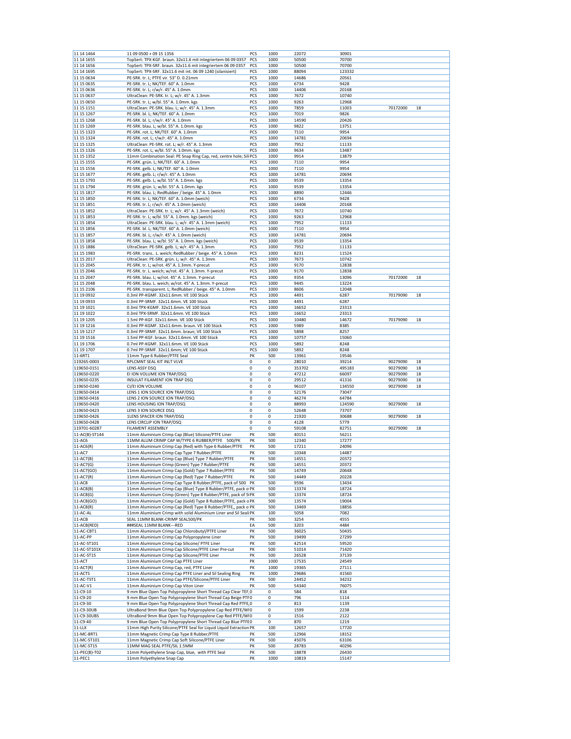| | | | | | | | |
|---|---|---|---|---|---|---|---|
| 11 14 1464 | 11 09 0500 + 09 15 1356 | PCS | 1000 | 22072 | 30901 | | |
| 11 14 1655 | TopSert: TPX-KGF. braun. 32x11.6 mit integriertem 06 09 0357 | PCS | 1000 | 50500 | 70700 | | |
| 11 14 1656 | TopSert: TPX-SRF. braun. 32x11.6 mit integriertem 06 09 0357 | PCS | 1000 | 50500 | 70700 | | |
| 11 14 1695 | TopSert: TPX-SRF. 32x11.6 mit int. 06 09 1240 (silanisiert) | PCS | 1000 | 88094 | 123332 | | |
| 11 15 0634 | PE-SRK. tr. L; PTFE vir. 53° D. 0.21mm | PCS | 1000 | 14686 | 20561 | | |
| 11 15 0635 | PE-SRK. tr. L; NK/TEF. 60° A. 1.0mm | PCS | 1000 | 6734 | 9428 | | |
| 11 15 0636 | PE-SRK. tr. L; r/w/r. 45° A. 1.0mm | PCS | 1000 | 14406 | 20168 | | |
| 11 15 0637 | UltraClean: PE-SRK. tr. L; w/r. 45° A. 1.3mm | PCS | 1000 | 7672 | 10740 | | |
| 11 15 0650 | PE-SRK. tr. L; w/bl. 55° A. 1.0mm. kgs | PCS | 1000 | 9263 | 12968 | | |
| 11 15 1151 | UltraClean: PE-SRK. blau. L; w/r. 45° A. 1.3mm | PCS | 1000 | 7859 | 11003 | 70172000 | 18 |
| 11 15 1267 | PE-SRK. bl. L; NK/TEF. 60° A. 1.0mm | PCS | 1000 | 7019 | 9826 | | |
| 11 15 1268 | PE-SRK. bl. L; r/w/r. 45° A. 1.0mm | PCS | 1000 | 14590 | 20426 | | |
| 11 15 1269 | PE-SRK. blau. L; w/bl. 55° A. 1.0mm. kgs | PCS | 1000 | 9822 | 13751 | | |
| 11 15 1323 | PE-SRK. rot. L; NK/TEF. 60° A. 1.0mm | PCS | 1000 | 7110 | 9954 | | |
| 11 15 1324 | PE-SRK. rot. L; r/w/r. 45° A. 1.0mm | PCS | 1000 | 14781 | 20694 | | |
| 11 15 1325 | UltraClean: PE-SRK. rot. L; w/r. 45° A. 1.3mm | PCS | 1000 | 7952 | 11133 | | |
| 11 15 1326 | PE-SRK. rot. L; w/bl. 55° A. 1.0mm. kgs | PCS | 1000 | 9634 | 13487 | | |
| 11 15 1352 | 11mm Combination Seal: PE Snap Ring Cap, red, centre hole; Sili | PCS | 1000 | 9914 | 13879 | | |
| 11 15 1555 | PE-SRK. grün. L; NK/TEF. 60° A. 1.0mm | PCS | 1000 | 7110 | 9954 | | |
| 11 15 1556 | PE-SRK. gelb. L; NK/TEF. 60° A. 1.0mm | PCS | 1000 | 7110 | 9954 | | |
| 11 15 1677 | PE-SRK. gelb. L; r/w/r. 45° A. 1.0mm | PCS | 1000 | 14781 | 20694 | | |
| 11 15 1793 | PE-SRK. gelb. L; w/bl. 55° A. 1.0mm. kgs | PCS | 1000 | 9539 | 13354 | | |
| 11 15 1794 | PE-SRK. grün. L; w/bl. 55° A. 1.0mm. kgs | PCS | 1000 | 9539 | 13354 | | |
| 11 15 1817 | PE-SRK. blau. L; RedRubber / beige. 45° A. 1.0mm | PCS | 1000 | 8890 | 12446 | | |
| 11 15 1850 | PE-SRK. tr. L; NK/TEF. 60° A. 1.0mm (weich) | PCS | 1000 | 6734 | 9428 | | |
| 11 15 1851 | PE-SRK. tr. L; r/w/r. 45° A. 1.0mm (weich) | PCS | 1000 | 14406 | 20168 | | |
| 11 15 1852 | UltraClean: PE-SRK. tr. L; w/r. 45° A. 1.3mm (weich) | PCS | 1000 | 7672 | 10740 | | |
| 11 15 1853 | PE-SRK. tr. L; w/bl. 55° A. 1.0mm. kgs (weich) | PCS | 1000 | 9263 | 12968 | | |
| 11 15 1854 | UltraClean: PE-SRK. blau. L; w/r. 45° A. 1.3mm (weich) | PCS | 1000 | 7952 | 11133 | | |
| 11 15 1856 | PE-SRK. bl. L; NK/TEF. 60° A. 1.0mm (weich) | PCS | 1000 | 7110 | 9954 | | |
| 11 15 1857 | PE-SRK. bl. L; r/w/r. 45° A. 1.0mm (weich) | PCS | 1000 | 14781 | 20694 | | |
| 11 15 1858 | PE-SRK. blau. L; w/bl. 55° A. 1.0mm. kgs (weich) | PCS | 1000 | 9539 | 13354 | | |
| 11 15 1886 | UltraClean: PE-SRK. gelb. L; w/r. 45° A. 1.3mm | PCS | 1000 | 7952 | 11133 | | |
| 11 15 1983 | PE-SRK. trans.. L. weich; RedRubber / beige. 45° A. 1.0mm | PCS | 1000 | 8231 | 11524 | | |
| 11 15 2017 | UltraClean: PE-SRK. grün. L; w/r. 45° A. 1.3mm | PCS | 1000 | 7673 | 10742 | | |
| 11 15 2045 | PE-SRK. tr. L; w/rot. 45° A. 1.3mm. Y-precut | PCS | 1000 | 9170 | 12838 | | |
| 11 15 2046 | PE-SRK. tr. L weich; w/rot. 45° A. 1.3mm. Y-precut | PCS | 1000 | 9170 | 12838 | | |
| 11 15 2047 | PE-SRK. blau. L; w/rot. 45° A. 1.3mm. Y-precut | PCS | 1000 | 9354 | 13096 | 70172000 | 18 |
| 11 15 2048 | PE-SRK. blau. L weich; w/rot. 45° A. 1.3mm. Y-precut | PCS | 1000 | 9445 | 13224 | | |
| 11 15 2106 | PE-SRK. transparent. L; RedRubber / beige. 45° A. 1.0mm | PCS | 1000 | 8606 | 12048 | | |
| 11 19 0932 | 0.3ml PP-KGMF. 32x11.6mm. VE 100 Stück | PCS | 1000 | 4491 | 6287 | 70179090 | 18 |
| 11 19 0933 | 0.3ml PP-SRMF. 32x11.6mm. VE 100 Stück | PCS | 1000 | 4491 | 6287 | | |
| 11 19 1021 | 0.3ml TPX-KGMF. 32x11.6mm. VE 100 Stück | PCS | 1000 | 16652 | 23313 | | |
| 11 19 1022 | 0.3ml TPX-SRMF. 32x11.6mm. VE 100 Stück | PCS | 1000 | 16652 | 23313 | | |
| 11 19 1205 | 1.5ml PP-KGF. 32x11.6mm. VE 100 Stück | PCS | 1000 | 10480 | 14672 | 70179090 | 18 |
| 11 19 1216 | 0.3ml PP-KGMF. 32x11.6mm. braun. VE 100 Stück | PCS | 1000 | 5989 | 8385 | | |
| 11 19 1217 | 0.3ml PP-SRMF. 32x11.6mm. braun; VE 100 Stück | PCS | 1000 | 5898 | 8257 | | |
| 11 19 1516 | 1.5ml PP-KGF. braun. 32x11.6mm. VE 100 Stück | PCS | 1000 | 10757 | 15060 | | |
| 11 19 1706 | 0.7ml PP-KGMF. 32x11.6mm. VE 100 Stück | PCS | 1000 | 5892 | 8248 | | |
| 11 19 1707 | 0.7ml PP-SRMF. 32x11.6mm; VE 100 Stück | PCS | 1000 | 5892 | 8248 | | |
| 11-6RT1 | 11mm Type 6 Rubber/PTFE Seal | PK | 500 | 13961 | 19546 | | |
| 119265-0003 | RPLCMNT SEAL KIT INLT VLVE | 0 | 0 | 28010 | 39214 | 90279090 | 18 |
| 119650-0151 | LENS ASSY DSQ | 0 | 0 | 353702 | 495183 | 90279090 | 18 |
| 119650-0220 | EI ION VOLUME ION TRAP/DSQ | 0 | 0 | 47212 | 66097 | 90279090 | 18 |
| 119650-0235 | INSULAT FILAMENT ION TRAP DSQ | 0 | 0 | 29512 | 41316 | 90279090 | 18 |
| 119650-0240 | CI/EI ION VOLUME | 0 | 0 | 96107 | 134550 | 90279090 | 18 |
| 119650-0414 | LENS 1 ION SOURCE ION TRAP/DSQ | 0 | 0 | 52176 | 73047 | | |
| 119650-0416 | LENS 2 ION SOURCE ION TRAP/DSQ | 0 | 0 | 46274 | 64784 | | |
| 119650-0420 | LENS HOUSING ION TRAP/DSQ | 0 | 0 | 88993 | 124590 | 90279090 | 18 |
| 119650-0423 | LENS 3 ION SOURCE DSQ | 0 | 0 | 52648 | 73707 | | |
| 119650-0426 | 1LENS SPACER ION TRAP/DSQ | 0 | 0 | 21920 | 30688 | 90279090 | 18 |
| 119650-0428 | LENS CIRCLIP ION TRAP/DSQ | 0 | 0 | 4128 | 5779 | | |
| 119701-60287 | FILAMENT ASSEMBLY | 0 | 0 | 59108 | 82751 | 90279090 | 18 |
| 11-AC(B)-ST144 | 11mm Aluminium Crimp Cap (Blue) Silicone/PTFE Liner | PK | 500 | 40151 | 56211 | | |
| 11-AC6 | 11MM ALUM CRIMP CAP W/TYPE 6 RUBBER/PTFE 500/PK | PK | 500 | 12340 | 17277 | | |
| 11-AC6(R) | 11mm Aluminium Crimp Cap (Red) with Type 6 Rubber/PTFE | PK | 500 | 17211 | 24096 | | |
| 11-AC7 | 11mm Aluminium Crimp Cap Type 7 Rubber/PTFE | PK | 500 | 10348 | 14487 | | |
| 11-AC7(B) | 11mm Aluminium Crimp Cap (Blue) Type 7 Rubber/PTFE | PK | 500 | 14551 | 20372 | | |
| 11-AC7(G) | 11mm Aluminium Crimp (Green) Type 7 Rubber/PTFE | PK | 500 | 14551 | 20372 | | |
| 11-AC7(GO) | 11mm Aluminium Crimp Cap (Gold) Type 7 Rubber/PTFE | PK | 500 | 14749 | 20648 | | |
| 11-AC7(R) | 11mm Aluminium Crimp Cap (Red) Type 7 Rubber/PTFE | PK | 500 | 14449 | 20228 | | |
| 11-AC8 | 11mm Aluminium Crimp Cap Type 8 Rubber/PTFE, pack of 500 | PK | 500 | 9596 | 13434 | | |
| 11-AC8(B) | 11mm Aluminium Crimp Cap (Blue) Type 8 Rubber/PTFE, pack o | PK | 500 | 13374 | 18724 | | |
| 11-AC8(G) | 11mm Aluminium Crimp Cap (Green) Type 8 Rubber/PTFE, pack of 5 | PK | 500 | 13374 | 18724 | | |
| 11-AC8(GO) | 11mm Aluminium Crimp Cap (Gold) Type 8 Rubber/PTFE, pack o | PK | 500 | 13574 | 19004 | | |
| 11-AC8(R) | 11mm Aluminium Crimp Cap (Red) Type 8 Rubber/PTFE,, pack o | PK | 500 | 13469 | 18856 | | |
| 11-AC-AL | 11mm Aluminium Crimp with solid Aluminium Liner and Sil Seali | PK | 100 | 5058 | 7082 | | |
| 11-ACB | SEAL 11MM BLANK-CRIMP SEAL500/PK | PK | 500 | 3254 | 4555 | | |
| 11-ACB(RED) | ###SEAL 11MM BLANK---RED | EA | 500 | 3203 | 4484 | | |
| 11-AC-CBT1 | 11mm Aluminium Crimp Cap Chlorobutyl/PTFE Liner | PK | 500 | 36025 | 50435 | | |
| 11-AC-PP | 11mm Aluminium Crimp Cap Polypropylene Liner | PK | 500 | 19499 | 27299 | | |
| 11-AC-ST101 | 11mm Aluminium Crimp Cap Silicone/ PTFE Liner | PK | 500 | 42514 | 59520 | | |
| 11-AC-ST101X | 11mm Aluminium Crimp Cap Silicone/PTFE Liner Pre-cut | PK | 500 | 51014 | 71420 | | |
| 11-AC-ST15 | 11mm Aluminium Crimp Cap Silicone/PTFE Liner | PK | 500 | 26528 | 37139 | | |
| 11-ACT | 11mm Aluminium Crimp Cap PTFE Liner | PK | 1000 | 17535 | 24549 | | |
| 11-ACT(R) | 11mm Aluminium Crimp Cap, red, PTFE Liner | PK | 1000 | 19365 | 27111 | | |
| 11-ACTS | 11mm Aluminium Crimp Cap PTFE Liner and Sil Sealing Ring | PK | 1000 | 29686 | 41560 | | |
| 11-AC-TST1 | 11mm Aluminium Crimp Cap PTFE/Silicone/PTFE Liner | PK | 500 | 24452 | 34232 | | |
| 11-AC-V1 | 11mm Aluminium Crimp Cap Viton Liner | PK | 500 | 54340 | 76075 | | |
| 11-C9-10 | 9 mm Blue Open Top Polypropylene Short Thread Cap Clear TEF, | 0 | 0 | 584 | 818 | | |
| 11-C9-20 | 9 mm Blue Open Top Polypropylene Short Thread Cap Beige PTF | 0 | 0 | 796 | 1114 | | |
| 11-C9-30 | 9 mm Blue Open Top Polypropylene Short Thread Cap Red PTFE, | 0 | 0 | 813 | 1139 | | |
| 11-C9-30UB | UltraBond 9mm Blue Open Top Polypropylene Cap Red PTFE/WI | 0 | 0 | 1599 | 2238 | | |
| 11-C9-30UBS | UltraBond 9mm Blue Open Top Polypropylene Cap Red PTFE/WI | 0 | 0 | 1516 | 2122 | | |
| 11-C9-40 | 9 mm Blue Open Top Polypropylene Short Thread Cap Blue PTFE | 0 | 0 | 870 | 1219 | | |
| 11-LLX | 11mm High Purity Silicone/PTFE Seal for Liquid Liquid Extraction | PK | 100 | 12657 | 17720 | | |
| 11-MC-8RT1 | 11mm Magnetic Crimp Cap Type 8 Rubber/PTFE | PK | 500 | 12966 | 18152 | | |
| 11-MC-ST101 | 11mm Magnetic Crimp Cap Soft Silicone/PTFE Liner | PK | 500 | 45076 | 63106 | | |
| 11-MC-ST15 | 11MM MAG SEAL PTFE/SIL 1.5MM | PK | 500 | 28783 | 40296 | | |
| 11-PEC(B)-T02 | 11mm Polyethylene Snap Cap, blue, with PTFE Seal | PK | 500 | 18878 | 26430 | | |
| 11-PEC1 | 11mm Polyethylene Snap Cap | PK | 1000 | 10819 | 15147 | | |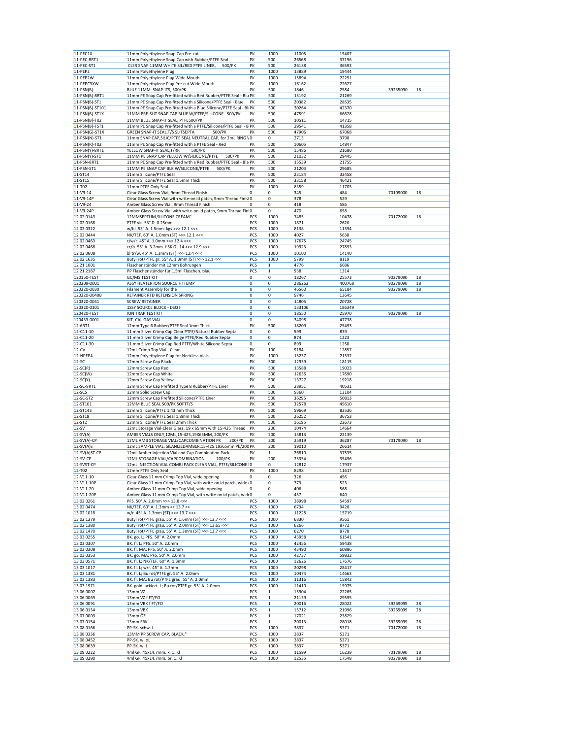| | | | | | | | |
|---|---|---|---|---|---|---|---|
| 11-PEC1X | 11mm Polyethylene Snap Cap Pre-cut | PK | 1000 | 11005 | 15407 | | |
| 11-PEC-8RT1 | 11mm Polyethylene Snap Cap with Rubber/PTFE Seal | PK | 500 | 26568 | 37196 | | |
| 11-PEC-ST1 | CLSR SNAP 11MM WHITE SIL/RED PTFE LINER, 500/PK | PK | 500 | 26138 | 36593 | | |
| 11-PEP2 | 11mm Polyethylene Plug | PK | 1000 | 13889 | 19444 | | |
| 11-PEP2W | 11mm Polyethylene Plug Wide Mouth | PK | 1000 | 15894 | 22251 | | |
| 11-PEPC3XW | 11mm Polyethylene Plug Pre-cut Wide Mouth | PK | 1000 | 16162 | 22627 | | |
| 11-PSN(B) | BLUE 11MM SNAP-ITS, 500/PK | PK | 500 | 1846 | 2584 | 39235090 | 18 |
| 11-PSN(B)-8RT1 | 11mm PE Snap Cap Pre-fitted with a Red Rubber/PTFE Seal - Blu | PK | 500 | 15192 | 21269 | | |
| 11-PSN(B)-ST1 | 11mm PE Snap Cap Pre-fitted with a Silicone/PTFE Seal - Blue | PK | 500 | 20382 | 28535 | | |
| 11-PSN(B)-ST101 | 11mm PE Snap Cap Pre-fitted with a Blue Silicone/PTFE Seal - Bl | PK | 500 | 30264 | 42370 | | |
| 11-PSN(B)-ST1X | 11MM PRE-SLIT SNAP CAP BLUE W/PTFE/SILICONE 500/PK | PK | 500 | 47591 | 66628 | | |
| 11-PSN(B)-T02 | 11MM BLUE SNAP-IT SEAL, PTFE500/PK | PK | 500 | 10511 | 14715 | | |
| 11-PSN(B)-TST1 | 11mm PE Snap Cap Pre-fitted with a PTFE/Silicone/PTFE Seal - B | PK | 500 | 29541 | 41358 | | |
| 11-PSN(G)-ST1X | GREEN SNAP-IT SEAL,T/S SLITSEPTA 500/PK | PK | 500 | 47906 | 67068 | | |
| 11-PSN(N)-ST1 | 11mm SNAP CAP,SILIC/PTFE SEAL NEUTRAL CAP, for 2mL RING V | 0 | 0 | 2713 | 3798 | | |
| 11-PSN(R)-T02 | 11mm PE Snap Cap Pre-fitted with a PTFE Seal - Red | PK | 500 | 10605 | 14847 | | |
| 11-PSN(Y)-8RT1 | YELLOW SNAP-IT SEAL,T/RR 500/PK | PK | 500 | 15486 | 21680 | | |
| 11-PSN(Y)-ST1 | 11MM PE SNAP CAP YELLOW W/SILICONE/PTFE 500/PK | PK | 500 | 21032 | 29445 | | |
| 11-PSN-8RT1 | 11mm PE Snap Cap Pre-fitted with a Red Rubber/PTFE Seal - Bla | PK | 500 | 15539 | 21755 | | |
| 11-PSN-ST1 | 11MM PE SNAP CAP BLK W/SILICONE/PTFE 500/PK | PK | 500 | 21204 | 29685 | | |
| 11-ST14 | 11mm Silicone/PTFE Seal | PK | 500 | 23184 | 32458 | | |
| 11-ST15 | 11mm Silicone/PTFE Seal 1.5mm Thick | PK | 500 | 33158 | 46421 | | |
| 11-T02 | 11mm PTFE Only Seal | PK | 1000 | 8359 | 11703 | | |
| 11-V9-14 | Clear Glass Screw Vial, 9mm Thread Finish | 0 | 0 | 345 | 484 | 70109000 | 18 |
| 11-V9-14P | Clear Glass Screw Vial with write-on id patch, 9mm Thread Finis | 0 | 0 | 378 | 529 | | |
| 11-V9-24 | Amber Glass Screw Vial, 9mm Thread Finish | 0 | 0 | 418 | 586 | | |
| 11-V9-24P | Amber Glass Screw Vial with write-on id patch, 9mm Thread Fini | 0 | 0 | 470 | 658 | | |
| 12 02 0143 | 12MMSEPTUM,SILICONE CREAM" | PCS | 1000 | 7485 | 10478 | 70172000 | 18 |
| 12 02 0168 | PTFE vir. 53° D. 0.25mm | PCS | 1000 | 1871 | 2620 | | |
| 12 02 0322 | w/bl. 55° A. 1.5mm. kgs >>> 12.1 <<< | PCS | 1000 | 8138 | 11394 | | |
| 12 02 0444 | NK/TEF. 60° A. 1.0mm (ST) >>> 12.1 <<< | PCS | 1000 | 4027 | 5638 | | |
| 12 02 0463 | r/w/r. 45° A. 1.0mm >>> 12.4 <<< | PCS | 1000 | 17675 | 24745 | | |
| 12 02 0468 | cr/b. 55° A. 3.2mm. f SK GL 14 >>> 12.9 <<< | PCS | 1000 | 19923 | 27893 | | |
| 12 02 0608 | bl tr/w. 45° A. 1.3mm (ST) >>> 12.4 <<< | PCS | 1000 | 10100 | 14140 | | |
| 12 02 1635 | Butyl rot/PTFE gr. 55° A. 1.3mm (ST) >>> 12.1 <<< | PCS | 1000 | 5799 | 8119 | | |
| 12 21 1001 | Flaschenständer mit 12mm Bohrungen | PCS | 1 | 4776 | 6686 | | |
| 12 21 2187 | PP Flaschenständer für 1.5ml Flaschen. blau | PCS | 1 | 938 | 1314 | | |
| 120150-TEST | GC/MS TEST KIT | 0 | 0 | 18267 | 25573 | 90279090 | 18 |
| 120309-0001 | ASSY HEATER ION SOURCE HI TEMP | 0 | 0 | 286263 | 400768 | 90279090 | 18 |
| 120320-0030 | Filament Assembly for the | 0 | 0 | 46560 | 65184 | 90279090 | 18 |
| 120320-0040B | RETAINER RTD RETENSION SPRING | 0 | 0 | 9746 | 13645 | | |
| 120320-0041 | SCREW RETAINER | 0 | 0 | 14805 | 20728 | | |
| 120320-0101 | 1SSY SOURCE BLOCK - DSQ II | 0 | 0 | 133106 | 186349 | | |
| 120420-TEST | ION TRAP TEST KIT | 0 | 0 | 18550 | 25970 | 90279090 | 18 |
| 120433-0001 | KIT, CAL GAS VIAL | 0 | 0 | 34098 | 47738 | | |
| 12-8RT1 | 12mm Type 6 Rubber/PTFE Seal 1mm Thick | PK | 500 | 18209 | 25493 | | |
| 12-C11-10 | 11 mm Silver Crimp Cap Clear PTFE/Natural Rubber Septa | 0 | 0 | 599 | 839 | | |
| 12-C11-20 | 11 mm Silver Crimp Cap Beige PTFE/Red Rubber Septa | 0 | 0 | 874 | 1223 | | |
| 12-C11-30 | 11 mm Silver Crimp Cap Red PTFE/White Silicone Septa | 0 | 0 | 899 | 1258 | | |
| 12-CV | 12mL Crimp Top Vial - Clear | PK | 100 | 9184 | 12857 | | |
| 12-NPEP4 | 12mm Polyethylene Plug for Neckless Vials | PK | 1000 | 15237 | 21332 | | |
| 12-SC | 12mm Screw Cap Black | PK | 500 | 12939 | 18115 | | |
| 12-SC(R) | 12mm Screw Cap Red | PK | 500 | 13588 | 19023 | | |
| 12-SC(W) | 12mm Screw Cap White | PK | 500 | 12636 | 17690 | | |
| 12-SC(Y) | 12mm Screw Cap Yellow | PK | 500 | 13727 | 19218 | | |
| 12-SC-8RT1 | 12mm Screw Cap Prefitted Type 8 Rubber/PTFE Liner | PK | 500 | 28951 | 40531 | | |
| 12-SCS | 12mm Solid Screw Cap | PK | 500 | 9360 | 13104 | | |
| 12-SC-ST2 | 12mm Screw Cap Prefitted Silicone/PTFE Liner | PK | 500 | 36295 | 50813 | | |
| 12-ST101 | 12MM BLUE SEAL 500/PK SOFTT/S | PK | 500 | 32578 | 45610 | | |
| 12-ST143 | 12mm Silicone/PTFE 1.43 mm Thick | PK | 500 | 59669 | 83536 | | |
| 12-ST18 | 12mm Silicone/PTFE Seal 1.8mm Thick | PK | 500 | 26252 | 36753 | | |
| 12-ST2 | 12mm Silicone/PTFE Seal 2mm Thick | PK | 500 | 16195 | 22673 | | |
| 12-SV | 12mL Storage Vial-Clear Glass, 19 x 65mm with 15-425 Thread | PK | 200 | 10474 | 14664 | | |
| 12-SV(A) | AMBER VIALS ONLY,12ML,15-425,19X65MM, 200/PK | PK | 200 | 15813 | 22139 | | |
| 12-SV(A)-CP | 12ML AMB STORAGE VIAL/CAPCOMBINATION PK 200/PK | PK | 200 | 25919 | 36287 | 70179090 | 18 |
| 12-SV(A)S | 12mL SAMPLE VIAL. SILANIZEDAMBER.15-425.19x65mm Pk/200 | PK | 200 | 19010 | 26614 | | |
| 12-SV(A)ST-CP | 12mL Amber Injection Vial and Cap Combination Pack | PK | 1 | 26810 | 37535 | | |
| 12-SV-CP | 12ML STORAGE VIAL/CAPCOMBINATION 200/PK | PK | 200 | 25354 | 35496 | | |
| 12-SVST-CP | 12mL INJECTION VIAL COMBI PACK CLEAR VIAL, PTFE/SILICONE | 0 | 0 | 12812 | 17937 | | |
| 12-T02 | 12mm PTFE Only Seal | PK | 1000 | 8298 | 11617 | | |
| 12-V11-10 | Clear Glass 11 mm Crimp Top Vial, wide opening | 0 | 0 | 326 | 456 | | |
| 12-V11-10P | Clear Glass 11 mm Crimp Top Vial, with write-on id patch, wide | 0 | 0 | 373 | 523 | | |
| 12-V11-20 | Amber Glass 11 mm Crimp Top Vial, wide opening | 0 | 0 | 406 | 568 | | |
| 12-V11-20P | Amber Glass 11 mm Crimp Top Vial, with write-on id patch, wide | 0 | 0 | 457 | 640 | | |
| 13 02 0261 | PFS. 50° A. 2.0mm >>> 13.8 <<< | PCS | 1000 | 38998 | 54597 | | |
| 13 02 0474 | NK/TEF. 60° A. 1.3mm << 13.7 >> | PCS | 1000 | 6734 | 9428 | | |
| 13 02 1018 | w/r. 45° A. 1.3mm (ST) >>> 13.7 <<< | PCS | 1000 | 11228 | 15719 | | |
| 13 02 1379 | Butyl rot/PTFE grau. 55° A. 1.6mm (ST) >>> 13.7 <<< | PCS | 1000 | 6830 | 9561 | | |
| 13 02 1380 | Butyl rot/PTFE grau. 55° A. 2.0mm (ST) >>> 13.65 <<< | PCS | 1000 | 6266 | 8772 | | |
| 13 02 1470 | Butyl rot/PTFE grau. 55° A. 1.3mm (ST) >>> 13.7 <<< | PCS | 1000 | 6270 | 8778 | | |
| 13 03 0255 | BK. go. L; PFS. 50° A. 2.0mm | PCS | 1000 | 43958 | 61541 | | |
| 13 03 0307 | BK. fl. L; PFS. 50° A. 2.0mm | PCS | 1000 | 42456 | 59438 | | |
| 13 03 0308 | BK. fl. MA; PFS. 50° A. 2.0mm | PCS | 1000 | 43490 | 60886 | | |
| 13 03 0353 | BK. go. MA; PFS. 50° A. 2.0mm | PCS | 1000 | 42737 | 59832 | | |
| 13 03 0571 | BK. fl. L; NK/TEF. 60° A. 1.3mm | PCS | 1000 | 12626 | 17676 | | |
| 13 03 1017 | BK. fl. L; w/r. 45° A. 1.3mm | PCS | 1000 | 20298 | 28417 | | |
| 13 03 1381 | BK. fl. L; Bu rot/PTFE gr. 55° A. 2.0mm | PCS | 1000 | 10474 | 14663 | | |
| 13 03 1383 | BK. fl. MA; Bu rot/PTFE grau. 55° A. 2.0mm | PCS | 1000 | 11316 | 15842 | | |
| 13 03 1971 | BK. gold lackiert. L; Bu rot/PTFE gr. 55° A. 2.0mm | PCS | 1000 | 11410 | 15975 | | |
| 13 06 0007 | 13mm VZ | PCS | 1 | 15904 | 22265 | | |
| 13 06 0069 | 13mm VZ f FT/FO | PCS | 1 | 21139 | 29595 | | |
| 13 06 0091 | 13mm VBK f FT/FO | PCS | 1 | 20016 | 28022 | 39269099 | 28 |
| 13 06 0134 | 13mm VBK | PCS | 1 | 15712 | 21996 | 39269099 | 28 |
| 13 07 0003 | 13mm ÖZ | PCS | 1 | 17021 | 23829 | | |
| 13 07 0154 | 13mm EBK | PCS | 1 | 20013 | 28018 | 39269099 | 28 |
| 13 08 0166 | PP-SK. schw. L | PCS | 1000 | 3837 | 5371 | 70172000 | 18 |
| 13 08 0336 | 13MM PP SCREW CAP, BLACK," | PCS | 1000 | 3837 | 5371 | | |
| 13 08 0452 | PP-SK. w. oL | PCS | 1000 | 3837 | 5371 | | |
| 13 08 0639 | PP-SK. w. L | PCS | 1000 | 3837 | 5371 | | |
| 13 09 0222 | 4ml GF. 45x14.7mm. k. 1. Kl | PCS | 1000 | 11599 | 16239 | 70179090 | 18 |
| 13 09 0280 | 4ml GF. 45x14.7mm. br. 1. Kl | PCS | 1000 | 12535 | 17548 | 90279090 | 18 |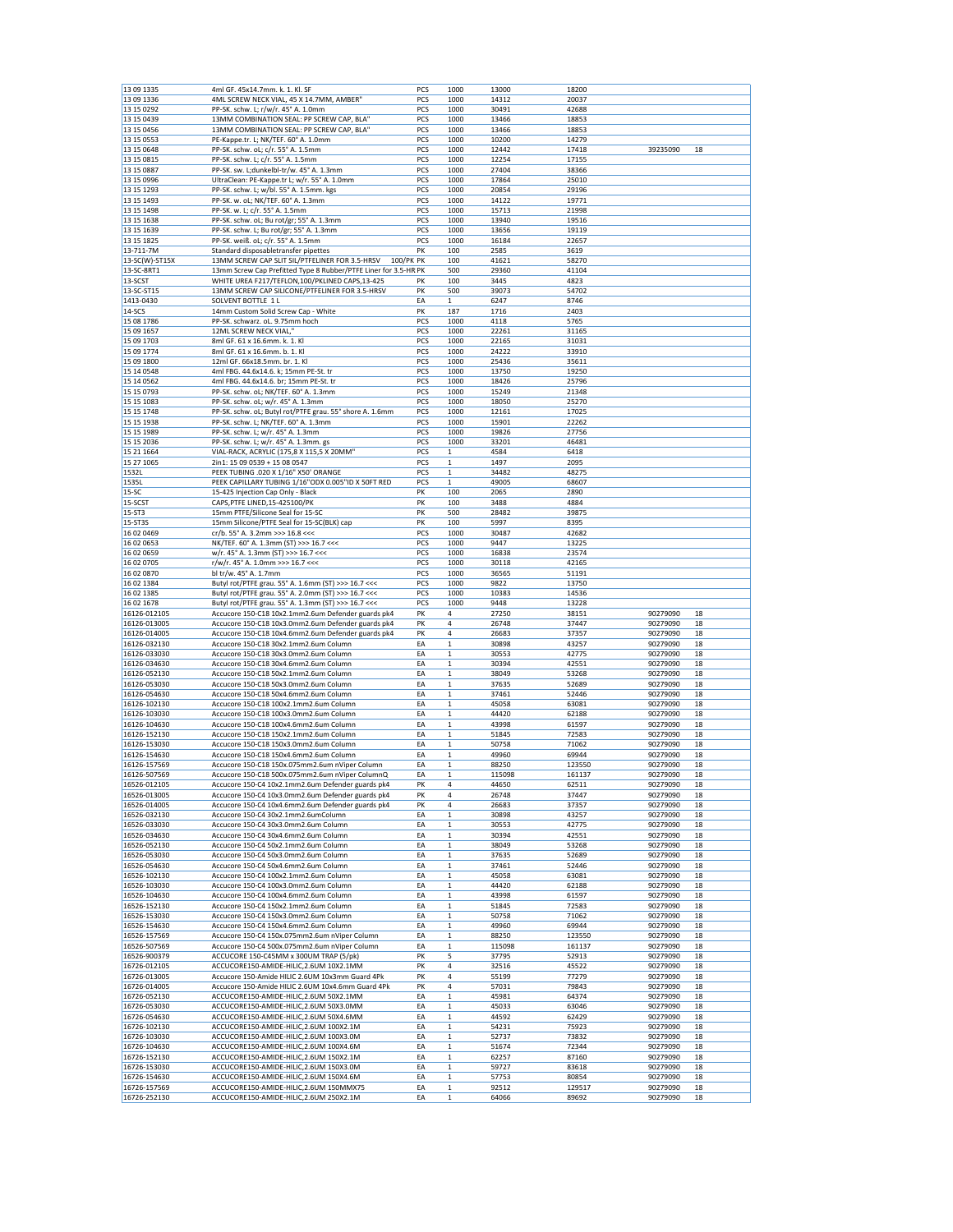| | | | | | | | |
|---|---|---|---|---|---|---|---|
| 13 09 1335 | 4ml GF. 45x14.7mm. k. 1. Kl. SF | PCS | 1000 | 13000 | 18200 | | |
| 13 09 1336 | 4ML SCREW NECK VIAL, 45 X 14.7MM, AMBER" | PCS | 1000 | 14312 | 20037 | | |
| 13 15 0292 | PP-SK. schw. L; r/w/r. 45° A. 1.0mm | PCS | 1000 | 30491 | 42688 | | |
| 13 15 0439 | 13MM COMBINATION SEAL: PP SCREW CAP, BLA" | PCS | 1000 | 13466 | 18853 | | |
| 13 15 0456 | 13MM COMBINATION SEAL: PP SCREW CAP, BLA" | PCS | 1000 | 13466 | 18853 | | |
| 13 15 0553 | PE-Kappe.tr. L; NK/TEF. 60° A. 1.0mm | PCS | 1000 | 10200 | 14279 | | |
| 13 15 0648 | PP-SK. schw. oL; c/r. 55° A. 1.5mm | PCS | 1000 | 12442 | 17418 | 39235090 | 18 |
| 13 15 0815 | PP-SK. schw. L; c/r. 55° A. 1.5mm | PCS | 1000 | 12254 | 17155 | | |
| 13 15 0887 | PP-SK. sw. L;dunkelbl-tr/w. 45° A. 1.3mm | PCS | 1000 | 27404 | 38366 | | |
| 13 15 0996 | UltraClean: PE-Kappe.tr L; w/r. 55° A. 1.0mm | PCS | 1000 | 17864 | 25010 | | |
| 13 15 1293 | PP-SK. schw. L; w/bl. 55° A. 1.5mm. kgs | PCS | 1000 | 20854 | 29196 | | |
| 13 15 1493 | PP-SK. w. oL; NK/TEF. 60° A. 1.3mm | PCS | 1000 | 14122 | 19771 | | |
| 13 15 1498 | PP-SK. w. L; c/r. 55° A. 1.5mm | PCS | 1000 | 15713 | 21998 | | |
| 13 15 1638 | PP-SK. schw. oL; Bu rot/gr; 55° A. 1.3mm | PCS | 1000 | 13940 | 19516 | | |
| 13 15 1639 | PP-SK. schw. L; Bu rot/gr; 55° A. 1.3mm | PCS | 1000 | 13656 | 19119 | | |
| 13 15 1825 | PP-SK. weiß. oL; c/r. 55° A. 1.5mm | PCS | 1000 | 16184 | 22657 | | |
| 13-711-7M | Standard disposabletransfer pipettes | PK | 100 | 2585 | 3619 | | |
| 13-SC(W)-ST15X | 13MM SCREW CAP SLIT SIL/PTFELINER FOR 3.5-HRSV 100/PK | PK | 100 | 41621 | 58270 | | |
| 13-SC-8RT1 | 13mm Screw Cap Prefitted Type 8 Rubber/PTFE Liner for 3.5-HR | PK | 500 | 29360 | 41104 | | |
| 13-SCST | WHITE UREA F217/TEFLON,100/PKLINED CAPS,13-425 | PK | 100 | 3445 | 4823 | | |
| 13-SC-ST15 | 13MM SCREW CAP SILICONE/PTFELINER FOR 3.5-HRSV | PK | 500 | 39073 | 54702 | | |
| 1413-0430 | SOLVENT BOTTLE 1 L | EA | 1 | 6247 | 8746 | | |
| 14-SCS | 14mm Custom Solid Screw Cap - White | PK | 187 | 1716 | 2403 | | |
| 15 08 1786 | PP-SK. schwarz. oL. 9.75mm hoch | PCS | 1000 | 4118 | 5765 | | |
| 15 09 1657 | 12ML SCREW NECK VIAL," | PCS | 1000 | 22261 | 31165 | | |
| 15 09 1703 | 8ml GF. 61 x 16.6mm. k. 1. Kl | PCS | 1000 | 22165 | 31031 | | |
| 15 09 1774 | 8ml GF. 61 x 16.6mm. b. 1. Kl | PCS | 1000 | 24222 | 33910 | | |
| 15 09 1800 | 12ml GF. 66x18.5mm. br. 1. Kl | PCS | 1000 | 25436 | 35611 | | |
| 15 14 0548 | 4ml FBG. 44.6x14.6. k; 15mm PE-St. tr | PCS | 1000 | 13750 | 19250 | | |
| 15 14 0562 | 4ml FBG. 44.6x14.6. br; 15mm PE-St. tr | PCS | 1000 | 18426 | 25796 | | |
| 15 15 0793 | PP-SK. schw. oL; NK/TEF. 60° A. 1.3mm | PCS | 1000 | 15249 | 21348 | | |
| 15 15 1083 | PP-SK. schw. oL; w/r. 45° A. 1.3mm | PCS | 1000 | 18050 | 25270 | | |
| 15 15 1748 | PP-SK. schw. oL; Butyl rot/PTFE grau. 55° shore A. 1.6mm | PCS | 1000 | 12161 | 17025 | | |
| 15 15 1938 | PP-SK. schw. L; NK/TEF. 60° A. 1.3mm | PCS | 1000 | 15901 | 22262 | | |
| 15 15 1989 | PP-SK. schw. L; w/r. 45° A. 1.3mm | PCS | 1000 | 19826 | 27756 | | |
| 15 15 2036 | PP-SK. schw. L; w/r. 45° A. 1.3mm. gs | PCS | 1000 | 33201 | 46481 | | |
| 15 21 1664 | VIAL-RACK, ACRYLIC (175,8 X 115,5 X 20MM" | PCS | 1 | 4584 | 6418 | | |
| 15 27 1065 | 2in1: 15 09 0539 + 15 08 0547 | PCS | 1 | 1497 | 2095 | | |
| 1532L | PEEK TUBING .020 X 1/16" X50' ORANGE | PCS | 1 | 34482 | 48275 | | |
| 1535L | PEEK CAPILLARY TUBING 1/16"ODX 0.005"ID X 50FT RED | PCS | 1 | 49005 | 68607 | | |
| 15-SC | 15-425 Injection Cap Only - Black | PK | 100 | 2065 | 2890 | | |
| 15-SCST | CAPS,PTFE LINED,15-425100/PK | PK | 100 | 3488 | 4884 | | |
| 15-ST3 | 15mm PTFE/Silicone Seal for 15-SC | PK | 500 | 28482 | 39875 | | |
| 15-ST3S | 15mm Silicone/PTFE Seal for 15-SC(BLK) cap | PK | 100 | 5997 | 8395 | | |
| 16 02 0469 | cr/b. 55° A. 3.2mm >>> 16.8 <<< | PCS | 1000 | 30487 | 42682 | | |
| 16 02 0653 | NK/TEF. 60° A. 1.3mm (ST) >>> 16.7 <<< | PCS | 1000 | 9447 | 13225 | | |
| 16 02 0659 | w/r. 45° A. 1.3mm (ST) >>> 16.7 <<< | PCS | 1000 | 16838 | 23574 | | |
| 16 02 0705 | r/w/r. 45° A. 1.0mm >>> 16.7 <<< | PCS | 1000 | 30118 | 42165 | | |
| 16 02 0870 | bl tr/w. 45° A. 1.7mm | PCS | 1000 | 36565 | 51191 | | |
| 16 02 1384 | Butyl rot/PTFE grau. 55° A. 1.6mm (ST) >>> 16.7 <<< | PCS | 1000 | 9822 | 13750 | | |
| 16 02 1385 | Butyl rot/PTFE grau. 55° A. 2.0mm (ST) >>> 16.7 <<< | PCS | 1000 | 10383 | 14536 | | |
| 16 02 1678 | Butyl rot/PTFE grau. 55° A. 1.3mm (ST) >>> 16.7 <<< | PCS | 1000 | 9448 | 13228 | | |
| 16126-012105 | Accucore 150-C18 10x2.1mm2.6um Defender guards pk4 | PK | 4 | 27250 | 38151 | 90279090 | 18 |
| 16126-013005 | Accucore 150-C18 10x3.0mm2.6um Defender guards pk4 | PK | 4 | 26748 | 37447 | 90279090 | 18 |
| 16126-014005 | Accucore 150-C18 10x4.6mm2.6um Defender guards pk4 | PK | 4 | 26683 | 37357 | 90279090 | 18 |
| 16126-032130 | Accucore 150-C18 30x2.1mm2.6um Column | EA | 1 | 30898 | 43257 | 90279090 | 18 |
| 16126-033030 | Accucore 150-C18 30x3.0mm2.6um Column | EA | 1 | 30553 | 42775 | 90279090 | 18 |
| 16126-034630 | Accucore 150-C18 30x4.6mm2.6um Column | EA | 1 | 30394 | 42551 | 90279090 | 18 |
| 16126-052130 | Accucore 150-C18 50x2.1mm2.6um Column | EA | 1 | 38049 | 53268 | 90279090 | 18 |
| 16126-053030 | Accucore 150-C18 50x3.0mm2.6um Column | EA | 1 | 37635 | 52689 | 90279090 | 18 |
| 16126-054630 | Accucore 150-C18 50x4.6mm2.6um Column | EA | 1 | 37461 | 52446 | 90279090 | 18 |
| 16126-102130 | Accucore 150-C18 100x2.1mm2.6um Column | EA | 1 | 45058 | 63081 | 90279090 | 18 |
| 16126-103030 | Accucore 150-C18 100x3.0mm2.6um Column | EA | 1 | 44420 | 62188 | 90279090 | 18 |
| 16126-104630 | Accucore 150-C18 100x4.6mm2.6um Column | EA | 1 | 43998 | 61597 | 90279090 | 18 |
| 16126-152130 | Accucore 150-C18 150x2.1mm2.6um Column | EA | 1 | 51845 | 72583 | 90279090 | 18 |
| 16126-153030 | Accucore 150-C18 150x3.0mm2.6um Column | EA | 1 | 50758 | 71062 | 90279090 | 18 |
| 16126-154630 | Accucore 150-C18 150x4.6mm2.6um Column | EA | 1 | 49960 | 69944 | 90279090 | 18 |
| 16126-157569 | Accucore 150-C18 150x.075mm2.6um nViper Column | EA | 1 | 88250 | 123550 | 90279090 | 18 |
| 16126-507569 | Accucore 150-C18 500x.075mm2.6um nViper ColumnQ | EA | 1 | 115098 | 161137 | 90279090 | 18 |
| 16526-012105 | Accucore 150-C4 10x2.1mm2.6um Defender guards pk4 | PK | 4 | 44650 | 62511 | 90279090 | 18 |
| 16526-013005 | Accucore 150-C4 10x3.0mm2.6um Defender guards pk4 | PK | 4 | 26748 | 37447 | 90279090 | 18 |
| 16526-014005 | Accucore 150-C4 10x4.6mm2.6um Defender guards pk4 | PK | 4 | 26683 | 37357 | 90279090 | 18 |
| 16526-032130 | Accucore 150-C4 30x2.1mm2.6umColumn | EA | 1 | 30898 | 43257 | 90279090 | 18 |
| 16526-033030 | Accucore 150-C4 30x3.0mm2.6um Column | EA | 1 | 30553 | 42775 | 90279090 | 18 |
| 16526-034630 | Accucore 150-C4 30x4.6mm2.6um Column | EA | 1 | 30394 | 42551 | 90279090 | 18 |
| 16526-052130 | Accucore 150-C4 50x2.1mm2.6um Column | EA | 1 | 38049 | 53268 | 90279090 | 18 |
| 16526-053030 | Accucore 150-C4 50x3.0mm2.6um Column | EA | 1 | 37635 | 52689 | 90279090 | 18 |
| 16526-054630 | Accucore 150-C4 50x4.6mm2.6um Column | EA | 1 | 37461 | 52446 | 90279090 | 18 |
| 16526-102130 | Accucore 150-C4 100x2.1mm2.6um Column | EA | 1 | 45058 | 63081 | 90279090 | 18 |
| 16526-103030 | Accucore 150-C4 100x3.0mm2.6um Column | EA | 1 | 44420 | 62188 | 90279090 | 18 |
| 16526-104630 | Accucore 150-C4 100x4.6mm2.6um Column | EA | 1 | 43998 | 61597 | 90279090 | 18 |
| 16526-152130 | Accucore 150-C4 150x2.1mm2.6um Column | EA | 1 | 51845 | 72583 | 90279090 | 18 |
| 16526-153030 | Accucore 150-C4 150x3.0mm2.6um Column | EA | 1 | 50758 | 71062 | 90279090 | 18 |
| 16526-154630 | Accucore 150-C4 150x4.6mm2.6um Column | EA | 1 | 49960 | 69944 | 90279090 | 18 |
| 16526-157569 | Accucore 150-C4 150x.075mm2.6um nViper Column | EA | 1 | 88250 | 123550 | 90279090 | 18 |
| 16526-507569 | Accucore 150-C4 500x.075mm2.6um nViper Column | EA | 1 | 115098 | 161137 | 90279090 | 18 |
| 16526-900379 | ACCUCORE 150-C4SMM x 300UM TRAP (5/pk) | PK | 5 | 37795 | 52913 | 90279090 | 18 |
| 16726-012105 | ACCUCORE150-AMIDE-HILIC,2.6UM 10X2.1MM | PK | 4 | 32516 | 45522 | 90279090 | 18 |
| 16726-013005 | Accucore 150-Amide HILIC 2.6UM 10x3mm Guard 4Pk | PK | 4 | 55199 | 77279 | 90279090 | 18 |
| 16726-014005 | Accucore 150-Amide HILIC 2.6UM 10x4.6mm Guard 4Pk | PK | 4 | 57031 | 79843 | 90279090 | 18 |
| 16726-052130 | ACCUCORE150-AMIDE-HILIC,2.6UM 50X2.1MM | EA | 1 | 45981 | 64374 | 90279090 | 18 |
| 16726-053030 | ACCUCORE150-AMIDE-HILIC,2.6UM 50X3.0MM | EA | 1 | 45033 | 63046 | 90279090 | 18 |
| 16726-054630 | ACCUCORE150-AMIDE-HILIC,2.6UM 50X4.6MM | EA | 1 | 44592 | 62429 | 90279090 | 18 |
| 16726-102130 | ACCUCORE150-AMIDE-HILIC,2.6UM 100X2.1M | EA | 1 | 54231 | 75923 | 90279090 | 18 |
| 16726-103030 | ACCUCORE150-AMIDE-HILIC,2.6UM 100X3.0M | EA | 1 | 52737 | 73832 | 90279090 | 18 |
| 16726-104630 | ACCUCORE150-AMIDE-HILIC,2.6UM 100X4.6M | EA | 1 | 51674 | 72344 | 90279090 | 18 |
| 16726-152130 | ACCUCORE150-AMIDE-HILIC,2.6UM 150X2.1M | EA | 1 | 62257 | 87160 | 90279090 | 18 |
| 16726-153030 | ACCUCORE150-AMIDE-HILIC,2.6UM 150X3.0M | EA | 1 | 59727 | 83618 | 90279090 | 18 |
| 16726-154630 | ACCUCORE150-AMIDE-HILIC,2.6UM 150X4.6M | EA | 1 | 57753 | 80854 | 90279090 | 18 |
| 16726-157569 | ACCUCORE150-AMIDE-HILIC,2.6UM 150MMX75 | EA | 1 | 92512 | 129517 | 90279090 | 18 |
| 16726-252130 | ACCUCORE150-AMIDE-HILIC,2.6UM 250X2.1M | EA | 1 | 64066 | 89692 | 90279090 | 18 |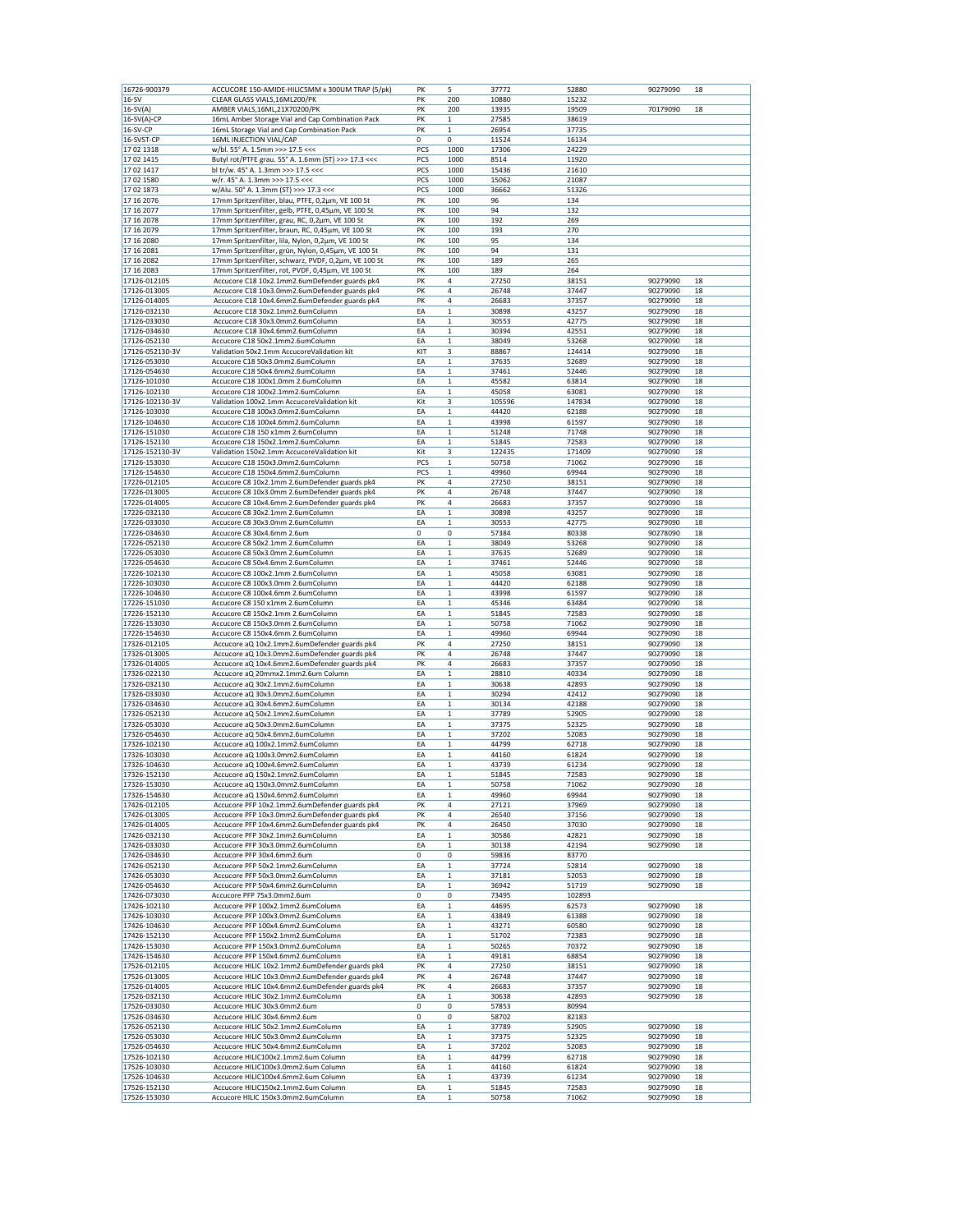| | | | | | | | |
|---|---|---|---|---|---|---|---|
| 16726-900379 | ACCUCORE 150-AMIDE-HILIC5MM x 300UM TRAP (5/pk) | PK | 5 | 37772 | 52880 | 90279090 | 18 |
| 16-SV | CLEAR GLASS VIALS,16ML200/PK | PK | 200 | 10880 | 15232 | | |
| 16-SV(A) | AMBER VIALS,16ML,21X70200/PK | PK | 200 | 13935 | 19509 | 70179090 | 18 |
| 16-SV(A)-CP | 16mL Amber Storage Vial and Cap Combination Pack | PK | 1 | 27585 | 38619 | | |
| 16-SV-CP | 16mL Storage Vial and Cap Combination Pack | PK | 1 | 26954 | 37735 | | |
| 16-SVST-CP | 16ML INJECTION VIAL/CAP | 0 | 0 | 11524 | 16134 | | |
| 17 02 1318 | w/bl. 55° A. 1.5mm >>> 17.5 <<< | PCS | 1000 | 17306 | 24229 | | |
| 17 02 1415 | Butyl rot/PTFE grau. 55° A. 1.6mm (ST) >>> 17.3 <<< | PCS | 1000 | 8514 | 11920 | | |
| 17 02 1417 | bl tr/w. 45° A. 1.3mm >>> 17.5 <<< | PCS | 1000 | 15436 | 21610 | | |
| 17 02 1580 | w/r. 45° A. 1.3mm >>> 17.5 <<< | PCS | 1000 | 15062 | 21087 | | |
| 17 02 1873 | w/Alu. 50° A. 1.3mm (ST) >>> 17.3 <<< | PCS | 1000 | 36662 | 51326 | | |
| 17 16 2076 | 17mm Spritzenfilter, blau, PTFE, 0,2µm, VE 100 St | PK | 100 | 96 | 134 | | |
| 17 16 2077 | 17mm Spritzenfilter, gelb, PTFE, 0,45µm, VE 100 St | PK | 100 | 94 | 132 | | |
| 17 16 2078 | 17mm Spritzenfilter, grau, RC, 0,2µm, VE 100 St | PK | 100 | 192 | 269 | | |
| 17 16 2079 | 17mm Spritzenfilter, braun, RC, 0,45µm, VE 100 St | PK | 100 | 193 | 270 | | |
| 17 16 2080 | 17mm Spritzenfilter, lila, Nylon, 0,2µm, VE 100 St | PK | 100 | 95 | 134 | | |
| 17 16 2081 | 17mm Spritzenfilter, grün, Nylon, 0,45µm, VE 100 St | PK | 100 | 94 | 131 | | |
| 17 16 2082 | 17mm Spritzenfilter, schwarz, PVDF, 0,2µm, VE 100 St | PK | 100 | 189 | 265 | | |
| 17 16 2083 | 17mm Spritzenfilter, rot, PVDF, 0,45µm, VE 100 St | PK | 100 | 189 | 264 | | |
| 17126-012105 | Accucore C18 10x2.1mm2.6umDefender guards pk4 | PK | 4 | 27250 | 38151 | 90279090 | 18 |
| 17126-013005 | Accucore C18 10x3.0mm2.6umDefender guards pk4 | PK | 4 | 26748 | 37447 | 90279090 | 18 |
| 17126-014005 | Accucore C18 10x4.6mm2.6umDefender guards pk4 | PK | 4 | 26683 | 37357 | 90279090 | 18 |
| 17126-032130 | Accucore C18 30x2.1mm2.6umColumn | EA | 1 | 30898 | 43257 | 90279090 | 18 |
| 17126-033030 | Accucore C18 30x3.0mm2.6umColumn | EA | 1 | 30553 | 42775 | 90279090 | 18 |
| 17126-034630 | Accucore C18 30x4.6mm2.6umColumn | EA | 1 | 30394 | 42551 | 90279090 | 18 |
| 17126-052130 | Accucore C18 50x2.1mm2.6umColumn | EA | 1 | 38049 | 53268 | 90279090 | 18 |
| 17126-052130-3V | Validation 50x2.1mm AccucoreValidation kit | KIT | 3 | 88867 | 124414 | 90279090 | 18 |
| 17126-053030 | Accucore C18 50x3.0mm2.6umColumn | EA | 1 | 37635 | 52689 | 90279090 | 18 |
| 17126-054630 | Accucore C18 50x4.6mm2.6umColumn | EA | 1 | 37461 | 52446 | 90279090 | 18 |
| 17126-101030 | Accucore C18 100x1.0mm 2.6umColumn | EA | 1 | 45582 | 63814 | 90279090 | 18 |
| 17126-102130 | Accucore C18 100x2.1mm2.6umColumn | EA | 1 | 45058 | 63081 | 90279090 | 18 |
| 17126-102130-3V | Validation 100x2.1mm AccucoreValidation kit | Kit | 3 | 105596 | 147834 | 90279090 | 18 |
| 17126-103030 | Accucore C18 100x3.0mm2.6umColumn | EA | 1 | 44420 | 62188 | 90279090 | 18 |
| 17126-104630 | Accucore C18 100x4.6mm2.6umColumn | EA | 1 | 43998 | 61597 | 90279090 | 18 |
| 17126-151030 | Accucore C18 150 x1mm 2.6umColumn | EA | 1 | 51248 | 71748 | 90279090 | 18 |
| 17126-152130 | Accucore C18 150x2.1mm2.6umColumn | EA | 1 | 51845 | 72583 | 90279090 | 18 |
| 17126-152130-3V | Validation 150x2.1mm AccucoreValidation kit | Kit | 3 | 122435 | 171409 | 90279090 | 18 |
| 17126-153030 | Accucore C18 150x3.0mm2.6umColumn | PCS | 1 | 50758 | 71062 | 90279090 | 18 |
| 17126-154630 | Accucore C18 150x4.6mm2.6umColumn | PCS | 1 | 49960 | 69944 | 90279090 | 18 |
| 17226-012105 | Accucore C8 10x2.1mm 2.6umDefender guards pk4 | PK | 4 | 27250 | 38151 | 90279090 | 18 |
| 17226-013005 | Accucore C8 10x3.0mm 2.6umDefender guards pk4 | PK | 4 | 26748 | 37447 | 90279090 | 18 |
| 17226-014005 | Accucore C8 10x4.6mm 2.6umDefender guards pk4 | PK | 4 | 26683 | 37357 | 90279090 | 18 |
| 17226-032130 | Accucore C8 30x2.1mm 2.6umColumn | EA | 1 | 30898 | 43257 | 90279090 | 18 |
| 17226-033030 | Accucore C8 30x3.0mm 2.6umColumn | EA | 1 | 30553 | 42775 | 90279090 | 18 |
| 17226-034630 | Accucore C8 30x4.6mm 2.6um | 0 | 0 | 57384 | 80338 | 90278090 | 18 |
| 17226-052130 | Accucore C8 50x2.1mm 2.6umColumn | EA | 1 | 38049 | 53268 | 90279090 | 18 |
| 17226-053030 | Accucore C8 50x3.0mm 2.6umColumn | EA | 1 | 37635 | 52689 | 90279090 | 18 |
| 17226-054630 | Accucore C8 50x4.6mm 2.6umColumn | EA | 1 | 37461 | 52446 | 90279090 | 18 |
| 17226-102130 | Accucore C8 100x2.1mm 2.6umColumn | EA | 1 | 45058 | 63081 | 90279090 | 18 |
| 17226-103030 | Accucore C8 100x3.0mm 2.6umColumn | EA | 1 | 44420 | 62188 | 90279090 | 18 |
| 17226-104630 | Accucore C8 100x4.6mm 2.6umColumn | EA | 1 | 43998 | 61597 | 90279090 | 18 |
| 17226-151030 | Accucore C8 150 x1mm 2.6umColumn | EA | 1 | 45346 | 63484 | 90279090 | 18 |
| 17226-152130 | Accucore C8 150x2.1mm 2.6umColumn | EA | 1 | 51845 | 72583 | 90279090 | 18 |
| 17226-153030 | Accucore C8 150x3.0mm 2.6umColumn | EA | 1 | 50758 | 71062 | 90279090 | 18 |
| 17226-154630 | Accucore C8 150x4.6mm 2.6umColumn | EA | 1 | 49960 | 69944 | 90279090 | 18 |
| 17326-012105 | Accucore aQ 10x2.1mm2.6umDefender guards pk4 | PK | 4 | 27250 | 38151 | 90279090 | 18 |
| 17326-013005 | Accucore aQ 10x3.0mm2.6umDefender guards pk4 | PK | 4 | 26748 | 37447 | 90279090 | 18 |
| 17326-014005 | Accucore aQ 10x4.6mm2.6umDefender guards pk4 | PK | 4 | 26683 | 37357 | 90279090 | 18 |
| 17326-022130 | Accucore aQ 20mmx2.1mm2.6um Column | EA | 1 | 28810 | 40334 | 90279090 | 18 |
| 17326-032130 | Accucore aQ 30x2.1mm2.6umColumn | EA | 1 | 30638 | 42893 | 90279090 | 18 |
| 17326-033030 | Accucore aQ 30x3.0mm2.6umColumn | EA | 1 | 30294 | 42412 | 90279090 | 18 |
| 17326-034630 | Accucore aQ 30x4.6mm2.6umColumn | EA | 1 | 30134 | 42188 | 90279090 | 18 |
| 17326-052130 | Accucore aQ 50x2.1mm2.6umColumn | EA | 1 | 37789 | 52905 | 90279090 | 18 |
| 17326-053030 | Accucore aQ 50x3.0mm2.6umColumn | EA | 1 | 37375 | 52325 | 90279090 | 18 |
| 17326-054630 | Accucore aQ 50x4.6mm2.6umColumn | EA | 1 | 37202 | 52083 | 90279090 | 18 |
| 17326-102130 | Accucore aQ 100x2.1mm2.6umColumn | EA | 1 | 44799 | 62718 | 90279090 | 18 |
| 17326-103030 | Accucore aQ 100x3.0mm2.6umColumn | EA | 1 | 44160 | 61824 | 90279090 | 18 |
| 17326-104630 | Accucore aQ 100x4.6mm2.6umColumn | EA | 1 | 43739 | 61234 | 90279090 | 18 |
| 17326-152130 | Accucore aQ 150x2.1mm2.6umColumn | EA | 1 | 51845 | 72583 | 90279090 | 18 |
| 17326-153030 | Accucore aQ 150x3.0mm2.6umColumn | EA | 1 | 50758 | 71062 | 90279090 | 18 |
| 17326-154630 | Accucore aQ 150x4.6mm2.6umColumn | EA | 1 | 49960 | 69944 | 90279090 | 18 |
| 17426-012105 | Accucore PFP 10x2.1mm2.6umDefender guards pk4 | PK | 4 | 27121 | 37969 | 90279090 | 18 |
| 17426-013005 | Accucore PFP 10x3.0mm2.6umDefender guards pk4 | PK | 4 | 26540 | 37156 | 90279090 | 18 |
| 17426-014005 | Accucore PFP 10x4.6mm2.6umDefender guards pk4 | PK | 4 | 26450 | 37030 | 90279090 | 18 |
| 17426-032130 | Accucore PFP 30x2.1mm2.6umColumn | EA | 1 | 30586 | 42821 | 90279090 | 18 |
| 17426-033030 | Accucore PFP 30x3.0mm2.6umColumn | EA | 1 | 30138 | 42194 | 90279090 | 18 |
| 17426-034630 | Accucore PFP 30x4.6mm2.6um | 0 | 0 | 59836 | 83770 | | |
| 17426-052130 | Accucore PFP 50x2.1mm2.6umColumn | EA | 1 | 37724 | 52814 | 90279090 | 18 |
| 17426-053030 | Accucore PFP 50x3.0mm2.6umColumn | EA | 1 | 37181 | 52053 | 90279090 | 18 |
| 17426-054630 | Accucore PFP 50x4.6mm2.6umColumn | EA | 1 | 36942 | 51719 | 90279090 | 18 |
| 17426-073030 | Accucore PFP 75x3.0mm2.6um | 0 | 0 | 73495 | 102893 | | |
| 17426-102130 | Accucore PFP 100x2.1mm2.6umColumn | EA | 1 | 44695 | 62573 | 90279090 | 18 |
| 17426-103030 | Accucore PFP 100x3.0mm2.6umColumn | EA | 1 | 43849 | 61388 | 90279090 | 18 |
| 17426-104630 | Accucore PFP 100x4.6mm2.6umColumn | EA | 1 | 43271 | 60580 | 90279090 | 18 |
| 17426-152130 | Accucore PFP 150x2.1mm2.6umColumn | EA | 1 | 51702 | 72383 | 90279090 | 18 |
| 17426-153030 | Accucore PFP 150x3.0mm2.6umColumn | EA | 1 | 50265 | 70372 | 90279090 | 18 |
| 17426-154630 | Accucore PFP 150x4.6mm2.6umColumn | EA | 1 | 49181 | 68854 | 90279090 | 18 |
| 17526-012105 | Accucore HILIC 10x2.1mm2.6umDefender guards pk4 | PK | 4 | 27250 | 38151 | 90279090 | 18 |
| 17526-013005 | Accucore HILIC 10x3.0mm2.6umDefender guards pk4 | PK | 4 | 26748 | 37447 | 90279090 | 18 |
| 17526-014005 | Accucore HILIC 10x4.6mm2.6umDefender guards pk4 | PK | 4 | 26683 | 37357 | 90279090 | 18 |
| 17526-032130 | Accucore HILIC 30x2.1mm2.6umColumn | EA | 1 | 30638 | 42893 | 90279090 | 18 |
| 17526-033030 | Accucore HILIC 30x3.0mm2.6um | 0 | 0 | 57853 | 80994 | | |
| 17526-034630 | Accucore HILIC 30x4.6mm2.6um | 0 | 0 | 58702 | 82183 | | |
| 17526-052130 | Accucore HILIC 50x2.1mm2.6umColumn | EA | 1 | 37789 | 52905 | 90279090 | 18 |
| 17526-053030 | Accucore HILIC 50x3.0mm2.6umColumn | EA | 1 | 37375 | 52325 | 90279090 | 18 |
| 17526-054630 | Accucore HILIC 50x4.6mm2.6umColumn | EA | 1 | 37202 | 52083 | 90279090 | 18 |
| 17526-102130 | Accucore HILIC100x2.1mm2.6um Column | EA | 1 | 44799 | 62718 | 90279090 | 18 |
| 17526-103030 | Accucore HILIC100x3.0mm2.6um Column | EA | 1 | 44160 | 61824 | 90279090 | 18 |
| 17526-104630 | Accucore HILIC100x4.6mm2.6um Column | EA | 1 | 43739 | 61234 | 90279090 | 18 |
| 17526-152130 | Accucore HILIC150x2.1mm2.6um Column | EA | 1 | 51845 | 72583 | 90279090 | 18 |
| 17526-153030 | Accucore HILIC 150x3.0mm2.6umColumn | EA | 1 | 50758 | 71062 | 90279090 | 18 |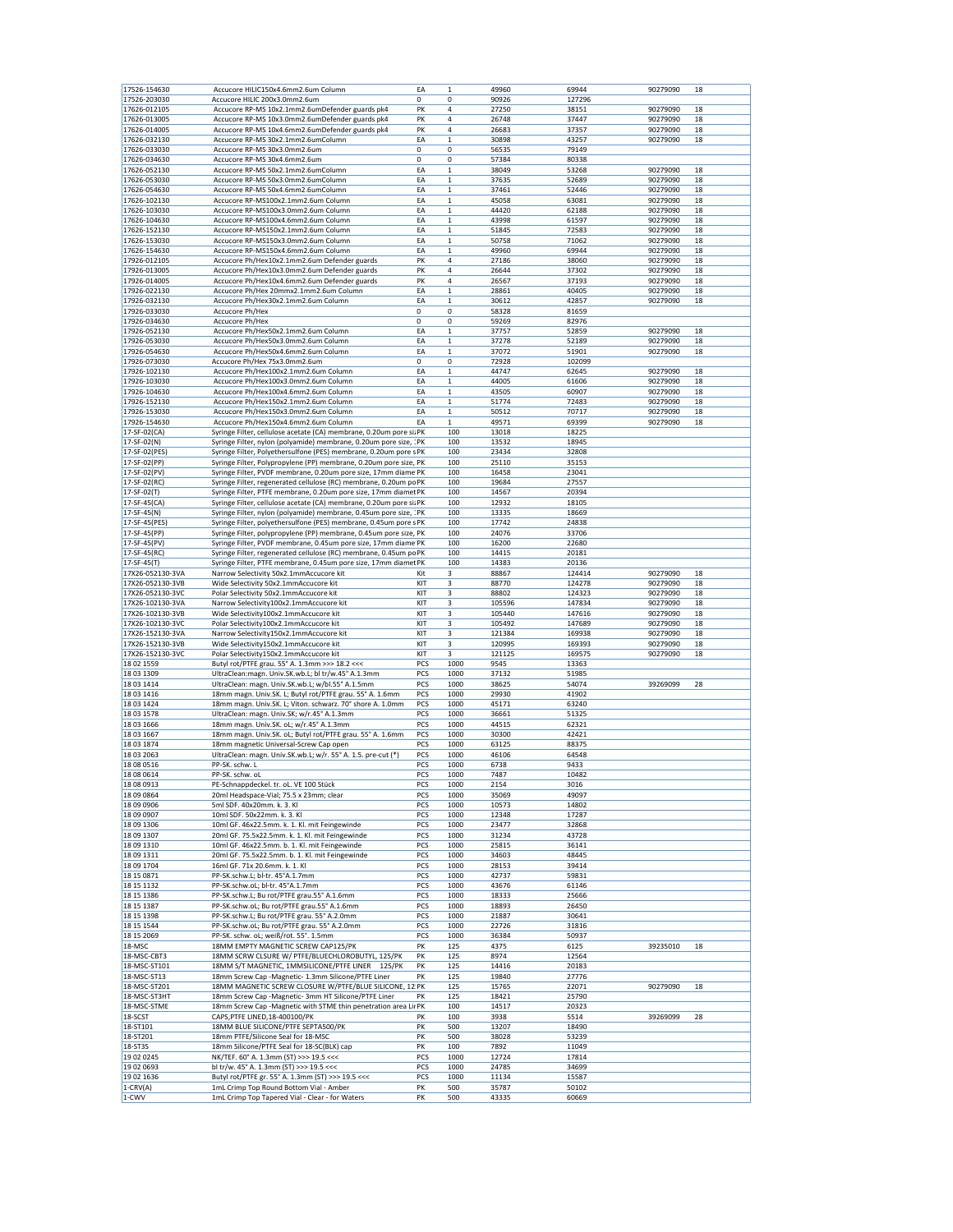| | | | | | | | |
|---|---|---|---|---|---|---|---|
| 17526-154630 | Accucore HILIC150x4.6mm2.6um Column | EA | 1 | 49960 | 69944 | 90279090 | 18 |
| 17526-203030 | Accucore HILIC 200x3.0mm2.6um | 0 | 0 | 90926 | 127296 | | |
| 17626-012105 | Accucore RP-MS 10x2.1mm2.6umDefender guards pk4 | PK | 4 | 27250 | 38151 | 90279090 | 18 |
| 17626-013005 | Accucore RP-MS 10x3.0mm2.6umDefender guards pk4 | PK | 4 | 26748 | 37447 | 90279090 | 18 |
| 17626-014005 | Accucore RP-MS 10x4.6mm2.6umDefender guards pk4 | PK | 4 | 26683 | 37357 | 90279090 | 18 |
| 17626-032130 | Accucore RP-MS 30x2.1mm2.6umColumn | EA | 1 | 30898 | 43257 | 90279090 | 18 |
| 17626-033030 | Accucore RP-MS 30x3.0mm2.6um | 0 | 0 | 56535 | 79149 | | |
| 17626-034630 | Accucore RP-MS 30x4.6mm2.6um | 0 | 0 | 57384 | 80338 | | |
| 17626-052130 | Accucore RP-MS 50x2.1mm2.6umColumn | EA | 1 | 38049 | 53268 | 90279090 | 18 |
| 17626-053030 | Accucore RP-MS 50x3.0mm2.6umColumn | EA | 1 | 37635 | 52689 | 90279090 | 18 |
| 17626-054630 | Accucore RP-MS 50x4.6mm2.6umColumn | EA | 1 | 37461 | 52446 | 90279090 | 18 |
| 17626-102130 | Accucore RP-MS100x2.1mm2.6um Column | EA | 1 | 45058 | 63081 | 90279090 | 18 |
| 17626-103030 | Accucore RP-MS100x3.0mm2.6um Column | EA | 1 | 44420 | 62188 | 90279090 | 18 |
| 17626-104630 | Accucore RP-MS100x4.6mm2.6um Column | EA | 1 | 43998 | 61597 | 90279090 | 18 |
| 17626-152130 | Accucore RP-MS150x2.1mm2.6um Column | EA | 1 | 51845 | 72583 | 90279090 | 18 |
| 17626-153030 | Accucore RP-MS150x3.0mm2.6um Column | EA | 1 | 50758 | 71062 | 90279090 | 18 |
| 17626-154630 | Accucore RP-MS150x4.6mm2.6um Column | EA | 1 | 49960 | 69944 | 90279090 | 18 |
| 17926-012105 | Accucore Ph/Hex10x2.1mm2.6um Defender guards | PK | 4 | 27186 | 38060 | 90279090 | 18 |
| 17926-013005 | Accucore Ph/Hex10x3.0mm2.6um Defender guards | PK | 4 | 26644 | 37302 | 90279090 | 18 |
| 17926-014005 | Accucore Ph/Hex10x4.6mm2.6um Defender guards | PK | 4 | 26567 | 37193 | 90279090 | 18 |
| 17926-022130 | Accucore Ph/Hex 20mmx2.1mm2.6um Column | EA | 1 | 28861 | 40405 | 90279090 | 18 |
| 17926-032130 | Accucore Ph/Hex30x2.1mm2.6um Column | EA | 1 | 30612 | 42857 | 90279090 | 18 |
| 17926-033030 | Accucore Ph/Hex | 0 | 0 | 58328 | 81659 | | |
| 17926-034630 | Accucore Ph/Hex | 0 | 0 | 59269 | 82976 | | |
| 17926-052130 | Accucore Ph/Hex50x2.1mm2.6um Column | EA | 1 | 37757 | 52859 | 90279090 | 18 |
| 17926-053030 | Accucore Ph/Hex50x3.0mm2.6um Column | EA | 1 | 37278 | 52189 | 90279090 | 18 |
| 17926-054630 | Accucore Ph/Hex50x4.6mm2.6um Column | EA | 1 | 37072 | 51901 | 90279090 | 18 |
| 17926-073030 | Accucore Ph/Hex 75x3.0mm2.6um | 0 | 0 | 72928 | 102099 | | |
| 17926-102130 | Accucore Ph/Hex100x2.1mm2.6um Column | EA | 1 | 44747 | 62645 | 90279090 | 18 |
| 17926-103030 | Accucore Ph/Hex100x3.0mm2.6um Column | EA | 1 | 44005 | 61606 | 90279090 | 18 |
| 17926-104630 | Accucore Ph/Hex100x4.6mm2.6um Column | EA | 1 | 43505 | 60907 | 90279090 | 18 |
| 17926-152130 | Accucore Ph/Hex150x2.1mm2.6um Column | EA | 1 | 51774 | 72483 | 90279090 | 18 |
| 17926-153030 | Accucore Ph/Hex150x3.0mm2.6um Column | EA | 1 | 50512 | 70717 | 90279090 | 18 |
| 17926-154630 | Accucore Ph/Hex150x4.6mm2.6um Column | EA | 1 | 49571 | 69399 | 90279090 | 18 |
| 17-SF-02(CA) | Syringe Filter, cellulose acetate (CA) membrane, 0.20um pore si | PK | 100 | 13018 | 18225 | | |
| 17-SF-02(N) | Syringe Filter, nylon (polyamide) membrane, 0.20um pore size, : | PK | 100 | 13532 | 18945 | | |
| 17-SF-02(PES) | Syringe Filter, Polyethersulfone (PES) membrane, 0.20um pore s | PK | 100 | 23434 | 32808 | | |
| 17-SF-02(PP) | Syringe Filter, Polypropylene (PP) membrane, 0.20um pore size, | PK | 100 | 25110 | 35153 | | |
| 17-SF-02(PV) | Syringe Filter, PVDF membrane, 0.20um pore size, 17mm diame | PK | 100 | 16458 | 23041 | | |
| 17-SF-02(RC) | Syringe Filter, regenerated cellulose (RC) membrane, 0.20um po | PK | 100 | 19684 | 27557 | | |
| 17-SF-02(T) | Syringe Filter, PTFE membrane, 0.20um pore size, 17mm diamet | PK | 100 | 14567 | 20394 | | |
| 17-SF-45(CA) | Syringe Filter, cellulose acetate (CA) membrane, 0.20um pore si | PK | 100 | 12932 | 18105 | | |
| 17-SF-45(N) | Syringe Filter, nylon (polyamide) membrane, 0.45um pore size, : | PK | 100 | 13335 | 18669 | | |
| 17-SF-45(PES) | Syringe Filter, polyethersulfone (PES) membrane, 0.45um pore s | PK | 100 | 17742 | 24838 | | |
| 17-SF-45(PP) | Syringe Filter, polypropylene (PP) membrane, 0.45um pore size, | PK | 100 | 24076 | 33706 | | |
| 17-SF-45(PV) | Syringe Filter, PVDF membrane, 0.45um pore size, 17mm diame | PK | 100 | 16200 | 22680 | | |
| 17-SF-45(RC) | Syringe Filter, regenerated cellulose (RC) membrane, 0.45um po | PK | 100 | 14415 | 20181 | | |
| 17-SF-45(T) | Syringe Filter, PTFE membrane, 0.45um pore size, 17mm diamet | PK | 100 | 14383 | 20136 | | |
| 17X26-052130-3VA | Narrow Selectivity 50x2.1mmAccucore kit | Kit | 3 | 88867 | 124414 | 90279090 | 18 |
| 17X26-052130-3VB | Wide Selectivity 50x2.1mmAccucore kit | KIT | 3 | 88770 | 124278 | 90279090 | 18 |
| 17X26-052130-3VC | Polar Selectivity 50x2.1mmAccucore kit | KIT | 3 | 88802 | 124323 | 90279090 | 18 |
| 17X26-102130-3VA | Narrow Selectivity100x2.1mmAccucore kit | KIT | 3 | 105596 | 147834 | 90279090 | 18 |
| 17X26-102130-3VB | Wide Selectivity100x2.1mmAccucore kit | KIT | 3 | 105440 | 147616 | 90279090 | 18 |
| 17X26-102130-3VC | Polar Selectivity100x2.1mmAccucore kit | KIT | 3 | 105492 | 147689 | 90279090 | 18 |
| 17X26-152130-3VA | Narrow Selectivity150x2.1mmAccucore kit | KIT | 3 | 121384 | 169938 | 90279090 | 18 |
| 17X26-152130-3VB | Wide Selectivity150x2.1mmAccucore kit | KIT | 3 | 120995 | 169393 | 90279090 | 18 |
| 17X26-152130-3VC | Polar Selectivity150x2.1mmAccucore kit | KIT | 3 | 121125 | 169575 | 90279090 | 18 |
| 18 02 1559 | Butyl rot/PTFE grau. 55° A. 1.3mm >>> 18.2 <<< | PCS | 1000 | 9545 | 13363 | | |
| 18 03 1309 | UltraClean:magn. Univ.SK.wb.L; bl tr/w.45° A.1.3mm | PCS | 1000 | 37132 | 51985 | | |
| 18 03 1414 | UltraClean: magn. Univ.SK.wb.L; w/bl.55° A.1.5mm | PCS | 1000 | 38625 | 54074 | 39269099 | 28 |
| 18 03 1416 | 18mm magn. Univ.SK. L; Butyl rot/PTFE grau. 55° A. 1.6mm | PCS | 1000 | 29930 | 41902 | | |
| 18 03 1424 | 18mm magn. Univ.SK. L; Viton. schwarz. 70° shore A. 1.0mm | PCS | 1000 | 45171 | 63240 | | |
| 18 03 1578 | UltraClean: magn. Univ.SK; w/r.45° A.1.3mm | PCS | 1000 | 36661 | 51325 | | |
| 18 03 1666 | 18mm magn. Univ.SK. oL; w/r.45° A.1.3mm | PCS | 1000 | 44515 | 62321 | | |
| 18 03 1667 | 18mm magn. Univ.SK. oL; Butyl rot/PTFE grau. 55° A. 1.6mm | PCS | 1000 | 30300 | 42421 | | |
| 18 03 1874 | 18mm magnetic Universal-Screw Cap open | PCS | 1000 | 63125 | 88375 | | |
| 18 03 2063 | UltraClean: magn. Univ.SK.wb.L; w/r. 55° A. 1.5. pre-cut (*) | PCS | 1000 | 46106 | 64548 | | |
| 18 08 0516 | PP-SK. schw. L | PCS | 1000 | 6738 | 9433 | | |
| 18 08 0614 | PP-SK. schw. oL | PCS | 1000 | 7487 | 10482 | | |
| 18 08 0913 | PE-Schnappdeckel. tr. oL. VE 100 Stück | PCS | 1000 | 2154 | 3016 | | |
| 18 09 0864 | 20ml Headspace-Vial; 75.5 x 23mm; clear | PCS | 1000 | 35069 | 49097 | | |
| 18 09 0906 | 5ml SDF. 40x20mm. k. 3. Kl | PCS | 1000 | 10573 | 14802 | | |
| 18 09 0907 | 10ml SDF. 50x22mm. k. 3. Kl | PCS | 1000 | 12348 | 17287 | | |
| 18 09 1306 | 10ml GF. 46x22.5mm. k. 1. Kl. mit Feingewinde | PCS | 1000 | 23477 | 32868 | | |
| 18 09 1307 | 20ml GF. 75.5x22.5mm. k. 1. Kl. mit Feingewinde | PCS | 1000 | 31234 | 43728 | | |
| 18 09 1310 | 10ml GF. 46x22.5mm. b. 1. Kl. mit Feingewinde | PCS | 1000 | 25815 | 36141 | | |
| 18 09 1311 | 20ml GF. 75.5x22.5mm. b. 1. Kl. mit Feingewinde | PCS | 1000 | 34603 | 48445 | | |
| 18 09 1704 | 16ml GF. 71x 20.6mm. k. 1. Kl | PCS | 1000 | 28153 | 39414 | | |
| 18 15 0871 | PP-SK.schw.L; bl-tr. 45°A.1.7mm | PCS | 1000 | 42737 | 59831 | | |
| 18 15 1132 | PP-SK.schw.oL; bl-tr. 45°A.1.7mm | PCS | 1000 | 43676 | 61146 | | |
| 18 15 1386 | PP-SK.schw.L; Bu rot/PTFE grau.55° A.1.6mm | PCS | 1000 | 18333 | 25666 | | |
| 18 15 1387 | PP-SK.schw.oL; Bu rot/PTFE grau.55° A.1.6mm | PCS | 1000 | 18893 | 26450 | | |
| 18 15 1398 | PP-SK.schw.L; Bu rot/PTFE grau. 55° A.2.0mm | PCS | 1000 | 21887 | 30641 | | |
| 18 15 1544 | PP-SK.schw.oL; Bu rot/PTFE grau. 55° A.2.0mm | PCS | 1000 | 22726 | 31816 | | |
| 18 15 2069 | PP-SK. schw. oL; weiß/rot. 55°. 1.5mm | PCS | 1000 | 36384 | 50937 | | |
| 18-MSC | 18MM EMPTY MAGNETIC SCREW CAP125/PK | PK | 125 | 4375 | 6125 | 39235010 | 18 |
| 18-MSC-CBT3 | 18MM SCRW CLSURE W/ PTFE/BLUECHLOROBUTYL, 125/PK | PK | 125 | 8974 | 12564 | | |
| 18-MSC-ST101 | 18MM S/T MAGNETIC, 1MMSILICONE/PTFE LINER 125/PK | PK | 125 | 14416 | 20183 | | |
| 18-MSC-ST13 | 18mm Screw Cap -Magnetic- 1.3mm Silicone/PTFE Liner | PK | 125 | 19840 | 27776 | | |
| 18-MSC-ST201 | 18MM MAGNETIC SCREW CLOSURE W/PTFE/BLUE SILICONE, 12 | PK | 125 | 15765 | 22071 | 90279090 | 18 |
| 18-MSC-ST3HT | 18mm Screw Cap -Magnetic- 3mm HT Silicone/PTFE Liner | PK | 125 | 18421 | 25790 | | |
| 18-MSC-STME | 18mm Screw Cap -Magnetic with STME thin penetration area Lir | PK | 100 | 14517 | 20323 | | |
| 18-SCST | CAPS,PTFE LINED,18-400100/PK | PK | 100 | 3938 | 5514 | 39269099 | 28 |
| 18-ST101 | 18MM BLUE SILICONE/PTFE SEPTA500/PK | PK | 500 | 13207 | 18490 | | |
| 18-ST201 | 18mm PTFE/Silicone Seal for 18-MSC | PK | 500 | 38028 | 53239 | | |
| 18-ST3S | 18mm Silicone/PTFE Seal for 18-SC(BLK) cap | PK | 100 | 7892 | 11049 | | |
| 19 02 0245 | NK/TEF. 60° A. 1.3mm (ST) >>> 19.5 <<< | PCS | 1000 | 12724 | 17814 | | |
| 19 02 0693 | bl tr/w. 45° A. 1.3mm (ST) >>> 19.5 <<< | PCS | 1000 | 24785 | 34699 | | |
| 19 02 1636 | Butyl rot/PTFE gr. 55° A. 1.3mm (ST) >>> 19.5 <<< | PCS | 1000 | 11134 | 15587 | | |
| 1-CRV(A) | 1mL Crimp Top Round Bottom Vial - Amber | PK | 500 | 35787 | 50102 | | |
| 1-CWV | 1mL Crimp Top Tapered Vial - Clear - for Waters | PK | 500 | 43335 | 60669 | | |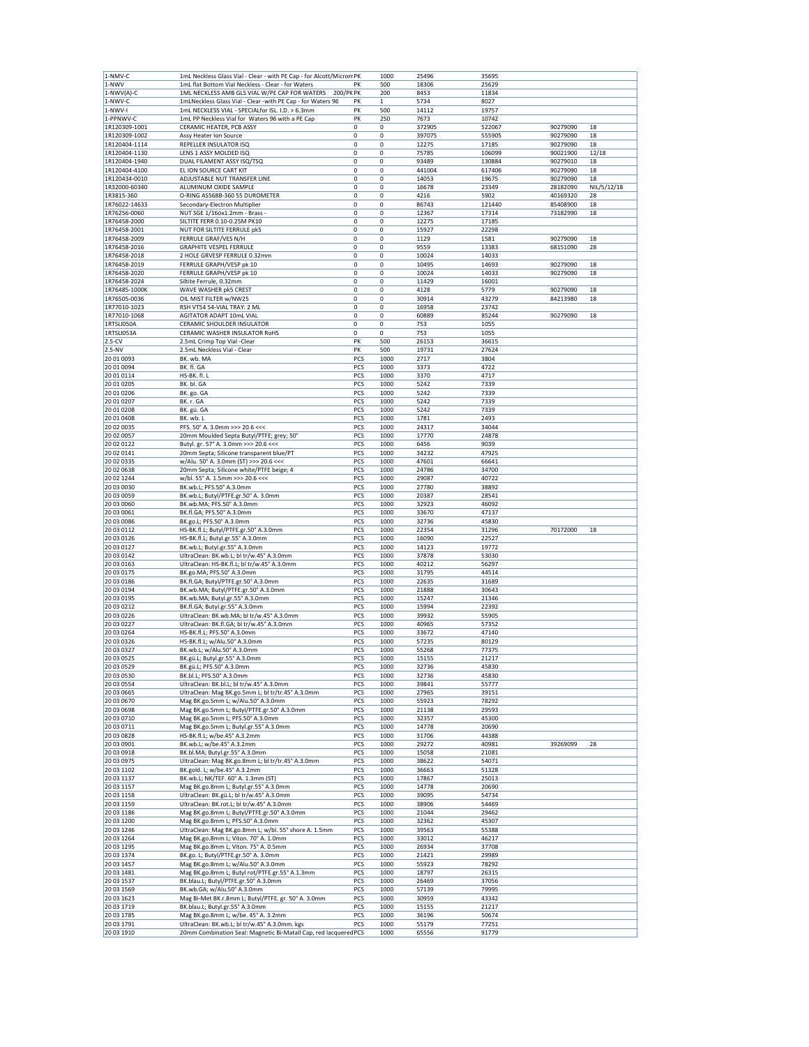| | | | | | | | |
|---|---|---|---|---|---|---|---|
| 1-NMV-C | 1mL Neckless Glass Vial - Clear - with PE Cap - for Alcott/Microm | PK | 1000 | 25496 | 35695 | | |
| 1-NWV | 1mL flat Bottom Vial Neckless - Clear - for Waters | PK | 500 | 18306 | 25629 | | |
| 1-NWV(A)-C | 1ML NECKLESS AMB GLS VIAL W/PE CAP FOR WATERS 200/PK | PK | 200 | 8453 | 11834 | | |
| 1-NWV-C | 1mLNeckless Glass Vial - Clear -with PE Cap - for Waters 96 | PK | 1 | 5734 | 8027 | | |
| 1-NWV-I | 1mL NECKLESS VIAL - SPECIALfor ISL. I.D. > 6.3mm | PK | 500 | 14112 | 19757 | | |
| 1-PPNWV-C | 1mL PP Neckless Vial for Waters 96 with a PE Cap | PK | 250 | 7673 | 10742 | | |
| 1R120309-1001 | CERAMIC HEATER, PCB ASSY | 0 | 0 | 372905 | 522067 | 90279090 | 18 |
| 1R120309-1002 | Assy Heater Ion Source | 0 | 0 | 397075 | 555905 | 90279090 | 18 |
| 1R120404-1114 | REPELLER INSULATOR ISQ | 0 | 0 | 12275 | 17185 | 90279090 | 18 |
| 1R120404-1130 | LENS 1 ASSY MOLDED ISQ | 0 | 0 | 75785 | 106099 | 90021900 | 12/18 |
| 1R120404-1940 | DUAL FILAMENT ASSY ISQ/TSQ | 0 | 0 | 93489 | 130884 | 90279010 | 18 |
| 1R120404-4100 | EL ION SOURCE CART KIT | 0 | 0 | 441004 | 617406 | 90279090 | 18 |
| 1R120434-0010 | ADJUSTABLE NUT TRANSFER LINE | 0 | 0 | 14053 | 19675 | 90279090 | 18 |
| 1R32000-60340 | ALUMINUM OXIDE SAMPLE | 0 | 0 | 16678 | 23349 | 28182090 | NIL/5/12/18 |
| 1R3815-360 | O-RING AS568B-360 55 DUROMETER | 0 | 0 | 4216 | 5902 | 40169320 | 28 |
| 1R76022-14633 | Secondary-Electron Multiplier | 0 | 0 | 86743 | 121440 | 85408900 | 18 |
| 1R76256-0060 | NUT SGE 1/160x1.2mm - Brass - | 0 | 0 | 12367 | 17314 | 73182990 | 18 |
| 1R76458-2000 | SILTITE FERR 0.10-0.25M PK10 | 0 | 0 | 12275 | 17185 | | |
| 1R76458-2001 | NUT FOR SILTITE FERRULE pk5 | 0 | 0 | 15927 | 22298 | | |
| 1R76458-2009 | FERRULE GRAF/VES N/H | 0 | 0 | 1129 | 1581 | 90279090 | 18 |
| 1R76458-2016 | GRAPHITE VESPEL FERRULE | 0 | 0 | 9559 | 13383 | 68151090 | 28 |
| 1R76458-2018 | 2 HOLE GRVESP FERRULE 0.32mm | 0 | 0 | 10024 | 14033 | | |
| 1R76458-2019 | FERRULE GRAPH/VESP pk 10 | 0 | 0 | 10495 | 14693 | 90279090 | 18 |
| 1R76458-2020 | FERRULE GRAPH/VESP pk 10 | 0 | 0 | 10024 | 14033 | 90279090 | 18 |
| 1R76458-2024 | Siltite Ferrule, 0.32mm | 0 | 0 | 11429 | 16001 | | |
| 1R76485-1000K | WAVE WASHER pk5 CREST | 0 | 0 | 4128 | 5779 | 90279090 | 18 |
| 1R76505-0036 | OIL MIST FILTER w/NW25 | 0 | 0 | 30914 | 43279 | 84213980 | 18 |
| 1R77010-1023 | RSH VT54 54-VIAL TRAY: 2 ML | 0 | 0 | 16958 | 23742 | | |
| 1R77010-1068 | AGITATOR ADAPT 10mL VIAL | 0 | 0 | 60889 | 85244 | 90279090 | 18 |
| 1RTSLI050A | CERAMIC SHOULDER INSULATOR | 0 | 0 | 753 | 1055 | | |
| 1RTSLI053A | CERAMIC WASHER INSULATOR RoHS | 0 | 0 | 753 | 1055 | | |
| 2.5-CV | 2.5mL Crimp Top Vial -Clear | PK | 500 | 26153 | 36615 | | |
| 2.5-NV | 2.5mL Neckless Vial - Clear | PK | 500 | 19731 | 27624 | | |
| 20 01 0093 | BK. wb. MA | PCS | 1000 | 2717 | 3804 | | |
| 20 01 0094 | BK. fl. GA | PCS | 1000 | 3373 | 4722 | | |
| 20 01 0114 | HS-BK. fl. L | PCS | 1000 | 3370 | 4717 | | |
| 20 01 0205 | BK. bl. GA | PCS | 1000 | 5242 | 7339 | | |
| 20 01 0206 | BK. go. GA | PCS | 1000 | 5242 | 7339 | | |
| 20 01 0207 | BK. r. GA | PCS | 1000 | 5242 | 7339 | | |
| 20 01 0208 | BK. gü. GA | PCS | 1000 | 5242 | 7339 | | |
| 20 01 0408 | BK. wb. L | PCS | 1000 | 1781 | 2493 | | |
| 20 02 0035 | PFS. 50° A. 3.0mm >>> 20.6 <<< | PCS | 1000 | 24317 | 34044 | | |
| 20 02 0057 | 20mm Moulded Septa Butyl/PTFE; grey; 50° | PCS | 1000 | 17770 | 24878 | | |
| 20 02 0122 | Butyl. gr. 57° A. 3.0mm >>> 20.6 <<< | PCS | 1000 | 6456 | 9039 | | |
| 20 02 0141 | 20mm Septa; Silicone transparent blue/PT | PCS | 1000 | 34232 | 47925 | | |
| 20 02 0335 | w/Alu. 50° A. 3.0mm (ST) >>> 20.6 <<< | PCS | 1000 | 47601 | 66641 | | |
| 20 02 0638 | 20mm Septa; Silicone white/PTFE beige; 4 | PCS | 1000 | 24786 | 34700 | | |
| 20 02 1244 | w/bl. 55° A. 1.5mm >>> 20.6 <<< | PCS | 1000 | 29087 | 40722 | | |
| 20 03 0030 | BK.wb.L; PFS.50° A.3.0mm | PCS | 1000 | 27780 | 38892 | | |
| 20 03 0059 | BK.wb.L; Butyl/PTFE.gr.50° A. 3.0mm | PCS | 1000 | 20387 | 28541 | | |
| 20 03 0060 | BK.wb.MA; PFS.50° A.3.0mm | PCS | 1000 | 32923 | 46092 | | |
| 20 03 0061 | BK.fl.GA; PFS.50° A.3.0mm | PCS | 1000 | 33670 | 47137 | | |
| 20 03 0086 | BK.go.L; PFS.50° A.3.0mm | PCS | 1000 | 32736 | 45830 | | |
| 20 03 0112 | HS-BK.fl.L; Butyl/PTFE.gr.50° A.3.0mm | PCS | 1000 | 22354 | 31296 | 70172000 | 18 |
| 20 03 0126 | HS-BK.fl.L; Butyl.gr.55° A.3.0mm | PCS | 1000 | 16090 | 22527 | | |
| 20 03 0127 | BK.wb.L; Butyl.gr.55° A.3.0mm | PCS | 1000 | 14123 | 19772 | | |
| 20 03 0142 | UltraClean: BK.wb.L; bl tr/w.45° A.3.0mm | PCS | 1000 | 37878 | 53030 | | |
| 20 03 0163 | UltraClean: HS-BK.fl.L; bl tr/w.45° A.3.0mm | PCS | 1000 | 40212 | 56297 | | |
| 20 03 0175 | BK.go.MA; PFS.50° A.3.0mm | PCS | 1000 | 31795 | 44514 | | |
| 20 03 0186 | BK.fl.GA; Butyl/PTFE.gr.50° A.3.0mm | PCS | 1000 | 22635 | 31689 | | |
| 20 03 0194 | BK.wb.MA; Butyl/PTFE.gr.50° A.3.0mm | PCS | 1000 | 21888 | 30643 | | |
| 20 03 0195 | BK.wb.MA; Butyl.gr.55° A.3.0mm | PCS | 1000 | 15247 | 21346 | | |
| 20 03 0212 | BK.fl.GA; Butyl.gr.55° A.3.0mm | PCS | 1000 | 15994 | 22392 | | |
| 20 03 0226 | UltraClean: BK.wb.MA; bl tr/w.45° A.3.0mm | PCS | 1000 | 39932 | 55905 | | |
| 20 03 0227 | UltraClean: BK.fl.GA; bl tr/w.45° A.3.0mm | PCS | 1000 | 40965 | 57352 | | |
| 20 03 0264 | HS-BK.fl.L; PFS.50° A.3.0mm | PCS | 1000 | 33672 | 47140 | | |
| 20 03 0326 | HS-BK.fl.L; w/Alu.50° A.3.0mm | PCS | 1000 | 57235 | 80129 | | |
| 20 03 0327 | BK.wb.L; w/Alu.50° A.3.0mm | PCS | 1000 | 55268 | 77375 | | |
| 20 03 0525 | BK.gü.L; Butyl.gr.55° A.3.0mm | PCS | 1000 | 15155 | 21217 | | |
| 20 03 0529 | BK.gü.L; PFS.50° A.3.0mm | PCS | 1000 | 32736 | 45830 | | |
| 20 03 0530 | BK.bl.L; PFS.50° A.3.0mm | PCS | 1000 | 32736 | 45830 | | |
| 20 03 0554 | UltraClean: BK.bl.L; bl tr/w.45° A.3.0mm | PCS | 1000 | 39841 | 55777 | | |
| 20 03 0665 | UltraClean: Mag BK.go.5mm L; bl tr/tr.45° A.3.0mm | PCS | 1000 | 27965 | 39151 | | |
| 20 03 0670 | Mag BK.go.5mm L; w/Alu.50° A.3.0mm | PCS | 1000 | 55923 | 78292 | | |
| 20 03 0698 | Mag BK.go.5mm L; Butyl/PTFE.gr.50° A.3.0mm | PCS | 1000 | 21138 | 29593 | | |
| 20 03 0710 | Mag BK.go.5mm L; PFS.50° A.3.0mm | PCS | 1000 | 32357 | 45300 | | |
| 20 03 0711 | Mag BK.go.5mm L; Butyl.gr.55° A.3.0mm | PCS | 1000 | 14778 | 20690 | | |
| 20 03 0828 | HS-BK.fl.L; w/be.45° A.3.2mm | PCS | 1000 | 31706 | 44388 | | |
| 20 03 0901 | BK.wb.L; w/be.45° A.3.2mm | PCS | 1000 | 29272 | 40981 | 39269099 | 28 |
| 20 03 0918 | BK.bl.MA; Butyl.gr.55° A.3.0mm | PCS | 1000 | 15058 | 21081 | | |
| 20 03 0975 | UltraClean: Mag BK.go.8mm L; bl tr/tr.45° A.3.0mm | PCS | 1000 | 38622 | 54071 | | |
| 20 03 1102 | BK.gold. L; w/be.45° A.3.2mm | PCS | 1000 | 36663 | 51328 | | |
| 20 03 1137 | BK.wb.L; NK/TEF. 60° A. 1.3mm (ST) | PCS | 1000 | 17867 | 25013 | | |
| 20 03 1157 | Mag BK.go.8mm L; Butyl.gr.55° A.3.0mm | PCS | 1000 | 14778 | 20690 | | |
| 20 03 1158 | UltraClean: BK.gü.L; bl tr/w.45° A.3.0mm | PCS | 1000 | 39095 | 54734 | | |
| 20 03 1159 | UltraClean: BK.rot.L; bl tr/w.45° A.3.0mm | PCS | 1000 | 38906 | 54469 | | |
| 20 03 1186 | Mag BK.go.8mm L; Butyl/PTFE.gr.50° A.3.0mm | PCS | 1000 | 21044 | 29462 | | |
| 20 03 1200 | Mag BK.go.8mm L; PFS.50° A.3.0mm | PCS | 1000 | 32362 | 45307 | | |
| 20 03 1246 | UltraClean: Mag BK.go.8mm L; w/bl. 55° shore A. 1.5mm | PCS | 1000 | 39563 | 55388 | | |
| 20 03 1264 | Mag BK.go.8mm L; Viton. 70° A. 1.0mm | PCS | 1000 | 33012 | 46217 | | |
| 20 03 1295 | Mag BK.go.8mm L; Viton. 75° A. 0.5mm | PCS | 1000 | 26934 | 37708 | | |
| 20 03 1374 | BK.go. L; Butyl/PTFE.gr.50° A. 3.0mm | PCS | 1000 | 21421 | 29989 | | |
| 20 03 1457 | Mag BK.go.8mm L; w/Alu.50° A.3.0mm | PCS | 1000 | 55923 | 78292 | | |
| 20 03 1481 | Mag BK.go.8mm L; Butyl rot/PTFE.gr.55° A.1.3mm | PCS | 1000 | 18797 | 26315 | | |
| 20 03 1537 | BK.blau.L; Butyl/PTFE.gr.50° A.3.0mm | PCS | 1000 | 26469 | 37056 | | |
| 20 03 1569 | BK.wb.GA; w/Alu.50° A.3.0mm | PCS | 1000 | 57139 | 79995 | | |
| 20 03 1623 | Mag Bi-Met BK.r.8mm L; Butyl/PTFE. gr. 50° A. 3.0mm | PCS | 1000 | 30959 | 43342 | | |
| 20 03 1719 | BK.blau.L; Butyl.gr.55° A.3.0mm | PCS | 1000 | 15155 | 21217 | | |
| 20 03 1785 | Mag BK.go.8mm L; w/be. 45° A. 3.2mm | PCS | 1000 | 36196 | 50674 | | |
| 20 03 1791 | UltraClean: BK.wb.L; bl tr/w.45° A.3.0mm. kgs | PCS | 1000 | 55179 | 77251 | | |
| 20 03 1910 | 20mm Combination Seal: Magnetic Bi-Matall Cap, red lacquered | PCS | 1000 | 65556 | 91779 | | |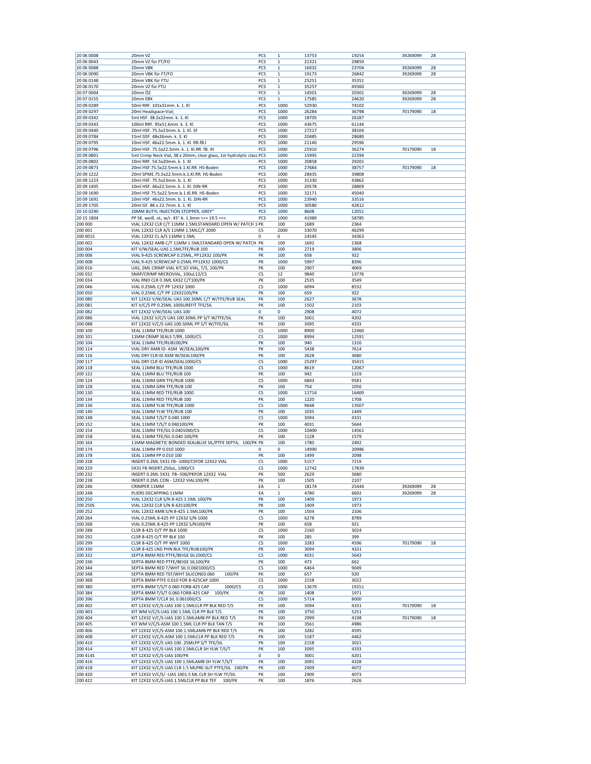| | | | | | | | |
|---|---|---|---|---|---|---|---|
| 20 06 0008 | 20mm VZ | PCS | 1 | 13753 | 19254 | 39269099 | 28 |
| 20 06 0043 | 20mm VZ für FT/FO | PCS | 1 | 21321 | 29850 | | |
| 20 06 0088 | 20mm VBK | PCS | 1 | 16932 | 23704 | 39269099 | 28 |
| 20 06 0090 | 20mm VBK für FT/FO | PCS | 1 | 19173 | 26842 | 39269099 | 28 |
| 20 06 0148 | 20mm VBK für FTU | PCS | 1 | 25251 | 35351 | | |
| 20 06 0170 | 20mm VZ für FTU | PCS | 1 | 35257 | 49360 | | |
| 20 07 0004 | 20mm ÖZ | PCS | 1 | 14501 | 20301 | 39269099 | 28 |
| 20 07 0155 | 20mm EBK | PCS | 1 | 17585 | 24620 | 39269099 | 28 |
| 20 09 0289 | 50ml RRF. 101x31mm. k. 1. Kl | PCS | 1000 | 52930 | 74102 | | |
| 20 09 0297 | 20ml Headspace-Vial; | PCS | 1000 | 26284 | 36798 | 70179090 | 18 |
| 20 09 0342 | 5ml HSF. 38.2x22mm. k. 1. Kl | PCS | 1000 | 18705 | 26187 | | |
| 20 09 0343 | 100ml RRF. 95x51.6mm. k. 3. Kl | PCS | 1000 | 43675 | 61144 | | |
| 20 09 0440 | 20ml HSF. 75.5x23mm. k. 1. Kl. SF | PCS | 1000 | 27217 | 38104 | | |
| 20 09 0784 | 15ml SDF. 48x26mm. k. 3. Kl | PCS | 1000 | 20485 | 28680 | | |
| 20 09 0795 | 10ml HSF. 46x22.5mm. k. 1. Kl. RR.fB.l | PCS | 1000 | 21140 | 29596 | | |
| 20 09 0796 | 20ml HSF. 75.5x22.5mm. k. 1. Kl.RR. fB. lH | PCS | 1000 | 25910 | 36274 | 70179090 | 18 |
| 20 09 0801 | 5ml Crimp Neck Vial, 38 x 20mm, clear glass, 1st hydrolytic class | PCS | 1000 | 15995 | 22394 | | |
| 20 09 0802 | 10ml RRF. 54.5x20mm. k. 1. Kl | PCS | 1000 | 20858 | 29201 | | |
| 20 09 0873 | 20ml HSF.75.5x22.5mm.k.1.Kl.RR. HS-Boden | PCS | 1000 | 27684 | 38757 | 70179090 | 18 |
| 20 09 1222 | 20ml SPME.75.5x22.5mm.k.1.Kl.RR. HS-Boden | PCS | 1000 | 28435 | 39808 | | |
| 20 09 1223 | 20ml HSF. 75.5x23mm. b. 1. Kl | PCS | 1000 | 31330 | 43862 | | |
| 20 09 1405 | 10ml HSF. 46x22.5mm. k. 1. Kl. DIN-RR | PCS | 1000 | 20578 | 28809 | | |
| 20 09 1690 | 20ml HSF.75.5x22.5mm.b.1.Kl.RR. HS-Boden | PCS | 1000 | 32171 | 45040 | | |
| 20 09 1691 | 10ml HSF. 46x22.5mm. b. 1. Kl. DIN-RR | PCS | 1000 | 23940 | 33516 | | |
| 20 09 1705 | 20ml GF. 86 x 22.7mm. k. 1. Kl | PCS | 1000 | 30580 | 42812 | | |
| 20 10 0290 | 20MM BUTYL INJECTION STOPPER, GREY" | PCS | 1000 | 8608 | 12051 | | |
| 20 15 1804 | PP SK. weiß. oL; w/r. 45° A. 1.3mm >>> 19.5 <<< | PCS | 1000 | 41989 | 58785 | | |
| 200 000 | VIAL 12X32 CLR C/T 11MM 1.5MLSTANDARD OPEN W/ PATCH 1 | PK | 100 | 1689 | 2364 | | |
| 200 001 | VIAL 12X32 CLR A/S 11MM 1.5MLC/T 2000 | CS | 2000 | 33070 | 46299 | | |
| 200 001S | VIAL 12X32 CL A/S 11MM 1.5ML | 0 | 0 | 24545 | 34363 | | |
| 200 002 | VIAL 12X32 AMB C/T 11MM 1.5MLSTANDARD OPEN W/ PATCH | PK | 100 | 1692 | 2368 | | |
| 200 004 | KIT V/W/SEAL-UAS 1.5MLTFE/RUB 100 | PK | 100 | 2719 | 3806 | | |
| 200 006 | VIAL 9-425 SCREWCAP 0.25ML, PP12X32 100/PK | PK | 100 | 658 | 922 | | |
| 200 008 | VIAL 9-425 SCREWCAP 0.25ML PP12X32 1000/CS | PK | 1000 | 5997 | 8396 | | |
| 200 016 | UAS, 2ML CRIMP VIAL KIT,SO VIAL, T/S, 100/PK | PK | 100 | 2907 | 4069 | | |
| 200 032 | SNAP/CRIMP MICROVIAL, 100uL12/CS | CS | 12 | 9840 | 13776 | | |
| 200 034 | VIAL RND CLR 0.3ML 6X32 C/T100/PK | PK | 100 | 2535 | 3549 | | |
| 200 046 | VIAL 0.25ML C/T PP 12X32 1000 | CS | 1000 | 6094 | 8532 | | |
| 200 050 | VIAL 0.25ML C/T PP 12X32100/PK | PK | 100 | 659 | 922 | | |
| 200 080 | KIT 12X32 V/W/SEAL UAS 100.30ML C/T W/TFE/RUB SEAL | PK | 100 | 2627 | 3678 | | |
| 200 081 | KIT V/C/S PP 0.25ML 100SUREFIT TFE/SIL | PK | 100 | 1502 | 2103 | | |
| 200 082 | KIT 12X32 V/W/SEAL UAS 100 | 0 | 0 | 2908 | 4072 | | |
| 200 086 | VIAL 12X32 V/C/S UAS 100.30ML PP S/T W/TFE/SIL | PK | 100 | 3001 | 4202 | | |
| 200 088 | KIT 12X32 V/C/S UAS 100.50ML PP S/T W/TFE/SIL | PK | 100 | 3095 | 4333 | | |
| 200 100 | SEAL 11MM TFE/RUB 1000 | CS | 1000 | 8900 | 12460 | | |
| 200 101 | 11MM CRIMP SEALS T/RR, 1000/CS | CS | 1000 | 8994 | 12591 | | |
| 200 104 | SEAL 11MM TFE/RUB100/PK | PK | 100 | 940 | 1316 | | |
| 200 114 | VIAL DRY AMB ID- ASM W/SEAL100/PK | PK | 100 | 5438 | 7614 | | |
| 200 116 | VIAL DRY CLR-ID ASM W/SEAL100/PK | PK | 100 | 2628 | 3680 | | |
| 200 117 | VIAL DRY CLR ID ASM/SEAL1000/CS | CS | 1000 | 25297 | 35415 | | |
| 200 118 | SEAL 11MM BLU TFE/RUB 1000 | CS | 1000 | 8619 | 12067 | | |
| 200 122 | SEAL 11MM BLU TFE/RUB 100 | PK | 100 | 942 | 1319 | | |
| 200 124 | SEAL 11MM GRN TFE/RUB 1000 | CS | 1000 | 6843 | 9581 | | |
| 200 128 | SEAL 11MM GRN TFE/RUB 100 | PK | 100 | 754 | 1056 | | |
| 200 130 | SEAL 11MM RED TFE/RUB 1000 | CS | 1000 | 11714 | 16400 | | |
| 200 134 | SEAL 11MM RED TFE/RUB 100 | PK | 100 | 1220 | 1708 | | |
| 200 136 | SEAL 11MM YLW TFE/RUB 1000 | CS | 1000 | 9648 | 13507 | | |
| 200 140 | SEAL 11MM YLW TFE/RUB 100 | PK | 100 | 1035 | 1449 | | |
| 200 148 | SEAL 11MM T/S/T 0.040 1000 | CS | 1000 | 3094 | 4331 | | |
| 200 152 | SEAL 11MM T/S/T 0.040100/PK | PK | 100 | 4031 | 5644 | | |
| 200 154 | SEAL 11MM TFE/SIL 0.0401000/CS | CS | 1000 | 10400 | 14561 | | |
| 200 158 | SEAL 11MM TFE/SIL 0.040 100/PK | PK | 100 | 1128 | 1579 | | |
| 200 164 | 11MM MAGNETIC BONDED SEALBLUE SIL/PTFE SEPTA, 100/PK | PK | 100 | 1780 | 2492 | | |
| 200 174 | SEAL 11MM PP 0.010 1000 | 0 | 0 | 14990 | 20986 | | |
| 200 178 | SEAL 11MM PP 0.010 100 | PK | 100 | 1499 | 2098 | | |
| 200 228 | INSERT 0.2ML 5X31 FB--1000/CSFOR 12X32 VIAL | CS | 1000 | 5157 | 7219 | | |
| 200 229 | 5X31 FB INSERT,250uL, 1000/CS | CS | 1000 | 12742 | 17839 | | |
| 200 232 | INSERT 0.2ML 5X31 FB--500/PKFOR 12X32 VIAL | PK | 500 | 2629 | 3680 | | |
| 200 238 | INSERT 0.2ML CON - 12X32 VIAL100/PK | PK | 100 | 1505 | 2107 | | |
| 200 246 | CRIMPER 11MM | EA | 1 | 18174 | 25444 | 39269099 | 28 |
| 200 248 | PLIERS DECAPPING 11MM | EA | 1 | 4780 | 6692 | 39269099 | 28 |
| 200 250 | VIAL 12X32 CLR S/N 8-425 1.5ML 100/PK | PK | 100 | 1409 | 1973 | | |
| 200 250S | VIAL 12X32 CLR S/N 8-425100/PK | PK | 100 | 1409 | 1973 | | |
| 200 252 | VIAL 12X32 AMB S/N 8-425 1.5ML100/PK | PK | 100 | 1504 | 2106 | | |
| 200 264 | VIAL 0.25ML 8-425 PP 12X32 S/N 1000 | CS | 1000 | 6278 | 8789 | | |
| 200 268 | VIAL 0.25ML 8-425 PP 12X32 S/N100/PK | PK | 100 | 658 | 921 | | |
| 200 288 | CLSR 8-425 O/T PP BLK 1000 | CS | 1000 | 2160 | 3024 | | |
| 200 292 | CLSR 8-425 O/T PP BLK 100 | PK | 100 | 285 | 399 | | |
| 200 299 | CLSR 8-425 O/T PP WHT 1000 | CS | 1000 | 3283 | 4596 | 70179090 | 18 |
| 200 330 | CLSR 8-425 LND PHN BLK TFE/RUB100/PK | PK | 100 | 3094 | 4331 | | |
| 200 332 | SEPTA 8MM RED PTFE/BEIGE SIL1000/CS | CS | 1000 | 4031 | 5643 | | |
| 200 336 | SEPTA 8MM RED PTFE/BEIGE SIL100/PK | PK | 100 | 473 | 662 | | |
| 200 344 | SEPTA 8MM RED T/WHT SIL 0.0601000/CS | CS | 1000 | 6464 | 9049 | | |
| 200 348 | SEPTA 8MM RED TEF/WHT SILICONE0.060 100/PK | PK | 100 | 657 | 920 | | |
| 200 368 | SEPTA 8MM PTFE 0.010 FOR 8-425CAP 1000 | CS | 1000 | 2158 | 3022 | | |
| 200 380 | SEPTA 8MM T/S/T 0.060 FOR8-425 CAP 1000/CS | CS | 1000 | 13679 | 19151 | | |
| 200 384 | SEPTA 8MM T/S/T 0.060 FOR8-425 CAP 100/PK | PK | 100 | 1408 | 1971 | | |
| 200 396 | SEPTA 8MM T/CLR SIL 0.061000/CS | CS | 1000 | 5714 | 8000 | | |
| 200 402 | KIT 12X32 V/C/S-UAS 100 1.5MLCLR PP BLK RED T/S | PK | 100 | 3094 | 4331 | 70179090 | 18 |
| 200 403 | KIT WM V/C/S-UAS 100 1.5ML CLR PP BLK T/S | PK | 100 | 3750 | 5251 | | |
| 200 404 | KIT 12X32 V/C/S-UAS 100 1.5MLAMB PP BLK RED T/S | PK | 100 | 2999 | 4198 | 70179090 | 18 |
| 200 405 | KIT WM V/C/S-ASM 100 1.5ML CLR PP BLK TAN T/S | PK | 100 | 3561 | 4986 | | |
| 200 406 | KIT 12X32 V/C/S-ASM 100 1.5MLAMB PP BLK RED T/S | PK | 100 | 3282 | 4595 | | |
| 200 408 | KIT 12X32 V/C/S-ASM 100 1.5MLCLR PP BLK RED T/S | PK | 100 | 3187 | 4462 | | |
| 200 410 | KIT 12X32 V/C/S UAS 100 .25MLPP S/T TFE/SIL | PK | 100 | 2158 | 3021 | | |
| 200 414 | KIT 12X32 V/C/S-UAS 100 1.5MLCLR SH YLW T/S/T | PK | 100 | 3095 | 4333 | | |
| 200 414S | KIT 12X32 V/C/S-UAS 100/PK | 0 | 0 | 3001 | 4201 | | |
| 200 416 | KIT 12X32 V/C/S-UAS 100 1.5MLAMB SH YLW T/S/T | PK | 100 | 3091 | 4328 | | |
| 200 418 | KIT 12X32 V/C/S-UAS CLR 1.5 MLPRE-SLIT PTFE/SIL 100/PK | PK | 100 | 2909 | 4072 | | |
| 200 420 | KIT 12X32 V/C/S/ -UAS 1001.5 ML CLR SH YLW TF/SIL | PK | 100 | 2909 | 4073 | | |
| 200 422 | KIT 12X32 V/C/S-UAS 1.5MLCLR PP BLK TEF 100/PK | PK | 100 | 1876 | 2626 | | |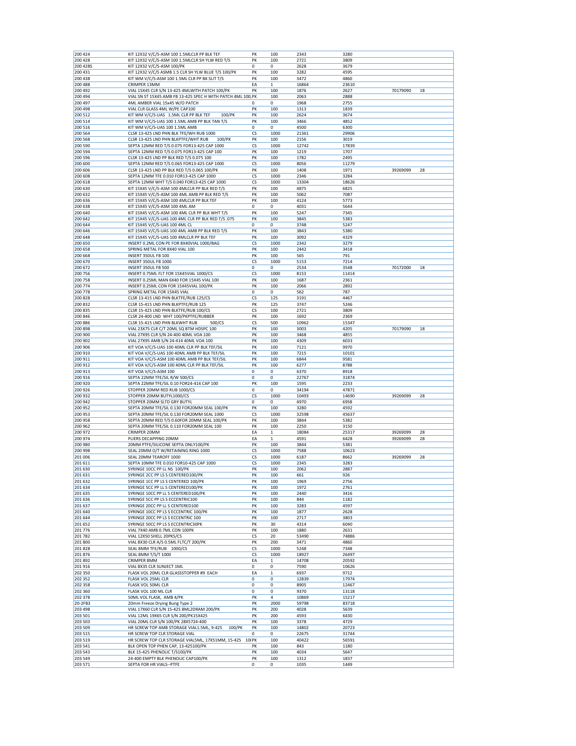| | | | | | | | |
|---|---|---|---|---|---|---|---|
| 200 424 | KIT 12X32 V/C/S-ASM 100 1.5MLCLR PP BLK TEF | PK | 100 | 2343 | 3280 | | |
| 200 428 | KIT 12X32 V/C/S-ASM 100 1.5MLCLR SH YLW RED T/S | PK | 100 | 2721 | 3809 | | |
| 200 428S | KIT 12X32 V/C/S-ASM 100/PK | 0 | 0 | 2628 | 3679 | | |
| 200 431 | KIT 12X32 V/C/S ASMB 1.5 CLR SH YLW BLUE T/S 100/PK | PK | 100 | 3282 | 4595 | | |
| 200 438 | KIT WM V/C/S-ASM 100 1.5ML CLR PP BK SLIT T/S | PK | 100 | 3472 | 4860 | | |
| 200 488 | CRIMPER 13MM | EA | 1 | 16864 | 23610 | | |
| 200 492 | VIAL 15X45 CLR S/N 13-425 4MLWITH PATCH 100/PK | PK | 100 | 1876 | 2627 | 70179090 | 18 |
| 200 494 | VIAL SN ST 15X45 AMB FB 13-425 SPEC H WITH PATCH 4ML 100,PK | PK | 100 | 2063 | 2888 | | |
| 200 497 | 4ML AMBER VIAL 15x45 W/O PATCH | 0 | 0 | 1968 | 2755 | | |
| 200 498 | VIAL CLR GLASS 4ML W/PE CAP100 | PK | 100 | 1313 | 1839 | | |
| 200 512 | KIT WM V/C/S-UAS 1.5ML CLR PP BLK TEF 100/PK | PK | 100 | 2624 | 3674 | | |
| 200 514 | KIT WM V/C/S-UAS 100 1.5ML AMB PP BLK TAN T/S | PK | 100 | 3466 | 4852 | | |
| 200 516 | KIT WM V/C/S-UAS 100 1.5ML AMB | 0 | 0 | 4500 | 6300 | | |
| 200 564 | CLSR 13-425 LND PHN BLK TFE/WH RUB 1000 | CS | 1000 | 21361 | 29906 | | |
| 200 568 | CLSR 13-425 LND PHN BLKPTFE/WHT RUB 100/PK | PK | 100 | 2156 | 3019 | | |
| 200 590 | SEPTA 12MM RED T/S 0.075 FOR13-425 CAP 1000 | CS | 1000 | 12742 | 17839 | | |
| 200 594 | SEPTA 12MM RED T/S 0.075 FOR13-425 CAP 100 | PK | 100 | 1219 | 1707 | | |
| 200 596 | CLSR 13-425 LND PP BLK RED T/S 0.075 100 | PK | 100 | 1782 | 2495 | | |
| 200 600 | SEPTA 12MM RED T/S 0.065 FOR13-425 CAP 1000 | CS | 1000 | 8056 | 11279 | | |
| 200 606 | CLSR 13-425 LND PP BLK RED T/S 0.065 100/PK | PK | 100 | 1408 | 1971 | 39269099 | 28 |
| 200 608 | SEPTA 12MM TFE 0.010 FOR13-425 CAP 1000 | CS | 1000 | 2346 | 3284 | | |
| 200 618 | SEPTA 12MM WHT T/S 0.040 FOR13-425 CAP 1000 | CS | 1000 | 13304 | 18626 | | |
| 200 630 | KIT 15X45 V/C/S-ASM 100 4MLCLR PP BLK RED T/S | PK | 100 | 4875 | 6825 | | |
| 200 632 | KIT 15X45 V/C/S-ASM 100 4ML AMB PP BLK RED T/S | PK | 100 | 5062 | 7087 | | |
| 200 636 | KIT 15X45 V/C/S-ASM 100 4MLCLR PP BLK TEF | PK | 100 | 4124 | 5773 | | |
| 200 638 | KIT 15X45 V/C/S-ASM 100 4ML AM | 0 | 0 | 4031 | 5644 | | |
| 200 640 | KIT 15X45 V/C/S-ASM 100 4ML CLR PP BLK WHT T/S | PK | 100 | 5247 | 7345 | | |
| 200 642 | KIT 15X45 V/C/S-UAS 100 4ML CLR PP BLK RED T/S .075 | PK | 100 | 3845 | 5383 | | |
| 200 644 | KIT 15X45 V/C/S-UAS 100 4ML CL | 0 | 0 | 3748 | 5247 | | |
| 200 646 | KIT 15X45 V/C/S-UAS 100 4ML AMB PP BLK RED T/S | PK | 100 | 3843 | 5380 | | |
| 200 648 | KIT 15X45 V/C/S-UAS 100 4MLCLR PP BLK TEF | PK | 100 | 3092 | 4329 | | |
| 200 650 | INSERT 0.2ML CON PE FOR 8X40VIAL 1000/BAG | CS | 1000 | 2342 | 3279 | | |
| 200 658 | SPRING METAL FOR 8X40 VIAL 100 | PK | 100 | 2442 | 3418 | | |
| 200 668 | INSERT 350UL FB 100 | PK | 100 | 565 | 791 | | |
| 200 670 | INSERT 350UL FB 1000 | CS | 1000 | 5153 | 7214 | | |
| 200 672 | INSERT 350UL FB 500 | 0 | 0 | 2534 | 3548 | 70172000 | 18 |
| 200 756 | INSERT 0.75ML FLT FOR 15X45VIAL 1000/CS | CS | 1000 | 8153 | 11414 | | |
| 200 758 | INSERT 0.25ML MAN 6X40 FOR 15X45 VIAL 100 | PK | 100 | 1687 | 2361 | | |
| 200 774 | INSERT 0.25ML CON FOR 15X45VIAL 100/PK | PK | 100 | 2066 | 2892 | | |
| 200 778 | SPRING METAL FOR 15X45 VIAL | 0 | 0 | 562 | 787 | | |
| 200 828 | CLSR 13-415 LND PHN BLKTFE/RUB 125/CS | CS | 125 | 3191 | 4467 | | |
| 200 832 | CLSR 15-415 LND PHN BLKPTFE/RUB 125 | PK | 125 | 3747 | 5246 | | |
| 200 835 | CLSR 15-425 LND PHN BLKTFE/RUB 100/CS | CS | 100 | 2721 | 3809 | | |
| 200 846 | CLSR 24-400 LND WHT 100/PKPTFE/RUBBER | PK | 100 | 1692 | 2369 | | |
| 200 886 | CLSR 15-415 LND PHN BLKWHT RUB 500/CS | CS | 500 | 10962 | 15347 | | |
| 200 898 | VIAL 23X75 CLR C/T 20ML SQ BTM HDSPC 100 | PK | 100 | 3003 | 4205 | 70179090 | 18 |
| 200 900 | VIAL 27X95 CLR S/N 24-400 40ML VOA 100 | PK | 100 | 3468 | 4855 | | |
| 200 902 | VIAL 27X95 AMB S/N 24-414 40ML VOA 100 | PK | 100 | 4309 | 6033 | | |
| 200 906 | KIT VOA V/C/S-UAS 100 40ML CLR PP BLK TEF/SIL | PK | 100 | 7121 | 9970 | | |
| 200 910 | KIT VOA V/C/S-UAS 100 40ML AMB PP BLK TEF/SIL | PK | 100 | 7215 | 10101 | | |
| 200 911 | KIT VOA V/C/S-ASM 100 40ML AMB PP BLK TEF/SIL | PK | 100 | 6844 | 9581 | | |
| 200 912 | KIT VOA V/C/S-ASM 100 40ML CLR PP BLK TEF/SIL | PK | 100 | 6277 | 8788 | | |
| 200 913 | KIT VOA V/C/S-ASM 100 | 0 | 0 | 6370 | 8918 | | |
| 200 916 | SEPTA 22MM TFE/SIL R/W 500/CS | 0 | 0 | 22767 | 31874 | | |
| 200 920 | SEPTA 22MM TFE/SIL 0.10 FOR24-414 CAP 100 | PK | 100 | 1595 | 2233 | | |
| 200 926 | STOPPER 20MM RED RUB 1000/CS | 0 | 0 | 34194 | 47871 | | |
| 200 932 | STOPPER 20MM BUTYL1000/CS | CS | 1000 | 10493 | 14690 | 39269099 | 28 |
| 200 942 | STOPPER 20MM SLTD GRY BUTYL | 0 | 0 | 4970 | 6958 | | |
| 200 952 | SEPTA 20MM TFE/SIL 0.130 FOR20MM SEAL 100/PK | PK | 100 | 3280 | 4592 | | |
| 200 953 | SEPTA 20MM TFE/SIL 0.130 FOR20MM SEAL 1000 | CS | 1000 | 32598 | 45637 | | |
| 200 958 | SEPTA 20MM RED T/S 0.60FOR 20MM SEAL 100/PK | PK | 100 | 3844 | 5382 | | |
| 200 962 | SEPTA 20MM TFE/SIL 0.110 FOR20MM SEAL 100 | PK | 100 | 2250 | 3150 | | |
| 200 972 | CRIMPER 20MM | EA | 1 | 18084 | 25317 | 39269099 | 28 |
| 200 974 | PLIERS DECAPPING 20MM | EA | 1 | 4591 | 6428 | 39269099 | 28 |
| 200 980 | 20MM PTFE/SILICONE SEPTA ONLY100/PK | PK | 100 | 3844 | 5381 | | |
| 200 998 | SEAL 20MM O/T W/RETAINING RING 1000 | CS | 1000 | 7588 | 10623 | | |
| 201 006 | SEAL 20MM TEAROFF 1000 | CS | 1000 | 6187 | 8662 | 39269099 | 28 |
| 201 611 | SEPTA 10MM TFE 0.010 FOR10-425 CAP 1000 | CS | 1000 | 2345 | 3283 | | |
| 201 630 | SYRINGE 10CC PP LL NS 100/PK | PK | 100 | 2062 | 2887 | | |
| 201 631 | SYRINGE 2CC PP LS S CENTERED100/PK | PK | 100 | 661 | 926 | | |
| 201 632 | SYRINGE 1CC PP LS S CENTERED 100/PK | PK | 100 | 1969 | 2756 | | |
| 201 634 | SYRINGE 5CC PP LL S CENTERED100/PK | PK | 100 | 1972 | 2761 | | |
| 201 635 | SYRINGE 10CC PP LL S CENTERED100/PK | PK | 100 | 2440 | 3416 | | |
| 201 636 | SYRINGE 5CC PP LS S ECCENTRIC100 | PK | 100 | 844 | 1182 | | |
| 201 637 | SYRINGE 20CC PP LL S CENTERED100 | PK | 100 | 3283 | 4597 | | |
| 201 640 | SYRINGE 10CC PP LS S ECCENTRIC 100/PK | PK | 100 | 1877 | 2628 | | |
| 201 644 | SYRINGE 20CC PP LS S ECCENTRIC 100 | PK | 100 | 2717 | 3803 | | |
| 201 652 | SYRINGE 50CC PP LS S ECCENTRIC30PK | PK | 30 | 4314 | 6040 | | |
| 201 776 | VIAL 7X40 AMB 0.7ML CON 100PK | PK | 100 | 1880 | 2631 | | |
| 201 782 | VIAL 12X50 SHELL 20PKS/CS | CS | 20 | 53490 | 74886 | | |
| 201 800 | VIAL 8X30 CLR A/S 0.5ML FLTC/T 200/PK | PK | 200 | 3471 | 4860 | | |
| 201 828 | SEAL 8MM TFE/RUB 1000/CS | CS | 1000 | 5248 | 7348 | | |
| 201 876 | SEAL 8MM T/S/T 1000 | CS | 1000 | 18927 | 26497 | | |
| 201 892 | CRIMPER 8MM | EA | 1 | 14708 | 20592 | | |
| 201 916 | VIAL 8X35 CLR SUNJECT 1ML | 0 | 0 | 7590 | 10626 | | |
| 202 350 | FLASK VOL 20ML CLR GLASSSTOPPER #9 EACH | EA | 1 | 6937 | 9712 | | |
| 202 352 | FLASK VOL 25ML CLR | 0 | 0 | 12839 | 17974 | | |
| 202 358 | FLASK VOL 50ML CLR | 0 | 0 | 8905 | 12467 | | |
| 202 360 | FLASK VOL 100 ML CLR | 0 | 0 | 9370 | 13118 | | |
| 202 378 | 50ML VOL FLASK, AMB 4/PK | PK | 4 | 10869 | 15217 | | |
| 20-2FB3 | 20mm Freeze Drying Bung Type 2 | PK | 2000 | 59798 | 83718 | | |
| 203 498 | VIAL 17X60 CLR S/N 15-425 8ML2DRAM 200/PK | PK | 200 | 4028 | 5639 | | |
| 203 501 | VIAL 12ML 19X65 CLR S/N 200/PK15X425 | PK | 200 | 4593 | 6430 | | |
| 203 503 | VIAL 20ML CLR S/N 100/PK 28X5724-400 | PK | 100 | 3378 | 4729 | | |
| 203 509 | HR SCREW TOP AMB STORAGE VIAL1.5ML, 9-425 100/PK | PK | 100 | 14802 | 20723 | | |
| 203 515 | HR SCREW TOP CLR STORAGE VIAL | 0 | 0 | 22675 | 31744 | | |
| 203 519 | HR SCREW TOP CLR STORAGE VIAL5ML, 17X51MM, 15-425 10(PK | PK | 100 | 40422 | 56591 | | |
| 203 541 | BLK OPEN TOP PHEN CAP, 13-425100/PK | PK | 100 | 843 | 1180 | | |
| 203 543 | BLK 15-425 PHENOLIC T/S100/PK | PK | 100 | 4034 | 5647 | | |
| 203 549 | 24-400 EMPTY BLK PHENOLIC CAP100/PK | PK | 100 | 1312 | 1837 | | |
| 203 571 | SEPTA FOR HR VIALS--PTFE | 0 | 0 | 1035 | 1449 | | |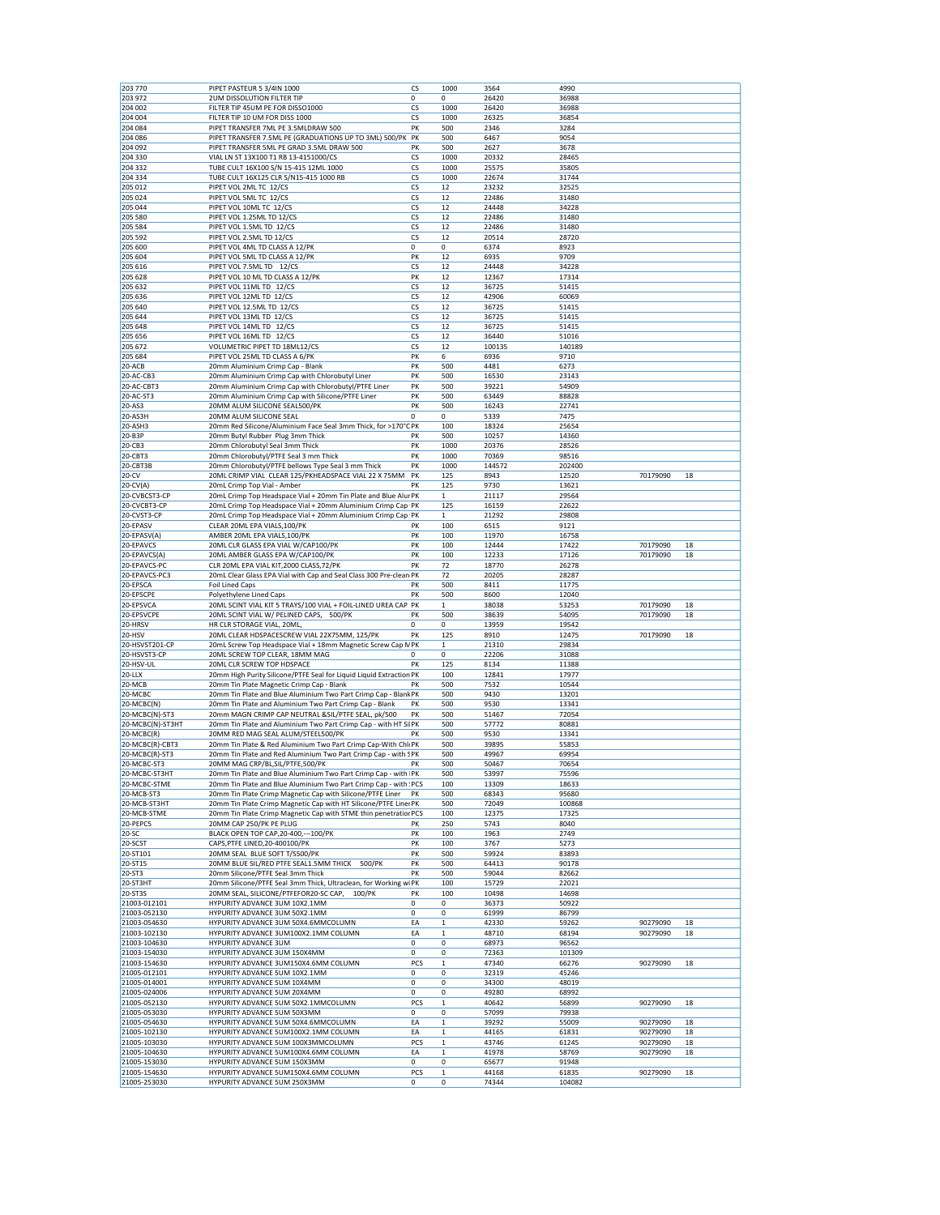| | | | | | | | |
|---|---|---|---|---|---|---|---|
| 203 770 | PIPET PASTEUR 5 3/4IN 1000 | CS | 1000 | 3564 | 4990 | | |
| 203 972 | 2UM DISSOLUTION FILTER TIP | 0 | 0 | 26420 | 36988 | | |
| 204 002 | FILTER TIP 45UM PE FOR DISSO1000 | CS | 1000 | 26420 | 36988 | | |
| 204 004 | FILTER TIP 10 UM FOR DISS 1000 | CS | 1000 | 26325 | 36854 | | |
| 204 084 | PIPET TRANSFER 7ML PE 3.5MLDRAW 500 | PK | 500 | 2346 | 3284 | | |
| 204 086 | PIPET TRANSFER 7.5ML PE (GRADUATIONS UP TO 3ML) 500/PK | PK | 500 | 6467 | 9054 | | |
| 204 092 | PIPET TRANSFER 5ML PE GRAD 3.5ML DRAW 500 | PK | 500 | 2627 | 3678 | | |
| 204 330 | VIAL LN ST 13X100 T1 RB 13-4151000/CS | CS | 1000 | 20332 | 28465 | | |
| 204 332 | TUBE CULT 16X100 S/N 15-415 12ML 1000 | CS | 1000 | 25575 | 35805 | | |
| 204 334 | TUBE CULT 16X125 CLR S/N15-415 1000 RB | CS | 1000 | 22674 | 31744 | | |
| 205 012 | PIPET VOL 2ML TC 12/CS | CS | 12 | 23232 | 32525 | | |
| 205 024 | PIPET VOL 5ML TC 12/CS | CS | 12 | 22486 | 31480 | | |
| 205 044 | PIPET VOL 10ML TC 12/CS | CS | 12 | 24448 | 34228 | | |
| 205 580 | PIPET VOL 1.25ML TD 12/CS | CS | 12 | 22486 | 31480 | | |
| 205 584 | PIPET VOL 1.5ML TD 12/CS | CS | 12 | 22486 | 31480 | | |
| 205 592 | PIPET VOL 2.5ML TD 12/CS | CS | 12 | 20514 | 28720 | | |
| 205 600 | PIPET VOL 4ML TD CLASS A 12/PK | 0 | 0 | 6374 | 8923 | | |
| 205 604 | PIPET VOL 5ML TD CLASS A 12/PK | PK | 12 | 6935 | 9709 | | |
| 205 616 | PIPET VOL 7.5ML TD 12/CS | CS | 12 | 24448 | 34228 | | |
| 205 628 | PIPET VOL 10 ML TD CLASS A 12/PK | PK | 12 | 12367 | 17314 | | |
| 205 632 | PIPET VOL 11ML TD 12/CS | CS | 12 | 36725 | 51415 | | |
| 205 636 | PIPET VOL 12ML TD 12/CS | CS | 12 | 42906 | 60069 | | |
| 205 640 | PIPET VOL 12.5ML TD 12/CS | CS | 12 | 36725 | 51415 | | |
| 205 644 | PIPET VOL 13ML TD 12/CS | CS | 12 | 36725 | 51415 | | |
| 205 648 | PIPET VOL 14ML TD 12/CS | CS | 12 | 36725 | 51415 | | |
| 205 656 | PIPET VOL 16ML TD 12/CS | CS | 12 | 36440 | 51016 | | |
| 205 672 | VOLUMETRIC PIPET TD 18ML12/CS | CS | 12 | 100135 | 140189 | | |
| 205 684 | PIPET VOL 25ML TD CLASS A 6/PK | PK | 6 | 6936 | 9710 | | |
| 20-ACB | 20mm Aluminium Crimp Cap - Blank | PK | 500 | 4481 | 6273 | | |
| 20-AC-CB3 | 20mm Aluminium Crimp Cap with Chlorobutyl Liner | PK | 500 | 16530 | 23143 | | |
| 20-AC-CBT3 | 20mm Aluminium Crimp Cap with Chlorobutyl/PTFE Liner | PK | 500 | 39221 | 54909 | | |
| 20-AC-ST3 | 20mm Aluminium Crimp Cap with Silicone/PTFE Liner | PK | 500 | 63449 | 88828 | | |
| 20-AS3 | 20MM ALUM SILICONE SEAL500/PK | PK | 500 | 16243 | 22741 | | |
| 20-AS3H | 20MM ALUM SILICONE SEAL | 0 | 0 | 5339 | 7475 | | |
| 20-ASH3 | 20mm Red Silicone/Aluminium Face Seal 3mm Thick, for >170°C | PK | 100 | 18324 | 25654 | | |
| 20-B3P | 20mm Butyl Rubber Plug 3mm Thick | PK | 500 | 10257 | 14360 | | |
| 20-CB3 | 20mm Chlorobutyl Seal 3mm Thick | PK | 1000 | 20376 | 28526 | | |
| 20-CBT3 | 20mm Chlorobutyl/PTFE Seal 3 mm Thick | PK | 1000 | 70369 | 98516 | | |
| 20-CBT3B | 20mm Chlorobutyl/PTFE bellows Type Seal 3 mm Thick | PK | 1000 | 144572 | 202400 | | |
| 20-CV | 20ML CRIMP VIAL CLEAR 125/PKHEADSPACE VIAL 22 X 75MM | PK | 125 | 8943 | 12520 | 70179090 | 18 |
| 20-CV(A) | 20mL Crimp Top Vial - Amber | PK | 125 | 9730 | 13621 | | |
| 20-CVBCST3-CP | 20mL Crimp Top Headspace Vial + 20mm Tin Plate and Blue Alur | PK | 1 | 21117 | 29564 | | |
| 20-CVCBT3-CP | 20mL Crimp Top Headspace Vial + 20mm Aluminium Crimp Cap | PK | 125 | 16159 | 22622 | | |
| 20-CVST3-CP | 20mL Crimp Top Headspace Vial + 20mm Aluminium Crimp Cap | PK | 1 | 21292 | 29808 | | |
| 20-EPASV | CLEAR 20ML EPA VIALS,100/PK | PK | 100 | 6515 | 9121 | | |
| 20-EPASV(A) | AMBER 20ML EPA VIALS,100/PK | PK | 100 | 11970 | 16758 | | |
| 20-EPAVCS | 20ML CLR GLASS EPA VIAL W/CAP100/PK | PK | 100 | 12444 | 17422 | 70179090 | 18 |
| 20-EPAVCS(A) | 20ML AMBER GLASS EPA W/CAP100/PK | PK | 100 | 12233 | 17126 | 70179090 | 18 |
| 20-EPAVCS-PC | CLR 20ML EPA VIAL KIT,2000 CLASS,72/PK | PK | 72 | 18770 | 26278 | | |
| 20-EPAVCS-PC3 | 20mL Clear Glass EPA Vial with Cap and Seal Class 300 Pre-clean | PK | 72 | 20205 | 28287 | | |
| 20-EPSCA | Foil Lined Caps | PK | 500 | 8411 | 11775 | | |
| 20-EPSCPE | Polyethylene Lined Caps | PK | 500 | 8600 | 12040 | | |
| 20-EPSVCA | 20ML SCINT VIAL KIT 5 TRAYS/100 VIAL + FOIL-LINED UREA CAP | PK | 1 | 38038 | 53253 | 70179090 | 18 |
| 20-EPSVCPE | 20ML SCINT VIAL W/ PELINED CAPS, 500/PK | PK | 500 | 38639 | 54095 | 70179090 | 18 |
| 20-HRSV | HR CLR STORAGE VIAL, 20ML, | 0 | 0 | 13959 | 19542 | | |
| 20-HSV | 20ML CLEAR HDSPACESCREW VIAL 22X75MM, 125/PK | PK | 125 | 8910 | 12475 | 70179090 | 18 |
| 20-HSVST201-CP | 20mL Screw Top Headspace Vial + 18mm Magnetic Screw Cap M | PK | 1 | 21310 | 29834 | | |
| 20-HSVST3-CP | 20ML SCREW TOP CLEAR, 18MM MAG | 0 | 0 | 22206 | 31088 | | |
| 20-HSV-UL | 20ML CLR SCREW TOP HDSPACE | PK | 125 | 8134 | 11388 | | |
| 20-LLX | 20mm High Purity Silicone/PTFE Seal for Liquid Liquid Extraction | PK | 100 | 12841 | 17977 | | |
| 20-MCB | 20mm Tin Plate Magnetic Crimp Cap - Blank | PK | 500 | 7532 | 10544 | | |
| 20-MCBC | 20mm Tin Plate and Blue Aluminium Two Part Crimp Cap - Blank | PK | 500 | 9430 | 13201 | | |
| 20-MCBC(N) | 20mm Tin Plate and Aluminium Two Part Crimp Cap - Blank | PK | 500 | 9530 | 13341 | | |
| 20-MCBC(N)-ST3 | 20mm MAGN CRIMP CAP NEUTRAL &SIL/PTFE SEAL, pk/500 | PK | 500 | 51467 | 72054 | | |
| 20-MCBC(N)-ST3HT | 20mm Tin Plate and Aluminium Two Part Crimp Cap - with HT Sil | PK | 500 | 57772 | 80881 | | |
| 20-MCBC(R) | 20MM RED MAG SEAL ALUM/STEEL500/PK | PK | 500 | 9530 | 13341 | | |
| 20-MCBC(R)-CBT3 | 20mm Tin Plate & Red Aluminium Two Part Crimp Cap-With Chl | PK | 500 | 39895 | 55853 | | |
| 20-MCBC(R)-ST3 | 20mm Tin Plate and Red Aluminium Two Part Crimp Cap - with S | PK | 500 | 49967 | 69954 | | |
| 20-MCBC-ST3 | 20MM MAG CRP/BL,SIL/PTFE,500/PK | PK | 500 | 50467 | 70654 | | |
| 20-MCBC-ST3HT | 20mm Tin Plate and Blue Aluminium Two Part Crimp Cap - with I | PK | 500 | 53997 | 75596 | | |
| 20-MCBC-STME | 20mm Tin Plate and Blue Aluminium Two Part Crimp Cap - with | PCS | 100 | 13309 | 18633 | | |
| 20-MCB-ST3 | 20mm Tin Plate Crimp Magnetic Cap with Silicone/PTFE Liner | PK | 500 | 68343 | 95680 | | |
| 20-MCB-ST3HT | 20mm Tin Plate Crimp Magnetic Cap with HT Silicone/PTFE Liner | PK | 500 | 72049 | 100868 | | |
| 20-MCB-STME | 20mm Tin Plate Crimp Magnetic Cap with STME thin penetration | PCS | 100 | 12375 | 17325 | | |
| 20-PEPC5 | 20MM CAP 250/PK PE PLUG | PK | 250 | 5743 | 8040 | | |
| 20-SC | BLACK OPEN TOP CAP,20-400,---100/PK | PK | 100 | 1963 | 2749 | | |
| 20-SCST | CAPS,PTFE LINED,20-400100/PK | PK | 100 | 3767 | 5273 | | |
| 20-ST101 | 20MM SEAL BLUE SOFT T/S500/PK | PK | 500 | 59924 | 83893 | | |
| 20-ST15 | 20MM BLUE SIL/RED PTFE SEAL1.5MM THICK 500/PK | PK | 500 | 64413 | 90178 | | |
| 20-ST3 | 20mm Silicone/PTFE Seal 3mm Thick | PK | 500 | 59044 | 82662 | | |
| 20-ST3HT | 20mm Silicone/PTFE Seal 3mm Thick, Ultraclean, for Working wi | PK | 100 | 15729 | 22021 | | |
| 20-ST3S | 20MM SEAL, SILICONE/PTFEFOR20-SC CAP, 100/PK | PK | 100 | 10498 | 14698 | | |
| 21003-012101 | HYPURITY ADVANCE 3UM 10X2.1MM | 0 | 0 | 36373 | 50922 | | |
| 21003-052130 | HYPURITY ADVANCE 3UM 50X2.1MM | 0 | 0 | 61999 | 86799 | | |
| 21003-054630 | HYPURITY ADVANCE 3UM 50X4.6MMCOLUMN | EA | 1 | 42330 | 59262 | 90279090 | 18 |
| 21003-102130 | HYPURITY ADVANCE 3UM100X2.1MM COLUMN | EA | 1 | 48710 | 68194 | 90279090 | 18 |
| 21003-104630 | HYPURITY ADVANCE 3UM | 0 | 0 | 68973 | 96562 | | |
| 21003-154030 | HYPURITY ADVANCE 3UM 150X4MM | 0 | 0 | 72363 | 101309 | | |
| 21003-154630 | HYPURITY ADVANCE 3UM150X4.6MM COLUMN | PCS | 1 | 47340 | 66276 | 90279090 | 18 |
| 21005-012101 | HYPURITY ADVANCE 5UM 10X2.1MM | 0 | 0 | 32319 | 45246 | | |
| 21005-014001 | HYPURITY ADVANCE 5UM 10X4MM | 0 | 0 | 34300 | 48019 | | |
| 21005-024006 | HYPURITY ADVANCE 5UM 20X4MM | 0 | 0 | 49280 | 68992 | | |
| 21005-052130 | HYPURITY ADVANCE 5UM 50X2.1MMCOLUMN | PCS | 1 | 40642 | 56899 | 90279090 | 18 |
| 21005-053030 | HYPURITY ADVANCE 5UM 50X3MM | 0 | 0 | 57099 | 79938 | | |
| 21005-054630 | HYPURITY ADVANCE 5UM 50X4.6MMCOLUMN | EA | 1 | 39292 | 55009 | 90279090 | 18 |
| 21005-102130 | HYPURITY ADVANCE 5UM100X2.1MM COLUMN | EA | 1 | 44165 | 61831 | 90279090 | 18 |
| 21005-103030 | HYPURITY ADVANCE 5UM 100X3MMCOLUMN | PCS | 1 | 43746 | 61245 | 90279090 | 18 |
| 21005-104630 | HYPURITY ADVANCE 5UM100X4.6MM COLUMN | EA | 1 | 41978 | 58769 | 90279090 | 18 |
| 21005-153030 | HYPURITY ADVANCE 5UM 150X3MM | 0 | 0 | 65677 | 91948 | | |
| 21005-154630 | HYPURITY ADVANCE 5UM150X4.6MM COLUMN | PCS | 1 | 44168 | 61835 | 90279090 | 18 |
| 21005-253030 | HYPURITY ADVANCE 5UM 250X3MM | 0 | 0 | 74344 | 104082 | | |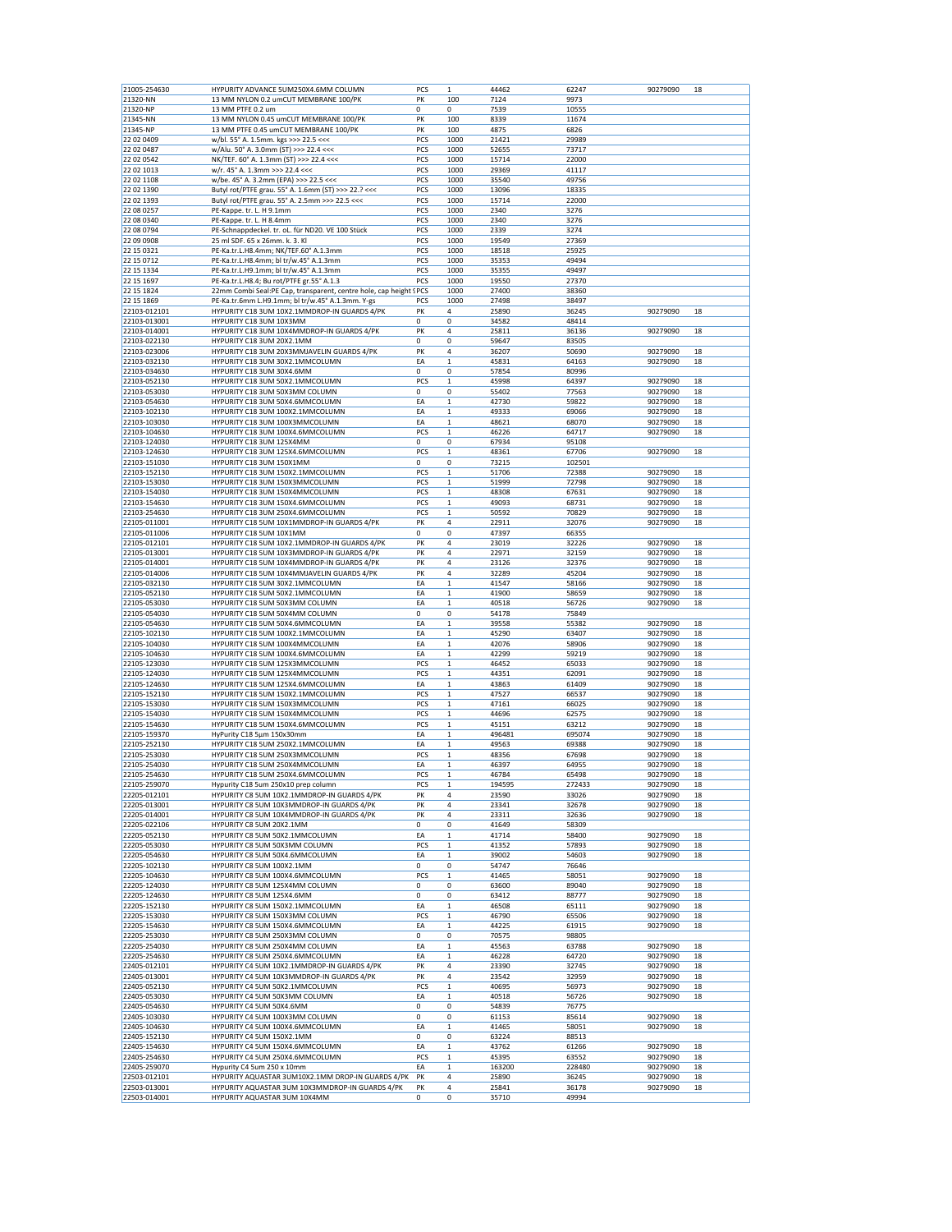| | | | | | | | |
|---|---|---|---|---|---|---|---|
| 21005-254630 | HYPURITY ADVANCE 5UM250X4.6MM COLUMN | PCS | 1 | 44462 | 62247 | 90279090 | 18 |
| 21320-NN | 13 MM NYLON 0.2 umCUT MEMBRANE 100/PK | PK | 100 | 7124 | 9973 | | |
| 21320-NP | 13 MM PTFE 0.2 um | 0 | 0 | 7539 | 10555 | | |
| 21345-NN | 13 MM NYLON 0.45 umCUT MEMBRANE 100/PK | PK | 100 | 8339 | 11674 | | |
| 21345-NP | 13 MM PTFE 0.45 umCUT MEMBRANE 100/PK | PK | 100 | 4875 | 6826 | | |
| 22 02 0409 | w/bl. 55° A. 1.5mm. kgs >>> 22.5 <<< | PCS | 1000 | 21421 | 29989 | | |
| 22 02 0487 | w/Alu. 50° A. 3.0mm (ST) >>> 22.4 <<< | PCS | 1000 | 52655 | 73717 | | |
| 22 02 0542 | NK/TEF. 60° A. 1.3mm (ST) >>> 22.4 <<< | PCS | 1000 | 15714 | 22000 | | |
| 22 02 1013 | w/r. 45° A. 1.3mm >>> 22.4 <<< | PCS | 1000 | 29369 | 41117 | | |
| 22 02 1108 | w/be. 45° A. 3.2mm (EPA) >>> 22.5 <<< | PCS | 1000 | 35540 | 49756 | | |
| 22 02 1390 | Butyl rot/PTFE grau. 55° A. 1.6mm (ST) >>> 22.? <<< | PCS | 1000 | 13096 | 18335 | | |
| 22 02 1393 | Butyl rot/PTFE grau. 55° A. 2.5mm >>> 22.5 <<< | PCS | 1000 | 15714 | 22000 | | |
| 22 08 0257 | PE-Kappe. tr. L. H 9.1mm | PCS | 1000 | 2340 | 3276 | | |
| 22 08 0340 | PE-Kappe. tr. L. H 8.4mm | PCS | 1000 | 2340 | 3276 | | |
| 22 08 0794 | PE-Schnappdeckel. tr. oL. für ND20. VE 100 Stück | PCS | 1000 | 2339 | 3274 | | |
| 22 09 0908 | 25 ml SDF. 65 x 26mm. k. 3. Kl | PCS | 1000 | 19549 | 27369 | | |
| 22 15 0321 | PE-Ka.tr.L.H8.4mm; NK/TEF.60° A.1.3mm | PCS | 1000 | 18518 | 25925 | | |
| 22 15 0712 | PE-Ka.tr.L.H8.4mm; bl tr/w.45° A.1.3mm | PCS | 1000 | 35353 | 49494 | | |
| 22 15 1334 | PE-Ka.tr.L.H9.1mm; bl tr/w.45° A.1.3mm | PCS | 1000 | 35355 | 49497 | | |
| 22 15 1697 | PE-Ka.tr.L.H8.4; Bu rot/PTFE gr.55° A.1.3 | PCS | 1000 | 19550 | 27370 | | |
| 22 15 1824 | 22mm Combi Seal:PE Cap, transparent, centre hole, cap height SPCS | | 1000 | 27400 | 38360 | | |
| 22 15 1869 | PE-Ka.tr.6mm L.H9.1mm; bl tr/w.45° A.1.3mm. Y-gs | PCS | 1000 | 27498 | 38497 | | |
| 22103-012101 | HYPURITY C18 3UM 10X2.1MMDROP-IN GUARDS 4/PK | PK | 4 | 25890 | 36245 | 90279090 | 18 |
| 22103-013001 | HYPURITY C18 3UM 10X3MM | 0 | 0 | 34582 | 48414 | | |
| 22103-014001 | HYPURITY C18 3UM 10X4MMDROP-IN GUARDS 4/PK | PK | 4 | 25811 | 36136 | 90279090 | 18 |
| 22103-022130 | HYPURITY C18 3UM 20X2.1MM | 0 | 0 | 59647 | 83505 | | |
| 22103-023006 | HYPURITY C18 3UM 20X3MMJAVELIN GUARDS 4/PK | PK | 4 | 36207 | 50690 | 90279090 | 18 |
| 22103-032130 | HYPURITY C18 3UM 30X2.1MMCOLUMN | EA | 1 | 45831 | 64163 | 90279090 | 18 |
| 22103-034630 | HYPURITY C18 3UM 30X4.6MM | 0 | 0 | 57854 | 80996 | | |
| 22103-052130 | HYPURITY C18 3UM 50X2.1MMCOLUMN | PCS | 1 | 45998 | 64397 | 90279090 | 18 |
| 22103-053030 | HYPURITY C18 3UM 50X3MM COLUMN | 0 | 0 | 55402 | 77563 | 90279090 | 18 |
| 22103-054630 | HYPURITY C18 3UM 50X4.6MMCOLUMN | EA | 1 | 42730 | 59822 | 90279090 | 18 |
| 22103-102130 | HYPURITY C18 3UM 100X2.1MMCOLUMN | EA | 1 | 49333 | 69066 | 90279090 | 18 |
| 22103-103030 | HYPURITY C18 3UM 100X3MMCOLUMN | EA | 1 | 48621 | 68070 | 90279090 | 18 |
| 22103-104630 | HYPURITY C18 3UM 100X4.6MMCOLUMN | PCS | 1 | 46226 | 64717 | 90279090 | 18 |
| 22103-124030 | HYPURITY C18 3UM 125X4MM | 0 | 0 | 67934 | 95108 | | |
| 22103-124630 | HYPURITY C18 3UM 125X4.6MMCOLUMN | PCS | 1 | 48361 | 67706 | 90279090 | 18 |
| 22103-151030 | HYPURITY C18 3UM 150X1MM | 0 | 0 | 73215 | 102501 | | |
| 22103-152130 | HYPURITY C18 3UM 150X2.1MMCOLUMN | PCS | 1 | 51706 | 72388 | 90279090 | 18 |
| 22103-153030 | HYPURITY C18 3UM 150X3MMCOLUMN | PCS | 1 | 51999 | 72798 | 90279090 | 18 |
| 22103-154030 | HYPURITY C18 3UM 150X4MMCOLUMN | PCS | 1 | 48308 | 67631 | 90279090 | 18 |
| 22103-154630 | HYPURITY C18 3UM 150X4.6MMCOLUMN | PCS | 1 | 49093 | 68731 | 90279090 | 18 |
| 22103-254630 | HYPURITY C18 3UM 250X4.6MMCOLUMN | PCS | 1 | 50592 | 70829 | 90279090 | 18 |
| 22105-011001 | HYPURITY C18 5UM 10X1MMDROP-IN GUARDS 4/PK | PK | 4 | 22911 | 32076 | 90279090 | 18 |
| 22105-011006 | HYPURITY C18 5UM 10X1MM | 0 | 0 | 47397 | 66355 | | |
| 22105-012101 | HYPURITY C18 5UM 10X2.1MMDROP-IN GUARDS 4/PK | PK | 4 | 23019 | 32226 | 90279090 | 18 |
| 22105-013001 | HYPURITY C18 5UM 10X3MMDROP-IN GUARDS 4/PK | PK | 4 | 22971 | 32159 | 90279090 | 18 |
| 22105-014001 | HYPURITY C18 5UM 10X4MMDROP-IN GUARDS 4/PK | PK | 4 | 23126 | 32376 | 90279090 | 18 |
| 22105-014006 | HYPURITY C18 5UM 10X4MMJAVELIN GUARDS 4/PK | PK | 4 | 32289 | 45204 | 90279090 | 18 |
| 22105-032130 | HYPURITY C18 5UM 30X2.1MMCOLUMN | EA | 1 | 41547 | 58166 | 90279090 | 18 |
| 22105-052130 | HYPURITY C18 5UM 50X2.1MMCOLUMN | EA | 1 | 41900 | 58659 | 90279090 | 18 |
| 22105-053030 | HYPURITY C18 5UM 50X3MM COLUMN | EA | 1 | 40518 | 56726 | 90279090 | 18 |
| 22105-054030 | HYPURITY C18 5UM 50X4MM COLUMN | 0 | 0 | 54178 | 75849 | | |
| 22105-054630 | HYPURITY C18 5UM 50X4.6MMCOLUMN | EA | 1 | 39558 | 55382 | 90279090 | 18 |
| 22105-102130 | HYPURITY C18 5UM 100X2.1MMCOLUMN | EA | 1 | 45290 | 63407 | 90279090 | 18 |
| 22105-104030 | HYPURITY C18 5UM 100X4MMCOLUMN | EA | 1 | 42076 | 58906 | 90279090 | 18 |
| 22105-104630 | HYPURITY C18 5UM 100X4.6MMCOLUMN | EA | 1 | 42299 | 59219 | 90279090 | 18 |
| 22105-123030 | HYPURITY C18 5UM 125X3MMCOLUMN | PCS | 1 | 46452 | 65033 | 90279090 | 18 |
| 22105-124030 | HYPURITY C18 5UM 125X4MMCOLUMN | PCS | 1 | 44351 | 62091 | 90279090 | 18 |
| 22105-124630 | HYPURITY C18 5UM 125X4.6MMCOLUMN | EA | 1 | 43863 | 61409 | 90279090 | 18 |
| 22105-152130 | HYPURITY C18 5UM 150X2.1MMCOLUMN | PCS | 1 | 47527 | 66537 | 90279090 | 18 |
| 22105-153030 | HYPURITY C18 5UM 150X3MMCOLUMN | PCS | 1 | 47161 | 66025 | 90279090 | 18 |
| 22105-154030 | HYPURITY C18 5UM 150X4MMCOLUMN | PCS | 1 | 44696 | 62575 | 90279090 | 18 |
| 22105-154630 | HYPURITY C18 5UM 150X4.6MMCOLUMN | PCS | 1 | 45151 | 63212 | 90279090 | 18 |
| 22105-159370 | HyPurity C18 5µm 150x30mm | EA | 1 | 496481 | 695074 | 90279090 | 18 |
| 22105-252130 | HYPURITY C18 5UM 250X2.1MMCOLUMN | EA | 1 | 49563 | 69388 | 90279090 | 18 |
| 22105-253030 | HYPURITY C18 5UM 250X3MMCOLUMN | PCS | 1 | 48356 | 67698 | 90279090 | 18 |
| 22105-254030 | HYPURITY C18 5UM 250X4MMCOLUMN | EA | 1 | 46397 | 64955 | 90279090 | 18 |
| 22105-254630 | HYPURITY C18 5UM 250X4.6MMCOLUMN | PCS | 1 | 46784 | 65498 | 90279090 | 18 |
| 22105-259070 | Hypurity C18 5um 250x10 prep column | PCS | 1 | 194595 | 272433 | 90279090 | 18 |
| 22205-012101 | HYPURITY C8 5UM 10X2.1MMDROP-IN GUARDS 4/PK | PK | 4 | 23590 | 33026 | 90279090 | 18 |
| 22205-013001 | HYPURITY C8 5UM 10X3MMDROP-IN GUARDS 4/PK | PK | 4 | 23341 | 32678 | 90279090 | 18 |
| 22205-014001 | HYPURITY C8 5UM 10X4MMDROP-IN GUARDS 4/PK | PK | 4 | 23311 | 32636 | 90279090 | 18 |
| 22205-022106 | HYPURITY C8 5UM 20X2.1MM | 0 | 0 | 41649 | 58309 | | |
| 22205-052130 | HYPURITY C8 5UM 50X2.1MMCOLUMN | EA | 1 | 41714 | 58400 | 90279090 | 18 |
| 22205-053030 | HYPURITY C8 5UM 50X3MM COLUMN | PCS | 1 | 41352 | 57893 | 90279090 | 18 |
| 22205-054630 | HYPURITY C8 5UM 50X4.6MMCOLUMN | EA | 1 | 39002 | 54603 | 90279090 | 18 |
| 22205-102130 | HYPURITY C8 5UM 100X2.1MM | 0 | 0 | 54747 | 76646 | | |
| 22205-104630 | HYPURITY C8 5UM 100X4.6MMCOLUMN | PCS | 1 | 41465 | 58051 | 90279090 | 18 |
| 22205-124030 | HYPURITY C8 5UM 125X4MM COLUMN | 0 | 0 | 63600 | 89040 | 90279090 | 18 |
| 22205-124630 | HYPURITY C8 5UM 125X4.6MM | 0 | 0 | 63412 | 88777 | 90279090 | 18 |
| 22205-152130 | HYPURITY C8 5UM 150X2.1MMCOLUMN | EA | 1 | 46508 | 65111 | 90279090 | 18 |
| 22205-153030 | HYPURITY C8 5UM 150X3MM COLUMN | PCS | 1 | 46790 | 65506 | 90279090 | 18 |
| 22205-154630 | HYPURITY C8 5UM 150X4.6MMCOLUMN | EA | 1 | 44225 | 61915 | 90279090 | 18 |
| 22205-253030 | HYPURITY C8 5UM 250X3MM COLUMN | 0 | 0 | 70575 | 98805 | | |
| 22205-254030 | HYPURITY C8 5UM 250X4MM COLUMN | EA | 1 | 45563 | 63788 | 90279090 | 18 |
| 22205-254630 | HYPURITY C8 5UM 250X4.6MMCOLUMN | EA | 1 | 46228 | 64720 | 90279090 | 18 |
| 22405-012101 | HYPURITY C4 5UM 10X2.1MMDROP-IN GUARDS 4/PK | PK | 4 | 23390 | 32745 | 90279090 | 18 |
| 22405-013001 | HYPURITY C4 5UM 10X3MMDROP-IN GUARDS 4/PK | PK | 4 | 23542 | 32959 | 90279090 | 18 |
| 22405-052130 | HYPURITY C4 5UM 50X2.1MMCOLUMN | PCS | 1 | 40695 | 56973 | 90279090 | 18 |
| 22405-053030 | HYPURITY C4 5UM 50X3MM COLUMN | EA | 1 | 40518 | 56726 | 90279090 | 18 |
| 22405-054630 | HYPURITY C4 5UM 50X4.6MM | 0 | 0 | 54839 | 76775 | | |
| 22405-103030 | HYPURITY C4 5UM 100X3MM COLUMN | 0 | 0 | 61153 | 85614 | 90279090 | 18 |
| 22405-104630 | HYPURITY C4 5UM 100X4.6MMCOLUMN | EA | 1 | 41465 | 58051 | 90279090 | 18 |
| 22405-152130 | HYPURITY C4 5UM 150X2.1MM | 0 | 0 | 63224 | 88513 | | |
| 22405-154630 | HYPURITY C4 5UM 150X4.6MMCOLUMN | EA | 1 | 43762 | 61266 | 90279090 | 18 |
| 22405-254630 | HYPURITY C4 5UM 250X4.6MMCOLUMN | PCS | 1 | 45395 | 63552 | 90279090 | 18 |
| 22405-259070 | Hypurity C4 5um 250 x 10mm | EA | 1 | 163200 | 228480 | 90279090 | 18 |
| 22503-012101 | HYPURITY AQUASTAR 3UM10X2.1MM DROP-IN GUARDS 4/PK | PK | 4 | 25890 | 36245 | 90279090 | 18 |
| 22503-013001 | HYPURITY AQUASTAR 3UM 10X3MMDROP-IN GUARDS 4/PK | PK | 4 | 25841 | 36178 | 90279090 | 18 |
| 22503-014001 | HYPURITY AQUASTAR 3UM 10X4MM | 0 | 0 | 35710 | 49994 | | |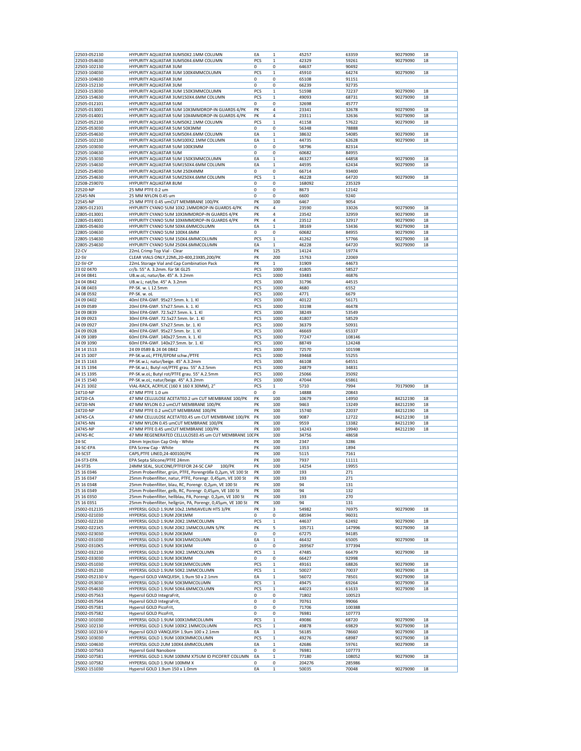| | | | | | | | |
|---|---|---|---|---|---|---|---|
| 22503-052130 | HYPURITY AQUASTAR 3UM50X2.1MM COLUMN | EA | 1 | 45257 | 63359 | 90279090 | 18 |
| 22503-054630 | HYPURITY AQUASTAR 3UM50X4.6MM COLUMN | PCS | 1 | 42329 | 59261 | 90279090 | 18 |
| 22503-102130 | HYPURITY AQUASTAR 3UM | 0 | 0 | 64637 | 90492 | | |
| 22503-104030 | HYPURITY AQUASTAR 3UM 100X4MMCOLUMN | PCS | 1 | 45910 | 64274 | 90279090 | 18 |
| 22503-104630 | HYPURITY AQUASTAR 3UM | 0 | 0 | 65108 | 91151 | | |
| 22503-152130 | HYPURITY AQUASTAR 3UM | 0 | 0 | 66239 | 92735 | | |
| 22503-153030 | HYPURITY AQUASTAR 3UM 150X3MMCOLUMN | PCS | 1 | 51598 | 72237 | 90279090 | 18 |
| 22503-154630 | HYPURITY AQUASTAR 3UM150X4.6MM COLUMN | PCS | 1 | 49093 | 68731 | 90279090 | 18 |
| 22505-012101 | HYPURITY AQUASTAR 5UM | 0 | 0 | 32698 | 45777 | | |
| 22505-013001 | HYPURITY AQUASTAR 5UM 10X3MMDROP-IN GUARDS 4/PK | PK | 4 | 23341 | 32678 | 90279090 | 18 |
| 22505-014001 | HYPURITY AQUASTAR 5UM 10X4MMDROP-IN GUARDS 4/PK | PK | 4 | 23311 | 32636 | 90279090 | 18 |
| 22505-052130 | HYPURITY AQUASTAR 5UM50X2.1MM COLUMN | PCS | 1 | 41158 | 57622 | 90279090 | 18 |
| 22505-053030 | HYPURITY AQUASTAR 5UM 50X3MM | 0 | 0 | 56348 | 78888 | | |
| 22505-054630 | HYPURITY AQUASTAR 5UM50X4.6MM COLUMN | EA | 1 | 38632 | 54085 | 90279090 | 18 |
| 22505-102130 | HYPURITY AQUASTAR 5UM100X2.1MM COLUMN | EA | 1 | 44735 | 62628 | 90279090 | 18 |
| 22505-103030 | HYPURITY AQUASTAR 5UM 100X3MM | 0 | 0 | 58796 | 82314 | | |
| 22505-104630 | HYPURITY AQUASTAR 5UM | 0 | 0 | 60682 | 84955 | | |
| 22505-153030 | HYPURITY AQUASTAR 5UM 150X3MMCOLUMN | EA | 1 | 46327 | 64858 | 90279090 | 18 |
| 22505-154630 | HYPURITY AQUASTAR 5UM150X4.6MM COLUMN | EA | 1 | 44595 | 62434 | 90279090 | 18 |
| 22505-254030 | HYPURITY AQUASTAR 5UM 250X4MM | 0 | 0 | 66714 | 93400 | | |
| 22505-254630 | HYPURITY AQUASTAR 5UM250X4.6MM COLUMN | PCS | 1 | 46228 | 64720 | 90279090 | 18 |
| 22508-259070 | HYPURITY AQUASTAR 8UM | 0 | 0 | 168092 | 235329 | | |
| 22520-NP | 25 MM PTFE 0.2 um | 0 | 0 | 8673 | 12142 | | |
| 22545-NN | 25 MM NYLON 0.45 um | 0 | 0 | 6600 | 9240 | | |
| 22545-NP | 25 MM PTFE 0.45 umCUT MEMBRANE 100/PK | PK | 100 | 6467 | 9054 | | |
| 22805-012101 | HYPURITY CYANO 5UM 10X2.1MMDROP-IN GUARDS 4/PK | PK | 4 | 23590 | 33026 | 90279090 | 18 |
| 22805-013001 | HYPURITY CYANO 5UM 10X3MMDROP-IN GUARDS 4/PK | PK | 4 | 23542 | 32959 | 90279090 | 18 |
| 22805-014001 | HYPURITY CYANO 5UM 10X4MMDROP-IN GUARDS 4/PK | PK | 4 | 23512 | 32917 | 90279090 | 18 |
| 22805-054630 | HYPURITY CYANO 5UM 50X4.6MMCOLUMN | EA | 1 | 38169 | 53436 | 90279090 | 18 |
| 22805-104630 | HYPURITY CYANO 5UM 100X4.6MM | 0 | 0 | 60682 | 84955 | 90279090 | 18 |
| 22805-154630 | HYPURITY CYANO 5UM 150X4.6MMCOLUMN | PCS | 1 | 41262 | 57766 | 90279090 | 18 |
| 22805-254630 | HYPURITY CYANO 5UM 250X4.6MMCOLUMN | EA | 1 | 46228 | 64720 | 90279090 | 18 |
| 22-CV | 22mL Crimp Top Vial - Clear | PK | 125 | 14124 | 19774 | | |
| 22-SV | CLEAR VIALS ONLY,22ML,20-400,23X85,200/PK | PK | 200 | 15763 | 22069 | | |
| 22-SV-CP | 22mL Storage Vial and Cap Combination Pack | PK | 1 | 31909 | 44673 | | |
| 23 02 0470 | cr/b. 55° A. 3.2mm. für SK GL25 | PCS | 1000 | 41805 | 58527 | | |
| 24 04 0841 | UB.w.oL; natur/be. 45° A. 3.2mm | PCS | 1000 | 33483 | 46876 | | |
| 24 04 0842 | UB.w.L; nat/be. 45° A. 3.2mm | PCS | 1000 | 31796 | 44515 | | |
| 24 08 0403 | PP-SK. w. L 12.5mm | PCS | 1000 | 4680 | 6552 | | |
| 24 08 0592 | PP-SK. w. oL | PCS | 1000 | 4771 | 6679 | | |
| 24 09 0402 | 40ml EPA-GWF. 95x27.5mm. k. 1. Kl | PCS | 1000 | 40122 | 56171 | | |
| 24 09 0589 | 20ml EPA-GWF. 57x27.5mm. k. 1. Kl | PCS | 1000 | 33198 | 46478 | | |
| 24 09 0839 | 30ml EPA-GWF. 72.5x27.5mm. k. 1. Kl | PCS | 1000 | 38249 | 53549 | | |
| 24 09 0923 | 30ml EPA-GWF. 72.5x27.5mm. br. 1. Kl | PCS | 1000 | 41807 | 58529 | | |
| 24 09 0927 | 20ml EPA-GWF. 57x27.5mm. br. 1. Kl | PCS | 1000 | 36379 | 50931 | | |
| 24 09 0928 | 40ml EPA-GWF. 95x27.5mm. br. 1. Kl | PCS | 1000 | 46669 | 65337 | | |
| 24 09 1089 | 60ml EPA-GWF. 140x27.5mm. k. 1. Kl | PCS | 1000 | 77247 | 108146 | | |
| 24 09 1090 | 60ml EPA-GWF. 140x27.5mm. br. 1. Kl | PCS | 1000 | 88749 | 124248 | | |
| 24 14 1513 | 24 09 0589 & 24 04 0842 | PCS | 1000 | 72570 | 101598 | | |
| 24 15 1007 | PP-SK.w.oL; PTFE/EPDM schw./PTFE | PCS | 1000 | 39468 | 55255 | | |
| 24 15 1163 | PP-SK.w.L; natur/beige. 45° A.3.2mm | PCS | 1000 | 46108 | 64551 | | |
| 24 15 1394 | PP-SK.w.L; Butyl rot/PTFE grau. 55° A.2.5mm | PCS | 1000 | 24879 | 34831 | | |
| 24 15 1395 | PP-SK.w.oL; Butyl rot/PTFE grau. 55° A.2.5mm | PCS | 1000 | 25066 | 35092 | | |
| 24 15 1540 | PP-SK.w.oL; natur/beige. 45° A.3.2mm | PCS | 1000 | 47044 | 65861 | | |
| 24 21 1002 | VIAL-RACK, ACRYLIC (160 X 160 X 30MM), 2" | PCS | 1 | 5710 | 7994 | 70179090 | 18 |
| 24710-NP | 47 MM PTFE 1.0 um | 0 | 0 | 14888 | 20843 | | |
| 24720-CA | 47 MM CELLULOSE ACETATE0.2 um CUT MEMBRANE 100/PK | PK | 100 | 10679 | 14950 | 84212190 | 18 |
| 24720-NN | 47 MM NYLON 0.2 umCUT MEMBRANE 100/PK | PK | 100 | 9463 | 13249 | 84212190 | 18 |
| 24720-NP | 47 MM PTFE 0.2 umCUT MEMBRANE 100/PK | PK | 100 | 15740 | 22037 | 84212190 | 18 |
| 24745-CA | 47 MM CELLULOSE ACETATE0.45 um CUT MEMBRANE 100/PK | PK | 100 | 9087 | 12722 | 84212190 | 18 |
| 24745-NN | 47 MM NYLON 0.45 umCUT MEMBRANE 100/PK | PK | 100 | 9559 | 13382 | 84212190 | 18 |
| 24745-NP | 47 MM PTFE 0.45 umCUT MEMBRANE 100/PK | PK | 100 | 14243 | 19940 | 84212190 | 18 |
| 24745-RC | 47 MM REGENERATED CELLULOSE0.45 um CUT MEMBRANE 100/PK | PK | 100 | 34756 | 48658 | | |
| 24-SC | 24mm Injection Cap Only - White | PK | 100 | 2347 | 3286 | | |
| 24-SC-EPA | EPA Screw Cap - White | PK | 100 | 1353 | 1894 | | |
| 24-SCST | CAPS,PTFE LINED,24-400100/PK | PK | 100 | 5115 | 7161 | | |
| 24-ST3-EPA | EPA Septa Silicone/PTFE 24mm | PK | 100 | 7937 | 11111 | | |
| 24-ST3S | 24MM SEAL, SILICONE/PTFEFOR 24-SC CAP 100/PK | PK | 100 | 14254 | 19955 | | |
| 25 16 0346 | 25mm Probenfilter, grün, PTFE, Porengröße 0,2µm, VE 100 St | PK | 100 | 193 | 271 | | |
| 25 16 0347 | 25mm Probenfilter, natur, PTFE, Porengr. 0,45µm, VE 100 St | PK | 100 | 193 | 271 | | |
| 25 16 0348 | 25mm Probenfilter, blau, RC, Porengr. 0,2µm, VE 100 St | PK | 100 | 94 | 131 | | |
| 25 16 0349 | 25mm Probenfilter, gelb, RC, Porengr. 0,45µm, VE 100 St | PK | 100 | 94 | 132 | | |
| 25 16 0350 | 25mm Probenfilter, hellblau, PA, Porengr. 0,2µm, VE 100 St | PK | 100 | 193 | 270 | | |
| 25 16 0351 | 25mm Probenfilter, hellgrün, PA, Porengr. 0,45µm, VE 100 St | PK | 100 | 94 | 131 | | |
| 25002-012135 | HYPERSIL GOLD 1.9UM 10x2.1MMJAVELIN HTS 3/PK | PK | 3 | 54982 | 76975 | 90279090 | 18 |
| 25002-021030 | HYPERSIL GOLD 1.9UM 20X1MM | 0 | 0 | 68594 | 96031 | | |
| 25002-022130 | HYPERSIL GOLD 1.9UM 20X2.1MMCOLUMN | PCS | 1 | 44637 | 62492 | 90279090 | 18 |
| 25002-0221K5 | HYPERSIL GOLD 1.9UM 20X2.1MMCOLUMN 5/PK | PK | 5 | 105711 | 147996 | 90279090 | 18 |
| 25002-023030 | HYPERSIL GOLD 1.9UM 20X3MM | 0 | 0 | 67275 | 94185 | | |
| 25002-031030 | HYPERSIL GOLD 1.9UM 30X1MMCOLUMN | EA | 1 | 46432 | 65005 | 90279090 | 18 |
| 25002-0310K5 | HYPERSIL GOLD 1.9UM 30X1MM | 0 | 0 | 269567 | 377394 | | |
| 25002-032130 | HYPERSIL GOLD 1.9UM 30X2.1MMCOLUMN | PCS | 1 | 47485 | 66479 | 90279090 | 18 |
| 25002-033030 | HYPERSIL GOLD 1.9UM 30X3MM | 0 | 0 | 66427 | 92998 | | |
| 25002-051030 | HYPERSIL GOLD 1.9UM 50X1MMCOLUMN | PCS | 1 | 49161 | 68826 | 90279090 | 18 |
| 25002-052130 | HYPERSIL GOLD 1.9UM 50X2.1MMCOLUMN | PCS | 1 | 50027 | 70037 | 90279090 | 18 |
| 25002-052130-V | Hypersil GOLD VANQUISH, 1.9um 50 x 2.1mm | EA | 1 | 56072 | 78501 | 90279090 | 18 |
| 25002-053030 | HYPERSIL GOLD 1.9UM 50X3MMCOLUMN | PCS | 1 | 49475 | 69264 | 90279090 | 18 |
| 25002-054630 | HYPERSIL GOLD 1.9UM 50X4.6MMCOLUMN | PCS | 1 | 44023 | 61633 | 90279090 | 18 |
| 25002-057563 | Hypersil GOLD IntegraFrit, | 0 | 0 | 71802 | 100523 | | |
| 25002-057564 | Hypersil GOLD IntegraFrit, | 0 | 0 | 70761 | 99066 | | |
| 25002-057581 | Hypersil GOLD PicoFrit, | 0 | 0 | 71706 | 100388 | | |
| 25002-057582 | Hypersil GOLD PicoFrit, | 0 | 0 | 76981 | 107773 | | |
| 25002-101030 | HYPERSIL GOLD 1.9UM 100X1MMCOLUMN | PCS | 1 | 49086 | 68720 | 90279090 | 18 |
| 25002-102130 | HYPERSIL GOLD 1.9UM 100X2.1MMCOLUMN | PCS | 1 | 49878 | 69829 | 90279090 | 18 |
| 25002-102130-V | Hypersil GOLD VANQUISH 1.9um 100 x 2.1mm | EA | 1 | 56185 | 78660 | 90279090 | 18 |
| 25002-103030 | HYPERSIL GOLD 1.9UM 100X3MMCOLUMN | PCS | 1 | 49276 | 68987 | 90279090 | 18 |
| 25002-104630 | HYPERSIL GOLD 2UM 100X4.6MMCOLUMN | EA | 1 | 42686 | 59761 | 90279090 | 18 |
| 25002-107563 | Hypersil Gold Nanobore | 0 | 0 | 76981 | 107773 | | |
| 25002-107581 | HYPERSIL GOLD 1.9UM 100MM X75UM ID PICOFRIT COLUMN | EA | 1 | 77180 | 108052 | 90279090 | 18 |
| 25002-107582 | HYPERSIL GOLD 1.9UM 100MM X | 0 | 0 | 204276 | 285986 | | |
| 25002-151030 | Hypersil GOLD 1.9um 150 x 1.0mm | EA | 1 | 50035 | 70048 | 90279090 | 18 |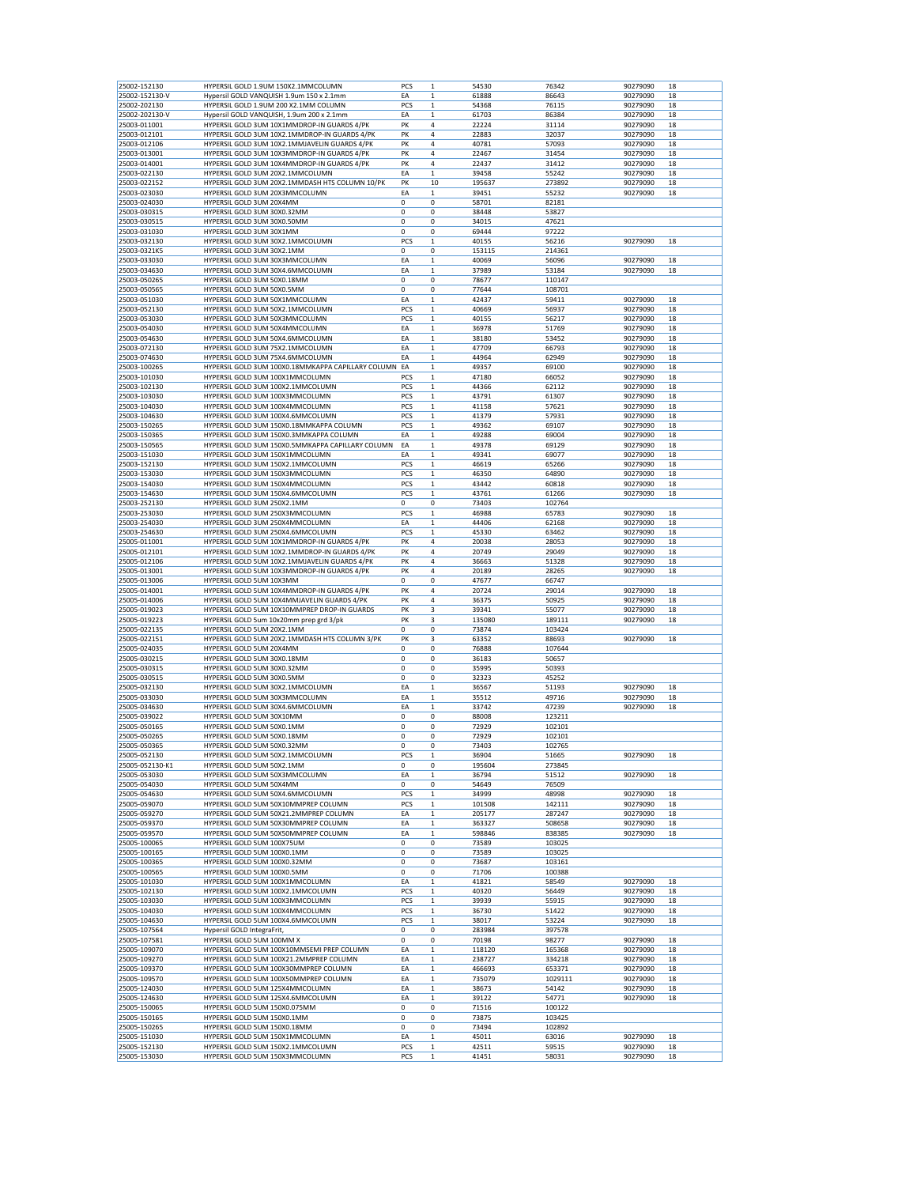| | | | | | | | |
|---|---|---|---|---|---|---|---|
| 25002-152130 | HYPERSIL GOLD 1.9UM 150X2.1MMCOLUMN | PCS | 1 | 54530 | 76342 | 90279090 | 18 |
| 25002-152130-V | Hypersil GOLD VANQUISH 1.9um 150 x 2.1mm | EA | 1 | 61888 | 86643 | 90279090 | 18 |
| 25002-202130 | HYPERSIL GOLD 1.9UM 200 X2.1MM COLUMN | PCS | 1 | 54368 | 76115 | 90279090 | 18 |
| 25002-202130-V | Hypersil GOLD VANQUISH, 1.9um 200 x 2.1mm | EA | 1 | 61703 | 86384 | 90279090 | 18 |
| 25003-011001 | HYPERSIL GOLD 3UM 10X1MMDROP-IN GUARDS 4/PK | PK | 4 | 22224 | 31114 | 90279090 | 18 |
| 25003-012101 | HYPERSIL GOLD 3UM 10X2.1MMDROP-IN GUARDS 4/PK | PK | 4 | 22883 | 32037 | 90279090 | 18 |
| 25003-012106 | HYPERSIL GOLD 3UM 10X2.1MMJAVELIN GUARDS 4/PK | PK | 4 | 40781 | 57093 | 90279090 | 18 |
| 25003-013001 | HYPERSIL GOLD 3UM 10X3MMDROP-IN GUARDS 4/PK | PK | 4 | 22467 | 31454 | 90279090 | 18 |
| 25003-014001 | HYPERSIL GOLD 3UM 10X4MMDROP-IN GUARDS 4/PK | PK | 4 | 22437 | 31412 | 90279090 | 18 |
| 25003-022130 | HYPERSIL GOLD 3UM 20X2.1MMCOLUMN | EA | 1 | 39458 | 55242 | 90279090 | 18 |
| 25003-022152 | HYPERSIL GOLD 3UM 20X2.1MMDASH HTS COLUMN 10/PK | PK | 10 | 195637 | 273892 | 90279090 | 18 |
| 25003-023030 | HYPERSIL GOLD 3UM 20X3MMCOLUMN | EA | 1 | 39451 | 55232 | 90279090 | 18 |
| 25003-024030 | HYPERSIL GOLD 3UM 20X4MM | 0 | 0 | 58701 | 82181 | | |
| 25003-030315 | HYPERSIL GOLD 3UM 30X0.32MM | 0 | 0 | 38448 | 53827 | | |
| 25003-030515 | HYPERSIL GOLD 3UM 30X0.50MM | 0 | 0 | 34015 | 47621 | | |
| 25003-031030 | HYPERSIL GOLD 3UM 30X1MM | 0 | 0 | 69444 | 97222 | | |
| 25003-032130 | HYPERSIL GOLD 3UM 30X2.1MMCOLUMN | PCS | 1 | 40155 | 56216 | 90279090 | 18 |
| 25003-0321K5 | HYPERSIL GOLD 3UM 30X2.1MM | 0 | 0 | 153115 | 214361 | | |
| 25003-033030 | HYPERSIL GOLD 3UM 30X3MMCOLUMN | EA | 1 | 40069 | 56096 | 90279090 | 18 |
| 25003-034630 | HYPERSIL GOLD 3UM 30X4.6MMCOLUMN | EA | 1 | 37989 | 53184 | 90279090 | 18 |
| 25003-050265 | HYPERSIL GOLD 3UM 50X0.18MM | 0 | 0 | 78677 | 110147 | | |
| 25003-050565 | HYPERSIL GOLD 3UM 50X0.5MM | 0 | 0 | 77644 | 108701 | | |
| 25003-051030 | HYPERSIL GOLD 3UM 50X1MMCOLUMN | EA | 1 | 42437 | 59411 | 90279090 | 18 |
| 25003-052130 | HYPERSIL GOLD 3UM 50X2.1MMCOLUMN | PCS | 1 | 40669 | 56937 | 90279090 | 18 |
| 25003-053030 | HYPERSIL GOLD 3UM 50X3MMCOLUMN | PCS | 1 | 40155 | 56217 | 90279090 | 18 |
| 25003-054030 | HYPERSIL GOLD 3UM 50X4MMCOLUMN | EA | 1 | 36978 | 51769 | 90279090 | 18 |
| 25003-054630 | HYPERSIL GOLD 3UM 50X4.6MMCOLUMN | EA | 1 | 38180 | 53452 | 90279090 | 18 |
| 25003-072130 | HYPERSIL GOLD 3UM 75X2.1MMCOLUMN | EA | 1 | 47709 | 66793 | 90279090 | 18 |
| 25003-074630 | HYPERSIL GOLD 3UM 75X4.6MMCOLUMN | EA | 1 | 44964 | 62949 | 90279090 | 18 |
| 25003-100265 | HYPERSIL GOLD 3UM 100X0.18MMKAPPA CAPILLARY COLUMN | EA | 1 | 49357 | 69100 | 90279090 | 18 |
| 25003-101030 | HYPERSIL GOLD 3UM 100X1MMCOLUMN | PCS | 1 | 47180 | 66052 | 90279090 | 18 |
| 25003-102130 | HYPERSIL GOLD 3UM 100X2.1MMCOLUMN | PCS | 1 | 44366 | 62112 | 90279090 | 18 |
| 25003-103030 | HYPERSIL GOLD 3UM 100X3MMCOLUMN | PCS | 1 | 43791 | 61307 | 90279090 | 18 |
| 25003-104030 | HYPERSIL GOLD 3UM 100X4MMCOLUMN | PCS | 1 | 41158 | 57621 | 90279090 | 18 |
| 25003-104630 | HYPERSIL GOLD 3UM 100X4.6MMCOLUMN | PCS | 1 | 41379 | 57931 | 90279090 | 18 |
| 25003-150265 | HYPERSIL GOLD 3UM 150X0.18MMKAPPA COLUMN | PCS | 1 | 49362 | 69107 | 90279090 | 18 |
| 25003-150365 | HYPERSIL GOLD 3UM 150X0.3MMKAPPA COLUMN | EA | 1 | 49288 | 69004 | 90279090 | 18 |
| 25003-150565 | HYPERSIL GOLD 3UM 150X0.5MMKAPPA CAPILLARY COLUMN | EA | 1 | 49378 | 69129 | 90279090 | 18 |
| 25003-151030 | HYPERSIL GOLD 3UM 150X1MMCOLUMN | EA | 1 | 49341 | 69077 | 90279090 | 18 |
| 25003-152130 | HYPERSIL GOLD 3UM 150X2.1MMCOLUMN | PCS | 1 | 46619 | 65266 | 90279090 | 18 |
| 25003-153030 | HYPERSIL GOLD 3UM 150X3MMCOLUMN | PCS | 1 | 46350 | 64890 | 90279090 | 18 |
| 25003-154030 | HYPERSIL GOLD 3UM 150X4MMCOLUMN | PCS | 1 | 43442 | 60818 | 90279090 | 18 |
| 25003-154630 | HYPERSIL GOLD 3UM 150X4.6MMCOLUMN | PCS | 1 | 43761 | 61266 | 90279090 | 18 |
| 25003-252130 | HYPERSIL GOLD 3UM 250X2.1MM | 0 | 0 | 73403 | 102764 | | |
| 25003-253030 | HYPERSIL GOLD 3UM 250X3MMCOLUMN | PCS | 1 | 46988 | 65783 | 90279090 | 18 |
| 25003-254030 | HYPERSIL GOLD 3UM 250X4MMCOLUMN | EA | 1 | 44406 | 62168 | 90279090 | 18 |
| 25003-254630 | HYPERSIL GOLD 3UM 250X4.6MMCOLUMN | PCS | 1 | 45330 | 63462 | 90279090 | 18 |
| 25005-011001 | HYPERSIL GOLD 5UM 10X1MMDROP-IN GUARDS 4/PK | PK | 4 | 20038 | 28053 | 90279090 | 18 |
| 25005-012101 | HYPERSIL GOLD 5UM 10X2.1MMDROP-IN GUARDS 4/PK | PK | 4 | 20749 | 29049 | 90279090 | 18 |
| 25005-012106 | HYPERSIL GOLD 5UM 10X2.1MMJAVELIN GUARDS 4/PK | PK | 4 | 36663 | 51328 | 90279090 | 18 |
| 25005-013001 | HYPERSIL GOLD 5UM 10X3MMDROP-IN GUARDS 4/PK | PK | 4 | 20189 | 28265 | 90279090 | 18 |
| 25005-013006 | HYPERSIL GOLD 5UM 10X3MM | 0 | 0 | 47677 | 66747 | | |
| 25005-014001 | HYPERSIL GOLD 5UM 10X4MMDROP-IN GUARDS 4/PK | PK | 4 | 20724 | 29014 | 90279090 | 18 |
| 25005-014006 | HYPERSIL GOLD 5UM 10X4MMJAVELIN GUARDS 4/PK | PK | 4 | 36375 | 50925 | 90279090 | 18 |
| 25005-019023 | HYPERSIL GOLD 5UM 10X10MMPREP DROP-IN GUARDS | PK | 3 | 39341 | 55077 | 90279090 | 18 |
| 25005-019223 | HYPERSIL GOLD 5um 10x20mm prep grd 3/pk | PK | 3 | 135080 | 189111 | 90279090 | 18 |
| 25005-022135 | HYPERSIL GOLD 5UM 20X2.1MM | 0 | 0 | 73874 | 103424 | | |
| 25005-022151 | HYPERSIL GOLD 5UM 20X2.1MMDASH HTS COLUMN 3/PK | PK | 3 | 63352 | 88693 | 90279090 | 18 |
| 25005-024035 | HYPERSIL GOLD 5UM 20X4MM | 0 | 0 | 76888 | 107644 | | |
| 25005-030215 | HYPERSIL GOLD 5UM 30X0.18MM | 0 | 0 | 36183 | 50657 | | |
| 25005-030315 | HYPERSIL GOLD 5UM 30X0.32MM | 0 | 0 | 35995 | 50393 | | |
| 25005-030515 | HYPERSIL GOLD 5UM 30X0.5MM | 0 | 0 | 32323 | 45252 | | |
| 25005-032130 | HYPERSIL GOLD 5UM 30X2.1MMCOLUMN | EA | 1 | 36567 | 51193 | 90279090 | 18 |
| 25005-033030 | HYPERSIL GOLD 5UM 30X3MMCOLUMN | EA | 1 | 35512 | 49716 | 90279090 | 18 |
| 25005-034630 | HYPERSIL GOLD 5UM 30X4.6MMCOLUMN | EA | 1 | 33742 | 47239 | 90279090 | 18 |
| 25005-039022 | HYPERSIL GOLD 5UM 30X10MM | 0 | 0 | 88008 | 123211 | | |
| 25005-050165 | HYPERSIL GOLD 5UM 50X0.1MM | 0 | 0 | 72929 | 102101 | | |
| 25005-050265 | HYPERSIL GOLD 5UM 50X0.18MM | 0 | 0 | 72929 | 102101 | | |
| 25005-050365 | HYPERSIL GOLD 5UM 50X0.32MM | 0 | 0 | 73403 | 102765 | | |
| 25005-052130 | HYPERSIL GOLD 5UM 50X2.1MMCOLUMN | PCS | 1 | 36904 | 51665 | 90279090 | 18 |
| 25005-052130-K1 | HYPERSIL GOLD 5UM 50X2.1MM | 0 | 0 | 195604 | 273845 | | |
| 25005-053030 | HYPERSIL GOLD 5UM 50X3MMCOLUMN | EA | 1 | 36794 | 51512 | 90279090 | 18 |
| 25005-054030 | HYPERSIL GOLD 5UM 50X4MM | 0 | 0 | 54649 | 76509 | | |
| 25005-054630 | HYPERSIL GOLD 5UM 50X4.6MMCOLUMN | PCS | 1 | 34999 | 48998 | 90279090 | 18 |
| 25005-059070 | HYPERSIL GOLD 5UM 50X10MMPREP COLUMN | PCS | 1 | 101508 | 142111 | 90279090 | 18 |
| 25005-059270 | HYPERSIL GOLD 5UM 50X21.2MMPREP COLUMN | EA | 1 | 205177 | 287247 | 90279090 | 18 |
| 25005-059370 | HYPERSIL GOLD 5UM 50X30MMPREP COLUMN | EA | 1 | 363327 | 508658 | 90279090 | 18 |
| 25005-059570 | HYPERSIL GOLD 5UM 50X50MMPREP COLUMN | EA | 1 | 598846 | 838385 | 90279090 | 18 |
| 25005-100065 | HYPERSIL GOLD 5UM 100X75UM | 0 | 0 | 73589 | 103025 | | |
| 25005-100165 | HYPERSIL GOLD 5UM 100X0.1MM | 0 | 0 | 73589 | 103025 | | |
| 25005-100365 | HYPERSIL GOLD 5UM 100X0.32MM | 0 | 0 | 73687 | 103161 | | |
| 25005-100565 | HYPERSIL GOLD 5UM 100X0.5MM | 0 | 0 | 71706 | 100388 | | |
| 25005-101030 | HYPERSIL GOLD 5UM 100X1MMCOLUMN | EA | 1 | 41821 | 58549 | 90279090 | 18 |
| 25005-102130 | HYPERSIL GOLD 5UM 100X2.1MMCOLUMN | PCS | 1 | 40320 | 56449 | 90279090 | 18 |
| 25005-103030 | HYPERSIL GOLD 5UM 100X3MMCOLUMN | PCS | 1 | 39939 | 55915 | 90279090 | 18 |
| 25005-104030 | HYPERSIL GOLD 5UM 100X4MMCOLUMN | PCS | 1 | 36730 | 51422 | 90279090 | 18 |
| 25005-104630 | HYPERSIL GOLD 5UM 100X4.6MMCOLUMN | PCS | 1 | 38017 | 53224 | 90279090 | 18 |
| 25005-107564 | Hypersil GOLD IntegraFrit, | 0 | 0 | 283984 | 397578 | | |
| 25005-107581 | HYPERSIL GOLD 5UM 100MM X | 0 | 0 | 70198 | 98277 | 90279090 | 18 |
| 25005-109070 | HYPERSIL GOLD 5UM 100X10MMSEMI PREP COLUMN | EA | 1 | 118120 | 165368 | 90279090 | 18 |
| 25005-109270 | HYPERSIL GOLD 5UM 100X21.2MMPREP COLUMN | EA | 1 | 238727 | 334218 | 90279090 | 18 |
| 25005-109370 | HYPERSIL GOLD 5UM 100X30MMPREP COLUMN | EA | 1 | 466693 | 653371 | 90279090 | 18 |
| 25005-109570 | HYPERSIL GOLD 5UM 100X50MMPREP COLUMN | EA | 1 | 735079 | 1029111 | 90279090 | 18 |
| 25005-124030 | HYPERSIL GOLD 5UM 125X4MMCOLUMN | EA | 1 | 38673 | 54142 | 90279090 | 18 |
| 25005-124630 | HYPERSIL GOLD 5UM 125X4.6MMCOLUMN | EA | 1 | 39122 | 54771 | 90279090 | 18 |
| 25005-150065 | HYPERSIL GOLD 5UM 150X0.075MM | 0 | 0 | 71516 | 100122 | | |
| 25005-150165 | HYPERSIL GOLD 5UM 150X0.1MM | 0 | 0 | 73875 | 103425 | | |
| 25005-150265 | HYPERSIL GOLD 5UM 150X0.18MM | 0 | 0 | 73494 | 102892 | | |
| 25005-151030 | HYPERSIL GOLD 5UM 150X1MMCOLUMN | EA | 1 | 45011 | 63016 | 90279090 | 18 |
| 25005-152130 | HYPERSIL GOLD 5UM 150X2.1MMCOLUMN | PCS | 1 | 42511 | 59515 | 90279090 | 18 |
| 25005-153030 | HYPERSIL GOLD 5UM 150X3MMCOLUMN | PCS | 1 | 41451 | 58031 | 90279090 | 18 |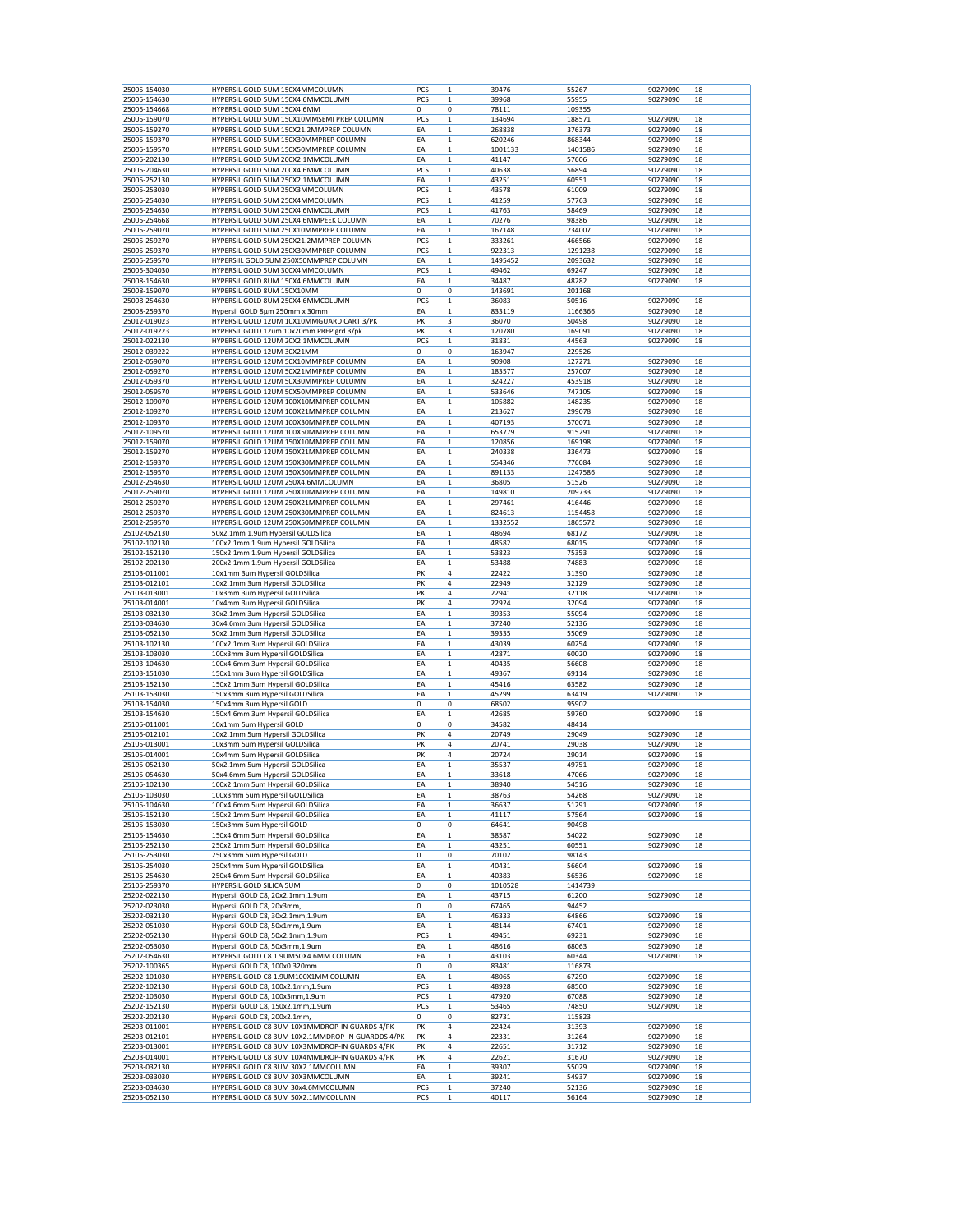| | | | | | | | |
|---|---|---|---|---|---|---|---|
| 25005-154030 | HYPERSIL GOLD 5UM 150X4MMCOLUMN | PCS | 1 | 39476 | 55267 | 90279090 | 18 |
| 25005-154630 | HYPERSIL GOLD 5UM 150X4.6MMCOLUMN | PCS | 1 | 39968 | 55955 | 90279090 | 18 |
| 25005-154668 | HYPERSIL GOLD 5UM 150X4.6MM | 0 | 0 | 78111 | 109355 | | |
| 25005-159070 | HYPERSIL GOLD 5UM 150X10MMSEMI PREP COLUMN | PCS | 1 | 134694 | 188571 | 90279090 | 18 |
| 25005-159270 | HYPERSIL GOLD 5UM 150X21.2MMPREP COLUMN | EA | 1 | 268838 | 376373 | 90279090 | 18 |
| 25005-159370 | HYPERSIL GOLD 5UM 150X30MMPREP COLUMN | EA | 1 | 620246 | 868344 | 90279090 | 18 |
| 25005-159570 | HYPERSIL GOLD 5UM 150X50MMPREP COLUMN | EA | 1 | 1001133 | 1401586 | 90279090 | 18 |
| 25005-202130 | HYPERSIL GOLD 5UM 200X2.1MMCOLUMN | EA | 1 | 41147 | 57606 | 90279090 | 18 |
| 25005-204630 | HYPERSIL GOLD 5UM 200X4.6MMCOLUMN | PCS | 1 | 40638 | 56894 | 90279090 | 18 |
| 25005-252130 | HYPERSIL GOLD 5UM 250X2.1MMCOLUMN | EA | 1 | 43251 | 60551 | 90279090 | 18 |
| 25005-253030 | HYPERSIL GOLD 5UM 250X3MMCOLUMN | PCS | 1 | 43578 | 61009 | 90279090 | 18 |
| 25005-254030 | HYPERSIL GOLD 5UM 250X4MMCOLUMN | PCS | 1 | 41259 | 57763 | 90279090 | 18 |
| 25005-254630 | HYPERSIL GOLD 5UM 250X4.6MMCOLUMN | PCS | 1 | 41763 | 58469 | 90279090 | 18 |
| 25005-254668 | HYPERSIL GOLD 5UM 250X4.6MMPEEK COLUMN | EA | 1 | 70276 | 98386 | 90279090 | 18 |
| 25005-259070 | HYPERSIL GOLD 5UM 250X10MMPREP COLUMN | EA | 1 | 167148 | 234007 | 90279090 | 18 |
| 25005-259270 | HYPERSIL GOLD 5UM 250X21.2MMPREP COLUMN | PCS | 1 | 333261 | 466566 | 90279090 | 18 |
| 25005-259370 | HYPERSIL GOLD 5UM 250X30MMPREP COLUMN | PCS | 1 | 922313 | 1291238 | 90279090 | 18 |
| 25005-259570 | HYPERSIIL GOLD 5UM 250X50MMPREP COLUMN | EA | 1 | 1495452 | 2093632 | 90279090 | 18 |
| 25005-304030 | HYPERSIL GOLD 5UM 300X4MMCOLUMN | PCS | 1 | 49462 | 69247 | 90279090 | 18 |
| 25008-154630 | HYPERSIL GOLD 8UM 150X4.6MMCOLUMN | EA | 1 | 34487 | 48282 | 90279090 | 18 |
| 25008-159070 | HYPERSIL GOLD 8UM 150X10MM | 0 | 0 | 143691 | 201168 | | |
| 25008-254630 | HYPERSIL GOLD 8UM 250X4.6MMCOLUMN | PCS | 1 | 36083 | 50516 | 90279090 | 18 |
| 25008-259370 | Hypersil GOLD 8µm 250mm x 30mm | EA | 1 | 833119 | 1166366 | 90279090 | 18 |
| 25012-019023 | HYPERSIL GOLD 12UM 10X10MMGUARD CART 3/PK | PK | 3 | 36070 | 50498 | 90279090 | 18 |
| 25012-019223 | HYPERSIL GOLD 12um 10x20mm PREP grd 3/pk | PK | 3 | 120780 | 169091 | 90279090 | 18 |
| 25012-022130 | HYPERSIL GOLD 12UM 20X2.1MMCOLUMN | PCS | 1 | 31831 | 44563 | 90279090 | 18 |
| 25012-039222 | HYPERSIL GOLD 12UM 30X21MM | 0 | 0 | 163947 | 229526 | | |
| 25012-059070 | HYPERSIL GOLD 12UM 50X10MMPREP COLUMN | EA | 1 | 90908 | 127271 | 90279090 | 18 |
| 25012-059270 | HYPERSIL GOLD 12UM 50X21MMPREP COLUMN | EA | 1 | 183577 | 257007 | 90279090 | 18 |
| 25012-059370 | HYPERSIL GOLD 12UM 50X30MMPREP COLUMN | EA | 1 | 324227 | 453918 | 90279090 | 18 |
| 25012-059570 | HYPERSIL GOLD 12UM 50X50MMPREP COLUMN | EA | 1 | 533646 | 747105 | 90279090 | 18 |
| 25012-109070 | HYPERSIL GOLD 12UM 100X10MMPREP COLUMN | EA | 1 | 105882 | 148235 | 90279090 | 18 |
| 25012-109270 | HYPERSIL GOLD 12UM 100X21MMPREP COLUMN | EA | 1 | 213627 | 299078 | 90279090 | 18 |
| 25012-109370 | HYPERSIL GOLD 12UM 100X30MMPREP COLUMN | EA | 1 | 407193 | 570071 | 90279090 | 18 |
| 25012-109570 | HYPERSIL GOLD 12UM 100X50MMPREP COLUMN | EA | 1 | 653779 | 915291 | 90279090 | 18 |
| 25012-159070 | HYPERSIL GOLD 12UM 150X10MMPREP COLUMN | EA | 1 | 120856 | 169198 | 90279090 | 18 |
| 25012-159270 | HYPERSIL GOLD 12UM 150X21MMPREP COLUMN | EA | 1 | 240338 | 336473 | 90279090 | 18 |
| 25012-159370 | HYPERSIL GOLD 12UM 150X30MMPREP COLUMN | EA | 1 | 554346 | 776084 | 90279090 | 18 |
| 25012-159570 | HYPERSIL GOLD 12UM 150X50MMPREP COLUMN | EA | 1 | 891133 | 1247586 | 90279090 | 18 |
| 25012-254630 | HYPERSIL GOLD 12UM 250X4.6MMCOLUMN | EA | 1 | 36805 | 51526 | 90279090 | 18 |
| 25012-259070 | HYPERSIL GOLD 12UM 250X10MMPREP COLUMN | EA | 1 | 149810 | 209733 | 90279090 | 18 |
| 25012-259270 | HYPERSIL GOLD 12UM 250X21MMPREP COLUMN | EA | 1 | 297461 | 416446 | 90279090 | 18 |
| 25012-259370 | HYPERSIL GOLD 12UM 250X30MMPREP COLUMN | EA | 1 | 824613 | 1154458 | 90279090 | 18 |
| 25012-259570 | HYPERSIL GOLD 12UM 250X50MMPREP COLUMN | EA | 1 | 1332552 | 1865572 | 90279090 | 18 |
| 25102-052130 | 50x2.1mm 1.9um Hypersil GOLDSilica | EA | 1 | 48694 | 68172 | 90279090 | 18 |
| 25102-102130 | 100x2.1mm 1.9um Hypersil GOLDSilica | EA | 1 | 48582 | 68015 | 90279090 | 18 |
| 25102-152130 | 150x2.1mm 1.9um Hypersil GOLDSilica | EA | 1 | 53823 | 75353 | 90279090 | 18 |
| 25102-202130 | 200x2.1mm 1.9um Hypersil GOLDSilica | EA | 1 | 53488 | 74883 | 90279090 | 18 |
| 25103-011001 | 10x1mm 3um Hypersil GOLDSilica | PK | 4 | 22422 | 31390 | 90279090 | 18 |
| 25103-012101 | 10x2.1mm 3um Hypersil GOLDSilica | PK | 4 | 22949 | 32129 | 90279090 | 18 |
| 25103-013001 | 10x3mm 3um Hypersil GOLDSilica | PK | 4 | 22941 | 32118 | 90279090 | 18 |
| 25103-014001 | 10x4mm 3um Hypersil GOLDSilica | PK | 4 | 22924 | 32094 | 90279090 | 18 |
| 25103-032130 | 30x2.1mm 3um Hypersil GOLDSilica | EA | 1 | 39353 | 55094 | 90279090 | 18 |
| 25103-034630 | 30x4.6mm 3um Hypersil GOLDSilica | EA | 1 | 37240 | 52136 | 90279090 | 18 |
| 25103-052130 | 50x2.1mm 3um Hypersil GOLDSilica | EA | 1 | 39335 | 55069 | 90279090 | 18 |
| 25103-102130 | 100x2.1mm 3um Hypersil GOLDSilica | EA | 1 | 43039 | 60254 | 90279090 | 18 |
| 25103-103030 | 100x3mm 3um Hypersil GOLDSilica | EA | 1 | 42871 | 60020 | 90279090 | 18 |
| 25103-104630 | 100x4.6mm 3um Hypersil GOLDSilica | EA | 1 | 40435 | 56608 | 90279090 | 18 |
| 25103-151030 | 150x1mm 3um Hypersil GOLDSilica | EA | 1 | 49367 | 69114 | 90279090 | 18 |
| 25103-152130 | 150x2.1mm 3um Hypersil GOLDSilica | EA | 1 | 45416 | 63582 | 90279090 | 18 |
| 25103-153030 | 150x3mm 3um Hypersil GOLDSilica | EA | 1 | 45299 | 63419 | 90279090 | 18 |
| 25103-154030 | 150x4mm 3um Hypersil GOLD | 0 | 0 | 68502 | 95902 | | |
| 25103-154630 | 150x4.6mm 3um Hypersil GOLDSilica | EA | 1 | 42685 | 59760 | 90279090 | 18 |
| 25105-011001 | 10x1mm 5um Hypersil GOLD | 0 | 0 | 34582 | 48414 | | |
| 25105-012101 | 10x2.1mm 5um Hypersil GOLDSilica | PK | 4 | 20749 | 29049 | 90279090 | 18 |
| 25105-013001 | 10x3mm 5um Hypersil GOLDSilica | PK | 4 | 20741 | 29038 | 90279090 | 18 |
| 25105-014001 | 10x4mm 5um Hypersil GOLDSilica | PK | 4 | 20724 | 29014 | 90279090 | 18 |
| 25105-052130 | 50x2.1mm 5um Hypersil GOLDSilica | EA | 1 | 35537 | 49751 | 90279090 | 18 |
| 25105-054630 | 50x4.6mm 5um Hypersil GOLDSilica | EA | 1 | 33618 | 47066 | 90279090 | 18 |
| 25105-102130 | 100x2.1mm 5um Hypersil GOLDSilica | EA | 1 | 38940 | 54516 | 90279090 | 18 |
| 25105-103030 | 100x3mm 5um Hypersil GOLDSilica | EA | 1 | 38763 | 54268 | 90279090 | 18 |
| 25105-104630 | 100x4.6mm 5um Hypersil GOLDSilica | EA | 1 | 36637 | 51291 | 90279090 | 18 |
| 25105-152130 | 150x2.1mm 5um Hypersil GOLDSilica | EA | 1 | 41117 | 57564 | 90279090 | 18 |
| 25105-153030 | 150x3mm 5um Hypersil GOLD | 0 | 0 | 64641 | 90498 | | |
| 25105-154630 | 150x4.6mm 5um Hypersil GOLDSilica | EA | 1 | 38587 | 54022 | 90279090 | 18 |
| 25105-252130 | 250x2.1mm 5um Hypersil GOLDSilica | EA | 1 | 43251 | 60551 | 90279090 | 18 |
| 25105-253030 | 250x3mm 5um Hypersil GOLD | 0 | 0 | 70102 | 98143 | | |
| 25105-254030 | 250x4mm 5um Hypersil GOLDSilica | EA | 1 | 40431 | 56604 | 90279090 | 18 |
| 25105-254630 | 250x4.6mm 5um Hypersil GOLDSilica | EA | 1 | 40383 | 56536 | 90279090 | 18 |
| 25105-259370 | HYPERSIL GOLD SILICA 5UM | 0 | 0 | 1010528 | 1414739 | | |
| 25202-022130 | Hypersil GOLD C8, 20x2.1mm,1.9um | EA | 1 | 43715 | 61200 | 90279090 | 18 |
| 25202-023030 | Hypersil GOLD C8, 20x3mm, | 0 | 0 | 67465 | 94452 | | |
| 25202-032130 | Hypersil GOLD C8, 30x2.1mm,1.9um | EA | 1 | 46333 | 64866 | 90279090 | 18 |
| 25202-051030 | Hypersil GOLD C8, 50x1mm,1.9um | EA | 1 | 48144 | 67401 | 90279090 | 18 |
| 25202-052130 | Hypersil GOLD C8, 50x2.1mm,1.9um | PCS | 1 | 49451 | 69231 | 90279090 | 18 |
| 25202-053030 | Hypersil GOLD C8, 50x3mm,1.9um | EA | 1 | 48616 | 68063 | 90279090 | 18 |
| 25202-054630 | HYPERSIL GOLD C8 1.9UM50X4.6MM COLUMN | EA | 1 | 43103 | 60344 | 90279090 | 18 |
| 25202-100365 | Hypersil GOLD C8, 100x0.320mm | 0 | 0 | 83481 | 116873 | | |
| 25202-101030 | HYPERSIL GOLD C8 1.9UM100X1MM COLUMN | EA | 1 | 48065 | 67290 | 90279090 | 18 |
| 25202-102130 | Hypersil GOLD C8, 100x2.1mm,1.9um | PCS | 1 | 48928 | 68500 | 90279090 | 18 |
| 25202-103030 | Hypersil GOLD C8, 100x3mm,1.9um | PCS | 1 | 47920 | 67088 | 90279090 | 18 |
| 25202-152130 | Hypersil GOLD C8, 150x2.1mm,1.9um | PCS | 1 | 53465 | 74850 | 90279090 | 18 |
| 25202-202130 | Hypersil GOLD C8, 200x2.1mm, | 0 | 0 | 82731 | 115823 | | |
| 25203-011001 | HYPERSIL GOLD C8 3UM 10X1MMDROP-IN GUARDS 4/PK | PK | 4 | 22424 | 31393 | 90279090 | 18 |
| 25203-012101 | HYPERSIL GOLD C8 3UM 10X2.1MMDROP-IN GUARDS 4/PK | PK | 4 | 22331 | 31264 | 90279090 | 18 |
| 25203-013001 | HYPERSIL GOLD C8 3UM 10X3MMDROP-IN GUARDS 4/PK | PK | 4 | 22651 | 31712 | 90279090 | 18 |
| 25203-014001 | HYPERSIL GOLD C8 3UM 10X4MMDROP-IN GUARDS 4/PK | PK | 4 | 22621 | 31670 | 90279090 | 18 |
| 25203-032130 | HYPERSIL GOLD C8 3UM 30X2.1MMCOLUMN | EA | 1 | 39307 | 55029 | 90279090 | 18 |
| 25203-033030 | HYPERSIL GOLD C8 3UM 30X3MMCOLUMN | EA | 1 | 39241 | 54937 | 90279090 | 18 |
| 25203-034630 | HYPERSIL GOLD C8 3UM 30x4.6MMCOLUMN | PCS | 1 | 37240 | 52136 | 90279090 | 18 |
| 25203-052130 | HYPERSIL GOLD C8 3UM 50X2.1MMCOLUMN | PCS | 1 | 40117 | 56164 | 90279090 | 18 |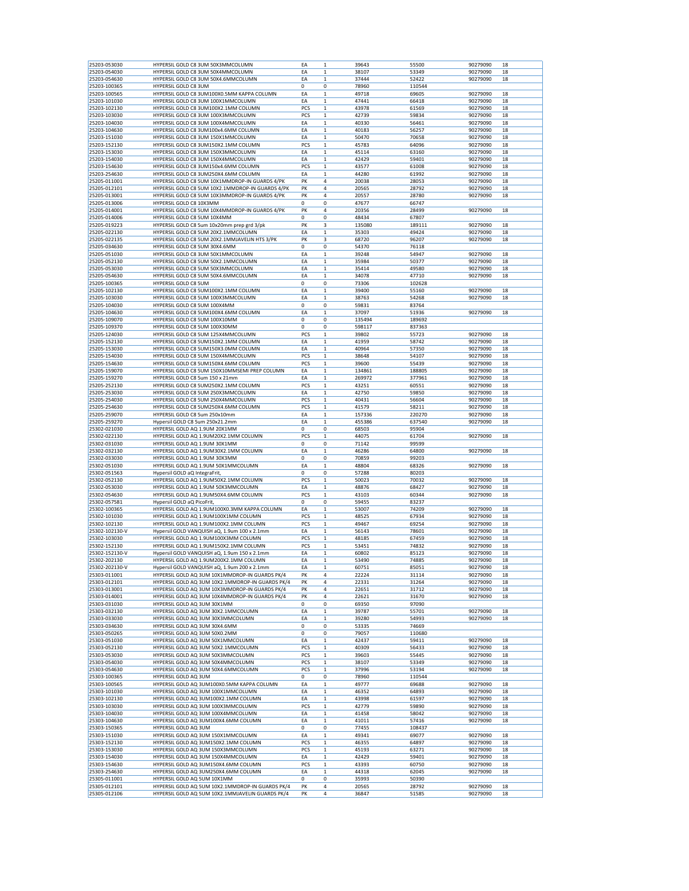| | | | | | | | |
|---|---|---|---|---|---|---|---|
| 25203-053030 | HYPERSIL GOLD C8 3UM 50X3MMCOLUMN | EA | 1 | 39643 | 55500 | 90279090 | 18 |
| 25203-054030 | HYPERSIL GOLD C8 3UM 50X4MMCOLUMN | EA | 1 | 38107 | 53349 | 90279090 | 18 |
| 25203-054630 | HYPERSIL GOLD C8 3UM 50X4.6MMCOLUMN | EA | 1 | 37444 | 52422 | 90279090 | 18 |
| 25203-100365 | HYPERSIL GOLD C8 3UM | 0 | 0 | 78960 | 110544 | | |
| 25203-100565 | HYPERSIL GOLD C8 3UM100X0.5MM KAPPA COLUMN | EA | 1 | 49718 | 69605 | 90279090 | 18 |
| 25203-101030 | HYPERSIL GOLD C8 3UM 100X1MMCOLUMN | EA | 1 | 47441 | 66418 | 90279090 | 18 |
| 25203-102130 | HYPERSIL GOLD C8 3UM100X2.1MM COLUMN | PCS | 1 | 43978 | 61569 | 90279090 | 18 |
| 25203-103030 | HYPERSIL GOLD C8 3UM 100X3MMCOLUMN | PCS | 1 | 42739 | 59834 | 90279090 | 18 |
| 25203-104030 | HYPERSIL GOLD C8 3UM 100X4MMCOLUMN | EA | 1 | 40330 | 56461 | 90279090 | 18 |
| 25203-104630 | HYPERSIL GOLD C8 3UM100x4.6MM COLUMN | EA | 1 | 40183 | 56257 | 90279090 | 18 |
| 25203-151030 | HYPERSIL GOLD C8 3UM 150X1MMCOLUMN | EA | 1 | 50470 | 70658 | 90279090 | 18 |
| 25203-152130 | HYPERSIL GOLD C8 3UM150X2.1MM COLUMN | PCS | 1 | 45783 | 64096 | 90279090 | 18 |
| 25203-153030 | HYPERSIL GOLD C8 3UM 150X3MMCOLUMN | EA | 1 | 45114 | 63160 | 90279090 | 18 |
| 25203-154030 | HYPERSIL GOLD C8 3UM 150X4MMCOLUMN | EA | 1 | 42429 | 59401 | 90279090 | 18 |
| 25203-154630 | HYPERSIL GOLD C8 3UM150x4.6MM COLUMN | PCS | 1 | 43577 | 61008 | 90279090 | 18 |
| 25203-254630 | HYPERSIL GOLD C8 3UM250X4.6MM COLUMN | EA | 1 | 44280 | 61992 | 90279090 | 18 |
| 25205-011001 | HYPERSIL GOLD C8 5UM 10X1MMDROP-IN GUARDS 4/PK | PK | 4 | 20038 | 28053 | 90279090 | 18 |
| 25205-012101 | HYPERSIL GOLD C8 5UM 10X2.1MMDROP-IN GUARDS 4/PK | PK | 4 | 20565 | 28792 | 90279090 | 18 |
| 25205-013001 | HYPERSIL GOLD C8 5UM 10X3MMDROP-IN GUARDS 4/PK | PK | 4 | 20557 | 28780 | 90279090 | 18 |
| 25205-013006 | HYPERSIL GOLD C8 10X3MM | 0 | 0 | 47677 | 66747 | | |
| 25205-014001 | HYPERSIL GOLD C8 5UM 10X4MMDROP-IN GUARDS 4/PK | PK | 4 | 20356 | 28499 | 90279090 | 18 |
| 25205-014006 | HYPERSIL GOLD C8 5UM 10X4MM | 0 | 0 | 48434 | 67807 | | |
| 25205-019223 | HYPERSIL GOLD C8 5um 10x20mm prep grd 3/pk | PK | 3 | 135080 | 189111 | 90279090 | 18 |
| 25205-022130 | HYPERSIL GOLD C8 5UM 20X2.1MMCOLUMN | EA | 1 | 35303 | 49424 | 90279090 | 18 |
| 25205-022135 | HYPERSIL GOLD C8 5UM 20X2.1MMJAVELIN HTS 3/PK | PK | 3 | 68720 | 96207 | 90279090 | 18 |
| 25205-034630 | HYPERSIL GOLD C8 5UM 30X4.6MM | 0 | 0 | 54370 | 76118 | | |
| 25205-051030 | HYPERSIL GOLD C8 3UM 50X1MMCOLUMN | EA | 1 | 39248 | 54947 | 90279090 | 18 |
| 25205-052130 | HYPERSIL GOLD C8 5UM 50X2.1MMCOLUMN | EA | 1 | 35984 | 50377 | 90279090 | 18 |
| 25205-053030 | HYPERSIL GOLD C8 5UM 50X3MMCOLUMN | EA | 1 | 35414 | 49580 | 90279090 | 18 |
| 25205-054630 | HYPERSIL GOLD C8 5UM 50X4.6MMCOLUMN | EA | 1 | 34078 | 47710 | 90279090 | 18 |
| 25205-100365 | HYPERSIL GOLD C8 5UM | 0 | 0 | 73306 | 102628 | | |
| 25205-102130 | HYPERSIL GOLD C8 5UM100X2.1MM COLUMN | EA | 1 | 39400 | 55160 | 90279090 | 18 |
| 25205-103030 | HYPERSIL GOLD C8 5UM 100X3MMCOLUMN | EA | 1 | 38763 | 54268 | 90279090 | 18 |
| 25205-104030 | HYPERSIL GOLD C8 5UM 100X4MM | 0 | 0 | 59831 | 83764 | | |
| 25205-104630 | HYPERSIL GOLD C8 5UM100X4.6MM COLUMN | EA | 1 | 37097 | 51936 | 90279090 | 18 |
| 25205-109070 | HYPERSIL GOLD C8 5UM 100X10MM | 0 | 0 | 135494 | 189692 | | |
| 25205-109370 | HYPERSIL GOLD C8 5UM 100X30MM | 0 | 0 | 598117 | 837363 | | |
| 25205-124030 | HYPERSIL GOLD C8 5UM 125X4MMCOLUMN | PCS | 1 | 39802 | 55723 | 90279090 | 18 |
| 25205-152130 | HYPERSIL GOLD C8 5UM150X2.1MM COLUMN | EA | 1 | 41959 | 58742 | 90279090 | 18 |
| 25205-153030 | HYPERSIL GOLD C8 5UM150X3.0MM COLUMN | EA | 1 | 40964 | 57350 | 90279090 | 18 |
| 25205-154030 | HYPERSIL GOLD C8 5UM 150X4MMCOLUMN | PCS | 1 | 38648 | 54107 | 90279090 | 18 |
| 25205-154630 | HYPERSIL GOLD C8 5UM150X4.6MM COLUMN | PCS | 1 | 39600 | 55439 | 90279090 | 18 |
| 25205-159070 | HYPERSIL GOLD C8 5UM 150X10MMSEMI PREP COLUMN | EA | 1 | 134861 | 188805 | 90279090 | 18 |
| 25205-159270 | HYPERSIL GOLD C8 5um 150 x 21mm | EA | 1 | 269972 | 377961 | 90279090 | 18 |
| 25205-252130 | HYPERSIL GOLD C8 5UM250X2.1MM COLUMN | PCS | 1 | 43251 | 60551 | 90279090 | 18 |
| 25205-253030 | HYPERSIL GOLD C8 5UM 250X3MMCOLUMN | EA | 1 | 42750 | 59850 | 90279090 | 18 |
| 25205-254030 | HYPERSIL GOLD C8 5UM 250X4MMCOLUMN | PCS | 1 | 40431 | 56604 | 90279090 | 18 |
| 25205-254630 | HYPERSIL GOLD C8 5UM250X4.6MM COLUMN | PCS | 1 | 41579 | 58211 | 90279090 | 18 |
| 25205-259070 | HYPERSIL GOLD C8 5um 250x10mm | EA | 1 | 157336 | 220270 | 90279090 | 18 |
| 25205-259270 | Hypersil GOLD C8 5um 250x21.2mm | EA | 1 | 455386 | 637540 | 90279090 | 18 |
| 25302-021030 | HYPERSIL GOLD AQ 1.9UM 20X1MM | 0 | 0 | 68503 | 95904 | | |
| 25302-022130 | HYPERSIL GOLD AQ 1.9UM20X2.1MM COLUMN | PCS | 1 | 44075 | 61704 | 90279090 | 18 |
| 25302-031030 | HYPERSIL GOLD AQ 1.9UM 30X1MM | 0 | 0 | 71142 | 99599 | | |
| 25302-032130 | HYPERSIL GOLD AQ 1.9UM30X2.1MM COLUMN | EA | 1 | 46286 | 64800 | 90279090 | 18 |
| 25302-033030 | HYPERSIL GOLD AQ 1.9UM 30X3MM | 0 | 0 | 70859 | 99203 | | |
| 25302-051030 | HYPERSIL GOLD AQ 1.9UM 50X1MMCOLUMN | EA | 1 | 48804 | 68326 | 90279090 | 18 |
| 25302-051563 | Hypersil GOLD aQ IntegraFrit, | 0 | 0 | 57288 | 80203 | | |
| 25302-052130 | HYPERSIL GOLD AQ 1.9UM50X2.1MM COLUMN | PCS | 1 | 50023 | 70032 | 90279090 | 18 |
| 25302-053030 | HYPERSIL GOLD AQ 1.9UM 50X3MMCOLUMN | EA | 1 | 48876 | 68427 | 90279090 | 18 |
| 25302-054630 | HYPERSIL GOLD AQ 1.9UM50X4.6MM COLUMN | PCS | 1 | 43103 | 60344 | 90279090 | 18 |
| 25302-057581 | Hypersil GOLD aQ PicoFrit, | 0 | 0 | 59455 | 83237 | | |
| 25302-100365 | HYPERSIL GOLD AQ 1.9UM100X0.3MM KAPPA COLUMN | EA | 1 | 53007 | 74209 | 90279090 | 18 |
| 25302-101030 | HYPERSIL GOLD AQ 1.9UM100X1MM COLUMN | PCS | 1 | 48525 | 67934 | 90279090 | 18 |
| 25302-102130 | HYPERSIL GOLD AQ 1.9UM100X2.1MM COLUMN | PCS | 1 | 49467 | 69254 | 90279090 | 18 |
| 25302-102130-V | Hypersil GOLD VANQUISH aQ, 1.9um 100 x 2.1mm | EA | 1 | 56143 | 78601 | 90279090 | 18 |
| 25302-103030 | HYPERSIL GOLD AQ 1.9UM100X3MM COLUMN | PCS | 1 | 48185 | 67459 | 90279090 | 18 |
| 25302-152130 | HYPERSIL GOLD AQ 1.9UM150X2.1MM COLUMN | PCS | 1 | 53451 | 74832 | 90279090 | 18 |
| 25302-152130-V | Hypersil GOLD VANQUISH aQ, 1.9um 150 x 2.1mm | EA | 1 | 60802 | 85123 | 90279090 | 18 |
| 25302-202130 | HYPERSIL GOLD AQ 1.9UM200X2.1MM COLUMN | EA | 1 | 53490 | 74885 | 90279090 | 18 |
| 25302-202130-V | Hypersil GOLD VANQUISH aQ, 1.9um 200 x 2.1mm | EA | 1 | 60751 | 85051 | 90279090 | 18 |
| 25303-011001 | HYPERSIL GOLD AQ 3UM 10X1MMDROP-IN GUARDS PK/4 | PK | 4 | 22224 | 31114 | 90279090 | 18 |
| 25303-012101 | HYPERSIL GOLD AQ 3UM 10X2.1MMDROP-IN GUARDS PK/4 | PK | 4 | 22331 | 31264 | 90279090 | 18 |
| 25303-013001 | HYPERSIL GOLD AQ 3UM 10X3MMDROP-IN GUARDS PK/4 | PK | 4 | 22651 | 31712 | 90279090 | 18 |
| 25303-014001 | HYPERSIL GOLD AQ 3UM 10X4MMDROP-IN GUARDS PK/4 | PK | 4 | 22621 | 31670 | 90279090 | 18 |
| 25303-031030 | HYPERSIL GOLD AQ 3UM 30X1MM | 0 | 0 | 69350 | 97090 | | |
| 25303-032130 | HYPERSIL GOLD AQ 3UM 30X2.1MMCOLUMN | EA | 1 | 39787 | 55701 | 90279090 | 18 |
| 25303-033030 | HYPERSIL GOLD AQ 3UM 30X3MMCOLUMN | EA | 1 | 39280 | 54993 | 90279090 | 18 |
| 25303-034630 | HYPERSIL GOLD AQ 3UM 30X4.6MM | 0 | 0 | 53335 | 74669 | | |
| 25303-050265 | HYPERSIL GOLD AQ 3UM 50X0.2MM | 0 | 0 | 79057 | 110680 | | |
| 25303-051030 | HYPERSIL GOLD AQ 3UM 50X1MMCOLUMN | EA | 1 | 42437 | 59411 | 90279090 | 18 |
| 25303-052130 | HYPERSIL GOLD AQ 3UM 50X2.1MMCOLUMN | PCS | 1 | 40309 | 56433 | 90279090 | 18 |
| 25303-053030 | HYPERSIL GOLD AQ 3UM 50X3MMCOLUMN | PCS | 1 | 39603 | 55445 | 90279090 | 18 |
| 25303-054030 | HYPERSIL GOLD AQ 3UM 50X4MMCOLUMN | PCS | 1 | 38107 | 53349 | 90279090 | 18 |
| 25303-054630 | HYPERSIL GOLD AQ 3UM 50X4.6MMCOLUMN | PCS | 1 | 37996 | 53194 | 90279090 | 18 |
| 25303-100365 | HYPERSIL GOLD AQ 3UM | 0 | 0 | 78960 | 110544 | | |
| 25303-100565 | HYPERSIL GOLD AQ 3UM100X0.5MM KAPPA COLUMN | EA | 1 | 49777 | 69688 | 90279090 | 18 |
| 25303-101030 | HYPERSIL GOLD AQ 3UM 100X1MMCOLUMN | EA | 1 | 46352 | 64893 | 90279090 | 18 |
| 25303-102130 | HYPERSIL GOLD AQ 3UM100X2.1MM COLUMN | EA | 1 | 43998 | 61597 | 90279090 | 18 |
| 25303-103030 | HYPERSIL GOLD AQ 3UM 100X3MMCOLUMN | PCS | 1 | 42779 | 59890 | 90279090 | 18 |
| 25303-104030 | HYPERSIL GOLD AQ 3UM 100X4MMCOLUMN | EA | 1 | 41458 | 58042 | 90279090 | 18 |
| 25303-104630 | HYPERSIL GOLD AQ 3UM100X4.6MM COLUMN | EA | 1 | 41011 | 57416 | 90279090 | 18 |
| 25303-150365 | HYPERSIL GOLD AQ 3UM | 0 | 0 | 77455 | 108437 | | |
| 25303-151030 | HYPERSIL GOLD AQ 3UM 150X1MMCOLUMN | EA | 1 | 49341 | 69077 | 90279090 | 18 |
| 25303-152130 | HYPERSIL GOLD AQ 3UM150X2.1MM COLUMN | PCS | 1 | 46355 | 64897 | 90279090 | 18 |
| 25303-153030 | HYPERSIL GOLD AQ 3UM 150X3MMCOLUMN | PCS | 1 | 45193 | 63271 | 90279090 | 18 |
| 25303-154030 | HYPERSIL GOLD AQ 3UM 150X4MMCOLUMN | EA | 1 | 42429 | 59401 | 90279090 | 18 |
| 25303-154630 | HYPERSIL GOLD AQ 3UM150X4.6MM COLUMN | PCS | 1 | 43393 | 60750 | 90279090 | 18 |
| 25303-254630 | HYPERSIL GOLD AQ 3UM250X4.6MM COLUMN | EA | 1 | 44318 | 62045 | 90279090 | 18 |
| 25305-011001 | HYPERSIL GOLD AQ 5UM 10X1MM | 0 | 0 | 35993 | 50390 | | |
| 25305-012101 | HYPERSIL GOLD AQ 5UM 10X2.1MMDROP-IN GUARDS PK/4 | PK | 4 | 20565 | 28792 | 90279090 | 18 |
| 25305-012106 | HYPERSIL GOLD AQ 5UM 10X2.1MMJAVELIN GUARDS PK/4 | PK | 4 | 36847 | 51585 | 90279090 | 18 |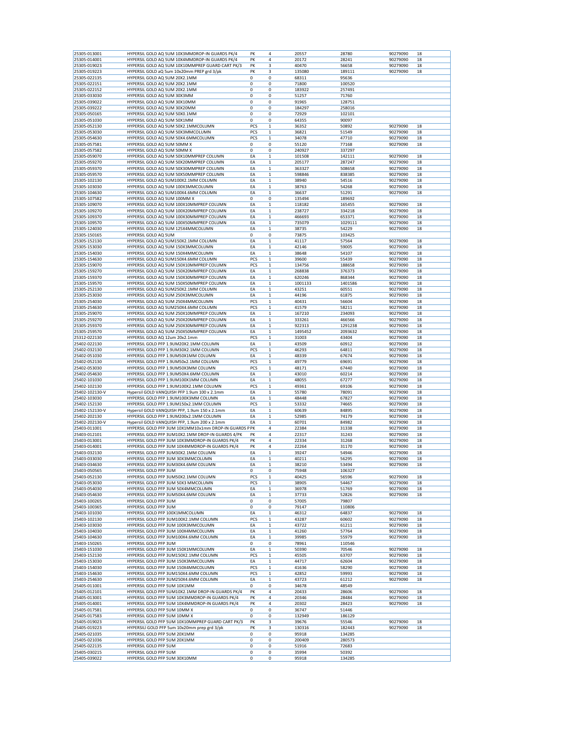| | | | | | | | |
|---|---|---|---|---|---|---|---|
| 25305-013001 | HYPERSIL GOLD AQ 5UM 10X3MMDROP-IN GUARDS PK/4 | PK | 4 | 20557 | 28780 | 90279090 | 18 |
| 25305-014001 | HYPERSIL GOLD AQ 5UM 10X4MMDROP-IN GUARDS PK/4 | PK | 4 | 20172 | 28241 | 90279090 | 18 |
| 25305-019023 | HYPERSIL GOLD AQ 5UM 10X10MMPREP GUARD CART PK/3 | PK | 3 | 40470 | 56658 | 90279090 | 18 |
| 25305-019223 | HYPERSIL GOLD aQ 5um 10x20mm PREP grd 3/pk | PK | 3 | 135080 | 189111 | 90279090 | 18 |
| 25305-022135 | HYPERSIL GOLD AQ 5UM 20X2.1MM | 0 | 0 | 68311 | 95636 | | |
| 25305-022151 | HYPERSIL GOLD AQ 5UM 20X2.1MM | 0 | 0 | 71800 | 100520 | | |
| 25305-022152 | HYPERSIL GOLD AQ 5UM 20X2.1MM | 0 | 0 | 183922 | 257491 | | |
| 25305-033030 | HYPERSIL GOLD AQ 5UM 30X3MM | 0 | 0 | 51257 | 71760 | | |
| 25305-039022 | HYPERSIL GOLD AQ 5UM 30X10MM | 0 | 0 | 91965 | 128751 | | |
| 25305-039222 | HYPERSIL GOLD AQ 5UM 30X20MM | 0 | 0 | 184297 | 258016 | | |
| 25305-050165 | HYPERSIL GOLD AQ 5UM 50X0.1MM | 0 | 0 | 72929 | 102101 | | |
| 25305-051030 | HYPERSIL GOLD AQ 5UM 50X1MM | 0 | 0 | 64355 | 90097 | | |
| 25305-052130 | HYPERSIL GOLD AQ 5UM 50X2.1MMCOLUMN | PCS | 1 | 36352 | 50892 | 90279090 | 18 |
| 25305-053030 | HYPERSIL GOLD AQ 5UM 50X3MMCOLUMN | PCS | 1 | 36821 | 51549 | 90279090 | 18 |
| 25305-054630 | HYPERSIL GOLD AQ 5UM 50X4.6MMCOLUMN | PCS | 1 | 34078 | 47710 | 90279090 | 18 |
| 25305-057581 | HYPERSIL GOLD AQ 5UM 50MM X | 0 | 0 | 55120 | 77168 | 90279090 | 18 |
| 25305-057582 | HYPERSIL GOLD AQ 5UM 50MM X | 0 | 0 | 240927 | 337297 | | |
| 25305-059070 | HYPERSIL GOLD AQ 5UM 50X10MMPREP COLUMN | EA | 1 | 101508 | 142111 | 90279090 | 18 |
| 25305-059270 | HYPERSIL GOLD AQ 5UM 50X20MMPREP COLUMN | EA | 1 | 205177 | 287247 | 90279090 | 18 |
| 25305-059370 | HYPERSIL GOLD AQ 5UM 50X30MMPREP COLUMN | EA | 1 | 363327 | 508658 | 90279090 | 18 |
| 25305-059570 | HYPERSIL GOLD AQ 5UM 50X50MMPREP COLUMN | EA | 1 | 598846 | 838385 | 90279090 | 18 |
| 25305-102130 | HYPERSIL GOLD AQ 5UM100X2.1MM COLUMN | EA | 1 | 38940 | 54516 | 90279090 | 18 |
| 25305-103030 | HYPERSIL GOLD AQ 5UM 100X3MMCOLUMN | EA | 1 | 38763 | 54268 | 90279090 | 18 |
| 25305-104630 | HYPERSIL GOLD AQ 5UM100X4.6MM COLUMN | EA | 1 | 36637 | 51291 | 90279090 | 18 |
| 25305-107582 | HYPERSIL GOLD AQ 5UM 100MM X | 0 | 0 | 135494 | 189692 | | |
| 25305-109070 | HYPERSIL GOLD AQ 5UM 100X10MMPREP COLUMN | EA | 1 | 118182 | 165455 | 90279090 | 18 |
| 25305-109270 | HYPERSIL GOLD AQ 5UM 100X20MMPREP COLUMN | EA | 1 | 238727 | 334218 | 90279090 | 18 |
| 25305-109370 | HYPERSIL GOLD AQ 5UM 100X30MMPREP COLUMN | EA | 1 | 466693 | 653371 | 90279090 | 18 |
| 25305-109570 | HYPERSIL GOLD AQ 5UM 100X50MMPREP COLUMN | EA | 1 | 735079 | 1029111 | 90279090 | 18 |
| 25305-124030 | HYPERSIL GOLD AQ 5UM 125X4MMCOLUMN | EA | 1 | 38735 | 54229 | 90279090 | 18 |
| 25305-150165 | HYPERSIL GOLD AQ 5UM | 0 | 0 | 73875 | 103425 | | |
| 25305-152130 | HYPERSIL GOLD AQ 5UM150X2.1MM COLUMN | EA | 1 | 41117 | 57564 | 90279090 | 18 |
| 25305-153030 | HYPERSIL GOLD AQ 5UM 150X3MMCOLUMN | EA | 1 | 42146 | 59005 | 90279090 | 18 |
| 25305-154030 | HYPERSIL GOLD AQ 5UM 150X4MMCOLUMN | EA | 1 | 38648 | 54107 | 90279090 | 18 |
| 25305-154630 | HYPERSIL GOLD AQ 5UM150X4.6MM COLUMN | PCS | 1 | 39600 | 55439 | 90279090 | 18 |
| 25305-159070 | HYPERSIL GOLD AQ 5UM 150X10MMPREP COLUMN | PCS | 1 | 134756 | 188658 | 90279090 | 18 |
| 25305-159270 | HYPERSIL GOLD AQ 5UM 150X20MMPREP COLUMN | EA | 1 | 268838 | 376373 | 90279090 | 18 |
| 25305-159370 | HYPERSIL GOLD AQ 5UM 150X30MMPREP COLUMN | EA | 1 | 620246 | 868344 | 90279090 | 18 |
| 25305-159570 | HYPERSIL GOLD AQ 5UM 150X50MMPREP COLUMN | EA | 1 | 1001133 | 1401586 | 90279090 | 18 |
| 25305-252130 | HYPERSIL GOLD AQ 5UM250X2.1MM COLUMN | EA | 1 | 43251 | 60551 | 90279090 | 18 |
| 25305-253030 | HYPERSIL GOLD AQ 5UM 250X3MMCOLUMN | EA | 1 | 44196 | 61875 | 90279090 | 18 |
| 25305-254030 | HYPERSIL GOLD AQ 5UM 250X4MMCOLUMN | PCS | 1 | 40431 | 56604 | 90279090 | 18 |
| 25305-254630 | HYPERSIL GOLD AQ 5UM250X4.6MM COLUMN | PCS | 1 | 41579 | 58211 | 90279090 | 18 |
| 25305-259070 | HYPERSIL GOLD AQ 5UM 250X10MMPREP COLUMN | EA | 1 | 167210 | 234093 | 90279090 | 18 |
| 25305-259270 | HYPERSIL GOLD AQ 5UM 250X20MMPREP COLUMN | EA | 1 | 333261 | 466566 | 90279090 | 18 |
| 25305-259370 | HYPERSIL GOLD AQ 5UM 250X30MMPREP COLUMN | EA | 1 | 922313 | 1291238 | 90279090 | 18 |
| 25305-259570 | HYPERSIL GOLD AQ 5UM 250X50MMPREP COLUMN | EA | 1 | 1495452 | 2093632 | 90279090 | 18 |
| 25312-022130 | HYPERSIL GOLD AQ 12um 20x2.1mm | PCS | 1 | 31003 | 43404 | 90279090 | 18 |
| 25402-022130 | HYPERSIL GOLD PFP 1.9UM20X2.1MM COLUMN | EA | 1 | 43509 | 60912 | 90279090 | 18 |
| 25402-032130 | HYPERSIL GOLD PFP 1.9UM30X2.1MM COLUMN | PCS | 1 | 46293 | 64811 | 90279090 | 18 |
| 25402-051030 | HYPERSIL GOLD PFP 1.9UM50X1MM COLUMN | EA | 1 | 48339 | 67674 | 90279090 | 18 |
| 25402-052130 | HYPERSIL GOLD PFP 1.9UM50x2.1MM COLUMN | PCS | 1 | 49779 | 69691 | 90279090 | 18 |
| 25402-053030 | HYPERSIL GOLD PFP 1.9UM50X3MM COLUMN | PCS | 1 | 48171 | 67440 | 90279090 | 18 |
| 25402-054630 | HYPERSIL GOLD PFP 1.9UM50X4.6MM COLUMN | EA | 1 | 43010 | 60214 | 90279090 | 18 |
| 25402-101030 | HYPERSIL GOLD PFP 1.9UM100X1MM COLUMN | EA | 1 | 48055 | 67277 | 90279090 | 18 |
| 25402-102130 | HYPERSIL GOLD PFP 1.9UM100X2.1MM COLUMN | PCS | 1 | 49361 | 69106 | 90279090 | 18 |
| 25402-102130-V | Hypersil GOLD VANQUISH PFP 1.9um 100 x 2.1mm | EA | 1 | 55780 | 78091 | 90279090 | 18 |
| 25402-103030 | HYPERSIL GOLD PFP 1.9UM100X3MM COLUMN | EA | 1 | 48448 | 67827 | 90279090 | 18 |
| 25402-152130 | HYPERSIL GOLD PFP 1.9UM150x2.1MM COLUMN | PCS | 1 | 53332 | 74665 | 90279090 | 18 |
| 25402-152130-V | Hypersil GOLD VANQUISH PFP, 1.9um 150 x 2.1mm | EA | 1 | 60639 | 84895 | 90279090 | 18 |
| 25402-202130 | HYPERSIL GOLD PFP 1.9UM200x2.1MM COLUMN | EA | 1 | 52985 | 74179 | 90279090 | 18 |
| 25402-202130-V | Hypersil GOLD VANQUISH PFP, 1.9um 200 x 2.1mm | EA | 1 | 60701 | 84982 | 90279090 | 18 |
| 25403-011001 | HYPERSIL GOLD PFP 3UM 10X1MM10x1mm DROP-IN GUARDS P | PK | 4 | 22384 | 31338 | 90279090 | 18 |
| 25403-012101 | HYPERSIL GOLD PFP 3UM10X2.1MM DROP-IN GUARDS 4/PK | PK | 4 | 22317 | 31243 | 90279090 | 18 |
| 25403-013001 | HYPERSIL GOLD PFP 3UM 10X3MMDROP-IN GUARDS PK/4 | PK | 4 | 22334 | 31268 | 90279090 | 18 |
| 25403-014001 | HYPERSIL GOLD PFP 3UM 10X4MMDROP-IN GUARDS PK/4 | PK | 4 | 22264 | 31170 | 90279090 | 18 |
| 25403-032130 | HYPERSIL GOLD PFP 3UM30X2.1MM COLUMN | EA | 1 | 39247 | 54946 | 90279090 | 18 |
| 25403-033030 | HYPERSIL GOLD PFP 3UM 30X3MMCOLUMN | EA | 1 | 40211 | 56295 | 90279090 | 18 |
| 25403-034630 | HYPERSIL GOLD PFP 3UM30X4.6MM COLUMN | EA | 1 | 38210 | 53494 | 90279090 | 18 |
| 25403-050565 | HYPERSIL GOLD PFP 3UM | 0 | 0 | 75948 | 106327 | | |
| 25403-052130 | HYPERSIL GOLD PFP 3UM50X2.1MM COLUMN | PCS | 1 | 40425 | 56596 | 90279090 | 18 |
| 25403-053030 | HYPERSIL GOLD PFP 3UM 50X3 MMCOLUMN | PCS | 1 | 38905 | 54467 | 90279090 | 18 |
| 25403-054030 | HYPERSIL GOLD PFP 3UM 50X4MMCOLUMN | EA | 1 | 36978 | 51769 | 90279090 | 18 |
| 25403-054630 | HYPERSIL GOLD PFP 3UM50X4.6MM COLUMN | EA | 1 | 37733 | 52826 | 90279090 | 18 |
| 25403-100265 | HYPERSIL GOLD PFP 3UM | 0 | 0 | 57005 | 79807 | | |
| 25403-100365 | HYPERSIL GOLD PFP 3UM | 0 | 0 | 79147 | 110806 | | |
| 25403-101030 | HYPERSIL GOLD PFP 100X1MMCOLUMN | EA | 1 | 46312 | 64837 | 90279090 | 18 |
| 25403-102130 | HYPERSIL GOLD PFP 3UM100X2.1MM COLUMN | PCS | 1 | 43287 | 60602 | 90279090 | 18 |
| 25403-103030 | HYPERSIL GOLD PFP 3UM 100X3MMCOLUMN | EA | 1 | 43722 | 61211 | 90279090 | 18 |
| 25403-104030 | HYPERSIL GOLD PFP 3UM 100X4MMCOLUMN | EA | 1 | 41260 | 57764 | 90279090 | 18 |
| 25403-104630 | HYPERSIL GOLD PFP 3UM100X4.6MM COLUMN | EA | 1 | 39985 | 55979 | 90279090 | 18 |
| 25403-150265 | HYPERSIL GOLD PFP 3UM | 0 | 0 | 78961 | 110546 | | |
| 25403-151030 | HYPERSIL GOLD PFP 3UM 150X1MMCOLUMN | EA | 1 | 50390 | 70546 | 90279090 | 18 |
| 25403-152130 | HYPERSIL GOLD PFP 3UM150X2.1MM COLUMN | PCS | 1 | 45505 | 63707 | 90279090 | 18 |
| 25403-153030 | HYPERSIL GOLD PFP 3UM 150X3MMCOLUMN | EA | 1 | 44717 | 62604 | 90279090 | 18 |
| 25403-154030 | HYPERSIL GOLD PFP 3UM 150X4MMCOLUMN | PCS | 1 | 41636 | 58290 | 90279090 | 18 |
| 25403-154630 | HYPERSIL GOLD PFP 3UM150X4.6MM COLUMN | PCS | 1 | 42852 | 59993 | 90279090 | 18 |
| 25403-254630 | HYPERSIL GOLD PFP 3UM250X4.6MM COLUMN | EA | 1 | 43723 | 61212 | 90279090 | 18 |
| 25405-011001 | HYPERSIL GOLD PFP 5UM 10X1MM | 0 | 0 | 34678 | 48549 | | |
| 25405-012101 | HYPERSIL GOLD PFP 5UM10X2.1MM DROP-IN GUARDS PK/4 | PK | 4 | 20433 | 28606 | 90279090 | 18 |
| 25405-013001 | HYPERSIL GOLD PFP 5UM 10X3MMDROP-IN GUARDS PK/4 | PK | 4 | 20346 | 28484 | 90279090 | 18 |
| 25405-014001 | HYPERSIL GOLD PFP 5UM 10X4MMDROP-IN GUARDS PK/4 | PK | 4 | 20302 | 28423 | 90279090 | 18 |
| 25405-017581 | HYPERSIL GOLD PFP 5UM 10MM X | 0 | 0 | 36747 | 51446 | | |
| 25405-017583 | HYPERSIL GOLD PFP 5UM 10MM X | 0 | 0 | 132949 | 186129 | | |
| 25405-019023 | HYPERSIL GOLD PFP 5UM 10X10MMPREP GUARD CART PK/3 | PK | 3 | 39676 | 55546 | 90279090 | 18 |
| 25405-019223 | HYPERSILl GOLD PFP 5um 10x20mm prep grd 3/pk | PK | 3 | 130316 | 182443 | 90279090 | 18 |
| 25405-021035 | HYPERSIL GOLD PFP 5UM 20X1MM | 0 | 0 | 95918 | 134285 | | |
| 25405-021036 | HYPERSIL GOLD PFP 5UM 20X1MM | 0 | 0 | 200409 | 280573 | | |
| 25405-022135 | HYPERSIL GOLD PFP 5UM | 0 | 0 | 51916 | 72683 | | |
| 25405-030215 | HYPERSIL GOLD PFP 5UM | 0 | 0 | 35994 | 50392 | | |
| 25405-039022 | HYPERSIL GOLD PFP 5UM 30X10MM | 0 | 0 | 95918 | 134285 | | |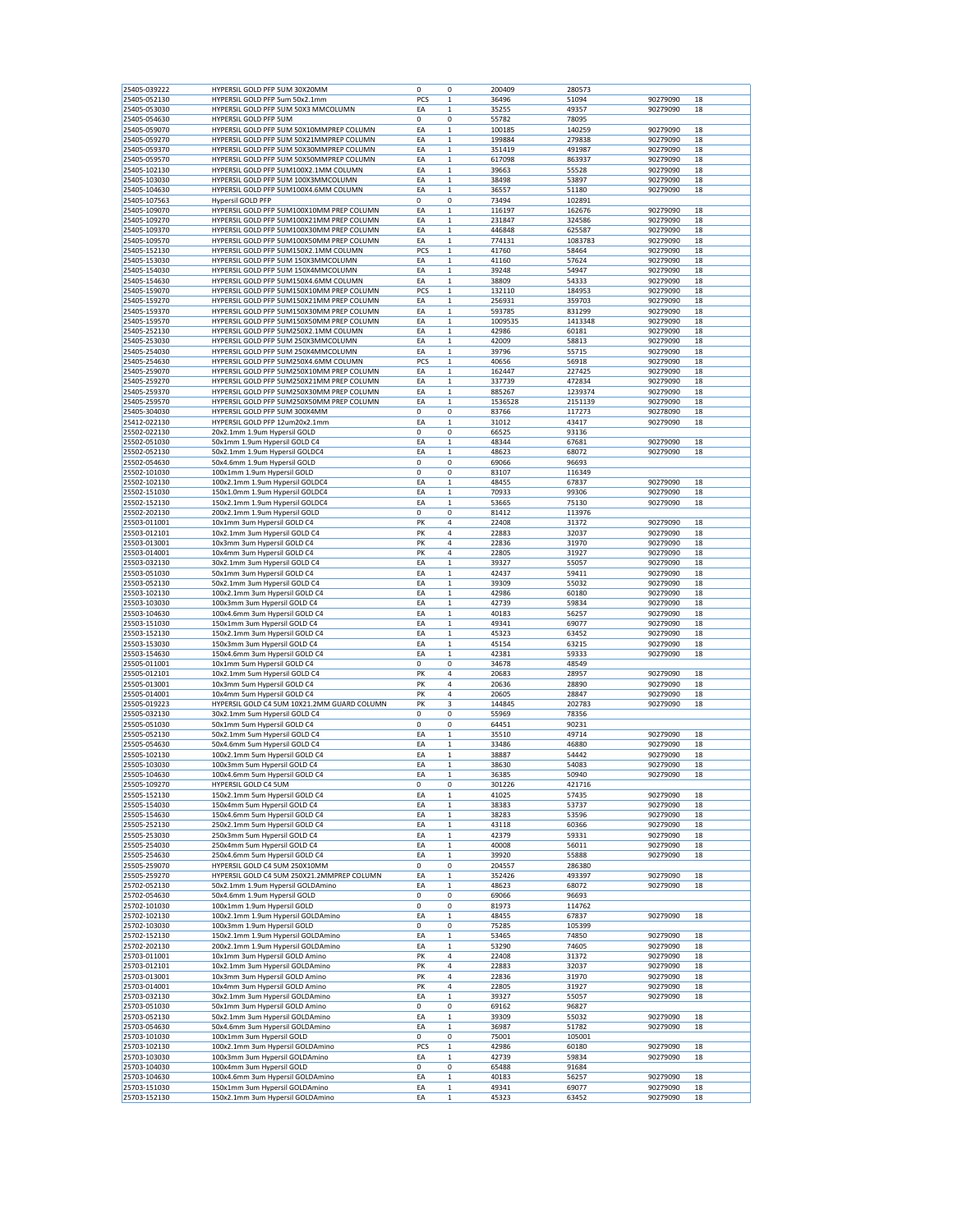| 25405-039222 | HYPERSIL GOLD PFP 5UM 30X20MM | 0 | 0 | 200409 | 280573 | | |
|---|---|---|---|---|---|---|---|
| 25405-052130 | HYPERSIL GOLD PFP 5um 50x2.1mm | PCS | 1 | 36496 | 51094 | 90279090 | 18 |
| 25405-053030 | HYPERSIL GOLD PFP 5UM 50X3 MMCOLUMN | EA | 1 | 35255 | 49357 | 90279090 | 18 |
| 25405-054630 | HYPERSIL GOLD PFP 5UM | 0 | 0 | 55782 | 78095 | | |
| 25405-059070 | HYPERSIL GOLD PFP 5UM 50X10MMPREP COLUMN | EA | 1 | 100185 | 140259 | 90279090 | 18 |
| 25405-059270 | HYPERSIL GOLD PFP 5UM 50X21MMPREP COLUMN | EA | 1 | 199884 | 279838 | 90279090 | 18 |
| 25405-059370 | HYPERSIL GOLD PFP 5UM 50X30MMPREP COLUMN | EA | 1 | 351419 | 491987 | 90279090 | 18 |
| 25405-059570 | HYPERSIL GOLD PFP 5UM 50X50MMPREP COLUMN | EA | 1 | 617098 | 863937 | 90279090 | 18 |
| 25405-102130 | HYPERSIL GOLD PFP 5UM100X2.1MM COLUMN | EA | 1 | 39663 | 55528 | 90279090 | 18 |
| 25405-103030 | HYPERSIL GOLD PFP 5UM 100X3MMCOLUMN | EA | 1 | 38498 | 53897 | 90279090 | 18 |
| 25405-104630 | HYPERSIL GOLD PFP 5UM100X4.6MM COLUMN | EA | 1 | 36557 | 51180 | 90279090 | 18 |
| 25405-107563 | Hypersil GOLD PFP | 0 | 0 | 73494 | 102891 | | |
| 25405-109070 | HYPERSIL GOLD PFP 5UM100X10MM PREP COLUMN | EA | 1 | 116197 | 162676 | 90279090 | 18 |
| 25405-109270 | HYPERSIL GOLD PFP 5UM100X21MM PREP COLUMN | EA | 1 | 231847 | 324586 | 90279090 | 18 |
| 25405-109370 | HYPERSIL GOLD PFP 5UM100X30MM PREP COLUMN | EA | 1 | 446848 | 625587 | 90279090 | 18 |
| 25405-109570 | HYPERSIL GOLD PFP 5UM100X50MM PREP COLUMN | EA | 1 | 774131 | 1083783 | 90279090 | 18 |
| 25405-152130 | HYPERSIL GOLD PFP 5UM150X2.1MM COLUMN | PCS | 1 | 41760 | 58464 | 90279090 | 18 |
| 25405-153030 | HYPERSIL GOLD PFP 5UM 150X3MMCOLUMN | EA | 1 | 41160 | 57624 | 90279090 | 18 |
| 25405-154030 | HYPERSIL GOLD PFP 5UM 150X4MMCOLUMN | EA | 1 | 39248 | 54947 | 90279090 | 18 |
| 25405-154630 | HYPERSIL GOLD PFP 5UM150X4.6MM COLUMN | EA | 1 | 38809 | 54333 | 90279090 | 18 |
| 25405-159070 | HYPERSIL GOLD PFP 5UM150X10MM PREP COLUMN | PCS | 1 | 132110 | 184953 | 90279090 | 18 |
| 25405-159270 | HYPERSIL GOLD PFP 5UM150X21MM PREP COLUMN | EA | 1 | 256931 | 359703 | 90279090 | 18 |
| 25405-159370 | HYPERSIL GOLD PFP 5UM150X30MM PREP COLUMN | EA | 1 | 593785 | 831299 | 90279090 | 18 |
| 25405-159570 | HYPERSIL GOLD PFP 5UM150X50MM PREP COLUMN | EA | 1 | 1009535 | 1413348 | 90279090 | 18 |
| 25405-252130 | HYPERSIL GOLD PFP 5UM250X2.1MM COLUMN | EA | 1 | 42986 | 60181 | 90279090 | 18 |
| 25405-253030 | HYPERSIL GOLD PFP 5UM 250X3MMCOLUMN | EA | 1 | 42009 | 58813 | 90279090 | 18 |
| 25405-254030 | HYPERSIL GOLD PFP 5UM 250X4MMCOLUMN | EA | 1 | 39796 | 55715 | 90279090 | 18 |
| 25405-254630 | HYPERSIL GOLD PFP 5UM250X4.6MM COLUMN | PCS | 1 | 40656 | 56918 | 90279090 | 18 |
| 25405-259070 | HYPERSIL GOLD PFP 5UM250X10MM PREP COLUMN | EA | 1 | 162447 | 227425 | 90279090 | 18 |
| 25405-259270 | HYPERSIL GOLD PFP 5UM250X21MM PREP COLUMN | EA | 1 | 337739 | 472834 | 90279090 | 18 |
| 25405-259370 | HYPERSIL GOLD PFP 5UM250X30MM PREP COLUMN | EA | 1 | 885267 | 1239374 | 90279090 | 18 |
| 25405-259570 | HYPERSIL GOLD PFP 5UM250X50MM PREP COLUMN | EA | 1 | 1536528 | 2151139 | 90279090 | 18 |
| 25405-304030 | HYPERSIL GOLD PFP 5UM 300X4MM | 0 | 0 | 83766 | 117273 | 90278090 | 18 |
| 25412-022130 | HYPERSIL GOLD PFP 12um20x2.1mm | EA | 1 | 31012 | 43417 | 90279090 | 18 |
| 25502-022130 | 20x2.1mm 1.9um Hypersil GOLD | 0 | 0 | 66525 | 93136 | | |
| 25502-051030 | 50x1mm 1.9um Hypersil GOLD C4 | EA | 1 | 48344 | 67681 | 90279090 | 18 |
| 25502-052130 | 50x2.1mm 1.9um Hypersil GOLDC4 | EA | 1 | 48623 | 68072 | 90279090 | 18 |
| 25502-054630 | 50x4.6mm 1.9um Hypersil GOLD | 0 | 0 | 69066 | 96693 | | |
| 25502-101030 | 100x1mm 1.9um Hypersil GOLD | 0 | 0 | 83107 | 116349 | | |
| 25502-102130 | 100x2.1mm 1.9um Hypersil GOLDC4 | EA | 1 | 48455 | 67837 | 90279090 | 18 |
| 25502-151030 | 150x1.0mm 1.9um Hypersil GOLDC4 | EA | 1 | 70933 | 99306 | 90279090 | 18 |
| 25502-152130 | 150x2.1mm 1.9um Hypersil GOLDC4 | EA | 1 | 53665 | 75130 | 90279090 | 18 |
| 25502-202130 | 200x2.1mm 1.9um Hypersil GOLD | 0 | 0 | 81412 | 113976 | | |
| 25503-011001 | 10x1mm 3um Hypersil GOLD C4 | PK | 4 | 22408 | 31372 | 90279090 | 18 |
| 25503-012101 | 10x2.1mm 3um Hypersil GOLD C4 | PK | 4 | 22883 | 32037 | 90279090 | 18 |
| 25503-013001 | 10x3mm 3um Hypersil GOLD C4 | PK | 4 | 22836 | 31970 | 90279090 | 18 |
| 25503-014001 | 10x4mm 3um Hypersil GOLD C4 | PK | 4 | 22805 | 31927 | 90279090 | 18 |
| 25503-032130 | 30x2.1mm 3um Hypersil GOLD C4 | EA | 1 | 39327 | 55057 | 90279090 | 18 |
| 25503-051030 | 50x1mm 3um Hypersil GOLD C4 | EA | 1 | 42437 | 59411 | 90279090 | 18 |
| 25503-052130 | 50x2.1mm 3um Hypersil GOLD C4 | EA | 1 | 39309 | 55032 | 90279090 | 18 |
| 25503-102130 | 100x2.1mm 3um Hypersil GOLD C4 | EA | 1 | 42986 | 60180 | 90279090 | 18 |
| 25503-103030 | 100x3mm 3um Hypersil GOLD C4 | EA | 1 | 42739 | 59834 | 90279090 | 18 |
| 25503-104630 | 100x4.6mm 3um Hypersil GOLD C4 | EA | 1 | 40183 | 56257 | 90279090 | 18 |
| 25503-151030 | 150x1mm 3um Hypersil GOLD C4 | EA | 1 | 49341 | 69077 | 90279090 | 18 |
| 25503-152130 | 150x2.1mm 3um Hypersil GOLD C4 | EA | 1 | 45323 | 63452 | 90279090 | 18 |
| 25503-153030 | 150x3mm 3um Hypersil GOLD C4 | EA | 1 | 45154 | 63215 | 90279090 | 18 |
| 25503-154630 | 150x4.6mm 3um Hypersil GOLD C4 | EA | 1 | 42381 | 59333 | 90279090 | 18 |
| 25505-011001 | 10x1mm 5um Hypersil GOLD C4 | 0 | 0 | 34678 | 48549 | | |
| 25505-012101 | 10x2.1mm 5um Hypersil GOLD C4 | PK | 4 | 20683 | 28957 | 90279090 | 18 |
| 25505-013001 | 10x3mm 5um Hypersil GOLD C4 | PK | 4 | 20636 | 28890 | 90279090 | 18 |
| 25505-014001 | 10x4mm 5um Hypersil GOLD C4 | PK | 4 | 20605 | 28847 | 90279090 | 18 |
| 25505-019223 | HYPERSIL GOLD C4 5UM 10X21.2MM GUARD COLUMN | PK | 3 | 144845 | 202783 | 90279090 | 18 |
| 25505-032130 | 30x2.1mm 5um Hypersil GOLD C4 | 0 | 0 | 55969 | 78356 | | |
| 25505-051030 | 50x1mm 5um Hypersil GOLD C4 | 0 | 0 | 64451 | 90231 | | |
| 25505-052130 | 50x2.1mm 5um Hypersil GOLD C4 | EA | 1 | 35510 | 49714 | 90279090 | 18 |
| 25505-054630 | 50x4.6mm 5um Hypersil GOLD C4 | EA | 1 | 33486 | 46880 | 90279090 | 18 |
| 25505-102130 | 100x2.1mm 5um Hypersil GOLD C4 | EA | 1 | 38887 | 54442 | 90279090 | 18 |
| 25505-103030 | 100x3mm 5um Hypersil GOLD C4 | EA | 1 | 38630 | 54083 | 90279090 | 18 |
| 25505-104630 | 100x4.6mm 5um Hypersil GOLD C4 | EA | 1 | 36385 | 50940 | 90279090 | 18 |
| 25505-109270 | HYPERSIL GOLD C4 5UM | 0 | 0 | 301226 | 421716 | | |
| 25505-152130 | 150x2.1mm 5um Hypersil GOLD C4 | EA | 1 | 41025 | 57435 | 90279090 | 18 |
| 25505-154030 | 150x4mm 5um Hypersil GOLD C4 | EA | 1 | 38383 | 53737 | 90279090 | 18 |
| 25505-154630 | 150x4.6mm 5um Hypersil GOLD C4 | EA | 1 | 38283 | 53596 | 90279090 | 18 |
| 25505-252130 | 250x2.1mm 5um Hypersil GOLD C4 | EA | 1 | 43118 | 60366 | 90279090 | 18 |
| 25505-253030 | 250x3mm 5um Hypersil GOLD C4 | EA | 1 | 42379 | 59331 | 90279090 | 18 |
| 25505-254030 | 250x4mm 5um Hypersil GOLD C4 | EA | 1 | 40008 | 56011 | 90279090 | 18 |
| 25505-254630 | 250x4.6mm 5um Hypersil GOLD C4 | EA | 1 | 39920 | 55888 | 90279090 | 18 |
| 25505-259070 | HYPERSIL GOLD C4 5UM 250X10MM | 0 | 0 | 204557 | 286380 | | |
| 25505-259270 | HYPERSIL GOLD C4 5UM 250X21.2MMPREP COLUMN | EA | 1 | 352426 | 493397 | 90279090 | 18 |
| 25702-052130 | 50x2.1mm 1.9um Hypersil GOLDAmino | EA | 1 | 48623 | 68072 | 90279090 | 18 |
| 25702-054630 | 50x4.6mm 1.9um Hypersil GOLD | 0 | 0 | 69066 | 96693 | | |
| 25702-101030 | 100x1mm 1.9um Hypersil GOLD | 0 | 0 | 81973 | 114762 | | |
| 25702-102130 | 100x2.1mm 1.9um Hypersil GOLDAmino | EA | 1 | 48455 | 67837 | 90279090 | 18 |
| 25702-103030 | 100x3mm 1.9um Hypersil GOLD | 0 | 0 | 75285 | 105399 | | |
| 25702-152130 | 150x2.1mm 1.9um Hypersil GOLDAmino | EA | 1 | 53465 | 74850 | 90279090 | 18 |
| 25702-202130 | 200x2.1mm 1.9um Hypersil GOLDAmino | EA | 1 | 53290 | 74605 | 90279090 | 18 |
| 25703-011001 | 10x1mm 3um Hypersil GOLD Amino | PK | 4 | 22408 | 31372 | 90279090 | 18 |
| 25703-012101 | 10x2.1mm 3um Hypersil GOLDAmino | PK | 4 | 22883 | 32037 | 90279090 | 18 |
| 25703-013001 | 10x3mm 3um Hypersil GOLD Amino | PK | 4 | 22836 | 31970 | 90279090 | 18 |
| 25703-014001 | 10x4mm 3um Hypersil GOLD Amino | PK | 4 | 22805 | 31927 | 90279090 | 18 |
| 25703-032130 | 30x2.1mm 3um Hypersil GOLDAmino | EA | 1 | 39327 | 55057 | 90279090 | 18 |
| 25703-051030 | 50x1mm 3um Hypersil GOLD Amino | 0 | 0 | 69162 | 96827 | | |
| 25703-052130 | 50x2.1mm 3um Hypersil GOLDAmino | EA | 1 | 39309 | 55032 | 90279090 | 18 |
| 25703-054630 | 50x4.6mm 3um Hypersil GOLDAmino | EA | 1 | 36987 | 51782 | 90279090 | 18 |
| 25703-101030 | 100x1mm 3um Hypersil GOLD | 0 | 0 | 75001 | 105001 | | |
| 25703-102130 | 100x2.1mm 3um Hypersil GOLDAmino | PCS | 1 | 42986 | 60180 | 90279090 | 18 |
| 25703-103030 | 100x3mm 3um Hypersil GOLDAmino | EA | 1 | 42739 | 59834 | 90279090 | 18 |
| 25703-104030 | 100x4mm 3um Hypersil GOLD | 0 | 0 | 65488 | 91684 | | |
| 25703-104630 | 100x4.6mm 3um Hypersil GOLDAmino | EA | 1 | 40183 | 56257 | 90279090 | 18 |
| 25703-151030 | 150x1mm 3um Hypersil GOLDAmino | EA | 1 | 49341 | 69077 | 90279090 | 18 |
| 25703-152130 | 150x2.1mm 3um Hypersil GOLDAmino | EA | 1 | 45323 | 63452 | 90279090 | 18 |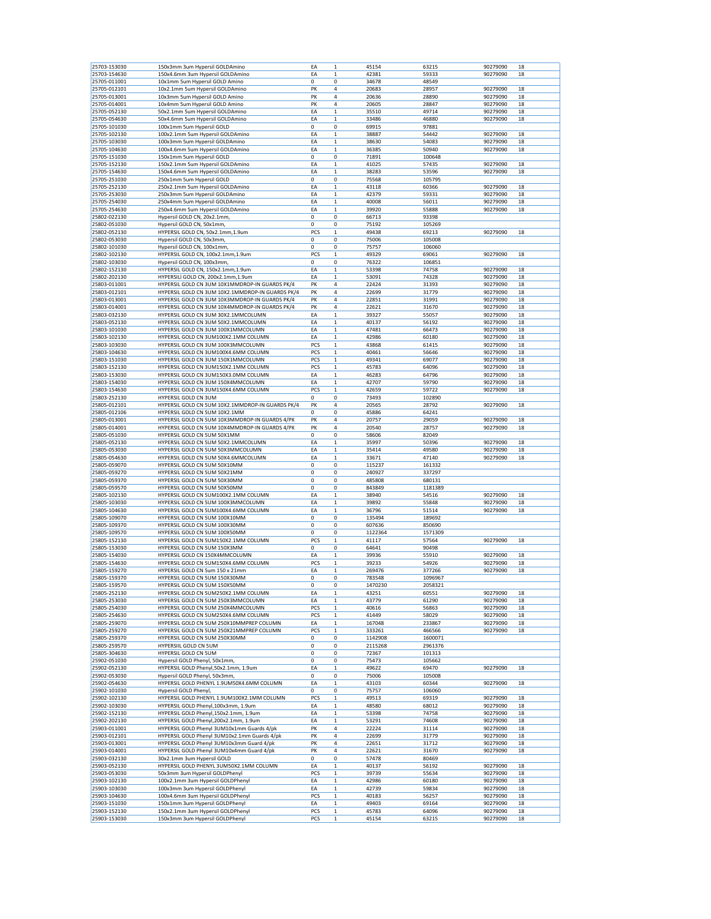| | | | | | | | |
|---|---|---|---|---|---|---|---|
| 25703-153030 | 150x3mm 3um Hypersil GOLDAmino | EA | 1 | 45154 | 63215 | 90279090 | 18 |
| 25703-154630 | 150x4.6mm 3um Hypersil GOLDAmino | EA | 1 | 42381 | 59333 | 90279090 | 18 |
| 25705-011001 | 10x1mm 5um Hypersil GOLD Amino | 0 | 0 | 34678 | 48549 | | |
| 25705-012101 | 10x2.1mm 5um Hypersil GOLDAmino | PK | 4 | 20683 | 28957 | 90279090 | 18 |
| 25705-013001 | 10x3mm 5um Hypersil GOLD Amino | PK | 4 | 20636 | 28890 | 90279090 | 18 |
| 25705-014001 | 10x4mm 5um Hypersil GOLD Amino | PK | 4 | 20605 | 28847 | 90279090 | 18 |
| 25705-052130 | 50x2.1mm 5um Hypersil GOLDAmino | EA | 1 | 35510 | 49714 | 90279090 | 18 |
| 25705-054630 | 50x4.6mm 5um Hypersil GOLDAmino | EA | 1 | 33486 | 46880 | 90279090 | 18 |
| 25705-101030 | 100x1mm 5um Hypersil GOLD | 0 | 0 | 69915 | 97881 | | |
| 25705-102130 | 100x2.1mm 5um Hypersil GOLDAmino | EA | 1 | 38887 | 54442 | 90279090 | 18 |
| 25705-103030 | 100x3mm 5um Hypersil GOLDAmino | EA | 1 | 38630 | 54083 | 90279090 | 18 |
| 25705-104630 | 100x4.6mm 5um Hypersil GOLDAmino | EA | 1 | 36385 | 50940 | 90279090 | 18 |
| 25705-151030 | 150x1mm 5um Hypersil GOLD | 0 | 0 | 71891 | 100648 | | |
| 25705-152130 | 150x2.1mm 5um Hypersil GOLDAmino | EA | 1 | 41025 | 57435 | 90279090 | 18 |
| 25705-154630 | 150x4.6mm 5um Hypersil GOLDAmino | EA | 1 | 38283 | 53596 | 90279090 | 18 |
| 25705-251030 | 250x1mm 5um Hypersil GOLD | 0 | 0 | 75568 | 105795 | | |
| 25705-252130 | 250x2.1mm 5um Hypersil GOLDAmino | EA | 1 | 43118 | 60366 | 90279090 | 18 |
| 25705-253030 | 250x3mm 5um Hypersil GOLDAmino | EA | 1 | 42379 | 59331 | 90279090 | 18 |
| 25705-254030 | 250x4mm 5um Hypersil GOLDAmino | EA | 1 | 40008 | 56011 | 90279090 | 18 |
| 25705-254630 | 250x4.6mm 5um Hypersil GOLDAmino | EA | 1 | 39920 | 55888 | 90279090 | 18 |
| 25802-022130 | Hypersil GOLD CN, 20x2.1mm, | 0 | 0 | 66713 | 93398 | | |
| 25802-051030 | Hypersil GOLD CN, 50x1mm, | 0 | 0 | 75192 | 105269 | | |
| 25802-052130 | HYPERSIL GOLD CN, 50x2.1mm,1.9um | PCS | 1 | 49438 | 69213 | 90279090 | 18 |
| 25802-053030 | Hypersil GOLD CN, 50x3mm, | 0 | 0 | 75006 | 105008 | | |
| 25802-101030 | Hypersil GOLD CN, 100x1mm, | 0 | 0 | 75757 | 106060 | | |
| 25802-102130 | HYPERSIL GOLD CN, 100x2.1mm,1.9um | PCS | 1 | 49329 | 69061 | 90279090 | 18 |
| 25802-103030 | Hypersil GOLD CN, 100x3mm, | 0 | 0 | 76322 | 106851 | | |
| 25802-152130 | HYPERSIL GOLD CN, 150x2.1mm,1.9um | EA | 1 | 53398 | 74758 | 90279090 | 18 |
| 25802-202130 | HYPERSILl GOLD CN, 200x2.1mm,1.9um | EA | 1 | 53091 | 74328 | 90279090 | 18 |
| 25803-011001 | HYPERSIL GOLD CN 3UM 10X1MMDROP-IN GUARDS PK/4 | PK | 4 | 22424 | 31393 | 90279090 | 18 |
| 25803-012101 | HYPERSIL GOLD CN 3UM 10X2.1MMDROP-IN GUARDS PK/4 | PK | 4 | 22699 | 31779 | 90279090 | 18 |
| 25803-013001 | HYPERSIL GOLD CN 3UM 10X3MMDROP-IN GUARDS PK/4 | PK | 4 | 22851 | 31991 | 90279090 | 18 |
| 25803-014001 | HYPERSIL GOLD CN 3UM 10X4MMDROP-IN GUARDS PK/4 | PK | 4 | 22621 | 31670 | 90279090 | 18 |
| 25803-032130 | HYPERSIL GOLD CN 3UM 30X2.1MMCOLUMN | EA | 1 | 39327 | 55057 | 90279090 | 18 |
| 25803-052130 | HYPERSIL GOLD CN 3UM 50X2.1MMCOLUMN | EA | 1 | 40137 | 56192 | 90279090 | 18 |
| 25803-101030 | HYPERSIL GOLD CN 3UM 100X1MMCOLUMN | EA | 1 | 47481 | 66473 | 90279090 | 18 |
| 25803-102130 | HYPERSIL GOLD CN 3UM100X2.1MM COLUMN | EA | 1 | 42986 | 60180 | 90279090 | 18 |
| 25803-103030 | HYPERSIL GOLD CN 3UM 100X3MMCOLUMN | PCS | 1 | 43868 | 61415 | 90279090 | 18 |
| 25803-104630 | HYPERSIL GOLD CN 3UM100X4.6MM COLUMN | PCS | 1 | 40461 | 56646 | 90279090 | 18 |
| 25803-151030 | HYPERSIL GOLD CN 3UM 150X1MMCOLUMN | PCS | 1 | 49341 | 69077 | 90279090 | 18 |
| 25803-152130 | HYPERSIL GOLD CN 3UM150X2.1MM COLUMN | PCS | 1 | 45783 | 64096 | 90279090 | 18 |
| 25803-153030 | HYPERSIL GOLD CN 3UM150X3.0MM COLUMN | EA | 1 | 46283 | 64796 | 90279090 | 18 |
| 25803-154030 | HYPERSIL GOLD CN 3UM 150X4MMCOLUMN | EA | 1 | 42707 | 59790 | 90279090 | 18 |
| 25803-154630 | HYPERSIL GOLD CN 3UM150X4.6MM COLUMN | PCS | 1 | 42659 | 59722 | 90279090 | 18 |
| 25803-252130 | HYPERSIL GOLD CN 3UM | 0 | 0 | 73493 | 102890 | | |
| 25805-012101 | HYPERSIL GOLD CN 5UM 10X2.1MMDROP-IN GUARDS PK/4 | PK | 4 | 20565 | 28792 | 90279090 | 18 |
| 25805-012106 | HYPERSIL GOLD CN 5UM 10X2.1MM | 0 | 0 | 45886 | 64241 | | |
| 25805-013001 | HYPERSIL GOLD CN 5UM 10X3MMDROP-IN GUARDS 4/PK | PK | 4 | 20757 | 29059 | 90279090 | 18 |
| 25805-014001 | HYPERSIL GOLD CN 5UM 10X4MMDROP-IN GUARDS 4/PK | PK | 4 | 20540 | 28757 | 90279090 | 18 |
| 25805-051030 | HYPERSIL GOLD CN 5UM 50X1MM | 0 | 0 | 58606 | 82049 | | |
| 25805-052130 | HYPERSIL GOLD CN 5UM 50X2.1MMCOLUMN | EA | 1 | 35997 | 50396 | 90279090 | 18 |
| 25805-053030 | HYPERSIL GOLD CN 5UM 50X3MMCOLUMN | EA | 1 | 35414 | 49580 | 90279090 | 18 |
| 25805-054630 | HYPERSIL GOLD CN 5UM 50X4.6MMCOLUMN | EA | 1 | 33671 | 47140 | 90279090 | 18 |
| 25805-059070 | HYPERSIL GOLD CN 5UM 50X10MM | 0 | 0 | 115237 | 161332 | | |
| 25805-059270 | HYPERSIL GOLD CN 5UM 50X21MM | 0 | 0 | 240927 | 337297 | | |
| 25805-059370 | HYPERSIL GOLD CN 5UM 50X30MM | 0 | 0 | 485808 | 680131 | | |
| 25805-059570 | HYPERSIL GOLD CN 5UM 50X50MM | 0 | 0 | 843849 | 1181389 | | |
| 25805-102130 | HYPERSIL GOLD CN 5UM100X2.1MM COLUMN | EA | 1 | 38940 | 54516 | 90279090 | 18 |
| 25805-103030 | HYPERSIL GOLD CN 5UM 100X3MMCOLUMN | EA | 1 | 39892 | 55848 | 90279090 | 18 |
| 25805-104630 | HYPERSIL GOLD CN 5UM100X4.6MM COLUMN | EA | 1 | 36796 | 51514 | 90279090 | 18 |
| 25805-109070 | HYPERSIL GOLD CN 5UM 100X10MM | 0 | 0 | 135494 | 189692 | | |
| 25805-109370 | HYPERSIL GOLD CN 5UM 100X30MM | 0 | 0 | 607636 | 850690 | | |
| 25805-109570 | HYPERSIL GOLD CN 5UM 100X50MM | 0 | 0 | 1122364 | 1571309 | | |
| 25805-152130 | HYPERSIL GOLD CN 5UM150X2.1MM COLUMN | PCS | 1 | 41117 | 57564 | 90279090 | 18 |
| 25805-153030 | HYPERSIL GOLD CN 5UM 150X3MM | 0 | 0 | 64641 | 90498 | | |
| 25805-154030 | HYPERSIL GOLD CN 150X4MMCOLUMN | EA | 1 | 39936 | 55910 | 90279090 | 18 |
| 25805-154630 | HYPERSIL GOLD CN 5UM150X4.6MM COLUMN | PCS | 1 | 39233 | 54926 | 90279090 | 18 |
| 25805-159270 | HYPERSIL GOLD CN 5um 150 x 21mm | EA | 1 | 269476 | 377266 | 90279090 | 18 |
| 25805-159370 | HYPERSIL GOLD CN 5UM 150X30MM | 0 | 0 | 783548 | 1096967 | | |
| 25805-159570 | HYPERSIL GOLD CN 5UM 150X50MM | 0 | 0 | 1470230 | 2058321 | | |
| 25805-252130 | HYPERSIL GOLD CN 5UM250X2.1MM COLUMN | EA | 1 | 43251 | 60551 | 90279090 | 18 |
| 25805-253030 | HYPERSIL GOLD CN 5UM 250X3MMCOLUMN | EA | 1 | 43779 | 61290 | 90279090 | 18 |
| 25805-254030 | HYPERSIL GOLD CN 5UM 250X4MMCOLUMN | PCS | 1 | 40616 | 56863 | 90279090 | 18 |
| 25805-254630 | HYPERSIL GOLD CN 5UM250X4.6MM COLUMN | PCS | 1 | 41449 | 58029 | 90279090 | 18 |
| 25805-259070 | HYPERSIL GOLD CN 5UM 250X10MMPREP COLUMN | EA | 1 | 167048 | 233867 | 90279090 | 18 |
| 25805-259270 | HYPERSIL GOLD CN 5UM 250X21MMPREP COLUMN | PCS | 1 | 333261 | 466566 | 90279090 | 18 |
| 25805-259370 | HYPERSIL GOLD CN 5UM 250X30MM | 0 | 0 | 1142908 | 1600071 | | |
| 25805-259570 | HYPERSIIL GOLD CN 5UM | 0 | 0 | 2115268 | 2961376 | | |
| 25805-304630 | HYPERSIL GOLD CN 5UM | 0 | 0 | 72367 | 101313 | | |
| 25902-051030 | Hypersil GOLD Phenyl, 50x1mm, | 0 | 0 | 75473 | 105662 | | |
| 25902-052130 | HYPERSIL GOLD Phenyl,50x2.1mm, 1.9um | EA | 1 | 49622 | 69470 | 90279090 | 18 |
| 25902-053030 | Hypersil GOLD Phenyl, 50x3mm, | 0 | 0 | 75006 | 105008 | | |
| 25902-054630 | HYPERSIL GOLD PHENYL 1.9UM50X4.6MM COLUMN | EA | 1 | 43103 | 60344 | 90279090 | 18 |
| 25902-101030 | Hypersil GOLD Phenyl, | 0 | 0 | 75757 | 106060 | | |
| 25902-102130 | HYPERSIL GOLD PHENYL 1.9UM100X2.1MM COLUMN | PCS | 1 | 49513 | 69319 | 90279090 | 18 |
| 25902-103030 | HYPERSIL GOLD Phenyl,100x3mm, 1.9um | EA | 1 | 48580 | 68012 | 90279090 | 18 |
| 25902-152130 | HYPERSIL GOLD Phenyl,150x2.1mm, 1.9um | EA | 1 | 53398 | 74758 | 90279090 | 18 |
| 25902-202130 | HYPERSIL GOLD Phenyl,200x2.1mm, 1.9um | EA | 1 | 53291 | 74608 | 90279090 | 18 |
| 25903-011001 | HYPERSIL GOLD Phenyl 3UM10x1mm Guards 4/pk | PK | 4 | 22224 | 31114 | 90279090 | 18 |
| 25903-012101 | HYPERSIL GOLD Phenyl 3UM10x2.1mm Guards 4/pk | PK | 4 | 22699 | 31779 | 90279090 | 18 |
| 25903-013001 | HYPERSIL GOLD Phenyl 3UM10x3mm Guard 4/pk | PK | 4 | 22651 | 31712 | 90279090 | 18 |
| 25903-014001 | HYPERSIL GOLD Phenyl 3UM10x4mm Guard 4/pk | PK | 4 | 22621 | 31670 | 90279090 | 18 |
| 25903-032130 | 30x2.1mm 3um Hypersil GOLD | 0 | 0 | 57478 | 80469 | | |
| 25903-052130 | HYPERSIL GOLD PHENYL 3UM50X2.1MM COLUMN | EA | 1 | 40137 | 56192 | 90279090 | 18 |
| 25903-053030 | 50x3mm 3um Hypersil GOLDPhenyl | PCS | 1 | 39739 | 55634 | 90279090 | 18 |
| 25903-102130 | 100x2.1mm 3um Hypersil GOLDPhenyl | EA | 1 | 42986 | 60180 | 90279090 | 18 |
| 25903-103030 | 100x3mm 3um Hypersil GOLDPhenyl | EA | 1 | 42739 | 59834 | 90279090 | 18 |
| 25903-104630 | 100x4.6mm 3um Hypersil GOLDPhenyl | PCS | 1 | 40183 | 56257 | 90279090 | 18 |
| 25903-151030 | 150x1mm 3um Hypersil GOLDPhenyl | EA | 1 | 49403 | 69164 | 90279090 | 18 |
| 25903-152130 | 150x2.1mm 3um Hypersil GOLDPhenyl | PCS | 1 | 45783 | 64096 | 90279090 | 18 |
| 25903-153030 | 150x3mm 3um Hypersil GOLDPhenyl | PCS | 1 | 45154 | 63215 | 90279090 | 18 |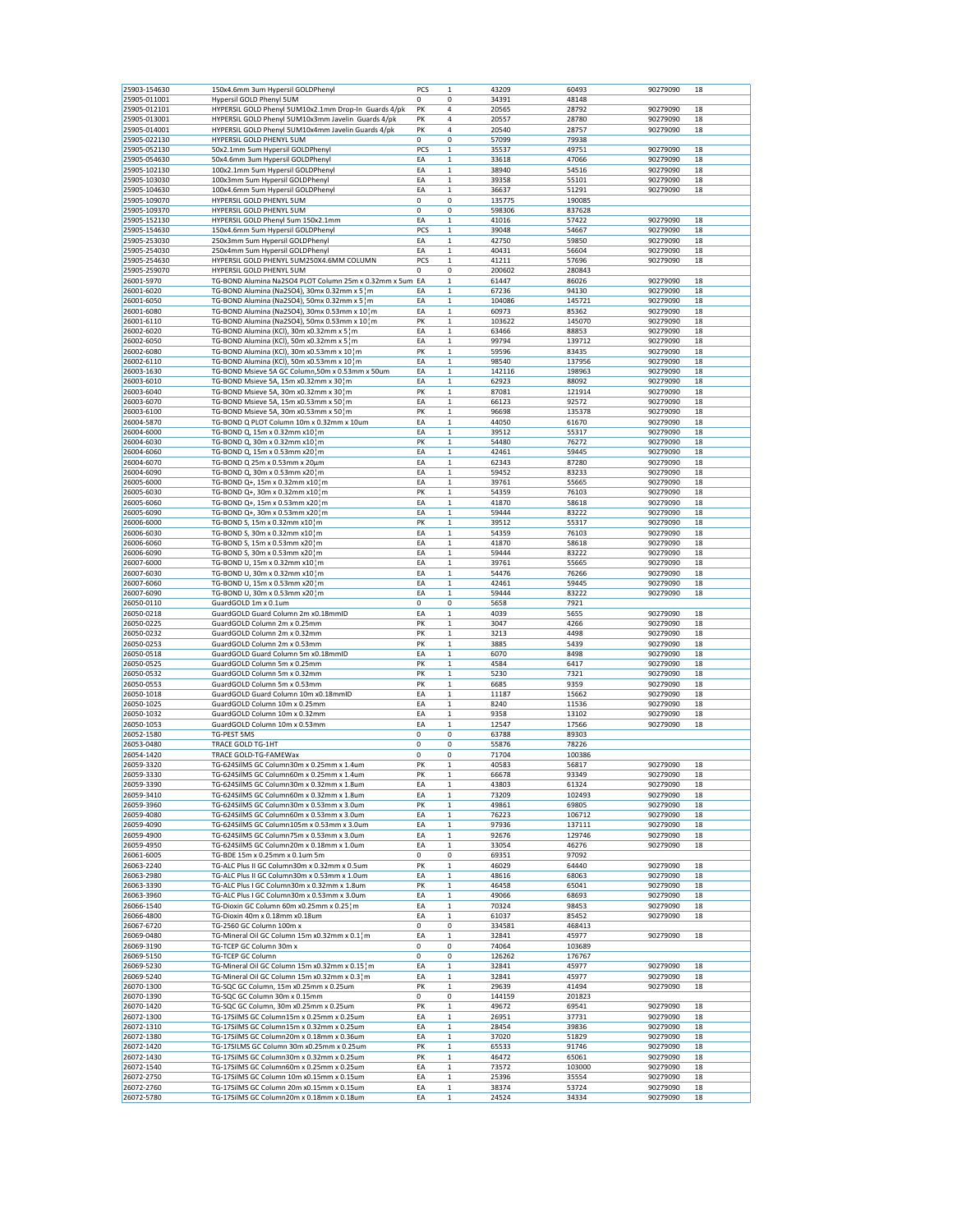| 25903-154630 | 150x4.6mm 3um Hypersil GOLDPhenyl | PCS | 1 | 43209 | 60493 | 90279090 | 18 |
|---|---|---|---|---|---|---|---|
| 25905-011001 | Hypersil GOLD Phenyl 5UM | 0 | 0 | 34391 | 48148 | | |
| 25905-012101 | HYPERSIL GOLD Phenyl 5UM10x2.1mm Drop-In Guards 4/pk | PK | 4 | 20565 | 28792 | 90279090 | 18 |
| 25905-013001 | HYPERSIL GOLD Phenyl 5UM10x3mm Javelin Guards 4/pk | PK | 4 | 20557 | 28780 | 90279090 | 18 |
| 25905-014001 | HYPERSIL GOLD Phenyl 5UM10x4mm Javelin Guards 4/pk | PK | 4 | 20540 | 28757 | 90279090 | 18 |
| 25905-022130 | HYPERSIL GOLD PHENYL 5UM | 0 | 0 | 57099 | 79938 | | |
| 25905-052130 | 50x2.1mm 5um Hypersil GOLDPhenyl | PCS | 1 | 35537 | 49751 | 90279090 | 18 |
| 25905-054630 | 50x4.6mm 3um Hypersil GOLDPhenyl | EA | 1 | 33618 | 47066 | 90279090 | 18 |
| 25905-102130 | 100x2.1mm 5um Hypersil GOLDPhenyl | EA | 1 | 38940 | 54516 | 90279090 | 18 |
| 25905-103030 | 100x3mm 5um Hypersil GOLDPhenyl | EA | 1 | 39358 | 55101 | 90279090 | 18 |
| 25905-104630 | 100x4.6mm 5um Hypersil GOLDPhenyl | EA | 1 | 36637 | 51291 | 90279090 | 18 |
| 25905-109070 | HYPERSIL GOLD PHENYL 5UM | 0 | 0 | 135775 | 190085 | | |
| 25905-109370 | HYPERSIL GOLD PHENYL 5UM | 0 | 0 | 598306 | 837628 | | |
| 25905-152130 | HYPERSIL GOLD Phenyl 5um 150x2.1mm | EA | 1 | 41016 | 57422 | 90279090 | 18 |
| 25905-154630 | 150x4.6mm 5um Hypersil GOLDPhenyl | PCS | 1 | 39048 | 54667 | 90279090 | 18 |
| 25905-253030 | 250x3mm 5um Hypersil GOLDPhenyl | EA | 1 | 42750 | 59850 | 90279090 | 18 |
| 25905-254030 | 250x4mm 5um Hypersil GOLDPhenyl | EA | 1 | 40431 | 56604 | 90279090 | 18 |
| 25905-254630 | HYPERSIL GOLD PHENYL 5UM250X4.6MM COLUMN | PCS | 1 | 41211 | 57696 | 90279090 | 18 |
| 25905-259070 | HYPERSIL GOLD PHENYL 5UM | 0 | 0 | 200602 | 280843 | | |
| 26001-5970 | TG-BOND Alumina Na2SO4 PLOT Column 25m x 0.32mm x 5um | EA | 1 | 61447 | 86026 | 90279090 | 18 |
| 26001-6020 | TG-BOND Alumina (Na2SO4), 30m x 0.32mm x 5¦m | EA | 1 | 67236 | 94130 | 90279090 | 18 |
| 26001-6050 | TG-BOND Alumina (Na2SO4), 50m x 0.32mm x 5¦m | EA | 1 | 104086 | 145721 | 90279090 | 18 |
| 26001-6080 | TG-BOND Alumina (Na2SO4), 30m x 0.53mm x 10¦m | EA | 1 | 60973 | 85362 | 90279090 | 18 |
| 26001-6110 | TG-BOND Alumina (Na2SO4), 50m x 0.53mm x 10¦m | PK | 1 | 103622 | 145070 | 90279090 | 18 |
| 26002-6020 | TG-BOND Alumina (KCl), 30m x0.32mm x 5¦m | EA | 1 | 63466 | 88853 | 90279090 | 18 |
| 26002-6050 | TG-BOND Alumina (KCl), 50m x0.32mm x 5¦m | EA | 1 | 99794 | 139712 | 90279090 | 18 |
| 26002-6080 | TG-BOND Alumina (KCl), 30m x0.53mm x 10¦m | PK | 1 | 59596 | 83435 | 90279090 | 18 |
| 26002-6110 | TG-BOND Alumina (KCl), 50m x0.53mm x 10¦m | EA | 1 | 98540 | 137956 | 90279090 | 18 |
| 26003-1630 | TG-BOND Msieve 5A GC Column,50m x 0.53mm x 50um | EA | 1 | 142116 | 198963 | 90279090 | 18 |
| 26003-6010 | TG-BOND Msieve 5A, 15m x0.32mm x 30¦m | EA | 1 | 62923 | 88092 | 90279090 | 18 |
| 26003-6040 | TG-BOND Msieve 5A, 30m x0.32mm x 30¦m | PK | 1 | 87081 | 121914 | 90279090 | 18 |
| 26003-6070 | TG-BOND Msieve 5A, 15m x0.53mm x 50¦m | EA | 1 | 66123 | 92572 | 90279090 | 18 |
| 26003-6100 | TG-BOND Msieve 5A, 30m x0.53mm x 50¦m | PK | 1 | 96698 | 135378 | 90279090 | 18 |
| 26004-5870 | TG-BOND Q PLOT Column 10m x 0.32mm x 10um | EA | 1 | 44050 | 61670 | 90279090 | 18 |
| 26004-6000 | TG-BOND Q, 15m x 0.32mm x10¦m | EA | 1 | 39512 | 55317 | 90279090 | 18 |
| 26004-6030 | TG-BOND Q, 30m x 0.32mm x10¦m | PK | 1 | 54480 | 76272 | 90279090 | 18 |
| 26004-6060 | TG-BOND Q, 15m x 0.53mm x20¦m | EA | 1 | 42461 | 59445 | 90279090 | 18 |
| 26004-6070 | TG-BOND Q 25m x 0.53mm x 20µm | EA | 1 | 62343 | 87280 | 90279090 | 18 |
| 26004-6090 | TG-BOND Q, 30m x 0.53mm x20¦m | EA | 1 | 59452 | 83233 | 90279090 | 18 |
| 26005-6000 | TG-BOND Q+, 15m x 0.32mm x10¦m | EA | 1 | 39761 | 55665 | 90279090 | 18 |
| 26005-6030 | TG-BOND Q+, 30m x 0.32mm x10¦m | PK | 1 | 54359 | 76103 | 90279090 | 18 |
| 26005-6060 | TG-BOND Q+, 15m x 0.53mm x20¦m | EA | 1 | 41870 | 58618 | 90279090 | 18 |
| 26005-6090 | TG-BOND Q+, 30m x 0.53mm x20¦m | EA | 1 | 59444 | 83222 | 90279090 | 18 |
| 26006-6000 | TG-BOND S, 15m x 0.32mm x10¦m | PK | 1 | 39512 | 55317 | 90279090 | 18 |
| 26006-6030 | TG-BOND S, 30m x 0.32mm x10¦m | EA | 1 | 54359 | 76103 | 90279090 | 18 |
| 26006-6060 | TG-BOND S, 15m x 0.53mm x20¦m | EA | 1 | 41870 | 58618 | 90279090 | 18 |
| 26006-6090 | TG-BOND S, 30m x 0.53mm x20¦m | EA | 1 | 59444 | 83222 | 90279090 | 18 |
| 26007-6000 | TG-BOND U, 15m x 0.32mm x10¦m | EA | 1 | 39761 | 55665 | 90279090 | 18 |
| 26007-6030 | TG-BOND U, 30m x 0.32mm x10¦m | EA | 1 | 54476 | 76266 | 90279090 | 18 |
| 26007-6060 | TG-BOND U, 15m x 0.53mm x20¦m | EA | 1 | 42461 | 59445 | 90279090 | 18 |
| 26007-6090 | TG-BOND U, 30m x 0.53mm x20¦m | EA | 1 | 59444 | 83222 | 90279090 | 18 |
| 26050-0110 | GuardGOLD 1m x 0.1um | 0 | 0 | 5658 | 7921 | | |
| 26050-0218 | GuardGOLD Guard Column 2m x0.18mmID | EA | 1 | 4039 | 5655 | 90279090 | 18 |
| 26050-0225 | GuardGOLD Column 2m x 0.25mm | PK | 1 | 3047 | 4266 | 90279090 | 18 |
| 26050-0232 | GuardGOLD Column 2m x 0.32mm | PK | 1 | 3213 | 4498 | 90279090 | 18 |
| 26050-0253 | GuardGOLD Column 2m x 0.53mm | PK | 1 | 3885 | 5439 | 90279090 | 18 |
| 26050-0518 | GuardGOLD Guard Column 5m x0.18mmID | EA | 1 | 6070 | 8498 | 90279090 | 18 |
| 26050-0525 | GuardGOLD Column 5m x 0.25mm | PK | 1 | 4584 | 6417 | 90279090 | 18 |
| 26050-0532 | GuardGOLD Column 5m x 0.32mm | PK | 1 | 5230 | 7321 | 90279090 | 18 |
| 26050-0553 | GuardGOLD Column 5m x 0.53mm | PK | 1 | 6685 | 9359 | 90279090 | 18 |
| 26050-1018 | GuardGOLD Guard Column 10m x0.18mmID | EA | 1 | 11187 | 15662 | 90279090 | 18 |
| 26050-1025 | GuardGOLD Column 10m x 0.25mm | EA | 1 | 8240 | 11536 | 90279090 | 18 |
| 26050-1032 | GuardGOLD Column 10m x 0.32mm | EA | 1 | 9358 | 13102 | 90279090 | 18 |
| 26050-1053 | GuardGOLD Column 10m x 0.53mm | EA | 1 | 12547 | 17566 | 90279090 | 18 |
| 26052-1580 | TG-PEST 5MS | 0 | 0 | 63788 | 89303 | | |
| 26053-0480 | TRACE GOLD TG-1HT | 0 | 0 | 55876 | 78226 | | |
| 26054-1420 | TRACE GOLD-TG-FAMEWax | 0 | 0 | 71704 | 100386 | | |
| 26059-3320 | TG-624SilMS GC Column30m x 0.25mm x 1.4um | PK | 1 | 40583 | 56817 | 90279090 | 18 |
| 26059-3330 | TG-624SilMS GC Column60m x 0.25mm x 1.4um | PK | 1 | 66678 | 93349 | 90279090 | 18 |
| 26059-3390 | TG-624SilMS GC Column30m x 0.32mm x 1.8um | EA | 1 | 43803 | 61324 | 90279090 | 18 |
| 26059-3410 | TG-624SilMS GC Column60m x 0.32mm x 1.8um | EA | 1 | 73209 | 102493 | 90279090 | 18 |
| 26059-3960 | TG-624SilMS GC Column30m x 0.53mm x 3.0um | PK | 1 | 49861 | 69805 | 90279090 | 18 |
| 26059-4080 | TG-624SilMS GC Column60m x 0.53mm x 3.0um | EA | 1 | 76223 | 106712 | 90279090 | 18 |
| 26059-4090 | TG-624SilMS GC Column105m x 0.53mm x 3.0um | EA | 1 | 97936 | 137111 | 90279090 | 18 |
| 26059-4900 | TG-624SilMS GC Column75m x 0.53mm x 3.0um | EA | 1 | 92676 | 129746 | 90279090 | 18 |
| 26059-4950 | TG-624SilMS GC Column20m x 0.18mm x 1.0um | EA | 1 | 33054 | 46276 | 90279090 | 18 |
| 26061-6005 | TG-BDE 15m x 0.25mm x 0.1um 5m | 0 | 0 | 69351 | 97092 | | |
| 26063-2240 | TG-ALC Plus II GC Column30m x 0.32mm x 0.5um | PK | 1 | 46029 | 64440 | 90279090 | 18 |
| 26063-2980 | TG-ALC Plus II GC Column30m x 0.53mm x 1.0um | EA | 1 | 48616 | 68063 | 90279090 | 18 |
| 26063-3390 | TG-ALC Plus I GC Column30m x 0.32mm x 1.8um | PK | 1 | 46458 | 65041 | 90279090 | 18 |
| 26063-3960 | TG-ALC Plus I GC Column30m x 0.53mm x 3.0um | EA | 1 | 49066 | 68693 | 90279090 | 18 |
| 26066-1540 | TG-Dioxin GC Column 60m x0.25mm x 0.25¦m | EA | 1 | 70324 | 98453 | 90279090 | 18 |
| 26066-4800 | TG-Dioxin 40m x 0.18mm x0.18um | EA | 1 | 61037 | 85452 | 90279090 | 18 |
| 26067-6720 | TG-2560 GC Column 100m x | 0 | 0 | 334581 | 468413 | | |
| 26069-0480 | TG-Mineral Oil GC Column 15m x0.32mm x 0.1¦m | EA | 1 | 32841 | 45977 | 90279090 | 18 |
| 26069-3190 | TG-TCEP GC Column 30m x | 0 | 0 | 74064 | 103689 | | |
| 26069-5150 | TG-TCEP GC Column | 0 | 0 | 126262 | 176767 | | |
| 26069-5230 | TG-Mineral Oil GC Column 15m x0.32mm x 0.15¦m | EA | 1 | 32841 | 45977 | 90279090 | 18 |
| 26069-5240 | TG-Mineral Oil GC Column 15m x0.32mm x 0.3¦m | EA | 1 | 32841 | 45977 | 90279090 | 18 |
| 26070-1300 | TG-SQC GC Column, 15m x0.25mm x 0.25um | PK | 1 | 29639 | 41494 | 90279090 | 18 |
| 26070-1390 | TG-SQC GC Column 30m x 0.15mm | 0 | 0 | 144159 | 201823 | | |
| 26070-1420 | TG-SQC GC Column, 30m x0.25mm x 0.25um | PK | 1 | 49672 | 69541 | 90279090 | 18 |
| 26072-1300 | TG-17SilMS GC Column15m x 0.25mm x 0.25um | EA | 1 | 26951 | 37731 | 90279090 | 18 |
| 26072-1310 | TG-17SilMS GC Column15m x 0.32mm x 0.25um | EA | 1 | 28454 | 39836 | 90279090 | 18 |
| 26072-1380 | TG-17SilMS GC Column20m x 0.18mm x 0.36um | EA | 1 | 37020 | 51829 | 90279090 | 18 |
| 26072-1420 | TG-17SILMS GC Column 30m x0.25mm x 0.25um | PK | 1 | 65533 | 91746 | 90279090 | 18 |
| 26072-1430 | TG-17SilMS GC Column30m x 0.32mm x 0.25um | PK | 1 | 46472 | 65061 | 90279090 | 18 |
| 26072-1540 | TG-17SilMS GC Column60m x 0.25mm x 0.25um | EA | 1 | 73572 | 103000 | 90279090 | 18 |
| 26072-2750 | TG-17SilMS GC Column 10m x0.15mm x 0.15um | EA | 1 | 25396 | 35554 | 90279090 | 18 |
| 26072-2760 | TG-17SilMS GC Column 20m x0.15mm x 0.15um | EA | 1 | 38374 | 53724 | 90279090 | 18 |
| 26072-5780 | TG-17SilMS GC Column20m x 0.18mm x 0.18um | EA | 1 | 24524 | 34334 | 90279090 | 18 |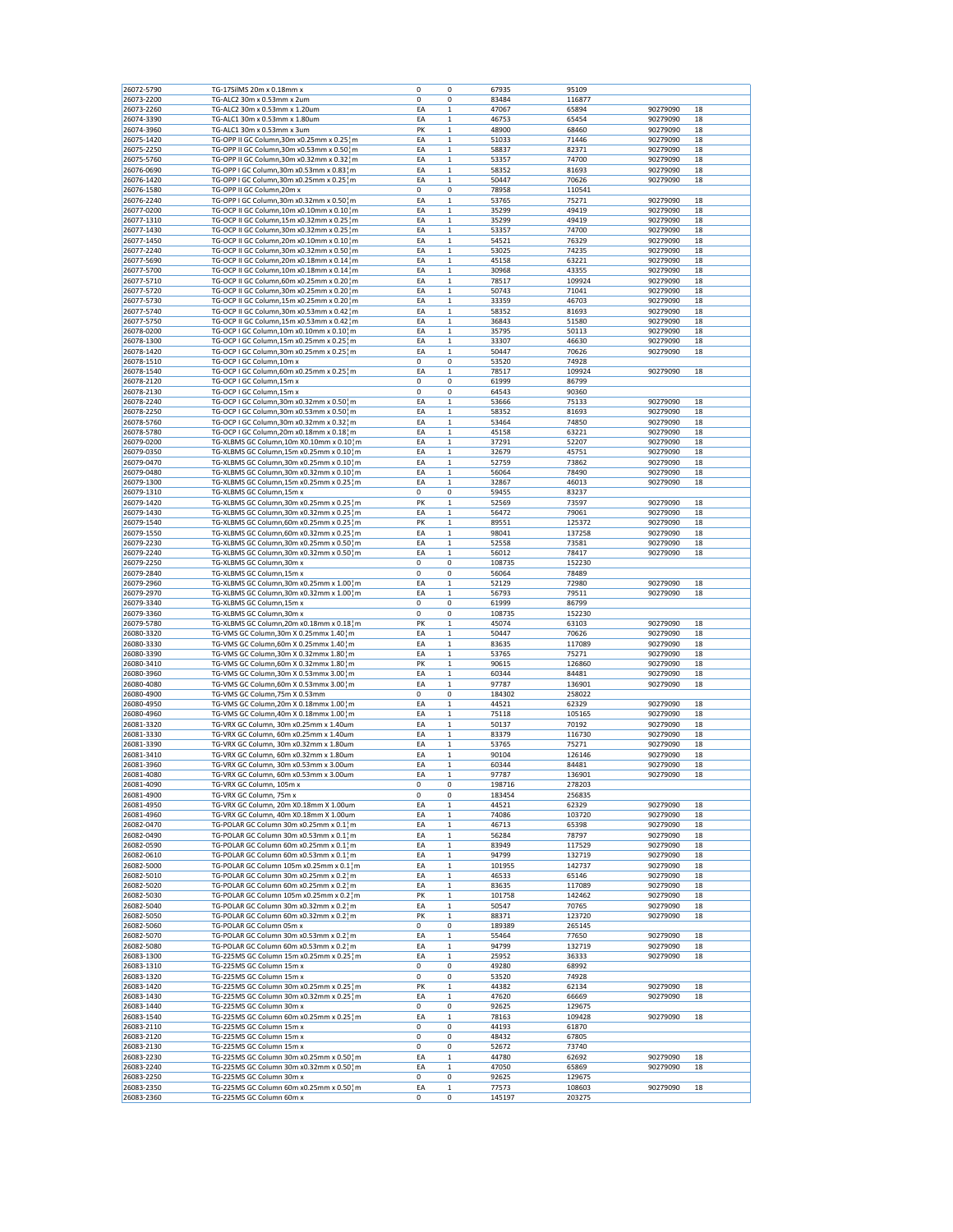| | | | | | | | |
|---|---|---|---|---|---|---|---|
| 26072-5790 | TG-17SilMS 20m x 0.18mm x | 0 | 0 | 67935 | 95109 | | |
| 26073-2200 | TG-ALC2 30m x 0.53mm x 2um | 0 | 0 | 83484 | 116877 | | |
| 26073-2260 | TG-ALC2 30m x 0.53mm x 1.20um | EA | 1 | 47067 | 65894 | 90279090 | 18 |
| 26074-3390 | TG-ALC1 30m x 0.53mm x 1.80um | EA | 1 | 46753 | 65454 | 90279090 | 18 |
| 26074-3960 | TG-ALC1 30m x 0.53mm x 3um | PK | 1 | 48900 | 68460 | 90279090 | 18 |
| 26075-1420 | TG-OPP II GC Column,30m x0.25mm x 0.25¦m | EA | 1 | 51033 | 71446 | 90279090 | 18 |
| 26075-2250 | TG-OPP II GC Column,30m x0.53mm x 0.50¦m | EA | 1 | 58837 | 82371 | 90279090 | 18 |
| 26075-5760 | TG-OPP II GC Column,30m x0.32mm x 0.32¦m | EA | 1 | 53357 | 74700 | 90279090 | 18 |
| 26076-0690 | TG-OPP I GC Column,30m x0.53mm x 0.83¦m | EA | 1 | 58352 | 81693 | 90279090 | 18 |
| 26076-1420 | TG-OPP I GC Column,30m x0.25mm x 0.25¦m | EA | 1 | 50447 | 70626 | 90279090 | 18 |
| 26076-1580 | TG-OPP II GC Column,20m x | 0 | 0 | 78958 | 110541 | | |
| 26076-2240 | TG-OPP I GC Column,30m x0.32mm x 0.50¦m | EA | 1 | 53765 | 75271 | 90279090 | 18 |
| 26077-0200 | TG-OCP II GC Column,10m x0.10mm x 0.10¦m | EA | 1 | 35299 | 49419 | 90279090 | 18 |
| 26077-1310 | TG-OCP II GC Column,15m x0.32mm x 0.25¦m | EA | 1 | 35299 | 49419 | 90279090 | 18 |
| 26077-1430 | TG-OCP II GC Column,30m x0.32mm x 0.25¦m | EA | 1 | 53357 | 74700 | 90279090 | 18 |
| 26077-1450 | TG-OCP II GC Column,20m x0.10mm x 0.10¦m | EA | 1 | 54521 | 76329 | 90279090 | 18 |
| 26077-2240 | TG-OCP II GC Column,30m x0.32mm x 0.50¦m | EA | 1 | 53025 | 74235 | 90279090 | 18 |
| 26077-5690 | TG-OCP II GC Column,20m x0.18mm x 0.14¦m | EA | 1 | 45158 | 63221 | 90279090 | 18 |
| 26077-5700 | TG-OCP II GC Column,10m x0.18mm x 0.14¦m | EA | 1 | 30968 | 43355 | 90279090 | 18 |
| 26077-5710 | TG-OCP II GC Column,60m x0.25mm x 0.20¦m | EA | 1 | 78517 | 109924 | 90279090 | 18 |
| 26077-5720 | TG-OCP II GC Column,30m x0.25mm x 0.20¦m | EA | 1 | 50743 | 71041 | 90279090 | 18 |
| 26077-5730 | TG-OCP II GC Column,15m x0.25mm x 0.20¦m | EA | 1 | 33359 | 46703 | 90279090 | 18 |
| 26077-5740 | TG-OCP II GC Column,30m x0.53mm x 0.42¦m | EA | 1 | 58352 | 81693 | 90279090 | 18 |
| 26077-5750 | TG-OCP II GC Column,15m x0.53mm x 0.42¦m | EA | 1 | 36843 | 51580 | 90279090 | 18 |
| 26078-0200 | TG-OCP I GC Column,10m x0.10mm x 0.10¦m | EA | 1 | 35795 | 50113 | 90279090 | 18 |
| 26078-1300 | TG-OCP I GC Column,15m x0.25mm x 0.25¦m | EA | 1 | 33307 | 46630 | 90279090 | 18 |
| 26078-1420 | TG-OCP I GC Column,30m x0.25mm x 0.25¦m | EA | 1 | 50447 | 70626 | 90279090 | 18 |
| 26078-1510 | TG-OCP I GC Column,10m x | 0 | 0 | 53520 | 74928 | | |
| 26078-1540 | TG-OCP I GC Column,60m x0.25mm x 0.25¦m | EA | 1 | 78517 | 109924 | 90279090 | 18 |
| 26078-2120 | TG-OCP I GC Column,15m x | 0 | 0 | 61999 | 86799 | | |
| 26078-2130 | TG-OCP I GC Column,15m x | 0 | 0 | 64543 | 90360 | | |
| 26078-2240 | TG-OCP I GC Column,30m x0.32mm x 0.50¦m | EA | 1 | 53666 | 75133 | 90279090 | 18 |
| 26078-2250 | TG-OCP I GC Column,30m x0.53mm x 0.50¦m | EA | 1 | 58352 | 81693 | 90279090 | 18 |
| 26078-5760 | TG-OCP I GC Column,30m x0.32mm x 0.32¦m | EA | 1 | 53464 | 74850 | 90279090 | 18 |
| 26078-5780 | TG-OCP I GC Column,20m x0.18mm x 0.18¦m | EA | 1 | 45158 | 63221 | 90279090 | 18 |
| 26079-0200 | TG-XLBMS GC Column,10m X0.10mm x 0.10¦m | EA | 1 | 37291 | 52207 | 90279090 | 18 |
| 26079-0350 | TG-XLBMS GC Column,15m x0.25mm x 0.10¦m | EA | 1 | 32679 | 45751 | 90279090 | 18 |
| 26079-0470 | TG-XLBMS GC Column,30m x0.25mm x 0.10¦m | EA | 1 | 52759 | 73862 | 90279090 | 18 |
| 26079-0480 | TG-XLBMS GC Column,30m x0.32mm x 0.10¦m | EA | 1 | 56064 | 78490 | 90279090 | 18 |
| 26079-1300 | TG-XLBMS GC Column,15m x0.25mm x 0.25¦m | EA | 1 | 32867 | 46013 | 90279090 | 18 |
| 26079-1310 | TG-XLBMS GC Column,15m x | 0 | 0 | 59455 | 83237 | | |
| 26079-1420 | TG-XLBMS GC Column,30m x0.25mm x 0.25¦m | PK | 1 | 52569 | 73597 | 90279090 | 18 |
| 26079-1430 | TG-XLBMS GC Column,30m x0.32mm x 0.25¦m | EA | 1 | 56472 | 79061 | 90279090 | 18 |
| 26079-1540 | TG-XLBMS GC Column,60m x0.25mm x 0.25¦m | PK | 1 | 89551 | 125372 | 90279090 | 18 |
| 26079-1550 | TG-XLBMS GC Column,60m x0.32mm x 0.25¦m | EA | 1 | 98041 | 137258 | 90279090 | 18 |
| 26079-2230 | TG-XLBMS GC Column,30m x0.25mm x 0.50¦m | EA | 1 | 52558 | 73581 | 90279090 | 18 |
| 26079-2240 | TG-XLBMS GC Column,30m x0.32mm x 0.50¦m | EA | 1 | 56012 | 78417 | 90279090 | 18 |
| 26079-2250 | TG-XLBMS GC Column,30m x | 0 | 0 | 108735 | 152230 | | |
| 26079-2840 | TG-XLBMS GC Column,15m x | 0 | 0 | 56064 | 78489 | | |
| 26079-2960 | TG-XLBMS GC Column,30m x0.25mm x 1.00¦m | EA | 1 | 52129 | 72980 | 90279090 | 18 |
| 26079-2970 | TG-XLBMS GC Column,30m x0.32mm x 1.00¦m | EA | 1 | 56793 | 79511 | 90279090 | 18 |
| 26079-3340 | TG-XLBMS GC Column,15m x | 0 | 0 | 61999 | 86799 | | |
| 26079-3360 | TG-XLBMS GC Column,30m x | 0 | 0 | 108735 | 152230 | | |
| 26079-5780 | TG-XLBMS GC Column,20m x0.18mm x 0.18¦m | PK | 1 | 45074 | 63103 | 90279090 | 18 |
| 26080-3320 | TG-VMS GC Column,30m X 0.25mmx 1.40¦m | EA | 1 | 50447 | 70626 | 90279090 | 18 |
| 26080-3330 | TG-VMS GC Column,60m X 0.25mmx 1.40¦m | EA | 1 | 83635 | 117089 | 90279090 | 18 |
| 26080-3390 | TG-VMS GC Column,30m X 0.32mmx 1.80¦m | EA | 1 | 53765 | 75271 | 90279090 | 18 |
| 26080-3410 | TG-VMS GC Column,60m X 0.32mmx 1.80¦m | PK | 1 | 90615 | 126860 | 90279090 | 18 |
| 26080-3960 | TG-VMS GC Column,30m X 0.53mmx 3.00¦m | EA | 1 | 60344 | 84481 | 90279090 | 18 |
| 26080-4080 | TG-VMS GC Column,60m X 0.53mmx 3.00¦m | EA | 1 | 97787 | 136901 | 90279090 | 18 |
| 26080-4900 | TG-VMS GC Column,75m X 0.53mm | 0 | 0 | 184302 | 258022 | | |
| 26080-4950 | TG-VMS GC Column,20m X 0.18mmx 1.00¦m | EA | 1 | 44521 | 62329 | 90279090 | 18 |
| 26080-4960 | TG-VMS GC Column,40m X 0.18mmx 1.00¦m | EA | 1 | 75118 | 105165 | 90279090 | 18 |
| 26081-3320 | TG-VRX GC Column, 30m x0.25mm x 1.40um | EA | 1 | 50137 | 70192 | 90279090 | 18 |
| 26081-3330 | TG-VRX GC Column, 60m x0.25mm x 1.40um | EA | 1 | 83379 | 116730 | 90279090 | 18 |
| 26081-3390 | TG-VRX GC Column, 30m x0.32mm x 1.80um | EA | 1 | 53765 | 75271 | 90279090 | 18 |
| 26081-3410 | TG-VRX GC Column, 60m x0.32mm x 1.80um | EA | 1 | 90104 | 126146 | 90279090 | 18 |
| 26081-3960 | TG-VRX GC Column, 30m x0.53mm x 3.00um | EA | 1 | 60344 | 84481 | 90279090 | 18 |
| 26081-4080 | TG-VRX GC Column, 60m x0.53mm x 3.00um | EA | 1 | 97787 | 136901 | 90279090 | 18 |
| 26081-4090 | TG-VRX GC Column, 105m x | 0 | 0 | 198716 | 278203 | | |
| 26081-4900 | TG-VRX GC Column, 75m x | 0 | 0 | 183454 | 256835 | | |
| 26081-4950 | TG-VRX GC Column, 20m X0.18mm X 1.00um | EA | 1 | 44521 | 62329 | 90279090 | 18 |
| 26081-4960 | TG-VRX GC Column, 40m X0.18mm X 1.00um | EA | 1 | 74086 | 103720 | 90279090 | 18 |
| 26082-0470 | TG-POLAR GC Column 30m x0.25mm x 0.1¦m | EA | 1 | 46713 | 65398 | 90279090 | 18 |
| 26082-0490 | TG-POLAR GC Column 30m x0.53mm x 0.1¦m | EA | 1 | 56284 | 78797 | 90279090 | 18 |
| 26082-0590 | TG-POLAR GC Column 60m x0.25mm x 0.1¦m | EA | 1 | 83949 | 117529 | 90279090 | 18 |
| 26082-0610 | TG-POLAR GC Column 60m x0.53mm x 0.1¦m | EA | 1 | 94799 | 132719 | 90279090 | 18 |
| 26082-5000 | TG-POLAR GC Column 105m x0.25mm x 0.1¦m | EA | 1 | 101955 | 142737 | 90279090 | 18 |
| 26082-5010 | TG-POLAR GC Column 30m x0.25mm x 0.2¦m | EA | 1 | 46533 | 65146 | 90279090 | 18 |
| 26082-5020 | TG-POLAR GC Column 60m x0.25mm x 0.2¦m | EA | 1 | 83635 | 117089 | 90279090 | 18 |
| 26082-5030 | TG-POLAR GC Column 105m x0.25mm x 0.2¦m | PK | 1 | 101758 | 142462 | 90279090 | 18 |
| 26082-5040 | TG-POLAR GC Column 30m x0.32mm x 0.2¦m | EA | 1 | 50547 | 70765 | 90279090 | 18 |
| 26082-5050 | TG-POLAR GC Column 60m x0.32mm x 0.2¦m | PK | 1 | 88371 | 123720 | 90279090 | 18 |
| 26082-5060 | TG-POLAR GC Column 05m x | 0 | 0 | 189389 | 265145 | | |
| 26082-5070 | TG-POLAR GC Column 30m x0.53mm x 0.2¦m | EA | 1 | 55464 | 77650 | 90279090 | 18 |
| 26082-5080 | TG-POLAR GC Column 60m x0.53mm x 0.2¦m | EA | 1 | 94799 | 132719 | 90279090 | 18 |
| 26083-1300 | TG-225MS GC Column 15m x0.25mm x 0.25¦m | EA | 1 | 25952 | 36333 | 90279090 | 18 |
| 26083-1310 | TG-225MS GC Column 15m x | 0 | 0 | 49280 | 68992 | | |
| 26083-1320 | TG-225MS GC Column 15m x | 0 | 0 | 53520 | 74928 | | |
| 26083-1420 | TG-225MS GC Column 30m x0.25mm x 0.25¦m | PK | 1 | 44382 | 62134 | 90279090 | 18 |
| 26083-1430 | TG-225MS GC Column 30m x0.32mm x 0.25¦m | EA | 1 | 47620 | 66669 | 90279090 | 18 |
| 26083-1440 | TG-225MS GC Column 30m x | 0 | 0 | 92625 | 129675 | | |
| 26083-1540 | TG-225MS GC Column 60m x0.25mm x 0.25¦m | EA | 1 | 78163 | 109428 | 90279090 | 18 |
| 26083-2110 | TG-225MS GC Column 15m x | 0 | 0 | 44193 | 61870 | | |
| 26083-2120 | TG-225MS GC Column 15m x | 0 | 0 | 48432 | 67805 | | |
| 26083-2130 | TG-225MS GC Column 15m x | 0 | 0 | 52672 | 73740 | | |
| 26083-2230 | TG-225MS GC Column 30m x0.25mm x 0.50¦m | EA | 1 | 44780 | 62692 | 90279090 | 18 |
| 26083-2240 | TG-225MS GC Column 30m x0.32mm x 0.50¦m | EA | 1 | 47050 | 65869 | 90279090 | 18 |
| 26083-2250 | TG-225MS GC Column 30m x | 0 | 0 | 92625 | 129675 | | |
| 26083-2350 | TG-225MS GC Column 60m x0.25mm x 0.50¦m | EA | 1 | 77573 | 108603 | 90279090 | 18 |
| 26083-2360 | TG-225MS GC Column 60m x | 0 | 0 | 145197 | 203275 | | |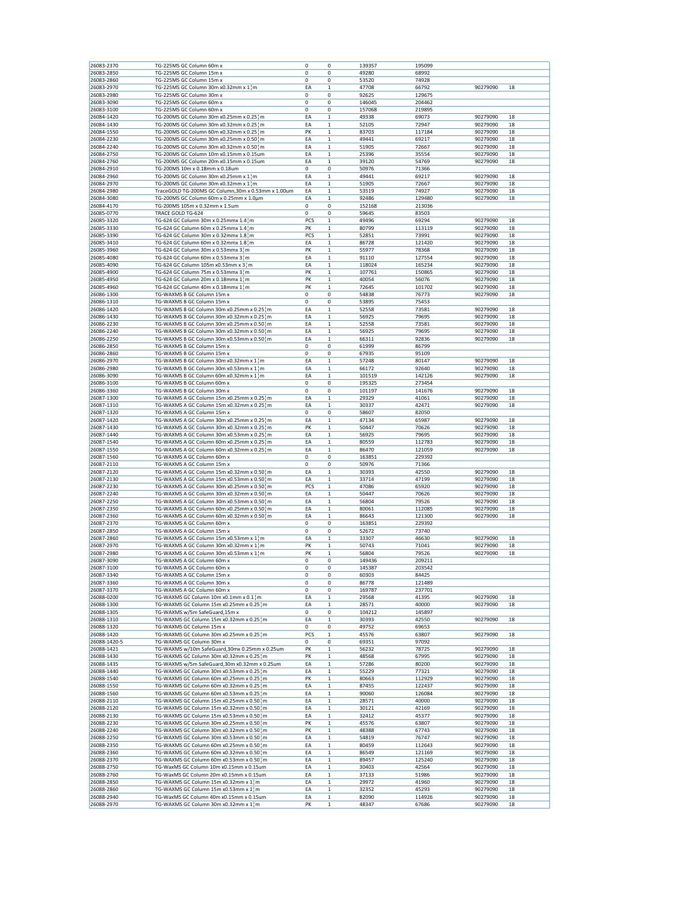| | | | | | | | |
|---|---|---|---|---|---|---|---|
| 26083-2370 | TG-225MS GC Column 60m x | 0 | 0 | 139357 | 195099 | | |
| 26083-2850 | TG-225MS GC Column 15m x | 0 | 0 | 49280 | 68992 | | |
| 26083-2860 | TG-225MS GC Column 15m x | 0 | 0 | 53520 | 74928 | | |
| 26083-2970 | TG-225MS GC Column 30m x0.32mm x 1¦m | EA | 1 | 47708 | 66792 | 90279090 | 18 |
| 26083-2980 | TG-225MS GC Column 30m x | 0 | 0 | 92625 | 129675 | | |
| 26083-3090 | TG-225MS GC Column 60m x | 0 | 0 | 146045 | 204462 | | |
| 26083-3100 | TG-225MS GC Column 60m x | 0 | 0 | 157068 | 219895 | | |
| 26084-1420 | TG-200MS GC Column 30m x0.25mm x 0.25¦m | EA | 1 | 49338 | 69073 | 90279090 | 18 |
| 26084-1430 | TG-200MS GC Column 30m x0.32mm x 0.25¦m | EA | 1 | 52105 | 72947 | 90279090 | 18 |
| 26084-1550 | TG-200MS GC Column 60m x0.32mm x 0.25¦m | PK | 1 | 83703 | 117184 | 90279090 | 18 |
| 26084-2230 | TG-200MS GC Column 30m x0.25mm x 0.50¦m | EA | 1 | 49441 | 69217 | 90279090 | 18 |
| 26084-2240 | TG-200MS GC Column 30m x0.32mm x 0.50¦m | EA | 1 | 51905 | 72667 | 90279090 | 18 |
| 26084-2750 | TG-200MS GC Column 10m x0.15mm x 0.15um | EA | 1 | 25396 | 35554 | 90279090 | 18 |
| 26084-2760 | TG-200MS GC Column 20m x0.15mm x 0.15um | EA | 1 | 39120 | 54769 | 90279090 | 18 |
| 26084-2910 | TG-200MS 10m x 0.18mm x 0.18um | 0 | 0 | 50976 | 71366 | | |
| 26084-2960 | TG-200MS GC Column 30m x0.25mm x 1¦m | EA | 1 | 49441 | 69217 | 90279090 | 18 |
| 26084-2970 | TG-200MS GC Column 30m x0.32mm x 1¦m | EA | 1 | 51905 | 72667 | 90279090 | 18 |
| 26084-2980 | TraceGOLD TG-200MS GC Column,30m x 0.53mm x 1.00um | EA | 1 | 53519 | 74927 | 90279090 | 18 |
| 26084-3080 | TG-200MS GC Column 60m x 0.25mm x 1.0µm | EA | 1 | 92486 | 129480 | 90279090 | 18 |
| 26084-4170 | TG-200MS 105m x 0.32mm x 1.5um | 0 | 0 | 152168 | 213036 | | |
| 26085-0770 | TRACE GOLD TG-624 | 0 | 0 | 59645 | 83503 | | |
| 26085-3320 | TG-624 GC Column 30m x 0.25mmx 1.4¦m | PCS | 1 | 49496 | 69294 | 90279090 | 18 |
| 26085-3330 | TG-624 GC Column 60m x 0.25mmx 1.4¦m | PK | 1 | 80799 | 113119 | 90279090 | 18 |
| 26085-3390 | TG-624 GC Column 30m x 0.32mmx 1.8¦m | PCS | 1 | 52851 | 73991 | 90279090 | 18 |
| 26085-3410 | TG-624 GC Column 60m x 0.32mmx 1.8¦m | EA | 1 | 86728 | 121420 | 90279090 | 18 |
| 26085-3960 | TG-624 GC Column 30m x 0.53mmx 3¦m | PK | 1 | 55977 | 78368 | 90279090 | 18 |
| 26085-4080 | TG-624 GC Column 60m x 0.53mmx 3¦m | EA | 1 | 91110 | 127554 | 90279090 | 18 |
| 26085-4090 | TG-624 GC Column 105m x0.53mm x 3¦m | EA | 1 | 118024 | 165234 | 90279090 | 18 |
| 26085-4900 | TG-624 GC Column 75m x 0.53mmx 3¦m | PK | 1 | 107761 | 150865 | 90279090 | 18 |
| 26085-4950 | TG-624 GC Column 20m x 0.18mmx 1¦m | PK | 1 | 40054 | 56076 | 90279090 | 18 |
| 26085-4960 | TG-624 GC Column 40m x 0.18mmx 1¦m | PK | 1 | 72645 | 101702 | 90279090 | 18 |
| 26086-1300 | TG-WAXMS B GC Column 15m x | 0 | 0 | 54838 | 76773 | 90279090 | 18 |
| 26086-1310 | TG-WAXMS B GC Column 15m x | 0 | 0 | 53895 | 75453 | | |
| 26086-1420 | TG-WAXMS B GC Column 30m x0.25mm x 0.25¦m | EA | 1 | 52558 | 73581 | 90279090 | 18 |
| 26086-1430 | TG-WAXMS B GC Column 30m x0.32mm x 0.25¦m | EA | 1 | 56925 | 79695 | 90279090 | 18 |
| 26086-2230 | TG-WAXMS B GC Column 30m x0.25mm x 0.50¦m | EA | 1 | 52558 | 73581 | 90279090 | 18 |
| 26086-2240 | TG-WAXMS B GC Column 30m x0.32mm x 0.50¦m | EA | 1 | 56925 | 79695 | 90279090 | 18 |
| 26086-2250 | TG-WAXMS B GC Column 30m x0.53mm x 0.50¦m | EA | 1 | 66311 | 92836 | 90279090 | 18 |
| 26086-2850 | TG-WAXMS B GC Column 15m x | 0 | 0 | 61999 | 86799 | | |
| 26086-2860 | TG-WAXMS B GC Column 15m x | 0 | 0 | 67935 | 95109 | | |
| 26086-2970 | TG-WAXMS B GC Column 30m x0.32mm x 1¦m | EA | 1 | 57248 | 80147 | 90279090 | 18 |
| 26086-2980 | TG-WAXMS B GC Column 30m x0.53mm x 1¦m | EA | 1 | 66172 | 92640 | 90279090 | 18 |
| 26086-3090 | TG-WAXMS B GC Column 60m x0.32mm x 1¦m | EA | 1 | 101519 | 142126 | 90279090 | 18 |
| 26086-3100 | TG-WAXMS B GC Column 60m x | 0 | 0 | 195325 | 273454 | | |
| 26086-3360 | TG-WAXMS B GC Column 30m x | 0 | 0 | 101197 | 141676 | 90279090 | 18 |
| 26087-1300 | TG-WAXMS A GC Column 15m x0.25mm x 0.25¦m | EA | 1 | 29329 | 41061 | 90279090 | 18 |
| 26087-1310 | TG-WAXMS A GC Column 15m x0.32mm x 0.25¦m | EA | 1 | 30337 | 42471 | 90279090 | 18 |
| 26087-1320 | TG-WAXMS A GC Column 15m x | 0 | 0 | 58607 | 82050 | | |
| 26087-1420 | TG-WAXMS A GC Column 30m x0.25mm x 0.25¦m | EA | 1 | 47134 | 65987 | 90279090 | 18 |
| 26087-1430 | TG-WAXMS A GC Column 30m x0.32mm x 0.25¦m | PK | 1 | 50447 | 70626 | 90279090 | 18 |
| 26087-1440 | TG-WAXMS A GC Column 30m x0.53mm x 0.25¦m | EA | 1 | 56925 | 79695 | 90279090 | 18 |
| 26087-1540 | TG-WAXMS A GC Column 60m x0.25mm x 0.25¦m | EA | 1 | 80559 | 112783 | 90279090 | 18 |
| 26087-1550 | TG-WAXMS A GC Column 60m x0.32mm x 0.25¦m | EA | 1 | 86470 | 121059 | 90279090 | 18 |
| 26087-1560 | TG-WAXMS A GC Column 60m x | 0 | 0 | 163851 | 229392 | | |
| 26087-2110 | TG-WAXMS A GC Column 15m x | 0 | 0 | 50976 | 71366 | | |
| 26087-2120 | TG-WAXMS A GC Column 15m x0.32mm x 0.50¦m | EA | 1 | 30393 | 42550 | 90279090 | 18 |
| 26087-2130 | TG-WAXMS A GC Column 15m x0.53mm x 0.50¦m | EA | 1 | 33714 | 47199 | 90279090 | 18 |
| 26087-2230 | TG-WAXMS A GC Column 30m x0.25mm x 0.50¦m | PCS | 1 | 47086 | 65920 | 90279090 | 18 |
| 26087-2240 | TG-WAXMS A GC Column 30m x0.32mm x 0.50¦m | EA | 1 | 50447 | 70626 | 90279090 | 18 |
| 26087-2250 | TG-WAXMS A GC Column 30m x0.53mm x 0.50¦m | EA | 1 | 56804 | 79526 | 90279090 | 18 |
| 26087-2350 | TG-WAXMS A GC Column 60m x0.25mm x 0.50¦m | EA | 1 | 80061 | 112085 | 90279090 | 18 |
| 26087-2360 | TG-WAXMS A GC Column 60m x0.32mm x 0.50¦m | EA | 1 | 86643 | 121300 | 90279090 | 18 |
| 26087-2370 | TG-WAXMS A GC Column 60m x | 0 | 0 | 163851 | 229392 | | |
| 26087-2850 | TG-WAXMS A GC Column 15m x | 0 | 0 | 52672 | 73740 | | |
| 26087-2860 | TG-WAXMS A GC Column 15m x0.53mm x 1¦m | EA | 1 | 33307 | 46630 | 90279090 | 18 |
| 26087-2970 | TG-WAXMS A GC Column 30m x0.32mm x 1¦m | PK | 1 | 50743 | 71041 | 90279090 | 18 |
| 26087-2980 | TG-WAXMS A GC Column 30m x0.53mm x 1¦m | PK | 1 | 56804 | 79526 | 90279090 | 18 |
| 26087-3090 | TG-WAXMS A GC Column 60m x | 0 | 0 | 149436 | 209211 | | |
| 26087-3100 | TG-WAXMS A GC Column 60m x | 0 | 0 | 145387 | 203542 | | |
| 26087-3340 | TG-WAXMS A GC Column 15m x | 0 | 0 | 60303 | 84425 | | |
| 26087-3360 | TG-WAXMS A GC Column 30m x | 0 | 0 | 86778 | 121489 | | |
| 26087-3370 | TG-WAXMS A GC Column 60m x | 0 | 0 | 169787 | 237701 | | |
| 26088-0200 | TG-WAXMS GC Column 10m x0.1mm x 0.1¦m | EA | 1 | 29568 | 41395 | 90279090 | 18 |
| 26088-1300 | TG-WAXMS GC Column 15m x0.25mm x 0.25¦m | EA | 1 | 28571 | 40000 | 90279090 | 18 |
| 26088-1305 | TG-WAXMS w/5m SafeGuard,15m x | 0 | 0 | 104212 | 145897 | | |
| 26088-1310 | TG-WAXMS GC Column 15m x0.32mm x 0.25¦m | EA | 1 | 30393 | 42550 | 90279090 | 18 |
| 26088-1320 | TG-WAXMS GC Column 15m x | 0 | 0 | 49752 | 69653 | | |
| 26088-1420 | TG-WAXMS GC Column 30m x0.25mm x 0.25¦m | PCS | 1 | 45576 | 63807 | 90279090 | 18 |
| 26088-1420-5 | TG-WAXMS GC Column 30m x | 0 | 0 | 69351 | 97092 | | |
| 26088-1421 | TG-WAXMS w/10m SafeGuard,30mx 0.25mm x 0.25um | PK | 1 | 56232 | 78725 | 90279090 | 18 |
| 26088-1430 | TG-WAXMS GC Column 30m x0.32mm x 0.25¦m | PK | 1 | 48568 | 67995 | 90279090 | 18 |
| 26088-1435 | TG-WAXMS w/5m SafeGuard,30m x0.32mm x 0.25um | EA | 1 | 57286 | 80200 | 90279090 | 18 |
| 26088-1440 | TG-WAXMS GC Column 30m x0.53mm x 0.25¦m | EA | 1 | 55229 | 77321 | 90279090 | 18 |
| 26088-1540 | TG-WAXMS GC Column 60m x0.25mm x 0.25¦m | PK | 1 | 80663 | 112929 | 90279090 | 18 |
| 26088-1550 | TG-WAXMS GC Column 60m x0.32mm x 0.25¦m | EA | 1 | 87455 | 122437 | 90279090 | 18 |
| 26088-1560 | TG-WAXMS GC Column 60m x0.53mm x 0.25¦m | EA | 1 | 90060 | 126084 | 90279090 | 18 |
| 26088-2110 | TG-WAXMS GC Column 15m x0.25mm x 0.50¦m | EA | 1 | 28571 | 40000 | 90279090 | 18 |
| 26088-2120 | TG-WAXMS GC Column 15m x0.32mm x 0.50¦m | EA | 1 | 30121 | 42169 | 90279090 | 18 |
| 26088-2130 | TG-WAXMS GC Column 15m x0.53mm x 0.50¦m | EA | 1 | 32412 | 45377 | 90279090 | 18 |
| 26088-2230 | TG-WAXMS GC Column 30m x0.25mm x 0.50¦m | PK | 1 | 45576 | 63807 | 90279090 | 18 |
| 26088-2240 | TG-WAXMS GC Column 30m x0.32mm x 0.50¦m | PK | 1 | 48388 | 67743 | 90279090 | 18 |
| 26088-2250 | TG-WAXMS GC Column 30m x0.53mm x 0.50¦m | EA | 1 | 54819 | 76747 | 90279090 | 18 |
| 26088-2350 | TG-WAXMS GC Column 60m x0.25mm x 0.50¦m | EA | 1 | 80459 | 112643 | 90279090 | 18 |
| 26088-2360 | TG-WAXMS GC Column 60m x0.32mm x 0.50¦m | EA | 1 | 86549 | 121169 | 90279090 | 18 |
| 26088-2370 | TG-WAXMS GC Column 60m x0.53mm x 0.50¦m | EA | 1 | 89457 | 125240 | 90279090 | 18 |
| 26088-2750 | TG-WaxMS GC Column 10m x0.15mm x 0.15um | EA | 1 | 30403 | 42564 | 90279090 | 18 |
| 26088-2760 | TG-WaxMS GC Column 20m x0.15mm x 0.15um | EA | 1 | 37133 | 51986 | 90279090 | 18 |
| 26088-2850 | TG-WAXMS GC Column 15m x0.32mm x 1¦m | EA | 1 | 29972 | 41960 | 90279090 | 18 |
| 26088-2860 | TG-WAXMS GC Column 15m x0.53mm x 1¦m | EA | 1 | 32352 | 45293 | 90279090 | 18 |
| 26088-2940 | TG-WaxMS GC Column 40m x0.15mm x 0.15um | EA | 1 | 82090 | 114926 | 90279090 | 18 |
| 26088-2970 | TG-WAXMS GC Column 30m x0.32mm x 1¦m | PK | 1 | 48347 | 67686 | 90279090 | 18 |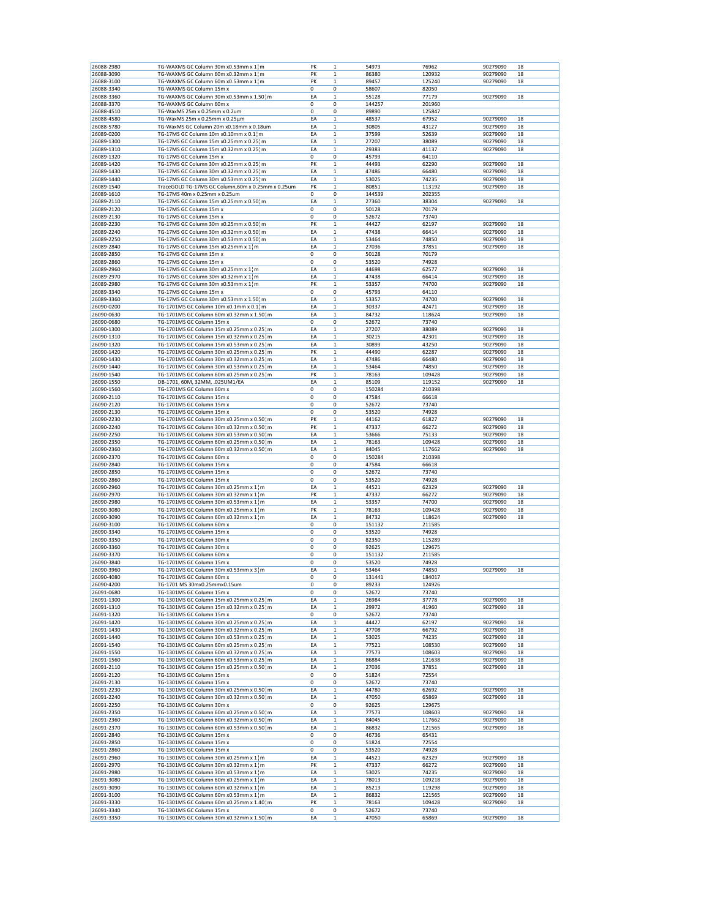| | | | | | | | |
|---|---|---|---|---|---|---|---|
| 26088-2980 | TG-WAXMS GC Column 30m x0.53mm x 1¦m | PK | 1 | 54973 | 76962 | 90279090 | 18 |
| 26088-3090 | TG-WAXMS GC Column 60m x0.32mm x 1¦m | PK | 1 | 86380 | 120932 | 90279090 | 18 |
| 26088-3100 | TG-WAXMS GC Column 60m x0.53mm x 1¦m | PK | 1 | 89457 | 125240 | 90279090 | 18 |
| 26088-3340 | TG-WAXMS GC Column 15m x | 0 | 0 | 58607 | 82050 | | |
| 26088-3360 | TG-WAXMS GC Column 30m x0.53mm x 1.50¦m | EA | 1 | 55128 | 77179 | 90279090 | 18 |
| 26088-3370 | TG-WAXMS GC Column 60m x | 0 | 0 | 144257 | 201960 | | |
| 26088-4510 | TG-WaxMS 25m x 0.25mm x 0.2um | 0 | 0 | 89890 | 125847 | | |
| 26088-4580 | TG-WaxMS 25m x 0.25mm x 0.25µm | EA | 1 | 48537 | 67952 | 90279090 | 18 |
| 26088-5780 | TG-WaxMS GC Column 20m x0.18mm x 0.18um | EA | 1 | 30805 | 43127 | 90279090 | 18 |
| 26089-0200 | TG-17MS GC Column 10m x0.10mm x 0.1¦m | EA | 1 | 37599 | 52639 | 90279090 | 18 |
| 26089-1300 | TG-17MS GC Column 15m x0.25mm x 0.25¦m | EA | 1 | 27207 | 38089 | 90279090 | 18 |
| 26089-1310 | TG-17MS GC Column 15m x0.32mm x 0.25¦m | EA | 1 | 29383 | 41137 | 90279090 | 18 |
| 26089-1320 | TG-17MS GC Column 15m x | 0 | 0 | 45793 | 64110 | | |
| 26089-1420 | TG-17MS GC Column 30m x0.25mm x 0.25¦m | PK | 1 | 44493 | 62290 | 90279090 | 18 |
| 26089-1430 | TG-17MS GC Column 30m x0.32mm x 0.25¦m | EA | 1 | 47486 | 66480 | 90279090 | 18 |
| 26089-1440 | TG-17MS GC Column 30m x0.53mm x 0.25¦m | EA | 1 | 53025 | 74235 | 90279090 | 18 |
| 26089-1540 | TraceGOLD TG-17MS GC Column,60m x 0.25mm x 0.25um | PK | 1 | 80851 | 113192 | 90279090 | 18 |
| 26089-1610 | TG-17MS 40m x 0.25mm x 0.25um | 0 | 0 | 144539 | 202355 | | |
| 26089-2110 | TG-17MS GC Column 15m x0.25mm x 0.50¦m | EA | 1 | 27360 | 38304 | 90279090 | 18 |
| 26089-2120 | TG-17MS GC Column 15m x | 0 | 0 | 50128 | 70179 | | |
| 26089-2130 | TG-17MS GC Column 15m x | 0 | 0 | 52672 | 73740 | | |
| 26089-2230 | TG-17MS GC Column 30m x0.25mm x 0.50¦m | PK | 1 | 44427 | 62197 | 90279090 | 18 |
| 26089-2240 | TG-17MS GC Column 30m x0.32mm x 0.50¦m | EA | 1 | 47438 | 66414 | 90279090 | 18 |
| 26089-2250 | TG-17MS GC Column 30m x0.53mm x 0.50¦m | EA | 1 | 53464 | 74850 | 90279090 | 18 |
| 26089-2840 | TG-17MS GC Column 15m x0.25mm x 1¦m | EA | 1 | 27036 | 37851 | 90279090 | 18 |
| 26089-2850 | TG-17MS GC Column 15m x | 0 | 0 | 50128 | 70179 | | |
| 26089-2860 | TG-17MS GC Column 15m x | 0 | 0 | 53520 | 74928 | | |
| 26089-2960 | TG-17MS GC Column 30m x0.25mm x 1¦m | EA | 1 | 44698 | 62577 | 90279090 | 18 |
| 26089-2970 | TG-17MS GC Column 30m x0.32mm x 1¦m | EA | 1 | 47438 | 66414 | 90279090 | 18 |
| 26089-2980 | TG-17MS GC Column 30m x0.53mm x 1¦m | PK | 1 | 53357 | 74700 | 90279090 | 18 |
| 26089-3340 | TG-17MS GC Column 15m x | 0 | 0 | 45793 | 64110 | | |
| 26089-3360 | TG-17MS GC Column 30m x0.53mm x 1.50¦m | EA | 1 | 53357 | 74700 | 90279090 | 18 |
| 26090-0200 | TG-1701MS GC Column 10m x0.1mm x 0.1¦m | EA | 1 | 30337 | 42471 | 90279090 | 18 |
| 26090-0630 | TG-1701MS GC Column 60m x0.32mm x 1.50¦m | EA | 1 | 84732 | 118624 | 90279090 | 18 |
| 26090-0680 | TG-1701MS GC Column 15m x | 0 | 0 | 52672 | 73740 | | |
| 26090-1300 | TG-1701MS GC Column 15m x0.25mm x 0.25¦m | EA | 1 | 27207 | 38089 | 90279090 | 18 |
| 26090-1310 | TG-1701MS GC Column 15m x0.32mm x 0.25¦m | EA | 1 | 30215 | 42301 | 90279090 | 18 |
| 26090-1320 | TG-1701MS GC Column 15m x0.53mm x 0.25¦m | EA | 1 | 30893 | 43250 | 90279090 | 18 |
| 26090-1420 | TG-1701MS GC Column 30m x0.25mm x 0.25¦m | PK | 1 | 44490 | 62287 | 90279090 | 18 |
| 26090-1430 | TG-1701MS GC Column 30m x0.32mm x 0.25¦m | EA | 1 | 47486 | 66480 | 90279090 | 18 |
| 26090-1440 | TG-1701MS GC Column 30m x0.53mm x 0.25¦m | EA | 1 | 53464 | 74850 | 90279090 | 18 |
| 26090-1540 | TG-1701MS GC Column 60m x0.25mm x 0.25¦m | PK | 1 | 78163 | 109428 | 90279090 | 18 |
| 26090-1550 | DB-1701, 60M, 32MM, .025UM1/EA | EA | 1 | 85109 | 119152 | 90279090 | 18 |
| 26090-1560 | TG-1701MS GC Column 60m x | 0 | 0 | 150284 | 210398 | | |
| 26090-2110 | TG-1701MS GC Column 15m x | 0 | 0 | 47584 | 66618 | | |
| 26090-2120 | TG-1701MS GC Column 15m x | 0 | 0 | 52672 | 73740 | | |
| 26090-2130 | TG-1701MS GC Column 15m x | 0 | 0 | 53520 | 74928 | | |
| 26090-2230 | TG-1701MS GC Column 30m x0.25mm x 0.50¦m | PK | 1 | 44162 | 61827 | 90279090 | 18 |
| 26090-2240 | TG-1701MS GC Column 30m x0.32mm x 0.50¦m | PK | 1 | 47337 | 66272 | 90279090 | 18 |
| 26090-2250 | TG-1701MS GC Column 30m x0.53mm x 0.50¦m | EA | 1 | 53666 | 75133 | 90279090 | 18 |
| 26090-2350 | TG-1701MS GC Column 60m x0.25mm x 0.50¦m | EA | 1 | 78163 | 109428 | 90279090 | 18 |
| 26090-2360 | TG-1701MS GC Column 60m x0.32mm x 0.50¦m | EA | 1 | 84045 | 117662 | 90279090 | 18 |
| 26090-2370 | TG-1701MS GC Column 60m x | 0 | 0 | 150284 | 210398 | | |
| 26090-2840 | TG-1701MS GC Column 15m x | 0 | 0 | 47584 | 66618 | | |
| 26090-2850 | TG-1701MS GC Column 15m x | 0 | 0 | 52672 | 73740 | | |
| 26090-2860 | TG-1701MS GC Column 15m x | 0 | 0 | 53520 | 74928 | | |
| 26090-2960 | TG-1701MS GC Column 30m x0.25mm x 1¦m | EA | 1 | 44521 | 62329 | 90279090 | 18 |
| 26090-2970 | TG-1701MS GC Column 30m x0.32mm x 1¦m | PK | 1 | 47337 | 66272 | 90279090 | 18 |
| 26090-2980 | TG-1701MS GC Column 30m x0.53mm x 1¦m | EA | 1 | 53357 | 74700 | 90279090 | 18 |
| 26090-3080 | TG-1701MS GC Column 60m x0.25mm x 1¦m | PK | 1 | 78163 | 109428 | 90279090 | 18 |
| 26090-3090 | TG-1701MS GC Column 60m x0.32mm x 1¦m | EA | 1 | 84732 | 118624 | 90279090 | 18 |
| 26090-3100 | TG-1701MS GC Column 60m x | 0 | 0 | 151132 | 211585 | | |
| 26090-3340 | TG-1701MS GC Column 15m x | 0 | 0 | 53520 | 74928 | | |
| 26090-3350 | TG-1701MS GC Column 30m x | 0 | 0 | 82350 | 115289 | | |
| 26090-3360 | TG-1701MS GC Column 30m x | 0 | 0 | 92625 | 129675 | | |
| 26090-3370 | TG-1701MS GC Column 60m x | 0 | 0 | 151132 | 211585 | | |
| 26090-3840 | TG-1701MS GC Column 15m x | 0 | 0 | 53520 | 74928 | | |
| 26090-3960 | TG-1701MS GC Column 30m x0.53mm x 3¦m | EA | 1 | 53464 | 74850 | 90279090 | 18 |
| 26090-4080 | TG-1701MS GC Column 60m x | 0 | 0 | 131441 | 184017 | | |
| 26090-4200 | TG-1701 MS 30mx0.25mmx0.15um | 0 | 0 | 89233 | 124926 | | |
| 26091-0680 | TG-1301MS GC Column 15m x | 0 | 0 | 52672 | 73740 | | |
| 26091-1300 | TG-1301MS GC Column 15m x0.25mm x 0.25¦m | EA | 1 | 26984 | 37778 | 90279090 | 18 |
| 26091-1310 | TG-1301MS GC Column 15m x0.32mm x 0.25¦m | EA | 1 | 29972 | 41960 | 90279090 | 18 |
| 26091-1320 | TG-1301MS GC Column 15m x | 0 | 0 | 52672 | 73740 | | |
| 26091-1420 | TG-1301MS GC Column 30m x0.25mm x 0.25¦m | EA | 1 | 44427 | 62197 | 90279090 | 18 |
| 26091-1430 | TG-1301MS GC Column 30m x0.32mm x 0.25¦m | EA | 1 | 47708 | 66792 | 90279090 | 18 |
| 26091-1440 | TG-1301MS GC Column 30m x0.53mm x 0.25¦m | EA | 1 | 53025 | 74235 | 90279090 | 18 |
| 26091-1540 | TG-1301MS GC Column 60m x0.25mm x 0.25¦m | EA | 1 | 77521 | 108530 | 90279090 | 18 |
| 26091-1550 | TG-1301MS GC Column 60m x0.32mm x 0.25¦m | EA | 1 | 77573 | 108603 | 90279090 | 18 |
| 26091-1560 | TG-1301MS GC Column 60m x0.53mm x 0.25¦m | EA | 1 | 86884 | 121638 | 90279090 | 18 |
| 26091-2110 | TG-1301MS GC Column 15m x0.25mm x 0.50¦m | EA | 1 | 27036 | 37851 | 90279090 | 18 |
| 26091-2120 | TG-1301MS GC Column 15m x | 0 | 0 | 51824 | 72554 | | |
| 26091-2130 | TG-1301MS GC Column 15m x | 0 | 0 | 52672 | 73740 | | |
| 26091-2230 | TG-1301MS GC Column 30m x0.25mm x 0.50¦m | EA | 1 | 44780 | 62692 | 90279090 | 18 |
| 26091-2240 | TG-1301MS GC Column 30m x0.32mm x 0.50¦m | EA | 1 | 47050 | 65869 | 90279090 | 18 |
| 26091-2250 | TG-1301MS GC Column 30m x | 0 | 0 | 92625 | 129675 | | |
| 26091-2350 | TG-1301MS GC Column 60m x0.25mm x 0.50¦m | EA | 1 | 77573 | 108603 | 90279090 | 18 |
| 26091-2360 | TG-1301MS GC Column 60m x0.32mm x 0.50¦m | EA | 1 | 84045 | 117662 | 90279090 | 18 |
| 26091-2370 | TG-1301MS GC Column 60m x0.53mm x 0.50¦m | EA | 1 | 86832 | 121565 | 90279090 | 18 |
| 26091-2840 | TG-1301MS GC Column 15m x | 0 | 0 | 46736 | 65431 | | |
| 26091-2850 | TG-1301MS GC Column 15m x | 0 | 0 | 51824 | 72554 | | |
| 26091-2860 | TG-1301MS GC Column 15m x | 0 | 0 | 53520 | 74928 | | |
| 26091-2960 | TG-1301MS GC Column 30m x0.25mm x 1¦m | EA | 1 | 44521 | 62329 | 90279090 | 18 |
| 26091-2970 | TG-1301MS GC Column 30m x0.32mm x 1¦m | PK | 1 | 47337 | 66272 | 90279090 | 18 |
| 26091-2980 | TG-1301MS GC Column 30m x0.53mm x 1¦m | EA | 1 | 53025 | 74235 | 90279090 | 18 |
| 26091-3080 | TG-1301MS GC Column 60m x0.25mm x 1¦m | EA | 1 | 78013 | 109218 | 90279090 | 18 |
| 26091-3090 | TG-1301MS GC Column 60m x0.32mm x 1¦m | EA | 1 | 85213 | 119298 | 90279090 | 18 |
| 26091-3100 | TG-1301MS GC Column 60m x0.53mm x 1¦m | EA | 1 | 86832 | 121565 | 90279090 | 18 |
| 26091-3330 | TG-1301MS GC Column 60m x0.25mm x 1.40¦m | PK | 1 | 78163 | 109428 | 90279090 | 18 |
| 26091-3340 | TG-1301MS GC Column 15m x | 0 | 0 | 52672 | 73740 | | |
| 26091-3350 | TG-1301MS GC Column 30m x0.32mm x 1.50¦m | EA | 1 | 47050 | 65869 | 90279090 | 18 |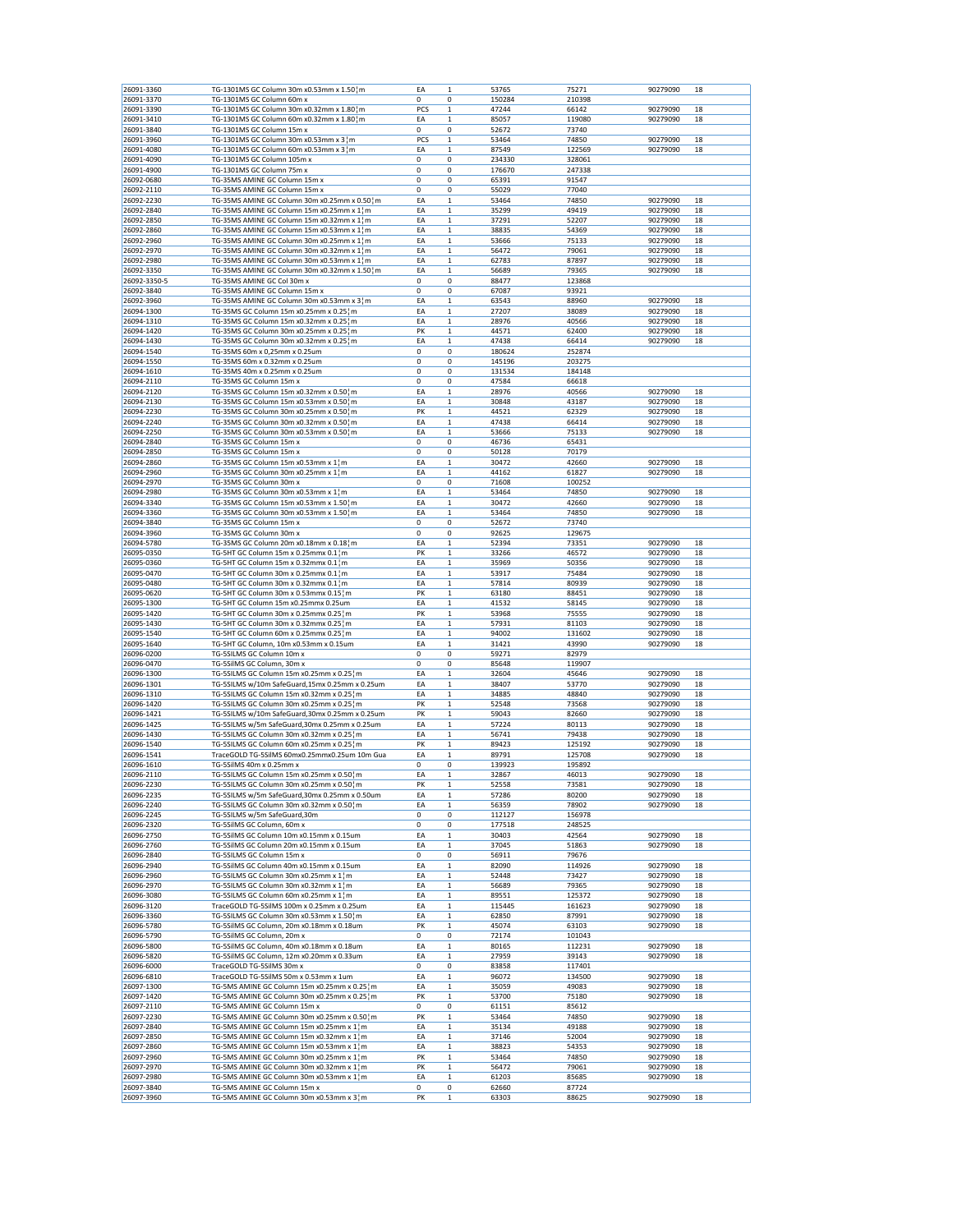| | | | | | | | |
|---|---|---|---|---|---|---|---|
| 26091-3360 | TG-1301MS GC Column 30m x0.53mm x 1.50¦m | EA | 1 | 53765 | 75271 | 90279090 | 18 |
| 26091-3370 | TG-1301MS GC Column 60m x | 0 | 0 | 150284 | 210398 | | |
| 26091-3390 | TG-1301MS GC Column 30m x0.32mm x 1.80¦m | PCS | 1 | 47244 | 66142 | 90279090 | 18 |
| 26091-3410 | TG-1301MS GC Column 60m x0.32mm x 1.80¦m | EA | 1 | 85057 | 119080 | 90279090 | 18 |
| 26091-3840 | TG-1301MS GC Column 15m x | 0 | 0 | 52672 | 73740 | | |
| 26091-3960 | TG-1301MS GC Column 30m x0.53mm x 3¦m | PCS | 1 | 53464 | 74850 | 90279090 | 18 |
| 26091-4080 | TG-1301MS GC Column 60m x0.53mm x 3¦m | EA | 1 | 87549 | 122569 | 90279090 | 18 |
| 26091-4090 | TG-1301MS GC Column 105m x | 0 | 0 | 234330 | 328061 | | |
| 26091-4900 | TG-1301MS GC Column 75m x | 0 | 0 | 176670 | 247338 | | |
| 26092-0680 | TG-35MS AMINE GC Column 15m x | 0 | 0 | 65391 | 91547 | | |
| 26092-2110 | TG-35MS AMINE GC Column 15m x | 0 | 0 | 55029 | 77040 | | |
| 26092-2230 | TG-35MS AMINE GC Column 30m x0.25mm x 0.50¦m | EA | 1 | 53464 | 74850 | 90279090 | 18 |
| 26092-2840 | TG-35MS AMINE GC Column 15m x0.25mm x 1¦m | EA | 1 | 35299 | 49419 | 90279090 | 18 |
| 26092-2850 | TG-35MS AMINE GC Column 15m x0.32mm x 1¦m | EA | 1 | 37291 | 52207 | 90279090 | 18 |
| 26092-2860 | TG-35MS AMINE GC Column 15m x0.53mm x 1¦m | EA | 1 | 38835 | 54369 | 90279090 | 18 |
| 26092-2960 | TG-35MS AMINE GC Column 30m x0.25mm x 1¦m | EA | 1 | 53666 | 75133 | 90279090 | 18 |
| 26092-2970 | TG-35MS AMINE GC Column 30m x0.32mm x 1¦m | EA | 1 | 56472 | 79061 | 90279090 | 18 |
| 26092-2980 | TG-35MS AMINE GC Column 30m x0.53mm x 1¦m | EA | 1 | 62783 | 87897 | 90279090 | 18 |
| 26092-3350 | TG-35MS AMINE GC Column 30m x0.32mm x 1.50¦m | EA | 1 | 56689 | 79365 | 90279090 | 18 |
| 26092-3350-5 | TG-35MS AMINE GC Col 30m x | 0 | 0 | 88477 | 123868 | | |
| 26092-3840 | TG-35MS AMINE GC Column 15m x | 0 | 0 | 67087 | 93921 | | |
| 26092-3960 | TG-35MS AMINE GC Column 30m x0.53mm x 3¦m | EA | 1 | 63543 | 88960 | 90279090 | 18 |
| 26094-1300 | TG-35MS GC Column 15m x0.25mm x 0.25¦m | EA | 1 | 27207 | 38089 | 90279090 | 18 |
| 26094-1310 | TG-35MS GC Column 15m x0.32mm x 0.25¦m | EA | 1 | 28976 | 40566 | 90279090 | 18 |
| 26094-1420 | TG-35MS GC Column 30m x0.25mm x 0.25¦m | PK | 1 | 44571 | 62400 | 90279090 | 18 |
| 26094-1430 | TG-35MS GC Column 30m x0.32mm x 0.25¦m | EA | 1 | 47438 | 66414 | 90279090 | 18 |
| 26094-1540 | TG-35MS 60m x 0,25mm x 0.25um | 0 | 0 | 180624 | 252874 | | |
| 26094-1550 | TG-35MS 60m x 0.32mm x 0.25um | 0 | 0 | 145196 | 203275 | | |
| 26094-1610 | TG-35MS 40m x 0.25mm x 0.25um | 0 | 0 | 131534 | 184148 | | |
| 26094-2110 | TG-35MS GC Column 15m x | 0 | 0 | 47584 | 66618 | | |
| 26094-2120 | TG-35MS GC Column 15m x0.32mm x 0.50¦m | EA | 1 | 28976 | 40566 | 90279090 | 18 |
| 26094-2130 | TG-35MS GC Column 15m x0.53mm x 0.50¦m | EA | 1 | 30848 | 43187 | 90279090 | 18 |
| 26094-2230 | TG-35MS GC Column 30m x0.25mm x 0.50¦m | PK | 1 | 44521 | 62329 | 90279090 | 18 |
| 26094-2240 | TG-35MS GC Column 30m x0.32mm x 0.50¦m | EA | 1 | 47438 | 66414 | 90279090 | 18 |
| 26094-2250 | TG-35MS GC Column 30m x0.53mm x 0.50¦m | EA | 1 | 53666 | 75133 | 90279090 | 18 |
| 26094-2840 | TG-35MS GC Column 15m x | 0 | 0 | 46736 | 65431 | | |
| 26094-2850 | TG-35MS GC Column 15m x | 0 | 0 | 50128 | 70179 | | |
| 26094-2860 | TG-35MS GC Column 15m x0.53mm x 1¦m | EA | 1 | 30472 | 42660 | 90279090 | 18 |
| 26094-2960 | TG-35MS GC Column 30m x0.25mm x 1¦m | EA | 1 | 44162 | 61827 | 90279090 | 18 |
| 26094-2970 | TG-35MS GC Column 30m x | 0 | 0 | 71608 | 100252 | | |
| 26094-2980 | TG-35MS GC Column 30m x0.53mm x 1¦m | EA | 1 | 53464 | 74850 | 90279090 | 18 |
| 26094-3340 | TG-35MS GC Column 15m x0.53mm x 1.50¦m | EA | 1 | 30472 | 42660 | 90279090 | 18 |
| 26094-3360 | TG-35MS GC Column 30m x0.53mm x 1.50¦m | EA | 1 | 53464 | 74850 | 90279090 | 18 |
| 26094-3840 | TG-35MS GC Column 15m x | 0 | 0 | 52672 | 73740 | | |
| 26094-3960 | TG-35MS GC Column 30m x | 0 | 0 | 92625 | 129675 | | |
| 26094-5780 | TG-35MS GC Column 20m x0.18mm x 0.18¦m | EA | 1 | 52394 | 73351 | 90279090 | 18 |
| 26095-0350 | TG-5HT GC Column 15m x 0.25mm 0.1¦m | PK | 1 | 33266 | 46572 | 90279090 | 18 |
| 26095-0360 | TG-5HT GC Column 15m x 0.32mm 0.1¦m | EA | 1 | 35969 | 50356 | 90279090 | 18 |
| 26095-0470 | TG-5HT GC Column 30m x 0.25mm 0.1¦m | EA | 1 | 53917 | 75484 | 90279090 | 18 |
| 26095-0480 | TG-5HT GC Column 30m x 0.32mm 0.1¦m | EA | 1 | 57814 | 80939 | 90279090 | 18 |
| 26095-0620 | TG-5HT GC Column 30m x 0.53mmx 0.15¦m | PK | 1 | 63180 | 88451 | 90279090 | 18 |
| 26095-1300 | TG-5HT GC Column 15m x0.25mmx 0.25um | EA | 1 | 41532 | 58145 | 90279090 | 18 |
| 26095-1420 | TG-5HT GC Column 30m x 0.25mm 0.25¦m | PK | 1 | 53968 | 75555 | 90279090 | 18 |
| 26095-1430 | TG-5HT GC Column 30m x 0.32mm 0.25¦m | EA | 1 | 57931 | 81103 | 90279090 | 18 |
| 26095-1540 | TG-5HT GC Column 60m x 0.25mm 0.25¦m | EA | 1 | 94002 | 131602 | 90279090 | 18 |
| 26095-1640 | TG-5HT GC Column, 10m x0.53mm x 0.15um | EA | 1 | 31421 | 43990 | 90279090 | 18 |
| 26096-0200 | TG-5SILMS GC Column 10m x | 0 | 0 | 59271 | 82979 | | |
| 26096-0470 | TG-5SilMS GC Column, 30m x | 0 | 0 | 85648 | 119907 | | |
| 26096-1300 | TG-5SILMS GC Column 15m x0.25mm x 0.25¦m | EA | 1 | 32604 | 45646 | 90279090 | 18 |
| 26096-1301 | TG-5SILMS w/10m SafeGuard,15mx 0.25mm x 0.25um | EA | 1 | 38407 | 53770 | 90279090 | 18 |
| 26096-1310 | TG-5SILMS GC Column 15m x0.32mm x 0.25¦m | EA | 1 | 34885 | 48840 | 90279090 | 18 |
| 26096-1420 | TG-5SILMS GC Column 30m x0.25mm x 0.25¦m | PK | 1 | 52548 | 73568 | 90279090 | 18 |
| 26096-1421 | TG-5SILMS w/10m SafeGuard,30mx 0.25mm x 0.25um | PK | 1 | 59043 | 82660 | 90279090 | 18 |
| 26096-1425 | TG-5SILMS w/5m SafeGuard,30mx 0.25mm x 0.25um | EA | 1 | 57224 | 80113 | 90279090 | 18 |
| 26096-1430 | TG-5SILMS GC Column 30m x0.32mm x 0.25¦m | EA | 1 | 56741 | 79438 | 90279090 | 18 |
| 26096-1540 | TG-5SILMS GC Column 60m x0.25mm x 0.25¦m | PK | 1 | 89423 | 125192 | 90279090 | 18 |
| 26096-1541 | TraceGOLD TG-5SilMS 60mx0.25mmx0.25um 10m Gua | EA | 1 | 89791 | 125708 | 90279090 | 18 |
| 26096-1610 | TG-5SilMS 40m x 0.25mm x | 0 | 0 | 139923 | 195892 | | |
| 26096-2110 | TG-5SILMS GC Column 15m x0.25mm x 0.50¦m | EA | 1 | 32867 | 46013 | 90279090 | 18 |
| 26096-2230 | TG-5SILMS GC Column 30m x0.25mm x 0.50¦m | PK | 1 | 52558 | 73581 | 90279090 | 18 |
| 26096-2235 | TG-5SILMS w/5m SafeGuard,30mx 0.25mm x 0.50um | EA | 1 | 57286 | 80200 | 90279090 | 18 |
| 26096-2240 | TG-5SILMS GC Column 30m x0.32mm x 0.50¦m | EA | 1 | 56359 | 78902 | 90279090 | 18 |
| 26096-2245 | TG-5SILMS w/5m SafeGuard,30m | 0 | 0 | 112127 | 156978 | | |
| 26096-2320 | TG-5SilMS GC Column, 60m x | 0 | 0 | 177518 | 248525 | | |
| 26096-2750 | TG-5SilMS GC Column 10m x0.15mm x 0.15um | EA | 1 | 30403 | 42564 | 90279090 | 18 |
| 26096-2760 | TG-5SilMS GC Column 20m x0.15mm x 0.15um | EA | 1 | 37045 | 51863 | 90279090 | 18 |
| 26096-2840 | TG-5SILMS GC Column 15m x | 0 | 0 | 56911 | 79676 | | |
| 26096-2940 | TG-5SilMS GC Column 40m x0.15mm x 0.15um | EA | 1 | 82090 | 114926 | 90279090 | 18 |
| 26096-2960 | TG-5SILMS GC Column 30m x0.25mm x 1¦m | EA | 1 | 52448 | 73427 | 90279090 | 18 |
| 26096-2970 | TG-5SILMS GC Column 30m x0.32mm x 1¦m | EA | 1 | 56689 | 79365 | 90279090 | 18 |
| 26096-3080 | TG-5SILMS GC Column 60m x0.25mm x 1¦m | EA | 1 | 89551 | 125372 | 90279090 | 18 |
| 26096-3120 | TraceGOLD TG-5SilMS 100m x 0.25mm x 0.25um | EA | 1 | 115445 | 161623 | 90279090 | 18 |
| 26096-3360 | TG-5SILMS GC Column 30m x0.53mm x 1.50¦m | EA | 1 | 62850 | 87991 | 90279090 | 18 |
| 26096-5780 | TG-5SilMS GC Column, 20m x0.18mm x 0.18um | PK | 1 | 45074 | 63103 | 90279090 | 18 |
| 26096-5790 | TG-5SilMS GC Column, 20m x | 0 | 0 | 72174 | 101043 | | |
| 26096-5800 | TG-5SilMS GC Column, 40m x0.18mm x 0.18um | EA | 1 | 80165 | 112231 | 90279090 | 18 |
| 26096-5820 | TG-5SilMS GC Column, 12m x0.20mm x 0.33um | EA | 1 | 27959 | 39143 | 90279090 | 18 |
| 26096-6000 | TraceGOLD TG-5SilMS 30m x | 0 | 0 | 83858 | 117401 | | |
| 26096-6810 | TraceGOLD TG-5SilMS 50m x 0.53mm x 1um | EA | 1 | 96072 | 134500 | 90279090 | 18 |
| 26097-1300 | TG-5MS AMINE GC Column 15m x0.25mm x 0.25¦m | EA | 1 | 35059 | 49083 | 90279090 | 18 |
| 26097-1420 | TG-5MS AMINE GC Column 30m x0.25mm x 0.25¦m | PK | 1 | 53700 | 75180 | 90279090 | 18 |
| 26097-2110 | TG-5MS AMINE GC Column 15m x | 0 | 0 | 61151 | 85612 | | |
| 26097-2230 | TG-5MS AMINE GC Column 30m x0.25mm x 0.50¦m | PK | 1 | 53464 | 74850 | 90279090 | 18 |
| 26097-2840 | TG-5MS AMINE GC Column 15m x0.25mm x 1¦m | EA | 1 | 35134 | 49188 | 90279090 | 18 |
| 26097-2850 | TG-5MS AMINE GC Column 15m x0.32mm x 1¦m | EA | 1 | 37146 | 52004 | 90279090 | 18 |
| 26097-2860 | TG-5MS AMINE GC Column 15m x0.53mm x 1¦m | EA | 1 | 38823 | 54353 | 90279090 | 18 |
| 26097-2960 | TG-5MS AMINE GC Column 30m x0.25mm x 1¦m | PK | 1 | 53464 | 74850 | 90279090 | 18 |
| 26097-2970 | TG-5MS AMINE GC Column 30m x0.32mm x 1¦m | PK | 1 | 56472 | 79061 | 90279090 | 18 |
| 26097-2980 | TG-5MS AMINE GC Column 30m x0.53mm x 1¦m | EA | 1 | 61203 | 85685 | 90279090 | 18 |
| 26097-3840 | TG-5MS AMINE GC Column 15m x | 0 | 0 | 62660 | 87724 | | |
| 26097-3960 | TG-5MS AMINE GC Column 30m x0.53mm x 3¦m | PK | 1 | 63303 | 88625 | 90279090 | 18 |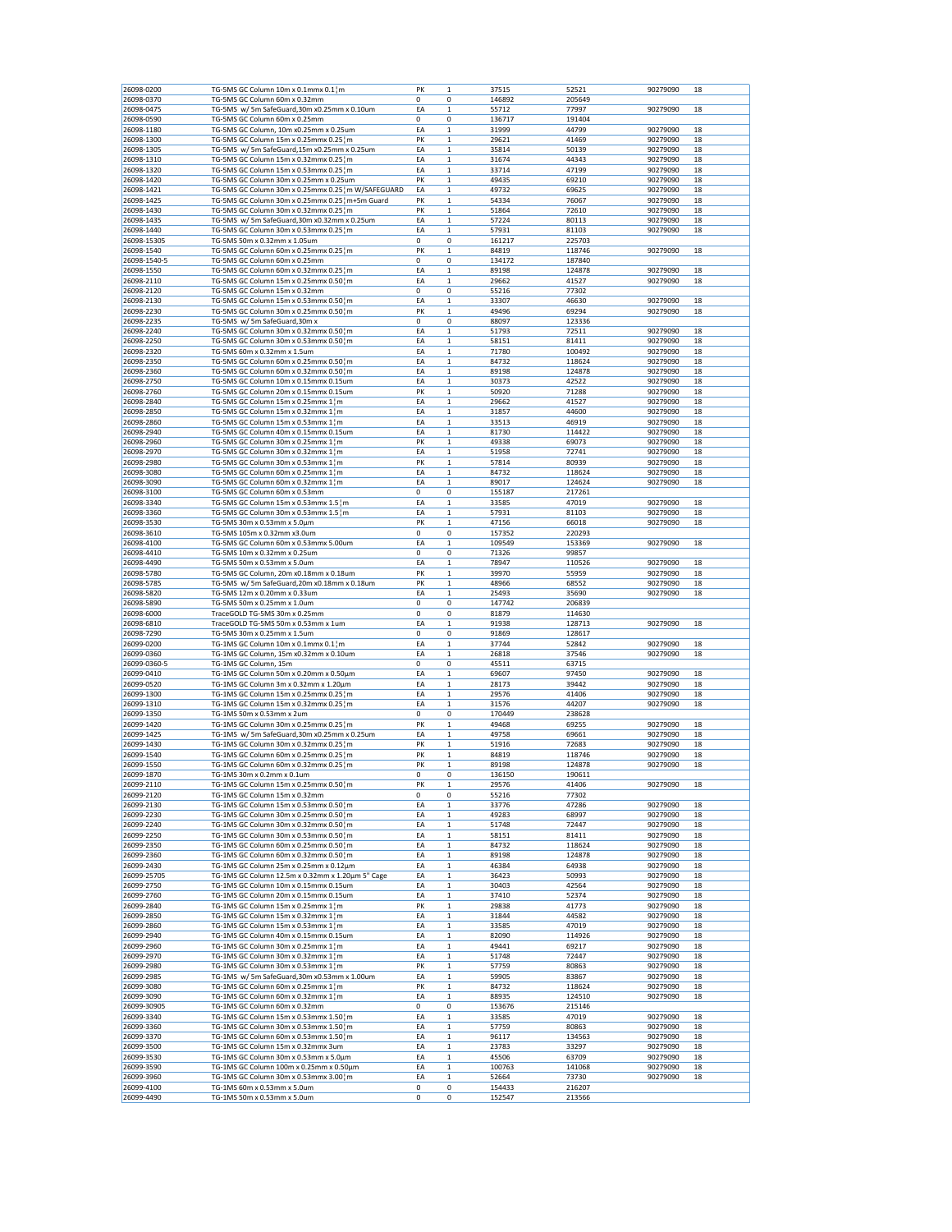| 26098-0200 | TG-5MS GC Column 10m x 0.1mmx 0.1¦m | PK | 1 | 37515 | 52521 | 90279090 | 18 |
|---|---|---|---|---|---|---|---|
| 26098-0370 | TG-5MS GC Column 60m x 0.32mm | 0 | 0 | 146892 | 205649 | | |
| 26098-0475 | TG-5MS w/ 5m SafeGuard,30m x0.25mm x 0.10um | EA | 1 | 55712 | 77997 | 90279090 | 18 |
| 26098-0590 | TG-5MS GC Column 60m x 0.25mm | 0 | 0 | 136717 | 191404 | | |
| 26098-1180 | TG-5MS GC Column, 10m x0.25mm x 0.25um | EA | 1 | 31999 | 44799 | 90279090 | 18 |
| 26098-1300 | TG-5MS GC Column 15m x 0.25mmx 0.25¦m | PK | 1 | 29621 | 41469 | 90279090 | 18 |
| 26098-1305 | TG-5MS w/ 5m SafeGuard,15m x0.25mm x 0.25um | EA | 1 | 35814 | 50139 | 90279090 | 18 |
| 26098-1310 | TG-5MS GC Column 15m x 0.32mmx 0.25¦m | EA | 1 | 31674 | 44343 | 90279090 | 18 |
| 26098-1320 | TG-5MS GC Column 15m x 0.53mmx 0.25¦m | EA | 1 | 33714 | 47199 | 90279090 | 18 |
| 26098-1420 | TG-5MS GC Column 30m x 0.25mm x 0.25um | PK | 1 | 49435 | 69210 | 90279090 | 18 |
| 26098-1421 | TG-5MS GC Column 30m x 0.25mmx 0.25¦m W/SAFEGUARD | EA | 1 | 49732 | 69625 | 90279090 | 18 |
| 26098-1425 | TG-5MS GC Column 30m x 0.25mmx 0.25¦m+5m Guard | PK | 1 | 54334 | 76067 | 90279090 | 18 |
| 26098-1430 | TG-5MS GC Column 30m x 0.32mmx 0.25¦m | PK | 1 | 51864 | 72610 | 90279090 | 18 |
| 26098-1435 | TG-5MS w/ 5m SafeGuard,30m x0.32mm x 0.25um | EA | 1 | 57224 | 80113 | 90279090 | 18 |
| 26098-1440 | TG-5MS GC Column 30m x 0.53mmx 0.25¦m | EA | 1 | 57931 | 81103 | 90279090 | 18 |
| 26098-15305 | TG-5MS 50m x 0.32mm x 1.05um | 0 | 0 | 161217 | 225703 | | |
| 26098-1540 | TG-5MS GC Column 60m x 0.25mmx 0.25¦m | PK | 1 | 84819 | 118746 | 90279090 | 18 |
| 26098-1540-5 | TG-5MS GC Column 60m x 0.25mm | 0 | 0 | 134172 | 187840 | | |
| 26098-1550 | TG-5MS GC Column 60m x 0.32mmx 0.25¦m | EA | 1 | 89198 | 124878 | 90279090 | 18 |
| 26098-2110 | TG-5MS GC Column 15m x 0.25mmx 0.50¦m | EA | 1 | 29662 | 41527 | 90279090 | 18 |
| 26098-2120 | TG-5MS GC Column 15m x 0.32mm | 0 | 0 | 55216 | 77302 | | |
| 26098-2130 | TG-5MS GC Column 15m x 0.53mmx 0.50¦m | EA | 1 | 33307 | 46630 | 90279090 | 18 |
| 26098-2230 | TG-5MS GC Column 30m x 0.25mmx 0.50¦m | PK | 1 | 49496 | 69294 | 90279090 | 18 |
| 26098-2235 | TG-5MS w/ 5m SafeGuard,30m x | 0 | 0 | 88097 | 123336 | | |
| 26098-2240 | TG-5MS GC Column 30m x 0.32mmx 0.50¦m | EA | 1 | 51793 | 72511 | 90279090 | 18 |
| 26098-2250 | TG-5MS GC Column 30m x 0.53mmx 0.50¦m | EA | 1 | 58151 | 81411 | 90279090 | 18 |
| 26098-2320 | TG-5MS 60m x 0.32mm x 1.5um | EA | 1 | 71780 | 100492 | 90279090 | 18 |
| 26098-2350 | TG-5MS GC Column 60m x 0.25mmx 0.50¦m | EA | 1 | 84732 | 118624 | 90279090 | 18 |
| 26098-2360 | TG-5MS GC Column 60m x 0.32mmx 0.50¦m | EA | 1 | 89198 | 124878 | 90279090 | 18 |
| 26098-2750 | TG-5MS GC Column 10m x 0.15mm 0.15um | EA | 1 | 30373 | 42522 | 90279090 | 18 |
| 26098-2760 | TG-5MS GC Column 20m x 0.15mm 0.15um | PK | 1 | 50920 | 71288 | 90279090 | 18 |
| 26098-2840 | TG-5MS GC Column 15m x 0.25mmx 1¦m | EA | 1 | 29662 | 41527 | 90279090 | 18 |
| 26098-2850 | TG-5MS GC Column 15m x 0.32mmx 1¦m | EA | 1 | 31857 | 44600 | 90279090 | 18 |
| 26098-2860 | TG-5MS GC Column 15m x 0.53mmx 1¦m | EA | 1 | 33513 | 46919 | 90279090 | 18 |
| 26098-2940 | TG-5MS GC Column 40m x 0.15mm 0.15um | EA | 1 | 81730 | 114422 | 90279090 | 18 |
| 26098-2960 | TG-5MS GC Column 30m x 0.25mmx 1¦m | PK | 1 | 49338 | 69073 | 90279090 | 18 |
| 26098-2970 | TG-5MS GC Column 30m x 0.32mmx 1¦m | EA | 1 | 51958 | 72741 | 90279090 | 18 |
| 26098-2980 | TG-5MS GC Column 30m x 0.53mmx 1¦m | PK | 1 | 57814 | 80939 | 90279090 | 18 |
| 26098-3080 | TG-5MS GC Column 60m x 0.25mmx 1¦m | EA | 1 | 84732 | 118624 | 90279090 | 18 |
| 26098-3090 | TG-5MS GC Column 60m x 0.32mmx 1¦m | EA | 1 | 89017 | 124624 | 90279090 | 18 |
| 26098-3100 | TG-5MS GC Column 60m x 0.53mm | 0 | 0 | 155187 | 217261 | | |
| 26098-3340 | TG-5MS GC Column 15m x 0.53mmx 1.5¦m | EA | 1 | 33585 | 47019 | 90279090 | 18 |
| 26098-3360 | TG-5MS GC Column 30m x 0.53mmx 1.5¦m | EA | 1 | 57931 | 81103 | 90279090 | 18 |
| 26098-3530 | TG-5MS 30m x 0.53mm x 5.0µm | PK | 1 | 47156 | 66018 | 90279090 | 18 |
| 26098-3610 | TG-5MS 105m x 0.32mm x3.0um | 0 | 0 | 157352 | 220293 | | |
| 26098-4100 | TG-5MS GC Column 60m x 0.53mmx 5.00um | EA | 1 | 109549 | 153369 | 90279090 | 18 |
| 26098-4410 | TG-5MS 10m x 0.32mm x 0.25um | 0 | 0 | 71326 | 99857 | | |
| 26098-4490 | TG-5MS 50m x 0.53mm x 5.0um | EA | 1 | 78947 | 110526 | 90279090 | 18 |
| 26098-5780 | TG-5MS GC Column, 20m x0.18mm x 0.18um | PK | 1 | 39970 | 55959 | 90279090 | 18 |
| 26098-5785 | TG-5MS w/ 5m SafeGuard,20m x0.18mm x 0.18um | PK | 1 | 48966 | 68552 | 90279090 | 18 |
| 26098-5820 | TG-5MS 12m x 0.20mm x 0.33um | EA | 1 | 25493 | 35690 | 90279090 | 18 |
| 26098-5890 | TG-5MS 50m x 0.25mm x 1.0um | 0 | 0 | 147742 | 206839 | | |
| 26098-6000 | TraceGOLD TG-5MS 30m x 0.25mm | 0 | 0 | 81879 | 114630 | | |
| 26098-6810 | TraceGOLD TG-5MS 50m x 0.53mm x 1um | EA | 1 | 91938 | 128713 | 90279090 | 18 |
| 26098-7290 | TG-5MS 30m x 0.25mm x 1.5um | 0 | 0 | 91869 | 128617 | | |
| 26099-0200 | TG-1MS GC Column 10m x 0.1mmx 0.1¦m | EA | 1 | 37744 | 52842 | 90279090 | 18 |
| 26099-0360 | TG-1MS GC Column, 15m x0.32mm x 0.10um | EA | 1 | 26818 | 37546 | 90279090 | 18 |
| 26099-0360-5 | TG-1MS GC Column, 15m | 0 | 0 | 45511 | 63715 | | |
| 26099-0410 | TG-1MS GC Column 50m x 0.20mm x 0.50µm | EA | 1 | 69607 | 97450 | 90279090 | 18 |
| 26099-0520 | TG-1MS GC Column 3m x 0.32mm x 1.20µm | EA | 1 | 28173 | 39442 | 90279090 | 18 |
| 26099-1300 | TG-1MS GC Column 15m x 0.25mmx 0.25¦m | EA | 1 | 29576 | 41406 | 90279090 | 18 |
| 26099-1310 | TG-1MS GC Column 15m x 0.32mmx 0.25¦m | EA | 1 | 31576 | 44207 | 90279090 | 18 |
| 26099-1350 | TG-1MS 50m x 0.53mm x 2um | 0 | 0 | 170449 | 238628 | | |
| 26099-1420 | TG-1MS GC Column 30m x 0.25mmx 0.25¦m | PK | 1 | 49468 | 69255 | 90279090 | 18 |
| 26099-1425 | TG-1MS w/ 5m SafeGuard,30m x0.25mm x 0.25um | EA | 1 | 49758 | 69661 | 90279090 | 18 |
| 26099-1430 | TG-1MS GC Column 30m x 0.32mmx 0.25¦m | PK | 1 | 51916 | 72683 | 90279090 | 18 |
| 26099-1540 | TG-1MS GC Column 60m x 0.25mmx 0.25¦m | PK | 1 | 84819 | 118746 | 90279090 | 18 |
| 26099-1550 | TG-1MS GC Column 60m x 0.32mmx 0.25¦m | PK | 1 | 89198 | 124878 | 90279090 | 18 |
| 26099-1870 | TG-1MS 30m x 0.2mm x 0.1um | 0 | 0 | 136150 | 190611 | | |
| 26099-2110 | TG-1MS GC Column 15m x 0.25mmx 0.50¦m | PK | 1 | 29576 | 41406 | 90279090 | 18 |
| 26099-2120 | TG-1MS GC Column 15m x 0.32mm | 0 | 0 | 55216 | 77302 | | |
| 26099-2130 | TG-1MS GC Column 15m x 0.53mmx 0.50¦m | EA | 1 | 33776 | 47286 | 90279090 | 18 |
| 26099-2230 | TG-1MS GC Column 30m x 0.25mmx 0.50¦m | EA | 1 | 49283 | 68997 | 90279090 | 18 |
| 26099-2240 | TG-1MS GC Column 30m x 0.32mmx 0.50¦m | EA | 1 | 51748 | 72447 | 90279090 | 18 |
| 26099-2250 | TG-1MS GC Column 30m x 0.53mmx 0.50¦m | EA | 1 | 58151 | 81411 | 90279090 | 18 |
| 26099-2350 | TG-1MS GC Column 60m x 0.25mmx 0.50¦m | EA | 1 | 84732 | 118624 | 90279090 | 18 |
| 26099-2360 | TG-1MS GC Column 60m x 0.32mmx 0.50¦m | EA | 1 | 89198 | 124878 | 90279090 | 18 |
| 26099-2430 | TG-1MS GC Column 25m x 0.25mm x 0.12µm | EA | 1 | 46384 | 64938 | 90279090 | 18 |
| 26099-25705 | TG-1MS GC Column 12.5m x 0.32mm x 1.20µm 5" Cage | EA | 1 | 36423 | 50993 | 90279090 | 18 |
| 26099-2750 | TG-1MS GC Column 10m x 0.15mm 0.15um | EA | 1 | 30403 | 42564 | 90279090 | 18 |
| 26099-2760 | TG-1MS GC Column 20m x 0.15mm 0.15um | EA | 1 | 37410 | 52374 | 90279090 | 18 |
| 26099-2840 | TG-1MS GC Column 15m x 0.25mmx 1¦m | PK | 1 | 29838 | 41773 | 90279090 | 18 |
| 26099-2850 | TG-1MS GC Column 15m x 0.32mmx 1¦m | EA | 1 | 31844 | 44582 | 90279090 | 18 |
| 26099-2860 | TG-1MS GC Column 15m x 0.53mmx 1¦m | EA | 1 | 33585 | 47019 | 90279090 | 18 |
| 26099-2940 | TG-1MS GC Column 40m x 0.15mm 0.15um | EA | 1 | 82090 | 114926 | 90279090 | 18 |
| 26099-2960 | TG-1MS GC Column 30m x 0.25mmx 1¦m | EA | 1 | 49441 | 69217 | 90279090 | 18 |
| 26099-2970 | TG-1MS GC Column 30m x 0.32mmx 1¦m | EA | 1 | 51748 | 72447 | 90279090 | 18 |
| 26099-2980 | TG-1MS GC Column 30m x 0.53mmx 1¦m | PK | 1 | 57759 | 80863 | 90279090 | 18 |
| 26099-2985 | TG-1MS w/ 5m SafeGuard,30m x0.53mm x 1.00um | EA | 1 | 59905 | 83867 | 90279090 | 18 |
| 26099-3080 | TG-1MS GC Column 60m x 0.25mmx 1¦m | PK | 1 | 84732 | 118624 | 90279090 | 18 |
| 26099-3090 | TG-1MS GC Column 60m x 0.32mmx 1¦m | EA | 1 | 88935 | 124510 | 90279090 | 18 |
| 26099-30905 | TG-1MS GC Column 60m x 0.32mm | 0 | 0 | 153676 | 215146 | | |
| 26099-3340 | TG-1MS GC Column 15m x 0.53mmx 1.50¦m | EA | 1 | 33585 | 47019 | 90279090 | 18 |
| 26099-3360 | TG-1MS GC Column 30m x 0.53mmx 1.50¦m | EA | 1 | 57759 | 80863 | 90279090 | 18 |
| 26099-3370 | TG-1MS GC Column 60m x 0.53mmx 1.50¦m | EA | 1 | 96117 | 134563 | 90279090 | 18 |
| 26099-3500 | TG-1MS GC Column 15m x 0.32mm 3um | EA | 1 | 23783 | 33297 | 90279090 | 18 |
| 26099-3530 | TG-1MS GC Column 30m x 0.53mm x 5.0µm | EA | 1 | 45506 | 63709 | 90279090 | 18 |
| 26099-3590 | TG-1MS GC Column 100m x 0.25mm x 0.50µm | EA | 1 | 100763 | 141068 | 90279090 | 18 |
| 26099-3960 | TG-1MS GC Column 30m x 0.53mmx 3.00¦m | EA | 1 | 52664 | 73730 | 90279090 | 18 |
| 26099-4100 | TG-1MS 60m x 0.53mm x 5.0um | 0 | 0 | 154433 | 216207 | | |
| 26099-4490 | TG-1MS 50m x 0.53mm x 5.0um | 0 | 0 | 152547 | 213566 | | |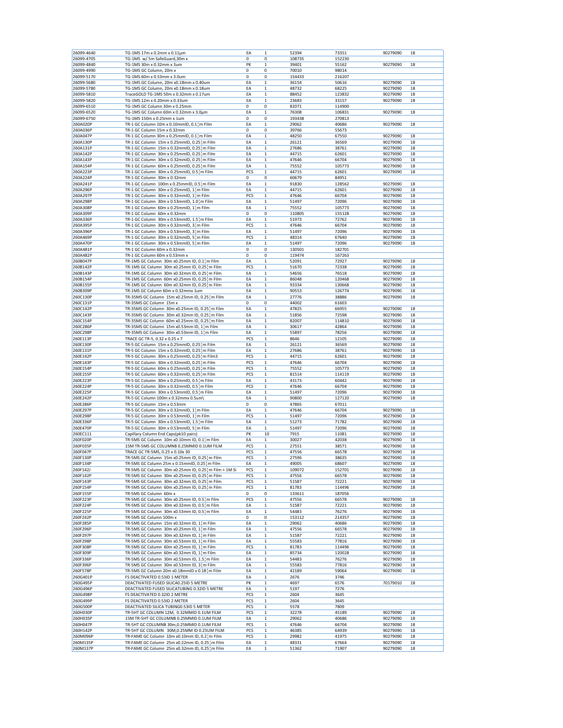| 26099-4640 | TG-1MS 17m x 0.2mm x 0.11µm | EA | 1 | 52394 | 73351 | 90279090 | 18 |
|---|---|---|---|---|---|---|---|
| 26099-4705 | TG-1MS w/ 5m SafeGuard,30m x | 0 | 0 | 108735 | 152230 | | |
| 26099-4840 | TG-1MS 30m x 0.32mm x 3um | PK | 1 | 39401 | 55162 | 90279090 | 18 |
| 26099-4990 | TG-1MS GC Column, 20m x | 0 | 0 | 70010 | 98014 | | |
| 26099-5170 | TG-1MS 60m x 0.53mm x 3.0um | 0 | 0 | 154433 | 216207 | | |
| 26099-5680 | TG-1MS GC Column, 20m x0.18mm x 0.40um | EA | 1 | 36154 | 50616 | 90279090 | 18 |
| 26099-5780 | TG-1MS GC Column, 20m x0.18mm x 0.18um | EA | 1 | 48732 | 68225 | 90279090 | 18 |
| 26099-5810 | TraceGOLD TG-1MS 50m x 0.32mm x 0.17um | EA | 1 | 88452 | 123832 | 90279090 | 18 |
| 26099-5820 | TG-1MS 12m x 0.20mm x 0.33um | EA | 1 | 23683 | 33157 | 90279090 | 18 |
| 26099-6510 | TG-1MS GC Column 30m x 0.25mm | 0 | 0 | 82071 | 114900 | | |
| 26099-6520 | TG-1MS GC Column 60m x 0.32mm x 3.0µm | EA | 1 | 76308 | 106831 | 90279090 | 18 |
| 26099-6750 | TG-1MS 150m x 0.25mm x 1um | 0 | 0 | 193438 | 270813 | | |
| 260A020P | TR-1 GC Column 10m x 0.10mmID, 0.1¦m Film | EA | 1 | 29062 | 40686 | 90279090 | 18 |
| 260A036P | TR-1 GC Column 15m x 0.32mm | 0 | 0 | 39766 | 55673 | | |
| 260A047P | TR-1 GC Column 30m x 0.25mmID, 0.1¦m Film | EA | 1 | 48250 | 67550 | 90279090 | 18 |
| 260A130P | TR-1 GC Column 15m x 0.25mmID, 0.25¦m Film | EA | 1 | 26121 | 36569 | 90279090 | 18 |
| 260A131P | TR-1 GC Column 15m x 0.32mmID, 0.25¦m Film | EA | 1 | 27686 | 38761 | 90279090 | 18 |
| 260A142P | TR-1 GC Column 30m x 0.25mmID, 0.25¦m Film | EA | 1 | 44715 | 62601 | 90279090 | 18 |
| 260A143P | TR-1 GC Column 30m x 0.32mmID, 0.25¦m Film | EA | 1 | 47646 | 66704 | 90279090 | 18 |
| 260A154P | TR-1 GC Column 60m x 0.25mmID, 0.25¦m Film | EA | 1 | 75552 | 105773 | 90279090 | 18 |
| 260A223P | TR-1 GC Column 30m x 0.25mmID, 0.5¦m Film | PCS | 1 | 44715 | 62601 | 90279090 | 18 |
| 260A224P | TR-1 GC Column 30m x 0.32mm | 0 | 0 | 60679 | 84951 | | |
| 260A241P | TR-1 GC Column 100m x 0.25mmID, 0.5¦m Film | EA | 1 | 91830 | 128562 | 90279090 | 18 |
| 260A296P | TR-1 GC Column 30m x 0.25mmID, 1¦m Film | EA | 1 | 44715 | 62601 | 90279090 | 18 |
| 260A297P | TR-1 GC Column 30m x 0.32mmID, 1¦m Film | PCS | 1 | 47646 | 66704 | 90279090 | 18 |
| 260A298P | TR-1 GC Column 30m x 0.53mmID, 1.0¦m Film | EA | 1 | 51497 | 72096 | 90279090 | 18 |
| 260A308P | TR-1 GC Column 60m x 0.25mmID, 1¦m Film | EA | 1 | 75552 | 105773 | 90279090 | 18 |
| 260A309P | TR-1 GC Column 60m x 0.32mm | 0 | 0 | 110805 | 155128 | 90279090 | 18 |
| 260A336P | TR-1 GC Column 30m x 0.53mmID, 1.5¦m Film | EA | 1 | 51973 | 72762 | 90279090 | 18 |
| 260A395P | TR-1 GC Column 30m x 0.32mmID, 3¦m Film | PCS | 1 | 47646 | 66704 | 90279090 | 18 |
| 260A396P | TR-1 GC Column 30m x 0.53mmID, 3¦m Film | EA | 1 | 51497 | 72096 | 90279090 | 18 |
| 260A469P | TR-1 GC Column 30m x 0.32mmID, 5¦m Film | PCS | 1 | 48314 | 67640 | 90279090 | 18 |
| 260A470P | TR-1 GC Column 30m x 0.53mmID, 5¦m Film | EA | 1 | 51497 | 72096 | 90279090 | 18 |
| 260A481P | TR-1 GC Column 60m x 0.32mm | 0 | 0 | 130501 | 182701 | | |
| 260A482P | TR-1 GC Column 60m x 0.53mm x | 0 | 0 | 119474 | 167263 | | |
| 260B047P | TR-1MS GC Column 30m x0.25mm ID, 0.1¦m Film | EA | 1 | 52091 | 72927 | 90279090 | 18 |
| 260B142P | TR-1MS GC Column 30m x0.25mm ID, 0.25¦m Film | PCS | 1 | 51670 | 72338 | 90279090 | 18 |
| 260B143P | TR-1MS GC Column 30m x0.32mm ID, 0.25¦m Film | EA | 1 | 54656 | 76518 | 90279090 | 18 |
| 260B154P | TR-1MS GC Column 60m x0.25mm ID, 0.25¦m Film | EA | 1 | 86048 | 120468 | 90279090 | 18 |
| 260B155P | TR-1MS GC Column 60m x0.32mm ID, 0.25¦m Film | EA | 1 | 93334 | 130668 | 90279090 | 18 |
| 260B309P | TR-1MS GC Column 60m x 0.32mmx 1um | EA | 1 | 90553 | 126774 | 90279090 | 18 |
| 260C130P | TR-35MS GC Column 15m x0.25mm ID, 0.25¦m Film | EA | 1 | 27776 | 38886 | 90279090 | 18 |
| 260C131P | TR-35MS GC Column 15m x | 0 | 0 | 44002 | 61603 | | |
| 260C142P | TR-35MS GC Column 30m x0.25mm ID, 0.25¦m Film | EA | 1 | 47825 | 66955 | 90279090 | 18 |
| 260C143P | TR-35MS GC Column 30m x0.32mm ID, 0.25¦m Film | EA | 1 | 51856 | 72598 | 90279090 | 18 |
| 260C154P | TR-35MS GC Column 60m x0.25mm ID, 0.25¦m Film | EA | 1 | 82007 | 114810 | 90279090 | 18 |
| 260C286P | TR-35MS GC Column 15m x0.53mm ID, 1¦m Film | EA | 1 | 30617 | 42864 | 90279090 | 18 |
| 260C298P | TR-35MS GC Column 30m x0.53mm ID, 1¦m Film | EA | 1 | 55897 | 78256 | 90279090 | 18 |
| 260E113P | TRACE GC TR-5, 0.32 x 0.25 x 7 | PCS | 1 | 8646 | 12105 | 90279090 | 18 |
| 260E130P | TR-5 GC Column 15m x 0.25mmID, 0.25¦m Film | EA | 1 | 26121 | 36569 | 90279090 | 18 |
| 260E131P | TR-5 GC Column 15m x 0.32mmID, 0.25¦m Film | EA | 1 | 27686 | 38761 | 90279090 | 18 |
| 260E142P | TR-5 GC Column 30m x 0.25mmID, 0.25¦m Film3 | PCS | 1 | 44715 | 62601 | 90279090 | 18 |
| 260E143P | TR-5 GC Column 30m x 0.32mmID, 0.25¦m Film | PCS | 1 | 47646 | 66704 | 90279090 | 18 |
| 260E154P | TR-5 GC Column 60m x 0.25mmID, 0.25¦m Film | PCS | 1 | 75552 | 105773 | 90279090 | 18 |
| 260E155P | TR-5 GC Column 60m x 0.32mmID, 0.25¦m Film | PCS | 1 | 81514 | 114119 | 90279090 | 18 |
| 260E223P | TR-5 GC Column 30m x 0.25mmID, 0.5¦m Film | EA | 1 | 43173 | 60442 | 90279090 | 18 |
| 260E224P | TR-5 GC Column 30m x 0.32mmID, 0.5¦m Film | PCS | 1 | 47646 | 66704 | 90279090 | 18 |
| 260E225P | TR-5 GC Column 30m x 0.53mmID, 0.5¦m Film | EA | 1 | 51497 | 72096 | 90279090 | 18 |
| 260E242P | TR-5 GC Column 100m x 0.32mmx 0.5um\ | EA | 1 | 90800 | 127120 | 90279090 | 18 |
| 260E286P | TR-5 GC Column 15m x 0.53mm | 0 | 0 | 47865 | 67011 | | |
| 260E297P | TR-5 GC Column 30m x 0.32mmID, 1¦m Film | EA | 1 | 47646 | 66704 | 90279090 | 18 |
| 260E298P | TR-5 GC Column 30m x 0.53mmID, 1¦m Film | PCS | 1 | 51497 | 72096 | 90279090 | 18 |
| 260E336P | TR-5 GC Column 30m x 0.53mmID, 1.5¦m Film | EA | 1 | 51273 | 71782 | 90279090 | 18 |
| 260E470P | TR-5 GC Column 30m x 0.53mmID, 5¦m Film | EA | 1 | 51497 | 72096 | 90279090 | 18 |
| 260EC111 | Capillary Column End Caps(pk10 pairs) | PK | 10 | 7915 | 11081 | 90279090 | 18 |
| 260F020P | TR-5MS GC Column 10m x0.10mm ID, 0.1¦m Film | EA | 1 | 30027 | 42038 | 90279090 | 18 |
| 260F035P | 15M TR-5MS GC COLUMNB 0.25MMID 0.1UM FILM | PCS | 1 | 27551 | 38571 | 90279090 | 18 |
| 260F047P | TRACE GC TR-5MS, 0.25 x 0.10x 30 | PCS | 1 | 47556 | 66578 | 90279090 | 18 |
| 260F130P | TR-5MS GC Column 15m x0.25mm ID, 0.25¦m Film | PCS | 1 | 27596 | 38635 | 90279090 | 18 |
| 260F134P | TR-5MS GC Column 25m x 0.15mmID, 0.25¦m Film | EA | 1 | 49005 | 68607 | 90279090 | 18 |
| 260F142J | TR-5MS GC Column 30m x0.25mm ID, 0.25¦m Film + 1M Si | PCS | 1 | 109072 | 152701 | 90279090 | 18 |
| 260F142P | TR-5MS GC Column 30m x0.25mm ID, 0.25¦m Film | PCS | 1 | 47556 | 66578 | 90279090 | 18 |
| 260F143P | TR-5MS GC Column 30m x0.32mm ID, 0.25¦m Film | PCS | 1 | 51587 | 72221 | 90279090 | 18 |
| 260F154P | TR-5MS GC Column 60m x0.25mm ID, 0.25¦m Film | PCS | 1 | 81783 | 114496 | 90279090 | 18 |
| 260F155P | TR-5MS GC Column 60m x | 0 | 0 | 133611 | 187056 | | |
| 260F223P | TR-5MS GC Column 30m x0.25mm ID, 0.5¦m Film | PCS | 1 | 47556 | 66578 | 90279090 | 18 |
| 260F224P | TR-5MS GC Column 30m x0.32mm ID, 0.5¦m Film | EA | 1 | 51587 | 72221 | 90279090 | 18 |
| 260F225P | TR-5MS GC Column 30m x0.53mm ID, 0.5¦m Film | EA | 1 | 54483 | 76276 | 90279090 | 18 |
| 260F242P | TR-5MS GC Column 100m x | 0 | 0 | 153112 | 214357 | 90279090 | 18 |
| 260F285P | TR-5MS GC Column 15m x0.32mm ID, 1¦m Film | EA | 1 | 29062 | 40686 | 90279090 | 18 |
| 260F296P | TR-5MS GC Column 30m x0.25mm ID, 1¦m Film | EA | 1 | 47556 | 66578 | 90279090 | 18 |
| 260F297P | TR-5MS GC Column 30m x0.32mm ID, 1¦m Film | EA | 1 | 51587 | 72221 | 90279090 | 18 |
| 260F298P | TR-5MS GC Column 30m x0.53mm ID, 1¦m Film | EA | 1 | 55583 | 77816 | 90279090 | 18 |
| 260F308P | TR-5MS GC Column 60m x0.25mm ID, 1¦m Film | PCS | 1 | 81783 | 114496 | 90279090 | 18 |
| 260F309P | TR-5MS GC Column 60m x0.32mm ID, 1¦m Film | EA | 1 | 85734 | 120028 | 90279090 | 18 |
| 260F336P | TR-5MS GC Column 30m x0.53mm ID, 1.5¦m Film | EA | 1 | 54483 | 76276 | 90279090 | 18 |
| 260F396P | TR-5MS GC Column 30m x0.53mm ID, 3¦m Film | EA | 1 | 55583 | 77816 | 90279090 | 18 |
| 260F578P | TR-5MS GC Column 20m x0.18mmID x 0.18¦m Film | EA | 1 | 42189 | 59064 | 90279090 | 18 |
| 260G401P | FS DEACTIVATED 0.53ID 1 METER | EA | 1 | 2676 | 3746 | | |
| 260G495P | DEACTIVATED FUSED SILICA0.25ID 5 METRE | PK | 1 | 4697 | 6576 | 70179010 | 18 |
| 260G496P | DEACTIVATED FUSED SILICATUBING 0.32ID 5 METRE | EA | 1 | 5197 | 7276 | | |
| 260G498P | FS DEACTIVATED 0.32ID 2 METRE | PCS | 1 | 2604 | 3645 | | |
| 260G499P | FS DEACTIVATED 0.53ID 2 METER | PCS | 1 | 2604 | 3645 | | |
| 260G500P | DEACTIVATED SILICA TUBING0.53ID 5 METER | PCS | 1 | 5578 | 7809 | | |
| 260H030P | TR-5HT GC COLUMN 12M, 0.32MMID 0.1UM FILM | PCS | 1 | 32278 | 45189 | 90279090 | 18 |
| 260H035P | 15M TR-5HT GC COLUMNB 0.25MMID 0.1UM FILM | EA | 1 | 29062 | 40686 | 90279090 | 18 |
| 260H047P | TR-5HT GC COLUMNB 30m,0.25MMID 0.1UM FILM | PCS | 1 | 47646 | 66704 | 90279090 | 18 |
| 260H142P | TR-5HT GC COLUMN 30M,0.25MM ID 0.25UM FILM | PCS | 1 | 46385 | 64939 | 90279090 | 18 |
| 260M096P | TR-FAME GC Column 10m x0.10mm ID, 0.2¦m Film | PCS | 1 | 29982 | 41975 | 90279090 | 18 |
| 260M135P | TR-FAME GC Column 25m x0.22mm ID, 0.25¦m Film | EA | 1 | 48331 | 67664 | 90279090 | 18 |
| 260M137P | TR-FAME GC Column 25m x0.32mm ID, 0.25¦m Film | EA | 1 | 51362 | 71907 | 90279090 | 18 |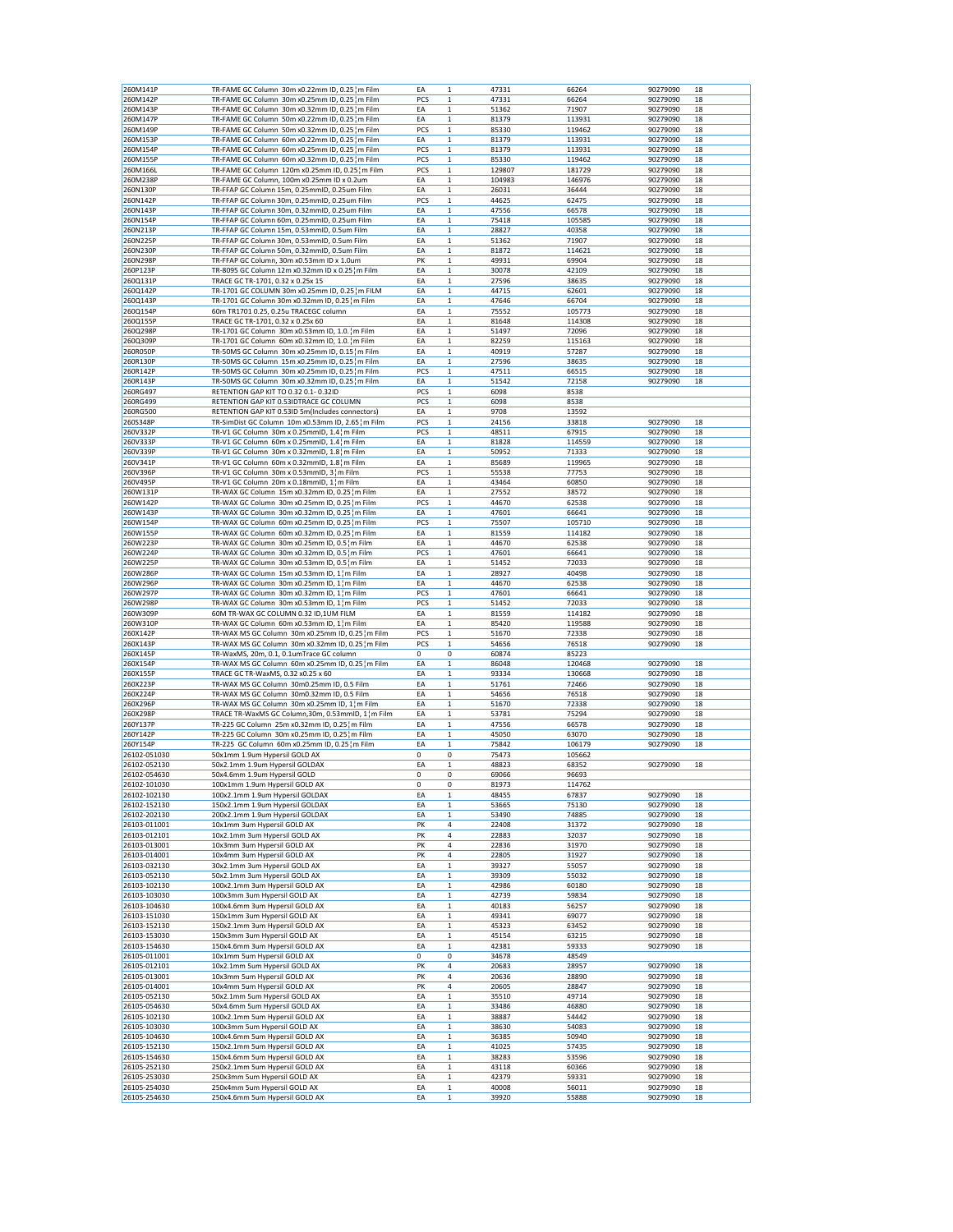| | | | | | | | |
|---|---|---|---|---|---|---|---|
| 260M141P | TR-FAME GC Column 30m x0.22mm ID, 0.25¦m Film | EA | 1 | 47331 | 66264 | 90279090 | 18 |
| 260M142P | TR-FAME GC Column 30m x0.25mm ID, 0.25¦m Film | PCS | 1 | 47331 | 66264 | 90279090 | 18 |
| 260M143P | TR-FAME GC Column 30m x0.32mm ID, 0.25¦m Film | EA | 1 | 51362 | 71907 | 90279090 | 18 |
| 260M147P | TR-FAME GC Column 50m x0.22mm ID, 0.25¦m Film | EA | 1 | 81379 | 113931 | 90279090 | 18 |
| 260M149P | TR-FAME GC Column 50m x0.32mm ID, 0.25¦m Film | PCS | 1 | 85330 | 119462 | 90279090 | 18 |
| 260M153P | TR-FAME GC Column 60m x0.22mm ID, 0.25¦m Film | EA | 1 | 81379 | 113931 | 90279090 | 18 |
| 260M154P | TR-FAME GC Column 60m x0.25mm ID, 0.25¦m Film | PCS | 1 | 81379 | 113931 | 90279090 | 18 |
| 260M155P | TR-FAME GC Column 60m x0.32mm ID, 0.25¦m Film | PCS | 1 | 85330 | 119462 | 90279090 | 18 |
| 260M166L | TR-FAME GC Column 120m x0.25mm ID, 0.25¦m Film | PCS | 1 | 129807 | 181729 | 90279090 | 18 |
| 260M238P | TR-FAME GC Column, 100m x0.25mm ID x 0.2um | EA | 1 | 104983 | 146976 | 90279090 | 18 |
| 260N130P | TR-FFAP GC Column 15m, 0.25mmID, 0.25um Film | EA | 1 | 26031 | 36444 | 90279090 | 18 |
| 260N142P | TR-FFAP GC Column 30m, 0.25mmID, 0.25um Film | PCS | 1 | 44625 | 62475 | 90279090 | 18 |
| 260N143P | TR-FFAP GC Column 30m, 0.32mmID, 0.25um Film | EA | 1 | 47556 | 66578 | 90279090 | 18 |
| 260N154P | TR-FFAP GC Column 60m, 0.25mmID, 0.25um Film | EA | 1 | 75418 | 105585 | 90279090 | 18 |
| 260N213P | TR-FFAP GC Column 15m, 0.53mmID, 0.5um Film | EA | 1 | 28827 | 40358 | 90279090 | 18 |
| 260N225P | TR-FFAP GC Column 30m, 0.53mmID, 0.5um Film | EA | 1 | 51362 | 71907 | 90279090 | 18 |
| 260N230P | TR-FFAP GC Column 50m, 0.32mmID, 0.5um Film | EA | 1 | 81872 | 114621 | 90279090 | 18 |
| 260N298P | TR-FFAP GC Column, 30m x0.53mm ID x 1.0um | PK | 1 | 49931 | 69904 | 90279090 | 18 |
| 260P123P | TR-8095 GC Column 12m x0.32mm ID x 0.25¦m Film | EA | 1 | 30078 | 42109 | 90279090 | 18 |
| 260Q131P | TRACE GC TR-1701, 0.32 x 0.25x 15 | EA | 1 | 27596 | 38635 | 90279090 | 18 |
| 260Q142P | TR-1701 GC COLUMN 30m x0.25mm ID, 0.25¦m FILM | EA | 1 | 44715 | 62601 | 90279090 | 18 |
| 260Q143P | TR-1701 GC Column 30m x0.32mm ID, 0.25¦m Film | EA | 1 | 47646 | 66704 | 90279090 | 18 |
| 260Q154P | 60m TR1701 0.25, 0.25u TRACEGC column | EA | 1 | 75552 | 105773 | 90279090 | 18 |
| 260Q155P | TRACE GC TR-1701, 0.32 x 0.25x 60 | EA | 1 | 81648 | 114308 | 90279090 | 18 |
| 260Q298P | TR-1701 GC Column 30m x0.53mm ID, 1.0.¦m Film | EA | 1 | 51497 | 72096 | 90279090 | 18 |
| 260Q309P | TR-1701 GC Column 60m x0.32mm ID, 1.0.¦m Film | EA | 1 | 82259 | 115163 | 90279090 | 18 |
| 260R050P | TR-50MS GC Column 30m x0.25mm ID, 0.15¦m Film | EA | 1 | 40919 | 57287 | 90279090 | 18 |
| 260R130P | TR-50MS GC Column 15m x0.25mm ID, 0.25¦m Film | EA | 1 | 27596 | 38635 | 90279090 | 18 |
| 260R142P | TR-50MS GC Column 30m x0.25mm ID, 0.25¦m Film | PCS | 1 | 47511 | 66515 | 90279090 | 18 |
| 260R143P | TR-50MS GC Column 30m x0.32mm ID, 0.25¦m Film | EA | 1 | 51542 | 72158 | 90279090 | 18 |
| 260RG497 | RETENTION GAP KIT TO 0.32 0.1- 0.32ID | PCS | 1 | 6098 | 8538 | | |
| 260RG499 | RETENTION GAP KIT 0.53IDTRACE GC COLUMN | PCS | 1 | 6098 | 8538 | | |
| 260RG500 | RETENTION GAP KIT 0.53ID 5m(Includes connectors) | EA | 1 | 9708 | 13592 | | |
| 260S348P | TR-SimDist GC Column 10m x0.53mm ID, 2.65¦m Film | PCS | 1 | 24156 | 33818 | 90279090 | 18 |
| 260V332P | TR-V1 GC Column 30m x 0.25mmID, 1.4¦m Film | PCS | 1 | 48511 | 67915 | 90279090 | 18 |
| 260V333P | TR-V1 GC Column 60m x 0.25mmID, 1.4¦m Film | EA | 1 | 81828 | 114559 | 90279090 | 18 |
| 260V339P | TR-V1 GC Column 30m x 0.32mmID, 1.8¦m Film | EA | 1 | 50952 | 71333 | 90279090 | 18 |
| 260V341P | TR-V1 GC Column 60m x 0.32mmID, 1.8¦m Film | EA | 1 | 85689 | 119965 | 90279090 | 18 |
| 260V396P | TR-V1 GC Column 30m x 0.53mmID, 3¦m Film | PCS | 1 | 55538 | 77753 | 90279090 | 18 |
| 260V495P | TR-V1 GC Column 20m x 0.18mmID, 1¦m Film | EA | 1 | 43464 | 60850 | 90279090 | 18 |
| 260W131P | TR-WAX GC Column 15m x0.32mm ID, 0.25¦m Film | EA | 1 | 27552 | 38572 | 90279090 | 18 |
| 260W142P | TR-WAX GC Column 30m x0.25mm ID, 0.25¦m Film | PCS | 1 | 44670 | 62538 | 90279090 | 18 |
| 260W143P | TR-WAX GC Column 30m x0.32mm ID, 0.25¦m Film | EA | 1 | 47601 | 66641 | 90279090 | 18 |
| 260W154P | TR-WAX GC Column 60m x0.25mm ID, 0.25¦m Film | PCS | 1 | 75507 | 105710 | 90279090 | 18 |
| 260W155P | TR-WAX GC Column 60m x0.32mm ID, 0.25¦m Film | EA | 1 | 81559 | 114182 | 90279090 | 18 |
| 260W223P | TR-WAX GC Column 30m x0.25mm ID, 0.5¦m Film | EA | 1 | 44670 | 62538 | 90279090 | 18 |
| 260W224P | TR-WAX GC Column 30m x0.32mm ID, 0.5¦m Film | PCS | 1 | 47601 | 66641 | 90279090 | 18 |
| 260W225P | TR-WAX GC Column 30m x0.53mm ID, 0.5¦m Film | EA | 1 | 51452 | 72033 | 90279090 | 18 |
| 260W286P | TR-WAX GC Column 15m x0.53mm ID, 1¦m Film | EA | 1 | 28927 | 40498 | 90279090 | 18 |
| 260W296P | TR-WAX GC Column 30m x0.25mm ID, 1¦m Film | EA | 1 | 44670 | 62538 | 90279090 | 18 |
| 260W297P | TR-WAX GC Column 30m x0.32mm ID, 1¦m Film | PCS | 1 | 47601 | 66641 | 90279090 | 18 |
| 260W298P | TR-WAX GC Column 30m x0.53mm ID, 1¦m Film | PCS | 1 | 51452 | 72033 | 90279090 | 18 |
| 260W309P | 60M TR-WAX GC COLUMN 0.32 ID,1UM FILM | EA | 1 | 81559 | 114182 | 90279090 | 18 |
| 260W310P | TR-WAX GC Column 60m x0.53mm ID, 1¦m Film | EA | 1 | 85420 | 119588 | 90279090 | 18 |
| 260X142P | TR-WAX MS GC Column 30m x0.25mm ID, 0.25¦m Film | PCS | 1 | 51670 | 72338 | 90279090 | 18 |
| 260X143P | TR-WAX MS GC Column 30m x0.32mm ID, 0.25¦m Film | PCS | 1 | 54656 | 76518 | 90279090 | 18 |
| 260X145P | TR-WaxMS, 20m, 0.1, 0.1umTrace GC column | 0 | 0 | 60874 | 85223 | | |
| 260X154P | TR-WAX MS GC Column 60m x0.25mm ID, 0.25¦m Film | EA | 1 | 86048 | 120468 | 90279090 | 18 |
| 260X155P | TRACE GC TR-WaxMS, 0.32 x0.25 x 60 | EA | 1 | 93334 | 130668 | 90279090 | 18 |
| 260X223P | TR-WAX MS GC Column 30m0.25mm ID, 0.5 Film | EA | 1 | 51761 | 72466 | 90279090 | 18 |
| 260X224P | TR-WAX MS GC Column 30m0.32mm ID, 0.5 Film | EA | 1 | 54656 | 76518 | 90279090 | 18 |
| 260X296P | TR-WAX MS GC Column 30m x0.25mm ID, 1¦m Film | EA | 1 | 51670 | 72338 | 90279090 | 18 |
| 260X298P | TRACE TR-WaxMS GC Column,30m, 0.53mmID, 1¦m Film | EA | 1 | 53781 | 75294 | 90279090 | 18 |
| 260Y137P | TR-225 GC Column 25m x0.32mm ID, 0.25¦m Film | EA | 1 | 47556 | 66578 | 90279090 | 18 |
| 260Y142P | TR-225 GC Column 30m x0.25mm ID, 0.25¦m Film | EA | 1 | 45050 | 63070 | 90279090 | 18 |
| 260Y154P | TR-225 GC Column 60m x0.25mm ID, 0.25¦m Film | EA | 1 | 75842 | 106179 | 90279090 | 18 |
| 26102-051030 | 50x1mm 1.9um Hypersil GOLD AX | 0 | 0 | 75473 | 105662 | | |
| 26102-052130 | 50x2.1mm 1.9um Hypersil GOLDAX | EA | 1 | 48823 | 68352 | 90279090 | 18 |
| 26102-054630 | 50x4.6mm 1.9um Hypersil GOLD | 0 | 0 | 69066 | 96693 | | |
| 26102-101030 | 100x1mm 1.9um Hypersil GOLD AX | 0 | 0 | 81973 | 114762 | | |
| 26102-102130 | 100x2.1mm 1.9um Hypersil GOLDAX | EA | 1 | 48455 | 67837 | 90279090 | 18 |
| 26102-152130 | 150x2.1mm 1.9um Hypersil GOLDAX | EA | 1 | 53665 | 75130 | 90279090 | 18 |
| 26102-202130 | 200x2.1mm 1.9um Hypersil GOLDAX | EA | 1 | 53490 | 74885 | 90279090 | 18 |
| 26103-011001 | 10x1mm 3um Hypersil GOLD AX | PK | 4 | 22408 | 31372 | 90279090 | 18 |
| 26103-012101 | 10x2.1mm 3um Hypersil GOLD AX | PK | 4 | 22883 | 32037 | 90279090 | 18 |
| 26103-013001 | 10x3mm 3um Hypersil GOLD AX | PK | 4 | 22836 | 31970 | 90279090 | 18 |
| 26103-014001 | 10x4mm 3um Hypersil GOLD AX | PK | 4 | 22805 | 31927 | 90279090 | 18 |
| 26103-032130 | 30x2.1mm 3um Hypersil GOLD AX | EA | 1 | 39327 | 55057 | 90279090 | 18 |
| 26103-052130 | 50x2.1mm 3um Hypersil GOLD AX | EA | 1 | 39309 | 55032 | 90279090 | 18 |
| 26103-102130 | 100x2.1mm 3um Hypersil GOLD AX | EA | 1 | 42986 | 60180 | 90279090 | 18 |
| 26103-103030 | 100x3mm 3um Hypersil GOLD AX | EA | 1 | 42739 | 59834 | 90279090 | 18 |
| 26103-104630 | 100x4.6mm 3um Hypersil GOLD AX | EA | 1 | 40183 | 56257 | 90279090 | 18 |
| 26103-151030 | 150x1mm 3um Hypersil GOLD AX | EA | 1 | 49341 | 69077 | 90279090 | 18 |
| 26103-152130 | 150x2.1mm 3um Hypersil GOLD AX | EA | 1 | 45323 | 63452 | 90279090 | 18 |
| 26103-153030 | 150x3mm 3um Hypersil GOLD AX | EA | 1 | 45154 | 63215 | 90279090 | 18 |
| 26103-154630 | 150x4.6mm 3um Hypersil GOLD AX | EA | 1 | 42381 | 59333 | 90279090 | 18 |
| 26105-011001 | 10x1mm 5um Hypersil GOLD AX | 0 | 0 | 34678 | 48549 | | |
| 26105-012101 | 10x2.1mm 5um Hypersil GOLD AX | PK | 4 | 20683 | 28957 | 90279090 | 18 |
| 26105-013001 | 10x3mm 5um Hypersil GOLD AX | PK | 4 | 20636 | 28890 | 90279090 | 18 |
| 26105-014001 | 10x4mm 5um Hypersil GOLD AX | PK | 4 | 20605 | 28847 | 90279090 | 18 |
| 26105-052130 | 50x2.1mm 5um Hypersil GOLD AX | EA | 1 | 35510 | 49714 | 90279090 | 18 |
| 26105-054630 | 50x4.6mm 5um Hypersil GOLD AX | EA | 1 | 33486 | 46880 | 90279090 | 18 |
| 26105-102130 | 100x2.1mm 5um Hypersil GOLD AX | EA | 1 | 38887 | 54442 | 90279090 | 18 |
| 26105-103030 | 100x3mm 5um Hypersil GOLD AX | EA | 1 | 38630 | 54083 | 90279090 | 18 |
| 26105-104630 | 100x4.6mm 5um Hypersil GOLD AX | EA | 1 | 36385 | 50940 | 90279090 | 18 |
| 26105-152130 | 150x2.1mm 5um Hypersil GOLD AX | EA | 1 | 41025 | 57435 | 90279090 | 18 |
| 26105-154630 | 150x4.6mm 5um Hypersil GOLD AX | EA | 1 | 38283 | 53596 | 90279090 | 18 |
| 26105-252130 | 250x2.1mm 5um Hypersil GOLD AX | EA | 1 | 43118 | 60366 | 90279090 | 18 |
| 26105-253030 | 250x3mm 5um Hypersil GOLD AX | EA | 1 | 42379 | 59331 | 90279090 | 18 |
| 26105-254030 | 250x4mm 5um Hypersil GOLD AX | EA | 1 | 40008 | 56011 | 90279090 | 18 |
| 26105-254630 | 250x4.6mm 5um Hypersil GOLD AX | EA | 1 | 39920 | 55888 | 90279090 | 18 |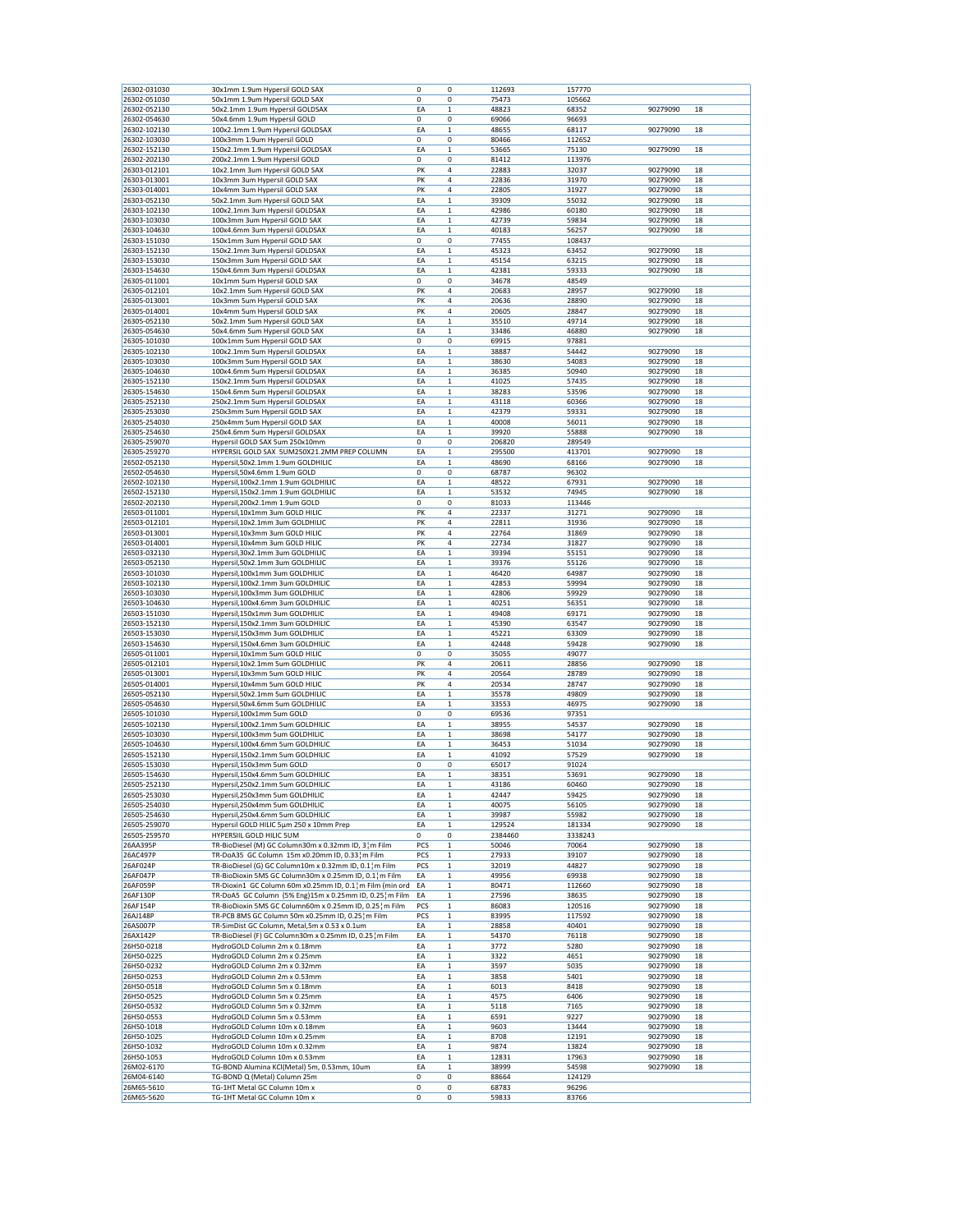| | | | | | | | |
|---|---|---|---|---|---|---|---|
| 26302-031030 | 30x1mm 1.9um Hypersil GOLD SAX | 0 | 0 | 112693 | 157770 | | |
| 26302-051030 | 50x1mm 1.9um Hypersil GOLD SAX | 0 | 0 | 75473 | 105662 | | |
| 26302-052130 | 50x2.1mm 1.9um Hypersil GOLDSAX | EA | 1 | 48823 | 68352 | 90279090 | 18 |
| 26302-054630 | 50x4.6mm 1.9um Hypersil GOLD | 0 | 0 | 69066 | 96693 | | |
| 26302-102130 | 100x2.1mm 1.9um Hypersil GOLDSAX | EA | 1 | 48655 | 68117 | 90279090 | 18 |
| 26302-103030 | 100x3mm 1.9um Hypersil GOLD | 0 | 0 | 80466 | 112652 | | |
| 26302-152130 | 150x2.1mm 1.9um Hypersil GOLDSAX | EA | 1 | 53665 | 75130 | 90279090 | 18 |
| 26302-202130 | 200x2.1mm 1.9um Hypersil GOLD | 0 | 0 | 81412 | 113976 | | |
| 26303-012101 | 10x2.1mm 3um Hypersil GOLD SAX | PK | 4 | 22883 | 32037 | 90279090 | 18 |
| 26303-013001 | 10x3mm 3um Hypersil GOLD SAX | PK | 4 | 22836 | 31970 | 90279090 | 18 |
| 26303-014001 | 10x4mm 3um Hypersil GOLD SAX | PK | 4 | 22805 | 31927 | 90279090 | 18 |
| 26303-052130 | 50x2.1mm 3um Hypersil GOLD SAX | EA | 1 | 39309 | 55032 | 90279090 | 18 |
| 26303-102130 | 100x2.1mm 3um Hypersil GOLDSAX | EA | 1 | 42986 | 60180 | 90279090 | 18 |
| 26303-103030 | 100x3mm 3um Hypersil GOLD SAX | EA | 1 | 42739 | 59834 | 90279090 | 18 |
| 26303-104630 | 100x4.6mm 3um Hypersil GOLDSAX | EA | 1 | 40183 | 56257 | 90279090 | 18 |
| 26303-151030 | 150x1mm 3um Hypersil GOLD SAX | 0 | 0 | 77455 | 108437 | | |
| 26303-152130 | 150x2.1mm 3um Hypersil GOLDSAX | EA | 1 | 45323 | 63452 | 90279090 | 18 |
| 26303-153030 | 150x3mm 3um Hypersil GOLD SAX | EA | 1 | 45154 | 63215 | 90279090 | 18 |
| 26303-154630 | 150x4.6mm 3um Hypersil GOLDSAX | EA | 1 | 42381 | 59333 | 90279090 | 18 |
| 26305-011001 | 10x1mm 5um Hypersil GOLD SAX | 0 | 0 | 34678 | 48549 | | |
| 26305-012101 | 10x2.1mm 5um Hypersil GOLD SAX | PK | 4 | 20683 | 28957 | 90279090 | 18 |
| 26305-013001 | 10x3mm 5um Hypersil GOLD SAX | PK | 4 | 20636 | 28890 | 90279090 | 18 |
| 26305-014001 | 10x4mm 5um Hypersil GOLD SAX | PK | 4 | 20605 | 28847 | 90279090 | 18 |
| 26305-052130 | 50x2.1mm 5um Hypersil GOLD SAX | EA | 1 | 35510 | 49714 | 90279090 | 18 |
| 26305-054630 | 50x4.6mm 5um Hypersil GOLD SAX | EA | 1 | 33486 | 46880 | 90279090 | 18 |
| 26305-101030 | 100x1mm 5um Hypersil GOLD SAX | 0 | 0 | 69915 | 97881 | | |
| 26305-102130 | 100x2.1mm 5um Hypersil GOLDSAX | EA | 1 | 38887 | 54442 | 90279090 | 18 |
| 26305-103030 | 100x3mm 5um Hypersil GOLD SAX | EA | 1 | 38630 | 54083 | 90279090 | 18 |
| 26305-104630 | 100x4.6mm 5um Hypersil GOLDSAX | EA | 1 | 36385 | 50940 | 90279090 | 18 |
| 26305-152130 | 150x2.1mm 5um Hypersil GOLDSAX | EA | 1 | 41025 | 57435 | 90279090 | 18 |
| 26305-154630 | 150x4.6mm 5um Hypersil GOLDSAX | EA | 1 | 38283 | 53596 | 90279090 | 18 |
| 26305-252130 | 250x2.1mm 5um Hypersil GOLDSAX | EA | 1 | 43118 | 60366 | 90279090 | 18 |
| 26305-253030 | 250x3mm 5um Hypersil GOLD SAX | EA | 1 | 42379 | 59331 | 90279090 | 18 |
| 26305-254030 | 250x4mm 5um Hypersil GOLD SAX | EA | 1 | 40008 | 56011 | 90279090 | 18 |
| 26305-254630 | 250x4.6mm 5um Hypersil GOLDSAX | EA | 1 | 39920 | 55888 | 90279090 | 18 |
| 26305-259070 | Hypersil GOLD SAX 5um 250x10mm | 0 | 0 | 206820 | 289549 | | |
| 26305-259270 | HYPERSIL GOLD SAX 5UM250X21.2MM PREP COLUMN | EA | 1 | 295500 | 413701 | 90279090 | 18 |
| 26502-052130 | Hypersil,50x2.1mm 1.9um GOLDHILIC | EA | 1 | 48690 | 68166 | 90279090 | 18 |
| 26502-054630 | Hypersil,50x4.6mm 1.9um GOLD | 0 | 0 | 68787 | 96302 | | |
| 26502-102130 | Hypersil,100x2.1mm 1.9um GOLDHILIC | EA | 1 | 48522 | 67931 | 90279090 | 18 |
| 26502-152130 | Hypersil,150x2.1mm 1.9um GOLDHILIC | EA | 1 | 53532 | 74945 | 90279090 | 18 |
| 26502-202130 | Hypersil,200x2.1mm 1.9um GOLD | 0 | 0 | 81033 | 113446 | | |
| 26503-011001 | Hypersil,10x1mm 3um GOLD HILIC | PK | 4 | 22337 | 31271 | 90279090 | 18 |
| 26503-012101 | Hypersil,10x2.1mm 3um GOLDHILIC | PK | 4 | 22811 | 31936 | 90279090 | 18 |
| 26503-013001 | Hypersil,10x3mm 3um GOLD HILIC | PK | 4 | 22764 | 31869 | 90279090 | 18 |
| 26503-014001 | Hypersil,10x4mm 3um GOLD HILIC | PK | 4 | 22734 | 31827 | 90279090 | 18 |
| 26503-032130 | Hypersil,30x2.1mm 3um GOLDHILIC | EA | 1 | 39394 | 55151 | 90279090 | 18 |
| 26503-052130 | Hypersil,50x2.1mm 3um GOLDHILIC | EA | 1 | 39376 | 55126 | 90279090 | 18 |
| 26503-101030 | Hypersil,100x1mm 3um GOLDHILIC | EA | 1 | 46420 | 64987 | 90279090 | 18 |
| 26503-102130 | Hypersil,100x2.1mm 3um GOLDHILIC | EA | 1 | 42853 | 59994 | 90279090 | 18 |
| 26503-103030 | Hypersil,100x3mm 3um GOLDHILIC | EA | 1 | 42806 | 59929 | 90279090 | 18 |
| 26503-104630 | Hypersil,100x4.6mm 3um GOLDHILIC | EA | 1 | 40251 | 56351 | 90279090 | 18 |
| 26503-151030 | Hypersil,150x1mm 3um GOLDHILIC | EA | 1 | 49408 | 69171 | 90279090 | 18 |
| 26503-152130 | Hypersil,150x2.1mm 3um GOLDHILIC | EA | 1 | 45390 | 63547 | 90279090 | 18 |
| 26503-153030 | Hypersil,150x3mm 3um GOLDHILIC | EA | 1 | 45221 | 63309 | 90279090 | 18 |
| 26503-154630 | Hypersil,150x4.6mm 3um GOLDHILIC | EA | 1 | 42448 | 59428 | 90279090 | 18 |
| 26505-011001 | Hypersil,10x1mm 5um GOLD HILIC | 0 | 0 | 35055 | 49077 | | |
| 26505-012101 | Hypersil,10x2.1mm 5um GOLDHILIC | PK | 4 | 20611 | 28856 | 90279090 | 18 |
| 26505-013001 | Hypersil,10x3mm 5um GOLD HILIC | PK | 4 | 20564 | 28789 | 90279090 | 18 |
| 26505-014001 | Hypersil,10x4mm 5um GOLD HILIC | PK | 4 | 20534 | 28747 | 90279090 | 18 |
| 26505-052130 | Hypersil,50x2.1mm 5um GOLDHILIC | EA | 1 | 35578 | 49809 | 90279090 | 18 |
| 26505-054630 | Hypersil,50x4.6mm 5um GOLDHILIC | EA | 1 | 33553 | 46975 | 90279090 | 18 |
| 26505-101030 | Hypersil,100x1mm 5um GOLD | 0 | 0 | 69536 | 97351 | | |
| 26505-102130 | Hypersil,100x2.1mm 5um GOLDHILIC | EA | 1 | 38955 | 54537 | 90279090 | 18 |
| 26505-103030 | Hypersil,100x3mm 5um GOLDHILIC | EA | 1 | 38698 | 54177 | 90279090 | 18 |
| 26505-104630 | Hypersil,100x4.6mm 5um GOLDHILIC | EA | 1 | 36453 | 51034 | 90279090 | 18 |
| 26505-152130 | Hypersil,150x2.1mm 5um GOLDHILIC | EA | 1 | 41092 | 57529 | 90279090 | 18 |
| 26505-153030 | Hypersil,150x3mm 5um GOLD | 0 | 0 | 65017 | 91024 | | |
| 26505-154630 | Hypersil,150x4.6mm 5um GOLDHILIC | EA | 1 | 38351 | 53691 | 90279090 | 18 |
| 26505-252130 | Hypersil,250x2.1mm 5um GOLDHILIC | EA | 1 | 43186 | 60460 | 90279090 | 18 |
| 26505-253030 | Hypersil,250x3mm 5um GOLDHILIC | EA | 1 | 42447 | 59425 | 90279090 | 18 |
| 26505-254030 | Hypersil,250x4mm 5um GOLDHILIC | EA | 1 | 40075 | 56105 | 90279090 | 18 |
| 26505-254630 | Hypersil,250x4.6mm 5um GOLDHILIC | EA | 1 | 39987 | 55982 | 90279090 | 18 |
| 26505-259070 | Hypersil GOLD HILIC 5µm 250 x 10mm Prep | EA | 1 | 129524 | 181334 | 90279090 | 18 |
| 26505-259570 | HYPERSIIL GOLD HILIC 5UM | 0 | 0 | 2384460 | 3338243 | | |
| 26AA395P | TR-BioDiesel (M) GC Column30m x 0.32mm ID, 3¦m Film | PCS | 1 | 50046 | 70064 | 90279090 | 18 |
| 26AC497P | TR-DoA35 GC Column 15m x0.20mm ID, 0.33¦m Film | PCS | 1 | 27933 | 39107 | 90279090 | 18 |
| 26AF024P | TR-BioDiesel (G) GC Column10m x 0.32mm ID, 0.1¦m Film | PCS | 1 | 32019 | 44827 | 90279090 | 18 |
| 26AF047P | TR-BioDioxin 5MS GC Column30m x 0.25mm ID, 0.1¦m Film | EA | 1 | 49956 | 69938 | 90279090 | 18 |
| 26AF059P | TR-Dioxin1 GC Column 60m x0.25mm ID, 0.1¦m Film (min ord | EA | 1 | 80471 | 112660 | 90279090 | 18 |
| 26AF130P | TR-DoA5 GC Column (5% Eng)15m x 0.25mm ID, 0.25¦m Film | EA | 1 | 27596 | 38635 | 90279090 | 18 |
| 26AF154P | TR-BioDioxin 5MS GC Column60m x 0.25mm ID, 0.25¦m Film | PCS | 1 | 86083 | 120516 | 90279090 | 18 |
| 26AJ148P | TR-PCB 8MS GC Column 50m x0.25mm ID, 0.25¦m Film | PCS | 1 | 83995 | 117592 | 90279090 | 18 |
| 26AS007P | TR-SimDist GC Column, Metal,5m x 0.53 x 0.1um | EA | 1 | 28858 | 40401 | 90279090 | 18 |
| 26AX142P | TR-BioDiesel (F) GC Column30m x 0.25mm ID, 0.25¦m Film | EA | 1 | 54370 | 76118 | 90279090 | 18 |
| 26H50-0218 | HydroGOLD Column 2m x 0.18mm | EA | 1 | 3772 | 5280 | 90279090 | 18 |
| 26H50-0225 | HydroGOLD Column 2m x 0.25mm | EA | 1 | 3322 | 4651 | 90279090 | 18 |
| 26H50-0232 | HydroGOLD Column 2m x 0.32mm | EA | 1 | 3597 | 5035 | 90279090 | 18 |
| 26H50-0253 | HydroGOLD Column 2m x 0.53mm | EA | 1 | 3858 | 5401 | 90279090 | 18 |
| 26H50-0518 | HydroGOLD Column 5m x 0.18mm | EA | 1 | 6013 | 8418 | 90279090 | 18 |
| 26H50-0525 | HydroGOLD Column 5m x 0.25mm | EA | 1 | 4575 | 6406 | 90279090 | 18 |
| 26H50-0532 | HydroGOLD Column 5m x 0.32mm | EA | 1 | 5118 | 7165 | 90279090 | 18 |
| 26H50-0553 | HydroGOLD Column 5m x 0.53mm | EA | 1 | 6591 | 9227 | 90279090 | 18 |
| 26H50-1018 | HydroGOLD Column 10m x 0.18mm | EA | 1 | 9603 | 13444 | 90279090 | 18 |
| 26H50-1025 | HydroGOLD Column 10m x 0.25mm | EA | 1 | 8708 | 12191 | 90279090 | 18 |
| 26H50-1032 | HydroGOLD Column 10m x 0.32mm | EA | 1 | 9874 | 13824 | 90279090 | 18 |
| 26H50-1053 | HydroGOLD Column 10m x 0.53mm | EA | 1 | 12831 | 17963 | 90279090 | 18 |
| 26M02-6170 | TG-BOND Alumina KCl(Metal) 5m, 0.53mm, 10um | EA | 1 | 38999 | 54598 | 90279090 | 18 |
| 26M04-6140 | TG-BOND Q (Metal) Column 25m | 0 | 0 | 88664 | 124129 | | |
| 26M65-5610 | TG-1HT Metal GC Column 10m x | 0 | 0 | 68783 | 96296 | | |
| 26M65-5620 | TG-1HT Metal GC Column 10m x | 0 | 0 | 59833 | 83766 | | |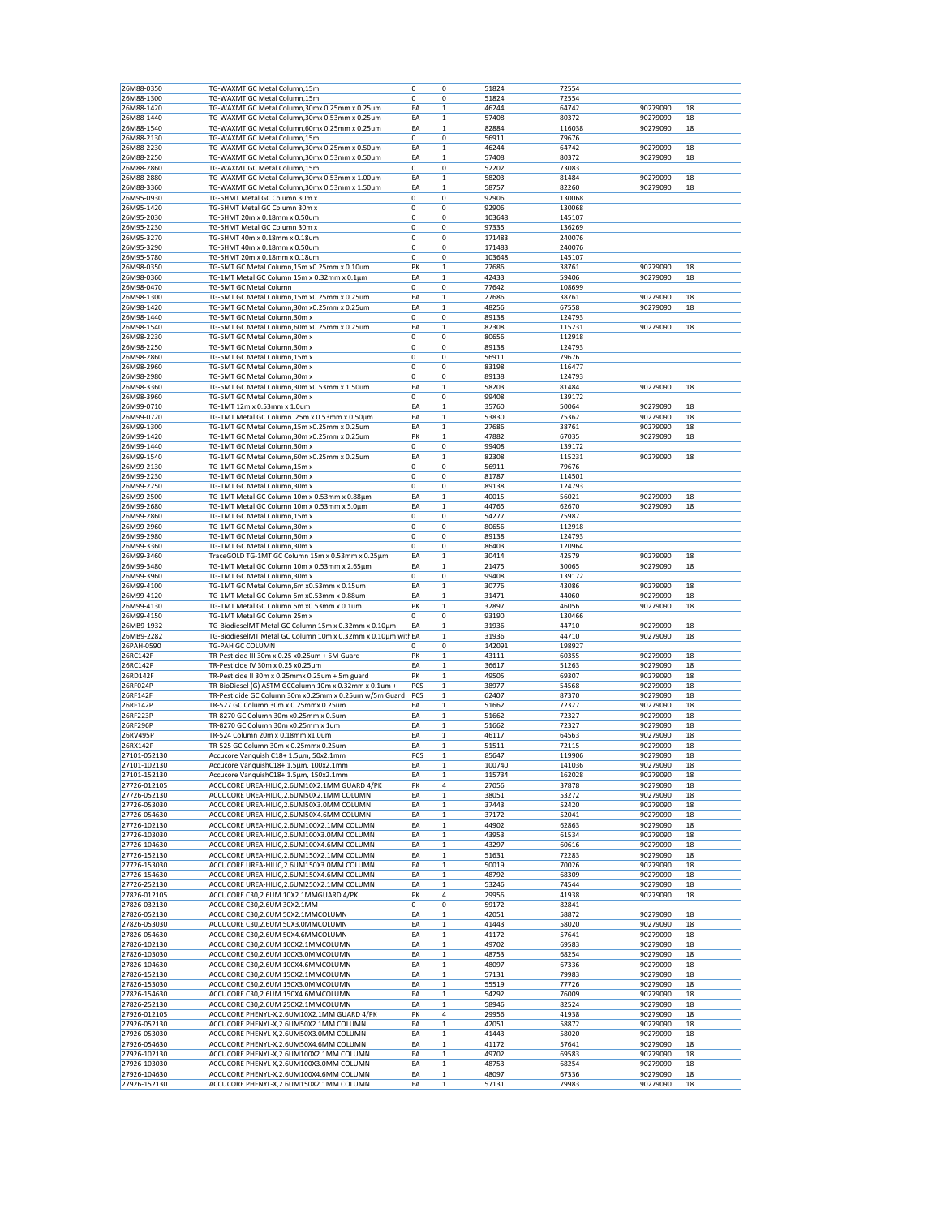| | | | | | | | |
|---|---|---|---|---|---|---|---|
| 26M88-0350 | TG-WAXMT GC Metal Column,15m | 0 | 0 | 51824 | 72554 | | |
| 26M88-1300 | TG-WAXMT GC Metal Column,15m | 0 | 0 | 51824 | 72554 | | |
| 26M88-1420 | TG-WAXMT GC Metal Column,30mx 0.25mm x 0.25um | EA | 1 | 46244 | 64742 | 90279090 | 18 |
| 26M88-1440 | TG-WAXMT GC Metal Column,30mx 0.53mm x 0.25um | EA | 1 | 57408 | 80372 | 90279090 | 18 |
| 26M88-1540 | TG-WAXMT GC Metal Column,60mx 0.25mm x 0.25um | EA | 1 | 82884 | 116038 | 90279090 | 18 |
| 26M88-2130 | TG-WAXMT GC Metal Column,15m | 0 | 0 | 56911 | 79676 | | |
| 26M88-2230 | TG-WAXMT GC Metal Column,30mx 0.25mm x 0.50um | EA | 1 | 46244 | 64742 | 90279090 | 18 |
| 26M88-2250 | TG-WAXMT GC Metal Column,30mx 0.53mm x 0.50um | EA | 1 | 57408 | 80372 | 90279090 | 18 |
| 26M88-2860 | TG-WAXMT GC Metal Column,15m | 0 | 0 | 52202 | 73083 | | |
| 26M88-2880 | TG-WAXMT GC Metal Column,30mx 0.53mm x 1.00um | EA | 1 | 58203 | 81484 | 90279090 | 18 |
| 26M88-3360 | TG-WAXMT GC Metal Column,30mx 0.53mm x 1.50um | EA | 1 | 58757 | 82260 | 90279090 | 18 |
| 26M95-0930 | TG-5HMT Metal GC Column 30m x | 0 | 0 | 92906 | 130068 | | |
| 26M95-1420 | TG-5HMT Metal GC Column 30m x | 0 | 0 | 92906 | 130068 | | |
| 26M95-2030 | TG-5HMT 20m x 0.18mm x 0.50um | 0 | 0 | 103648 | 145107 | | |
| 26M95-2230 | TG-5HMT Metal GC Column 30m x | 0 | 0 | 97335 | 136269 | | |
| 26M95-3270 | TG-5HMT 40m x 0.18mm x 0.18um | 0 | 0 | 171483 | 240076 | | |
| 26M95-3290 | TG-5HMT 40m x 0.18mm x 0.50um | 0 | 0 | 171483 | 240076 | | |
| 26M95-5780 | TG-5HMT 20m x 0.18mm x 0.18um | 0 | 0 | 103648 | 145107 | | |
| 26M98-0350 | TG-5MT GC Metal Column,15m x0.25mm x 0.10um | PK | 1 | 27686 | 38761 | 90279090 | 18 |
| 26M98-0360 | TG-1MT Metal GC Column 15m x 0.32mm x 0.1µm | EA | 1 | 42433 | 59406 | 90279090 | 18 |
| 26M98-0470 | TG-5MT GC Metal Column | 0 | 0 | 77642 | 108699 | | |
| 26M98-1300 | TG-5MT GC Metal Column,15m x0.25mm x 0.25um | EA | 1 | 27686 | 38761 | 90279090 | 18 |
| 26M98-1420 | TG-5MT GC Metal Column,30m x0.25mm x 0.25um | EA | 1 | 48256 | 67558 | 90279090 | 18 |
| 26M98-1440 | TG-5MT GC Metal Column,30m x | 0 | 0 | 89138 | 124793 | | |
| 26M98-1540 | TG-5MT GC Metal Column,60m x0.25mm x 0.25um | EA | 1 | 82308 | 115231 | 90279090 | 18 |
| 26M98-2230 | TG-5MT GC Metal Column,30m x | 0 | 0 | 80656 | 112918 | | |
| 26M98-2250 | TG-5MT GC Metal Column,30m x | 0 | 0 | 89138 | 124793 | | |
| 26M98-2860 | TG-5MT GC Metal Column,15m x | 0 | 0 | 56911 | 79676 | | |
| 26M98-2960 | TG-5MT GC Metal Column,30m x | 0 | 0 | 83198 | 116477 | | |
| 26M98-2980 | TG-5MT GC Metal Column,30m x | 0 | 0 | 89138 | 124793 | | |
| 26M98-3360 | TG-5MT GC Metal Column,30m x0.53mm x 1.50um | EA | 1 | 58203 | 81484 | 90279090 | 18 |
| 26M98-3960 | TG-5MT GC Metal Column,30m x | 0 | 0 | 99408 | 139172 | | |
| 26M99-0710 | TG-1MT 12m x 0.53mm x 1.0um | EA | 1 | 35760 | 50064 | 90279090 | 18 |
| 26M99-0720 | TG-1MT Metal GC Column 25m x 0.53mm x 0.50µm | EA | 1 | 53830 | 75362 | 90279090 | 18 |
| 26M99-1300 | TG-1MT GC Metal Column,15m x0.25mm x 0.25um | EA | 1 | 27686 | 38761 | 90279090 | 18 |
| 26M99-1420 | TG-1MT GC Metal Column,30m x0.25mm x 0.25um | PK | 1 | 47882 | 67035 | 90279090 | 18 |
| 26M99-1440 | TG-1MT GC Metal Column,30m x | 0 | 0 | 99408 | 139172 | | |
| 26M99-1540 | TG-1MT GC Metal Column,60m x0.25mm x 0.25um | EA | 1 | 82308 | 115231 | 90279090 | 18 |
| 26M99-2130 | TG-1MT GC Metal Column,15m x | 0 | 0 | 56911 | 79676 | | |
| 26M99-2230 | TG-1MT GC Metal Column,30m x | 0 | 0 | 81787 | 114501 | | |
| 26M99-2250 | TG-1MT GC Metal Column,30m x | 0 | 0 | 89138 | 124793 | | |
| 26M99-2500 | TG-1MT Metal GC Column 10m x 0.53mm x 0.88µm | EA | 1 | 40015 | 56021 | 90279090 | 18 |
| 26M99-2680 | TG-1MT Metal GC Column 10m x 0.53mm x 5.0µm | EA | 1 | 44765 | 62670 | 90279090 | 18 |
| 26M99-2860 | TG-1MT GC Metal Column,15m x | 0 | 0 | 54277 | 75987 | | |
| 26M99-2960 | TG-1MT GC Metal Column,30m x | 0 | 0 | 80656 | 112918 | | |
| 26M99-2980 | TG-1MT GC Metal Column,30m x | 0 | 0 | 89138 | 124793 | | |
| 26M99-3360 | TG-1MT GC Metal Column,30m x | 0 | 0 | 86403 | 120964 | | |
| 26M99-3460 | TraceGOLD TG-1MT GC Column 15m x 0.53mm x 0.25µm | EA | 1 | 30414 | 42579 | 90279090 | 18 |
| 26M99-3480 | TG-1MT Metal GC Column 10m x 0.53mm x 2.65µm | EA | 1 | 21475 | 30065 | 90279090 | 18 |
| 26M99-3960 | TG-1MT GC Metal Column,30m x | 0 | 0 | 99408 | 139172 | | |
| 26M99-4100 | TG-1MT GC Metal Column,6m x0.53mm x 0.15um | EA | 1 | 30776 | 43086 | 90279090 | 18 |
| 26M99-4120 | TG-1MT Metal GC Column 5m x0.53mm x 0.88um | EA | 1 | 31471 | 44060 | 90279090 | 18 |
| 26M99-4130 | TG-1MT Metal GC Column 5m x0.53mm x 0.1um | PK | 1 | 32897 | 46056 | 90279090 | 18 |
| 26M99-4150 | TG-1MT Metal GC Column 25m x | 0 | 0 | 93190 | 130466 | | |
| 26MB9-1932 | TG-BiodieselMT Metal GC Column 15m x 0.32mm x 0.10µm | EA | 1 | 31936 | 44710 | 90279090 | 18 |
| 26MB9-2282 | TG-BiodieselMT Metal GC Column 10m x 0.32mm x 0.10µm with | EA | 1 | 31936 | 44710 | 90279090 | 18 |
| 26PAH-0590 | TG-PAH GC COLUMN | 0 | 0 | 142091 | 198927 | | |
| 26RC142F | TR-Pesticide III 30m x 0.25 x0.25um + 5M Guard | PK | 1 | 43111 | 60355 | 90279090 | 18 |
| 26RC142P | TR-Pesticide IV 30m x 0.25 x0.25um | EA | 1 | 36617 | 51263 | 90279090 | 18 |
| 26RD142F | TR-Pesticide II 30m x 0.25mmx 0.25um + 5m guard | PK | 1 | 49505 | 69307 | 90279090 | 18 |
| 26RF024P | TR-BioDiesel (G) ASTM GCColumn 10m x 0.32mm x 0.1um + | PCS | 1 | 38977 | 54568 | 90279090 | 18 |
| 26RF142F | TR-Pestidide GC Column 30m x0.25mm x 0.25um w/5m Guard | PCS | 1 | 62407 | 87370 | 90279090 | 18 |
| 26RF142P | TR-527 GC Column 30m x 0.25mmx 0.25um | EA | 1 | 51662 | 72327 | 90279090 | 18 |
| 26RF223P | TR-8270 GC Column 30m x0.25mm x 0.5um | EA | 1 | 51662 | 72327 | 90279090 | 18 |
| 26RF296P | TR-8270 GC Column 30m x0.25mm x 1um | EA | 1 | 51662 | 72327 | 90279090 | 18 |
| 26RV495P | TR-524 Column 20m x 0.18mm x1.0um | EA | 1 | 46117 | 64563 | 90279090 | 18 |
| 26RX142P | TR-525 GC Column 30m x 0.25mmx 0.25um | EA | 1 | 51511 | 72115 | 90279090 | 18 |
| 27101-052130 | Accucore Vanquish C18+ 1.5µm, 50x2.1mm | PCS | 1 | 85647 | 119906 | 90279090 | 18 |
| 27101-102130 | Accucore VanquishC18+ 1.5µm, 100x2.1mm | EA | 1 | 100740 | 141036 | 90279090 | 18 |
| 27101-152130 | Accucore VanquishC18+ 1.5µm, 150x2.1mm | EA | 1 | 115734 | 162028 | 90279090 | 18 |
| 27726-012105 | ACCUCORE UREA-HILIC,2.6UM10X2.1MM GUARD 4/PK | PK | 4 | 27056 | 37878 | 90279090 | 18 |
| 27726-052130 | ACCUCORE UREA-HILIC,2.6UM50X2.1MM COLUMN | EA | 1 | 38051 | 53272 | 90279090 | 18 |
| 27726-053030 | ACCUCORE UREA-HILIC,2.6UM50X3.0MM COLUMN | EA | 1 | 37443 | 52420 | 90279090 | 18 |
| 27726-054630 | ACCUCORE UREA-HILIC,2.6UM50X4.6MM COLUMN | EA | 1 | 37172 | 52041 | 90279090 | 18 |
| 27726-102130 | ACCUCORE UREA-HILIC,2.6UM100X2.1MM COLUMN | EA | 1 | 44902 | 62863 | 90279090 | 18 |
| 27726-103030 | ACCUCORE UREA-HILIC,2.6UM100X3.0MM COLUMN | EA | 1 | 43953 | 61534 | 90279090 | 18 |
| 27726-104630 | ACCUCORE UREA-HILIC,2.6UM100X4.6MM COLUMN | EA | 1 | 43297 | 60616 | 90279090 | 18 |
| 27726-152130 | ACCUCORE UREA-HILIC,2.6UM150X2.1MM COLUMN | EA | 1 | 51631 | 72283 | 90279090 | 18 |
| 27726-153030 | ACCUCORE UREA-HILIC,2.6UM150X3.0MM COLUMN | EA | 1 | 50019 | 70026 | 90279090 | 18 |
| 27726-154630 | ACCUCORE UREA-HILIC,2.6UM150X4.6MM COLUMN | EA | 1 | 48792 | 68309 | 90279090 | 18 |
| 27726-252130 | ACCUCORE UREA-HILIC,2.6UM250X2.1MM COLUMN | EA | 1 | 53246 | 74544 | 90279090 | 18 |
| 27826-012105 | ACCUCORE C30,2.6UM 10X2.1MMGUARD 4/PK | PK | 4 | 29956 | 41938 | 90279090 | 18 |
| 27826-032130 | ACCUCORE C30,2.6UM 30X2.1MM | 0 | 0 | 59172 | 82841 | | |
| 27826-052130 | ACCUCORE C30,2.6UM 50X2.1MMCOLUMN | EA | 1 | 42051 | 58872 | 90279090 | 18 |
| 27826-053030 | ACCUCORE C30,2.6UM 50X3.0MMCOLUMN | EA | 1 | 41443 | 58020 | 90279090 | 18 |
| 27826-054630 | ACCUCORE C30,2.6UM 50X4.6MMCOLUMN | EA | 1 | 41172 | 57641 | 90279090 | 18 |
| 27826-102130 | ACCUCORE C30,2.6UM 100X2.1MMCOLUMN | EA | 1 | 49702 | 69583 | 90279090 | 18 |
| 27826-103030 | ACCUCORE C30,2.6UM 100X3.0MMCOLUMN | EA | 1 | 48753 | 68254 | 90279090 | 18 |
| 27826-104630 | ACCUCORE C30,2.6UM 100X4.6MMCOLUMN | EA | 1 | 48097 | 67336 | 90279090 | 18 |
| 27826-152130 | ACCUCORE C30,2.6UM 150X2.1MMCOLUMN | EA | 1 | 57131 | 79983 | 90279090 | 18 |
| 27826-153030 | ACCUCORE C30,2.6UM 150X3.0MMCOLUMN | EA | 1 | 55519 | 77726 | 90279090 | 18 |
| 27826-154630 | ACCUCORE C30,2.6UM 150X4.6MMCOLUMN | EA | 1 | 54292 | 76009 | 90279090 | 18 |
| 27826-252130 | ACCUCORE C30,2.6UM 250X2.1MMCOLUMN | EA | 1 | 58946 | 82524 | 90279090 | 18 |
| 27926-012105 | ACCUCORE PHENYL-X,2.6UM10X2.1MM GUARD 4/PK | PK | 4 | 29956 | 41938 | 90279090 | 18 |
| 27926-052130 | ACCUCORE PHENYL-X,2.6UM50X2.1MM COLUMN | EA | 1 | 42051 | 58872 | 90279090 | 18 |
| 27926-053030 | ACCUCORE PHENYL-X,2.6UM50X3.0MM COLUMN | EA | 1 | 41443 | 58020 | 90279090 | 18 |
| 27926-054630 | ACCUCORE PHENYL-X,2.6UM50X4.6MM COLUMN | EA | 1 | 41172 | 57641 | 90279090 | 18 |
| 27926-102130 | ACCUCORE PHENYL-X,2.6UM100X2.1MM COLUMN | EA | 1 | 49702 | 69583 | 90279090 | 18 |
| 27926-103030 | ACCUCORE PHENYL-X,2.6UM100X3.0MM COLUMN | EA | 1 | 48753 | 68254 | 90279090 | 18 |
| 27926-104630 | ACCUCORE PHENYL-X,2.6UM100X4.6MM COLUMN | EA | 1 | 48097 | 67336 | 90279090 | 18 |
| 27926-152130 | ACCUCORE PHENYL-X,2.6UM150X2.1MM COLUMN | EA | 1 | 57131 | 79983 | 90279090 | 18 |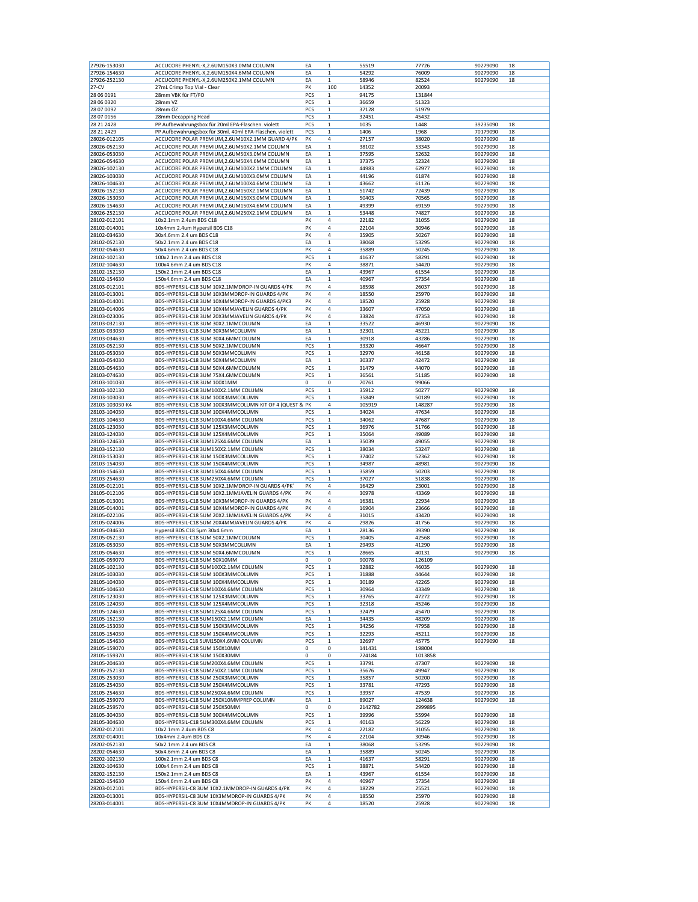| | | | | | | | |
|---|---|---|---|---|---|---|---|
| 27926-153030 | ACCUCORE PHENYL-X,2.6UM150X3.0MM COLUMN | EA | 1 | 55519 | 77726 | 90279090 | 18 |
| 27926-154630 | ACCUCORE PHENYL-X,2.6UM150X4.6MM COLUMN | EA | 1 | 54292 | 76009 | 90279090 | 18 |
| 27926-252130 | ACCUCORE PHENYL-X,2.6UM250X2.1MM COLUMN | EA | 1 | 58946 | 82524 | 90279090 | 18 |
| 27-CV | 27mL Crimp Top Vial - Clear | PK | 100 | 14352 | 20093 | | |
| 28 06 0191 | 28mm VBK für FT/FO | PCS | 1 | 94175 | 131844 | | |
| 28 06 0320 | 28mm VZ | PCS | 1 | 36659 | 51323 | | |
| 28 07 0092 | 28mm ÖZ | PCS | 1 | 37128 | 51979 | | |
| 28 07 0156 | 28mm Decapping Head | PCS | 1 | 32451 | 45432 | | |
| 28 21 2428 | PP Aufbewahrungsbox für 20ml EPA-Flaschen. violett | PCS | 1 | 1035 | 1448 | 39235090 | 18 |
| 28 21 2429 | PP Aufbewahrungsbox für 30ml. 40ml EPA-Flaschen. violett | PCS | 1 | 1406 | 1968 | 70179090 | 18 |
| 28026-012105 | ACCUCORE POLAR PREMIUM,2.6UM10X2.1MM GUARD 4/PK | PK | 4 | 27157 | 38020 | 90279090 | 18 |
| 28026-052130 | ACCUCORE POLAR PREMIUM,2.6UM50X2.1MM COLUMN | EA | 1 | 38102 | 53343 | 90279090 | 18 |
| 28026-053030 | ACCUCORE POLAR PREMIUM,2.6UM50X3.0MM COLUMN | EA | 1 | 37595 | 52632 | 90279090 | 18 |
| 28026-054630 | ACCUCORE POLAR PREMIUM,2.6UM50X4.6MM COLUMN | EA | 1 | 37375 | 52324 | 90279090 | 18 |
| 28026-102130 | ACCUCORE POLAR PREMIUM,2.6UM100X2.1MM COLUMN | EA | 1 | 44983 | 62977 | 90279090 | 18 |
| 28026-103030 | ACCUCORE POLAR PREMIUM,2.6UM100X3.0MM COLUMN | EA | 1 | 44196 | 61874 | 90279090 | 18 |
| 28026-104630 | ACCUCORE POLAR PREMIUM,2.6UM100X4.6MM COLUMN | EA | 1 | 43662 | 61126 | 90279090 | 18 |
| 28026-152130 | ACCUCORE POLAR PREMIUM,2.6UM150X2.1MM COLUMN | EA | 1 | 51742 | 72439 | 90279090 | 18 |
| 28026-153030 | ACCUCORE POLAR PREMIUM,2.6UM150X3.0MM COLUMN | EA | 1 | 50403 | 70565 | 90279090 | 18 |
| 28026-154630 | ACCUCORE POLAR PREMIUM,2.6UM150X4.6MM COLUMN | EA | 1 | 49399 | 69159 | 90279090 | 18 |
| 28026-252130 | ACCUCORE POLAR PREMIUM,2.6UM250X2.1MM COLUMN | EA | 1 | 53448 | 74827 | 90279090 | 18 |
| 28102-012101 | 10x2.1mm 2.4um BDS C18 | PK | 4 | 22182 | 31055 | 90279090 | 18 |
| 28102-014001 | 10x4mm 2.4um Hypersil BDS C18 | PK | 4 | 22104 | 30946 | 90279090 | 18 |
| 28102-034630 | 30x4.6mm 2.4 um BDS C18 | PK | 4 | 35905 | 50267 | 90279090 | 18 |
| 28102-052130 | 50x2.1mm 2.4 um BDS C18 | EA | 1 | 38068 | 53295 | 90279090 | 18 |
| 28102-054630 | 50x4.6mm 2.4 um BDS C18 | PK | 4 | 35889 | 50245 | 90279090 | 18 |
| 28102-102130 | 100x2.1mm 2.4 um BDS C18 | PCS | 1 | 41637 | 58291 | 90279090 | 18 |
| 28102-104630 | 100x4.6mm 2.4 um BDS C18 | PK | 4 | 38871 | 54420 | 90279090 | 18 |
| 28102-152130 | 150x2.1mm 2.4 um BDS C18 | EA | 1 | 43967 | 61554 | 90279090 | 18 |
| 28102-154630 | 150x4.6mm 2.4 um BDS C18 | EA | 1 | 40967 | 57354 | 90279090 | 18 |
| 28103-012101 | BDS-HYPERSIL-C18 3UM 10X2.1MMDROP-IN GUARDS 4/PK | PK | 4 | 18598 | 26037 | 90279090 | 18 |
| 28103-013001 | BDS-HYPERSIL-C18 3UM 10X3MMDROP-IN GUARDS 4/PK | PK | 4 | 18550 | 25970 | 90279090 | 18 |
| 28103-014001 | BDS-HYPERSIL-C18 3UM 10X4MMDROP-IN GUARDS 4/PK3 | PK | 4 | 18520 | 25928 | 90279090 | 18 |
| 28103-014006 | BDS-HYPERSIL-C18 3UM 10X4MMJAVELIN GUARDS 4/PK | PK | 4 | 33607 | 47050 | 90279090 | 18 |
| 28103-023006 | BDS-HYPERSIL-C18 3UM 20X3MMJAVELIN GUARDS 4/PK | PK | 4 | 33824 | 47353 | 90279090 | 18 |
| 28103-032130 | BDS-HYPERSIL-C18 3UM 30X2.1MMCOLUMN | EA | 1 | 33522 | 46930 | 90279090 | 18 |
| 28103-033030 | BDS-HYPERSIL-C18 3UM 30X3MMCOLUMN | EA | 1 | 32301 | 45221 | 90279090 | 18 |
| 28103-034630 | BDS-HYPERSIL-C18 3UM 30X4.6MMCOLUMN | EA | 1 | 30918 | 43286 | 90279090 | 18 |
| 28103-052130 | BDS-HYPERSIL-C18 3UM 50X2.1MMCOLUMN | PCS | 1 | 33320 | 46647 | 90279090 | 18 |
| 28103-053030 | BDS-HYPERSIL-C18 3UM 50X3MMCOLUMN | PCS | 1 | 32970 | 46158 | 90279090 | 18 |
| 28103-054030 | BDS-HYPERSIL-C18 3UM 50X4MMCOLUMN | EA | 1 | 30337 | 42472 | 90279090 | 18 |
| 28103-054630 | BDS-HYPERSIL-C18 3UM 50X4.6MMCOLUMN | PCS | 1 | 31479 | 44070 | 90279090 | 18 |
| 28103-074630 | BDS-HYPERSIL-C18 3UM 75X4.6MMCOLUMN | PCS | 1 | 36561 | 51185 | 90279090 | 18 |
| 28103-101030 | BDS-HYPERSIL-C18 3UM 100X1MM | 0 | 0 | 70761 | 99066 | | |
| 28103-102130 | BDS-HYPERSIL-C18 3UM100X2.1MM COLUMN | PCS | 1 | 35912 | 50277 | 90279090 | 18 |
| 28103-103030 | BDS-HYPERSIL-C18 3UM 100X3MMCOLUMN | PCS | 1 | 35849 | 50189 | 90279090 | 18 |
| 28103-103030-K4 | BDS-HYPERSIL-C18 3UM 100X3MMCOLUMN KIT OF 4 (QUEST & PK | | 4 | 105919 | 148287 | 90279090 | 18 |
| 28103-104030 | BDS-HYPERSIL-C18 3UM 100X4MMCOLUMN | PCS | 1 | 34024 | 47634 | 90279090 | 18 |
| 28103-104630 | BDS-HYPERSIL-C18 3UM100X4.6MM COLUMN | PCS | 1 | 34062 | 47687 | 90279090 | 18 |
| 28103-123030 | BDS-HYPERSIL-C18 3UM 125X3MMCOLUMN | PCS | 1 | 36976 | 51766 | 90279090 | 18 |
| 28103-124030 | BDS-HYPERSIL-C18 3UM 125X4MMCOLUMN | PCS | 1 | 35064 | 49089 | 90279090 | 18 |
| 28103-124630 | BDS-HYPERSIL-C18 3UM125X4.6MM COLUMN | EA | 1 | 35039 | 49055 | 90279090 | 18 |
| 28103-152130 | BDS-HYPERSIL-C18 3UM150X2.1MM COLUMN | PCS | 1 | 38034 | 53247 | 90279090 | 18 |
| 28103-153030 | BDS-HYPERSIL-C18 3UM 150X3MMCOLUMN | PCS | 1 | 37402 | 52362 | 90279090 | 18 |
| 28103-154030 | BDS-HYPERSIL-C18 3UM 150X4MMCOLUMN | PCS | 1 | 34987 | 48981 | 90279090 | 18 |
| 28103-154630 | BDS-HYPERSIL-C18 3UM150X4.6MM COLUMN | PCS | 1 | 35859 | 50203 | 90279090 | 18 |
| 28103-254630 | BDS-HYPERSIL-C18 3UM250X4.6MM COLUMN | PCS | 1 | 37027 | 51838 | 90279090 | 18 |
| 28105-012101 | BDS-HYPERSIL-C18 5UM 10X2.1MMDROP-IN GUARDS 4/PK | PK | 4 | 16429 | 23001 | 90279090 | 18 |
| 28105-012106 | BDS-HYPERSIL-C18 5UM 10X2.1MMJAVELIN GUARDS 4/PK | PK | 4 | 30978 | 43369 | 90279090 | 18 |
| 28105-013001 | BDS-HYPERSIL-C18 5UM 10X3MMDROP-IN GUARDS 4/PK | PK | 4 | 16381 | 22934 | 90279090 | 18 |
| 28105-014001 | BDS-HYPERSIL-C18 5UM 10X4MMDROP-IN GUARDS 4/PK | PK | 4 | 16904 | 23666 | 90279090 | 18 |
| 28105-022106 | BDS-HYPERSIL-C18 5UM 20X2.1MMJAVELIN GUARDS 4/PK | PK | 4 | 31015 | 43420 | 90279090 | 18 |
| 28105-024006 | BDS-HYPERSIL-C18 5UM 20X4MMJAVELIN GUARDS 4/PK | PK | 4 | 29826 | 41756 | 90279090 | 18 |
| 28105-034630 | Hypersil BDS C18 5µm 30x4.6mm | EA | 1 | 28136 | 39390 | 90279090 | 18 |
| 28105-052130 | BDS-HYPERSIL-C18 5UM 50X2.1MMCOLUMN | PCS | 1 | 30405 | 42568 | 90279090 | 18 |
| 28105-053030 | BDS-HYPERSIL-C18 5UM 50X3MMCOLUMN | EA | 1 | 29493 | 41290 | 90279090 | 18 |
| 28105-054630 | BDS-HYPERSIL-C18 5UM 50X4.6MMCOLUMN | PCS | 1 | 28665 | 40131 | 90279090 | 18 |
| 28105-059070 | BDS-HYPERSIL-C18 5UM 50X10MM | 0 | 0 | 90078 | 126109 | | |
| 28105-102130 | BDS-HYPERSIL-C18 5UM100X2.1MM COLUMN | PCS | 1 | 32882 | 46035 | 90279090 | 18 |
| 28105-103030 | BDS-HYPERSIL-C18 5UM 100X3MMCOLUMN | PCS | 1 | 31888 | 44644 | 90279090 | 18 |
| 28105-104030 | BDS-HYPERSIL-C18 5UM 100X4MMCOLUMN | PCS | 1 | 30189 | 42265 | 90279090 | 18 |
| 28105-104630 | BDS-HYPERSIL-C18 5UM100X4.6MM COLUMN | PCS | 1 | 30964 | 43349 | 90279090 | 18 |
| 28105-123030 | BDS-HYPERSIL-C18 5UM 125X3MMCOLUMN | PCS | 1 | 33765 | 47272 | 90279090 | 18 |
| 28105-124030 | BDS-HYPERSIL-C18 5UM 125X4MMCOLUMN | PCS | 1 | 32318 | 45246 | 90279090 | 18 |
| 28105-124630 | BDS-HYPERSIL-C18 5UM125X4.6MM COLUMN | PCS | 1 | 32479 | 45470 | 90279090 | 18 |
| 28105-152130 | BDS-HYPERSIL-C18 5UM150X2.1MM COLUMN | EA | 1 | 34435 | 48209 | 90279090 | 18 |
| 28105-153030 | BDS-HYPERSIL-C18 5UM 150X3MMCOLUMN | PCS | 1 | 34256 | 47958 | 90279090 | 18 |
| 28105-154030 | BDS-HYPERSIL-C18 5UM 150X4MMCOLUMN | PCS | 1 | 32293 | 45211 | 90279090 | 18 |
| 28105-154630 | BDS-HYPERSIL C18 5UM150X4.6MM COLUMN | PCS | 1 | 32697 | 45775 | 90279090 | 18 |
| 28105-159070 | BDS-HYPERSIL-C18 5UM 150X10MM | 0 | 0 | 141431 | 198004 | | |
| 28105-159370 | BDS-HYPERSIL-C18 5UM 150X30MM | 0 | 0 | 724184 | 1013858 | | |
| 28105-204630 | BDS-HYPERSIL-C18 5UM200X4.6MM COLUMN | PCS | 1 | 33791 | 47307 | 90279090 | 18 |
| 28105-252130 | BDS-HYPERSIL-C18 5UM250X2.1MM COLUMN | PCS | 1 | 35676 | 49947 | 90279090 | 18 |
| 28105-253030 | BDS-HYPERSIL-C18 5UM 250X3MMCOLUMN | PCS | 1 | 35857 | 50200 | 90279090 | 18 |
| 28105-254030 | BDS-HYPERSIL-C18 5UM 250X4MMCOLUMN | PCS | 1 | 33781 | 47293 | 90279090 | 18 |
| 28105-254630 | BDS-HYPERSIL-C18 5UM250X4.6MM COLUMN | PCS | 1 | 33957 | 47539 | 90279090 | 18 |
| 28105-259070 | BDS-HYPERSIL-C18 5UM 250X10MMPREP COLUMN | EA | 1 | 89027 | 124638 | 90279090 | 18 |
| 28105-259570 | BDS-HYPERSIL-C18 5UM 250X50MM | 0 | 0 | 2142782 | 2999895 | | |
| 28105-304030 | BDS-HYPERSIL-C18 5UM 300X4MMCOLUMN | PCS | 1 | 39996 | 55994 | 90279090 | 18 |
| 28105-304630 | BDS-HYPERSIL-C18 5UM300X4.6MM COLUMN | PCS | 1 | 40163 | 56229 | 90279090 | 18 |
| 28202-012101 | 10x2.1mm 2.4um BDS C8 | PK | 4 | 22182 | 31055 | 90279090 | 18 |
| 28202-014001 | 10x4mm 2.4um BDS C8 | PK | 4 | 22104 | 30946 | 90279090 | 18 |
| 28202-052130 | 50x2.1mm 2.4 um BDS C8 | EA | 1 | 38068 | 53295 | 90279090 | 18 |
| 28202-054630 | 50x4.6mm 2.4 um BDS C8 | EA | 1 | 35889 | 50245 | 90279090 | 18 |
| 28202-102130 | 100x2.1mm 2.4 um BDS C8 | EA | 1 | 41637 | 58291 | 90279090 | 18 |
| 28202-104630 | 100x4.6mm 2.4um BDS C8 | PCS | 1 | 38871 | 54420 | 90279090 | 18 |
| 28202-152130 | 150x2.1mm 2.4 um BDS C8 | EA | 1 | 43967 | 61554 | 90279090 | 18 |
| 28202-154630 | 150x4.6mm 2.4 um BDS C8 | PK | 4 | 40967 | 57354 | 90279090 | 18 |
| 28203-012101 | BDS-HYPERSIL-C8 3UM 10X2.1MMDROP-IN GUARDS 4/PK | PK | 4 | 18229 | 25521 | 90279090 | 18 |
| 28203-013001 | BDS-HYPERSIL-C8 3UM 10X3MMDROP-IN GUARDS 4/PK | PK | 4 | 18550 | 25970 | 90279090 | 18 |
| 28203-014001 | BDS-HYPERSIL-C8 3UM 10X4MMDROP-IN GUARDS 4/PK | PK | 4 | 18520 | 25928 | 90279090 | 18 |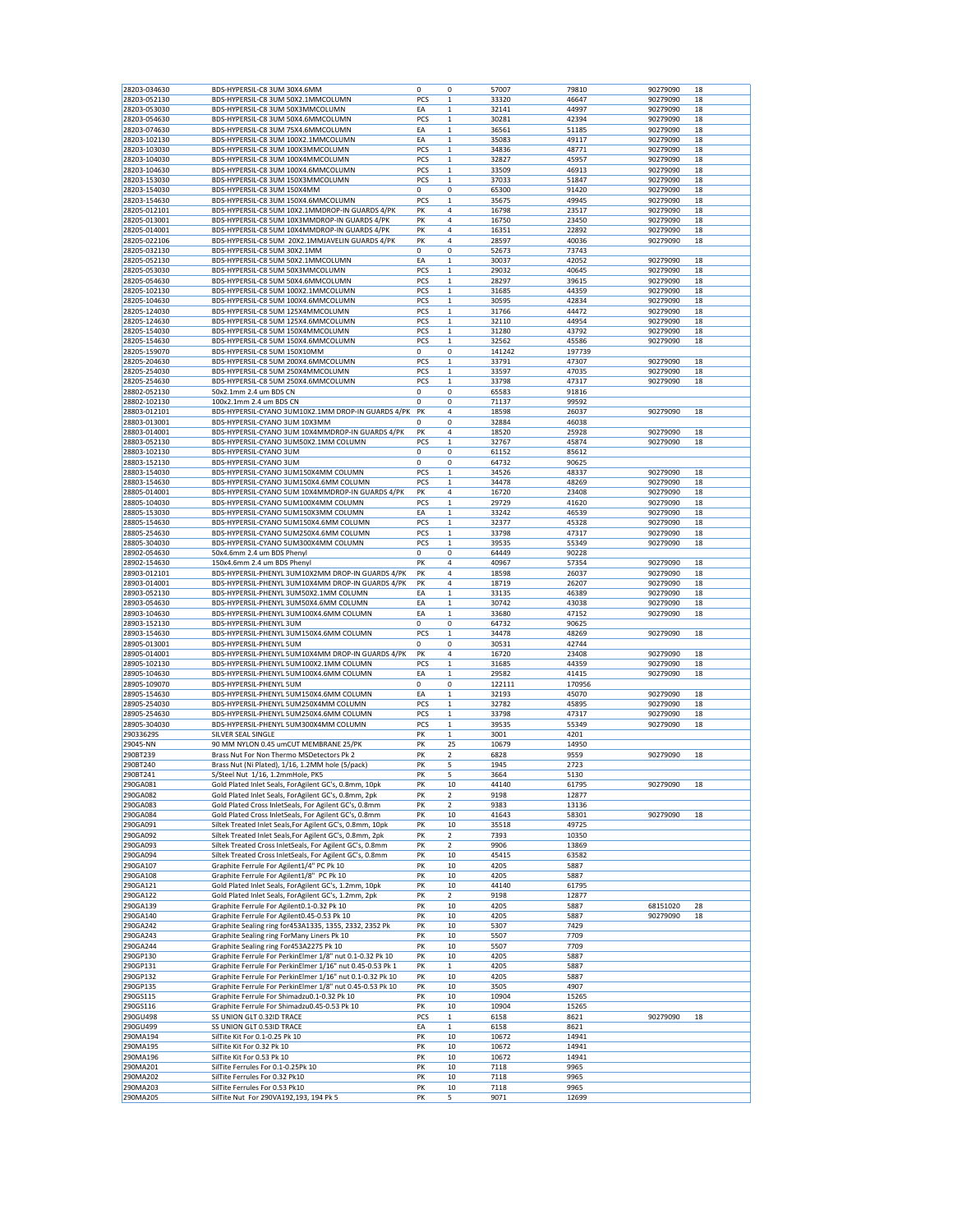| | | | | | | | |
|---|---|---|---|---|---|---|---|
| 28203-034630 | BDS-HYPERSIL-C8 3UM 30X4.6MM | 0 | 0 | 57007 | 79810 | 90279090 | 18 |
| 28203-052130 | BDS-HYPERSIL-C8 3UM 50X2.1MMCOLUMN | PCS | 1 | 33320 | 46647 | 90279090 | 18 |
| 28203-053030 | BDS-HYPERSIL-C8 3UM 50X3MMCOLUMN | EA | 1 | 32141 | 44997 | 90279090 | 18 |
| 28203-054630 | BDS-HYPERSIL-C8 3UM 50X4.6MMCOLUMN | PCS | 1 | 30281 | 42394 | 90279090 | 18 |
| 28203-074630 | BDS-HYPERSIL-C8 3UM 75X4.6MMCOLUMN | EA | 1 | 36561 | 51185 | 90279090 | 18 |
| 28203-102130 | BDS-HYPERSIL-C8 3UM 100X2.1MMCOLUMN | EA | 1 | 35083 | 49117 | 90279090 | 18 |
| 28203-103030 | BDS-HYPERSIL-C8 3UM 100X3MMCOLUMN | PCS | 1 | 34836 | 48771 | 90279090 | 18 |
| 28203-104030 | BDS-HYPERSIL-C8 3UM 100X4MMCOLUMN | PCS | 1 | 32827 | 45957 | 90279090 | 18 |
| 28203-104630 | BDS-HYPERSIL-C8 3UM 100X4.6MMCOLUMN | PCS | 1 | 33509 | 46913 | 90279090 | 18 |
| 28203-153030 | BDS-HYPERSIL-C8 3UM 150X3MMCOLUMN | PCS | 1 | 37033 | 51847 | 90279090 | 18 |
| 28203-154030 | BDS-HYPERSIL-C8 3UM 150X4MM | 0 | 0 | 65300 | 91420 | 90279090 | 18 |
| 28203-154630 | BDS-HYPERSIL-C8 3UM 150X4.6MMCOLUMN | PCS | 1 | 35675 | 49945 | 90279090 | 18 |
| 28205-012101 | BDS-HYPERSIL-C8 5UM 10X2.1MMDROP-IN GUARDS 4/PK | PK | 4 | 16798 | 23517 | 90279090 | 18 |
| 28205-013001 | BDS-HYPERSIL-C8 5UM 10X3MMDROP-IN GUARDS 4/PK | PK | 4 | 16750 | 23450 | 90279090 | 18 |
| 28205-014001 | BDS-HYPERSIL-C8 5UM 10X4MMDROP-IN GUARDS 4/PK | PK | 4 | 16351 | 22892 | 90279090 | 18 |
| 28205-022106 | BDS-HYPERSIL-C8 5UM 20X2.1MMJAVELIN GUARDS 4/PK | PK | 4 | 28597 | 40036 | 90279090 | 18 |
| 28205-032130 | BDS-HYPERSIL-C8 5UM 30X2.1MM | 0 | 0 | 52673 | 73743 | | |
| 28205-052130 | BDS-HYPERSIL-C8 5UM 50X2.1MMCOLUMN | EA | 1 | 30037 | 42052 | 90279090 | 18 |
| 28205-053030 | BDS-HYPERSIL-C8 5UM 50X3MMCOLUMN | PCS | 1 | 29032 | 40645 | 90279090 | 18 |
| 28205-054630 | BDS-HYPERSIL-C8 5UM 50X4.6MMCOLUMN | PCS | 1 | 28297 | 39615 | 90279090 | 18 |
| 28205-102130 | BDS-HYPERSIL-C8 5UM 100X2.1MMCOLUMN | PCS | 1 | 31685 | 44359 | 90279090 | 18 |
| 28205-104630 | BDS-HYPERSIL-C8 5UM 100X4.6MMCOLUMN | PCS | 1 | 30595 | 42834 | 90279090 | 18 |
| 28205-124030 | BDS-HYPERSIL-C8 5UM 125X4MMCOLUMN | PCS | 1 | 31766 | 44472 | 90279090 | 18 |
| 28205-124630 | BDS-HYPERSIL-C8 5UM 125X4.6MMCOLUMN | PCS | 1 | 32110 | 44954 | 90279090 | 18 |
| 28205-154030 | BDS-HYPERSIL-C8 5UM 150X4MMCOLUMN | PCS | 1 | 31280 | 43792 | 90279090 | 18 |
| 28205-154630 | BDS-HYPERSIL-C8 5UM 150X4.6MMCOLUMN | PCS | 1 | 32562 | 45586 | 90279090 | 18 |
| 28205-159070 | BDS-HYPERSIL-C8 5UM 150X10MM | 0 | 0 | 141242 | 197739 | | |
| 28205-204630 | BDS-HYPERSIL-C8 5UM 200X4.6MMCOLUMN | PCS | 1 | 33791 | 47307 | 90279090 | 18 |
| 28205-254030 | BDS-HYPERSIL-C8 5UM 250X4MMCOLUMN | PCS | 1 | 33597 | 47035 | 90279090 | 18 |
| 28205-254630 | BDS-HYPERSIL-C8 5UM 250X4.6MMCOLUMN | PCS | 1 | 33798 | 47317 | 90279090 | 18 |
| 28802-052130 | 50x2.1mm 2.4 um BDS CN | 0 | 0 | 65583 | 91816 | | |
| 28802-102130 | 100x2.1mm 2.4 um BDS CN | 0 | 0 | 71137 | 99592 | | |
| 28803-012101 | BDS-HYPERSIL-CYANO 3UM10X2.1MM DROP-IN GUARDS 4/PK | PK | 4 | 18598 | 26037 | 90279090 | 18 |
| 28803-013001 | BDS-HYPERSIL-CYANO 3UM 10X3MM | 0 | 0 | 32884 | 46038 | | |
| 28803-014001 | BDS-HYPERSIL-CYANO 3UM 10X4MMDROP-IN GUARDS 4/PK | PK | 4 | 18520 | 25928 | 90279090 | 18 |
| 28803-052130 | BDS-HYPERSIL-CYANO 3UM50X2.1MM COLUMN | PCS | 1 | 32767 | 45874 | 90279090 | 18 |
| 28803-102130 | BDS-HYPERSIL-CYANO 3UM | 0 | 0 | 61152 | 85612 | | |
| 28803-152130 | BDS-HYPERSIL-CYANO 3UM | 0 | 0 | 64732 | 90625 | | |
| 28803-154030 | BDS-HYPERSIL-CYANO 3UM150X4MM COLUMN | PCS | 1 | 34526 | 48337 | 90279090 | 18 |
| 28803-154630 | BDS-HYPERSIL-CYANO 3UM150X4.6MM COLUMN | PCS | 1 | 34478 | 48269 | 90279090 | 18 |
| 28805-014001 | BDS-HYPERSIL-CYANO 5UM 10X4MMDROP-IN GUARDS 4/PK | PK | 4 | 16720 | 23408 | 90279090 | 18 |
| 28805-104030 | BDS-HYPERSIL-CYANO 5UM100X4MM COLUMN | PCS | 1 | 29729 | 41620 | 90279090 | 18 |
| 28805-153030 | BDS-HYPERSIL-CYANO 5UM150X3MM COLUMN | EA | 1 | 33242 | 46539 | 90279090 | 18 |
| 28805-154630 | BDS-HYPERSIL-CYANO 5UM150X4.6MM COLUMN | PCS | 1 | 32377 | 45328 | 90279090 | 18 |
| 28805-254630 | BDS-HYPERSIL-CYANO 5UM250X4.6MM COLUMN | PCS | 1 | 33798 | 47317 | 90279090 | 18 |
| 28805-304030 | BDS-HYPERSIL-CYANO 5UM300X4MM COLUMN | PCS | 1 | 39535 | 55349 | 90279090 | 18 |
| 28902-054630 | 50x4.6mm 2.4 um BDS Phenyl | 0 | 0 | 64449 | 90228 | | |
| 28902-154630 | 150x4.6mm 2.4 um BDS Phenyl | PK | 4 | 40967 | 57354 | 90279090 | 18 |
| 28903-012101 | BDS-HYPERSIL-PHENYL 3UM10X2MM DROP-IN GUARDS 4/PK | PK | 4 | 18598 | 26037 | 90279090 | 18 |
| 28903-014001 | BDS-HYPERSIL-PHENYL 3UM10X4MM DROP-IN GUARDS 4/PK | PK | 4 | 18719 | 26207 | 90279090 | 18 |
| 28903-052130 | BDS-HYPERSIL-PHENYL 3UM50X2.1MM COLUMN | EA | 1 | 33135 | 46389 | 90279090 | 18 |
| 28903-054630 | BDS-HYPERSIL-PHENYL 3UM50X4.6MM COLUMN | EA | 1 | 30742 | 43038 | 90279090 | 18 |
| 28903-104630 | BDS-HYPERSIL-PHENYL 3UM100X4.6MM COLUMN | EA | 1 | 33680 | 47152 | 90279090 | 18 |
| 28903-152130 | BDS-HYPERSIL-PHENYL 3UM | 0 | 0 | 64732 | 90625 | | |
| 28903-154630 | BDS-HYPERSIL-PHENYL 3UM150X4.6MM COLUMN | PCS | 1 | 34478 | 48269 | 90279090 | 18 |
| 28905-013001 | BDS-HYPERSIL-PHENYL 5UM | 0 | 0 | 30531 | 42744 | | |
| 28905-014001 | BDS-HYPERSIL-PHENYL 5UM10X4MM DROP-IN GUARDS 4/PK | PK | 4 | 16720 | 23408 | 90279090 | 18 |
| 28905-102130 | BDS-HYPERSIL-PHENYL 5UM100X2.1MM COLUMN | PCS | 1 | 31685 | 44359 | 90279090 | 18 |
| 28905-104630 | BDS-HYPERSIL-PHENYL 5UM100X4.6MM COLUMN | EA | 1 | 29582 | 41415 | 90279090 | 18 |
| 28905-109070 | BDS-HYPERSIL-PHENYL 5UM | 0 | 0 | 122111 | 170956 | | |
| 28905-154630 | BDS-HYPERSIL-PHENYL 5UM150X4.6MM COLUMN | EA | 1 | 32193 | 45070 | 90279090 | 18 |
| 28905-254030 | BDS-HYPERSIL-PHENYL 5UM250X4MM COLUMN | PCS | 1 | 32782 | 45895 | 90279090 | 18 |
| 28905-254630 | BDS-HYPERSIL-PHENYL 5UM250X4.6MM COLUMN | PCS | 1 | 33798 | 47317 | 90279090 | 18 |
| 28905-304030 | BDS-HYPERSIL-PHENYL 5UM300X4MM COLUMN | PCS | 1 | 39535 | 55349 | 90279090 | 18 |
| 29033629S | SILVER SEAL SINGLE | PK | 1 | 3001 | 4201 | | |
| 29045-NN | 90 MM NYLON 0.45 umCUT MEMBRANE 25/PK | PK | 25 | 10679 | 14950 | | |
| 290BT239 | Brass Nut For Non Thermo MSDetectors Pk 2 | PK | 2 | 6828 | 9559 | 90279090 | 18 |
| 290BT240 | Brass Nut (Ni Plated), 1/16, 1.2MM hole (5/pack) | PK | 5 | 1945 | 2723 | | |
| 290BT241 | S/Steel Nut 1/16, 1.2mmHole, PK5 | PK | 5 | 3664 | 5130 | | |
| 290GA081 | Gold Plated Inlet Seals, ForAgilent GC's, 0.8mm, 10pk | PK | 10 | 44140 | 61795 | 90279090 | 18 |
| 290GA082 | Gold Plated Inlet Seals, For Agilent GC's, 0.8mm, 2pk | PK | 2 | 9198 | 12877 | | |
| 290GA083 | Gold Plated Cross InletSeals, For Agilent GC's, 0.8mm | PK | 2 | 9383 | 13136 | | |
| 290GA084 | Gold Plated Cross InletSeals, For Agilent GC's, 0.8mm | PK | 10 | 41643 | 58301 | 90279090 | 18 |
| 290GA091 | Siltek Treated Inlet Seals,For Agilent GC's, 0.8mm, 10pk | PK | 10 | 35518 | 49725 | | |
| 290GA092 | Siltek Treated Inlet Seals,For Agilent GC's, 0.8mm, 2pk | PK | 2 | 7393 | 10350 | | |
| 290GA093 | Siltek Treated Cross InletSeals, For Agilent GC's, 0.8mm | PK | 2 | 9906 | 13869 | | |
| 290GA094 | Siltek Treated Cross InletSeals, For Agilent GC's, 0.8mm | PK | 10 | 45415 | 63582 | | |
| 290GA107 | Graphite Ferrule For Agilent1/4" PC Pk 10 | PK | 10 | 4205 | 5887 | | |
| 290GA108 | Graphite Ferrule For Agilent1/8" PC Pk 10 | PK | 10 | 4205 | 5887 | | |
| 290GA121 | Gold Plated Inlet Seals, ForAgilent GC's, 1.2mm, 10pk | PK | 10 | 44140 | 61795 | | |
| 290GA122 | Gold Plated Inlet Seals, ForAgilent GC's, 1.2mm, 2pk | PK | 2 | 9198 | 12877 | | |
| 290GA139 | Graphite Ferrule For Agilent0.1-0.32 Pk 10 | PK | 10 | 4205 | 5887 | 68151020 | 28 |
| 290GA140 | Graphite Ferrule For Agilent0.45-0.53 Pk 10 | PK | 10 | 4205 | 5887 | 90279090 | 18 |
| 290GA242 | Graphite Sealing ring for453A1335, 1355, 2332, 2352 Pk | PK | 10 | 5307 | 7429 | | |
| 290GA243 | Graphite Sealing ring ForMany Liners Pk 10 | PK | 10 | 5507 | 7709 | | |
| 290GA244 | Graphite Sealing ring For453A2275 Pk 10 | PK | 10 | 5507 | 7709 | | |
| 290GP130 | Graphite Ferrule For PerkinElmer 1/8" nut 0.1-0.32 Pk 10 | PK | 10 | 4205 | 5887 | | |
| 290GP131 | Graphite Ferrule For PerkinElmer 1/16" nut 0.45-0.53 Pk 1 | PK | 1 | 4205 | 5887 | | |
| 290GP132 | Graphite Ferrule For PerkinElmer 1/16" nut 0.1-0.32 Pk 10 | PK | 10 | 4205 | 5887 | | |
| 290GP135 | Graphite Ferrule For PerkinElmer 1/8" nut 0.45-0.53 Pk 10 | PK | 10 | 3505 | 4907 | | |
| 290GS115 | Graphite Ferrule For Shimadzu0.1-0.32 Pk 10 | PK | 10 | 10904 | 15265 | | |
| 290GS116 | Graphite Ferrule For Shimadzu0.45-0.53 Pk 10 | PK | 10 | 10904 | 15265 | | |
| 290GU498 | SS UNION GLT 0.32ID TRACE | PCS | 1 | 6158 | 8621 | 90279090 | 18 |
| 290GU499 | SS UNION GLT 0.53ID TRACE | EA | 1 | 6158 | 8621 | | |
| 290MA194 | SilTite Kit For 0.1-0.25 Pk 10 | PK | 10 | 10672 | 14941 | | |
| 290MA195 | SilTite Kit For 0.32 Pk 10 | PK | 10 | 10672 | 14941 | | |
| 290MA196 | SilTite Kit For 0.53 Pk 10 | PK | 10 | 10672 | 14941 | | |
| 290MA201 | SilTite Ferrules For 0.1-0.25Pk 10 | PK | 10 | 7118 | 9965 | | |
| 290MA202 | SilTite Ferrules For 0.32 Pk10 | PK | 10 | 7118 | 9965 | | |
| 290MA203 | SilTite Ferrules For 0.53 Pk10 | PK | 10 | 7118 | 9965 | | |
| 290MA205 | SilTite Nut For 290VA192,193, 194 Pk 5 | PK | 5 | 9071 | 12699 | | |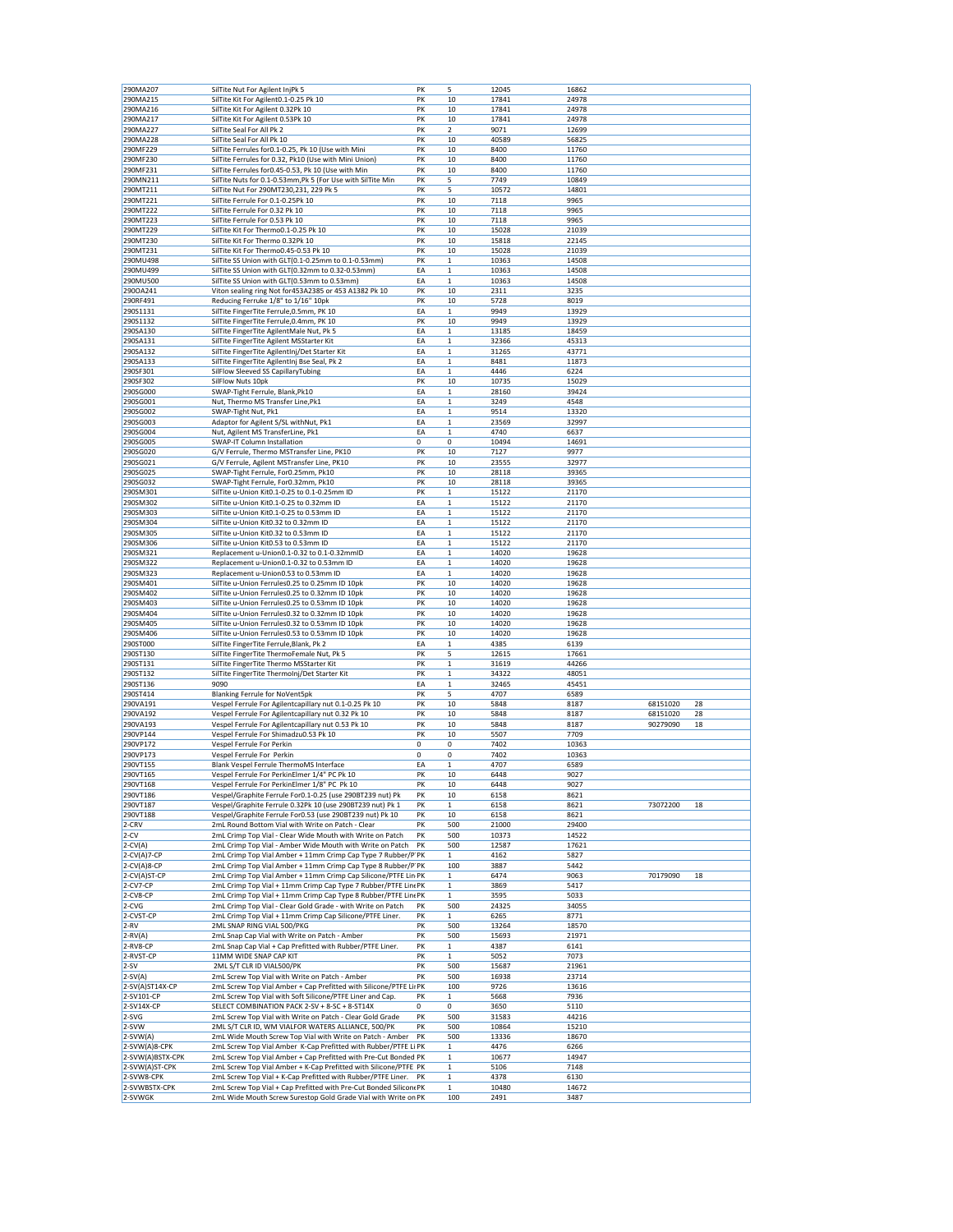| | | | | | | | |
|---|---|---|---|---|---|---|---|
| 290MA207 | SilTite Nut For Agilent InjPk 5 | PK | 5 | 12045 | 16862 | | |
| 290MA215 | SilTite Kit For Agilent0.1-0.25 Pk 10 | PK | 10 | 17841 | 24978 | | |
| 290MA216 | SilTite Kit For Agilent 0.32Pk 10 | PK | 10 | 17841 | 24978 | | |
| 290MA217 | SilTite Kit For Agilent 0.53Pk 10 | PK | 10 | 17841 | 24978 | | |
| 290MA227 | SilTite Seal For All Pk 2 | PK | 2 | 9071 | 12699 | | |
| 290MA228 | SilTite Seal For All Pk 10 | PK | 10 | 40589 | 56825 | | |
| 290MF229 | SilTite Ferrules for0.1-0.25, Pk 10 (Use with Mini | PK | 10 | 8400 | 11760 | | |
| 290MF230 | SilTite Ferrules for 0.32, Pk10 (Use with Mini Union) | PK | 10 | 8400 | 11760 | | |
| 290MF231 | SilTite Ferrules for0.45-0.53, Pk 10 (Use with Min | PK | 10 | 8400 | 11760 | | |
| 290MN211 | SilTite Nuts for 0.1-0.53mm,Pk 5 (For Use with SilTite Min | PK | 5 | 7749 | 10849 | | |
| 290MT211 | SilTite Nut For 290MT230,231, 229 Pk 5 | PK | 5 | 10572 | 14801 | | |
| 290MT221 | SilTite Ferrule For 0.1-0.25Pk 10 | PK | 10 | 7118 | 9965 | | |
| 290MT222 | SilTite Ferrule For 0.32 Pk 10 | PK | 10 | 7118 | 9965 | | |
| 290MT223 | SilTite Ferrule For 0.53 Pk 10 | PK | 10 | 7118 | 9965 | | |
| 290MT229 | SilTite Kit For Thermo0.1-0.25 Pk 10 | PK | 10 | 15028 | 21039 | | |
| 290MT230 | SilTite Kit For Thermo 0.32Pk 10 | PK | 10 | 15818 | 22145 | | |
| 290MT231 | SilTite Kit For Thermo0.45-0.53 Pk 10 | PK | 10 | 15028 | 21039 | | |
| 290MU498 | SilTite SS Union with GLT(0.1-0.25mm to 0.1-0.53mm) | PK | 1 | 10363 | 14508 | | |
| 290MU499 | SilTite SS Union with GLT(0.32mm to 0.32-0.53mm) | EA | 1 | 10363 | 14508 | | |
| 290MU500 | SilTite SS Union with GLT(0.53mm to 0.53mm) | EA | 1 | 10363 | 14508 | | |
| 290OA241 | Viton sealing ring Not for453A2385 or 453 A1382 Pk 10 | PK | 10 | 2311 | 3235 | | |
| 290RF491 | Reducing Ferrule 1/8" to 1/16" 10pk | PK | 10 | 5728 | 8019 | | |
| 290S1131 | SilTite FingerTite Ferrule,0.5mm, PK 10 | EA | 1 | 9949 | 13929 | | |
| 290S1132 | SilTite FingerTite Ferrule,0.4mm, PK 10 | PK | 10 | 9949 | 13929 | | |
| 290SA130 | SilTite FingerTite AgilentMale Nut, Pk 5 | EA | 1 | 13185 | 18459 | | |
| 290SA131 | SilTite FingerTite Agilent MSStarter Kit | EA | 1 | 32366 | 45313 | | |
| 290SA132 | SilTite FingerTite AgilentInj/Det Starter Kit | EA | 1 | 31265 | 43771 | | |
| 290SA133 | SilTite FingerTite AgilentInj Bse Seal, Pk 2 | EA | 1 | 8481 | 11873 | | |
| 290SF301 | SilFlow Sleeved SS CapillaryTubing | EA | 1 | 4446 | 6224 | | |
| 290SF302 | SilFlow Nuts 10pk | PK | 10 | 10735 | 15029 | | |
| 290SG000 | SWAP-Tight Ferrule, Blank,Pk10 | EA | 1 | 28160 | 39424 | | |
| 290SG001 | Nut, Thermo MS Transfer Line,Pk1 | EA | 1 | 3249 | 4548 | | |
| 290SG002 | SWAP-Tight Nut, Pk1 | EA | 1 | 9514 | 13320 | | |
| 290SG003 | Adaptor for Agilent S/SL withNut, Pk1 | EA | 1 | 23569 | 32997 | | |
| 290SG004 | Nut, Agilent MS TransferLine, Pk1 | EA | 1 | 4740 | 6637 | | |
| 290SG005 | SWAP-IT Column Installation | 0 | 0 | 10494 | 14691 | | |
| 290SG020 | G/V Ferrule, Thermo MSTransfer Line, PK10 | PK | 10 | 7127 | 9977 | | |
| 290SG021 | G/V Ferrule, Agilent MSTransfer Line, PK10 | PK | 10 | 23555 | 32977 | | |
| 290SG025 | SWAP-Tight Ferrule, For0.25mm, Pk10 | PK | 10 | 28118 | 39365 | | |
| 290SG032 | SWAP-Tight Ferrule, For0.32mm, Pk10 | PK | 10 | 28118 | 39365 | | |
| 290SM301 | SilTite u-Union Kit0.1-0.25 to 0.1-0.25mm ID | PK | 1 | 15122 | 21170 | | |
| 290SM302 | SilTite u-Union Kit0.1-0.25 to 0.32mm ID | EA | 1 | 15122 | 21170 | | |
| 290SM303 | SilTite u-Union Kit0.1-0.25 to 0.53mm ID | EA | 1 | 15122 | 21170 | | |
| 290SM304 | SilTite u-Union Kit0.32 to 0.32mm ID | EA | 1 | 15122 | 21170 | | |
| 290SM305 | SilTite u-Union Kit0.32 to 0.53mm ID | EA | 1 | 15122 | 21170 | | |
| 290SM306 | SilTite u-Union Kit0.53 to 0.53mm ID | EA | 1 | 15122 | 21170 | | |
| 290SM321 | Replacement u-Union0.1-0.32 to 0.1-0.32mmID | EA | 1 | 14020 | 19628 | | |
| 290SM322 | Replacement u-Union0.1-0.32 to 0.53mm ID | EA | 1 | 14020 | 19628 | | |
| 290SM323 | Replacement u-Union0.53 to 0.53mm ID | EA | 1 | 14020 | 19628 | | |
| 290SM401 | SilTite u-Union Ferrules0.25 to 0.25mm ID 10pk | PK | 10 | 14020 | 19628 | | |
| 290SM402 | SilTite u-Union Ferrules0.25 to 0.32mm ID 10pk | PK | 10 | 14020 | 19628 | | |
| 290SM403 | SilTite u-Union Ferrules0.25 to 0.53mm ID 10pk | PK | 10 | 14020 | 19628 | | |
| 290SM404 | SilTite u-Union Ferrules0.32 to 0.32mm ID 10pk | PK | 10 | 14020 | 19628 | | |
| 290SM405 | SilTite u-Union Ferrules0.32 to 0.53mm ID 10pk | PK | 10 | 14020 | 19628 | | |
| 290SM406 | SilTite u-Union Ferrules0.53 to 0.53mm ID 10pk | PK | 10 | 14020 | 19628 | | |
| 290ST000 | SilTite FingerTite Ferrule,Blank, Pk 2 | EA | 1 | 4385 | 6139 | | |
| 290ST130 | SilTite FingerTite ThermoFemale Nut, Pk 5 | PK | 5 | 12615 | 17661 | | |
| 290ST131 | SilTite FingerTite Thermo MSStarter Kit | PK | 1 | 31619 | 44266 | | |
| 290ST132 | SilTite FingerTite ThermoInj/Det Starter Kit | PK | 1 | 34322 | 48051 | | |
| 290ST136 | 9090 | EA | 1 | 32465 | 45451 | | |
| 290ST414 | Blanking Ferrule for NoVent5pk | PK | 5 | 4707 | 6589 | | |
| 290VA191 | Vespel Ferrule For Agilentcapillary nut 0.1-0.25 Pk 10 | PK | 10 | 5848 | 8187 | 68151020 | 28 |
| 290VA192 | Vespel Ferrule For Agilentcapillary nut 0.32 Pk 10 | PK | 10 | 5848 | 8187 | 68151020 | 28 |
| 290VA193 | Vespel Ferrule For Agilentcapillary nut 0.53 Pk 10 | PK | 10 | 5848 | 8187 | 90279090 | 18 |
| 290VP144 | Vespel Ferrule For Shimadzu0.53 Pk 10 | PK | 10 | 5507 | 7709 | | |
| 290VP172 | Vespel Ferrule For Perkin | 0 | 0 | 7402 | 10363 | | |
| 290VP173 | Vespel Ferrule For Perkin | 0 | 0 | 7402 | 10363 | | |
| 290VT155 | Blank Vespel Ferrule ThermoMS Interface | EA | 1 | 4707 | 6589 | | |
| 290VT165 | Vespel Ferrule For PerkinElmer 1/4" PC Pk 10 | PK | 10 | 6448 | 9027 | | |
| 290VT168 | Vespel Ferrule For PerkinElmer 1/8" PC Pk 10 | PK | 10 | 6448 | 9027 | | |
| 290VT186 | Vespel/Graphite Ferrule For0.1-0.25 (use 290BT239 nut) Pk | PK | 10 | 6158 | 8621 | | |
| 290VT187 | Vespel/Graphite Ferrule 0.32Pk 10 (use 290BT239 nut) Pk 1 | PK | 1 | 6158 | 8621 | 73072200 | 18 |
| 290VT188 | Vespel/Graphite Ferrule For0.53 (use 290BT239 nut) Pk 10 | PK | 10 | 6158 | 8621 | | |
| 2-CRV | 2mL Round Bottom Vial with Write on Patch - Clear | PK | 500 | 21000 | 29400 | | |
| 2-CV | 2mL Crimp Top Vial - Clear Wide Mouth with Write on Patch | PK | 500 | 10373 | 14522 | | |
| 2-CV(A) | 2mL Crimp Top Vial - Amber Wide Mouth with Write on Patch | PK | 500 | 12587 | 17621 | | |
| 2-CV(A)7-CP | 2mL Crimp Top Vial Amber + 11mm Crimp Cap Type 7 Rubber/P | PK | 1 | 4162 | 5827 | | |
| 2-CV(A)8-CP | 2mL Crimp Top Vial Amber + 11mm Crimp Cap Type 8 Rubber/P | PK | 100 | 3887 | 5442 | | |
| 2-CV(A)ST-CP | 2mL Crimp Top Vial Amber + 11mm Crimp Cap Silicone/PTFE Lin | PK | 1 | 6474 | 9063 | 70179090 | 18 |
| 2-CV7-CP | 2mL Crimp Top Vial + 11mm Crimp Cap Type 7 Rubber/PTFE Line | PK | 1 | 3869 | 5417 | | |
| 2-CV8-CP | 2mL Crimp Top Vial + 11mm Crimp Cap Type 8 Rubber/PTFE Line | PK | 1 | 3595 | 5033 | | |
| 2-CVG | 2mL Crimp Top Vial - Clear Gold Grade - with Write on Patch | PK | 500 | 24325 | 34055 | | |
| 2-CVST-CP | 2mL Crimp Top Vial + 11mm Crimp Cap Silicone/PTFE Liner. | PK | 1 | 6265 | 8771 | | |
| 2-RV | 2ML SNAP RING VIAL 500/PKG | PK | 500 | 13264 | 18570 | | |
| 2-RV(A) | 2mL Snap Cap Vial with Write on Patch - Amber | PK | 500 | 15693 | 21971 | | |
| 2-RV8-CP | 2mL Snap Cap Vial + Cap Prefitted with Rubber/PTFE Liner. | PK | 1 | 4387 | 6141 | | |
| 2-RVST-CP | 11MM WIDE SNAP CAP KIT | PK | 1 | 5052 | 7073 | | |
| 2-SV | 2ML S/T CLR ID VIAL500/PK | PK | 500 | 15687 | 21961 | | |
| 2-SV(A) | 2mL Screw Top Vial with Write on Patch - Amber | PK | 500 | 16938 | 23714 | | |
| 2-SV(A)ST14X-CP | 2mL Screw Top Vial Amber + Cap Prefitted with Silicone/PTFE Li | PK | 100 | 9726 | 13616 | | |
| 2-SV101-CP | 2mL Screw Top Vial with Soft Silicone/PTFE Liner and Cap. | PK | 1 | 5668 | 7936 | | |
| 2-SV14X-CP | SELECT COMBINATION PACK 2-SV + 8-SC + 8-ST14X | 0 | 0 | 3650 | 5110 | | |
| 2-SVG | 2mL Screw Top Vial with Write on Patch - Clear Gold Grade | PK | 500 | 31583 | 44216 | | |
| 2-SVW | 2ML S/T CLR ID, WM VIALFOR WATERS ALLIANCE, 500/PK | PK | 500 | 10864 | 15210 | | |
| 2-SVW(A) | 2mL Wide Mouth Screw Top Vial with Write on Patch - Amber | PK | 500 | 13336 | 18670 | | |
| 2-SVW(A)8-CPK | 2mL Screw Top Vial Amber K-Cap Prefitted with Rubber/PTFE Li | PK | 1 | 4476 | 6266 | | |
| 2-SVW(A)BSTX-CPK | 2mL Screw Top Vial Amber + Cap Prefitted with Pre-Cut Bonded | PK | 1 | 10677 | 14947 | | |
| 2-SVW(A)ST-CPK | 2mL Screw Top Vial Amber + K-Cap Prefitted with Silicone/PTFE | PK | 1 | 5106 | 7148 | | |
| 2-SVW8-CPK | 2mL Screw Top Vial + K-Cap Prefitted with Rubber/PTFE Liner. | PK | 1 | 4378 | 6130 | | |
| 2-SVWBSTX-CPK | 2mL Screw Top Vial + Cap Prefitted with Pre-Cut Bonded Silicone | PK | 1 | 10480 | 14672 | | |
| 2-SVWGK | 2mL Wide Mouth Screw Surestop Gold Grade Vial with Write on | PK | 100 | 2491 | 3487 | | |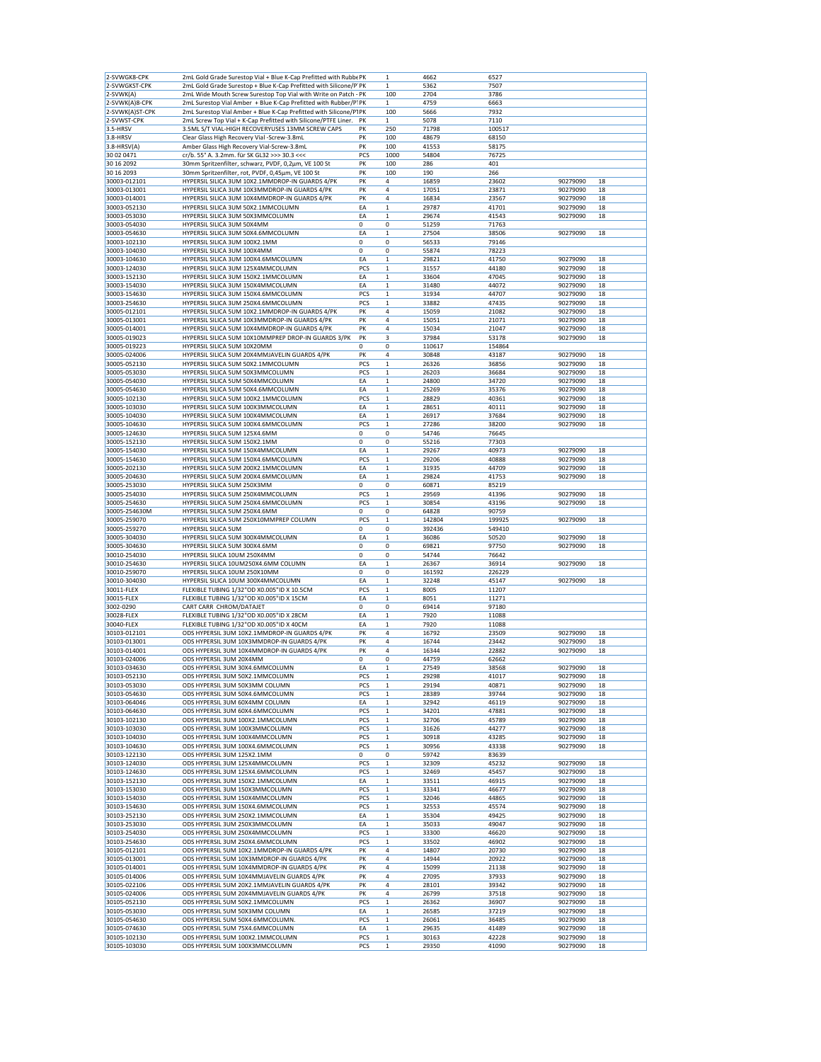| | | | | | | | |
|---|---|---|---|---|---|---|---|
| 2-SVWGK8-CPK | 2mL Gold Grade Surestop Vial + Blue K-Cap Prefitted with Rubbe PK | | 1 | 4662 | 6527 | | |
| 2-SVWGKST-CPK | 2mL Gold Grade Surestop + Blue K-Cap Prefitted with Silicone/P PK | | 1 | 5362 | 7507 | | |
| 2-SVWK(A) | 2mL Wide Mouth Screw Surestop Top Vial with Write on Patch - PK | | 100 | 2704 | 3786 | | |
| 2-SVWK(A)8-CPK | 2mL Surestop Vial Amber + Blue K-Cap Prefitted with Rubber/P PK | | 1 | 4759 | 6663 | | |
| 2-SVWK(A)ST-CPK | 2mL Surestop Vial Amber + Blue K-Cap Prefitted with Silicone/P PK | | 100 | 5666 | 7932 | | |
| 2-SVWST-CPK | 2mL Screw Top Vial + K-Cap Prefitted with Silicone/PTFE Liner. | PK | 1 | 5078 | 7110 | | |
| 3.5-HRSV | 3.5ML S/T VIAL-HIGH RECOVERYUSES 13MM SCREW CAPS | PK | 250 | 71798 | 100517 | | |
| 3.8-HRSV | Clear Glass High Recovery Vial -Screw-3.8mL | PK | 100 | 48679 | 68150 | | |
| 3.8-HRSV(A) | Amber Glass High Recovery Vial-Screw-3.8mL | PK | 100 | 41553 | 58175 | | |
| 30 02 0471 | cr/b. 55° A. 3.2mm. für SK GL32 >>> 30.3 <<< | PCS | 1000 | 54804 | 76725 | | |
| 30 16 2092 | 30mm Spritzenfilter, schwarz, PVDF, 0,2µm, VE 100 St | PK | 100 | 286 | 401 | | |
| 30 16 2093 | 30mm Spritzenfilter, rot, PVDF, 0,45µm, VE 100 St | PK | 100 | 190 | 266 | | |
| 30003-012101 | HYPERSIL SILICA 3UM 10X2.1MMDROP-IN GUARDS 4/PK | PK | 4 | 16859 | 23602 | 90279090 | 18 |
| 30003-013001 | HYPERSIL SILICA 3UM 10X3MMDROP-IN GUARDS 4/PK | PK | 4 | 17051 | 23871 | 90279090 | 18 |
| 30003-014001 | HYPERSIL SILICA 3UM 10X4MMDROP-IN GUARDS 4/PK | PK | 4 | 16834 | 23567 | 90279090 | 18 |
| 30003-052130 | HYPERSIL SILICA 3UM 50X2.1MMCOLUMN | EA | 1 | 29787 | 41701 | 90279090 | 18 |
| 30003-053030 | HYPERSIL SILICA 3UM 50X3MMCOLUMN | EA | 1 | 29674 | 41543 | 90279090 | 18 |
| 30003-054030 | HYPERSIL SILICA 3UM 50X4MM | 0 | 0 | 51259 | 71763 | | |
| 30003-054630 | HYPERSIL SILICA 3UM 50X4.6MMCOLUMN | EA | 1 | 27504 | 38506 | 90279090 | 18 |
| 30003-102130 | HYPERSIL SILICA 3UM 100X2.1MM | 0 | 0 | 56533 | 79146 | | |
| 30003-104030 | HYPERSIL SILICA 3UM 100X4MM | 0 | 0 | 55874 | 78223 | | |
| 30003-104630 | HYPERSIL SILICA 3UM 100X4.6MMCOLUMN | EA | 1 | 29821 | 41750 | 90279090 | 18 |
| 30003-124030 | HYPERSIL SILICA 3UM 125X4MMCOLUMN | PCS | 1 | 31557 | 44180 | 90279090 | 18 |
| 30003-152130 | HYPERSIL SILICA 3UM 150X2.1MMCOLUMN | EA | 1 | 33604 | 47045 | 90279090 | 18 |
| 30003-154030 | HYPERSIL SILICA 3UM 150X4MMCOLUMN | EA | 1 | 31480 | 44072 | 90279090 | 18 |
| 30003-154630 | HYPERSIL SILICA 3UM 150X4.6MMCOLUMN | PCS | 1 | 31934 | 44707 | 90279090 | 18 |
| 30003-254630 | HYPERSIL SILICA 3UM 250X4.6MMCOLUMN | PCS | 1 | 33882 | 47435 | 90279090 | 18 |
| 30005-012101 | HYPERSIL SILICA 5UM 10X2.1MMDROP-IN GUARDS 4/PK | PK | 4 | 15059 | 21082 | 90279090 | 18 |
| 30005-013001 | HYPERSIL SILICA 5UM 10X3MMDROP-IN GUARDS 4/PK | PK | 4 | 15051 | 21071 | 90279090 | 18 |
| 30005-014001 | HYPERSIL SILICA 5UM 10X4MMDROP-IN GUARDS 4/PK | PK | 4 | 15034 | 21047 | 90279090 | 18 |
| 30005-019023 | HYPERSIL SILICA 5UM 10X10MMPREP DROP-IN GUARDS 3/PK | PK | 3 | 37984 | 53178 | 90279090 | 18 |
| 30005-019223 | HYPERSIL SILICA 5UM 10X20MM | 0 | 0 | 110617 | 154864 | | |
| 30005-024006 | HYPERSIL SILICA 5UM 20X4MMJAVELIN GUARDS 4/PK | PK | 4 | 30848 | 43187 | 90279090 | 18 |
| 30005-052130 | HYPERSIL SILICA 5UM 50X2.1MMCOLUMN | PCS | 1 | 26326 | 36856 | 90279090 | 18 |
| 30005-053030 | HYPERSIL SILICA 5UM 50X3MMCOLUMN | PCS | 1 | 26203 | 36684 | 90279090 | 18 |
| 30005-054030 | HYPERSIL SILICA 5UM 50X4MMCOLUMN | EA | 1 | 24800 | 34720 | 90279090 | 18 |
| 30005-054630 | HYPERSIL SILICA 5UM 50X4.6MMCOLUMN | EA | 1 | 25269 | 35376 | 90279090 | 18 |
| 30005-102130 | HYPERSIL SILICA 5UM 100X2.1MMCOLUMN | PCS | 1 | 28829 | 40361 | 90279090 | 18 |
| 30005-103030 | HYPERSIL SILICA 5UM 100X3MMCOLUMN | EA | 1 | 28651 | 40111 | 90279090 | 18 |
| 30005-104030 | HYPERSIL SILICA 5UM 100X4MMCOLUMN | EA | 1 | 26917 | 37684 | 90279090 | 18 |
| 30005-104630 | HYPERSIL SILICA 5UM 100X4.6MMCOLUMN | PCS | 1 | 27286 | 38200 | 90279090 | 18 |
| 30005-124630 | HYPERSIL SILICA 5UM 125X4.6MM | 0 | 0 | 54746 | 76645 | | |
| 30005-152130 | HYPERSIL SILICA 5UM 150X2.1MM | 0 | 0 | 55216 | 77303 | | |
| 30005-154030 | HYPERSIL SILICA 5UM 150X4MMCOLUMN | EA | 1 | 29267 | 40973 | 90279090 | 18 |
| 30005-154630 | HYPERSIL SILICA 5UM 150X4.6MMCOLUMN | PCS | 1 | 29206 | 40888 | 90279090 | 18 |
| 30005-202130 | HYPERSIL SILICA 5UM 200X2.1MMCOLUMN | EA | 1 | 31935 | 44709 | 90279090 | 18 |
| 30005-204630 | HYPERSIL SILICA 5UM 200X4.6MMCOLUMN | EA | 1 | 29824 | 41753 | 90279090 | 18 |
| 30005-253030 | HYPERSIL SILICA 5UM 250X3MM | 0 | 0 | 60871 | 85219 | | |
| 30005-254030 | HYPERSIL SILICA 5UM 250X4MMCOLUMN | PCS | 1 | 29569 | 41396 | 90279090 | 18 |
| 30005-254630 | HYPERSIL SILICA 5UM 250X4.6MMCOLUMN | PCS | 1 | 30854 | 43196 | 90279090 | 18 |
| 30005-254630M | HYPERSIL SILICA 5UM 250X4.6MM | 0 | 0 | 64828 | 90759 | | |
| 30005-259070 | HYPERSIL SILICA 5UM 250X10MMPREP COLUMN | PCS | 1 | 142804 | 199925 | 90279090 | 18 |
| 30005-259270 | HYPERSIL SILICA 5UM | 0 | 0 | 392436 | 549410 | | |
| 30005-304030 | HYPERSIL SILICA 5UM 300X4MMCOLUMN | EA | 1 | 36086 | 50520 | 90279090 | 18 |
| 30005-304630 | HYPERSIL SILICA 5UM 300X4.6MM | 0 | 0 | 69821 | 97750 | 90279090 | 18 |
| 30010-254030 | HYPERSIL SILICA 10UM 250X4MM | 0 | 0 | 54744 | 76642 | | |
| 30010-254630 | HYPERSIL SILICA 10UM250X4.6MM COLUMN | EA | 1 | 26367 | 36914 | 90279090 | 18 |
| 30010-259070 | HYPERSIL SILICA 10UM 250X10MM | 0 | 0 | 161592 | 226229 | | |
| 30010-304030 | HYPERSIL SILICA 10UM 300X4MMCOLUMN | EA | 1 | 32248 | 45147 | 90279090 | 18 |
| 30011-FLEX | FLEXIBLE TUBING 1/32"OD X0.005"ID X 10.5CM | PCS | 1 | 8005 | 11207 | | |
| 30015-FLEX | FLEXIBLE TUBING 1/32"OD X0.005"ID X 15CM | EA | 1 | 8051 | 11271 | | |
| 3002-0290 | CART CARR CHROM/DATAJET | 0 | 0 | 69414 | 97180 | | |
| 30028-FLEX | FLEXIBLE TUBING 1/32"OD X0.005"ID X 28CM | EA | 1 | 7920 | 11088 | | |
| 30040-FLEX | FLEXIBLE TUBING 1/32"OD X0.005"ID X 40CM | EA | 1 | 7920 | 11088 | | |
| 30103-012101 | ODS HYPERSIL 3UM 10X2.1MMDROP-IN GUARDS 4/PK | PK | 4 | 16792 | 23509 | 90279090 | 18 |
| 30103-013001 | ODS HYPERSIL 3UM 10X3MMDROP-IN GUARDS 4/PK | PK | 4 | 16744 | 23442 | 90279090 | 18 |
| 30103-014001 | ODS HYPERSIL 3UM 10X4MMDROP-IN GUARDS 4/PK | PK | 4 | 16344 | 22882 | 90279090 | 18 |
| 30103-024006 | ODS HYPERSIL 3UM 20X4MM | 0 | 0 | 44759 | 62662 | | |
| 30103-034630 | ODS HYPERSIL 3UM 30X4.6MMCOLUMN | EA | 1 | 27549 | 38568 | 90279090 | 18 |
| 30103-052130 | ODS HYPERSIL 3UM 50X2.1MMCOLUMN | PCS | 1 | 29298 | 41017 | 90279090 | 18 |
| 30103-053030 | ODS HYPERSIL 3UM 50X3MM COLUMN | PCS | 1 | 29194 | 40871 | 90279090 | 18 |
| 30103-054630 | ODS HYPERSIL 3UM 50X4.6MMCOLUMN | PCS | 1 | 28389 | 39744 | 90279090 | 18 |
| 30103-064046 | ODS HYPERSIL 3UM 60X4MM COLUMN | EA | 1 | 32942 | 46119 | 90279090 | 18 |
| 30103-064630 | ODS HYPERSIL 3UM 60X4.6MMCOLUMN | PCS | 1 | 34201 | 47881 | 90279090 | 18 |
| 30103-102130 | ODS HYPERSIL 3UM 100X2.1MMCOLUMN | PCS | 1 | 32706 | 45789 | 90279090 | 18 |
| 30103-103030 | ODS HYPERSIL 3UM 100X3MMCOLUMN | PCS | 1 | 31626 | 44277 | 90279090 | 18 |
| 30103-104030 | ODS HYPERSIL 3UM 100X4MMCOLUMN | PCS | 1 | 30918 | 43285 | 90279090 | 18 |
| 30103-104630 | ODS HYPERSIL 3UM 100X4.6MMCOLUMN | PCS | 1 | 30956 | 43338 | 90279090 | 18 |
| 30103-122130 | ODS HYPERSIL 3UM 125X2.1MM | 0 | 0 | 59742 | 83639 | | |
| 30103-124030 | ODS HYPERSIL 3UM 125X4MMCOLUMN | PCS | 1 | 32309 | 45232 | 90279090 | 18 |
| 30103-124630 | ODS HYPERSIL 3UM 125X4.6MMCOLUMN | PCS | 1 | 32469 | 45457 | 90279090 | 18 |
| 30103-152130 | ODS HYPERSIL 3UM 150X2.1MMCOLUMN | EA | 1 | 33511 | 46915 | 90279090 | 18 |
| 30103-153030 | ODS HYPERSIL 3UM 150X3MMCOLUMN | PCS | 1 | 33341 | 46677 | 90279090 | 18 |
| 30103-154030 | ODS HYPERSIL 3UM 150X4MMCOLUMN | PCS | 1 | 32046 | 44865 | 90279090 | 18 |
| 30103-154630 | ODS HYPERSIL 3UM 150X4.6MMCOLUMN | PCS | 1 | 32553 | 45574 | 90279090 | 18 |
| 30103-252130 | ODS HYPERSIL 3UM 250X2.1MMCOLUMN | EA | 1 | 35304 | 49425 | 90279090 | 18 |
| 30103-253030 | ODS HYPERSIL 3UM 250X3MMCOLUMN | EA | 1 | 35033 | 49047 | 90279090 | 18 |
| 30103-254030 | ODS HYPERSIL 3UM 250X4MMCOLUMN | PCS | 1 | 33300 | 46620 | 90279090 | 18 |
| 30103-254630 | ODS HYPERSIL 3UM 250X4.6MMCOLUMN | PCS | 1 | 33502 | 46902 | 90279090 | 18 |
| 30105-012101 | ODS HYPERSIL 5UM 10X2.1MMDROP-IN GUARDS 4/PK | PK | 4 | 14807 | 20730 | 90279090 | 18 |
| 30105-013001 | ODS HYPERSIL 5UM 10X3MMDROP-IN GUARDS 4/PK | PK | 4 | 14944 | 20922 | 90279090 | 18 |
| 30105-014001 | ODS HYPERSIL 5UM 10X4MMDROP-IN GUARDS 4/PK | PK | 4 | 15099 | 21138 | 90279090 | 18 |
| 30105-014006 | ODS HYPERSIL 5UM 10X4MMJAVELIN GUARDS 4/PK | PK | 4 | 27095 | 37933 | 90279090 | 18 |
| 30105-022106 | ODS HYPERSIL 5UM 20X2.1MMJAVELIN GUARDS 4/PK | PK | 4 | 28101 | 39342 | 90279090 | 18 |
| 30105-024006 | ODS HYPERSIL 5UM 20X4MMJAVELIN GUARDS 4/PK | PK | 4 | 26799 | 37518 | 90279090 | 18 |
| 30105-052130 | ODS HYPERSIL 5UM 50X2.1MMCOLUMN | PCS | 1 | 26362 | 36907 | 90279090 | 18 |
| 30105-053030 | ODS HYPERSIL 5UM 50X3MM COLUMN | EA | 1 | 26585 | 37219 | 90279090 | 18 |
| 30105-054630 | ODS HYPERSIL 5UM 50X4.6MMCOLUMN. | PCS | 1 | 26061 | 36485 | 90279090 | 18 |
| 30105-074630 | ODS HYPERSIL 5UM 75X4.6MMCOLUMN | EA | 1 | 29635 | 41489 | 90279090 | 18 |
| 30105-102130 | ODS HYPERSIL 5UM 100X2.1MMCOLUMN | PCS | 1 | 30163 | 42228 | 90279090 | 18 |
| 30105-103030 | ODS HYPERSIL 5UM 100X3MMCOLUMN | PCS | 1 | 29350 | 41090 | 90279090 | 18 |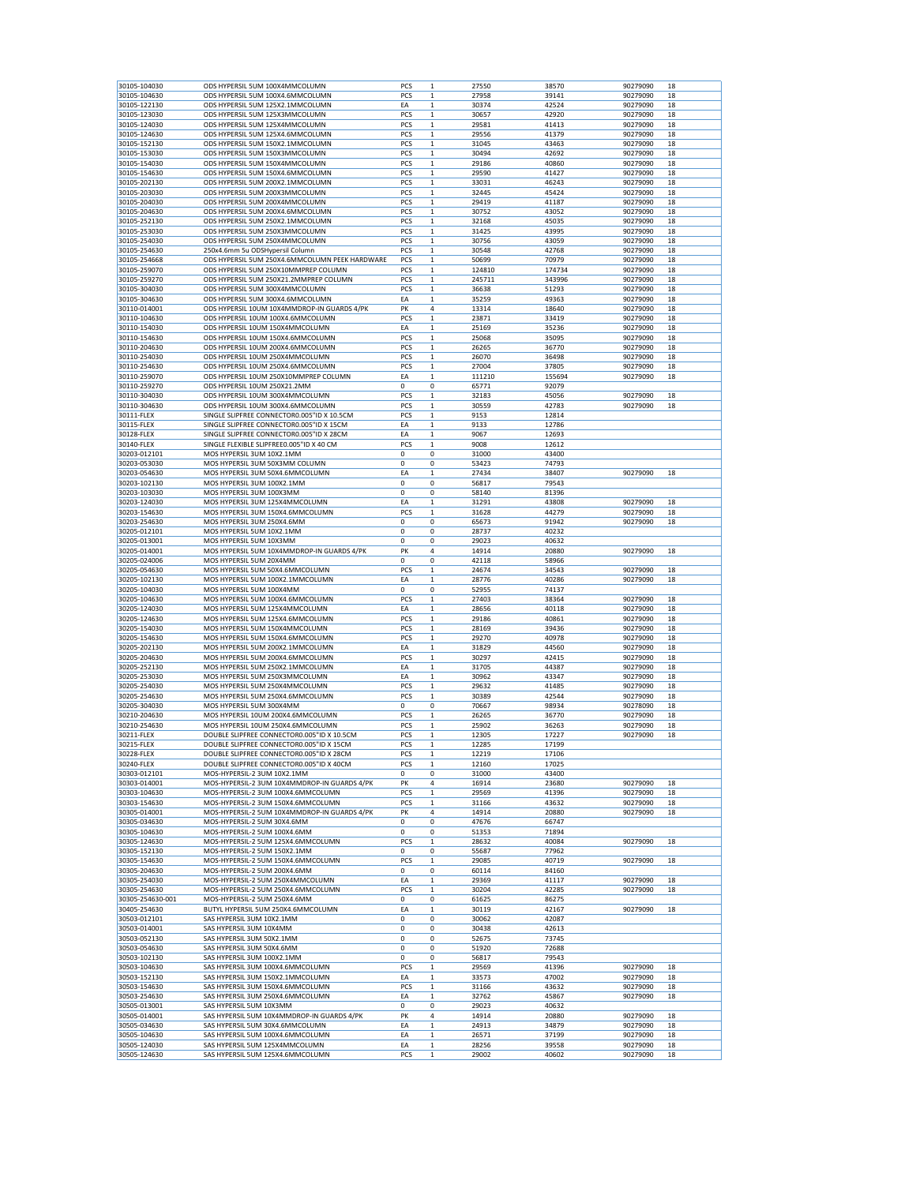| | | | | | | | |
|---|---|---|---|---|---|---|---|
| 30105-104030 | ODS HYPERSIL 5UM 100X4MMCOLUMN | PCS | 1 | 27550 | 38570 | 90279090 | 18 |
| 30105-104630 | ODS HYPERSIL 5UM 100X4.6MMCOLUMN | PCS | 1 | 27958 | 39141 | 90279090 | 18 |
| 30105-122130 | ODS HYPERSIL 5UM 125X2.1MMCOLUMN | EA | 1 | 30374 | 42524 | 90279090 | 18 |
| 30105-123030 | ODS HYPERSIL 5UM 125X3MMCOLUMN | PCS | 1 | 30657 | 42920 | 90279090 | 18 |
| 30105-124030 | ODS HYPERSIL 5UM 125X4MMCOLUMN | PCS | 1 | 29581 | 41413 | 90279090 | 18 |
| 30105-124630 | ODS HYPERSIL 5UM 125X4.6MMCOLUMN | PCS | 1 | 29556 | 41379 | 90279090 | 18 |
| 30105-152130 | ODS HYPERSIL 5UM 150X2.1MMCOLUMN | PCS | 1 | 31045 | 43463 | 90279090 | 18 |
| 30105-153030 | ODS HYPERSIL 5UM 150X3MMCOLUMN | PCS | 1 | 30494 | 42692 | 90279090 | 18 |
| 30105-154030 | ODS HYPERSIL 5UM 150X4MMCOLUMN | PCS | 1 | 29186 | 40860 | 90279090 | 18 |
| 30105-154630 | ODS HYPERSIL 5UM 150X4.6MMCOLUMN | PCS | 1 | 29590 | 41427 | 90279090 | 18 |
| 30105-202130 | ODS HYPERSIL 5UM 200X2.1MMCOLUMN | PCS | 1 | 33031 | 46243 | 90279090 | 18 |
| 30105-203030 | ODS HYPERSIL 5UM 200X3MMCOLUMN | PCS | 1 | 32445 | 45424 | 90279090 | 18 |
| 30105-204030 | ODS HYPERSIL 5UM 200X4MMCOLUMN | PCS | 1 | 29419 | 41187 | 90279090 | 18 |
| 30105-204630 | ODS HYPERSIL 5UM 200X4.6MMCOLUMN | PCS | 1 | 30752 | 43052 | 90279090 | 18 |
| 30105-252130 | ODS HYPERSIL 5UM 250X2.1MMCOLUMN | PCS | 1 | 32168 | 45035 | 90279090 | 18 |
| 30105-253030 | ODS HYPERSIL 5UM 250X3MMCOLUMN | PCS | 1 | 31425 | 43995 | 90279090 | 18 |
| 30105-254030 | ODS HYPERSIL 5UM 250X4MMCOLUMN | PCS | 1 | 30756 | 43059 | 90279090 | 18 |
| 30105-254630 | 250x4.6mm 5u ODSHypersil Column | PCS | 1 | 30548 | 42768 | 90279090 | 18 |
| 30105-254668 | ODS HYPERSIL 5UM 250X4.6MMCOLUMN PEEK HARDWARE | PCS | 1 | 50699 | 70979 | 90279090 | 18 |
| 30105-259070 | ODS HYPERSIL 5UM 250X10MMPREP COLUMN | PCS | 1 | 124810 | 174734 | 90279090 | 18 |
| 30105-259270 | ODS HYPERSIL 5UM 250X21.2MMPREP COLUMN | PCS | 1 | 245711 | 343996 | 90279090 | 18 |
| 30105-304030 | ODS HYPERSIL 5UM 300X4MMCOLUMN | PCS | 1 | 36638 | 51293 | 90279090 | 18 |
| 30105-304630 | ODS HYPERSIL 5UM 300X4.6MMCOLUMN | EA | 1 | 35259 | 49363 | 90279090 | 18 |
| 30110-014001 | ODS HYPERSIL 10UM 10X4MMDROP-IN GUARDS 4/PK | PK | 4 | 13314 | 18640 | 90279090 | 18 |
| 30110-104630 | ODS HYPERSIL 10UM 100X4.6MMCOLUMN | PCS | 1 | 23871 | 33419 | 90279090 | 18 |
| 30110-154030 | ODS HYPERSIL 10UM 150X4MMCOLUMN | EA | 1 | 25169 | 35236 | 90279090 | 18 |
| 30110-154630 | ODS HYPERSIL 10UM 150X4.6MMCOLUMN | PCS | 1 | 25068 | 35095 | 90279090 | 18 |
| 30110-204630 | ODS HYPERSIL 10UM 200X4.6MMCOLUMN | PCS | 1 | 26265 | 36770 | 90279090 | 18 |
| 30110-254030 | ODS HYPERSIL 10UM 250X4MMCOLUMN | PCS | 1 | 26070 | 36498 | 90279090 | 18 |
| 30110-254630 | ODS HYPERSIL 10UM 250X4.6MMCOLUMN | PCS | 1 | 27004 | 37805 | 90279090 | 18 |
| 30110-259070 | ODS HYPERSIL 10UM 250X10MMPREP COLUMN | EA | 1 | 111210 | 155694 | 90279090 | 18 |
| 30110-259270 | ODS HYPERSIL 10UM 250X21.2MM | 0 | 0 | 65771 | 92079 | | |
| 30110-304030 | ODS HYPERSIL 10UM 300X4MMCOLUMN | PCS | 1 | 32183 | 45056 | 90279090 | 18 |
| 30110-304630 | ODS HYPERSIL 10UM 300X4.6MMCOLUMN | PCS | 1 | 30559 | 42783 | 90279090 | 18 |
| 30111-FLEX | SINGLE SLIPFREE CONNECTOR0.005"ID X 10.5CM | PCS | 1 | 9153 | 12814 | | |
| 30115-FLEX | SINGLE SLIPFREE CONNECTOR0.005"ID X 15CM | EA | 1 | 9133 | 12786 | | |
| 30128-FLEX | SINGLE SLIPFREE CONNECTOR0.005"ID X 28CM | EA | 1 | 9067 | 12693 | | |
| 30140-FLEX | SINGLE FLEXIBLE SLIPFREE0.005"ID X 40 CM | PCS | 1 | 9008 | 12612 | | |
| 30203-012101 | MOS HYPERSIL 3UM 10X2.1MM | 0 | 0 | 31000 | 43400 | | |
| 30203-053030 | MOS HYPERSIL 3UM 50X3MM COLUMN | 0 | 0 | 53423 | 74793 | | |
| 30203-054630 | MOS HYPERSIL 3UM 50X4.6MMCOLUMN | EA | 1 | 27434 | 38407 | 90279090 | 18 |
| 30203-102130 | MOS HYPERSIL 3UM 100X2.1MM | 0 | 0 | 56817 | 79543 | | |
| 30203-103030 | MOS HYPERSIL 3UM 100X3MM | 0 | 0 | 58140 | 81396 | | |
| 30203-124030 | MOS HYPERSIL 3UM 125X4MMCOLUMN | EA | 1 | 31291 | 43808 | 90279090 | 18 |
| 30203-154630 | MOS HYPERSIL 3UM 150X4.6MMCOLUMN | PCS | 1 | 31628 | 44279 | 90279090 | 18 |
| 30203-254630 | MOS HYPERSIL 3UM 250X4.6MM | 0 | 0 | 65673 | 91942 | 90279090 | 18 |
| 30205-012101 | MOS HYPERSIL 5UM 10X2.1MM | 0 | 0 | 28737 | 40232 | | |
| 30205-013001 | MOS HYPERSIL 5UM 10X3MM | 0 | 0 | 29023 | 40632 | | |
| 30205-014001 | MOS HYPERSIL 5UM 10X4MMDROP-IN GUARDS 4/PK | PK | 4 | 14914 | 20880 | 90279090 | 18 |
| 30205-024006 | MOS HYPERSIL 5UM 20X4MM | 0 | 0 | 42118 | 58966 | | |
| 30205-054630 | MOS HYPERSIL 5UM 50X4.6MMCOLUMN | PCS | 1 | 24674 | 34543 | 90279090 | 18 |
| 30205-102130 | MOS HYPERSIL 5UM 100X2.1MMCOLUMN | EA | 1 | 28776 | 40286 | 90279090 | 18 |
| 30205-104030 | MOS HYPERSIL 5UM 100X4MM | 0 | 0 | 52955 | 74137 | | |
| 30205-104630 | MOS HYPERSIL 5UM 100X4.6MMCOLUMN | PCS | 1 | 27403 | 38364 | 90279090 | 18 |
| 30205-124030 | MOS HYPERSIL 5UM 125X4MMCOLUMN | EA | 1 | 28656 | 40118 | 90279090 | 18 |
| 30205-124630 | MOS HYPERSIL 5UM 125X4.6MMCOLUMN | PCS | 1 | 29186 | 40861 | 90279090 | 18 |
| 30205-154030 | MOS HYPERSIL 5UM 150X4MMCOLUMN | PCS | 1 | 28169 | 39436 | 90279090 | 18 |
| 30205-154630 | MOS HYPERSIL 5UM 150X4.6MMCOLUMN | PCS | 1 | 29270 | 40978 | 90279090 | 18 |
| 30205-202130 | MOS HYPERSIL 5UM 200X2.1MMCOLUMN | EA | 1 | 31829 | 44560 | 90279090 | 18 |
| 30205-204630 | MOS HYPERSIL 5UM 200X4.6MMCOLUMN | PCS | 1 | 30297 | 42415 | 90279090 | 18 |
| 30205-252130 | MOS HYPERSIL 5UM 250X2.1MMCOLUMN | EA | 1 | 31705 | 44387 | 90279090 | 18 |
| 30205-253030 | MOS HYPERSIL 5UM 250X3MMCOLUMN | EA | 1 | 30962 | 43347 | 90279090 | 18 |
| 30205-254030 | MOS HYPERSIL 5UM 250X4MMCOLUMN | PCS | 1 | 29632 | 41485 | 90279090 | 18 |
| 30205-254630 | MOS HYPERSIL 5UM 250X4.6MMCOLUMN | PCS | 1 | 30389 | 42544 | 90279090 | 18 |
| 30205-304030 | MOS HYPERSIL 5UM 300X4MM | 0 | 0 | 70667 | 98934 | 90278090 | 18 |
| 30210-204630 | MOS HYPERSIL 10UM 200X4.6MMCOLUMN | PCS | 1 | 26265 | 36770 | 90279090 | 18 |
| 30210-254630 | MOS HYPERSIL 10UM 250X4.6MMCOLUMN | PCS | 1 | 25902 | 36263 | 90279090 | 18 |
| 30211-FLEX | DOUBLE SLIPFREE CONNECTOR0.005"ID X 10.5CM | PCS | 1 | 12305 | 17227 | 90279090 | 18 |
| 30215-FLEX | DOUBLE SLIPFREE CONNECTOR0.005"ID X 15CM | PCS | 1 | 12285 | 17199 | | |
| 30228-FLEX | DOUBLE SLIPFREE CONNECTOR0.005"ID X 28CM | PCS | 1 | 12219 | 17106 | | |
| 30240-FLEX | DOUBLE SLIPFREE CONNECTOR0.005"ID X 40CM | PCS | 1 | 12160 | 17025 | | |
| 30303-012101 | MOS-HYPERSIL-2 3UM 10X2.1MM | 0 | 0 | 31000 | 43400 | | |
| 30303-014001 | MOS-HYPERSIL-2 3UM 10X4MMDROP-IN GUARDS 4/PK | PK | 4 | 16914 | 23680 | 90279090 | 18 |
| 30303-104630 | MOS-HYPERSIL-2 3UM 100X4.6MMCOLUMN | PCS | 1 | 29569 | 41396 | 90279090 | 18 |
| 30303-154630 | MOS-HYPERSIL-2 3UM 150X4.6MMCOLUMN | PCS | 1 | 31166 | 43632 | 90279090 | 18 |
| 30305-014001 | MOS-HYPERSIL-2 5UM 10X4MMDROP-IN GUARDS 4/PK | PK | 4 | 14914 | 20880 | 90279090 | 18 |
| 30305-034630 | MOS-HYPERSIL-2 5UM 30X4.6MM | 0 | 0 | 47676 | 66747 | | |
| 30305-104630 | MOS-HYPERSIL-2 5UM 100X4.6MM | 0 | 0 | 51353 | 71894 | | |
| 30305-124630 | MOS-HYPERSIL-2 5UM 125X4.6MMCOLUMN | PCS | 1 | 28632 | 40084 | 90279090 | 18 |
| 30305-152130 | MOS-HYPERSIL-2 5UM 150X2.1MM | 0 | 0 | 55687 | 77962 | | |
| 30305-154630 | MOS-HYPERSIL-2 5UM 150X4.6MMCOLUMN | PCS | 1 | 29085 | 40719 | 90279090 | 18 |
| 30305-204630 | MOS-HYPERSIL-2 5UM 200X4.6MM | 0 | 0 | 60114 | 84160 | | |
| 30305-254030 | MOS-HYPERSIL-2 5UM 250X4MMCOLUMN | EA | 1 | 29369 | 41117 | 90279090 | 18 |
| 30305-254630 | MOS-HYPERSIL-2 5UM 250X4.6MMCOLUMN | PCS | 1 | 30204 | 42285 | 90279090 | 18 |
| 30305-254630-001 | MOS-HYPERSIL-2 5UM 250X4.6MM | 0 | 0 | 61625 | 86275 | | |
| 30405-254630 | BUTYL HYPERSIL 5UM 250X4.6MMCOLUMN | EA | 1 | 30119 | 42167 | 90279090 | 18 |
| 30503-012101 | SAS HYPERSIL 3UM 10X2.1MM | 0 | 0 | 30062 | 42087 | | |
| 30503-014001 | SAS HYPERSIL 3UM 10X4MM | 0 | 0 | 30438 | 42613 | | |
| 30503-052130 | SAS HYPERSIL 3UM 50X2.1MM | 0 | 0 | 52675 | 73745 | | |
| 30503-054630 | SAS HYPERSIL 3UM 50X4.6MM | 0 | 0 | 51920 | 72688 | | |
| 30503-102130 | SAS HYPERSIL 3UM 100X2.1MM | 0 | 0 | 56817 | 79543 | | |
| 30503-104630 | SAS HYPERSIL 3UM 100X4.6MMCOLUMN | PCS | 1 | 29569 | 41396 | 90279090 | 18 |
| 30503-152130 | SAS HYPERSIL 3UM 150X2.1MMCOLUMN | EA | 1 | 33573 | 47002 | 90279090 | 18 |
| 30503-154630 | SAS HYPERSIL 3UM 150X4.6MMCOLUMN | PCS | 1 | 31166 | 43632 | 90279090 | 18 |
| 30503-254630 | SAS HYPERSIL 3UM 250X4.6MMCOLUMN | EA | 1 | 32762 | 45867 | 90279090 | 18 |
| 30505-013001 | SAS HYPERSIL 5UM 10X3MM | 0 | 0 | 29023 | 40632 | | |
| 30505-014001 | SAS HYPERSIL 5UM 10X4MMDROP-IN GUARDS 4/PK | PK | 4 | 14914 | 20880 | 90279090 | 18 |
| 30505-034630 | SAS HYPERSIL 5UM 30X4.6MMCOLUMN | EA | 1 | 24913 | 34879 | 90279090 | 18 |
| 30505-104630 | SAS HYPERSIL 5UM 100X4.6MMCOLUMN | EA | 1 | 26571 | 37199 | 90279090 | 18 |
| 30505-124030 | SAS HYPERSIL 5UM 125X4MMCOLUMN | EA | 1 | 28256 | 39558 | 90279090 | 18 |
| 30505-124630 | SAS HYPERSIL 5UM 125X4.6MMCOLUMN | PCS | 1 | 29002 | 40602 | 90279090 | 18 |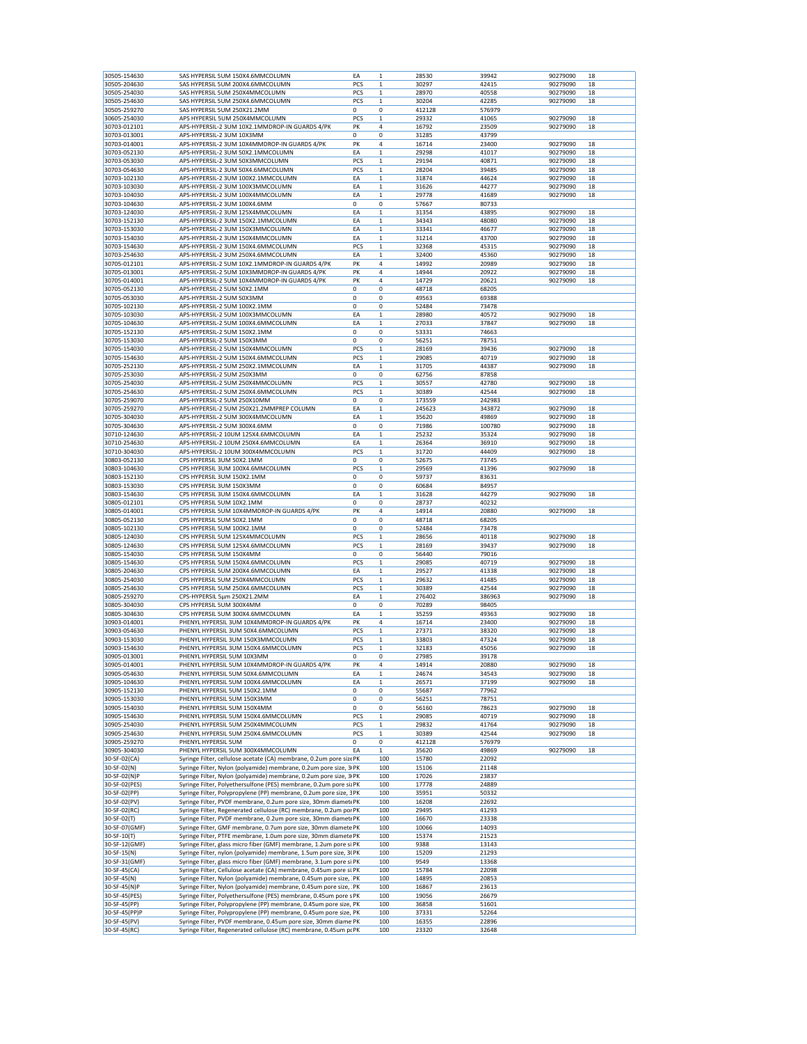| | | | | | | | |
|---|---|---|---|---|---|---|---|
| 30505-154630 | SAS HYPERSIL 5UM 150X4.6MMCOLUMN | EA | 1 | 28530 | 39942 | 90279090 | 18 |
| 30505-204630 | SAS HYPERSIL 5UM 200X4.6MMCOLUMN | PCS | 1 | 30297 | 42415 | 90279090 | 18 |
| 30505-254030 | SAS HYPERSIL 5UM 250X4MMCOLUMN | PCS | 1 | 28970 | 40558 | 90279090 | 18 |
| 30505-254630 | SAS HYPERSIL 5UM 250X4.6MMCOLUMN | PCS | 1 | 30204 | 42285 | 90279090 | 18 |
| 30505-259270 | SAS HYPERSIL 5UM 250X21.2MM | 0 | 0 | 412128 | 576979 | | |
| 30605-254030 | APS HYPERSIL 5UM 250X4MMCOLUMN | PCS | 1 | 29332 | 41065 | 90279090 | 18 |
| 30703-012101 | APS-HYPERSIL-2 3UM 10X2.1MMDROP-IN GUARDS 4/PK | PK | 4 | 16792 | 23509 | 90279090 | 18 |
| 30703-013001 | APS-HYPERSIL-2 3UM 10X3MM | 0 | 0 | 31285 | 43799 | | |
| 30703-014001 | APS-HYPERSIL-2 3UM 10X4MMDROP-IN GUARDS 4/PK | PK | 4 | 16714 | 23400 | 90279090 | 18 |
| 30703-052130 | APS-HYPERSIL-2 3UM 50X2.1MMCOLUMN | EA | 1 | 29298 | 41017 | 90279090 | 18 |
| 30703-053030 | APS-HYPERSIL-2 3UM 50X3MMCOLUMN | PCS | 1 | 29194 | 40871 | 90279090 | 18 |
| 30703-054630 | APS-HYPERSIL-2 3UM 50X4.6MMCOLUMN | PCS | 1 | 28204 | 39485 | 90279090 | 18 |
| 30703-102130 | APS-HYPERSIL-2 3UM 100X2.1MMCOLUMN | EA | 1 | 31874 | 44624 | 90279090 | 18 |
| 30703-103030 | APS-HYPERSIL-2 3UM 100X3MMCOLUMN | EA | 1 | 31626 | 44277 | 90279090 | 18 |
| 30703-104030 | APS-HYPERSIL-2 3UM 100X4MMCOLUMN | EA | 1 | 29778 | 41689 | 90279090 | 18 |
| 30703-104630 | APS-HYPERSIL-2 3UM 100X4.6MM | 0 | 0 | 57667 | 80733 | | |
| 30703-124030 | APS-HYPERSIL-2 3UM 125X4MMCOLUMN | EA | 1 | 31354 | 43895 | 90279090 | 18 |
| 30703-152130 | APS-HYPERSIL-2 3UM 150X2.1MMCOLUMN | EA | 1 | 34343 | 48080 | 90279090 | 18 |
| 30703-153030 | APS-HYPERSIL-2 3UM 150X3MMCOLUMN | EA | 1 | 33341 | 46677 | 90279090 | 18 |
| 30703-154030 | APS-HYPERSIL-2 3UM 150X4MMCOLUMN | EA | 1 | 31214 | 43700 | 90279090 | 18 |
| 30703-154630 | APS-HYPERSIL-2 3UM 150X4.6MMCOLUMN | PCS | 1 | 32368 | 45315 | 90279090 | 18 |
| 30703-254630 | APS-HYPERSIL-2 3UM 250X4.6MMCOLUMN | EA | 1 | 32400 | 45360 | 90279090 | 18 |
| 30705-012101 | APS-HYPERSIL-2 5UM 10X2.1MMDROP-IN GUARDS 4/PK | PK | 4 | 14992 | 20989 | 90279090 | 18 |
| 30705-013001 | APS-HYPERSIL-2 5UM 10X3MMDROP-IN GUARDS 4/PK | PK | 4 | 14944 | 20922 | 90279090 | 18 |
| 30705-014001 | APS-HYPERSIL-2 5UM 10X4MMDROP-IN GUARDS 4/PK | PK | 4 | 14729 | 20621 | 90279090 | 18 |
| 30705-052130 | APS-HYPERSIL-2 5UM 50X2.1MM | 0 | 0 | 48718 | 68205 | | |
| 30705-053030 | APS-HYPERSIL-2 5UM 50X3MM | 0 | 0 | 49563 | 69388 | | |
| 30705-102130 | APS-HYPERSIL-2 5UM 100X2.1MM | 0 | 0 | 52484 | 73478 | | |
| 30705-103030 | APS-HYPERSIL-2 5UM 100X3MMCOLUMN | EA | 1 | 28980 | 40572 | 90279090 | 18 |
| 30705-104630 | APS-HYPERSIL-2 5UM 100X4.6MMCOLUMN | EA | 1 | 27033 | 37847 | 90279090 | 18 |
| 30705-152130 | APS-HYPERSIL-2 5UM 150X2.1MM | 0 | 0 | 53331 | 74663 | | |
| 30705-153030 | APS-HYPERSIL-2 5UM 150X3MM | 0 | 0 | 56251 | 78751 | | |
| 30705-154030 | APS-HYPERSIL-2 5UM 150X4MMCOLUMN | PCS | 1 | 28169 | 39436 | 90279090 | 18 |
| 30705-154630 | APS-HYPERSIL-2 5UM 150X4.6MMCOLUMN | PCS | 1 | 29085 | 40719 | 90279090 | 18 |
| 30705-252130 | APS-HYPERSIL-2 5UM 250X2.1MMCOLUMN | EA | 1 | 31705 | 44387 | 90279090 | 18 |
| 30705-253030 | APS-HYPERSIL-2 5UM 250X3MM | 0 | 0 | 62756 | 87858 | | |
| 30705-254030 | APS-HYPERSIL-2 5UM 250X4MMCOLUMN | PCS | 1 | 30557 | 42780 | 90279090 | 18 |
| 30705-254630 | APS-HYPERSIL-2 5UM 250X4.6MMCOLUMN | PCS | 1 | 30389 | 42544 | 90279090 | 18 |
| 30705-259070 | APS-HYPERSIL-2 5UM 250X10MM | 0 | 0 | 173559 | 242983 | | |
| 30705-259270 | APS-HYPERSIL-2 5UM 250X21.2MMPREP COLUMN | EA | 1 | 245623 | 343872 | 90279090 | 18 |
| 30705-304030 | APS-HYPERSIL-2 5UM 300X4MMCOLUMN | EA | 1 | 35620 | 49869 | 90279090 | 18 |
| 30705-304630 | APS-HYPERSIL-2 5UM 300X4.6MM | 0 | 0 | 71986 | 100780 | 90279090 | 18 |
| 30710-124630 | APS-HYPERSIL-2 10UM 125X4.6MMCOLUMN | EA | 1 | 25232 | 35324 | 90279090 | 18 |
| 30710-254630 | APS-HYPERSIL-2 10UM 250X4.6MMCOLUMN | EA | 1 | 26364 | 36910 | 90279090 | 18 |
| 30710-304030 | APS-HYPERSIL-2 10UM 300X4MMCOLUMN | PCS | 1 | 31720 | 44409 | 90279090 | 18 |
| 30803-052130 | CPS HYPERSIL 3UM 50X2.1MM | 0 | 0 | 52675 | 73745 | | |
| 30803-104630 | CPS HYPERSIL 3UM 100X4.6MMCOLUMN | PCS | 1 | 29569 | 41396 | 90279090 | 18 |
| 30803-152130 | CPS HYPERSIL 3UM 150X2.1MM | 0 | 0 | 59737 | 83631 | | |
| 30803-153030 | CPS HYPERSIL 3UM 150X3MM | 0 | 0 | 60684 | 84957 | | |
| 30803-154630 | CPS HYPERSIL 3UM 150X4.6MMCOLUMN | EA | 1 | 31628 | 44279 | 90279090 | 18 |
| 30805-012101 | CPS HYPERSIL 5UM 10X2.1MM | 0 | 0 | 28737 | 40232 | | |
| 30805-014001 | CPS HYPERSIL 5UM 10X4MMDROP-IN GUARDS 4/PK | PK | 4 | 14914 | 20880 | 90279090 | 18 |
| 30805-052130 | CPS HYPERSIL 5UM 50X2.1MM | 0 | 0 | 48718 | 68205 | | |
| 30805-102130 | CPS HYPERSIL 5UM 100X2.1MM | 0 | 0 | 52484 | 73478 | | |
| 30805-124030 | CPS HYPERSIL 5UM 125X4MMCOLUMN | PCS | 1 | 28656 | 40118 | 90279090 | 18 |
| 30805-124630 | CPS HYPERSIL 5UM 125X4.6MMCOLUMN | PCS | 1 | 28169 | 39437 | 90279090 | 18 |
| 30805-154030 | CPS HYPERSIL 5UM 150X4MM | 0 | 0 | 56440 | 79016 | | |
| 30805-154630 | CPS HYPERSIL 5UM 150X4.6MMCOLUMN | PCS | 1 | 29085 | 40719 | 90279090 | 18 |
| 30805-204630 | CPS HYPERSIL 5UM 200X4.6MMCOLUMN | EA | 1 | 29527 | 41338 | 90279090 | 18 |
| 30805-254030 | CPS HYPERSIL 5UM 250X4MMCOLUMN | PCS | 1 | 29632 | 41485 | 90279090 | 18 |
| 30805-254630 | CPS HYPERSIL 5UM 250X4.6MMCOLUMN | PCS | 1 | 30389 | 42544 | 90279090 | 18 |
| 30805-259270 | CPS-HYPERSIL 5µm 250X21.2MM | EA | 1 | 276402 | 386963 | 90279090 | 18 |
| 30805-304030 | CPS HYPERSIL 5UM 300X4MM | 0 | 0 | 70289 | 98405 | | |
| 30805-304630 | CPS HYPERSIL 5UM 300X4.6MMCOLUMN | EA | 1 | 35259 | 49363 | 90279090 | 18 |
| 30903-014001 | PHENYL HYPERSIL 3UM 10X4MMDROP-IN GUARDS 4/PK | PK | 4 | 16714 | 23400 | 90279090 | 18 |
| 30903-054630 | PHENYL HYPERSIL 3UM 50X4.6MMCOLUMN | PCS | 1 | 27371 | 38320 | 90279090 | 18 |
| 30903-153030 | PHENYL HYPERSIL 3UM 150X3MMCOLUMN | PCS | 1 | 33803 | 47324 | 90279090 | 18 |
| 30903-154630 | PHENYL HYPERSIL 3UM 150X4.6MMCOLUMN | PCS | 1 | 32183 | 45056 | 90279090 | 18 |
| 30905-013001 | PHENYL HYPERSIL 5UM 10X3MM | 0 | 0 | 27985 | 39178 | | |
| 30905-014001 | PHENYL HYPERSIL 5UM 10X4MMDROP-IN GUARDS 4/PK | PK | 4 | 14914 | 20880 | 90279090 | 18 |
| 30905-054630 | PHENYL HYPERSIL 5UM 50X4.6MMCOLUMN | EA | 1 | 24674 | 34543 | 90279090 | 18 |
| 30905-104630 | PHENYL HYPERSIL 5UM 100X4.6MMCOLUMN | EA | 1 | 26571 | 37199 | 90279090 | 18 |
| 30905-152130 | PHENYL HYPERSIL 5UM 150X2.1MM | 0 | 0 | 55687 | 77962 | | |
| 30905-153030 | PHENYL HYPERSIL 5UM 150X3MM | 0 | 0 | 56251 | 78751 | | |
| 30905-154030 | PHENYL HYPERSIL 5UM 150X4MM | 0 | 0 | 56160 | 78623 | 90279090 | 18 |
| 30905-154630 | PHENYL HYPERSIL 5UM 150X4.6MMCOLUMN | PCS | 1 | 29085 | 40719 | 90279090 | 18 |
| 30905-254030 | PHENYL HYPERSIL 5UM 250X4MMCOLUMN | PCS | 1 | 29832 | 41764 | 90279090 | 18 |
| 30905-254630 | PHENYL HYPERSIL 5UM 250X4.6MMCOLUMN | PCS | 1 | 30389 | 42544 | 90279090 | 18 |
| 30905-259270 | PHENYL HYPERSIL 5UM | 0 | 0 | 412128 | 576979 | | |
| 30905-304030 | PHENYL HYPERSIL 5UM 300X4MMCOLUMN | EA | 1 | 35620 | 49869 | 90279090 | 18 |
| 30-SF-02(CA) | Syringe Filter, cellulose acetate (CA) membrane, 0.2um pore size zePK | | 100 | 15780 | 22092 | | |
| 30-SF-02(N) | Syringe Filter, Nylon (polyamide) membrane, 0.2um pore size, 3IPK | | 100 | 15106 | 21148 | | |
| 30-SF-02(N)P | Syringe Filter, Nylon (polyamide) membrane, 0.2um pore size, 3IPK | | 100 | 17026 | 23837 | | |
| 30-SF-02(PES) | Syringe Filter, Polyethersulfone (PES) membrane, 0.2um pore siPK | | 100 | 17778 | 24889 | | |
| 30-SF-02(PP) | Syringe Filter, Polypropylene (PP) membrane, 0.2um pore size, 3PK | | 100 | 35951 | 50332 | | |
| 30-SF-02(PV) | Syringe Filter, PVDF membrane, 0.2um pore size, 30mm diametePK | | 100 | 16208 | 22692 | | |
| 30-SF-02(RC) | Syringe Filter, Regenerated cellulose (RC) membrane, 0.2um porPK | | 100 | 29495 | 41293 | | |
| 30-SF-02(T) | Syringe Filter, PVDF membrane, 0.2um pore size, 30mm diametePK | | 100 | 16670 | 23338 | | |
| 30-SF-07(GMF) | Syringe Filter, GMF membrane, 0.7um pore size, 30mm diametePK | | 100 | 10066 | 14093 | | |
| 30-SF-10(T) | Syringe Filter, PTFE membrane, 1.0um pore size, 30mm diametePK | | 100 | 15374 | 21523 | | |
| 30-SF-12(GMF) | Syringe Filter, glass micro fiber (GMF) membrane, 1.2um pore si PK | | 100 | 9388 | 13143 | | |
| 30-SF-15(N) | Syringe Filter, nylon (polyamide) membrane, 1.5um pore size, 3(PK | | 100 | 15209 | 21293 | | |
| 30-SF-31(GMF) | Syringe Filter, glass micro fiber (GMF) membrane, 3.1um pore si PK | | 100 | 9549 | 13368 | | |
| 30-SF-45(CA) | Syringe Filter, Cellulose acetate (CA) membrane, 0.45um pore si PK | | 100 | 15784 | 22098 | | |
| 30-SF-45(N) | Syringe Filter, Nylon (polyamide) membrane, 0.45um pore size, PK | | 100 | 14895 | 20853 | | |
| 30-SF-45(N)P | Syringe Filter, Nylon (polyamide) membrane, 0.45um pore size, PK | | 100 | 16867 | 23613 | | |
| 30-SF-45(PES) | Syringe Filter, Polyethersulfone (PES) membrane, 0.45um pore sPK | | 100 | 19056 | 26679 | | |
| 30-SF-45(PP) | Syringe Filter, Polypropylene (PP) membrane, 0.45um pore size, PK | | 100 | 36858 | 51601 | | |
| 30-SF-45(PP)P | Syringe Filter, Polypropylene (PP) membrane, 0.45um pore size, PK | | 100 | 37331 | 52264 | | |
| 30-SF-45(PV) | Syringe Filter, PVDF membrane, 0.45um pore size, 30mm diame PK | | 100 | 16355 | 22896 | | |
| 30-SF-45(RC) | Syringe Filter, Regenerated cellulose (RC) membrane, 0.45um pcPK | | 100 | 23320 | 32648 | | |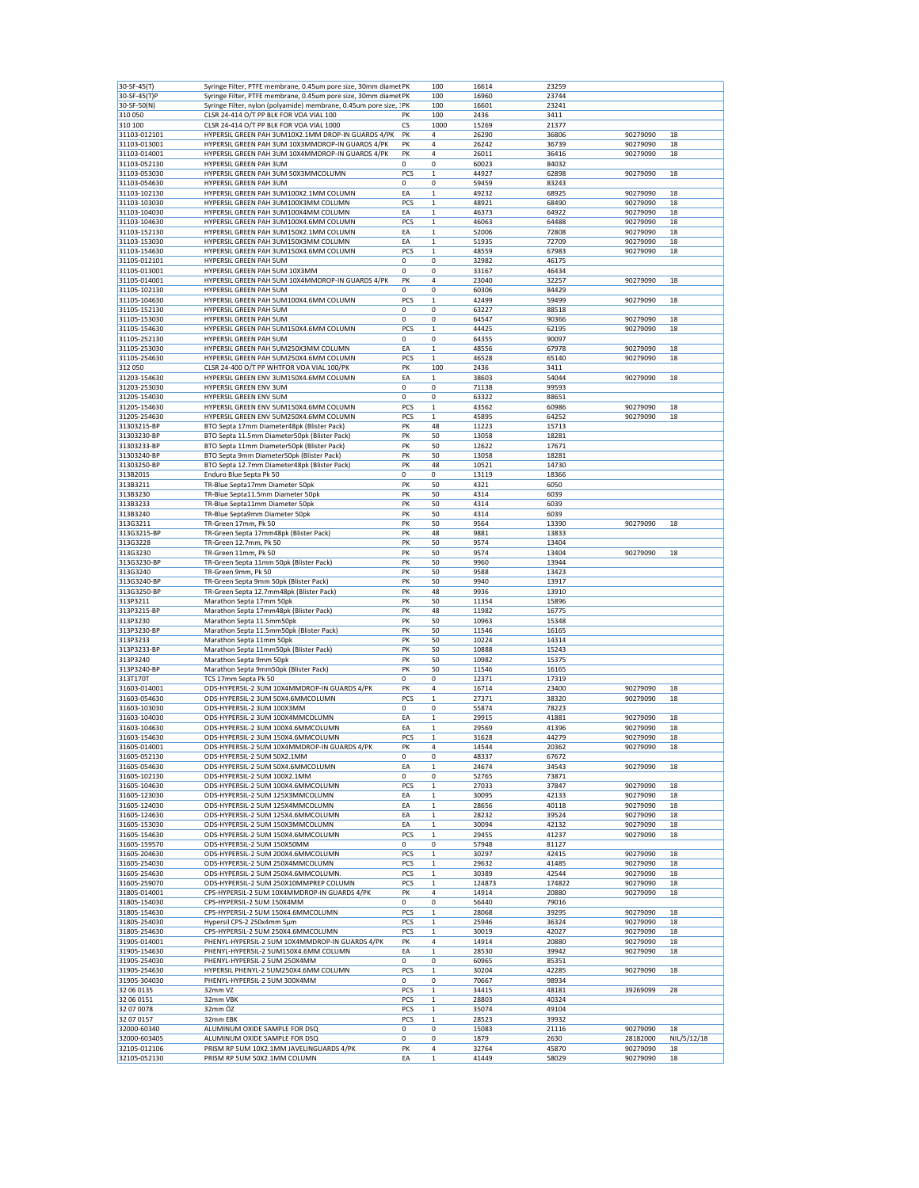| | | | | | | | |
|---|---|---|---|---|---|---|---|
| 30-SF-45(T) | Syringe Filter, PTFE membrane, 0.45um pore size, 30mm diamet | PK | 100 | 16614 | 23259 | | |
| 30-SF-45(T)P | Syringe Filter, PTFE membrane, 0.45um pore size, 30mm diamet | PK | 100 | 16960 | 23744 | | |
| 30-SF-50(N) | Syringe Filter, nylon (polyamide) membrane, 0.45um pore size, : | PK | 100 | 16601 | 23241 | | |
| 310 050 | CLSR 24-414 O/T PP BLK FOR VOA VIAL 100 | PK | 100 | 2436 | 3411 | | |
| 310 100 | CLSR 24-414 O/T PP BLK FOR VOA VIAL 1000 | CS | 1000 | 15269 | 21377 | | |
| 31103-012101 | HYPERSIL GREEN PAH 3UM10X2.1MM DROP-IN GUARDS 4/PK | PK | 4 | 26290 | 36806 | 90279090 | 18 |
| 31103-013001 | HYPERSIL GREEN PAH 3UM 10X3MMDROP-IN GUARDS 4/PK | PK | 4 | 26242 | 36739 | 90279090 | 18 |
| 31103-014001 | HYPERSIL GREEN PAH 3UM 10X4MMDROP-IN GUARDS 4/PK | PK | 4 | 26011 | 36416 | 90279090 | 18 |
| 31103-052130 | HYPERSIL GREEN PAH 3UM | 0 | 0 | 60023 | 84032 | | |
| 31103-053030 | HYPERSIL GREEN PAH 3UM 50X3MMCOLUMN | PCS | 1 | 44927 | 62898 | 90279090 | 18 |
| 31103-054630 | HYPERSIL GREEN PAH 3UM | 0 | 0 | 59459 | 83243 | | |
| 31103-102130 | HYPERSIL GREEN PAH 3UM100X2.1MM COLUMN | EA | 1 | 49232 | 68925 | 90279090 | 18 |
| 31103-103030 | HYPERSIL GREEN PAH 3UM100X3MM COLUMN | PCS | 1 | 48921 | 68490 | 90279090 | 18 |
| 31103-104030 | HYPERSIL GREEN PAH 3UM100X4MM COLUMN | EA | 1 | 46373 | 64922 | 90279090 | 18 |
| 31103-104630 | HYPERSIL GREEN PAH 3UM100X4.6MM COLUMN | PCS | 1 | 46063 | 64488 | 90279090 | 18 |
| 31103-152130 | HYPERSIL GREEN PAH 3UM150X2.1MM COLUMN | EA | 1 | 52006 | 72808 | 90279090 | 18 |
| 31103-153030 | HYPERSIL GREEN PAH 3UM150X3MM COLUMN | EA | 1 | 51935 | 72709 | 90279090 | 18 |
| 31103-154630 | HYPERSIL GREEN PAH 3UM150X4.6MM COLUMN | PCS | 1 | 48559 | 67983 | 90279090 | 18 |
| 31105-012101 | HYPERSIL GREEN PAH 5UM | 0 | 0 | 32982 | 46175 | | |
| 31105-013001 | HYPERSIL GREEN PAH 5UM 10X3MM | 0 | 0 | 33167 | 46434 | | |
| 31105-014001 | HYPERSIL GREEN PAH 5UM 10X4MMDROP-IN GUARDS 4/PK | PK | 4 | 23040 | 32257 | 90279090 | 18 |
| 31105-102130 | HYPERSIL GREEN PAH 5UM | 0 | 0 | 60306 | 84429 | | |
| 31105-104630 | HYPERSIL GREEN PAH 5UM100X4.6MM COLUMN | PCS | 1 | 42499 | 59499 | 90279090 | 18 |
| 31105-152130 | HYPERSIL GREEN PAH 5UM | 0 | 0 | 63227 | 88518 | | |
| 31105-153030 | HYPERSIL GREEN PAH 5UM | 0 | 0 | 64547 | 90366 | 90279090 | 18 |
| 31105-154630 | HYPERSIL GREEN PAH 5UM150X4.6MM COLUMN | PCS | 1 | 44425 | 62195 | 90279090 | 18 |
| 31105-252130 | HYPERSIL GREEN PAH 5UM | 0 | 0 | 64355 | 90097 | | |
| 31105-253030 | HYPERSIL GREEN PAH 5UM250X3MM COLUMN | EA | 1 | 48556 | 67978 | 90279090 | 18 |
| 31105-254630 | HYPERSIL GREEN PAH 5UM250X4.6MM COLUMN | PCS | 1 | 46528 | 65140 | 90279090 | 18 |
| 312 050 | CLSR 24-400 O/T PP WHTFOR VOA VIAL 100/PK | PK | 100 | 2436 | 3411 | | |
| 31203-154630 | HYPERSIL GREEN ENV 3UM150X4.6MM COLUMN | EA | 1 | 38603 | 54044 | 90279090 | 18 |
| 31203-253030 | HYPERSIL GREEN ENV 3UM | 0 | 0 | 71138 | 99593 | | |
| 31205-154030 | HYPERSIL GREEN ENV 5UM | 0 | 0 | 63322 | 88651 | | |
| 31205-154630 | HYPERSIL GREEN ENV 5UM150X4.6MM COLUMN | PCS | 1 | 43562 | 60986 | 90279090 | 18 |
| 31205-254630 | HYPERSIL GREEN ENV 5UM250X4.6MM COLUMN | PCS | 1 | 45895 | 64252 | 90279090 | 18 |
| 31303215-BP | BTO Septa 17mm Diameter48pk (Blister Pack) | PK | 48 | 11223 | 15713 | | |
| 31303230-BP | BTO Septa 11.5mm Diameter50pk (Blister Pack) | PK | 50 | 13058 | 18281 | | |
| 31303233-BP | BTO Septa 11mm Diameter50pk (Blister Pack) | PK | 50 | 12622 | 17671 | | |
| 31303240-BP | BTO Septa 9mm Diameter50pk (Blister Pack) | PK | 50 | 13058 | 18281 | | |
| 31303250-BP | BTO Septa 12.7mm Diameter48pk (Blister Pack) | PK | 48 | 10521 | 14730 | | |
| 313B201S | Enduro Blue Septa Pk 50 | 0 | 0 | 13119 | 18366 | | |
| 313B3211 | TR-Blue Septa17mm Diameter 50pk | PK | 50 | 4321 | 6050 | | |
| 313B3230 | TR-Blue Septa11.5mm Diameter 50pk | PK | 50 | 4314 | 6039 | | |
| 313B3233 | TR-Blue Septa11mm Diameter 50pk | PK | 50 | 4314 | 6039 | | |
| 313B3240 | TR-Blue Septa9mm Diameter 50pk | PK | 50 | 4314 | 6039 | | |
| 313G3211 | TR-Green 17mm, Pk 50 | PK | 50 | 9564 | 13390 | 90279090 | 18 |
| 313G3215-BP | TR-Green Septa 17mm48pk (Blister Pack) | PK | 48 | 9881 | 13833 | | |
| 313G3228 | TR-Green 12.7mm, Pk 50 | PK | 50 | 9574 | 13404 | | |
| 313G3230 | TR-Green 11mm, Pk 50 | PK | 50 | 9574 | 13404 | 90279090 | 18 |
| 313G3230-BP | TR-Green Septa 11mm 50pk (Blister Pack) | PK | 50 | 9960 | 13944 | | |
| 313G3240 | TR-Green 9mm, Pk 50 | PK | 50 | 9588 | 13423 | | |
| 313G3240-BP | TR-Green Septa 9mm 50pk (Blister Pack) | PK | 50 | 9940 | 13917 | | |
| 313G3250-BP | TR-Green Septa 12.7mm48pk (Blister Pack) | PK | 48 | 9936 | 13910 | | |
| 313P3211 | Marathon Septa 17mm 50pk | PK | 50 | 11354 | 15896 | | |
| 313P3215-BP | Marathon Septa 17mm48pk (Blister Pack) | PK | 48 | 11982 | 16775 | | |
| 313P3230 | Marathon Septa 11.5mm50pk | PK | 50 | 10963 | 15348 | | |
| 313P3230-BP | Marathon Septa 11.5mm50pk (Blister Pack) | PK | 50 | 11546 | 16165 | | |
| 313P3233 | Marathon Septa 11mm 50pk | PK | 50 | 10224 | 14314 | | |
| 313P3233-BP | Marathon Septa 11mm50pk (Blister Pack) | PK | 50 | 10888 | 15243 | | |
| 313P3240 | Marathon Septa 9mm 50pk | PK | 50 | 10982 | 15375 | | |
| 313P3240-BP | Marathon Septa 9mm50pk (Blister Pack) | PK | 50 | 11546 | 16165 | | |
| 313T170T | TCS 17mm Septa Pk 50 | 0 | 0 | 12371 | 17319 | | |
| 31603-014001 | ODS-HYPERSIL-2 3UM 10X4MMDROP-IN GUARDS 4/PK | PK | 4 | 16714 | 23400 | 90279090 | 18 |
| 31603-054630 | ODS-HYPERSIL-2 3UM 50X4.6MMCOLUMN | PCS | 1 | 27371 | 38320 | 90279090 | 18 |
| 31603-103030 | ODS-HYPERSIL-2 3UM 100X3MM | 0 | 0 | 55874 | 78223 | | |
| 31603-104030 | ODS-HYPERSIL-2 3UM 100X4MMCOLUMN | EA | 1 | 29915 | 41881 | 90279090 | 18 |
| 31603-104630 | ODS-HYPERSIL-2 3UM 100X4.6MMCOLUMN | EA | 1 | 29569 | 41396 | 90279090 | 18 |
| 31603-154630 | ODS-HYPERSIL-2 3UM 150X4.6MMCOLUMN | PCS | 1 | 31628 | 44279 | 90279090 | 18 |
| 31605-014001 | ODS-HYPERSIL-2 5UM 10X4MMDROP-IN GUARDS 4/PK | PK | 4 | 14544 | 20362 | 90279090 | 18 |
| 31605-052130 | ODS-HYPERSIL-2 5UM 50X2.1MM | 0 | 0 | 48337 | 67672 | | |
| 31605-054630 | ODS-HYPERSIL-2 5UM 50X4.6MMCOLUMN | EA | 1 | 24674 | 34543 | 90279090 | 18 |
| 31605-102130 | ODS-HYPERSIL-2 5UM 100X2.1MM | 0 | 0 | 52765 | 73871 | | |
| 31605-104630 | ODS-HYPERSIL-2 5UM 100X4.6MMCOLUMN | PCS | 1 | 27033 | 37847 | 90279090 | 18 |
| 31605-123030 | ODS-HYPERSIL-2 5UM 125X3MMCOLUMN | EA | 1 | 30095 | 42133 | 90279090 | 18 |
| 31605-124030 | ODS-HYPERSIL-2 5UM 125X4MMCOLUMN | EA | 1 | 28656 | 40118 | 90279090 | 18 |
| 31605-124630 | ODS-HYPERSIL-2 5UM 125X4.6MMCOLUMN | EA | 1 | 28232 | 39524 | 90279090 | 18 |
| 31605-153030 | ODS-HYPERSIL-2 5UM 150X3MMCOLUMN | EA | 1 | 30094 | 42132 | 90279090 | 18 |
| 31605-154630 | ODS-HYPERSIL-2 5UM 150X4.6MMCOLUMN | PCS | 1 | 29455 | 41237 | 90279090 | 18 |
| 31605-159570 | ODS-HYPERSIL-2 5UM 150X50MM | 0 | 0 | 57948 | 81127 | | |
| 31605-204630 | ODS-HYPERSIL-2 5UM 200X4.6MMCOLUMN | PCS | 1 | 30297 | 42415 | 90279090 | 18 |
| 31605-254030 | ODS-HYPERSIL-2 5UM 250X4MMCOLUMN | PCS | 1 | 29632 | 41485 | 90279090 | 18 |
| 31605-254630 | ODS-HYPERSIL-2 5UM 250X4.6MMCOLUMN. | PCS | 1 | 30389 | 42544 | 90279090 | 18 |
| 31605-259070 | ODS-HYPERSIL-2 5UM 250X10MMPREP COLUMN | PCS | 1 | 124873 | 174822 | 90279090 | 18 |
| 31805-014001 | CPS-HYPERSIL-2 5UM 10X4MMDROP-IN GUARDS 4/PK | PK | 4 | 14914 | 20880 | 90279090 | 18 |
| 31805-154030 | CPS-HYPERSIL-2 5UM 150X4MM | 0 | 0 | 56440 | 79016 | | |
| 31805-154630 | CPS-HYPERSIL-2 5UM 150X4.6MMCOLUMN | PCS | 1 | 28068 | 39295 | 90279090 | 18 |
| 31805-254030 | Hypersil CPS-2 250x4mm 5µm | PCS | 1 | 25946 | 36324 | 90279090 | 18 |
| 31805-254630 | CPS-HYPERSIL-2 5UM 250X4.6MMCOLUMN | PCS | 1 | 30019 | 42027 | 90279090 | 18 |
| 31905-014001 | PHENYL-HYPERSIL-2 5UM 10X4MMDROP-IN GUARDS 4/PK | PK | 4 | 14914 | 20880 | 90279090 | 18 |
| 31905-154630 | PHENYL-HYPERSIL-2 5UM150X4.6MM COLUMN | EA | 1 | 28530 | 39942 | 90279090 | 18 |
| 31905-254030 | PHENYL-HYPERSIL-2 5UM 250X4MM | 0 | 0 | 60965 | 85351 | | |
| 31905-254630 | HYPERSIL PHENYL-2 5UM250X4.6MM COLUMN | PCS | 1 | 30204 | 42285 | 90279090 | 18 |
| 31905-304030 | PHENYL-HYPERSIL-2 5UM 300X4MM | 0 | 0 | 70667 | 98934 | | |
| 32 06 0135 | 32mm VZ | PCS | 1 | 34415 | 48181 | 39269099 | 28 |
| 32 06 0151 | 32mm VBK | PCS | 1 | 28803 | 40324 | | |
| 32 07 0078 | 32mm ÖZ | PCS | 1 | 35074 | 49104 | | |
| 32 07 0157 | 32mm EBK | PCS | 1 | 28523 | 39932 | | |
| 32000-60340 | ALUMINUM OXIDE SAMPLE FOR DSQ | 0 | 0 | 15083 | 21116 | 90279090 | 18 |
| 32000-60340S | ALUMINUM OXIDE SAMPLE FOR DSQ | 0 | 0 | 1879 | 2630 | 28182000 | NIL/5/12/18 |
| 32105-012106 | PRISM RP 5UM 10X2.1MM JAVELINGUARDS 4/PK | PK | 4 | 32764 | 45870 | 90279090 | 18 |
| 32105-052130 | PRISM RP 5UM 50X2.1MM COLUMN | EA | 1 | 41449 | 58029 | 90279090 | 18 |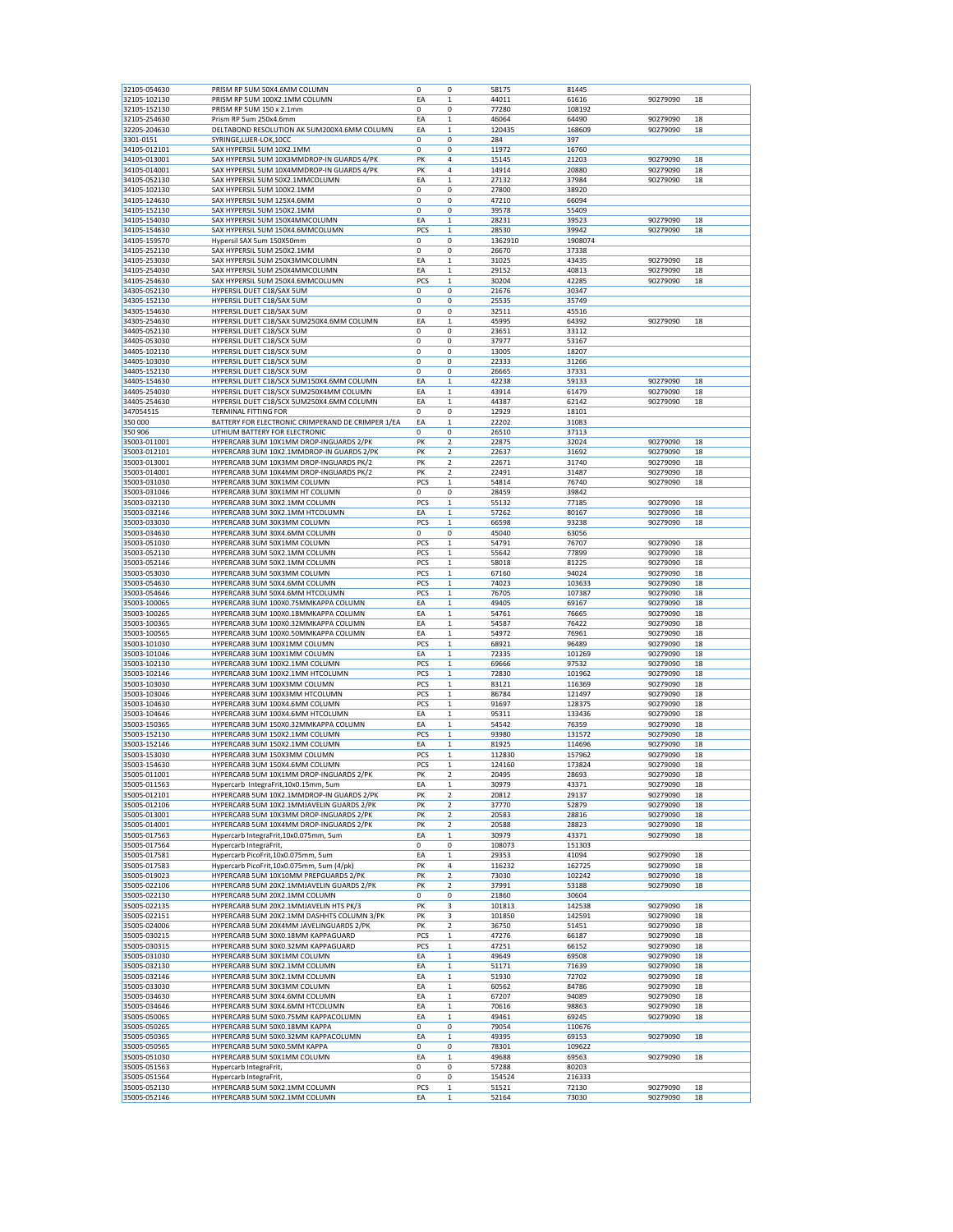| | | | | | | | |
|---|---|---|---|---|---|---|---|
| 32105-054630 | PRISM RP 5UM 50X4.6MM COLUMN | 0 | 0 | 58175 | 81445 | | |
| 32105-102130 | PRISM RP 5UM 100X2.1MM COLUMN | EA | 1 | 44011 | 61616 | 90279090 | 18 |
| 32105-152130 | PRISM RP 5UM 150 x 2.1mm | 0 | 0 | 77280 | 108192 | | |
| 32105-254630 | Prism RP 5um 250x4.6mm | EA | 1 | 46064 | 64490 | 90279090 | 18 |
| 32205-204630 | DELTABOND RESOLUTION AK 5UM200X4.6MM COLUMN | EA | 1 | 120435 | 168609 | 90279090 | 18 |
| 3301-0151 | SYRINGE,LUER-LOK,10CC | 0 | 0 | 284 | 397 | | |
| 34105-012101 | SAX HYPERSIL 5UM 10X2.1MM | 0 | 0 | 11972 | 16760 | | |
| 34105-013001 | SAX HYPERSIL 5UM 10X3MMDROP-IN GUARDS 4/PK | PK | 4 | 15145 | 21203 | 90279090 | 18 |
| 34105-014001 | SAX HYPERSIL 5UM 10X4MMDROP-IN GUARDS 4/PK | PK | 4 | 14914 | 20880 | 90279090 | 18 |
| 34105-052130 | SAX HYPERSIL 5UM 50X2.1MMCOLUMN | EA | 1 | 27132 | 37984 | 90279090 | 18 |
| 34105-102130 | SAX HYPERSIL 5UM 100X2.1MM | 0 | 0 | 27800 | 38920 | | |
| 34105-124630 | SAX HYPERSIL 5UM 125X4.6MM | 0 | 0 | 47210 | 66094 | | |
| 34105-152130 | SAX HYPERSIL 5UM 150X2.1MM | 0 | 0 | 39578 | 55409 | | |
| 34105-154030 | SAX HYPERSIL 5UM 150X4MMCOLUMN | EA | 1 | 28231 | 39523 | 90279090 | 18 |
| 34105-154630 | SAX HYPERSIL 5UM 150X4.6MMCOLUMN | PCS | 1 | 28530 | 39942 | 90279090 | 18 |
| 34105-159570 | Hypersil SAX 5um 150X50mm | 0 | 0 | 1362910 | 1908074 | | |
| 34105-252130 | SAX HYPERSIL 5UM 250X2.1MM | 0 | 0 | 26670 | 37338 | | |
| 34105-253030 | SAX HYPERSIL 5UM 250X3MMCOLUMN | EA | 1 | 31025 | 43435 | 90279090 | 18 |
| 34105-254030 | SAX HYPERSIL 5UM 250X4MMCOLUMN | EA | 1 | 29152 | 40813 | 90279090 | 18 |
| 34105-254630 | SAX HYPERSIL 5UM 250X4.6MMCOLUMN | PCS | 1 | 30204 | 42285 | 90279090 | 18 |
| 34305-052130 | HYPERSIL DUET C18/SAX 5UM | 0 | 0 | 21676 | 30347 | | |
| 34305-152130 | HYPERSIL DUET C18/SAX 5UM | 0 | 0 | 25535 | 35749 | | |
| 34305-154630 | HYPERSIL DUET C18/SAX 5UM | 0 | 0 | 32511 | 45516 | | |
| 34305-254630 | HYPERSIL DUET C18/SAX 5UM250X4.6MM COLUMN | EA | 1 | 45995 | 64392 | 90279090 | 18 |
| 34405-052130 | HYPERSIL DUET C18/SCX 5UM | 0 | 0 | 23651 | 33112 | | |
| 34405-053030 | HYPERSIL DUET C18/SCX 5UM | 0 | 0 | 37977 | 53167 | | |
| 34405-102130 | HYPERSIL DUET C18/SCX 5UM | 0 | 0 | 13005 | 18207 | | |
| 34405-103030 | HYPERSIL DUET C18/SCX 5UM | 0 | 0 | 22333 | 31266 | | |
| 34405-152130 | HYPERSIL DUET C18/SCX 5UM | 0 | 0 | 26665 | 37331 | | |
| 34405-154630 | HYPERSIL DUET C18/SCX 5UM150X4.6MM COLUMN | EA | 1 | 42238 | 59133 | 90279090 | 18 |
| 34405-254030 | HYPERSIL DUET C18/SCX 5UM250X4MM COLUMN | EA | 1 | 43914 | 61479 | 90279090 | 18 |
| 34405-254630 | HYPERSIL DUET C18/SCX 5UM250X4.6MM COLUMN | EA | 1 | 44387 | 62142 | 90279090 | 18 |
| 34705451S | TERMINAL FITTING FOR | 0 | 0 | 12929 | 18101 | | |
| 350 000 | BATTERY FOR ELECTRONIC CRIMPERAND DE CRIMPER 1/EA | EA | 1 | 22202 | 31083 | | |
| 350 906 | LITHIUM BATTERY FOR ELECTRONIC | 0 | 0 | 26510 | 37113 | | |
| 35003-011001 | HYPERCARB 3UM 10X1MM DROP-INGUARDS 2/PK | PK | 2 | 22875 | 32024 | 90279090 | 18 |
| 35003-012101 | HYPERCARB 3UM 10X2.1MMDROP-IN GUARDS 2/PK | PK | 2 | 22637 | 31692 | 90279090 | 18 |
| 35003-013001 | HYPERCARB 3UM 10X3MM DROP-INGUARDS PK/2 | PK | 2 | 22671 | 31740 | 90279090 | 18 |
| 35003-014001 | HYPERCARB 3UM 10X4MM DROP-INGUARDS PK/2 | PK | 2 | 22491 | 31487 | 90279090 | 18 |
| 35003-031030 | HYPERCARB 3UM 30X1MM COLUMN | PCS | 1 | 54814 | 76740 | 90279090 | 18 |
| 35003-031046 | HYPERCARB 3UM 30X1MM HT COLUMN | 0 | 0 | 28459 | 39842 | | |
| 35003-032130 | HYPERCARB 3UM 30X2.1MM COLUMN | PCS | 1 | 55132 | 77185 | 90279090 | 18 |
| 35003-032146 | HYPERCARB 3UM 30X2.1MM HTCOLUMN | EA | 1 | 57262 | 80167 | 90279090 | 18 |
| 35003-033030 | HYPERCARB 3UM 30X3MM COLUMN | PCS | 1 | 66598 | 93238 | 90279090 | 18 |
| 35003-034630 | HYPERCARB 3UM 30X4.6MM COLUMN | 0 | 0 | 45040 | 63056 | | |
| 35003-051030 | HYPERCARB 3UM 50X1MM COLUMN | PCS | 1 | 54791 | 76707 | 90279090 | 18 |
| 35003-052130 | HYPERCARB 3UM 50X2.1MM COLUMN | PCS | 1 | 55642 | 77899 | 90279090 | 18 |
| 35003-052146 | HYPERCARB 3UM 50X2.1MM COLUMN | PCS | 1 | 58018 | 81225 | 90279090 | 18 |
| 35003-053030 | HYPERCARB 3UM 50X3MM COLUMN | PCS | 1 | 67160 | 94024 | 90279090 | 18 |
| 35003-054630 | HYPERCARB 3UM 50X4.6MM COLUMN | PCS | 1 | 74023 | 103633 | 90279090 | 18 |
| 35003-054646 | HYPERCARB 3UM 50X4.6MM HTCOLUMN | PCS | 1 | 76705 | 107387 | 90279090 | 18 |
| 35003-100065 | HYPERCARB 3UM 100X0.75MMKAPPA COLUMN | EA | 1 | 49405 | 69167 | 90279090 | 18 |
| 35003-100265 | HYPERCARB 3UM 100X0.18MMKAPPA COLUMN | EA | 1 | 54761 | 76665 | 90279090 | 18 |
| 35003-100365 | HYPERCARB 3UM 100X0.32MMKAPPA COLUMN | EA | 1 | 54587 | 76422 | 90279090 | 18 |
| 35003-100565 | HYPERCARB 3UM 100X0.50MMKAPPA COLUMN | EA | 1 | 54972 | 76961 | 90279090 | 18 |
| 35003-101030 | HYPERCARB 3UM 100X1MM COLUMN | PCS | 1 | 68921 | 96489 | 90279090 | 18 |
| 35003-101046 | HYPERCARB 3UM 100X1MM COLUMN | EA | 1 | 72335 | 101269 | 90279090 | 18 |
| 35003-102130 | HYPERCARB 3UM 100X2.1MM COLUMN | PCS | 1 | 69666 | 97532 | 90279090 | 18 |
| 35003-102146 | HYPERCARB 3UM 100X2.1MM HTCOLUMN | PCS | 1 | 72830 | 101962 | 90279090 | 18 |
| 35003-103030 | HYPERCARB 3UM 100X3MM COLUMN | PCS | 1 | 83121 | 116369 | 90279090 | 18 |
| 35003-103046 | HYPERCARB 3UM 100X3MM HTCOLUMN | PCS | 1 | 86784 | 121497 | 90279090 | 18 |
| 35003-104630 | HYPERCARB 3UM 100X4.6MM COLUMN | PCS | 1 | 91697 | 128375 | 90279090 | 18 |
| 35003-104646 | HYPERCARB 3UM 100X4.6MM HTCOLUMN | EA | 1 | 95311 | 133436 | 90279090 | 18 |
| 35003-150365 | HYPERCARB 3UM 150X0.32MMKAPPA COLUMN | EA | 1 | 54542 | 76359 | 90279090 | 18 |
| 35003-152130 | HYPERCARB 3UM 150X2.1MM COLUMN | PCS | 1 | 93980 | 131572 | 90279090 | 18 |
| 35003-152146 | HYPERCARB 3UM 150X2.1MM COLUMN | EA | 1 | 81925 | 114696 | 90279090 | 18 |
| 35003-153030 | HYPERCARB 3UM 150X3MM COLUMN | PCS | 1 | 112830 | 157962 | 90279090 | 18 |
| 35003-154630 | HYPERCARB 3UM 150X4.6MM COLUMN | PCS | 1 | 124160 | 173824 | 90279090 | 18 |
| 35005-011001 | HYPERCARB 5UM 10X1MM DROP-INGUARDS 2/PK | PK | 2 | 20495 | 28693 | 90279090 | 18 |
| 35005-011563 | Hypercarb IntegraFrit,10x0.15mm, 5um | EA | 1 | 30979 | 43371 | 90279090 | 18 |
| 35005-012101 | HYPERCARB 5UM 10X2.1MMDROP-IN GUARDS 2/PK | PK | 2 | 20812 | 29137 | 90279090 | 18 |
| 35005-012106 | HYPERCARB 5UM 10X2.1MMJAVELIN GUARDS 2/PK | PK | 2 | 37770 | 52879 | 90279090 | 18 |
| 35005-013001 | HYPERCARB 5UM 10X3MM DROP-INGUARDS 2/PK | PK | 2 | 20583 | 28816 | 90279090 | 18 |
| 35005-014001 | HYPERCARB 5UM 10X4MM DROP-INGUARDS 2/PK | PK | 2 | 20588 | 28823 | 90279090 | 18 |
| 35005-017563 | Hypercarb IntegraFrit,10x0.075mm, 5um | EA | 1 | 30979 | 43371 | 90279090 | 18 |
| 35005-017564 | Hypercarb IntegraFrit, | 0 | 0 | 108073 | 151303 | | |
| 35005-017581 | Hypercarb PicoFrit,10x0.075mm, 5um | EA | 1 | 29353 | 41094 | 90279090 | 18 |
| 35005-017583 | Hypercarb PicoFrit,10x0.075mm, 5um (4/pk) | PK | 4 | 116232 | 162725 | 90279090 | 18 |
| 35005-019023 | HYPERCARB 5UM 10X10MM PREPGUARDS 2/PK | PK | 2 | 73030 | 102242 | 90279090 | 18 |
| 35005-022106 | HYPERCARB 5UM 20X2.1MMJAVELIN GUARDS 2/PK | PK | 2 | 37991 | 53188 | 90279090 | 18 |
| 35005-022130 | HYPERCARB 5UM 20X2.1MM COLUMN | 0 | 0 | 21860 | 30604 | | |
| 35005-022135 | HYPERCARB 5UM 20X2.1MMJAVELIN HTS PK/3 | PK | 3 | 101813 | 142538 | 90279090 | 18 |
| 35005-022151 | HYPERCARB 5UM 20X2.1MM DASHHTS COLUMN 3/PK | PK | 3 | 101850 | 142591 | 90279090 | 18 |
| 35005-024006 | HYPERCARB 5UM 20X4MM JAVELINGUARDS 2/PK | PK | 2 | 36750 | 51451 | 90279090 | 18 |
| 35005-030215 | HYPERCARB 5UM 30X0.18MM KAPPAGUARD | PCS | 1 | 47276 | 66187 | 90279090 | 18 |
| 35005-030315 | HYPERCARB 5UM 30X0.32MM KAPPAGUARD | PCS | 1 | 47251 | 66152 | 90279090 | 18 |
| 35005-031030 | HYPERCARB 5UM 30X1MM COLUMN | EA | 1 | 49649 | 69508 | 90279090 | 18 |
| 35005-032130 | HYPERCARB 5UM 30X2.1MM COLUMN | EA | 1 | 51171 | 71639 | 90279090 | 18 |
| 35005-032146 | HYPERCARB 5UM 30X2.1MM COLUMN | EA | 1 | 51930 | 72702 | 90279090 | 18 |
| 35005-033030 | HYPERCARB 5UM 30X3MM COLUMN | EA | 1 | 60562 | 84786 | 90279090 | 18 |
| 35005-034630 | HYPERCARB 5UM 30X4.6MM COLUMN | EA | 1 | 67207 | 94089 | 90279090 | 18 |
| 35005-034646 | HYPERCARB 5UM 30X4.6MM HTCOLUMN | EA | 1 | 70616 | 98863 | 90279090 | 18 |
| 35005-050065 | HYPERCARB 5UM 50X0.75MM KAPPACOLUMN | EA | 1 | 49461 | 69245 | 90279090 | 18 |
| 35005-050265 | HYPERCARB 5UM 50X0.18MM KAPPA | 0 | 0 | 79054 | 110676 | | |
| 35005-050365 | HYPERCARB 5UM 50X0.32MM KAPPACOLUMN | EA | 1 | 49395 | 69153 | 90279090 | 18 |
| 35005-050565 | HYPERCARB 5UM 50X0.5MM KAPPA | 0 | 0 | 78301 | 109622 | | |
| 35005-051030 | HYPERCARB 5UM 50X1MM COLUMN | EA | 1 | 49688 | 69563 | 90279090 | 18 |
| 35005-051563 | Hypercarb IntegraFrit, | 0 | 0 | 57288 | 80203 | | |
| 35005-051564 | Hypercarb IntegraFrit, | 0 | 0 | 154524 | 216333 | | |
| 35005-052130 | HYPERCARB 5UM 50X2.1MM COLUMN | PCS | 1 | 51521 | 72130 | 90279090 | 18 |
| 35005-052146 | HYPERCARB 5UM 50X2.1MM COLUMN | EA | 1 | 52164 | 73030 | 90279090 | 18 |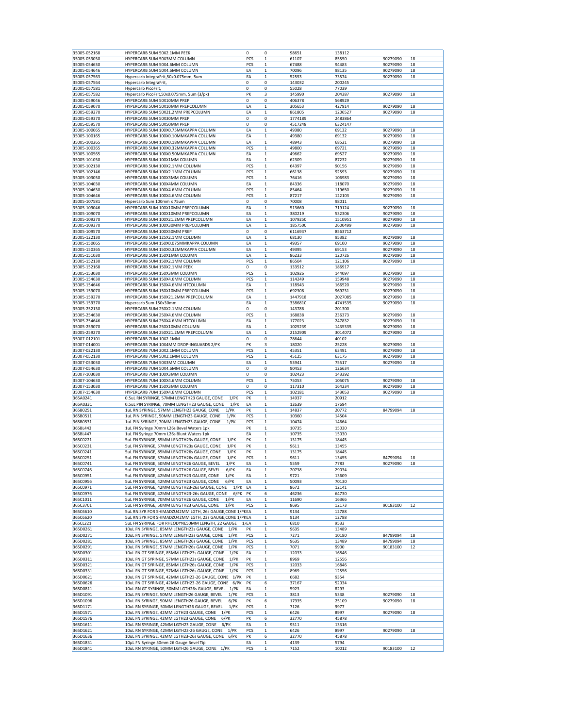| | | | | | | | |
|---|---|---|---|---|---|---|---|
| 35005-052168 | HYPERCARB 5UM 50X2.1MM PEEK | 0 | 0 | 98651 | 138112 | | |
| 35005-053030 | HYPERCARB 5UM 50X3MM COLUMN | PCS | 1 | 61107 | 85550 | 90279090 | 18 |
| 35005-054630 | HYPERCARB 5UM 50X4.6MM COLUMN | PCS | 1 | 67488 | 94483 | 90279090 | 18 |
| 35005-054646 | HYPERCARB 5UM 50X4.6MM COLUMN | EA | 1 | 70096 | 98135 | 90279090 | 18 |
| 35005-057563 | Hypercarb IntegraFrit,50x0.075mm, 5um | EA | 1 | 52553 | 73574 | 90279090 | 18 |
| 35005-057564 | Hypercarb IntegraFrit, | 0 | 0 | 143032 | 200245 | | |
| 35005-057581 | Hypercarb PicoFrit, | 0 | 0 | 55028 | 77039 | | |
| 35005-057582 | Hypercarb PicoFrit,50x0.075mm, 5um (3/pk) | PK | 3 | 145990 | 204387 | 90279090 | 18 |
| 35005-059046 | HYPERCARB 5UM 50X10MM PREP | 0 | 0 | 406378 | 568929 | | |
| 35005-059070 | HYPERCARB 5UM 50X10MM PREPCOLUMN | EA | 1 | 305653 | 427914 | 90279090 | 18 |
| 35005-059270 | HYPERCARB 5UM 50X21.2MM PREPCOLUMN | EA | 1 | 861805 | 1206527 | 90279090 | 18 |
| 35005-059370 | HYPERCARB 5UM 50X30MM PREP | 0 | 0 | 1774189 | 2483864 | | |
| 35005-059570 | HYPERCARB 5UM 50X50MM PREP | 0 | 0 | 4517248 | 6324147 | | |
| 35005-100065 | HYPERCARB 5UM 100X0.75MMKAPPA COLUMN | EA | 1 | 49380 | 69132 | 90279090 | 18 |
| 35005-100165 | HYPERCARB 5UM 100X0.10MMKAPPA COLUMN | EA | 1 | 49380 | 69132 | 90279090 | 18 |
| 35005-100265 | HYPERCARB 5UM 100X0.18MMKAPPA COLUMN | EA | 1 | 48943 | 68521 | 90279090 | 18 |
| 35005-100365 | HYPERCARB 5UM 100X0.32MMKAPPA COLUMN | PCS | 1 | 49800 | 69721 | 90279090 | 18 |
| 35005-100565 | HYPERCARB 5UM 100X0.50MMKAPPA COLUMN | EA | 1 | 49662 | 69527 | 90279090 | 18 |
| 35005-101030 | HYPERCARB 5UM 100X1MM COLUMN | EA | 1 | 62309 | 87232 | 90279090 | 18 |
| 35005-102130 | HYPERCARB 5UM 100X2.1MM COLUMN | PCS | 1 | 64397 | 90156 | 90279090 | 18 |
| 35005-102146 | HYPERCARB 5UM 100X2.1MM COLUMN | PCS | 1 | 66138 | 92593 | 90279090 | 18 |
| 35005-103030 | HYPERCARB 5UM 100X3MM COLUMN | PCS | 1 | 76416 | 106983 | 90279090 | 18 |
| 35005-104030 | HYPERCARB 5UM 100X4MM COLUMN | EA | 1 | 84336 | 118070 | 90279090 | 18 |
| 35005-104630 | HYPERCARB 5UM 100X4.6MM COLUMN | PCS | 1 | 85464 | 119650 | 90279090 | 18 |
| 35005-104646 | HYPERCARB 5UM 100X4.6MM COLUMN | PCS | 1 | 87217 | 122103 | 90279090 | 18 |
| 35005-107581 | Hypercarb 5um 100mm x 75um | 0 | 0 | 70008 | 98011 | | |
| 35005-109046 | HYPERCARB 5UM 100X10MM PREPCOLUMN | EA | 1 | 513660 | 719124 | 90279090 | 18 |
| 35005-109070 | HYPERCARB 5UM 100X10MM PREPCOLUMN | EA | 1 | 380219 | 532306 | 90279090 | 18 |
| 35005-109270 | HYPERCARB 5UM 100X21.2MM PREPCOLUMN | EA | 1 | 1079250 | 1510951 | 90279090 | 18 |
| 35005-109370 | HYPERCARB 5UM 100X30MM PREPCOLUMN | EA | 1 | 1857500 | 2600499 | 90279090 | 18 |
| 35005-109570 | HYPERCARB 5UM 100X50MM PREP | 0 | 0 | 6116937 | 8563712 | | |
| 35005-122130 | HYPERCARB 5UM 125X2.1MM COLUMN | EA | 1 | 68130 | 95382 | 90279090 | 18 |
| 35005-150065 | HYPERCARB 5UM 150X0.075MMKAPPA COLUMN | EA | 1 | 49357 | 69100 | 90279090 | 18 |
| 35005-150365 | HYPERCARB 5UM 150X0.32MMKAPPA COLUMN | EA | 1 | 49395 | 69153 | 90279090 | 18 |
| 35005-151030 | HYPERCARB 5UM 150X1MM COLUMN | EA | 1 | 86233 | 120726 | 90279090 | 18 |
| 35005-152130 | HYPERCARB 5UM 150X2.1MM COLUMN | PCS | 1 | 86504 | 121106 | 90279090 | 18 |
| 35005-152168 | HYPERCARB 5UM 150X2.1MM PEEK | 0 | 0 | 133512 | 186917 | | |
| 35005-153030 | HYPERCARB 5UM 150X3MM COLUMN | PCS | 1 | 102926 | 144097 | 90279090 | 18 |
| 35005-154630 | HYPERCARB 5UM 150X4.6MM COLUMN | PCS | 1 | 114249 | 159948 | 90279090 | 18 |
| 35005-154646 | HYPERCARB 5UM 150X4.6MM HTCOLUMN | EA | 1 | 118943 | 166520 | 90279090 | 18 |
| 35005-159070 | HYPERCARB 5UM 150X10MM PREPCOLUMN | PCS | 1 | 692308 | 969231 | 90279090 | 18 |
| 35005-159270 | HYPERCARB 5UM 150X21.2MM PREPCOLUMN | EA | 1 | 1447918 | 2027085 | 90279090 | 18 |
| 35005-159370 | Hypercarb 5um 150x30mm | EA | 1 | 3386810 | 4741535 | 90279090 | 18 |
| 35005-252130 | HYPERCARB 5UM 250X2.1MM COLUMN | 0 | 0 | 143786 | 201300 | | |
| 35005-254630 | HYPERCARB 5UM 250X4.6MM COLUMN | PCS | 1 | 168838 | 236373 | 90279090 | 18 |
| 35005-254646 | HYPERCARB 5UM 250X4.6MM HTCOLUMN | EA | 1 | 177023 | 247832 | 90279090 | 18 |
| 35005-259070 | HYPERCARB 5UM 250X10MM COLUMN | EA | 1 | 1025239 | 1435335 | 90279090 | 18 |
| 35005-259270 | HYPERCARB 5UM 250X21.2MM PREPCOLUMN | EA | 1 | 2152909 | 3014072 | 90279090 | 18 |
| 35007-012101 | HYPERCARB 7UM 10X2.1MM | 0 | 0 | 28644 | 40102 | | |
| 35007-014001 | HYPERCARB 7UM 10X4MM DROP-INGUARDS 2/PK | PK | 3 | 18020 | 25228 | 90279090 | 18 |
| 35007-022130 | HYPERCARB 7UM 20X2.1MM COLUMN | PCS | 1 | 45351 | 63491 | 90279090 | 18 |
| 35007-052130 | HYPERCARB 7UM 50X2.1MM COLUMN | PCS | 1 | 45125 | 63175 | 90279090 | 18 |
| 35007-053030 | HYPERCARB 7UM 50X3MM COLUMN | EA | 1 | 53941 | 75517 | 90279090 | 18 |
| 35007-054630 | HYPERCARB 7UM 50X4.6MM COLUMN | 0 | 0 | 90453 | 126634 | | |
| 35007-103030 | HYPERCARB 7UM 100X3MM COLUMN | 0 | 0 | 102423 | 143392 | | |
| 35007-104630 | HYPERCARB 7UM 100X4.6MM COLUMN | PCS | 1 | 75053 | 105075 | 90279090 | 18 |
| 35007-153030 | HYPERCARB 7UM 150X3MM COLUMN | 0 | 0 | 117310 | 164234 | 90279090 | 18 |
| 35007-154630 | HYPERCARB 7UM 150X4.6MM COLUMN | PCS | 1 | 102181 | 143053 | 90279090 | 18 |
| 365A0241 | 0.5uL RN SYRINGE, 57MM LENGTH23 GAUGE, CONE 1/PK | PK | 1 | 14937 | 20912 | | |
| 365A0331 | 0.5uL PIN SYRINGE, 70MM LENGTH23 GAUGE, CONE 1/PK | EA | 1 | 12639 | 17694 | | |
| 365B0251 | 1uL RN SYRINGE, 57MM LENGTH23 GAUGE, CONE 1/PK | PK | 1 | 14837 | 20772 | 84799094 | 18 |
| 365B0511 | 1uL PIN SYRINGE, 50MM LENGTH23 GAUGE, CONE 1/PK | PCS | 1 | 10360 | 14504 | | |
| 365B0531 | 1uL PIN SYRINGE, 70MM LENGTH23 GAUGE, CONE 1/PK | PCS | 1 | 10474 | 14664 | | |
| 365BL443 | 1uL FN Syringe 70mm L26s Bevel Waters 1pk | PK | 1 | 10735 | 15030 | | |
| 365BL447 | 1uL FN Syringe 70mm L26s Blunt Waters 1pk | EA | 1 | 10735 | 15030 | | |
| 365C0221 | 5uL FN SYRINGE, 85MM LENGTH23s GAUGE, CONE 1/PK | PK | 1 | 13175 | 18445 | | |
| 365C0231 | 5uL FN SYRINGE, 57MM LENGTH23s GAUGE, CONE 1/PK | PK | 1 | 9611 | 13455 | | |
| 365C0241 | 5uL FN SYRINGE, 85MM LENGTH26s GAUGE, CONE 1/PK | PK | 1 | 13175 | 18445 | | |
| 365C0251 | 5uL FN SYRINGE, 57MM LENGTH26s GAUGE, CONE 1/PK | PCS | 1 | 9611 | 13455 | 84799094 | 18 |
| 365C0741 | 5uL FN SYRINGE, 50MM LENGTH26 GAUGE, BEVEL 1/PK | EA | 1 | 5559 | 7783 | 90279090 | 18 |
| 365C0746 | 5uL FN SYRINGE, 50MM LENGTH26 GAUGE, BEVEL 6/PK | EA | 1 | 20738 | 29034 | | |
| 365C0951 | 5uL FN SYRINGE, 42MM LENGTH23 GAUGE, CONE 1/PK | EA | 1 | 9721 | 13609 | | |
| 365C0956 | 5uL FN SYRINGE, 42MM LENGTH23 GAUGE, CONE 6/PK | EA | 1 | 50093 | 70130 | | |
| 365C0971 | 5uL FN SYRINGE, 42MM LENGTH23-26s GAUGE, CONE 1/PK | EA | 1 | 8672 | 12141 | | |
| 365C0976 | 5uL FN SYRINGE, 42MM LENGTH23-26s GAUGE, CONE 6/PK | PK | 6 | 46236 | 64730 | | |
| 365C1011 | 5uL FN SYRINGE, 70MM LENGTH26 GAUGE, CONE 1/PK | EA | 1 | 11690 | 16366 | | |
| 365C3701 | 5uL FN SYRINGE, 50MM LENGTH23 GAUGE, CONE 1/PK | PCS | 1 | 8695 | 12173 | 90183100 | 12 |
| 365C6610 | 5uL RN SYR FOR SHIMADZU42MM LGTH, 26s GAUGE,CONE 1/PK | EA | 1 | 9134 | 12788 | | |
| 365C6620 | 5uL RN SYR FOR SHIMADZU42MM LGTH, 23s GAUGE,CONE 1/PK | EA | 1 | 9134 | 12788 | | |
| 365CL221 | 5uL FN SYRINGE FOR RHEODYNE50MM LENGTH, 22 GAUGE 1/ | EA | 1 | 6810 | 9533 | | |
| 365D0261 | 10uL FN SYRINGE, 85MM LENGTH23s GAUGE, CONE 1/PK | PK | 1 | 9635 | 13489 | | |
| 365D0271 | 10uL FN SYRINGE, 57MM LENGTH23s GAUGE, CONE 1/PK | PCS | 1 | 7271 | 10180 | 84799094 | 18 |
| 365D0281 | 10uL FN SYRINGE, 85MM LENGTH26s GAUGE, CONE 1/PK | PCS | 1 | 9635 | 13489 | 84799094 | 18 |
| 365D0291 | 10uL FN SYRINGE, 57MM LENGTH26s GAUGE, CONE 1/PK | PCS | 1 | 7071 | 9900 | 90183100 | 12 |
| 365D0301 | 10uL FN GT SYRINGE, 85MM LGTH23s GAUGE, CONE 1/PK | EA | 1 | 12033 | 16846 | | |
| 365D0311 | 10uL FN GT SYRINGE, 57MM LGTH23s GAUGE, CONE 1/PK | PK | 1 | 8969 | 12556 | | |
| 365D0321 | 10uL FN GT SYRINGE, 85MM LGTH26s GAUGE, CONE 1/PK | PCS | 1 | 12033 | 16846 | | |
| 365D0331 | 10uL FN GT SYRINGE, 57MM LGTH26s GAUGE, CONE 1/PK | PCS | 1 | 8969 | 12556 | | |
| 365D0621 | 10uL FN GT SYRINGE, 42MM LGTH23-26 GAUGE, CONE 1/PK | PK | 1 | 6682 | 9354 | | |
| 365D0626 | 10uL FN GT SYRINGE, 42MM LGTH23-26 GAUGE, CONE 6/PK | PK | 6 | 37167 | 52034 | | |
| 365D0811 | 10uL RN GT SYRINGE, 50MM LGTH26s GAUGE, BEVEL 1/PK | EA | 1 | 5923 | 8293 | | |
| 365D1091 | 10uL FN SYRINGE, 50MM LENGTH26 GAUGE, BEVEL 1/PK | PCS | 1 | 3813 | 5338 | 90279090 | 18 |
| 365D1096 | 10uL FN SYRINGE, 50MM LENGTH26 GAUGE, BEVEL 6/PK | PK | 6 | 17935 | 25109 | 90279090 | 18 |
| 365D1171 | 10uL RN SYRINGE, 50MM LENGTH26 GAUGE, BEVEL 1/PK | PCS | 1 | 7126 | 9977 | | |
| 365D1571 | 10uL FN SYRINGE, 42MM LGTH23 GAUGE, CONE 1/PK | PCS | 1 | 6426 | 8997 | 90279090 | 18 |
| 365D1576 | 10uL FN SYRINGE, 42MM LGTH23 GAUGE, CONE 6/PK | PK | 6 | 32770 | 45878 | | |
| 365D1611 | 10uL RN SYRINGE, 42MM LGTH23 GAUGE, CONE 6/PK | EA | 1 | 9511 | 13316 | | |
| 365D1621 | 10uL FN SYRINGE, 42MM LGTH23-26 GAUGE, CONE 1/PK | PCS | 1 | 6426 | 8997 | 90279090 | 18 |
| 365D1636 | 10uL FN SYRINGE, 42MM LGTH23-26s GAUGE, CONE 6/PK | PK | 6 | 32770 | 45878 | | |
| 365D1831 | 10µL FN Syringe 50mm 26 Gauge Bevel Tip | EA | 1 | 4139 | 5794 | | |
| 365D1841 | 10uL RN SYRINGE, 50MM LGTH26 GAUGE, CONE 1/PK | PCS | 1 | 7152 | 10012 | 90183100 | 12 |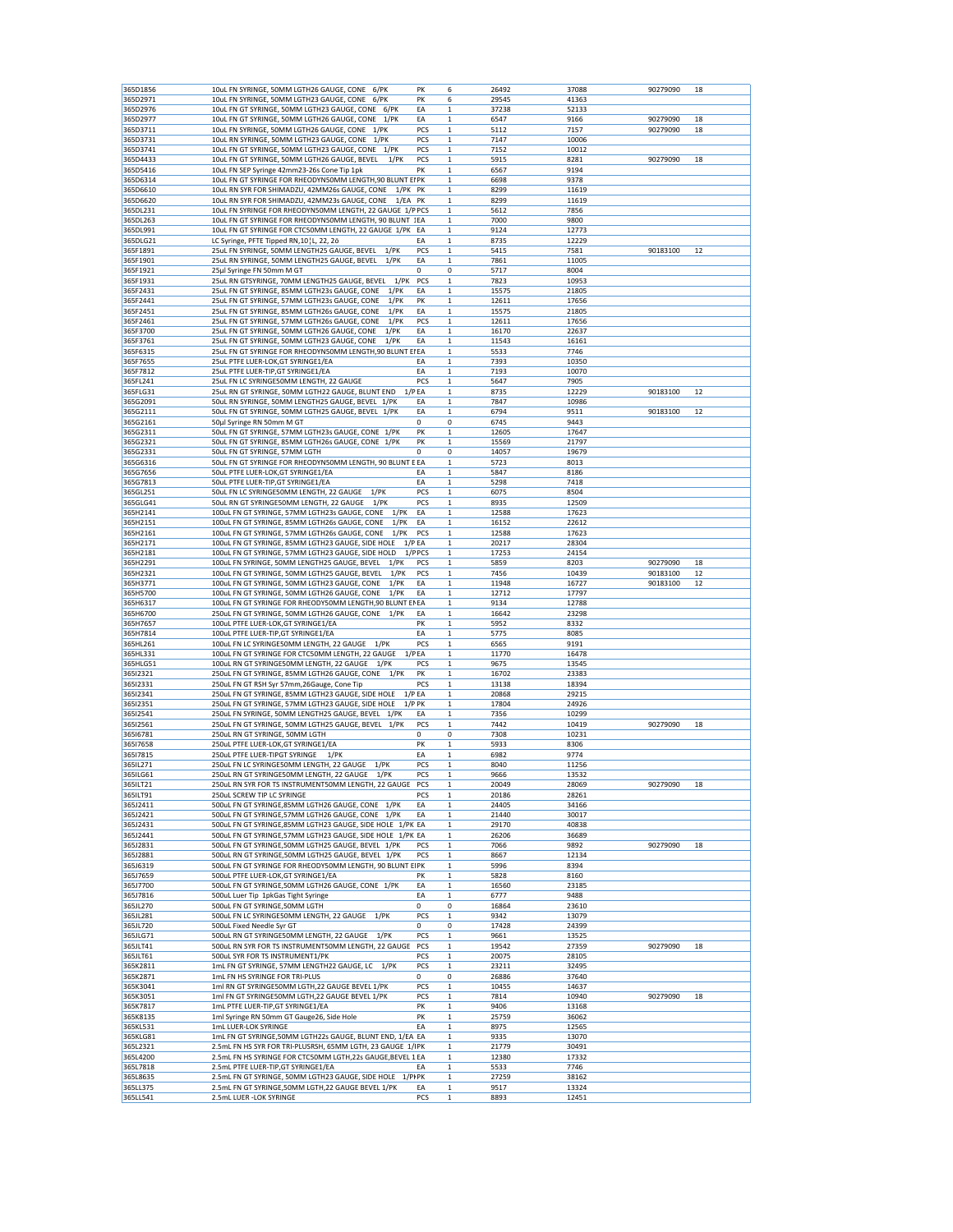| | | | | | | | |
|---|---|---|---|---|---|---|---|
| 365D1856 | 10uL FN SYRINGE, 50MM LGTH26 GAUGE, CONE 6/PK | PK | 6 | 26492 | 37088 | 90279090 | 18 |
| 365D2971 | 10uL FN SYRINGE, 50MM LGTH23 GAUGE, CONE 6/PK | PK | 6 | 29545 | 41363 | | |
| 365D2976 | 10uL FN GT SYRINGE, 50MM LGTH23 GAUGE, CONE 6/PK | EA | 1 | 37238 | 52133 | | |
| 365D2977 | 10uL FN GT SYRINGE, 50MM LGTH26 GAUGE, CONE 1/PK | EA | 1 | 6547 | 9166 | 90279090 | 18 |
| 365D3711 | 10uL FN SYRINGE, 50MM LGTH26 GAUGE, CONE 1/PK | PCS | 1 | 5112 | 7157 | 90279090 | 18 |
| 365D3731 | 10uL RN SYRINGE, 50MM LGTH23 GAUGE, CONE 1/PK | PCS | 1 | 7147 | 10006 | | |
| 365D3741 | 10uL FN GT SYRINGE, 50MM LGTH23 GAUGE, CONE 1/PK | PCS | 1 | 7152 | 10012 | | |
| 365D4433 | 10uL FN GT SYRINGE, 50MM LGTH26 GAUGE, BEVEL 1/PK | PCS | 1 | 5915 | 8281 | 90279090 | 18 |
| 365D5416 | 10uL FN SEP Syringe 42mm23-26s Cone Tip 1pk | PK | 1 | 6567 | 9194 | | |
| 365D6314 | 10uL FN GT SYRINGE FOR RHEODYN50MM LENGTH,90 BLUNT EI | PK | 1 | 6698 | 9378 | | |
| 365D6610 | 10uL RN SYR FOR SHIMADZU, 42MM26s GAUGE, CONE 1/PK | PK | 1 | 8299 | 11619 | | |
| 365D6620 | 10uL RN SYR FOR SHIMADZU, 42MM23s GAUGE, CONE 1/EA | PK | 1 | 8299 | 11619 | | |
| 365DL231 | 10uL FN SYRINGE FOR RHEODYN50MM LENGTH, 22 GAUGE 1/P | PCS | 1 | 5612 | 7856 | | |
| 365DL263 | 10uL FN GT SYRINGE FOR RHEODYN50MM LENGTH, 90 BLUNT E | EA | 1 | 7000 | 9800 | | |
| 365DL991 | 10uL FN GT SYRINGE FOR CTC50MM LENGTH, 22 GAUGE 1/PK | EA | 1 | 9124 | 12773 | | |
| 365DLG21 | LC Syringe, PFTE Tipped RN,10μL, 22, 20 | EA | 1 | 8735 | 12229 | | |
| 365F1891 | 25uL FN SYRINGE, 50MM LENGTH25 GAUGE, BEVEL 1/PK | PCS | 1 | 5415 | 7581 | 90183100 | 12 |
| 365F1901 | 25uL RN SYRINGE, 50MM LENGTH25 GAUGE, BEVEL 1/PK | EA | 1 | 7861 | 11005 | | |
| 365F1921 | 25μl Syringe FN 50mm M GT | 0 | 0 | 5717 | 8004 | | |
| 365F1931 | 25uL RN GTSYRINGE, 70MM LENGTH25 GAUGE, BEVEL 1/PK | PCS | 1 | 7823 | 10953 | | |
| 365F2431 | 25uL FN GT SYRINGE, 85MM LGTH23s GAUGE, CONE 1/PK | EA | 1 | 15575 | 21805 | | |
| 365F2441 | 25uL FN GT SYRINGE, 57MM LGTH23s GAUGE, CONE 1/PK | PK | 1 | 12611 | 17656 | | |
| 365F2451 | 25uL FN GT SYRINGE, 85MM LGTH26s GAUGE, CONE 1/PK | EA | 1 | 15575 | 21805 | | |
| 365F2461 | 25uL FN GT SYRINGE, 57MM LGTH26s GAUGE, CONE 1/PK | PCS | 1 | 12611 | 17656 | | |
| 365F3700 | 25uL FN GT SYRINGE, 50MM LGTH26 GAUGE, CONE 1/PK | EA | 1 | 16170 | 22637 | | |
| 365F3761 | 25uL FN GT SYRINGE, 50MM LGTH23 GAUGE, CONE 1/PK | EA | 1 | 11543 | 16161 | | |
| 365F6315 | 25uL FN GT SYRINGE FOR RHEODYN50MM LENGTH,90 BLUNT EI | EA | 1 | 5533 | 7746 | | |
| 365F7655 | 25uL PTFE LUER-LOK,GT SYRINGE1/EA | EA | 1 | 7393 | 10350 | | |
| 365F7812 | 25uL PTFE LUER-TIP,GT SYRINGE1/EA | EA | 1 | 7193 | 10070 | | |
| 365FL241 | 25uL FN LC SYRINGE50MM LENGTH, 22 GAUGE | PCS | 1 | 5647 | 7905 | | |
| 365FLG31 | 25uL RN GT SYRINGE, 50MM LGTH22 GAUGE, BLUNT END 1/P | EA | 1 | 8735 | 12229 | 90183100 | 12 |
| 365G2091 | 50uL RN SYRINGE, 50MM LENGTH25 GAUGE, BEVEL 1/PK | EA | 1 | 7847 | 10986 | | |
| 365G2111 | 50uL FN GT SYRINGE, 50MM LGTH25 GAUGE, BEVEL 1/PK | EA | 1 | 6794 | 9511 | 90183100 | 12 |
| 365G2161 | 50μl Syringe RN 50mm M GT | 0 | 0 | 6745 | 9443 | | |
| 365G2311 | 50uL FN GT SYRINGE, 57MM LGTH23s GAUGE, CONE 1/PK | PK | 1 | 12605 | 17647 | | |
| 365G2321 | 50uL FN GT SYRINGE, 85MM LGTH26s GAUGE, CONE 1/PK | PK | 1 | 15569 | 21797 | | |
| 365G2331 | 50uL FN GT SYRINGE, 57MM LGTH | 0 | 0 | 14057 | 19679 | | |
| 365G6316 | 50uL FN GT SYRINGE FOR RHEODYN50MM LENGTH, 90 BLUNT E | EA | 1 | 5723 | 8013 | | |
| 365G7656 | 50uL PTFE LUER-LOK,GT SYRINGE1/EA | EA | 1 | 5847 | 8186 | | |
| 365G7813 | 50uL PTFE LUER-TIP,GT SYRINGE1/EA | EA | 1 | 5298 | 7418 | | |
| 365GL251 | 50uL FN LC SYRINGE50MM LENGTH, 22 GAUGE 1/PK | PCS | 1 | 6075 | 8504 | | |
| 365GLG41 | 50uL RN GT SYRINGE50MM LENGTH, 22 GAUGE 1/PK | PCS | 1 | 8935 | 12509 | | |
| 365H2141 | 100uL FN GT SYRINGE, 57MM LGTH23s GAUGE, CONE 1/PK | EA | 1 | 12588 | 17623 | | |
| 365H2151 | 100uL FN GT SYRINGE, 85MM LGTH26s GAUGE, CONE 1/PK | EA | 1 | 16152 | 22612 | | |
| 365H2161 | 100uL FN GT SYRINGE, 57MM LGTH26s GAUGE, CONE 1/PK | PCS | 1 | 12588 | 17623 | | |
| 365H2171 | 100uL FN GT SYRINGE, 85MM LGTH23 GAUGE, SIDE HOLE 1/P | EA | 1 | 20217 | 28304 | | |
| 365H2181 | 100uL FN GT SYRINGE, 57MM LGTH23 GAUGE, SIDE HOLD 1/P | PCS | 1 | 17253 | 24154 | | |
| 365H2291 | 100uL FN SYRINGE, 50MM LENGTH25 GAUGE, BEVEL 1/PK | PCS | 1 | 5859 | 8203 | 90279090 | 18 |
| 365H2321 | 100uL FN GT SYRINGE, 50MM LGTH25 GAUGE, BEVEL 1/PK | PCS | 1 | 7456 | 10439 | 90183100 | 12 |
| 365H3771 | 100uL FN GT SYRINGE, 50MM LGTH23 GAUGE, CONE 1/PK | EA | 1 | 11948 | 16727 | 90183100 | 12 |
| 365H5700 | 100uL FN GT SYRINGE, 50MM LGTH26 GAUGE, CONE 1/PK | EA | 1 | 12712 | 17797 | | |
| 365H6317 | 100uL FN GT SYRINGE FOR RHEODY50MM LENGTH,90 BLUNT EN | EA | 1 | 9134 | 12788 | | |
| 365H6700 | 250uL FN GT SYRINGE, 50MM LGTH26 GAUGE, CONE 1/PK | EA | 1 | 16642 | 23298 | | |
| 365H7657 | 100uL PTFE LUER-LOK,GT SYRINGE1/EA | PK | 1 | 5952 | 8332 | | |
| 365H7814 | 100uL PTFE LUER-TIP,GT SYRINGE1/EA | EA | 1 | 5775 | 8085 | | |
| 365HL261 | 100uL FN LC SYRINGE50MM LENGTH, 22 GAUGE 1/PK | PCS | 1 | 6565 | 9191 | | |
| 365HL331 | 100uL FN GT SYRINGE FOR CTC50MM LENGTH, 22 GAUGE 1/P | EA | 1 | 11770 | 16478 | | |
| 365HLG51 | 100uL RN GT SYRINGE50MM LENGTH, 22 GAUGE 1/PK | PCS | 1 | 9675 | 13545 | | |
| 365I2321 | 250uL FN GT SYRINGE, 85MM LGTH26 GAUGE, CONE 1/PK | PK | 1 | 16702 | 23383 | | |
| 365I2331 | 250uL FN GT RSH Syr 57mm,26Gauge, Cone Tip | PCS | 1 | 13138 | 18394 | | |
| 365I2341 | 250uL FN GT SYRINGE, 85MM LGTH23 GAUGE, SIDE HOLE 1/P | EA | 1 | 20868 | 29215 | | |
| 365I2351 | 250uL FN GT SYRINGE, 57MM LGTH23 GAUGE, SIDE HOLE 1/P | PK | 1 | 17804 | 24926 | | |
| 365I2541 | 250uL FN SYRINGE, 50MM LENGTH25 GAUGE, BEVEL 1/PK | EA | 1 | 7356 | 10299 | | |
| 365I2561 | 250uL FN GT SYRINGE, 50MM LGTH25 GAUGE, BEVEL 1/PK | PCS | 1 | 7442 | 10419 | 90279090 | 18 |
| 365I6781 | 250uL RN GT SYRINGE, 50MM LGTH | 0 | 0 | 7308 | 10231 | | |
| 365I7658 | 250uL PTFE LUER-LOK,GT SYRINGE1/EA | PK | 1 | 5933 | 8306 | | |
| 365I7815 | 250uL PTFE LUER-TIPGT SYRINGE 1/PK | EA | 1 | 6982 | 9774 | | |
| 365IL271 | 250uL FN LC SYRINGE50MM LENGTH, 22 GAUGE 1/PK | PCS | 1 | 8040 | 11256 | | |
| 365ILG61 | 250uL RN GT SYRINGE50MM LENGTH, 22 GAUGE 1/PK | PCS | 1 | 9666 | 13532 | | |
| 365ILT21 | 250uL RN SYR FOR TS INSTRUMENT50MM LENGTH, 22 GAUGE | PCS | 1 | 20049 | 28069 | 90279090 | 18 |
| 365ILT91 | 250uL SCREW TIP LC SYRINGE | PCS | 1 | 20186 | 28261 | | |
| 365J2411 | 500uL FN GT SYRINGE,85MM LGTH26 GAUGE, CONE 1/PK | EA | 1 | 24405 | 34166 | | |
| 365J2421 | 500uL FN GT SYRINGE,57MM LGTH26 GAUGE, CONE 1/PK | EA | 1 | 21440 | 30017 | | |
| 365J2431 | 500uL FN GT SYRINGE,85MM LGTH23 GAUGE, SIDE HOLE 1/PK | EA | 1 | 29170 | 40838 | | |
| 365J2441 | 500uL FN GT SYRINGE,57MM LGTH23 GAUGE, SIDE HOLE 1/PK | EA | 1 | 26206 | 36689 | | |
| 365J2831 | 500uL FN GT SYRINGE,50MM LGTH25 GAUGE, BEVEL 1/PK | PCS | 1 | 7066 | 9892 | 90279090 | 18 |
| 365J2881 | 500uL RN GT SYRINGE,50MM LGTH25 GAUGE, BEVEL 1/PK | PCS | 1 | 8667 | 12134 | | |
| 365J6319 | 500uL FN GT SYRINGE FOR RHEODY50MM LENGTH, 90 BLUNT E | PK | 1 | 5996 | 8394 | | |
| 365J7659 | 500uL PTFE LUER-LOK,GT SYRINGE1/EA | PK | 1 | 5828 | 8160 | | |
| 365J7700 | 500uL FN GT SYRINGE,50MM LGTH26 GAUGE, CONE 1/PK | EA | 1 | 16560 | 23185 | | |
| 365J7816 | 500uL Luer Tip 1pkGas Tight Syringe | EA | 1 | 6777 | 9488 | | |
| 365JL270 | 500uL FN GT SYRINGE,50MM LGTH | 0 | 0 | 16864 | 23610 | | |
| 365JL281 | 500uL FN LC SYRINGE50MM LENGTH, 22 GAUGE 1/PK | PCS | 1 | 9342 | 13079 | | |
| 365JL720 | 500uL Fixed Needle Syr GT | 0 | 0 | 17428 | 24399 | | |
| 365JLG71 | 500uL RN GT SYRINGE50MM LENGTH, 22 GAUGE 1/PK | PCS | 1 | 9661 | 13525 | | |
| 365JLT41 | 500uL RN SYR FOR TS INSTRUMENT50MM LENGTH, 22 GAUGE | PCS | 1 | 19542 | 27359 | 90279090 | 18 |
| 365JLT61 | 500uL SYR FOR TS INSTRUMENT1/PK | PCS | 1 | 20075 | 28105 | | |
| 365K2811 | 1mL FN GT SYRINGE, 57MM LENGTH22 GAUGE, LC 1/PK | PCS | 1 | 23211 | 32495 | | |
| 365K2871 | 1mL FN HS SYRINGE FOR TRI-PLUS | 0 | 0 | 26886 | 37640 | | |
| 365K3041 | 1ml RN GT SYRINGE50MM LGTH,22 GAUGE BEVEL 1/PK | PCS | 1 | 10455 | 14637 | | |
| 365K3051 | 1ml FN GT SYRINGE50MM LGTH,22 GAUGE BEVEL 1/PK | PCS | 1 | 7814 | 10940 | 90279090 | 18 |
| 365K7817 | 1mL PTFE LUER-TIP,GT SYRINGE1/EA | PK | 1 | 9406 | 13168 | | |
| 365K8135 | 1ml Syringe RN 50mm GT Gauge26, Side Hole | PK | 1 | 25759 | 36062 | | |
| 365KL531 | 1mL LUER-LOK SYRINGE | EA | 1 | 8975 | 12565 | | |
| 365KLG81 | 1mL FN GT SYRINGE,50MM LGTH22s GAUGE, BLUNT END, 1/EA | EA | 1 | 9335 | 13070 | | |
| 365L2321 | 2.5mL FN HS SYR FOR TRI-PLUSRSH, 65MM LGTH, 23 GAUGE 1/P | PK | 1 | 21779 | 30491 | | |
| 365L4200 | 2.5mL FN HS SYRINGE FOR CTC50MM LGTH,22s GAUGE,BEVEL 1 | EA | 1 | 12380 | 17332 | | |
| 365L7818 | 2.5mL PTFE LUER-TIP,GT SYRINGE1/EA | EA | 1 | 5533 | 7746 | | |
| 365L8635 | 2.5mL FN GT SYRINGE, 50MM LGTH23 GAUGE, SIDE HOLE 1/PK | PK | 1 | 27259 | 38162 | | |
| 365LL375 | 2.5mL FN GT SYRINGE,50MM LGTH,22 GAUGE BEVEL 1/PK | EA | 1 | 9517 | 13324 | | |
| 365LL541 | 2.5mL LUER -LOK SYRINGE | PCS | 1 | 8893 | 12451 | | |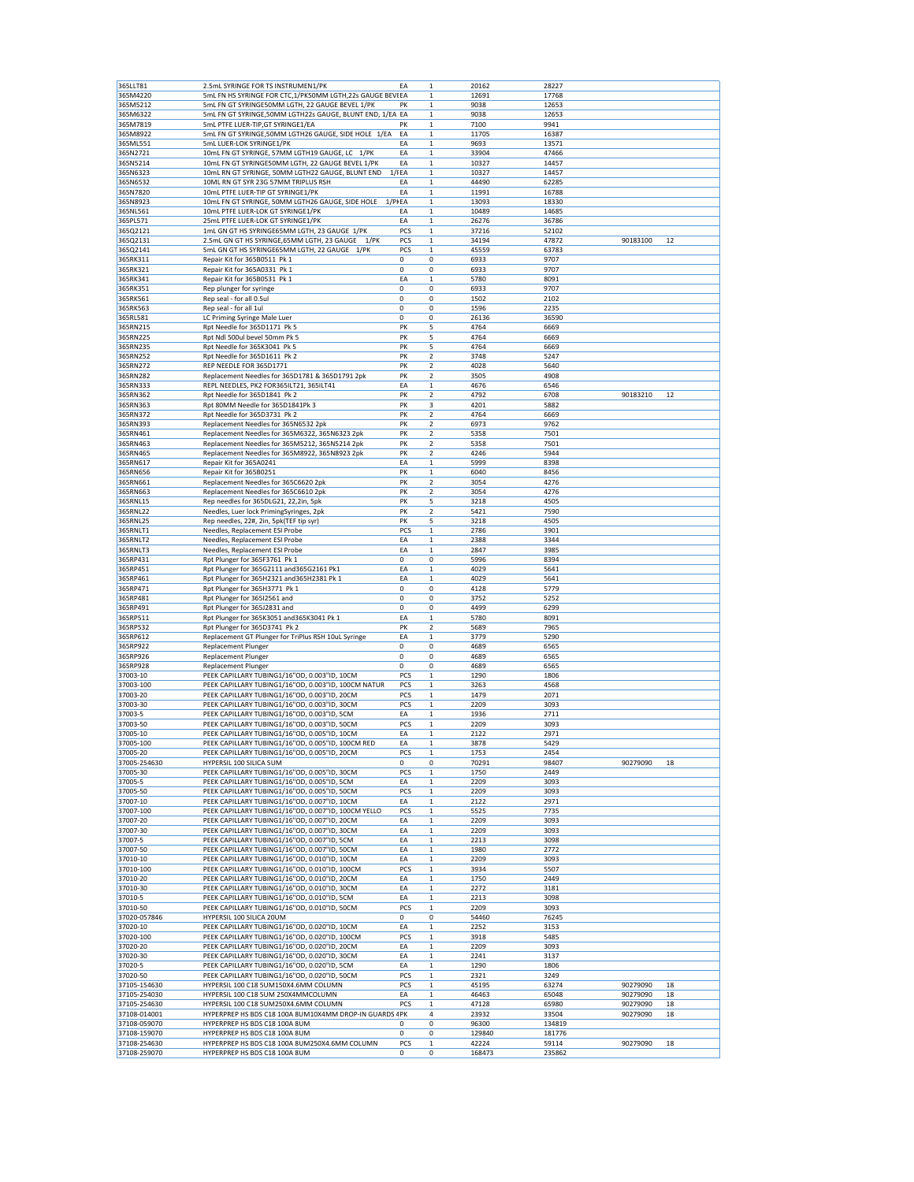| | | | | | | | |
|---|---|---|---|---|---|---|---|
| 365LLT81 | 2.5mL SYRINGE FOR TS INSTRUMEN1/PK | EA | 1 | 20162 | 28227 | | |
| 365M4220 | 5mL FN HS SYRINGE FOR CTC,1/PK50MM LGTH,22s GAUGE BEVEEA | | 1 | 12691 | 17768 | | |
| 365M5212 | 5mL FN GT SYRINGE50MM LGTH, 22 GAUGE BEVEL 1/PK | PK | 1 | 9038 | 12653 | | |
| 365M6322 | 5mL FN GT SYRINGE,50MM LGTH22s GAUGE, BLUNT END, 1/EA | EA | 1 | 9038 | 12653 | | |
| 365M7819 | 5mL PTFE LUER-TIP,GT SYRINGE1/EA | PK | 1 | 7100 | 9941 | | |
| 365M8922 | 5mL FN GT SYRINGE,50MM LGTH26 GAUGE, SIDE HOLE 1/EA | EA | 1 | 11705 | 16387 | | |
| 365ML551 | 5mL LUER-LOK SYRINGE1/PK | EA | 1 | 9693 | 13571 | | |
| 365N2721 | 10mL FN GT SYRINGE, 57MM LGTH19 GAUGE, LC 1/PK | EA | 1 | 33904 | 47466 | | |
| 365N5214 | 10mL FN GT SYRINGE50MM LGTH, 22 GAUGE BEVEL 1/PK | EA | 1 | 10327 | 14457 | | |
| 365N6323 | 10mL RN GT SYRINGE, 50MM LGTH22 GAUGE, BLUNT END 1/EA | EA | 1 | 10327 | 14457 | | |
| 365N6532 | 10ML RN GT SYR 23G 57MM TRIPLUS RSH | EA | 1 | 44490 | 62285 | | |
| 365N7820 | 10mL PTFE LUER-TIP GT SYRINGE1/PK | EA | 1 | 11991 | 16788 | | |
| 365N8923 | 10mL FN GT SYRINGE, 50MM LGTH26 GAUGE, SIDE HOLE 1/PK | EA | 1 | 13093 | 18330 | | |
| 365NL561 | 10mL PTFE LUER-LOK GT SYRINGE1/PK | EA | 1 | 10489 | 14685 | | |
| 365PL571 | 25mL PTFE LUER-LOK GT SYRINGE1/PK | EA | 1 | 26276 | 36786 | | |
| 365Q2121 | 1mL GN GT HS SYRINGE65MM LGTH, 23 GAUGE 1/PK | PCS | 1 | 37216 | 52102 | | |
| 365Q2131 | 2.5mL GN GT HS SYRINGE,65MM LGTH, 23 GAUGE 1/PK | PCS | 1 | 34194 | 47872 | 90183100 | 12 |
| 365Q2141 | 5mL GN GT HS SYRINGE65MM LGTH, 22 GAUGE 1/PK | PCS | 1 | 45559 | 63783 | | |
| 365RK311 | Repair Kit for 365B0511 Pk 1 | 0 | 0 | 6933 | 9707 | | |
| 365RK321 | Repair Kit for 365A0331 Pk 1 | 0 | 0 | 6933 | 9707 | | |
| 365RK341 | Repair Kit for 365B0531 Pk 1 | EA | 1 | 5780 | 8091 | | |
| 365RK351 | Rep plunger for syringe | 0 | 0 | 6933 | 9707 | | |
| 365RK561 | Rep seal - for all 0.5ul | 0 | 0 | 1502 | 2102 | | |
| 365RK563 | Rep seal - for all 1ul | 0 | 0 | 1596 | 2235 | | |
| 365RL581 | LC Priming Syringe Male Luer | 0 | 0 | 26136 | 36590 | | |
| 365RN215 | Rpt Needle for 365D1171 Pk 5 | PK | 5 | 4764 | 6669 | | |
| 365RN225 | Rpt Ndl 500ul bevel 50mm Pk 5 | PK | 5 | 4764 | 6669 | | |
| 365RN235 | Rpt Needle for 365K3041 Pk 5 | PK | 5 | 4764 | 6669 | | |
| 365RN252 | Rpt Needle for 365D1611 Pk 2 | PK | 2 | 3748 | 5247 | | |
| 365RN272 | REP NEEDLE FOR 365D1771 | PK | 2 | 4028 | 5640 | | |
| 365RN282 | Replacement Needles for 365D1781 & 365D1791 2pk | PK | 2 | 3505 | 4908 | | |
| 365RN333 | REPL NEEDLES, PK2 FOR365ILT21, 365ILT41 | EA | 1 | 4676 | 6546 | | |
| 365RN362 | Rpt Needle for 365D1841 Pk 2 | PK | 2 | 4792 | 6708 | 90183210 | 12 |
| 365RN363 | Rpt 80MM Needle for 365D1841Pk 3 | PK | 3 | 4201 | 5882 | | |
| 365RN372 | Rpt Needle for 365D3731 Pk 2 | PK | 2 | 4764 | 6669 | | |
| 365RN393 | Replacement Needles for 365N6532 2pk | PK | 2 | 6973 | 9762 | | |
| 365RN461 | Replacement Needles for 365M6322, 365N6323 2pk | PK | 2 | 5358 | 7501 | | |
| 365RN463 | Replacement Needles for 365M5212, 365N5214 2pk | PK | 2 | 5358 | 7501 | | |
| 365RN465 | Replacement Needles for 365M8922, 365N8923 2pk | PK | 2 | 4246 | 5944 | | |
| 365RN617 | Repair Kit for 365A0241 | EA | 1 | 5999 | 8398 | | |
| 365RN656 | Repair Kit for 365B0251 | PK | 1 | 6040 | 8456 | | |
| 365RN661 | Replacement Needles for 365C6620 2pk | PK | 2 | 3054 | 4276 | | |
| 365RN663 | Replacement Needles for 365C6610 2pk | PK | 2 | 3054 | 4276 | | |
| 365RNL15 | Rep needles for 365DLG21, 22,2in, 5pk | PK | 5 | 3218 | 4505 | | |
| 365RNL22 | Needles, Luer lock PrimingSyringes, 2pk | PK | 2 | 5421 | 7590 | | |
| 365RNL25 | Rep needles, 22#, 2in, 5pk(TEF tip syr) | PK | 5 | 3218 | 4505 | | |
| 365RNLT1 | Needles, Replacement ESI Probe | PCS | 1 | 2786 | 3901 | | |
| 365RNLT2 | Needles, Replacement ESI Probe | EA | 1 | 2388 | 3344 | | |
| 365RNLT3 | Needles, Replacement ESI Probe | EA | 1 | 2847 | 3985 | | |
| 365RP431 | Rpt Plunger for 365F3761 Pk 1 | 0 | 0 | 5996 | 8394 | | |
| 365RP451 | Rpt Plunger for 365G2111 and365G2161 Pk1 | EA | 1 | 4029 | 5641 | | |
| 365RP461 | Rpt Plunger for 365H2321 and365H2381 Pk 1 | EA | 1 | 4029 | 5641 | | |
| 365RP471 | Rpt Plunger for 365H3771 Pk 1 | 0 | 0 | 4128 | 5779 | | |
| 365RP481 | Rpt Plunger for 365I2561 and | 0 | 0 | 3752 | 5252 | | |
| 365RP491 | Rpt Plunger for 365J2831 and | 0 | 0 | 4499 | 6299 | | |
| 365RP511 | Rpt Plunger for 365K3051 and365K3041 Pk 1 | EA | 1 | 5780 | 8091 | | |
| 365RP532 | Rpt Plunger for 365D3741 Pk 2 | PK | 2 | 5689 | 7965 | | |
| 365RP612 | Replacement GT Plunger for TriPlus RSH 10uL Syringe | EA | 1 | 3779 | 5290 | | |
| 365RP922 | Replacement Plunger | 0 | 0 | 4689 | 6565 | | |
| 365RP926 | Replacement Plunger | 0 | 0 | 4689 | 6565 | | |
| 365RP928 | Replacement Plunger | 0 | 0 | 4689 | 6565 | | |
| 37003-10 | PEEK CAPILLARY TUBING1/16"OD, 0.003"ID, 10CM | PCS | 1 | 1290 | 1806 | | |
| 37003-100 | PEEK CAPILLARY TUBING1/16"OD, 0.003"ID, 100CM NATUR | PCS | 1 | 3263 | 4568 | | |
| 37003-20 | PEEK CAPILLARY TUBING1/16"OD, 0.003"ID, 20CM | PCS | 1 | 1479 | 2071 | | |
| 37003-30 | PEEK CAPILLARY TUBING1/16"OD, 0.003"ID, 30CM | PCS | 1 | 2209 | 3093 | | |
| 37003-5 | PEEK CAPILLARY TUBING1/16"OD, 0.003"ID, 5CM | EA | 1 | 1936 | 2711 | | |
| 37003-50 | PEEK CAPILLARY TUBING1/16"OD, 0.003"ID, 50CM | PCS | 1 | 2209 | 3093 | | |
| 37005-10 | PEEK CAPILLARY TUBING1/16"OD, 0.005"ID, 10CM | EA | 1 | 2122 | 2971 | | |
| 37005-100 | PEEK CAPILLARY TUBING1/16"OD, 0.005"ID, 100CM RED | EA | 1 | 3878 | 5429 | | |
| 37005-20 | PEEK CAPILLARY TUBING1/16"OD, 0.005"ID, 20CM | PCS | 1 | 1753 | 2454 | | |
| 37005-254630 | HYPERSIL 100 SILICA 5UM | 0 | 0 | 70291 | 98407 | 90279090 | 18 |
| 37005-30 | PEEK CAPILLARY TUBING1/16"OD, 0.005"ID, 30CM | PCS | 1 | 1750 | 2449 | | |
| 37005-5 | PEEK CAPILLARY TUBING1/16"OD, 0.005"ID, 5CM | EA | 1 | 2209 | 3093 | | |
| 37005-50 | PEEK CAPILLARY TUBING1/16"OD, 0.005"ID, 50CM | PCS | 1 | 2209 | 3093 | | |
| 37007-10 | PEEK CAPILLARY TUBING1/16"OD, 0.007"ID, 10CM | EA | 1 | 2122 | 2971 | | |
| 37007-100 | PEEK CAPILLARY TUBING1/16"OD, 0.007"ID, 100CM YELLO | PCS | 1 | 5525 | 7735 | | |
| 37007-20 | PEEK CAPILLARY TUBING1/16"OD, 0.007"ID, 20CM | EA | 1 | 2209 | 3093 | | |
| 37007-30 | PEEK CAPILLARY TUBING1/16"OD, 0.007"ID, 30CM | EA | 1 | 2209 | 3093 | | |
| 37007-5 | PEEK CAPILLARY TUBING1/16"OD, 0.007"ID, 5CM | EA | 1 | 2213 | 3098 | | |
| 37007-50 | PEEK CAPILLARY TUBING1/16"OD, 0.007"ID, 50CM | EA | 1 | 1980 | 2772 | | |
| 37010-10 | PEEK CAPILLARY TUBING1/16"OD, 0.010"ID, 10CM | EA | 1 | 2209 | 3093 | | |
| 37010-100 | PEEK CAPILLARY TUBING1/16"OD, 0.010"ID, 100CM | PCS | 1 | 3934 | 5507 | | |
| 37010-20 | PEEK CAPILLARY TUBING1/16"OD, 0.010"ID, 20CM | EA | 1 | 1750 | 2449 | | |
| 37010-30 | PEEK CAPILLARY TUBING1/16"OD, 0.010"ID, 30CM | EA | 1 | 2272 | 3181 | | |
| 37010-5 | PEEK CAPILLARY TUBING1/16"OD, 0.010"ID, 5CM | EA | 1 | 2213 | 3098 | | |
| 37010-50 | PEEK CAPILLARY TUBING1/16"OD, 0.010"ID, 50CM | PCS | 1 | 2209 | 3093 | | |
| 37020-057846 | HYPERSIL 100 SILICA 20UM | 0 | 0 | 54460 | 76245 | | |
| 37020-10 | PEEK CAPILLARY TUBING1/16"OD, 0.020"ID, 10CM | EA | 1 | 2252 | 3153 | | |
| 37020-100 | PEEK CAPILLARY TUBING1/16"OD, 0.020"ID, 100CM | PCS | 1 | 3918 | 5485 | | |
| 37020-20 | PEEK CAPILLARY TUBING1/16"OD, 0.020"ID, 20CM | EA | 1 | 2209 | 3093 | | |
| 37020-30 | PEEK CAPILLARY TUBING1/16"OD, 0.020"ID, 30CM | EA | 1 | 2241 | 3137 | | |
| 37020-5 | PEEK CAPILLARY TUBING1/16"OD, 0.020"ID, 5CM | EA | 1 | 1290 | 1806 | | |
| 37020-50 | PEEK CAPILLARY TUBING1/16"OD, 0.020"ID, 50CM | PCS | 1 | 2321 | 3249 | | |
| 37105-154630 | HYPERSIL 100 C18 5UM150X4.6MM COLUMN | PCS | 1 | 45195 | 63274 | 90279090 | 18 |
| 37105-254030 | HYPERSIL 100 C18 5UM 250X4MMCOLUMN | EA | 1 | 46463 | 65048 | 90279090 | 18 |
| 37105-254630 | HYPERSIL 100 C18 5UM250X4.6MM COLUMN | PCS | 1 | 47128 | 65980 | 90279090 | 18 |
| 37108-014001 | HYPERPREP HS BDS C18 100A 8UM10X4MM DROP-IN GUARDS 4PK | | 4 | 23932 | 33504 | 90279090 | 18 |
| 37108-059070 | HYPERPREP HS BDS C18 100A 8UM | 0 | 0 | 96300 | 134819 | | |
| 37108-159070 | HYPERPREP HS BDS C18 100A 8UM | 0 | 0 | 129840 | 181776 | | |
| 37108-254630 | HYPERPREP HS BDS C18 100A 8UM250X4.6MM COLUMN | PCS | 1 | 42224 | 59114 | 90279090 | 18 |
| 37108-259070 | HYPERPREP HS BDS C18 100A 8UM | 0 | 0 | 168473 | 235862 | | |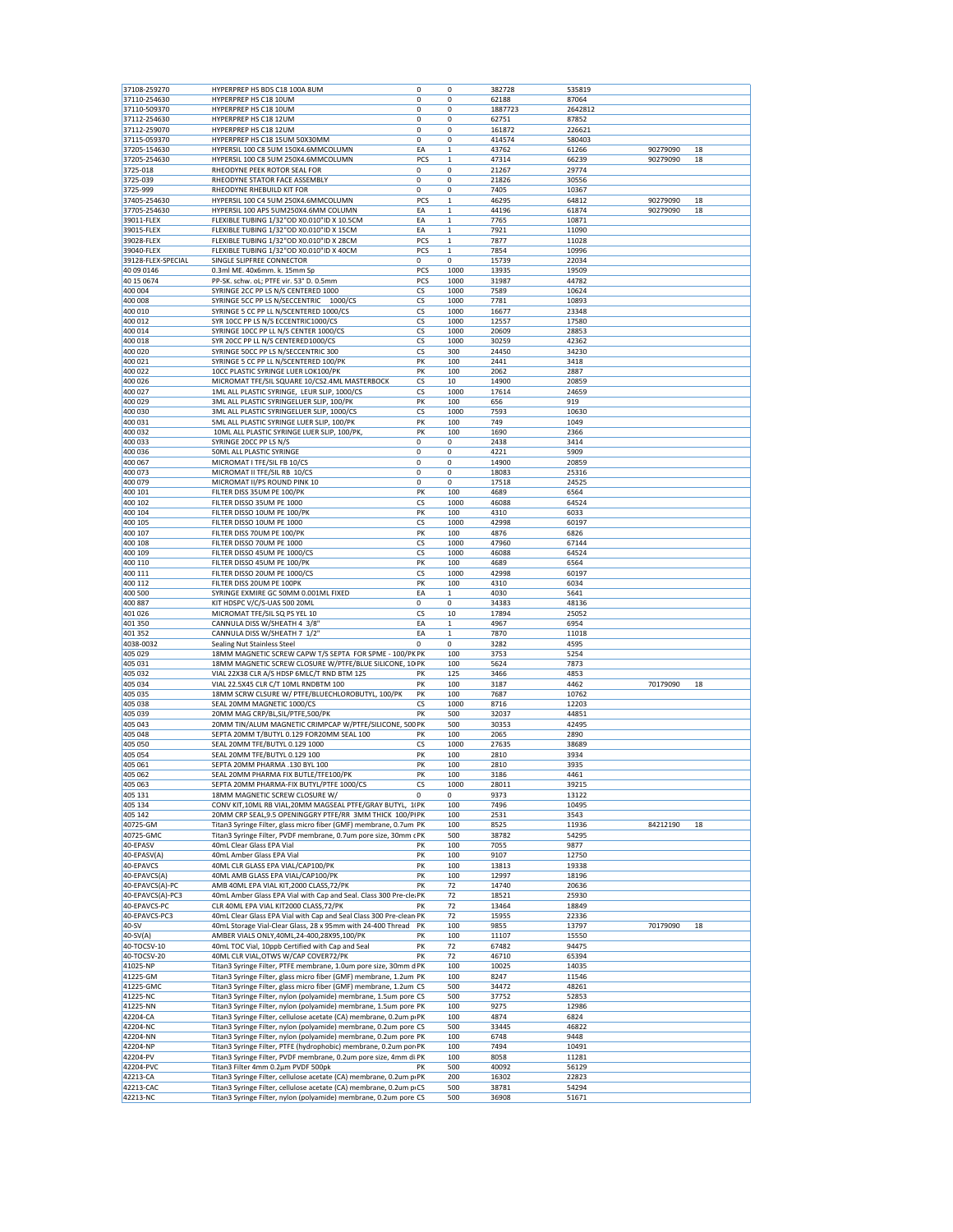| | | | | | | | |
|---|---|---|---|---|---|---|---|
| 37108-259270 | HYPERPREP HS BDS C18 100A 8UM | 0 | 0 | 382728 | 535819 | | |
| 37110-254630 | HYPERPREP HS C18 10UM | 0 | 0 | 62188 | 87064 | | |
| 37110-509370 | HYPERPREP HS C18 10UM | 0 | 0 | 1887723 | 2642812 | | |
| 37112-254630 | HYPERPREP HS C18 12UM | 0 | 0 | 62751 | 87852 | | |
| 37112-259070 | HYPERPREP HS C18 12UM | 0 | 0 | 161872 | 226621 | | |
| 37115-059370 | HYPERPREP HS C18 15UM 50X30MM | 0 | 0 | 414574 | 580403 | | |
| 37205-154630 | HYPERSIL 100 C8 5UM 150X4.6MMCOLUMN | EA | 1 | 43762 | 61266 | 90279090 | 18 |
| 37205-254630 | HYPERSIL 100 C8 5UM 250X4.6MMCOLUMN | PCS | 1 | 47314 | 66239 | 90279090 | 18 |
| 3725-018 | RHEODYNE PEEK ROTOR SEAL FOR | 0 | 0 | 21267 | 29774 | | |
| 3725-039 | RHEODYNE STATOR FACE ASSEMBLY | 0 | 0 | 21826 | 30556 | | |
| 3725-999 | RHEODYNE RHEBUILD KIT FOR | 0 | 0 | 7405 | 10367 | | |
| 37405-254630 | HYPERSIL 100 C4 5UM 250X4.6MMCOLUMN | PCS | 1 | 46295 | 64812 | 90279090 | 18 |
| 37705-254630 | HYPERSIL 100 APS 5UM250X4.6MM COLUMN | EA | 1 | 44196 | 61874 | 90279090 | 18 |
| 39011-FLEX | FLEXIBLE TUBING 1/32"OD X0.010"ID X 10.5CM | EA | 1 | 7765 | 10871 | | |
| 39015-FLEX | FLEXIBLE TUBING 1/32"OD X0.010"ID X 15CM | EA | 1 | 7921 | 11090 | | |
| 39028-FLEX | FLEXIBLE TUBING 1/32"OD X0.010"ID X 28CM | PCS | 1 | 7877 | 11028 | | |
| 39040-FLEX | FLEXIBLE TUBING 1/32"OD X0.010"ID X 40CM | PCS | 1 | 7854 | 10996 | | |
| 39128-FLEX-SPECIAL | SINGLE SLIPFREE CONNECTOR | 0 | 0 | 15739 | 22034 | | |
| 40 09 0146 | 0.3ml ME. 40x6mm. k. 15mm Sp | PCS | 1000 | 13935 | 19509 | | |
| 40 15 0674 | PP-SK. schw. oL; PTFE vir. 53° D. 0.5mm | PCS | 1000 | 31987 | 44782 | | |
| 400 004 | SYRINGE 2CC PP LS N/S CENTERED 1000 | CS | 1000 | 7589 | 10624 | | |
| 400 008 | SYRINGE 5CC PP LS N/SECCENTRIC 1000/CS | CS | 1000 | 7781 | 10893 | | |
| 400 010 | SYRINGE 5 CC PP LL N/SCENTERED 1000/CS | CS | 1000 | 16677 | 23348 | | |
| 400 012 | SYR 10CC PP LS N/S ECCENTRIC1000/CS | CS | 1000 | 12557 | 17580 | | |
| 400 014 | SYRINGE 10CC PP LL N/S CENTER 1000/CS | CS | 1000 | 20609 | 28853 | | |
| 400 018 | SYR 20CC PP LL N/S CENTERED1000/CS | CS | 1000 | 30259 | 42362 | | |
| 400 020 | SYRINGE 50CC PP LS N/SECCENTRIC 300 | CS | 300 | 24450 | 34230 | | |
| 400 021 | SYRINGE 5 CC PP LL N/SCENTERED 100/PK | PK | 100 | 2441 | 3418 | | |
| 400 022 | 10CC PLASTIC SYRINGE LUER LOK100/PK | PK | 100 | 2062 | 2887 | | |
| 400 026 | MICROMAT TFE/SIL SQUARE 10/CS2.4ML MASTERBOCK | CS | 10 | 14900 | 20859 | | |
| 400 027 | 1ML ALL PLASTIC SYRINGE, LEUR SLIP, 1000/CS | CS | 1000 | 17614 | 24659 | | |
| 400 029 | 3ML ALL PLASTIC SYRINGELUER SLIP, 100/PK | PK | 100 | 656 | 919 | | |
| 400 030 | 3ML ALL PLASTIC SYRINGELUER SLIP, 1000/CS | CS | 1000 | 7593 | 10630 | | |
| 400 031 | 5ML ALL PLASTIC SYRINGE LUER SLIP, 100/PK | PK | 100 | 749 | 1049 | | |
| 400 032 | 10ML ALL PLASTIC SYRINGE LUER SLIP, 100/PK, | PK | 100 | 1690 | 2366 | | |
| 400 033 | SYRINGE 20CC PP LS N/S | 0 | 0 | 2438 | 3414 | | |
| 400 036 | 50ML ALL PLASTIC SYRINGE | 0 | 0 | 4221 | 5909 | | |
| 400 067 | MICROMAT I TFE/SIL FB 10/CS | 0 | 0 | 14900 | 20859 | | |
| 400 073 | MICROMAT II TFE/SIL RB 10/CS | 0 | 0 | 18083 | 25316 | | |
| 400 079 | MICROMAT II/PS ROUND PINK 10 | 0 | 0 | 17518 | 24525 | | |
| 400 101 | FILTER DISS 35UM PE 100/PK | PK | 100 | 4689 | 6564 | | |
| 400 102 | FILTER DISSO 35UM PE 1000 | CS | 1000 | 46088 | 64524 | | |
| 400 104 | FILTER DISSO 10UM PE 100/PK | PK | 100 | 4310 | 6033 | | |
| 400 105 | FILTER DISSO 10UM PE 1000 | CS | 1000 | 42998 | 60197 | | |
| 400 107 | FILTER DISS 70UM PE 100/PK | PK | 100 | 4876 | 6826 | | |
| 400 108 | FILTER DISSO 70UM PE 1000 | CS | 1000 | 47960 | 67144 | | |
| 400 109 | FILTER DISSO 45UM PE 1000/CS | CS | 1000 | 46088 | 64524 | | |
| 400 110 | FILTER DISSO 45UM PE 100/PK | PK | 100 | 4689 | 6564 | | |
| 400 111 | FILTER DISSO 20UM PE 1000/CS | CS | 1000 | 42998 | 60197 | | |
| 400 112 | FILTER DISS 20UM PE 100PK | PK | 100 | 4310 | 6034 | | |
| 400 500 | SYRINGE EXMIRE GC 50MM 0.001ML FIXED | EA | 1 | 4030 | 5641 | | |
| 400 887 | KIT HDSPC V/C/S-UAS 500 20ML | 0 | 0 | 34383 | 48136 | | |
| 401 026 | MICROMAT TFE/SIL SQ PS YEL 10 | CS | 10 | 17894 | 25052 | | |
| 401 350 | CANNULA DISS W/SHEATH 4 3/8" | EA | 1 | 4967 | 6954 | | |
| 401 352 | CANNULA DISS W/SHEATH 7 1/2" | EA | 1 | 7870 | 11018 | | |
| 4038-0032 | Sealing Nut Stainless Steel | 0 | 0 | 3282 | 4595 | | |
| 405 029 | 18MM MAGNETIC SCREW CAPW T/S SEPTA FOR SPME - 100/PK | PK | 100 | 3753 | 5254 | | |
| 405 031 | 18MM MAGNETIC SCREW CLOSURE W/PTFE/BLUE SILICONE, 10 | PK | 100 | 5624 | 7873 | | |
| 405 032 | VIAL 22X38 CLR A/S HDSP 6MLC/T RND BTM 125 | PK | 125 | 3466 | 4853 | | |
| 405 034 | VIAL 22.5X45 CLR C/T 10ML RNDBTM 100 | PK | 100 | 3187 | 4462 | 70179090 | 18 |
| 405 035 | 18MM SCRW CLSURE W/ PTFE/BLUECHLOROBUTYL, 100/PK | PK | 100 | 7687 | 10762 | | |
| 405 038 | SEAL 20MM MAGNETIC 1000/CS | CS | 1000 | 8716 | 12203 | | |
| 405 039 | 20MM MAG CRP/BL,SIL/PTFE,500/PK | PK | 500 | 32037 | 44851 | | |
| 405 043 | 20MM TIN/ALUM MAGNETIC CRIMPCAP W/PTFE/SILICONE, 500 | PK | 500 | 30353 | 42495 | | |
| 405 048 | SEPTA 20MM T/BUTYL 0.129 FOR20MM SEAL 100 | PK | 100 | 2065 | 2890 | | |
| 405 050 | SEAL 20MM TFE/BUTYL 0.129 1000 | CS | 1000 | 27635 | 38689 | | |
| 405 054 | SEAL 20MM TFE/BUTYL 0.129 100 | PK | 100 | 2810 | 3934 | | |
| 405 061 | SEPTA 20MM PHARMA .130 BYL 100 | PK | 100 | 2810 | 3935 | | |
| 405 062 | SEAL 20MM PHARMA FIX BUTLE/TFE100/PK | PK | 100 | 3186 | 4461 | | |
| 405 063 | SEPTA 20MM PHARMA-FIX BUTYL/PTFE 1000/CS | CS | 1000 | 28011 | 39215 | | |
| 405 131 | 18MM MAGNETIC SCREW CLOSURE W/ | 0 | 0 | 9373 | 13122 | | |
| 405 134 | CONV KIT,10ML RB VIAL,20MM MAGSEAL PTFE/GRAY BUTYL, 1( | PK | 100 | 7496 | 10495 | | |
| 405 142 | 20MM CRP SEAL,9.5 OPENINGGRY PTFE/RR 3MM THICK 100/P | PK | 100 | 2531 | 3543 | | |
| 40725-GM | Titan3 Syringe Filter, glass micro fiber (GMF) membrane, 0.7um | PK | 100 | 8525 | 11936 | 84212190 | 18 |
| 40725-GMC | Titan3 Syringe Filter, PVDF membrane, 0.7um pore size, 30mm c | PK | 500 | 38782 | 54295 | | |
| 40-EPASV | 40mL Clear Glass EPA Vial | PK | 100 | 7055 | 9877 | | |
| 40-EPASV(A) | 40mL Amber Glass EPA Vial | PK | 100 | 9107 | 12750 | | |
| 40-EPAVCS | 40ML CLR GLASS EPA VIAL/CAP100/PK | PK | 100 | 13813 | 19338 | | |
| 40-EPAVCS(A) | 40ML AMB GLASS EPA VIAL/CAP100/PK | PK | 100 | 12997 | 18196 | | |
| 40-EPAVCS(A)-PC | AMB 40ML EPA VIAL KIT,2000 CLASS,72/PK | PK | 72 | 14740 | 20636 | | |
| 40-EPAVCS(A)-PC3 | 40mL Amber Glass EPA Vial with Cap and Seal. Class 300 Pre-cle | PK | 72 | 18521 | 25930 | | |
| 40-EPAVCS-PC | CLR 40ML EPA VIAL KIT2000 CLASS,72/PK | PK | 72 | 13464 | 18849 | | |
| 40-EPAVCS-PC3 | 40mL Clear Glass EPA Vial with Cap and Seal Class 300 Pre-clean | PK | 72 | 15955 | 22336 | | |
| 40-SV | 40mL Storage Vial-Clear Glass, 28 x 95mm with 24-400 Thread | PK | 100 | 9855 | 13797 | 70179090 | 18 |
| 40-SV(A) | AMBER VIALS ONLY,40ML,24-400,28X95,100/PK | PK | 100 | 11107 | 15550 | | |
| 40-TOCSV-10 | 40mL TOC Vial, 10ppb Certified with Cap and Seal | PK | 72 | 67482 | 94475 | | |
| 40-TOCSV-20 | 40ML CLR VIAL,OTWS W/CAP COVER72/PK | PK | 72 | 46710 | 65394 | | |
| 41025-NP | Titan3 Syringe Filter, PTFE membrane, 1.0um pore size, 30mm d | PK | 100 | 10025 | 14035 | | |
| 41225-GM | Titan3 Syringe Filter, glass micro fiber (GMF) membrane, 1.2um | PK | 100 | 8247 | 11546 | | |
| 41225-GMC | Titan3 Syringe Filter, glass micro fiber (GMF) membrane, 1.2um | CS | 500 | 34472 | 48261 | | |
| 41225-NC | Titan3 Syringe Filter, nylon (polyamide) membrane, 1.5um pore | CS | 500 | 37752 | 52853 | | |
| 41225-NN | Titan3 Syringe Filter, nylon (polyamide) membrane, 1.5um pore | PK | 100 | 9275 | 12986 | | |
| 42204-CA | Titan3 Syringe Filter, cellulose acetate (CA) membrane, 0.2um p | PK | 100 | 4874 | 6824 | | |
| 42204-NC | Titan3 Syringe Filter, nylon (polyamide) membrane, 0.2um pore | CS | 500 | 33445 | 46822 | | |
| 42204-NN | Titan3 Syringe Filter, nylon (polyamide) membrane, 0.2um pore | PK | 100 | 6748 | 9448 | | |
| 42204-NP | Titan3 Syringe Filter, PTFE (hydrophobic) membrane, 0.2um por | PK | 100 | 7494 | 10491 | | |
| 42204-PV | Titan3 Syringe Filter, PVDF membrane, 0.2um pore size, 4mm di | PK | 100 | 8058 | 11281 | | |
| 42204-PVC | Titan3 Filter 4mm 0.2µm PVDF 500pk | PK | 500 | 40092 | 56129 | | |
| 42213-CA | Titan3 Syringe Filter, cellulose acetate (CA) membrane, 0.2um p | PK | 200 | 16302 | 22823 | | |
| 42213-CAC | Titan3 Syringe Filter, cellulose acetate (CA) membrane, 0.2um p | CS | 500 | 38781 | 54294 | | |
| 42213-NC | Titan3 Syringe Filter, nylon (polyamide) membrane, 0.2um pore | CS | 500 | 36908 | 51671 | | |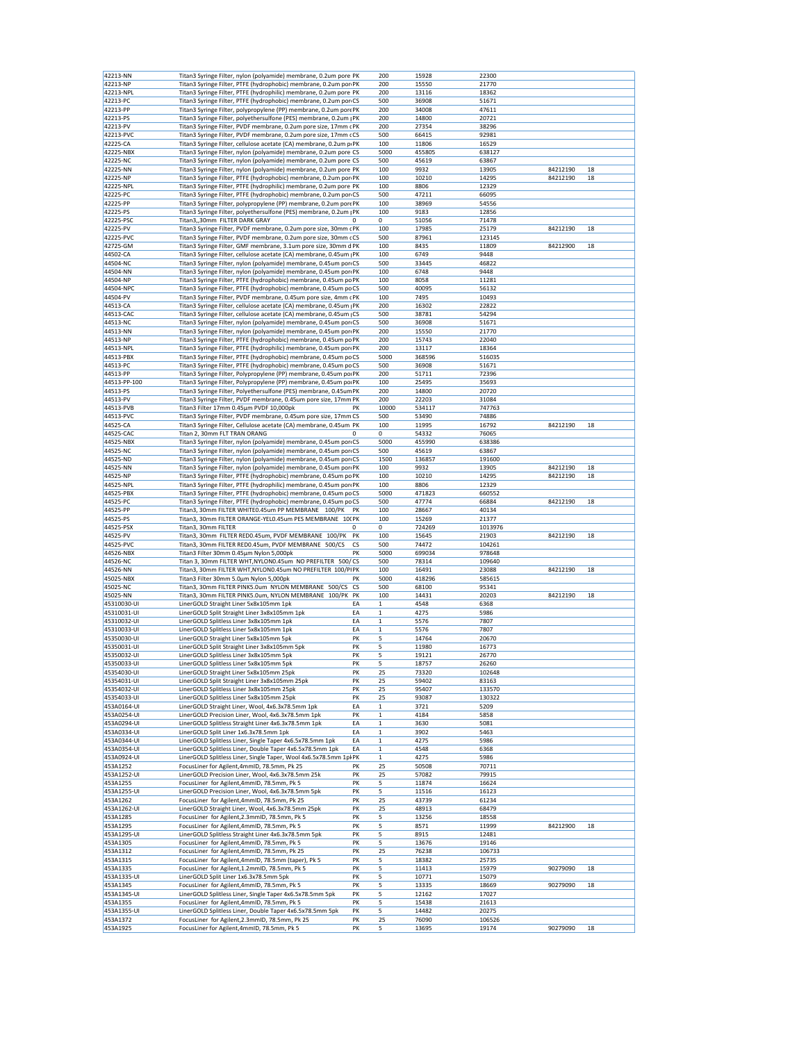| | | | | | | | |
|---|---|---|---|---|---|---|---|
| 42213-NN | Titan3 Syringe Filter, nylon (polyamide) membrane, 0.2um pore | PK | 200 | 15928 | 22300 | | |
| 42213-NP | Titan3 Syringe Filter, PTFE (hydrophobic) membrane, 0.2um por | PK | 200 | 15550 | 21770 | | |
| 42213-NPL | Titan3 Syringe Filter, PTFE (hydrophilic) membrane, 0.2um pore | PK | 200 | 13116 | 18362 | | |
| 42213-PC | Titan3 Syringe Filter, PTFE (hydrophobic) membrane, 0.2um por | CS | 500 | 36908 | 51671 | | |
| 42213-PP | Titan3 Syringe Filter, polypropylene (PP) membrane, 0.2um pore | PK | 200 | 34008 | 47611 | | |
| 42213-PS | Titan3 Syringe Filter, polyethersulfone (PES) membrane, 0.2um | PK | 200 | 14800 | 20721 | | |
| 42213-PV | Titan3 Syringe Filter, PVDF membrane, 0.2um pore size, 17mm | PK | 200 | 27354 | 38296 | | |
| 42213-PVC | Titan3 Syringe Filter, PVDF membrane, 0.2um pore size, 17mm | CS | 500 | 66415 | 92981 | | |
| 42225-CA | Titan3 Syringe Filter, cellulose acetate (CA) membrane, 0.2um p | PK | 100 | 11806 | 16529 | | |
| 42225-NBX | Titan3 Syringe Filter, nylon (polyamide) membrane, 0.2um pore | CS | 5000 | 455805 | 638127 | | |
| 42225-NC | Titan3 Syringe Filter, nylon (polyamide) membrane, 0.2um pore | CS | 500 | 45619 | 63867 | | |
| 42225-NN | Titan3 Syringe Filter, nylon (polyamide) membrane, 0.2um pore | PK | 100 | 9932 | 13905 | 84212190 | 18 |
| 42225-NP | Titan3 Syringe Filter, PTFE (hydrophobic) membrane, 0.2um por | PK | 100 | 10210 | 14295 | 84212190 | 18 |
| 42225-NPL | Titan3 Syringe Filter, PTFE (hydrophilic) membrane, 0.2um pore | PK | 100 | 8806 | 12329 | | |
| 42225-PC | Titan3 Syringe Filter, PTFE (hydrophobic) membrane, 0.2um por | CS | 500 | 47211 | 66095 | | |
| 42225-PP | Titan3 Syringe Filter, polypropylene (PP) membrane, 0.2um pore | PK | 100 | 38969 | 54556 | | |
| 42225-PS | Titan3 Syringe Filter, polyethersulfone (PES) membrane, 0.2um | PK | 100 | 9183 | 12856 | | |
| 42225-PSC | Titan3,,30mm FILTER DARK GRAY | 0 | 0 | 51056 | 71478 | | |
| 42225-PV | Titan3 Syringe Filter, PVDF membrane, 0.2um pore size, 30mm | PK | 100 | 17985 | 25179 | 84212190 | 18 |
| 42225-PVC | Titan3 Syringe Filter, PVDF membrane, 0.2um pore size, 30mm | CS | 500 | 87961 | 123145 | | |
| 42725-GM | Titan3 Syringe Filter, GMF membrane, 3.1um pore size, 30mm d | PK | 100 | 8435 | 11809 | 84212900 | 18 |
| 44502-CA | Titan3 Syringe Filter, cellulose acetate (CA) membrane, 0.45um | PK | 100 | 6749 | 9448 | | |
| 44504-NC | Titan3 Syringe Filter, nylon (polyamide) membrane, 0.45um por | CS | 500 | 33445 | 46822 | | |
| 44504-NN | Titan3 Syringe Filter, nylon (polyamide) membrane, 0.45um por | PK | 100 | 6748 | 9448 | | |
| 44504-NP | Titan3 Syringe Filter, PTFE (hydrophobic) membrane, 0.45um po | PK | 100 | 8058 | 11281 | | |
| 44504-NPC | Titan3 Syringe Filter, PTFE (hydrophobic) membrane, 0.45um po | CS | 500 | 40095 | 56132 | | |
| 44504-PV | Titan3 Syringe Filter, PVDF membrane, 0.45um pore size, 4mm | PK | 100 | 7495 | 10493 | | |
| 44513-CA | Titan3 Syringe Filter, cellulose acetate (CA) membrane, 0.45um | PK | 200 | 16302 | 22822 | | |
| 44513-CAC | Titan3 Syringe Filter, cellulose acetate (CA) membrane, 0.45um | CS | 500 | 38781 | 54294 | | |
| 44513-NC | Titan3 Syringe Filter, nylon (polyamide) membrane, 0.45um por | CS | 500 | 36908 | 51671 | | |
| 44513-NN | Titan3 Syringe Filter, nylon (polyamide) membrane, 0.45um por | PK | 200 | 15550 | 21770 | | |
| 44513-NP | Titan3 Syringe Filter, PTFE (hydrophobic) membrane, 0.45um po | PK | 200 | 15743 | 22040 | | |
| 44513-NPL | Titan3 Syringe Filter, PTFE (hydrophilic) membrane, 0.45um por | PK | 200 | 13117 | 18364 | | |
| 44513-PBX | Titan3 Syringe Filter, PTFE (hydrophobic) membrane, 0.45um po | CS | 5000 | 368596 | 516035 | | |
| 44513-PC | Titan3 Syringe Filter, PTFE (hydrophobic) membrane, 0.45um po | CS | 500 | 36908 | 51671 | | |
| 44513-PP | Titan3 Syringe Filter, Polypropylene (PP) membrane, 0.45um po | PK | 200 | 51711 | 72396 | | |
| 44513-PP-100 | Titan3 Syringe Filter, Polypropylene (PP) membrane, 0.45um po | PK | 100 | 25495 | 35693 | | |
| 44513-PS | Titan3 Syringe Filter, Polyethersulfone (PES) membrane, 0.45um | PK | 200 | 14800 | 20720 | | |
| 44513-PV | Titan3 Syringe Filter, PVDF membrane, 0.45um pore size, 17mm | PK | 200 | 22203 | 31084 | | |
| 44513-PVB | Titan3 Filter 17mm 0.45µm PVDF 10,000pk | PK | 10000 | 534117 | 747763 | | |
| 44513-PVC | Titan3 Syringe Filter, PVDF membrane, 0.45um pore size, 17mm | CS | 500 | 53490 | 74886 | | |
| 44525-CA | Titan3 Syringe Filter, Cellulose acetate (CA) membrane, 0.45um | PK | 100 | 11995 | 16792 | 84212190 | 18 |
| 44525-CAC | Titan 2, 30mm FLT TRAN ORANG | 0 | 0 | 54332 | 76065 | | |
| 44525-NBX | Titan3 Syringe Filter, nylon (polyamide) membrane, 0.45um por | CS | 5000 | 455990 | 638386 | | |
| 44525-NC | Titan3 Syringe Filter, nylon (polyamide) membrane, 0.45um por | CS | 500 | 45619 | 63867 | | |
| 44525-ND | Titan3 Syringe Filter, nylon (polyamide) membrane, 0.45um por | CS | 1500 | 136857 | 191600 | | |
| 44525-NN | Titan3 Syringe Filter, nylon (polyamide) membrane, 0.45um por | PK | 100 | 9932 | 13905 | 84212190 | 18 |
| 44525-NP | Titan3 Syringe Filter, PTFE (hydrophobic) membrane, 0.45um po | PK | 100 | 10210 | 14295 | 84212190 | 18 |
| 44525-NPL | Titan3 Syringe Filter, PTFE (hydrophilic) membrane, 0.45um por | PK | 100 | 8806 | 12329 | | |
| 44525-PBX | Titan3 Syringe Filter, PTFE (hydrophobic) membrane, 0.45um po | CS | 5000 | 471823 | 660552 | | |
| 44525-PC | Titan3 Syringe Filter, PTFE (hydrophobic) membrane, 0.45um po | CS | 500 | 47774 | 66884 | 84212190 | 18 |
| 44525-PP | Titan3, 30mm FILTER WHITE0.45um PP MEMBRANE 100/PK | PK | 100 | 28667 | 40134 | | |
| 44525-PS | Titan3, 30mm FILTER ORANGE-YEL0.45um PES MEMBRANE 10( | PK | 100 | 15269 | 21377 | | |
| 44525-PSX | Titan3, 30mm FILTER | 0 | 0 | 724269 | 1013976 | | |
| 44525-PV | Titan3, 30mm FILTER RED0.45um, PVDF MEMBRANE 100/PK | PK | 100 | 15645 | 21903 | 84212190 | 18 |
| 44525-PVC | Titan3, 30mm FILTER RED0.45um, PVDF MEMBRANE 500/CS | CS | 500 | 74472 | 104261 | | |
| 44526-NBX | Titan3 Filter 30mm 0.45µm Nylon 5,000pk | PK | 5000 | 699034 | 978648 | | |
| 44526-NC | Titan 3, 30mm FILTER WHT,NYLON0.45um NO PREFILTER 500/ | CS | 500 | 78314 | 109640 | | |
| 44526-NN | Titan3, 30mm FILTER WHT,NYLON0.45um NO PREFILTER 100/P | PK | 100 | 16491 | 23088 | 84212190 | 18 |
| 45025-NBX | Titan3 Filter 30mm 5.0µm Nylon 5,000pk | PK | 5000 | 418296 | 585615 | | |
| 45025-NC | Titan3, 30mm FILTER PINK5.0um NYLON MEMBRANE 500/CS | CS | 500 | 68100 | 95341 | | |
| 45025-NN | Titan3, 30mm FILTER PINK5.0um, NYLON MEMBRANE 100/PK | PK | 100 | 14431 | 20203 | 84212190 | 18 |
| 45310030-UI | LinerGOLD Straight Liner 5x8x105mm 1pk | EA | 1 | 4548 | 6368 | | |
| 45310031-UI | LinerGOLD Split Straight Liner 3x8x105mm 1pk | EA | 1 | 4275 | 5986 | | |
| 45310032-UI | LinerGOLD Splitless Liner 3x8x105mm 1pk | EA | 1 | 5576 | 7807 | | |
| 45310033-UI | LinerGOLD Splitless Liner 5x8x105mm 1pk | EA | 1 | 5576 | 7807 | | |
| 45350030-UI | LinerGOLD Straight Liner 5x8x105mm 5pk | PK | 5 | 14764 | 20670 | | |
| 45350031-UI | LinerGOLD Split Straight Liner 3x8x105mm 5pk | PK | 5 | 11980 | 16773 | | |
| 45350032-UI | LinerGOLD Splitless Liner 3x8x105mm 5pk | PK | 5 | 19121 | 26770 | | |
| 45350033-UI | LinerGOLD Splitless Liner 5x8x105mm 5pk | PK | 5 | 18757 | 26260 | | |
| 45354030-UI | LinerGOLD Straight Liner 5x8x105mm 25pk | PK | 25 | 73320 | 102648 | | |
| 45354031-UI | LinerGOLD Split Straight Liner 3x8x105mm 25pk | PK | 25 | 59402 | 83163 | | |
| 45354032-UI | LinerGOLD Splitless Liner 3x8x105mm 25pk | PK | 25 | 95407 | 133570 | | |
| 45354033-UI | LinerGOLD Splitless Liner 5x8x105mm 25pk | PK | 25 | 93087 | 130322 | | |
| 453A0164-UI | LinerGOLD Straight Liner, Wool, 4x6.3x78.5mm 1pk | EA | 1 | 3721 | 5209 | | |
| 453A0254-UI | LinerGOLD Precision Liner, Wool, 4x6.3x78.5mm 1pk | PK | 1 | 4184 | 5858 | | |
| 453A0294-UI | LinerGOLD Splitless Straight Liner 4x6.3x78.5mm 1pk | EA | 1 | 3630 | 5081 | | |
| 453A0334-UI | LinerGOLD Split Liner 1x6.3x78.5mm 1pk | EA | 1 | 3902 | 5463 | | |
| 453A0344-UI | LinerGOLD Splitless Liner, Single Taper 4x6.5x78.5mm 1pk | EA | 1 | 4275 | 5986 | | |
| 453A0354-UI | LinerGOLD Splitless Liner, Double Taper 4x6.5x78.5mm 1pk | EA | 1 | 4548 | 6368 | | |
| 453A0924-UI | LinerGOLD Splitless Liner, Single Taper, Wool 4x6.5x78.5mm 1p | PK | 1 | 4275 | 5986 | | |
| 453A1252 | FocusLiner for Agilent,4mmID, 78.5mm, Pk 25 | PK | 25 | 50508 | 70711 | | |
| 453A1252-UI | LinerGOLD Precision Liner, Wool, 4x6.3x78.5mm 25k | PK | 25 | 57082 | 79915 | | |
| 453A1255 | FocusLiner for Agilent,4mmID, 78.5mm, Pk 5 | PK | 5 | 11874 | 16624 | | |
| 453A1255-UI | LinerGOLD Precision Liner, Wool, 4x6.3x78.5mm 5pk | PK | 5 | 11516 | 16123 | | |
| 453A1262 | FocusLiner for Agilent,4mmID, 78.5mm, Pk 25 | PK | 25 | 43739 | 61234 | | |
| 453A1262-UI | LinerGOLD Straight Liner, Wool, 4x6.3x78.5mm 25pk | PK | 25 | 48913 | 68479 | | |
| 453A1285 | FocusLiner for Agilent,2.3mmID, 78.5mm, Pk 5 | PK | 5 | 13256 | 18558 | | |
| 453A1295 | FocusLiner for Agilent,4mmID, 78.5mm, Pk 5 | PK | 5 | 8571 | 11999 | 84212900 | 18 |
| 453A1295-UI | LinerGOLD Splitless Straight Liner 4x6.3x78.5mm 5pk | PK | 5 | 8915 | 12481 | | |
| 453A1305 | FocusLiner for Agilent,4mmID, 78.5mm, Pk 5 | PK | 5 | 13676 | 19146 | | |
| 453A1312 | FocusLiner for Agilent,4mmID, 78.5mm, Pk 25 | PK | 25 | 76238 | 106733 | | |
| 453A1315 | FocusLiner for Agilent,4mmID, 78.5mm (taper), Pk 5 | PK | 5 | 18382 | 25735 | | |
| 453A1335 | FocusLiner for Agilent,1.2mmID, 78.5mm, Pk 5 | PK | 5 | 11413 | 15979 | 90279090 | 18 |
| 453A1335-UI | LinerGOLD Split Liner 1x6.3x78.5mm 5pk | PK | 5 | 10771 | 15079 | | |
| 453A1345 | FocusLiner for Agilent,4mmID, 78.5mm, Pk 5 | PK | 5 | 13335 | 18669 | 90279090 | 18 |
| 453A1345-UI | LinerGOLD Splitless Liner, Single Taper 4x6.5x78.5mm 5pk | PK | 5 | 12162 | 17027 | | |
| 453A1355 | FocusLiner for Agilent,4mmID, 78.5mm, Pk 5 | PK | 5 | 15438 | 21613 | | |
| 453A1355-UI | LinerGOLD Splitless Liner, Double Taper 4x6.5x78.5mm 5pk | PK | 5 | 14482 | 20275 | | |
| 453A1372 | FocusLiner for Agilent,2.3mmID, 78.5mm, Pk 25 | PK | 25 | 76090 | 106526 | | |
| 453A1925 | FocusLiner for Agilent,4mmID, 78.5mm, Pk 5 | PK | 5 | 13695 | 19174 | 90279090 | 18 |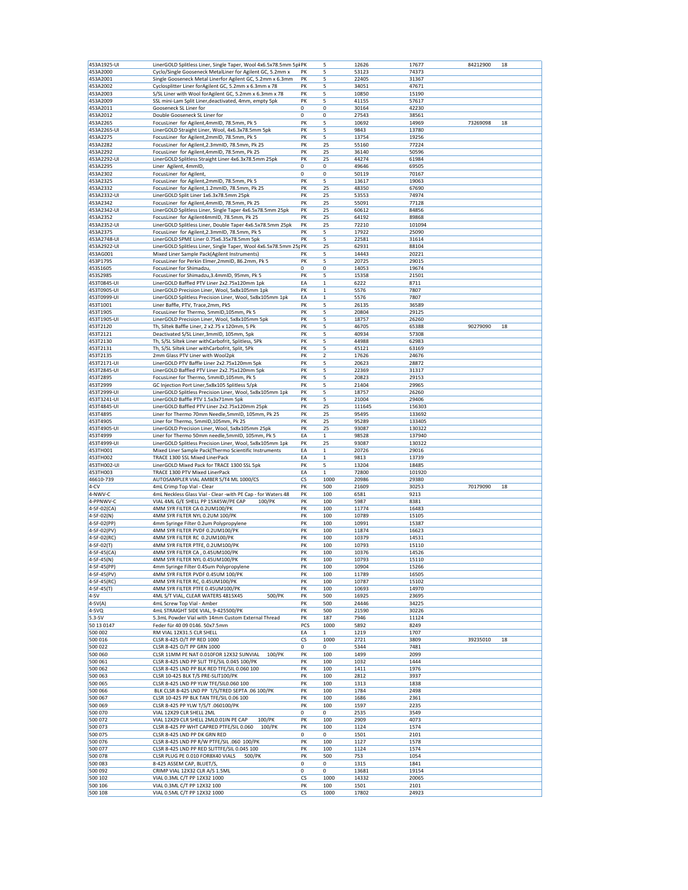| | | | | | | | |
|---|---|---|---|---|---|---|---|
| 453A1925-UI | LinerGOLD Splitless Liner, Single Taper, Wool 4x6.5x78.5mm 5pk | PK | 5 | 12626 | 17677 | 84212900 | 18 |
| 453A2000 | Cyclo/Single Gooseneck MetalLiner for Agilent GC, 5.2mm x | PK | 5 | 53123 | 74373 | | |
| 453A2001 | Single Gooseneck Metal Linerfor Agilent GC, 5.2mm x 6.3mm | PK | 5 | 22405 | 31367 | | |
| 453A2002 | Cyclosplitter Liner forAgilent GC, 5.2mm x 6.3mm x 78 | PK | 5 | 34051 | 47671 | | |
| 453A2003 | S/SL Liner with Wool forAgilent GC, 5.2mm x 6.3mm x 78 | PK | 5 | 10850 | 15190 | | |
| 453A2009 | SSL mini-Lam Split Liner,deactivated, 4mm, empty 5pk | PK | 5 | 41155 | 57617 | | |
| 453A2011 | Gooseneck SL Liner for | 0 | 0 | 30164 | 42230 | | |
| 453A2012 | Double Gooseneck SL Liner for | 0 | 0 | 27543 | 38561 | | |
| 453A2265 | FocusLiner for Agilent,4mmID, 78.5mm, Pk 5 | PK | 5 | 10692 | 14969 | 73269098 | 18 |
| 453A2265-UI | LinerGOLD Straight Liner, Wool, 4x6.3x78.5mm 5pk | PK | 5 | 9843 | 13780 | | |
| 453A2275 | FocusLiner for Agilent,2mmID, 78.5mm, Pk 5 | PK | 5 | 13754 | 19256 | | |
| 453A2282 | FocusLiner for Agilent,2.3mmID, 78.5mm, Pk 25 | PK | 25 | 55160 | 77224 | | |
| 453A2292 | FocusLiner for Agilent,4mmID, 78.5mm, Pk 25 | PK | 25 | 36140 | 50596 | | |
| 453A2292-UI | LinerGOLD Splitless Straight Liner 4x6.3x78.5mm 25pk | PK | 25 | 44274 | 61984 | | |
| 453A2295 | Liner Agilent, 4mmID, | 0 | 0 | 49646 | 69505 | | |
| 453A2302 | FocusLiner for Agilent, | 0 | 0 | 50119 | 70167 | | |
| 453A2325 | FocusLiner for Agilent,2mmID, 78.5mm, Pk 5 | PK | 5 | 13617 | 19063 | | |
| 453A2332 | FocusLiner for Agilent,1.2mmID, 78.5mm, Pk 25 | PK | 25 | 48350 | 67690 | | |
| 453A2332-UI | LinerGOLD Split Liner 1x6.3x78.5mm 25pk | PK | 25 | 53553 | 74974 | | |
| 453A2342 | FocusLiner for Agilent,4mmID, 78.5mm, Pk 25 | PK | 25 | 55091 | 77128 | | |
| 453A2342-UI | LinerGOLD Splitless Liner, Single Taper 4x6.5x78.5mm 25pk | PK | 25 | 60612 | 84856 | | |
| 453A2352 | FocusLiner for Agilent4mmID, 78.5mm, Pk 25 | PK | 25 | 64192 | 89868 | | |
| 453A2352-UI | LinerGOLD Splitless Liner, Double Taper 4x6.5x78.5mm 25pk | PK | 25 | 72210 | 101094 | | |
| 453A2375 | FocusLiner for Agilent,2.3mmID, 78.5mm, Pk 5 | PK | 5 | 17922 | 25090 | | |
| 453A2748-UI | LinerGOLD SPME Liner 0.75x6.35x78.5mm 5pk | PK | 5 | 22581 | 31614 | | |
| 453A2922-UI | LinerGOLD Splitless Liner, Single Taper, Wool 4x6.5x78.5mm 25pk | PK | 25 | 62931 | 88104 | | |
| 453AG001 | Mixed Liner Sample Pack(Agilent Instruments) | PK | 5 | 14443 | 20221 | | |
| 453P1795 | FocusLiner for Perkin Elmer,2mmID, 86.2mm, Pk 5 | PK | 5 | 20725 | 29015 | | |
| 453S1605 | FocusLiner for Shimadzu, | 0 | 0 | 14053 | 19674 | | |
| 453S2985 | FocusLiner for Shimadzu,3.4mmID, 95mm, Pk 5 | PK | 5 | 15358 | 21501 | | |
| 453T0845-UI | LinerGOLD Baffled PTV Liner 2x2.75x120mm 1pk | EA | 1 | 6222 | 8711 | | |
| 453T0905-UI | LinerGOLD Precision Liner, Wool, 5x8x105mm 1pk | PK | 1 | 5576 | 7807 | | |
| 453T0999-UI | LinerGOLD Splitless Precision Liner, Wool, 5x8x105mm 1pk | EA | 1 | 5576 | 7807 | | |
| 453T1001 | Liner Baffle, PTV, Trace,2mm, Pk5 | PK | 5 | 26135 | 36589 | | |
| 453T1905 | FocusLiner for Thermo, 5mmID,105mm, Pk 5 | PK | 5 | 20804 | 29125 | | |
| 453T1905-UI | LinerGOLD Precision Liner, Wool, 5x8x105mm 5pk | PK | 5 | 18757 | 26260 | | |
| 453T2120 | Th, Siltek Baffle Liner, 2 x2.75 x 120mm, 5 Pk | PK | 5 | 46705 | 65388 | 90279090 | 18 |
| 453T2121 | Deactivated S/SL Liner,3mmID, 105mm, 5pk | PK | 5 | 40934 | 57308 | | |
| 453T2130 | Th, S/SL Siltek Liner withCarbofrit, Splitless, 5Pk | PK | 5 | 44988 | 62983 | | |
| 453T2131 | Th, S/SL Siltek Liner withCarbofrit, Split, 5Pk | PK | 5 | 45121 | 63169 | | |
| 453T2135 | 2mm Glass PTV Liner with Wool2pk | PK | 2 | 17626 | 24676 | | |
| 453T2171-UI | LinerGOLD PTV Baffle Liner 2x2.75x120mm 5pk | PK | 5 | 20623 | 28872 | | |
| 453T2845-UI | LinerGOLD Baffled PTV Liner 2x2.75x120mm 5pk | PK | 5 | 22369 | 31317 | | |
| 453T2895 | FocusLiner for Thermo, 5mmID,105mm, Pk 5 | PK | 5 | 20823 | 29153 | | |
| 453T2999 | GC Injection Port Liner,5x8x105 Splitless 5/pk | PK | 5 | 21404 | 29965 | | |
| 453T2999-UI | LinerGOLD Splitless Precision Liner, Wool, 5x8x105mm 1pk | PK | 5 | 18757 | 26260 | | |
| 453T3241-UI | LinerGOLD Baffle PTV 1.5x3x71mm 5pk | PK | 5 | 21004 | 29406 | | |
| 453T4845-UI | LinerGOLD Baffled PTV Liner 2x2.75x120mm 25pk | PK | 25 | 111645 | 156303 | | |
| 453T4895 | Liner for Thermo 70mm Needle,5mmID, 105mm, Pk 25 | PK | 25 | 95495 | 133692 | | |
| 453T4905 | Liner for Thermo, 5mmID,105mm, Pk 25 | PK | 25 | 95289 | 133405 | | |
| 453T4905-UI | LinerGOLD Precision Liner, Wool, 5x8x105mm 25pk | PK | 25 | 93087 | 130322 | | |
| 453T4999 | Liner for Thermo 50mm needle,5mmID, 105mm, Pk 5 | EA | 1 | 98528 | 137940 | | |
| 453T4999-UI | LinerGOLD Splitless Precision Liner, Wool, 5x8x105mm 1pk | PK | 25 | 93087 | 130322 | | |
| 453TH001 | Mixed Liner Sample Pack(Thermo Scientific Instruments | EA | 1 | 20726 | 29016 | | |
| 453TH002 | TRACE 1300 SSL Mixed LinerPack | EA | 1 | 9813 | 13739 | | |
| 453TH002-UI | LinerGOLD Mixed Pack for TRACE 1300 SSL 5pk | PK | 5 | 13204 | 18485 | | |
| 453TH003 | TRACE 1300 PTV Mixed LinerPack | EA | 1 | 72800 | 101920 | | |
| 46610-739 | AUTOSAMPLER VIAL AMBER S/T4 ML 1000/CS | CS | 1000 | 20986 | 29380 | | |
| 4-CV | 4mL Crimp Top Vial - Clear | PK | 500 | 21609 | 30253 | 70179090 | 18 |
| 4-NWV-C | 4mL Neckless Glass Vial - Clear -with PE Cap - for Waters 48 | PK | 100 | 6581 | 9213 | | |
| 4-PPNWV-C | VIAL 4ML G/E SHELL PP 15X45W/PE CAP 100/PK | PK | 100 | 5987 | 8381 | | |
| 4-SF-02(CA) | 4MM SYR FILTER CA 0.2UM100/PK | PK | 100 | 11774 | 16483 | | |
| 4-SF-02(N) | 4MM SYR FILTER NYL 0.2UM 100/PK | PK | 100 | 10789 | 15105 | | |
| 4-SF-02(PP) | 4mm Syringe Filter 0.2um Polypropylene | PK | 100 | 10991 | 15387 | | |
| 4-SF-02(PV) | 4MM SYR FILTER PVDF 0.2UM100/PK | PK | 100 | 11874 | 16623 | | |
| 4-SF-02(RC) | 4MM SYR FILTER RC 0.2UM100/PK | PK | 100 | 10379 | 14531 | | |
| 4-SF-02(T) | 4MM SYR FILTER PTFE, 0.2UM100/PK | PK | 100 | 10793 | 15110 | | |
| 4-SF-45(CA) | 4MM SYR FILTER CA , 0.45UM100/PK | PK | 100 | 10376 | 14526 | | |
| 4-SF-45(N) | 4MM SYR FILTER NYL 0.45UM100/PK | PK | 100 | 10793 | 15110 | | |
| 4-SF-45(PP) | 4mm Syringe Filter 0.45um Polypropylene | PK | 100 | 10904 | 15266 | | |
| 4-SF-45(PV) | 4MM SYR FILTER PVDF 0.45UM 100/PK | PK | 100 | 11789 | 16505 | | |
| 4-SF-45(RC) | 4MM SYR FILTER RC, 0.45UM100/PK | PK | 100 | 10787 | 15102 | | |
| 4-SF-45(T) | 4MM SYR FILTER PTFE 0.45UM100/PK | PK | 100 | 10693 | 14970 | | |
| 4-SV | 4ML S/T VIAL, CLEAR WATERS 4815X45 500/PK | PK | 500 | 16925 | 23695 | | |
| 4-SV(A) | 4mL Screw Top Vial - Amber | PK | 500 | 24446 | 34225 | | |
| 4-SVQ | 4mL STRAIGHT SIDE VIAL, 9-425500/PK | PK | 500 | 21590 | 30226 | | |
| 5.3-SV | 5.3mL Powder Vial with 14mm Custom External Thread | PK | 187 | 7946 | 11124 | | |
| 50 13 0147 | Feder für 40 09 0146. 50x7.5mm | PCS | 1000 | 5892 | 8249 | | |
| 500 002 | RM VIAL 12X31.5 CLR SHELL | EA | 1 | 1219 | 1707 | | |
| 500 016 | CLSR 8-425 O/T PP RED 1000 | CS | 1000 | 2721 | 3809 | 39235010 | 18 |
| 500 022 | CLSR 8-425 O/T PP GRN 1000 | 0 | 0 | 5344 | 7481 | | |
| 500 060 | CLSR 11MM PE NAT 0.010FOR 12X32 SUNVIAL 100/PK | PK | 100 | 1499 | 2099 | | |
| 500 061 | CLSR 8-425 LND PP SLIT TFE/SIL 0.045 100/PK | PK | 100 | 1032 | 1444 | | |
| 500 062 | CLSR 8-425 LND PP BLK RED TFE/SIL 0.060 100 | PK | 100 | 1411 | 1976 | | |
| 500 063 | CLSR 10-425 BLK T/S PRE-SLIT100/PK | PK | 100 | 2812 | 3937 | | |
| 500 065 | CLSR 8-425 LND PP YLW TFE/SIL0.060 100 | PK | 100 | 1313 | 1838 | | |
| 500 066 | BLK CLSR 8-425 LND PP T/S/TRED SEPTA .06 100/PK | PK | 100 | 1784 | 2498 | | |
| 500 067 | CLSR 10-425 PP BLK TAN TFE/SIL 0.06 100 | PK | 100 | 1686 | 2361 | | |
| 500 069 | CLSR 8-425 PP YLW T/S/T .060100/PK | PK | 100 | 1597 | 2235 | | |
| 500 070 | VIAL 12X29 CLR SHELL 2ML | 0 | 0 | 2535 | 3549 | | |
| 500 072 | VIAL 12X29 CLR SHELL 2ML0.01IN PE CAP 100/PK | PK | 100 | 2909 | 4073 | | |
| 500 073 | CLSR 8-425 PP WHT CAPRED PTFE/SIL 0.060 100/PK | PK | 100 | 1124 | 1574 | | |
| 500 075 | CLSR 8-425 LND PP DK GRN RED | 0 | 0 | 1501 | 2101 | | |
| 500 076 | CLSR 8-425 LND PP R/W PTFE/SIL .060 100/PK | PK | 100 | 1127 | 1578 | | |
| 500 077 | CLSR 8-425 LND PP RED SLITTFE/SIL 0.045 100 | PK | 100 | 1124 | 1574 | | |
| 500 078 | CLSR PLUG PE 0.010 FOR8X40 VIALS 500/PK | PK | 500 | 753 | 1054 | | |
| 500 083 | 8-425 ASSEM CAP, BLUET/S, | 0 | 0 | 1315 | 1841 | | |
| 500 092 | CRIMP VIAL 12X32 CLR A/S 1.5ML | 0 | 0 | 13681 | 19154 | | |
| 500 102 | VIAL 0.3ML C/T PP 12X32 1000 | CS | 1000 | 14332 | 20065 | | |
| 500 106 | VIAL 0.3ML C/T PP 12X32 100 | PK | 100 | 1501 | 2101 | | |
| 500 108 | VIAL 0.5ML C/T PP 12X32 1000 | CS | 1000 | 17802 | 24923 | | |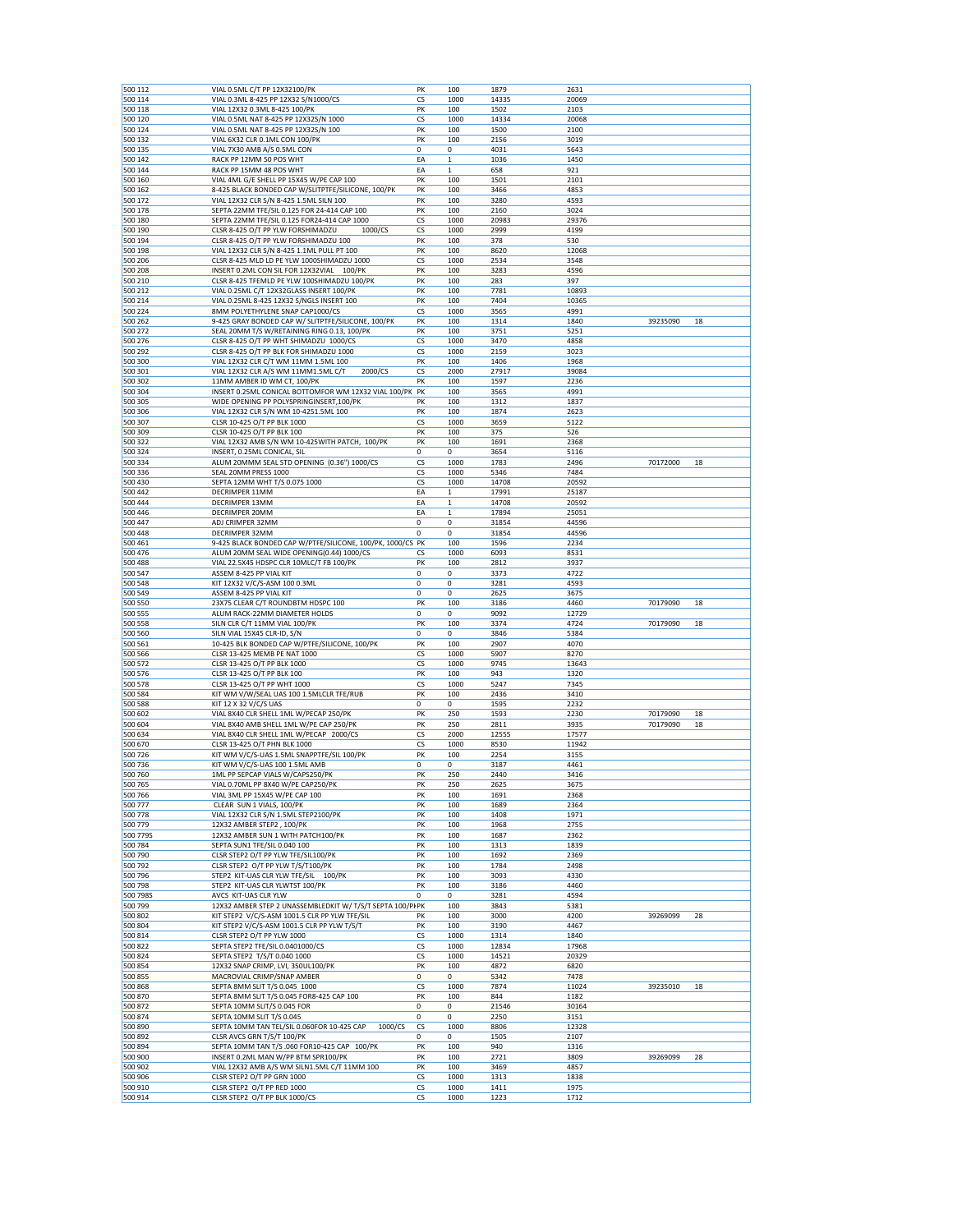| | | | | | | | |
|---|---|---|---|---|---|---|---|
| 500 112 | VIAL 0.5ML C/T PP 12X32100/PK | PK | 100 | 1879 | 2631 | | |
| 500 114 | VIAL 0.3ML 8-425 PP 12X32 S/N1000/CS | CS | 1000 | 14335 | 20069 | | |
| 500 118 | VIAL 12X32 0.3ML 8-425 100/PK | PK | 100 | 1502 | 2103 | | |
| 500 120 | VIAL 0.5ML NAT 8-425 PP 12X32S/N 1000 | CS | 1000 | 14334 | 20068 | | |
| 500 124 | VIAL 0.5ML NAT 8-425 PP 12X32S/N 100 | PK | 100 | 1500 | 2100 | | |
| 500 132 | VIAL 6X32 CLR 0.1ML CON 100/PK | PK | 100 | 2156 | 3019 | | |
| 500 135 | VIAL 7X30 AMB A/S 0.5ML CON | 0 | 0 | 4031 | 5643 | | |
| 500 142 | RACK PP 12MM 50 POS WHT | EA | 1 | 1036 | 1450 | | |
| 500 144 | RACK PP 15MM 48 POS WHT | EA | 1 | 658 | 921 | | |
| 500 160 | VIAL 4ML G/E SHELL PP 15X45 W/PE CAP 100 | PK | 100 | 1501 | 2101 | | |
| 500 162 | 8-425 BLACK BONDED CAP W/SLITPTFE/SILICONE, 100/PK | PK | 100 | 3466 | 4853 | | |
| 500 172 | VIAL 12X32 CLR S/N 8-425 1.5ML SILN 100 | PK | 100 | 3280 | 4593 | | |
| 500 178 | SEPTA 22MM TFE/SIL 0.125 FOR 24-414 CAP 100 | PK | 100 | 2160 | 3024 | | |
| 500 180 | SEPTA 22MM TFE/SIL 0.125 FOR24-414 CAP 1000 | CS | 1000 | 20983 | 29376 | | |
| 500 190 | CLSR 8-425 O/T PP YLW FORSHIMADZU 1000/CS | CS | 1000 | 2999 | 4199 | | |
| 500 194 | CLSR 8-425 O/T PP YLW FORSHIMADZU 100 | PK | 100 | 378 | 530 | | |
| 500 198 | VIAL 12X32 CLR S/N 8-425 1.1ML PULL PT 100 | PK | 100 | 8620 | 12068 | | |
| 500 206 | CLSR 8-425 MLD LD PE YLW 1000SHIMADZU 1000 | CS | 1000 | 2534 | 3548 | | |
| 500 208 | INSERT 0.2ML CON SIL FOR 12X32VIAL 100/PK | PK | 100 | 3283 | 4596 | | |
| 500 210 | CLSR 8-425 TFEMLD PE YLW 100SHIMADZU 100/PK | PK | 100 | 283 | 397 | | |
| 500 212 | VIAL 0.25ML C/T 12X32GLASS INSERT 100/PK | PK | 100 | 7781 | 10893 | | |
| 500 214 | VIAL 0.25ML 8-425 12X32 S/NGLS INSERT 100 | PK | 100 | 7404 | 10365 | | |
| 500 224 | 8MM POLYETHYLENE SNAP CAP1000/CS | CS | 1000 | 3565 | 4991 | | |
| 500 262 | 9-425 GRAY BONDED CAP W/ SLITPTFE/SILICONE, 100/PK | PK | 100 | 1314 | 1840 | 39235090 | 18 |
| 500 272 | SEAL 20MM T/S W/RETAINING RING 0.13, 100/PK | PK | 100 | 3751 | 5251 | | |
| 500 276 | CLSR 8-425 O/T PP WHT SHIMADZU 1000/CS | CS | 1000 | 3470 | 4858 | | |
| 500 292 | CLSR 8-425 O/T PP BLK FOR SHIMADZU 1000 | CS | 1000 | 2159 | 3023 | | |
| 500 300 | VIAL 12X32 CLR C/T WM 11MM 1.5ML 100 | PK | 100 | 1406 | 1968 | | |
| 500 301 | VIAL 12X32 CLR A/S WM 11MM1.5ML C/T 2000/CS | CS | 2000 | 27917 | 39084 | | |
| 500 302 | 11MM AMBER ID WM CT, 100/PK | PK | 100 | 1597 | 2236 | | |
| 500 304 | INSERT 0.25ML CONICAL BOTTOMFOR WM 12X32 VIAL 100/PK | PK | 100 | 3565 | 4991 | | |
| 500 305 | WIDE OPENING PP POLYSPRINGINSERT,100/PK | PK | 100 | 1312 | 1837 | | |
| 500 306 | VIAL 12X32 CLR S/N WM 10-4251.5ML 100 | PK | 100 | 1874 | 2623 | | |
| 500 307 | CLSR 10-425 O/T PP BLK 1000 | CS | 1000 | 3659 | 5122 | | |
| 500 309 | CLSR 10-425 O/T PP BLK 100 | PK | 100 | 375 | 526 | | |
| 500 322 | VIAL 12X32 AMB S/N WM 10-425WITH PATCH, 100/PK | PK | 100 | 1691 | 2368 | | |
| 500 324 | INSERT, 0.25ML CONICAL, SIL | 0 | 0 | 3654 | 5116 | | |
| 500 334 | ALUM 20MMM SEAL STD OPENING (0.36") 1000/CS | CS | 1000 | 1783 | 2496 | 70172000 | 18 |
| 500 336 | SEAL 20MM PRESS 1000 | CS | 1000 | 5346 | 7484 | | |
| 500 430 | SEPTA 12MM WHT T/S 0.075 1000 | CS | 1000 | 14708 | 20592 | | |
| 500 442 | DECRIMPER 11MM | EA | 1 | 17991 | 25187 | | |
| 500 444 | DECRIMPER 13MM | EA | 1 | 14708 | 20592 | | |
| 500 446 | DECRIMPER 20MM | EA | 1 | 17894 | 25051 | | |
| 500 447 | ADJ CRIMPER 32MM | 0 | 0 | 31854 | 44596 | | |
| 500 448 | DECRIMPER 32MM | 0 | 0 | 31854 | 44596 | | |
| 500 461 | 9-425 BLACK BONDED CAP W/PTFE/SILICONE, 100/PK, 1000/CS | PK | 100 | 1596 | 2234 | | |
| 500 476 | ALUM 20MM SEAL WIDE OPENING(0.44) 1000/CS | CS | 1000 | 6093 | 8531 | | |
| 500 488 | VIAL 22.5X45 HDSPC CLR 10MLC/T FB 100/PK | PK | 100 | 2812 | 3937 | | |
| 500 547 | ASSEM 8-425 PP VIAL KIT | 0 | 0 | 3373 | 4722 | | |
| 500 548 | KIT 12X32 V/C/S-ASM 100 0.3ML | 0 | 0 | 3281 | 4593 | | |
| 500 549 | ASSEM 8-425 PP VIAL KIT | 0 | 0 | 2625 | 3675 | | |
| 500 550 | 23X75 CLEAR C/T ROUNDBTM HDSPC 100 | PK | 100 | 3186 | 4460 | 70179090 | 18 |
| 500 555 | ALUM RACK-22MM DIAMETER HOLDS | 0 | 0 | 9092 | 12729 | | |
| 500 558 | SILN CLR C/T 11MM VIAL 100/PK | PK | 100 | 3374 | 4724 | 70179090 | 18 |
| 500 560 | SILN VIAL 15X45 CLR-ID, S/N | 0 | 0 | 3846 | 5384 | | |
| 500 561 | 10-425 BLK BONDED CAP W/PTFE/SILICONE, 100/PK | PK | 100 | 2907 | 4070 | | |
| 500 566 | CLSR 13-425 MEMB PE NAT 1000 | CS | 1000 | 5907 | 8270 | | |
| 500 572 | CLSR 13-425 O/T PP BLK 1000 | CS | 1000 | 9745 | 13643 | | |
| 500 576 | CLSR 13-425 O/T PP BLK 100 | PK | 100 | 943 | 1320 | | |
| 500 578 | CLSR 13-425 O/T PP WHT 1000 | CS | 1000 | 5247 | 7345 | | |
| 500 584 | KIT WM V/W/SEAL UAS 100 1.5MLCLR TFE/RUB | PK | 100 | 2436 | 3410 | | |
| 500 588 | KIT 12 X 32 V/C/S UAS | 0 | 0 | 1595 | 2232 | | |
| 500 602 | VIAL 8X40 CLR SHELL 1ML W/PECAP 250/PK | PK | 250 | 1593 | 2230 | 70179090 | 18 |
| 500 604 | VIAL 8X40 AMB SHELL 1ML W/PE CAP 250/PK | PK | 250 | 2811 | 3935 | 70179090 | 18 |
| 500 634 | VIAL 8X40 CLR SHELL 1ML W/PECAP 2000/CS | CS | 2000 | 12555 | 17577 | | |
| 500 670 | CLSR 13-425 O/T PHN BLK 1000 | CS | 1000 | 8530 | 11942 | | |
| 500 726 | KIT WM V/C/S-UAS 1.5ML SNAPPTFE/SIL 100/PK | PK | 100 | 2254 | 3155 | | |
| 500 736 | KIT WM V/C/S-UAS 100 1.5ML AMB | 0 | 0 | 3187 | 4461 | | |
| 500 760 | 1ML PP SEPCAP VIALS W/CAPS250/PK | PK | 250 | 2440 | 3416 | | |
| 500 765 | VIAL 0.70ML PP 8X40 W/PE CAP250/PK | PK | 250 | 2625 | 3675 | | |
| 500 766 | VIAL 3ML PP 15X45 W/PE CAP 100 | PK | 100 | 1691 | 2368 | | |
| 500 777 | CLEAR SUN 1 VIALS, 100/PK | PK | 100 | 1689 | 2364 | | |
| 500 778 | VIAL 12X32 CLR S/N 1.5ML STEP2100/PK | PK | 100 | 1408 | 1971 | | |
| 500 779 | 12X32 AMBER STEP2 , 100/PK | PK | 100 | 1968 | 2755 | | |
| 500 779S | 12X32 AMBER SUN 1 WITH PATCH100/PK | PK | 100 | 1687 | 2362 | | |
| 500 784 | SEPTA SUN1 TFE/SIL 0.040 100 | PK | 100 | 1313 | 1839 | | |
| 500 790 | CLSR STEP2 O/T PP YLW TFE/SIL100/PK | PK | 100 | 1692 | 2369 | | |
| 500 792 | CLSR STEP2 O/T PP YLW T/S/T100/PK | PK | 100 | 1784 | 2498 | | |
| 500 796 | STEP2 KIT-UAS CLR YLW TFE/SIL 100/PK | PK | 100 | 3093 | 4330 | | |
| 500 798 | STEP2 KIT-UAS CLR YLWTST 100/PK | PK | 100 | 3186 | 4460 | | |
| 500 798S | AVCS KIT-UAS CLR YLW | 0 | 0 | 3281 | 4594 | | |
| 500 799 | 12X32 AMBER STEP 2 UNASSEMBLEDKIT W/ T/S/T SEPTA 100/PK | PK | 100 | 3843 | 5381 | | |
| 500 802 | KIT STEP2 V/C/S-ASM 1001.5 CLR PP YLW TFE/SIL | PK | 100 | 3000 | 4200 | 39269099 | 28 |
| 500 804 | KIT STEP2 V/C/S-ASM 1001.5 CLR PP YLW T/S/T | PK | 100 | 3190 | 4467 | | |
| 500 814 | CLSR STEP2 O/T PP YLW 1000 | CS | 1000 | 1314 | 1840 | | |
| 500 822 | SEPTA STEP2 TFE/SIL 0.0401000/CS | CS | 1000 | 12834 | 17968 | | |
| 500 824 | SEPTA STEP2 T/S/T 0.040 1000 | CS | 1000 | 14521 | 20329 | | |
| 500 854 | 12X32 SNAP CRIMP, LVI, 350UL100/PK | PK | 100 | 4872 | 6820 | | |
| 500 855 | MACROVIAL CRIMP/SNAP AMBER | 0 | 0 | 5342 | 7478 | | |
| 500 868 | SEPTA 8MM SLIT T/S 0.045 1000 | CS | 1000 | 7874 | 11024 | 39235010 | 18 |
| 500 870 | SEPTA 8MM SLIT T/S 0.045 FOR8-425 CAP 100 | PK | 100 | 844 | 1182 | | |
| 500 872 | SEPTA 10MM SLIT/S 0.045 FOR | 0 | 0 | 21546 | 30164 | | |
| 500 874 | SEPTA 10MM SLIT T/S 0.045 | 0 | 0 | 2250 | 3151 | | |
| 500 890 | SEPTA 10MM TAN TEL/SIL 0.060FOR 10-425 CAP 1000/CS | CS | 1000 | 8806 | 12328 | | |
| 500 892 | CLSR AVCS GRN T/S/T 100/PK | 0 | 0 | 1505 | 2107 | | |
| 500 894 | SEPTA 10MM TAN T/S .060 FOR10-425 CAP 100/PK | PK | 100 | 940 | 1316 | | |
| 500 900 | INSERT 0.2ML MAN W/PP BTM SPR100/PK | PK | 100 | 2721 | 3809 | 39269099 | 28 |
| 500 902 | VIAL 12X32 AMB A/S WM SILN1.5ML C/T 11MM 100 | PK | 100 | 3469 | 4857 | | |
| 500 906 | CLSR STEP2 O/T PP GRN 1000 | CS | 1000 | 1313 | 1838 | | |
| 500 910 | CLSR STEP2 O/T PP RED 1000 | CS | 1000 | 1411 | 1975 | | |
| 500 914 | CLSR STEP2 O/T PP BLK 1000/CS | CS | 1000 | 1223 | 1712 | | |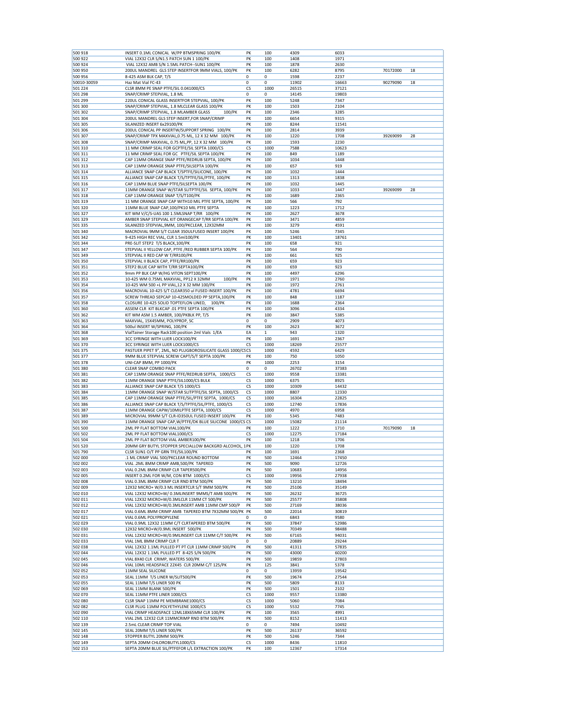| | | | | | | | |
|---|---|---|---|---|---|---|---|
| 500 918 | INSERT 0.1ML CONICAL W/PP BTMSPRING 100/PK | PK | 100 | 4309 | 6033 | | |
| 500 922 | VIAL 12X32 CLR S/N1.5 PATCH SUN 1 100/PK | PK | 100 | 1408 | 1971 | | |
| 500 924 | VIAL 12X32 AMB S/N 1.5ML PATCH--SUN1 100/PK | PK | 100 | 1878 | 2630 | | |
| 500 950 | 200UL MANDREL GLS STEP INSERTFOR 9MM VIALS, 100/PK | PK | 100 | 6282 | 8795 | 70172000 | 18 |
| 500 956 | 8-425 ASM BLK CAP, T/S | 0 | 0 | 1598 | 2237 | | |
| 50010-30059 | Haz Mat Vial FC-43 | 0 | 0 | 11902 | 16663 | 90279090 | 18 |
| 501 224 | CLSR 8MM PE SNAP PTFE/SIL 0.041000/CS | CS | 1000 | 26515 | 37121 | | |
| 501 298 | SNAP/CRIMP STEPVIAL, 1.8 ML | 0 | 0 | 14145 | 19803 | | |
| 501 299 | 220UL CONICAL GLASS INSERTFOR STEPVIAL, 100/PK | PK | 100 | 5248 | 7347 | | |
| 501 300 | SNAP/CRIMP STEPVIAL, 1.8 MLCLEAR GLASS 100/PK | PK | 100 | 1503 | 2104 | | |
| 501 302 | SNAP/CRIMP STEPVIAL, 1.8 MLAMBER GLASS 100/PK | PK | 100 | 2346 | 3285 | | |
| 501 304 | 200UL MANDREL GLS STEP INSERT,FOR SNAP/CRIMP | PK | 100 | 6654 | 9315 | | |
| 501 305 | SILANIZED INSERT 6x29100/PK | PK | 100 | 8244 | 11541 | | |
| 501 306 | 200UL CONICAL PP INSERTW/SUPPORT SPRING 100/PK | PK | 100 | 2814 | 3939 | | |
| 501 307 | SNAP/CRIMP TPX MAXVIAL,0.75 ML, 12 X 32 MM 100/PK | PK | 100 | 1220 | 1708 | 39269099 | 28 |
| 501 308 | SNAP/CRIMP MAXVIAL, 0.75 ML,PP, 12 X 32 MM 100/PK | PK | 100 | 1593 | 2230 | | |
| 501 310 | 11 MM CRIMP SEAL FOR GCPTFE/SIL SEPTA 1000/CS | CS | 1000 | 7588 | 10623 | | |
| 501 311 | 11 MM CRIMP SEAL FOR GC PTFE/SIL SEPTA 100/PK | PK | 100 | 849 | 1189 | | |
| 501 312 | CAP 11MM ORANGE SNAP PTFE/REDRUB SEPTA, 100/PK | PK | 100 | 1034 | 1448 | | |
| 501 313 | CAP 11MM ORANGE SNAP PTFE/SILSEPTA 100/PK | PK | 100 | 657 | 919 | | |
| 501 314 | ALLIANCE SNAP CAP BLACK T/SPTFE/SILICONE, 100/PK | PK | 100 | 1032 | 1444 | | |
| 501 315 | ALLIANCE SNAP CAP BLACK T/S/TPTFE/SIL/PTFE, 100/PK | PK | 100 | 1313 | 1838 | | |
| 501 316 | CAP 11MM BLUE SNAP PTFE/SILSEPTA 100/PK | PK | 100 | 1032 | 1445 | | |
| 501 317 | 11MM ORANGE SNAP W/STAR SLITPTFE/SIL SEPTA, 100/PK | PK | 100 | 1033 | 1447 | 39269099 | 28 |
| 501 318 | CAP 11MM ORANGE SNAP T/S/T100/PK | PK | 100 | 1689 | 2365 | | |
| 501 319 | 11 MM ORANGE SNAP CAP WITH10 MIL PTFE SEPTA, 100/PK | PK | 100 | 566 | 792 | | |
| 501 320 | 11MM BLUE SNAP CAP,100/PK10 MIL PTFE SEPTA | PK | 100 | 1223 | 1712 | | |
| 501 327 | KIT WM V/C/S-UAS 100 1.5MLSNAP T/RR 100/PK | PK | 100 | 2627 | 3678 | | |
| 501 329 | AMBER SNAP STEPVIAL KIT ORANGECAP T/RR SEPTA 100/PK | PK | 100 | 3471 | 4859 | | |
| 501 335 | SILANIZED STEPVIAL,9MM, 100/PKCLEAR, 12X32MM | PK | 100 | 3279 | 4591 | | |
| 501 340 | MACROVIAL 9MM S/T CLEAR 350ULFUSED INSERT 100/PK | PK | 100 | 5246 | 7345 | | |
| 501 342 | 9-425 HIGH REC VIAL, CLR 1.5ml100/PK | PK | 100 | 13401 | 18761 | | |
| 501 344 | PRE-SLIT STEP2 T/S BLACK,100/PK | PK | 100 | 658 | 921 | | |
| 501 347 | STEPVIAL II YELLOW CAP, PTFE /RED RUBBER SEPTA 100/PK | PK | 100 | 564 | 790 | | |
| 501 349 | STEPVIAL II RED CAP W T/RR100/PK | PK | 100 | 661 | 925 | | |
| 501 350 | STEPVIAL II BLACK CAP, PTFE/RR100/PK | PK | 100 | 659 | 923 | | |
| 501 351 | STEP2 BLUE CAP WITH T/RR SEPTA100/PK | PK | 100 | 659 | 923 | | |
| 501 352 | 9mm PP BLK CAP W/HG VITON SEPT100/PK | PK | 100 | 4497 | 6296 | | |
| 501 353 | 10-425 WM 0.75ML MAXVIAL, PP12 X 32MM 100/PK | PK | 100 | 1971 | 2760 | | |
| 501 354 | 10-425 WM 500 +L PP VIAL,12 X 32 MM 100/PK | PK | 100 | 1972 | 2761 | | |
| 501 356 | MACROVIAL 10-425 S/T CLEAR350 ul FUSED INSERT 100/PK | PK | 100 | 4781 | 6694 | | |
| 501 357 | SCREW THREAD SEPCAP 10-425MOLDED PP SEPTA,100/PK | PK | 100 | 848 | 1187 | | |
| 501 358 | CLOSURE 10-425 SOLID TOPTEFLON LINED, 100/PK | PK | 100 | 1688 | 2364 | | |
| 501 360 | ASSEM CLR KIT BLKCAP .01 PTFE SEPTA 100/PK | PK | 100 | 3096 | 4334 | | |
| 501 362 | KIT WM ASM 1.5 AMBER, 100/PKBLK PP, T/S | PK | 100 | 3847 | 5385 | | |
| 501 363 | MAXVIAL, 15X45MM, POLYPROP, SC | 0 | 0 | 2909 | 4073 | | |
| 501 364 | 500ul INSERT W/SPRING, 100/PK | PK | 100 | 2623 | 3672 | | |
| 501 368 | VialTainer Storage Rack100 position 2ml Vials 1/EA | EA | 1 | 943 | 1320 | | |
| 501 369 | 3CC SYRINGE WITH LUER LOCK100/PK | PK | 100 | 1691 | 2367 | | |
| 501 370 | 3CC SYRINGE WITH LUER LOCK1000/CS | CS | 1000 | 18269 | 25577 | | |
| 501 375 | PASTUER PIPET 9", 2ML, NO PLUGBOROSILICATE GLASS 1000/CSCS | | 1000 | 4592 | 6429 | | |
| 501 377 | 9MM BLUE STEPVIAL SCREW CAPT/S/T SEPTA 100/PK | PK | 100 | 750 | 1050 | | |
| 501 378 | UNI-CAP 8MM, PP 1000/PK | PK | 1000 | 2253 | 3154 | | |
| 501 380 | CLEAR SNAP COMBO PACK | 0 | 0 | 26702 | 37383 | | |
| 501 381 | CAP 11MM ORANGE SNAP PTFE/REDRUB SEPTA, 1000/CS | CS | 1000 | 9558 | 13381 | | |
| 501 382 | 11MM ORANGE SNAP PTFE/SIL1000/CS BULK | CS | 1000 | 6375 | 8925 | | |
| 501 383 | ALLIANCE SNAP CAP BLACK T/S 1000/CS | CS | 1000 | 10309 | 14432 | | |
| 501 384 | 11MM ORANGE SNAP W/STAR SLITPTFE/SIL SEPTA, 1000/CS | CS | 1000 | 8807 | 12330 | | |
| 501 385 | CAP 11MM ORANGE SNAP PTFE/SIL/PTFE SEPTA, 1000/CS | CS | 1000 | 16304 | 22825 | | |
| 501 386 | ALLIANCE SNAP CAP BLACK T/S/TPTFE/SIL/PTFE, 1000/CS | CS | 1000 | 12740 | 17836 | | |
| 501 387 | 11MM ORANGE CAPW/10MILPTFE SEPTA, 1000/CS | CS | 1000 | 4970 | 6958 | | |
| 501 389 | MICROVIAL 99MM S/T CLR-ID350UL FUSED INSERT 100/PK | PK | 100 | 5345 | 7483 | | |
| 501 390 | 11MM ORANGE SNAP CAP,W/PTFE/DK BLUE SILICONE 1000/CS CS | | 1000 | 15082 | 21114 | | |
| 501 500 | 2ML PP FLAT BOTTOM VIAL100/PK | PK | 100 | 1222 | 1710 | 70179090 | 18 |
| 501 502 | 2ML PP FLAT BOTTOM VIAL1000/CS | CS | 1000 | 12275 | 17184 | | |
| 501 504 | 2ML PP FLAT BOTTOM VIAL AMBER100/PK | PK | 100 | 1218 | 1706 | | |
| 501 520 | 20MM GRY BUTYL STOPPER SPECIALLOW BACKGRD ALCOHOL, 1PK | | 100 | 1220 | 1708 | | |
| 501 790 | CLSR SUN1 O/T PP GRN TFE/SIL100/PK | PK | 100 | 1691 | 2368 | | |
| 502 000 | .1 ML CRIMP VIAL 500/PKCLEAR ROUND BOTTOM | PK | 500 | 12464 | 17450 | | |
| 502 002 | VIAL .2ML 8MM CRIMP AMB,500/PK TAPERED | PK | 500 | 9090 | 12726 | | |
| 502 003 | VIAL 0.2ML 8MM CRIMP CLR TAPER500/PK | PK | 500 | 10683 | 14956 | | |
| 502 005 | INSERT 0.2ML FOR W/M, CON BTM 1000/CS | CS | 1000 | 19956 | 27938 | | |
| 502 008 | VIAL 0.3ML 8MM CRIMP CLR RND BTM 500/PK | PK | 500 | 13210 | 18494 | | |
| 502 009 | 12X32 MICRO+ W/0.3 ML INSERTCLR S/T 9MM 500/PK | PK | 500 | 25106 | 35149 | | |
| 502 010 | VIAL 12X32 MICRO+W/ 0.3MLINSERT 9MMS/T AMB 500/PK | PK | 500 | 26232 | 36725 | | |
| 502 011 | VIAL 12X32 MICRO+W/0.3MLCLR 11MM CT 500/PK | PK | 500 | 25577 | 35808 | | |
| 502 012 | VIAL 12X32 MICRO+W/0.3MLINSERT AMB 11MM CMP 500/P | PK | 500 | 27169 | 38036 | | |
| 502 017 | VIAL 0.6ML 8MM CRIMP AMB TAPERED BTM 7X32MM 500/PK | PK | 500 | 22014 | 30819 | | |
| 502 021 | VIAL 0.6ML POLYPROPYLENE | 0 | 0 | 6843 | 9580 | | |
| 502 029 | VIAL 0.9ML 12X32 11MM C/T CLRTAPERED BTM 500/PK | PK | 500 | 37847 | 52986 | | |
| 502 030 | 12X32 MICRO+W/0.9ML INSERT 500/PK | PK | 500 | 70349 | 98488 | | |
| 502 031 | VIAL 12X32 MICRO+W/0.9MLINSERT CLR 11MM C/T 500/PK | PK | 500 | 67165 | 94031 | | |
| 502 033 | VIAL 1ML 8MM CRIMP CLR T | 0 | 0 | 20889 | 29244 | | |
| 502 038 | VIAL 12X32 1.1ML PULLED PT PT CLR 11MM CRIMP 500/PK | PK | 500 | 41311 | 57835 | | |
| 502 044 | VIAL 12X32 1.1ML PULLED PT 8-425 S/N 500/PK | PK | 500 | 43000 | 60200 | | |
| 502 045 | VIAL 8X40 CLR CRIMP, WATERS 500/PK | PK | 500 | 19859 | 27803 | | |
| 502 046 | VIAL 10ML HEADSPACE 22X45 CLR 20MM C/T 125/PK | PK | 125 | 3841 | 5378 | | |
| 502 052 | 11MM SEAL SILICONE | 0 | 0 | 13959 | 19542 | | |
| 502 053 | SEAL 11MM T/S LINER W/SLIT500/PK | PK | 500 | 19674 | 27544 | | |
| 502 055 | SEAL 11MM T/S LINER 500 PK | PK | 500 | 5809 | 8133 | | |
| 502 069 | SEAL 11MM BLANK 500/PK | PK | 500 | 1501 | 2102 | | |
| 502 070 | SEAL 11MM PTFE LINER 1000/CS | CS | 1000 | 9557 | 13380 | | |
| 502 080 | CLSR SNAP 11MM PE MEMBRANE1000/CS | CS | 1000 | 5060 | 7084 | | |
| 502 082 | CLSR PLUG 11MM POLYETHYLENE 1000/CS | CS | 1000 | 5532 | 7745 | | |
| 502 090 | VIAL CRIMP HEADSPACE 12ML18X65MM CLR 100/PK | PK | 100 | 3565 | 4991 | | |
| 502 110 | VIAL 2ML 12X32 CLR 11MMCRIMP RND BTM 500/PK | PK | 500 | 8152 | 11413 | | |
| 502 139 | 2.5mL CLEAR CRIMP TOP VIAL | 0 | 0 | 7494 | 10492 | | |
| 502 145 | SEAL 20MM T/S LINER 500/PK | PK | 500 | 26137 | 36592 | | |
| 502 148 | STOPPER BUTYL 20MM 500/PK | PK | 500 | 5246 | 7344 | | |
| 502 149 | SEPTA 20MM CHLOROBUTYL1000/CS | CS | 1000 | 8436 | 11810 | | |
| 502 153 | SEPTA 20MM BLUE SIL/PTFEFOR L/L EXTRACTION 100/PK | PK | 100 | 12367 | 17314 | | |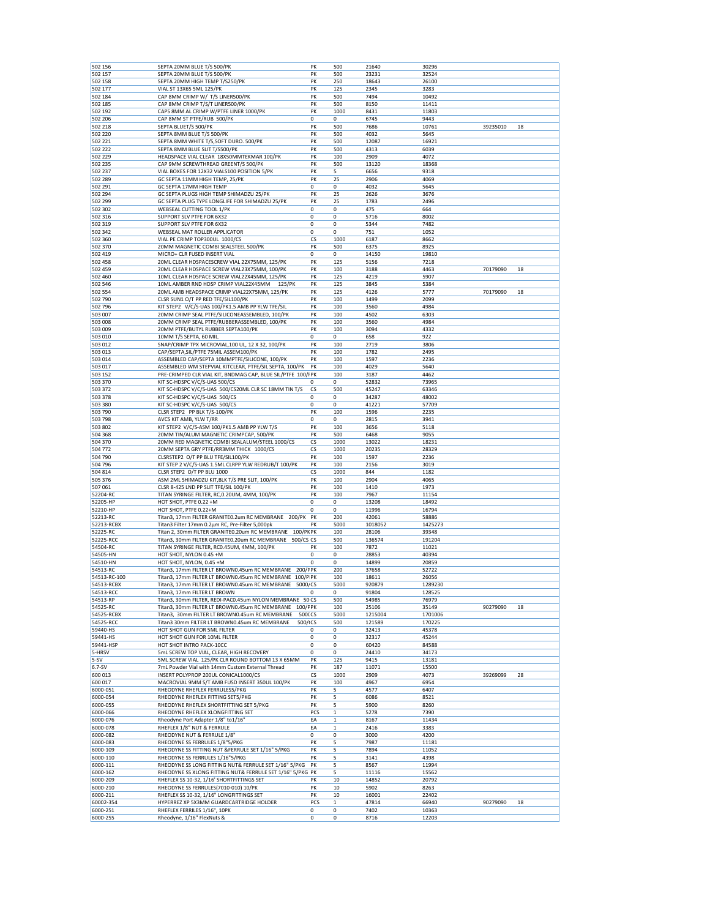| | | | | | | | |
|---|---|---|---|---|---|---|---|
| 502 156 | SEPTA 20MM BLUE T/S 500/PK | PK | 500 | 21640 | 30296 | | |
| 502 157 | SEPTA 20MM BLUE T/S 500/PK | PK | 500 | 23231 | 32524 | | |
| 502 158 | SEPTA 20MM HIGH TEMP T/S250/PK | PK | 250 | 18643 | 26100 | | |
| 502 177 | VIAL ST 13X65 5ML 125/PK | PK | 125 | 2345 | 3283 | | |
| 502 184 | CAP 8MM CRIMP W/ T/S LINER500/PK | PK | 500 | 7494 | 10492 | | |
| 502 185 | CAP 8MM CRIMP T/S/T LINER500/PK | PK | 500 | 8150 | 11411 | | |
| 502 192 | CAPS 8MM AL CRIMP W/PTFE LINER 1000/PK | PK | 1000 | 8431 | 11803 | | |
| 502 206 | CAP 8MM ST PTFE/RUB 500/PK | 0 | 0 | 6745 | 9443 | | |
| 502 218 | SEPTA BLUET/S 500/PK | PK | 500 | 7686 | 10761 | 39235010 | 18 |
| 502 220 | SEPTA 8MM BLUE T/S 500/PK | PK | 500 | 4032 | 5645 | | |
| 502 221 | SEPTA 8MM WHITE T/S,SOFT DURO. 500/PK | PK | 500 | 12087 | 16921 | | |
| 502 222 | SEPTA 8MM BLUE SLIT T/S500/PK | PK | 500 | 4313 | 6039 | | |
| 502 229 | HEADSPACE VIAL CLEAR 18X50MMTEKMAR 100/PK | PK | 100 | 2909 | 4072 | | |
| 502 235 | CAP 9MM SCREWTHREAD GREENT/S 500/PK | PK | 500 | 13120 | 18368 | | |
| 502 237 | VIAL BOXES FOR 12X32 VIALS100 POSITION 5/PK | PK | 5 | 6656 | 9318 | | |
| 502 289 | GC SEPTA 11MM HIGH TEMP, 25/PK | PK | 25 | 2906 | 4069 | | |
| 502 291 | GC SEPTA 17MM HIGH TEMP | 0 | 0 | 4032 | 5645 | | |
| 502 294 | GC SEPTA PLUGS HIGH TEMP SHIMADZU 25/PK | PK | 25 | 2626 | 3676 | | |
| 502 299 | GC SEPTA PLUG TYPE LONGLIFE FOR SHIMADZU 25/PK | PK | 25 | 1783 | 2496 | | |
| 502 302 | WEBSEAL CUTTING TOOL 1/PK | 0 | 0 | 475 | 664 | | |
| 502 316 | SUPPORT SLV PTFE FOR 6X32 | 0 | 0 | 5716 | 8002 | | |
| 502 319 | SUPPORT SLV PTFE FOR 6X32 | 0 | 0 | 5344 | 7482 | | |
| 502 342 | WEBSEAL MAT ROLLER APPLICATOR | 0 | 0 | 751 | 1052 | | |
| 502 360 | VIAL PE CRIMP TOP300UL 1000/CS | CS | 1000 | 6187 | 8662 | | |
| 502 370 | 20MM MAGNETIC COMBI SEALSTEEL 500/PK | PK | 500 | 6375 | 8925 | | |
| 502 419 | MICRO+ CLR FUSED INSERT VIAL | 0 | 0 | 14150 | 19810 | | |
| 502 458 | 20ML CLEAR HDSPACESCREW VIAL 22X75MM, 125/PK | PK | 125 | 5156 | 7218 | | |
| 502 459 | 20ML CLEAR HDSPACE SCREW VIAL23X75MM, 100/PK | PK | 100 | 3188 | 4463 | 70179090 | 18 |
| 502 460 | 10ML CLEAR HDSPACE SCREW VIAL22X45MM, 125/PK | PK | 125 | 4219 | 5907 | | |
| 502 546 | 10ML AMBER RND HDSP CRIMP VIAL22X45MM 125/PK | PK | 125 | 3845 | 5384 | | |
| 502 554 | 20ML AMB HEADSPACE CRIMP VIAL22X75MM, 125/PK | PK | 125 | 4126 | 5777 | 70179090 | 18 |
| 502 790 | CLSR SUN1 O/T PP RED TFE/SIL100/PK | PK | 100 | 1499 | 2099 | | |
| 502 796 | KIT STEP2 V/C/S-UAS 100/PK1.5 AMB PP YLW TFE/SIL | PK | 100 | 3560 | 4984 | | |
| 503 007 | 20MM CRIMP SEAL PTFE/SILICONEASSEMBLED, 100/PK | PK | 100 | 4502 | 6303 | | |
| 503 008 | 20MM CRIMP SEAL PTFE/RUBBERASSEMBLED, 100/PK | PK | 100 | 3560 | 4984 | | |
| 503 009 | 20MM PTFE/BUTYL RUBBER SEPTA100/PK | PK | 100 | 3094 | 4332 | | |
| 503 010 | 10MM T/S SEPTA, 60 MIL. | 0 | 0 | 658 | 922 | | |
| 503 012 | SNAP/CRIMP TPX MICROVIAL,100 UL, 12 X 32, 100/PK | PK | 100 | 2719 | 3806 | | |
| 503 013 | CAP/SEPTA,SIL/PTFE 75MIL ASSEM100/PK | PK | 100 | 1782 | 2495 | | |
| 503 014 | ASSEMBLED CAP/SEPTA 10MMPTFE/SILICONE, 100/PK | PK | 100 | 1597 | 2236 | | |
| 503 017 | ASSEMBLED WM STEPVIAL KITCLEAR, PTFE/SIL SEPTA, 100/PK | PK | 100 | 4029 | 5640 | | |
| 503 152 | PRE-CRIMPED CLR VIAL KIT, BNDMAG CAP, BLUE SIL/PTFE 100/FPK | | 100 | 3187 | 4462 | | |
| 503 370 | KIT SC-HDSPC V/C/S-UAS 500/CS | 0 | 0 | 52832 | 73965 | | |
| 503 372 | KIT SC-HDSPC V/C/S-UAS 500/CS20ML CLR SC 18MM TIN T/S | CS | 500 | 45247 | 63346 | | |
| 503 378 | KIT SC-HDSPC V/C/S-UAS 500/CS | 0 | 0 | 34287 | 48002 | | |
| 503 380 | KIT SC-HDSPC V/C/S-UAS 500/CS | 0 | 0 | 41221 | 57709 | | |
| 503 790 | CLSR STEP2 PP BLK T/S-100/PK | PK | 100 | 1596 | 2235 | | |
| 503 798 | AVCS KIT AMB, YLW T/RR | 0 | 0 | 2815 | 3941 | | |
| 503 802 | KIT STEP2 V/C/S-ASM 100/PK1.5 AMB PP YLW T/S | PK | 100 | 3656 | 5118 | | |
| 504 368 | 20MM TIN/ALUM MAGNETIC CRIMPCAP, 500/PK | PK | 500 | 6468 | 9055 | | |
| 504 370 | 20MM RED MAGNETIC COMBI SEALALUM/STEEL 1000/CS | CS | 1000 | 13022 | 18231 | | |
| 504 772 | 20MM SEPTA GRY PTFE/RR3MM THICK 1000/CS | CS | 1000 | 20235 | 28329 | | |
| 504 790 | CLSRSTEP2 O/T PP BLU TFE/SIL100/PK | PK | 100 | 1597 | 2236 | | |
| 504 796 | KIT STEP 2 V/C/S-UAS 1.5ML CLRPP YLW REDRUB/T 100/PK | PK | 100 | 2156 | 3019 | | |
| 504 814 | CLSR STEP2 O/T PP BLU 1000 | CS | 1000 | 844 | 1182 | | |
| 505 376 | ASM 2ML SHIMADZU KIT,BLK T/S PRE SLIT, 100/PK | PK | 100 | 2904 | 4065 | | |
| 507 061 | CLSR 8-425 LND PP SLIT TFE/SIL 100/PK | PK | 100 | 1410 | 1973 | | |
| 52204-RC | TITAN SYRINGE FILTER, RC,0.20UM, 4MM, 100/PK | PK | 100 | 7967 | 11154 | | |
| 52205-HP | HOT SHOT, PTFE 0.22 +M | 0 | 0 | 13208 | 18492 | | |
| 52210-HP | HOT SHOT, PTFE 0.22+M | 0 | 0 | 11996 | 16794 | | |
| 52213-RC | Titan3, 17mm FILTER GRANITE0.2um RC MEMBRANE 200/PK | PK | 200 | 42061 | 58886 | | |
| 52213-RCBX | Titan3 Filter 17mm 0.2μm RC, Pre-Filter 5,000pk | PK | 5000 | 1018052 | 1425273 | | |
| 52225-RC | Titan 2, 30mm FILTER GRANITE0.20um RC MEMBRANE 100/PK | PK | 100 | 28106 | 39348 | | |
| 52225-RCC | Titan3, 30mm FILTER GRANITE0.20um RC MEMBRANE 500/CS | CS | 500 | 136574 | 191204 | | |
| 54504-RC | TITAN SYRINGE FILTER, RC0.45UM, 4MM, 100/PK | PK | 100 | 7872 | 11021 | | |
| 54505-HN | HOT SHOT, NYLON 0.45 +M | 0 | 0 | 28853 | 40394 | | |
| 54510-HN | HOT SHOT, NYLON, 0.45 +M | 0 | 0 | 14899 | 20859 | | |
| 54513-RC | Titan3, 17mm FILTER LT BROWN0.45um RC MEMBRANE 200/F | PK | 200 | 37658 | 52722 | | |
| 54513-RC-100 | Titan3, 17mm FILTER LT BROWN0.45um RC MEMBRANE 100/P | PK | 100 | 18611 | 26056 | | |
| 54513-RCBX | Titan3, 17mm FILTER LT BROWN0.45um RC MEMBRANE 5000/CS | | 5000 | 920879 | 1289230 | | |
| 54513-RCC | Titan3, 17mm FILTER LT BROWN | 0 | 0 | 91804 | 128525 | | |
| 54513-RP | Titan3, 30mm FILTER, REDI-PAC0.45um NYLON MEMBRANE 50 | CS | 500 | 54985 | 76979 | | |
| 54525-RC | Titan3, 30mm FILTER LT BROWN0.45um RC MEMBRANE 100/F | PK | 100 | 25106 | 35149 | 90279090 | 18 |
| 54525-RCBX | Titan3, 30mm FILTER LT BROWN0.45um RC MEMBRANE 500 | CS | 5000 | 1215004 | 1701006 | | |
| 54525-RCC | Titan3 30mm FILTER LT BROWN0.45um RC MEMBRANE 500/ | CS | 500 | 121589 | 170225 | | |
| 59440-HS | HOT SHOT GUN FOR 5ML FILTER | 0 | 0 | 32413 | 45378 | | |
| 59441-HS | HOT SHOT GUN FOR 10ML FILTER | 0 | 0 | 32317 | 45244 | | |
| 59441-HSP | HOT SHOT INTRO PACK-10CC | 0 | 0 | 60420 | 84588 | | |
| 5-HRSV | 5mL SCREW TOP VIAL, CLEAR, HIGH RECOVERY | 0 | 0 | 24410 | 34173 | | |
| 5-SV | 5ML SCREW VIAL 125/PK CLR ROUND BOTTOM 13 X 65MM | PK | 125 | 9415 | 13181 | | |
| 6.7-SV | 7mL Powder Vial with 14mm Custom External Thread | PK | 187 | 11071 | 15500 | | |
| 600 013 | INSERT POLYPROP 200UL CONICAL1000/CS | CS | 1000 | 2909 | 4073 | 39269099 | 28 |
| 600 017 | MACROVIAL 9MM S/T AMB FUSD INSERT 350UL 100/PK | PK | 100 | 4967 | 6954 | | |
| 6000-051 | RHEODYNE RHEFLEX FERRULES5/PKG | PK | 5 | 4577 | 6407 | | |
| 6000-054 | RHEODYNE RHEFLEX FITTING SET5/PKG | PK | 5 | 6086 | 8521 | | |
| 6000-055 | RHEODYNE RHEFLEX SHORTFITTING SET 5/PKG | PK | 5 | 5900 | 8260 | | |
| 6000-066 | RHEODYNE RHEFLEX XLONGFITTING SET | PCS | 1 | 5278 | 7390 | | |
| 6000-076 | Rheodyne Port Adapter 1/8" to1/16" | EA | 1 | 8167 | 11434 | | |
| 6000-078 | RHEFLEX 1/8" NUT & FERRULE | EA | 1 | 2416 | 3383 | | |
| 6000-082 | RHEODYNE NUT & FERRULE 1/8" | 0 | 0 | 3000 | 4200 | | |
| 6000-083 | RHEODYNE SS FERRULES 1/8"5/PKG | PK | 5 | 7987 | 11181 | | |
| 6000-109 | RHEODYNE SS FITTING NUT &FERRULE SET 1/16" 5/PKG | PK | 5 | 7894 | 11052 | | |
| 6000-110 | RHEODYNE SS FERRULES 1/16"5/PKG | PK | 5 | 3141 | 4398 | | |
| 6000-111 | RHEODYNE SS LONG FITTING NUT& FERRULE SET 1/16" 5/PKG | PK | 5 | 8567 | 11994 | | |
| 6000-162 | RHEODYNE SS XLONG FITTING NUT& FERRULE SET 1/16" 5/PKG | PK | 5 | 11116 | 15562 | | |
| 6000-209 | RHEFLEX SS 10-32, 1/16' SHORTFITTINGS SET | PK | 10 | 14852 | 20792 | | |
| 6000-210 | RHEODYNE SS FERRULES(7010-010) 10/PK | PK | 10 | 5902 | 8263 | | |
| 6000-211 | RHEFLEX SS 10-32, 1/16" LONGFITTINGS SET | PK | 10 | 16001 | 22402 | | |
| 60002-354 | HYPERREZ XP 5X3MM GUARDCARTRIDGE HOLDER | PCS | 1 | 47814 | 66940 | 90279090 | 18 |
| 6000-251 | RHEFLEX FERRILES 1/16", 10PK | 0 | 0 | 7402 | 10363 | | |
| 6000-255 | Rheodyne, 1/16" FlexNuts & | 0 | 0 | 8716 | 12203 | | |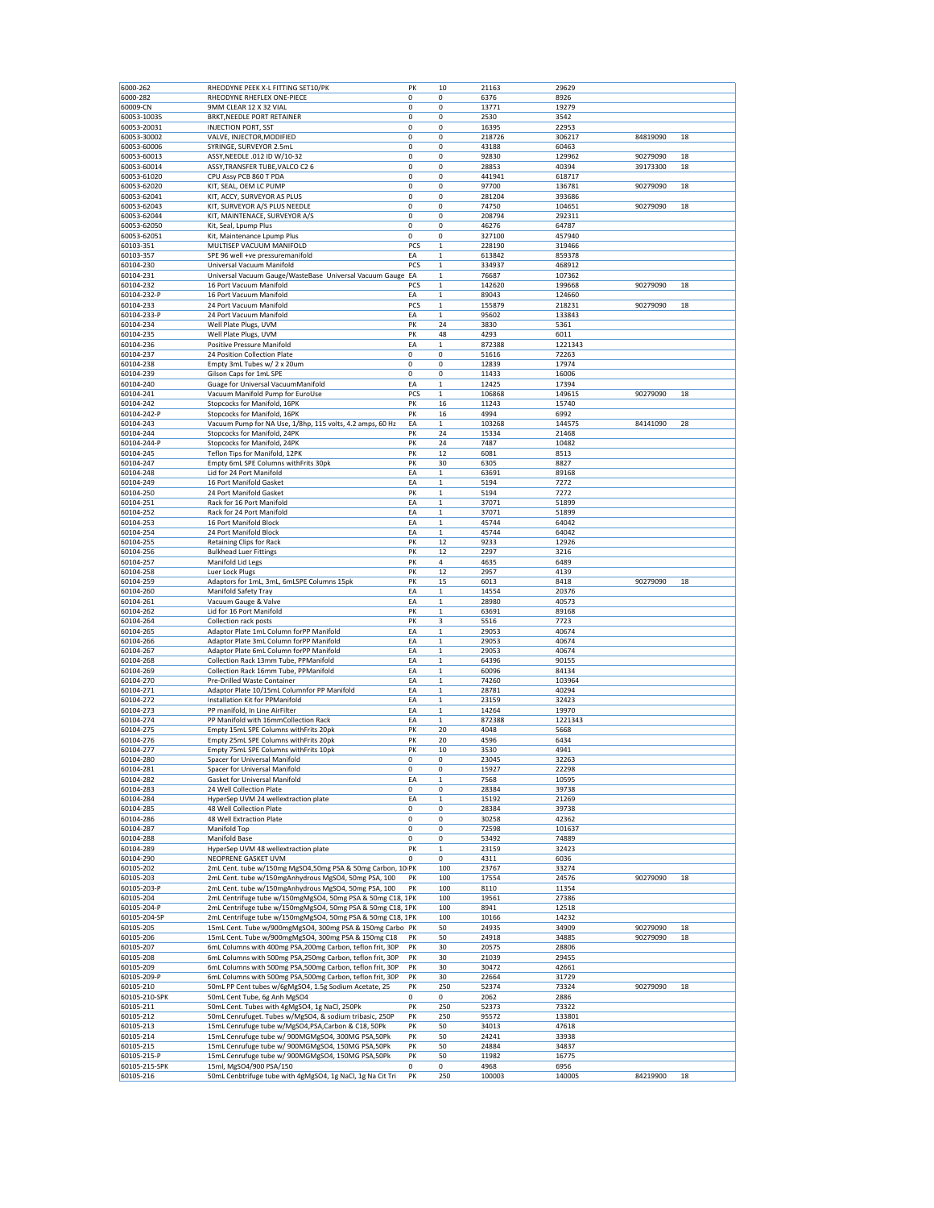| | | | | | | | |
|---|---|---|---|---|---|---|---|
| 6000-262 | RHEODYNE PEEK X-L FITTING SET10/PK | PK | 10 | 21163 | 29629 | | |
| 6000-282 | RHEODYNE RHEFLEX ONE-PIECE | 0 | 0 | 6376 | 8926 | | |
| 60009-CN | 9MM CLEAR 12 X 32 VIAL | 0 | 0 | 13771 | 19279 | | |
| 60053-10035 | BRKT,NEEDLE PORT RETAINER | 0 | 0 | 2530 | 3542 | | |
| 60053-20031 | INJECTION PORT, SST | 0 | 0 | 16395 | 22953 | | |
| 60053-30002 | VALVE, INJECTOR,MODIFIED | 0 | 0 | 218726 | 306217 | 84819090 | 18 |
| 60053-60006 | SYRINGE, SURVEYOR 2.5mL | 0 | 0 | 43188 | 60463 | | |
| 60053-60013 | ASSY,NEEDLE .012 ID W/10-32 | 0 | 0 | 92830 | 129962 | 90279090 | 18 |
| 60053-60014 | ASSY,TRANSFER TUBE,VALCO C2 6 | 0 | 0 | 28853 | 40394 | 39173300 | 18 |
| 60053-61020 | CPU Assy PCB 860 T PDA | 0 | 0 | 441941 | 618717 | | |
| 60053-62020 | KIT, SEAL, OEM LC PUMP | 0 | 0 | 97700 | 136781 | 90279090 | 18 |
| 60053-62041 | KIT, ACCY, SURVEYOR AS PLUS | 0 | 0 | 281204 | 393686 | | |
| 60053-62043 | KIT, SURVEYOR A/S PLUS NEEDLE | 0 | 0 | 74750 | 104651 | 90279090 | 18 |
| 60053-62044 | KIT, MAINTENACE, SURVEYOR A/S | 0 | 0 | 208794 | 292311 | | |
| 60053-62050 | Kit, Seal, Lpump Plus | 0 | 0 | 46276 | 64787 | | |
| 60053-62051 | Kit, Maintenance Lpump Plus | 0 | 0 | 327100 | 457940 | | |
| 60103-351 | MULTISEP VACUUM MANIFOLD | PCS | 1 | 228190 | 319466 | | |
| 60103-357 | SPE 96 well +ve pressuremanifold | EA | 1 | 613842 | 859378 | | |
| 60104-230 | Universal Vacuum Manifold | PCS | 1 | 334937 | 468912 | | |
| 60104-231 | Universal Vacuum Gauge/WasteBase Universal Vacuum Gauge | EA | 1 | 76687 | 107362 | | |
| 60104-232 | 16 Port Vacuum Manifold | PCS | 1 | 142620 | 199668 | 90279090 | 18 |
| 60104-232-P | 16 Port Vacuum Manifold | EA | 1 | 89043 | 124660 | | |
| 60104-233 | 24 Port Vacuum Manifold | PCS | 1 | 155879 | 218231 | 90279090 | 18 |
| 60104-233-P | 24 Port Vacuum Manifold | EA | 1 | 95602 | 133843 | | |
| 60104-234 | Well Plate Plugs, UVM | PK | 24 | 3830 | 5361 | | |
| 60104-235 | Well Plate Plugs, UVM | PK | 48 | 4293 | 6011 | | |
| 60104-236 | Positive Pressure Manifold | EA | 1 | 872388 | 1221343 | | |
| 60104-237 | 24 Position Collection Plate | 0 | 0 | 51616 | 72263 | | |
| 60104-238 | Empty 3mL Tubes w/ 2 x 20um | 0 | 0 | 12839 | 17974 | | |
| 60104-239 | Gilson Caps for 1mL SPE | 0 | 0 | 11433 | 16006 | | |
| 60104-240 | Guage for Universal VacuumManifold | EA | 1 | 12425 | 17394 | | |
| 60104-241 | Vacuum Manifold Pump for EuroUse | PCS | 1 | 106868 | 149615 | 90279090 | 18 |
| 60104-242 | Stopcocks for Manifold, 16PK | PK | 16 | 11243 | 15740 | | |
| 60104-242-P | Stopcocks for Manifold, 16PK | PK | 16 | 4994 | 6992 | | |
| 60104-243 | Vacuum Pump for NA Use, 1/8hp, 115 volts, 4.2 amps, 60 Hz | EA | 1 | 103268 | 144575 | 84141090 | 28 |
| 60104-244 | Stopcocks for Manifold, 24PK | PK | 24 | 15334 | 21468 | | |
| 60104-244-P | Stopcocks for Manifold, 24PK | PK | 24 | 7487 | 10482 | | |
| 60104-245 | Teflon Tips for Manifold, 12PK | PK | 12 | 6081 | 8513 | | |
| 60104-247 | Empty 6mL SPE Columns withFrits 30pk | PK | 30 | 6305 | 8827 | | |
| 60104-248 | Lid for 24 Port Manifold | EA | 1 | 63691 | 89168 | | |
| 60104-249 | 16 Port Manifold Gasket | EA | 1 | 5194 | 7272 | | |
| 60104-250 | 24 Port Manifold Gasket | PK | 1 | 5194 | 7272 | | |
| 60104-251 | Rack for 16 Port Manifold | EA | 1 | 37071 | 51899 | | |
| 60104-252 | Rack for 24 Port Manifold | EA | 1 | 37071 | 51899 | | |
| 60104-253 | 16 Port Manifold Block | EA | 1 | 45744 | 64042 | | |
| 60104-254 | 24 Port Manifold Block | EA | 1 | 45744 | 64042 | | |
| 60104-255 | Retaining Clips for Rack | PK | 12 | 9233 | 12926 | | |
| 60104-256 | Bulkhead Luer Fittings | PK | 12 | 2297 | 3216 | | |
| 60104-257 | Manifold Lid Legs | PK | 4 | 4635 | 6489 | | |
| 60104-258 | Luer Lock Plugs | PK | 12 | 2957 | 4139 | | |
| 60104-259 | Adaptors for 1mL, 3mL, 6mLSPE Columns 15pk | PK | 15 | 6013 | 8418 | 90279090 | 18 |
| 60104-260 | Manifold Safety Tray | EA | 1 | 14554 | 20376 | | |
| 60104-261 | Vacuum Gauge & Valve | EA | 1 | 28980 | 40573 | | |
| 60104-262 | Lid for 16 Port Manifold | PK | 1 | 63691 | 89168 | | |
| 60104-264 | Collection rack posts | PK | 3 | 5516 | 7723 | | |
| 60104-265 | Adaptor Plate 1mL Column forPP Manifold | EA | 1 | 29053 | 40674 | | |
| 60104-266 | Adaptor Plate 3mL Column forPP Manifold | EA | 1 | 29053 | 40674 | | |
| 60104-267 | Adaptor Plate 6mL Column forPP Manifold | EA | 1 | 29053 | 40674 | | |
| 60104-268 | Collection Rack 13mm Tube, PPManifold | EA | 1 | 64396 | 90155 | | |
| 60104-269 | Collection Rack 16mm Tube, PPManifold | EA | 1 | 60096 | 84134 | | |
| 60104-270 | Pre-Drilled Waste Container | EA | 1 | 74260 | 103964 | | |
| 60104-271 | Adaptor Plate 10/15mL Columnfor PP Manifold | EA | 1 | 28781 | 40294 | | |
| 60104-272 | Installation Kit for PPManifold | EA | 1 | 23159 | 32423 | | |
| 60104-273 | PP manifold, In Line AirFilter | EA | 1 | 14264 | 19970 | | |
| 60104-274 | PP Manifold with 16mmCollection Rack | EA | 1 | 872388 | 1221343 | | |
| 60104-275 | Empty 15mL SPE Columns withFrits 20pk | PK | 20 | 4048 | 5668 | | |
| 60104-276 | Empty 25mL SPE Columns withFrits 20pk | PK | 20 | 4596 | 6434 | | |
| 60104-277 | Empty 75mL SPE Columns withFrits 10pk | PK | 10 | 3530 | 4941 | | |
| 60104-280 | Spacer for Universal Manifold | 0 | 0 | 23045 | 32263 | | |
| 60104-281 | Spacer for Universal Manifold | 0 | 0 | 15927 | 22298 | | |
| 60104-282 | Gasket for Universal Manifold | EA | 1 | 7568 | 10595 | | |
| 60104-283 | 24 Well Collection Plate | 0 | 0 | 28384 | 39738 | | |
| 60104-284 | HyperSep UVM 24 wellextraction plate | EA | 1 | 15192 | 21269 | | |
| 60104-285 | 48 Well Collection Plate | 0 | 0 | 28384 | 39738 | | |
| 60104-286 | 48 Well Extraction Plate | 0 | 0 | 30258 | 42362 | | |
| 60104-287 | Manifold Top | 0 | 0 | 72598 | 101637 | | |
| 60104-288 | Manifold Base | 0 | 0 | 53492 | 74889 | | |
| 60104-289 | HyperSep UVM 48 wellextraction plate | PK | 1 | 23159 | 32423 | | |
| 60104-290 | NEOPRENE GASKET UVM | 0 | 0 | 4311 | 6036 | | |
| 60105-202 | 2mL Cent. tube w/150mg MgSO4,50mg PSA & 50mg Carbon, 10 | PK | 100 | 23767 | 33274 | | |
| 60105-203 | 2mL Cent. tube w/150mgAnhydrous MgSO4, 50mg PSA, 100 | PK | 100 | 17554 | 24576 | 90279090 | 18 |
| 60105-203-P | 2mL Cent. tube w/150mgAnhydrous MgSO4, 50mg PSA, 100 | PK | 100 | 8110 | 11354 | | |
| 60105-204 | 2mL Centrifuge tube w/150mgMgSO4, 50mg PSA & 50mg C18, 1 | PK | 100 | 19561 | 27386 | | |
| 60105-204-P | 2mL Centrifuge tube w/150mgMgSO4, 50mg PSA & 50mg C18, 1 | PK | 100 | 8941 | 12518 | | |
| 60105-204-SP | 2mL Centrifuge tube w/150mgMgSO4, 50mg PSA & 50mg C18, 1 | PK | 100 | 10166 | 14232 | | |
| 60105-205 | 15mL Cent. Tube w/900mgMgSO4, 300mg PSA & 150mg Carbo | PK | 50 | 24935 | 34909 | 90279090 | 18 |
| 60105-206 | 15mL Cent. Tube w/900mgMgSO4, 300mg PSA & 150mg C18 | PK | 50 | 24918 | 34885 | 90279090 | 18 |
| 60105-207 | 6mL Columns with 400mg PSA,200mg Carbon, teflon frit, 30P | PK | 30 | 20575 | 28806 | | |
| 60105-208 | 6mL Columns with 500mg PSA,250mg Carbon, teflon frit, 30P | PK | 30 | 21039 | 29455 | | |
| 60105-209 | 6mL Columns with 500mg PSA,500mg Carbon, teflon frit, 30P | PK | 30 | 30472 | 42661 | | |
| 60105-209-P | 6mL Columns with 500mg PSA,500mg Carbon, teflon frit, 30P | PK | 30 | 22664 | 31729 | | |
| 60105-210 | 50mL PP Cent tubes w/6gMgSO4, 1.5g Sodium Acetate, 25 | PK | 250 | 52374 | 73324 | 90279090 | 18 |
| 60105-210-SPK | 50mL Cent Tube, 6g Anh MgSO4 | 0 | 0 | 2062 | 2886 | | |
| 60105-211 | 50mL Cent. Tubes with 4gMgSO4, 1g NaCl, 250Pk | PK | 250 | 52373 | 73322 | | |
| 60105-212 | 50mL Cenrifuget. Tubes w/MgSO4, & sodium tribasic, 250P | PK | 250 | 95572 | 133801 | | |
| 60105-213 | 15mL Cenrufuge tube w/MgSO4,PSA,Carbon & C18, 50Pk | PK | 50 | 34013 | 47618 | | |
| 60105-214 | 15mL Cenrufuge tube w/ 900MGMgSO4, 300MG PSA,50Pk | PK | 50 | 24241 | 33938 | | |
| 60105-215 | 15mL Cenrufuge tube w/ 900MGMgSO4, 150MG PSA,50Pk | PK | 50 | 24884 | 34837 | | |
| 60105-215-P | 15mL Cenrufuge tube w/ 900MGMgSO4, 150MG PSA,50Pk | PK | 50 | 11982 | 16775 | | |
| 60105-215-SPK | 15ml, MgSO4/900 PSA/150 | 0 | 0 | 4968 | 6956 | | |
| 60105-216 | 50mL Cenbtrifuge tube with 4gMgSO4, 1g NaCl, 1g Na Cit Tri | PK | 250 | 100003 | 140005 | 84219900 | 18 |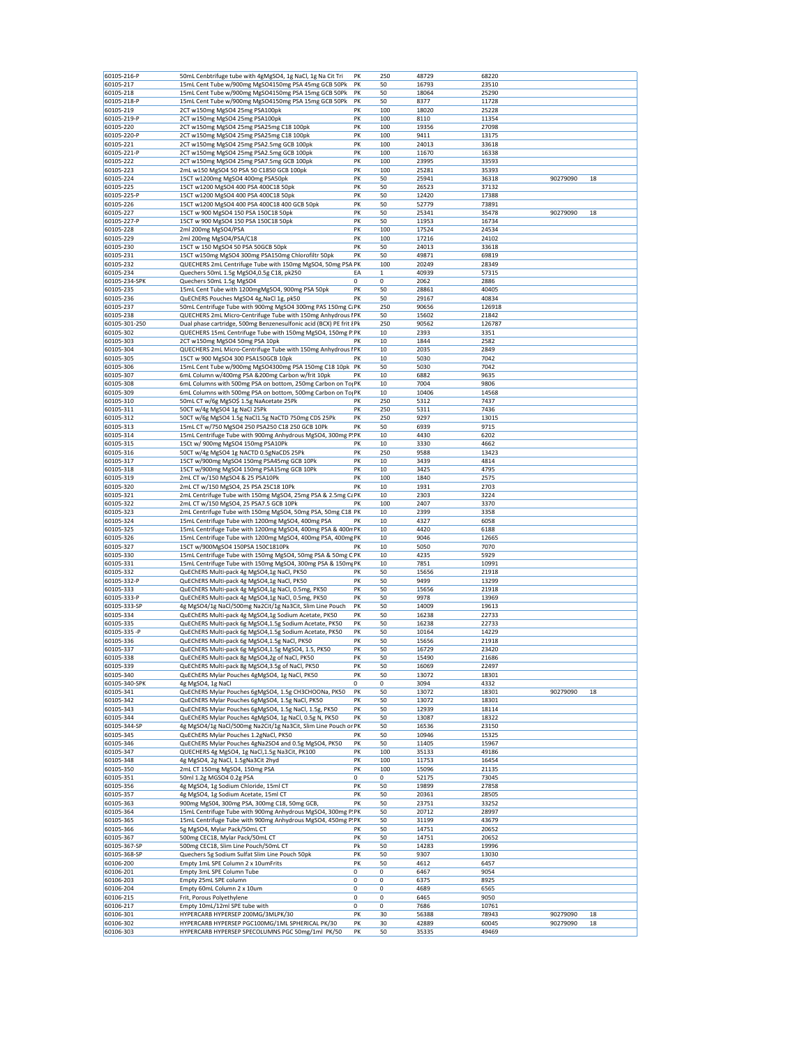| | | | | | | | |
|---|---|---|---|---|---|---|---|
| 60105-216-P | 50mL Cenbtrifuge tube with 4gMgSO4, 1g NaCl, 1g Na Cit Tri | PK | 250 | 48729 | 68220 | | |
| 60105-217 | 15mL Cent Tube w/900mg MgSO4150mg PSA 45mg GCB 50Pk | PK | 50 | 16793 | 23510 | | |
| 60105-218 | 15mL Cent Tube w/900mg MgSO4150mg PSA 15mg GCB 50Pk | PK | 50 | 18064 | 25290 | | |
| 60105-218-P | 15mL Cent Tube w/900mg MgSO4150mg PSA 15mg GCB 50Pk | PK | 50 | 8377 | 11728 | | |
| 60105-219 | 2CT w150mg MgSO4 25mg PSA100pk | PK | 100 | 18020 | 25228 | | |
| 60105-219-P | 2CT w150mg MgSO4 25mg PSA100pk | PK | 100 | 8110 | 11354 | | |
| 60105-220 | 2CT w150mg MgSO4 25mg PSA25mg C18 100pk | PK | 100 | 19356 | 27098 | | |
| 60105-220-P | 2CT w150mg MgSO4 25mg PSA25mg C18 100pk | PK | 100 | 9411 | 13175 | | |
| 60105-221 | 2CT w150mg MgSO4 25mg PSA2.5mg GCB 100pk | PK | 100 | 24013 | 33618 | | |
| 60105-221-P | 2CT w150mg MgSO4 25mg PSA2.5mg GCB 100pk | PK | 100 | 11670 | 16338 | | |
| 60105-222 | 2CT w150mg MgSO4 25mg PSA7.5mg GCB 100pk | PK | 100 | 23995 | 33593 | | |
| 60105-223 | 2mL w150 MgSO4 50 PSA 50 C1850 GCB 100pk | PK | 100 | 25281 | 35393 | | |
| 60105-224 | 15CT w1200mg MgSO4 400mg PSA50pk | PK | 50 | 25941 | 36318 | 90279090 | 18 |
| 60105-225 | 15CT w1200 MgSO4 400 PSA 400C18 50pk | PK | 50 | 26523 | 37132 | | |
| 60105-225-P | 15CT w1200 MgSO4 400 PSA 400C18 50pk | PK | 50 | 12420 | 17388 | | |
| 60105-226 | 15CT w1200 MgSO4 400 PSA 400C18 400 GCB 50pk | PK | 50 | 52779 | 73891 | | |
| 60105-227 | 15CT w 900 MgSO4 150 PSA 150C18 50pk | PK | 50 | 25341 | 35478 | 90279090 | 18 |
| 60105-227-P | 15CT w 900 MgSO4 150 PSA 150C18 50pk | PK | 50 | 11953 | 16734 | | |
| 60105-228 | 2ml 200mg MgSO4/PSA | PK | 100 | 17524 | 24534 | | |
| 60105-229 | 2ml 200mg MgSO4/PSA/C18 | PK | 100 | 17216 | 24102 | | |
| 60105-230 | 15CT w 150 MgSO4 50 PSA 50GCB 50pk | PK | 50 | 24013 | 33618 | | |
| 60105-231 | 15CT w150mg MgSO4 300mg PSA150mg Chlorofiltr 50pk | PK | 50 | 49871 | 69819 | | |
| 60105-232 | QUECHERS 2mL Centrifuge Tube with 150mg MgSO4, 50mg PSA | PK | 100 | 20249 | 28349 | | |
| 60105-234 | Quechers 50mL 1.5g MgSO4,0.5g C18, pk250 | EA | 1 | 40939 | 57315 | | |
| 60105-234-SPK | Quechers 50mL 1.5g MgSO4 | 0 | 0 | 2062 | 2886 | | |
| 60105-235 | 15mL Cent Tube with 1200mgMgSO4, 900mg PSA 50pk | PK | 50 | 28861 | 40405 | | |
| 60105-236 | QuEChERS Pouches MgSO4 4g,NaCl 1g, pk50 | PK | 50 | 29167 | 40834 | | |
| 60105-237 | 50mL Centrifuge Tube with 900mg MgSO4 300mg PAS 150mg C | PK | 250 | 90656 | 126918 | | |
| 60105-238 | QUECHERS 2mL Micro-Centrifuge Tube with 150mg Anhydrous | PK | 50 | 15602 | 21842 | | |
| 60105-301-250 | Dual phase cartridge, 500mg Benzenesulfonic acid (BCX) PE frit 8 | PK | 250 | 90562 | 126787 | | |
| 60105-302 | QUECHERS 15mL Centrifuge Tube with 150mg MgSO4, 150mg P | PK | 10 | 2393 | 3351 | | |
| 60105-303 | 2CT w150mg MgSO4 50mg PSA 10pk | PK | 10 | 1844 | 2582 | | |
| 60105-304 | QUECHERS 2mL Micro-Centrifuge Tube with 150mg Anhydrous | PK | 10 | 2035 | 2849 | | |
| 60105-305 | 15CT w 900 MgSO4 300 PSA150GCB 10pk | PK | 10 | 5030 | 7042 | | |
| 60105-306 | 15mL Cent Tube w/900mg MgSO4300mg PSA 150mg C18 10pk | PK | 50 | 5030 | 7042 | | |
| 60105-307 | 6mL Column w/400mg PSA &200mg Carbon w/frit 10pk | PK | 10 | 6882 | 9635 | | |
| 60105-308 | 6mL Columns with 500mg PSA on bottom, 250mg Carbon on To | PK | 10 | 7004 | 9806 | | |
| 60105-309 | 6mL Columns with 500mg PSA on bottom, 500mg Carbon on To | PK | 10 | 10406 | 14568 | | |
| 60105-310 | 50mL CT w/6g MgSO$ 1.5g NaAcetate 25Pk | PK | 250 | 5312 | 7437 | | |
| 60105-311 | 50CT w/4g MgSO4 1g NaCl 25Pk | PK | 250 | 5311 | 7436 | | |
| 60105-312 | 50CT w/6g MgSO4 1.5g NaCl1.5g NaCTD 750mg CDS 25Pk | PK | 250 | 9297 | 13015 | | |
| 60105-313 | 15mL CT w/750 MgSO4 250 PSA250 C18 250 GCB 10Pk | PK | 50 | 6939 | 9715 | | |
| 60105-314 | 15mL Centrifuge Tube with 900mg Anhydrous MgSO4, 300mg P | PK | 10 | 4430 | 6202 | | |
| 60105-315 | 15Ct w/ 900mg MgSO4 150mg PSA10Pk | PK | 10 | 3330 | 4662 | | |
| 60105-316 | 50CT w/4g MgSO4 1g NACTD 0.5gNaCDS 25Pk | PK | 250 | 9588 | 13423 | | |
| 60105-317 | 15CT w/900mg MgSO4 150mg PSA45mg GCB 10Pk | PK | 10 | 3439 | 4814 | | |
| 60105-318 | 15CT w/900mg MgSO4 150mg PSA15mg GCB 10Pk | PK | 10 | 3425 | 4795 | | |
| 60105-319 | 2mL CT w/150 MgSO4 & 25 PSA10Pk | PK | 100 | 1840 | 2575 | | |
| 60105-320 | 2mL CT w/150 MgSO4, 25 PSA 25C18 10Pk | PK | 10 | 1931 | 2703 | | |
| 60105-321 | 2mL Centrifuge Tube with 150mg MgSO4, 25mg PSA & 2.5mg C | PK | 10 | 2303 | 3224 | | |
| 60105-322 | 2mL CT w/150 MgSO4, 25 PSA7.5 GCB 10Pk | PK | 100 | 2407 | 3370 | | |
| 60105-323 | 2mL Centrifuge Tube with 150mg MgSO4, 50mg PSA, 50mg C18 | PK | 10 | 2399 | 3358 | | |
| 60105-324 | 15mL Centrifuge Tube with 1200mg MgSO4, 400mg PSA | PK | 10 | 4327 | 6058 | | |
| 60105-325 | 15mL Centrifuge Tube with 1200mg MgSO4, 400mg PSA & 400 | PK | 10 | 4420 | 6188 | | |
| 60105-326 | 15mL Centrifuge Tube with 1200mg MgSO4, 400mg PSA, 400mg | PK | 10 | 9046 | 12665 | | |
| 60105-327 | 15CT w/900MgSO4 150PSA 150C1810Pk | PK | 10 | 5050 | 7070 | | |
| 60105-330 | 15mL Centrifuge Tube with 150mg MgSO4, 50mg PSA & 50mg C | PK | 10 | 4235 | 5929 | | |
| 60105-331 | 15mL Centrifuge Tube with 150mg MgSO4, 300mg PSA & 150mg | PK | 10 | 7851 | 10991 | | |
| 60105-332 | QuEChERS Multi-pack 4g MgSO4,1g NaCl, PK50 | PK | 50 | 15656 | 21918 | | |
| 60105-332-P | QuEChERS Multi-pack 4g MgSO4,1g NaCl, PK50 | PK | 50 | 9499 | 13299 | | |
| 60105-333 | QuEChERS Multi-pack 4g MgSO4,1g NaCl, 0.5mg, PK50 | PK | 50 | 15656 | 21918 | | |
| 60105-333-P | QuEChERS Multi-pack 4g MgSO4,1g NaCl, 0.5mg, PK50 | PK | 50 | 9978 | 13969 | | |
| 60105-333-SP | 4g MgSO4/1g NaCl/500mg Na2Cit/1g Na3Cit, Slim Line Pouch | PK | 50 | 14009 | 19613 | | |
| 60105-334 | QuEChERS Multi-pack 4g MgSO4,1g Sodium Acetate, PK50 | PK | 50 | 16238 | 22733 | | |
| 60105-335 | QuEChERS Multi-pack 6g MgSO4,1.5g Sodium Acetate, PK50 | PK | 50 | 16238 | 22733 | | |
| 60105-335 -P | QuEChERS Multi-pack 6g MgSO4,1.5g Sodium Acetate, PK50 | PK | 50 | 10164 | 14229 | | |
| 60105-336 | QuEChERS Multi-pack 6g MgSO4,1.5g NaCl, PK50 | PK | 50 | 15656 | 21918 | | |
| 60105-337 | QuEChERS Multi-pack 6g MgSO4,1.5g MgSO4, 1.5, PK50 | PK | 50 | 16729 | 23420 | | |
| 60105-338 | QuEChERS Multi-pack 8g MgSO4,2g of NaCl, PK50 | PK | 50 | 15490 | 21686 | | |
| 60105-339 | QuEChERS Multi-pack 8g MgSO4,3.5g of NaCl, PK50 | PK | 50 | 16069 | 22497 | | |
| 60105-340 | QuEChERS Mylar Pouches 4gMgSO4, 1g NaCl, PK50 | PK | 50 | 13072 | 18301 | | |
| 60105-340-SPK | 4g MgSO4, 1g NaCl | 0 | 0 | 3094 | 4332 | | |
| 60105-341 | QuEChERS Mylar Pouches 6gMgSO4, 1.5g CH3CHOONa, PK50 | PK | 50 | 13072 | 18301 | 90279090 | 18 |
| 60105-342 | QuEChERS Mylar Pouches 6gMgSO4, 1.5g NaCl, PK50 | PK | 50 | 13072 | 18301 | | |
| 60105-343 | QuEChERS Mylar Pouches 6gMgSO4, 1.5g NaCl, 1.5g, PK50 | PK | 50 | 12939 | 18114 | | |
| 60105-344 | QuEChERS Mylar Pouches 4gMgSO4, 1g NaCl, 0.5g N, PK50 | PK | 50 | 13087 | 18322 | | |
| 60105-344-SP | 4g MgSO4/1g NaCl/500mg Na2Cit/1g Na3Cit, Slim Line Pouch or | PK | 50 | 16536 | 23150 | | |
| 60105-345 | QuEChERS Mylar Pouches 1.2gNaCl, PK50 | PK | 50 | 10946 | 15325 | | |
| 60105-346 | QuEChERS Mylar Pouches 4gNa2SO4 and 0.5g MgSO4, PK50 | PK | 50 | 11405 | 15967 | | |
| 60105-347 | QUECHERS 4g MgSO4, 1g NaCl,1.5g Na3Cit, PK100 | PK | 100 | 35133 | 49186 | | |
| 60105-348 | 4g MgSO4, 2g NaCl, 1.5gNa3Cit 2hyd | PK | 100 | 11753 | 16454 | | |
| 60105-350 | 2mL CT 150mg MgSO4, 150mg PSA | PK | 100 | 15096 | 21135 | | |
| 60105-351 | 50ml 1.2g MGSO4 0.2g PSA | 0 | 0 | 52175 | 73045 | | |
| 60105-356 | 4g MgSO4, 1g Sodium Chloride, 15ml CT | PK | 50 | 19899 | 27858 | | |
| 60105-357 | 4g MgSO4, 1g Sodium Acetate, 15ml CT | PK | 50 | 20361 | 28505 | | |
| 60105-363 | 900mg MgS04, 300mg PSA, 300mg C18, 50mg GCB, | PK | 50 | 23751 | 33252 | | |
| 60105-364 | 15mL Centrifuge Tube with 900mg Anhydrous MgSO4, 300mg P | PK | 50 | 20712 | 28997 | | |
| 60105-365 | 15mL Centrifuge Tube with 900mg Anhydrous MgSO4, 450mg P | PK | 50 | 31199 | 43679 | | |
| 60105-366 | 5g MgSO4, Mylar Pack/50mL CT | PK | 50 | 14751 | 20652 | | |
| 60105-367 | 500mg CEC18, Mylar Pack/50mL CT | PK | 50 | 14751 | 20652 | | |
| 60105-367-SP | 500mg CEC18, Slim Line Pouch/50mL CT | Pk | 50 | 14283 | 19996 | | |
| 60105-368-SP | Quechers 5g Sodium Sulfat Slim Line Pouch 50pk | PK | 50 | 9307 | 13030 | | |
| 60106-200 | Empty 1mL SPE Column 2 x 10umFrits | PK | 50 | 4612 | 6457 | | |
| 60106-201 | Empty 3mL SPE Column Tube | 0 | 0 | 6467 | 9054 | | |
| 60106-203 | Empty 25mL SPE column | 0 | 0 | 6375 | 8925 | | |
| 60106-204 | Empty 60mL Column 2 x 10um | 0 | 0 | 4689 | 6565 | | |
| 60106-215 | Frit, Porous Polyethylene | 0 | 0 | 6465 | 9050 | | |
| 60106-217 | Empty 10mL/12ml SPE tube with | 0 | 0 | 7686 | 10761 | | |
| 60106-301 | HYPERCARB HYPERSEP 200MG/3MLPK/30 | PK | 30 | 56388 | 78943 | 90279090 | 18 |
| 60106-302 | HYPERCARB HYPERSEP PGC100MG/1ML SPHERICAL PK/30 | PK | 30 | 42889 | 60045 | 90279090 | 18 |
| 60106-303 | HYPERCARB HYPERSEP SPECOLUMNS PGC 50mg/1ml PK/50 | PK | 50 | 35335 | 49469 | | |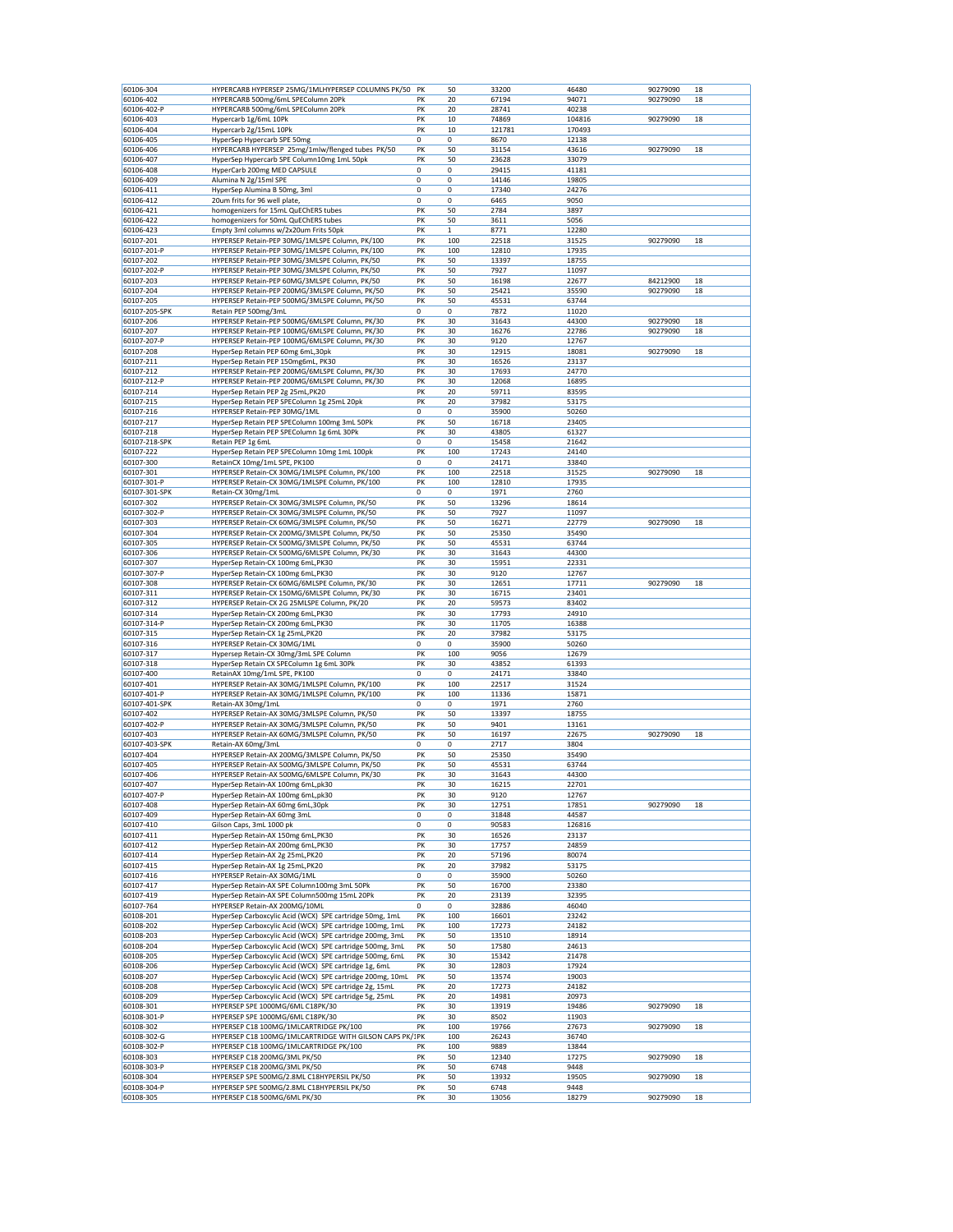| | | | | | | | |
|---|---|---|---|---|---|---|---|
| 60106-304 | HYPERCARB HYPERSEP 25MG/1MLHYPERSEP COLUMNS PK/50 | PK | 50 | 33200 | 46480 | 90279090 | 18 |
| 60106-402 | HYPERCARB 500mg/6mL SPEColumn 20Pk | PK | 20 | 67194 | 94071 | 90279090 | 18 |
| 60106-402-P | HYPERCARB 500mg/6mL SPEColumn 20Pk | PK | 20 | 28741 | 40238 | | |
| 60106-403 | Hypercarb 1g/6mL 10Pk | PK | 10 | 74869 | 104816 | 90279090 | 18 |
| 60106-404 | Hypercarb 2g/15mL 10Pk | PK | 10 | 121781 | 170493 | | |
| 60106-405 | HyperSep Hypercarb SPE 50mg | 0 | 0 | 8670 | 12138 | | |
| 60106-406 | HYPERCARB HYPERSEP 25mg/1mlw/flenged tubes PK/50 | PK | 50 | 31154 | 43616 | 90279090 | 18 |
| 60106-407 | HyperSep Hypercarb SPE Column10mg 1mL 50pk | PK | 50 | 23628 | 33079 | | |
| 60106-408 | HyperCarb 200mg MED CAPSULE | 0 | 0 | 29415 | 41181 | | |
| 60106-409 | Alumina N 2g/15ml SPE | 0 | 0 | 14146 | 19805 | | |
| 60106-411 | HyperSep Alumina B 50mg, 3ml | 0 | 0 | 17340 | 24276 | | |
| 60106-412 | 20um frits for 96 well plate, | 0 | 0 | 6465 | 9050 | | |
| 60106-421 | homogenizers for 15mL QuEChERS tubes | PK | 50 | 2784 | 3897 | | |
| 60106-422 | homogenizers for 50mL QuEChERS tubes | PK | 50 | 3611 | 5056 | | |
| 60106-423 | Empty 3ml columns w/2x20um Frits 50pk | PK | 1 | 8771 | 12280 | | |
| 60107-201 | HYPERSEP Retain-PEP 30MG/1MLSPE Column, PK/100 | PK | 100 | 22518 | 31525 | 90279090 | 18 |
| 60107-201-P | HYPERSEP Retain-PEP 30MG/1MLSPE Column, PK/100 | PK | 100 | 12810 | 17935 | | |
| 60107-202 | HYPERSEP Retain-PEP 30MG/3MLSPE Column, PK/50 | PK | 50 | 13397 | 18755 | | |
| 60107-202-P | HYPERSEP Retain-PEP 30MG/3MLSPE Column, PK/50 | PK | 50 | 7927 | 11097 | | |
| 60107-203 | HYPERSEP Retain-PEP 60MG/3MLSPE Column, PK/50 | PK | 50 | 16198 | 22677 | 84212900 | 18 |
| 60107-204 | HYPERSEP Retain-PEP 200MG/3MLSPE Column, PK/50 | PK | 50 | 25421 | 35590 | 90279090 | 18 |
| 60107-205 | HYPERSEP Retain-PEP 500MG/3MLSPE Column, PK/50 | PK | 50 | 45531 | 63744 | | |
| 60107-205-SPK | Retain PEP 500mg/3mL | 0 | 0 | 7872 | 11020 | | |
| 60107-206 | HYPERSEP Retain-PEP 500MG/6MLSPE Column, PK/30 | PK | 30 | 31643 | 44300 | 90279090 | 18 |
| 60107-207 | HYPERSEP Retain-PEP 100MG/6MLSPE Column, PK/30 | PK | 30 | 16276 | 22786 | 90279090 | 18 |
| 60107-207-P | HYPERSEP Retain-PEP 100MG/6MLSPE Column, PK/30 | PK | 30 | 9120 | 12767 | | |
| 60107-208 | HyperSep Retain PEP 60mg 6mL,30pk | PK | 30 | 12915 | 18081 | 90279090 | 18 |
| 60107-211 | HyperSep Retain PEP 150mg6mL, PK30 | PK | 30 | 16526 | 23137 | | |
| 60107-212 | HYPERSEP Retain-PEP 200MG/6MLSPE Column, PK/30 | PK | 30 | 17693 | 24770 | | |
| 60107-212-P | HYPERSEP Retain-PEP 200MG/6MLSPE Column, PK/30 | PK | 30 | 12068 | 16895 | | |
| 60107-214 | HyperSep Retain PEP 2g 25mL,PK20 | PK | 20 | 59711 | 83595 | | |
| 60107-215 | HyperSep Retain PEP SPEColumn 1g 25mL 20pk | PK | 20 | 37982 | 53175 | | |
| 60107-216 | HYPERSEP Retain-PEP 30MG/1ML | 0 | 0 | 35900 | 50260 | | |
| 60107-217 | HyperSep Retain PEP SPEColumn 100mg 3mL 50Pk | PK | 50 | 16718 | 23405 | | |
| 60107-218 | HyperSep Retain PEP SPEColumn 1g 6mL 30Pk | PK | 30 | 43805 | 61327 | | |
| 60107-218-SPK | Retain PEP 1g 6mL | 0 | 0 | 15458 | 21642 | | |
| 60107-222 | HyperSep Retain PEP SPEColumn 10mg 1mL 100pk | PK | 100 | 17243 | 24140 | | |
| 60107-300 | RetainCX 10mg/1mL SPE, PK100 | 0 | 0 | 24171 | 33840 | | |
| 60107-301 | HYPERSEP Retain-CX 30MG/1MLSPE Column, PK/100 | PK | 100 | 22518 | 31525 | 90279090 | 18 |
| 60107-301-P | HYPERSEP Retain-CX 30MG/1MLSPE Column, PK/100 | PK | 100 | 12810 | 17935 | | |
| 60107-301-SPK | Retain-CX 30mg/1mL | 0 | 0 | 1971 | 2760 | | |
| 60107-302 | HYPERSEP Retain-CX 30MG/3MLSPE Column, PK/50 | PK | 50 | 13296 | 18614 | | |
| 60107-302-P | HYPERSEP Retain-CX 30MG/3MLSPE Column, PK/50 | PK | 50 | 7927 | 11097 | | |
| 60107-303 | HYPERSEP Retain-CX 60MG/3MLSPE Column, PK/50 | PK | 50 | 16271 | 22779 | 90279090 | 18 |
| 60107-304 | HYPERSEP Retain-CX 200MG/3MLSPE Column, PK/50 | PK | 50 | 25350 | 35490 | | |
| 60107-305 | HYPERSEP Retain-CX 500MG/3MLSPE Column, PK/50 | PK | 50 | 45531 | 63744 | | |
| 60107-306 | HYPERSEP Retain-CX 500MG/6MLSPE Column, PK/30 | PK | 30 | 31643 | 44300 | | |
| 60107-307 | HyperSep Retain-CX 100mg 6mL,PK30 | PK | 30 | 15951 | 22331 | | |
| 60107-307-P | HyperSep Retain-CX 100mg 6mL,PK30 | PK | 30 | 9120 | 12767 | | |
| 60107-308 | HYPERSEP Retain-CX 60MG/6MLSPE Column, PK/30 | PK | 30 | 12651 | 17711 | 90279090 | 18 |
| 60107-311 | HYPERSEP Retain-CX 150MG/6MLSPE Column, PK/30 | PK | 30 | 16715 | 23401 | | |
| 60107-312 | HYPERSEP Retain-CX 2G 25MLSPE Column, PK/20 | PK | 20 | 59573 | 83402 | | |
| 60107-314 | HyperSep Retain-CX 200mg 6mL,PK30 | PK | 30 | 17793 | 24910 | | |
| 60107-314-P | HyperSep Retain-CX 200mg 6mL,PK30 | PK | 30 | 11705 | 16388 | | |
| 60107-315 | HyperSep Retain-CX 1g 25mL,PK20 | PK | 20 | 37982 | 53175 | | |
| 60107-316 | HYPERSEP Retain-CX 30MG/1ML | 0 | 0 | 35900 | 50260 | | |
| 60107-317 | Hypersep Retain-CX 30mg/3mL SPE Column | PK | 100 | 9056 | 12679 | | |
| 60107-318 | HyperSep Retain CX SPEColumn 1g 6mL 30Pk | PK | 30 | 43852 | 61393 | | |
| 60107-400 | RetainAX 10mg/1mL SPE, PK100 | 0 | 0 | 24171 | 33840 | | |
| 60107-401 | HYPERSEP Retain-AX 30MG/1MLSPE Column, PK/100 | PK | 100 | 22517 | 31524 | | |
| 60107-401-P | HYPERSEP Retain-AX 30MG/1MLSPE Column, PK/100 | PK | 100 | 11336 | 15871 | | |
| 60107-401-SPK | Retain-AX 30mg/1mL | 0 | 0 | 1971 | 2760 | | |
| 60107-402 | HYPERSEP Retain-AX 30MG/3MLSPE Column, PK/50 | PK | 50 | 13397 | 18755 | | |
| 60107-402-P | HYPERSEP Retain-AX 30MG/3MLSPE Column, PK/50 | PK | 50 | 9401 | 13161 | | |
| 60107-403 | HYPERSEP Retain-AX 60MG/3MLSPE Column, PK/50 | PK | 50 | 16197 | 22675 | 90279090 | 18 |
| 60107-403-SPK | Retain-AX 60mg/3mL | 0 | 0 | 2717 | 3804 | | |
| 60107-404 | HYPERSEP Retain-AX 200MG/3MLSPE Column, PK/50 | PK | 50 | 25350 | 35490 | | |
| 60107-405 | HYPERSEP Retain-AX 500MG/3MLSPE Column, PK/50 | PK | 50 | 45531 | 63744 | | |
| 60107-406 | HYPERSEP Retain-AX 500MG/6MLSPE Column, PK/30 | PK | 30 | 31643 | 44300 | | |
| 60107-407 | HyperSep Retain-AX 100mg 6mL,pk30 | PK | 30 | 16215 | 22701 | | |
| 60107-407-P | HyperSep Retain-AX 100mg 6mL,pk30 | PK | 30 | 9120 | 12767 | | |
| 60107-408 | HyperSep Retain-AX 60mg 6mL,30pk | PK | 30 | 12751 | 17851 | 90279090 | 18 |
| 60107-409 | HyperSep Retain-AX 60mg 3mL | 0 | 0 | 31848 | 44587 | | |
| 60107-410 | Gilson Caps, 3mL 1000 pk | 0 | 0 | 90583 | 126816 | | |
| 60107-411 | HyperSep Retain-AX 150mg 6mL,PK30 | PK | 30 | 16526 | 23137 | | |
| 60107-412 | HyperSep Retain-AX 200mg 6mL,PK30 | PK | 30 | 17757 | 24859 | | |
| 60107-414 | HyperSep Retain-AX 2g 25mL,PK20 | PK | 20 | 57196 | 80074 | | |
| 60107-415 | HyperSep Retain-AX 1g 25mL,PK20 | PK | 20 | 37982 | 53175 | | |
| 60107-416 | HYPERSEP Retain-AX 30MG/1ML | 0 | 0 | 35900 | 50260 | | |
| 60107-417 | HyperSep Retain-AX SPE Column100mg 3mL 50Pk | PK | 50 | 16700 | 23380 | | |
| 60107-419 | HyperSep Retain-AX SPE Column500mg 15mL 20Pk | PK | 20 | 23139 | 32395 | | |
| 60107-764 | HYPERSEP Retain-AX 200MG/10ML | 0 | 0 | 32886 | 46040 | | |
| 60108-201 | HyperSep Carboxycilic Acid (WCX) SPE cartridge 50mg, 1mL | PK | 100 | 16601 | 23242 | | |
| 60108-202 | HyperSep Carboxycilic Acid (WCX) SPE cartridge 100mg, 1mL | PK | 100 | 17273 | 24182 | | |
| 60108-203 | HyperSep Carboxycilic Acid (WCX) SPE cartridge 200mg, 3mL | PK | 50 | 13510 | 18914 | | |
| 60108-204 | HyperSep Carboxycilic Acid (WCX) SPE cartridge 500mg, 3mL | PK | 50 | 17580 | 24613 | | |
| 60108-205 | HyperSep Carboxycilic Acid (WCX) SPE cartridge 500mg, 6mL | PK | 30 | 15342 | 21478 | | |
| 60108-206 | HyperSep Carboxycilic Acid (WCX) SPE cartridge 1g, 6mL | PK | 30 | 12803 | 17924 | | |
| 60108-207 | HyperSep Carboxycilic Acid (WCX) SPE cartridge 200mg, 10mL | PK | 50 | 13574 | 19003 | | |
| 60108-208 | HyperSep Carboxycilic Acid (WCX) SPE cartridge 2g, 15mL | PK | 20 | 17273 | 24182 | | |
| 60108-209 | HyperSep Carboxycilic Acid (WCX) SPE cartridge 5g, 25mL | PK | 20 | 14981 | 20973 | | |
| 60108-301 | HYPERSEP SPE 1000MG/6ML C18PK/30 | PK | 30 | 13919 | 19486 | 90279090 | 18 |
| 60108-301-P | HYPERSEP SPE 1000MG/6ML C18PK/30 | PK | 30 | 8502 | 11903 | | |
| 60108-302 | HYPERSEP C18 100MG/1MLCARTRIDGE PK/100 | PK | 100 | 19766 | 27673 | 90279090 | 18 |
| 60108-302-G | HYPERSEP C18 100MG/1MLCARTRIDGE WITH GILSON CAPS PK/1 | PK | 100 | 26243 | 36740 | | |
| 60108-302-P | HYPERSEP C18 100MG/1MLCARTRIDGE PK/100 | PK | 100 | 9889 | 13844 | | |
| 60108-303 | HYPERSEP C18 200MG/3ML PK/50 | PK | 50 | 12340 | 17275 | 90279090 | 18 |
| 60108-303-P | HYPERSEP C18 200MG/3ML PK/50 | PK | 50 | 6748 | 9448 | | |
| 60108-304 | HYPERSEP SPE 500MG/2.8ML C18HYPERSIL PK/50 | PK | 50 | 13932 | 19505 | 90279090 | 18 |
| 60108-304-P | HYPERSEP SPE 500MG/2.8ML C18HYPERSIL PK/50 | PK | 50 | 6748 | 9448 | | |
| 60108-305 | HYPERSEP C18 500MG/6ML PK/30 | PK | 30 | 13056 | 18279 | 90279090 | 18 |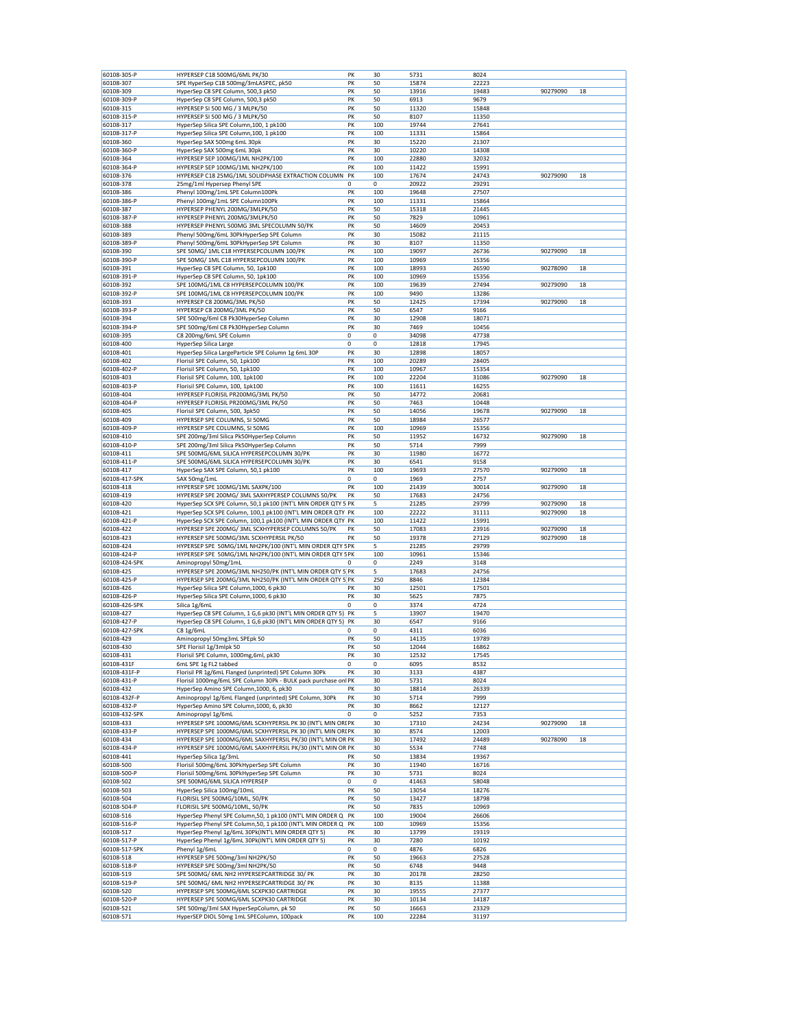| | | | | | | | |
|---|---|---|---|---|---|---|---|
| 60108-305-P | HYPERSEP C18 500MG/6ML PK/30 | PK | 30 | 5731 | 8024 | | |
| 60108-307 | SPE HyperSep C18 500mg/3mLASPEC, pk50 | PK | 50 | 15874 | 22223 | | |
| 60108-309 | HyperSep C8 SPE Column, 500,3 pk50 | PK | 50 | 13916 | 19483 | 90279090 | 18 |
| 60108-309-P | HyperSep C8 SPE Column, 500,3 pk50 | PK | 50 | 6913 | 9679 | | |
| 60108-315 | HYPERSEP SI 500 MG / 3 MLPK/50 | PK | 50 | 11320 | 15848 | | |
| 60108-315-P | HYPERSEP SI 500 MG / 3 MLPK/50 | PK | 50 | 8107 | 11350 | | |
| 60108-317 | HyperSep Silica SPE Column,100, 1 pk100 | PK | 100 | 19744 | 27641 | | |
| 60108-317-P | HyperSep Silica SPE Column,100, 1 pk100 | PK | 100 | 11331 | 15864 | | |
| 60108-360 | HyperSep SAX 500mg 6mL 30pk | PK | 30 | 15220 | 21307 | | |
| 60108-360-P | HyperSep SAX 500mg 6mL 30pk | PK | 30 | 10220 | 14308 | | |
| 60108-364 | HYPERSEP SEP 100MG/1ML NH2PK/100 | PK | 100 | 22880 | 32032 | | |
| 60108-364-P | HYPERSEP SEP 100MG/1ML NH2PK/100 | PK | 100 | 11422 | 15991 | | |
| 60108-376 | HYPERSEP C18 25MG/1ML SOLIDPHASE EXTRACTION COLUMN | PK | 100 | 17674 | 24743 | 90279090 | 18 |
| 60108-378 | 25mg/1ml Hypersep Phenyl SPE | 0 | 0 | 20922 | 29291 | | |
| 60108-386 | Phenyl 100mg/1mL SPE Column100Pk | PK | 100 | 19648 | 27507 | | |
| 60108-386-P | Phenyl 100mg/1mL SPE Column100Pk | PK | 100 | 11331 | 15864 | | |
| 60108-387 | HYPERSEP PHENYL 200MG/3MLPK/50 | PK | 50 | 15318 | 21445 | | |
| 60108-387-P | HYPERSEP PHENYL 200MG/3MLPK/50 | PK | 50 | 7829 | 10961 | | |
| 60108-388 | HYPERSEP PHENYL 500MG 3ML SPECOLUMN 50/PK | PK | 50 | 14609 | 20453 | | |
| 60108-389 | Phenyl 500mg/6mL 30PkHyperSep SPE Column | PK | 30 | 15082 | 21115 | | |
| 60108-389-P | Phenyl 500mg/6mL 30PkHyperSep SPE Column | PK | 30 | 8107 | 11350 | | |
| 60108-390 | SPE 50MG/ 1ML C18 HYPERSEPCOLUMN 100/PK | PK | 100 | 19097 | 26736 | 90279090 | 18 |
| 60108-390-P | SPE 50MG/ 1ML C18 HYPERSEPCOLUMN 100/PK | PK | 100 | 10969 | 15356 | | |
| 60108-391 | HyperSep C8 SPE Column, 50, 1pk100 | PK | 100 | 18993 | 26590 | 90278090 | 18 |
| 60108-391-P | HyperSep C8 SPE Column, 50, 1pk100 | PK | 100 | 10969 | 15356 | | |
| 60108-392 | SPE 100MG/1ML C8 HYPERSEPCOLUMN 100/PK | PK | 100 | 19639 | 27494 | 90279090 | 18 |
| 60108-392-P | SPE 100MG/1ML C8 HYPERSEPCOLUMN 100/PK | PK | 100 | 9490 | 13286 | | |
| 60108-393 | HYPERSEP C8 200MG/3ML PK/50 | PK | 50 | 12425 | 17394 | 90279090 | 18 |
| 60108-393-P | HYPERSEP C8 200MG/3ML PK/50 | PK | 50 | 6547 | 9166 | | |
| 60108-394 | SPE 500mg/6ml C8 Pk30HyperSep Column | PK | 30 | 12908 | 18071 | | |
| 60108-394-P | SPE 500mg/6ml C8 Pk30HyperSep Column | PK | 30 | 7469 | 10456 | | |
| 60108-395 | C8 200mg/6mL SPE Column | 0 | 0 | 34098 | 47738 | | |
| 60108-400 | HyperSep Silica Large | 0 | 0 | 12818 | 17945 | | |
| 60108-401 | HyperSep Silica LargeParticle SPE Column 1g 6mL 30P | PK | 30 | 12898 | 18057 | | |
| 60108-402 | Florisil SPE Column, 50, 1pk100 | PK | 100 | 20289 | 28405 | | |
| 60108-402-P | Florisil SPE Column, 50, 1pk100 | PK | 100 | 10967 | 15354 | | |
| 60108-403 | Florisil SPE Column, 100, 1pk100 | PK | 100 | 22204 | 31086 | 90279090 | 18 |
| 60108-403-P | Florisil SPE Column, 100, 1pk100 | PK | 100 | 11611 | 16255 | | |
| 60108-404 | HYPERSEP FLORISIL PR200MG/3ML PK/50 | PK | 50 | 14772 | 20681 | | |
| 60108-404-P | HYPERSEP FLORISIL PR200MG/3ML PK/50 | PK | 50 | 7463 | 10448 | | |
| 60108-405 | Florisil SPE Column, 500, 3pk50 | PK | 50 | 14056 | 19678 | 90279090 | 18 |
| 60108-409 | HYPERSEP SPE COLUMNS, SI 50MG | PK | 50 | 18984 | 26577 | | |
| 60108-409-P | HYPERSEP SPE COLUMNS, SI 50MG | PK | 100 | 10969 | 15356 | | |
| 60108-410 | SPE 200mg/3ml Silica Pk50HyperSep Column | PK | 50 | 11952 | 16732 | 90279090 | 18 |
| 60108-410-P | SPE 200mg/3ml Silica Pk50HyperSep Column | PK | 50 | 5714 | 7999 | | |
| 60108-411 | SPE 500MG/6ML SILICA HYPERSEPCOLUMN 30/PK | PK | 30 | 11980 | 16772 | | |
| 60108-411-P | SPE 500MG/6ML SILICA HYPERSEPCOLUMN 30/PK | PK | 30 | 6541 | 9158 | | |
| 60108-417 | HyperSep SAX SPE Column, 50,1 pk100 | PK | 100 | 19693 | 27570 | 90279090 | 18 |
| 60108-417-SPK | SAX 50mg/1mL | 0 | 0 | 1969 | 2757 | | |
| 60108-418 | HYPERSEP SPE 100MG/1ML SAXPK/100 | PK | 100 | 21439 | 30014 | 90279090 | 18 |
| 60108-419 | HYPERSEP SPE 200MG/ 3ML SAXHYPERSEP COLUMNS 50/PK | PK | 50 | 17683 | 24756 | | |
| 60108-420 | HyperSep SCX SPE Column, 50,1 pk100 (INT'L MIN ORDER QTY 5 | PK | 5 | 21285 | 29799 | 90279090 | 18 |
| 60108-421 | HyperSep SCX SPE Column, 100,1 pk100 (INT'L MIN ORDER QTY | PK | 100 | 22222 | 31111 | 90279090 | 18 |
| 60108-421-P | HyperSep SCX SPE Column, 100,1 pk100 (INT'L MIN ORDER QTY | PK | 100 | 11422 | 15991 | | |
| 60108-422 | HYPERSEP SPE 200MG/ 3ML SCXHYPERSEP COLUMNS 50/PK | PK | 50 | 17083 | 23916 | 90279090 | 18 |
| 60108-423 | HYPERSEP SPE 500MG/3ML SCXHYPERSIL PK/50 | PK | 50 | 19378 | 27129 | 90279090 | 18 |
| 60108-424 | HYPERSEP SPE 50MG/1ML NH2PK/100 (INT'L MIN ORDER QTY 5 | PK | 5 | 21285 | 29799 | | |
| 60108-424-P | HYPERSEP SPE 50MG/1ML NH2PK/100 (INT'L MIN ORDER QTY 5 | PK | 100 | 10961 | 15346 | | |
| 60108-424-SPK | Aminopropyl 50mg/1mL | 0 | 0 | 2249 | 3148 | | |
| 60108-425 | HYPERSEP SPE 200MG/3ML NH250/PK (INT'L MIN ORDER QTY 5 | PK | 5 | 17683 | 24756 | | |
| 60108-425-P | HYPERSEP SPE 200MG/3ML NH250/PK (INT'L MIN ORDER QTY 5 | PK | 250 | 8846 | 12384 | | |
| 60108-426 | HyperSep Silica SPE Column,1000, 6 pk30 | PK | 30 | 12501 | 17501 | | |
| 60108-426-P | HyperSep Silica SPE Column,1000, 6 pk30 | PK | 30 | 5625 | 7875 | | |
| 60108-426-SPK | Silica 1g/6mL | 0 | 0 | 3374 | 4724 | | |
| 60108-427 | HyperSep C8 SPE Column, 1 G,6 pk30 (INT'L MIN ORDER QTY 5) | PK | 5 | 13907 | 19470 | | |
| 60108-427-P | HyperSep C8 SPE Column, 1 G,6 pk30 (INT'L MIN ORDER QTY 5) | PK | 30 | 6547 | 9166 | | |
| 60108-427-SPK | C8 1g/6mL | 0 | 0 | 4311 | 6036 | | |
| 60108-429 | Aminopropyl 50mg3mL SPEpk 50 | PK | 50 | 14135 | 19789 | | |
| 60108-430 | SPE Florisil 1g/3mlpk 50 | PK | 50 | 12044 | 16862 | | |
| 60108-431 | Florisil SPE Column, 1000mg,6ml, pk30 | PK | 30 | 12532 | 17545 | | |
| 60108-431F | 6mL SPE 1g FL2 tabbed | 0 | 0 | 6095 | 8532 | | |
| 60108-431F-P | Florisil PR 1g/6mL Flanged (unprinted) SPE Column 30Pk | PK | 30 | 3133 | 4387 | | |
| 60108-431-P | Florisil 1000mg/6mL SPE Column 30Pk - BULK pack purchase onl | PK | 30 | 5731 | 8024 | | |
| 60108-432 | HyperSep Amino SPE Column,1000, 6, pk30 | PK | 30 | 18814 | 26339 | | |
| 60108-432F-P | Aminopropyl 1g/6mL Flanged (unprinted) SPE Column, 30Pk | PK | 30 | 5714 | 7999 | | |
| 60108-432-P | HyperSep Amino SPE Column,1000, 6, pk30 | PK | 30 | 8662 | 12127 | | |
| 60108-432-SPK | Aminopropyl 1g/6mL | 0 | 0 | 5252 | 7353 | | |
| 60108-433 | HYPERSEP SPE 1000MG/6ML SCXHYPERSIL PK 30 (INT'L MIN ORI | PK | 30 | 17310 | 24234 | 90279090 | 18 |
| 60108-433-P | HYPERSEP SPE 1000MG/6ML SCXHYPERSIL PK 30 (INT'L MIN ORI | PK | 30 | 8574 | 12003 | | |
| 60108-434 | HYPERSEP SPE 1000MG/6ML SAXHYPERSIL PK/30 (INT'L MIN OR | PK | 30 | 17492 | 24489 | 90278090 | 18 |
| 60108-434-P | HYPERSEP SPE 1000MG/6ML SAXHYPERSIL PK/30 (INT'L MIN OR | PK | 30 | 5534 | 7748 | | |
| 60108-441 | HyperSep Silica 1g/3mL | PK | 50 | 13834 | 19367 | | |
| 60108-500 | Florisil 500mg/6mL 30PkHyperSep SPE Column | PK | 30 | 11940 | 16716 | | |
| 60108-500-P | Florisil 500mg/6mL 30PkHyperSep SPE Column | PK | 30 | 5731 | 8024 | | |
| 60108-502 | SPE 500MG/6ML SILICA HYPERSEP | 0 | 0 | 41463 | 58048 | | |
| 60108-503 | HyperSep Silica 100mg/10mL | PK | 50 | 13054 | 18276 | | |
| 60108-504 | FLORISIL SPE 500MG/10ML, 50/PK | PK | 50 | 13427 | 18798 | | |
| 60108-504-P | FLORISIL SPE 500MG/10ML, 50/PK | PK | 50 | 7835 | 10969 | | |
| 60108-516 | HyperSep Phenyl SPE Column,50, 1 pk100 (INT'L MIN ORDER Q | PK | 100 | 19004 | 26606 | | |
| 60108-516-P | HyperSep Phenyl SPE Column,50, 1 pk100 (INT'L MIN ORDER Q | PK | 100 | 10969 | 15356 | | |
| 60108-517 | HyperSep Phenyl 1g/6mL 30Pk(INT'L MIN ORDER QTY 5) | PK | 30 | 13799 | 19319 | | |
| 60108-517-P | HyperSep Phenyl 1g/6mL 30Pk(INT'L MIN ORDER QTY 5) | PK | 30 | 7280 | 10192 | | |
| 60108-517-SPK | Phenyl 1g/6mL | 0 | 0 | 4876 | 6826 | | |
| 60108-518 | HYPERSEP SPE 500mg/3ml NH2PK/50 | PK | 50 | 19663 | 27528 | | |
| 60108-518-P | HYPERSEP SPE 500mg/3ml NH2PK/50 | PK | 50 | 6748 | 9448 | | |
| 60108-519 | SPE 500MG/ 6ML NH2 HYPERSEPCARTRIDGE 30/ PK | PK | 30 | 20178 | 28250 | | |
| 60108-519-P | SPE 500MG/ 6ML NH2 HYPERSEPCARTRIDGE 30/ PK | PK | 30 | 8135 | 11388 | | |
| 60108-520 | HYPERSEP SPE 500MG/6ML SCXPK30 CARTRIDGE | PK | 30 | 19555 | 27377 | | |
| 60108-520-P | HYPERSEP SPE 500MG/6ML SCXPK30 CARTRIDGE | PK | 30 | 10134 | 14187 | | |
| 60108-521 | SPE 500mg/3ml SAX HyperSepColumn, pk 50 | PK | 50 | 16663 | 23329 | | |
| 60108-571 | HyperSEP DIOL 50mg 1mL SPEColumn, 100pack | PK | 100 | 22284 | 31197 | | |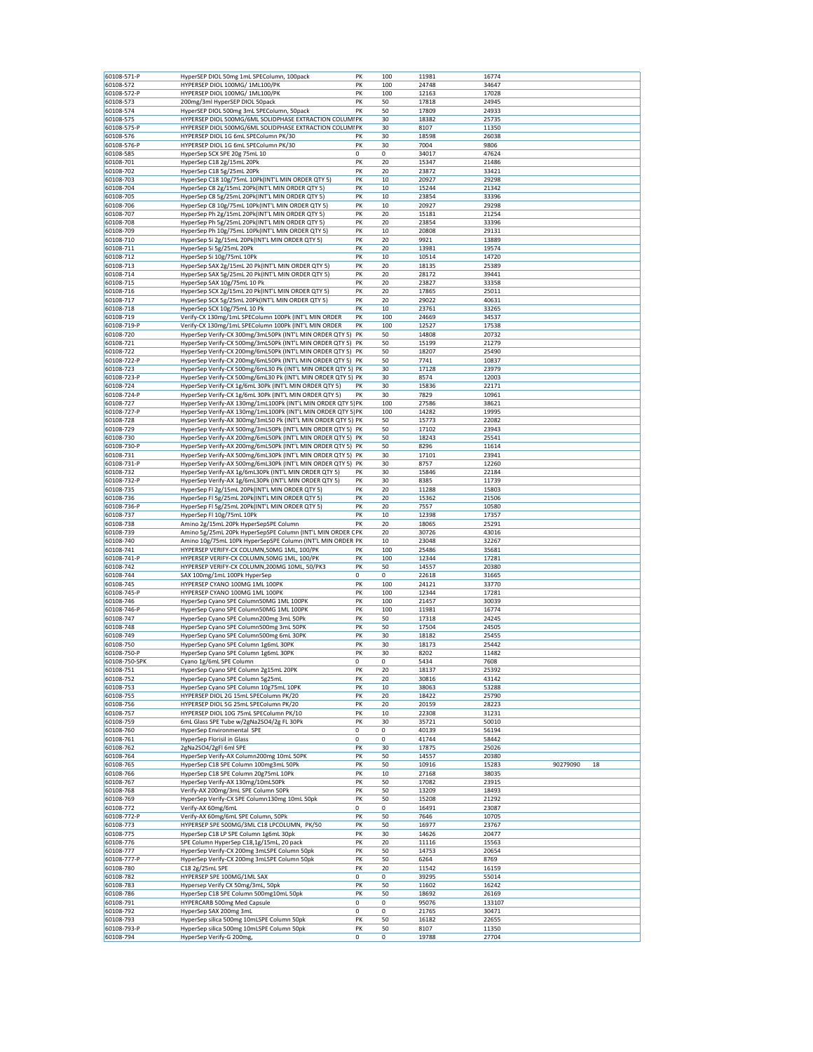| | | | | | | | |
|---|---|---|---|---|---|---|---|
| 60108-571-P | HyperSEP DIOL 50mg 1mL SPEColumn, 100pack | PK | 100 | 11981 | 16774 | | |
| 60108-572 | HYPERSEP DIOL 100MG/ 1ML100/PK | PK | 100 | 24748 | 34647 | | |
| 60108-572-P | HYPERSEP DIOL 100MG/ 1ML100/PK | PK | 100 | 12163 | 17028 | | |
| 60108-573 | 200mg/3ml HyperSEP DIOL 50pack | PK | 50 | 17818 | 24945 | | |
| 60108-574 | HyperSEP DIOL 500mg 3mL SPEColumn, 50pack | PK | 50 | 17809 | 24933 | | |
| 60108-575 | HYPERSEP DIOL 500MG/6ML SOLIDPHASE EXTRACTION COLUMI | PK | 30 | 18382 | 25735 | | |
| 60108-575-P | HYPERSEP DIOL 500MG/6ML SOLIDPHASE EXTRACTION COLUMI | PK | 30 | 8107 | 11350 | | |
| 60108-576 | HYPERSEP DIOL 1G 6mL SPEColumn PK/30 | PK | 30 | 18598 | 26038 | | |
| 60108-576-P | HYPERSEP DIOL 1G 6mL SPEColumn PK/30 | PK | 30 | 7004 | 9806 | | |
| 60108-585 | HyperSep SCX SPE 20g 75mL 10 | 0 | 0 | 34017 | 47624 | | |
| 60108-701 | HyperSep C18 2g/15mL 20Pk | PK | 20 | 15347 | 21486 | | |
| 60108-702 | HyperSep C18 5g/25mL 20Pk | PK | 20 | 23872 | 33421 | | |
| 60108-703 | HyperSep C18 10g/75mL 10Pk(INT'L MIN ORDER QTY 5) | PK | 10 | 20927 | 29298 | | |
| 60108-704 | HyperSep C8 2g/15mL 20Pk(INT'L MIN ORDER QTY 5) | PK | 10 | 15244 | 21342 | | |
| 60108-705 | HyperSep C8 5g/25mL 20Pk(INT'L MIN ORDER QTY 5) | PK | 10 | 23854 | 33396 | | |
| 60108-706 | HyperSep C8 10g/75mL 10Pk(INT'L MIN ORDER QTY 5) | PK | 10 | 20927 | 29298 | | |
| 60108-707 | HyperSep Ph 2g/15mL 20Pk(INT'L MIN ORDER QTY 5) | PK | 20 | 15181 | 21254 | | |
| 60108-708 | HyperSep Ph 5g/25mL 20Pk(INT'L MIN ORDER QTY 5) | PK | 20 | 23854 | 33396 | | |
| 60108-709 | HyperSep Ph 10g/75mL 10Pk(INT'L MIN ORDER QTY 5) | PK | 10 | 20808 | 29131 | | |
| 60108-710 | HyperSep Si 2g/15mL 20Pk(INT'L MIN ORDER QTY 5) | PK | 20 | 9921 | 13889 | | |
| 60108-711 | HyperSep Si 5g/25mL 20Pk | PK | 20 | 13981 | 19574 | | |
| 60108-712 | HyperSep Si 10g/75mL 10Pk | PK | 10 | 10514 | 14720 | | |
| 60108-713 | HyperSep SAX 2g/15mL 20 Pk(INT'L MIN ORDER QTY 5) | PK | 20 | 18135 | 25389 | | |
| 60108-714 | HyperSep SAX 5g/25mL 20 Pk(INT'L MIN ORDER QTY 5) | PK | 20 | 28172 | 39441 | | |
| 60108-715 | HyperSep SAX 10g/75mL 10 Pk | PK | 20 | 23827 | 33358 | | |
| 60108-716 | HyperSep SCX 2g/15mL 20 Pk(INT'L MIN ORDER QTY 5) | PK | 20 | 17865 | 25011 | | |
| 60108-717 | HyperSep SCX 5g/25mL 20Pk(INT'L MIN ORDER QTY 5) | PK | 20 | 29022 | 40631 | | |
| 60108-718 | HyperSep SCX 10g/75mL 10 Pk | PK | 10 | 23761 | 33265 | | |
| 60108-719 | Verify-CX 130mg/1mL SPEColumn 100Pk (INT'L MIN ORDER | PK | 100 | 24669 | 34537 | | |
| 60108-719-P | Verify-CX 130mg/1mL SPEColumn 100Pk (INT'L MIN ORDER | PK | 100 | 12527 | 17538 | | |
| 60108-720 | HyperSep Verify-CX 300mg/3mL50Pk (INT'L MIN ORDER QTY 5) | PK | 50 | 14808 | 20732 | | |
| 60108-721 | HyperSep Verify-CX 500mg/3mL50Pk (INT'L MIN ORDER QTY 5) | PK | 50 | 15199 | 21279 | | |
| 60108-722 | HyperSep Verify-CX 200mg/6mL50Pk (INT'L MIN ORDER QTY 5) | PK | 50 | 18207 | 25490 | | |
| 60108-722-P | HyperSep Verify-CX 200mg/6mL50Pk (INT'L MIN ORDER QTY 5) | PK | 50 | 7741 | 10837 | | |
| 60108-723 | HyperSep Verify-CX 500mg/6mL30 Pk (INT'L MIN ORDER QTY 5) | PK | 30 | 17128 | 23979 | | |
| 60108-723-P | HyperSep Verify-CX 500mg/6mL30 Pk (INT'L MIN ORDER QTY 5) | PK | 30 | 8574 | 12003 | | |
| 60108-724 | HyperSep Verify-CX 1g/6mL 30Pk (INT'L MIN ORDER QTY 5) | PK | 30 | 15836 | 22171 | | |
| 60108-724-P | HyperSep Verify-CX 1g/6mL 30Pk (INT'L MIN ORDER QTY 5) | PK | 30 | 7829 | 10961 | | |
| 60108-727 | HyperSep Verify-AX 130mg/1mL100Pk (INT'L MIN ORDER QTY 5) | PK | 100 | 27586 | 38621 | | |
| 60108-727-P | HyperSep Verify-AX 130mg/1mL100Pk (INT'L MIN ORDER QTY 5) | PK | 100 | 14282 | 19995 | | |
| 60108-728 | HyperSep Verify-AX 300mg/3mL50 Pk (INT'L MIN ORDER QTY 5) | PK | 50 | 15773 | 22082 | | |
| 60108-729 | HyperSep Verify-AX 500mg/3mL50Pk (INT'L MIN ORDER QTY 5) | PK | 50 | 17102 | 23943 | | |
| 60108-730 | HyperSep Verify-AX 200mg/6mL50Pk (INT'L MIN ORDER QTY 5) | PK | 50 | 18243 | 25541 | | |
| 60108-730-P | HyperSep Verify-AX 200mg/6mL50Pk (INT'L MIN ORDER QTY 5) | PK | 50 | 8296 | 11614 | | |
| 60108-731 | HyperSep Verify-AX 500mg/6mL30Pk (INT'L MIN ORDER QTY 5) | PK | 30 | 17101 | 23941 | | |
| 60108-731-P | HyperSep Verify-AX 500mg/6mL30Pk (INT'L MIN ORDER QTY 5) | PK | 30 | 8757 | 12260 | | |
| 60108-732 | HyperSep Verify-AX 1g/6mL30Pk (INT'L MIN ORDER QTY 5) | PK | 30 | 15846 | 22184 | | |
| 60108-732-P | HyperSep Verify-AX 1g/6mL30Pk (INT'L MIN ORDER QTY 5) | PK | 30 | 8385 | 11739 | | |
| 60108-735 | HyperSep Fl 2g/15mL 20Pk(INT'L MIN ORDER QTY 5) | PK | 20 | 11288 | 15803 | | |
| 60108-736 | HyperSep Fl 5g/25mL 20Pk(INT'L MIN ORDER QTY 5) | PK | 20 | 15362 | 21506 | | |
| 60108-736-P | HyperSep Fl 5g/25mL 20Pk(INT'L MIN ORDER QTY 5) | PK | 20 | 7557 | 10580 | | |
| 60108-737 | HyperSep Fl 10g/75mL 10Pk | PK | 10 | 12398 | 17357 | | |
| 60108-738 | Amino 2g/15mL 20Pk HyperSepSPE Column | PK | 20 | 18065 | 25291 | | |
| 60108-739 | Amino 5g/25mL 20Pk HyperSepSPE Column (INT'L MIN ORDER C | PK | 20 | 30726 | 43016 | | |
| 60108-740 | Amino 10g/75mL 10Pk HyperSepSPE Column (INT'L MIN ORDER | PK | 10 | 23048 | 32267 | | |
| 60108-741 | HYPERSEP VERIFY-CX COLUMN,50MG 1ML, 100/PK | PK | 100 | 25486 | 35681 | | |
| 60108-741-P | HYPERSEP VERIFY-CX COLUMN,50MG 1ML, 100/PK | PK | 100 | 12344 | 17281 | | |
| 60108-742 | HYPERSEP VERIFY-CX COLUMN,200MG 10ML, 50/PK3 | PK | 50 | 14557 | 20380 | | |
| 60108-744 | SAX 100mg/1mL 100Pk HyperSep | 0 | 0 | 22618 | 31665 | | |
| 60108-745 | HYPERSEP CYANO 100MG 1ML 100PK | PK | 100 | 24121 | 33770 | | |
| 60108-745-P | HYPERSEP CYANO 100MG 1ML 100PK | PK | 100 | 12344 | 17281 | | |
| 60108-746 | HyperSep Cyano SPE Column50MG 1ML 100PK | PK | 100 | 21457 | 30039 | | |
| 60108-746-P | HyperSep Cyano SPE Column50MG 1ML 100PK | PK | 100 | 11981 | 16774 | | |
| 60108-747 | HyperSep Cyano SPE Column200mg 3mL 50Pk | PK | 50 | 17318 | 24245 | | |
| 60108-748 | HyperSep Cyano SPE Column500mg 3mL 50PK | PK | 50 | 17504 | 24505 | | |
| 60108-749 | HyperSep Cyano SPE Column500mg 6mL 30PK | PK | 30 | 18182 | 25455 | | |
| 60108-750 | HyperSep Cyano SPE Column 1g6mL 30PK | PK | 30 | 18173 | 25442 | | |
| 60108-750-P | HyperSep Cyano SPE Column 1g6mL 30PK | PK | 30 | 8202 | 11482 | | |
| 60108-750-SPK | Cyano 1g/6mL SPE Column | 0 | 0 | 5434 | 7608 | | |
| 60108-751 | HyperSep Cyano SPE Column 2g15mL 20PK | PK | 20 | 18137 | 25392 | | |
| 60108-752 | HyperSep Cyano SPE Column 5g25mL | PK | 20 | 30816 | 43142 | | |
| 60108-753 | HyperSep Cyano SPE Column 10g75mL 10PK | PK | 10 | 38063 | 53288 | | |
| 60108-755 | HYPERSEP DIOL 2G 15mL SPEColumn PK/20 | PK | 20 | 18422 | 25790 | | |
| 60108-756 | HYPERSEP DIOL 5G 25mL SPEColumn PK/20 | PK | 20 | 20159 | 28223 | | |
| 60108-757 | HYPERSEP DIOL 10G 75mL SPEColumn PK/10 | PK | 10 | 22308 | 31231 | | |
| 60108-759 | 6mL Glass SPE Tube w/2gNa2SO4/2g FL 30Pk | PK | 30 | 35721 | 50010 | | |
| 60108-760 | HyperSep Environmental SPE | 0 | 0 | 40139 | 56194 | | |
| 60108-761 | HyperSep Florisil in Glass | 0 | 0 | 41744 | 58442 | | |
| 60108-762 | 2gNa2SO4/2gFl 6ml SPE | PK | 30 | 17875 | 25026 | | |
| 60108-764 | HyperSep Verify-AX Column200mg 10mL 50PK | PK | 50 | 14557 | 20380 | | |
| 60108-765 | HyperSep C18 SPE Column 100mg3mL 50Pk | PK | 50 | 10916 | 15283 | 90279090 | 18 |
| 60108-766 | HyperSep C18 SPE Column 20g75mL 10Pk | PK | 10 | 27168 | 38035 | | |
| 60108-767 | HyperSep Verify-AX 130mg/10mL50Pk | PK | 50 | 17082 | 23915 | | |
| 60108-768 | Verify-AX 200mg/3mL SPE Column 50Pk | PK | 50 | 13209 | 18493 | | |
| 60108-769 | HyperSep Verify-CX SPE Column130mg 10mL 50pk | PK | 50 | 15208 | 21292 | | |
| 60108-772 | Verify-AX 60mg/6mL | 0 | 0 | 16491 | 23087 | | |
| 60108-772-P | Verify-AX 60mg/6mL SPE Column, 50Pk | PK | 50 | 7646 | 10705 | | |
| 60108-773 | HYPERSEP SPE 500MG/3ML C18 LPCOLUMN, PK/50 | PK | 50 | 16977 | 23767 | | |
| 60108-775 | HyperSep C18 LP SPE Column 1g6mL 30pk | PK | 30 | 14626 | 20477 | | |
| 60108-776 | SPE Column HyperSep C18,1g/15mL, 20 pack | PK | 20 | 11116 | 15563 | | |
| 60108-777 | HyperSep Verify-CX 200mg 3mLSPE Column 50pk | PK | 50 | 14753 | 20654 | | |
| 60108-777-P | HyperSep Verify-CX 200mg 3mLSPE Column 50pk | PK | 50 | 6264 | 8769 | | |
| 60108-780 | C18 2g/25mL SPE | PK | 20 | 11542 | 16159 | | |
| 60108-782 | HYPERSEP SPE 100MG/1ML SAX | 0 | 0 | 39295 | 55014 | | |
| 60108-783 | Hypersep Verify CX 50mg/3mL, 50pk | PK | 50 | 11602 | 16242 | | |
| 60108-786 | HyperSep C18 SPE Column 500mg10mL 50pk | PK | 50 | 18692 | 26169 | | |
| 60108-791 | HYPERCARB 500mg Med Capsule | 0 | 0 | 95076 | 133107 | | |
| 60108-792 | HyperSep SAX 200mg 3mL | 0 | 0 | 21765 | 30471 | | |
| 60108-793 | HyperSep silica 500mg 10mLSPE Column 50pk | PK | 50 | 16182 | 22655 | | |
| 60108-793-P | HyperSep silica 500mg 10mLSPE Column 50pk | PK | 50 | 8107 | 11350 | | |
| 60108-794 | HyperSep Verify-G 200mg, | 0 | 0 | 19788 | 27704 | | |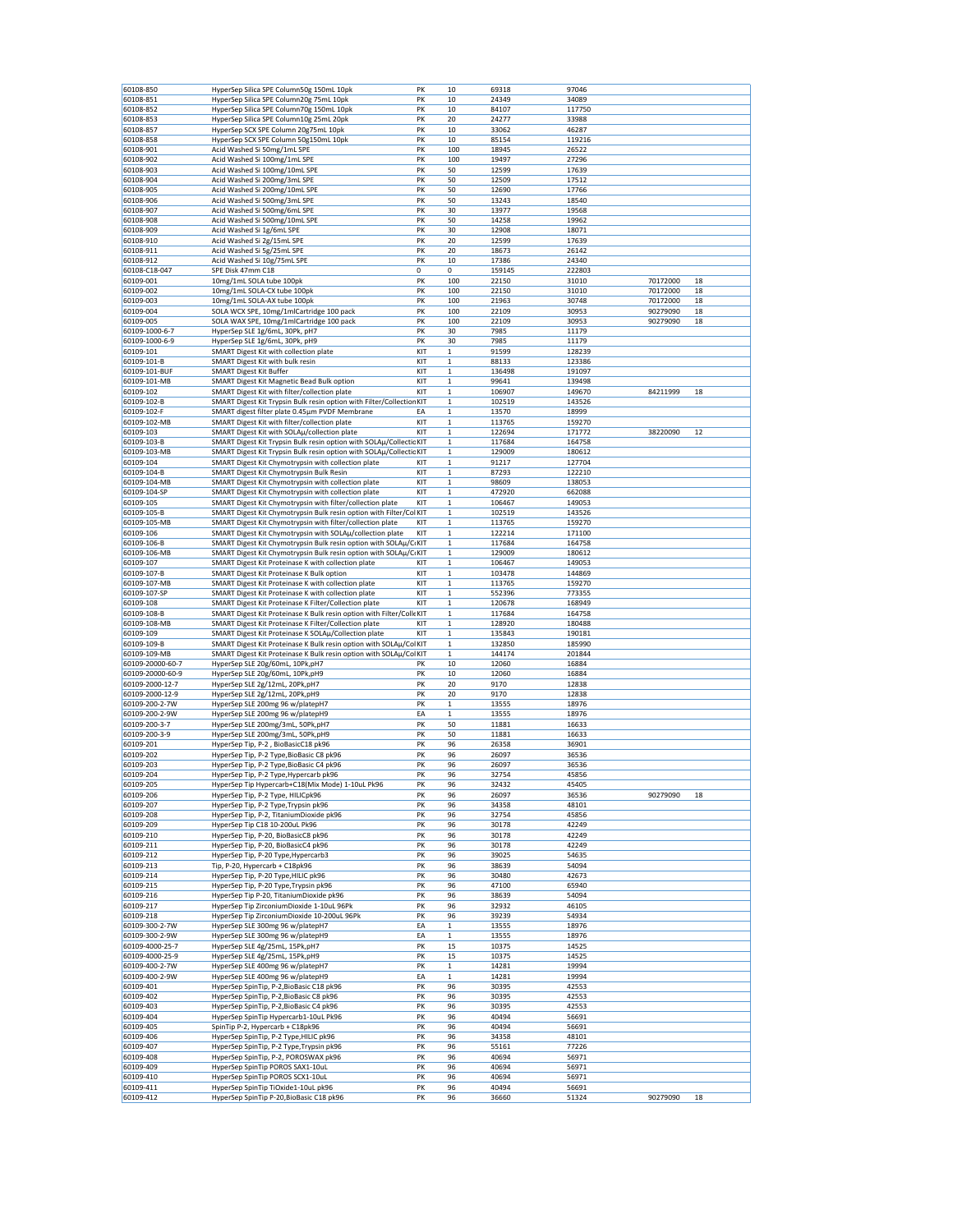| 60108-850 | HyperSep Silica SPE Column50g 150mL 10pk | PK | 10 | 69318 | 97046 | | |
|---|---|---|---|---|---|---|---|
| 60108-851 | HyperSep Silica SPE Column20g 75mL 10pk | PK | 10 | 24349 | 34089 | | |
| 60108-852 | HyperSep Silica SPE Column70g 150mL 10pk | PK | 10 | 84107 | 117750 | | |
| 60108-853 | HyperSep Silica SPE Column10g 25mL 20pk | PK | 20 | 24277 | 33988 | | |
| 60108-857 | HyperSep SCX SPE Column 20g75mL 10pk | PK | 10 | 33062 | 46287 | | |
| 60108-858 | HyperSep SCX SPE Column 50g150mL 10pk | PK | 10 | 85154 | 119216 | | |
| 60108-901 | Acid Washed Si 50mg/1mL SPE | PK | 100 | 18945 | 26522 | | |
| 60108-902 | Acid Washed Si 100mg/1mL SPE | PK | 100 | 19497 | 27296 | | |
| 60108-903 | Acid Washed Si 100mg/10mL SPE | PK | 50 | 12599 | 17639 | | |
| 60108-904 | Acid Washed Si 200mg/3mL SPE | PK | 50 | 12509 | 17512 | | |
| 60108-905 | Acid Washed Si 200mg/10mL SPE | PK | 50 | 12690 | 17766 | | |
| 60108-906 | Acid Washed Si 500mg/3mL SPE | PK | 50 | 13243 | 18540 | | |
| 60108-907 | Acid Washed Si 500mg/6mL SPE | PK | 30 | 13977 | 19568 | | |
| 60108-908 | Acid Washed Si 500mg/10mL SPE | PK | 50 | 14258 | 19962 | | |
| 60108-909 | Acid Washed Si 1g/6mL SPE | PK | 30 | 12908 | 18071 | | |
| 60108-910 | Acid Washed Si 2g/15mL SPE | PK | 20 | 12599 | 17639 | | |
| 60108-911 | Acid Washed Si 5g/25mL SPE | PK | 20 | 18673 | 26142 | | |
| 60108-912 | Acid Washed Si 10g/75mL SPE | PK | 10 | 17386 | 24340 | | |
| 60108-C18-047 | SPE Disk 47mm C18 | 0 | 0 | 159145 | 222803 | | |
| 60109-001 | 10mg/1mL SOLA tube 100pk | PK | 100 | 22150 | 31010 | 70172000 | 18 |
| 60109-002 | 10mg/1mL SOLA-CX tube 100pk | PK | 100 | 22150 | 31010 | 70172000 | 18 |
| 60109-003 | 10mg/1mL SOLA-AX tube 100pk | PK | 100 | 21963 | 30748 | 70172000 | 18 |
| 60109-004 | SOLA WCX SPE, 10mg/1mlCartridge 100 pack | PK | 100 | 22109 | 30953 | 90279090 | 18 |
| 60109-005 | SOLA WAX SPE, 10mg/1mlCartridge 100 pack | PK | 100 | 22109 | 30953 | 90279090 | 18 |
| 60109-1000-6-7 | HyperSep SLE 1g/6mL, 30Pk, pH7 | PK | 30 | 7985 | 11179 | | |
| 60109-1000-6-9 | HyperSep SLE 1g/6mL, 30Pk, pH9 | PK | 30 | 7985 | 11179 | | |
| 60109-101 | SMART Digest Kit with collection plate | KIT | 1 | 91599 | 128239 | | |
| 60109-101-B | SMART Digest Kit with bulk resin | KIT | 1 | 88133 | 123386 | | |
| 60109-101-BUF | SMART Digest Kit Buffer | KIT | 1 | 136498 | 191097 | | |
| 60109-101-MB | SMART Digest Kit Magnetic Bead Bulk option | KIT | 1 | 99641 | 139498 | | |
| 60109-102 | SMART Digest Kit with filter/collection plate | KIT | 1 | 106907 | 149670 | 84211999 | 18 |
| 60109-102-B | SMART Digest Kit Trypsin Bulk resin option with Filter/Collection KIT | | 1 | 102519 | 143526 | | |
| 60109-102-F | SMART digest filter plate 0.45µm PVDF Membrane | EA | 1 | 13570 | 18999 | | |
| 60109-102-MB | SMART Digest Kit with filter/collection plate | KIT | 1 | 113765 | 159270 | | |
| 60109-103 | SMART Digest Kit with SOLAµ/collection plate | KIT | 1 | 122694 | 171772 | 38220090 | 12 |
| 60109-103-B | SMART Digest Kit Trypsin Bulk resin option with SOLAµ/Collectio KIT | | 1 | 117684 | 164758 | | |
| 60109-103-MB | SMART Digest Kit Trypsin Bulk resin option with SOLAµ/Collectio KIT | | 1 | 129009 | 180612 | | |
| 60109-104 | SMART Digest Kit Chymotrypsin with collection plate | KIT | 1 | 91217 | 127704 | | |
| 60109-104-B | SMART Digest Kit Chymotrypsin Bulk Resin | KIT | 1 | 87293 | 122210 | | |
| 60109-104-MB | SMART Digest Kit Chymotrypsin with collection plate | KIT | 1 | 98609 | 138053 | | |
| 60109-104-SP | SMART Digest Kit Chymotrypsin with collection plate | KIT | 1 | 472920 | 662088 | | |
| 60109-105 | SMART Digest Kit Chymotrypsin with filter/collection plate | KIT | 1 | 106467 | 149053 | | |
| 60109-105-B | SMART Digest Kit Chymotrypsin Bulk resin option with Filter/Col KIT | | 1 | 102519 | 143526 | | |
| 60109-105-MB | SMART Digest Kit Chymotrypsin with filter/collection plate | KIT | 1 | 113765 | 159270 | | |
| 60109-106 | SMART Digest Kit Chymotrypsin with SOLAµ/collection plate | KIT | 1 | 122214 | 171100 | | |
| 60109-106-B | SMART Digest Kit Chymotrypsin Bulk resin option with SOLAµ/C KIT | | 1 | 117684 | 164758 | | |
| 60109-106-MB | SMART Digest Kit Chymotrypsin Bulk resin option with SOLAµ/C KIT | | 1 | 129009 | 180612 | | |
| 60109-107 | SMART Digest Kit Proteinase K with collection plate | KIT | 1 | 106467 | 149053 | | |
| 60109-107-B | SMART Digest Kit Proteinase K Bulk option | KIT | 1 | 103478 | 144869 | | |
| 60109-107-MB | SMART Digest Kit Proteinase K with collection plate | KIT | 1 | 113765 | 159270 | | |
| 60109-107-SP | SMART Digest Kit Proteinase K with collection plate | KIT | 1 | 552396 | 773355 | | |
| 60109-108 | SMART Digest Kit Proteinase K Filter/Collection plate | KIT | 1 | 120678 | 168949 | | |
| 60109-108-B | SMART Digest Kit Proteinase K Bulk resin option with Filter/Colle KIT | | 1 | 117684 | 164758 | | |
| 60109-108-MB | SMART Digest Kit Proteinase K Filter/Collection plate | KIT | 1 | 128920 | 180488 | | |
| 60109-109 | SMART Digest Kit Proteinase K SOLAµ/Collection plate | KIT | 1 | 135843 | 190181 | | |
| 60109-109-B | SMART Digest Kit Proteinase K Bulk resin option with SOLAµ/Col KIT | | 1 | 132850 | 185990 | | |
| 60109-109-MB | SMART Digest Kit Proteinase K Bulk resin option with SOLAµ/Col KIT | | 1 | 144174 | 201844 | | |
| 60109-20000-60-7 | HyperSep SLE 20g/60mL, 10Pk,pH7 | PK | 10 | 12060 | 16884 | | |
| 60109-20000-60-9 | HyperSep SLE 20g/60mL, 10Pk,pH9 | PK | 10 | 12060 | 16884 | | |
| 60109-2000-12-7 | HyperSep SLE 2g/12mL, 20Pk,pH7 | PK | 20 | 9170 | 12838 | | |
| 60109-2000-12-9 | HyperSep SLE 2g/12mL, 20Pk,pH9 | PK | 20 | 9170 | 12838 | | |
| 60109-200-2-7W | HyperSep SLE 200mg 96 w/platepH7 | PK | 1 | 13555 | 18976 | | |
| 60109-200-2-9W | HyperSep SLE 200mg 96 w/platepH9 | EA | 1 | 13555 | 18976 | | |
| 60109-200-3-7 | HyperSep SLE 200mg/3mL, 50Pk,pH7 | PK | 50 | 11881 | 16633 | | |
| 60109-200-3-9 | HyperSep SLE 200mg/3mL, 50Pk,pH9 | PK | 50 | 11881 | 16633 | | |
| 60109-201 | HyperSep Tip, P-2 , BioBasicC18 pk96 | PK | 96 | 26358 | 36901 | | |
| 60109-202 | HyperSep Tip, P-2 Type,BioBasic C8 pk96 | PK | 96 | 26097 | 36536 | | |
| 60109-203 | HyperSep Tip, P-2 Type,BioBasic C4 pk96 | PK | 96 | 26097 | 36536 | | |
| 60109-204 | HyperSep Tip, P-2 Type,Hypercarb pk96 | PK | 96 | 32754 | 45856 | | |
| 60109-205 | HyperSep Tip Hypercarb+C18(Mix Mode) 1-10uL Pk96 | PK | 96 | 32432 | 45405 | | |
| 60109-206 | HyperSep Tip, P-2 Type, HILICpk96 | PK | 96 | 26097 | 36536 | 90279090 | 18 |
| 60109-207 | HyperSep Tip, P-2 Type,Trypsin pk96 | PK | 96 | 34358 | 48101 | | |
| 60109-208 | HyperSep Tip, P-2, TitaniumDioxide pk96 | PK | 96 | 32754 | 45856 | | |
| 60109-209 | HyperSep Tip C18 10-200uL Pk96 | PK | 96 | 30178 | 42249 | | |
| 60109-210 | HyperSep Tip, P-20, BioBasicC8 pk96 | PK | 96 | 30178 | 42249 | | |
| 60109-211 | HyperSep Tip, P-20, BioBasicC4 pk96 | PK | 96 | 30178 | 42249 | | |
| 60109-212 | HyperSep Tip, P-20 Type,Hypercarb3 | PK | 96 | 39025 | 54635 | | |
| 60109-213 | Tip, P-20, Hypercarb + C18pk96 | PK | 96 | 38639 | 54094 | | |
| 60109-214 | HyperSep Tip, P-20 Type,HILIC pk96 | PK | 96 | 30480 | 42673 | | |
| 60109-215 | HyperSep Tip, P-20 Type,Trypsin pk96 | PK | 96 | 47100 | 65940 | | |
| 60109-216 | HyperSep Tip P-20, TitaniumDioxide pk96 | PK | 96 | 38639 | 54094 | | |
| 60109-217 | HyperSep Tip ZirconiumDioxide 1-10uL 96Pk | PK | 96 | 32932 | 46105 | | |
| 60109-218 | HyperSep Tip ZirconiumDioxide 10-200uL 96Pk | PK | 96 | 39239 | 54934 | | |
| 60109-300-2-7W | HyperSep SLE 300mg 96 w/platepH7 | EA | 1 | 13555 | 18976 | | |
| 60109-300-2-9W | HyperSep SLE 300mg 96 w/platepH9 | EA | 1 | 13555 | 18976 | | |
| 60109-4000-25-7 | HyperSep SLE 4g/25mL, 15Pk,pH7 | PK | 15 | 10375 | 14525 | | |
| 60109-4000-25-9 | HyperSep SLE 4g/25mL, 15Pk,pH9 | PK | 15 | 10375 | 14525 | | |
| 60109-400-2-7W | HyperSep SLE 400mg 96 w/platepH7 | PK | 1 | 14281 | 19994 | | |
| 60109-400-2-9W | HyperSep SLE 400mg 96 w/platepH9 | EA | 1 | 14281 | 19994 | | |
| 60109-401 | HyperSep SpinTip, P-2,BioBasic C18 pk96 | PK | 96 | 30395 | 42553 | | |
| 60109-402 | HyperSep SpinTip, P-2,BioBasic C8 pk96 | PK | 96 | 30395 | 42553 | | |
| 60109-403 | HyperSep SpinTip, P-2,BioBasic C4 pk96 | PK | 96 | 30395 | 42553 | | |
| 60109-404 | HyperSep SpinTip Hypercarb1-10uL Pk96 | PK | 96 | 40494 | 56691 | | |
| 60109-405 | SpinTip P-2, Hypercarb + C18pk96 | PK | 96 | 40494 | 56691 | | |
| 60109-406 | HyperSep SpinTip, P-2 Type,HILIC pk96 | PK | 96 | 34358 | 48101 | | |
| 60109-407 | HyperSep SpinTip, P-2 Type,Trypsin pk96 | PK | 96 | 55161 | 77226 | | |
| 60109-408 | HyperSep SpinTip, P-2, POROSWAX pk96 | PK | 96 | 40694 | 56971 | | |
| 60109-409 | HyperSep SpinTip POROS SAX1-10uL | PK | 96 | 40694 | 56971 | | |
| 60109-410 | HyperSep SpinTip POROS SCX1-10uL | PK | 96 | 40694 | 56971 | | |
| 60109-411 | HyperSep SpinTip TiOxide1-10uL pk96 | PK | 96 | 40494 | 56691 | | |
| 60109-412 | HyperSep SpinTip P-20,BioBasic C18 pk96 | PK | 96 | 36660 | 51324 | 90279090 | 18 |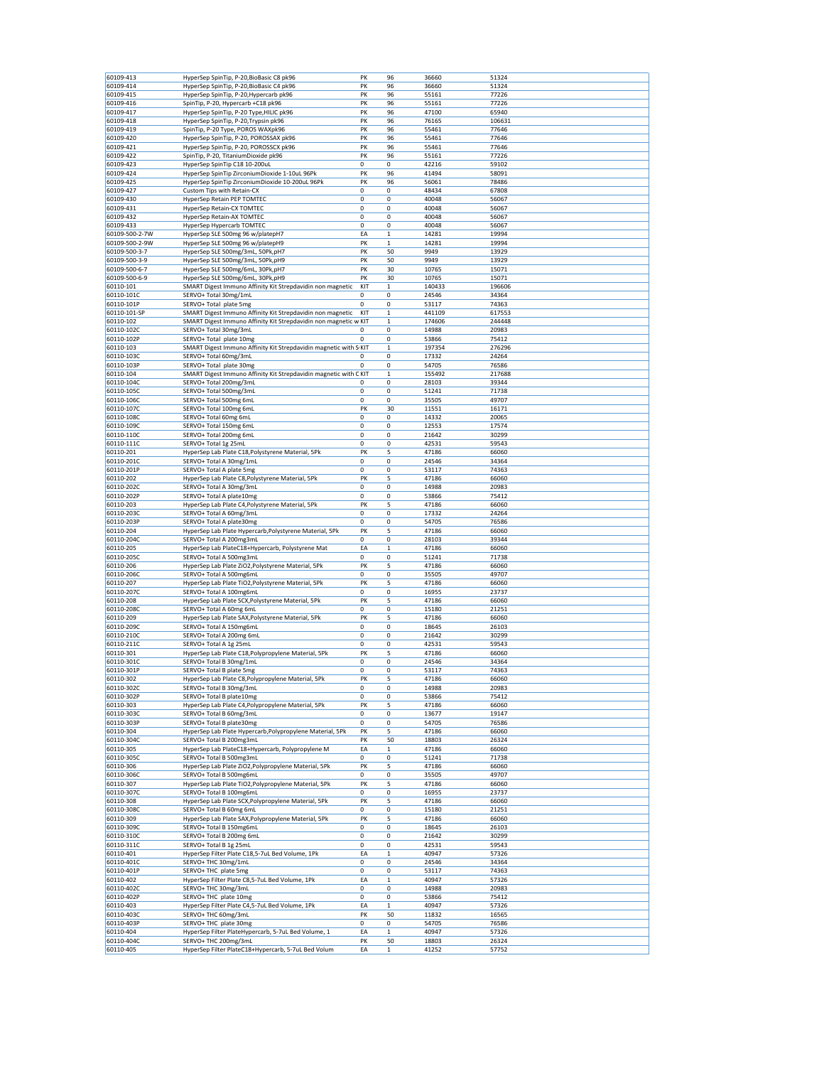| | | | | | |
|---|---|---|---|---|---|
| 60109-413 | HyperSep SpinTip, P-20,BioBasic C8 pk96 | PK | 96 | 36660 | 51324 |
| 60109-414 | HyperSep SpinTip, P-20,BioBasic C4 pk96 | PK | 96 | 36660 | 51324 |
| 60109-415 | HyperSep SpinTip, P-20,Hypercarb pk96 | PK | 96 | 55161 | 77226 |
| 60109-416 | SpinTip, P-20, Hypercarb +C18 pk96 | PK | 96 | 55161 | 77226 |
| 60109-417 | HyperSep SpinTip, P-20 Type,HILIC pk96 | PK | 96 | 47100 | 65940 |
| 60109-418 | HyperSep SpinTip, P-20,Trypsin pk96 | PK | 96 | 76165 | 106631 |
| 60109-419 | SpinTip, P-20 Type, POROS WAXpk96 | PK | 96 | 55461 | 77646 |
| 60109-420 | HyperSep SpinTip, P-20, POROSSAX pk96 | PK | 96 | 55461 | 77646 |
| 60109-421 | HyperSep SpinTip, P-20, POROSSCX pk96 | PK | 96 | 55461 | 77646 |
| 60109-422 | SpinTip, P-20, TitaniumDioxide pk96 | PK | 96 | 55161 | 77226 |
| 60109-423 | HyperSep SpinTip C18 10-200uL | 0 | 0 | 42216 | 59102 |
| 60109-424 | HyperSep SpinTip ZirconiumDioxide 1-10uL 96Pk | PK | 96 | 41494 | 58091 |
| 60109-425 | HyperSep SpinTip ZirconiumDioxide 10-200uL 96Pk | PK | 96 | 56061 | 78486 |
| 60109-427 | Custom Tips with Retain-CX | 0 | 0 | 48434 | 67808 |
| 60109-430 | HyperSep Retain PEP TOMTEC | 0 | 0 | 40048 | 56067 |
| 60109-431 | HyperSep Retain-CX TOMTEC | 0 | 0 | 40048 | 56067 |
| 60109-432 | HyperSep Retain-AX TOMTEC | 0 | 0 | 40048 | 56067 |
| 60109-433 | HyperSep Hypercarb TOMTEC | 0 | 0 | 40048 | 56067 |
| 60109-500-2-7W | HyperSep SLE 500mg 96 w/platepH7 | EA | 1 | 14281 | 19994 |
| 60109-500-2-9W | HyperSep SLE 500mg 96 w/platepH9 | PK | 1 | 14281 | 19994 |
| 60109-500-3-7 | HyperSep SLE 500mg/3mL, 50Pk,pH7 | PK | 50 | 9949 | 13929 |
| 60109-500-3-9 | HyperSep SLE 500mg/3mL, 50Pk,pH9 | PK | 50 | 9949 | 13929 |
| 60109-500-6-7 | HyperSep SLE 500mg/6mL, 30Pk,pH7 | PK | 30 | 10765 | 15071 |
| 60109-500-6-9 | HyperSep SLE 500mg/6mL, 30Pk,pH9 | PK | 30 | 10765 | 15071 |
| 60110-101 | SMART Digest Immuno Affinity Kit Strepdavidin non magnetic | KIT | 1 | 140433 | 196606 |
| 60110-101C | SERVO+ Total 30mg/1mL | 0 | 0 | 24546 | 34364 |
| 60110-101P | SERVO+ Total plate 5mg | 0 | 0 | 53117 | 74363 |
| 60110-101-SP | SMART Digest Immuno Affinity Kit Strepdavidin non magnetic | KIT | 1 | 441109 | 617553 |
| 60110-102 | SMART Digest Immuno Affinity Kit Strepdavidin non magnetic w KIT | | 1 | 174606 | 244448 |
| 60110-102C | SERVO+ Total 30mg/3mL | 0 | 0 | 14988 | 20983 |
| 60110-102P | SERVO+ Total plate 10mg | 0 | 0 | 53866 | 75412 |
| 60110-103 | SMART Digest Immuno Affinity Kit Strepdavidin magnetic with S KIT | | 1 | 197354 | 276296 |
| 60110-103C | SERVO+ Total 60mg/3mL | 0 | 0 | 17332 | 24264 |
| 60110-103P | SERVO+ Total plate 30mg | 0 | 0 | 54705 | 76586 |
| 60110-104 | SMART Digest Immuno Affinity Kit Strepdavidin magnetic with C KIT | | 1 | 155492 | 217688 |
| 60110-104C | SERVO+ Total 200mg/3mL | 0 | 0 | 28103 | 39344 |
| 60110-105C | SERVO+ Total 500mg/3mL | 0 | 0 | 51241 | 71738 |
| 60110-106C | SERVO+ Total 500mg 6mL | 0 | 0 | 35505 | 49707 |
| 60110-107C | SERVO+ Total 100mg 6mL | PK | 30 | 11551 | 16171 |
| 60110-108C | SERVO+ Total 60mg 6mL | 0 | 0 | 14332 | 20065 |
| 60110-109C | SERVO+ Total 150mg 6mL | 0 | 0 | 12553 | 17574 |
| 60110-110C | SERVO+ Total 200mg 6mL | 0 | 0 | 21642 | 30299 |
| 60110-111C | SERVO+ Total 1g 25mL | 0 | 0 | 42531 | 59543 |
| 60110-201 | HyperSep Lab Plate C18,Polystyrene Material, 5Pk | PK | 5 | 47186 | 66060 |
| 60110-201C | SERVO+ Total A 30mg/1mL | 0 | 0 | 24546 | 34364 |
| 60110-201P | SERVO+ Total A plate 5mg | 0 | 0 | 53117 | 74363 |
| 60110-202 | HyperSep Lab Plate C8,Polystyrene Material, 5Pk | PK | 5 | 47186 | 66060 |
| 60110-202C | SERVO+ Total A 30mg/3mL | 0 | 0 | 14988 | 20983 |
| 60110-202P | SERVO+ Total A plate10mg | 0 | 0 | 53866 | 75412 |
| 60110-203 | HyperSep Lab Plate C4,Polystyrene Material, 5Pk | PK | 5 | 47186 | 66060 |
| 60110-203C | SERVO+ Total A 60mg/3mL | 0 | 0 | 17332 | 24264 |
| 60110-203P | SERVO+ Total A plate30mg | 0 | 0 | 54705 | 76586 |
| 60110-204 | HyperSep Lab Plate Hypercarb,Polystyrene Material, 5Pk | PK | 5 | 47186 | 66060 |
| 60110-204C | SERVO+ Total A 200mg3mL | 0 | 0 | 28103 | 39344 |
| 60110-205 | HyperSep Lab PlateC18+Hypercarb, Polystyrene Mat | EA | 1 | 47186 | 66060 |
| 60110-205C | SERVO+ Total A 500mg3mL | 0 | 0 | 51241 | 71738 |
| 60110-206 | HyperSep Lab Plate ZiO2,Polystyrene Material, 5Pk | PK | 5 | 47186 | 66060 |
| 60110-206C | SERVO+ Total A 500mg6mL | 0 | 0 | 35505 | 49707 |
| 60110-207 | HyperSep Lab Plate TiO2,Polystyrene Material, 5Pk | PK | 5 | 47186 | 66060 |
| 60110-207C | SERVO+ Total A 100mg6mL | 0 | 0 | 16955 | 23737 |
| 60110-208 | HyperSep Lab Plate SCX,Polystyrene Material, 5Pk | PK | 5 | 47186 | 66060 |
| 60110-208C | SERVO+ Total A 60mg 6mL | 0 | 0 | 15180 | 21251 |
| 60110-209 | HyperSep Lab Plate SAX,Polystyrene Material, 5Pk | PK | 5 | 47186 | 66060 |
| 60110-209C | SERVO+ Total A 150mg6mL | 0 | 0 | 18645 | 26103 |
| 60110-210C | SERVO+ Total A 200mg 6mL | 0 | 0 | 21642 | 30299 |
| 60110-211C | SERVO+ Total A 1g 25mL | 0 | 0 | 42531 | 59543 |
| 60110-301 | HyperSep Lab Plate C18,Polypropylene Material, 5Pk | PK | 5 | 47186 | 66060 |
| 60110-301C | SERVO+ Total B 30mg/1mL | 0 | 0 | 24546 | 34364 |
| 60110-301P | SERVO+ Total B plate 5mg | 0 | 0 | 53117 | 74363 |
| 60110-302 | HyperSep Lab Plate C8,Polypropylene Material, 5Pk | PK | 5 | 47186 | 66060 |
| 60110-302C | SERVO+ Total B 30mg/3mL | 0 | 0 | 14988 | 20983 |
| 60110-302P | SERVO+ Total B plate10mg | 0 | 0 | 53866 | 75412 |
| 60110-303 | HyperSep Lab Plate C4,Polypropylene Material, 5Pk | PK | 5 | 47186 | 66060 |
| 60110-303C | SERVO+ Total B 60mg/3mL | 0 | 0 | 13677 | 19147 |
| 60110-303P | SERVO+ Total B plate30mg | 0 | 0 | 54705 | 76586 |
| 60110-304 | HyperSep Lab Plate Hypercarb,Polypropylene Material, 5Pk | PK | 5 | 47186 | 66060 |
| 60110-304C | SERVO+ Total B 200mg3mL | PK | 50 | 18803 | 26324 |
| 60110-305 | HyperSep Lab PlateC18+Hypercarb, Polypropylene M | EA | 1 | 47186 | 66060 |
| 60110-305C | SERVO+ Total B 500mg3mL | 0 | 0 | 51241 | 71738 |
| 60110-306 | HyperSep Lab Plate ZiO2,Polypropylene Material, 5Pk | PK | 5 | 47186 | 66060 |
| 60110-306C | SERVO+ Total B 500mg6mL | 0 | 0 | 35505 | 49707 |
| 60110-307 | HyperSep Lab Plate TiO2,Polypropylene Material, 5Pk | PK | 5 | 47186 | 66060 |
| 60110-307C | SERVO+ Total B 100mg6mL | 0 | 0 | 16955 | 23737 |
| 60110-308 | HyperSep Lab Plate SCX,Polypropylene Material, 5Pk | PK | 5 | 47186 | 66060 |
| 60110-308C | SERVO+ Total B 60mg 6mL | 0 | 0 | 15180 | 21251 |
| 60110-309 | HyperSep Lab Plate SAX,Polypropylene Material, 5Pk | PK | 5 | 47186 | 66060 |
| 60110-309C | SERVO+ Total B 150mg6mL | 0 | 0 | 18645 | 26103 |
| 60110-310C | SERVO+ Total B 200mg 6mL | 0 | 0 | 21642 | 30299 |
| 60110-311C | SERVO+ Total B 1g 25mL | 0 | 0 | 42531 | 59543 |
| 60110-401 | HyperSep Filter Plate C18,5-7uL Bed Volume, 1Pk | EA | 1 | 40947 | 57326 |
| 60110-401C | SERVO+ THC 30mg/1mL | 0 | 0 | 24546 | 34364 |
| 60110-401P | SERVO+ THC plate 5mg | 0 | 0 | 53117 | 74363 |
| 60110-402 | HyperSep Filter Plate C8,5-7uL Bed Volume, 1Pk | EA | 1 | 40947 | 57326 |
| 60110-402C | SERVO+ THC 30mg/3mL | 0 | 0 | 14988 | 20983 |
| 60110-402P | SERVO+ THC plate 10mg | 0 | 0 | 53866 | 75412 |
| 60110-403 | HyperSep Filter Plate C4,5-7uL Bed Volume, 1Pk | EA | 1 | 40947 | 57326 |
| 60110-403C | SERVO+ THC 60mg/3mL | PK | 50 | 11832 | 16565 |
| 60110-403P | SERVO+ THC plate 30mg | 0 | 0 | 54705 | 76586 |
| 60110-404 | HyperSep Filter PlateHypercarb, 5-7uL Bed Volume, 1 | EA | 1 | 40947 | 57326 |
| 60110-404C | SERVO+ THC 200mg/3mL | PK | 50 | 18803 | 26324 |
| 60110-405 | HyperSep Filter PlateC18+Hypercarb, 5-7uL Bed Volum | EA | 1 | 41252 | 57752 |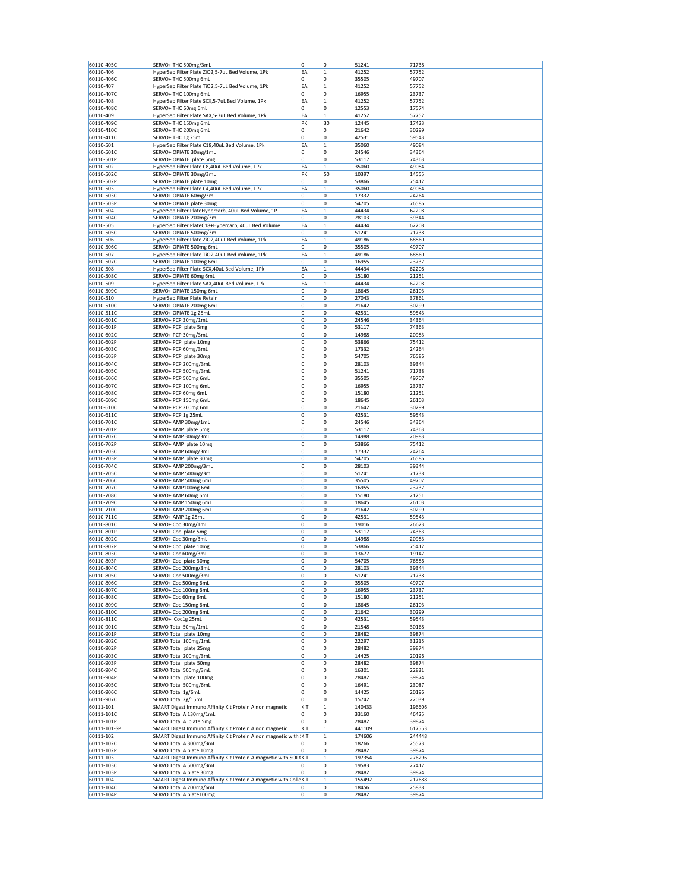| | | | | | |
|---|---|---|---|---|---|
| 60110-405C | SERVO+ THC 500mg/3mL | 0 | 0 | 51241 | 71738 |
| 60110-406 | HyperSep Filter Plate ZiO2,5-7uL Bed Volume, 1Pk | EA | 1 | 41252 | 57752 |
| 60110-406C | SERVO+ THC 500mg 6mL | 0 | 0 | 35505 | 49707 |
| 60110-407 | HyperSep Filter Plate TiO2,5-7uL Bed Volume, 1Pk | EA | 1 | 41252 | 57752 |
| 60110-407C | SERVO+ THC 100mg 6mL | 0 | 0 | 16955 | 23737 |
| 60110-408 | HyperSep Filter Plate SCX,5-7uL Bed Volume, 1Pk | EA | 1 | 41252 | 57752 |
| 60110-408C | SERVO+ THC 60mg 6mL | 0 | 0 | 12553 | 17574 |
| 60110-409 | HyperSep Filter Plate SAX,5-7uL Bed Volume, 1Pk | EA | 1 | 41252 | 57752 |
| 60110-409C | SERVO+ THC 150mg 6mL | PK | 30 | 12445 | 17423 |
| 60110-410C | SERVO+ THC 200mg 6mL | 0 | 0 | 21642 | 30299 |
| 60110-411C | SERVO+ THC 1g 25mL | 0 | 0 | 42531 | 59543 |
| 60110-501 | HyperSep Filter Plate C18,40uL Bed Volume, 1Pk | EA | 1 | 35060 | 49084 |
| 60110-501C | SERVO+ OPIATE 30mg/1mL | 0 | 0 | 24546 | 34364 |
| 60110-501P | SERVO+ OPIATE plate 5mg | 0 | 0 | 53117 | 74363 |
| 60110-502 | HyperSep Filter Plate C8,40uL Bed Volume, 1Pk | EA | 1 | 35060 | 49084 |
| 60110-502C | SERVO+ OPIATE 30mg/3mL | PK | 50 | 10397 | 14555 |
| 60110-502P | SERVO+ OPIATE plate 10mg | 0 | 0 | 53866 | 75412 |
| 60110-503 | HyperSep Filter Plate C4,40uL Bed Volume, 1Pk | EA | 1 | 35060 | 49084 |
| 60110-503C | SERVO+ OPIATE 60mg/3mL | 0 | 0 | 17332 | 24264 |
| 60110-503P | SERVO+ OPIATE plate 30mg | 0 | 0 | 54705 | 76586 |
| 60110-504 | HyperSep Filter PlateHypercarb, 40uL Bed Volume, 1P | EA | 1 | 44434 | 62208 |
| 60110-504C | SERVO+ OPIATE 200mg/3mL | 0 | 0 | 28103 | 39344 |
| 60110-505 | HyperSep Filter PlateC18+Hypercarb, 40uL Bed Volume | EA | 1 | 44434 | 62208 |
| 60110-505C | SERVO+ OPIATE 500mg/3mL | 0 | 0 | 51241 | 71738 |
| 60110-506 | HyperSep Filter Plate ZiO2,40uL Bed Volume, 1Pk | EA | 1 | 49186 | 68860 |
| 60110-506C | SERVO+ OPIATE 500mg 6mL | 0 | 0 | 35505 | 49707 |
| 60110-507 | HyperSep Filter Plate TiO2,40uL Bed Volume, 1Pk | EA | 1 | 49186 | 68860 |
| 60110-507C | SERVO+ OPIATE 100mg 6mL | 0 | 0 | 16955 | 23737 |
| 60110-508 | HyperSep Filter Plate SCX,40uL Bed Volume, 1Pk | EA | 1 | 44434 | 62208 |
| 60110-508C | SERVO+ OPIATE 60mg 6mL | 0 | 0 | 15180 | 21251 |
| 60110-509 | HyperSep Filter Plate SAX,40uL Bed Volume, 1Pk | EA | 1 | 44434 | 62208 |
| 60110-509C | SERVO+ OPIATE 150mg 6mL | 0 | 0 | 18645 | 26103 |
| 60110-510 | HyperSep Filter Plate Retain | 0 | 0 | 27043 | 37861 |
| 60110-510C | SERVO+ OPIATE 200mg 6mL | 0 | 0 | 21642 | 30299 |
| 60110-511C | SERVO+ OPIATE 1g 25mL | 0 | 0 | 42531 | 59543 |
| 60110-601C | SERVO+ PCP 30mg/1mL | 0 | 0 | 24546 | 34364 |
| 60110-601P | SERVO+ PCP plate 5mg | 0 | 0 | 53117 | 74363 |
| 60110-602C | SERVO+ PCP 30mg/3mL | 0 | 0 | 14988 | 20983 |
| 60110-602P | SERVO+ PCP plate 10mg | 0 | 0 | 53866 | 75412 |
| 60110-603C | SERVO+ PCP 60mg/3mL | 0 | 0 | 17332 | 24264 |
| 60110-603P | SERVO+ PCP plate 30mg | 0 | 0 | 54705 | 76586 |
| 60110-604C | SERVO+ PCP 200mg/3mL | 0 | 0 | 28103 | 39344 |
| 60110-605C | SERVO+ PCP 500mg/3mL | 0 | 0 | 51241 | 71738 |
| 60110-606C | SERVO+ PCP 500mg 6mL | 0 | 0 | 35505 | 49707 |
| 60110-607C | SERVO+ PCP 100mg 6mL | 0 | 0 | 16955 | 23737 |
| 60110-608C | SERVO+ PCP 60mg 6mL | 0 | 0 | 15180 | 21251 |
| 60110-609C | SERVO+ PCP 150mg 6mL | 0 | 0 | 18645 | 26103 |
| 60110-610C | SERVO+ PCP 200mg 6mL | 0 | 0 | 21642 | 30299 |
| 60110-611C | SERVO+ PCP 1g 25mL | 0 | 0 | 42531 | 59543 |
| 60110-701C | SERVO+ AMP 30mg/1mL | 0 | 0 | 24546 | 34364 |
| 60110-701P | SERVO+ AMP plate 5mg | 0 | 0 | 53117 | 74363 |
| 60110-702C | SERVO+ AMP 30mg/3mL | 0 | 0 | 14988 | 20983 |
| 60110-702P | SERVO+ AMP plate 10mg | 0 | 0 | 53866 | 75412 |
| 60110-703C | SERVO+ AMP 60mg/3mL | 0 | 0 | 17332 | 24264 |
| 60110-703P | SERVO+ AMP plate 30mg | 0 | 0 | 54705 | 76586 |
| 60110-704C | SERVO+ AMP 200mg/3mL | 0 | 0 | 28103 | 39344 |
| 60110-705C | SERVO+ AMP 500mg/3mL | 0 | 0 | 51241 | 71738 |
| 60110-706C | SERVO+ AMP 500mg 6mL | 0 | 0 | 35505 | 49707 |
| 60110-707C | SERVO+ AMP100mg 6mL | 0 | 0 | 16955 | 23737 |
| 60110-708C | SERVO+ AMP 60mg 6mL | 0 | 0 | 15180 | 21251 |
| 60110-709C | SERVO+ AMP 150mg 6mL | 0 | 0 | 18645 | 26103 |
| 60110-710C | SERVO+ AMP 200mg 6mL | 0 | 0 | 21642 | 30299 |
| 60110-711C | SERVO+ AMP 1g 25mL | 0 | 0 | 42531 | 59543 |
| 60110-801C | SERVO+ Coc 30mg/1mL | 0 | 0 | 19016 | 26623 |
| 60110-801P | SERVO+ Coc plate 5mg | 0 | 0 | 53117 | 74363 |
| 60110-802C | SERVO+ Coc 30mg/3mL | 0 | 0 | 14988 | 20983 |
| 60110-802P | SERVO+ Coc plate 10mg | 0 | 0 | 53866 | 75412 |
| 60110-803C | SERVO+ Coc 60mg/3mL | 0 | 0 | 13677 | 19147 |
| 60110-803P | SERVO+ Coc plate 30mg | 0 | 0 | 54705 | 76586 |
| 60110-804C | SERVO+ Coc 200mg/3mL | 0 | 0 | 28103 | 39344 |
| 60110-805C | SERVO+ Coc 500mg/3mL | 0 | 0 | 51241 | 71738 |
| 60110-806C | SERVO+ Coc 500mg 6mL | 0 | 0 | 35505 | 49707 |
| 60110-807C | SERVO+ Coc 100mg 6mL | 0 | 0 | 16955 | 23737 |
| 60110-808C | SERVO+ Coc 60mg 6mL | 0 | 0 | 15180 | 21251 |
| 60110-809C | SERVO+ Coc 150mg 6mL | 0 | 0 | 18645 | 26103 |
| 60110-810C | SERVO+ Coc 200mg 6mL | 0 | 0 | 21642 | 30299 |
| 60110-811C | SERVO+ Coc1g 25mL | 0 | 0 | 42531 | 59543 |
| 60110-901C | SERVO Total 50mg/1mL | 0 | 0 | 21548 | 30168 |
| 60110-901P | SERVO Total plate 10mg | 0 | 0 | 28482 | 39874 |
| 60110-902C | SERVO Total 100mg/1mL | 0 | 0 | 22297 | 31215 |
| 60110-902P | SERVO Total plate 25mg | 0 | 0 | 28482 | 39874 |
| 60110-903C | SERVO Total 200mg/3mL | 0 | 0 | 14425 | 20196 |
| 60110-903P | SERVO Total plate 50mg | 0 | 0 | 28482 | 39874 |
| 60110-904C | SERVO Total 500mg/3mL | 0 | 0 | 16301 | 22821 |
| 60110-904P | SERVO Total plate 100mg | 0 | 0 | 28482 | 39874 |
| 60110-905C | SERVO Total 500mg/6mL | 0 | 0 | 16491 | 23087 |
| 60110-906C | SERVO Total 1g/6mL | 0 | 0 | 14425 | 20196 |
| 60110-907C | SERVO Total 2g/15mL | 0 | 0 | 15742 | 22039 |
| 60111-101 | SMART Digest Immuno Affinity Kit Protein A non magnetic | KIT | 1 | 140433 | 196606 |
| 60111-101C | SERVO Total A 130mg/1mL | 0 | 0 | 33160 | 46425 |
| 60111-101P | SERVO Total A plate 5mg | 0 | 0 | 28482 | 39874 |
| 60111-101-SP | SMART Digest Immuno Affinity Kit Protein A non magnetic | KIT | 1 | 441109 | 617553 |
| 60111-102 | SMART Digest Immuno Affinity Kit Protein A non magnetic with :KIT | | 1 | 174606 | 244448 |
| 60111-102C | SERVO Total A 300mg/3mL | 0 | 0 | 18266 | 25573 |
| 60111-102P | SERVO Total A plate 10mg | 0 | 0 | 28482 | 39874 |
| 60111-103 | SMART Digest Immuno Affinity Kit Protein A magnetic with SOLKIT | | 1 | 197354 | 276296 |
| 60111-103C | SERVO Total A 500mg/3mL | 0 | 0 | 19583 | 27417 |
| 60111-103P | SERVO Total A plate 30mg | 0 | 0 | 28482 | 39874 |
| 60111-104 | SMART Digest Immuno Affinity Kit Protein A magnetic with ColleKIT | | 1 | 155492 | 217688 |
| 60111-104C | SERVO Total A 200mg/6mL | 0 | 0 | 18456 | 25838 |
| 60111-104P | SERVO Total A plate100mg | 0 | 0 | 28482 | 39874 |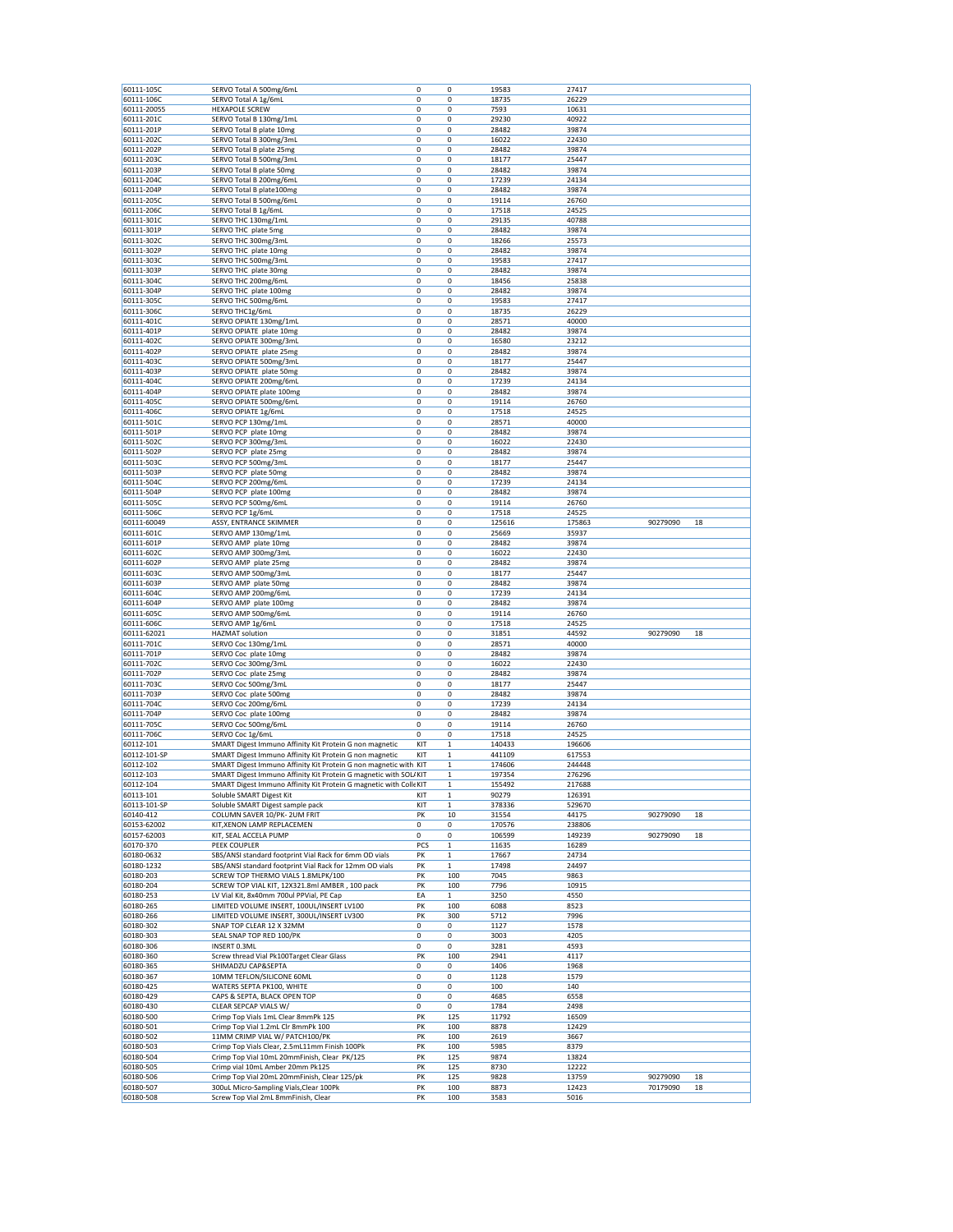| | | | | | | | |
|---|---|---|---|---|---|---|---|
| 60111-105C | SERVO Total A 500mg/6mL | 0 | 0 | 19583 | 27417 | | |
| 60111-106C | SERVO Total A 1g/6mL | 0 | 0 | 18735 | 26229 | | |
| 60111-20055 | HEXAPOLE SCREW | 0 | 0 | 7593 | 10631 | | |
| 60111-201C | SERVO Total B 130mg/1mL | 0 | 0 | 29230 | 40922 | | |
| 60111-201P | SERVO Total B plate 10mg | 0 | 0 | 28482 | 39874 | | |
| 60111-202C | SERVO Total B 300mg/3mL | 0 | 0 | 16022 | 22430 | | |
| 60111-202P | SERVO Total B plate 25mg | 0 | 0 | 28482 | 39874 | | |
| 60111-203C | SERVO Total B 500mg/3mL | 0 | 0 | 18177 | 25447 | | |
| 60111-203P | SERVO Total B plate 50mg | 0 | 0 | 28482 | 39874 | | |
| 60111-204C | SERVO Total B 200mg/6mL | 0 | 0 | 17239 | 24134 | | |
| 60111-204P | SERVO Total B plate100mg | 0 | 0 | 28482 | 39874 | | |
| 60111-205C | SERVO Total B 500mg/6mL | 0 | 0 | 19114 | 26760 | | |
| 60111-206C | SERVO Total B 1g/6mL | 0 | 0 | 17518 | 24525 | | |
| 60111-301C | SERVO THC 130mg/1mL | 0 | 0 | 29135 | 40788 | | |
| 60111-301P | SERVO THC plate 5mg | 0 | 0 | 28482 | 39874 | | |
| 60111-302C | SERVO THC 300mg/3mL | 0 | 0 | 18266 | 25573 | | |
| 60111-302P | SERVO THC plate 10mg | 0 | 0 | 28482 | 39874 | | |
| 60111-303C | SERVO THC 500mg/3mL | 0 | 0 | 19583 | 27417 | | |
| 60111-303P | SERVO THC plate 30mg | 0 | 0 | 28482 | 39874 | | |
| 60111-304C | SERVO THC 200mg/6mL | 0 | 0 | 18456 | 25838 | | |
| 60111-304P | SERVO THC plate 100mg | 0 | 0 | 28482 | 39874 | | |
| 60111-305C | SERVO THC 500mg/6mL | 0 | 0 | 19583 | 27417 | | |
| 60111-306C | SERVO THC1g/6mL | 0 | 0 | 18735 | 26229 | | |
| 60111-401C | SERVO OPIATE 130mg/1mL | 0 | 0 | 28571 | 40000 | | |
| 60111-401P | SERVO OPIATE plate 10mg | 0 | 0 | 28482 | 39874 | | |
| 60111-402C | SERVO OPIATE 300mg/3mL | 0 | 0 | 16580 | 23212 | | |
| 60111-402P | SERVO OPIATE plate 25mg | 0 | 0 | 28482 | 39874 | | |
| 60111-403C | SERVO OPIATE 500mg/3mL | 0 | 0 | 18177 | 25447 | | |
| 60111-403P | SERVO OPIATE plate 50mg | 0 | 0 | 28482 | 39874 | | |
| 60111-404C | SERVO OPIATE 200mg/6mL | 0 | 0 | 17239 | 24134 | | |
| 60111-404P | SERVO OPIATE plate 100mg | 0 | 0 | 28482 | 39874 | | |
| 60111-405C | SERVO OPIATE 500mg/6mL | 0 | 0 | 19114 | 26760 | | |
| 60111-406C | SERVO OPIATE 1g/6mL | 0 | 0 | 17518 | 24525 | | |
| 60111-501C | SERVO PCP 130mg/1mL | 0 | 0 | 28571 | 40000 | | |
| 60111-501P | SERVO PCP plate 10mg | 0 | 0 | 28482 | 39874 | | |
| 60111-502C | SERVO PCP 300mg/3mL | 0 | 0 | 16022 | 22430 | | |
| 60111-502P | SERVO PCP plate 25mg | 0 | 0 | 28482 | 39874 | | |
| 60111-503C | SERVO PCP 500mg/3mL | 0 | 0 | 18177 | 25447 | | |
| 60111-503P | SERVO PCP plate 50mg | 0 | 0 | 28482 | 39874 | | |
| 60111-504C | SERVO PCP 200mg/6mL | 0 | 0 | 17239 | 24134 | | |
| 60111-504P | SERVO PCP plate 100mg | 0 | 0 | 28482 | 39874 | | |
| 60111-505C | SERVO PCP 500mg/6mL | 0 | 0 | 19114 | 26760 | | |
| 60111-506C | SERVO PCP 1g/6mL | 0 | 0 | 17518 | 24525 | | |
| 60111-60049 | ASSY, ENTRANCE SKIMMER | 0 | 0 | 125616 | 175863 | 90279090 | 18 |
| 60111-601C | SERVO AMP 130mg/1mL | 0 | 0 | 25669 | 35937 | | |
| 60111-601P | SERVO AMP plate 10mg | 0 | 0 | 28482 | 39874 | | |
| 60111-602C | SERVO AMP 300mg/3mL | 0 | 0 | 16022 | 22430 | | |
| 60111-602P | SERVO AMP plate 25mg | 0 | 0 | 28482 | 39874 | | |
| 60111-603C | SERVO AMP 500mg/3mL | 0 | 0 | 18177 | 25447 | | |
| 60111-603P | SERVO AMP plate 50mg | 0 | 0 | 28482 | 39874 | | |
| 60111-604C | SERVO AMP 200mg/6mL | 0 | 0 | 17239 | 24134 | | |
| 60111-604P | SERVO AMP plate 100mg | 0 | 0 | 28482 | 39874 | | |
| 60111-605C | SERVO AMP 500mg/6mL | 0 | 0 | 19114 | 26760 | | |
| 60111-606C | SERVO AMP 1g/6mL | 0 | 0 | 17518 | 24525 | | |
| 60111-62021 | HAZMAT solution | 0 | 0 | 31851 | 44592 | 90279090 | 18 |
| 60111-701C | SERVO Coc 130mg/1mL | 0 | 0 | 28571 | 40000 | | |
| 60111-701P | SERVO Coc plate 10mg | 0 | 0 | 28482 | 39874 | | |
| 60111-702C | SERVO Coc 300mg/3mL | 0 | 0 | 16022 | 22430 | | |
| 60111-702P | SERVO Coc plate 25mg | 0 | 0 | 28482 | 39874 | | |
| 60111-703C | SERVO Coc 500mg/3mL | 0 | 0 | 18177 | 25447 | | |
| 60111-703P | SERVO Coc plate 500mg | 0 | 0 | 28482 | 39874 | | |
| 60111-704C | SERVO Coc 200mg/6mL | 0 | 0 | 17239 | 24134 | | |
| 60111-704P | SERVO Coc plate 100mg | 0 | 0 | 28482 | 39874 | | |
| 60111-705C | SERVO Coc 500mg/6mL | 0 | 0 | 19114 | 26760 | | |
| 60111-706C | SERVO Coc 1g/6mL | 0 | 0 | 17518 | 24525 | | |
| 60112-101 | SMART Digest Immuno Affinity Kit Protein G non magnetic | KIT | 1 | 140433 | 196606 | | |
| 60112-101-SP | SMART Digest Immuno Affinity Kit Protein G non magnetic | KIT | 1 | 441109 | 617553 | | |
| 60112-102 | SMART Digest Immuno Affinity Kit Protein G non magnetic with | KIT | 1 | 174606 | 244448 | | |
| 60112-103 | SMART Digest Immuno Affinity Kit Protein G magnetic with SOL | KIT | 1 | 197354 | 276296 | | |
| 60112-104 | SMART Digest Immuno Affinity Kit Protein G magnetic with Colle | KIT | 1 | 155492 | 217688 | | |
| 60113-101 | Soluble SMART Digest Kit | KIT | 1 | 90279 | 126391 | | |
| 60113-101-SP | Soluble SMART Digest sample pack | KIT | 1 | 378336 | 529670 | | |
| 60140-412 | COLUMN SAVER 10/PK- 2UM FRIT | PK | 10 | 31554 | 44175 | 90279090 | 18 |
| 60153-62002 | KIT,XENON LAMP REPLACEMEN | 0 | 0 | 170576 | 238806 | | |
| 60157-62003 | KIT, SEAL ACCELA PUMP | 0 | 0 | 106599 | 149239 | 90279090 | 18 |
| 60170-370 | PEEK COUPLER | PCS | 1 | 11635 | 16289 | | |
| 60180-0632 | SBS/ANSI standard footprint Vial Rack for 6mm OD vials | PK | 1 | 17667 | 24734 | | |
| 60180-1232 | SBS/ANSI standard footprint Vial Rack for 12mm OD vials | PK | 1 | 17498 | 24497 | | |
| 60180-203 | SCREW TOP THERMO VIALS 1.8MLPK/100 | PK | 100 | 7045 | 9863 | | |
| 60180-204 | SCREW TOP VIAL KIT, 12X321.8ml AMBER , 100 pack | PK | 100 | 7796 | 10915 | | |
| 60180-253 | LV Vial Kit, 8x40mm 700ul PPVial, PE Cap | EA | 1 | 3250 | 4550 | | |
| 60180-265 | LIMITED VOLUME INSERT, 100UL/INSERT LV100 | PK | 100 | 6088 | 8523 | | |
| 60180-266 | LIMITED VOLUME INSERT, 300UL/INSERT LV300 | PK | 300 | 5712 | 7996 | | |
| 60180-302 | SNAP TOP CLEAR 12 X 32MM | 0 | 0 | 1127 | 1578 | | |
| 60180-303 | SEAL SNAP TOP RED 100/PK | 0 | 0 | 3003 | 4205 | | |
| 60180-306 | INSERT 0.3ML | 0 | 0 | 3281 | 4593 | | |
| 60180-360 | Screw thread Vial Pk100Target Clear Glass | PK | 100 | 2941 | 4117 | | |
| 60180-365 | SHIMADZU CAP&SEPTA | 0 | 0 | 1406 | 1968 | | |
| 60180-367 | 10MM TEFLON/SILICONE 60ML | 0 | 0 | 1128 | 1579 | | |
| 60180-425 | WATERS SEPTA PK100, WHITE | 0 | 0 | 100 | 140 | | |
| 60180-429 | CAPS & SEPTA, BLACK OPEN TOP | 0 | 0 | 4685 | 6558 | | |
| 60180-430 | CLEAR SEPCAP VIALS W/ | 0 | 0 | 1784 | 2498 | | |
| 60180-500 | Crimp Top Vials 1mL Clear 8mmPk 125 | PK | 125 | 11792 | 16509 | | |
| 60180-501 | Crimp Top Vial 1.2mL Clr 8mmPk 100 | PK | 100 | 8878 | 12429 | | |
| 60180-502 | 11MM CRIMP VIAL W/ PATCH100/PK | PK | 100 | 2619 | 3667 | | |
| 60180-503 | Crimp Top Vials Clear, 2.5mL11mm Finish 100Pk | PK | 100 | 5985 | 8379 | | |
| 60180-504 | Crimp Top Vial 10mL 20mmFinish, Clear PK/125 | PK | 125 | 9874 | 13824 | | |
| 60180-505 | Crimp vial 10mL Amber 20mm Pk125 | PK | 125 | 8730 | 12222 | | |
| 60180-506 | Crimp Top Vial 20mL 20mmFinish, Clear 125/pk | PK | 125 | 9828 | 13759 | 90279090 | 18 |
| 60180-507 | 300uL Micro-Sampling Vials,Clear 100Pk | PK | 100 | 8873 | 12423 | 70179090 | 18 |
| 60180-508 | Screw Top Vial 2mL 8mmFinish, Clear | PK | 100 | 3583 | 5016 | | |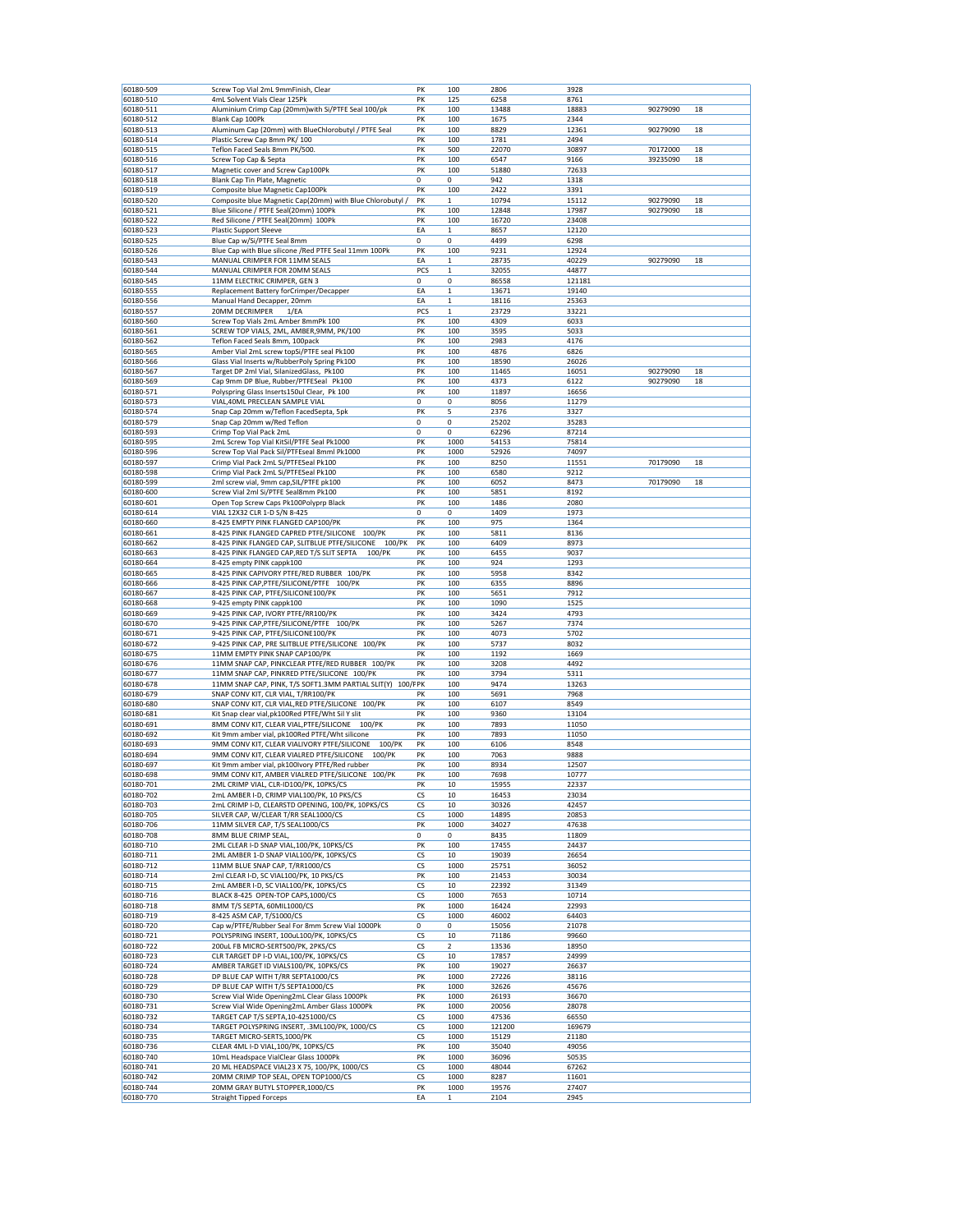| | | | | | | | |
|---|---|---|---|---|---|---|---|
| 60180-509 | Screw Top Vial 2mL 9mmFinish, Clear | PK | 100 | 2806 | 3928 | | |
| 60180-510 | 4mL Solvent Vials Clear 125Pk | PK | 125 | 6258 | 8761 | | |
| 60180-511 | Aluminium Crimp Cap (20mm)with Si/PTFE Seal 100/pk | PK | 100 | 13488 | 18883 | 90279090 | 18 |
| 60180-512 | Blank Cap 100Pk | PK | 100 | 1675 | 2344 | | |
| 60180-513 | Aluminum Cap (20mm) with BlueChlorobutyl / PTFE Seal | PK | 100 | 8829 | 12361 | 90279090 | 18 |
| 60180-514 | Plastic Screw Cap 8mm PK/ 100 | PK | 100 | 1781 | 2494 | | |
| 60180-515 | Teflon Faced Seals 8mm PK/500. | PK | 500 | 22070 | 30897 | 70172000 | 18 |
| 60180-516 | Screw Top Cap & Septa | PK | 100 | 6547 | 9166 | 39235090 | 18 |
| 60180-517 | Magnetic cover and Screw Cap100Pk | PK | 100 | 51880 | 72633 | | |
| 60180-518 | Blank Cap Tin Plate, Magnetic | 0 | 0 | 942 | 1318 | | |
| 60180-519 | Composite blue Magnetic Cap100Pk | PK | 100 | 2422 | 3391 | | |
| 60180-520 | Composite blue Magnetic Cap(20mm) with Blue Chlorobutyl / | PK | 1 | 10794 | 15112 | 90279090 | 18 |
| 60180-521 | Blue Silicone / PTFE Seal(20mm) 100Pk | PK | 100 | 12848 | 17987 | 90279090 | 18 |
| 60180-522 | Red Silicone / PTFE Seal(20mm) 100Pk | PK | 100 | 16720 | 23408 | | |
| 60180-523 | Plastic Support Sleeve | EA | 1 | 8657 | 12120 | | |
| 60180-525 | Blue Cap w/Si/PTFE Seal 8mm | 0 | 0 | 4499 | 6298 | | |
| 60180-526 | Blue Cap with Blue silicone /Red PTFE Seal 11mm 100Pk | PK | 100 | 9231 | 12924 | | |
| 60180-543 | MANUAL CRIMPER FOR 11MM SEALS | EA | 1 | 28735 | 40229 | 90279090 | 18 |
| 60180-544 | MANUAL CRIMPER FOR 20MM SEALS | PCS | 1 | 32055 | 44877 | | |
| 60180-545 | 11MM ELECTRIC CRIMPER, GEN 3 | 0 | 0 | 86558 | 121181 | | |
| 60180-555 | Replacement Battery forCrimper/Decapper | EA | 1 | 13671 | 19140 | | |
| 60180-556 | Manual Hand Decapper, 20mm | EA | 1 | 18116 | 25363 | | |
| 60180-557 | 20MM DECRIMPER 1/EA | PCS | 1 | 23729 | 33221 | | |
| 60180-560 | Screw Top Vials 2mL Amber 8mmPk 100 | PK | 100 | 4309 | 6033 | | |
| 60180-561 | SCREW TOP VIALS, 2ML, AMBER,9MM, PK/100 | PK | 100 | 3595 | 5033 | | |
| 60180-562 | Teflon Faced Seals 8mm, 100pack | PK | 100 | 2983 | 4176 | | |
| 60180-565 | Amber Vial 2mL screw topSi/PTFE seal Pk100 | PK | 100 | 4876 | 6826 | | |
| 60180-566 | Glass Vial Inserts w/RubberPoly Spring Pk100 | PK | 100 | 18590 | 26026 | | |
| 60180-567 | Target DP 2ml Vial, SilanizedGlass, Pk100 | PK | 100 | 11465 | 16051 | 90279090 | 18 |
| 60180-569 | Cap 9mm DP Blue, Rubber/PTFESeal Pk100 | PK | 100 | 4373 | 6122 | 90279090 | 18 |
| 60180-571 | Polyspring Glass Inserts150ul Clear, Pk 100 | PK | 100 | 11897 | 16656 | | |
| 60180-573 | VIAL,40ML PRECLEAN SAMPLE VIAL | 0 | 0 | 8056 | 11279 | | |
| 60180-574 | Snap Cap 20mm w/Teflon FacedSepta, 5pk | PK | 5 | 2376 | 3327 | | |
| 60180-579 | Snap Cap 20mm w/Red Teflon | 0 | 0 | 25202 | 35283 | | |
| 60180-593 | Crimp Top Vial Pack 2mL | 0 | 0 | 62296 | 87214 | | |
| 60180-595 | 2mL Screw Top Vial KitSil/PTFE Seal Pk1000 | PK | 1000 | 54153 | 75814 | | |
| 60180-596 | Screw Top Vial Pack Sil/PTFEseal 8mml Pk1000 | PK | 1000 | 52926 | 74097 | | |
| 60180-597 | Crimp Vial Pack 2mL Si/PTFESeal Pk100 | PK | 100 | 8250 | 11551 | 70179090 | 18 |
| 60180-598 | Crimp Vial Pack 2mL Si/PTFESeal Pk100 | PK | 100 | 6580 | 9212 | | |
| 60180-599 | 2ml screw vial, 9mm cap,SIL/PTFE pk100 | PK | 100 | 6052 | 8473 | 70179090 | 18 |
| 60180-600 | Screw Vial 2ml Si/PTFE Seal8mm Pk100 | PK | 100 | 5851 | 8192 | | |
| 60180-601 | Open Top Screw Caps Pk100Polyprp Black | PK | 100 | 1486 | 2080 | | |
| 60180-614 | VIAL 12X32 CLR 1-D S/N 8-425 | 0 | 0 | 1409 | 1973 | | |
| 60180-660 | 8-425 EMPTY PINK FLANGED CAP100/PK | PK | 100 | 975 | 1364 | | |
| 60180-661 | 8-425 PINK FLANGED CAPRED PTFE/SILICONE 100/PK | PK | 100 | 5811 | 8136 | | |
| 60180-662 | 8-425 PINK FLANGED CAP, SLITBLUE PTFE/SILICONE 100/PK | PK | 100 | 6409 | 8973 | | |
| 60180-663 | 8-425 PINK FLANGED CAP,RED T/S SLIT SEPTA 100/PK | PK | 100 | 6455 | 9037 | | |
| 60180-664 | 8-425 empty PINK cappk100 | PK | 100 | 924 | 1293 | | |
| 60180-665 | 8-425 PINK CAPIVORY PTFE/RED RUBBER 100/PK | PK | 100 | 5958 | 8342 | | |
| 60180-666 | 8-425 PINK CAP,PTFE/SILICONE/PTFE 100/PK | PK | 100 | 6355 | 8896 | | |
| 60180-667 | 8-425 PINK CAP, PTFE/SILICONE100/PK | PK | 100 | 5651 | 7912 | | |
| 60180-668 | 9-425 empty PINK cappk100 | PK | 100 | 1090 | 1525 | | |
| 60180-669 | 9-425 PINK CAP, IVORY PTFE/RR100/PK | PK | 100 | 3424 | 4793 | | |
| 60180-670 | 9-425 PINK CAP,PTFE/SILICONE/PTFE 100/PK | PK | 100 | 5267 | 7374 | | |
| 60180-671 | 9-425 PINK CAP, PTFE/SILICONE100/PK | PK | 100 | 4073 | 5702 | | |
| 60180-672 | 9-425 PINK CAP, PRE SLITBLUE PTFE/SILICONE 100/PK | PK | 100 | 5737 | 8032 | | |
| 60180-675 | 11MM EMPTY PINK SNAP CAP100/PK | PK | 100 | 1192 | 1669 | | |
| 60180-676 | 11MM SNAP CAP, PINKCLEAR PTFE/RED RUBBER 100/PK | PK | 100 | 3208 | 4492 | | |
| 60180-677 | 11MM SNAP CAP, PINKRED PTFE/SILICONE 100/PK | PK | 100 | 3794 | 5311 | | |
| 60180-678 | 11MM SNAP CAP, PINK, T/S SOFT1.3MM PARTIAL SLIT(Y) 100/F | PK | 100 | 9474 | 13263 | | |
| 60180-679 | SNAP CONV KIT, CLR VIAL, T/RR100/PK | PK | 100 | 5691 | 7968 | | |
| 60180-680 | SNAP CONV KIT, CLR VIAL,RED PTFE/SILICONE 100/PK | PK | 100 | 6107 | 8549 | | |
| 60180-681 | Kit Snap clear vial,pk100Red PTFE/Wht Sil Y slit | PK | 100 | 9360 | 13104 | | |
| 60180-691 | 8MM CONV KIT, CLEAR VIAL,PTFE/SILICONE 100/PK | PK | 100 | 7893 | 11050 | | |
| 60180-692 | Kit 9mm amber vial, pk100Red PTFE/Wht silicone | PK | 100 | 7893 | 11050 | | |
| 60180-693 | 9MM CONV KIT, CLEAR VIALIVORY PTFE/SILICONE 100/PK | PK | 100 | 6106 | 8548 | | |
| 60180-694 | 9MM CONV KIT, CLEAR VIALRED PTFE/SILICONE 100/PK | PK | 100 | 7063 | 9888 | | |
| 60180-697 | Kit 9mm amber vial, pk100Ivory PTFE/Red rubber | PK | 100 | 8934 | 12507 | | |
| 60180-698 | 9MM CONV KIT, AMBER VIALRED PTFE/SILICONE 100/PK | PK | 100 | 7698 | 10777 | | |
| 60180-701 | 2ML CRIMP VIAL, CLR-ID100/PK, 10PKS/CS | PK | 10 | 15955 | 22337 | | |
| 60180-702 | 2mL AMBER I-D, CRIMP VIAL100/PK, 10 PKS/CS | CS | 10 | 16453 | 23034 | | |
| 60180-703 | 2mL CRIMP I-D, CLEARSTD OPENING, 100/PK, 10PKS/CS | CS | 10 | 30326 | 42457 | | |
| 60180-705 | SILVER CAP, W/CLEAR T/RR SEAL1000/CS | CS | 1000 | 14895 | 20853 | | |
| 60180-706 | 11MM SILVER CAP, T/S SEAL1000/CS | PK | 1000 | 34027 | 47638 | | |
| 60180-708 | 8MM BLUE CRIMP SEAL, | 0 | 0 | 8435 | 11809 | | |
| 60180-710 | 2ML CLEAR I-D SNAP VIAL,100/PK, 10PKS/CS | PK | 100 | 17455 | 24437 | | |
| 60180-711 | 2ML AMBER 1-D SNAP VIAL100/PK, 10PKS/CS | CS | 10 | 19039 | 26654 | | |
| 60180-712 | 11MM BLUE SNAP CAP, T/RR1000/CS | CS | 1000 | 25751 | 36052 | | |
| 60180-714 | 2ml CLEAR I-D, SC VIAL100/PK, 10 PKS/CS | PK | 100 | 21453 | 30034 | | |
| 60180-715 | 2mL AMBER I-D, SC VIAL100/PK, 10PKS/CS | CS | 10 | 22392 | 31349 | | |
| 60180-716 | BLACK 8-425 OPEN-TOP CAPS,1000/CS | CS | 1000 | 7653 | 10714 | | |
| 60180-718 | 8MM T/S SEPTA, 60MIL1000/CS | PK | 1000 | 16424 | 22993 | | |
| 60180-719 | 8-425 ASM CAP, T/S1000/CS | CS | 1000 | 46002 | 64403 | | |
| 60180-720 | Cap w/PTFE/Rubber Seal For 8mm Screw Vial 1000Pk | 0 | 0 | 15056 | 21078 | | |
| 60180-721 | POLYSPRING INSERT, 100uL100/PK, 10PKS/CS | CS | 10 | 71186 | 99660 | | |
| 60180-722 | 200uL FB MICRO-SERT500/PK, 2PKS/CS | CS | 2 | 13536 | 18950 | | |
| 60180-723 | CLR TARGET DP I-D VIAL,100/PK, 10PKS/CS | CS | 10 | 17857 | 24999 | | |
| 60180-724 | AMBER TARGET ID VIALS100/PK, 10PKS/CS | PK | 100 | 19027 | 26637 | | |
| 60180-728 | DP BLUE CAP WITH T/RR SEPTA1000/CS | PK | 1000 | 27226 | 38116 | | |
| 60180-729 | DP BLUE CAP WITH T/S SEPTA1000/CS | PK | 1000 | 32626 | 45676 | | |
| 60180-730 | Screw Vial Wide Opening2mL Clear Glass 1000Pk | PK | 1000 | 26193 | 36670 | | |
| 60180-731 | Screw Vial Wide Opening2mL Amber Glass 1000Pk | PK | 1000 | 20056 | 28078 | | |
| 60180-732 | TARGET CAP T/S SEPTA,10-4251000/CS | CS | 1000 | 47536 | 66550 | | |
| 60180-734 | TARGET POLYSPRING INSERT, .3ML100/PK, 1000/CS | CS | 1000 | 121200 | 169679 | | |
| 60180-735 | TARGET MICRO-SERTS,1000/PK | CS | 1000 | 15129 | 21180 | | |
| 60180-736 | CLEAR 4ML I-D VIAL,100/PK, 10PKS/CS | PK | 100 | 35040 | 49056 | | |
| 60180-740 | 10mL Headspace VialClear Glass 1000Pk | PK | 1000 | 36096 | 50535 | | |
| 60180-741 | 20 ML HEADSPACE VIAL23 X 75, 100/PK, 1000/CS | CS | 1000 | 48044 | 67262 | | |
| 60180-742 | 20MM CRIMP TOP SEAL, OPEN TOP1000/CS | CS | 1000 | 8287 | 11601 | | |
| 60180-744 | 20MM GRAY BUTYL STOPPER,1000/CS | PK | 1000 | 19576 | 27407 | | |
| 60180-770 | Straight Tipped Forceps | EA | 1 | 2104 | 2945 | | |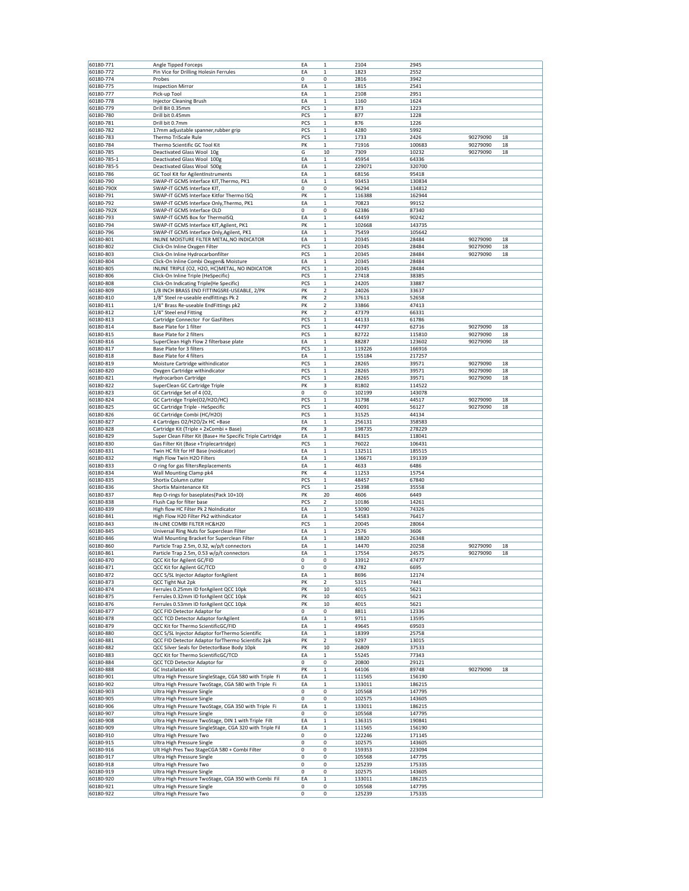| | | | | | | | |
|---|---|---|---|---|---|---|---|
| 60180-771 | Angle Tipped Forceps | EA | 1 | 2104 | 2945 | | |
| 60180-772 | Pin Vice for Drilling Holesin Ferrules | EA | 1 | 1823 | 2552 | | |
| 60180-774 | Probes | 0 | 0 | 2816 | 3942 | | |
| 60180-775 | Inspection Mirror | EA | 1 | 1815 | 2541 | | |
| 60180-777 | Pick-up Tool | EA | 1 | 2108 | 2951 | | |
| 60180-778 | Injector Cleaning Brush | EA | 1 | 1160 | 1624 | | |
| 60180-779 | Drill Bit 0.35mm | PCS | 1 | 873 | 1223 | | |
| 60180-780 | Drill bit 0.45mm | PCS | 1 | 877 | 1228 | | |
| 60180-781 | Drill bit 0.7mm | PCS | 1 | 876 | 1226 | | |
| 60180-782 | 17mm adjustable spanner,rubber grip | PCS | 1 | 4280 | 5992 | | |
| 60180-783 | Thermo TriScale Rule | PCS | 1 | 1733 | 2426 | 90279090 | 18 |
| 60180-784 | Thermo Scientific GC Tool Kit | PK | 1 | 71916 | 100683 | 90279090 | 18 |
| 60180-785 | Deactivated Glass Wool 10g | G | 10 | 7309 | 10232 | 90279090 | 18 |
| 60180-785-1 | Deactivated Glass Wool 100g | EA | 1 | 45954 | 64336 | | |
| 60180-785-5 | Deactivated Glass Wool 500g | EA | 1 | 229071 | 320700 | | |
| 60180-786 | GC Tool Kit for AgilentInstruments | EA | 1 | 68156 | 95418 | | |
| 60180-790 | SWAP-IT GCMS Interface KIT,Thermo, PK1 | EA | 1 | 93453 | 130834 | | |
| 60180-790X | SWAP-IT GCMS Interface KIT, | 0 | 0 | 96294 | 134812 | | |
| 60180-791 | SWAP-IT GCMS Interface Kitfor Thermo ISQ | PK | 1 | 116388 | 162944 | | |
| 60180-792 | SWAP-IT GCMS Interface Only,Thermo, PK1 | EA | 1 | 70823 | 99152 | | |
| 60180-792X | SWAP-IT GCMS Interface OLD | 0 | 0 | 62386 | 87340 | | |
| 60180-793 | SWAP-IT GCMS Box for ThermoISQ | EA | 1 | 64459 | 90242 | | |
| 60180-794 | SWAP-IT GCMS Interface KIT,Agilent, PK1 | PK | 1 | 102668 | 143735 | | |
| 60180-796 | SWAP-IT GCMS Interface Only,Agilent, PK1 | EA | 1 | 75459 | 105642 | | |
| 60180-801 | INLINE MOISTURE FILTER METAL,NO INDICATOR | EA | 1 | 20345 | 28484 | 90279090 | 18 |
| 60180-802 | Click-On Inline Oxygen Filter | PCS | 1 | 20345 | 28484 | 90279090 | 18 |
| 60180-803 | Click-On Inline Hydrocarbonfilter | PCS | 1 | 20345 | 28484 | 90279090 | 18 |
| 60180-804 | Click-On Inline Combi Oxygen& Moisture | EA | 1 | 20345 | 28484 | | |
| 60180-805 | INLINE TRIPLE (O2, H2O, HC)METAL, NO INDICATOR | PCS | 1 | 20345 | 28484 | | |
| 60180-806 | Click-On Inline Triple (HeSpecific) | PCS | 1 | 27418 | 38385 | | |
| 60180-808 | Click-On Indicating Triple(He Specific) | PCS | 1 | 24205 | 33887 | | |
| 60180-809 | 1/8 INCH BRASS END FITTINGSRE-USEABLE, 2/PK | PK | 2 | 24026 | 33637 | | |
| 60180-810 | 1/8" Steel re-useable endfittings Pk 2 | PK | 2 | 37613 | 52658 | | |
| 60180-811 | 1/4" Brass Re-useable EndFittings pk2 | PK | 2 | 33866 | 47413 | | |
| 60180-812 | 1/4" Steel end Fitting | PK | 2 | 47379 | 66331 | | |
| 60180-813 | Cartridge Connector For GasFilters | PCS | 1 | 44133 | 61786 | | |
| 60180-814 | Base Plate for 1 filter | PCS | 1 | 44797 | 62716 | 90279090 | 18 |
| 60180-815 | Base Plate for 2 filters | PCS | 1 | 82722 | 115810 | 90279090 | 18 |
| 60180-816 | SuperClean High Flow 2 filterbase plate | EA | 1 | 88287 | 123602 | 90279090 | 18 |
| 60180-817 | Base Plate for 3 filters | PCS | 1 | 119226 | 166916 | | |
| 60180-818 | Base Plate for 4 filters | EA | 1 | 155184 | 217257 | | |
| 60180-819 | Moisture Cartridge withindicator | PCS | 1 | 28265 | 39571 | 90279090 | 18 |
| 60180-820 | Oxygen Cartridge withindicator | PCS | 1 | 28265 | 39571 | 90279090 | 18 |
| 60180-821 | Hydrocarbon Cartridge | PCS | 1 | 28265 | 39571 | 90279090 | 18 |
| 60180-822 | SuperClean GC Cartridge Triple | PK | 3 | 81802 | 114522 | | |
| 60180-823 | GC Cartridge Set of 4 (O2, | 0 | 0 | 102199 | 143078 | | |
| 60180-824 | GC Cartridge Triple(O2/H2O/HC) | PCS | 1 | 31798 | 44517 | 90279090 | 18 |
| 60180-825 | GC Cartridge Triple - HeSpecific | PCS | 1 | 40091 | 56127 | 90279090 | 18 |
| 60180-826 | GC Cartridge Combi (HC/H2O) | PCS | 1 | 31525 | 44134 | | |
| 60180-827 | 4 Cartrdges O2/H2O/2x HC +Base | EA | 1 | 256131 | 358583 | | |
| 60180-828 | Cartridge Kit (Triple + 2xCombi + Base) | PK | 3 | 198735 | 278229 | | |
| 60180-829 | Super Clean Filter Kit (Base+ He Specific Triple Cartridge | EA | 1 | 84315 | 118041 | | |
| 60180-830 | Gas Filter Kit (Base +Triplecartridge) | PCS | 1 | 76022 | 106431 | | |
| 60180-831 | Twin HC filt for HF Base (noidicator) | EA | 1 | 132511 | 185515 | | |
| 60180-832 | High Flow Twin H2O Filters | EA | 1 | 136671 | 191339 | | |
| 60180-833 | O ring for gas filtersReplacements | EA | 1 | 4633 | 6486 | | |
| 60180-834 | Wall Mounting Clamp pk4 | PK | 4 | 11253 | 15754 | | |
| 60180-835 | Shortix Column cutter | PCS | 1 | 48457 | 67840 | | |
| 60180-836 | Shortix Maintenance Kit | PCS | 1 | 25398 | 35558 | | |
| 60180-837 | Rep O-rings for baseplates(Pack 10+10) | PK | 20 | 4606 | 6449 | | |
| 60180-838 | Flush Cap for filter base | PCS | 2 | 10186 | 14261 | | |
| 60180-839 | High flow HC Filter Pk 2 NoIndicator | EA | 1 | 53090 | 74326 | | |
| 60180-841 | High Flow H20 Filter Pk2 withindicator | EA | 1 | 54583 | 76417 | | |
| 60180-843 | IN-LINE COMBI FILTER HC&H20 | PCS | 1 | 20045 | 28064 | | |
| 60180-845 | Universal Ring Nuts for Superclean Filter | EA | 1 | 2576 | 3606 | | |
| 60180-846 | Wall Mounting Bracket for Superclean Filter | EA | 1 | 18820 | 26348 | | |
| 60180-860 | Particle Trap 2.5m, 0.32, w/p/t connectors | EA | 1 | 14470 | 20258 | 90279090 | 18 |
| 60180-861 | Particle Trap 2.5m, 0.53 w/p/t connectors | EA | 1 | 17554 | 24575 | 90279090 | 18 |
| 60180-870 | QCC Kit for Agilent GC/FID | 0 | 0 | 33912 | 47477 | | |
| 60180-871 | QCC Kit for Agilent GC/TCD | 0 | 0 | 4782 | 6695 | | |
| 60180-872 | QCC S/SL Injector Adaptor forAgilent | EA | 1 | 8696 | 12174 | | |
| 60180-873 | QCC Tight Nut 2pk | PK | 2 | 5315 | 7441 | | |
| 60180-874 | Ferrules 0.25mm ID forAgilent QCC 10pk | PK | 10 | 4015 | 5621 | | |
| 60180-875 | Ferrules 0.32mm ID forAgilent QCC 10pk | PK | 10 | 4015 | 5621 | | |
| 60180-876 | Ferrules 0.53mm ID forAgilent QCC 10pk | PK | 10 | 4015 | 5621 | | |
| 60180-877 | QCC FID Detector Adaptor for | 0 | 0 | 8811 | 12336 | | |
| 60180-878 | QCC TCD Detector Adaptor forAgilent | EA | 1 | 9711 | 13595 | | |
| 60180-879 | QCC Kit for Thermo ScientificGC/FID | EA | 1 | 49645 | 69503 | | |
| 60180-880 | QCC S/SL Injector Adaptor forThermo Scientific | EA | 1 | 18399 | 25758 | | |
| 60180-881 | QCC FID Detector Adaptor forThermo Scientific 2pk | PK | 2 | 9297 | 13015 | | |
| 60180-882 | QCC Silver Seals for DetectorBase Body 10pk | PK | 10 | 26809 | 37533 | | |
| 60180-883 | QCC Kit for Thermo ScientificGC/TCD | EA | 1 | 55245 | 77343 | | |
| 60180-884 | QCC TCD Detector Adaptor for | 0 | 0 | 20800 | 29121 | | |
| 60180-888 | GC Installation Kit | PK | 1 | 64106 | 89748 | 90279090 | 18 |
| 60180-901 | Ultra High Pressure SingleStage, CGA 580 with Triple Fi | EA | 1 | 111565 | 156190 | | |
| 60180-902 | Ultra High Pressure TwoStage, CGA 580 with Triple Fi | EA | 1 | 133011 | 186215 | | |
| 60180-903 | Ultra High Pressure Single | 0 | 0 | 105568 | 147795 | | |
| 60180-905 | Ultra High Pressure Single | 0 | 0 | 102575 | 143605 | | |
| 60180-906 | Ultra High Pressure TwoStage, CGA 350 with Triple Fi | EA | 1 | 133011 | 186215 | | |
| 60180-907 | Ultra High Pressure Single | 0 | 0 | 105568 | 147795 | | |
| 60180-908 | Ultra High Pressure TwoStage, DIN 1 with Triple Filt | EA | 1 | 136315 | 190841 | | |
| 60180-909 | Ultra High Pressure SingleStage, CGA 320 with Triple Fil | EA | 1 | 111565 | 156190 | | |
| 60180-910 | Ultra High Pressure Two | 0 | 0 | 122246 | 171145 | | |
| 60180-915 | Ultra High Pressure Single | 0 | 0 | 102575 | 143605 | | |
| 60180-916 | Ult High Pres Two StageCGA 580 + Combi Filter | 0 | 0 | 159353 | 223094 | | |
| 60180-917 | Ultra High Pressure Single | 0 | 0 | 105568 | 147795 | | |
| 60180-918 | Ultra High Pressure Two | 0 | 0 | 125239 | 175335 | | |
| 60180-919 | Ultra High Pressure Single | 0 | 0 | 102575 | 143605 | | |
| 60180-920 | Ultra High Pressure TwoStage, CGA 350 with Combi Fil | EA | 1 | 133011 | 186215 | | |
| 60180-921 | Ultra High Pressure Single | 0 | 0 | 105568 | 147795 | | |
| 60180-922 | Ultra High Pressure Two | 0 | 0 | 125239 | 175335 | | |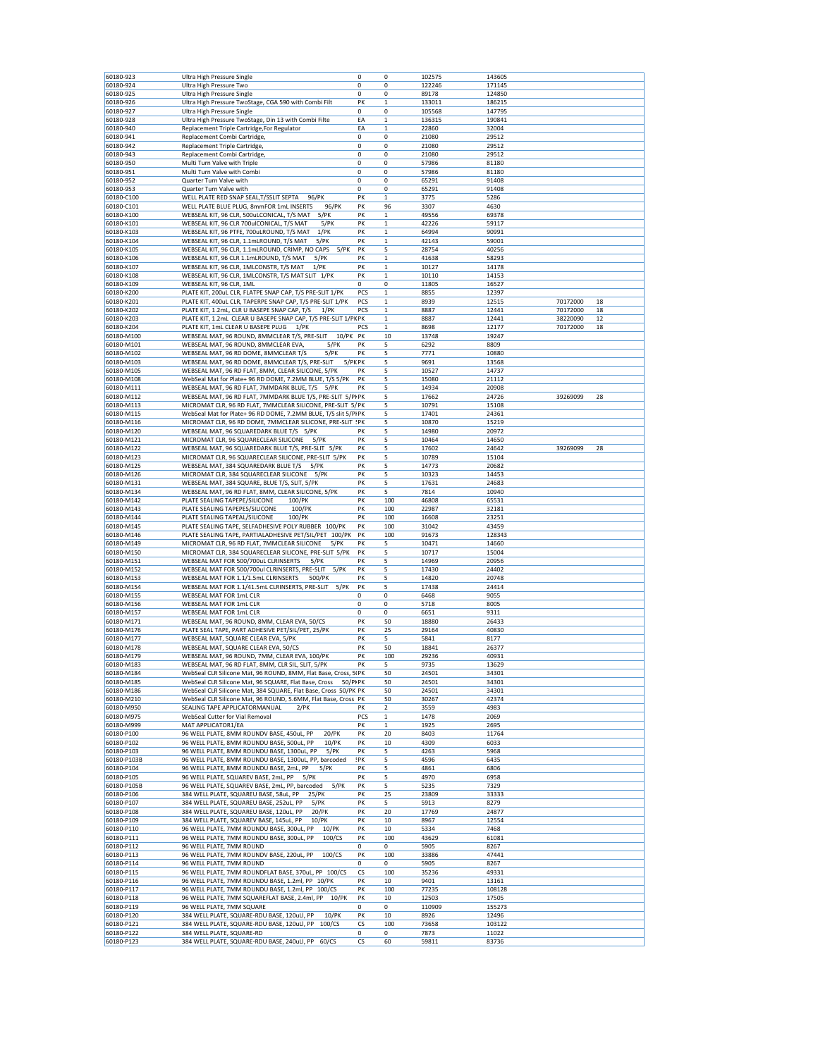| | | | | | | | |
|---|---|---|---|---|---|---|---|
| 60180-923 | Ultra High Pressure Single | 0 | 0 | 102575 | 143605 | | |
| 60180-924 | Ultra High Pressure Two | 0 | 0 | 122246 | 171145 | | |
| 60180-925 | Ultra High Pressure Single | 0 | 0 | 89178 | 124850 | | |
| 60180-926 | Ultra High Pressure TwoStage, CGA 590 with Combi Filt | PK | 1 | 133011 | 186215 | | |
| 60180-927 | Ultra High Pressure Single | 0 | 0 | 105568 | 147795 | | |
| 60180-928 | Ultra High Pressure TwoStage, Din 13 with Combi Filte | EA | 1 | 136315 | 190841 | | |
| 60180-940 | Replacement Triple Cartridge,For Regulator | EA | 1 | 22860 | 32004 | | |
| 60180-941 | Replacement Combi Cartridge, | 0 | 0 | 21080 | 29512 | | |
| 60180-942 | Replacement Triple Cartridge, | 0 | 0 | 21080 | 29512 | | |
| 60180-943 | Replacement Combi Cartridge, | 0 | 0 | 21080 | 29512 | | |
| 60180-950 | Multi Turn Valve with Triple | 0 | 0 | 57986 | 81180 | | |
| 60180-951 | Multi Turn Valve with Combi | 0 | 0 | 57986 | 81180 | | |
| 60180-952 | Quarter Turn Valve with | 0 | 0 | 65291 | 91408 | | |
| 60180-953 | Quarter Turn Valve with | 0 | 0 | 65291 | 91408 | | |
| 60180-C100 | WELL PLATE RED SNAP SEAL,T/SSLIT SEPTA 96/PK | PK | 1 | 3775 | 5286 | | |
| 60180-C101 | WELL PLATE BLUE PLUG, 8mmFOR 1mL INSERTS 96/PK | PK | 96 | 3307 | 4630 | | |
| 60180-K100 | WEBSEAL KIT, 96 CLR, 500uLCONICAL, T/S MAT 5/PK | PK | 1 | 49556 | 69378 | | |
| 60180-K101 | WEBSEAL KIT, 96 CLR 700ulCONICAL, T/S MAT 5/PK | PK | 1 | 42226 | 59117 | | |
| 60180-K103 | WEBSEAL KIT, 96 PTFE, 700uLROUND, T/S MAT 1/PK | PK | 1 | 64994 | 90991 | | |
| 60180-K104 | WEBSEAL KIT, 96 CLR, 1.1mLROUND, T/S MAT 5/PK | PK | 1 | 42143 | 59001 | | |
| 60180-K105 | WEBSEAL KIT, 96 CLR, 1.1mLROUND, CRIMP, NO CAPS 5/PK | PK | 5 | 28754 | 40256 | | |
| 60180-K106 | WEBSEAL KIT, 96 CLR 1.1mLROUND, T/S MAT 5/PK | PK | 1 | 41638 | 58293 | | |
| 60180-K107 | WEBSEAL KIT, 96 CLR, 1MLCONSTR, T/S MAT 1/PK | PK | 1 | 10127 | 14178 | | |
| 60180-K108 | WEBSEAL KIT, 96 CLR, 1MLCONSTR, T/S MAT SLIT 1/PK | PK | 1 | 10110 | 14153 | | |
| 60180-K109 | WEBSEAL KIT, 96 CLR, 1ML | 0 | 0 | 11805 | 16527 | | |
| 60180-K200 | PLATE KIT, 200uL CLR, FLATPE SNAP CAP, T/S PRE-SLIT 1/PK | PCS | 1 | 8855 | 12397 | | |
| 60180-K201 | PLATE KIT, 400uL CLR, TAPERPE SNAP CAP, T/S PRE-SLIT 1/PK | PCS | 1 | 8939 | 12515 | 70172000 | 18 |
| 60180-K202 | PLATE KIT, 1.2mL, CLR U BASEPE SNAP CAP, T/S 1/PK | PCS | 1 | 8887 | 12441 | 70172000 | 18 |
| 60180-K203 | PLATE KIT, 1.2mL CLEAR U BASEPE SNAP CAP, T/S PRE-SLIT 1/PK | PK | 1 | 8887 | 12441 | 38220090 | 12 |
| 60180-K204 | PLATE KIT, 1mL CLEAR U BASEPE PLUG 1/PK | PCS | 1 | 8698 | 12177 | 70172000 | 18 |
| 60180-M100 | WEBSEAL MAT, 96 ROUND, 8MMCLEAR T/S, PRE-SLIT 10/PK | PK | 10 | 13748 | 19247 | | |
| 60180-M101 | WEBSEAL MAT, 96 ROUND, 8MMCLEAR EVA, 5/PK | PK | 5 | 6292 | 8809 | | |
| 60180-M102 | WEBSEAL MAT, 96 RD DOME, 8MMCLEAR T/S 5/PK | PK | 5 | 7771 | 10880 | | |
| 60180-M103 | WEBSEAL MAT, 96 RD DOME, 8MMCLEAR T/S, PRE-SLIT 5/PK | PK | 5 | 9691 | 13568 | | |
| 60180-M105 | WEBSEAL MAT, 96 RD FLAT, 8MM, CLEAR SILICONE, 5/PK | PK | 5 | 10527 | 14737 | | |
| 60180-M108 | WebSeal Mat for Plate+ 96 RD DOME, 7.2MM BLUE, T/S 5/PK | PK | 5 | 15080 | 21112 | | |
| 60180-M111 | WEBSEAL MAT, 96 RD FLAT, 7MMDARK BLUE, T/S 5/PK | PK | 5 | 14934 | 20908 | | |
| 60180-M112 | WEBSEAL MAT, 96 RD FLAT, 7MMDARK BLUE T/S, PRE-SLIT 5/PK | PK | 5 | 17662 | 24726 | 39269099 | 28 |
| 60180-M113 | MICROMAT CLR, 96 RD FLAT, 7MMCLEAR SILICONE, PRE-SLIT 5/PK | PK | 5 | 10791 | 15108 | | |
| 60180-M115 | WebSeal Mat for Plate+ 96 RD DOME, 7.2MM BLUE, T/S slit 5/PK | PK | 5 | 17401 | 24361 | | |
| 60180-M116 | MICROMAT CLR, 96 RD DOME, 7MMCLEAR SILICONE, PRE-SLIT 5/PK | PK | 5 | 10870 | 15219 | | |
| 60180-M120 | WEBSEAL MAT, 96 SQUAREDARK BLUE T/S 5/PK | PK | 5 | 14980 | 20972 | | |
| 60180-M121 | MICROMAT CLR, 96 SQUARECLEAR SILICONE 5/PK | PK | 5 | 10464 | 14650 | | |
| 60180-M122 | WEBSEAL MAT, 96 SQUAREDARK BLUE T/S, PRE-SLIT 5/PK | PK | 5 | 17602 | 24642 | 39269099 | 28 |
| 60180-M123 | MICROMAT CLR, 96 SQUARECLEAR SILICONE, PRE-SLIT 5/PK | PK | 5 | 10789 | 15104 | | |
| 60180-M125 | WEBSEAL MAT, 384 SQUAREDARK BLUE T/S 5/PK | PK | 5 | 14773 | 20682 | | |
| 60180-M126 | MICROMAT CLR, 384 SQUARECLEAR SILICONE 5/PK | PK | 5 | 10323 | 14453 | | |
| 60180-M131 | WEBSEAL MAT, 384 SQUARE, BLUE T/S, SLIT, 5/PK | PK | 5 | 17631 | 24683 | | |
| 60180-M134 | WEBSEAL MAT, 96 RD FLAT, 8MM, CLEAR SILICONE, 5/PK | PK | 5 | 7814 | 10940 | | |
| 60180-M142 | PLATE SEALING TAPEPE/SILICONE 100/PK | PK | 100 | 46808 | 65531 | | |
| 60180-M143 | PLATE SEALING TAPEPES/SILICONE 100/PK | PK | 100 | 22987 | 32181 | | |
| 60180-M144 | PLATE SEALING TAPEAL/SILICONE 100/PK | PK | 100 | 16608 | 23251 | | |
| 60180-M145 | PLATE SEALING TAPE, SELFADHESIVE POLY RUBBER 100/PK | PK | 100 | 31042 | 43459 | | |
| 60180-M146 | PLATE SEALING TAPE, PARTIALADHESIVE PET/SIL/PET 100/PK | PK | 100 | 91673 | 128343 | | |
| 60180-M149 | MICROMAT CLR, 96 RD FLAT, 7MMCLEAR SILICONE 5/PK | PK | 5 | 10471 | 14660 | | |
| 60180-M150 | MICROMAT CLR, 384 SQUARECLEAR SILICONE, PRE-SLIT 5/PK | PK | 5 | 10717 | 15004 | | |
| 60180-M151 | WEBSEAL MAT FOR 500/700uL CLRINSERTS 5/PK | PK | 5 | 14969 | 20956 | | |
| 60180-M152 | WEBSEAL MAT FOR 500/700ul CLRINSERTS, PRE-SLIT 5/PK | PK | 5 | 17430 | 24402 | | |
| 60180-M153 | WEBSEAL MAT FOR 1.1/1.5mL CLRINSERTS 500/PK | PK | 5 | 14820 | 20748 | | |
| 60180-M154 | WEBSEAL MAT FOR 1.1/41.5mL CLRINSERTS, PRE-SLIT 5/PK | PK | 5 | 17438 | 24414 | | |
| 60180-M155 | WEBSEAL MAT FOR 1mL CLR | 0 | 0 | 6468 | 9055 | | |
| 60180-M156 | WEBSEAL MAT FOR 1mL CLR | 0 | 0 | 5718 | 8005 | | |
| 60180-M157 | WEBSEAL MAT FOR 1mL CLR | 0 | 0 | 6651 | 9311 | | |
| 60180-M171 | WEBSEAL MAT, 96 ROUND, 8MM, CLEAR EVA, 50/CS | PK | 50 | 18880 | 26433 | | |
| 60180-M176 | PLATE SEAL TAPE, PART ADHESIVE PET/SIL/PET, 25/PK | PK | 25 | 29164 | 40830 | | |
| 60180-M177 | WEBSEAL MAT, SQUARE CLEAR EVA, 5/PK | PK | 5 | 5841 | 8177 | | |
| 60180-M178 | WEBSEAL MAT, SQUARE CLEAR EVA, 50/CS | PK | 50 | 18841 | 26377 | | |
| 60180-M179 | WEBSEAL MAT, 96 ROUND, 7MM, CLEAR EVA, 100/PK | PK | 100 | 29236 | 40931 | | |
| 60180-M183 | WEBSEAL MAT, 96 RD FLAT, 8MM, CLR SIL, SLIT, 5/PK | PK | 5 | 9735 | 13629 | | |
| 60180-M184 | WebSeal CLR Silicone Mat, 96 ROUND, 8MM, Flat Base, Cross, 5 | PK | 50 | 24501 | 34301 | | |
| 60180-M185 | WebSeal CLR Silicone Mat, 96 SQUARE, Flat Base, Cross 50/PK | PK | 50 | 24501 | 34301 | | |
| 60180-M186 | WebSeal CLR Silicone Mat, 384 SQUARE, Flat Base, Cross 50/PK | PK | 50 | 24501 | 34301 | | |
| 60180-M210 | WebSeal CLR Silicone Mat, 96 ROUND, 5.6MM, Flat Base, Cross | PK | 50 | 30267 | 42374 | | |
| 60180-M950 | SEALING TAPE APPLICATORMANUAL 2/PK | PK | 2 | 3559 | 4983 | | |
| 60180-M975 | WebSeal Cutter for Vial Removal | PCS | 1 | 1478 | 2069 | | |
| 60180-M999 | MAT APPLICATOR1/EA | PK | 1 | 1925 | 2695 | | |
| 60180-P100 | 96 WELL PLATE, 8MM ROUNDV BASE, 450uL, PP 20/PK | PK | 20 | 8403 | 11764 | | |
| 60180-P102 | 96 WELL PLATE, 8MM ROUNDU BASE, 500uL, PP 10/PK | PK | 10 | 4309 | 6033 | | |
| 60180-P103 | 96 WELL PLATE, 8MM ROUNDU BASE, 1300uL, PP 5/PK | PK | 5 | 4263 | 5968 | | |
| 60180-P103B | 96 WELL PLATE, 8MM ROUNDU BASE, 1300uL, PP, barcoded | PK | 5 | 4596 | 6435 | | |
| 60180-P104 | 96 WELL PLATE, 8MM ROUNDU BASE, 2mL, PP 5/PK | PK | 5 | 4861 | 6806 | | |
| 60180-P105 | 96 WELL PLATE, SQUAREV BASE, 2mL, PP 5/PK | PK | 5 | 4970 | 6958 | | |
| 60180-P105B | 96 WELL PLATE, SQUAREV BASE, 2mL, PP, barcoded 5/PK | PK | 5 | 5235 | 7329 | | |
| 60180-P106 | 384 WELL PLATE, SQUAREU BASE, 58uL, PP 25/PK | PK | 25 | 23809 | 33333 | | |
| 60180-P107 | 384 WELL PLATE, SQUAREU BASE, 252uL, PP 5/PK | PK | 5 | 5913 | 8279 | | |
| 60180-P108 | 384 WELL PLATE, SQUAREU BASE, 120uL, PP 20/PK | PK | 20 | 17769 | 24877 | | |
| 60180-P109 | 384 WELL PLATE, SQUAREV BASE, 145uL, PP 10/PK | PK | 10 | 8967 | 12554 | | |
| 60180-P110 | 96 WELL PLATE, 7MM ROUNDU BASE, 300uL, PP 10/PK | PK | 10 | 5334 | 7468 | | |
| 60180-P111 | 96 WELL PLATE, 7MM ROUNDU BASE, 300uL, PP 100/CS | PK | 100 | 43629 | 61081 | | |
| 60180-P112 | 96 WELL PLATE, 7MM ROUND | 0 | 0 | 5905 | 8267 | | |
| 60180-P113 | 96 WELL PLATE, 7MM ROUNDV BASE, 220uL, PP 100/CS | PK | 100 | 33886 | 47441 | | |
| 60180-P114 | 96 WELL PLATE, 7MM ROUND | 0 | 0 | 5905 | 8267 | | |
| 60180-P115 | 96 WELL PLATE, 7MM ROUNDFLAT BASE, 370uL, PP 100/CS | CS | 100 | 35236 | 49331 | | |
| 60180-P116 | 96 WELL PLATE, 7MM ROUNDU BASE, 1.2ml, PP 10/PK | PK | 10 | 9401 | 13161 | | |
| 60180-P117 | 96 WELL PLATE, 7MM ROUNDU BASE, 1.2ml, PP 100/CS | PK | 100 | 77235 | 108128 | | |
| 60180-P118 | 96 WELL PLATE, 7MM SQUAREFLAT BASE, 2.4ml, PP 10/PK | PK | 10 | 12503 | 17505 | | |
| 60180-P119 | 96 WELL PLATE, 7MM SQUARE | 0 | 0 | 110909 | 155273 | | |
| 60180-P120 | 384 WELL PLATE, SQUARE-RDU BASE, 120ulL, PP 10/PK | PK | 10 | 8926 | 12496 | | |
| 60180-P121 | 384 WELL PLATE, SQUARE-RDU BASE, 120ulL, PP 100/CS | CS | 100 | 73658 | 103122 | | |
| 60180-P122 | 384 WELL PLATE, SQUARE-RD | 0 | 0 | 7873 | 11022 | | |
| 60180-P123 | 384 WELL PLATE, SQUARE-RDU BASE, 240ulL, PP 60/CS | CS | 60 | 59811 | 83736 | | |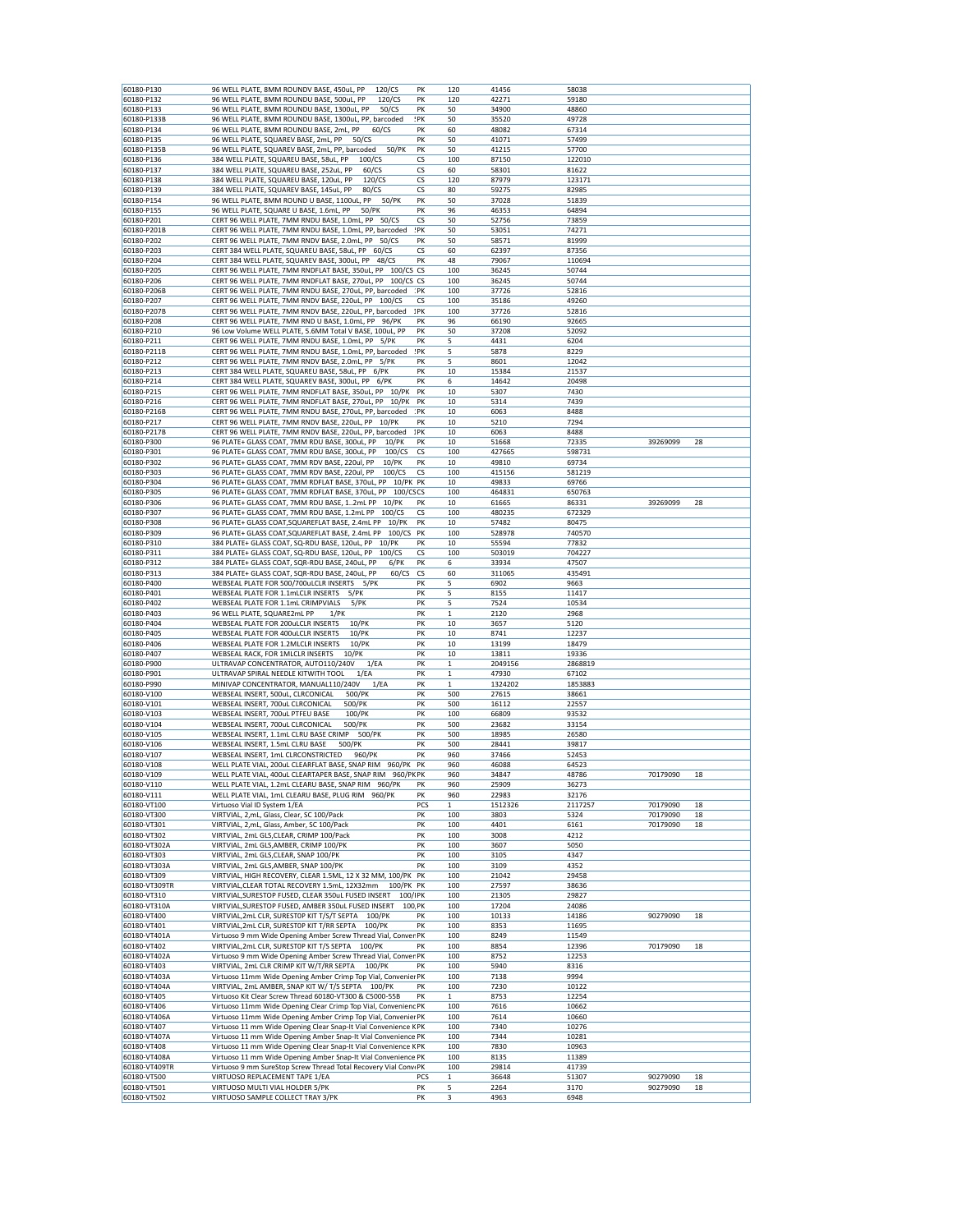| | | | | | | | |
|---|---|---|---|---|---|---|---|
| 60180-P130 | 96 WELL PLATE, 8MM ROUNDV BASE, 450uL, PP 120/CS | PK | 120 | 41456 | 58038 | | |
| 60180-P132 | 96 WELL PLATE, 8MM ROUNDU BASE, 500uL, PP 120/CS | PK | 120 | 42271 | 59180 | | |
| 60180-P133 | 96 WELL PLATE, 8MM ROUNDU BASE, 1300uL, PP 50/CS | PK | 50 | 34900 | 48860 | | |
| 60180-P133B | 96 WELL PLATE, 8MM ROUNDU BASE, 1300uL, PP, barcoded | PK | 50 | 35520 | 49728 | | |
| 60180-P134 | 96 WELL PLATE, 8MM ROUNDU BASE, 2mL, PP 60/CS | PK | 60 | 48082 | 67314 | | |
| 60180-P135 | 96 WELL PLATE, SQUAREV BASE, 2mL, PP 50/CS | PK | 50 | 41071 | 57499 | | |
| 60180-P135B | 96 WELL PLATE, SQUAREV BASE, 2mL, PP, barcoded 50/PK | PK | 50 | 41215 | 57700 | | |
| 60180-P136 | 384 WELL PLATE, SQUAREU BASE, 58uL, PP 100/CS | CS | 100 | 87150 | 122010 | | |
| 60180-P137 | 384 WELL PLATE, SQUAREU BASE, 252uL, PP 60/CS | CS | 60 | 58301 | 81622 | | |
| 60180-P138 | 384 WELL PLATE, SQUAREU BASE, 120uL, PP 120/CS | CS | 120 | 87979 | 123171 | | |
| 60180-P139 | 384 WELL PLATE, SQUAREV BASE, 145uL, PP 80/CS | CS | 80 | 59275 | 82985 | | |
| 60180-P154 | 96 WELL PLATE, 8MM ROUND U BASE, 1100uL, PP 50/PK | PK | 50 | 37028 | 51839 | | |
| 60180-P155 | 96 WELL PLATE, SQUARE U BASE, 1.6mL, PP 50/PK | PK | 96 | 46353 | 64894 | | |
| 60180-P201 | CERT 96 WELL PLATE, 7MM RNDU BASE, 1.0mL, PP 50/CS | CS | 50 | 52756 | 73859 | | |
| 60180-P201B | CERT 96 WELL PLATE, 7MM RNDU BASE, 1.0mL, PP, barcoded | PK | 50 | 53051 | 74271 | | |
| 60180-P202 | CERT 96 WELL PLATE, 7MM RNDV BASE, 2.0mL, PP 50/CS | PK | 50 | 58571 | 81999 | | |
| 60180-P203 | CERT 384 WELL PLATE, SQUAREU BASE, 58uL, PP 60/CS | CS | 60 | 62397 | 87356 | | |
| 60180-P204 | CERT 384 WELL PLATE, SQUAREV BASE, 300uL, PP 48/CS | PK | 48 | 79067 | 110694 | | |
| 60180-P205 | CERT 96 WELL PLATE, 7MM RNDFLAT BASE, 350uL, PP 100/CS | CS | 100 | 36245 | 50744 | | |
| 60180-P206 | CERT 96 WELL PLATE, 7MM RNDFLAT BASE, 270uL, PP 100/CS | CS | 100 | 36245 | 50744 | | |
| 60180-P206B | CERT 96 WELL PLATE, 7MM RNDU BASE, 270uL, PP, barcoded | PK | 100 | 37726 | 52816 | | |
| 60180-P207 | CERT 96 WELL PLATE, 7MM RNDV BASE, 220uL, PP 100/CS | CS | 100 | 35186 | 49260 | | |
| 60180-P207B | CERT 96 WELL PLATE, 7MM RNDV BASE, 220uL, PP, barcoded | PK | 100 | 37726 | 52816 | | |
| 60180-P208 | CERT 96 WELL PLATE, 7MM RND U BASE, 1.0mL, PP 96/PK | PK | 96 | 66190 | 92665 | | |
| 60180-P210 | 96 Low Volume WELL PLATE, 5.6MM Total V BASE, 100uL, PP | PK | 50 | 37208 | 52092 | | |
| 60180-P211 | CERT 96 WELL PLATE, 7MM RNDU BASE, 1.0mL, PP 5/PK | PK | 5 | 4431 | 6204 | | |
| 60180-P211B | CERT 96 WELL PLATE, 7MM RNDU BASE, 1.0mL, PP, barcoded | PK | 5 | 5878 | 8229 | | |
| 60180-P212 | CERT 96 WELL PLATE, 7MM RNDV BASE, 2.0mL, PP 5/PK | PK | 5 | 8601 | 12042 | | |
| 60180-P213 | CERT 384 WELL PLATE, SQUAREU BASE, 58uL, PP 6/PK | PK | 10 | 15384 | 21537 | | |
| 60180-P214 | CERT 384 WELL PLATE, SQUAREV BASE, 300uL, PP 6/PK | PK | 6 | 14642 | 20498 | | |
| 60180-P215 | CERT 96 WELL PLATE, 7MM RNDFLAT BASE, 350uL, PP 10/PK | PK | 10 | 5307 | 7430 | | |
| 60180-P216 | CERT 96 WELL PLATE, 7MM RNDFLAT BASE, 270uL, PP 10/PK | PK | 10 | 5314 | 7439 | | |
| 60180-P216B | CERT 96 WELL PLATE, 7MM RNDU BASE, 270uL, PP, barcoded | PK | 10 | 6063 | 8488 | | |
| 60180-P217 | CERT 96 WELL PLATE, 7MM RNDV BASE, 220uL, PP 10/PK | PK | 10 | 5210 | 7294 | | |
| 60180-P217B | CERT 96 WELL PLATE, 7MM RNDV BASE, 220uL, PP, barcoded | PK | 10 | 6063 | 8488 | | |
| 60180-P300 | 96 PLATE+ GLASS COAT, 7MM RDU BASE, 300uL, PP 10/PK | PK | 10 | 51668 | 72335 | 39269099 | 28 |
| 60180-P301 | 96 PLATE+ GLASS COAT, 7MM RDU BASE, 300uL, PP 100/CS | CS | 100 | 427665 | 598731 | | |
| 60180-P302 | 96 PLATE+ GLASS COAT, 7MM RDV BASE, 220ul, PP 10/PK | PK | 10 | 49810 | 69734 | | |
| 60180-P303 | 96 PLATE+ GLASS COAT, 7MM RDV BASE, 220ul, PP 100/CS | CS | 100 | 415156 | 581219 | | |
| 60180-P304 | 96 PLATE+ GLASS COAT, 7MM RDFLAT BASE, 370uL, PP 10/PK | PK | 10 | 49833 | 69766 | | |
| 60180-P305 | 96 PLATE+ GLASS COAT, 7MM RDFLAT BASE, 370uL, PP 100/CS | CS | 100 | 464831 | 650763 | | |
| 60180-P306 | 96 PLATE+ GLASS COAT, 7MM RDU BASE, 1..2mL PP 10/PK | PK | 10 | 61665 | 86331 | 39269099 | 28 |
| 60180-P307 | 96 PLATE+ GLASS COAT, 7MM RDU BASE, 1.2mL PP 100/CS | CS | 100 | 480235 | 672329 | | |
| 60180-P308 | 96 PLATE+ GLASS COAT,SQUAREFLAT BASE, 2.4mL PP 10/PK | PK | 10 | 57482 | 80475 | | |
| 60180-P309 | 96 PLATE+ GLASS COAT,SQUAREFLAT BASE, 2.4mL PP 100/CS | PK | 100 | 528978 | 740570 | | |
| 60180-P310 | 384 PLATE+ GLASS COAT, SQ-RDU BASE, 120uL, PP 10/PK | PK | 10 | 55594 | 77832 | | |
| 60180-P311 | 384 PLATE+ GLASS COAT, SQ-RDU BASE, 120uL, PP 100/CS | CS | 100 | 503019 | 704227 | | |
| 60180-P312 | 384 PLATE+ GLASS COAT, SQR-RDU BASE, 240uL, PP 6/PK | PK | 6 | 33934 | 47507 | | |
| 60180-P313 | 384 PLATE+ GLASS COAT, SQR-RDU BASE, 240uL, PP 60/CS | CS | 60 | 311065 | 435491 | | |
| 60180-P400 | WEBSEAL PLATE FOR 500/700uLCLR INSERTS 5/PK | PK | 5 | 6902 | 9663 | | |
| 60180-P401 | WEBSEAL PLATE FOR 1.1mLCLR INSERTS 5/PK | PK | 5 | 8155 | 11417 | | |
| 60180-P402 | WEBSEAL PLATE FOR 1.1mL CRIMPVIALS 5/PK | PK | 5 | 7524 | 10534 | | |
| 60180-P403 | 96 WELL PLATE, SQUARE2mL PP 1/PK | PK | 1 | 2120 | 2968 | | |
| 60180-P404 | WEBSEAL PLATE FOR 200uLCLR INSERTS 10/PK | PK | 10 | 3657 | 5120 | | |
| 60180-P405 | WEBSEAL PLATE FOR 400uLCLR INSERTS 10/PK | PK | 10 | 8741 | 12237 | | |
| 60180-P406 | WEBSEAL PLATE FOR 1.2MLCLR INSERTS 10/PK | PK | 10 | 13199 | 18479 | | |
| 60180-P407 | WEBSEAL RACK, FOR 1MLCLR INSERTS 10/PK | PK | 10 | 13811 | 19336 | | |
| 60180-P900 | ULTRAVAP CONCENTRATOR, AUTO110/240V 1/EA | PK | 1 | 2049156 | 2868819 | | |
| 60180-P901 | ULTRAVAP SPIRAL NEEDLE KITWITH TOOL 1/EA | PK | 1 | 47930 | 67102 | | |
| 60180-P990 | MINIVAP CONCENTRATOR, MANUAL110/240V 1/EA | PK | 1 | 1324202 | 1853883 | | |
| 60180-V100 | WEBSEAL INSERT, 500uL, CLRCONICAL 500/PK | PK | 500 | 27615 | 38661 | | |
| 60180-V101 | WEBSEAL INSERT, 700uL CLRCONICAL 500/PK | PK | 500 | 16112 | 22557 | | |
| 60180-V103 | WEBSEAL INSERT, 700uL PTFEU BASE 100/PK | PK | 100 | 66809 | 93532 | | |
| 60180-V104 | WEBSEAL INSERT, 700uL CLRCONICAL 500/PK | PK | 500 | 23682 | 33154 | | |
| 60180-V105 | WEBSEAL INSERT, 1.1mL CLRU BASE CRIMP 500/PK | PK | 500 | 18985 | 26580 | | |
| 60180-V106 | WEBSEAL INSERT, 1.5mL CLRU BASE 500/PK | PK | 500 | 28441 | 39817 | | |
| 60180-V107 | WEBSEAL INSERT, 1mL CLRCONSTRICTED 960/PK | PK | 960 | 37466 | 52453 | | |
| 60180-V108 | WELL PLATE VIAL, 200uL CLEARFLAT BASE, SNAP RIM 960/PK | PK | 960 | 46088 | 64523 | | |
| 60180-V109 | WELL PLATE VIAL, 400uL CLEARTAPER BASE, SNAP RIM 960/PK | PK | 960 | 34847 | 48786 | 70179090 | 18 |
| 60180-V110 | WELL PLATE VIAL, 1.2mL CLEARU BASE, SNAP RIM 960/PK | PK | 960 | 25909 | 36273 | | |
| 60180-V111 | WELL PLATE VIAL, 1mL CLEARU BASE, PLUG RIM 960/PK | PK | 960 | 22983 | 32176 | | |
| 60180-VT100 | Virtuoso Vial ID System 1/EA | PCS | 1 | 1512326 | 2117257 | 70179090 | 18 |
| 60180-VT300 | VIRTVIAL, 2,mL, Glass, Clear, SC 100/Pack | PK | 100 | 3803 | 5324 | 70179090 | 18 |
| 60180-VT301 | VIRTVIAL, 2,mL, Glass, Amber, SC 100/Pack | PK | 100 | 4401 | 6161 | 70179090 | 18 |
| 60180-VT302 | VIRTVIAL, 2mL GLS,CLEAR, CRIMP 100/Pack | PK | 100 | 3008 | 4212 | | |
| 60180-VT302A | VIRTVIAL, 2mL GLS,AMBER, CRIMP 100/PK | PK | 100 | 3607 | 5050 | | |
| 60180-VT303 | VIRTVIAL, 2mL GLS,CLEAR, SNAP 100/PK | PK | 100 | 3105 | 4347 | | |
| 60180-VT303A | VIRTVIAL, 2mL GLS,AMBER, SNAP 100/PK | PK | 100 | 3109 | 4352 | | |
| 60180-VT309 | VIRTVIAL, HIGH RECOVERY, CLEAR 1.5ML, 12 X 32 MM, 100/PK | PK | 100 | 21042 | 29458 | | |
| 60180-VT309TR | VIRTVIAL,CLEAR TOTAL RECOVERY 1.5mL, 12X32mm 100/PK | PK | 100 | 27597 | 38636 | | |
| 60180-VT310 | VIRTVIAL,SURESTOP FUSED, CLEAR 350uL FUSED INSERT 100/PK | PK | 100 | 21305 | 29827 | | |
| 60180-VT310A | VIRTVIAL,SURESTOP FUSED, AMBER 350uL FUSED INSERT 100/PK | PK | 100 | 17204 | 24086 | | |
| 60180-VT400 | VIRTVIAL,2mL CLR, SURESTOP KIT T/S/T SEPTA 100/PK | PK | 100 | 10133 | 14186 | 90279090 | 18 |
| 60180-VT401 | VIRTVIAL,2mL CLR, SURESTOP KIT T/RR SEPTA 100/PK | PK | 100 | 8353 | 11695 | | |
| 60180-VT401A | Virtuoso 9 mm Wide Opening Amber Screw Thread Vial, Conver | PK | 100 | 8249 | 11549 | | |
| 60180-VT402 | VIRTVIAL,2mL CLR, SURESTOP KIT T/S SEPTA 100/PK | PK | 100 | 8854 | 12396 | 70179090 | 18 |
| 60180-VT402A | Virtuoso 9 mm Wide Opening Amber Screw Thread Vial, Conver | PK | 100 | 8752 | 12253 | | |
| 60180-VT403 | VIRTVIAL, 2mL CLR CRIMP KIT W/T/RR SEPTA 100/PK | PK | 100 | 5940 | 8316 | | |
| 60180-VT403A | Virtuoso 11mm Wide Opening Amber Crimp Top Vial, Convenier | PK | 100 | 7138 | 9994 | | |
| 60180-VT404A | VIRTVIAL, 2mL AMBER, SNAP KIT W/ T/S SEPTA 100/PK | PK | 100 | 7230 | 10122 | | |
| 60180-VT405 | Virtuoso Kit Clear Screw Thread 60180-VT300 & C5000-55B | PK | 1 | 8753 | 12254 | | |
| 60180-VT406 | Virtuoso 11mm Wide Opening Clear Crimp Top Vial, Convenienc | PK | 100 | 7616 | 10662 | | |
| 60180-VT406A | Virtuoso 11mm Wide Opening Amber Crimp Top Vial, Convenier | PK | 100 | 7614 | 10660 | | |
| 60180-VT407 | Virtuoso 11 mm Wide Opening Clear Snap-It Vial Convenience K | PK | 100 | 7340 | 10276 | | |
| 60180-VT407A | Virtuoso 11 mm Wide Opening Amber Snap-It Vial Convenience | PK | 100 | 7344 | 10281 | | |
| 60180-VT408 | Virtuoso 11 mm Wide Opening Clear Snap-It Vial Convenience K | PK | 100 | 7830 | 10963 | | |
| 60180-VT408A | Virtuoso 11 mm Wide Opening Amber Snap-It Vial Convenience | PK | 100 | 8135 | 11389 | | |
| 60180-VT409TR | Virtuoso 9 mm SureStop Screw Thread Total Recovery Vial Conv | PK | 100 | 29814 | 41739 | | |
| 60180-VT500 | VIRTUOSO REPLACEMENT TAPE 1/EA | PCS | 1 | 36648 | 51307 | 90279090 | 18 |
| 60180-VT501 | VIRTUOSO MULTI VIAL HOLDER 5/PK | PK | 5 | 2264 | 3170 | 90279090 | 18 |
| 60180-VT502 | VIRTUOSO SAMPLE COLLECT TRAY 3/PK | PK | 3 | 4963 | 6948 | | |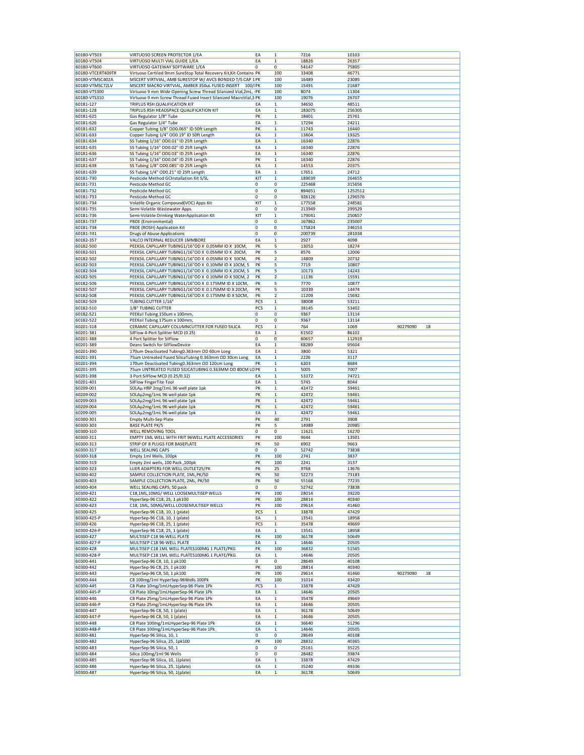| | | | | | | | |
|---|---|---|---|---|---|---|---|
| 60180-VT503 | VIRTUOSO SCREEN PROTECTOR 1/EA | EA | 1 | 7216 | 10103 | | |
| 60180-VT504 | VIRTUOSO MULTI VIAL GUIDE 1/EA | EA | 1 | 18826 | 26357 | | |
| 60180-VT600 | VIRTUOSO GATEWAY SOFTWARE 1/EA | 0 | 0 | 54147 | 75805 | | |
| 60180-VTCERT409TR | Virtuoso Certiled 9mm SureStop Total Recovery Kit,Kit Contains | PK | 100 | 33408 | 46771 | | |
| 60180-VTMSC402A | MSCERT VIRTVIAL, AMB SURESTOP W/ AVCS BONDED T/S CAP 1 | PK | 100 | 16489 | 23085 | | |
| 60180-VTMSC72LV | MSCERT MACRO VIRTVIAL, AMBER 350uL FUSED INSERT 100/ | PK | 100 | 15491 | 21687 | | |
| 60180-VTS300 | Virtuoso 9 mm Wide Opening Screw Thread Silanized Vial,2mL, | PK | 100 | 8074 | 11304 | | |
| 60180-VTS310 | Virtuoso 9 mm Screw Thread Fused Insert Silanized MacroVial,3 | PK | 100 | 19076 | 26707 | | |
| 60181-127 | TRIPLUS RSH QUALIFICATION KIT | EA | 1 | 34650 | 48511 | | |
| 60181-128 | TRIPLUS RSH HEADSPACE QUALIFICATION KIT | EA | 1 | 183075 | 256305 | | |
| 60181-625 | Gas Regulator 1/8" Tube | PK | 1 | 18401 | 25761 | | |
| 60181-626 | Gas Regulator 1/4" Tube | EA | 1 | 17294 | 24211 | | |
| 60181-632 | Copper Tubing 1/8" OD0.065" ID 50ft Length | PK | 1 | 11743 | 16440 | | |
| 60181-633 | Copper Tubing 1/4" OD0.19" ID 50ft Length | EA | 1 | 13804 | 19325 | | |
| 60181-634 | SS Tubing 1/16" OD0.01" ID 25ft Length | EA | 1 | 16340 | 22876 | | |
| 60181-635 | SS Tubing 1/16" OD0.02" ID 25ft Length | EA | 1 | 16340 | 22876 | | |
| 60181-636 | SS Tubing 1/16" OD0.03" ID 25ft Length | EA | 1 | 16340 | 22876 | | |
| 60181-637 | SS Tubing 1/16" OD0.04" ID 25ft Length | PK | 1 | 16340 | 22876 | | |
| 60181-638 | SS Tubing 1/8" OD0.085" ID 25ft Length | EA | 1 | 14553 | 20375 | | |
| 60181-639 | SS Tubing 1/4" OD0.21" ID 25ft Length | EA | 1 | 17651 | 24712 | | |
| 60181-730 | Pesticide Method GCInstallation Kit S/SL | KIT | 1 | 189039 | 264655 | | |
| 60181-731 | Pesticide Method GC | 0 | 0 | 225468 | 315656 | | |
| 60181-732 | Pesticide Method GC | 0 | 0 | 894651 | 1252512 | | |
| 60181-733 | Pesticide Method GC | 0 | 0 | 926126 | 1296576 | | |
| 60181-734 | Volatile Organic Compound(VOC) Apps Kit | KIT | 1 | 177558 | 248581 | | |
| 60181-735 | Semi-Volatile Wastewater Apps | 0 | 0 | 213949 | 299529 | | |
| 60181-736 | Semi-Volatile Drinking WaterApplication Kit | KIT | 1 | 179041 | 250657 | | |
| 60181-737 | PBDE (Environmental) | 0 | 0 | 167862 | 235007 | | |
| 60181-738 | PBDE (ROSH) Application Kit | 0 | 0 | 175824 | 246153 | | |
| 60181-741 | Drugs of Abuse Applications | 0 | 0 | 200739 | 281034 | | |
| 60182-357 | VALCO INTERNAL REDUCER 1MMBORE | EA | 1 | 2927 | 4098 | | |
| 60182-500 | PEEKSIL CAPILLARY TUBING1/16"OD X 0.05MM ID X 10CM, | PK | 5 | 13053 | 18274 | | |
| 60182-501 | PEEKSIL CAPILLARY TUBING1/16"OD X 0.05MM ID X 20CM, | PK | 5 | 8576 | 12006 | | |
| 60182-502 | PEEKSIL CAPILLARY TUBING1/16"OD X 0.05MM ID X 50CM, | PK | 2 | 14809 | 20732 | | |
| 60182-503 | PEEKSIL CAPILLARY TUBING1/16"OD X 0.10MM ID X 10CM, 5 | PK | 5 | 7719 | 10807 | | |
| 60182-504 | PEEKSIL CAPILLARY TUBING1/16"OD X 0.10MM ID X 20CM, 5 | PK | 5 | 10173 | 14243 | | |
| 60182-505 | PEEKSIL CAPILLARY TUBING1/16"OD X 0.10MM ID X 50CM, 2 | PK | 2 | 11136 | 15591 | | |
| 60182-506 | PEEKSIL CAPILLARY TUBING1/16"OD X 0.175MM ID X 10CM, | PK | 5 | 7770 | 10877 | | |
| 60182-507 | PEEKSIL CAPILLARY TUBING1/16"OD X 0.175MM ID X 20CM, | PK | 5 | 10339 | 14474 | | |
| 60182-508 | PEEKSIL CAPILLARY TUBING1/16"OD X 0.175MM ID X 50CM, | PK | 2 | 11209 | 15692 | | |
| 60182-509 | TUBING CUTTER 1/16" | PCS | 1 | 38008 | 53211 | | |
| 60182-510 | 1/8" TUBING CUTTER | PCS | 1 | 38145 | 53402 | | |
| 60182-521 | PEEKsil Tubing 150um x 100mm, | 0 | 0 | 9367 | 13114 | | |
| 60182-522 | PEEKsil Tubing 175um x 100mm, | 0 | 0 | 9367 | 13114 | | |
| 60201-318 | CERAMIC CAPILLARY COLUMNCUTTER FOR FUSED SILICA | PCS | 1 | 764 | 1069 | 90279090 | 18 |
| 60201-381 | SilFlow 4-Port Splitter MCD (0.25) | EA | 1 | 61502 | 86102 | | |
| 60201-388 | 4 Port Splitter for SilFlow | 0 | 0 | 80657 | 112919 | | |
| 60201-389 | Deans Switch for SilFlowDevice | EA | 1 | 68289 | 95604 | | |
| 60201-390 | 170um Deactivated Tubing0.363mm OD 60cm Long | EA | 1 | 3800 | 5321 | | |
| 60201-391 | 75um Untreated Fused SilicaTubing 0.363mm OD 30cm Long | EA | 1 | 2226 | 3117 | | |
| 60201-394 | 170um Deactivated Tubing0.363mm OD 120cm Long | PK | 1 | 6203 | 8684 | | |
| 60201-395 | 75um UNTREATED FUSED SILICATUBING 0.363MM OD 80CM LO | PK | 1 | 5005 | 7007 | | |
| 60201-398 | 3 Port SilFlow MCD (0.25/0.32) | EA | 1 | 53372 | 74721 | | |
| 60201-401 | SilFlow FingerTite Tool | EA | 1 | 5745 | 8044 | | |
| 60209-001 | SOLAμ HRP 2mg/1mL 96 well plate 1pk | PK | 1 | 42472 | 59461 | | |
| 60209-002 | SOLAμ2mg/1mL 96 well plate 1pk | PK | 1 | 42472 | 59461 | | |
| 60209-003 | SOLAμ2mg/1mL 96 well plate 1pk | PK | 1 | 42472 | 59461 | | |
| 60209-004 | SOLAμ2mg/1mL 96 well plate 1pk | PK | 1 | 42472 | 59461 | | |
| 60209-005 | SOLAμ2mg/1mL 96 well plate 1pk | EA | 1 | 42472 | 59461 | | |
| 60300-301 | Empty Multi-Sep Plate | PK | 40 | 2791 | 3908 | | |
| 60300-303 | BASE PLATE PK/5 | PK | 5 | 14989 | 20985 | | |
| 60300-310 | WELL REMOVING TOOL | 0 | 0 | 11621 | 16270 | | |
| 60300-311 | EMPTY 1ML WELL WITH FRIT 96WELL PLATE ACCESSORIES | PK | 100 | 9644 | 13501 | | |
| 60300-313 | STRIP OF 8 PLUGS FOR BASEPLATE | PK | 50 | 6902 | 9663 | | |
| 60300-317 | WELL SEALING CAPS | 0 | 0 | 52742 | 73838 | | |
| 60300-318 | Empty 1ml Wells, 100pk | PK | 100 | 2741 | 3837 | | |
| 60300-319 | Empty 2ml wells, 100 Pack ,100pk | PK | 100 | 2241 | 3137 | | |
| 60300-323 | LUER ADAPTERS FOR WELL OUTLET25/PK | PK | 25 | 9768 | 13676 | | |
| 60300-402 | SAMPLE COLLECTION PLATE, 1ML,PK/50 | PK | 50 | 52273 | 73183 | | |
| 60300-403 | SAMPLE COLLECTION PLATE, 2ML, PK/50 | PK | 50 | 55168 | 77235 | | |
| 60300-404 | WELL SEALING CAPS, 50 pack | 0 | 0 | 52742 | 73838 | | |
| 60300-421 | C18,1ML,10MG/ WELL LOOSEMULTISEP WELLS | PK | 100 | 28014 | 39220 | | |
| 60300-422 | HyperSep-96 C18, 25, 1 pk100 | PK | 100 | 28814 | 40340 | | |
| 60300-423 | C18, 1ML, 50MG/WELL LOOSEMULTISEP WELLS | PK | 100 | 29614 | 41460 | | |
| 60300-425 | HyperSep-96 C18, 10, 1 (plate) | PCS | 1 | 33878 | 47429 | | |
| 60300-425-P | HyperSep-96 C18, 10, 1 (plate) | EA | 1 | 13541 | 18958 | | |
| 60300-426 | HyperSep-96 C18, 25, 1 (plate) | PCS | 1 | 35478 | 49669 | | |
| 60300-426-P | HyperSep-96 C18, 25, 1 (plate) | EA | 1 | 13541 | 18958 | | |
| 60300-427 | MULTISEP C18 96-WELL PLATE | PK | 100 | 36178 | 50649 | | |
| 60300-427-P | MULTISEP C18 96-WELL PLATE | EA | 1 | 14646 | 20505 | | |
| 60300-428 | MULTISEP C18 1ML WELL PLATES100MG 1 PLATE/PKG | PK | 100 | 36832 | 51565 | | |
| 60300-428-P | MULTISEP C18 1ML WELL PLATES100MG 1 PLATE/PKG | EA | 1 | 14646 | 20505 | | |
| 60300-441 | HyperSep-96 C8, 10, 1 pk100 | 0 | 0 | 28649 | 40108 | | |
| 60300-442 | HyperSep-96 C8, 25, 1 pk100 | PK | 100 | 28814 | 40340 | | |
| 60300-443 | HyperSep-96 C8, 50, 1 pk100 | PK | 100 | 29614 | 41460 | 90279090 | 18 |
| 60300-444 | C8 100mg/1ml HyperSep-96Wells 100Pk | PK | 100 | 31014 | 43420 | | |
| 60300-445 | C8 Plate 10mg/1mLHyperSep-96 Plate 1Pk | PCS | 1 | 33878 | 47429 | | |
| 60300-445-P | C8 Plate 10mg/1mLHyperSep-96 Plate 1Pk | EA | 1 | 14646 | 20505 | | |
| 60300-446 | C8 Plate 25mg/1mLHyperSep-96 Plate 1Pk | EA | 1 | 35478 | 49669 | | |
| 60300-446-P | C8 Plate 25mg/1mLHyperSep-96 Plate 1Pk | EA | 1 | 14646 | 20505 | | |
| 60300-447 | HyperSep-96 C8, 50, 1 (plate) | EA | 1 | 36178 | 50649 | | |
| 60300-447-P | HyperSep-96 C8, 50, 1 (plate) | EA | 1 | 14646 | 20505 | | |
| 60300-448 | C8 Plate 100mg/1mLHyperSep-96 Plate 1Pk | EA | 1 | 36640 | 51296 | | |
| 60300-448-P | C8 Plate 100mg/1mLHyperSep-96 Plate 1Pk | EA | 1 | 14646 | 20505 | | |
| 60300-481 | HyperSep-96 Silica, 10, 1 | 0 | 0 | 28649 | 40108 | | |
| 60300-482 | HyperSep-96 Silica, 25, 1pk100 | PK | 100 | 28832 | 40365 | | |
| 60300-483 | HyperSep-96 Silica, 50, 1 | 0 | 0 | 25161 | 35225 | | |
| 60300-484 | Silica 100mg/1ml 96 Wells | 0 | 0 | 28482 | 39874 | | |
| 60300-485 | HyperSep-96 Silica, 10, 1(plate) | EA | 1 | 33878 | 47429 | | |
| 60300-486 | HyperSep-96 Silica, 25, 1(plate) | EA | 1 | 35240 | 49336 | | |
| 60300-487 | HyperSep-96 Silica, 50, 1(plate) | EA | 1 | 36178 | 50649 | | |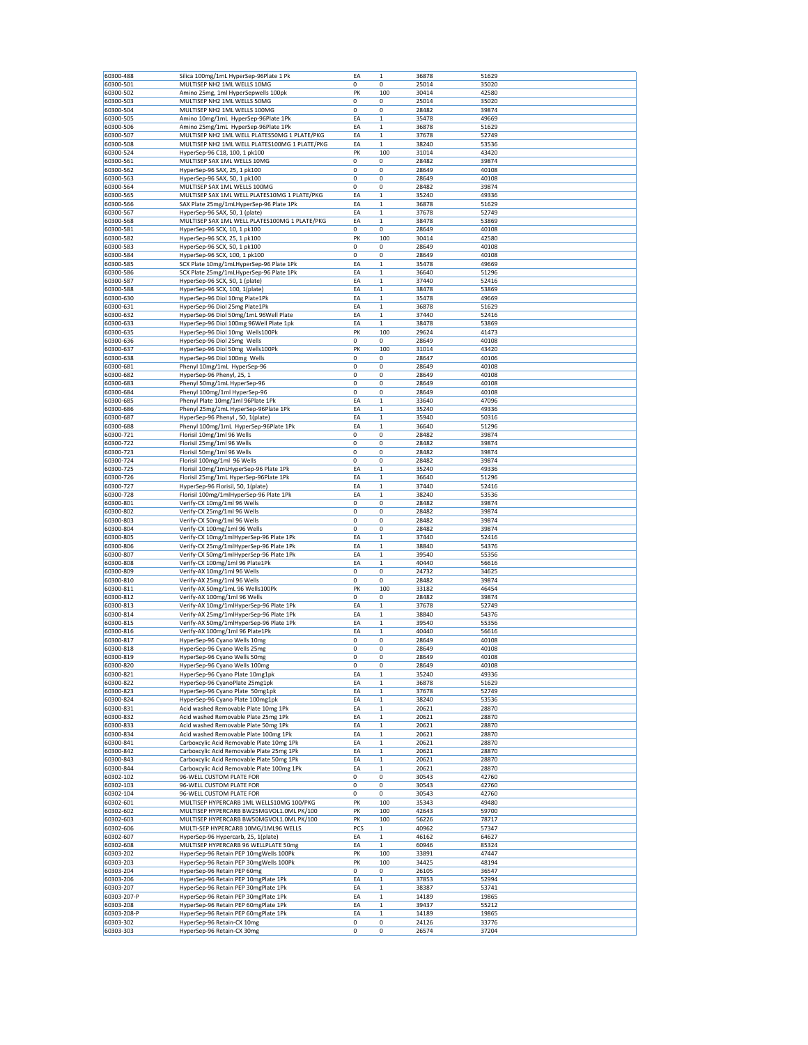| | | | | | |
|---|---|---|---|---|---|
| 60300-488 | Silica 100mg/1mL HyperSep-96Plate 1 Pk | EA | 1 | 36878 | 51629 |
| 60300-501 | MULTISEP NH2 1ML WELLS 10MG | 0 | 0 | 25014 | 35020 |
| 60300-502 | Amino 25mg, 1ml HyperSepwells 100pk | PK | 100 | 30414 | 42580 |
| 60300-503 | MULTISEP NH2 1ML WELLS 50MG | 0 | 0 | 25014 | 35020 |
| 60300-504 | MULTISEP NH2 1ML WELLS 100MG | 0 | 0 | 28482 | 39874 |
| 60300-505 | Amino 10mg/1mL HyperSep-96Plate 1Pk | EA | 1 | 35478 | 49669 |
| 60300-506 | Amino 25mg/1mL HyperSep-96Plate 1Pk | EA | 1 | 36878 | 51629 |
| 60300-507 | MULTISEP NH2 1ML WELL PLATES50MG 1 PLATE/PKG | EA | 1 | 37678 | 52749 |
| 60300-508 | MULTISEP NH2 1ML WELL PLATES100MG 1 PLATE/PKG | EA | 1 | 38240 | 53536 |
| 60300-524 | HyperSep-96 C18, 100, 1 pk100 | PK | 100 | 31014 | 43420 |
| 60300-561 | MULTISEP SAX 1ML WELLS 10MG | 0 | 0 | 28482 | 39874 |
| 60300-562 | HyperSep-96 SAX, 25, 1 pk100 | 0 | 0 | 28649 | 40108 |
| 60300-563 | HyperSep-96 SAX, 50, 1 pk100 | 0 | 0 | 28649 | 40108 |
| 60300-564 | MULTISEP SAX 1ML WELLS 100MG | 0 | 0 | 28482 | 39874 |
| 60300-565 | MULTISEP SAX 1ML WELL PLATES10MG 1 PLATE/PKG | EA | 1 | 35240 | 49336 |
| 60300-566 | SAX Plate 25mg/1mLHyperSep-96 Plate 1Pk | EA | 1 | 36878 | 51629 |
| 60300-567 | HyperSep-96 SAX, 50, 1 (plate) | EA | 1 | 37678 | 52749 |
| 60300-568 | MULTISEP SAX 1ML WELL PLATES100MG 1 PLATE/PKG | EA | 1 | 38478 | 53869 |
| 60300-581 | HyperSep-96 SCX, 10, 1 pk100 | 0 | 0 | 28649 | 40108 |
| 60300-582 | HyperSep-96 SCX, 25, 1 pk100 | PK | 100 | 30414 | 42580 |
| 60300-583 | HyperSep-96 SCX, 50, 1 pk100 | 0 | 0 | 28649 | 40108 |
| 60300-584 | HyperSep-96 SCX, 100, 1 pk100 | 0 | 0 | 28649 | 40108 |
| 60300-585 | SCX Plate 10mg/1mLHyperSep-96 Plate 1Pk | EA | 1 | 35478 | 49669 |
| 60300-586 | SCX Plate 25mg/1mLHyperSep-96 Plate 1Pk | EA | 1 | 36640 | 51296 |
| 60300-587 | HyperSep-96 SCX, 50, 1 (plate) | EA | 1 | 37440 | 52416 |
| 60300-588 | HyperSep-96 SCX, 100, 1(plate) | EA | 1 | 38478 | 53869 |
| 60300-630 | HyperSep-96 Diol 10mg Plate1Pk | EA | 1 | 35478 | 49669 |
| 60300-631 | HyperSep-96 Diol 25mg Plate1Pk | EA | 1 | 36878 | 51629 |
| 60300-632 | HyperSep-96 Diol 50mg/1mL 96Well Plate | EA | 1 | 37440 | 52416 |
| 60300-633 | HyperSep-96 Diol 100mg 96Well Plate 1pk | EA | 1 | 38478 | 53869 |
| 60300-635 | HyperSep-96 Diol 10mg Wells100Pk | PK | 100 | 29624 | 41473 |
| 60300-636 | HyperSep-96 Diol 25mg Wells | 0 | 0 | 28649 | 40108 |
| 60300-637 | HyperSep-96 Diol 50mg Wells100Pk | PK | 100 | 31014 | 43420 |
| 60300-638 | HyperSep-96 Diol 100mg Wells | 0 | 0 | 28647 | 40106 |
| 60300-681 | Phenyl 10mg/1mL HyperSep-96 | 0 | 0 | 28649 | 40108 |
| 60300-682 | HyperSep-96 Phenyl, 25, 1 | 0 | 0 | 28649 | 40108 |
| 60300-683 | Phenyl 50mg/1mL HyperSep-96 | 0 | 0 | 28649 | 40108 |
| 60300-684 | Phenyl 100mg/1ml HyperSep-96 | 0 | 0 | 28649 | 40108 |
| 60300-685 | Phenyl Plate 10mg/1ml 96Plate 1Pk | EA | 1 | 33640 | 47096 |
| 60300-686 | Phenyl 25mg/1mL HyperSep-96Plate 1Pk | EA | 1 | 35240 | 49336 |
| 60300-687 | HyperSep-96 Phenyl , 50, 1(plate) | EA | 1 | 35940 | 50316 |
| 60300-688 | Phenyl 100mg/1mL HyperSep-96Plate 1Pk | EA | 1 | 36640 | 51296 |
| 60300-721 | Florisil 10mg/1ml 96 Wells | 0 | 0 | 28482 | 39874 |
| 60300-722 | Florisil 25mg/1ml 96 Wells | 0 | 0 | 28482 | 39874 |
| 60300-723 | Florisil 50mg/1ml 96 Wells | 0 | 0 | 28482 | 39874 |
| 60300-724 | Florisil 100mg/1ml 96 Wells | 0 | 0 | 28482 | 39874 |
| 60300-725 | Florisil 10mg/1mLHyperSep-96 Plate 1Pk | EA | 1 | 35240 | 49336 |
| 60300-726 | Florisil 25mg/1mL HyperSep-96Plate 1Pk | EA | 1 | 36640 | 51296 |
| 60300-727 | HyperSep-96 Florisil, 50, 1(plate) | EA | 1 | 37440 | 52416 |
| 60300-728 | Florisil 100mg/1mlHyperSep-96 Plate 1Pk | EA | 1 | 38240 | 53536 |
| 60300-801 | Verify-CX 10mg/1ml 96 Wells | 0 | 0 | 28482 | 39874 |
| 60300-802 | Verify-CX 25mg/1ml 96 Wells | 0 | 0 | 28482 | 39874 |
| 60300-803 | Verify-CX 50mg/1ml 96 Wells | 0 | 0 | 28482 | 39874 |
| 60300-804 | Verify-CX 100mg/1ml 96 Wells | 0 | 0 | 28482 | 39874 |
| 60300-805 | Verify-CX 10mg/1mlHyperSep-96 Plate 1Pk | EA | 1 | 37440 | 52416 |
| 60300-806 | Verify-CX 25mg/1mlHyperSep-96 Plate 1Pk | EA | 1 | 38840 | 54376 |
| 60300-807 | Verify-CX 50mg/1mlHyperSep-96 Plate 1Pk | EA | 1 | 39540 | 55356 |
| 60300-808 | Verify-CX 100mg/1ml 96 Plate1Pk | EA | 1 | 40440 | 56616 |
| 60300-809 | Verify-AX 10mg/1ml 96 Wells | 0 | 0 | 24732 | 34625 |
| 60300-810 | Verify-AX 25mg/1ml 96 Wells | 0 | 0 | 28482 | 39874 |
| 60300-811 | Verify-AX 50mg/1mL 96 Wells100Pk | PK | 100 | 33182 | 46454 |
| 60300-812 | Verify-AX 100mg/1ml 96 Wells | 0 | 0 | 28482 | 39874 |
| 60300-813 | Verify-AX 10mg/1mlHyperSep-96 Plate 1Pk | EA | 1 | 37678 | 52749 |
| 60300-814 | Verify-AX 25mg/1mlHyperSep-96 Plate 1Pk | EA | 1 | 38840 | 54376 |
| 60300-815 | Verify-AX 50mg/1mlHyperSep-96 Plate 1Pk | EA | 1 | 39540 | 55356 |
| 60300-816 | Verify-AX 100mg/1ml 96 Plate1Pk | EA | 1 | 40440 | 56616 |
| 60300-817 | HyperSep-96 Cyano Wells 10mg | 0 | 0 | 28649 | 40108 |
| 60300-818 | HyperSep-96 Cyano Wells 25mg | 0 | 0 | 28649 | 40108 |
| 60300-819 | HyperSep-96 Cyano Wells 50mg | 0 | 0 | 28649 | 40108 |
| 60300-820 | HyperSep-96 Cyano Wells 100mg | 0 | 0 | 28649 | 40108 |
| 60300-821 | HyperSep-96 Cyano Plate 10mg1pk | EA | 1 | 35240 | 49336 |
| 60300-822 | HyperSep-96 CyanoPlate 25mg1pk | EA | 1 | 36878 | 51629 |
| 60300-823 | HyperSep-96 Cyano Plate 50mg1pk | EA | 1 | 37678 | 52749 |
| 60300-824 | HyperSep-96 Cyano Plate 100mg1pk | EA | 1 | 38240 | 53536 |
| 60300-831 | Acid washed Removable Plate 10mg 1Pk | EA | 1 | 20621 | 28870 |
| 60300-832 | Acid washed Removable Plate 25mg 1Pk | EA | 1 | 20621 | 28870 |
| 60300-833 | Acid washed Removable Plate 50mg 1Pk | EA | 1 | 20621 | 28870 |
| 60300-834 | Acid washed Removable Plate 100mg 1Pk | EA | 1 | 20621 | 28870 |
| 60300-841 | Carboxcylic Acid Removable Plate 10mg 1Pk | EA | 1 | 20621 | 28870 |
| 60300-842 | Carboxcylic Acid Removable Plate 25mg 1Pk | EA | 1 | 20621 | 28870 |
| 60300-843 | Carboxcylic Acid Removable Plate 50mg 1Pk | EA | 1 | 20621 | 28870 |
| 60300-844 | Carboxcylic Acid Removable Plate 100mg 1Pk | EA | 1 | 20621 | 28870 |
| 60302-102 | 96-WELL CUSTOM PLATE FOR | 0 | 0 | 30543 | 42760 |
| 60302-103 | 96-WELL CUSTOM PLATE FOR | 0 | 0 | 30543 | 42760 |
| 60302-104 | 96-WELL CUSTOM PLATE FOR | 0 | 0 | 30543 | 42760 |
| 60302-601 | MULTISEP HYPERCARB 1ML WELLS10MG 100/PKG | PK | 100 | 35343 | 49480 |
| 60302-602 | MULTISEP HYPERCARB BW25MGVOL1.0ML PK/100 | PK | 100 | 42643 | 59700 |
| 60302-603 | MULTISEP HYPERCARB BW50MGVOL1.0ML PK/100 | PK | 100 | 56226 | 78717 |
| 60302-606 | MULTI-SEP HYPERCARB 10MG/1ML96 WELLS | PCS | 1 | 40962 | 57347 |
| 60302-607 | HyperSep-96 Hypercarb, 25, 1(plate) | EA | 1 | 46162 | 64627 |
| 60302-608 | MULTISEP HYPERCARB 96 WELLPLATE 50mg | EA | 1 | 60946 | 85324 |
| 60303-202 | HyperSep-96 Retain PEP 10mgWells 100Pk | PK | 100 | 33891 | 47447 |
| 60303-203 | HyperSep-96 Retain PEP 30mgWells 100Pk | PK | 100 | 34425 | 48194 |
| 60303-204 | HyperSep-96 Retain PEP 60mg | 0 | 0 | 26105 | 36547 |
| 60303-206 | HyperSep-96 Retain PEP 10mgPlate 1Pk | EA | 1 | 37853 | 52994 |
| 60303-207 | HyperSep-96 Retain PEP 30mgPlate 1Pk | EA | 1 | 38387 | 53741 |
| 60303-207-P | HyperSep-96 Retain PEP 30mgPlate 1Pk | EA | 1 | 14189 | 19865 |
| 60303-208 | HyperSep-96 Retain PEP 60mgPlate 1Pk | EA | 1 | 39437 | 55212 |
| 60303-208-P | HyperSep-96 Retain PEP 60mgPlate 1Pk | EA | 1 | 14189 | 19865 |
| 60303-302 | HyperSep-96 Retain-CX 10mg | 0 | 0 | 24126 | 33776 |
| 60303-303 | HyperSep-96 Retain-CX 30mg | 0 | 0 | 26574 | 37204 |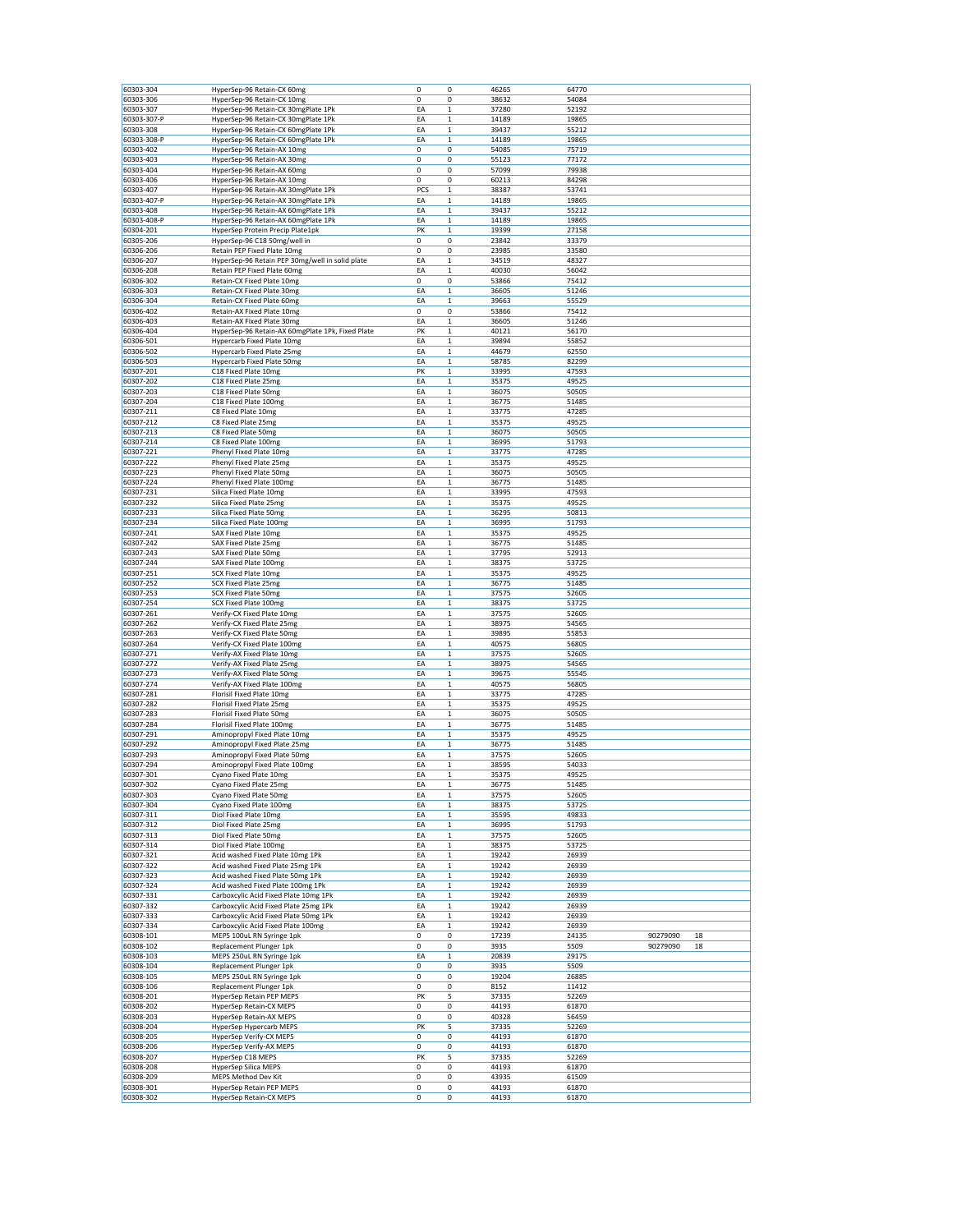| 60303-304 | HyperSep-96 Retain-CX 60mg | 0 | 0 | 46265 | 64770 | | |
|---|---|---|---|---|---|---|---|
| 60303-306 | HyperSep-96 Retain-CX 10mg | 0 | 0 | 38632 | 54084 | | |
| 60303-307 | HyperSep-96 Retain-CX 30mgPlate 1Pk | EA | 1 | 37280 | 52192 | | |
| 60303-307-P | HyperSep-96 Retain-CX 30mgPlate 1Pk | EA | 1 | 14189 | 19865 | | |
| 60303-308 | HyperSep-96 Retain-CX 60mgPlate 1Pk | EA | 1 | 39437 | 55212 | | |
| 60303-308-P | HyperSep-96 Retain-CX 60mgPlate 1Pk | EA | 1 | 14189 | 19865 | | |
| 60303-402 | HyperSep-96 Retain-AX 10mg | 0 | 0 | 54085 | 75719 | | |
| 60303-403 | HyperSep-96 Retain-AX 30mg | 0 | 0 | 55123 | 77172 | | |
| 60303-404 | HyperSep-96 Retain-AX 60mg | 0 | 0 | 57099 | 79938 | | |
| 60303-406 | HyperSep-96 Retain-AX 10mg | 0 | 0 | 60213 | 84298 | | |
| 60303-407 | HyperSep-96 Retain-AX 30mgPlate 1Pk | PCS | 1 | 38387 | 53741 | | |
| 60303-407-P | HyperSep-96 Retain-AX 30mgPlate 1Pk | EA | 1 | 14189 | 19865 | | |
| 60303-408 | HyperSep-96 Retain-AX 60mgPlate 1Pk | EA | 1 | 39437 | 55212 | | |
| 60303-408-P | HyperSep-96 Retain-AX 60mgPlate 1Pk | EA | 1 | 14189 | 19865 | | |
| 60304-201 | HyperSep Protein Precip Plate1pk | PK | 1 | 19399 | 27158 | | |
| 60305-206 | HyperSep-96 C18 50mg/well in | 0 | 0 | 23842 | 33379 | | |
| 60306-206 | Retain PEP Fixed Plate 10mg | 0 | 0 | 23985 | 33580 | | |
| 60306-207 | HyperSep-96 Retain PEP 30mg/well in solid plate | EA | 1 | 34519 | 48327 | | |
| 60306-208 | Retain PEP Fixed Plate 60mg | EA | 1 | 40030 | 56042 | | |
| 60306-302 | Retain-CX Fixed Plate 10mg | 0 | 0 | 53866 | 75412 | | |
| 60306-303 | Retain-CX Fixed Plate 30mg | EA | 1 | 36605 | 51246 | | |
| 60306-304 | Retain-CX Fixed Plate 60mg | EA | 1 | 39663 | 55529 | | |
| 60306-402 | Retain-AX Fixed Plate 10mg | 0 | 0 | 53866 | 75412 | | |
| 60306-403 | Retain-AX Fixed Plate 30mg | EA | 1 | 36605 | 51246 | | |
| 60306-404 | HyperSep-96 Retain-AX 60mgPlate 1Pk, Fixed Plate | PK | 1 | 40121 | 56170 | | |
| 60306-501 | Hypercarb Fixed Plate 10mg | EA | 1 | 39894 | 55852 | | |
| 60306-502 | Hypercarb Fixed Plate 25mg | EA | 1 | 44679 | 62550 | | |
| 60306-503 | Hypercarb Fixed Plate 50mg | EA | 1 | 58785 | 82299 | | |
| 60307-201 | C18 Fixed Plate 10mg | PK | 1 | 33995 | 47593 | | |
| 60307-202 | C18 Fixed Plate 25mg | EA | 1 | 35375 | 49525 | | |
| 60307-203 | C18 Fixed Plate 50mg | EA | 1 | 36075 | 50505 | | |
| 60307-204 | C18 Fixed Plate 100mg | EA | 1 | 36775 | 51485 | | |
| 60307-211 | C8 Fixed Plate 10mg | EA | 1 | 33775 | 47285 | | |
| 60307-212 | C8 Fixed Plate 25mg | EA | 1 | 35375 | 49525 | | |
| 60307-213 | C8 Fixed Plate 50mg | EA | 1 | 36075 | 50505 | | |
| 60307-214 | C8 Fixed Plate 100mg | EA | 1 | 36995 | 51793 | | |
| 60307-221 | Phenyl Fixed Plate 10mg | EA | 1 | 33775 | 47285 | | |
| 60307-222 | Phenyl Fixed Plate 25mg | EA | 1 | 35375 | 49525 | | |
| 60307-223 | Phenyl Fixed Plate 50mg | EA | 1 | 36075 | 50505 | | |
| 60307-224 | Phenyl Fixed Plate 100mg | EA | 1 | 36775 | 51485 | | |
| 60307-231 | Silica Fixed Plate 10mg | EA | 1 | 33995 | 47593 | | |
| 60307-232 | Silica Fixed Plate 25mg | EA | 1 | 35375 | 49525 | | |
| 60307-233 | Silica Fixed Plate 50mg | EA | 1 | 36295 | 50813 | | |
| 60307-234 | Silica Fixed Plate 100mg | EA | 1 | 36995 | 51793 | | |
| 60307-241 | SAX Fixed Plate 10mg | EA | 1 | 35375 | 49525 | | |
| 60307-242 | SAX Fixed Plate 25mg | EA | 1 | 36775 | 51485 | | |
| 60307-243 | SAX Fixed Plate 50mg | EA | 1 | 37795 | 52913 | | |
| 60307-244 | SAX Fixed Plate 100mg | EA | 1 | 38375 | 53725 | | |
| 60307-251 | SCX Fixed Plate 10mg | EA | 1 | 35375 | 49525 | | |
| 60307-252 | SCX Fixed Plate 25mg | EA | 1 | 36775 | 51485 | | |
| 60307-253 | SCX Fixed Plate 50mg | EA | 1 | 37575 | 52605 | | |
| 60307-254 | SCX Fixed Plate 100mg | EA | 1 | 38375 | 53725 | | |
| 60307-261 | Verify-CX Fixed Plate 10mg | EA | 1 | 37575 | 52605 | | |
| 60307-262 | Verify-CX Fixed Plate 25mg | EA | 1 | 38975 | 54565 | | |
| 60307-263 | Verify-CX Fixed Plate 50mg | EA | 1 | 39895 | 55853 | | |
| 60307-264 | Verify-CX Fixed Plate 100mg | EA | 1 | 40575 | 56805 | | |
| 60307-271 | Verify-AX Fixed Plate 10mg | EA | 1 | 37575 | 52605 | | |
| 60307-272 | Verify-AX Fixed Plate 25mg | EA | 1 | 38975 | 54565 | | |
| 60307-273 | Verify-AX Fixed Plate 50mg | EA | 1 | 39675 | 55545 | | |
| 60307-274 | Verify-AX Fixed Plate 100mg | EA | 1 | 40575 | 56805 | | |
| 60307-281 | Florisil Fixed Plate 10mg | EA | 1 | 33775 | 47285 | | |
| 60307-282 | Florisil Fixed Plate 25mg | EA | 1 | 35375 | 49525 | | |
| 60307-283 | Florisil Fixed Plate 50mg | EA | 1 | 36075 | 50505 | | |
| 60307-284 | Florisil Fixed Plate 100mg | EA | 1 | 36775 | 51485 | | |
| 60307-291 | Aminopropyl Fixed Plate 10mg | EA | 1 | 35375 | 49525 | | |
| 60307-292 | Aminopropyl Fixed Plate 25mg | EA | 1 | 36775 | 51485 | | |
| 60307-293 | Aminopropyl Fixed Plate 50mg | EA | 1 | 37575 | 52605 | | |
| 60307-294 | Aminopropyl Fixed Plate 100mg | EA | 1 | 38595 | 54033 | | |
| 60307-301 | Cyano Fixed Plate 10mg | EA | 1 | 35375 | 49525 | | |
| 60307-302 | Cyano Fixed Plate 25mg | EA | 1 | 36775 | 51485 | | |
| 60307-303 | Cyano Fixed Plate 50mg | EA | 1 | 37575 | 52605 | | |
| 60307-304 | Cyano Fixed Plate 100mg | EA | 1 | 38375 | 53725 | | |
| 60307-311 | Diol Fixed Plate 10mg | EA | 1 | 35595 | 49833 | | |
| 60307-312 | Diol Fixed Plate 25mg | EA | 1 | 36995 | 51793 | | |
| 60307-313 | Diol Fixed Plate 50mg | EA | 1 | 37575 | 52605 | | |
| 60307-314 | Diol Fixed Plate 100mg | EA | 1 | 38375 | 53725 | | |
| 60307-321 | Acid washed Fixed Plate 10mg 1Pk | EA | 1 | 19242 | 26939 | | |
| 60307-322 | Acid washed Fixed Plate 25mg 1Pk | EA | 1 | 19242 | 26939 | | |
| 60307-323 | Acid washed Fixed Plate 50mg 1Pk | EA | 1 | 19242 | 26939 | | |
| 60307-324 | Acid washed Fixed Plate 100mg 1Pk | EA | 1 | 19242 | 26939 | | |
| 60307-331 | Carboxcylic Acid Fixed Plate 10mg 1Pk | EA | 1 | 19242 | 26939 | | |
| 60307-332 | Carboxcylic Acid Fixed Plate 25mg 1Pk | EA | 1 | 19242 | 26939 | | |
| 60307-333 | Carboxcylic Acid Fixed Plate 50mg 1Pk | EA | 1 | 19242 | 26939 | | |
| 60307-334 | Carboxcylic Acid Fixed Plate 100mg | EA | 1 | 19242 | 26939 | | |
| 60308-101 | MEPS 100uL RN Syringe 1pk | 0 | 0 | 17239 | 24135 | 90279090 | 18 |
| 60308-102 | Replacement Plunger 1pk | 0 | 0 | 3935 | 5509 | 90279090 | 18 |
| 60308-103 | MEPS 250uL RN Syringe 1pk | EA | 1 | 20839 | 29175 | | |
| 60308-104 | Replacement Plunger 1pk | 0 | 0 | 3935 | 5509 | | |
| 60308-105 | MEPS 250uL RN Syringe 1pk | 0 | 0 | 19204 | 26885 | | |
| 60308-106 | Replacement Plunger 1pk | 0 | 0 | 8152 | 11412 | | |
| 60308-201 | HyperSep Retain PEP MEPS | PK | 5 | 37335 | 52269 | | |
| 60308-202 | HyperSep Retain-CX MEPS | 0 | 0 | 44193 | 61870 | | |
| 60308-203 | HyperSep Retain-AX MEPS | 0 | 0 | 40328 | 56459 | | |
| 60308-204 | HyperSep Hypercarb MEPS | PK | 5 | 37335 | 52269 | | |
| 60308-205 | HyperSep Verify-CX MEPS | 0 | 0 | 44193 | 61870 | | |
| 60308-206 | HyperSep Verify-AX MEPS | 0 | 0 | 44193 | 61870 | | |
| 60308-207 | HyperSep C18 MEPS | PK | 5 | 37335 | 52269 | | |
| 60308-208 | HyperSep Silica MEPS | 0 | 0 | 44193 | 61870 | | |
| 60308-209 | MEPS Method Dev Kit | 0 | 0 | 43935 | 61509 | | |
| 60308-301 | HyperSep Retain PEP MEPS | 0 | 0 | 44193 | 61870 | | |
| 60308-302 | HyperSep Retain-CX MEPS | 0 | 0 | 44193 | 61870 | | |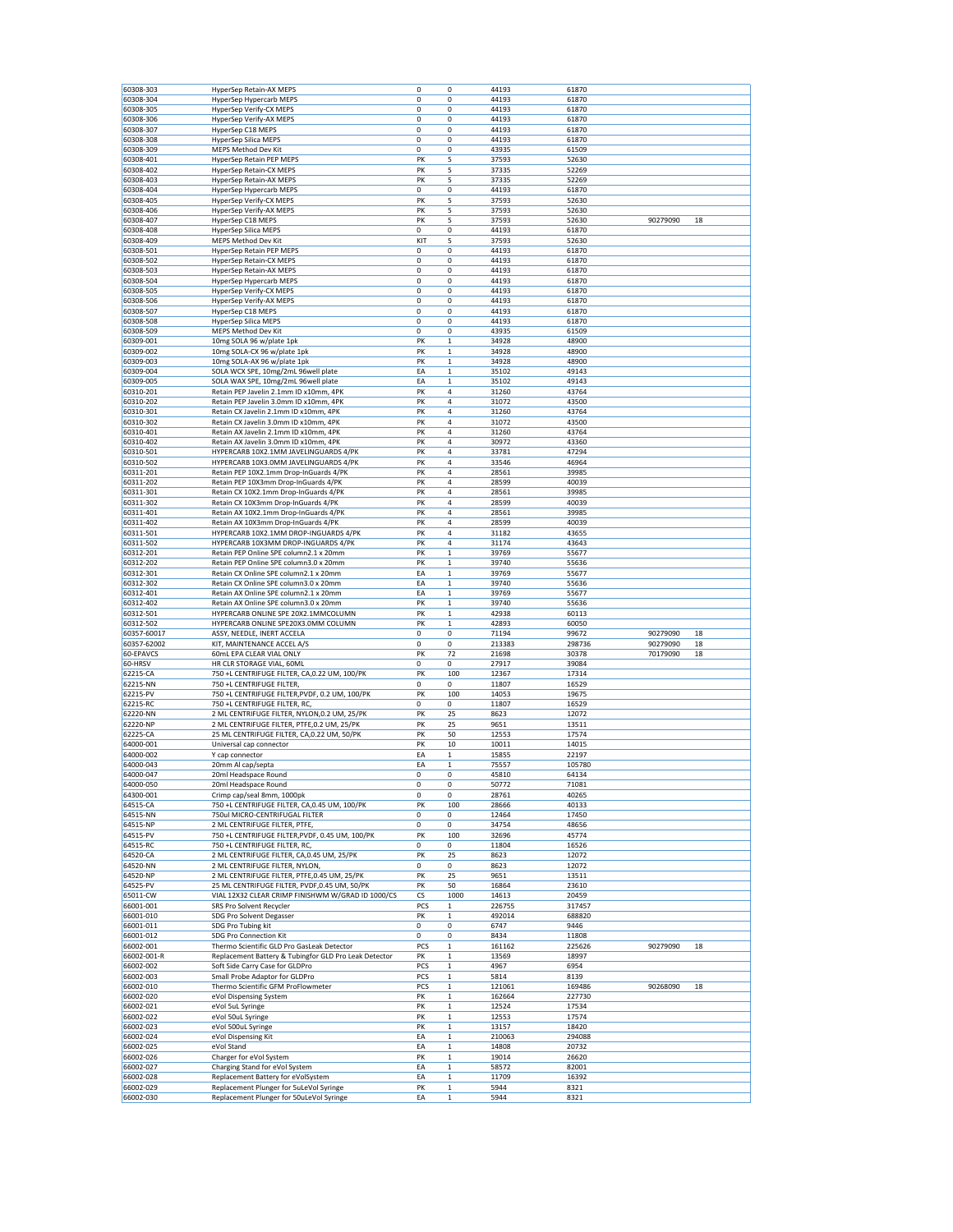| | | | | | | | |
|---|---|---|---|---|---|---|---|
| 60308-303 | HyperSep Retain-AX MEPS | 0 | 0 | 44193 | 61870 | | |
| 60308-304 | HyperSep Hypercarb MEPS | 0 | 0 | 44193 | 61870 | | |
| 60308-305 | HyperSep Verify-CX MEPS | 0 | 0 | 44193 | 61870 | | |
| 60308-306 | HyperSep Verify-AX MEPS | 0 | 0 | 44193 | 61870 | | |
| 60308-307 | HyperSep C18 MEPS | 0 | 0 | 44193 | 61870 | | |
| 60308-308 | HyperSep Silica MEPS | 0 | 0 | 44193 | 61870 | | |
| 60308-309 | MEPS Method Dev Kit | 0 | 0 | 43935 | 61509 | | |
| 60308-401 | HyperSep Retain PEP MEPS | PK | 5 | 37593 | 52630 | | |
| 60308-402 | HyperSep Retain-CX MEPS | PK | 5 | 37335 | 52269 | | |
| 60308-403 | HyperSep Retain-AX MEPS | PK | 5 | 37335 | 52269 | | |
| 60308-404 | HyperSep Hypercarb MEPS | 0 | 0 | 44193 | 61870 | | |
| 60308-405 | HyperSep Verify-CX MEPS | PK | 5 | 37593 | 52630 | | |
| 60308-406 | HyperSep Verify-AX MEPS | PK | 5 | 37593 | 52630 | | |
| 60308-407 | HyperSep C18 MEPS | PK | 5 | 37593 | 52630 | 90279090 | 18 |
| 60308-408 | HyperSep Silica MEPS | 0 | 0 | 44193 | 61870 | | |
| 60308-409 | MEPS Method Dev Kit | KIT | 5 | 37593 | 52630 | | |
| 60308-501 | HyperSep Retain PEP MEPS | 0 | 0 | 44193 | 61870 | | |
| 60308-502 | HyperSep Retain-CX MEPS | 0 | 0 | 44193 | 61870 | | |
| 60308-503 | HyperSep Retain-AX MEPS | 0 | 0 | 44193 | 61870 | | |
| 60308-504 | HyperSep Hypercarb MEPS | 0 | 0 | 44193 | 61870 | | |
| 60308-505 | HyperSep Verify-CX MEPS | 0 | 0 | 44193 | 61870 | | |
| 60308-506 | HyperSep Verify-AX MEPS | 0 | 0 | 44193 | 61870 | | |
| 60308-507 | HyperSep C18 MEPS | 0 | 0 | 44193 | 61870 | | |
| 60308-508 | HyperSep Silica MEPS | 0 | 0 | 44193 | 61870 | | |
| 60308-509 | MEPS Method Dev Kit | 0 | 0 | 43935 | 61509 | | |
| 60309-001 | 10mg SOLA 96 w/plate 1pk | PK | 1 | 34928 | 48900 | | |
| 60309-002 | 10mg SOLA-CX 96 w/plate 1pk | PK | 1 | 34928 | 48900 | | |
| 60309-003 | 10mg SOLA-AX 96 w/plate 1pk | PK | 1 | 34928 | 48900 | | |
| 60309-004 | SOLA WCX SPE, 10mg/2mL 96well plate | EA | 1 | 35102 | 49143 | | |
| 60309-005 | SOLA WAX SPE, 10mg/2mL 96well plate | EA | 1 | 35102 | 49143 | | |
| 60310-201 | Retain PEP Javelin 2.1mm ID x10mm, 4PK | PK | 4 | 31260 | 43764 | | |
| 60310-202 | Retain PEP Javelin 3.0mm ID x10mm, 4PK | PK | 4 | 31072 | 43500 | | |
| 60310-301 | Retain CX Javelin 2.1mm ID x10mm, 4PK | PK | 4 | 31260 | 43764 | | |
| 60310-302 | Retain CX Javelin 3.0mm ID x10mm, 4PK | PK | 4 | 31072 | 43500 | | |
| 60310-401 | Retain AX Javelin 2.1mm ID x10mm, 4PK | PK | 4 | 31260 | 43764 | | |
| 60310-402 | Retain AX Javelin 3.0mm ID x10mm, 4PK | PK | 4 | 30972 | 43360 | | |
| 60310-501 | HYPERCARB 10X2.1MM JAVELINGUARDS 4/PK | PK | 4 | 33781 | 47294 | | |
| 60310-502 | HYPERCARB 10X3.0MM JAVELINGUARDS 4/PK | PK | 4 | 33546 | 46964 | | |
| 60311-201 | Retain PEP 10X2.1mm Drop-InGuards 4/PK | PK | 4 | 28561 | 39985 | | |
| 60311-202 | Retain PEP 10X3mm Drop-InGuards 4/PK | PK | 4 | 28599 | 40039 | | |
| 60311-301 | Retain CX 10X2.1mm Drop-InGuards 4/PK | PK | 4 | 28561 | 39985 | | |
| 60311-302 | Retain CX 10X3mm Drop-InGuards 4/PK | PK | 4 | 28599 | 40039 | | |
| 60311-401 | Retain AX 10X2.1mm Drop-InGuards 4/PK | PK | 4 | 28561 | 39985 | | |
| 60311-402 | Retain AX 10X3mm Drop-InGuards 4/PK | PK | 4 | 28599 | 40039 | | |
| 60311-501 | HYPERCARB 10X2.1MM DROP-INGUARDS 4/PK | PK | 4 | 31182 | 43655 | | |
| 60311-502 | HYPERCARB 10X3MM DROP-INGUARDS 4/PK | PK | 4 | 31174 | 43643 | | |
| 60312-201 | Retain PEP Online SPE column2.1 x 20mm | PK | 1 | 39769 | 55677 | | |
| 60312-202 | Retain PEP Online SPE column3.0 x 20mm | PK | 1 | 39740 | 55636 | | |
| 60312-301 | Retain CX Online SPE column2.1 x 20mm | EA | 1 | 39769 | 55677 | | |
| 60312-302 | Retain CX Online SPE column3.0 x 20mm | EA | 1 | 39740 | 55636 | | |
| 60312-401 | Retain AX Online SPE column2.1 x 20mm | EA | 1 | 39769 | 55677 | | |
| 60312-402 | Retain AX Online SPE column3.0 x 20mm | PK | 1 | 39740 | 55636 | | |
| 60312-501 | HYPERCARB ONLINE SPE 20X2.1MMCOLUMN | PK | 1 | 42938 | 60113 | | |
| 60312-502 | HYPERCARB ONLINE SPE20X3.0MM COLUMN | PK | 1 | 42893 | 60050 | | |
| 60357-60017 | ASSY, NEEDLE, INERT ACCELA | 0 | 0 | 71194 | 99672 | 90279090 | 18 |
| 60357-62002 | KIT, MAINTENANCE ACCEL A/S | 0 | 0 | 213383 | 298736 | 90279090 | 18 |
| 60-EPAVCS | 60mL EPA CLEAR VIAL ONLY | PK | 72 | 21698 | 30378 | 70179090 | 18 |
| 60-HRSV | HR CLR STORAGE VIAL, 60ML | 0 | 0 | 27917 | 39084 | | |
| 62215-CA | 750 +L CENTRIFUGE FILTER, CA,0.22 UM, 100/PK | PK | 100 | 12367 | 17314 | | |
| 62215-NN | 750 +L CENTRIFUGE FILTER, | 0 | 0 | 11807 | 16529 | | |
| 62215-PV | 750 +L CENTRIFUGE FILTER,PVDF, 0.2 UM, 100/PK | PK | 100 | 14053 | 19675 | | |
| 62215-RC | 750 +L CENTRIFUGE FILTER, RC, | 0 | 0 | 11807 | 16529 | | |
| 62220-NN | 2 ML CENTRIFUGE FILTER, NYLON,0.2 UM, 25/PK | PK | 25 | 8623 | 12072 | | |
| 62220-NP | 2 ML CENTRIFUGE FILTER, PTFE,0.2 UM, 25/PK | PK | 25 | 9651 | 13511 | | |
| 62225-CA | 25 ML CENTRIFUGE FILTER, CA,0.22 UM, 50/PK | PK | 50 | 12553 | 17574 | | |
| 64000-001 | Universal cap connector | PK | 10 | 10011 | 14015 | | |
| 64000-002 | Y cap connector | EA | 1 | 15855 | 22197 | | |
| 64000-043 | 20mm Al cap/septa | EA | 1 | 75557 | 105780 | | |
| 64000-047 | 20ml Headspace Round | 0 | 0 | 45810 | 64134 | | |
| 64000-050 | 20ml Headspace Round | 0 | 0 | 50772 | 71081 | | |
| 64300-001 | Crimp cap/seal 8mm, 1000pk | 0 | 0 | 28761 | 40265 | | |
| 64515-CA | 750 +L CENTRIFUGE FILTER, CA,0.45 UM, 100/PK | PK | 100 | 28666 | 40133 | | |
| 64515-NN | 750ul MICRO-CENTRIFUGAL FILTER | 0 | 0 | 12464 | 17450 | | |
| 64515-NP | 2 ML CENTRIFUGE FILTER, PTFE, | 0 | 0 | 34754 | 48656 | | |
| 64515-PV | 750 +L CENTRIFUGE FILTER,PVDF, 0.45 UM, 100/PK | PK | 100 | 32696 | 45774 | | |
| 64515-RC | 750 +L CENTRIFUGE FILTER, RC, | 0 | 0 | 11804 | 16526 | | |
| 64520-CA | 2 ML CENTRIFUGE FILTER, CA,0.45 UM, 25/PK | PK | 25 | 8623 | 12072 | | |
| 64520-NN | 2 ML CENTRIFUGE FILTER, NYLON, | 0 | 0 | 8623 | 12072 | | |
| 64520-NP | 2 ML CENTRIFUGE FILTER, PTFE,0.45 UM, 25/PK | PK | 25 | 9651 | 13511 | | |
| 64525-PV | 25 ML CENTRIFUGE FILTER, PVDF,0.45 UM, 50/PK | PK | 50 | 16864 | 23610 | | |
| 65011-CW | VIAL 12X32 CLEAR CRIMP FINISHWM W/GRAD ID 1000/CS | CS | 1000 | 14613 | 20459 | | |
| 66001-001 | SRS Pro Solvent Recycler | PCS | 1 | 226755 | 317457 | | |
| 66001-010 | SDG Pro Solvent Degasser | PK | 1 | 492014 | 688820 | | |
| 66001-011 | SDG Pro Tubing kit | 0 | 0 | 6747 | 9446 | | |
| 66001-012 | SDG Pro Connection Kit | 0 | 0 | 8434 | 11808 | | |
| 66002-001 | Thermo Scientific GLD Pro GasLeak Detector | PCS | 1 | 161162 | 225626 | 90279090 | 18 |
| 66002-001-R | Replacement Battery & Tubingfor GLD Pro Leak Detector | PK | 1 | 13569 | 18997 | | |
| 66002-002 | Soft Side Carry Case for GLDPro | PCS | 1 | 4967 | 6954 | | |
| 66002-003 | Small Probe Adaptor for GLDPro | PCS | 1 | 5814 | 8139 | | |
| 66002-010 | Thermo Scientific GFM ProFlowmeter | PCS | 1 | 121061 | 169486 | 90268090 | 18 |
| 66002-020 | eVol Dispensing System | PK | 1 | 162664 | 227730 | | |
| 66002-021 | eVol 5uL Syringe | PK | 1 | 12524 | 17534 | | |
| 66002-022 | eVol 50uL Syringe | PK | 1 | 12553 | 17574 | | |
| 66002-023 | eVol 500uL Syringe | PK | 1 | 13157 | 18420 | | |
| 66002-024 | eVol Dispensing Kit | EA | 1 | 210063 | 294088 | | |
| 66002-025 | eVol Stand | EA | 1 | 14808 | 20732 | | |
| 66002-026 | Charger for eVol System | PK | 1 | 19014 | 26620 | | |
| 66002-027 | Charging Stand for eVol System | EA | 1 | 58572 | 82001 | | |
| 66002-028 | Replacement Battery for eVolSystem | EA | 1 | 11709 | 16392 | | |
| 66002-029 | Replacement Plunger for 5uLeVol Syringe | PK | 1 | 5944 | 8321 | | |
| 66002-030 | Replacement Plunger for 50uLeVol Syringe | EA | 1 | 5944 | 8321 | | |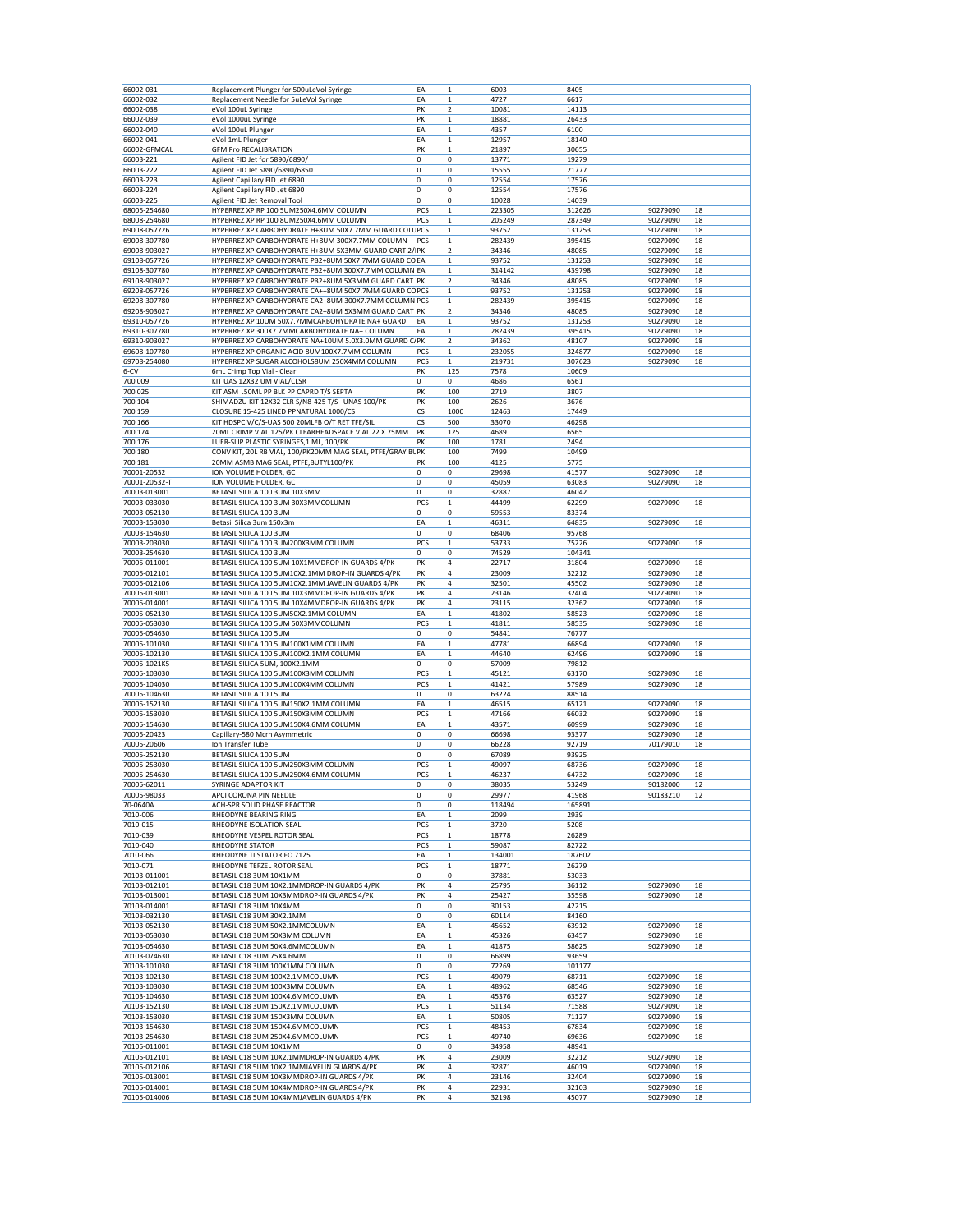| | | | | | | | |
|---|---|---|---|---|---|---|---|
| 66002-031 | Replacement Plunger for 500uLeVol Syringe | EA | 1 | 6003 | 8405 | | |
| 66002-032 | Replacement Needle for 5uLeVol Syringe | EA | 1 | 4727 | 6617 | | |
| 66002-038 | eVol 100uL Syringe | PK | 2 | 10081 | 14113 | | |
| 66002-039 | eVol 1000uL Syringe | PK | 1 | 18881 | 26433 | | |
| 66002-040 | eVol 100uL Plunger | EA | 1 | 4357 | 6100 | | |
| 66002-041 | eVol 1mL Plunger | EA | 1 | 12957 | 18140 | | |
| 66002-GFMCAL | GFM Pro RECALIBRATION | PK | 1 | 21897 | 30655 | | |
| 66003-221 | Agilent FID Jet for 5890/6890/ | 0 | 0 | 13771 | 19279 | | |
| 66003-222 | Agilent FID Jet 5890/6890/6850 | 0 | 0 | 15555 | 21777 | | |
| 66003-223 | Agilent Capillary FID Jet 6890 | 0 | 0 | 12554 | 17576 | | |
| 66003-224 | Agilent Capillary FID Jet 6890 | 0 | 0 | 12554 | 17576 | | |
| 66003-225 | Agilent FID Jet Removal Tool | 0 | 0 | 10028 | 14039 | | |
| 68005-254680 | HYPERREZ XP RP 100 5UM250X4.6MM COLUMN | PCS | 1 | 223305 | 312626 | 90279090 | 18 |
| 68008-254680 | HYPERREZ XP RP 100 8UM250X4.6MM COLUMN | PCS | 1 | 205249 | 287349 | 90279090 | 18 |
| 69008-057726 | HYPERREZ XP CARBOHYDRATE H+8UM 50X7.7MM GUARD COLUPCS | PCS | 1 | 93752 | 131253 | 90279090 | 18 |
| 69008-307780 | HYPERREZ XP CARBOHYDRATE H+8UM 300X7.7MM COLUMN | PCS | 1 | 282439 | 395415 | 90279090 | 18 |
| 69008-903027 | HYPERREZ XP CARBOHYDRATE H+8UM 5X3MM GUARD CART 2/PK | PK | 2 | 34346 | 48085 | 90279090 | 18 |
| 69108-057726 | HYPERREZ XP CARBOHYDRATE PB2+8UM 50X7.7MM GUARD CO EA | EA | 1 | 93752 | 131253 | 90279090 | 18 |
| 69108-307780 | HYPERREZ XP CARBOHYDRATE PB2+8UM 300X7.7MM COLUMN EA | EA | 1 | 314142 | 439798 | 90279090 | 18 |
| 69108-903027 | HYPERREZ XP CARBOHYDRATE PB2+8UM 5X3MM GUARD CART PK | PK | 2 | 34346 | 48085 | 90279090 | 18 |
| 69208-057726 | HYPERREZ XP CARBOHYDRATE CA++8UM 50X7.7MM GUARD COPCS | PCS | 1 | 93752 | 131253 | 90279090 | 18 |
| 69208-307780 | HYPERREZ XP CARBOHYDRATE CA2+8UM 300X7.7MM COLUMN PCS | PCS | 1 | 282439 | 395415 | 90279090 | 18 |
| 69208-903027 | HYPERREZ XP CARBOHYDRATE CA2+8UM 5X3MM GUARD CART PK | PK | 2 | 34346 | 48085 | 90279090 | 18 |
| 69310-057726 | HYPERREZ XP 10UM 50X7.7MMCARBOHYDRATE NA+ GUARD | EA | 1 | 93752 | 131253 | 90279090 | 18 |
| 69310-307780 | HYPERREZ XP 300X7.7MMCARBOHYDRATE NA+ COLUMN | EA | 1 | 282439 | 395415 | 90279090 | 18 |
| 69310-903027 | HYPERREZ XP CARBOHYDRATE NA+10UM 5.0X3.0MM GUARD C/PK | PK | 2 | 34362 | 48107 | 90279090 | 18 |
| 69608-107780 | HYPERREZ XP ORGANIC ACID 8UM100X7.7MM COLUMN | PCS | 1 | 232055 | 324877 | 90279090 | 18 |
| 69708-254080 | HYPERREZ XP SUGAR ALCOHOLS8UM 250X4MM COLUMN | PCS | 1 | 219731 | 307623 | 90279090 | 18 |
| 6-CV | 6mL Crimp Top Vial - Clear | PK | 125 | 7578 | 10609 | | |
| 700 009 | KIT UAS 12X32 UM VIAL/CLSR | 0 | 0 | 4686 | 6561 | | |
| 700 025 | KIT ASM .50ML PP BLK PP CAPRD T/S SEPTA | PK | 100 | 2719 | 3807 | | |
| 700 104 | SHIMADZU KIT 12X32 CLR S/N8-425 T/S UNAS 100/PK | PK | 100 | 2626 | 3676 | | |
| 700 159 | CLOSURE 15-425 LINED PPNATURAL 1000/CS | CS | 1000 | 12463 | 17449 | | |
| 700 166 | KIT HDSPC V/C/S-UAS 500 20MLFB O/T RET TFE/SIL | CS | 500 | 33070 | 46298 | | |
| 700 174 | 20ML CRIMP VIAL 125/PK CLEARHEADSPACE VIAL 22 X 75MM | PK | 125 | 4689 | 6565 | | |
| 700 176 | LUER-SLIP PLASTIC SYRINGES,1 ML, 100/PK | PK | 100 | 1781 | 2494 | | |
| 700 180 | CONV KIT, 20L RB VIAL, 100/PK20MM MAG SEAL, PTFE/GRAY BLPK | PK | 100 | 7499 | 10499 | | |
| 700 181 | 20MM ASMB MAG SEAL, PTFE,BUTYL100/PK | PK | 100 | 4125 | 5775 | | |
| 70001-20532 | ION VOLUME HOLDER, GC | 0 | 0 | 29698 | 41577 | 90279090 | 18 |
| 70001-20532-T | ION VOLUME HOLDER, GC | 0 | 0 | 45059 | 63083 | 90279090 | 18 |
| 70003-013001 | BETASIL SILICA 100 3UM 10X3MM | 0 | 0 | 32887 | 46042 | | |
| 70003-033030 | BETASIL SILICA 100 3UM 30X3MMCOLUMN | PCS | 1 | 44499 | 62299 | 90279090 | 18 |
| 70003-052130 | BETASIL SILICA 100 3UM | 0 | 0 | 59553 | 83374 | | |
| 70003-153030 | Betasil Silica 3um 150x3m | EA | 1 | 46311 | 64835 | 90279090 | 18 |
| 70003-154630 | BETASIL SILICA 100 3UM | 0 | 0 | 68406 | 95768 | | |
| 70003-203030 | BETASIL SILICA 100 3UM200X3MM COLUMN | PCS | 1 | 53733 | 75226 | 90279090 | 18 |
| 70003-254630 | BETASIL SILICA 100 3UM | 0 | 0 | 74529 | 104341 | | |
| 70005-011001 | BETASIL SILICA 100 5UM 10X1MMDROP-IN GUARDS 4/PK | PK | 4 | 22717 | 31804 | 90279090 | 18 |
| 70005-012101 | BETASIL SILICA 100 5UM10X2.1MM DROP-IN GUARDS 4/PK | PK | 4 | 23009 | 32212 | 90279090 | 18 |
| 70005-012106 | BETASIL SILICA 100 5UM10X2.1MM JAVELIN GUARDS 4/PK | PK | 4 | 32501 | 45502 | 90279090 | 18 |
| 70005-013001 | BETASIL SILICA 100 5UM 10X3MMDROP-IN GUARDS 4/PK | PK | 4 | 23146 | 32404 | 90279090 | 18 |
| 70005-014001 | BETASIL SILICA 100 5UM 10X4MMDROP-IN GUARDS 4/PK | PK | 4 | 23115 | 32362 | 90279090 | 18 |
| 70005-052130 | BETASIL SILICA 100 5UM50X2.1MM COLUMN | EA | 1 | 41802 | 58523 | 90279090 | 18 |
| 70005-053030 | BETASIL SILICA 100 5UM 50X3MMCOLUMN | PCS | 1 | 41811 | 58535 | 90279090 | 18 |
| 70005-054630 | BETASIL SILICA 100 5UM | 0 | 0 | 54841 | 76777 | | |
| 70005-101030 | BETASIL SILICA 100 5UM100X1MM COLUMN | EA | 1 | 47781 | 66894 | 90279090 | 18 |
| 70005-102130 | BETASIL SILICA 100 5UM100X2.1MM COLUMN | EA | 1 | 44640 | 62496 | 90279090 | 18 |
| 70005-1021K5 | BETASIL SILICA 5UM, 100X2.1MM | 0 | 0 | 57009 | 79812 | | |
| 70005-103030 | BETASIL SILICA 100 5UM100X3MM COLUMN | PCS | 1 | 45121 | 63170 | 90279090 | 18 |
| 70005-104030 | BETASIL SILICA 100 5UM100X4MM COLUMN | PCS | 1 | 41421 | 57989 | 90279090 | 18 |
| 70005-104630 | BETASIL SILICA 100 5UM | 0 | 0 | 63224 | 88514 | | |
| 70005-152130 | BETASIL SILICA 100 5UM150X2.1MM COLUMN | EA | 1 | 46515 | 65121 | 90279090 | 18 |
| 70005-153030 | BETASIL SILICA 100 5UM150X3MM COLUMN | PCS | 1 | 47166 | 66032 | 90279090 | 18 |
| 70005-154630 | BETASIL SILICA 100 5UM150X4.6MM COLUMN | EA | 1 | 43571 | 60999 | 90279090 | 18 |
| 70005-20423 | Capillary-580 Mcrn Asymmetric | 0 | 0 | 66698 | 93377 | 90279090 | 18 |
| 70005-20606 | Ion Transfer Tube | 0 | 0 | 66228 | 92719 | 70179010 | 18 |
| 70005-252130 | BETASIL SILICA 100 5UM | 0 | 0 | 67089 | 93925 | | |
| 70005-253030 | BETASIL SILICA 100 5UM250X3MM COLUMN | PCS | 1 | 49097 | 68736 | 90279090 | 18 |
| 70005-254630 | BETASIL SILICA 100 5UM250X4.6MM COLUMN | PCS | 1 | 46237 | 64732 | 90279090 | 18 |
| 70005-62011 | SYRINGE ADAPTOR KIT | 0 | 0 | 38035 | 53249 | 90182000 | 12 |
| 70005-98033 | APCI CORONA PIN NEEDLE | 0 | 0 | 29977 | 41968 | 90183210 | 12 |
| 70-0640A | ACH-SPR SOLID PHASE REACTOR | 0 | 0 | 118494 | 165891 | | |
| 7010-006 | RHEODYNE BEARING RING | EA | 1 | 2099 | 2939 | | |
| 7010-015 | RHEODYNE ISOLATION SEAL | PCS | 1 | 3720 | 5208 | | |
| 7010-039 | RHEODYNE VESPEL ROTOR SEAL | PCS | 1 | 18778 | 26289 | | |
| 7010-040 | RHEODYNE STATOR | PCS | 1 | 59087 | 82722 | | |
| 7010-066 | RHEODYNE TI STATOR FO 7125 | EA | 1 | 134001 | 187602 | | |
| 7010-071 | RHEODYNE TEFZEL ROTOR SEAL | PCS | 1 | 18771 | 26279 | | |
| 70103-011001 | BETASIL C18 3UM 10X1MM | 0 | 0 | 37881 | 53033 | | |
| 70103-012101 | BETASIL C18 3UM 10X2.1MMDROP-IN GUARDS 4/PK | PK | 4 | 25795 | 36112 | 90279090 | 18 |
| 70103-013001 | BETASIL C18 3UM 10X3MMDROP-IN GUARDS 4/PK | PK | 4 | 25427 | 35598 | 90279090 | 18 |
| 70103-014001 | BETASIL C18 3UM 10X4MM | 0 | 0 | 30153 | 42215 | | |
| 70103-032130 | BETASIL C18 3UM 30X2.1MM | 0 | 0 | 60114 | 84160 | | |
| 70103-052130 | BETASIL C18 3UM 50X2.1MMCOLUMN | EA | 1 | 45652 | 63912 | 90279090 | 18 |
| 70103-053030 | BETASIL C18 3UM 50X3MM COLUMN | EA | 1 | 45326 | 63457 | 90279090 | 18 |
| 70103-054630 | BETASIL C18 3UM 50X4.6MMCOLUMN | EA | 1 | 41875 | 58625 | 90279090 | 18 |
| 70103-074630 | BETASIL C18 3UM 75X4.6MM | 0 | 0 | 66899 | 93659 | | |
| 70103-101030 | BETASIL C18 3UM 100X1MM COLUMN | 0 | 0 | 72269 | 101177 | | |
| 70103-102130 | BETASIL C18 3UM 100X2.1MMCOLUMN | PCS | 1 | 49079 | 68711 | 90279090 | 18 |
| 70103-103030 | BETASIL C18 3UM 100X3MM COLUMN | EA | 1 | 48962 | 68546 | 90279090 | 18 |
| 70103-104630 | BETASIL C18 3UM 100X4.6MMCOLUMN | EA | 1 | 45376 | 63527 | 90279090 | 18 |
| 70103-152130 | BETASIL C18 3UM 150X2.1MMCOLUMN | PCS | 1 | 51134 | 71588 | 90279090 | 18 |
| 70103-153030 | BETASIL C18 3UM 150X3MM COLUMN | EA | 1 | 50805 | 71127 | 90279090 | 18 |
| 70103-154630 | BETASIL C18 3UM 150X4.6MMCOLUMN | PCS | 1 | 48453 | 67834 | 90279090 | 18 |
| 70103-254630 | BETASIL C18 3UM 250X4.6MMCOLUMN | PCS | 1 | 49740 | 69636 | 90279090 | 18 |
| 70105-011001 | BETASIL C18 5UM 10X1MM | 0 | 0 | 34958 | 48941 | | |
| 70105-012101 | BETASIL C18 5UM 10X2.1MMDROP-IN GUARDS 4/PK | PK | 4 | 23009 | 32212 | 90279090 | 18 |
| 70105-012106 | BETASIL C18 5UM 10X2.1MMJAVELIN GUARDS 4/PK | PK | 4 | 32871 | 46019 | 90279090 | 18 |
| 70105-013001 | BETASIL C18 5UM 10X3MMDROP-IN GUARDS 4/PK | PK | 4 | 23146 | 32404 | 90279090 | 18 |
| 70105-014001 | BETASIL C18 5UM 10X4MMDROP-IN GUARDS 4/PK | PK | 4 | 22931 | 32103 | 90279090 | 18 |
| 70105-014006 | BETASIL C18 5UM 10X4MMJAVELIN GUARDS 4/PK | PK | 4 | 32198 | 45077 | 90279090 | 18 |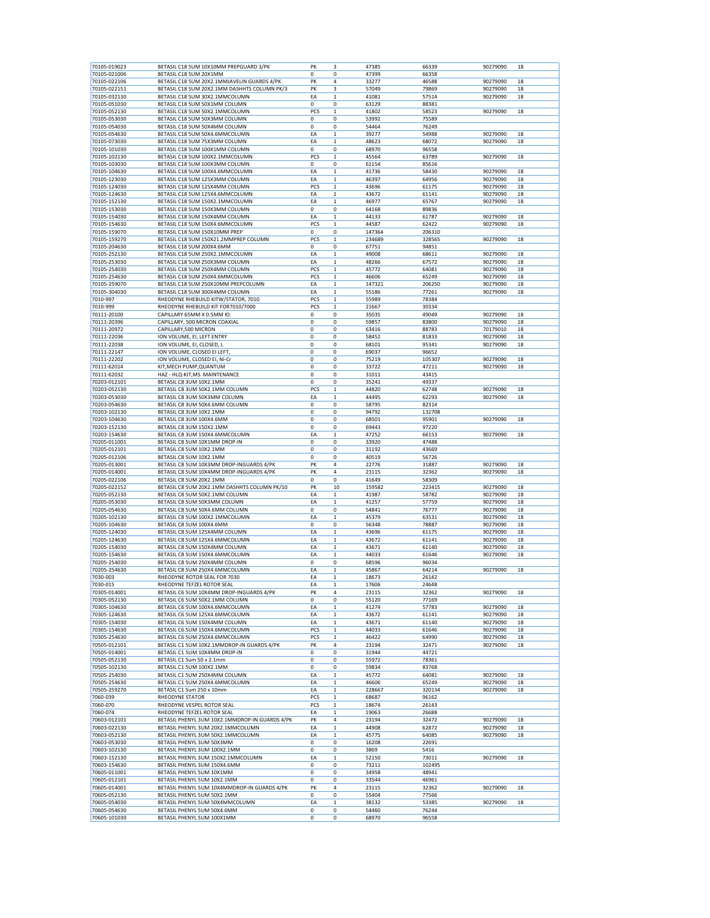| | | | | | | | |
|---|---|---|---|---|---|---|---|
| 70105-019023 | BETASIL C18 5UM 10X10MM PREPGUARD 3/PK | PK | 3 | 47385 | 66339 | 90279090 | 18 |
| 70105-021006 | BETASIL C18 5UM 20X1MM | 0 | 0 | 47399 | 66358 | | |
| 70105-022106 | BETASIL C18 5UM 20X2.1MMJAVELIN GUARDS 4/PK | PK | 4 | 33277 | 46588 | 90279090 | 18 |
| 70105-022151 | BETASIL C18 5UM 20X2.1MM DASHHTS COLUMN PK/3 | PK | 3 | 57049 | 79869 | 90279090 | 18 |
| 70105-032130 | BETASIL C18 5UM 30X2.1MMCOLUMN | EA | 1 | 41081 | 57514 | 90279090 | 18 |
| 70105-051030 | BETASIL C18 5UM 50X1MM COLUMN | 0 | 0 | 63129 | 88381 | | |
| 70105-052130 | BETASIL C18 5UM 50X2.1MMCOLUMN | PCS | 1 | 41802 | 58523 | 90279090 | 18 |
| 70105-053030 | BETASIL C18 5UM 50X3MM COLUMN | 0 | 0 | 53992 | 75589 | | |
| 70105-054030 | BETASIL C18 5UM 50X4MM COLUMN | 0 | 0 | 54464 | 76249 | | |
| 70105-054630 | BETASIL C18 5UM 50X4.6MMCOLUMN | EA | 1 | 39277 | 54988 | 90279090 | 18 |
| 70105-073030 | BETASIL C18 5UM 75X3MM COLUMN | EA | 1 | 48623 | 68072 | 90279090 | 18 |
| 70105-101030 | BETASIL C18 5UM 100X1MM COLUMN | 0 | 0 | 68970 | 96558 | | |
| 70105-102130 | BETASIL C18 5UM 100X2.1MMCOLUMN | PCS | 1 | 45564 | 63789 | 90279090 | 18 |
| 70105-103030 | BETASIL C18 5UM 100X3MM COLUMN | 0 | 0 | 61154 | 85616 | | |
| 70105-104630 | BETASIL C18 5UM 100X4.6MMCOLUMN | EA | 1 | 41736 | 58430 | 90279090 | 18 |
| 70105-123030 | BETASIL C18 5UM 125X3MM COLUMN | EA | 1 | 46397 | 64956 | 90279090 | 18 |
| 70105-124030 | BETASIL C18 5UM 125X4MM COLUMN | PCS | 1 | 43696 | 61175 | 90279090 | 18 |
| 70105-124630 | BETASIL C18 5UM 125X4.6MMCOLUMN | EA | 1 | 43672 | 61141 | 90279090 | 18 |
| 70105-152130 | BETASIL C18 5UM 150X2.1MMCOLUMN | EA | 1 | 46977 | 65767 | 90279090 | 18 |
| 70105-153030 | BETASIL C18 5UM 150X3MM COLUMN | 0 | 0 | 64168 | 89836 | | |
| 70105-154030 | BETASIL C18 5UM 150X4MM COLUMN | EA | 1 | 44133 | 61787 | 90279090 | 18 |
| 70105-154630 | BETASIL C18 5UM 150X4.6MMCOLUMN | PCS | 1 | 44587 | 62422 | 90279090 | 18 |
| 70105-159070 | BETASIL C18 5UM 150X10MM PREP | 0 | 0 | 147364 | 206310 | | |
| 70105-159270 | BETASIL C18 5UM 150X21.2MMPREP COLUMN | PCS | 1 | 234689 | 328565 | 90279090 | 18 |
| 70105-204630 | BETASIL C18 5UM 200X4.6MM | 0 | 0 | 67751 | 94851 | | |
| 70105-252130 | BETASIL C18 5UM 250X2.1MMCOLUMN | EA | 1 | 49008 | 68611 | 90279090 | 18 |
| 70105-253030 | BETASIL C18 5UM 250X3MM COLUMN | EA | 1 | 48266 | 67572 | 90279090 | 18 |
| 70105-254030 | BETASIL C18 5UM 250X4MM COLUMN | PCS | 1 | 45772 | 64081 | 90279090 | 18 |
| 70105-254630 | BETASIL C18 5UM 250X4.6MMCOLUMN | PCS | 1 | 46606 | 65249 | 90279090 | 18 |
| 70105-259070 | BETASIL C18 5UM 250X10MM PREPCOLUMN | EA | 1 | 147321 | 206250 | 90279090 | 18 |
| 70105-304030 | BETASIL C18 5UM 300X4MM COLUMN | EA | 1 | 55186 | 77261 | 90279090 | 18 |
| 7010-997 | RHEODYNE RHEBUILD KITW/STATOR, 7010 | PCS | 1 | 55989 | 78384 | | |
| 7010-999 | RHEODYNE REBUILD KIT FOR7010/7000 | PCS | 1 | 21667 | 30334 | | |
| 70111-20100 | CAPILLARY 65MM X 0.5MM ID. | 0 | 0 | 35035 | 49049 | 90279090 | 18 |
| 70111-20396 | CAPILLARY, 500 MICRON COAXIAL | 0 | 0 | 59857 | 83800 | 90279090 | 18 |
| 70111-20972 | CAPILLARY,500 MICRON | 0 | 0 | 63416 | 88783 | 70179010 | 18 |
| 70111-22036 | ION VOLUME, EI, LEFT ENTRY | 0 | 0 | 58452 | 81833 | 90279090 | 18 |
| 70111-22038 | ION VOLUME, EI, CLOSED, L | 0 | 0 | 68101 | 95341 | 90279090 | 18 |
| 70111-22147 | ION VOLUME, CLOSED EI LEFT, | 0 | 0 | 69037 | 96652 | | |
| 70111-22202 | ION VOLUME, CLOSED EI, Ni-Cr | 0 | 0 | 75219 | 105307 | 90279090 | 18 |
| 70111-62014 | KIT,MECH PUMP,QUANTUM | 0 | 0 | 33722 | 47211 | 90279090 | 18 |
| 70111-62032 | HAZ - HLQ-KIT,MS MAINTENANCE | 0 | 0 | 31011 | 43415 | | |
| 70203-012101 | BETASIL C8 3UM 10X2.1MM | 0 | 0 | 35241 | 49337 | | |
| 70203-052130 | BETASIL C8 3UM 50X2.1MM COLUMN | PCS | 1 | 44820 | 62748 | 90279090 | 18 |
| 70203-053030 | BETASIL C8 3UM 50X3MM COLUMN | EA | 1 | 44495 | 62293 | 90279090 | 18 |
| 70203-054630 | BETASIL C8 3UM 50X4.6MM COLUMN | 0 | 0 | 58795 | 82314 | | |
| 70203-102130 | BETASIL C8 3UM 10X2.1MM | 0 | 0 | 94792 | 132708 | | |
| 70203-104630 | BETASIL C8 3UM 100X4.6MM | 0 | 0 | 68501 | 95901 | 90279090 | 18 |
| 70203-152130 | BETASIL C8 3UM 150X2.1MM | 0 | 0 | 69443 | 97220 | | |
| 70203-154630 | BETASIL C8 3UM 150X4.6MMCOLUMN | EA | 1 | 47252 | 66153 | 90279090 | 18 |
| 70205-011001 | BETASIL C8 5UM 10X1MM DROP-IN | 0 | 0 | 33920 | 47488 | | |
| 70205-012101 | BETASIL C8 5UM 10X2.1MM | 0 | 0 | 31192 | 43669 | | |
| 70205-012106 | BETASIL C8 5UM 10X2.1MM | 0 | 0 | 40519 | 56726 | | |
| 70205-013001 | BETASIL C8 5UM 10X3MM DROP-INGUARDS 4/PK | PK | 4 | 22776 | 31887 | 90279090 | 18 |
| 70205-014001 | BETASIL C8 5UM 10X4MM DROP-INGUARDS 4/PK | PK | 4 | 23115 | 32362 | 90279090 | 18 |
| 70205-022106 | BETASIL C8 5UM 20X2.1MM | 0 | 0 | 41649 | 58309 | | |
| 70205-022152 | BETASIL C8 5UM 20X2.1MM DASHHTS COLUMN PK/10 | PK | 10 | 159582 | 223415 | 90279090 | 18 |
| 70205-052130 | BETASIL C8 5UM 50X2.1MM COLUMN | EA | 1 | 41987 | 58782 | 90279090 | 18 |
| 70205-053030 | BETASIL C8 5UM 50X3MM COLUMN | EA | 1 | 41257 | 57759 | 90279090 | 18 |
| 70205-054630 | BETASIL C8 5UM 50X4.6MM COLUMN | 0 | 0 | 54841 | 76777 | 90279090 | 18 |
| 70205-102130 | BETASIL C8 5UM 100X2.1MMCOLUMN | EA | 1 | 45379 | 63531 | 90279090 | 18 |
| 70205-104630 | BETASIL C8 5UM 100X4.6MM | 0 | 0 | 56348 | 78887 | 90279090 | 18 |
| 70205-124030 | BETASIL C8 5UM 125X4MM COLUMN | EA | 1 | 43696 | 61175 | 90279090 | 18 |
| 70205-124630 | BETASIL C8 5UM 125X4.6MMCOLUMN | EA | 1 | 43672 | 61141 | 90279090 | 18 |
| 70205-154030 | BETASIL C8 5UM 150X4MM COLUMN | EA | 1 | 43671 | 61140 | 90279090 | 18 |
| 70205-154630 | BETASIL C8 5UM 150X4.6MMCOLUMN | EA | 1 | 44033 | 61646 | 90279090 | 18 |
| 70205-254030 | BETASIL C8 5UM 250X4MM COLUMN | 0 | 0 | 68596 | 96034 | | |
| 70205-254630 | BETASIL C8 5UM 250X4.6MMCOLUMN | EA | 1 | 45867 | 64214 | 90279090 | 18 |
| 7030-003 | RHEODYNE ROTOR SEAL FOR 7030 | EA | 1 | 18673 | 26142 | | |
| 7030-015 | RHEODYNE TEFZEL ROTOR SEAL | EA | 1 | 17606 | 24648 | | |
| 70305-014001 | BETASIL C6 5UM 10X4MM DROP-INGUARDS 4/PK | PK | 4 | 23115 | 32362 | 90279090 | 18 |
| 70305-052130 | BETASIL C6 5UM 50X2.1MM COLUMN | 0 | 0 | 55120 | 77169 | | |
| 70305-104630 | BETASIL C6 5UM 100X4.6MMCOLUMN | EA | 1 | 41274 | 57783 | 90279090 | 18 |
| 70305-124630 | BETASIL C6 5UM 125X4.6MMCOLUMN | EA | 1 | 43672 | 61141 | 90279090 | 18 |
| 70305-154030 | BETASIL C6 5UM 150X4MM COLUMN | EA | 1 | 43671 | 61140 | 90279090 | 18 |
| 70305-154630 | BETASIL C6 5UM 150X4.6MMCOLUMN | PCS | 1 | 44033 | 61646 | 90279090 | 18 |
| 70305-254630 | BETASIL C6 5UM 250X4.6MMCOLUMN | PCS | 1 | 46422 | 64990 | 90279090 | 18 |
| 70505-012101 | BETASIL C1 5UM 10X2.1MMDROP-IN GUARDS 4/PK | PK | 4 | 23194 | 32471 | 90279090 | 18 |
| 70505-014001 | BETASIL C1 5UM 10X4MM DROP-IN | 0 | 0 | 31944 | 44721 | | |
| 70505-052130 | BETASIL C1 5um 50 x 2.1mm | 0 | 0 | 55972 | 78361 | | |
| 70505-102130 | BETASIL C1 5UM 100X2.1MM | 0 | 0 | 59834 | 83768 | | |
| 70505-254030 | BETASIL C1 5UM 250X4MM COLUMN | EA | 1 | 45772 | 64081 | 90279090 | 18 |
| 70505-254630 | BETASIL C1 5UM 250X4.6MMCOLUMN | EA | 1 | 46606 | 65249 | 90279090 | 18 |
| 70505-259270 | BETASIL C1 5um 250 x 10mm | EA | 1 | 228667 | 320134 | 90279090 | 18 |
| 7060-039 | RHEODYNE STATOR | PCS | 1 | 68687 | 96162 | | |
| 7060-070 | RHEODYNE VESPEL ROTOR SEAL | PCS | 1 | 18674 | 26143 | | |
| 7060-074 | RHEODYNE TEFZEL ROTOR SEAL | EA | 1 | 19063 | 26688 | | |
| 70603-012101 | BETASIL PHENYL 3UM 10X2.1MMDROP-IN GUARDS 4/PK | PK | 4 | 23194 | 32472 | 90279090 | 18 |
| 70603-022130 | BETASIL PHENYL 3UM 20X2.1MMCOLUMN | EA | 1 | 44908 | 62872 | 90279090 | 18 |
| 70603-052130 | BETASIL PHENYL 3UM 50X2.1MMCOLUMN | EA | 1 | 45775 | 64085 | 90279090 | 18 |
| 70603-053030 | BETASIL PHENYL 3UM 50X3MM | 0 | 0 | 16208 | 22691 | | |
| 70603-102130 | BETASIL PHENYL 3UM 100X2.1MM | 0 | 0 | 3869 | 5416 | | |
| 70603-152130 | BETASIL PHENYL 3UM 150X2.1MMCOLUMN | EA | 1 | 52150 | 73011 | 90279090 | 18 |
| 70603-154630 | BETASIL PHENYL 3UM 150X4.6MM | 0 | 0 | 73211 | 102495 | | |
| 70605-011001 | BETASIL PHENYL 5UM 10X1MM | 0 | 0 | 34958 | 48941 | | |
| 70605-012101 | BETASIL PHENYL 5UM 10X2.1MM | 0 | 0 | 33544 | 46961 | | |
| 70605-014001 | BETASIL PHENYL 5UM 10X4MMDROP-IN GUARDS 4/PK | PK | 4 | 23115 | 32362 | 90279090 | 18 |
| 70605-052130 | BETASIL PHENYL 5UM 50X2.1MM | 0 | 0 | 55404 | 77566 | | |
| 70605-054030 | BETASIL PHENYL 5UM 50X4MMCOLUMN | EA | 1 | 38132 | 53385 | 90279090 | 18 |
| 70605-054630 | BETASIL PHENYL 5UM 50X4.6MM | 0 | 0 | 54460 | 76244 | | |
| 70605-101030 | BETASIL PHENYL 5UM 100X1MM | 0 | 0 | 68970 | 96558 | | |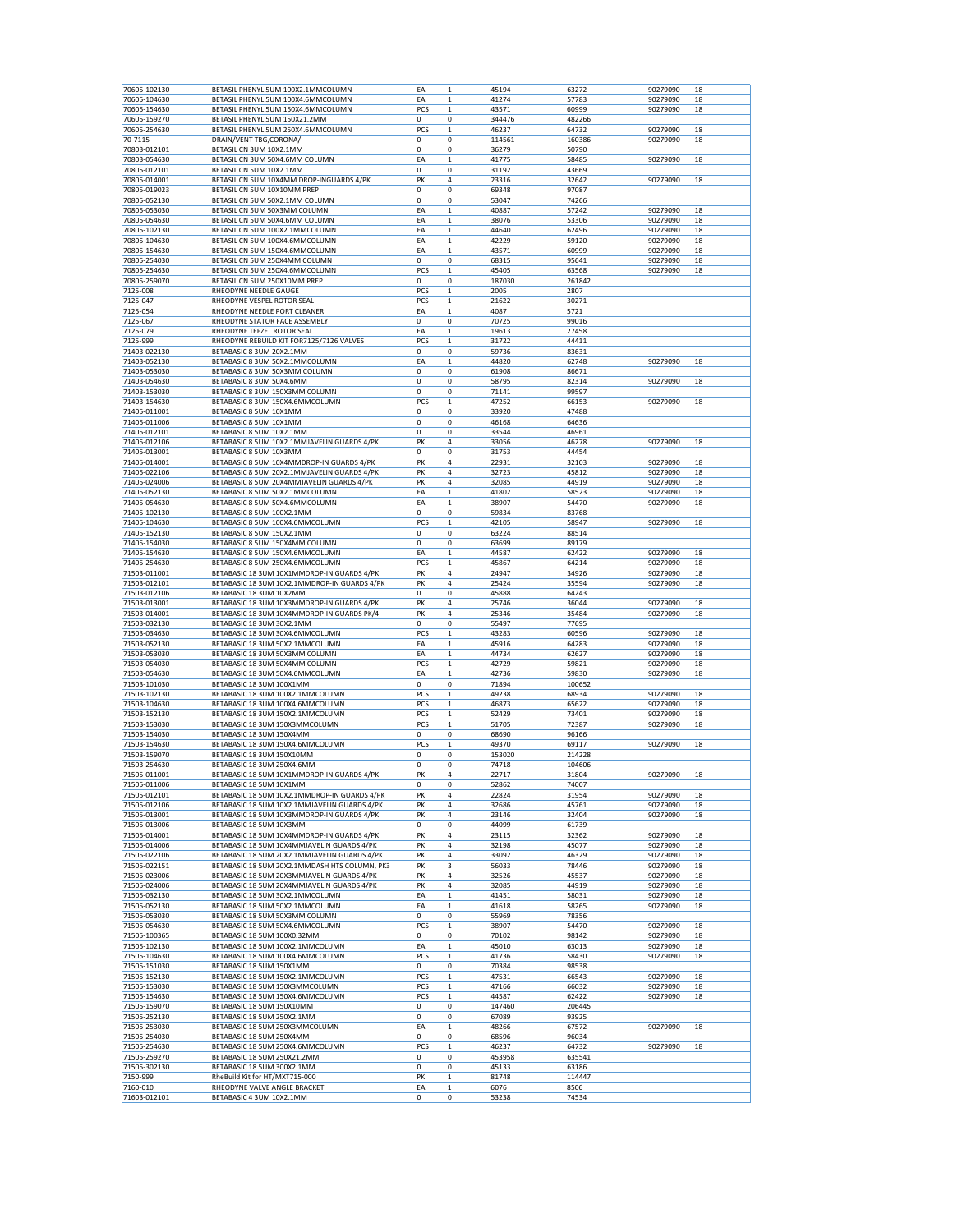| 70605-102130 | BETASIL PHENYL 5UM 100X2.1MMCOLUMN | EA | 1 | 45194 | 63272 | 90279090 | 18 |
|---|---|---|---|---|---|---|---|
| 70605-104630 | BETASIL PHENYL 5UM 100X4.6MMCOLUMN | EA | 1 | 41274 | 57783 | 90279090 | 18 |
| 70605-154630 | BETASIL PHENYL 5UM 150X4.6MMCOLUMN | PCS | 1 | 43571 | 60999 | 90279090 | 18 |
| 70605-159270 | BETASIL PHENYL 5UM 150X21.2MM | 0 | 0 | 344476 | 482266 | | |
| 70605-254630 | BETASIL PHENYL 5UM 250X4.6MMCOLUMN | PCS | 1 | 46237 | 64732 | 90279090 | 18 |
| 70-7115 | DRAIN/VENT TBG,CORONA/ | 0 | 0 | 114561 | 160386 | 90279090 | 18 |
| 70803-012101 | BETASIL CN 3UM 10X2.1MM | 0 | 0 | 36279 | 50790 | | |
| 70803-054630 | BETASIL CN 3UM 50X4.6MM COLUMN | EA | 1 | 41775 | 58485 | 90279090 | 18 |
| 70805-012101 | BETASIL CN 5UM 10X2.1MM | 0 | 0 | 31192 | 43669 | | |
| 70805-014001 | BETASIL CN 5UM 10X4MM DROP-INGUARDS 4/PK | PK | 4 | 23316 | 32642 | 90279090 | 18 |
| 70805-019023 | BETASIL CN 5UM 10X10MM PREP | 0 | 0 | 69348 | 97087 | | |
| 70805-052130 | BETASIL CN 5UM 50X2.1MM COLUMN | 0 | 0 | 53047 | 74266 | | |
| 70805-053030 | BETASIL CN 5UM 50X3MM COLUMN | EA | 1 | 40887 | 57242 | 90279090 | 18 |
| 70805-054630 | BETASIL CN 5UM 50X4.6MM COLUMN | EA | 1 | 38076 | 53306 | 90279090 | 18 |
| 70805-102130 | BETASIL CN 5UM 100X2.1MMCOLUMN | EA | 1 | 44640 | 62496 | 90279090 | 18 |
| 70805-104630 | BETASIL CN 5UM 100X4.6MMCOLUMN | EA | 1 | 42229 | 59120 | 90279090 | 18 |
| 70805-154630 | BETASIL CN 5UM 150X4.6MMCOLUMN | EA | 1 | 43571 | 60999 | 90279090 | 18 |
| 70805-254030 | BETASIL CN 5UM 250X4MM COLUMN | 0 | 0 | 68315 | 95641 | 90279090 | 18 |
| 70805-254630 | BETASIL CN 5UM 250X4.6MMCOLUMN | PCS | 1 | 45405 | 63568 | 90279090 | 18 |
| 70805-259070 | BETASIL CN 5UM 250X10MM PREP | 0 | 0 | 187030 | 261842 | | |
| 7125-008 | RHEODYNE NEEDLE GAUGE | PCS | 1 | 2005 | 2807 | | |
| 7125-047 | RHEODYNE VESPEL ROTOR SEAL | PCS | 1 | 21622 | 30271 | | |
| 7125-054 | RHEODYNE NEEDLE PORT CLEANER | EA | 1 | 4087 | 5721 | | |
| 7125-067 | RHEODYNE STATOR FACE ASSEMBLY | 0 | 0 | 70725 | 99016 | | |
| 7125-079 | RHEODYNE TEFZEL ROTOR SEAL | EA | 1 | 19613 | 27458 | | |
| 7125-999 | RHEODYNE REBUILD KIT FOR7125/7126 VALVES | PCS | 1 | 31722 | 44411 | | |
| 71403-022130 | BETABASIC 8 3UM 20X2.1MM | 0 | 0 | 59736 | 83631 | | |
| 71403-052130 | BETABASIC 8 3UM 50X2.1MMCOLUMN | EA | 1 | 44820 | 62748 | 90279090 | 18 |
| 71403-053030 | BETABASIC 8 3UM 50X3MM COLUMN | 0 | 0 | 61908 | 86671 | | |
| 71403-054630 | BETABASIC 8 3UM 50X4.6MM | 0 | 0 | 58795 | 82314 | 90279090 | 18 |
| 71403-153030 | BETABASIC 8 3UM 150X3MM COLUMN | 0 | 0 | 71141 | 99597 | | |
| 71403-154630 | BETABASIC 8 3UM 150X4.6MMCOLUMN | PCS | 1 | 47252 | 66153 | 90279090 | 18 |
| 71405-011001 | BETABASIC 8 5UM 10X1MM | 0 | 0 | 33920 | 47488 | | |
| 71405-011006 | BETABASIC 8 5UM 10X1MM | 0 | 0 | 46168 | 64636 | | |
| 71405-012101 | BETABASIC 8 5UM 10X2.1MM | 0 | 0 | 33544 | 46961 | | |
| 71405-012106 | BETABASIC 8 5UM 10X2.1MMJAVELIN GUARDS 4/PK | PK | 4 | 33056 | 46278 | 90279090 | 18 |
| 71405-013001 | BETABASIC 8 5UM 10X3MM | 0 | 0 | 31753 | 44454 | | |
| 71405-014001 | BETABASIC 8 5UM 10X4MMDROP-IN GUARDS 4/PK | PK | 4 | 22931 | 32103 | 90279090 | 18 |
| 71405-022106 | BETABASIC 8 5UM 20X2.1MMJAVELIN GUARDS 4/PK | PK | 4 | 32723 | 45812 | 90279090 | 18 |
| 71405-024006 | BETABASIC 8 5UM 20X4MMJAVELIN GUARDS 4/PK | PK | 4 | 32085 | 44919 | 90279090 | 18 |
| 71405-052130 | BETABASIC 8 5UM 50X2.1MMCOLUMN | EA | 1 | 41802 | 58523 | 90279090 | 18 |
| 71405-054630 | BETABASIC 8 5UM 50X4.6MMCOLUMN | EA | 1 | 38907 | 54470 | 90279090 | 18 |
| 71405-102130 | BETABASIC 8 5UM 100X2.1MM | 0 | 0 | 59834 | 83768 | | |
| 71405-104630 | BETABASIC 8 5UM 100X4.6MMCOLUMN | PCS | 1 | 42105 | 58947 | 90279090 | 18 |
| 71405-152130 | BETABASIC 8 5UM 150X2.1MM | 0 | 0 | 63224 | 88514 | | |
| 71405-154030 | BETABASIC 8 5UM 150X4MM COLUMN | 0 | 0 | 63699 | 89179 | | |
| 71405-154630 | BETABASIC 8 5UM 150X4.6MMCOLUMN | EA | 1 | 44587 | 62422 | 90279090 | 18 |
| 71405-254630 | BETABASIC 8 5UM 250X4.6MMCOLUMN | PCS | 1 | 45867 | 64214 | 90279090 | 18 |
| 71503-011001 | BETABASIC 18 3UM 10X1MMDROP-IN GUARDS 4/PK | PK | 4 | 24947 | 34926 | 90279090 | 18 |
| 71503-012101 | BETABASIC 18 3UM 10X2.1MMDROP-IN GUARDS 4/PK | PK | 4 | 25424 | 35594 | 90279090 | 18 |
| 71503-012106 | BETABASIC 18 3UM 10X2MM | 0 | 0 | 45888 | 64243 | | |
| 71503-013001 | BETABASIC 18 3UM 10X3MMDROP-IN GUARDS 4/PK | PK | 4 | 25746 | 36044 | 90279090 | 18 |
| 71503-014001 | BETABASIC 18 3UM 10X4MMDROP-IN GUARDS PK/4 | PK | 4 | 25346 | 35484 | 90279090 | 18 |
| 71503-032130 | BETABASIC 18 3UM 30X2.1MM | 0 | 0 | 55497 | 77695 | | |
| 71503-034630 | BETABASIC 18 3UM 30X4.6MMCOLUMN | PCS | 1 | 43283 | 60596 | 90279090 | 18 |
| 71503-052130 | BETABASIC 18 3UM 50X2.1MMCOLUMN | EA | 1 | 45916 | 64283 | 90279090 | 18 |
| 71503-053030 | BETABASIC 18 3UM 50X3MM COLUMN | EA | 1 | 44734 | 62627 | 90279090 | 18 |
| 71503-054030 | BETABASIC 18 3UM 50X4MM COLUMN | PCS | 1 | 42729 | 59821 | 90279090 | 18 |
| 71503-054630 | BETABASIC 18 3UM 50X4.6MMCOLUMN | EA | 1 | 42736 | 59830 | 90279090 | 18 |
| 71503-101030 | BETABASIC 18 3UM 100X1MM | 0 | 0 | 71894 | 100652 | | |
| 71503-102130 | BETABASIC 18 3UM 100X2.1MMCOLUMN | PCS | 1 | 49238 | 68934 | 90279090 | 18 |
| 71503-104630 | BETABASIC 18 3UM 100X4.6MMCOLUMN | PCS | 1 | 46873 | 65622 | 90279090 | 18 |
| 71503-152130 | BETABASIC 18 3UM 150X2.1MMCOLUMN | PCS | 1 | 52429 | 73401 | 90279090 | 18 |
| 71503-153030 | BETABASIC 18 3UM 150X3MMCOLUMN | PCS | 1 | 51705 | 72387 | 90279090 | 18 |
| 71503-154030 | BETABASIC 18 3UM 150X4MM | 0 | 0 | 68690 | 96166 | | |
| 71503-154630 | BETABASIC 18 3UM 150X4.6MMCOLUMN | PCS | 1 | 49370 | 69117 | 90279090 | 18 |
| 71503-159070 | BETABASIC 18 3UM 150X10MM | 0 | 0 | 153020 | 214228 | | |
| 71503-254630 | BETABASIC 18 3UM 250X4.6MM | 0 | 0 | 74718 | 104606 | | |
| 71505-011001 | BETABASIC 18 5UM 10X1MMDROP-IN GUARDS 4/PK | PK | 4 | 22717 | 31804 | 90279090 | 18 |
| 71505-011006 | BETABASIC 18 5UM 10X1MM | 0 | 0 | 52862 | 74007 | | |
| 71505-012101 | BETABASIC 18 5UM 10X2.1MMDROP-IN GUARDS 4/PK | PK | 4 | 22824 | 31954 | 90279090 | 18 |
| 71505-012106 | BETABASIC 18 5UM 10X2.1MMJAVELIN GUARDS 4/PK | PK | 4 | 32686 | 45761 | 90279090 | 18 |
| 71505-013001 | BETABASIC 18 5UM 10X3MMDROP-IN GUARDS 4/PK | PK | 4 | 23146 | 32404 | 90279090 | 18 |
| 71505-013006 | BETABASIC 18 5UM 10X3MM | 0 | 0 | 44099 | 61739 | | |
| 71505-014001 | BETABASIC 18 5UM 10X4MMDROP-IN GUARDS 4/PK | PK | 4 | 23115 | 32362 | 90279090 | 18 |
| 71505-014006 | BETABASIC 18 5UM 10X4MMJAVELIN GUARDS 4/PK | PK | 4 | 32198 | 45077 | 90279090 | 18 |
| 71505-022106 | BETABASIC 18 5UM 20X2.1MMJAVELIN GUARDS 4/PK | PK | 4 | 33092 | 46329 | 90279090 | 18 |
| 71505-022151 | BETABASIC 18 5UM 20X2.1MMDASH HTS COLUMN, PK3 | PK | 3 | 56033 | 78446 | 90279090 | 18 |
| 71505-023006 | BETABASIC 18 5UM 20X3MMJAVELIN GUARDS 4/PK | PK | 4 | 32526 | 45537 | 90279090 | 18 |
| 71505-024006 | BETABASIC 18 5UM 20X4MMJAVELIN GUARDS 4/PK | PK | 4 | 32085 | 44919 | 90279090 | 18 |
| 71505-032130 | BETABASIC 18 5UM 30X2.1MMCOLUMN | EA | 1 | 41451 | 58031 | 90279090 | 18 |
| 71505-052130 | BETABASIC 18 5UM 50X2.1MMCOLUMN | EA | 1 | 41618 | 58265 | 90279090 | 18 |
| 71505-053030 | BETABASIC 18 5UM 50X3MM COLUMN | 0 | 0 | 55969 | 78356 | | |
| 71505-054630 | BETABASIC 18 5UM 50X4.6MMCOLUMN | PCS | 1 | 38907 | 54470 | 90279090 | 18 |
| 71505-100365 | BETABASIC 18 5UM 100X0.32MM | 0 | 0 | 70102 | 98142 | 90279090 | 18 |
| 71505-102130 | BETABASIC 18 5UM 100X2.1MMCOLUMN | EA | 1 | 45010 | 63013 | 90279090 | 18 |
| 71505-104630 | BETABASIC 18 5UM 100X4.6MMCOLUMN | PCS | 1 | 41736 | 58430 | 90279090 | 18 |
| 71505-151030 | BETABASIC 18 5UM 150X1MM | 0 | 0 | 70384 | 98538 | | |
| 71505-152130 | BETABASIC 18 5UM 150X2.1MMCOLUMN | PCS | 1 | 47531 | 66543 | 90279090 | 18 |
| 71505-153030 | BETABASIC 18 5UM 150X3MMCOLUMN | PCS | 1 | 47166 | 66032 | 90279090 | 18 |
| 71505-154630 | BETABASIC 18 5UM 150X4.6MMCOLUMN | PCS | 1 | 44587 | 62422 | 90279090 | 18 |
| 71505-159070 | BETABASIC 18 5UM 150X10MM | 0 | 0 | 147460 | 206445 | | |
| 71505-252130 | BETABASIC 18 5UM 250X2.1MM | 0 | 0 | 67089 | 93925 | | |
| 71505-253030 | BETABASIC 18 5UM 250X3MMCOLUMN | EA | 1 | 48266 | 67572 | 90279090 | 18 |
| 71505-254030 | BETABASIC 18 5UM 250X4MM | 0 | 0 | 68596 | 96034 | | |
| 71505-254630 | BETABASIC 18 5UM 250X4.6MMCOLUMN | PCS | 1 | 46237 | 64732 | 90279090 | 18 |
| 71505-259270 | BETABASIC 18 5UM 250X21.2MM | 0 | 0 | 453958 | 635541 | | |
| 71505-302130 | BETABASIC 18 5UM 300X2.1MM | 0 | 0 | 45133 | 63186 | | |
| 7150-999 | RheBuild Kit for HT/MXT715-000 | PK | 1 | 81748 | 114447 | | |
| 7160-010 | RHEODYNE VALVE ANGLE BRACKET | EA | 1 | 6076 | 8506 | | |
| 71603-012101 | BETABASIC 4 3UM 10X2.1MM | 0 | 0 | 53238 | 74534 | | |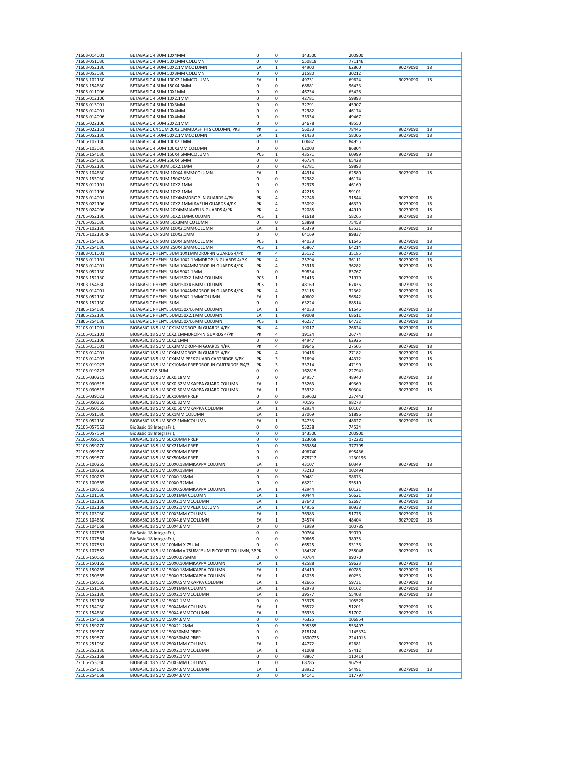| | | | | | | | |
|---|---|---|---|---|---|---|---|
| 71603-014001 | BETABASIC 4 3UM 10X4MM | 0 | 0 | 143500 | 200900 | | |
| 71603-051030 | BETABASIC 4 3UM 50X1MM COLUMN | 0 | 0 | 550818 | 771146 | | |
| 71603-052130 | BETABASIC 4 3UM 50X2.1MMCOLUMN | EA | 1 | 44900 | 62860 | 90279090 | 18 |
| 71603-053030 | BETABASIC 4 3UM 50X3MM COLUMN | 0 | 0 | 21580 | 30212 | | |
| 71603-102130 | BETABASIC 4 3UM 100X2.1MMCOLUMN | EA | 1 | 49731 | 69624 | 90279090 | 18 |
| 71603-154630 | BETABASIC 4 3UM 150X4.6MM | 0 | 0 | 68881 | 96433 | | |
| 71605-011006 | BETABASIC 4 5UM 10X1MM | 0 | 0 | 46734 | 65428 | | |
| 71605-012106 | BETABASIC 4 5UM 10X2.1MM | 0 | 0 | 42781 | 59893 | | |
| 71605-013001 | BETABASIC 4 5UM 10X3MM | 0 | 0 | 32791 | 45907 | | |
| 71605-014001 | BETABASIC 4 5UM 10X4MM | 0 | 0 | 32982 | 46174 | | |
| 71605-014006 | BETABASIC 4 5UM 10X4MM | 0 | 0 | 35334 | 49467 | | |
| 71605-022106 | BETABASIC 4 5UM 20X2.1MM | 0 | 0 | 34678 | 48550 | | |
| 71605-022151 | BETABASIC C4 5UM 20X2.1MMDASH HTS COLUMN, PK3 | PK | 3 | 56033 | 78446 | 90279090 | 18 |
| 71605-052130 | BETABASIC 4 5UM 50X2.1MMCOLUMN | EA | 1 | 41433 | 58006 | 90279090 | 18 |
| 71605-102130 | BETABASIC 4 5UM 100X2.1MM | 0 | 0 | 60682 | 84955 | | |
| 71605-103030 | BETABASIC 4 5UM 100X3MM COLUMN | 0 | 0 | 62003 | 86804 | | |
| 71605-154630 | BETABASIC 4 5UM 150X4.6MMCOLUMN | PCS | 1 | 43571 | 60999 | 90279090 | 18 |
| 71605-254630 | BETABASIC 4 5UM 250X4.6MM | 0 | 0 | 46734 | 65428 | | |
| 71703-052130 | BETABASIC CN 3UM 50X2.1MM | 0 | 0 | 42781 | 59893 | | |
| 71703-104630 | BETABASIC CN 3UM 100X4.6MMCOLUMN | EA | 1 | 44914 | 62880 | 90279090 | 18 |
| 71703-153030 | BETABASIC CN 3UM 150X3MM | 0 | 0 | 32982 | 46174 | | |
| 71705-012101 | BETABASIC CN 5UM 10X2.1MM | 0 | 0 | 32978 | 46169 | | |
| 71705-012106 | BETABASIC CN 5UM 10X2.1MM | 0 | 0 | 42215 | 59101 | | |
| 71705-014001 | BETABASIC CN 5UM 10X4MMDROP-IN GUARDS 4/PK | PK | 4 | 22746 | 31844 | 90279090 | 18 |
| 71705-022106 | BETABASIC CN 5UM 20X2.1MMJAVELIN GUARDS 4/PK | PK | 4 | 33092 | 46329 | 90279090 | 18 |
| 71705-024006 | BETABASIC CN 5UM 20X4MMJAVELIN GUARDS 4/PK | PK | 4 | 32085 | 44919 | 90279090 | 18 |
| 71705-052130 | BETABASIC CN 5UM 50X2.1MMCOLUMN | PCS | 1 | 41618 | 58265 | 90279090 | 18 |
| 71705-053030 | BETABASIC CN 5UM 50X3MM COLUMN | 0 | 0 | 53898 | 75458 | | |
| 71705-102130 | BETABASIC CN 5UM 100X2.1MMCOLUMN | EA | 1 | 45379 | 63531 | 90279090 | 18 |
| 71705-102130RP | BETABASIC CN 5UM 100X2.1MM | 0 | 0 | 64169 | 89837 | | |
| 71705-154630 | BETABASIC CN 5UM 150X4.6MMCOLUMN | PCS | 1 | 44033 | 61646 | 90279090 | 18 |
| 71705-254630 | BETABASIC CN 5UM 250X4.6MMCOLUMN | PCS | 1 | 45867 | 64214 | 90279090 | 18 |
| 71803-011001 | BETABASIC PHENYL 3UM 10X1MMDROP-IN GUARDS 4/PK | PK | 4 | 25132 | 35185 | 90279090 | 18 |
| 71803-012101 | BETABASIC PHENYL 3UM 10X2.1MMDROP IN GUARDS 4/PK | PK | 4 | 25794 | 36111 | 90279090 | 18 |
| 71803-014001 | BETABASIC PHENYL 3UM 10X4MMDROP-IN GUARDS 4/PK | PK | 4 | 25916 | 36282 | 90279090 | 18 |
| 71803-052130 | BETABASIC PHENYL 3UM 50X2.1MM | 0 | 0 | 59834 | 83767 | | |
| 71803-152130 | BETABASIC PHENYL 3UM150X2.1MM COLUMN | PCS | 1 | 51413 | 71979 | 90279090 | 18 |
| 71803-154630 | BETABASIC PHENYL 3UM150X4.6MM COLUMN | PCS | 1 | 48169 | 67436 | 90279090 | 18 |
| 71805-014001 | BETABASIC PHENYL 5UM 10X4MMDROP-IN GUARDS 4/PK | PK | 4 | 23115 | 32362 | 90279090 | 18 |
| 71805-052130 | BETABASIC PHENYL 5UM 50X2.1MMCOLUMN | EA | 1 | 40602 | 56842 | 90279090 | 18 |
| 71805-152130 | BETABASIC PHENYL 5UM | 0 | 0 | 63224 | 88514 | | |
| 71805-154630 | BETABASIC PHENYL 5UM150X4.6MM COLUMN | EA | 1 | 44033 | 61646 | 90279090 | 18 |
| 71805-252130 | BETABASIC PHENYL 5UM250X2.1MM COLUMN | EA | 1 | 49008 | 68611 | 90279090 | 18 |
| 71805-254630 | BETABASIC PHENYL 5UM250X4.6MM COLUMN | PCS | 1 | 46237 | 64732 | 90279090 | 18 |
| 72105-011001 | BIOBASIC 18 5UM 10X1MMDROP-IN GUARDS 4/PK | PK | 4 | 19017 | 26624 | 90279090 | 18 |
| 72105-012101 | BIOBASIC 18 5UM 10X2.1MMDROP-IN GUARDS 4/PK | PK | 4 | 19124 | 26774 | 90279090 | 18 |
| 72105-012106 | BIOBASIC 18 5UM 10X2.1MM | 0 | 0 | 44947 | 62926 | | |
| 72105-013001 | BIOBASIC 18 5UM 10X3MMDROP-IN GUARDS 4/PK | PK | 4 | 19646 | 27505 | 90279090 | 18 |
| 72105-014001 | BIOBASIC 18 5UM 10X4MMDROP-IN GUARDS 4/PK | PK | 4 | 19416 | 27182 | 90279090 | 18 |
| 72105-014003 | BIOBASIC 18 5UM 10X4MM PEEKGUARD CARTRIDGE 3/PK | PK | 3 | 31694 | 44372 | 90279090 | 18 |
| 72105-019023 | BIOBASIC 18 5UM 10X10MM PREPDROP-IN CARTRIDGE PK/3 | PK | 3 | 33714 | 47199 | 90279090 | 18 |
| 72105-019223 | BIOBASIC C18 5UM | 0 | 0 | 162815 | 227941 | | |
| 72105-030215 | BIOBASIC 18 5UM 30X0.18MM | 0 | 0 | 34957 | 48940 | 90279090 | 18 |
| 72105-030315 | BIOBASIC 18 5UM 30X0.32MMKAPPA GUARD COLUMN | EA | 1 | 35263 | 49369 | 90279090 | 18 |
| 72105-030515 | BIOBASIC 18 5UM 30X0.50MMKAPPA GUARD COLUMN | EA | 1 | 35932 | 50304 | 90279090 | 18 |
| 72105-039022 | BIOBASIC 18 5UM 30X10MM PREP | 0 | 0 | 169602 | 237443 | | |
| 72105-050365 | BIOBASIC 18 5UM 50X0.32MM | 0 | 0 | 70195 | 98273 | | |
| 72105-050565 | BIOBASIC 18 5UM 50X0.50MMKAPPA COLUMN | EA | 1 | 42934 | 60107 | 90279090 | 18 |
| 72105-051030 | BIOBASIC 18 5UM 50X1MM COLUMN | EA | 1 | 37069 | 51896 | 90279090 | 18 |
| 72105-052130 | BIOBASIC 18 5UM 50X2.1MMCOLUMN | EA | 1 | 34733 | 48627 | 90279090 | 18 |
| 72105-057563 | BioBasic 18 IntegraFrit, | 0 | 0 | 53238 | 74534 | | |
| 72105-057564 | BioBasic 18 IntegraFrit, | 0 | 0 | 143500 | 200900 | | |
| 72105-059070 | BIOBASIC 18 5UM 50X10MM PREP | 0 | 0 | 123058 | 172281 | | |
| 72105-059270 | BIOBASIC 18 5UM 50X21MM PREP | 0 | 0 | 269854 | 377795 | | |
| 72105-059370 | BIOBASIC 18 5UM 50X30MM PREP | 0 | 0 | 496740 | 695436 | | |
| 72105-059570 | BIOBASIC 18 5UM 50X50MM PREP | 0 | 0 | 878712 | 1230196 | | |
| 72105-100265 | BIOBASIC 18 5UM 100X0.18MMKAPPA COLUMN | EA | 1 | 43107 | 60349 | 90279090 | 18 |
| 72105-100266 | BIOBASIC 18 5UM 100X0.18MM | 0 | 0 | 73210 | 102494 | | |
| 72105-100267 | BIOBASIC 18 5UM 100X0.18MM | 0 | 0 | 70481 | 98673 | | |
| 72105-100365 | BIOBASIC 18 5UM 100X0.32MM | 0 | 0 | 68221 | 95510 | | |
| 72105-100565 | BIOBASIC 18 5UM 100X0.50MMKAPPA COLUMN | EA | 1 | 42944 | 60121 | 90279090 | 18 |
| 72105-101030 | BIOBASIC 18 5UM 100X1MM COLUMN | EA | 1 | 40444 | 56621 | 90279090 | 18 |
| 72105-102130 | BIOBASIC 18 5UM 100X2.1MMCOLUMN | EA | 1 | 37640 | 52697 | 90279090 | 18 |
| 72105-102168 | BIOBASIC 18 5UM 100X2.1MMPEEK COLUMN | EA | 1 | 64956 | 90938 | 90279090 | 18 |
| 72105-103030 | BIOBASIC 18 5UM 100X3MM COLUMN | EA | 1 | 36983 | 51776 | 90279090 | 18 |
| 72105-104630 | BIOBASIC 18 5UM 100X4.6MMCOLUMN | EA | 1 | 34574 | 48404 | 90279090 | 18 |
| 72105-104668 | BIOBASIC 18 5UM 100X4.6MM | 0 | 0 | 71989 | 100785 | | |
| 72105-107563 | BioBasic 18 IntegraFrit, | 0 | 0 | 70764 | 99070 | | |
| 72105-107564 | BioBasic 18 IntegraFrit, | 0 | 0 | 70668 | 98935 | | |
| 72105-107581 | BIOBASIC 18 5UM 100MM X 75UM | 0 | 0 | 66525 | 93136 | 90279090 | 18 |
| 72105-107582 | BIOBASIC 18 5UM 100MM x 75UM15UM PICOFRIT COLUMN, 3PPK | | 3 | 184320 | 258048 | 90279090 | 18 |
| 72105-150065 | BIOBASIC 18 5UM 150X0.075MM | 0 | 0 | 70764 | 99070 | | |
| 72105-150165 | BIOBASIC 18 5UM 150X0.10MMKAPPA COLUMN | EA | 1 | 42588 | 59623 | 90279090 | 18 |
| 72105-150265 | BIOBASIC 18 5UM 150X0.18MMKAPPA COLUMN | EA | 1 | 43419 | 60786 | 90279090 | 18 |
| 72105-150365 | BIOBASIC 18 5UM 150X0.32MMKAPPA COLUMN | EA | 1 | 43038 | 60253 | 90279090 | 18 |
| 72105-150565 | BIOBASIC 18 5UM 150X0.5MMKAPPA COLUMN | EA | 1 | 42665 | 59731 | 90279090 | 18 |
| 72105-151030 | BIOBASIC 18 5UM 150X1MM COLUMN | EA | 1 | 42973 | 60162 | 90279090 | 18 |
| 72105-152130 | BIOBASIC 18 5UM 150X2.1MMCOLUMN | EA | 1 | 39577 | 55408 | 90279090 | 18 |
| 72105-152168 | BIOBASIC 18 5UM 150X2.1MM | 0 | 0 | 75378 | 105529 | | |
| 72105-154030 | BIOBASIC 18 5UM 150X4MM COLUMN | EA | 1 | 36572 | 51201 | 90279090 | 18 |
| 72105-154630 | BIOBASIC 18 5UM 150X4.6MMCOLUMN | EA | 1 | 36933 | 51707 | 90279090 | 18 |
| 72105-154668 | BIOBASIC 18 5UM 150X4.6MM | 0 | 0 | 76325 | 106854 | | |
| 72105-159270 | BIOBASIC 18 5UM 150X21.2MM | 0 | 0 | 395355 | 553497 | | |
| 72105-159370 | BIOBASIC 18 5UM 150X30MM PREP | 0 | 0 | 818124 | 1145374 | | |
| 72105-159570 | BIOBASIC 18 5UM 150X50MM PREP | 0 | 0 | 1600725 | 2241015 | | |
| 72105-251030 | BIOBASIC 18 5UM 250X1MM COLUMN | EA | 1 | 44772 | 62681 | 90279090 | 18 |
| 72105-252130 | BIOBASIC 18 5UM 250X2.1MMCOLUMN | EA | 1 | 41008 | 57412 | 90279090 | 18 |
| 72105-252168 | BIOBASIC 18 5UM 250X2.1MM | 0 | 0 | 78867 | 110414 | | |
| 72105-253030 | BIOBASIC 18 5UM 250X3MM COLUMN | 0 | 0 | 68785 | 96299 | | |
| 72105-254630 | BIOBASIC 18 5UM 250X4.6MMCOLUMN | EA | 1 | 38922 | 54491 | 90279090 | 18 |
| 72105-254668 | BIOBASIC 18 5UM 250X4.6MM | 0 | 0 | 84141 | 117797 | | |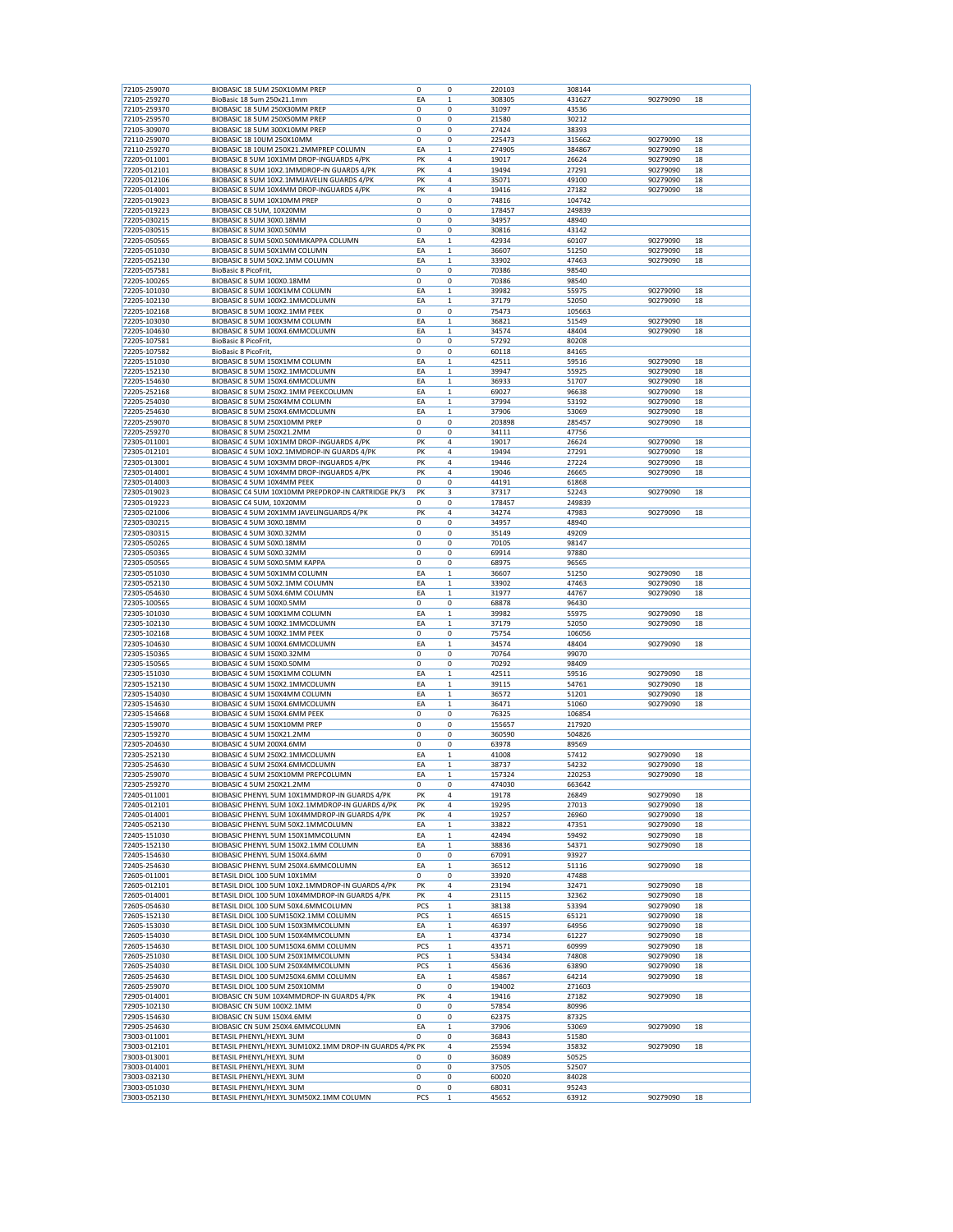| | | | | | | | |
|---|---|---|---|---|---|---|---|
| 72105-259070 | BIOBASIC 18 5UM 250X10MM PREP | 0 | 0 | 220103 | 308144 | | |
| 72105-259270 | BioBasic 18 5um 250x21.1mm | EA | 1 | 308305 | 431627 | 90279090 | 18 |
| 72105-259370 | BIOBASIC 18 5UM 250X30MM PREP | 0 | 0 | 31097 | 43536 | | |
| 72105-259570 | BIOBASIC 18 5UM 250X50MM PREP | 0 | 0 | 21580 | 30212 | | |
| 72105-309070 | BIOBASIC 18 5UM 300X10MM PREP | 0 | 0 | 27424 | 38393 | | |
| 72110-259070 | BIOBASIC 18 10UM 250X10MM | 0 | 0 | 225473 | 315662 | 90279090 | 18 |
| 72110-259270 | BIOBASIC 18 10UM 250X21.2MMPREP COLUMN | EA | 1 | 274905 | 384867 | 90279090 | 18 |
| 72205-011001 | BIOBASIC 8 5UM 10X1MM DROP-INGUARDS 4/PK | PK | 4 | 19017 | 26624 | 90279090 | 18 |
| 72205-012101 | BIOBASIC 8 5UM 10X2.1MMDROP-IN GUARDS 4/PK | PK | 4 | 19494 | 27291 | 90279090 | 18 |
| 72205-012106 | BIOBASIC 8 5UM 10X2.1MMJAVELIN GUARDS 4/PK | PK | 4 | 35071 | 49100 | 90279090 | 18 |
| 72205-014001 | BIOBASIC 8 5UM 10X4MM DROP-INGUARDS 4/PK | PK | 4 | 19416 | 27182 | 90279090 | 18 |
| 72205-019023 | BIOBASIC 8 5UM 10X10MM PREP | 0 | 0 | 74816 | 104742 | | |
| 72205-019223 | BIOBASIC C8 5UM, 10X20MM | 0 | 0 | 178457 | 249839 | | |
| 72205-030215 | BIOBASIC 8 5UM 30X0.18MM | 0 | 0 | 34957 | 48940 | | |
| 72205-030515 | BIOBASIC 8 5UM 30X0.50MM | 0 | 0 | 30816 | 43142 | | |
| 72205-050565 | BIOBASIC 8 5UM 50X0.50MMKAPPA COLUMN | EA | 1 | 42934 | 60107 | 90279090 | 18 |
| 72205-051030 | BIOBASIC 8 5UM 50X1MM COLUMN | EA | 1 | 36607 | 51250 | 90279090 | 18 |
| 72205-052130 | BIOBASIC 8 5UM 50X2.1MM COLUMN | EA | 1 | 33902 | 47463 | 90279090 | 18 |
| 72205-057581 | BioBasic 8 PicoFrit, | 0 | 0 | 70386 | 98540 | | |
| 72205-100265 | BIOBASIC 8 5UM 100X0.18MM | 0 | 0 | 70386 | 98540 | | |
| 72205-101030 | BIOBASIC 8 5UM 100X1MM COLUMN | EA | 1 | 39982 | 55975 | 90279090 | 18 |
| 72205-102130 | BIOBASIC 8 5UM 100X2.1MMCOLUMN | EA | 1 | 37179 | 52050 | 90279090 | 18 |
| 72205-102168 | BIOBASIC 8 5UM 100X2.1MM PEEK | 0 | 0 | 75473 | 105663 | | |
| 72205-103030 | BIOBASIC 8 5UM 100X3MM COLUMN | EA | 1 | 36821 | 51549 | 90279090 | 18 |
| 72205-104630 | BIOBASIC 8 5UM 100X4.6MMCOLUMN | EA | 1 | 34574 | 48404 | 90279090 | 18 |
| 72205-107581 | BioBasic 8 PicoFrit, | 0 | 0 | 57292 | 80208 | | |
| 72205-107582 | BioBasic 8 PicoFrit, | 0 | 0 | 60118 | 84165 | | |
| 72205-151030 | BIOBASIC 8 5UM 150X1MM COLUMN | EA | 1 | 42511 | 59516 | 90279090 | 18 |
| 72205-152130 | BIOBASIC 8 5UM 150X2.1MMCOLUMN | EA | 1 | 39947 | 55925 | 90279090 | 18 |
| 72205-154630 | BIOBASIC 8 5UM 150X4.6MMCOLUMN | EA | 1 | 36933 | 51707 | 90279090 | 18 |
| 72205-252168 | BIOBASIC 8 5UM 250X2.1MM PEEKCOLUMN | EA | 1 | 69027 | 96638 | 90279090 | 18 |
| 72205-254030 | BIOBASIC 8 5UM 250X4MM COLUMN | EA | 1 | 37994 | 53192 | 90279090 | 18 |
| 72205-254630 | BIOBASIC 8 5UM 250X4.6MMCOLUMN | EA | 1 | 37906 | 53069 | 90279090 | 18 |
| 72205-259070 | BIOBASIC 8 5UM 250X10MM PREP | 0 | 0 | 203898 | 285457 | 90279090 | 18 |
| 72205-259270 | BIOBASIC 8 5UM 250X21.2MM | 0 | 0 | 34111 | 47756 | | |
| 72305-011001 | BIOBASIC 4 5UM 10X1MM DROP-INGUARDS 4/PK | PK | 4 | 19017 | 26624 | 90279090 | 18 |
| 72305-012101 | BIOBASIC 4 5UM 10X2.1MMDROP-IN GUARDS 4/PK | PK | 4 | 19494 | 27291 | 90279090 | 18 |
| 72305-013001 | BIOBASIC 4 5UM 10X3MM DROP-INGUARDS 4/PK | PK | 4 | 19446 | 27224 | 90279090 | 18 |
| 72305-014001 | BIOBASIC 4 5UM 10X4MM DROP-INGUARDS 4/PK | PK | 4 | 19046 | 26665 | 90279090 | 18 |
| 72305-014003 | BIOBASIC 4 5UM 10X4MM PEEK | 0 | 0 | 44191 | 61868 | | |
| 72305-019023 | BIOBASIC C4 5UM 10X10MM PREPDROP-IN CARTRIDGE PK/3 | PK | 3 | 37317 | 52243 | 90279090 | 18 |
| 72305-019223 | BIOBASIC C4 5UM, 10X20MM | 0 | 0 | 178457 | 249839 | | |
| 72305-021006 | BIOBASIC 4 5UM 20X1MM JAVELINGUARDS 4/PK | PK | 4 | 34274 | 47983 | 90279090 | 18 |
| 72305-030215 | BIOBASIC 4 5UM 30X0.18MM | 0 | 0 | 34957 | 48940 | | |
| 72305-030315 | BIOBASIC 4 5UM 30X0.32MM | 0 | 0 | 35149 | 49209 | | |
| 72305-050265 | BIOBASIC 4 5UM 50X0.18MM | 0 | 0 | 70105 | 98147 | | |
| 72305-050365 | BIOBASIC 4 5UM 50X0.32MM | 0 | 0 | 69914 | 97880 | | |
| 72305-050565 | BIOBASIC 4 5UM 50X0.5MM KAPPA | 0 | 0 | 68975 | 96565 | | |
| 72305-051030 | BIOBASIC 4 5UM 50X1MM COLUMN | EA | 1 | 36607 | 51250 | 90279090 | 18 |
| 72305-052130 | BIOBASIC 4 5UM 50X2.1MM COLUMN | EA | 1 | 33902 | 47463 | 90279090 | 18 |
| 72305-054630 | BIOBASIC 4 5UM 50X4.6MM COLUMN | EA | 1 | 31977 | 44767 | 90279090 | 18 |
| 72305-100565 | BIOBASIC 4 5UM 100X0.5MM | 0 | 0 | 68878 | 96430 | | |
| 72305-101030 | BIOBASIC 4 5UM 100X1MM COLUMN | EA | 1 | 39982 | 55975 | 90279090 | 18 |
| 72305-102130 | BIOBASIC 4 5UM 100X2.1MMCOLUMN | EA | 1 | 37179 | 52050 | 90279090 | 18 |
| 72305-102168 | BIOBASIC 4 5UM 100X2.1MM PEEK | 0 | 0 | 75754 | 106056 | | |
| 72305-104630 | BIOBASIC 4 5UM 100X4.6MMCOLUMN | EA | 1 | 34574 | 48404 | 90279090 | 18 |
| 72305-150365 | BIOBASIC 4 5UM 150X0.32MM | 0 | 0 | 70764 | 99070 | | |
| 72305-150565 | BIOBASIC 4 5UM 150X0.50MM | 0 | 0 | 70292 | 98409 | | |
| 72305-151030 | BIOBASIC 4 5UM 150X1MM COLUMN | EA | 1 | 42511 | 59516 | 90279090 | 18 |
| 72305-152130 | BIOBASIC 4 5UM 150X2.1MMCOLUMN | EA | 1 | 39115 | 54761 | 90279090 | 18 |
| 72305-154030 | BIOBASIC 4 5UM 150X4MM COLUMN | EA | 1 | 36572 | 51201 | 90279090 | 18 |
| 72305-154630 | BIOBASIC 4 5UM 150X4.6MMCOLUMN | EA | 1 | 36471 | 51060 | 90279090 | 18 |
| 72305-154668 | BIOBASIC 4 5UM 150X4.6MM PEEK | 0 | 0 | 76325 | 106854 | | |
| 72305-159070 | BIOBASIC 4 5UM 150X10MM PREP | 0 | 0 | 155657 | 217920 | | |
| 72305-159270 | BIOBASIC 4 5UM 150X21.2MM | 0 | 0 | 360590 | 504826 | | |
| 72305-204630 | BIOBASIC 4 5UM 200X4.6MM | 0 | 0 | 63978 | 89569 | | |
| 72305-252130 | BIOBASIC 4 5UM 250X2.1MMCOLUMN | EA | 1 | 41008 | 57412 | 90279090 | 18 |
| 72305-254630 | BIOBASIC 4 5UM 250X4.6MMCOLUMN | EA | 1 | 38737 | 54232 | 90279090 | 18 |
| 72305-259070 | BIOBASIC 4 5UM 250X10MM PREPCOLUMN | EA | 1 | 157324 | 220253 | 90279090 | 18 |
| 72305-259270 | BIOBASIC 4 5UM 250X21.2MM | 0 | 0 | 474030 | 663642 | | |
| 72405-011001 | BIOBASIC PHENYL 5UM 10X1MMDROP-IN GUARDS 4/PK | PK | 4 | 19178 | 26849 | 90279090 | 18 |
| 72405-012101 | BIOBASIC PHENYL 5UM 10X2.1MMDROP-IN GUARDS 4/PK | PK | 4 | 19295 | 27013 | 90279090 | 18 |
| 72405-014001 | BIOBASIC PHENYL 5UM 10X4MMDROP-IN GUARDS 4/PK | PK | 4 | 19257 | 26960 | 90279090 | 18 |
| 72405-052130 | BIOBASIC PHENYL 5UM 50X2.1MMCOLUMN | EA | 1 | 33822 | 47351 | 90279090 | 18 |
| 72405-151030 | BIOBASIC PHENYL 5UM 150X1MMCOLUMN | EA | 1 | 42494 | 59492 | 90279090 | 18 |
| 72405-152130 | BIOBASIC PHENYL 5UM 150X2.1MM COLUMN | EA | 1 | 38836 | 54371 | 90279090 | 18 |
| 72405-154630 | BIOBASIC PHENYL 5UM 150X4.6MM | 0 | 0 | 67091 | 93927 | | |
| 72405-254630 | BIOBASIC PHENYL 5UM 250X4.6MMCOLUMN | EA | 1 | 36512 | 51116 | 90279090 | 18 |
| 72605-011001 | BETASIL DIOL 100 5UM 10X1MM | 0 | 0 | 33920 | 47488 | | |
| 72605-012101 | BETASIL DIOL 100 5UM 10X2.1MMDROP-IN GUARDS 4/PK | PK | 4 | 23194 | 32471 | 90279090 | 18 |
| 72605-014001 | BETASIL DIOL 100 5UM 10X4MMDROP-IN GUARDS 4/PK | PK | 4 | 23115 | 32362 | 90279090 | 18 |
| 72605-054630 | BETASIL DIOL 100 5UM 50X4.6MMCOLUMN | PCS | 1 | 38138 | 53394 | 90279090 | 18 |
| 72605-152130 | BETASIL DIOL 100 5UM150X2.1MM COLUMN | PCS | 1 | 46515 | 65121 | 90279090 | 18 |
| 72605-153030 | BETASIL DIOL 100 5UM 150X3MMCOLUMN | EA | 1 | 46397 | 64956 | 90279090 | 18 |
| 72605-154030 | BETASIL DIOL 100 5UM 150X4MMCOLUMN | EA | 1 | 43734 | 61227 | 90279090 | 18 |
| 72605-154630 | BETASIL DIOL 100 5UM150X4.6MM COLUMN | PCS | 1 | 43571 | 60999 | 90279090 | 18 |
| 72605-251030 | BETASIL DIOL 100 5UM 250X1MMCOLUMN | PCS | 1 | 53434 | 74808 | 90279090 | 18 |
| 72605-254030 | BETASIL DIOL 100 5UM 250X4MMCOLUMN | PCS | 1 | 45636 | 63890 | 90279090 | 18 |
| 72605-254630 | BETASIL DIOL 100 5UM250X4.6MM COLUMN | EA | 1 | 45867 | 64214 | 90279090 | 18 |
| 72605-259070 | BETASIL DIOL 100 5UM 250X10MM | 0 | 0 | 194002 | 271603 | | |
| 72905-014001 | BIOBASIC CN 5UM 10X4MMDROP-IN GUARDS 4/PK | PK | 4 | 19416 | 27182 | 90279090 | 18 |
| 72905-102130 | BIOBASIC CN 5UM 100X2.1MM | 0 | 0 | 57854 | 80996 | | |
| 72905-154630 | BIOBASIC CN 5UM 150X4.6MM | 0 | 0 | 62375 | 87325 | | |
| 72905-254630 | BIOBASIC CN 5UM 250X4.6MMCOLUMN | EA | 1 | 37906 | 53069 | 90279090 | 18 |
| 73003-011001 | BETASIL PHENYL/HEXYL 3UM | 0 | 0 | 36843 | 51580 | | |
| 73003-012101 | BETASIL PHENYL/HEXYL 3UM10X2.1MM DROP-IN GUARDS 4/PK | PK | 4 | 25594 | 35832 | 90279090 | 18 |
| 73003-013001 | BETASIL PHENYL/HEXYL 3UM | 0 | 0 | 36089 | 50525 | | |
| 73003-014001 | BETASIL PHENYL/HEXYL 3UM | 0 | 0 | 37505 | 52507 | | |
| 73003-032130 | BETASIL PHENYL/HEXYL 3UM | 0 | 0 | 60020 | 84028 | | |
| 73003-051030 | BETASIL PHENYL/HEXYL 3UM | 0 | 0 | 68031 | 95243 | | |
| 73003-052130 | BETASIL PHENYL/HEXYL 3UM50X2.1MM COLUMN | PCS | 1 | 45652 | 63912 | 90279090 | 18 |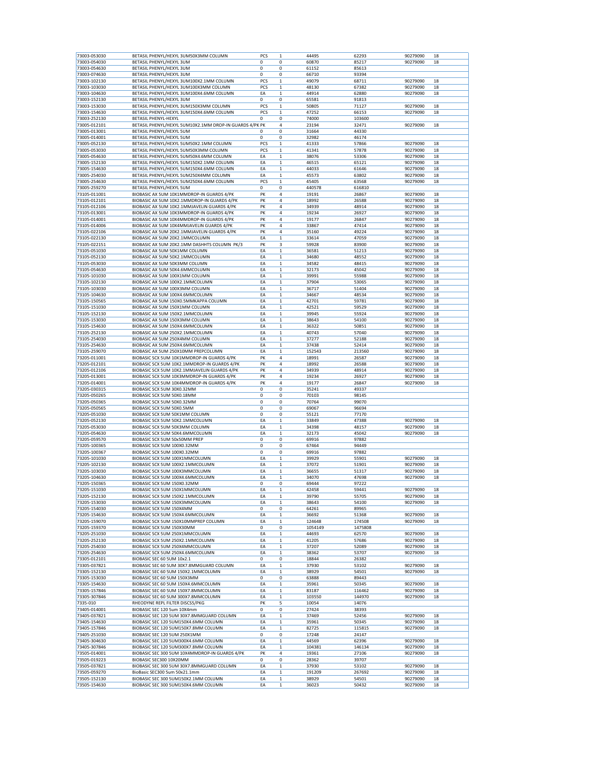| | | | | | | | |
|---|---|---|---|---|---|---|---|
| 73003-053030 | BETASIL PHENYL/HEXYL 3UM50X3MM COLUMN | PCS | 1 | 44495 | 62293 | 90279090 | 18 |
| 73003-054030 | BETASIL PHENYL/HEXYL 3UM | 0 | 0 | 60870 | 85217 | 90279090 | 18 |
| 73003-054630 | BETASIL PHENYL/HEXYL 3UM | 0 | 0 | 61152 | 85613 | | |
| 73003-074630 | BETASIL PHENYL/HEXYL 3UM | 0 | 0 | 66710 | 93394 | | |
| 73003-102130 | BETASIL PHENYL/HEXYL 3UM100X2.1MM COLUMN | PCS | 1 | 49079 | 68711 | 90279090 | 18 |
| 73003-103030 | BETASIL PHENYL/HEXYL 3UM100X3MM COLUMN | PCS | 1 | 48130 | 67382 | 90279090 | 18 |
| 73003-104630 | BETASIL PHENYL/HEXYL 3UM100X4.6MM COLUMN | EA | 1 | 44914 | 62880 | 90279090 | 18 |
| 73003-152130 | BETASIL PHENYL/HEXYL 3UM | 0 | 0 | 65581 | 91813 | | |
| 73003-153030 | BETASIL PHENYL/HEXYL 3UM150X3MM COLUMN | PCS | 1 | 50805 | 71127 | 90279090 | 18 |
| 73003-154630 | BETASIL PHENYL/HEXYL 3UM150X4.6MM COLUMN | PCS | 1 | 47252 | 66153 | 90279090 | 18 |
| 73003-252130 | BETASIL PHENYL-HEXYL | 0 | 0 | 74000 | 103600 | | |
| 73005-012101 | BETASIL PHENYL/HEXYL 5UM10X2.1MM DROP-IN GUARDS 4/PK | PK | 4 | 23194 | 32471 | 90279090 | 18 |
| 73005-013001 | BETASIL PHENYL/HEXYL 5UM | 0 | 0 | 31664 | 44330 | | |
| 73005-014001 | BETASIL PHENYL/HEXYL 5UM | 0 | 0 | 32982 | 46174 | | |
| 73005-052130 | BETASIL PHENYL/HEXYL 5UM50X2.1MM COLUMN | PCS | 1 | 41333 | 57866 | 90279090 | 18 |
| 73005-053030 | BETASIL PHENYL/HEXYL 5UM50X3MM COLUMN | PCS | 1 | 41341 | 57878 | 90279090 | 18 |
| 73005-054630 | BETASIL PHENYL/HEXYL 5UM50X4.6MM COLUMN | EA | 1 | 38076 | 53306 | 90279090 | 18 |
| 73005-152130 | BETASIL PHENYL/HEXYL 5UM150X2.1MM COLUMN | EA | 1 | 46515 | 65121 | 90279090 | 18 |
| 73005-154630 | BETASIL PHENYL/HEXYL 5UM150X4.6MM COLUMN | EA | 1 | 44033 | 61646 | 90279090 | 18 |
| 73005-254030 | BETASIL PHENYL/HEXYL 5UM250X4MM COLUMN | EA | 1 | 45573 | 63802 | 90279090 | 18 |
| 73005-254630 | BETASIL PHENYL/HEXYL 5UM250X4.6MM COLUMN | PCS | 1 | 45405 | 63568 | 90279090 | 18 |
| 73005-259270 | BETASIL PHENYL/HEXYL 5UM | 0 | 0 | 440578 | 616810 | | |
| 73105-011001 | BIOBASIC AX 5UM 10X1MMDROP-IN GUARDS 4/PK | PK | 4 | 19191 | 26867 | 90279090 | 18 |
| 73105-012101 | BIOBASIC AX 5UM 10X2.1MMDROP-IN GUARDS 4/PK | PK | 4 | 18992 | 26588 | 90279090 | 18 |
| 73105-012106 | BIOBASIC AX 5UM 10X2.1MMJAVELIN GUARDS 4/PK | PK | 4 | 34939 | 48914 | 90279090 | 18 |
| 73105-013001 | BIOBASIC AX 5UM 10X3MMDROP-IN GUARDS 4/PK | PK | 4 | 19234 | 26927 | 90279090 | 18 |
| 73105-014001 | BIOBASIC AX 5UM 10X4MMDROP-IN GUARDS 4/PK | PK | 4 | 19177 | 26847 | 90279090 | 18 |
| 73105-014006 | BIOBASIC AX 5UM 10X4MMJAVELIN GUARDS 4/PK | PK | 4 | 33867 | 47414 | 90279090 | 18 |
| 73105-022106 | BIOBASIC AX 5UM 20X2.1MMJAVELIN GUARDS 4/PK | PK | 4 | 35160 | 49224 | 90279090 | 18 |
| 73105-022130 | BIOBASIC AX 5UM 20X2.1MMCOLUMN | EA | 1 | 33614 | 47059 | 90279090 | 18 |
| 73105-022151 | BIOBASIC AX 5UM 20X2.1MM DASHHTS COLUMN PK/3 | PK | 3 | 59928 | 83900 | 90279090 | 18 |
| 73105-051030 | BIOBASIC AX 5UM 50X1MM COLUMN | EA | 1 | 36581 | 51213 | 90279090 | 18 |
| 73105-052130 | BIOBASIC AX 5UM 50X2.1MMCOLUMN | EA | 1 | 34680 | 48552 | 90279090 | 18 |
| 73105-053030 | BIOBASIC AX 5UM 50X3MM COLUMN | EA | 1 | 34582 | 48415 | 90279090 | 18 |
| 73105-054630 | BIOBASIC AX 5UM 50X4.6MMCOLUMN | EA | 1 | 32173 | 45042 | 90279090 | 18 |
| 73105-101030 | BIOBASIC AX 5UM 100X1MM COLUMN | EA | 1 | 39991 | 55988 | 90279090 | 18 |
| 73105-102130 | BIOBASIC AX 5UM 100X2.1MMCOLUMN | EA | 1 | 37904 | 53065 | 90279090 | 18 |
| 73105-103030 | BIOBASIC AX 5UM 100X3MM COLUMN | EA | 1 | 36717 | 51404 | 90279090 | 18 |
| 73105-104630 | BIOBASIC AX 5UM 100X4.6MMCOLUMN | EA | 1 | 34667 | 48534 | 90279090 | 18 |
| 73105-150565 | BIOBASIC AX 5UM 150X0.5MMKAPPA COLUMN | EA | 1 | 42701 | 59781 | 90279090 | 18 |
| 73105-151030 | BIOBASIC AX 5UM 150X1MM COLUMN | EA | 1 | 42521 | 59529 | 90279090 | 18 |
| 73105-152130 | BIOBASIC AX 5UM 150X2.1MMCOLUMN | EA | 1 | 39945 | 55924 | 90279090 | 18 |
| 73105-153030 | BIOBASIC AX 5UM 150X3MM COLUMN | EA | 1 | 38643 | 54100 | 90279090 | 18 |
| 73105-154630 | BIOBASIC AX 5UM 150X4.6MMCOLUMN | EA | 1 | 36322 | 50851 | 90279090 | 18 |
| 73105-252130 | BIOBASIC AX 5UM 250X2.1MMCOLUMN | EA | 1 | 40743 | 57040 | 90279090 | 18 |
| 73105-254030 | BIOBASIC AX 5UM 250X4MM COLUMN | EA | 1 | 37277 | 52188 | 90279090 | 18 |
| 73105-254630 | BIOBASIC AX 5UM 250X4.6MMCOLUMN | EA | 1 | 37438 | 52414 | 90279090 | 18 |
| 73105-259070 | BIOBASIC AX 5UM 250X10MM PREPCOLUMN | EA | 1 | 152543 | 213560 | 90279090 | 18 |
| 73205-011001 | BIOBASIC SCX 5UM 10X1MMDROP-IN GUARDS 4/PK | PK | 4 | 18991 | 26587 | 90279090 | 18 |
| 73205-012101 | BIOBASIC SCX 5UM 10X2.1MMDROP-IN GUARDS 4/PK | PK | 4 | 18992 | 26588 | 90279090 | 18 |
| 73205-012106 | BIOBASIC SCX 5UM 10X2.1MMJAVELIN GUARDS 4/PK | PK | 4 | 34939 | 48914 | 90279090 | 18 |
| 73205-013001 | BIOBASIC SCX 5UM 10X3MMDROP-IN GUARDS 4/PK | PK | 4 | 19234 | 26927 | 90279090 | 18 |
| 73205-014001 | BIOBASIC SCX 5UM 10X4MMDROP-IN GUARDS 4/PK | PK | 4 | 19177 | 26847 | 90279090 | 18 |
| 73205-030315 | BIOBASIC SCX 5UM 30X0.32MM | 0 | 0 | 35241 | 49337 | | |
| 73205-050265 | BIOBASIC SCX 5UM 50X0.18MM | 0 | 0 | 70103 | 98145 | | |
| 73205-050365 | BIOBASIC SCX 5UM 50X0.32MM | 0 | 0 | 70764 | 99070 | | |
| 73205-050565 | BIOBASIC SCX 5UM 50X0.5MM | 0 | 0 | 69067 | 96694 | | |
| 73205-051030 | BIOBASIC SCX 5UM 50X1MM COLUMN | 0 | 0 | 55121 | 77170 | | |
| 73205-052130 | BIOBASIC SCX 5UM 50X2.1MMCOLUMN | EA | 1 | 33849 | 47388 | 90279090 | 18 |
| 73205-053030 | BIOBASIC SCX 5UM 50X3MM COLUMN | EA | 1 | 34398 | 48157 | 90279090 | 18 |
| 73205-054630 | BIOBASIC SCX 5UM 50X4.6MMCOLUMN | EA | 1 | 32173 | 45042 | 90279090 | 18 |
| 73205-059570 | BIOBASIC SCX 5UM 50x50MM PREP | 0 | 0 | 69916 | 97882 | | |
| 73205-100365 | BIOBASIC SCX 5UM 100X0.32MM | 0 | 0 | 67464 | 94449 | | |
| 73205-100367 | BIOBASIC SCX 5UM 100X0.32MM | 0 | 0 | 69916 | 97882 | | |
| 73205-101030 | BIOBASIC SCX 5UM 100X1MMCOLUMN | EA | 1 | 39929 | 55901 | 90279090 | 18 |
| 73205-102130 | BIOBASIC SCX 5UM 100X2.1MMCOLUMN | EA | 1 | 37072 | 51901 | 90279090 | 18 |
| 73205-103030 | BIOBASIC SCX 5UM 100X3MMCOLUMN | EA | 1 | 36655 | 51317 | 90279090 | 18 |
| 73205-104630 | BIOBASIC SCX 5UM 100X4.6MMCOLUMN | EA | 1 | 34070 | 47698 | 90279090 | 18 |
| 73205-150365 | BIOBASIC SCX 5UM 150X0.32MM | 0 | 0 | 69444 | 97222 | | |
| 73205-151030 | BIOBASIC SCX 5UM 150X1MMCOLUMN | EA | 1 | 42458 | 59441 | 90279090 | 18 |
| 73205-152130 | BIOBASIC SCX 5UM 150X2.1MMCOLUMN | EA | 1 | 39790 | 55705 | 90279090 | 18 |
| 73205-153030 | BIOBASIC SCX 5UM 150X3MMCOLUMN | EA | 1 | 38643 | 54100 | 90279090 | 18 |
| 73205-154030 | BIOBASIC SCX 5UM 150X4MM | 0 | 0 | 64261 | 89965 | | |
| 73205-154630 | BIOBASIC SCX 5UM 150X4.6MMCOLUMN | EA | 1 | 36692 | 51368 | 90279090 | 18 |
| 73205-159070 | BIOBASIC SCX 5UM 150X10MMPREP COLUMN | EA | 1 | 124648 | 174508 | 90279090 | 18 |
| 73205-159370 | BIOBASIC SCX 5UM 150X30MM | 0 | 0 | 1054149 | 1475808 | | |
| 73205-251030 | BIOBASIC SCX 5UM 250X1MMCOLUMN | EA | 1 | 44693 | 62570 | 90279090 | 18 |
| 73205-252130 | BIOBASIC SCX 5UM 250X2.1MMCOLUMN | EA | 1 | 41205 | 57686 | 90279090 | 18 |
| 73205-254030 | BIOBASIC SCX 5UM 250X4MMCOLUMN | EA | 1 | 37207 | 52089 | 90279090 | 18 |
| 73205-254630 | BIOBASIC SCX 5UM 250X4.6MMCOLUMN | EA | 1 | 38362 | 53707 | 90279090 | 18 |
| 73305-012101 | BIOBASIC SEC 60 5UM 10x2.1 | 0 | 0 | 18844 | 26382 | | |
| 73305-037821 | BIOBASIC SEC 60 5UM 30X7.8MMGUARD COLUMN | EA | 1 | 37930 | 53102 | 90279090 | 18 |
| 73305-152130 | BIOBASIC SEC 60 5UM 150X2.1MMCOLUMN | EA | 1 | 38929 | 54501 | 90279090 | 18 |
| 73305-153030 | BIOBASIC SEC 60 5UM 150X3MM | 0 | 0 | 63888 | 89443 | | |
| 73305-154630 | BIOBASIC SEC 60 5UM 150X4.6MMCOLUMN | EA | 1 | 35961 | 50345 | 90279090 | 18 |
| 73305-157846 | BIOBASIC SEC 60 5UM 150X7.8MMCOLUMN | EA | 1 | 83187 | 116462 | 90279090 | 18 |
| 73305-307846 | BIOBASIC SEC 60 5UM 300X7.8MMCOLUMN | EA | 1 | 103550 | 144970 | 90279090 | 18 |
| 7335-010 | RHEODYNE REPL FILTER DISCS5/PKG | PK | 5 | 10054 | 14076 | | |
| 73405-014001 | BIOBASIC SEC 120 5um 10X4mm | 0 | 0 | 27424 | 38393 | | |
| 73405-037821 | BIOBASIC SEC 120 5UM 30X7.8MMGUARD COLUMN | EA | 1 | 37469 | 52456 | 90279090 | 18 |
| 73405-154630 | BIOBASIC SEC 120 5UM150X4.6MM COLUMN | EA | 1 | 35961 | 50345 | 90279090 | 18 |
| 73405-157846 | BIOBASIC SEC 120 5UM150X7.8MM COLUMN | EA | 1 | 82725 | 115815 | 90279090 | 18 |
| 73405-251030 | BIOBASIC SEC 120 5UM 250X1MM | 0 | 0 | 17248 | 24147 | | |
| 73405-304630 | BIOBASIC SEC 120 5UM300X4.6MM COLUMN | EA | 1 | 44569 | 62396 | 90279090 | 18 |
| 73405-307846 | BIOBASIC SEC 120 5UM300X7.8MM COLUMN | EA | 1 | 104381 | 146134 | 90279090 | 18 |
| 73505-014001 | BIOBASIC SEC 300 5UM 10X4MMDROP-IN GUARDS 4/PK | PK | 4 | 19361 | 27106 | 90279090 | 18 |
| 73505-019223 | BIOBASIC SEC300 10X20MM | 0 | 0 | 28362 | 39707 | | |
| 73505-037821 | BIOBASIC SEC 300 5UM 30X7.8MMGUARD COLUMN | EA | 1 | 37930 | 53102 | 90279090 | 18 |
| 73505-059270 | BioBasic SEC300 5um 50x21.1mm | EA | 1 | 191209 | 267692 | 90279090 | 18 |
| 73505-152130 | BIOBASIC SEC 300 5UM150X2.1MM COLUMN | EA | 1 | 38929 | 54501 | 90279090 | 18 |
| 73505-154630 | BIOBASIC SEC 300 5UM150X4.6MM COLUMN | EA | 1 | 36023 | 50432 | 90279090 | 18 |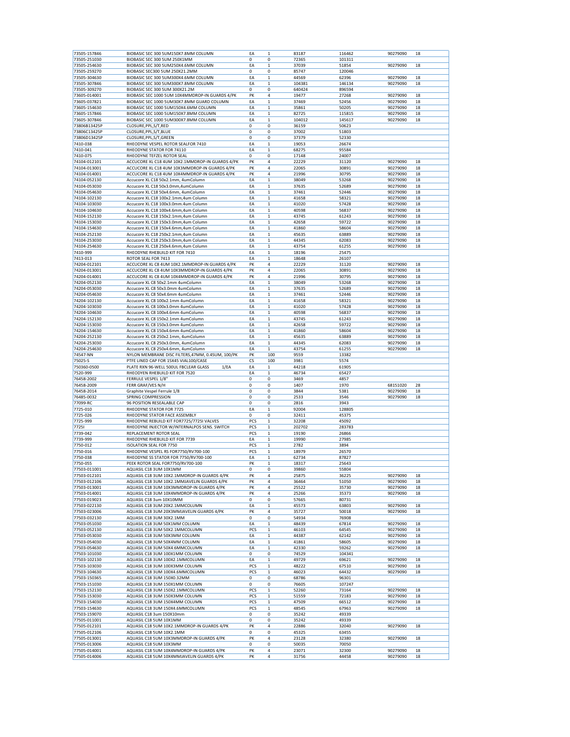| | | | | | | | |
|---|---|---|---|---|---|---|---|
| 73505-157846 | BIOBASIC SEC 300 5UM150X7.8MM COLUMN | EA | 1 | 83187 | 116462 | 90279090 | 18 |
| 73505-251030 | BIOBASIC SEC 300 5UM 250X1MM | 0 | 0 | 72365 | 101311 | | |
| 73505-254630 | BIOBASIC SEC 300 5UM250X4.6MM COLUMN | EA | 1 | 37039 | 51854 | 90279090 | 18 |
| 73505-259270 | BIOBASIC SEC300 5UM 250X21.2MM | 0 | 0 | 85747 | 120046 | | |
| 73505-304630 | BIOBASIC SEC 300 5UM300X4.6MM COLUMN | EA | 1 | 44569 | 62396 | 90279090 | 18 |
| 73505-307846 | BIOBASIC SEC 300 5UM300X7.8MM COLUMN | EA | 1 | 104381 | 146134 | 90279090 | 18 |
| 73505-309270 | BIOBASIC SEC 300 5UM 300X21.2M | 0 | 0 | 640424 | 896594 | | |
| 73605-014001 | BIOBASIC SEC 1000 5UM 10X4MMDROP-IN GUARDS 4/PK | PK | 4 | 19477 | 27268 | 90279090 | 18 |
| 73605-037821 | BIOBASIC SEC 1000 5UM30X7.8MM GUARD COLUMN | EA | 1 | 37469 | 52456 | 90279090 | 18 |
| 73605-154630 | BIOBASIC SEC 1000 5UM150X4.6MM COLUMN | EA | 1 | 35861 | 50205 | 90279090 | 18 |
| 73605-157846 | BIOBASIC SEC 1000 5UM150X7.8MM COLUMN | EA | 1 | 82725 | 115815 | 90279090 | 18 |
| 73605-307846 | BIOBASIC SEC 1000 5UM300X7.8MM COLUMN | EA | 1 | 104012 | 145617 | 90279090 | 18 |
| 73806B13425P | CLOSURE,PPL,S/T,RED | 0 | 0 | 36159 | 50623 | | |
| 73806C13425P | CLOSURE,PPL,S/T,BLUE | 0 | 0 | 37002 | 51803 | | |
| 73806D13425P | CLOSURE,PPL,S/T,GREEN | 0 | 0 | 37379 | 52330 | | |
| 7410-038 | RHEODYNE VESPEL ROTOR SEALFOR 7410 | EA | 1 | 19053 | 26674 | | |
| 7410-041 | RHEODYNE STATOR FOR 74110 | EA | 1 | 68275 | 95584 | | |
| 7410-075 | RHEODYNE TEFZEL ROTOR SEAL | 0 | 0 | 17148 | 24007 | | |
| 74104-012101 | ACCUCORE XL C18 4UM 10X2.1MMDROP-IN GUARDS 4/PK | PK | 4 | 22229 | 31120 | 90279090 | 18 |
| 74104-013001 | ACCUCORE XL C18 4UM 10X3MMDROP-IN GUARDS 4/PK | PK | 4 | 22065 | 30891 | 90279090 | 18 |
| 74104-014001 | ACCUCORE XL C18 4UM 10X4MMDROP-IN GUARDS 4/PK | PK | 4 | 21996 | 30795 | 90279090 | 18 |
| 74104-052130 | Accucore XL C18 50x2.1mm, 4umColumn | EA | 1 | 38049 | 53268 | 90279090 | 18 |
| 74104-053030 | Accucore XL C18 50x3.0mm,4umColumn | EA | 1 | 37635 | 52689 | 90279090 | 18 |
| 74104-054630 | Accucore XL C18 50x4.6mm, 4umColumn | EA | 1 | 37461 | 52446 | 90279090 | 18 |
| 74104-102130 | Accucore XL C18 100x2.1mm,4um Column | EA | 1 | 41658 | 58321 | 90279090 | 18 |
| 74104-103030 | Accucore XL C18 100x3.0mm.4um Column | EA | 1 | 41020 | 57428 | 90279090 | 18 |
| 74104-104630 | Accucore XL C18 100x4.6mm,4um Column | EA | 1 | 40598 | 56837 | 90279090 | 18 |
| 74104-152130 | Accucore XL C18 150x2.1mm,4um Column | EA | 1 | 43745 | 61243 | 90279090 | 18 |
| 74104-153030 | Accucore XL C18 150x3.0mm,4um Column | EA | 1 | 42658 | 59722 | 90279090 | 18 |
| 74104-154630 | Accucore XL C18 150x4.6mm,4um Column | EA | 1 | 41860 | 58604 | 90279090 | 18 |
| 74104-252130 | Accucore XL C18 250x2.1mm,4um Column | EA | 1 | 45635 | 63889 | 90279090 | 18 |
| 74104-253030 | Accucore XL C18 250x3.0mm,4um Column | EA | 1 | 44345 | 62083 | 90279090 | 18 |
| 74104-254630 | Accucore XL C18 250x4.6mm,4um Column | EA | 1 | 43754 | 61255 | 90279090 | 18 |
| 7410-999 | RHEODYNE RHEBUILD KIT FOR 7410 | EA | 1 | 18196 | 25475 | | |
| 7413-013 | ROTOR SEAL FOR 7413 | EA | 1 | 18648 | 26107 | | |
| 74204-012101 | ACCUCORE XL C8 4UM 10X2.1MMDROP-IN GUARDS 4/PK | PK | 4 | 22229 | 31120 | 90279090 | 18 |
| 74204-013001 | ACCUCORE XL C8 4UM 10X3MMDROP-IN GUARDS 4/PK | PK | 4 | 22065 | 30891 | 90279090 | 18 |
| 74204-014001 | ACCUCORE XL C8 4UM 10X4MMDROP-IN GUARDS 4/PK | PK | 4 | 21996 | 30795 | 90279090 | 18 |
| 74204-052130 | Accucore XL C8 50x2.1mm 4umColumn | EA | 1 | 38049 | 53268 | 90279090 | 18 |
| 74204-053030 | Accucore XL C8 50x3.0mm 4umColumn | EA | 1 | 37635 | 52689 | 90279090 | 18 |
| 74204-054630 | Accucore XL C8 50x4.6mm 4umColumn | EA | 1 | 37461 | 52446 | 90279090 | 18 |
| 74204-102130 | Accucore XL C8 100x2.1mm 4umColumn | EA | 1 | 41658 | 58321 | 90279090 | 18 |
| 74204-103030 | Accucore XL C8 100x3.0mm 4umColumn | EA | 1 | 41020 | 57428 | 90279090 | 18 |
| 74204-104630 | Accucore XL C8 100x4.6mm 4umColumn | EA | 1 | 40598 | 56837 | 90279090 | 18 |
| 74204-152130 | Accucore XL C8 150x2.1mm 4umColumn | EA | 1 | 43745 | 61243 | 90279090 | 18 |
| 74204-153030 | Accucore XL C8 150x3.0mm 4umColumn | EA | 1 | 42658 | 59722 | 90279090 | 18 |
| 74204-154630 | Accucore XL C8 150x4.6mm 4umColumn | EA | 1 | 41860 | 58604 | 90279090 | 18 |
| 74204-252130 | Accucore XL C8 250x2.1mm, 4umColumn | EA | 1 | 45635 | 63889 | 90279090 | 18 |
| 74204-253030 | Accucore XL C8 250x3.0mm, 4umColumn | EA | 1 | 44345 | 62083 | 90279090 | 18 |
| 74204-254630 | Accucore XL C8 250x4.6mm, 4umColumn | EA | 1 | 43754 | 61255 | 90279090 | 18 |
| 74547-NN | NYLON MEMBRANE DISC FILTERS,47MM, 0.45UM, 100/PK | PK | 100 | 9559 | 13382 | | |
| 75025-S | PTFE LINED CAP FOR 15X45 VIAL100/CASE | CS | 100 | 3981 | 5574 | | |
| 750360-0500 | PLATE RXN 96-WELL 500UL FBCLEAR GLASS 1/EA | EA | 1 | 44218 | 61905 | | |
| 7520-999 | RHEODYEN RHEBUILD KIT FOR 7520 | EA | 1 | 46734 | 65427 | | |
| 76458-2002 | FERRULE VESPEL 1/8" | 0 | 0 | 3469 | 4857 | | |
| 76458-2009 | FERR GRAF/VES N/H | 0 | 0 | 1407 | 1970 | 68151020 | 28 |
| 76458-2014 | Graphite Vespel Ferrule 1/8 | 0 | 0 | 3844 | 5381 | 90279090 | 18 |
| 76485-0032 | SPRING COMPRESSION | 0 | 0 | 2533 | 3546 | 90279090 | 18 |
| 77099-RC | 96 POSITION RESEALABLE CAP | 0 | 0 | 2816 | 3943 | | |
| 7725-010 | RHEODYNE STATOR FOR 7725 | EA | 1 | 92004 | 128805 | | |
| 7725-026 | RHEODYNE STATOR FACE ASSEMBLY | 0 | 0 | 32411 | 45375 | | |
| 7725-999 | RHEODYNE REBUILD KIT FOR7725/7725I VALVES | PCS | 1 | 32208 | 45092 | | |
| 7725I | RHEODYNE INJECTOR W/INTERNALPOS SENS. SWITCH | PCS | 1 | 202702 | 283783 | | |
| 7739-042 | REPLACEMENT ROTOR SEAL | PCS | 1 | 19190 | 26866 | | |
| 7739-999 | RHEODYNE RHEBUILD KIT FOR 7739 | EA | 1 | 19990 | 27985 | | |
| 7750-012 | ISOLATION SEAL FOR 7750 | PCS | 1 | 2782 | 3894 | | |
| 7750-016 | RHEODYNE VESPEL RS FOR7750/RV700-100 | PCS | 1 | 18979 | 26570 | | |
| 7750-038 | RHEODYNE SS STATOR FOR 7750/RV700-100 | EA | 1 | 62734 | 87827 | | |
| 7750-055 | PEEK ROTOR SEAL FOR7750/RV700-100 | PK | 1 | 18317 | 25643 | | |
| 77503-011001 | AQUASIL C18 3UM 10X1MM | 0 | 0 | 39860 | 55804 | | |
| 77503-012101 | AQUASIL C18 3UM 10X2.1MMDROP-IN GUARDS 4/PK | PK | 4 | 25875 | 36225 | 90279090 | 18 |
| 77503-012106 | AQUASIL C18 3UM 10X2.1MMJAVELIN GUARDS 4/PK | PK | 4 | 36464 | 51050 | 90279090 | 18 |
| 77503-013001 | AQUASIL C18 3UM 10X3MMDROP-IN GUARDS 4/PK | PK | 4 | 25522 | 35730 | 90279090 | 18 |
| 77503-014001 | AQUASIL C18 3UM 10X4MMDROP-IN GUARDS 4/PK | PK | 4 | 25266 | 35373 | 90279090 | 18 |
| 77503-019023 | AQUASIL C18 3um 10X10MM | 0 | 0 | 57665 | 80731 | | |
| 77503-022130 | AQUASIL C18 3UM 20X2.1MMCOLUMN | EA | 1 | 45573 | 63803 | 90279090 | 18 |
| 77503-023006 | AQUASIL C18 3UM 20X3MMJAVELIN GUARDS 4/PK | PK | 4 | 35727 | 50018 | 90279090 | 18 |
| 77503-032130 | AQUASIL C18 3UM 30X2.1MM | 0 | 0 | 54934 | 76908 | | |
| 77503-051030 | AQUASIL C18 3UM 50X1MM COLUMN | EA | 1 | 48439 | 67814 | 90279090 | 18 |
| 77503-052130 | AQUASIL C18 3UM 50X2.1MMCOLUMN | PCS | 1 | 46103 | 64545 | 90279090 | 18 |
| 77503-053030 | AQUASIL C18 3UM 50X3MM COLUMN | EA | 1 | 44387 | 62142 | 90279090 | 18 |
| 77503-054030 | AQUASIL C18 3UM 50X4MM COLUMN | EA | 1 | 41861 | 58605 | 90279090 | 18 |
| 77503-054630 | AQUASIL C18 3UM 50X4.6MMCOLUMN | EA | 1 | 42330 | 59262 | 90279090 | 18 |
| 77503-101030 | AQUASIL C18 3UM 100X1MM COLUMN | 0 | 0 | 74529 | 104341 | | |
| 77503-102130 | AQUASIL C18 3UM 100X2.1MMCOLUMN | EA | 1 | 49729 | 69621 | 90279090 | 18 |
| 77503-103030 | AQUASIL C18 3UM 100X3MM COLUMN | PCS | 1 | 48222 | 67510 | 90279090 | 18 |
| 77503-104630 | AQUASIL C18 3UM 100X4.6MMCOLUMN | PCS | 1 | 46023 | 64432 | 90279090 | 18 |
| 77503-150365 | AQUASIL C18 3UM 150X0.32MM | 0 | 0 | 68786 | 96301 | | |
| 77503-151030 | AQUASIL C18 3UM 150X1MM COLUMN | 0 | 0 | 76605 | 107247 | | |
| 77503-152130 | AQUASIL C18 3UM 150X2.1MMCOLUMN | PCS | 1 | 52260 | 73164 | 90279090 | 18 |
| 77503-153030 | AQUASIL C18 3UM 150X3MM COLUMN | PCS | 1 | 51559 | 72183 | 90279090 | 18 |
| 77503-154030 | AQUASIL C18 3UM 150X4MM COLUMN | PCS | 1 | 47509 | 66512 | 90279090 | 18 |
| 77503-154630 | AQUASIL C18 3UM 150X4.6MMCOLUMN | PCS | 1 | 48545 | 67963 | 90279090 | 18 |
| 77503-159070 | AQUASIL C18 3um 150X10mm | 0 | 0 | 35242 | 49339 | | |
| 77505-011001 | AQUASIL C18 5UM 10X1MM | 0 | 0 | 35242 | 49339 | | |
| 77505-012101 | AQUASIL C18 5UM 10X2.1MMDROP-IN GUARDS 4/PK | PK | 4 | 22886 | 32040 | 90279090 | 18 |
| 77505-012106 | AQUASIL C18 5UM 10X2.1MM | 0 | 0 | 45325 | 63455 | | |
| 77505-013001 | AQUASIL C18 5UM 10X3MMDROP-IN GUARDS 4/PK | PK | 4 | 23128 | 32380 | 90279090 | 18 |
| 77505-013006 | AQUASIL C18 5UM 10X3MM | 0 | 0 | 50035 | 70050 | | |
| 77505-014001 | AQUASIL C18 5UM 10X4MMDROP-IN GUARDS 4/PK | PK | 4 | 23071 | 32300 | 90279090 | 18 |
| 77505-014006 | AQUASIL C18 5UM 10X4MMJAVELIN GUARDS 4/PK | PK | 4 | 31756 | 44458 | 90279090 | 18 |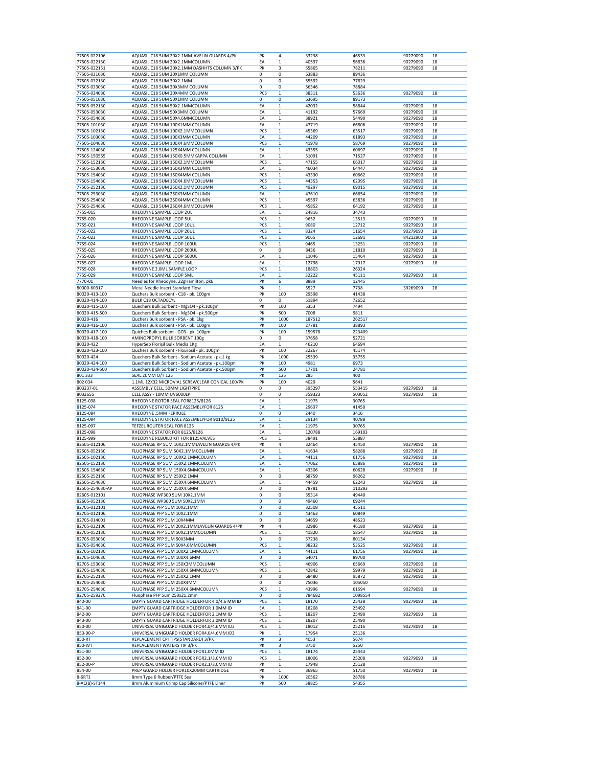| | | | | | | | |
|---|---|---|---|---|---|---|---|
| 77505-022106 | AQUASIL C18 5UM 20X2.1MMJAVELIN GUARDS 4/PK | PK | 4 | 33238 | 46533 | 90279090 | 18 |
| 77505-022130 | AQUASIL C18 5UM 20X2.1MMCOLUMN | EA | 1 | 40597 | 56836 | 90279090 | 18 |
| 77505-022151 | AQUASIL C18 5UM 20X2.1MM DASHHTS COLUMN 3/PK | PK | 3 | 55865 | 78211 | 90279090 | 18 |
| 77505-031030 | AQUASIL C18 5UM 30X1MM COLUMN | 0 | 0 | 63883 | 89436 | | |
| 77505-032130 | AQUASIL C18 5UM 30X2.1MM | 0 | 0 | 55592 | 77829 | | |
| 77505-033030 | AQUASIL C18 5UM 30X3MM COLUMN | 0 | 0 | 56346 | 78884 | | |
| 77505-034030 | AQUASIL C18 5UM 30X4MM COLUMN | PCS | 1 | 38311 | 53636 | 90279090 | 18 |
| 77505-051030 | AQUASIL C18 5UM 50X1MM COLUMN | 0 | 0 | 63695 | 89173 | | |
| 77505-052130 | AQUASIL C18 5UM 50X2.1MMCOLUMN | EA | 1 | 42032 | 58844 | 90279090 | 18 |
| 77505-053030 | AQUASIL C18 5UM 50X3MM COLUMN | EA | 1 | 41192 | 57669 | 90279090 | 18 |
| 77505-054630 | AQUASIL C18 5UM 50X4.6MMCOLUMN | EA | 1 | 38921 | 54490 | 90279090 | 18 |
| 77505-101030 | AQUASIL C18 5UM 100X1MM COLUMN | EA | 1 | 47719 | 66806 | 90279090 | 18 |
| 77505-102130 | AQUASIL C18 5UM 100X2.1MMCOLUMN | PCS | 1 | 45369 | 63517 | 90279090 | 18 |
| 77505-103030 | AQUASIL C18 5UM 100X3MM COLUMN | EA | 1 | 44209 | 61893 | 90279090 | 18 |
| 77505-104630 | AQUASIL C18 5UM 100X4.6MMCOLUMN | PCS | 1 | 41978 | 58769 | 90279090 | 18 |
| 77505-124030 | AQUASIL C18 5UM 125X4MM COLUMN | EA | 1 | 43355 | 60697 | 90279090 | 18 |
| 77505-150565 | AQUASIL C18 5UM 150X0.5MMKAPPA COLUMN | EA | 1 | 51091 | 71527 | 90279090 | 18 |
| 77505-152130 | AQUASIL C18 5UM 150X2.1MMCOLUMN | PCS | 1 | 47155 | 66017 | 90279090 | 18 |
| 77505-153030 | AQUASIL C18 5UM 150X3MM COLUMN | EA | 1 | 46034 | 64447 | 90279090 | 18 |
| 77505-154030 | AQUASIL C18 5UM 150X4MM COLUMN | PCS | 1 | 43330 | 60662 | 90279090 | 18 |
| 77505-154630 | AQUASIL C18 5UM 150X4.6MMCOLUMN | PCS | 1 | 44353 | 62095 | 90279090 | 18 |
| 77505-252130 | AQUASIL C18 5UM 250X2.1MMCOLUMN | PCS | 1 | 49297 | 69015 | 90279090 | 18 |
| 77505-253030 | AQUASIL C18 5UM 250X3MM COLUMN | EA | 1 | 47610 | 66654 | 90279090 | 18 |
| 77505-254030 | AQUASIL C18 5UM 250X4MM COLUMN | PCS | 1 | 45597 | 63836 | 90279090 | 18 |
| 77505-254630 | AQUASIL C18 5UM 250X4.6MMCOLUMN | PCS | 1 | 45852 | 64192 | 90279090 | 18 |
| 7755-015 | RHEODYNE SAMPLE LOOP 2UL | EA | 1 | 24816 | 34743 | | |
| 7755-020 | RHEODYNE SAMPLE LOOP 5UL | PCS | 1 | 9652 | 13513 | 90279090 | 18 |
| 7755-021 | RHEODYNE SAMPLE LOOP 10UL | PCS | 1 | 9080 | 12712 | 90279090 | 18 |
| 7755-022 | RHEODYNE SAMPLE LOOP 20UL | PCS | 1 | 8324 | 11654 | 90279090 | 18 |
| 7755-023 | RHEODYNE SAMPLE LOOP 50UL | PCS | 1 | 9065 | 12691 | 84212900 | 18 |
| 7755-024 | RHEODYNE SAMPLE LOOP 100UL | PCS | 1 | 9465 | 13251 | 90279090 | 18 |
| 7755-025 | RHEODYNE SAMPLE LOOP 200UL | 0 | 0 | 8436 | 11810 | 90279090 | 18 |
| 7755-026 | RHEODYNE SAMPLE LOOP 500UL | EA | 1 | 11046 | 15464 | 90279090 | 18 |
| 7755-027 | RHEODYNE SAMPLE LOOP 1ML | EA | 1 | 12798 | 17917 | 90279090 | 18 |
| 7755-028 | RHEODYNE 2.0ML SAMPLE LOOP | PCS | 1 | 18803 | 26324 | | |
| 7755-029 | RHEODYNE SAMPLE LOOP 5ML | EA | 1 | 32222 | 45111 | 90279090 | 18 |
| 7770-01 | Needles for Rheodyne, 22gHamilton, pk6 | PK | 6 | 8889 | 12445 | | |
| 80000-60317 | Metal Needle Insert Standard Flow | PK | 1 | 5527 | 7738 | 39269099 | 28 |
| 80020-413-100 | Quchers Bulk sorbent - C18 - pk. 100gm | PK | 100 | 29598 | 41438 | | |
| 80020-414-100 | BULK C18 OCTADECYL | 0 | 0 | 51894 | 72652 | | |
| 80020-415-100 | Quechers Bulk Sorbent - MgSO4 - pk.100gm | PK | 100 | 5353 | 7494 | | |
| 80020-415-500 | Quechers Bulk Sorbent - MgSO4 - pk.500gm | PK | 500 | 7008 | 9811 | | |
| 80020-416 | Quchers Bulk sorbent - PSA - pk. 1kg | PK | 1000 | 187512 | 262517 | | |
| 80020-416-100 | Quchers Bulk sorbent - PSA - pk. 100gm | PK | 100 | 27781 | 38893 | | |
| 80020-417-100 | Quiches Bulk sorbent - GCB - pk. 100gm | PK | 100 | 159578 | 223409 | | |
| 80020-418-100 | AMINOPROPYL BULK SORBENT 100g | 0 | 0 | 37658 | 52721 | | |
| 80020-422 | HyperSep Florisil Bulk Media 1Kg | EA | 1 | 46210 | 64694 | | |
| 80020-423-100 | Quchers Bulk sorbent - Flourosil - pk. 100gm | PK | 100 | 32267 | 45174 | | |
| 80020-424 | Quechers Bulk Sorbent - Sodium Acetate - pk.1 kg | PK | 1000 | 25539 | 35755 | | |
| 80020-424-100 | Quechers Bulk Sorbent - Sodium Acetate - pk.100gm | PK | 100 | 4981 | 6973 | | |
| 80020-424-500 | Quechers Bulk Sorbent - Sodium Acetate - pk.500gm | PK | 500 | 17701 | 24781 | | |
| 801 333 | SEAL 20MM O/T 125 | PK | 125 | 285 | 400 | | |
| 802 034 | 1.1ML 12X32 MICROVIAL SCREWCLEAR CONICAL 100/PK | PK | 100 | 4029 | 5641 | | |
| 803237-01 | ASSEMBLY CELL, 50MM LIGHTPIPE | 0 | 0 | 395297 | 553415 | 90279090 | 18 |
| 803265S | CELL ASSY - 10MM UV6000LP | 0 | 0 | 359323 | 503052 | 90279090 | 18 |
| 8125-038 | RHEODYNE ROTOR SEAL FOR8125/8126 | EA | 1 | 21975 | 30765 | | |
| 8125-074 | RHEODYNE STATOR FACE ASSEMBLYFOR 8125 | EA | 1 | 29607 | 41450 | | |
| 8125-084 | RHEODYNE .5MM FERRULE | 0 | 0 | 2440 | 3416 | | |
| 8125-094 | RHEODYNE STATOR FACE ASSEMBLYFOR 9010/9125 | EA | 1 | 29134 | 40788 | | |
| 8125-097 | TEFZEL ROUTER SEAL FOR 8125 | EA | 1 | 21975 | 30765 | | |
| 8125-098 | RHEODYNE STATOR FOR 8125/8126 | EA | 1 | 120788 | 169103 | | |
| 8125-999 | RHEODYNE REBUILD KIT FOR 8125VALVES | PCS | 1 | 38491 | 53887 | | |
| 82505-012106 | FLUOPHASE RP 5UM 10X2.1MMJAVELIN GUARDS 4/PK | PK | 4 | 32464 | 45450 | 90279090 | 18 |
| 82505-052130 | FLUOPHASE RP 5UM 50X2.1MMCOLUMN | EA | 1 | 41634 | 58288 | 90279090 | 18 |
| 82505-102130 | FLUOPHASE RP 5UM 100X2.1MMCOLUMN | EA | 1 | 44111 | 61756 | 90279090 | 18 |
| 82505-152130 | FLUOPHASE RP 5UM 150X2.1MMCOLUMN | EA | 1 | 47062 | 65886 | 90279090 | 18 |
| 82505-154630 | FLUOPHASE RP 5UM 150X4.6MMCOLUMN | EA | 1 | 43306 | 60628 | 90279090 | 18 |
| 82505-252130 | FLUOPHASE RP 5UM 250X2.1MM | 0 | 0 | 68759 | 96262 | | |
| 82505-254630 | FLUOPHASE RP 5UM 250X4.6MMCOLUMN | EA | 1 | 44459 | 62243 | 90279090 | 18 |
| 82505-254630-AP | FLUOPHASE RP 5UM 250X4.6MM | 0 | 0 | 78781 | 110293 | | |
| 82605-012101 | FLUOPHASE WP300 5UM 10X2.1MM | 0 | 0 | 35314 | 49440 | | |
| 82605-052130 | FLUOPHASE WP300 5UM 50X2.1MM | 0 | 0 | 49460 | 69244 | | |
| 82705-012101 | FLUOPHASE PFP 5UM 10X2.1MM | 0 | 0 | 32508 | 45511 | | |
| 82705-012106 | FLUOPHASE PFP 5UM 10X2.1MM | 0 | 0 | 43463 | 60849 | | |
| 82705-014001 | FLUOPHASE PFP 5UM 10X4MM | 0 | 0 | 34659 | 48523 | | |
| 82705-022106 | FLUOPHASE PFP 5UM 20X2.1MMJAVELIN GUARDS 4/PK | PK | 4 | 32986 | 46180 | 90279090 | 18 |
| 82705-052130 | FLUOPHASE PFP 5UM 50X2.1MMCOLUMN | PCS | 1 | 41820 | 58547 | 90279090 | 18 |
| 82705-053030 | FLUOPHASE PFP 5UM 50X3MM | 0 | 0 | 57238 | 80134 | | |
| 82705-054630 | FLUOPHASE PFP 5UM 50X4.6MMCOLUMN | PCS | 1 | 38232 | 53525 | 90279090 | 18 |
| 82705-102130 | FLUOPHASE PFP 5UM 100X2.1MMCOLUMN | EA | 1 | 44111 | 61756 | 90279090 | 18 |
| 82705-104630 | FLUOPHASE PFP 5UM 100X4.6MM | 0 | 0 | 64071 | 89700 | | |
| 82705-153030 | FLUOPHASE PFP 5UM 150X3MMCOLUMN | PCS | 1 | 46906 | 65669 | 90279090 | 18 |
| 82705-154630 | FLUOPHASE PFP 5UM 150X4.6MMCOLUMN | PCS | 1 | 42842 | 59979 | 90279090 | 18 |
| 82705-252130 | FLUOPHASE PFP 5UM 250X2.1MM | 0 | 0 | 68480 | 95872 | 90279090 | 18 |
| 82705-254030 | FLUOPHASE PFP 5UM 250X4MM | 0 | 0 | 75036 | 105050 | | |
| 82705-254630 | FLUOPHASE PFP 5UM 250X4.6MMCOLUMN | PCS | 1 | 43996 | 61594 | 90279090 | 18 |
| 82705-259270 | Fluophase PFP 5um 250x21.2mm | 0 | 0 | 784682 | 1098554 | | |
| 840-00 | EMPTY GUARD CARTRIDGE HOLDERFOR 4.0/4.6 MM ID | PCS | 1 | 18170 | 25438 | 90279090 | 18 |
| 841-00 | EMPTY GUARD CARTRIDGE HOLDERFOR 1.0MM ID | EA | 1 | 18208 | 25492 | | |
| 842-00 | EMPTY GUARD CARTRIDGE HOLDERFOR 2.1MM ID | PCS | 1 | 18207 | 25490 | 90279090 | 18 |
| 843-00 | EMPTY GUARD CARTRIDGE HOLDERFOR 3.0MM ID | PCS | 1 | 18207 | 25490 | | |
| 850-00 | UNIVERSAL UNIGUARD HOLDER FOR4.0/4.6MM ID3 | PCS | 1 | 18012 | 25216 | 90278090 | 18 |
| 850-00-P | UNIVERSAL UNIGUARD HOLDER FOR4.0/4.6MM ID3 | PK | 1 | 17954 | 25136 | | |
| 850-RT | REPLACEMENT CPI TIPS(STANDARD) 3/PK | PK | 3 | 4053 | 5674 | | |
| 850-WT | REPLACEMENT WATERS TIP 3/PK | PK | 3 | 3750 | 5250 | | |
| 851-00 | UNIVERSAL UNIGUARD HOLDER FOR1.0MM ID | PCS | 1 | 18174 | 25443 | | |
| 852-00 | UNIVERSAL UNIGUARD HOLDER FOR2.1/3.0MM ID | PCS | 1 | 18006 | 25208 | 90279090 | 18 |
| 852-00-P | UNIVERSAL UNIGUARD HOLDER FOR2.1/3.0MM ID | PK | 1 | 17948 | 25128 | | |
| 854-00 | PREP GUARD HOLDER FOR10X20MM CARTRIDGE | PK | 1 | 36965 | 51750 | 90279090 | 18 |
| 8-6RT1 | 8mm Type 6 Rubber/PTFE Seal | PK | 1000 | 20562 | 28786 | | |
| 8-AC(B)-ST144 | 8mm Aluminium Crimp Cap Silicone/PTFE Liner | PK | 500 | 38825 | 54355 | | |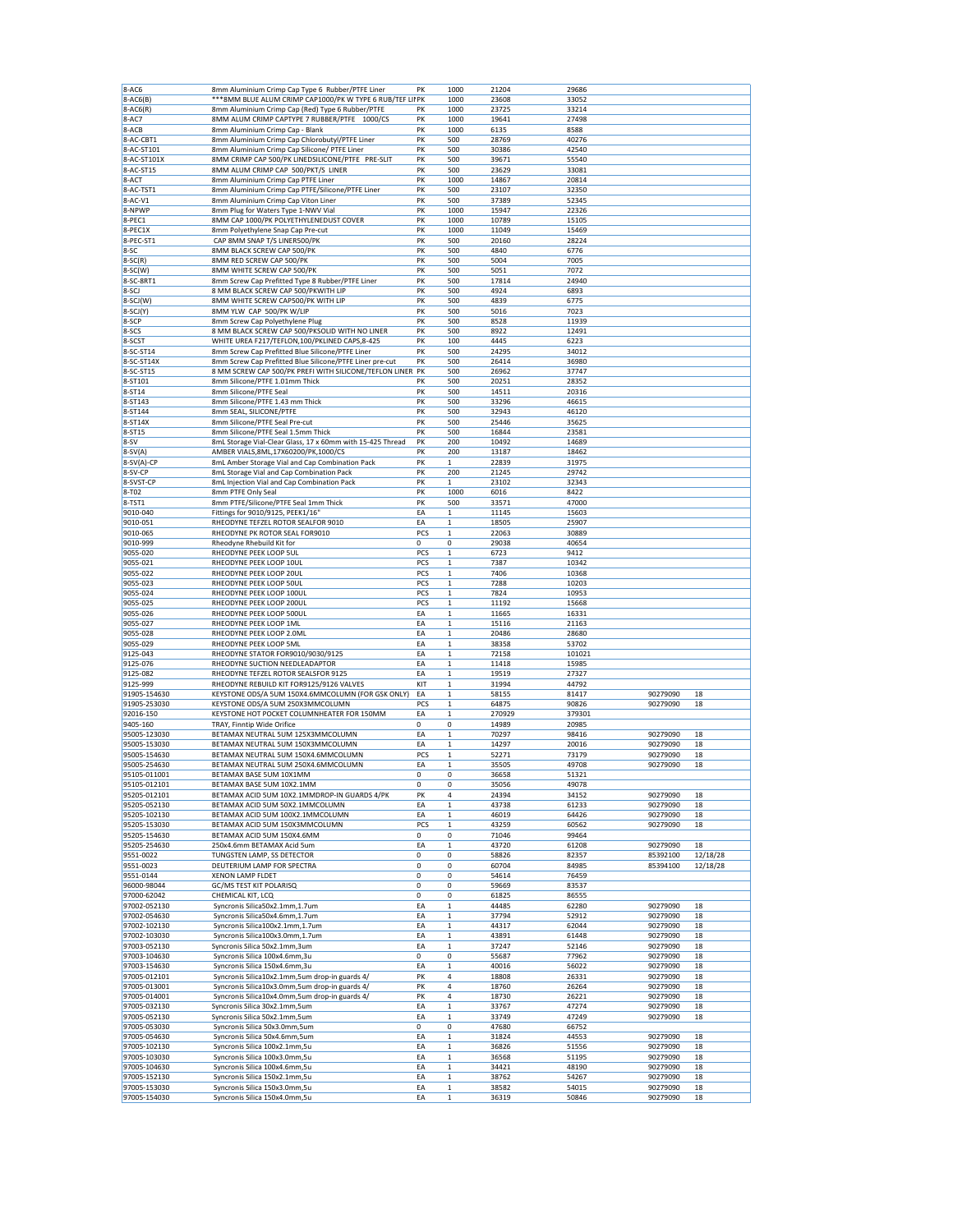| | | | | | | | |
|---|---|---|---|---|---|---|---|
| 8-AC6 | 8mm Aluminium Crimp Cap Type 6 Rubber/PTFE Liner | PK | 1000 | 21204 | 29686 | | |
| 8-AC6(B) | ***8MM BLUE ALUM CRIMP CAP1000/PK W TYPE 6 RUB/TEF LIF | PK | 1000 | 23608 | 33052 | | |
| 8-AC6(R) | 8mm Aluminium Crimp Cap (Red) Type 6 Rubber/PTFE | PK | 1000 | 23725 | 33214 | | |
| 8-AC7 | 8MM ALUM CRIMP CAPTYPE 7 RUBBER/PTFE 1000/CS | PK | 1000 | 19641 | 27498 | | |
| 8-ACB | 8mm Aluminium Crimp Cap - Blank | PK | 1000 | 6135 | 8588 | | |
| 8-AC-CBT1 | 8mm Aluminium Crimp Cap Chlorobutyl/PTFE Liner | PK | 500 | 28769 | 40276 | | |
| 8-AC-ST101 | 8mm Aluminium Crimp Cap Silicone/ PTFE Liner | PK | 500 | 30386 | 42540 | | |
| 8-AC-ST101X | 8MM CRIMP CAP 500/PK LINEDSILICONE/PTFE PRE-SLIT | PK | 500 | 39671 | 55540 | | |
| 8-AC-ST15 | 8MM ALUM CRIMP CAP 500/PKT/S LINER | PK | 500 | 23629 | 33081 | | |
| 8-ACT | 8mm Aluminium Crimp Cap PTFE Liner | PK | 1000 | 14867 | 20814 | | |
| 8-AC-TST1 | 8mm Aluminium Crimp Cap PTFE/Silicone/PTFE Liner | PK | 500 | 23107 | 32350 | | |
| 8-AC-V1 | 8mm Aluminium Crimp Cap Viton Liner | PK | 500 | 37389 | 52345 | | |
| 8-NPWP | 8mm Plug for Waters Type 1-NWV Vial | PK | 1000 | 15947 | 22326 | | |
| 8-PEC1 | 8MM CAP 1000/PK POLYETHYLENEDUST COVER | PK | 1000 | 10789 | 15105 | | |
| 8-PEC1X | 8mm Polyethylene Snap Cap Pre-cut | PK | 1000 | 11049 | 15469 | | |
| 8-PEC-ST1 | CAP 8MM SNAP T/S LINER500/PK | PK | 500 | 20160 | 28224 | | |
| 8-SC | 8MM BLACK SCREW CAP 500/PK | PK | 500 | 4840 | 6776 | | |
| 8-SC(R) | 8MM RED SCREW CAP 500/PK | PK | 500 | 5004 | 7005 | | |
| 8-SC(W) | 8MM WHITE SCREW CAP 500/PK | PK | 500 | 5051 | 7072 | | |
| 8-SC-BRT1 | 8mm Screw Cap Prefitted Type 8 Rubber/PTFE Liner | PK | 500 | 17814 | 24940 | | |
| 8-SCJ | 8 MM BLACK SCREW CAP 500/PKWITH LIP | PK | 500 | 4924 | 6893 | | |
| 8-SCJ(W) | 8MM WHITE SCREW CAP500/PK WITH LIP | PK | 500 | 4839 | 6775 | | |
| 8-SCJ(Y) | 8MM YLW CAP 500/PK W/LIP | PK | 500 | 5016 | 7023 | | |
| 8-SCP | 8mm Screw Cap Polyethylene Plug | PK | 500 | 8528 | 11939 | | |
| 8-SCS | 8 MM BLACK SCREW CAP 500/PKSOLID WITH NO LINER | PK | 500 | 8922 | 12491 | | |
| 8-SCST | WHITE UREA F217/TEFLON,100/PKLINED CAPS,8-425 | PK | 100 | 4445 | 6223 | | |
| 8-SC-ST14 | 8mm Screw Cap Prefitted Blue Silicone/PTFE Liner | PK | 500 | 24295 | 34012 | | |
| 8-SC-ST14X | 8mm Screw Cap Prefitted Blue Silicone/PTFE Liner pre-cut | PK | 500 | 26414 | 36980 | | |
| 8-SC-ST15 | 8 MM SCREW CAP 500/PK PREFI WITH SILICONE/TEFLON LINER | PK | 500 | 26962 | 37747 | | |
| 8-ST101 | 8mm Silicone/PTFE 1.01mm Thick | PK | 500 | 20251 | 28352 | | |
| 8-ST14 | 8mm Silicone/PTFE Seal | PK | 500 | 14511 | 20316 | | |
| 8-ST143 | 8mm Silicone/PTFE 1.43 mm Thick | PK | 500 | 33296 | 46615 | | |
| 8-ST144 | 8mm SEAL, SILICONE/PTFE | PK | 500 | 32943 | 46120 | | |
| 8-ST14X | 8mm Silicone/PTFE Seal Pre-cut | PK | 500 | 25446 | 35625 | | |
| 8-ST15 | 8mm Silicone/PTFE Seal 1.5mm Thick | PK | 500 | 16844 | 23581 | | |
| 8-SV | 8mL Storage Vial-Clear Glass, 17 x 60mm with 15-425 Thread | PK | 200 | 10492 | 14689 | | |
| 8-SV(A) | AMBER VIALS,8ML,17X60200/PK,1000/CS | PK | 200 | 13187 | 18462 | | |
| 8-SV(A)-CP | 8mL Amber Storage Vial and Cap Combination Pack | PK | 1 | 22839 | 31975 | | |
| 8-SV-CP | 8mL Storage Vial and Cap Combination Pack | PK | 200 | 21245 | 29742 | | |
| 8-SVST-CP | 8mL Injection Vial and Cap Combination Pack | PK | 1 | 23102 | 32343 | | |
| 8-T02 | 8mm PTFE Only Seal | PK | 1000 | 6016 | 8422 | | |
| 8-TST1 | 8mm PTFE/Silicone/PTFE Seal 1mm Thick | PK | 500 | 33571 | 47000 | | |
| 9010-040 | Fittings for 9010/9125, PEEK1/16" | EA | 1 | 11145 | 15603 | | |
| 9010-051 | RHEODYNE TEFZEL ROTOR SEALFOR 9010 | EA | 1 | 18505 | 25907 | | |
| 9010-065 | RHEODYNE PK ROTOR SEAL FOR9010 | PCS | 1 | 22063 | 30889 | | |
| 9010-999 | Rheodyne Rhebuild Kit for | 0 | 0 | 29038 | 40654 | | |
| 9055-020 | RHEODYNE PEEK LOOP 5UL | PCS | 1 | 6723 | 9412 | | |
| 9055-021 | RHEODYNE PEEK LOOP 10UL | PCS | 1 | 7387 | 10342 | | |
| 9055-022 | RHEODYNE PEEK LOOP 20UL | PCS | 1 | 7406 | 10368 | | |
| 9055-023 | RHEODYNE PEEK LOOP 50UL | PCS | 1 | 7288 | 10203 | | |
| 9055-024 | RHEODYNE PEEK LOOP 100UL | PCS | 1 | 7824 | 10953 | | |
| 9055-025 | RHEODYNE PEEK LOOP 200UL | PCS | 1 | 11192 | 15668 | | |
| 9055-026 | RHEODYNE PEEK LOOP 500UL | EA | 1 | 11665 | 16331 | | |
| 9055-027 | RHEODYNE PEEK LOOP 1ML | EA | 1 | 15116 | 21163 | | |
| 9055-028 | RHEODYNE PEEK LOOP 2.0ML | EA | 1 | 20486 | 28680 | | |
| 9055-029 | RHEODYNE PEEK LOOP 5ML | EA | 1 | 38358 | 53702 | | |
| 9125-043 | RHEODYNE STATOR FOR9010/9030/9125 | EA | 1 | 72158 | 101021 | | |
| 9125-076 | RHEODYNE SUCTION NEEDLEADAPTOR | EA | 1 | 11418 | 15985 | | |
| 9125-082 | RHEODYNE TEFZEL ROTOR SEALSFOR 9125 | EA | 1 | 19519 | 27327 | | |
| 9125-999 | RHEODYNE REBUILD KIT FOR9125/9126 VALVES | KIT | 1 | 31994 | 44792 | | |
| 91905-154630 | KEYSTONE ODS/A 5UM 150X4.6MMCOLUMN (FOR GSK ONLY) | EA | 1 | 58155 | 81417 | 90279090 | 18 |
| 91905-253030 | KEYSTONE ODS/A 5UM 250X3MMCOLUMN | PCS | 1 | 64875 | 90826 | 90279090 | 18 |
| 92016-150 | KEYSTONE HOT POCKET COLUMNHEATER FOR 150MM | EA | 1 | 270929 | 379301 | | |
| 9405-160 | TRAY, Finntip Wide Orifice | 0 | 0 | 14989 | 20985 | | |
| 95005-123030 | BETAMAX NEUTRAL 5UM 125X3MMCOLUMN | EA | 1 | 70297 | 98416 | 90279090 | 18 |
| 95005-153030 | BETAMAX NEUTRAL 5UM 150X3MMCOLUMN | EA | 1 | 14297 | 20016 | 90279090 | 18 |
| 95005-154630 | BETAMAX NEUTRAL 5UM 150X4.6MMCOLUMN | PCS | 1 | 52271 | 73179 | 90279090 | 18 |
| 95005-254630 | BETAMAX NEUTRAL 5UM 250X4.6MMCOLUMN | EA | 1 | 35505 | 49708 | 90279090 | 18 |
| 95105-011001 | BETAMAX BASE 5UM 10X1MM | 0 | 0 | 36658 | 51321 | | |
| 95105-012101 | BETAMAX BASE 5UM 10X2.1MM | 0 | 0 | 35056 | 49078 | | |
| 95205-012101 | BETAMAX ACID 5UM 10X2.1MMDROP-IN GUARDS 4/PK | PK | 4 | 24394 | 34152 | 90279090 | 18 |
| 95205-052130 | BETAMAX ACID 5UM 50X2.1MMCOLUMN | EA | 1 | 43738 | 61233 | 90279090 | 18 |
| 95205-102130 | BETAMAX ACID 5UM 100X2.1MMCOLUMN | EA | 1 | 46019 | 64426 | 90279090 | 18 |
| 95205-153030 | BETAMAX ACID 5UM 150X3MMCOLUMN | PCS | 1 | 43259 | 60562 | 90279090 | 18 |
| 95205-154630 | BETAMAX ACID 5UM 150X4.6MM | 0 | 0 | 71046 | 99464 | | |
| 95205-254630 | 250x4.6mm BETAMAX Acid 5um | EA | 1 | 43720 | 61208 | 90279090 | 18 |
| 9551-0022 | TUNGSTEN LAMP, SS DETECTOR | 0 | 0 | 58826 | 82357 | 85392100 | 12/18/28 |
| 9551-0023 | DEUTERIUM LAMP FOR SPECTRA | 0 | 0 | 60704 | 84985 | 85394100 | 12/18/28 |
| 9551-0144 | XENON LAMP FLDET | 0 | 0 | 54614 | 76459 | | |
| 96000-98044 | GC/MS TEST KIT POLARISQ | 0 | 0 | 59669 | 83537 | | |
| 97000-62042 | CHEMICAL KIT, LCQ | 0 | 0 | 61825 | 86555 | | |
| 97002-052130 | Syncronis Silica50x2.1mm,1.7um | EA | 1 | 44485 | 62280 | 90279090 | 18 |
| 97002-054630 | Syncronis Silica50x4.6mm,1.7um | EA | 1 | 37794 | 52912 | 90279090 | 18 |
| 97002-102130 | Syncronis Silica100x2.1mm,1.7um | EA | 1 | 44317 | 62044 | 90279090 | 18 |
| 97002-103030 | Syncronis Silica100x3.0mm,1.7um | EA | 1 | 43891 | 61448 | 90279090 | 18 |
| 97003-052130 | Syncronis Silica 50x2.1mm,3um | EA | 1 | 37247 | 52146 | 90279090 | 18 |
| 97003-104630 | Syncronis Silica 100x4.6mm,3u | 0 | 0 | 55687 | 77962 | 90279090 | 18 |
| 97003-154630 | Syncronis Silica 150x4.6mm,3u | EA | 1 | 40016 | 56022 | 90279090 | 18 |
| 97005-012101 | Syncronis Silica10x2.1mm,5um drop-in guards 4/ | PK | 4 | 18808 | 26331 | 90279090 | 18 |
| 97005-013001 | Syncronis Silica10x3.0mm,5um drop-in guards 4/ | PK | 4 | 18760 | 26264 | 90279090 | 18 |
| 97005-014001 | Syncronis Silica10x4.0mm,5um drop-in guards 4/ | PK | 4 | 18730 | 26221 | 90279090 | 18 |
| 97005-032130 | Syncronis Silica 30x2.1mm,5um | EA | 1 | 33767 | 47274 | 90279090 | 18 |
| 97005-052130 | Syncronis Silica 50x2.1mm,5um | EA | 1 | 33749 | 47249 | 90279090 | 18 |
| 97005-053030 | Syncronis Silica 50x3.0mm,5um | 0 | 0 | 47680 | 66752 | | |
| 97005-054630 | Syncronis Silica 50x4.6mm,5um | EA | 1 | 31824 | 44553 | 90279090 | 18 |
| 97005-102130 | Syncronis Silica 100x2.1mm,5u | EA | 1 | 36826 | 51556 | 90279090 | 18 |
| 97005-103030 | Syncronis Silica 100x3.0mm,5u | EA | 1 | 36568 | 51195 | 90279090 | 18 |
| 97005-104630 | Syncronis Silica 100x4.6mm,5u | EA | 1 | 34421 | 48190 | 90279090 | 18 |
| 97005-152130 | Syncronis Silica 150x2.1mm,5u | EA | 1 | 38762 | 54267 | 90279090 | 18 |
| 97005-153030 | Syncronis Silica 150x3.0mm,5u | EA | 1 | 38582 | 54015 | 90279090 | 18 |
| 97005-154030 | Syncronis Silica 150x4.0mm,5u | EA | 1 | 36319 | 50846 | 90279090 | 18 |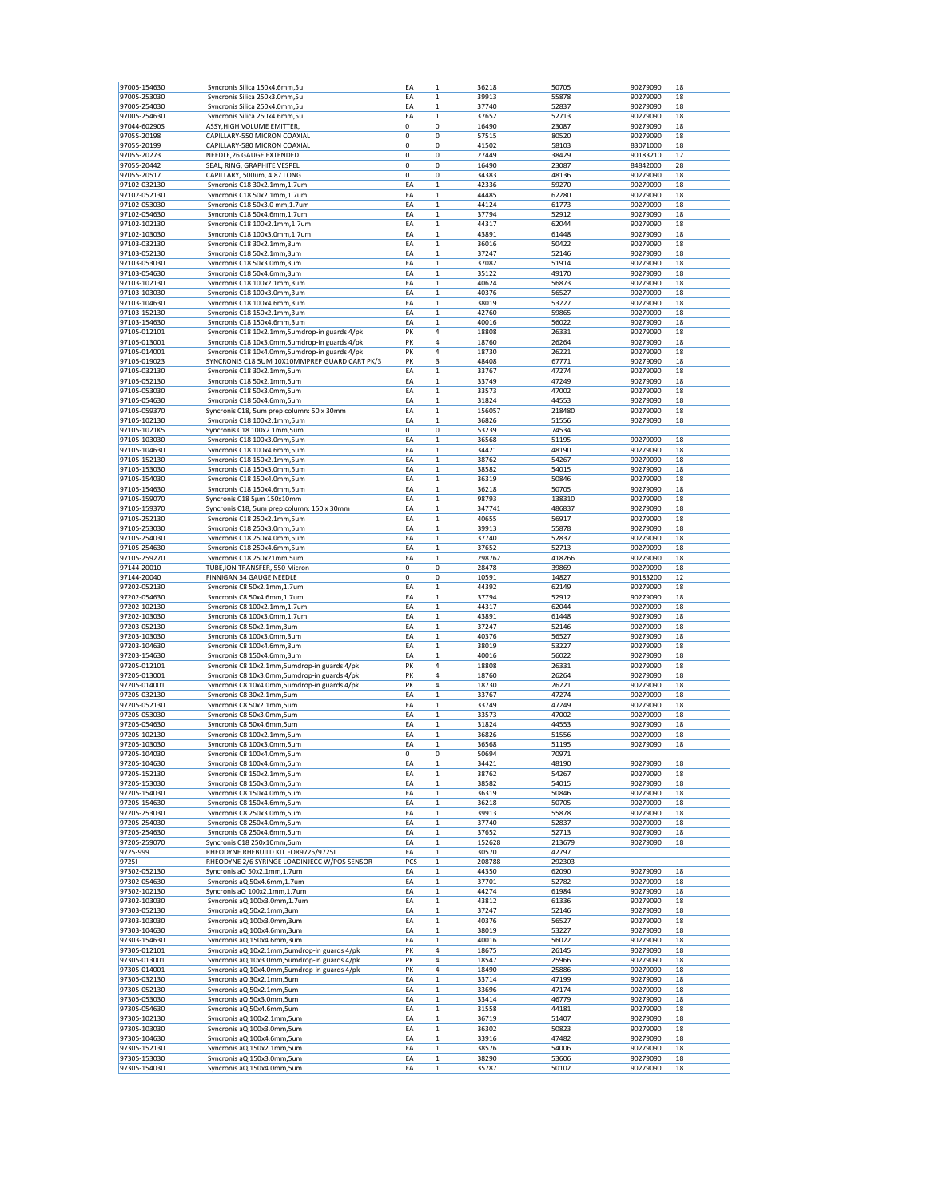| | | | | | | | |
|---|---|---|---|---|---|---|---|
| 97005-154630 | Syncronis Silica 150x4.6mm,5u | EA | 1 | 36218 | 50705 | 90279090 | 18 |
| 97005-253030 | Syncronis Silica 250x3.0mm,5u | EA | 1 | 39913 | 55878 | 90279090 | 18 |
| 97005-254030 | Syncronis Silica 250x4.0mm,5u | EA | 1 | 37740 | 52837 | 90279090 | 18 |
| 97005-254630 | Syncronis Silica 250x4.6mm,5u | EA | 1 | 37652 | 52713 | 90279090 | 18 |
| 97044-60290S | ASSY,HIGH VOLUME EMITTER, | 0 | 0 | 16490 | 23087 | 90279090 | 18 |
| 97055-20198 | CAPILLARY-550 MICRON COAXIAL | 0 | 0 | 57515 | 80520 | 90279090 | 18 |
| 97055-20199 | CAPILLARY-580 MICRON COAXIAL | 0 | 0 | 41502 | 58103 | 83071000 | 18 |
| 97055-20273 | NEEDLE,26 GAUGE EXTENDED | 0 | 0 | 27449 | 38429 | 90183210 | 12 |
| 97055-20442 | SEAL, RING, GRAPHITE VESPEL | 0 | 0 | 16490 | 23087 | 84842000 | 28 |
| 97055-20517 | CAPILLARY, 500um, 4.87 LONG | 0 | 0 | 34383 | 48136 | 90279090 | 18 |
| 97102-032130 | Syncronis C18 30x2.1mm,1.7um | EA | 1 | 42336 | 59270 | 90279090 | 18 |
| 97102-052130 | Syncronis C18 50x2.1mm,1.7um | EA | 1 | 44485 | 62280 | 90279090 | 18 |
| 97102-053030 | Syncronis C18 50x3.0 mm,1.7um | EA | 1 | 44124 | 61773 | 90279090 | 18 |
| 97102-054630 | Syncronis C18 50x4.6mm,1.7um | EA | 1 | 37794 | 52912 | 90279090 | 18 |
| 97102-102130 | Syncronis C18 100x2.1mm,1.7um | EA | 1 | 44317 | 62044 | 90279090 | 18 |
| 97102-103030 | Syncronis C18 100x3.0mm,1.7um | EA | 1 | 43891 | 61448 | 90279090 | 18 |
| 97103-032130 | Syncronis C18 30x2.1mm,3um | EA | 1 | 36016 | 50422 | 90279090 | 18 |
| 97103-052130 | Syncronis C18 50x2.1mm,3um | EA | 1 | 37247 | 52146 | 90279090 | 18 |
| 97103-053030 | Syncronis C18 50x3.0mm,3um | EA | 1 | 37082 | 51914 | 90279090 | 18 |
| 97103-054630 | Syncronis C18 50x4.6mm,3um | EA | 1 | 35122 | 49170 | 90279090 | 18 |
| 97103-102130 | Syncronis C18 100x2.1mm,3um | EA | 1 | 40624 | 56873 | 90279090 | 18 |
| 97103-103030 | Syncronis C18 100x3.0mm,3um | EA | 1 | 40376 | 56527 | 90279090 | 18 |
| 97103-104630 | Syncronis C18 100x4.6mm,3um | EA | 1 | 38019 | 53227 | 90279090 | 18 |
| 97103-152130 | Syncronis C18 150x2.1mm,3um | EA | 1 | 42760 | 59865 | 90279090 | 18 |
| 97103-154630 | Syncronis C18 150x4.6mm,3um | EA | 1 | 40016 | 56022 | 90279090 | 18 |
| 97105-012101 | Syncronis C18 10x2.1mm,5umdrop-in guards 4/pk | PK | 4 | 18808 | 26331 | 90279090 | 18 |
| 97105-013001 | Syncronis C18 10x3.0mm,5umdrop-in guards 4/pk | PK | 4 | 18760 | 26264 | 90279090 | 18 |
| 97105-014001 | Syncronis C18 10x4.0mm,5umdrop-in guards 4/pk | PK | 4 | 18730 | 26221 | 90279090 | 18 |
| 97105-019023 | SYNCRONIS C18 5UM 10X10MMPREP GUARD CART PK/3 | PK | 3 | 48408 | 67771 | 90279090 | 18 |
| 97105-032130 | Syncronis C18 30x2.1mm,5um | EA | 1 | 33767 | 47274 | 90279090 | 18 |
| 97105-052130 | Syncronis C18 50x2.1mm,5um | EA | 1 | 33749 | 47249 | 90279090 | 18 |
| 97105-053030 | Syncronis C18 50x3.0mm,5um | EA | 1 | 33573 | 47002 | 90279090 | 18 |
| 97105-054630 | Syncronis C18 50x4.6mm,5um | EA | 1 | 31824 | 44553 | 90279090 | 18 |
| 97105-059370 | Syncronis C18, 5um prep column: 50 x 30mm | EA | 1 | 156057 | 218480 | 90279090 | 18 |
| 97105-102130 | Syncronis C18 100x2.1mm,5um | EA | 1 | 36826 | 51556 | 90279090 | 18 |
| 97105-1021K5 | Syncronis C18 100x2.1mm,5um | 0 | 0 | 53239 | 74534 | | |
| 97105-103030 | Syncronis C18 100x3.0mm,5um | EA | 1 | 36568 | 51195 | 90279090 | 18 |
| 97105-104630 | Syncronis C18 100x4.6mm,5um | EA | 1 | 34421 | 48190 | 90279090 | 18 |
| 97105-152130 | Syncronis C18 150x2.1mm,5um | EA | 1 | 38762 | 54267 | 90279090 | 18 |
| 97105-153030 | Syncronis C18 150x3.0mm,5um | EA | 1 | 38582 | 54015 | 90279090 | 18 |
| 97105-154030 | Syncronis C18 150x4.0mm,5um | EA | 1 | 36319 | 50846 | 90279090 | 18 |
| 97105-154630 | Syncronis C18 150x4.6mm,5um | EA | 1 | 36218 | 50705 | 90279090 | 18 |
| 97105-159070 | Syncronis C18 5µm 150x10mm | EA | 1 | 98793 | 138310 | 90279090 | 18 |
| 97105-159370 | Syncronis C18, 5um prep column: 150 x 30mm | EA | 1 | 347741 | 486837 | 90279090 | 18 |
| 97105-252130 | Syncronis C18 250x2.1mm,5um | EA | 1 | 40655 | 56917 | 90279090 | 18 |
| 97105-253030 | Syncronis C18 250x3.0mm,5um | EA | 1 | 39913 | 55878 | 90279090 | 18 |
| 97105-254030 | Syncronis C18 250x4.0mm,5um | EA | 1 | 37740 | 52837 | 90279090 | 18 |
| 97105-254630 | Syncronis C18 250x4.6mm,5um | EA | 1 | 37652 | 52713 | 90279090 | 18 |
| 97105-259270 | Syncronis C18 250x21mm,5um | EA | 1 | 298762 | 418266 | 90279090 | 18 |
| 97144-20010 | TUBE,ION TRANSFER, 550 Micron | 0 | 0 | 28478 | 39869 | 90279090 | 18 |
| 97144-20040 | FINNIGAN 34 GAUGE NEEDLE | 0 | 0 | 10591 | 14827 | 90183200 | 12 |
| 97202-052130 | Syncronis C8 50x2.1mm,1.7um | EA | 1 | 44392 | 62149 | 90279090 | 18 |
| 97202-054630 | Syncronis C8 50x4.6mm,1.7um | EA | 1 | 37794 | 52912 | 90279090 | 18 |
| 97202-102130 | Syncronis C8 100x2.1mm,1.7um | EA | 1 | 44317 | 62044 | 90279090 | 18 |
| 97202-103030 | Syncronis C8 100x3.0mm,1.7um | EA | 1 | 43891 | 61448 | 90279090 | 18 |
| 97203-052130 | Syncronis C8 50x2.1mm,3um | EA | 1 | 37247 | 52146 | 90279090 | 18 |
| 97203-103030 | Syncronis C8 100x3.0mm,3um | EA | 1 | 40376 | 56527 | 90279090 | 18 |
| 97203-104630 | Syncronis C8 100x4.6mm,3um | EA | 1 | 38019 | 53227 | 90279090 | 18 |
| 97203-154630 | Syncronis C8 150x4.6mm,3um | EA | 1 | 40016 | 56022 | 90279090 | 18 |
| 97205-012101 | Syncronis C8 10x2.1mm,5umdrop-in guards 4/pk | PK | 4 | 18808 | 26331 | 90279090 | 18 |
| 97205-013001 | Syncronis C8 10x3.0mm,5umdrop-in guards 4/pk | PK | 4 | 18760 | 26264 | 90279090 | 18 |
| 97205-014001 | Syncronis C8 10x4.0mm,5umdrop-in guards 4/pk | PK | 4 | 18730 | 26221 | 90279090 | 18 |
| 97205-032130 | Syncronis C8 30x2.1mm,5um | EA | 1 | 33767 | 47274 | 90279090 | 18 |
| 97205-052130 | Syncronis C8 50x2.1mm,5um | EA | 1 | 33749 | 47249 | 90279090 | 18 |
| 97205-053030 | Syncronis C8 50x3.0mm,5um | EA | 1 | 33573 | 47002 | 90279090 | 18 |
| 97205-054630 | Syncronis C8 50x4.6mm,5um | EA | 1 | 31824 | 44553 | 90279090 | 18 |
| 97205-102130 | Syncronis C8 100x2.1mm,5um | EA | 1 | 36826 | 51556 | 90279090 | 18 |
| 97205-103030 | Syncronis C8 100x3.0mm,5um | EA | 1 | 36568 | 51195 | 90279090 | 18 |
| 97205-104030 | Syncronis C8 100x4.0mm,5um | 0 | 0 | 50694 | 70971 | | |
| 97205-104630 | Syncronis C8 100x4.6mm,5um | EA | 1 | 34421 | 48190 | 90279090 | 18 |
| 97205-152130 | Syncronis C8 150x2.1mm,5um | EA | 1 | 38762 | 54267 | 90279090 | 18 |
| 97205-153030 | Syncronis C8 150x3.0mm,5um | EA | 1 | 38582 | 54015 | 90279090 | 18 |
| 97205-154030 | Syncronis C8 150x4.0mm,5um | EA | 1 | 36319 | 50846 | 90279090 | 18 |
| 97205-154630 | Syncronis C8 150x4.6mm,5um | EA | 1 | 36218 | 50705 | 90279090 | 18 |
| 97205-253030 | Syncronis C8 250x3.0mm,5um | EA | 1 | 39913 | 55878 | 90279090 | 18 |
| 97205-254030 | Syncronis C8 250x4.0mm,5um | EA | 1 | 37740 | 52837 | 90279090 | 18 |
| 97205-254630 | Syncronis C8 250x4.6mm,5um | EA | 1 | 37652 | 52713 | 90279090 | 18 |
| 97205-259070 | Syncronis C18 250x10mm,5um | EA | 1 | 152628 | 213679 | 90279090 | 18 |
| 9725-999 | RHEODYNE RHEBUILD KIT FOR9725/9725I | EA | 1 | 30570 | 42797 | | |
| 9725I | RHEODYNE 2/6 SYRINGE LOADINJECC W/POS SENSOR | PCS | 1 | 208788 | 292303 | | |
| 97302-052130 | Syncronis aQ 50x2.1mm,1.7um | EA | 1 | 44350 | 62090 | 90279090 | 18 |
| 97302-054630 | Syncronis aQ 50x4.6mm,1.7um | EA | 1 | 37701 | 52782 | 90279090 | 18 |
| 97302-102130 | Syncronis aQ 100x2.1mm,1.7um | EA | 1 | 44274 | 61984 | 90279090 | 18 |
| 97302-103030 | Syncronis aQ 100x3.0mm,1.7um | EA | 1 | 43812 | 61336 | 90279090 | 18 |
| 97303-052130 | Syncronis aQ 50x2.1mm,3um | EA | 1 | 37247 | 52146 | 90279090 | 18 |
| 97303-103030 | Syncronis aQ 100x3.0mm,3um | EA | 1 | 40376 | 56527 | 90279090 | 18 |
| 97303-104630 | Syncronis aQ 100x4.6mm,3um | EA | 1 | 38019 | 53227 | 90279090 | 18 |
| 97303-154630 | Syncronis aQ 150x4.6mm,3um | EA | 1 | 40016 | 56022 | 90279090 | 18 |
| 97305-012101 | Syncronis aQ 10x2.1mm,5umdrop-in guards 4/pk | PK | 4 | 18675 | 26145 | 90279090 | 18 |
| 97305-013001 | Syncronis aQ 10x3.0mm,5umdrop-in guards 4/pk | PK | 4 | 18547 | 25966 | 90279090 | 18 |
| 97305-014001 | Syncronis aQ 10x4.0mm,5umdrop-in guards 4/pk | PK | 4 | 18490 | 25886 | 90279090 | 18 |
| 97305-032130 | Syncronis aQ 30x2.1mm,5um | EA | 1 | 33714 | 47199 | 90279090 | 18 |
| 97305-052130 | Syncronis aQ 50x2.1mm,5um | EA | 1 | 33696 | 47174 | 90279090 | 18 |
| 97305-053030 | Syncronis aQ 50x3.0mm,5um | EA | 1 | 33414 | 46779 | 90279090 | 18 |
| 97305-054630 | Syncronis aQ 50x4.6mm,5um | EA | 1 | 31558 | 44181 | 90279090 | 18 |
| 97305-102130 | Syncronis aQ 100x2.1mm,5um | EA | 1 | 36719 | 51407 | 90279090 | 18 |
| 97305-103030 | Syncronis aQ 100x3.0mm,5um | EA | 1 | 36302 | 50823 | 90279090 | 18 |
| 97305-104630 | Syncronis aQ 100x4.6mm,5um | EA | 1 | 33916 | 47482 | 90279090 | 18 |
| 97305-152130 | Syncronis aQ 150x2.1mm,5um | EA | 1 | 38576 | 54006 | 90279090 | 18 |
| 97305-153030 | Syncronis aQ 150x3.0mm,5um | EA | 1 | 38290 | 53606 | 90279090 | 18 |
| 97305-154030 | Syncronis aQ 150x4.0mm,5um | EA | 1 | 35787 | 50102 | 90279090 | 18 |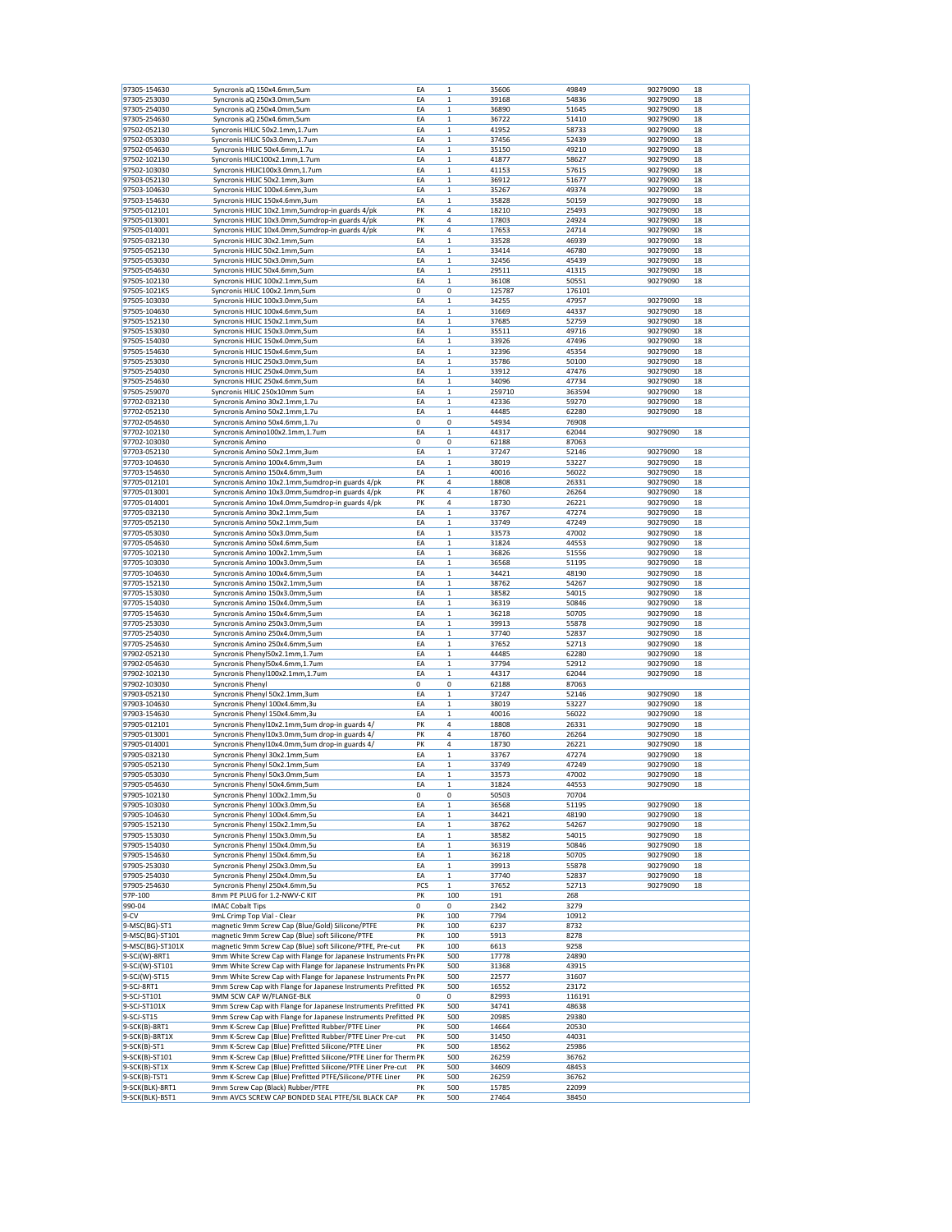| | | | | | | | |
|---|---|---|---|---|---|---|---|
| 97305-154630 | Syncronis aQ 150x4.6mm,5um | EA | 1 | 35606 | 49849 | 90279090 | 18 |
| 97305-253030 | Syncronis aQ 250x3.0mm,5um | EA | 1 | 39168 | 54836 | 90279090 | 18 |
| 97305-254030 | Syncronis aQ 250x4.0mm,5um | EA | 1 | 36890 | 51645 | 90279090 | 18 |
| 97305-254630 | Syncronis aQ 250x4.6mm,5um | EA | 1 | 36722 | 51410 | 90279090 | 18 |
| 97502-052130 | Syncronis HILIC 50x2.1mm,1.7um | EA | 1 | 41952 | 58733 | 90279090 | 18 |
| 97502-053030 | Syncronis HILIC 50x3.0mm,1.7um | EA | 1 | 37456 | 52439 | 90279090 | 18 |
| 97502-054630 | Syncronis HILIC 50x4.6mm,1.7u | EA | 1 | 35150 | 49210 | 90279090 | 18 |
| 97502-102130 | Syncronis HILIC100x2.1mm,1.7um | EA | 1 | 41877 | 58627 | 90279090 | 18 |
| 97502-103030 | Syncronis HILIC100x3.0mm,1.7um | EA | 1 | 41153 | 57615 | 90279090 | 18 |
| 97503-052130 | Syncronis HILIC 50x2.1mm,3um | EA | 1 | 36912 | 51677 | 90279090 | 18 |
| 97503-104630 | Syncronis HILIC 100x4.6mm,3um | EA | 1 | 35267 | 49374 | 90279090 | 18 |
| 97503-154630 | Syncronis HILIC 150x4.6mm,3um | EA | 1 | 35828 | 50159 | 90279090 | 18 |
| 97505-012101 | Syncronis HILIC 10x2.1mm,5umdrop-in guards 4/pk | PK | 4 | 18210 | 25493 | 90279090 | 18 |
| 97505-013001 | Syncronis HILIC 10x3.0mm,5umdrop-in guards 4/pk | PK | 4 | 17803 | 24924 | 90279090 | 18 |
| 97505-014001 | Syncronis HILIC 10x4.0mm,5umdrop-in guards 4/pk | PK | 4 | 17653 | 24714 | 90279090 | 18 |
| 97505-032130 | Syncronis HILIC 30x2.1mm,5um | EA | 1 | 33528 | 46939 | 90279090 | 18 |
| 97505-052130 | Syncronis HILIC 50x2.1mm,5um | EA | 1 | 33414 | 46780 | 90279090 | 18 |
| 97505-053030 | Syncronis HILIC 50x3.0mm,5um | EA | 1 | 32456 | 45439 | 90279090 | 18 |
| 97505-054630 | Syncronis HILIC 50x4.6mm,5um | EA | 1 | 29511 | 41315 | 90279090 | 18 |
| 97505-102130 | Syncronis HILIC 100x2.1mm,5um | EA | 1 | 36108 | 50551 | 90279090 | 18 |
| 97505-1021K5 | Syncronis HILIC 100x2.1mm,5um | 0 | 0 | 125787 | 176101 | | |
| 97505-103030 | Syncronis HILIC 100x3.0mm,5um | EA | 1 | 34255 | 47957 | 90279090 | 18 |
| 97505-104630 | Syncronis HILIC 100x4.6mm,5um | EA | 1 | 31669 | 44337 | 90279090 | 18 |
| 97505-152130 | Syncronis HILIC 150x2.1mm,5um | EA | 1 | 37685 | 52759 | 90279090 | 18 |
| 97505-153030 | Syncronis HILIC 150x3.0mm,5um | EA | 1 | 35511 | 49716 | 90279090 | 18 |
| 97505-154030 | Syncronis HILIC 150x4.0mm,5um | EA | 1 | 33926 | 47496 | 90279090 | 18 |
| 97505-154630 | Syncronis HILIC 150x4.6mm,5um | EA | 1 | 32396 | 45354 | 90279090 | 18 |
| 97505-253030 | Syncronis HILIC 250x3.0mm,5um | EA | 1 | 35786 | 50100 | 90279090 | 18 |
| 97505-254030 | Syncronis HILIC 250x4.0mm,5um | EA | 1 | 33912 | 47476 | 90279090 | 18 |
| 97505-254630 | Syncronis HILIC 250x4.6mm,5um | EA | 1 | 34096 | 47734 | 90279090 | 18 |
| 97505-259070 | Syncronis HILIC 250x10mm 5um | EA | 1 | 259710 | 363594 | 90279090 | 18 |
| 97702-032130 | Syncronis Amino 30x2.1mm,1.7u | EA | 1 | 42336 | 59270 | 90279090 | 18 |
| 97702-052130 | Syncronis Amino 50x2.1mm,1.7u | EA | 1 | 44485 | 62280 | 90279090 | 18 |
| 97702-054630 | Syncronis Amino 50x4.6mm,1.7u | 0 | 0 | 54934 | 76908 | | |
| 97702-102130 | Syncronis Amino100x2.1mm,1.7um | EA | 1 | 44317 | 62044 | 90279090 | 18 |
| 97702-103030 | Syncronis Amino | 0 | 0 | 62188 | 87063 | | |
| 97703-052130 | Syncronis Amino 50x2.1mm,3um | EA | 1 | 37247 | 52146 | 90279090 | 18 |
| 97703-104630 | Syncronis Amino 100x4.6mm,3um | EA | 1 | 38019 | 53227 | 90279090 | 18 |
| 97703-154630 | Syncronis Amino 150x4.6mm,3um | EA | 1 | 40016 | 56022 | 90279090 | 18 |
| 97705-012101 | Syncronis Amino 10x2.1mm,5umdrop-in guards 4/pk | PK | 4 | 18808 | 26331 | 90279090 | 18 |
| 97705-013001 | Syncronis Amino 10x3.0mm,5umdrop-in guards 4/pk | PK | 4 | 18760 | 26264 | 90279090 | 18 |
| 97705-014001 | Syncronis Amino 10x4.0mm,5umdrop-in guards 4/pk | PK | 4 | 18730 | 26221 | 90279090 | 18 |
| 97705-032130 | Syncronis Amino 30x2.1mm,5um | EA | 1 | 33767 | 47274 | 90279090 | 18 |
| 97705-052130 | Syncronis Amino 50x2.1mm,5um | EA | 1 | 33749 | 47249 | 90279090 | 18 |
| 97705-053030 | Syncronis Amino 50x3.0mm,5um | EA | 1 | 33573 | 47002 | 90279090 | 18 |
| 97705-054630 | Syncronis Amino 50x4.6mm,5um | EA | 1 | 31824 | 44553 | 90279090 | 18 |
| 97705-102130 | Syncronis Amino 100x2.1mm,5um | EA | 1 | 36826 | 51556 | 90279090 | 18 |
| 97705-103030 | Syncronis Amino 100x3.0mm,5um | EA | 1 | 36568 | 51195 | 90279090 | 18 |
| 97705-104630 | Syncronis Amino 100x4.6mm,5um | EA | 1 | 34421 | 48190 | 90279090 | 18 |
| 97705-152130 | Syncronis Amino 150x2.1mm,5um | EA | 1 | 38762 | 54267 | 90279090 | 18 |
| 97705-153030 | Syncronis Amino 150x3.0mm,5um | EA | 1 | 38582 | 54015 | 90279090 | 18 |
| 97705-154030 | Syncronis Amino 150x4.0mm,5um | EA | 1 | 36319 | 50846 | 90279090 | 18 |
| 97705-154630 | Syncronis Amino 150x4.6mm,5um | EA | 1 | 36218 | 50705 | 90279090 | 18 |
| 97705-253030 | Syncronis Amino 250x3.0mm,5um | EA | 1 | 39913 | 55878 | 90279090 | 18 |
| 97705-254030 | Syncronis Amino 250x4.0mm,5um | EA | 1 | 37740 | 52837 | 90279090 | 18 |
| 97705-254630 | Syncronis Amino 250x4.6mm,5um | EA | 1 | 37652 | 52713 | 90279090 | 18 |
| 97902-052130 | Syncronis Phenyl50x2.1mm,1.7um | EA | 1 | 44485 | 62280 | 90279090 | 18 |
| 97902-054630 | Syncronis Phenyl50x4.6mm,1.7um | EA | 1 | 37794 | 52912 | 90279090 | 18 |
| 97902-102130 | Syncronis Phenyl100x2.1mm,1.7um | EA | 1 | 44317 | 62044 | 90279090 | 18 |
| 97902-103030 | Syncronis Phenyl | 0 | 0 | 62188 | 87063 | | |
| 97903-052130 | Syncronis Phenyl 50x2.1mm,3um | EA | 1 | 37247 | 52146 | 90279090 | 18 |
| 97903-104630 | Syncronis Phenyl 100x4.6mm,3u | EA | 1 | 38019 | 53227 | 90279090 | 18 |
| 97903-154630 | Syncronis Phenyl 150x4.6mm,3u | EA | 1 | 40016 | 56022 | 90279090 | 18 |
| 97905-012101 | Syncronis Phenyl10x2.1mm,5um drop-in guards 4/ | PK | 4 | 18808 | 26331 | 90279090 | 18 |
| 97905-013001 | Syncronis Phenyl10x3.0mm,5um drop-in guards 4/ | PK | 4 | 18760 | 26264 | 90279090 | 18 |
| 97905-014001 | Syncronis Phenyl10x4.0mm,5um drop-in guards 4/ | PK | 4 | 18730 | 26221 | 90279090 | 18 |
| 97905-032130 | Syncronis Phenyl 30x2.1mm,5um | EA | 1 | 33767 | 47274 | 90279090 | 18 |
| 97905-052130 | Syncronis Phenyl 50x2.1mm,5um | EA | 1 | 33749 | 47249 | 90279090 | 18 |
| 97905-053030 | Syncronis Phenyl 50x3.0mm,5um | EA | 1 | 33573 | 47002 | 90279090 | 18 |
| 97905-054630 | Syncronis Phenyl 50x4.6mm,5um | EA | 1 | 31824 | 44553 | 90279090 | 18 |
| 97905-102130 | Syncronis Phenyl 100x2.1mm,5u | 0 | 0 | 50503 | 70704 | | |
| 97905-103030 | Syncronis Phenyl 100x3.0mm,5u | EA | 1 | 36568 | 51195 | 90279090 | 18 |
| 97905-104630 | Syncronis Phenyl 100x4.6mm,5u | EA | 1 | 34421 | 48190 | 90279090 | 18 |
| 97905-152130 | Syncronis Phenyl 150x2.1mm,5u | EA | 1 | 38762 | 54267 | 90279090 | 18 |
| 97905-153030 | Syncronis Phenyl 150x3.0mm,5u | EA | 1 | 38582 | 54015 | 90279090 | 18 |
| 97905-154030 | Syncronis Phenyl 150x4.0mm,5u | EA | 1 | 36319 | 50846 | 90279090 | 18 |
| 97905-154630 | Syncronis Phenyl 150x4.6mm,5u | EA | 1 | 36218 | 50705 | 90279090 | 18 |
| 97905-253030 | Syncronis Phenyl 250x3.0mm,5u | EA | 1 | 39913 | 55878 | 90279090 | 18 |
| 97905-254030 | Syncronis Phenyl 250x4.0mm,5u | EA | 1 | 37740 | 52837 | 90279090 | 18 |
| 97905-254630 | Syncronis Phenyl 250x4.6mm,5u | PCS | 1 | 37652 | 52713 | 90279090 | 18 |
| 97P-100 | 8mm PE PLUG for 1.2-NWV-C KIT | PK | 100 | 191 | 268 | | |
| 990-04 | IMAC Cobalt Tips | 0 | 0 | 2342 | 3279 | | |
| 9-CV | 9mL Crimp Top Vial - Clear | PK | 100 | 7794 | 10912 | | |
| 9-MSC(BG)-ST1 | magnetic 9mm Screw Cap (Blue/Gold) Silicone/PTFE | PK | 100 | 6237 | 8732 | | |
| 9-MSC(BG)-ST101 | magnetic 9mm Screw Cap (Blue) soft Silicone/PTFE | PK | 100 | 5913 | 8278 | | |
| 9-MSC(BG)-ST101X | magnetic 9mm Screw Cap (Blue) soft Silicone/PTFE, Pre-cut | PK | 100 | 6613 | 9258 | | |
| 9-SCJ(W)-BRT1 | 9mm White Screw Cap with Flange for Japanese Instruments Pre | PK | 500 | 17778 | 24890 | | |
| 9-SCJ(W)-ST101 | 9mm White Screw Cap with Flange for Japanese Instruments Pre | PK | 500 | 31368 | 43915 | | |
| 9-SCJ(W)-ST15 | 9mm White Screw Cap with Flange for Japanese Instruments Pre | PK | 500 | 22577 | 31607 | | |
| 9-SCJ-BRT1 | 9mm Screw Cap with Flange for Japanese Instruments Prefitted | PK | 500 | 16552 | 23172 | | |
| 9-SCJ-ST101 | 9MM SCW CAP W/FLANGE-BLK | 0 | 0 | 82993 | 116191 | | |
| 9-SCJ-ST101X | 9mm Screw Cap with Flange for Japanese Instruments Prefitted | PK | 500 | 34741 | 48638 | | |
| 9-SCJ-ST15 | 9mm Screw Cap with Flange for Japanese Instruments Prefitted | PK | 500 | 20985 | 29380 | | |
| 9-SCK(B)-BRT1 | 9mm K-Screw Cap (Blue) Prefitted Rubber/PTFE Liner | PK | 500 | 14664 | 20530 | | |
| 9-SCK(B)-BRT1X | 9mm K-Screw Cap (Blue) Prefitted Rubber/PTFE Liner Pre-cut | PK | 500 | 31450 | 44031 | | |
| 9-SCK(B)-ST1 | 9mm K-Screw Cap (Blue) Prefitted Silicone/PTFE Liner | PK | 500 | 18562 | 25986 | | |
| 9-SCK(B)-ST101 | 9mm K-Screw Cap (Blue) Prefitted Silicone/PTFE Liner for Therm | PK | 500 | 26259 | 36762 | | |
| 9-SCK(B)-ST1X | 9mm K-Screw Cap (Blue) Prefitted Silicone/PTFE Liner Pre-cut | PK | 500 | 34609 | 48453 | | |
| 9-SCK(B)-TST1 | 9mm K-Screw Cap (Blue) Prefitted PTFE/Silicone/PTFE Liner | PK | 500 | 26259 | 36762 | | |
| 9-SCK(BLK)-BRT1 | 9mm Screw Cap (Black) Rubber/PTFE | PK | 500 | 15785 | 22099 | | |
| 9-SCK(BLK)-BST1 | 9mm AVCS SCREW CAP BONDED SEAL PTFE/SIL BLACK CAP | PK | 500 | 27464 | 38450 | | |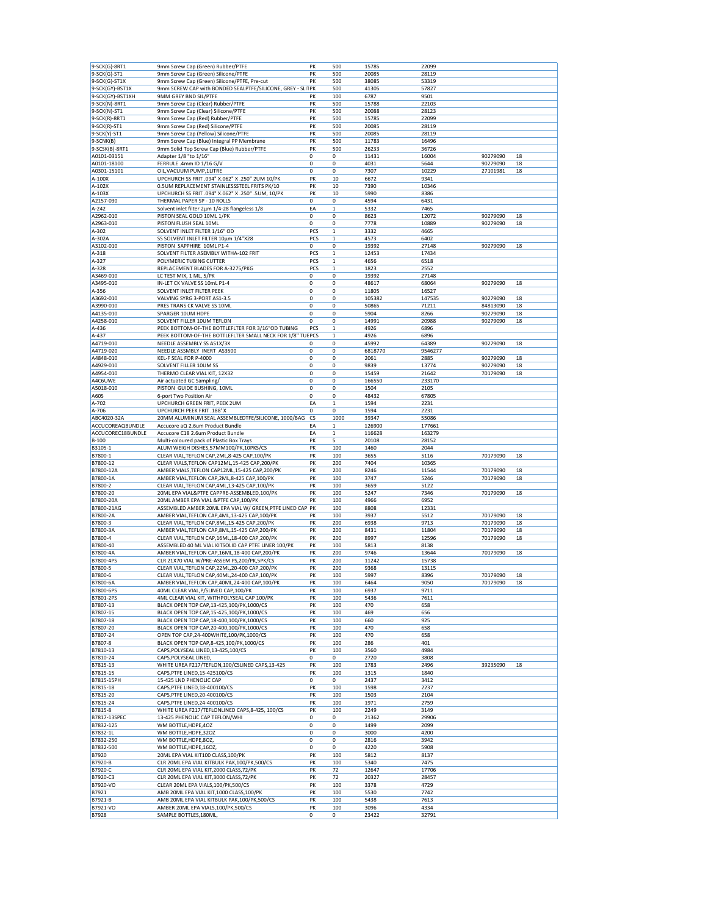| | | | | | | | |
|---|---|---|---|---|---|---|---|
| 9-SCK(G)-8RT1 | 9mm Screw Cap (Green) Rubber/PTFE | PK | 500 | 15785 | 22099 | | |
| 9-SCK(G)-ST1 | 9mm Screw Cap (Green) Silicone/PTFE | PK | 500 | 20085 | 28119 | | |
| 9-SCK(G)-ST1X | 9mm Screw Cap (Green) Silicone/PTFE, Pre-cut | PK | 500 | 38085 | 53319 | | |
| 9-SCK(GY)-BST1X | 9mm SCREW CAP with BONDED SEALPTFE/SILICONE, GREY - SLIT | PK | 500 | 41305 | 57827 | | |
| 9-SCK(GY)-BST1XH | 9MM GREY BND SIL/PTFE | PK | 100 | 6787 | 9501 | | |
| 9-SCK(N)-8RT1 | 9mm Screw Cap (Clear) Rubber/PTFE | PK | 500 | 15788 | 22103 | | |
| 9-SCK(N)-ST1 | 9mm Screw Cap (Clear) Silicone/PTFE | PK | 500 | 20088 | 28123 | | |
| 9-SCK(R)-8RT1 | 9mm Screw Cap (Red) Rubber/PTFE | PK | 500 | 15785 | 22099 | | |
| 9-SCK(R)-ST1 | 9mm Screw Cap (Red) Silicone/PTFE | PK | 500 | 20085 | 28119 | | |
| 9-SCK(Y)-ST1 | 9mm Screw Cap (Yellow) Silicone/PTFE | PK | 500 | 20085 | 28119 | | |
| 9-SCNK(B) | 9mm Screw Cap (Blue) Integral PP Membrane | PK | 500 | 11783 | 16496 | | |
| 9-SCSK(B)-8RT1 | 9mm Solid Top Screw Cap (Blue) Rubber/PTFE | PK | 500 | 26233 | 36726 | | |
| A0101-03151 | Adapter 1/8 "to 1/16" | 0 | 0 | 11431 | 16004 | 90279090 | 18 |
| A0101-18100 | FERRULE .4mm ID 1/16 G/V | 0 | 0 | 4031 | 5644 | 90279090 | 18 |
| A0301-15101 | OIL,VACUUM PUMP,1LITRE | 0 | 0 | 7307 | 10229 | 27101981 | 18 |
| A-100X | UPCHURCH SS FRIT .094" X.062" X .250" 2UM 10/PK | PK | 10 | 6672 | 9341 | | |
| A-102X | 0.5UM REPLACEMENT STAINLESSSTEEL FRITS PK/10 | PK | 10 | 7390 | 10346 | | |
| A-103X | UPCHURCH SS FRIT .094" X.062" X .250" .5UM, 10/PK | PK | 10 | 5990 | 8386 | | |
| A2157-030 | THERMAL PAPER SP - 10 ROLLS | 0 | 0 | 4594 | 6431 | | |
| A-242 | Solvent inlet filter 2µm 1/4-28 flangeless 1/8 | EA | 1 | 5332 | 7465 | | |
| A2962-010 | PISTON SEAL GOLD 10ML 1/PK | 0 | 0 | 8623 | 12072 | 90279090 | 18 |
| A2963-010 | PISTON FLUSH SEAL 10ML | 0 | 0 | 7778 | 10889 | 90279090 | 18 |
| A-302 | SOLVENT INLET FILTER 1/16" OD | PCS | 1 | 3332 | 4665 | | |
| A-302A | SS SOLVENT INLET FILTER 10µm 1/4"X28 | PCS | 1 | 4573 | 6402 | | |
| A3102-010 | PISTON SAPPHIRE 10ML P1-4 | 0 | 0 | 19392 | 27148 | 90279090 | 18 |
| A-318 | SOLVENT FILTER ASEMBLY WITHA-102 FRIT | PCS | 1 | 12453 | 17434 | | |
| A-327 | POLYMERIC TUBING CUTTER | PCS | 1 | 4656 | 6518 | | |
| A-328 | REPLACEMENT BLADES FOR A-3275/PKG | PCS | 1 | 1823 | 2552 | | |
| A3469-010 | LC TEST MIX, 1 ML, 5/PK | 0 | 0 | 19392 | 27148 | | |
| A3495-010 | IN-LET CK VALVE SS 10mL P1-4 | 0 | 0 | 48617 | 68064 | 90279090 | 18 |
| A-356 | SOLVENT INLET FILTER PEEK | 0 | 0 | 11805 | 16527 | | |
| A3692-010 | VALVING SYRG 3-PORT AS1-3.5 | 0 | 0 | 105382 | 147535 | 90279090 | 18 |
| A3990-010 | PRES TRANS CK VALVE SS 10ML | 0 | 0 | 50865 | 71211 | 84813090 | 18 |
| A4135-010 | SPARGER 10UM HDPE | 0 | 0 | 5904 | 8266 | 90279090 | 18 |
| A4258-010 | SOLVENT FILLER 10UM TEFLON | 0 | 0 | 14991 | 20988 | 90279090 | 18 |
| A-436 | PEEK BOTTOM-OF-THE BOTTLEFLTER FOR 3/16"OD TUBING | PCS | 1 | 4926 | 6896 | | |
| A-437 | PEEK BOTTOM-OF-THE BOTTLEFLTER SMALL NECK FOR 1/8" TUE | PCS | 1 | 4926 | 6896 | | |
| A4719-010 | NEEDLE ASSEMBLY SS AS1X/3X | 0 | 0 | 45992 | 64389 | 90279090 | 18 |
| A4719-020 | NEEDLE ASSMBLY INERT AS3500 | 0 | 0 | 6818770 | 9546277 | | |
| A4848-010 | KEL-F SEAL FOR P-4000 | 0 | 0 | 2061 | 2885 | 90279090 | 18 |
| A4929-010 | SOLVENT FILLER 10UM SS | 0 | 0 | 9839 | 13774 | 90279090 | 18 |
| A4954-010 | THERMO CLEAR VIAL KIT, 12X32 | 0 | 0 | 15459 | 21642 | 70179090 | 18 |
| A4C6UWE | Air actuated GC Sampling/ | 0 | 0 | 166550 | 233170 | | |
| A5018-010 | PISTON GUIDE BUSHING, 10ML | 0 | 0 | 1504 | 2105 | | |
| A60S | 6-port Two Position Air | 0 | 0 | 48432 | 67805 | | |
| A-702 | UPCHURCH GREEN FRIT, PEEK 2UM | EA | 1 | 1594 | 2231 | | |
| A-706 | UPCHURCH PEEK FRIT .188' X | 0 | 0 | 1594 | 2231 | | |
| ABC4020-32A | 20MM ALUMINIUM SEAL ASSEMBLEDTFE/SILICONE, 1000/BAG | CS | 1000 | 39347 | 55086 | | |
| ACCUCOREAQBUNDLE | Accucore aQ 2.6um Product Bundle | EA | 1 | 126900 | 177661 | | |
| ACCUCOREC18BUNDLE | Accucore C18 2.6um Product Bundle | EA | 1 | 116628 | 163279 | | |
| B-100 | Multi-coloured pack of Plastic Box Trays | PK | 5 | 20108 | 28152 | | |
| B3105-1 | ALUM WEIGH DISHES,57MM100/PK,10PKS/CS | PK | 100 | 1460 | 2044 | | |
| B7800-1 | CLEAR VIAL,TEFLON CAP,2ML,8-425 CAP,100/PK | PK | 100 | 3655 | 5116 | 70179090 | 18 |
| B7800-12 | CLEAR VIALS,TEFLON CAP12ML,15-425 CAP,200/PK | PK | 200 | 7404 | 10365 | | |
| B7800-12A | AMBER VIALS,TEFLON CAP12ML,15-425 CAP,200/PK | PK | 200 | 8246 | 11544 | 70179090 | 18 |
| B7800-1A | AMBER VIAL,TEFLON CAP,2ML,8-425 CAP,100/PK | PK | 100 | 3747 | 5246 | 70179090 | 18 |
| B7800-2 | CLEAR VIAL,TEFLON CAP,4ML,13-425 CAP,100/PK | PK | 100 | 3659 | 5122 | | |
| B7800-20 | 20ML EPA VIAL&PTFE CAPPRE-ASSEMBLED,100/PK | PK | 100 | 5247 | 7346 | 70179090 | 18 |
| B7800-20A | 20ML AMBER EPA VIAL &PTFE CAP,100/PK | PK | 100 | 4966 | 6952 | | |
| B7800-21AG | ASSEMBLED AMBER 20ML EPA VIAL W/ GREEN,PTFE LINED CAP | PK | 100 | 8808 | 12331 | | |
| B7800-2A | AMBER VIAL,TEFLON CAP,4ML,13-425 CAP,100/PK | PK | 100 | 3937 | 5512 | 70179090 | 18 |
| B7800-3 | CLEAR VIAL,TEFLON CAP,8ML,15-425 CAP,200/PK | PK | 200 | 6938 | 9713 | 70179090 | 18 |
| B7800-3A | AMBER VIAL,TEFLON CAP,8ML,15-425 CAP,200/PK | PK | 200 | 8431 | 11804 | 70179090 | 18 |
| B7800-4 | CLEAR VIAL,TEFLON CAP,16ML,18-400 CAP,200/PK | PK | 200 | 8997 | 12596 | 70179090 | 18 |
| B7800-40 | ASSEMBLED 40 ML VIAL KITSOLID CAP PTFE LINER 100/PK | PK | 100 | 5813 | 8138 | | |
| B7800-4A | AMBER VIAL,TEFLON CAP,16ML,18-400 CAP,200/PK | PK | 200 | 9746 | 13644 | 70179090 | 18 |
| B7800-4PS | CLR 21X70 VIAL W/PRE-ASSEM PS,200/PK,5PK/CS | PK | 200 | 11242 | 15738 | | |
| B7800-5 | CLEAR VIAL,TEFLON CAP,22ML,20-400 CAP,200/PK | PK | 200 | 9368 | 13115 | | |
| B7800-6 | CLEAR VIAL,TEFLON CAP,40ML,24-400 CAP,100/PK | PK | 100 | 5997 | 8396 | 70179090 | 18 |
| B7800-6A | AMBER VIAL,TEFLON CAP,40ML,24-400 CAP,100/PK | PK | 100 | 6464 | 9050 | 70179090 | 18 |
| B7800-6PS | 40ML CLEAR VIAL,P/SLINED CAP,100/PK | PK | 100 | 6937 | 9711 | | |
| B7801-2PS | 4ML CLEAR VIAL KIT, WITHPOLYSEAL CAP 100/PK | PK | 100 | 5436 | 7611 | | |
| B7807-13 | BLACK OPEN TOP CAP,13-425,100/PK,1000/CS | PK | 100 | 470 | 658 | | |
| B7807-15 | BLACK OPEN TOP CAP,15-425,100/PK,1000/CS | PK | 100 | 469 | 656 | | |
| B7807-18 | BLACK OPEN TOP CAP,18-400,100/PK,1000/CS | PK | 100 | 660 | 925 | | |
| B7807-20 | BLACK OPEN TOP CAP,20-400,100/PK,1000/CS | PK | 100 | 470 | 658 | | |
| B7807-24 | OPEN TOP CAP,24-400WHITE,100/PK,1000/CS | PK | 100 | 470 | 658 | | |
| B7807-8 | BLACK OPEN TOP CAP,8-425,100/PK,1000/CS | PK | 100 | 286 | 401 | | |
| B7810-13 | CAPS,POLYSEAL LINED,13-425,100/CS | PK | 100 | 3560 | 4984 | | |
| B7810-24 | CAPS,POLYSEAL LINED, | 0 | 0 | 2720 | 3808 | | |
| B7815-13 | WHITE UREA F217/TEFLON,100/CSLINED CAPS,13-425 | PK | 100 | 1783 | 2496 | 39235090 | 18 |
| B7815-15 | CAPS,PTFE LINED,15-425100/CS | PK | 100 | 1315 | 1840 | | |
| B7815-15PH | 15-425 LND PHENOLIC CAP | 0 | 0 | 2437 | 3412 | | |
| B7815-18 | CAPS,PTFE LINED,18-400100/CS | PK | 100 | 1598 | 2237 | | |
| B7815-20 | CAPS,PTFE LINED,20-400100/CS | PK | 100 | 1503 | 2104 | | |
| B7815-24 | CAPS,PTFE LINED,24-400100/CS | PK | 100 | 1971 | 2759 | | |
| B7815-8 | WHITE UREA F217/TEFLONLINED CAPS,8-425, 100/CS | PK | 100 | 2249 | 3149 | | |
| B7817-13SPEC | 13-425 PHENOLIC CAP TEFLON/WHI | 0 | 0 | 21362 | 29906 | | |
| B7832-125 | WM BOTTLE,HDPE,4OZ | 0 | 0 | 1499 | 2099 | | |
| B7832-1L | WM BOTTLE,HDPE,32OZ | 0 | 0 | 3000 | 4200 | | |
| B7832-250 | WM BOTTLE,HDPE,8OZ, | 0 | 0 | 2816 | 3942 | | |
| B7832-500 | WM BOTTLE,HDPE,16OZ, | 0 | 0 | 4220 | 5908 | | |
| B7920 | 20ML EPA VIAL KIT100 CLASS,100/PK | PK | 100 | 5812 | 8137 | | |
| B7920-B | CLR 20ML EPA VIAL KITBULK PAK,100/PK,500/CS | PK | 100 | 5340 | 7475 | | |
| B7920-C | CLR 20ML EPA VIAL KIT,2000 CLASS,72/PK | PK | 72 | 12647 | 17706 | | |
| B7920-C3 | CLR 20ML EPA VIAL KIT,3000 CLASS,72/PK | PK | 72 | 20327 | 28457 | | |
| B7920-VO | CLEAR 20ML EPA VIALS,100/PK,500/CS | PK | 100 | 3378 | 4729 | | |
| B7921 | AMB 20ML EPA VIAL KIT,1000 CLASS,100/PK | PK | 100 | 5530 | 7742 | | |
| B7921-B | AMB 20ML EPA VIAL KITBULK PAK,100/PK,500/CS | PK | 100 | 5438 | 7613 | | |
| B7921-VO | AMBER 20ML EPA VIALS,100/PK,500/CS | PK | 100 | 3096 | 4334 | | |
| B7928 | SAMPLE BOTTLES,180ML, | 0 | 0 | 23422 | 32791 | | |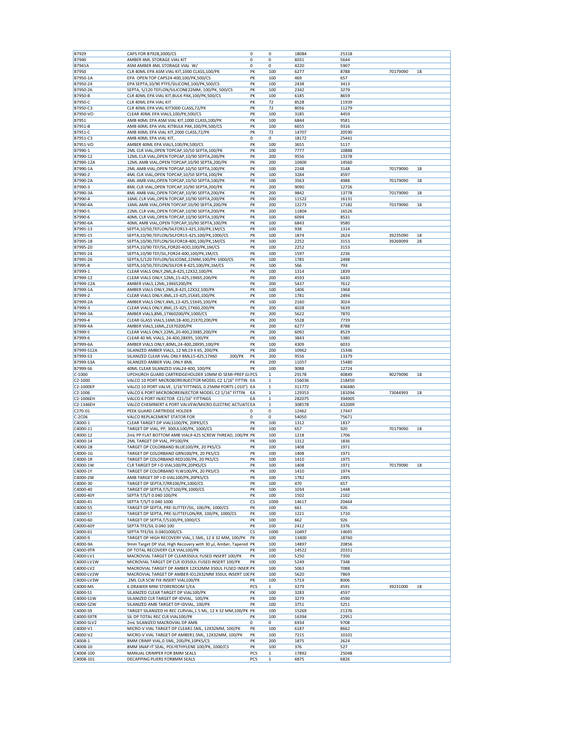| | | | | | | | |
|---|---|---|---|---|---|---|---|
| B7929 | CAPS FOR B7928,2000/CS | 0 | 0 | 18084 | 25318 | | |
| B7940 | AMBER 4ML STORAGE VIAL KIT | 0 | 0 | 4031 | 5644 | | |
| B7941A | ASM AMBER 4ML STORAGE VIAL W/ | 0 | 0 | 4220 | 5907 | | |
| B7950 | CLR 40ML EPA ASM VIAL KIT,1000 CLASS,100/PK | PK | 100 | 6277 | 8788 | 70179090 | 18 |
| B7950-1A | EPA OPEN TOP CAPS24-400,100/PK,500/CS | PK | 100 | 469 | 657 | | |
| B7950-24 | EPA SEPTA,10/90 PTFE/SILICONE,100/PK,500/CS | PK | 100 | 2438 | 3413 | | |
| B7950-26 | SEPTA, 5/120 TEFLON/SILICONE22MM, 100/PK, 500/CS | PK | 100 | 2342 | 3279 | | |
| B7950-B | CLR 40ML EPA VIAL KIT,BULK PAK,100/PK,500/CS | PK | 100 | 6185 | 8659 | | |
| B7950-C | CLR 40ML EPA VIAL KIT | PK | 72 | 8528 | 11939 | | |
| B7950-C3 | CLR 40ML EPA VIAL KIT3000 CLASS,72/PK | PK | 72 | 8056 | 11279 | | |
| B7950-VO | CLEAR 40ML EPA VIALS,100/PK,500/CS | PK | 100 | 3185 | 4459 | | |
| B7951 | AMB 40ML EPA ASM VIAL KIT,1000 CLASS,100/PK | PK | 100 | 6844 | 9581 | | |
| B7951-B | AMB 40ML EPA VIAL KITBULK PAK,100/PK,500/CS | PK | 100 | 6655 | 9316 | | |
| B7951-C | AMB 40ML EPA VIAL KIT,2000 CLASS,72/PK | PK | 72 | 14707 | 20590 | | |
| B7951-C3 | AMB 40ML EPA VIAL KIT, | 0 | 0 | 18172 | 25441 | | |
| B7951-VO | AMBER 40ML EPA VIALS,100/PK,500/CS | PK | 100 | 3655 | 5117 | | |
| B7990-1 | 2ML CLR VIAL,OPEN TOPCAP,10/50 SEPTA,100/PK | PK | 100 | 7777 | 10888 | | |
| B7990-12 | 12ML CLR VIAL,OPEN TOPCAP,10/90 SEPTA,200/PK | PK | 200 | 9556 | 13378 | | |
| B7990-12A | 12ML AMB VIAL,OPEN TOPCAP,10/90 SEPTA,200/PK | PK | 200 | 10400 | 14560 | | |
| B7990-1A | 2ML AMB VIAL,OPEN TOPCAP,10/50 SEPTA,100/PK | PK | 100 | 2248 | 3148 | 70179090 | 18 |
| B7990-2 | 4ML CLR VIAL,OPEN TOPCAP,10/50 SEPTA,100/PK | PK | 100 | 3284 | 4597 | | |
| B7990-2A | 4ML AMB VIAL,OPEN TOPCAP,10/50 SEPTA,100/PK | PK | 100 | 3563 | 4988 | 70179090 | 18 |
| B7990-3 | 8ML CLR VIAL,OPEN TOPCAP,10/90 SEPTA,200/PK | PK | 200 | 9090 | 12726 | | |
| B7990-3A | 8ML AMB VIAL,OPEN TOPCAP,10/90 SEPTA,200/PK | PK | 200 | 9842 | 13778 | 70179090 | 18 |
| B7990-4 | 16ML CLR VIAL,OPEN TOPCAP,10/90 SEPTA,200/PK | PK | 200 | 11522 | 16131 | | |
| B7990-4A | 16ML AMB VIAL,OPEN TOPCAP,10/90 SEPTA,200/PK | PK | 200 | 12273 | 17182 | 70179090 | 18 |
| B7990-5 | 22ML CLR VIAL,OPEN TOPCAP,10/90 SEPTA,200/PK | PK | 200 | 11804 | 16526 | | |
| B7990-6 | 40ML CLR VIAL,OPEN TOPCAP,10/90 SEPTA,100/PK | PK | 100 | 6094 | 8531 | | |
| B7990-6A | 40ML AMB VIAL,OPEN TOPCAP,10/90 SEPTA,100/PK | PK | 100 | 6843 | 9580 | | |
| B7995-13 | SEPTA,10/50,TEFLON/SILFOR13-425,100/PK,1M/CS | PK | 100 | 938 | 1314 | | |
| B7995-15 | SEPTA,10/90,TEFLON/SILFOR15-425,100/PK,1000/CS | PK | 100 | 1874 | 2624 | 39235090 | 18 |
| B7995-18 | SEPTA,10/90,TEFLON/SILFOR18-400,100/PK,1M/CS | PK | 100 | 2252 | 3153 | 39269099 | 28 |
| B7995-20 | SEPTA,10/90 TEF/SIL,FOR20-4OO,100/PK,1M/CS | PK | 100 | 2252 | 3153 | | |
| B7995-24 | SEPTA,10/90 TEF/SIL,FOR24-400,100/PK,1M/CS | PK | 100 | 1597 | 2236 | | |
| B7995-26 | SEPTA,5/120 TEFLON/SILICONE,22MM,100/PK-1000/CS | PK | 100 | 1785 | 2498 | | |
| B7995-8 | SEPTA,10/50,TEFLON/SILFOR 8-425,100/PK,1M/CS | PK | 100 | 566 | 793 | | |
| B7999-1 | CLEAR VIALS ONLY,2ML,8-425,12X32,100/PK | PK | 100 | 1314 | 1839 | | |
| B7999-12 | CLEAR VIALS ONLY,12ML,15-425,19X65,200/PK | PK | 200 | 4593 | 6430 | | |
| B7999-12A | AMBER VIALS,12ML,19X65200/PK | PK | 200 | 5437 | 7612 | | |
| B7999-1A | AMBER VIALS ONLY,2ML,8-425,12X32,100/PK | PK | 100 | 1406 | 1968 | | |
| B7999-2 | CLEAR VIALS ONLY,4ML,13-425,15X45,100/PK | PK | 100 | 1781 | 2494 | | |
| B7999-2A | AMBER VIALS ONLY,4ML,13-425,15X45,100/PK | PK | 100 | 2160 | 3024 | | |
| B7999-3 | CLEAR VIALS ONLY,8ML,15-425,17X60,200/PK | PK | 200 | 4028 | 5639 | | |
| B7999-3A | AMBER VIALS,8ML,17X60200/PK,1000/CS | PK | 200 | 5622 | 7870 | | |
| B7999-4 | CLEAR GLASS VIALS,16ML18-400,21X70,200/PK | PK | 200 | 5528 | 7739 | | |
| B7999-4A | AMBER VIALS,16ML,21X70200/PK | PK | 200 | 6277 | 8788 | | |
| B7999-5 | CLEAR VIALS ONLY,22ML,20-400,23X85,200/PK | PK | 200 | 6092 | 8529 | | |
| B7999-6 | CLEAR 40 ML VIALS, 24-400,28X95, 100/PK | PK | 100 | 3843 | 5380 | | |
| B7999-6A | AMBER VIALS ONLY,40ML,24-400,28X95,100/PK | PK | 100 | 4309 | 6033 | | |
| B7999-S12A | SILANIZED AMBER VIALS, 12 ML19 X 65, 200/PK | PK | 200 | 10962 | 15346 | | |
| B7999-S3 | SILANIZED CLEAR VIAL ONLY 8ML15-425,17X60 200/PK | PK | 200 | 9556 | 13379 | | |
| B7999-S3A | SILANIZED AMBER VIAL ONLY 8ML | PK | 200 | 11057 | 15480 | | |
| B7999-S6 | 40ML CLEAR SILANIZED VIAL24-400, 100/PK | PK | 100 | 9088 | 12724 | | |
| C-1000 | UPCHURCH GUARD CARTRIDGEHOLDER 10MM ID SEMI-PREP GL | PCS | 1 | 29178 | 40849 | 90279090 | 18 |
| C2-1000 | VALCO 10 PORT MICROBOREINJECTOR MODEL C2 1/16" FITTIN | EA | 1 | 156036 | 218450 | | |
| C2-1000EP | VALCO 10 PORT VALVE, 1/16"FITTINGS, 0.25MM PORTS (.010") | EA | 1 | 311772 | 436480 | | |
| C2-1006 | VALCO 6 PORT MICROBOREINJECTOR MODEL C2 1/16" FITTIN | EA | 1 | 129353 | 181094 | 73044993 | 18 |
| C2-1006EH | VALCO 6 PORT INJECTOR C21/16" FITTINGS | EA | 1 | 282075 | 394905 | | |
| C2-1346EH | VALCO CHEMINERT 6 PORT VALVEW/MICRO ELECTRIC ACTUATC | EA | 1 | 308578 | 432009 | | |
| C270-01 | PEEK GUARD CARTRIDGE HOLDER | 0 | 0 | 12462 | 17447 | | |
| C-2C06 | VALCO REPLACEMENT STATOR FOR | 0 | 0 | 54050 | 75671 | | |
| C4000-1 | CLEAR TARGET DP VIALS100/PK, 20PKS/CS | PK | 100 | 1312 | 1837 | | |
| C4000-11 | TARGET DP VIAL, PP, 300UL100/PK, 1000/CS | PK | 100 | 657 | 920 | 70179090 | 18 |
| C4000-12 | 2mL PP FLAT BOTTOM AMB VIAL9-425 SCREW THREAD, 100/PK | PK | 100 | 1218 | 1706 | | |
| C4000-14 | 2ML TARGET DP VIAL, PP100/PK | PK | 100 | 1312 | 1836 | | |
| C4000-1B | TARGET DP COLORBAND BLUE100/PK, 20 PKS/CS | PK | 100 | 1408 | 1971 | | |
| C4000-1G | TARGET DP COLORBAND GRN100/PK, 20 PKS/CS | PK | 100 | 1408 | 1971 | | |
| C4000-1R | TARGET DP COLORBAND RED100/PK, 20 PKS/CS | PK | 100 | 1410 | 1975 | | |
| C4000-1W | CLR TARGET DP I-D VIAL100/PK,20PKS/CS | PK | 100 | 1408 | 1971 | 70179090 | 18 |
| C4000-1Y | TARGET DP COLORBAND YLW100/PK, 20 PKS/CS | PK | 100 | 1410 | 1974 | | |
| C4000-2W | AMB TARGET DP I-D VIAL100/PK,20PKS/CS | PK | 100 | 1782 | 2495 | | |
| C4000-30 | TARGET DP SEPTA,T/RR100/PK,1000/CS | PK | 100 | 470 | 657 | | |
| C4000-40 | TARGET DP SEPTA,T/S/T100/PK,1000/CS | PK | 100 | 1034 | 1448 | | |
| C4000-40Y | SEPTA T/S/T 0.040 100/PK | PK | 100 | 1502 | 2102 | | |
| C4000-41 | SEPTA T/S/T 0.040 1000 | CS | 1000 | 14617 | 20464 | | |
| C4000-55 | TARGET DP SEPTA, PRE-SLITTEF/SIL, 100/PK, 1000/CS | PK | 100 | 661 | 926 | | |
| C4000-57 | TARGET DP SEPTA, PRE-SLITTEFLON/RR, 100/PK, 1000/CS | PK | 100 | 1221 | 1710 | | |
| C4000-60 | TARGET DP SEPTA,T/S100/PK,1000/CS | PK | 100 | 662 | 926 | | |
| C4000-60Y | SEPTA TFE/SIL 0.040 100 | PK | 100 | 2412 | 3376 | | |
| C4000-61 | SEPTA TFE/SIL 0.0401000/CS | CS | 1000 | 10497 | 14695 | | |
| C4000-9 | TARGET DP HIGH RECOVERY VIAL,1.5ML, 12 X 32 MM, 100/PK | PK | 100 | 13400 | 18760 | | |
| C4000-9A | 9mm Target DP Vial, High Recovery with 30 µl, Amber, Tapered | PK | 100 | 14897 | 20856 | | |
| C4000-9TR | DP TOTAL RECOVERY CLR VIAL100/PK | PK | 100 | 14522 | 20331 | | |
| C4000-LV1 | MACROVIAL TARGET DP CLEAR350UL FUSED INSERT 100/PK | PK | 100 | 5250 | 7350 | | |
| C4000-LV1W | MICROVIAL TARGET DP CLR ID350UL FUSED INSERT 100/PK | PK | 100 | 5249 | 7348 | | |
| C4000-LV2 | MACROVIAL TARGET DP AMBER 12X32MM 350UL FUSED INSER | PK | 100 | 5063 | 7088 | | |
| C4000-LV2W | MACROVIAL TARGET DP AMBER-ID12X32MM 350UL INSERT 100 | PK | 100 | 5620 | 7869 | | |
| C4000-LV3W | .2ML CLR SCW FIX INSERT VIAL100/PK | PK | 100 | 5719 | 8006 | | |
| C4000-MS | 6 DRAWER MINI STOREROOM 1/EA | PCS | 1 | 3279 | 4591 | 39231000 | 18 |
| C4000-S1 | SILANIZED CLEAR TARGET DP VIAL100/PK | PK | 100 | 3283 | 4597 | | |
| C4000-S1W | SILANIZED CLR TARGET DP-IDVIAL, 100/PK | PK | 100 | 3279 | 4590 | | |
| C4000-S2W | SILANIZED AMB TARGET DP-IDVIAL, 100/PK | PK | 100 | 3751 | 5251 | | |
| C4000-S9 | TARGET SILANIZED HI REC CLRVIAL,1.5 ML, 12 X 32 MM,100/PK | PK | 100 | 15269 | 21376 | | |
| C4000-S9TR | SIL DP TOTAL REC CLR VIAL100/PK | PK | 100 | 16394 | 22951 | | |
| C4000-SLV2 | 2mL SILANIZED MACROVIAL DP AMB | 0 | 0 | 6934 | 9708 | | |
| C4000-V1 | MICRO-V VIAL TARGET DP CLEAR1.5ML, 12X32MM, 100/PK | PK | 100 | 6187 | 8662 | | |
| C4000-V2 | MICRO-V VIAL TARGET DP AMBER1.5ML, 12X32MM, 100/PK | PK | 100 | 7215 | 10101 | | |
| C4008-1 | 8MM CRIMP VIAL,0.5ML, 200/PK,10PKS/CS | PK | 200 | 1875 | 2624 | | |
| C4008-10 | 8MM SNAP-IT SEAL, POLYETHYLENE 100/PK, 1000/CS | PK | 100 | 376 | 527 | | |
| C4008-100 | MANUAL CRIMPER FOR 8MM SEALS | PCS | 1 | 17892 | 25048 | | |
| C4008-101 | DECAPPING PLIERS FOR8MM SEALS | PCS | 1 | 4875 | 6826 | | |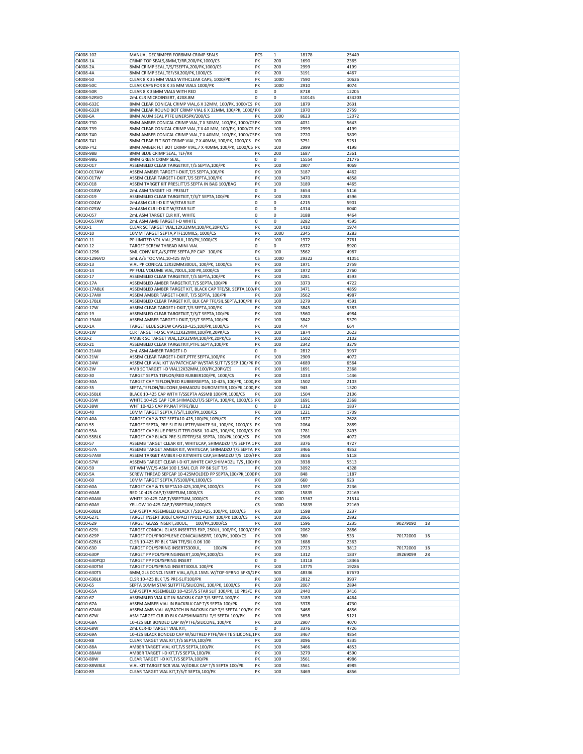| | | | | | | | |
|---|---|---|---|---|---|---|---|
| C4008-102 | MANUAL DECRIMPER FOR8MM CRIMP SEALS | PCS | 1 | 18178 | 25449 | | |
| C4008-1A | CRIMP TOP SEALS,8MM,T/RR,200/PK,1000/CS | PK | 200 | 1690 | 2365 | | |
| C4008-2A | 8MM CRIMP SEAL,T/S/TSEPTA,200/PK,1000/CS | PK | 200 | 2999 | 4199 | | |
| C4008-4A | 8MM CRIMP SEAL,TEF/SIL200/PK,1000/CS | PK | 200 | 3191 | 4467 | | |
| C4008-50 | CLEAR 8 X 35 MM VIALS WITHCLEAR CAPS, 1000/PK | PK | 1000 | 7590 | 10626 | | |
| C4008-50C | CLEAR CAPS FOR 8 X 35 MM VIALS 1000/PK | PK | 1000 | 2910 | 4074 | | |
| C4008-50R | CLEAR 8 X 35MM VIALS WITH RED | 0 | 0 | 8718 | 12205 | | |
| C4008-52RVO | 2mL CLR MICROINSERT, 42X8.8M | 0 | 0 | 310145 | 434203 | | |
| C4008-632C | 8MM CLEAR CONICAL CRIMP VIAL,6 X 32MM, 100/PK, 1000/CS | PK | 100 | 1879 | 2631 | | |
| C4008-632R | 8MM CLEAR ROUND BOT CRIMP VIAL 6 X 32MM, 100/PK, 1000/ | PK | 100 | 1970 | 2759 | | |
| C4008-6A | 8MM ALUM SEAL PTFE LINER5PK/200/CS | PK | 1000 | 8623 | 12072 | | |
| C4008-730 | 8MM AMBER CONICAL CRIMP VIAL,7 X 30MM, 100/PK, 1000/CS | PK | 100 | 4031 | 5643 | | |
| C4008-739 | 8MM CLEAR CONICAL CRIMP VIAL,7 X 40 MM, 100/PK, 1000/CS | PK | 100 | 2999 | 4199 | | |
| C4008-740 | 8MM AMBER CONICAL CRIMP VIAL,7 X 40MM, 100/PK, 1000/CS | PK | 100 | 2720 | 3809 | | |
| C4008-741 | 8MM CLEAR FLT BOT CRIMP VIAL,7 X 40MM, 100/PK, 1000/CS | PK | 100 | 3751 | 5251 | | |
| C4008-742 | 8MM AMBER FLT BOT CRIMP VIAL,7 X 40MM, 100/PK, 1000/CS | PK | 100 | 2999 | 4198 | | |
| C4008-98B | 8MM BLUE CRIMP SEAL, TEF/RR | PK | 200 | 1687 | 2361 | | |
| C4008-98G | 8MM GREEN CRIMP SEAL, | 0 | 0 | 15554 | 21776 | | |
| C4010-017 | ASSEMBLED CLEAR TARGETKIT,T/S SEPTA,100/PK | PK | 100 | 2907 | 4069 | | |
| C4010-017AW | ASSEM AMBER TARGET I-DKIT,T/S SEPTA,100/PK | PK | 100 | 3187 | 4462 | | |
| C4010-017W | ASSEM CLEAR TARGET I-DKIT,T/S SEPTA,100/PK | PK | 100 | 3470 | 4858 | | |
| C4010-018 | ASSEM TARGET KIT PRESLIT/S SEPTA IN BAG 100/BAG | PK | 100 | 3189 | 4465 | | |
| C4010-018W | 2mL ASM TARGET I-D PRESLIT | 0 | 0 | 3654 | 5116 | | |
| C4010-019 | ASSEMBLED CLEAR TARGETKIT,T/S/T SEPTA,100/PK | PK | 100 | 3283 | 4596 | | |
| C4010-024W | 2mLASM CLR I-D KIT W/STAR SLIT | 0 | 0 | 4215 | 5901 | | |
| C4010-025W | 2mLASM CLR I-D KIT W/STAR SLIT | 0 | 0 | 4314 | 6040 | | |
| C4010-057 | 2mL ASM TARGET CLR KIT, WHITE | 0 | 0 | 3188 | 4464 | | |
| C4010-057AW | 2mL ASM AMB TARGET I-D WHITE | 0 | 0 | 3282 | 4595 | | |
| C4010-1 | CLEAR SC TARGET VIAL,12X32MM,100/PK,20PK/CS | PK | 100 | 1410 | 1974 | | |
| C4010-10 | 10MM TARGET SEPTA,PTFE10MILS, 1000/CS | PK | 1000 | 2345 | 3283 | | |
| C4010-11 | PP LIMITED VOL VIAL,250UL,100/PK,1000/CS | PK | 100 | 1972 | 2761 | | |
| C4010-12 | TARGET SCREW THREAD MINI-VIAL | 0 | 0 | 6372 | 8920 | | |
| C4010-1296 | 5ML CONV KIT,A/S,PTFE SEPTA,PP CAP 100/PK | PK | 100 | 3562 | 4987 | | |
| C4010-1296VO | 5mL A/S TOC VIAL,10-425 W/O | CS | 1000 | 29322 | 41051 | | |
| C4010-13 | VIAL PP CONICAL 12X32MM300UL, 100/PK, 1000/CS | PK | 100 | 1971 | 2759 | | |
| C4010-14 | PP FULL VOLUME VIAL,700UL,100 PK,1000/CS | PK | 100 | 1972 | 2760 | | |
| C4010-17 | ASSEMBLED CLEAR TARGETKIT,T/S SEPTA,100/PK | PK | 100 | 3281 | 4593 | | |
| C4010-17A | ASSEMBLED AMBER TARGETKIT,T/S SEPTA,100/PK | PK | 100 | 3373 | 4722 | | |
| C4010-17ABLK | ASSEMBLED AMBER TARGET KIT, BLACK CAP TFE/SIL SEPTA,100/ | PK | 100 | 3471 | 4859 | | |
| C4010-17AW | ASSEM AMBER TARGET I-DKIT, T/S SEPTA, 100/PK | PK | 100 | 3562 | 4987 | | |
| C4010-17BLK | ASSEMBLED CLEAR TARGET KIT, BLK CAP TFE/SIL SEPTA,100/PK | PK | 100 | 3279 | 4591 | | |
| C4010-17W | ASSEM CLEAR TARGET I-DKIT,T/S SEPTA,100/PK | PK | 100 | 3845 | 5383 | | |
| C4010-19 | ASSEMBLED CLEAR TARGETKIT,T/S/T SEPTA,100/PK | PK | 100 | 3560 | 4984 | | |
| C4010-19AW | ASSEM AMBER TARGET I-DKIT,T/S/T SEPTA,100/PK | PK | 100 | 3842 | 5379 | | |
| C4010-1A | TARGET BLUE SCREW CAPS10-425,100/PK,1000/CS | PK | 100 | 474 | 664 | | |
| C4010-1W | CLR TARGET I-D SC VIAL12X32MM,100/PK,20PK/CS | PK | 100 | 1874 | 2623 | | |
| C4010-2 | AMBER SC TARGET VIAL,12X32MM,100/PK,20PK/CS | PK | 100 | 1502 | 2102 | | |
| C4010-21 | ASSEMBLED CLEAR TARGETKIT,PTFE SEPTA,100/PK | PK | 100 | 2342 | 3279 | | |
| C4010-21AW | 2mL ASM AMBER TARGET I-D | 0 | 0 | 2812 | 3937 | | |
| C4010-21W | ASSEM CLEAR TARGET I-DKIT,PTFE SEPTA,100/PK | PK | 100 | 2909 | 4072 | | |
| C4010-24W | ASSEM CLR VIAL KIT W/PATCHCAP W/STAR SLIT T/S SEP 100/PK | PK | 100 | 4689 | 6564 | | |
| C4010-2W | AMB SC TARGET I-D VIAL12X32MM,100/PK,20PK/CS | PK | 100 | 1691 | 2368 | | |
| C4010-30 | TARGET SEPTA TEFLON/RED RUBBER100/PK, 1000/CS | PK | 100 | 1033 | 1446 | | |
| C4010-30A | TARGET CAP TEFLON/RED RUBBERSEPTA, 10-425, 100/PK, 1000/ | PK | 100 | 1502 | 2103 | | |
| C4010-35 | SEPTA,TEFLON/SILICONE,SHIMADZU DUROMETER,100/PK,1000/ | PK | 100 | 943 | 1320 | | |
| C4010-35BLK | BLACK 10-425 CAP WITH T/SSEPTA ASSMB 100/PK,1000/CS | PK | 100 | 1504 | 2106 | | |
| C4010-35W | WHITE 10-425 CAP FOR SHIMADZUT/S SEPTA, 100/PK, 1000/CS | PK | 100 | 1691 | 2368 | | |
| C4010-38W | WHT 10-425 CAP PP,NAT PTFE/BLU | 0 | 0 | 1312 | 1837 | | |
| C4010-40 | 10MM TARGET SEPTA,T/S/T,100/PK,1000/CS | PK | 100 | 1221 | 1709 | | |
| C4010-40A | TARGET CAP & TST SEPTA10-425,100/PK,10PK/CS | PK | 100 | 1877 | 2628 | | |
| C4010-55 | TARGET SEPTA, PRE-SLIT BLUETEF/WHITE SIL, 100/PK, 1000/CS | PK | 100 | 2064 | 2889 | | |
| C4010-55A | TARGET CAP BLUE PRESLIT TEFLONSIL 10-425, 100/PK, 1000/CS | PK | 100 | 1781 | 2493 | | |
| C4010-55BLK | TARGET CAP BLACK PRE-SLITPTFE/SIL SEPTA, 100/PK,1000/CS | PK | 100 | 2908 | 4072 | | |
| C4010-57 | ASSEMB TARGET CLEAR KIT, WHITECAP, SHIMADZU T/S SEPTA 1 | PK | 100 | 3376 | 4727 | | |
| C4010-57A | ASSEMB TARGET AMBER KIT, WHITECAP, SHIMADZU T/S SEPTA | PK | 100 | 3466 | 4852 | | |
| C4010-57AW | ASSEM TARGET AMBER I-D KITWHITE CAP,SHIMADZU T/S 100/F | PK | 100 | 3656 | 5118 | | |
| C4010-57W | ASSEMB TARGET CLEAR I-D KIT,WHITE CAP,SHIMADZU T/S ,100/ | PK | 100 | 3938 | 5513 | | |
| C4010-59 | KIT WM V/C/S-ASM 100 1.5ML CLR PP BK SLIT T/S | PK | 100 | 3092 | 4328 | | |
| C4010-5A | SCREW THREAD SEPCAP 10-425MOLDED PP SEPTA,100/PK,1000 | PK | 100 | 848 | 1187 | | |
| C4010-60 | 10MM TARGET SEPTA,T/S100/PK,1000/CS | PK | 100 | 660 | 923 | | |
| C4010-60A | TARGET CAP & TS SEPTA10-425,100/PK,1000/CS | PK | 100 | 1597 | 2236 | | |
| C4010-60AR | RED 10-425 CAP,T/SSEPTUM,1000/CS | CS | 1000 | 15835 | 22169 | | |
| C4010-60AW | WHITE 10-425 CAP,T/SSEPTUM,1000/CS | PK | 1000 | 15367 | 21514 | | |
| C4010-60AY | YELLOW 10-425 CAP,T/SSEPTUM,1000/CS | CS | 1000 | 15835 | 22169 | | |
| C4010-60BLK | CAP/SEPTA ASSEMBLED BLACK T/S10-425, 100/PK, 1000/CS | PK | 100 | 1598 | 2237 | | |
| C4010-627L | TARGET INSERT 300ul CAPACITYPULL POINT 100/PK 1000/CS | PK | 100 | 2066 | 2892 | | |
| C4010-629 | TARGET GLASS INSERT,300UL, 100/PK,1000/CS | PK | 100 | 1596 | 2235 | 90279090 | 18 |
| C4010-629L | TARGET CONICAL GLASS INSERT33 EXP, 250UL, 100/PK, 1000/CS | PK | 100 | 2062 | 2886 | | |
| C4010-629P | TARGET POLYPROPYLENE CONICALINSERT, 100/PK, 1000/CS | PK | 100 | 380 | 533 | 70172000 | 18 |
| C4010-62BLK | CLSR 10-425 PP BLK TAN TFE/SIL 0.06 100 | PK | 100 | 1688 | 2363 | | |
| C4010-630 | TARGET POLYSPRING INSERTS300UL, 100/PK | PK | 100 | 2723 | 3812 | 70172000 | 18 |
| C4010-630P | TARGET PP POLYSPRINGINSERT,100/PK,1000/CS | PK | 100 | 1312 | 1837 | 39269099 | 28 |
| C4010-630PQD | TARGET PP POLYSPRING INSERT | 0 | 0 | 13118 | 18366 | | |
| C4010-630TM | TARGET POLYSPRING INSERT300UL 100/PK | PK | 100 | 13775 | 19286 | | |
| C4010-630TS | 6MM,GLS CONCL INSRT VIAL,A/S,0.15ML W/TOP-SPRNG 5PKS/1 | PK | 500 | 48336 | 67670 | | |
| C4010-63BLK | CLSR 10-425 BLK T/S PRE-SLIT100/PK | PK | 100 | 2812 | 3937 | | |
| C4010-65 | SEPTA 10MM STAR SLITPTFE/SILICONE, 100/PK, 1000/CS | PK | 100 | 2067 | 2894 | | |
| C4010-65A | CAP/SEPTA ASSEMBLED 10-425T/S STAR SLIT 100/PK, 10 PKS/C | PK | 100 | 2440 | 3416 | | |
| C4010-67 | ASSEMBLED VIAL KIT IN RACKBLK CAP T/S SEPTA 100/PK | PK | 100 | 3189 | 4464 | | |
| C4010-67A | ASSEM AMBER VIAL IN RACKBLK CAP T/S SEPTA 100/PK | PK | 100 | 3378 | 4730 | | |
| C4010-67AW | ASSEM AMB VIAL W/PATCH IN RACKBLK CAP T/S SEPTA 100/PK | PK | 100 | 3468 | 4856 | | |
| C4010-67W | ASM TARGET CLR-ID BLK CAPSHIMADZU T/S SEPTA 100/PK | PK | 100 | 3658 | 5121 | | |
| C4010-68A | 10-425 BLK BONDED CAP W/PTFE/SILICONE, 100/PK | PK | 100 | 2907 | 4070 | | |
| C4010-68W | 2mL CLR-ID TARGET VIAL KIT, | 0 | 0 | 3376 | 4726 | | |
| C4010-69A | 10-425 BLACK BONDED CAP W/SLITRED PTFE/WHITE SILICONE,1 | PK | 100 | 3467 | 4854 | | |
| C4010-88 | CLEAR TARGET VIAL KIT,T/S SEPTA,100/PK | PK | 100 | 3096 | 4335 | | |
| C4010-88A | AMBER TARGET VIAL KIT,T/S SEPTA,100/PK | PK | 100 | 3466 | 4853 | | |
| C4010-88AW | AMBER TARGET I-D KIT,T/S SEPTA,100/PK | PK | 100 | 3279 | 4590 | | |
| C4010-88W | CLEAR TARGET I-D KIT,T/S SEPTA,100/PK | PK | 100 | 3561 | 4986 | | |
| C4010-88WBLK | VIAL KIT TARGET SCR VIAL W/IDBLK CAP T/S SEPTA 100/PK | PK | 100 | 3561 | 4985 | | |
| C4010-89 | CLEAR TARGET VIAL KIT,T/S/T SEPTA,100/PK | PK | 100 | 3469 | 4856 | | |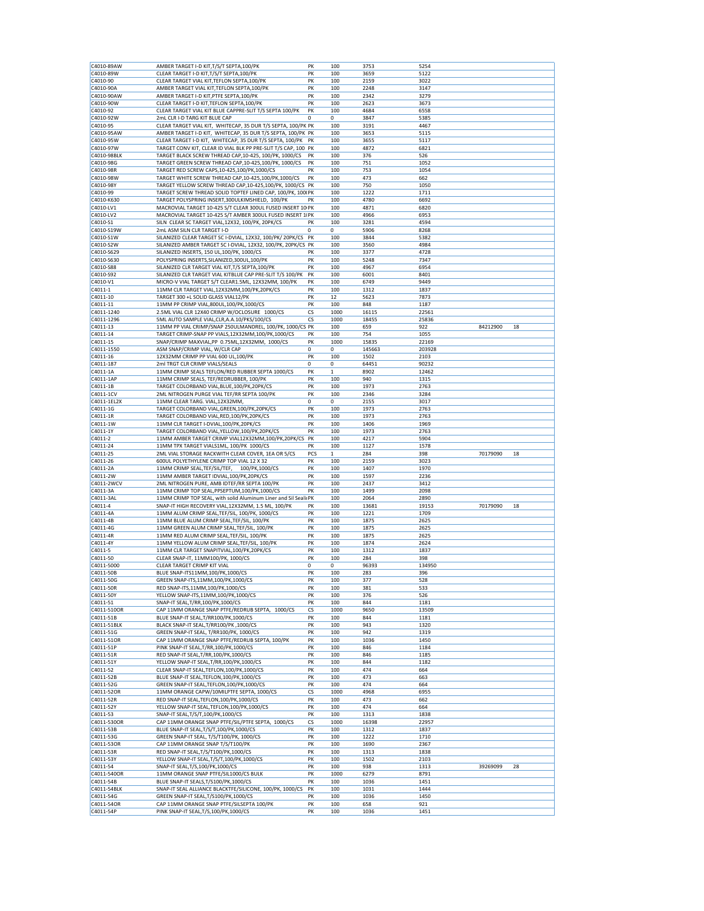| | | | | | | | |
|---|---|---|---|---|---|---|---|
| C4010-89AW | AMBER TARGET I-D KIT,T/S/T SEPTA,100/PK | PK | 100 | 3753 | 5254 | | |
| C4010-89W | CLEAR TARGET I-D KIT,T/S/T SEPTA,100/PK | PK | 100 | 3659 | 5122 | | |
| C4010-90 | CLEAR TARGET VIAL KIT,TEFLON SEPTA,100/PK | PK | 100 | 2159 | 3022 | | |
| C4010-90A | AMBER TARGET VIAL KIT,TEFLON SEPTA,100/PK | PK | 100 | 2248 | 3147 | | |
| C4010-90AW | AMBER TARGET I-D KIT,PTFE SEPTA,100/PK | PK | 100 | 2342 | 3279 | | |
| C4010-90W | CLEAR TARGET I-D KIT,TEFLON SEPTA,100/PK | PK | 100 | 2623 | 3673 | | |
| C4010-92 | CLEAR TARGET VIAL KIT BLUE CAPPRE-SLIT T/S SEPTA 100/PK | PK | 100 | 4684 | 6558 | | |
| C4010-92W | 2mL CLR I-D TARG KIT BLUE CAP | 0 | 0 | 3847 | 5385 | | |
| C4010-95 | CLEAR TARGET VIAL KIT, WHITECAP, 35 DUR T/S SEPTA, 100/PK | PK | 100 | 3191 | 4467 | | |
| C4010-95AW | AMBER TARGET I-D KIT, WHITECAP, 35 DUR T/S SEPTA, 100/PK | PK | 100 | 3653 | 5115 | | |
| C4010-95W | CLEAR TARGET I-D KIT, WHITECAP, 35 DUR T/S SEPTA, 100/PK | PK | 100 | 3655 | 5117 | | |
| C4010-97W | TARGET CONV KIT, CLEAR ID VIAL BLK PP PRE-SLIT T/S CAP, 100 | PK | 100 | 4872 | 6821 | | |
| C4010-98BLK | TARGET BLACK SCREW THREAD CAP,10-425, 100/PK, 1000/CS | PK | 100 | 376 | 526 | | |
| C4010-98G | TARGET GREEN SCREW THREAD CAP,10-425,100/PK, 1000/CS | PK | 100 | 751 | 1052 | | |
| C4010-98R | TARGET RED SCREW CAPS,10-425,100/PK,1000/CS | PK | 100 | 753 | 1054 | | |
| C4010-98W | TARGET WHITE SCREW THREAD CAP,10-425,100/PK,1000/CS | PK | 100 | 473 | 662 | | |
| C4010-98Y | TARGET YELLOW SCREW THREAD CAP,10-425,100/PK, 1000/CS | PK | 100 | 750 | 1050 | | |
| C4010-99 | TARGET SCREW THREAD SOLID TOPTEF LINED CAP, 100/PK, 100( | PK | 100 | 1222 | 1711 | | |
| C4010-K630 | TARGET POLYSPRING INSERT,300ULKIMSHIELD, 100/PK | PK | 100 | 4780 | 6692 | | |
| C4010-LV1 | MACROVIAL TARGET 10-425 S/T CLEAR 300UL FUSED INSERT 10 | PK | 100 | 4871 | 6820 | | |
| C4010-LV2 | MACROVIAL TARGET 10-425 S/T AMBER 300UL FUSED INSERT 1( | PK | 100 | 4966 | 6953 | | |
| C4010-S1 | SILN CLEAR SC TARGET VIAL,12X32, 100/PK, 20PK/CS | PK | 100 | 3281 | 4594 | | |
| C4010-S19W | 2mL ASM SILN CLR TARGET I-D | 0 | 0 | 5906 | 8268 | | |
| C4010-S1W | SILANIZED CLEAR TARGET SC I-DVIAL, 12X32, 100/PK/ 20PK/CS | PK | 100 | 3844 | 5382 | | |
| C4010-S2W | SILANIZED AMBER TARGET SC I-DVIAL, 12X32, 100/PK, 20PK/CS | PK | 100 | 3560 | 4984 | | |
| C4010-S629 | SILANIZED INSERTS, 150 UL,100/PK, 1000/CS | PK | 100 | 3377 | 4728 | | |
| C4010-S630 | POLYSPRING INSERTS,SILANIZED,300UL,100/PK | PK | 100 | 5248 | 7347 | | |
| C4010-S88 | SILANIZED CLR TARGET VIAL KIT,T/S SEPTA,100/PK | PK | 100 | 4967 | 6954 | | |
| C4010-S92 | SILANIZED CLR TARGET VIAL KITBLUE CAP PRE-SLIT T/S 100/PK | PK | 100 | 6001 | 8401 | | |
| C4010-V1 | MICRO-V VIAL TARGET S/T CLEAR1.5ML, 12X32MM, 100/PK | PK | 100 | 6749 | 9449 | | |
| C4011-1 | 11MM CLR TARGET VIAL,12X32MM,100/PK,20PK/CS | PK | 100 | 1312 | 1837 | | |
| C4011-10 | TARGET 300 +L SOLID GLASS VIAL12/PK | PK | 12 | 5623 | 7873 | | |
| C4011-11 | 11MM PP CRIMP VIAL,800UL,100/PK,1000/CS | PK | 100 | 848 | 1187 | | |
| C4011-1240 | 2.5ML VIAL CLR 12X40 CRIMP W/OCLOSURE 1000/CS | CS | 1000 | 16115 | 22561 | | |
| C4011-1296 | 5ML AUTO SAMPLE VIAL,CLR,A.A.10/PKS/100/CS | CS | 1000 | 18455 | 25836 | | |
| C4011-13 | 11MM PP VIAL CRIMP/SNAP 250ULMANDREL, 100/PK, 1000/CS | PK | 100 | 659 | 922 | 84212900 | 18 |
| C4011-14 | TARGET CRIMP-SNAP PP VIALS,12X32MM,100/PK,1000/CS | PK | 100 | 754 | 1055 | | |
| C4011-15 | SNAP/CRIMP MAXVIAL,PP 0.75ML,12X32MM, 1000/CS | PK | 1000 | 15835 | 22169 | | |
| C4011-1550 | ASM SNAP/CRIMP VIAL, W/CLR CAP | 0 | 0 | 145663 | 203928 | | |
| C4011-16 | 12X32MM CRIMP PP VIAL 600 UL,100/PK | PK | 100 | 1502 | 2103 | | |
| C4011-187 | 2ml TRGT CLR CRIMP VIALS/SEALS | 0 | 0 | 64451 | 90232 | | |
| C4011-1A | 11MM CRIMP SEALS TEFLON/RED RUBBER SEPTA 1000/CS | PK | 1 | 8902 | 12462 | | |
| C4011-1AP | 11MM CRIMP SEALS, TEF/REDRUBBER, 100/PK | PK | 100 | 940 | 1315 | | |
| C4011-1B | TARGET COLORBAND VIAL,BLUE,100/PK,20PK/CS | PK | 100 | 1973 | 2763 | | |
| C4011-1CV | 2ML NITROGEN PURGE VIAL TEF/RR SEPTA 100/PK | PK | 100 | 2346 | 3284 | | |
| C4011-1EL2X | 11MM CLEAR TARG. VIAL,12X32MM, | 0 | 0 | 2155 | 3017 | | |
| C4011-1G | TARGET COLORBAND VIAL,GREEN,100/PK,20PK/CS | PK | 100 | 1973 | 2763 | | |
| C4011-1R | TARGET COLORBAND VIAL,RED,100/PK,20PK/CS | PK | 100 | 1973 | 2763 | | |
| C4011-1W | 11MM CLR TARGET I-DVIAL,100/PK,20PK/CS | PK | 100 | 1406 | 1969 | | |
| C4011-1Y | TARGET COLORBAND VIAL,YELLOW,100/PK,20PK/CS | PK | 100 | 1973 | 2763 | | |
| C4011-2 | 11MM AMBER TARGET CRIMP VIAL12X32MM,100/PK,20PK/CS | PK | 100 | 4217 | 5904 | | |
| C4011-24 | 11MM TPX TARGET VIALS1ML, 100/PK 1000/CS | PK | 100 | 1127 | 1578 | | |
| C4011-25 | 2ML VIAL STORAGE RACKWITH CLEAR COVER, 1EA OR 5/CS | PCS | 1 | 284 | 398 | 70179090 | 18 |
| C4011-26 | 600UL POLYETHYLENE CRIMP TOP VIAL 12 X 32 | PK | 100 | 2159 | 3023 | | |
| C4011-2A | 11MM CRIMP SEAL,TEF/SIL/TEF, 100/PK,1000/CS | PK | 100 | 1407 | 1970 | | |
| C4011-2W | 11MM AMBER TARGET IDVIAL,100/PK,20PK/CS | PK | 100 | 1597 | 2236 | | |
| C4011-2WCV | 2ML NITROGEN PURE, AMB IDTEF/RR SEPTA 100/PK | PK | 100 | 2437 | 3412 | | |
| C4011-3A | 11MM CRIMP TOP SEAL,PPSEPTUM,100/PK,1000/CS | PK | 100 | 1499 | 2098 | | |
| C4011-3AL | 11MM CRIMP TOP SEAL, with solid Aluminum Liner and Sil Sealin | PK | 100 | 2064 | 2890 | | |
| C4011-4 | SNAP-IT HIGH RECOVERY VIAL,12X32MM, 1.5 ML, 100/PK | PK | 100 | 13681 | 19153 | 70179090 | 18 |
| C4011-4A | 11MM ALUM CRIMP SEAL,TEF/SIL, 100/PK, 1000/CS | PK | 100 | 1221 | 1709 | | |
| C4011-4B | 11MM BLUE ALUM CRIMP SEAL,TEF/SIL, 100/PK | PK | 100 | 1875 | 2625 | | |
| C4011-4G | 11MM GREEN ALUM CRIMP SEAL,TEF/SIL, 100/PK | PK | 100 | 1875 | 2625 | | |
| C4011-4R | 11MM RED ALUM CRIMP SEAL,TEF/SIL, 100/PK | PK | 100 | 1875 | 2625 | | |
| C4011-4Y | 11MM YELLOW ALUM CRIMP SEAL,TEF/SIL, 100/PK | PK | 100 | 1874 | 2624 | | |
| C4011-5 | 11MM CLR TARGET SNAPITVIAL,100/PK,20PK/CS | PK | 100 | 1312 | 1837 | | |
| C4011-50 | CLEAR SNAP-IT, 11MM100/PK, 1000/CS | PK | 100 | 284 | 398 | | |
| C4011-5000 | CLEAR TARGET CRIMP KIT VIAL | 0 | 0 | 96393 | 134950 | | |
| C4011-50B | BLUE SNAP-ITS11MM,100/PK,1000/CS | PK | 100 | 283 | 396 | | |
| C4011-50G | GREEN SNAP-ITS,11MM,100/PK,1000/CS | PK | 100 | 377 | 528 | | |
| C4011-50R | RED SNAP-ITS,11MM,100/PK,1000/CS | PK | 100 | 381 | 533 | | |
| C4011-50Y | YELLOW SNAP-ITS,11MM,100/PK,1000/CS | PK | 100 | 376 | 526 | | |
| C4011-51 | SNAP-IT SEAL,T/RR,100/PK,1000/CS | PK | 100 | 844 | 1181 | | |
| C4011-510OR | CAP 11MM ORANGE SNAP PTFE/REDRUB SEPTA, 1000/CS | CS | 1000 | 9650 | 13509 | | |
| C4011-51B | BLUE SNAP-IT SEAL,T/RR100/PK,1000/CS | PK | 100 | 844 | 1181 | | |
| C4011-51BLK | BLACK SNAP-IT SEAL,T/RR100/PK ,1000/CS | PK | 100 | 943 | 1320 | | |
| C4011-51G | GREEN SNAP-IT SEAL, T/RR100/PK, 1000/CS | PK | 100 | 942 | 1319 | | |
| C4011-51OR | CAP 11MM ORANGE SNAP PTFE/REDRUB SEPTA, 100/PK | PK | 100 | 1036 | 1450 | | |
| C4011-51P | PINK SNAP-IT SEAL,T/RR,100/PK,1000/CS | PK | 100 | 846 | 1184 | | |
| C4011-51R | RED SNAP-IT SEAL,T/RR,100/PK,1000/CS | PK | 100 | 846 | 1185 | | |
| C4011-51Y | YELLOW SNAP-IT SEAL,T/RR,100/PK,1000/CS | PK | 100 | 844 | 1182 | | |
| C4011-52 | CLEAR SNAP-IT SEAL,TEFLON,100/PK,1000/CS | PK | 100 | 474 | 664 | | |
| C4011-52B | BLUE SNAP-IT SEAL,TEFLON,100/PK,1000/CS | PK | 100 | 473 | 663 | | |
| C4011-52G | GREEN SNAP-IT SEAL,TEFLON,100/PK,1000/CS | PK | 100 | 474 | 664 | | |
| C4011-52OR | 11MM ORANGE CAPW/10MILPTFE SEPTA, 1000/CS | CS | 1000 | 4968 | 6955 | | |
| C4011-52R | RED SNAP-IT SEAL,TEFLON,100/PK,1000/CS | PK | 100 | 473 | 662 | | |
| C4011-52Y | YELLOW SNAP-IT SEAL,TEFLON,100/PK,1000/CS | PK | 100 | 474 | 664 | | |
| C4011-53 | SNAP-IT SEAL,T/S/T,100/PK,1000/CS | PK | 100 | 1313 | 1838 | | |
| C4011-530OR | CAP 11MM ORANGE SNAP PTFE/SIL/PTFE SEPTA, 1000/CS | CS | 1000 | 16398 | 22957 | | |
| C4011-53B | BLUE SNAP-IT SEAL,T/S/T,100/PK,1000/CS | PK | 100 | 1312 | 1837 | | |
| C4011-53G | GREEN SNAP-IT SEAL, T/S/T100/PK, 1000/CS | PK | 100 | 1222 | 1710 | | |
| C4011-53OR | CAP 11MM ORANGE SNAP T/S/T100/PK | PK | 100 | 1690 | 2367 | | |
| C4011-53R | RED SNAP-IT SEAL,T/S/T100/PK,1000/CS | PK | 100 | 1313 | 1838 | | |
| C4011-53Y | YELLOW SNAP-IT SEAL,T/S/T,100/PK,1000/CS | PK | 100 | 1502 | 2103 | | |
| C4011-54 | SNAP-IT SEAL,T/S,100/PK,1000/CS | PK | 100 | 938 | 1313 | 39269099 | 28 |
| C4011-540OR | 11MM ORANGE SNAP PTFE/SIL1000/CS BULK | PK | 1000 | 6279 | 8791 | | |
| C4011-54B | BLUE SNAP-IT SEALS,T/S100/PK,1000/CS | PK | 100 | 1036 | 1451 | | |
| C4011-54BLK | SNAP-IT SEAL ALLIANCE BLACKTFE/SILICONE, 100/PK, 1000/CS | PK | 100 | 1031 | 1444 | | |
| C4011-54G | GREEN SNAP-IT SEAL,T/S100/PK,1000/CS | PK | 100 | 1036 | 1450 | | |
| C4011-54OR | CAP 11MM ORANGE SNAP PTFE/SILSEPTA 100/PK | PK | 100 | 658 | 921 | | |
| C4011-54P | PINK SNAP-IT SEAL,T/S,100/PK,1000/CS | PK | 100 | 1036 | 1451 | | |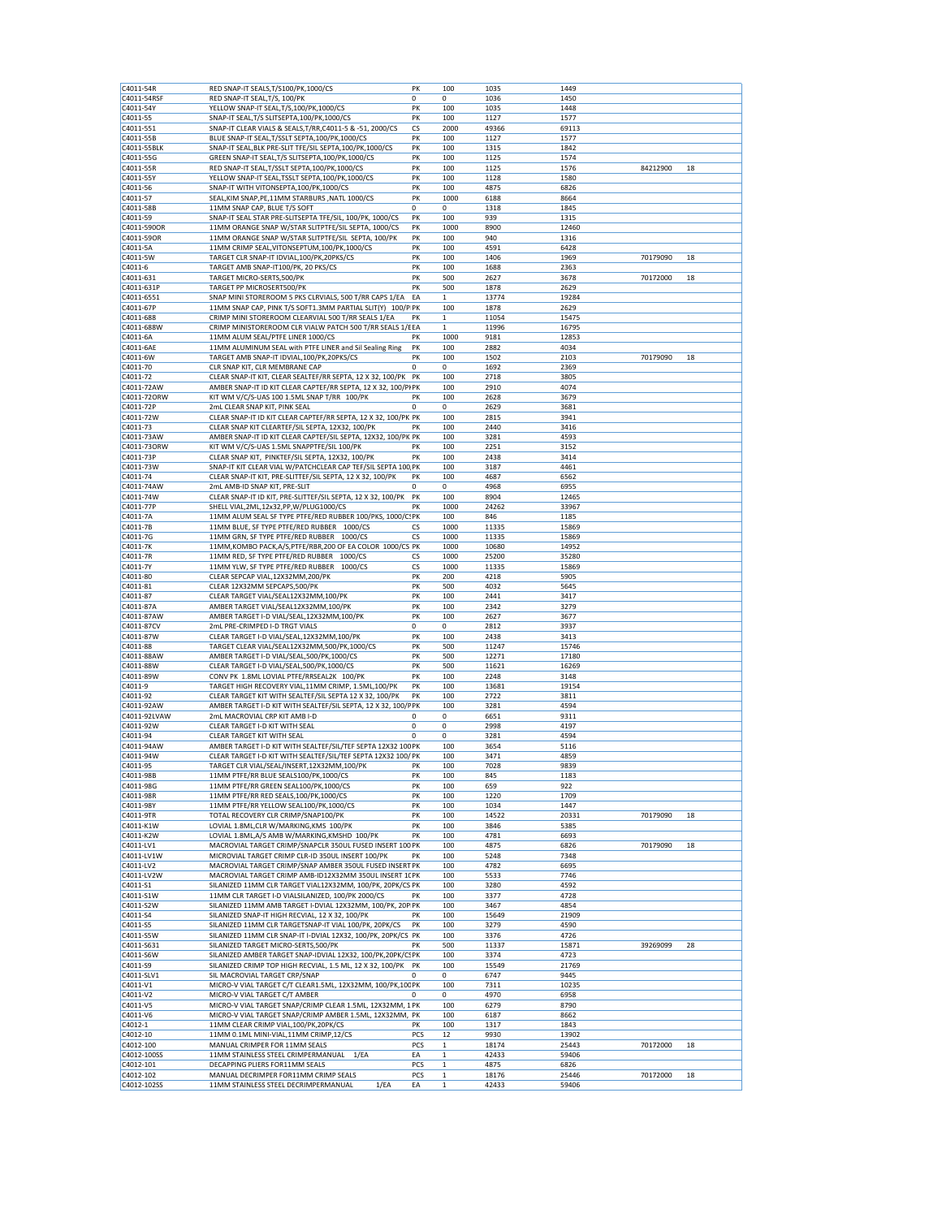| | | | | | | | |
|---|---|---|---|---|---|---|---|
| C4011-54R | RED SNAP-IT SEALS,T/S100/PK,1000/CS | PK | 100 | 1035 | 1449 | | |
| C4011-54RSF | RED SNAP-IT SEAL,T/S, 100/PK | 0 | 0 | 1036 | 1450 | | |
| C4011-54Y | YELLOW SNAP-IT SEAL,T/S,100/PK,1000/CS | PK | 100 | 1035 | 1448 | | |
| C4011-55 | SNAP-IT SEAL,T/S SLITSEPTA,100/PK,1000/CS | PK | 100 | 1127 | 1577 | | |
| C4011-551 | SNAP-IT CLEAR VIALS & SEALS,T/RR,C4011-5 & -51, 2000/CS | CS | 2000 | 49366 | 69113 | | |
| C4011-55B | BLUE SNAP-IT SEAL,T/SSLT SEPTA,100/PK,1000/CS | PK | 100 | 1127 | 1577 | | |
| C4011-55BLK | SNAP-IT SEAL,BLK PRE-SLIT TFE/SIL SEPTA,100/PK,1000/CS | PK | 100 | 1315 | 1842 | | |
| C4011-55G | GREEN SNAP-IT SEAL,T/S SLITSEPTA,100/PK,1000/CS | PK | 100 | 1125 | 1574 | | |
| C4011-55R | RED SNAP-IT SEAL,T/SSLT SEPTA,100/PK,1000/CS | PK | 100 | 1125 | 1576 | 84212900 | 18 |
| C4011-55Y | YELLOW SNAP-IT SEAL,TSSLT SEPTA,100/PK,1000/CS | PK | 100 | 1128 | 1580 | | |
| C4011-56 | SNAP-IT WITH VITONSEPTA,100/PK,1000/CS | PK | 100 | 4875 | 6826 | | |
| C4011-57 | SEAL,KIM SNAP,PE,11MM STARBURS ,NATL 1000/CS | PK | 1000 | 6188 | 8664 | | |
| C4011-58B | 11MM SNAP CAP, BLUE T/S SOFT | 0 | 0 | 1318 | 1845 | | |
| C4011-59 | SNAP-IT SEAL STAR PRE-SLITSEPTA TFE/SIL, 100/PK, 1000/CS | PK | 100 | 939 | 1315 | | |
| C4011-59OOR | 11MM ORANGE SNAP W/STAR SLITPTFE/SIL SEPTA, 1000/CS | PK | 1000 | 8900 | 12460 | | |
| C4011-59OR | 11MM ORANGE SNAP W/STAR SLITPTFE/SIL SEPTA, 100/PK | PK | 100 | 940 | 1316 | | |
| C4011-5A | 11MM CRIMP SEAL,VITONSEPTUM,100/PK,1000/CS | PK | 100 | 4591 | 6428 | | |
| C4011-5W | TARGET CLR SNAP-IT IDVIAL,100/PK,20PKS/CS | PK | 100 | 1406 | 1969 | 70179090 | 18 |
| C4011-6 | TARGET AMB SNAP-IT100/PK, 20 PKS/CS | PK | 100 | 1688 | 2363 | | |
| C4011-631 | TARGET MICRO-SERTS,500/PK | PK | 500 | 2627 | 3678 | 70172000 | 18 |
| C4011-631P | TARGET PP MICROSERT500/PK | PK | 500 | 1878 | 2629 | | |
| C4011-6551 | SNAP MINI STOREROOM 5 PKS CLRVIALS, 500 T/RR CAPS 1/EA | EA | 1 | 13774 | 19284 | | |
| C4011-67P | 11MM SNAP CAP, PINK T/S SOFT1.3MM PARTIAL SLIT(Y) 100/P | PK | 100 | 1878 | 2629 | | |
| C4011-688 | CRIMP MINI STOREROOM CLEARVIAL 500 T/RR SEALS 1/EA | PK | 1 | 11054 | 15475 | | |
| C4011-688W | CRIMP MINISTOREROOM CLR VIALW PATCH 500 T/RR SEALS 1/E | EA | 1 | 11996 | 16795 | | |
| C4011-6A | 11MM ALUM SEAL/PTFE LINER 1000/CS | PK | 1000 | 9181 | 12853 | | |
| C4011-6AE | 11MM ALUMINUM SEAL with PTFE LINER and Sil Sealing Ring | PK | 100 | 2882 | 4034 | | |
| C4011-6W | TARGET AMB SNAP-IT IDVIAL,100/PK,20PKS/CS | PK | 100 | 1502 | 2103 | 70179090 | 18 |
| C4011-70 | CLR SNAP KIT, CLR MEMBRANE CAP | 0 | 0 | 1692 | 2369 | | |
| C4011-72 | CLEAR SNAP-IT KIT, CLEAR SEALTEF/RR SEPTA, 12 X 32, 100/PK | PK | 100 | 2718 | 3805 | | |
| C4011-72AW | AMBER SNAP-IT ID KIT CLEAR CAPTEF/RR SEPTA, 12 X 32, 100/P | PK | 100 | 2910 | 4074 | | |
| C4011-72ORW | KIT WM V/C/S-UAS 100 1.5ML SNAP T/RR 100/PK | PK | 100 | 2628 | 3679 | | |
| C4011-72P | 2mL CLEAR SNAP KIT, PINK SEAL | 0 | 0 | 2629 | 3681 | | |
| C4011-72W | CLEAR SNAP-IT ID KIT CLEAR CAPTEF/RR SEPTA, 12 X 32, 100/PK | PK | 100 | 2815 | 3941 | | |
| C4011-73 | CLEAR SNAP KIT CLEARTEF/SIL SEPTA, 12X32, 100/PK | PK | 100 | 2440 | 3416 | | |
| C4011-73AW | AMBER SNAP-IT ID KIT CLEAR CAPTEF/SIL SEPTA, 12X32, 100/PK | PK | 100 | 3281 | 4593 | | |
| C4011-73ORW | KIT WM V/C/S-UAS 1.5ML SNAPPTFE/SIL 100/PK | PK | 100 | 2251 | 3152 | | |
| C4011-73P | CLEAR SNAP KIT, PINKTEF/SIL SEPTA, 12X32, 100/PK | PK | 100 | 2438 | 3414 | | |
| C4011-73W | SNAP-IT KIT CLEAR VIAL W/PATCHCLEAR CAP TEF/SIL SEPTA 100 | PK | 100 | 3187 | 4461 | | |
| C4011-74 | CLEAR SNAP-IT KIT, PRE-SLITTEF/SIL SEPTA, 12 X 32, 100/PK | PK | 100 | 4687 | 6562 | | |
| C4011-74AW | 2mL AMB-ID SNAP KIT, PRE-SLIT | 0 | 0 | 4968 | 6955 | | |
| C4011-74W | CLEAR SNAP-IT ID KIT, PRE-SLITTEF/SIL SEPTA, 12 X 32, 100/PK | PK | 100 | 8904 | 12465 | | |
| C4011-77P | SHELL VIAL,2ML,12x32,PP,W/PLUG1000/CS | PK | 1000 | 24262 | 33967 | | |
| C4011-7A | 11MM ALUM SEAL SF TYPE PTFE/RED RUBBER 100/PKS, 1000/C | PK | 100 | 846 | 1185 | | |
| C4011-7B | 11MM BLUE, SF TYPE PTFE/RED RUBBER 1000/CS | CS | 1000 | 11335 | 15869 | | |
| C4011-7G | 11MM GRN, SF TYPE PTFE/RED RUBBER 1000/CS | CS | 1000 | 11335 | 15869 | | |
| C4011-7K | 11MM,KOMBO PACK,A/S,PTFE/RBR,200 OF EA COLOR 1000/CS | PK | 1000 | 10680 | 14952 | | |
| C4011-7R | 11MM RED, SF TYPE PTFE/RED RUBBER 1000/CS | CS | 1000 | 25200 | 35280 | | |
| C4011-7Y | 11MM YLW, SF TYPE PTFE/RED RUBBER 1000/CS | CS | 1000 | 11335 | 15869 | | |
| C4011-80 | CLEAR SEPCAP VIAL,12X32MM,200/PK | PK | 200 | 4218 | 5905 | | |
| C4011-81 | CLEAR 12X32MM SEPCAPS,500/PK | PK | 500 | 4032 | 5645 | | |
| C4011-87 | CLEAR TARGET VIAL/SEAL12X32MM,100/PK | PK | 100 | 2441 | 3417 | | |
| C4011-87A | AMBER TARGET VIAL/SEAL12X32MM,100/PK | PK | 100 | 2342 | 3279 | | |
| C4011-87AW | AMBER TARGET I-D VIAL/SEAL,12X32MM,100/PK | PK | 100 | 2627 | 3677 | | |
| C4011-87CV | 2mL PRE-CRIMPED I-D TRGT VIALS | 0 | 0 | 2812 | 3937 | | |
| C4011-87W | CLEAR TARGET I-D VIAL/SEAL,12X32MM,100/PK | PK | 100 | 2438 | 3413 | | |
| C4011-88 | TARGET CLEAR VIAL/SEAL12X32MM,500/PK,1000/CS | PK | 500 | 11247 | 15746 | | |
| C4011-88AW | AMBER TARGET I-D VIAL/SEAL,500/PK,1000/CS | PK | 500 | 12271 | 17180 | | |
| C4011-88W | CLEAR TARGET I-D VIAL/SEAL,500/PK,1000/CS | PK | 500 | 11621 | 16269 | | |
| C4011-89W | CONV PK 1.8ML LOVIAL PTFE/RRSEAL2K 100/PK | PK | 100 | 2248 | 3148 | | |
| C4011-9 | TARGET HIGH RECOVERY VIAL,11MM CRIMP, 1.5ML,100/PK | PK | 100 | 13681 | 19154 | | |
| C4011-92 | CLEAR TARGET KIT WITH SEALTEF/SIL SEPTA 12 X 32, 100/PK | PK | 100 | 2722 | 3811 | | |
| C4011-92AW | AMBER TARGET I-D KIT WITH SEALTEF/SIL SEPTA, 12 X 32, 100/P | PK | 100 | 3281 | 4594 | | |
| C4011-92LVAW | 2mL MACROVIAL CRP KIT AMB I-D | 0 | 0 | 6651 | 9311 | | |
| C4011-92W | CLEAR TARGET I-D KIT WITH SEAL | 0 | 0 | 2998 | 4197 | | |
| C4011-94 | CLEAR TARGET KIT WITH SEAL | 0 | 0 | 3281 | 4594 | | |
| C4011-94AW | AMBER TARGET I-D KIT WITH SEALTEF/SIL/TEF SEPTA 12X32 100 | PK | 100 | 3654 | 5116 | | |
| C4011-94W | CLEAR TARGET I-D KIT WITH SEALTEF/SIL/TEF SEPTA 12X32 100/ | PK | 100 | 3471 | 4859 | | |
| C4011-95 | TARGET CLR VIAL/SEAL/INSERT,12X32MM,100/PK | PK | 100 | 7028 | 9839 | | |
| C4011-98B | 11MM PTFE/RR BLUE SEALS100/PK,1000/CS | PK | 100 | 845 | 1183 | | |
| C4011-98G | 11MM PTFE/RR GREEN SEAL100/PK,1000/CS | PK | 100 | 659 | 922 | | |
| C4011-98R | 11MM PTFE/RR RED SEALS,100/PK,1000/CS | PK | 100 | 1220 | 1709 | | |
| C4011-98Y | 11MM PTFE/RR YELLOW SEAL100/PK,1000/CS | PK | 100 | 1034 | 1447 | | |
| C4011-9TR | TOTAL RECOVERY CLR CRIMP/SNAP100/PK | PK | 100 | 14522 | 20331 | 70179090 | 18 |
| C4011-K1W | LOVIAL 1.8ML,CLR W/MARKING,KMS 100/PK | PK | 100 | 3846 | 5385 | | |
| C4011-K2W | LOVIAL 1.8ML,A/S AMB W/MARKING,KMSHD 100/PK | PK | 100 | 4781 | 6693 | | |
| C4011-LV1 | MACROVIAL TARGET CRIMP/SNAPCLR 350UL FUSED INSERT 100 | PK | 100 | 4875 | 6826 | 70179090 | 18 |
| C4011-LV1W | MICROVIAL TARGET CRIMP CLR-ID 350UL INSERT 100/PK | PK | 100 | 5248 | 7348 | | |
| C4011-LV2 | MACROVIAL TARGET CRIMP/SNAP AMBER 350UL FUSED INSERT | PK | 100 | 4782 | 6695 | | |
| C4011-LV2W | MACROVIAL TARGET CRIMP AMB-ID12X32MM 350UL INSERT 1 | PK | 100 | 5533 | 7746 | | |
| C4011-S1 | SILANIZED 11MM CLR TARGET VIAL12X32MM, 100/PK, 20PK/CS | PK | 100 | 3280 | 4592 | | |
| C4011-S1W | 11MM CLR TARGET I-D VIALSILANIZED, 100/PK 2000/CS | PK | 100 | 3377 | 4728 | | |
| C4011-S2W | SILANIZED 11MM AMB TARGET I-DVIAL 12X32MM, 100/PK, 20P | PK | 100 | 3467 | 4854 | | |
| C4011-S4 | SILANIZED SNAP-IT HIGH RECVIAL, 12 X 32, 100/PK | PK | 100 | 15649 | 21909 | | |
| C4011-S5 | SILANIZED 11MM CLR TARGETSNAP-IT VIAL 100/PK, 20PK/CS | PK | 100 | 3279 | 4590 | | |
| C4011-S5W | SILANIZED 11MM CLR SNAP-IT I-DVIAL 12X32, 100/PK, 20PK/CS | PK | 100 | 3376 | 4726 | | |
| C4011-S631 | SILANIZED TARGET MICRO-SERTS,500/PK | PK | 500 | 11337 | 15871 | 39269099 | 28 |
| C4011-S6W | SILANIZED AMBER TARGET SNAP-IDVIAL 12X32, 100/PK,20PK/CS | PK | 100 | 3374 | 4723 | | |
| C4011-S9 | SILANIZED CRIMP TOP HIGH RECVIAL, 1.5 ML, 12 X 32, 100/PK | PK | 100 | 15549 | 21769 | | |
| C4011-SLV1 | SIL MACROVIAL TARGET CRP/SNAP | 0 | 0 | 6747 | 9445 | | |
| C4011-V1 | MICRO-V VIAL TARGET C/T CLEAR1.5ML, 12X32MM, 100/PK,100 | PK | 100 | 7311 | 10235 | | |
| C4011-V2 | MICRO-V VIAL TARGET C/T AMBER | 0 | 0 | 4970 | 6958 | | |
| C4011-V5 | MICRO-V VIAL TARGET SNAP/CRIMP CLEAR 1.5ML, 12X32MM, 1 | PK | 100 | 6279 | 8790 | | |
| C4011-V6 | MICRO-V VIAL TARGET SNAP/CRIMP AMBER 1.5ML, 12X32MM, | PK | 100 | 6187 | 8662 | | |
| C4012-1 | 11MM CLEAR CRIMP VIAL,100/PK,20PK/CS | PK | 100 | 1317 | 1843 | | |
| C4012-10 | 11MM 0.1ML MINI-VIAL,11MM CRIMP,12/CS | PCS | 12 | 9930 | 13902 | | |
| C4012-100 | MANUAL CRIMPER FOR 11MM SEALS | PCS | 1 | 18174 | 25443 | 70172000 | 18 |
| C4012-100SS | 11MM STAINLESS STEEL CRIMPERMANUAL 1/EA | EA | 1 | 42433 | 59406 | | |
| C4012-101 | DECAPPING PLIERS FOR11MM SEALS | PCS | 1 | 4875 | 6826 | | |
| C4012-102 | MANUAL DECRIMPER FOR11MM CRIMP SEALS | PCS | 1 | 18176 | 25446 | 70172000 | 18 |
| C4012-102SS | 11MM STAINLESS STEEL DECRIMPERMANUAL 1/EA | EA | 1 | 42433 | 59406 | | |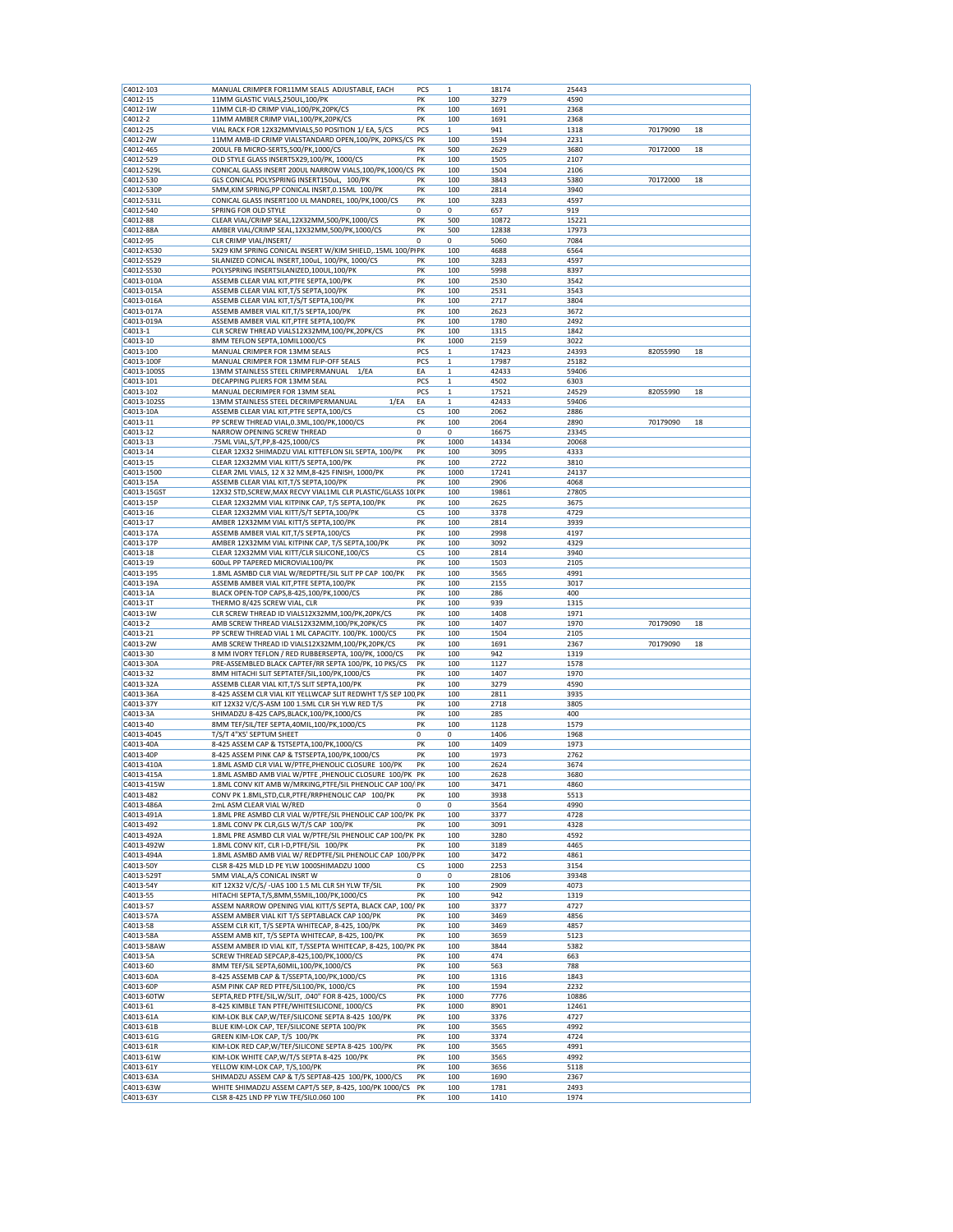| | | | | | | | |
|---|---|---|---|---|---|---|---|
| C4012-103 | MANUAL CRIMPER FOR11MM SEALS ADJUSTABLE, EACH | PCS | 1 | 18174 | 25443 | | |
| C4012-15 | 11MM GLASTIC VIALS,250UL,100/PK | PK | 100 | 3279 | 4590 | | |
| C4012-1W | 11MM CLR-ID CRIMP VIAL,100/PK,20PK/CS | PK | 100 | 1691 | 2368 | | |
| C4012-2 | 11MM AMBER CRIMP VIAL,100/PK,20PK/CS | PK | 100 | 1691 | 2368 | | |
| C4012-25 | VIAL RACK FOR 12X32MMVIALS,50 POSITION 1/ EA, 5/CS | PCS | 1 | 941 | 1318 | 70179090 | 18 |
| C4012-2W | 11MM AMB-ID CRIMP VIALSTANDARD OPEN,100/PK, 20PKS/CS | PK | 100 | 1594 | 2231 | | |
| C4012-465 | 200UL FB MICRO-SERTS,500/PK,1000/CS | PK | 500 | 2629 | 3680 | 70172000 | 18 |
| C4012-529 | OLD STYLE GLASS INSERT5X29,100/PK, 1000/CS | PK | 100 | 1505 | 2107 | | |
| C4012-529L | CONICAL GLASS INSERT 200UL NARROW VIALS,100/PK,1000/CS | PK | 100 | 1504 | 2106 | | |
| C4012-530 | GLS CONICAL POLYSPRING INSERT150uL, 100/PK | PK | 100 | 3843 | 5380 | 70172000 | 18 |
| C4012-530P | 5MM,KIM SPRING,PP CONICAL INSRT,0.15ML 100/PK | PK | 100 | 2814 | 3940 | | |
| C4012-531L | CONICAL GLASS INSERT100 UL MANDREL, 100/PK,1000/CS | PK | 100 | 3283 | 4597 | | |
| C4012-540 | SPRING FOR OLD STYLE | 0 | 0 | 657 | 919 | | |
| C4012-88 | CLEAR VIAL/CRIMP SEAL,12X32MM,500/PK,1000/CS | PK | 500 | 10872 | 15221 | | |
| C4012-88A | AMBER VIAL/CRIMP SEAL,12X32MM,500/PK,1000/CS | PK | 500 | 12838 | 17973 | | |
| C4012-95 | CLR CRIMP VIAL/INSERT/ | 0 | 0 | 5060 | 7084 | | |
| C4012-K530 | 5X29 KIM SPRING CONICAL INSERT W/KIM SHIELD,.15ML 100/PK | PK | 100 | 4688 | 6564 | | |
| C4012-S529 | SILANIZED CONICAL INSERT,100uL, 100/PK, 1000/CS | PK | 100 | 3283 | 4597 | | |
| C4012-S530 | POLYSPRING INSERTSILANIZED,100UL,100/PK | PK | 100 | 5998 | 8397 | | |
| C4013-010A | ASSEMB CLEAR VIAL KIT,PTFE SEPTA,100/PK | PK | 100 | 2530 | 3542 | | |
| C4013-015A | ASSEMB CLEAR VIAL KIT,T/S SEPTA,100/PK | PK | 100 | 2531 | 3543 | | |
| C4013-016A | ASSEMB CLEAR VIAL KIT,T/S/T SEPTA,100/PK | PK | 100 | 2717 | 3804 | | |
| C4013-017A | ASSEMB AMBER VIAL KIT,T/S SEPTA,100/PK | PK | 100 | 2623 | 3672 | | |
| C4013-019A | ASSEMB AMBER VIAL KIT,PTFE SEPTA,100/PK | PK | 100 | 1780 | 2492 | | |
| C4013-1 | CLR SCREW THREAD VIALS12X32MM,100/PK,20PK/CS | PK | 100 | 1315 | 1842 | | |
| C4013-10 | 8MM TEFLON SEPTA,10MIL1000/CS | PK | 1000 | 2159 | 3022 | | |
| C4013-100 | MANUAL CRIMPER FOR 13MM SEALS | PCS | 1 | 17423 | 24393 | 82055990 | 18 |
| C4013-100F | MANUAL CRIMPER FOR 13MM FLIP-OFF SEALS | PCS | 1 | 17987 | 25182 | | |
| C4013-100SS | 13MM STAINLESS STEEL CRIMPERMANUAL 1/EA | EA | 1 | 42433 | 59406 | | |
| C4013-101 | DECAPPING PLIERS FOR 13MM SEAL | PCS | 1 | 4502 | 6303 | | |
| C4013-102 | MANUAL DECRIMPER FOR 13MM SEAL | PCS | 1 | 17521 | 24529 | 82055990 | 18 |
| C4013-102SS | 13MM STAINLESS STEEL DECRIMPERMANUAL 1/EA | EA | 1 | 42433 | 59406 | | |
| C4013-10A | ASSEMB CLEAR VIAL KIT,PTFE SEPTA,100/CS | CS | 100 | 2062 | 2886 | | |
| C4013-11 | PP SCREW THREAD VIAL,0.3ML,100/PK,1000/CS | PK | 100 | 2064 | 2890 | 70179090 | 18 |
| C4013-12 | NARROW OPENING SCREW THREAD | 0 | 0 | 16675 | 23345 | | |
| C4013-13 | .75ML VIAL,S/T,PP,8-425,1000/CS | PK | 1000 | 14334 | 20068 | | |
| C4013-14 | CLEAR 12X32 SHIMADZU VIAL KITTEFLON SIL SEPTA, 100/PK | PK | 100 | 3095 | 4333 | | |
| C4013-15 | CLEAR 12X32MM VIAL KITT/S SEPTA,100/PK | PK | 100 | 2722 | 3810 | | |
| C4013-1500 | CLEAR 2ML VIALS, 12 X 32 MM,8-425 FINISH, 1000/PK | PK | 1000 | 17241 | 24137 | | |
| C4013-15A | ASSEMB CLEAR VIAL KIT,T/S SEPTA,100/PK | PK | 100 | 2906 | 4068 | | |
| C4013-15GST | 12X32 STD,SCREW,MAX RECVY VIAL1ML CLR PLASTIC/GLASS 10(PK | PK | 100 | 19861 | 27805 | | |
| C4013-15P | CLEAR 12X32MM VIAL KITPINK CAP, T/S SEPTA,100/PK | PK | 100 | 2625 | 3675 | | |
| C4013-16 | CLEAR 12X32MM VIAL KITT/S/T SEPTA,100/PK | CS | 100 | 3378 | 4729 | | |
| C4013-17 | AMBER 12X32MM VIAL KITT/S SEPTA,100/PK | PK | 100 | 2814 | 3939 | | |
| C4013-17A | ASSEMB AMBER VIAL KIT,T/S SEPTA,100/CS | PK | 100 | 2998 | 4197 | | |
| C4013-17P | AMBER 12X32MM VIAL KITPINK CAP, T/S SEPTA,100/PK | PK | 100 | 3092 | 4329 | | |
| C4013-18 | CLEAR 12X32MM VIAL KITT/CLR SILICONE,100/CS | CS | 100 | 2814 | 3940 | | |
| C4013-19 | 600uL PP TAPERED MICROVIAL100/PK | PK | 100 | 1503 | 2105 | | |
| C4013-195 | 1.8ML ASMBD CLR VIAL W/REDPTFE/SIL SLIT PP CAP 100/PK | PK | 100 | 3565 | 4991 | | |
| C4013-19A | ASSEMB AMBER VIAL KIT,PTFE SEPTA,100/PK | PK | 100 | 2155 | 3017 | | |
| C4013-1A | BLACK OPEN-TOP CAPS,8-425,100/PK,1000/CS | PK | 100 | 286 | 400 | | |
| C4013-1T | THERMO 8/425 SCREW VIAL, CLR | PK | 100 | 939 | 1315 | | |
| C4013-1W | CLR SCREW THREAD ID VIALS12X32MM,100/PK,20PK/CS | PK | 100 | 1408 | 1971 | | |
| C4013-2 | AMB SCREW THREAD VIALS12X32MM,100/PK,20PK/CS | PK | 100 | 1407 | 1970 | 70179090 | 18 |
| C4013-21 | PP SCREW THREAD VIAL 1 ML CAPACITY. 100/PK. 1000/CS | PK | 100 | 1504 | 2105 | | |
| C4013-2W | AMB SCREW THREAD ID VIALS12X32MM,100/PK,20PK/CS | PK | 100 | 1691 | 2367 | 70179090 | 18 |
| C4013-30 | 8 MM IVORY TEFLON / RED RUBBERSEPTA, 100/PK, 1000/CS | PK | 100 | 942 | 1319 | | |
| C4013-30A | PRE-ASSEMBLED BLACK CAPTEF/RR SEPTA 100/PK, 10 PKS/CS | PK | 100 | 1127 | 1578 | | |
| C4013-32 | 8MM HITACHI SLIT SEPTATEF/SIL,100/PK,1000/CS | PK | 100 | 1407 | 1970 | | |
| C4013-32A | ASSEMB CLEAR VIAL KIT,T/S SLIT SEPTA,100/PK | PK | 100 | 3279 | 4590 | | |
| C4013-36A | 8-425 ASSEM CLR VIAL KIT YELLWCAP SLIT REDWHT T/S SEP 100 PK | PK | 100 | 2811 | 3935 | | |
| C4013-37Y | KIT 12X32 V/C/S-ASM 100 1.5ML CLR SH YLW RED T/S | PK | 100 | 2718 | 3805 | | |
| C4013-3A | SHIMADZU 8-425 CAPS,BLACK,100/PK,1000/CS | PK | 100 | 285 | 400 | | |
| C4013-40 | 8MM TEF/SIL/TEF SEPTA,40MIL,100/PK,1000/CS | PK | 100 | 1128 | 1579 | | |
| C4013-4045 | T/S/T 4"X5' SEPTUM SHEET | 0 | 0 | 1406 | 1968 | | |
| C4013-40A | 8-425 ASSEM CAP & TSTSEPTA,100/PK,1000/CS | PK | 100 | 1409 | 1973 | | |
| C4013-40P | 8-425 ASSEM PINK CAP & TSTSEPTA,100/PK,1000/CS | PK | 100 | 1973 | 2762 | | |
| C4013-410A | 1.8ML ASMD CLR VIAL W/PTFE,PHENOLIC CLOSURE 100/PK | PK | 100 | 2624 | 3674 | | |
| C4013-415A | 1.8ML ASMBD AMB VIAL W/PTFE ,PHENOLIC CLOSURE 100/PK | PK | 100 | 2628 | 3680 | | |
| C4013-415W | 1.8ML CONV KIT AMB W/MRKING,PTFE/SIL PHENOLIC CAP 100/ PK | PK | 100 | 3471 | 4860 | | |
| C4013-482 | CONV PK 1.8ML,STD,CLR,PTFE/RRPHENOLIC CAP 100/PK | PK | 100 | 3938 | 5513 | | |
| C4013-486A | 2mL ASM CLEAR VIAL W/RED | 0 | 0 | 3564 | 4990 | | |
| C4013-491A | 1.8ML PRE ASMBD CLR VIAL W/PTFE/SIL PHENOLIC CAP 100/PK | PK | 100 | 3377 | 4728 | | |
| C4013-492 | 1.8ML CONV PK CLR,GLS W/T/S CAP 100/PK | PK | 100 | 3091 | 4328 | | |
| C4013-492A | 1.8ML PRE ASMBD CLR VIAL W/PTFE/SIL PHENOLIC CAP 100/PK | PK | 100 | 3280 | 4592 | | |
| C4013-492W | 1.8ML CONV KIT, CLR I-D,PTFE/SIL 100/PK | PK | 100 | 3189 | 4465 | | |
| C4013-494A | 1.8ML ASMBD AMB VIAL W/ REDPTFE/SIL PHENOLIC CAP 100/P PK | PK | 100 | 3472 | 4861 | | |
| C4013-50Y | CLSR 8-425 MLD LD PE YLW 1000SHIMADZU 1000 | CS | 1000 | 2253 | 3154 | | |
| C4013-529T | 5MM VIAL,A/S CONICAL INSRT W | 0 | 0 | 28106 | 39348 | | |
| C4013-54Y | KIT 12X32 V/C/S/ -UAS 100 1.5 ML CLR SH YLW TF/SIL | PK | 100 | 2909 | 4073 | | |
| C4013-55 | HITACHI SEPTA,T/S,8MM,55MIL,100/PK,1000/CS | PK | 100 | 942 | 1319 | | |
| C4013-57 | ASSEM NARROW OPENING VIAL KITT/S SEPTA, BLACK CAP, 100/ PK | PK | 100 | 3377 | 4727 | | |
| C4013-57A | ASSEM AMBER VIAL KIT T/S SEPTABLACK CAP 100/PK | PK | 100 | 3469 | 4856 | | |
| C4013-58 | ASSEM CLR KIT, T/S SEPTA WHITECAP, 8-425, 100/PK | PK | 100 | 3469 | 4857 | | |
| C4013-58A | ASSEM AMB KIT, T/S SEPTA WHITECAP, 8-425, 100/PK | PK | 100 | 3659 | 5123 | | |
| C4013-58AW | ASSEM AMBER ID VIAL KIT, T/SSEPTA WHITECAP, 8-425, 100/PK | PK | 100 | 3844 | 5382 | | |
| C4013-5A | SCREW THREAD SEPCAP,8-425,100/PK,1000/CS | PK | 100 | 474 | 663 | | |
| C4013-60 | 8MM TEF/SIL SEPTA,60MIL,100/PK,1000/CS | PK | 100 | 563 | 788 | | |
| C4013-60A | 8-425 ASSEMB CAP & T/SSEPTA,100/PK,1000/CS | PK | 100 | 1316 | 1843 | | |
| C4013-60P | ASM PINK CAP RED PTFE/SIL100/PK, 1000/CS | PK | 100 | 1594 | 2232 | | |
| C4013-60TW | SEPTA,RED PTFE/SIL,W/SLIT, .040" FOR 8-425, 1000/CS | PK | 1000 | 7776 | 10886 | | |
| C4013-61 | 8-425 KIMBLE TAN PTFE/WHITESILICONE, 1000/CS | PK | 1000 | 8901 | 12461 | | |
| C4013-61A | KIM-LOK BLK CAP,W/TEF/SILICONE SEPTA 8-425 100/PK | PK | 100 | 3376 | 4727 | | |
| C4013-61B | BLUE KIM-LOK CAP, TEF/SILICONE SEPTA 100/PK | PK | 100 | 3565 | 4992 | | |
| C4013-61G | GREEN KIM-LOK CAP, T/S 100/PK | PK | 100 | 3374 | 4724 | | |
| C4013-61R | KIM-LOK RED CAP,W/TEF/SILICONE SEPTA 8-425 100/PK | PK | 100 | 3565 | 4991 | | |
| C4013-61W | KIM-LOK WHITE CAP,W/T/S SEPTA 8-425 100/PK | PK | 100 | 3565 | 4992 | | |
| C4013-61Y | YELLOW KIM-LOK CAP, T/S,100/PK | PK | 100 | 3656 | 5118 | | |
| C4013-63A | SHIMADZU ASSEM CAP & T/S SEPTA8-425 100/PK, 1000/CS | PK | 100 | 1690 | 2367 | | |
| C4013-63W | WHITE SHIMADZU ASSEM CAPT/S SEP, 8-425, 100/PK 1000/CS | PK | 100 | 1781 | 2493 | | |
| C4013-63Y | CLSR 8-425 LND PP YLW TFE/SIL0.060 100 | PK | 100 | 1410 | 1974 | | |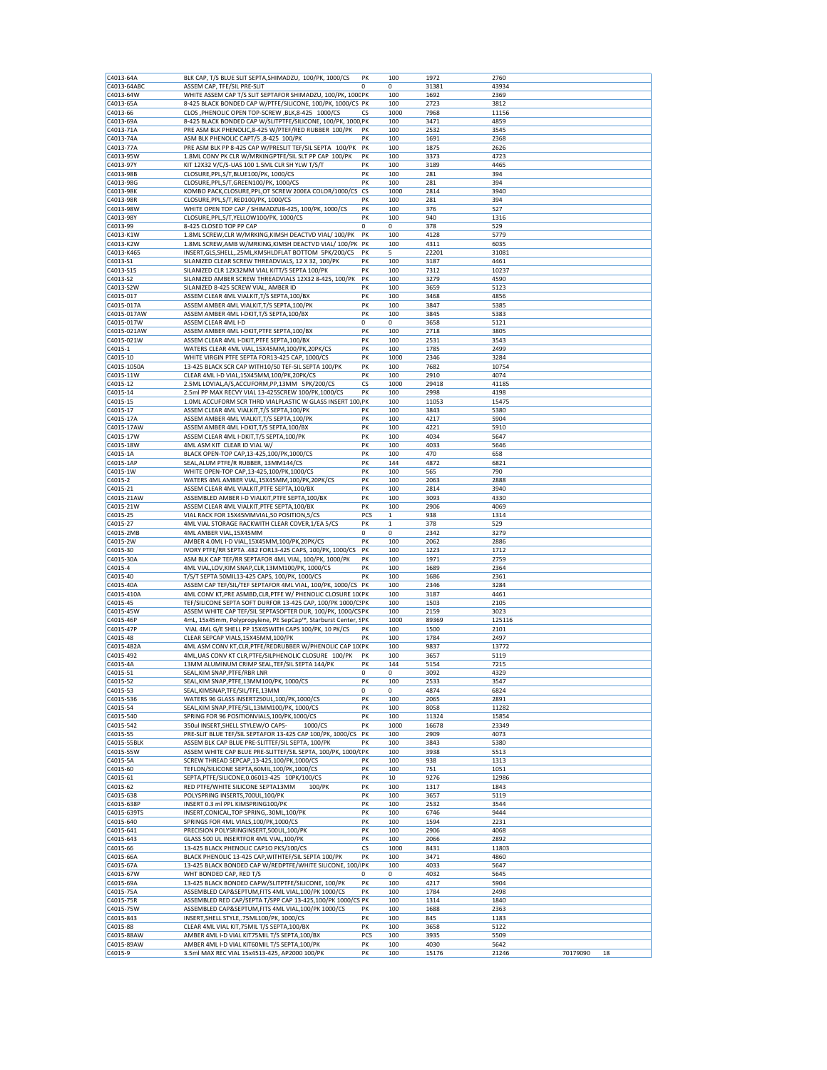| | | | | | | | |
|---|---|---|---|---|---|---|---|
| C4013-64A | BLK CAP, T/S BLUE SLIT SEPTA,SHIMADZU, 100/PK, 1000/CS | PK | 100 | 1972 | 2760 | | |
| C4013-64ABC | ASSEM CAP, TFE/SIL PRE-SLIT | 0 | 0 | 31381 | 43934 | | |
| C4013-64W | WHITE ASSEM CAP T/S SLIT SEPTAFOR SHIMADZU, 100/PK, 1000CPK | | 100 | 1692 | 2369 | | |
| C4013-65A | 8-425 BLACK BONDED CAP W/PTFE/SILICONE, 100/PK, 1000/CS | PK | 100 | 2723 | 3812 | | |
| C4013-66 | CLOS ,PHENOLIC OPEN TOP-SCREW ,BLK,8-425 1000/CS | CS | 1000 | 7968 | 11156 | | |
| C4013-69A | 8-425 BLACK BONDED CAP W/SLITPTFE/SILICONE, 100/PK, 1000,PK | | 100 | 3471 | 4859 | | |
| C4013-71A | PRE ASM BLK PHENOLIC,8-425 W/PTEF/RED RUBBER 100/PK | PK | 100 | 2532 | 3545 | | |
| C4013-74A | ASM BLK PHENOLIC CAPT/S ,8-425 100/PK | PK | 100 | 1691 | 2368 | | |
| C4013-77A | PRE ASM BLK PP 8-425 CAP W/PRESLIT TEF/SIL SEPTA 100/PK | PK | 100 | 1875 | 2626 | | |
| C4013-95W | 1.8ML CONV PK CLR W/MRKINGPTFE/SIL SLT PP CAP 100/PK | PK | 100 | 3373 | 4723 | | |
| C4013-97Y | KIT 12X32 V/C/S-UAS 100 1.5ML CLR SH YLW T/S/T | PK | 100 | 3189 | 4465 | | |
| C4013-98B | CLOSURE,PPL,S/T,BLUE100/PK, 1000/CS | PK | 100 | 281 | 394 | | |
| C4013-98G | CLOSURE,PPL,S/T,GREEN100/PK, 1000/CS | PK | 100 | 281 | 394 | | |
| C4013-98K | KOMBO PACK,CLOSURE,PPL,OT SCREW 200EA COLOR/1000/CS | CS | 1000 | 2814 | 3940 | | |
| C4013-98R | CLOSURE,PPL,S/T,RED100/PK, 1000/CS | PK | 100 | 281 | 394 | | |
| C4013-98W | WHITE OPEN TOP CAP / SHIMADZU8-425, 100/PK, 1000/CS | PK | 100 | 376 | 527 | | |
| C4013-98Y | CLOSURE,PPL,S/T,YELLOW100/PK, 1000/CS | PK | 100 | 940 | 1316 | | |
| C4013-99 | 8-425 CLOSED TOP PP CAP | 0 | 0 | 378 | 529 | | |
| C4013-K1W | 1.8ML SCREW,CLR W/MRKING,KIMSH DEACTVD VIAL/ 100/PK | PK | 100 | 4128 | 5779 | | |
| C4013-K2W | 1.8ML SCREW,AMB W/MRKING,KIMSH DEACTVD VIAL/ 100/PK | PK | 100 | 4311 | 6035 | | |
| C4013-K465 | INSERT,GLS,SHELL,.25ML,KMSHLDFLAT BOTTOM 5PK/200/CS | PK | 5 | 22201 | 31081 | | |
| C4013-S1 | SILANIZED CLEAR SCREW THREADVIALS, 12 X 32, 100/PK | PK | 100 | 3187 | 4461 | | |
| C4013-S15 | SILANIZED CLR 12X32MM VIAL KITT/S SEPTA 100/PK | PK | 100 | 7312 | 10237 | | |
| C4013-S2 | SILANIZED AMBER SCREW THREADVIALS 12X32 8-425, 100/PK | PK | 100 | 3279 | 4590 | | |
| C4013-S2W | SILANIZED 8-425 SCREW VIAL, AMBER ID | PK | 100 | 3659 | 5123 | | |
| C4015-017 | ASSEM CLEAR 4ML VIALKIT,T/S SEPTA,100/BX | PK | 100 | 3468 | 4856 | | |
| C4015-017A | ASSEM AMBER 4ML VIALKIT,T/S SEPTA,100/PK | PK | 100 | 3847 | 5385 | | |
| C4015-017AW | ASSEM AMBER 4ML I-DKIT,T/S SEPTA,100/BX | PK | 100 | 3845 | 5383 | | |
| C4015-017W | ASSEM CLEAR 4ML I-D | 0 | 0 | 3658 | 5121 | | |
| C4015-021AW | ASSEM AMBER 4ML I-DKIT,PTFE SEPTA,100/BX | PK | 100 | 2718 | 3805 | | |
| C4015-021W | ASSEM CLEAR 4ML I-DKIT,PTFE SEPTA,100/BX | PK | 100 | 2531 | 3543 | | |
| C4015-1 | WATERS CLEAR 4ML VIAL, 15X45MM,100/PK,20PK/CS | PK | 100 | 1785 | 2499 | | |
| C4015-10 | WHITE VIRGIN PTFE SEPTA FOR13-425 CAP, 1000/CS | PK | 1000 | 2346 | 3284 | | |
| C4015-1050A | 13-425 BLACK SCR CAP WITH10/50 TEF-SIL SEPTA 100/PK | PK | 100 | 7682 | 10754 | | |
| C4015-11W | CLEAR 4ML I-D VIAL,15X45MM,100/PK,20PK/CS | PK | 100 | 2910 | 4074 | | |
| C4015-12 | 2.5ML LOVIAL,A/S,ACCUFORM,PP,13MM 5PK/200/CS | CS | 1000 | 29418 | 41185 | | |
| C4015-14 | 2.5ml PP MAX RECVY VIAL 13-425SCREW 100/PK,1000/CS | PK | 100 | 2998 | 4198 | | |
| C4015-15 | 1.0ML ACCUFORM SCR THRD VIALPLASTIC W GLASS INSERT 100,PK | | 100 | 11053 | 15475 | | |
| C4015-17 | ASSEM CLEAR 4ML VIALKIT,T/S SEPTA,100/PK | PK | 100 | 3843 | 5380 | | |
| C4015-17A | ASSEM AMBER 4ML VIALKIT,T/S SEPTA,100/PK | PK | 100 | 4217 | 5904 | | |
| C4015-17AW | ASSEM AMBER 4ML I-DKIT,T/S SEPTA,100/BX | PK | 100 | 4221 | 5910 | | |
| C4015-17W | ASSEM CLEAR 4ML I-DKIT,T/S SEPTA,100/PK | PK | 100 | 4034 | 5647 | | |
| C4015-18W | 4ML ASM KIT CLEAR ID VIAL W/ | PK | 100 | 4033 | 5646 | | |
| C4015-1A | BLACK OPEN-TOP CAP,13-425,100/PK,1000/CS | PK | 100 | 470 | 658 | | |
| C4015-1AP | SEAL,ALUM PTFE/R RUBBER, 13MM144/CS | PK | 144 | 4872 | 6821 | | |
| C4015-1W | WHITE OPEN-TOP CAP,13-425,100/PK,1000/CS | PK | 100 | 565 | 790 | | |
| C4015-2 | WATERS 4ML AMBER VIAL,15X45MM,100/PK,20PK/CS | PK | 100 | 2063 | 2888 | | |
| C4015-21 | ASSEM CLEAR 4ML VIALKIT,PTFE SEPTA,100/BX | PK | 100 | 2814 | 3940 | | |
| C4015-21AW | ASSEMBLED AMBER I-D VIALKIT,PTFE SEPTA,100/BX | PK | 100 | 3093 | 4330 | | |
| C4015-21W | ASSEM CLEAR 4ML VIALKIT,PTFE SEPTA,100/BX | PK | 100 | 2906 | 4069 | | |
| C4015-25 | VIAL RACK FOR 15X45MMVIAL,50 POSITION,5/CS | PCS | 1 | 938 | 1314 | | |
| C4015-27 | 4ML VIAL STORAGE RACKWITH CLEAR COVER,1/EA 5/CS | PK | 1 | 378 | 529 | | |
| C4015-2MB | 4ML AMBER VIAL,15X45MM | 0 | 0 | 2342 | 3279 | | |
| C4015-2W | AMBER 4.0ML I-D VIAL,15X45MM,100/PK,20PK/CS | PK | 100 | 2062 | 2886 | | |
| C4015-30 | IVORY PTFE/RR SEPTA .482 FOR13-425 CAPS, 100/PK, 1000/CS | PK | 100 | 1223 | 1712 | | |
| C4015-30A | ASM BLK CAP TEF/RR SEPTAFOR 4ML VIAL, 100/PK, 1000/PK | PK | 100 | 1971 | 2759 | | |
| C4015-4 | 4ML VIAL,LOV,KIM SNAP,CLR,13MM100/PK, 1000/CS | PK | 100 | 1689 | 2364 | | |
| C4015-40 | T/S/T SEPTA 50MIL13-425 CAPS, 100/PK, 1000/CS | PK | 100 | 1686 | 2361 | | |
| C4015-40A | ASSEM CAP TEF/SIL/TEF SEPTAFOR 4ML VIAL, 100/PK, 1000/CS | PK | 100 | 2346 | 3284 | | |
| C4015-410A | 4ML CONV KT,PRE ASMBD,CLR,PTFE W/ PHENOLIC CLOSURE 10(PK | | 100 | 3187 | 4461 | | |
| C4015-45 | TEF/SILICONE SEPTA SOFT DURFOR 13-425 CAP, 100/PK 1000/C:PK | | 100 | 1503 | 2105 | | |
| C4015-45W | ASSEM WHITE CAP TEF/SIL SEPTASOFTER DUR, 100/PK, 1000/CSPK | | 100 | 2159 | 3023 | | |
| C4015-46P | 4mL, 15x45mm, Polypropylene, PE SepCap™, Starburst Center, 1PK | | 1000 | 89369 | 125116 | | |
| C4015-47P | VIAL 4ML G/E SHELL PP 15X45WITH CAPS 100/PK, 10 PK/CS | PK | 100 | 1500 | 2101 | | |
| C4015-48 | CLEAR SEPCAP VIALS,15X45MM,100/PK | PK | 100 | 1784 | 2497 | | |
| C4015-482A | 4ML ASM CONV KT,CLR,PTFE/REDRUBBER W/PHENOLIC CAP 10(PK | | 100 | 9837 | 13772 | | |
| C4015-492 | 4ML,UAS CONV KT CLR,PTFE/SILPHENOLIC CLOSURE 100/PK | PK | 100 | 3657 | 5119 | | |
| C4015-4A | 13MM ALUMINUM CRIMP SEAL,TEF/SIL SEPTA 144/PK | PK | 144 | 5154 | 7215 | | |
| C4015-51 | SEAL,KIM SNAP,PTFE/RBR LNR | 0 | 0 | 3092 | 4329 | | |
| C4015-52 | SEAL,KIM SNAP,PTFE,13MM100/PK, 1000/CS | PK | 100 | 2533 | 3547 | | |
| C4015-53 | SEAL,KIMSNAP,TFE/SIL/TFE,13MM | 0 | 0 | 4874 | 6824 | | |
| C4015-536 | WATERS 96 GLASS INSERT250UL,100/PK,1000/CS | PK | 100 | 2065 | 2891 | | |
| C4015-54 | SEAL,KIM SNAP,PTFE/SIL,13MM100/PK, 1000/CS | PK | 100 | 8058 | 11282 | | |
| C4015-540 | SPRING FOR 96 POSITIONVIALS,100/PK,1000/CS | PK | 100 | 11324 | 15854 | | |
| C4015-542 | 350ul INSERT,SHELL STYLEW/O CAPS- 1000/CS | PK | 1000 | 16678 | 23349 | | |
| C4015-55 | PRE-SLIT BLUE TEF/SIL SEPTAFOR 13-425 CAP 100/PK, 1000/CS | PK | 100 | 2909 | 4073 | | |
| C4015-55BLK | ASSEM BLK CAP BLUE PRE-SLITTEF/SIL SEPTA, 100/PK | PK | 100 | 3843 | 5380 | | |
| C4015-55W | ASSEM WHITE CAP BLUE PRE-SLITTEF/SIL SEPTA, 100/PK, 1000/CPK | | 100 | 3938 | 5513 | | |
| C4015-5A | SCREW THREAD SEPCAP,13-425,100/PK,1000/CS | PK | 100 | 938 | 1313 | | |
| C4015-60 | TEFLON/SILICONE SEPTA,60MIL,100/PK,1000/CS | PK | 100 | 751 | 1051 | | |
| C4015-61 | SEPTA,PTFE/SILICONE,0.06013-425 10PK/100/CS | PK | 10 | 9276 | 12986 | | |
| C4015-62 | RED PTFE/WHITE SILICONE SEPTA13MM 100/PK | PK | 100 | 1317 | 1843 | | |
| C4015-638 | POLYSPRING INSERTS,700UL,100/PK | PK | 100 | 3657 | 5119 | | |
| C4015-638P | INSERT 0.3 ml PPL KIMSPRING100/PK | PK | 100 | 2532 | 3544 | | |
| C4015-639TS | INSERT,CONICAL,TOP SPRING,.30ML,100/PK | PK | 100 | 6746 | 9444 | | |
| C4015-640 | SPRINGS FOR 4ML VIALS,100/PK,1000/CS | PK | 100 | 1594 | 2231 | | |
| C4015-641 | PRECISION POLYSRINGINSERT,500UL,100/PK | PK | 100 | 2906 | 4068 | | |
| C4015-643 | GLASS 500 UL INSERTFOR 4ML VIAL,100/PK | PK | 100 | 2066 | 2892 | | |
| C4015-66 | 13-425 BLACK PHENOLIC CAP10 PKS/100/CS | CS | 1000 | 8431 | 11803 | | |
| C4015-66A | BLACK PHENOLIC 13-425 CAP,WITHTEF/SIL SEPTA 100/PK | PK | 100 | 3471 | 4860 | | |
| C4015-67A | 13-425 BLACK BONDED CAP W/REDPTFE/WHITE SILICONE, 100/IPK | | 100 | 4033 | 5647 | | |
| C4015-67W | WHT BONDED CAP, RED T/S | 0 | 0 | 4032 | 5645 | | |
| C4015-69A | 13-425 BLACK BONDED CAPW/SLITPTFE/SILICONE, 100/PK | PK | 100 | 4217 | 5904 | | |
| C4015-75A | ASSEMBLED CAP&SEPTUM,FITS 4ML VIAL,100/PK 1000/CS | PK | 100 | 1784 | 2498 | | |
| C4015-75R | ASSEMBLED RED CAP/SEPTA T/SPP CAP 13-425,100/PK 1000/CS PK | | 100 | 1314 | 1840 | | |
| C4015-75W | ASSEMBLED CAP&SEPTUM,FITS 4ML VIAL,100/PK 1000/CS | PK | 100 | 1688 | 2363 | | |
| C4015-843 | INSERT,SHELL STYLE,.75ML100/PK, 1000/CS | PK | 100 | 845 | 1183 | | |
| C4015-88 | CLEAR 4ML VIAL KIT,75MIL T/S SEPTA,100/BX | PK | 100 | 3658 | 5122 | | |
| C4015-88AW | AMBER 4ML I-D VIAL KIT75MIL T/S SEPTA,100/BX | PCS | 100 | 3935 | 5509 | | |
| C4015-89AW | AMBER 4ML I-D VIAL KIT60MIL T/S SEPTA,100/PK | PK | 100 | 4030 | 5642 | | |
| C4015-9 | 3.5ml MAX REC VIAL 15x4513-425, AP2000 100/PK | PK | 100 | 15176 | 21246 | 70179090 | 18 |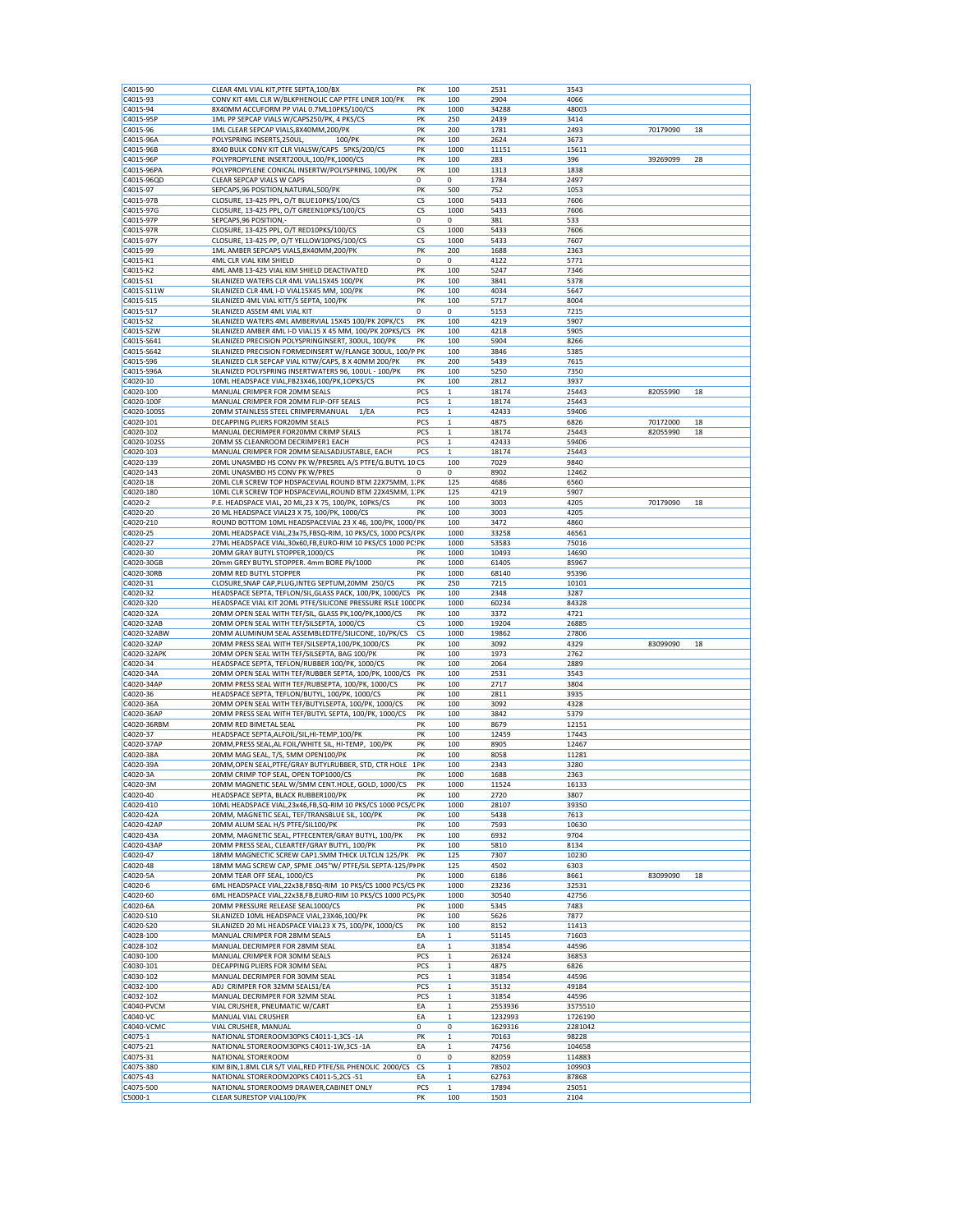| | | | | | | | |
|---|---|---|---|---|---|---|---|
| C4015-90 | CLEAR 4ML VIAL KIT,PTFE SEPTA,100/BX | PK | 100 | 2531 | 3543 | | |
| C4015-93 | CONV KIT 4ML CLR W/BLKPHENOLIC CAP PTFE LINER 100/PK | PK | 100 | 2904 | 4066 | | |
| C4015-94 | 8X40MM ACCUFORM PP VIAL 0.7ML10PKS/100/CS | PK | 1000 | 34288 | 48003 | | |
| C4015-95P | 1ML PP SEPCAP VIALS W/CAPS250/PK, 4 PKS/CS | PK | 250 | 2439 | 3414 | | |
| C4015-96 | 1ML CLEAR SEPCAP VIALS,8X40MM,200/PK | PK | 200 | 1781 | 2493 | 70179090 | 18 |
| C4015-96A | POLYSPRING INSERTS,250UL, 100/PK | PK | 100 | 2624 | 3673 | | |
| C4015-96B | 8X40 BULK CONV KIT CLR VIALSW/CAPS 5PKS/200/CS | PK | 1000 | 11151 | 15611 | | |
| C4015-96P | POLYPROPYLENE INSERT200UL,100/PK,1000/CS | PK | 100 | 283 | 396 | 39269099 | 28 |
| C4015-96PA | POLYPROPYLENE CONICAL INSERTW/POLYSPRING, 100/PK | PK | 100 | 1313 | 1838 | | |
| C4015-96QD | CLEAR SEPCAP VIALS W CAPS | 0 | 0 | 1784 | 2497 | | |
| C4015-97 | SEPCAPS,96 POSITION,NATURAL,500/PK | PK | 500 | 752 | 1053 | | |
| C4015-97B | CLOSURE, 13-425 PPL, O/T BLUE10PKS/100/CS | CS | 1000 | 5433 | 7606 | | |
| C4015-97G | CLOSURE, 13-425 PPL, O/T GREEN10PKS/100/CS | CS | 1000 | 5433 | 7606 | | |
| C4015-97P | SEPCAPS,96 POSITION,- | 0 | 0 | 381 | 533 | | |
| C4015-97R | CLOSURE, 13-425 PPL, O/T RED10PKS/100/CS | CS | 1000 | 5433 | 7606 | | |
| C4015-97Y | CLOSURE, 13-425 PP, O/T YELLOW10PKS/100/CS | CS | 1000 | 5433 | 7607 | | |
| C4015-99 | 1ML AMBER SEPCAPS VIALS,8X40MM,200/PK | PK | 200 | 1688 | 2363 | | |
| C4015-K1 | 4ML CLR VIAL KIM SHIELD | 0 | 0 | 4122 | 5771 | | |
| C4015-K2 | 4ML AMB 13-425 VIAL KIM SHIELD DEACTIVATED | PK | 100 | 5247 | 7346 | | |
| C4015-S1 | SILANIZED WATERS CLR 4ML VIAL15X45 100/PK | PK | 100 | 3841 | 5378 | | |
| C4015-S11W | SILANIZED CLR 4ML I-D VIAL15X45 MM, 100/PK | PK | 100 | 4034 | 5647 | | |
| C4015-S15 | SILANIZED 4ML VIAL KITT/S SEPTA, 100/PK | PK | 100 | 5717 | 8004 | | |
| C4015-S17 | SILANIZED ASSEM 4ML VIAL KIT | 0 | 0 | 5153 | 7215 | | |
| C4015-S2 | SILANIZED WATERS 4ML AMBERVIAL 15X45 100/PK 20PK/CS | PK | 100 | 4219 | 5907 | | |
| C4015-S2W | SILANIZED AMBER 4ML I-D VIAL15 X 45 MM, 100/PK 20PKS/CS | PK | 100 | 4218 | 5905 | | |
| C4015-S641 | SILANIZED PRECISION POLYSPRINGINSERT, 300UL, 100/PK | PK | 100 | 5904 | 8266 | | |
| C4015-S642 | SILANIZED PRECISION FORMEDINSERT W/FLANGE 300UL, 100/P | PK | 100 | 3846 | 5385 | | |
| C4015-S96 | SILANIZED CLR SEPCAP VIAL KITW/CAPS, 8 X 40MM 200/PK | PK | 200 | 5439 | 7615 | | |
| C4015-S96A | SILANIZED POLYSPRING INSERTWATERS 96, 100UL - 100/PK | PK | 100 | 5250 | 7350 | | |
| C4020-10 | 10ML HEADSPACE VIAL,FB23X46,100/PK,1OPKS/CS | PK | 100 | 2812 | 3937 | | |
| C4020-100 | MANUAL CRIMPER FOR 20MM SEALS | PCS | 1 | 18174 | 25443 | 82055990 | 18 |
| C4020-100F | MANUAL CRIMPER FOR 20MM FLIP-OFF SEALS | PCS | 1 | 18174 | 25443 | | |
| C4020-100SS | 20MM STAINLESS STEEL CRIMPERMANUAL 1/EA | PCS | 1 | 42433 | 59406 | | |
| C4020-101 | DECAPPING PLIERS FOR20MM SEALS | PCS | 1 | 4875 | 6826 | 70172000 | 18 |
| C4020-102 | MANUAL DECRIMPER FOR20MM CRIMP SEALS | PCS | 1 | 18174 | 25443 | 82055990 | 18 |
| C4020-102SS | 20MM SS CLEANROOM DECRIMPER1 EACH | PCS | 1 | 42433 | 59406 | | |
| C4020-103 | MANUAL CRIMPER FOR 20MM SEALSADJUSTABLE, EACH | PCS | 1 | 18174 | 25443 | | |
| C4020-139 | 20ML UNASMBD HS CONV PK W/PRESREL A/S PTFE/G.BUTYL 10 | CS | 100 | 7029 | 9840 | | |
| C4020-143 | 20ML UNASMBD HS CONV PK W/PRES | 0 | 0 | 8902 | 12462 | | |
| C4020-18 | 20ML CLR SCREW TOP HDSPACEVIAL ROUND BTM 22X75MM, 1: | PK | 125 | 4686 | 6560 | | |
| C4020-180 | 10ML CLR SCREW TOP HDSPACEVIAL,ROUND BTM 22X45MM, 1: | PK | 125 | 4219 | 5907 | | |
| C4020-2 | P.E. HEADSPACE VIAL, 20 ML,23 X 75, 100/PK, 10PKS/CS | PK | 100 | 3003 | 4205 | 70179090 | 18 |
| C4020-20 | 20 ML HEADSPACE VIAL23 X 75, 100/PK, 1000/CS | PK | 100 | 3003 | 4205 | | |
| C4020-210 | ROUND BOTTOM 10ML HEADSPACEVIAL 23 X 46, 100/PK, 1000/ | PK | 100 | 3472 | 4860 | | |
| C4020-25 | 20ML HEADSPACE VIAL,23x75,FBSQ-RIM, 10 PKS/CS, 1000 PCS/( | PK | 1000 | 33258 | 46561 | | |
| C4020-27 | 27ML HEADSPACE VIAL,30x60,FB,EURO-RIM 10 PKS/CS 1000 PCS | PK | 1000 | 53583 | 75016 | | |
| C4020-30 | 20MM GRAY BUTYL STOPPER,1000/CS | PK | 1000 | 10493 | 14690 | | |
| C4020-30GB | 20mm GREY BUTYL STOPPER. 4mm BORE Pk/1000 | PK | 1000 | 61405 | 85967 | | |
| C4020-30RB | 20MM RED BUTYL STOPPER | PK | 1000 | 68140 | 95396 | | |
| C4020-31 | CLOSURE,SNAP CAP,PLUG,INTEG SEPTUM,20MM 250/CS | PK | 250 | 7215 | 10101 | | |
| C4020-32 | HEADSPACE SEPTA, TEFLON/SIL,GLASS PACK, 100/PK, 1000/CS | PK | 100 | 2348 | 3287 | | |
| C4020-320 | HEADSPACE VIAL KIT 20ML PTFE/SILICONE PRESSURE RSLE 100 | PK | 1000 | 60234 | 84328 | | |
| C4020-32A | 20MM OPEN SEAL WITH TEF/SIL, GLASS PK,100/PK,1000/CS | PK | 100 | 3372 | 4721 | | |
| C4020-32AB | 20MM OPEN SEAL WITH TEF/SILSEPTA, 1000/CS | CS | 1000 | 19204 | 26885 | | |
| C4020-32ABW | 20MM ALUMINUM SEAL ASSEMBLEDTFE/SILICONE, 10/PK/CS | CS | 1000 | 19862 | 27806 | | |
| C4020-32AP | 20MM PRESS SEAL WITH TEF/SILSEPTA,100/PK,1000/CS | PK | 100 | 3092 | 4329 | 83099090 | 18 |
| C4020-32APK | 20MM OPEN SEAL WITH TEF/SILSEPTA, BAG 100/PK | PK | 100 | 1973 | 2762 | | |
| C4020-34 | HEADSPACE SEPTA, TEFLON/RUBBER 100/PK, 1000/CS | PK | 100 | 2064 | 2889 | | |
| C4020-34A | 20MM OPEN SEAL WITH TEF/RUBBER SEPTA, 100/PK, 1000/CS | PK | 100 | 2531 | 3543 | | |
| C4020-34AP | 20MM PRESS SEAL WITH TEF/RUBSEPTA, 100/PK, 1000/CS | PK | 100 | 2717 | 3804 | | |
| C4020-36 | HEADSPACE SEPTA, TEFLON/BUTYL, 100/PK, 1000/CS | PK | 100 | 2811 | 3935 | | |
| C4020-36A | 20MM OPEN SEAL WITH TEF/BUTYLSEPTA, 100/PK, 1000/CS | PK | 100 | 3092 | 4328 | | |
| C4020-36AP | 20MM PRESS SEAL WITH TEF/BUTYL SEPTA, 100/PK, 1000/CS | PK | 100 | 3842 | 5379 | | |
| C4020-36RBM | 20MM RED BIMETAL SEAL | PK | 100 | 8679 | 12151 | | |
| C4020-37 | HEADSPACE SEPTA,ALFOIL/SIL,HI-TEMP,100/PK | PK | 100 | 12459 | 17443 | | |
| C4020-37AP | 20MM,PRESS SEAL,AL FOIL/WHITE SIL, HI-TEMP, 100/PK | PK | 100 | 8905 | 12467 | | |
| C4020-38A | 20MM MAG SEAL, T/S, 5MM OPEN100/PK | PK | 100 | 8058 | 11281 | | |
| C4020-39A | 20MM,OPEN SEAL,PTFE/GRAY BUTYLRUBBER, STD, CTR HOLE 1 | PK | 100 | 2343 | 3280 | | |
| C4020-3A | 20MM CRIMP TOP SEAL, OPEN TOP1000/CS | PK | 1000 | 1688 | 2363 | | |
| C4020-3M | 20MM MAGNETIC SEAL W/5MM CENT.HOLE, GOLD, 1000/CS | PK | 1000 | 11524 | 16133 | | |
| C4020-40 | HEADSPACE SEPTA, BLACK RUBBER100/PK | PK | 100 | 2720 | 3807 | | |
| C4020-410 | 10ML HEADSPACE VIAL,23x46,FB,SQ-RIM 10 PKS/CS 1000 PCS/C | PK | 1000 | 28107 | 39350 | | |
| C4020-42A | 20MM, MAGNETIC SEAL, TEF/TRANSBLUE SIL, 100/PK | PK | 100 | 5438 | 7613 | | |
| C4020-42AP | 20MM ALUM SEAL H/S PTFE/SIL100/PK | PK | 100 | 7593 | 10630 | | |
| C4020-43A | 20MM, MAGNETIC SEAL, PTFECENTER/GRAY BUTYL, 100/PK | PK | 100 | 6932 | 9704 | | |
| C4020-43AP | 20MM PRESS SEAL, CLEARTEF/GRAY BUTYL, 100/PK | PK | 100 | 5810 | 8134 | | |
| C4020-47 | 18MM MAGNECTIC SCREW CAP1.5MM THICK ULTCLN 125/PK | PK | 125 | 7307 | 10230 | | |
| C4020-48 | 18MM MAG SCREW CAP, SPME .045"W/ PTFE/SIL SEPTA-125/P | PK | 125 | 4502 | 6303 | | |
| C4020-5A | 20MM TEAR OFF SEAL, 1000/CS | PK | 1000 | 6186 | 8661 | 83099090 | 18 |
| C4020-6 | 6ML HEADSPACE VIAL,22x38,FBSQ-RIM 10 PKS/CS 1000 PCS/CS | PK | 1000 | 23236 | 32531 | | |
| C4020-60 | 6ML HEADSPACE VIAL,22x38,FB,EURO-RIM 10 PKS/CS 1000 PCS | PK | 1000 | 30540 | 42756 | | |
| C4020-6A | 20MM PRESSURE RELEASE SEAL1000/CS | PK | 1000 | 5345 | 7483 | | |
| C4020-S10 | SILANIZED 10ML HEADSPACE VIAL,23X46,100/PK | PK | 100 | 5626 | 7877 | | |
| C4020-S20 | SILANIZED 20 ML HEADSPACE VIAL23 X 75, 100/PK, 1000/CS | PK | 100 | 8152 | 11413 | | |
| C4028-100 | MANUAL CRIMPER FOR 28MM SEALS | EA | 1 | 51145 | 71603 | | |
| C4028-102 | MANUAL DECRIMPER FOR 28MM SEAL | EA | 1 | 31854 | 44596 | | |
| C4030-100 | MANUAL CRIMPER FOR 30MM SEALS | PCS | 1 | 26324 | 36853 | | |
| C4030-101 | DECAPPING PLIERS FOR 30MM SEAL | PCS | 1 | 4875 | 6826 | | |
| C4030-102 | MANUAL DECRIMPER FOR 30MM SEAL | PCS | 1 | 31854 | 44596 | | |
| C4032-100 | ADJ CRIMPER FOR 32MM SEALS1/EA | PCS | 1 | 35132 | 49184 | | |
| C4032-102 | MANUAL DECRIMPER FOR 32MM SEAL | PCS | 1 | 31854 | 44596 | | |
| C4040-PVCM | VIAL CRUSHER, PNEUMATIC W/CART | EA | 1 | 2553936 | 3575510 | | |
| C4040-VC | MANUAL VIAL CRUSHER | EA | 1 | 1232993 | 1726190 | | |
| C4040-VCMC | VIAL CRUSHER, MANUAL | 0 | 0 | 1629316 | 2281042 | | |
| C4075-1 | NATIONAL STOREROOM30PKS C4011-1,3CS -1A | PK | 1 | 70163 | 98228 | | |
| C4075-21 | NATIONAL STOREROOM30PKS C4011-1W,3CS -1A | EA | 1 | 74756 | 104658 | | |
| C4075-31 | NATIONAL STOREROOM | 0 | 0 | 82059 | 114883 | | |
| C4075-380 | KIM BIN,1.8ML CLR S/T VIAL,RED PTFE/SIL PHENOLIC 2000/CS | CS | 1 | 78502 | 109903 | | |
| C4075-43 | NATIONAL STOREROOM20PKS C4011-5,2CS -51 | EA | 1 | 62763 | 87868 | | |
| C4075-500 | NATIONAL STOREROOM9 DRAWER,CABINET ONLY | PCS | 1 | 17894 | 25051 | | |
| C5000-1 | CLEAR SURESTOP VIAL100/PK | PK | 100 | 1503 | 2104 | | |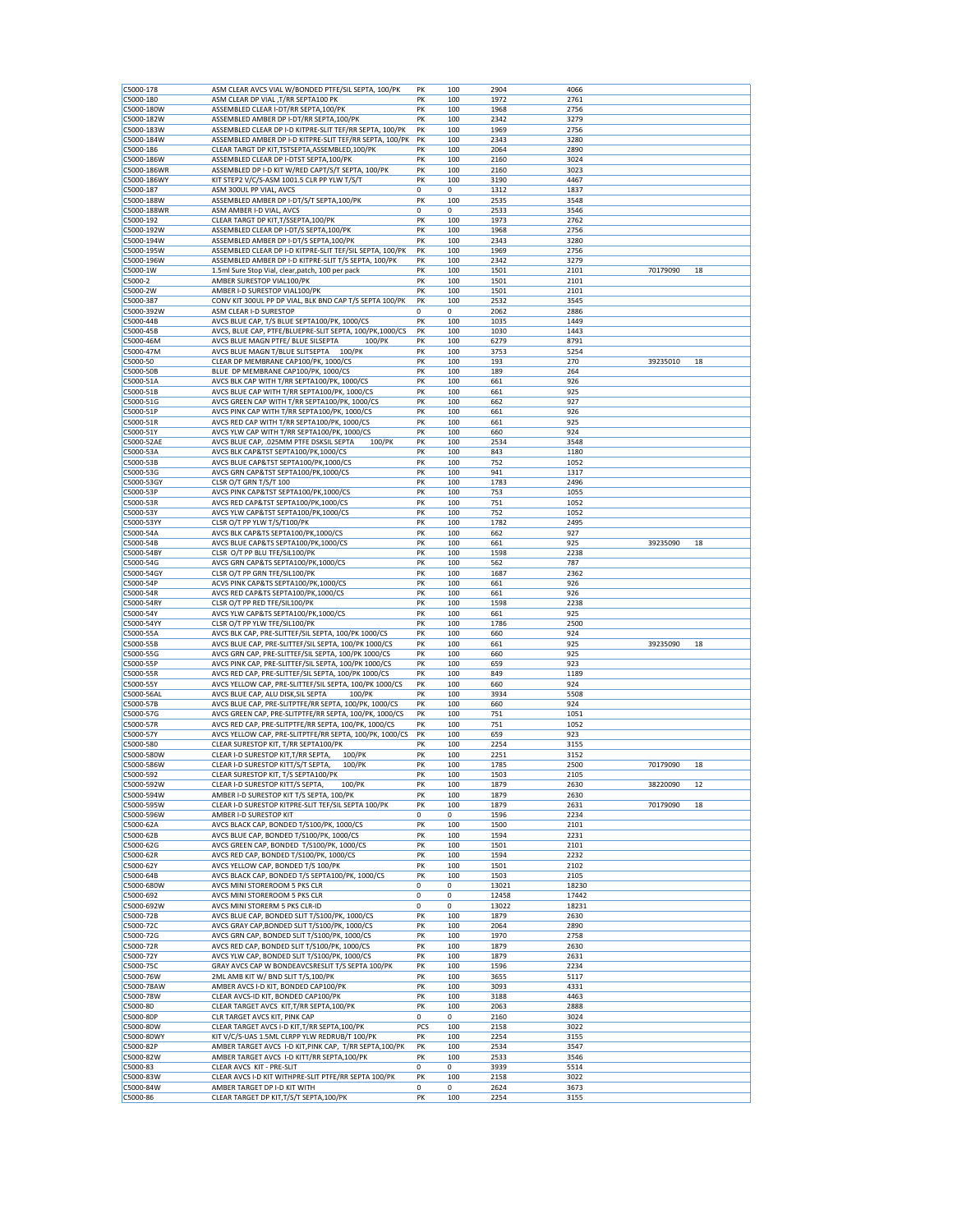| | | | | | | | |
|---|---|---|---|---|---|---|---|
| C5000-178 | ASM CLEAR AVCS VIAL W/BONDED PTFE/SIL SEPTA, 100/PK | PK | 100 | 2904 | 4066 | | |
| C5000-180 | ASM CLEAR DP VIAL ,T/RR SEPTA100 PK | PK | 100 | 1972 | 2761 | | |
| C5000-180W | ASSEMBLED CLEAR I-DT/RR SEPTA,100/PK | PK | 100 | 1968 | 2756 | | |
| C5000-182W | ASSEMBLED AMBER DP I-DT/RR SEPTA,100/PK | PK | 100 | 2342 | 3279 | | |
| C5000-183W | ASSEMBLED CLEAR DP I-D KITPRE-SLIT TEF/RR SEPTA, 100/PK | PK | 100 | 1969 | 2756 | | |
| C5000-184W | ASSEMBLED AMBER DP I-D KITPRE-SLIT TEF/RR SEPTA, 100/PK | PK | 100 | 2343 | 3280 | | |
| C5000-186 | CLEAR TARGT DP KIT,TSTSEPTA,ASSEMBLED,100/PK | PK | 100 | 2064 | 2890 | | |
| C5000-186W | ASSEMBLED CLEAR DP I-DTST SEPTA,100/PK | PK | 100 | 2160 | 3024 | | |
| C5000-186WR | ASSEMBLED DP I-D KIT W/RED CAPT/S/T SEPTA, 100/PK | PK | 100 | 2160 | 3023 | | |
| C5000-186WY | KIT STEP2 V/C/S-ASM 1001.5 CLR PP YLW T/S/T | PK | 100 | 3190 | 4467 | | |
| C5000-187 | ASM 300UL PP VIAL, AVCS | 0 | 0 | 1312 | 1837 | | |
| C5000-188W | ASSEMBLED AMBER DP I-DT/S/T SEPTA,100/PK | PK | 100 | 2535 | 3548 | | |
| C5000-188WR | ASM AMBER I-D VIAL, AVCS | 0 | 0 | 2533 | 3546 | | |
| C5000-192 | CLEAR TARGT DP KIT,T/SSEPTA,100/PK | PK | 100 | 1973 | 2762 | | |
| C5000-192W | ASSEMBLED CLEAR DP I-DT/S SEPTA,100/PK | PK | 100 | 1968 | 2756 | | |
| C5000-194W | ASSEMBLED AMBER DP I-DT/S SEPTA,100/PK | PK | 100 | 2343 | 3280 | | |
| C5000-195W | ASSEMBLED CLEAR DP I-D KITPRE-SLIT TEF/SIL SEPTA, 100/PK | PK | 100 | 1969 | 2756 | | |
| C5000-196W | ASSEMBLED AMBER DP I-D KITPRE-SLIT T/S SEPTA, 100/PK | PK | 100 | 2342 | 3279 | | |
| C5000-1W | 1.5ml Sure Stop Vial, clear,patch, 100 per pack | PK | 100 | 1501 | 2101 | 70179090 | 18 |
| C5000-2 | AMBER SURESTOP VIAL100/PK | PK | 100 | 1501 | 2101 | | |
| C5000-2W | AMBER I-D SURESTOP VIAL100/PK | PK | 100 | 1501 | 2101 | | |
| C5000-387 | CONV KIT 300UL PP DP VIAL, BLK BND CAP T/S SEPTA 100/PK | PK | 100 | 2532 | 3545 | | |
| C5000-392W | ASM CLEAR I-D SURESTOP | 0 | 0 | 2062 | 2886 | | |
| C5000-44B | AVCS BLUE CAP, T/S BLUE SEPTA100/PK, 1000/CS | PK | 100 | 1035 | 1449 | | |
| C5000-45B | AVCS, BLUE CAP, PTFE/BLUEPRE-SLIT SEPTA, 100/PK,1000/CS | PK | 100 | 1030 | 1443 | | |
| C5000-46M | AVCS BLUE MAGN PTFE/ BLUE SILSEPTA 100/PK | PK | 100 | 6279 | 8791 | | |
| C5000-47M | AVCS BLUE MAGN T/BLUE SLITSEPTA 100/PK | PK | 100 | 3753 | 5254 | | |
| C5000-50 | CLEAR DP MEMBRANE CAP100/PK, 1000/CS | PK | 100 | 193 | 270 | 39235010 | 18 |
| C5000-50B | BLUE DP MEMBRANE CAP100/PK, 1000/CS | PK | 100 | 189 | 264 | | |
| C5000-51A | AVCS BLK CAP WITH T/RR SEPTA100/PK, 1000/CS | PK | 100 | 661 | 926 | | |
| C5000-51B | AVCS BLUE CAP WITH T/RR SEPTA100/PK, 1000/CS | PK | 100 | 661 | 925 | | |
| C5000-51G | AVCS GREEN CAP WITH T/RR SEPTA100/PK, 1000/CS | PK | 100 | 662 | 927 | | |
| C5000-51P | AVCS PINK CAP WITH T/RR SEPTA100/PK, 1000/CS | PK | 100 | 661 | 926 | | |
| C5000-51R | AVCS RED CAP WITH T/RR SEPTA100/PK, 1000/CS | PK | 100 | 661 | 925 | | |
| C5000-51Y | AVCS YLW CAP WITH T/RR SEPTA100/PK, 1000/CS | PK | 100 | 660 | 924 | | |
| C5000-52AE | AVCS BLUE CAP, .025MM PTFE DSKSIL SEPTA 100/PK | PK | 100 | 2534 | 3548 | | |
| C5000-53A | AVCS BLK CAP&TST SEPTA100/PK,1000/CS | PK | 100 | 843 | 1180 | | |
| C5000-53B | AVCS BLUE CAP&TST SEPTA100/PK,1000/CS | PK | 100 | 752 | 1052 | | |
| C5000-53G | AVCS GRN CAP&TST SEPTA100/PK,1000/CS | PK | 100 | 941 | 1317 | | |
| C5000-53GY | CLSR O/T GRN T/S/T 100 | PK | 100 | 1783 | 2496 | | |
| C5000-53P | AVCS PINK CAP&TST SEPTA100/PK,1000/CS | PK | 100 | 753 | 1055 | | |
| C5000-53R | AVCS RED CAP&TST SEPTA100/PK,1000/CS | PK | 100 | 751 | 1052 | | |
| C5000-53Y | AVCS YLW CAP&TST SEPTA100/PK,1000/CS | PK | 100 | 752 | 1052 | | |
| C5000-53YY | CLSR O/T PP YLW T/S/T100/PK | PK | 100 | 1782 | 2495 | | |
| C5000-54A | AVCS BLK CAP&TS SEPTA100/PK,1000/CS | PK | 100 | 662 | 927 | | |
| C5000-54B | AVCS BLUE CAP&TS SEPTA100/PK,1000/CS | PK | 100 | 661 | 925 | 39235090 | 18 |
| C5000-54BY | CLSR O/T PP BLU TFE/SIL100/PK | PK | 100 | 1598 | 2238 | | |
| C5000-54G | AVCS GRN CAP&TS SEPTA100/PK,1000/CS | PK | 100 | 562 | 787 | | |
| C5000-54GY | CLSR O/T PP GRN TFE/SIL100/PK | PK | 100 | 1687 | 2362 | | |
| C5000-54P | ACVS PINK CAP&TS SEPTA100/PK,1000/CS | PK | 100 | 661 | 926 | | |
| C5000-54R | AVCS RED CAP&TS SEPTA100/PK,1000/CS | PK | 100 | 661 | 926 | | |
| C5000-54RY | CLSR O/T PP RED TFE/SIL100/PK | PK | 100 | 1598 | 2238 | | |
| C5000-54Y | AVCS YLW CAP&TS SEPTA100/PK,1000/CS | PK | 100 | 661 | 925 | | |
| C5000-54YY | CLSR O/T PP YLW TFE/SIL100/PK | PK | 100 | 1786 | 2500 | | |
| C5000-55A | AVCS BLK CAP, PRE-SLITTEF/SIL SEPTA, 100/PK 1000/CS | PK | 100 | 660 | 924 | | |
| C5000-55B | AVCS BLUE CAP, PRE-SLITTEF/SIL SEPTA, 100/PK 1000/CS | PK | 100 | 661 | 925 | 39235090 | 18 |
| C5000-55G | AVCS GRN CAP, PRE-SLITTEF/SIL SEPTA, 100/PK 1000/CS | PK | 100 | 660 | 925 | | |
| C5000-55P | AVCS PINK CAP, PRE-SLITTEF/SIL SEPTA, 100/PK 1000/CS | PK | 100 | 659 | 923 | | |
| C5000-55R | AVCS RED CAP, PRE-SLITTEF/SIL SEPTA, 100/PK 1000/CS | PK | 100 | 849 | 1189 | | |
| C5000-55Y | AVCS YELLOW CAP, PRE-SLITTEF/SIL SEPTA, 100/PK 1000/CS | PK | 100 | 660 | 924 | | |
| C5000-56AL | AVCS BLUE CAP, ALU DISK,SIL SEPTA 100/PK | PK | 100 | 3934 | 5508 | | |
| C5000-57B | AVCS BLUE CAP, PRE-SLITPTFE/RR SEPTA, 100/PK, 1000/CS | PK | 100 | 660 | 924 | | |
| C5000-57G | AVCS GREEN CAP, PRE-SLITPTFE/RR SEPTA, 100/PK, 1000/CS | PK | 100 | 751 | 1051 | | |
| C5000-57R | AVCS RED CAP, PRE-SLITPTFE/RR SEPTA, 100/PK, 1000/CS | PK | 100 | 751 | 1052 | | |
| C5000-57Y | AVCS YELLOW CAP, PRE-SLITPTFE/RR SEPTA, 100/PK, 1000/CS | PK | 100 | 659 | 923 | | |
| C5000-580 | CLEAR SURESTOP KIT, T/RR SEPTA100/PK | PK | 100 | 2254 | 3155 | | |
| C5000-580W | CLEAR I-D SURESTOP KIT,T/RR SEPTA, 100/PK | PK | 100 | 2251 | 3152 | | |
| C5000-586W | CLEAR I-D SURESTOP KITT/S/T SEPTA, 100/PK | PK | 100 | 1785 | 2500 | 70179090 | 18 |
| C5000-592 | CLEAR SURESTOP KIT, T/S SEPTA100/PK | PK | 100 | 1503 | 2105 | | |
| C5000-592W | CLEAR I-D SURESTOP KITT/S SEPTA, 100/PK | PK | 100 | 1879 | 2630 | 38220090 | 12 |
| C5000-594W | AMBER I-D SURESTOP KIT T/S SEPTA, 100/PK | PK | 100 | 1879 | 2630 | | |
| C5000-595W | CLEAR I-D SURESTOP KITPRE-SLIT TEF/SIL SEPTA 100/PK | PK | 100 | 1879 | 2631 | 70179090 | 18 |
| C5000-596W | AMBER I-D SURESTOP KIT | 0 | 0 | 1596 | 2234 | | |
| C5000-62A | AVCS BLACK CAP, BONDED T/S100/PK, 1000/CS | PK | 100 | 1500 | 2101 | | |
| C5000-62B | AVCS BLUE CAP, BONDED T/S100/PK, 1000/CS | PK | 100 | 1594 | 2231 | | |
| C5000-62G | AVCS GREEN CAP, BONDED T/S100/PK, 1000/CS | PK | 100 | 1501 | 2101 | | |
| C5000-62R | AVCS RED CAP, BONDED T/S100/PK, 1000/CS | PK | 100 | 1594 | 2232 | | |
| C5000-62Y | AVCS YELLOW CAP, BONDED T/S 100/PK | PK | 100 | 1501 | 2102 | | |
| C5000-64B | AVCS BLACK CAP, BONDED T/S SEPTA100/PK, 1000/CS | PK | 100 | 1503 | 2105 | | |
| C5000-680W | AVCS MINI STOREROOM 5 PKS CLR | 0 | 0 | 13021 | 18230 | | |
| C5000-692 | AVCS MINI STOREROOM 5 PKS CLR | 0 | 0 | 12458 | 17442 | | |
| C5000-692W | AVCS MINI STORERM 5 PKS CLR-ID | 0 | 0 | 13022 | 18231 | | |
| C5000-72B | AVCS BLUE CAP, BONDED SLIT T/S100/PK, 1000/CS | PK | 100 | 1879 | 2630 | | |
| C5000-72C | AVCS GRAY CAP,BONDED SLIT T/S100/PK, 1000/CS | PK | 100 | 2064 | 2890 | | |
| C5000-72G | AVCS GRN CAP, BONDED SLIT T/S100/PK, 1000/CS | PK | 100 | 1970 | 2758 | | |
| C5000-72R | AVCS RED CAP, BONDED SLIT T/S100/PK, 1000/CS | PK | 100 | 1879 | 2630 | | |
| C5000-72Y | AVCS YLW CAP, BONDED SLIT T/S100/PK, 1000/CS | PK | 100 | 1879 | 2631 | | |
| C5000-75C | GRAY AVCS CAP W BONDEAVCSRESLIT T/S SEPTA 100/PK | PK | 100 | 1596 | 2234 | | |
| C5000-76W | 2ML AMB KIT W/ BND SLIT T/S,100/PK | PK | 100 | 3655 | 5117 | | |
| C5000-78AW | AMBER AVCS I-D KIT, BONDED CAP100/PK | PK | 100 | 3093 | 4331 | | |
| C5000-78W | CLEAR AVCS-ID KIT, BONDED CAP100/PK | PK | 100 | 3188 | 4463 | | |
| C5000-80 | CLEAR TARGET AVCS KIT,T/RR SEPTA,100/PK | PK | 100 | 2063 | 2888 | | |
| C5000-80P | CLR TARGET AVCS KIT, PINK CAP | 0 | 0 | 2160 | 3024 | | |
| C5000-80W | CLEAR TARGET AVCS I-D KIT,T/RR SEPTA,100/PK | PCS | 100 | 2158 | 3022 | | |
| C5000-80WY | KIT V/C/S-UAS 1.5ML CLRPP YLW REDRUB/T 100/PK | PK | 100 | 2254 | 3155 | | |
| C5000-82P | AMBER TARGET AVCS I-D KIT,PINK CAP, T/RR SEPTA,100/PK | PK | 100 | 2534 | 3547 | | |
| C5000-82W | AMBER TARGET AVCS I-D KITT/RR SEPTA,100/PK | PK | 100 | 2533 | 3546 | | |
| C5000-83 | CLEAR AVCS KIT - PRE-SLIT | 0 | 0 | 3939 | 5514 | | |
| C5000-83W | CLEAR AVCS I-D KIT WITHPRE-SLIT PTFE/RR SEPTA 100/PK | PK | 100 | 2158 | 3022 | | |
| C5000-84W | AMBER TARGET DP I-D KIT WITH | 0 | 0 | 2624 | 3673 | | |
| C5000-86 | CLEAR TARGET DP KIT,T/S/T SEPTA,100/PK | PK | 100 | 2254 | 3155 | | |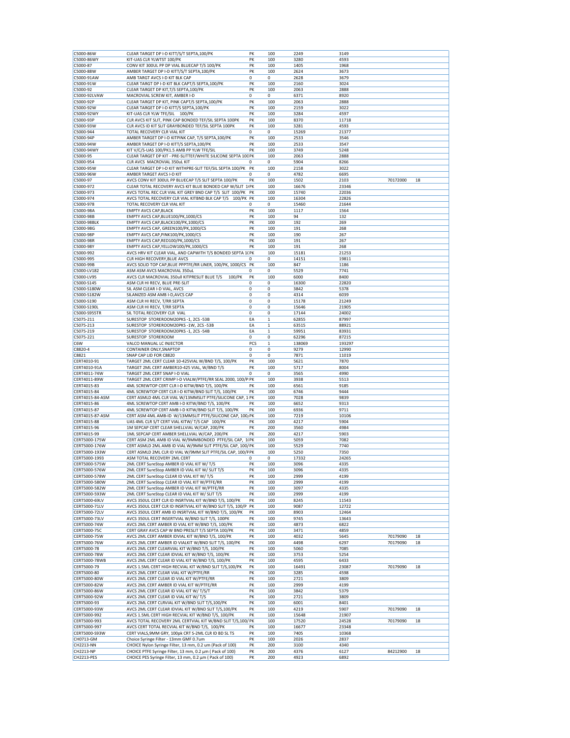| | | | | | | | |
|---|---|---|---|---|---|---|---|
| C5000-86W | CLEAR TARGET DP I-D KITT/S/T SEPTA,100/PK | PK | 100 | 2249 | 3149 | | |
| C5000-86WY | KIT-UAS CLR YLWTST 100/PK | PK | 100 | 3280 | 4593 | | |
| C5000-87 | CONV KIT 300UL PP DP VIAL BLUECAP T/S 100/PK | PK | 100 | 1405 | 1968 | | |
| C5000-88W | AMBER TARGET DP I-D KITT/S/T SEPTA,100/PK | PK | 100 | 2624 | 3673 | | |
| C5000-91AW | AMB TARGT AVCS I-D KIT BLK CAP | 0 | 0 | 2628 | 3679 | | |
| C5000-91W | CLEAR TARGT DP I-D KIT BLK CAPT/S SEPTA,100/PK | PK | 100 | 2160 | 3024 | | |
| C5000-92 | CLEAR TARGET DP KIT,T/S SEPTA,100/PK | PK | 100 | 2063 | 2888 | | |
| C5000-92LVAW | MACROVIAL SCREW KIT, AMBER I-D | 0 | 0 | 6371 | 8920 | | |
| C5000-92P | CLEAR TARGET DP KIT, PINK CAPT/S SEPTA,100/PK | PK | 100 | 2063 | 2888 | | |
| C5000-92W | CLEAR TARGET DP I-D KITT/S SEPTA,100/PK | PK | 100 | 2159 | 3022 | | |
| C5000-92WY | KIT-UAS CLR YLW TFE/SIL 100/PK | PK | 100 | 3284 | 4597 | | |
| C5000-93P | CLR AVCS KIT SLIT, PINK CAP BONDED TEF/SIL SEPTA 100PK | PK | 100 | 8370 | 11718 | | |
| C5000-93W | CLR AVCS ID KIT SLIT GRAYBONDED TEF/SIL SEPTA 100PK | PK | 100 | 3281 | 4593 | | |
| C5000-944 | TOTAL RECOVERY CLR VIAL KIT | 0 | 0 | 15269 | 21377 | | |
| C5000-94P | AMBER TARGET DP I-D KITPINK CAP, T/S SEPTA,100/PK | PK | 100 | 2533 | 3546 | | |
| C5000-94W | AMBER TARGET DP I-D KITT/S SEPTA,100/PK | PK | 100 | 2533 | 3547 | | |
| C5000-94WY | KIT V/C/S-UAS 100/PK1.5 AMB PP YLW TFE/SIL | PK | 100 | 3749 | 5248 | | |
| C5000-95 | CLEAR TARGET DP KIT - PRE-SLITTEF/WHITE SILICONE SEPTA 100PK | PK | 100 | 2063 | 2888 | | |
| C5000-954 | CLR AVCS MACROVIAL 350uL KIT | 0 | 0 | 5904 | 8266 | | |
| C5000-95W | CLEAR TARGET DP I-D KIT WITHPRE-SLIT TEF/SIL SEPTA 100/PK | PK | 100 | 2158 | 3022 | | |
| C5000-96W | AMBER TARGET AVCS I-D KIT | 0 | 0 | 4782 | 6695 | | |
| C5000-97 | AVCS CONV KIT 300UL PP BLUECAP T/S SLIT SEPTA 100/PK | PK | 100 | 1502 | 2103 | 70172000 | 18 |
| C5000-972 | CLEAR TOTAL RECOVERY AVCS KIT BLUE BONDED CAP W/SLIT 1(PK | PK | 100 | 16676 | 23346 | | |
| C5000-973 | AVCS TOTAL REC CLR VIAL KIT GREY BND CAP T/S SLIT 100/PK | PK | 100 | 15740 | 22036 | | |
| C5000-974 | AVCS TOTAL RECOVERY CLR VIAL KITBND BLK CAP T/S 100/PK | PK | 100 | 16304 | 22826 | | |
| C5000-978 | TOTAL RECOVERY CLR VIAL KIT | 0 | 0 | 15460 | 21644 | | |
| C5000-98A | EMPTY AVCS CAP,BLACK | PK | 100 | 1117 | 1564 | | |
| C5000-98B | EMPTY AVCS CAP,BLUE100/PK,1000/CS | PK | 100 | 94 | 132 | | |
| C5000-98BLK | EMPTY AVCS CAP,BLACK100/PK,1000/CS | PK | 100 | 192 | 269 | | |
| C5000-98G | EMPTY AVCS CAP, GREEN100/PK,1000/CS | PK | 100 | 191 | 268 | | |
| C5000-98P | EMPTY AVCS CAP,PINK100/PK,1000/CS | PK | 100 | 190 | 267 | | |
| C5000-98R | EMPTY AVCS CAP,RED100/PK,1000/CS | PK | 100 | 191 | 267 | | |
| C5000-98Y | EMPTY AVCS CAP,YELLOW100/PK,1000/CS | PK | 100 | 191 | 268 | | |
| C5000-992 | AVCS HRV KIT CLEAR VIAL, AND CAPWITH T/S BONDED SEPTA 1(PK | PK | 100 | 15181 | 21253 | | |
| C5000-995 | CLR HIGH RECOVERY,BLUE AVCS | 0 | 0 | 14151 | 19811 | | |
| C5000-99B | AVCS SOLID TOP CAP,BLUE PPPTFE/RR LINER, 100/PK, 1000/CS | PK | 100 | 847 | 1186 | | |
| C5000-LV182 | ASM ASM AVCS MACROVIAL 350uL | 0 | 0 | 5529 | 7741 | | |
| C5000-LV95 | AVCS CLR MACROVIAL 350ull KITPRESLIT BLUE T/S 100/PK | PK | 100 | 6000 | 8400 | | |
| C5000-S145 | ASM CLR HI RECV, BLUE PRE-SLIT | 0 | 0 | 16300 | 22820 | | |
| C5000-S180W | SIL ASM CLEAR I-D VIAL, AVCS | 0 | 0 | 3842 | 5378 | | |
| C5000-S182W | SILANIZED ASM AMB I-D,AVCS CAP | 0 | 0 | 4314 | 6039 | | |
| C5000-S190 | ASM CLR HI RECV, T/RR SEPTA | 0 | 0 | 15178 | 21249 | | |
| C5000-S190L | ASM CLR HI RECV, T/RR SEPTA | 0 | 0 | 15646 | 21905 | | |
| C5000-S955TR | SIL TOTAL RECOVERY CLR VIAL | 0 | 0 | 17144 | 24002 | | |
| C5075-211 | SURESTOP STOREROOM20PKS -1, 2CS -53B | EA | 1 | 62855 | 87997 | | |
| C5075-213 | SURESTOP STOREROOM20PKS -1W, 2CS -53B | EA | 1 | 63515 | 88921 | | |
| C5075-219 | SURESTOP STOREROOM20PKS -1, 2CS -54B | EA | 1 | 59951 | 83931 | | |
| C5075-221 | SURESTOP STOREROOM | 0 | 0 | 62296 | 87215 | | |
| C6W | VALCO MANUAL LC INJECTOR | PCS | 1 | 138069 | 193297 | | |
| C8820-4 | CONTAINER ONLY,SNAPTOP | 0 | 0 | 9279 | 12990 | | |
| C8821 | SNAP CAP LID FOR C8820 | 0 | 0 | 7871 | 11019 | | |
| CERT4010-91 | TARGET 2ML CERT CLEAR 10-425VIAL W/BND T/S, 100/PK | PK | 100 | 5621 | 7870 | | |
| CERT4010-91A | TARGET 2ML CERT AMBER10-425 VIAL, W/BND T/S | PK | 100 | 5717 | 8004 | | |
| CERT4011-74W | TARGET 2ML CERT SNAP I-D VIAL | 0 | 0 | 3565 | 4990 | | |
| CERT4011-89W | TARGET 2ML CERT CRIMP I-D VIALW/PTFE/RR SEAL 2000, 100/P PK | PK | 100 | 3938 | 5513 | | |
| CERT4015-83 | 4ML SCREWTOP CERT CLR I-D KITW/BND T/S, 100/PK | PK | 100 | 6561 | 9185 | | |
| CERT4015-84 | 4ML SCREWTOP CERT CLR I-D KITW/BND SLIT T/S, 100/PK | PK | 100 | 6746 | 9444 | | |
| CERT4015-84-ASM | CERT ASMLD 4ML CLR VIAL W/13MMSLIT PTFE/SILICONE CAP, 1 PK | PK | 100 | 7028 | 9839 | | |
| CERT4015-86 | 4ML SCREWTOP CERT AMB I-D KITW/BND T/S, 100/PK | PK | 100 | 6652 | 9313 | | |
| CERT4015-87 | 4ML SCREWTOP CERT AMB I-D KITW/BND SLIT T/S, 100/PK | PK | 100 | 6936 | 9711 | | |
| CERT4015-87-ASM | CERT ASM 4ML AMB-ID W/13MMSLIT PTFE/SILICONE CAP, 100/PK | PK | 100 | 7219 | 10106 | | |
| CERT4015-88 | UAS 4ML CLR S/T CERT VIAL KITW/ T/S CAP 100/PK | PK | 100 | 4217 | 5904 | | |
| CERT4015-96 | 1M SEPCAP CERT CLEAR SHELLVIAL W/CAP, 200/PK | PK | 200 | 3560 | 4984 | | |
| CERT4015-99 | 1ML SEPCAP CERT AMBER SHELLVIAL W/CAP, 200/PK | PK | 200 | 4217 | 5903 | | |
| CERT5000-175W | CERT ASM 2ML AMB ID VIAL W/9MMBONDED PTFE/SIL CAP, 1(PK | PK | 100 | 5059 | 7082 | | |
| CERT5000-176W | CERT ASMLD 2ML AMB ID VIAL W/9MM SLIT PTFE/SIL CAP, 100/PK | PK | 100 | 5529 | 7740 | | |
| CERT5000-193W | CERT ASMLD 2ML CLR ID VIAL W/9MM SLIT PTFE/SIL CAP, 100/PK | PK | 100 | 5250 | 7350 | | |
| CERT5000-1993 | ASM TOTAL RECOVERY 2ML CERT | 0 | 0 | 17332 | 24265 | | |
| CERT5000-575W | 2ML CERT SureStop AMBER ID VIAL KIT W/ T/S | PK | 100 | 3096 | 4335 | | |
| CERT5000-576W | 2ML CERT SureStop AMBER ID VIAL KIT W/ SLIT T/S | PK | 100 | 3096 | 4335 | | |
| CERT5000-578W | 2ML CERT SureStop CLEAR ID VIAL KIT W/ T/S | PK | 100 | 2999 | 4199 | | |
| CERT5000-580W | 2ML CERT SureStop CLEAR ID VIAL KIT W/PTFE/RR | PK | 100 | 2999 | 4199 | | |
| CERT5000-582W | 2ML CERT SureStop AMBER ID VIAL KIT W/PTFE/RR | PK | 100 | 3097 | 4335 | | |
| CERT5000-593W | 2ML CERT SureStop CLEAR ID VIAL KIT W/ SLIT T/S | PK | 100 | 2999 | 4199 | | |
| CERT5000-69LV | AVCS 350UL CERT CLR ID INSRTVIAL KIT W/BND T/S, 100/PK | PK | 100 | 8245 | 11543 | | |
| CERT5000-71LV | AVCS 350UL CERT CLR ID INSRTVIAL KIT W/BND SLIT T/S, 100/P | PK | 100 | 9087 | 12722 | | |
| CERT5000-72LV | AVCS 350UL CERT AMB ID INSRTVIAL KIT W/BND T/S, 100/PK | PK | 100 | 8903 | 12464 | | |
| CERT5000-73LV | AVCS 350UL CERT INSERTVIAL W/BND SLIT T/S, 100PK | PK | 100 | 9745 | 13643 | | |
| CERT5000-74W | AVCS 2ML CERT AMBER ID VIAL KIT W/BND T/S, 100/PK | PK | 100 | 4873 | 6822 | | |
| CERT5000-75C | CERT GRAY AVCS CAP W BND PRESLIT T/S SEPTA 100/PK | PK | 100 | 3471 | 4859 | | |
| CERT5000-75W | AVCS 2ML CERT AMBER IDVIAL KIT W/BND T/S, 100/PK | PK | 100 | 4032 | 5645 | 70179090 | 18 |
| CERT5000-76W | AVCS 2ML CERT AMBER ID VIALKIT W/BND SLIT T/S, 100/PK | PK | 100 | 4498 | 6297 | 70179090 | 18 |
| CERT5000-78 | AVCS 2ML CERT CLEARVIAL KIT W/BND T/S, 100/PK | PK | 100 | 5060 | 7085 | | |
| CERT5000-78W | AVCS 2ML CERT CLEAR IDVIAL KIT W/BND T/S, 100/PK | PK | 100 | 3753 | 5254 | | |
| CERT5000-78WB | AVCS 2ML CERT CLEAR ID VIAL KIT W/BND T/S, 100/PK | PK | 100 | 4595 | 6433 | | |
| CERT5000-79 | AVCS 1.5ML CERT HIGH RECVIAL KIT W/BND SLIT T/S,100/PK | PK | 100 | 16491 | 23087 | 70179090 | 18 |
| CERT5000-80 | AVCS 2ML CERT CLEAR VIAL KIT W/PTFE/RR | PK | 100 | 3285 | 4598 | | |
| CERT5000-80W | AVCS 2ML CERT CLEAR ID VIAL KIT W/PTFE/RR | PK | 100 | 2721 | 3809 | | |
| CERT5000-82W | AVCS 2ML CERT AMBER ID VIAL KIT W/PTFE/RR | PK | 100 | 2999 | 4199 | | |
| CERT5000-86W | AVCS 2ML CERT CLEAR ID VIAL KIT W/ T/S/T | PK | 100 | 3842 | 5379 | | |
| CERT5000-92W | AVCS 2ML CERT CLEAR ID VIAL KIT W/ T/S | PK | 100 | 2721 | 3809 | | |
| CERT5000-93 | AVCS 2ML CERT CLRVIAL KIT W/BND SLIT T/S,100/PK | PK | 100 | 6001 | 8401 | | |
| CERT5000-93W | AVCS 2ML CERT CLEAR IDVIAL KIT W/BND SLIT T/S,100/PK | PK | 100 | 4219 | 5907 | 70179090 | 18 |
| CERT5000-992 | AVCS 1.5ML CERT HIGH RECVIAL KIT W/BND T/S, 100/PK | PK | 100 | 15648 | 21907 | | |
| CERT5000-993 | AVCS TOTAL RECOVERY 2ML CERTVIAL KIT W/BND SLIT T/S,100/PK | PK | 100 | 17520 | 24528 | 70179090 | 18 |
| CERT5000-997 | AVCS CERT TOTAL RECVIAL KIT W/BND T/S, 100/PK | PK | 100 | 16677 | 23348 | | |
| CERT5000-S93W | CERT VIALS,9MM GRY, 100pk CRT S-2ML CLR ID BD SL TS | PK | 100 | 7405 | 10368 | | |
| CH0713-GM | Choice Syringe Filter - 13mm GMF 0.7um | PK | 100 | 2026 | 2837 | | |
| CH2213-NN | CHOICE Nylon Syringe Filter, 13 mm, 0.2 um (Pack of 100) | PK | 200 | 3100 | 4340 | | |
| CH2213-NP | CHOICE PTFE Syringe Filter, 13 mm, 0.2 µm ( Pack of 100) | PK | 200 | 4376 | 6127 | 84212900 | 18 |
| CH2213-PES | CHOICE PES Syringe Filter, 13 mm, 0.2 µm ( Pack of 100) | PK | 200 | 4923 | 6892 | | |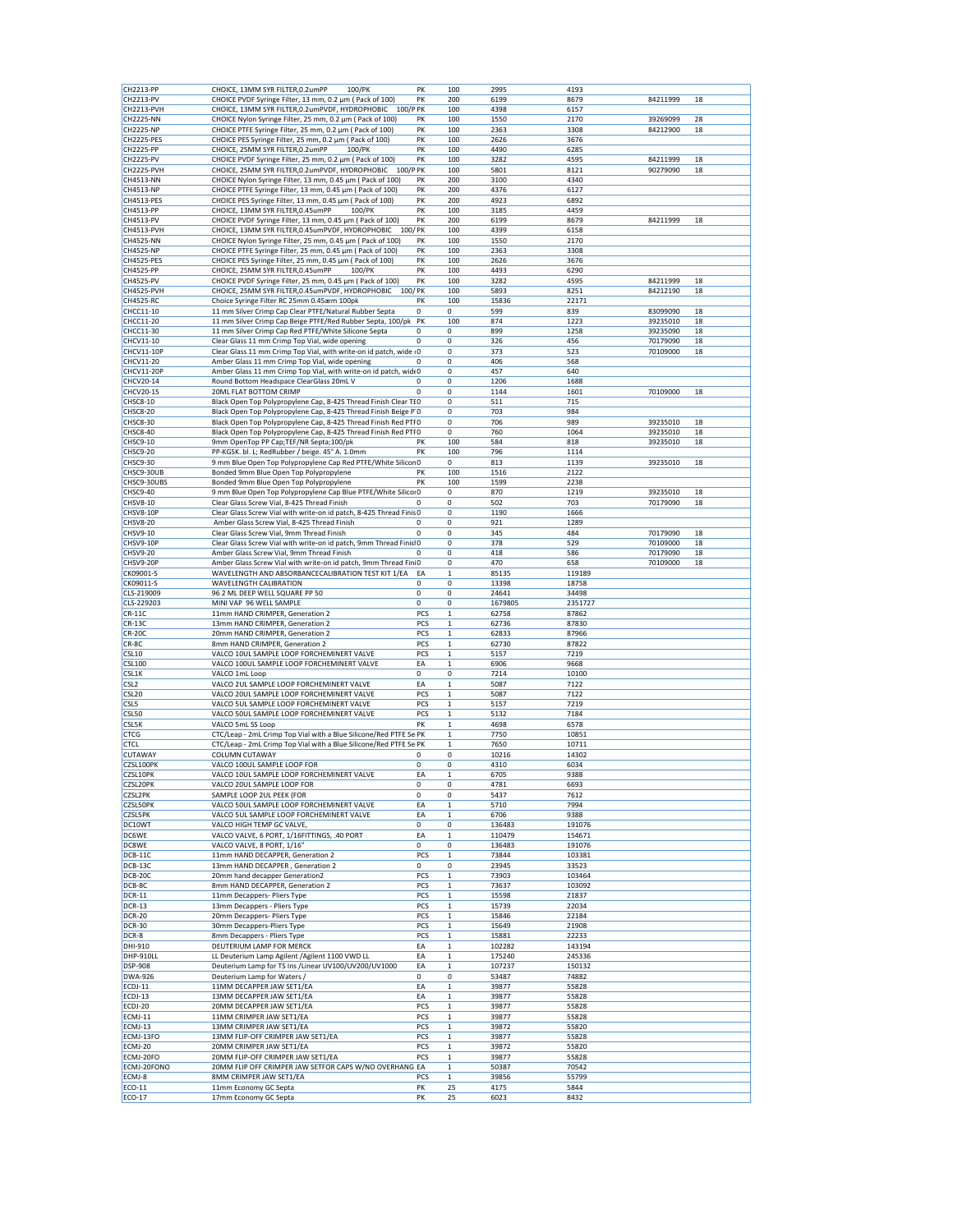| | | | | | | | |
|---|---|---|---|---|---|---|---|
| CH2213-PP | CHOICE, 13MM SYR FILTER,0.2umPP 100/PK | PK | 100 | 2995 | 4193 | | |
| CH2213-PV | CHOICE PVDF Syringe Filter, 13 mm, 0.2 µm ( Pack of 100) | PK | 200 | 6199 | 8679 | 84211999 | 18 |
| CH2213-PVH | CHOICE, 13MM SYR FILTER,0.2umPVDF, HYDROPHOBIC 100/P | PK | 100 | 4398 | 6157 | | |
| CH2225-NN | CHOICE Nylon Syringe Filter, 25 mm, 0.2 µm ( Pack of 100) | PK | 100 | 1550 | 2170 | 39269099 | 28 |
| CH2225-NP | CHOICE PTFE Syringe Filter, 25 mm, 0.2 µm ( Pack of 100) | PK | 100 | 2363 | 3308 | 84212900 | 18 |
| CH2225-PES | CHOICE PES Syringe Filter, 25 mm, 0.2 µm ( Pack of 100) | PK | 100 | 2626 | 3676 | | |
| CH2225-PP | CHOICE, 25MM SYR FILTER,0.2umPP 100/PK | PK | 100 | 4490 | 6285 | | |
| CH2225-PV | CHOICE PVDF Syringe Filter, 25 mm, 0.2 µm ( Pack of 100) | PK | 100 | 3282 | 4595 | 84211999 | 18 |
| CH2225-PVH | CHOICE, 25MM SYR FILTER,0.2umPVDF, HYDROPHOBIC 100/P | PK | 100 | 5801 | 8121 | 90279090 | 18 |
| CH4513-NN | CHOICE Nylon Syringe Filter, 13 mm, 0.45 µm ( Pack of 100) | PK | 200 | 3100 | 4340 | | |
| CH4513-NP | CHOICE PTFE Syringe Filter, 13 mm, 0.45 µm ( Pack of 100) | PK | 200 | 4376 | 6127 | | |
| CH4513-PES | CHOICE PES Syringe Filter, 13 mm, 0.45 µm ( Pack of 100) | PK | 200 | 4923 | 6892 | | |
| CH4513-PP | CHOICE, 13MM SYR FILTER,0.45umPP 100/PK | PK | 100 | 3185 | 4459 | | |
| CH4513-PV | CHOICE PVDF Syringe Filter, 13 mm, 0.45 µm ( Pack of 100) | PK | 200 | 6199 | 8679 | 84211999 | 18 |
| CH4513-PVH | CHOICE, 13MM SYR FILTER,0.45umPVDF, HYDROPHOBIC 100/ | PK | 100 | 4399 | 6158 | | |
| CH4525-NN | CHOICE Nylon Syringe Filter, 25 mm, 0.45 µm ( Pack of 100) | PK | 100 | 1550 | 2170 | | |
| CH4525-NP | CHOICE PTFE Syringe Filter, 25 mm, 0.45 µm ( Pack of 100) | PK | 100 | 2363 | 3308 | | |
| CH4525-PES | CHOICE PES Syringe Filter, 25 mm, 0.45 µm ( Pack of 100) | PK | 100 | 2626 | 3676 | | |
| CH4525-PP | CHOICE, 25MM SYR FILTER,0.45umPP 100/PK | PK | 100 | 4493 | 6290 | | |
| CH4525-PV | CHOICE PVDF Syringe Filter, 25 mm, 0.45 µm ( Pack of 100) | PK | 100 | 3282 | 4595 | 84211999 | 18 |
| CH4525-PVH | CHOICE, 25MM SYR FILTER,0.45umPVDF, HYDROPHOBIC 100/ | PK | 100 | 5893 | 8251 | 84212190 | 18 |
| CH4525-RC | Choice Syringe Filter RC 25mm 0.45æm 100pk | PK | 100 | 15836 | 22171 | | |
| CHCC11-10 | 11 mm Silver Crimp Cap Clear PTFE/Natural Rubber Septa | 0 | 0 | 599 | 839 | 83099090 | 18 |
| CHCC11-20 | 11 mm Silver Crimp Cap Beige PTFE/Red Rubber Septa, 100/pk | PK | 100 | 874 | 1223 | 39235010 | 18 |
| CHCC11-30 | 11 mm Silver Crimp Cap Red PTFE/White Silicone Septa | 0 | 0 | 899 | 1258 | 39235090 | 18 |
| CHCV11-10 | Clear Glass 11 mm Crimp Top Vial, wide opening | 0 | 0 | 326 | 456 | 70179090 | 18 |
| CHCV11-10P | Clear Glass 11 mm Crimp Top Vial, with write-on id patch, wide o | 0 | 0 | 373 | 523 | 70109000 | 18 |
| CHCV11-20 | Amber Glass 11 mm Crimp Top Vial, wide opening | 0 | 0 | 406 | 568 | | |
| CHCV11-20P | Amber Glass 11 mm Crimp Top Vial, with write-on id patch, wide | 0 | 0 | 457 | 640 | | |
| CHCV20-14 | Round Bottom Headspace ClearGlass 20mL V | 0 | 0 | 1206 | 1688 | | |
| CHCV20-15 | 20ML FLAT BOTTOM CRIMP | 0 | 0 | 1144 | 1601 | 70109000 | 18 |
| CHSC8-10 | Black Open Top Polypropylene Cap, 8-425 Thread Finish Clear TF | 0 | 0 | 511 | 715 | | |
| CHSC8-20 | Black Open Top Polypropylene Cap, 8-425 Thread Finish Beige P | 0 | 0 | 703 | 984 | | |
| CHSC8-30 | Black Open Top Polypropylene Cap, 8-425 Thread Finish Red PTF | 0 | 0 | 706 | 989 | 39235010 | 18 |
| CHSC8-40 | Black Open Top Polypropylene Cap, 8-425 Thread Finish Red PTF | 0 | 0 | 760 | 1064 | 39235010 | 18 |
| CHSC9-10 | 9mm OpenTop PP Cap;TEF/NR Septa;100/pk | PK | 100 | 584 | 818 | 39235010 | 18 |
| CHSC9-20 | PP-KGSK. bl. L; RedRubber / beige. 45° A. 1.0mm | PK | 100 | 796 | 1114 | | |
| CHSC9-30 | 9 mm Blue Open Top Polypropylene Cap Red PTFE/White Silicon | 0 | 0 | 813 | 1139 | 39235010 | 18 |
| CHSC9-30UB | Bonded 9mm Blue Open Top Polypropylene | PK | 100 | 1516 | 2122 | | |
| CHSC9-30UBS | Bonded 9mm Blue Open Top Polypropylene | PK | 100 | 1599 | 2238 | | |
| CHSC9-40 | 9 mm Blue Open Top Polypropylene Cap Blue PTFE/White Silicon | 0 | 0 | 870 | 1219 | 39235010 | 18 |
| CHSV8-10 | Clear Glass Screw Vial, 8-425 Thread Finish | 0 | 0 | 502 | 703 | 70179090 | 18 |
| CHSV8-10P | Clear Glass Screw Vial with write-on id patch, 8-425 Thread Finis | 0 | 0 | 1190 | 1666 | | |
| CHSV8-20 | Amber Glass Screw Vial, 8-425 Thread Finish | 0 | 0 | 921 | 1289 | | |
| CHSV9-10 | Clear Glass Screw Vial, 9mm Thread Finish | 0 | 0 | 345 | 484 | 70179090 | 18 |
| CHSV9-10P | Clear Glass Screw Vial with write-on id patch, 9mm Thread Finis | 0 | 0 | 378 | 529 | 70109000 | 18 |
| CHSV9-20 | Amber Glass Screw Vial, 9mm Thread Finish | 0 | 0 | 418 | 586 | 70179090 | 18 |
| CHSV9-20P | Amber Glass Screw Vial with write-on id patch, 9mm Thread Fini | 0 | 0 | 470 | 658 | 70109000 | 18 |
| CK09001-S | WAVELENGTH AND ABSORBANCECALIBRATION TEST KIT 1/EA | EA | 1 | 85135 | 119189 | | |
| CK09011-S | WAVELENGTH CALIBRATION | 0 | 0 | 13398 | 18758 | | |
| CLS-219009 | 96 2 ML DEEP WELL SQUARE PP 50 | 0 | 0 | 24641 | 34498 | | |
| CLS-229203 | MINI VAP 96 WELL SAMPLE | 0 | 0 | 1679805 | 2351727 | | |
| CR-11C | 11mm HAND CRIMPER, Generation 2 | PCS | 1 | 62758 | 87862 | | |
| CR-13C | 13mm HAND CRIMPER, Generation 2 | PCS | 1 | 62736 | 87830 | | |
| CR-20C | 20mm HAND CRIMPER, Generation 2 | PCS | 1 | 62833 | 87966 | | |
| CR-8C | 8mm HAND CRIMPER, Generation 2 | PCS | 1 | 62730 | 87822 | | |
| CSL10 | VALCO 10UL SAMPLE LOOP FORCHEMINERT VALVE | PCS | 1 | 5157 | 7219 | | |
| CSL100 | VALCO 100UL SAMPLE LOOP FORCHEMINERT VALVE | EA | 1 | 6906 | 9668 | | |
| CSL1K | VALCO 1mL Loop | 0 | 0 | 7214 | 10100 | | |
| CSL2 | VALCO 2UL SAMPLE LOOP FORCHEMINERT VALVE | EA | 1 | 5087 | 7122 | | |
| CSL20 | VALCO 20UL SAMPLE LOOP FORCHEMINERT VALVE | PCS | 1 | 5087 | 7122 | | |
| CSL5 | VALCO 5UL SAMPLE LOOP FORCHEMINERT VALVE | PCS | 1 | 5157 | 7219 | | |
| CSL50 | VALCO 50UL SAMPLE LOOP FORCHEMINERT VALVE | PCS | 1 | 5132 | 7184 | | |
| CSL5K | VALCO 5mL SS Loop | PK | 1 | 4698 | 6578 | | |
| CTCG | CTC/Leap - 2mL Crimp Top Vial with a Blue Silicone/Red PTFE Se | PK | 1 | 7750 | 10851 | | |
| CTCL | CTC/Leap - 2mL Crimp Top Vial with a Blue Silicone/Red PTFE Se | PK | 1 | 7650 | 10711 | | |
| CUTAWAY | COLUMN CUTAWAY | 0 | 0 | 10216 | 14302 | | |
| CZSL100PK | VALCO 100UL SAMPLE LOOP FOR | 0 | 0 | 4310 | 6034 | | |
| CZSL10PK | VALCO 10UL SAMPLE LOOP FORCHEMINERT VALVE | EA | 1 | 6705 | 9388 | | |
| CZSL20PK | VALCO 20UL SAMPLE LOOP FOR | 0 | 0 | 4781 | 6693 | | |
| CZSL2PK | SAMPLE LOOP 2UL PEEK (FOR | 0 | 0 | 5437 | 7612 | | |
| CZSL50PK | VALCO 50UL SAMPLE LOOP FORCHEMINERT VALVE | EA | 1 | 5710 | 7994 | | |
| CZSL5PK | VALCO 5UL SAMPLE LOOP FORCHEMINERT VALVE | EA | 1 | 6706 | 9388 | | |
| DC10WT | VALCO HIGH TEMP GC VALVE, | 0 | 0 | 136483 | 191076 | | |
| DC6WE | VALCO VALVE, 6 PORT, 1/16FITTINGS, .40 PORT | EA | 1 | 110479 | 154671 | | |
| DC8WE | VALCO VALVE, 8 PORT, 1/16" | 0 | 0 | 136483 | 191076 | | |
| DCB-11C | 11mm HAND DECAPPER, Generation 2 | PCS | 1 | 73844 | 103381 | | |
| DCB-13C | 13mm HAND DECAPPER , Generation 2 | 0 | 0 | 23945 | 33523 | | |
| DCB-20C | 20mm hand decapper Generation2 | PCS | 1 | 73903 | 103464 | | |
| DCB-8C | 8mm HAND DECAPPER, Generation 2 | PCS | 1 | 73637 | 103092 | | |
| DCR-11 | 11mm Decappers- Pliers Type | PCS | 1 | 15598 | 21837 | | |
| DCR-13 | 13mm Decappers - Pliers Type | PCS | 1 | 15739 | 22034 | | |
| DCR-20 | 20mm Decappers- Pliers Type | PCS | 1 | 15846 | 22184 | | |
| DCR-30 | 30mm Decappers-Pliers Type | PCS | 1 | 15649 | 21908 | | |
| DCR-8 | 8mm Decappers - Pliers Type | PCS | 1 | 15881 | 22233 | | |
| DHI-910 | DEUTERIUM LAMP FOR MERCK | EA | 1 | 102282 | 143194 | | |
| DHP-910LL | LL Deuterium Lamp Agilent /Agilent 1100 VWD LL | EA | 1 | 175240 | 245336 | | |
| DSP-908 | Deuterium Lamp for TS Ins /Linear UV100/UV200/UV1000 | EA | 1 | 107237 | 150132 | | |
| DWA-926 | Deuterium Lamp for Waters / | 0 | 0 | 53487 | 74882 | | |
| ECDJ-11 | 11MM DECAPPER JAW SET1/EA | EA | 1 | 39877 | 55828 | | |
| ECDJ-13 | 13MM DECAPPER JAW SET1/EA | EA | 1 | 39877 | 55828 | | |
| ECDJ-20 | 20MM DECAPPER JAW SET1/EA | PCS | 1 | 39877 | 55828 | | |
| ECMJ-11 | 11MM CRIMPER JAW SET1/EA | PCS | 1 | 39877 | 55828 | | |
| ECMJ-13 | 13MM CRIMPER JAW SET1/EA | PCS | 1 | 39872 | 55820 | | |
| ECMJ-13FO | 13MM FLIP-OFF CRIMPER JAW SET1/EA | PCS | 1 | 39877 | 55828 | | |
| ECMJ-20 | 20MM CRIMPER JAW SET1/EA | PCS | 1 | 39872 | 55820 | | |
| ECMJ-20FO | 20MM FLIP-OFF CRIMPER JAW SET1/EA | PCS | 1 | 39877 | 55828 | | |
| ECMJ-20FONO | 20MM FLIP OFF CRIMPER JAW SETFOR CAPS W/NO OVERHANG | EA | 1 | 50387 | 70542 | | |
| ECMJ-8 | 8MM CRIMPER JAW SET1/EA | PCS | 1 | 39856 | 55799 | | |
| ECO-11 | 11mm Economy GC Septa | PK | 25 | 4175 | 5844 | | |
| ECO-17 | 17mm Economy GC Septa | PK | 25 | 6023 | 8432 | | |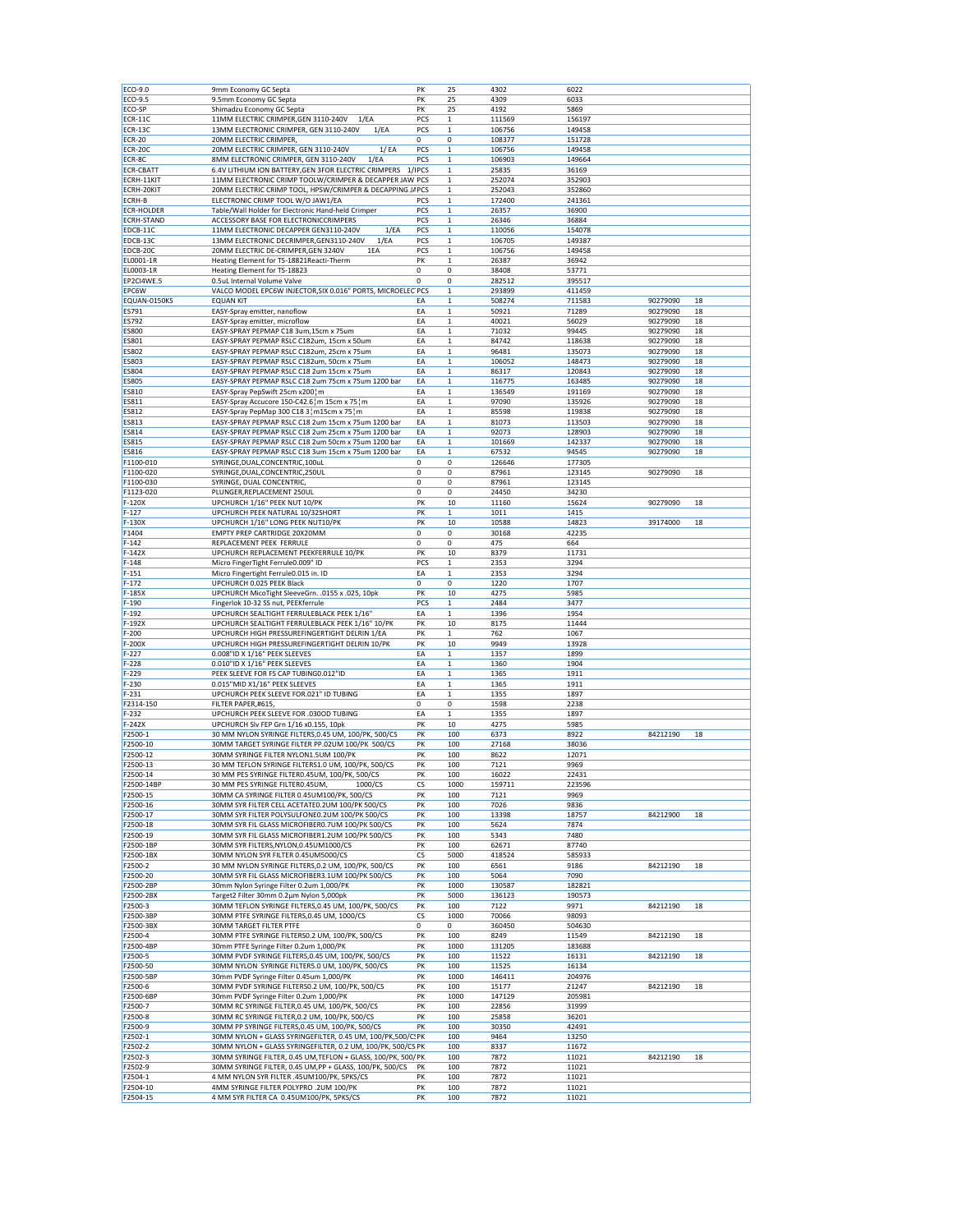| | | | | | | | |
|---|---|---|---|---|---|---|---|
| ECO-9.0 | 9mm Economy GC Septa | PK | 25 | 4302 | 6022 | | |
| ECO-9.5 | 9.5mm Economy GC Septa | PK | 25 | 4309 | 6033 | | |
| ECO-SP | Shimadzu Economy GC Septa | PK | 25 | 4192 | 5869 | | |
| ECR-11C | 11MM ELECTRIC CRIMPER,GEN 3110-240V 1/EA | PCS | 1 | 111569 | 156197 | | |
| ECR-13C | 13MM ELECTRONIC CRIMPER, GEN 3110-240V 1/EA | PCS | 1 | 106756 | 149458 | | |
| ECR-20 | 20MM ELECTRIC CRIMPER, | 0 | 0 | 108377 | 151728 | | |
| ECR-20C | 20MM ELECTRIC CRIMPER, GEN 3110-240V 1/ EA | PCS | 1 | 106756 | 149458 | | |
| ECR-8C | 8MM ELECTRONIC CRIMPER, GEN 3110-240V 1/EA | PCS | 1 | 106903 | 149664 | | |
| ECR-CBATT | 6.4V LITHIUM ION BATTERY,GEN 3FOR ELECTRIC CRIMPERS 1/IPCS | | 1 | 25835 | 36169 | | |
| ECRH-11KIT | 11MM ELECTRONIC CRIMP TOOLW/CRIMPER & DECAPPER JAW PCS | | 1 | 252074 | 352903 | | |
| ECRH-20KIT | 20MM ELECTRIC CRIMP TOOL, HPSW/CRIMPER & DECAPPING JAPCS | | 1 | 252043 | 352860 | | |
| ECRH-B | ELECTRONIC CRIMP TOOL W/O JAW1/EA | PCS | 1 | 172400 | 241361 | | |
| ECR-HOLDER | Table/Wall Holder for Electronic Hand-held Crimper | PCS | 1 | 26357 | 36900 | | |
| ECRH-STAND | ACCESSORY BASE FOR ELECTRONICCRIMPERS | PCS | 1 | 26346 | 36884 | | |
| EDCB-11C | 11MM ELECTRONIC DECAPPER GEN3110-240V 1/EA | PCS | 1 | 110056 | 154078 | | |
| EDCB-13C | 13MM ELECTRONIC DECRIMPER,GEN3110-240V 1/EA | PCS | 1 | 106705 | 149387 | | |
| EDCB-20C | 20MM ELECTRIC DE-CRIMPER,GEN 3240V 1EA | PCS | 1 | 106756 | 149458 | | |
| EL0001-1R | Heating Element for TS-18821Reacti-Therm | PK | 1 | 26387 | 36942 | | |
| EL0003-1R | Heating Element for TS-18823 | 0 | 0 | 38408 | 53771 | | |
| EP2CI4WE.5 | 0.5uL Internal Volume Valve | 0 | 0 | 282512 | 395517 | | |
| EPC6W | VALCO MODEL EPC6W INJECTOR,SIX 0.016" PORTS, MICROELEC PCS | | 1 | 293899 | 411459 | | |
| EQUAN-0150KS | EQUAN KIT | EA | 1 | 508274 | 711583 | 90279090 | 18 |
| ES791 | EASY-Spray emitter, nanoflow | EA | 1 | 50921 | 71289 | 90279090 | 18 |
| ES792 | EASY-Spray emitter, microflow | EA | 1 | 40021 | 56029 | 90279090 | 18 |
| ES800 | EASY-SPRAY PEPMAP C18 3um,15cm x 75um | EA | 1 | 71032 | 99445 | 90279090 | 18 |
| ES801 | EASY-SPRAY PEPMAP RSLC C182um, 15cm x 50um | EA | 1 | 84742 | 118638 | 90279090 | 18 |
| ES802 | EASY-SPRAY PEPMAP RSLC C182um, 25cm x 75um | EA | 1 | 96481 | 135073 | 90279090 | 18 |
| ES803 | EASY-SPRAY PEPMAP RSLC C182um, 50cm x 75um | EA | 1 | 106052 | 148473 | 90279090 | 18 |
| ES804 | EASY-SPRAY PEPMAP RSLC C18 2um 15cm x 75um | EA | 1 | 86317 | 120843 | 90279090 | 18 |
| ES805 | EASY-SPRAY PEPMAP RSLC C18 2um 75cm x 75um 1200 bar | EA | 1 | 116775 | 163485 | 90279090 | 18 |
| ES810 | EASY-Spray PepSwift 25cm x200¦m | EA | 1 | 136549 | 191169 | 90279090 | 18 |
| ES811 | EASY-Spray Accucore 150-C42.6¦m 15cm x 75¦m | EA | 1 | 97090 | 135926 | 90279090 | 18 |
| ES812 | EASY-Spray PepMap 300 C18 3¦m15cm x 75¦m | EA | 1 | 85598 | 119838 | 90279090 | 18 |
| ES813 | EASY-SPRAY PEPMAP RSLC C18 2um 15cm x 75um 1200 bar | EA | 1 | 81073 | 113503 | 90279090 | 18 |
| ES814 | EASY-SPRAY PEPMAP RSLC C18 2um 25cm x 75um 1200 bar | EA | 1 | 92073 | 128903 | 90279090 | 18 |
| ES815 | EASY-SPRAY PEPMAP RSLC C18 2um 50cm x 75um 1200 bar | EA | 1 | 101669 | 142337 | 90279090 | 18 |
| ES816 | EASY-SPRAY PEPMAP RSLC C18 3um 15cm x 75um 1200 bar | EA | 1 | 67532 | 94545 | 90279090 | 18 |
| F1100-010 | SYRINGE,DUAL,CONCENTRIC,100uL | 0 | 0 | 126646 | 177305 | | |
| F1100-020 | SYRINGE,DUAL,CONCENTRIC,250UL | 0 | 0 | 87961 | 123145 | 90279090 | 18 |
| F1100-030 | SYRINGE, DUAL CONCENTRIC, | 0 | 0 | 87961 | 123145 | | |
| F1123-020 | PLUNGER,REPLACEMENT 250UL | 0 | 0 | 24450 | 34230 | | |
| F-120X | UPCHURCH 1/16" PEEK NUT 10/PK | PK | 10 | 11160 | 15624 | 90279090 | 18 |
| F-127 | UPCHURCH PEEK NATURAL 10/32SHORT | PK | 1 | 1011 | 1415 | | |
| F-130X | UPCHURCH 1/16" LONG PEEK NUT10/PK | PK | 10 | 10588 | 14823 | 39174000 | 18 |
| F1404 | EMPTY PREP CARTRIDGE 20X20MM | 0 | 0 | 30168 | 42235 | | |
| F-142 | REPLACEMENT PEEK FERRULE | 0 | 0 | 475 | 664 | | |
| F-142X | UPCHURCH REPLACEMENT PEEKFERRULE 10/PK | PK | 10 | 8379 | 11731 | | |
| F-148 | Micro FingerTight Ferrule0.009" ID | PCS | 1 | 2353 | 3294 | | |
| F-151 | Micro Fingertight Ferrule0.015 in. ID | EA | 1 | 2353 | 3294 | | |
| F-172 | UPCHURCH 0.025 PEEK Black | 0 | 0 | 1220 | 1707 | | |
| F-185X | UPCHURCH MicoTight SleeveGrn. .0155 x .025, 10pk | PK | 10 | 4275 | 5985 | | |
| F-190 | Fingerlok 10-32 SS nut, PEEKferrule | PCS | 1 | 2484 | 3477 | | |
| F-192 | UPCHURCH SEALTIGHT FERRULEBLACK PEEK 1/16" | EA | 1 | 1396 | 1954 | | |
| F-192X | UPCHURCH SEALTIGHT FERRULEBLACK PEEK 1/16" 10/PK | PK | 10 | 8175 | 11444 | | |
| F-200 | UPCHURCH HIGH PRESSUREFINGERTIGHT DELRIN 1/EA | PK | 1 | 762 | 1067 | | |
| F-200X | UPCHURCH HIGH PRESSUREFINGERTIGHT DELRIN 10/PK | PK | 10 | 9949 | 13928 | | |
| F-227 | 0.008"ID X 1/16" PEEK SLEEVES | EA | 1 | 1357 | 1899 | | |
| F-228 | 0.010"ID X 1/16" PEEK SLEEVES | EA | 1 | 1360 | 1904 | | |
| F-229 | PEEK SLEEVE FOR FS CAP TUBING0.012"ID | EA | 1 | 1365 | 1911 | | |
| F-230 | 0.015"MID X1/16" PEEK SLEEVES | EA | 1 | 1365 | 1911 | | |
| F-231 | UPCHURCH PEEK SLEEVE FOR.021" ID TUBING | EA | 1 | 1355 | 1897 | | |
| F2314-150 | FILTER PAPER,#615, | 0 | 0 | 1598 | 2238 | | |
| F-232 | UPCHURCH PEEK SLEEVE FOR .030OD TUBING | EA | 1 | 1355 | 1897 | | |
| F-242X | UPCHURCH Slv FEP Grn 1/16 x0.155, 10pk | PK | 10 | 4275 | 5985 | | |
| F2500-1 | 30 MM NYLON SYRINGE FILTERS,0.45 UM, 100/PK, 500/CS | PK | 100 | 6373 | 8922 | 84212190 | 18 |
| F2500-10 | 30MM TARGET SYRINGE FILTER PP.02UM 100/PK 500/CS | PK | 100 | 27168 | 38036 | | |
| F2500-12 | 30MM SYRINGE FILTER NYLON1.5UM 100/PK | PK | 100 | 8622 | 12071 | | |
| F2500-13 | 30 MM TEFLON SYRINGE FILTERS1.0 UM, 100/PK, 500/CS | PK | 100 | 7121 | 9969 | | |
| F2500-14 | 30 MM PES SYRINGE FILTER0.45UM, 100/PK, 500/CS | PK | 100 | 16022 | 22431 | | |
| F2500-14BP | 30 MM PES SYRINGE FILTER0.45UM, 1000/CS | CS | 1000 | 159711 | 223596 | | |
| F2500-15 | 30MM CA SYRINGE FILTER 0.45UM100/PK, 500/CS | PK | 100 | 7121 | 9969 | | |
| F2500-16 | 30MM SYR FILTER CELL ACETATE0.2UM 100/PK 500/CS | PK | 100 | 7026 | 9836 | | |
| F2500-17 | 30MM SYR FILTER POLYSULFONE0.2UM 100/PK 500/CS | PK | 100 | 13398 | 18757 | 84212900 | 18 |
| F2500-18 | 30MM SYR FIL GLASS MICROFIBER0.7UM 100/PK 500/CS | PK | 100 | 5624 | 7874 | | |
| F2500-19 | 30MM SYR FIL GLASS MICROFIBER1.2UM 100/PK 500/CS | PK | 100 | 5343 | 7480 | | |
| F2500-1BP | 30MM SYR FILTERS,NYLON,0.45UM1000/CS | PK | 100 | 62671 | 87740 | | |
| F2500-1BX | 30MM NYLON SYR FILTER 0.45UM5000/CS | CS | 5000 | 418524 | 585933 | | |
| F2500-2 | 30 MM NYLON SYRINGE FILTERS,0.2 UM, 100/PK, 500/CS | PK | 100 | 6561 | 9186 | 84212190 | 18 |
| F2500-20 | 30MM SYR FIL GLASS MICROFIBER3.1UM 100/PK 500/CS | PK | 100 | 5064 | 7090 | | |
| F2500-2BP | 30mm Nylon Syringe Filter 0.2um 1,000/PK | PK | 1000 | 130587 | 182821 | | |
| F2500-2BX | Target2 Filter 30mm 0.2µm Nylon 5,000pk | PK | 5000 | 136123 | 190573 | | |
| F2500-3 | 30MM TEFLON SYRINGE FILTERS,0.45 UM, 100/PK, 500/CS | PK | 100 | 7122 | 9971 | 84212190 | 18 |
| F2500-3BP | 30MM PTFE SYRINGE FILTERS,0.45 UM, 1000/CS | CS | 1000 | 70066 | 98093 | | |
| F2500-3BX | 30MM TARGET FILTER PTFE | 0 | 0 | 360450 | 504630 | | |
| F2500-4 | 30MM PTFE SYRINGE FILTERS0.2 UM, 100/PK, 500/CS | PK | 100 | 8249 | 11549 | 84212190 | 18 |
| F2500-4BP | 30mm PTFE Syringe Filter 0.2um 1,000/PK | PK | 1000 | 131205 | 183688 | | |
| F2500-5 | 30MM PVDF SYRINGE FILTERS,0.45 UM, 100/PK, 500/CS | PK | 100 | 11522 | 16131 | 84212190 | 18 |
| F2500-50 | 30MM NYLON SYRINGE FILTERS5.0 UM, 100/PK, 500/CS | PK | 100 | 11525 | 16134 | | |
| F2500-5BP | 30mm PVDF Syringe Filter 0.45um 1,000/PK | PK | 1000 | 146411 | 204976 | | |
| F2500-6 | 30MM PVDF SYRINGE FILTERS0.2 UM, 100/PK, 500/CS | PK | 100 | 15177 | 21247 | 84212190 | 18 |
| F2500-6BP | 30mm PVDF Syringe Filter 0.2um 1,000/PK | PK | 1000 | 147129 | 205981 | | |
| F2500-7 | 30MM RC SYRINGE FILTER,0.45 UM, 100/PK, 500/CS | PK | 100 | 22856 | 31999 | | |
| F2500-8 | 30MM RC SYRINGE FILTER,0.2 UM, 100/PK, 500/CS | PK | 100 | 25858 | 36201 | | |
| F2500-9 | 30MM PP SYRINGE FILTERS,0.45 UM, 100/PK, 500/CS | PK | 100 | 30350 | 42491 | | |
| F2502-1 | 30MM NYLON + GLASS SYRINGEFILTER, 0.45 UM, 100/PK,500/CS PK | | 100 | 9464 | 13250 | | |
| F2502-2 | 30MM NYLON + GLASS SYRINGEFILTER, 0.2 UM, 100/PK, 500/CS PK | | 100 | 8337 | 11672 | | |
| F2502-3 | 30MM SYRINGE FILTER, 0.45 UM,TEFLON + GLASS, 100/PK, 500/PK | | 100 | 7872 | 11021 | 84212190 | 18 |
| F2502-9 | 30MM SYRINGE FILTER, 0.45 UM,PP + GLASS, 100/PK, 500/CS | PK | 100 | 7872 | 11021 | | |
| F2504-1 | 4 MM NYLON SYR FILTER .45UM100/PK, 5PKS/CS | PK | 100 | 7872 | 11021 | | |
| F2504-10 | 4MM SYRINGE FILTER POLYPRO .2UM 100/PK | PK | 100 | 7872 | 11021 | | |
| F2504-15 | 4 MM SYR FILTER CA 0.45UM100/PK, 5PKS/CS | PK | 100 | 7872 | 11021 | | |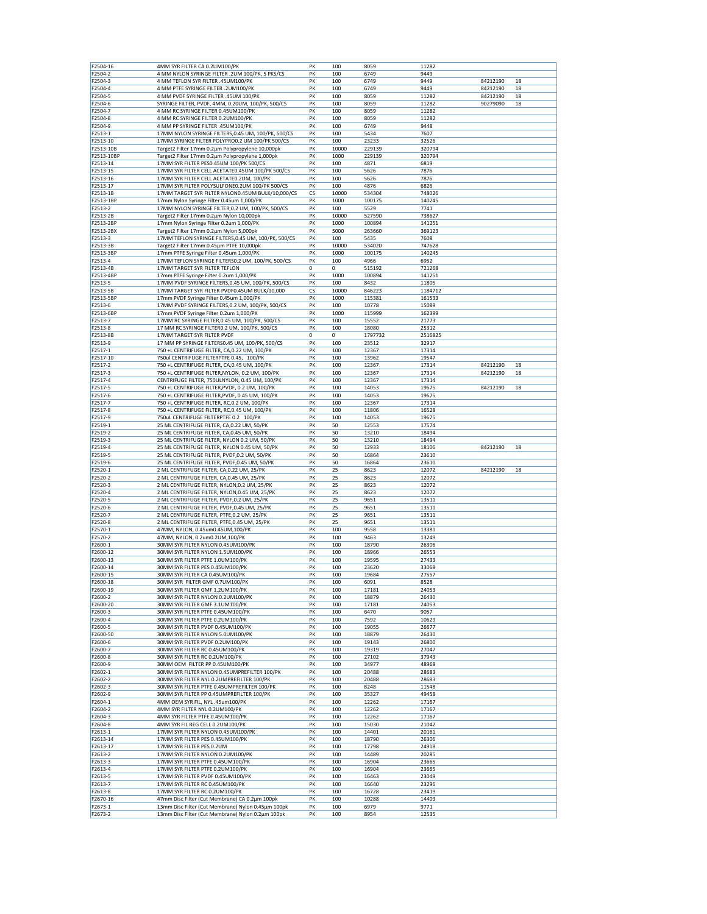| F2504-16 | 4MM SYR FILTER CA 0.2UM100/PK | PK | 100 | 8059 | 11282 | | |
|---|---|---|---|---|---|---|---|
| F2504-2 | 4 MM NYLON SYRINGE FILTER .2UM 100/PK, 5 PKS/CS | PK | 100 | 6749 | 9449 | | |
| F2504-3 | 4 MM TEFLON SYR FILTER .45UM100/PK | PK | 100 | 6749 | 9449 | 84212190 | 18 |
| F2504-4 | 4 MM PTFE SYRINGE FILTER .2UM100/PK | PK | 100 | 6749 | 9449 | 84212190 | 18 |
| F2504-5 | 4 MM PVDF SYRINGE FILTER .45UM 100/PK | PK | 100 | 8059 | 11282 | 84212190 | 18 |
| F2504-6 | SYRINGE FILTER, PVDF, 4MM, 0.20UM, 100/PK, 500/CS | PK | 100 | 8059 | 11282 | 90279090 | 18 |
| F2504-7 | 4 MM RC SYRINGE FILTER 0.45UM100/PK | PK | 100 | 8059 | 11282 | | |
| F2504-8 | 4 MM RC SYRINGE FILTER 0.2UM100/PK | PK | 100 | 8059 | 11282 | | |
| F2504-9 | 4 MM PP SYRINGE FILTER .45UM100/PK | PK | 100 | 6749 | 9448 | | |
| F2513-1 | 17MM NYLON SYRINGE FILTERS,0.45 UM, 100/PK, 500/CS | PK | 100 | 5434 | 7607 | | |
| F2513-10 | 17MM SYRINGE FILTER POLYPRO0.2 UM 100/PK 500/CS | PK | 100 | 23233 | 32526 | | |
| F2513-10B | Target2 Filter 17mm 0.2µm Polypropylene 10,000pk | PK | 10000 | 229139 | 320794 | | |
| F2513-10BP | Target2 Filter 17mm 0.2µm Polypropylene 1,000pk | PK | 1000 | 229139 | 320794 | | |
| F2513-14 | 17MM SYR FILTER PES0.45UM 100/PK 500/CS | PK | 100 | 4871 | 6819 | | |
| F2513-15 | 17MM SYR FILTER CELL ACETATE0.45UM 100/PK 500/CS | PK | 100 | 5626 | 7876 | | |
| F2513-16 | 17MM SYR FILTER CELL ACETATE0.2UM, 100/PK | PK | 100 | 5626 | 7876 | | |
| F2513-17 | 17MM SYR FILTER POLYSULFONE0.2UM 100/PK 500/CS | PK | 100 | 4876 | 6826 | | |
| F2513-1B | 17MM TARGET SYR FILTER NYLON0.45UM BULK/10,000/CS | CS | 10000 | 534304 | 748026 | | |
| F2513-1BP | 17mm Nylon Syringe Filter 0.45um 1,000/PK | PK | 1000 | 100175 | 140245 | | |
| F2513-2 | 17MM NYLON SYRINGE FILTER,0.2 UM, 100/PK, 500/CS | PK | 100 | 5529 | 7741 | | |
| F2513-2B | Target2 Filter 17mm 0.2µm Nylon 10,000pk | PK | 10000 | 527590 | 738627 | | |
| F2513-2BP | 17mm Nylon Syringe Filter 0.2um 1,000/PK | PK | 1000 | 100894 | 141251 | | |
| F2513-2BX | Target2 Filter 17mm 0.2µm Nylon 5,000pk | PK | 5000 | 263660 | 369123 | | |
| F2513-3 | 17MM TEFLON SYRINGE FILTERS,0.45 UM, 100/PK, 500/CS | PK | 100 | 5435 | 7608 | | |
| F2513-3B | Target2 Filter 17mm 0.45µm PTFE 10,000pk | PK | 10000 | 534020 | 747628 | | |
| F2513-3BP | 17mm PTFE Syringe Filter 0.45um 1,000/PK | PK | 1000 | 100175 | 140245 | | |
| F2513-4 | 17MM TEFLON SYRINGE FILTERS0.2 UM, 100/PK, 500/CS | PK | 100 | 4966 | 6952 | | |
| F2513-4B | 17MM TARGET SYR FILTER TEFLON | 0 | 0 | 515192 | 721268 | | |
| F2513-4BP | 17mm PTFE Syringe Filter 0.2um 1,000/PK | PK | 1000 | 100894 | 141251 | | |
| F2513-5 | 17MM PVDF SYRINGE FILTERS,0.45 UM, 100/PK, 500/CS | PK | 100 | 8432 | 11805 | | |
| F2513-5B | 17MM TARGET SYR FILTER PVDF0.45UM BULK/10,000 | CS | 10000 | 846223 | 1184712 | | |
| F2513-5BP | 17mm PVDF Syringe Filter 0.45um 1,000/PK | PK | 1000 | 115381 | 161533 | | |
| F2513-6 | 17MM PVDF SYRINGE FILTERS,0.2 UM, 100/PK, 500/CS | PK | 100 | 10778 | 15089 | | |
| F2513-6BP | 17mm PVDF Syringe Filter 0.2um 1,000/PK | PK | 1000 | 115999 | 162399 | | |
| F2513-7 | 17MM RC SYRINGE FILTER,0.45 UM, 100/PK, 500/CS | PK | 100 | 15552 | 21773 | | |
| F2513-8 | 17 MM RC SYRINGE FILTER0.2 UM, 100/PK, 500/CS | PK | 100 | 18080 | 25312 | | |
| F2513-8B | 17MM TARGET SYR FILTER PVDF | 0 | 0 | 1797732 | 2516825 | | |
| F2513-9 | 17 MM PP SYRINGE FILTERS0.45 UM, 100/PK, 500/CS | PK | 100 | 23512 | 32917 | | |
| F2517-1 | 750 +L CENTRIFUGE FILTER, CA,0.22 UM, 100/PK | PK | 100 | 12367 | 17314 | | |
| F2517-10 | 750ul CENTRIFUGE FILTERPTFE 0.45, 100/PK | PK | 100 | 13962 | 19547 | | |
| F2517-2 | 750 +L CENTRIFUGE FILTER, CA,0.45 UM, 100/PK | PK | 100 | 12367 | 17314 | 84212190 | 18 |
| F2517-3 | 750 +L CENTRIFUGE FILTER,NYLON, 0.2 UM, 100/PK | PK | 100 | 12367 | 17314 | 84212190 | 18 |
| F2517-4 | CENTRIFUGE FILTER, 750ULNYLON, 0.45 UM, 100/PK | PK | 100 | 12367 | 17314 | | |
| F2517-5 | 750 +L CENTRIFUGE FILTER,PVDF, 0.2 UM, 100/PK | PK | 100 | 14053 | 19675 | 84212190 | 18 |
| F2517-6 | 750 +L CENTRIFUGE FILTER,PVDF, 0.45 UM, 100/PK | PK | 100 | 14053 | 19675 | | |
| F2517-7 | 750 +L CENTRIFUGE FILTER, RC,0.2 UM, 100/PK | PK | 100 | 12367 | 17314 | | |
| F2517-8 | 750 +L CENTRIFUGE FILTER, RC,0.45 UM, 100/PK | PK | 100 | 11806 | 16528 | | |
| F2517-9 | 750uL CENTRIFUGE FILTERPTFE 0.2 100/PK | PK | 100 | 14053 | 19675 | | |
| F2519-1 | 25 ML CENTRIFUGE FILTER, CA,0.22 UM, 50/PK | PK | 50 | 12553 | 17574 | | |
| F2519-2 | 25 ML CENTRIFUGE FILTER, CA,0.45 UM, 50/PK | PK | 50 | 13210 | 18494 | | |
| F2519-3 | 25 ML CENTRIFUGE FILTER, NYLON 0.2 UM, 50/PK | PK | 50 | 13210 | 18494 | | |
| F2519-4 | 25 ML CENTRIFUGE FILTER, NYLON 0.45 UM, 50/PK | PK | 50 | 12933 | 18106 | 84212190 | 18 |
| F2519-5 | 25 ML CENTRIFUGE FILTER, PVDF,0.2 UM, 50/PK | PK | 50 | 16864 | 23610 | | |
| F2519-6 | 25 ML CENTRIFUGE FILTER, PVDF,0.45 UM, 50/PK | PK | 50 | 16864 | 23610 | | |
| F2520-1 | 2 ML CENTRIFUGE FILTER, CA,0.22 UM, 25/PK | PK | 25 | 8623 | 12072 | 84212190 | 18 |
| F2520-2 | 2 ML CENTRIFUGE FILTER, CA,0.45 UM, 25/PK | PK | 25 | 8623 | 12072 | | |
| F2520-3 | 2 ML CENTRIFUGE FILTER, NYLON,0.2 UM, 25/PK | PK | 25 | 8623 | 12072 | | |
| F2520-4 | 2 ML CENTRIFUGE FILTER, NYLON,0.45 UM, 25/PK | PK | 25 | 8623 | 12072 | | |
| F2520-5 | 2 ML CENTRIFUGE FILTER, PVDF,0.2 UM, 25/PK | PK | 25 | 9651 | 13511 | | |
| F2520-6 | 2 ML CENTRIFUGE FILTER, PVDF,0.45 UM, 25/PK | PK | 25 | 9651 | 13511 | | |
| F2520-7 | 2 ML CENTRIFUGE FILTER, PTFE,0.2 UM, 25/PK | PK | 25 | 9651 | 13511 | | |
| F2520-8 | 2 ML CENTRIFUGE FILTER, PTFE,0.45 UM, 25/PK | PK | 25 | 9651 | 13511 | | |
| F2570-1 | 47MM, NYLON, 0.45um0.45UM,100/PK | PK | 100 | 9558 | 13381 | | |
| F2570-2 | 47MM, NYLON, 0.2um0.2UM,100/PK | PK | 100 | 9463 | 13249 | | |
| F2600-1 | 30MM SYR FILTER NYLON 0.45UM100/PK | PK | 100 | 18790 | 26306 | | |
| F2600-12 | 30MM SYR FILTER NYLON 1.5UM100/PK | PK | 100 | 18966 | 26553 | | |
| F2600-13 | 30MM SYR FILTER PTFE 1.0UM100/PK | PK | 100 | 19595 | 27433 | | |
| F2600-14 | 30MM SYR FILTER PES 0.45UM100/PK | PK | 100 | 23620 | 33068 | | |
| F2600-15 | 30MM SYR FILTER CA 0.45UM100/PK | PK | 100 | 19684 | 27557 | | |
| F2600-18 | 30MM SYR FILTER GMF 0.7UM100/PK | PK | 100 | 6091 | 8528 | | |
| F2600-19 | 30MM SYR FILTER GMF 1.2UM100/PK | PK | 100 | 17181 | 24053 | | |
| F2600-2 | 30MM SYR FILTER NYLON 0.2UM100/PK | PK | 100 | 18879 | 26430 | | |
| F2600-20 | 30MM SYR FILTER GMF 3.1UM100/PK | PK | 100 | 17181 | 24053 | | |
| F2600-3 | 30MM SYR FILTER PTFE 0.45UM100/PK | PK | 100 | 6470 | 9057 | | |
| F2600-4 | 30MM SYR FILTER PTFE 0.2UM100/PK | PK | 100 | 7592 | 10629 | | |
| F2600-5 | 30MM SYR FILTER PVDF 0.45UM100/PK | PK | 100 | 19055 | 26677 | | |
| F2600-50 | 30MM SYR FILTER NYLON 5.0UM100/PK | PK | 100 | 18879 | 26430 | | |
| F2600-6 | 30MM SYR FILTER PVDF 0.2UM100/PK | PK | 100 | 19143 | 26800 | | |
| F2600-7 | 30MM SYR FILTER RC 0.45UM100/PK | PK | 100 | 19319 | 27047 | | |
| F2600-8 | 30MM SYR FILTER RC 0.2UM100/PK | PK | 100 | 27102 | 37943 | | |
| F2600-9 | 30MM OEM FILTER PP 0.45UM100/PK | PK | 100 | 34977 | 48968 | | |
| F2602-1 | 30MM SYR FILTER NYLON 0.45UMPREFILTER 100/PK | PK | 100 | 20488 | 28683 | | |
| F2602-2 | 30MM SYR FILTER NYL 0.2UMPREFILTER 100/PK | PK | 100 | 20488 | 28683 | | |
| F2602-3 | 30MM SYR FILTER PTFE 0.45UMPREFILTER 100/PK | PK | 100 | 8248 | 11548 | | |
| F2602-9 | 30MM SYR FILTER PP 0.45UMPREFILTER 100/PK | PK | 100 | 35327 | 49458 | | |
| F2604-1 | 4MM OEM SYR FIL, NYL .45um100/PK | PK | 100 | 12262 | 17167 | | |
| F2604-2 | 4MM SYR FILTER NYL 0.2UM100/PK | PK | 100 | 12262 | 17167 | | |
| F2604-3 | 4MM SYR FILTER PTFE 0.45UM100/PK | PK | 100 | 12262 | 17167 | | |
| F2604-8 | 4MM SYR FIL REG CELL 0.2UM100/PK | PK | 100 | 15030 | 21042 | | |
| F2613-1 | 17MM SYR FILTER NYLON 0.45UM100/PK | PK | 100 | 14401 | 20161 | | |
| F2613-14 | 17MM SYR FILTER PES 0.45UM100/PK | PK | 100 | 18790 | 26306 | | |
| F2613-17 | 17MM SYR FILTER PES 0.2UM | PK | 100 | 17798 | 24918 | | |
| F2613-2 | 17MM SYR FILTER NYLON 0.2UM100/PK | PK | 100 | 14489 | 20285 | | |
| F2613-3 | 17MM SYR FILTER PTFE 0.45UM100/PK | PK | 100 | 16904 | 23665 | | |
| F2613-4 | 17MM SYR FILTER PTFE 0.2UM100/PK | PK | 100 | 16904 | 23665 | | |
| F2613-5 | 17MM SYR FILTER PVDF 0.45UM100/PK | PK | 100 | 16463 | 23049 | | |
| F2613-7 | 17MM SYR FILTER RC 0.45UM100/PK | PK | 100 | 16640 | 23296 | | |
| F2613-8 | 17MM SYR FILTER RC 0.2UM100/PK | PK | 100 | 16728 | 23419 | | |
| F2670-16 | 47mm Disc Filter (Cut Membrane) CA 0.2µm 100pk | PK | 100 | 10288 | 14403 | | |
| F2673-1 | 13mm Disc Filter (Cut Membrane) Nylon 0.45µm 100pk | PK | 100 | 6979 | 9771 | | |
| F2673-2 | 13mm Disc Filter (Cut Membrane) Nylon 0.2µm 100pk | PK | 100 | 8954 | 12535 | | |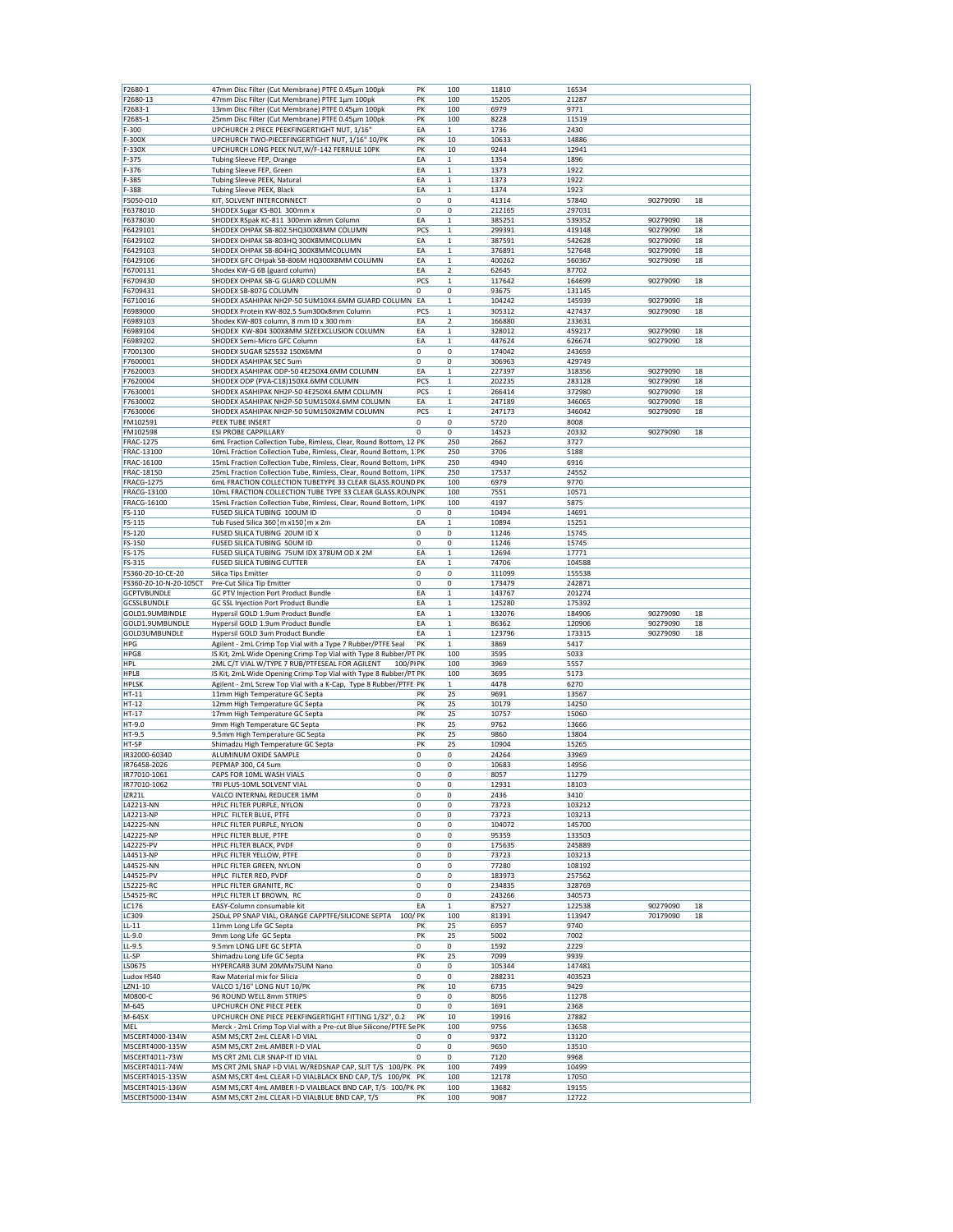| | | | | | | | |
|---|---|---|---|---|---|---|---|
| F2680-1 | 47mm Disc Filter (Cut Membrane) PTFE 0.45µm 100pk | PK | 100 | 11810 | 16534 | | |
| F2680-13 | 47mm Disc Filter (Cut Membrane) PTFE 1µm 100pk | PK | 100 | 15205 | 21287 | | |
| F2683-1 | 13mm Disc Filter (Cut Membrane) PTFE 0.45µm 100pk | PK | 100 | 6979 | 9771 | | |
| F2685-1 | 25mm Disc Filter (Cut Membrane) PTFE 0.45µm 100pk | PK | 100 | 8228 | 11519 | | |
| F-300 | UPCHURCH 2 PIECE PEEKFINGERTIGHT NUT, 1/16" | EA | 1 | 1736 | 2430 | | |
| F-300X | UPCHURCH TWO-PIECEFINGERTIGHT NUT, 1/16" 10/PK | PK | 10 | 10633 | 14886 | | |
| F-330X | UPCHURCH LONG PEEK NUT,W/F-142 FERRULE 10PK | PK | 10 | 9244 | 12941 | | |
| F-375 | Tubing Sleeve FEP, Orange | EA | 1 | 1354 | 1896 | | |
| F-376 | Tubing Sleeve FEP, Green | EA | 1 | 1373 | 1922 | | |
| F-385 | Tubing Sleeve PEEK, Natural | EA | 1 | 1373 | 1922 | | |
| F-388 | Tubing Sleeve PEEK, Black | EA | 1 | 1374 | 1923 | | |
| F5050-010 | KIT, SOLVENT INTERCONNECT | 0 | 0 | 41314 | 57840 | 90279090 | 18 |
| F6378010 | SHODEX Sugar KS-801 300mm x | 0 | 0 | 212165 | 297031 | | |
| F6378030 | SHODEX RSpak KC-811 300mm x8mm Column | EA | 1 | 385251 | 539352 | 90279090 | 18 |
| F6429101 | SHODEX OHPAK SB-802.5HQ300X8MM COLUMN | PCS | 1 | 299391 | 419148 | 90279090 | 18 |
| F6429102 | SHODEX OHPAK SB-803HQ 300X8MMCOLUMN | EA | 1 | 387591 | 542628 | 90279090 | 18 |
| F6429103 | SHODEX OHPAK SB-804HQ 300X8MMCOLUMN | EA | 1 | 376891 | 527648 | 90279090 | 18 |
| F6429106 | SHODEX GFC OHpak SB-806M HQ300X8MM COLUMN | EA | 1 | 400262 | 560367 | 90279090 | 18 |
| F6700131 | Shodex KW-G 6B (guard column) | EA | 2 | 62645 | 87702 | | |
| F6709430 | SHODEX OHPAK SB-G GUARD COLUMN | PCS | 1 | 117642 | 164699 | 90279090 | 18 |
| F6709431 | SHODEX SB-807G COLUMN | 0 | 0 | 93675 | 131145 | | |
| F6710016 | SHODEX ASAHIPAK NH2P-50 5UM10X4.6MM GUARD COLUMN | EA | 1 | 104242 | 145939 | 90279090 | 18 |
| F6989000 | SHODEX Protein KW-802.5 5um300x8mm Column | PCS | 1 | 305312 | 427437 | 90279090 | 18 |
| F6989103 | Shodex KW-803 column, 8 mm ID x 300 mm | EA | 2 | 166880 | 233631 | | |
| F6989104 | SHODEX KW-804 300X8MM SIZEEXCLUSION COLUMN | EA | 1 | 328012 | 459217 | 90279090 | 18 |
| F6989202 | SHODEX Semi-Micro GFC Column | EA | 1 | 447624 | 626674 | 90279090 | 18 |
| F7001300 | SHODEX SUGAR SZ5532 150X6MM | 0 | 0 | 174042 | 243659 | | |
| F7600001 | SHODEX ASAHIPAK SEC 5um | 0 | 0 | 306963 | 429749 | | |
| F7620003 | SHODEX ASAHIPAK ODP-50 4E250X4.6MM COLUMN | EA | 1 | 227397 | 318356 | 90279090 | 18 |
| F7620004 | SHODEX ODP (PVA-C18)150X4.6MM COLUMN | PCS | 1 | 202235 | 283128 | 90279090 | 18 |
| F7630001 | SHODEX ASAHIPAK NH2P-50 4E250X4.6MM COLUMN | PCS | 1 | 266414 | 372980 | 90279090 | 18 |
| F7630002 | SHODEX ASAHIPAK NH2P-50 5UM150X4.6MM COLUMN | EA | 1 | 247189 | 346065 | 90279090 | 18 |
| F7630006 | SHODEX ASAHIPAK NH2P-50 5UM150X2MM COLUMN | PCS | 1 | 247173 | 346042 | 90279090 | 18 |
| FM102591 | PEEK TUBE INSERT | 0 | 0 | 5720 | 8008 | | |
| FM102598 | ESI PROBE CAPPILLARY | 0 | 0 | 14523 | 20332 | 90279090 | 18 |
| FRAC-1275 | 6mL Fraction Collection Tube, Rimless, Clear, Round Bottom, 12 | PK | 250 | 2662 | 3727 | | |
| FRAC-13100 | 10mL Fraction Collection Tube, Rimless, Clear, Round Bottom, 1 | PK | 250 | 3706 | 5188 | | |
| FRAC-16100 | 15mL Fraction Collection Tube, Rimless, Clear, Round Bottom, 1 | PK | 250 | 4940 | 6916 | | |
| FRAC-18150 | 25mL Fraction Collection Tube, Rimless, Clear, Round Bottom, 1 | PK | 250 | 17537 | 24552 | | |
| FRACG-1275 | 6mL FRACTION COLLECTION TUBETYPE 33 CLEAR GLASS.ROUND | PK | 100 | 6979 | 9770 | | |
| FRACG-13100 | 10mL FRACTION COLLECTION TUBE TYPE 33 CLEAR GLASS.ROUN | PK | 100 | 7551 | 10571 | | |
| FRACG-16100 | 15mL Fraction Collection Tube, Rimless, Clear, Round Bottom, 1 | PK | 100 | 4197 | 5875 | | |
| FS-110 | FUSED SILICA TUBING 100UM ID | 0 | 0 | 10494 | 14691 | | |
| FS-115 | Tub Fused Silica 360¦m x150¦m x 2m | EA | 1 | 10894 | 15251 | | |
| FS-120 | FUSED SILICA TUBING 20UM ID X | 0 | 0 | 11246 | 15745 | | |
| FS-150 | FUSED SILICA TUBING 50UM ID | 0 | 0 | 11246 | 15745 | | |
| FS-175 | FUSED SILICA TUBING 75UM IDX 378UM OD X 2M | EA | 1 | 12694 | 17771 | | |
| FS-315 | FUSED SILICA TUBING CUTTER | EA | 1 | 74706 | 104588 | | |
| FS360-20-10-CE-20 | Silica Tips Emitter | 0 | 0 | 111099 | 155538 | | |
| FS360-20-10-N-20-105CT | Pre-Cut Silica Tip Emitter | 0 | 0 | 173479 | 242871 | | |
| GCPTVBUNDLE | GC PTV Injection Port Product Bundle | EA | 1 | 143767 | 201274 | | |
| GCSSLBUNDLE | GC SSL Injection Port Product Bundle | EA | 1 | 125280 | 175392 | | |
| GOLD1.9UMBINDLE | Hypersil GOLD 1.9um Product Bundle | EA | 1 | 132076 | 184906 | 90279090 | 18 |
| GOLD1.9UMBUNDLE | Hypersil GOLD 1.9um Product Bundle | EA | 1 | 86362 | 120906 | 90279090 | 18 |
| GOLD3UMBUNDLE | Hypersil GOLD 3um Product Bundle | EA | 1 | 123796 | 173315 | 90279090 | 18 |
| HPG | Agilent - 2mL Crimp Top Vial with a Type 7 Rubber/PTFE Seal | PK | 1 | 3869 | 5417 | | |
| HPG8 | IS Kit, 2mL Wide Opening Crimp Top Vial with Type 8 Rubber/PT | PK | 100 | 3595 | 5033 | | |
| HPL | 2ML C/T VIAL W/TYPE 7 RUB/PTFESEAL FOR AGILENT 100/P | PK | 100 | 3969 | 5557 | | |
| HPL8 | IS Kit, 2mL Wide Opening Crimp Top Vial with Type 8 Rubber/PT | PK | 100 | 3695 | 5173 | | |
| HPLSK | Agilent - 2mL Screw Top Vial with a K-Cap, Type 8 Rubber/PTFE | PK | 1 | 4478 | 6270 | | |
| HT-11 | 11mm High Temperature GC Septa | PK | 25 | 9691 | 13567 | | |
| HT-12 | 12mm High Temperature GC Septa | PK | 25 | 10179 | 14250 | | |
| HT-17 | 17mm High Temperature GC Septa | PK | 25 | 10757 | 15060 | | |
| HT-9.0 | 9mm High Temperature GC Septa | PK | 25 | 9762 | 13666 | | |
| HT-9.5 | 9.5mm High Temperature GC Septa | PK | 25 | 9860 | 13804 | | |
| HT-SP | Shimadzu High Temperature GC Septa | PK | 25 | 10904 | 15265 | | |
| IR32000-60340 | ALUMINUM OXIDE SAMPLE | 0 | 0 | 24264 | 33969 | | |
| IR76458-2026 | PEPMAP 300, C4 5um | 0 | 0 | 10683 | 14956 | | |
| IR77010-1061 | CAPS FOR 10ML WASH VIALS | 0 | 0 | 8057 | 11279 | | |
| IR77010-1062 | TRI PLUS-10ML SOLVENT VIAL | 0 | 0 | 12931 | 18103 | | |
| IZR21L | VALCO INTERNAL REDUCER 1MM | 0 | 0 | 2436 | 3410 | | |
| L42213-NN | HPLC FILTER PURPLE, NYLON | 0 | 0 | 73723 | 103212 | | |
| L42213-NP | HPLC FILTER BLUE, PTFE | 0 | 0 | 73723 | 103213 | | |
| L42225-NN | HPLC FILTER PURPLE, NYLON | 0 | 0 | 104072 | 145700 | | |
| L42225-NP | HPLC FILTER BLUE, PTFE | 0 | 0 | 95359 | 133503 | | |
| L42225-PV | HPLC FILTER BLACK, PVDF | 0 | 0 | 175635 | 245889 | | |
| L44513-NP | HPLC FILTER YELLOW, PTFE | 0 | 0 | 73723 | 103213 | | |
| L44525-NN | HPLC FILTER GREEN, NYLON | 0 | 0 | 77280 | 108192 | | |
| L44525-PV | HPLC FILTER RED, PVDF | 0 | 0 | 183973 | 257562 | | |
| L52225-RC | HPLC FILTER GRANITE, RC | 0 | 0 | 234835 | 328769 | | |
| L54525-RC | HPLC FILTER LT BROWN, RC | 0 | 0 | 243266 | 340573 | | |
| LC176 | EASY-Column consumable kit | EA | 1 | 87527 | 122538 | 90279090 | 18 |
| LC309 | 250uL PP SNAP VIAL, ORANGE CAPPTFE/SILICONE SEPTA 100/ | PK | 100 | 81391 | 113947 | 70179090 | 18 |
| LL-11 | 11mm Long Life GC Septa | PK | 25 | 6957 | 9740 | | |
| LL-9.0 | 9mm Long Life GC Septa | PK | 25 | 5002 | 7002 | | |
| LL-9.5 | 9.5mm LONG LIFE GC SEPTA | 0 | 0 | 1592 | 2229 | | |
| LL-SP | Shimadzu Long Life GC Septa | PK | 25 | 7099 | 9939 | | |
| LS0675 | HYPERCARB 3UM 20MMx75UM Nano | 0 | 0 | 105344 | 147481 | | |
| Ludox HS40 | Raw Material mix for Silicia | 0 | 0 | 288231 | 403523 | | |
| LZN1-10 | VALCO 1/16" LONG NUT 10/PK | PK | 10 | 6735 | 9429 | | |
| M0800-C | 96 ROUND WELL 8mm STRIPS | 0 | 0 | 8056 | 11278 | | |
| M-645 | UPCHURCH ONE PIECE PEEK | 0 | 0 | 1691 | 2368 | | |
| M-645X | UPCHURCH ONE PIECE PEEKFINGERTIGHT FITTING 1/32", 0.2 | PK | 10 | 19916 | 27882 | | |
| MEL | Merck - 2mL Crimp Top Vial with a Pre-cut Blue Silicone/PTFE Se | PK | 100 | 9756 | 13658 | | |
| MSCERT4000-134W | ASM MS,CRT 2mL CLEAR I-D VIAL | 0 | 0 | 9372 | 13120 | | |
| MSCERT4000-135W | ASM MS,CRT 2mL AMBER I-D VIAL | 0 | 0 | 9650 | 13510 | | |
| MSCERT4011-73W | MS CRT 2ML CLR SNAP-IT ID VIAL | 0 | 0 | 7120 | 9968 | | |
| MSCERT4011-74W | MS CRT 2ML SNAP I-D VIAL W/REDSNAP CAP, SLIT T/S 100/PK | PK | 100 | 7499 | 10499 | | |
| MSCERT4015-135W | ASM MS,CRT 4mL CLEAR I-D VIALBLACK BND CAP, T/S 100/PK | PK | 100 | 12178 | 17050 | | |
| MSCERT4015-136W | ASM MS,CRT 4mL AMBER I-D VIALBLACK BND CAP, T/S 100/PK | PK | 100 | 13682 | 19155 | | |
| MSCERT5000-134W | ASM MS,CRT 2mL CLEAR I-D VIALBLUE BND CAP, T/S | PK | 100 | 9087 | 12722 | | |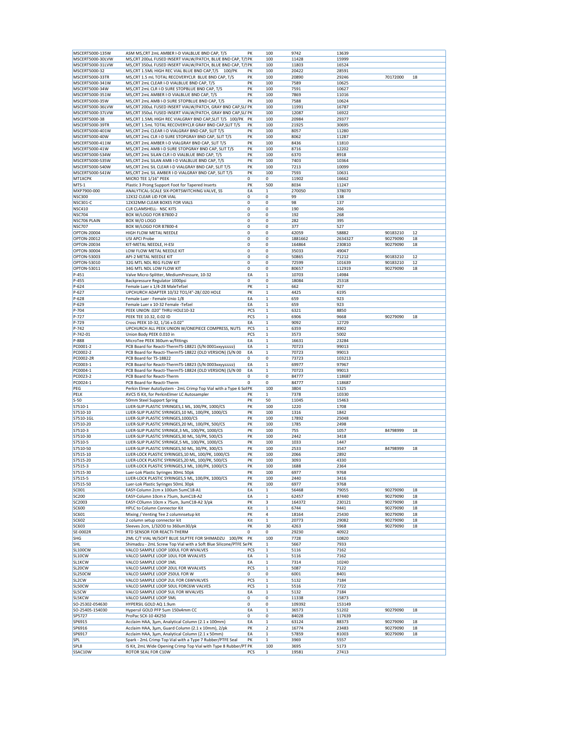| | | | | | | | |
|---|---|---|---|---|---|---|---|
| MSCERT5000-135W | ASM MS,CRT 2mL AMBER I-D VIALBLUE BND CAP, T/S | PK | 100 | 9742 | 13639 | | |
| MSCERT5000-30LVW | MS,CRT 200uL FUSED INSERT VIALW/PATCH, BLUE BND CAP, T/SPK | | 100 | 11428 | 15999 | | |
| MSCERT5000-31LVW | MS,CRT 350uL FUSED INSERT VIALW/PATCH, BLUE BND CAP, T/SPK | | 100 | 11803 | 16524 | | |
| MSCERT5000-32 | MS,CRT 1.5ML HIGH REC VIAL BLUE BND CAP,T/S 100/PK | PK | 100 | 20422 | 28591 | | |
| MSCERT5000-33TR | MS,CRT 1.5 mL TOTAL RECOVERYCLR BLUE BND CAP, T/S | PK | 100 | 20890 | 29246 | 70172000 | 18 |
| MSCERT5000-341W | MS,CRT 2mL CLEAR I-D VIALBLUE BND CAP, T/S | PK | 100 | 7589 | 10625 | | |
| MSCERT5000-34W | MS,CRT 2mL CLR I-D SURE STOPBLUE BND CAP, T/S | PK | 100 | 7591 | 10627 | | |
| MSCERT5000-351W | MS,CRT 2mL AMBER I-D VIALBLUE BND CAP, T/S | PK | 100 | 7869 | 11016 | | |
| MSCERT5000-35W | MS,CRT 2mL AMB I-D SURE STOPBLUE BND CAP, T/S | PK | 100 | 7588 | 10624 | | |
| MSCERT5000-36LVW | MS,CRT 200uL FUSED INSERT VIALW/PATCH, GRAY BND CAP,SLIPK | | 100 | 11991 | 16787 | | |
| MSCERT5000-37LVW | MS,CRT 350uL FUSED INSERT VIALW/PATCH, GRAY BND CAP,SLIPK | | 100 | 12087 | 16922 | | |
| MSCERT5000-38 | MS,CRT 1.5ML HIGH REC VIALGRAY BND CAP,SLIT T/S 100/PK | PK | 100 | 20984 | 29377 | | |
| MSCERT5000-39TR | MS,CRT 1.5mL TOTAL RECOVERYCLR GRAY BND CAP,SLIT T/S | PK | 100 | 21925 | 30695 | | |
| MSCERT5000-401W | MS,CRT 2mL CLEAR I-D VIALGRAY BND CAP, SLIT T/S | PK | 100 | 8057 | 11280 | | |
| MSCERT5000-40W | MS,CRT 2mL CLR I-D SURE STOPGRAY BND CAP, SLIT T/S | PK | 100 | 8062 | 11287 | | |
| MSCERT5000-411W | MS,CRT 2mL AMBER I-D VIALGRAY BND CAP, SLIT T/S | PK | 100 | 8436 | 11810 | | |
| MSCERT5000-41W | MS,CRT 2mL AMB I-D SURE STOPGRAY BND CAP, SLIT T/S | PK | 100 | 8716 | 12202 | | |
| MSCERT5000-S34W | MS,CRT 2mL SILAN CLR I-D VIALBLUE BND CAP, T/S | PK | 100 | 6370 | 8918 | | |
| MSCERT5000-S35W | MS,CRT 2mL SILAN AMB I-D VIALBLUE BND CAP, T/S | PK | 100 | 7403 | 10364 | | |
| MSCERT5000-S40W | MS,CRT 2mL SIL CLEAR I-D VIALGRAY BND CAP, SLIT T/S | PK | 100 | 7213 | 10099 | | |
| MSCERT5000-S41W | MS,CRT 2mL SIL AMBER I-D VIALGRAY BND CAP, SLIT T/S | PK | 100 | 7593 | 10631 | | |
| MT1XCPK | MICRO TEE 1/16" PEEK | 0 | 0 | 11902 | 16662 | | |
| MTS-1 | Plastic 3 Prong Support Foot for Tapered Inserts | PK | 500 | 8034 | 11247 | | |
| MXP7900-000 | ANALYTICAL-SCALE SIX-PORTSWITCHING VALVE, SS | EA | 1 | 270050 | 378070 | | |
| NSC300 | 12X32 CLEAR LID FOR VIAL | 0 | 0 | 99 | 138 | | |
| NSC301-C | 12X32MM CLEAR BOXES FOR VIALS | 0 | 0 | 98 | 137 | | |
| NSC410 | CLR CLAMSHELL- NSC KITS | 0 | 0 | 190 | 266 | | |
| NSC704 | BOX W/LOGO FOR B7800-2 | 0 | 0 | 192 | 268 | | |
| NSC706 PLAIN | BOX W/O LOGO | 0 | 0 | 282 | 395 | | |
| NSC707 | BOX W/LOGO FOR B7800-4 | 0 | 0 | 377 | 527 | | |
| OPTON-20004 | HIGH FLOW METAL NEEDLE | 0 | 0 | 42059 | 58882 | 90183210 | 12 |
| OPTON-20012 | USI APCI Probe | 0 | 0 | 1881662 | 2634327 | 90279090 | 18 |
| OPTON-20034 | KIT-METAL NEEDLE, H-ESI | 0 | 0 | 164864 | 230810 | 90279090 | 18 |
| OPTON-30004 | LOW FLOW METAL NEEDLE KIT | 0 | 0 | 35033 | 49047 | | |
| OPTON-53003 | API-2 METAL NEEDLE KIT | 0 | 0 | 50865 | 71212 | 90183210 | 12 |
| OPTON-53010 | 32G MTL NDL REG FLOW KIT | 0 | 0 | 72599 | 101639 | 90183210 | 12 |
| OPTON-53011 | 34G MTL NDL LOW FLOW KIT | 0 | 0 | 80657 | 112919 | 90279090 | 18 |
| P-451 | Valve Micro-Splitter, MediumPressure, 10-32 | EA | 1 | 10703 | 14984 | | |
| P-455 | Backpressure Regulator 1000psi | 0 | 0 | 18084 | 25318 | | |
| P-624 | Female Luer x 1/4-28 MaleTefzel | PK | 1 | 662 | 927 | | |
| P-627 | UPCHURCH ADAPTER 10/32 TO1/4"-28/.020 HOLE | PK | 1 | 4425 | 6195 | | |
| P-628 | Female Luer - Female Unio 1/8 | EA | 1 | 659 | 923 | | |
| P-629 | Female Luer x 10-32 Female -Tefzel | EA | 1 | 659 | 923 | | |
| P-704 | PEEK UNION .020" THRU HOLE10-32 | PCS | 1 | 6321 | 8850 | | |
| P-727 | PEEK TEE 10.32, 0.02 ID | PCS | 1 | 6906 | 9668 | 90279090 | 18 |
| P-729 | Cross PEEK 10-32, 1/16 x 0.02" | EA | 1 | 9092 | 12729 | | |
| P-742 | UPCHURCH ALL PEEK UNION W/ONEPIECE COMPRESS, NUTS | PCS | 1 | 6359 | 8902 | | |
| P-742-01 | Union Body PEEK 0.010 in | PCS | 1 | 3573 | 5002 | | |
| P-888 | MicroTee PEEK 360um w/fittings | EA | 1 | 16631 | 23284 | | |
| PC0001-2 | PCB Board for Reacti-ThermTS-18821 (S/N 0001xxyyzzzzz) | EA | 1 | 70723 | 99013 | | |
| PC0002-2 | PCB Board for Reacti-ThermTS-18822 (OLD VERSION) (S/N 00 | EA | 1 | 70723 | 99013 | | |
| PC0002-2R | PCB Board for TS-18822 | 0 | 0 | 73723 | 103213 | | |
| PC0003-1 | PCB Board for Reacti-ThermTS-18823 (S/N 0003xxyyzzzzz) | EA | 1 | 69977 | 97967 | | |
| PC0004-1 | PCB Board for Reacti-ThermTS-18824 (OLD VERSION) (S/N 00 | EA | 1 | 70723 | 99013 | | |
| PC0023-2 | PCB Board for Reacti-Therm | 0 | 0 | 84777 | 118687 | | |
| PC0024-1 | PCB Board for Reacti-Therm | 0 | 0 | 84777 | 118687 | | |
| PEG | Perkin Elmer AutoSystem - 2mL Crimp Top Vial with a Type 6 SoIPK | | 100 | 3804 | 5325 | | |
| PELK | AVCS IS Kit, for PerkinElmer LC Autosampler | PK | 1 | 7378 | 10330 | | |
| S-50 | 50mm Steel Support Spring | PK | 50 | 11045 | 15463 | | |
| S7510-1 | LUER-SLIP PLASTIC SYRINGES,1 ML, 100/PK, 1000/CS | PK | 100 | 1220 | 1708 | | |
| S7510-10 | LUER-SLIP PLASTIC SYRINGES,10 ML, 100/PK, 1000/CS | PK | 100 | 1316 | 1842 | | |
| S7510-1GL | LUER-SLIP PLASTIC SYRINGES,1000/CS | PK | 100 | 17892 | 25048 | | |
| S7510-20 | LUER-SLIP PLASTIC SYRINGES,20 ML, 100/PK, 500/CS | PK | 100 | 1785 | 2498 | | |
| S7510-3 | LUER-SLIP PLASTIC SYRINGE,3 ML, 100/PK, 1000/CS | PK | 100 | 755 | 1057 | 84798999 | 18 |
| S7510-30 | LUER-SLIP PLASTIC SYRINGES,30 ML, 50/PK, 500/CS | PK | 100 | 2442 | 3418 | | |
| S7510-5 | LUER-SLIP PLASTIC SYRINGES,5 ML, 100/PK, 1000/CS | PK | 100 | 1033 | 1447 | | |
| S7510-50 | LUER-SLIP PLASTIC SYRINGES,50 ML, 30/PK, 300/CS | PK | 100 | 2533 | 3547 | 84798999 | 18 |
| S7515-10 | LUER-LOCK PLASTIC SYRINGES,10 ML, 100/PK, 1000/CS | PK | 100 | 2066 | 2892 | | |
| S7515-20 | LUER-LOCK PLASTIC SYRINGES,20 ML, 100/PK, 500/CS | PK | 100 | 3093 | 4330 | | |
| S7515-3 | LUER-LOCK PLASTIC SYRINGES,3 ML, 100/PK, 1000/CS | PK | 100 | 1688 | 2364 | | |
| S7515-30 | Luer-Lok Plastic Syringes 30mL 50pk | PK | 100 | 6977 | 9768 | | |
| S7515-5 | LUER-LOCK PLASTIC SYRINGES,5 ML, 100/PK, 1000/CS | PK | 100 | 2440 | 3416 | | |
| S7515-50 | Luer-Lok Plastic Syringes 50mL 30pk | PK | 100 | 6977 | 9768 | | |
| SC001 | EASY-Column 2cm x 100um 5umC18-A1 | EA | 1 | 56468 | 79055 | 90279090 | 18 |
| SC200 | EASY-Column 10cm x 75um, 3umC18-A2 | EA | 1 | 62457 | 87440 | 90279090 | 18 |
| SC2003 | EASY-COlumn 10cm x 75um, 3umC18-A2 3/pk | PK | 3 | 164372 | 230121 | 90279090 | 18 |
| SC600 | HPLC to Column Connector Kit | Kit | 1 | 6744 | 9441 | 90279090 | 18 |
| SC601 | Mixing / Venting Tee 2 columnsetup kit | PK | 4 | 18164 | 25430 | 90279090 | 18 |
| SC602 | 2 column setup connector kit | Kit | 1 | 20773 | 29082 | 90279090 | 18 |
| SC603 | Sleeves 2cm, 1/32OD to 360um30/pk | PK | 30 | 4263 | 5968 | 90279090 | 18 |
| SE-0002R | RTD SENSOR FOR REACTI-THERM | 0 | 0 | 29230 | 40922 | | |
| SHG | 2ML C/T VIAL W/SOFT BLUE SILPTFE FOR SHIMADZU 100/PK | PK | 100 | 7728 | 10820 | | |
| SHL | Shimadzu - 2mL Screw Top Vial with a Soft Blue Silicone/PTFE SePK | | 1 | 5667 | 7933 | | |
| SL100CW | VALCO SAMPLE LOOP 100UL FOR WVALVES | PCS | 1 | 5116 | 7162 | | |
| SL10CW | VALCO SAMPLE LOOP 10UL FOR WVALVES | EA | 1 | 5116 | 7162 | | |
| SL1KCW | VALCO SAMPLE LOOP 1ML | EA | 1 | 7314 | 10240 | | |
| SL20CW | VALCO SAMPLE LOOP 20UL FOR WVALVES | PCS | 1 | 5087 | 7122 | | |
| SL250CW | VALCO SAMPLE LOOP 250UL FOR W | 0 | 0 | 6001 | 8401 | | |
| SL2CW | VALCO SAMPLE LOOP 2UL FOR C6WVALVES | PCS | 1 | 5132 | 7184 | | |
| SL50CW | VALCO SAMPLE LOOP 50UL FORC6W VALVES | PCS | 1 | 5516 | 7722 | | |
| SL5CW | VALCO SAMPLE LOOP 5UL FOR WVALVES | EA | 1 | 5132 | 7184 | | |
| SL5KCW | VALCO SAMPLE LOOP 5ML | 0 | 0 | 11338 | 15873 | | |
| SO-25302-054630 | HYPERSIL GOLD AQ 1.9um | 0 | 0 | 109392 | 153149 | | |
| SO-25405-154030 | Hypersil GOLD PFP 5um 150x4mm CC | EA | 1 | 36573 | 51202 | 90279090 | 18 |
| SP5727 | ProPac SCX-10 4X250 | 0 | 0 | 84028 | 117639 | | |
| SP6915 | Acclaim HAA, 3µm, Analytical Column (2.1 x 100mm) | EA | 1 | 63124 | 88373 | 90279090 | 18 |
| SP6916 | Acclaim HAA, 3µm, Guard Column (2.1 x 10mm), 2/pk | PK | 2 | 16774 | 23483 | 90279090 | 18 |
| SP6917 | Acclaim HAA, 3µm, Analytical Column (2.1 x 50mm) | EA | 1 | 57859 | 81003 | 90279090 | 18 |
| SPL | Spark - 2mL Crimp Top Vial with a Type 7 Rubber/PTFE Seal | PK | 1 | 3969 | 5557 | | |
| SPL8 | IS Kit, 2mL Wide Opening Crimp Top Vial with Type 8 Rubber/PT PK | | 100 | 3695 | 5173 | | |
| SSAC10W | ROTOR SEAL FOR C10W | PCS | 1 | 19581 | 27413 | | |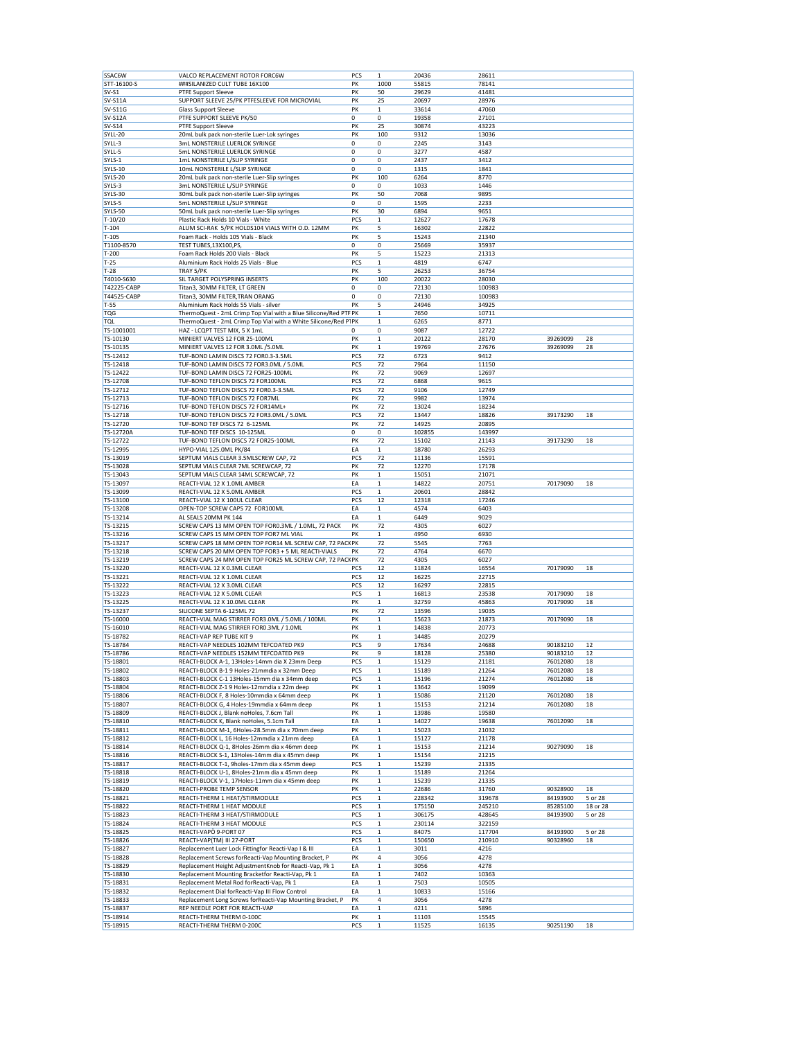| | | | | | | | |
|---|---|---|---|---|---|---|---|
| SSAC6W | VALCO REPLACEMENT ROTOR FORC6W | PCS | 1 | 20436 | 28611 | | |
| STT-16100-S | ###SILANIZED CULT TUBE 16X100 | PK | 1000 | 55815 | 78141 | | |
| SV-S1 | PTFE Support Sleeve | PK | 50 | 29629 | 41481 | | |
| SV-S11A | SUPPORT SLEEVE 25/PK PTFESLEEVE FOR MICROVIAL | PK | 25 | 20697 | 28976 | | |
| SV-S11G | Glass Support Sleeve | PK | 1 | 33614 | 47060 | | |
| SV-S12A | PTFE SUPPORT SLEEVE PK/50 | 0 | 0 | 19358 | 27101 | | |
| SV-S14 | PTFE Support Sleeve | PK | 25 | 30874 | 43223 | | |
| SYLL-20 | 20mL bulk pack non-sterile Luer-Lok syringes | PK | 100 | 9312 | 13036 | | |
| SYLL-3 | 3mL NONSTERILE LUERLOK SYRINGE | 0 | 0 | 2245 | 3143 | | |
| SYLL-5 | 5mL NONSTERILE LUERLOK SYRINGE | 0 | 0 | 3277 | 4587 | | |
| SYLS-1 | 1mL NONSTERILE L/SLIP SYRINGE | 0 | 0 | 2437 | 3412 | | |
| SYLS-10 | 10mL NONSTERILE L/SLIP SYRINGE | 0 | 0 | 1315 | 1841 | | |
| SYLS-20 | 20mL bulk pack non-sterile Luer-Slip syringes | PK | 100 | 6264 | 8770 | | |
| SYLS-3 | 3mL NONSTERILE L/SLIP SYRINGE | 0 | 0 | 1033 | 1446 | | |
| SYLS-30 | 30mL bulk pack non-sterile Luer-Slip syringes | PK | 50 | 7068 | 9895 | | |
| SYLS-5 | 5mL NONSTERILE L/SLIP SYRINGE | 0 | 0 | 1595 | 2233 | | |
| SYLS-50 | 50mL bulk pack non-sterile Luer-Slip syringes | PK | 30 | 6894 | 9651 | | |
| T-10/20 | Plastic Rack Holds 10 Vials - White | PCS | 1 | 12627 | 17678 | | |
| T-104 | ALUM SCI-RAK 5/PK HOLDS104 VIALS WITH O.D. 12MM | PK | 5 | 16302 | 22822 | | |
| T-105 | Foam Rack - Holds 105 Vials - Black | PK | 5 | 15243 | 21340 | | |
| T1100-8570 | TEST TUBES,13X100,PS, | 0 | 0 | 25669 | 35937 | | |
| T-200 | Foam Rack Holds 200 Vials - Black | PK | 5 | 15223 | 21313 | | |
| T-25 | Aluminium Rack Holds 25 Vials - Blue | PCS | 1 | 4819 | 6747 | | |
| T-28 | TRAY 5/PK | PK | 5 | 26253 | 36754 | | |
| T4010-5630 | SIL TARGET POLYSPRING INSERTS | PK | 100 | 20022 | 28030 | | |
| T42225-CABP | Titan3, 30MM FILTER, LT GREEN | 0 | 0 | 72130 | 100983 | | |
| T44525-CABP | Titan3, 30MM FILTER,TRAN ORANG | 0 | 0 | 72130 | 100983 | | |
| T-55 | Aluminium Rack Holds 55 Vials - silver | PK | 5 | 24946 | 34925 | | |
| TQG | ThermoQuest - 2mL Crimp Top Vial with a Blue Silicone/Red PTF | PK | 1 | 7650 | 10711 | | |
| TQL | ThermoQuest - 2mL Crimp Top Vial with a White Silicone/Red PT | PK | 1 | 6265 | 8771 | | |
| TS-1001001 | HAZ - LCQPT TEST MIX, 5 X 1mL | 0 | 0 | 9087 | 12722 | | |
| TS-10130 | MINIERT VALVES 12 FOR 25-100ML | PK | 1 | 20122 | 28170 | 39269099 | 28 |
| TS-10135 | MINIERT VALVES 12 FOR 3.0ML /5.0ML | PK | 1 | 19769 | 27676 | 39269099 | 28 |
| TS-12412 | TUF-BOND LAMIN DISCS 72 FOR0.3-3.5ML | PCS | 72 | 6723 | 9412 | | |
| TS-12418 | TUF-BOND LAMIN DISCS 72 FOR3.0ML / 5.0ML | PCS | 72 | 7964 | 11150 | | |
| TS-12422 | TUF-BOND LAMIN DISCS 72 FOR25-100ML | PK | 72 | 9069 | 12697 | | |
| TS-12708 | TUF-BOND TEFLON DISCS 72 FOR100ML | PCS | 72 | 6868 | 9615 | | |
| TS-12712 | TUF-BOND TEFLON DISCS 72 FOR0.3-3.5ML | PCS | 72 | 9106 | 12749 | | |
| TS-12713 | TUF-BOND TEFLON DISCS 72 FOR7ML | PK | 72 | 9982 | 13974 | | |
| TS-12716 | TUF-BOND TEFLON DISCS 72 FOR14ML+ | PK | 72 | 13024 | 18234 | | |
| TS-12718 | TUF-BOND TEFLON DISCS 72 FOR3.0ML / 5.0ML | PCS | 72 | 13447 | 18826 | 39173290 | 18 |
| TS-12720 | TUF-BOND TEF DISCS 72 6-125ML | PK | 72 | 14925 | 20895 | | |
| TS-12720A | TUF-BOND TEF DISCS 10-125ML | 0 | 0 | 102855 | 143997 | | |
| TS-12722 | TUF-BOND TEFLON DISCS 72 FOR25-100ML | PK | 72 | 15102 | 21143 | 39173290 | 18 |
| TS-12995 | HYPO-VIAL 125.0ML PK/84 | EA | 1 | 18780 | 26293 | | |
| TS-13019 | SEPTUM VIALS CLEAR 3.5MLSCREW CAP, 72 | PCS | 72 | 11136 | 15591 | | |
| TS-13028 | SEPTUM VIALS CLEAR 7ML SCREWCAP, 72 | PK | 72 | 12270 | 17178 | | |
| TS-13043 | SEPTUM VIALS CLEAR 14ML SCREWCAP, 72 | PK | 1 | 15051 | 21071 | | |
| TS-13097 | REACTI-VIAL 12 X 1.0ML AMBER | EA | 1 | 14822 | 20751 | 70179090 | 18 |
| TS-13099 | REACTI-VIAL 12 X 5.0ML AMBER | PCS | 1 | 20601 | 28842 | | |
| TS-13100 | REACTI-VIAL 12 X 100UL CLEAR | PCS | 12 | 12318 | 17246 | | |
| TS-13208 | OPEN-TOP SCREW CAPS 72 FOR100ML | EA | 1 | 4574 | 6403 | | |
| TS-13214 | AL SEALS 20MM PK 144 | EA | 1 | 6449 | 9029 | | |
| TS-13215 | SCREW CAPS 13 MM OPEN TOP FOR0.3ML / 1.0ML, 72 PACK | PK | 72 | 4305 | 6027 | | |
| TS-13216 | SCREW CAPS 15 MM OPEN TOP FOR7 ML VIAL | PK | 1 | 4950 | 6930 | | |
| TS-13217 | SCREW CAPS 18 MM OPEN TOP FOR14 ML SCREW CAP, 72 PACK | PK | 72 | 5545 | 7763 | | |
| TS-13218 | SCREW CAPS 20 MM OPEN TOP FOR3 + 5 ML REACTI-VIALS | PK | 72 | 4764 | 6670 | | |
| TS-13219 | SCREW CAPS 24 MM OPEN TOP FOR25 ML SCREW CAP, 72 PACK | PK | 72 | 4305 | 6027 | | |
| TS-13220 | REACTI-VIAL 12 X 0.3ML CLEAR | PCS | 12 | 11824 | 16554 | 70179090 | 18 |
| TS-13221 | REACTI-VIAL 12 X 1.0ML CLEAR | PCS | 12 | 16225 | 22715 | | |
| TS-13222 | REACTI-VIAL 12 X 3.0ML CLEAR | PCS | 12 | 16297 | 22815 | | |
| TS-13223 | REACTI-VIAL 12 X 5.0ML CLEAR | PCS | 1 | 16813 | 23538 | 70179090 | 18 |
| TS-13225 | REACTI-VIAL 12 X 10.0ML CLEAR | PK | 1 | 32759 | 45863 | 70179090 | 18 |
| TS-13237 | SILICONE SEPTA 6-125ML 72 | PK | 72 | 13596 | 19035 | | |
| TS-16000 | REACTI-VIAL MAG STIRRER FOR3.0ML / 5.0ML / 100ML | PK | 1 | 15623 | 21873 | 70179090 | 18 |
| TS-16010 | REACTI-VIAL MAG STIRRER FOR0.3ML / 1.0ML | PK | 1 | 14838 | 20773 | | |
| TS-18782 | REACTI-VAP REP TUBE KIT 9 | PK | 1 | 14485 | 20279 | | |
| TS-18784 | REACTI-VAP NEEDLES 102MM TEFCOATED PK9 | PCS | 9 | 17634 | 24688 | 90183210 | 12 |
| TS-18786 | REACTI-VAP NEEDLES 152MM TEFCOATED PK9 | PK | 9 | 18128 | 25380 | 90183210 | 12 |
| TS-18801 | REACTI-BLOCK A-1, 13Holes-14mm dia X 23mm Deep | PCS | 1 | 15129 | 21181 | 76012080 | 18 |
| TS-18802 | REACTI-BLOCK B-1 9 Holes-21mmdia x 32mm Deep | PCS | 1 | 15189 | 21264 | 76012080 | 18 |
| TS-18803 | REACTI-BLOCK C-1 13Holes-15mm dia x 34mm deep | PCS | 1 | 15196 | 21274 | 76012080 | 18 |
| TS-18804 | REACTI-BLOCK Z-1 9 Holes-12mmdia x 22m deep | PK | 1 | 13642 | 19099 | | |
| TS-18806 | REACTI-BLOCK F, 8 Holes-10mmdia x 64mm deep | PK | 1 | 15086 | 21120 | 76012080 | 18 |
| TS-18807 | REACTI-BLOCK G, 4 Holes-19mmdia x 64mm deep | PK | 1 | 15153 | 21214 | 76012080 | 18 |
| TS-18809 | REACTI-BLOCK J, Blank noHoles, 7.6cm Tall | PK | 1 | 13986 | 19580 | | |
| TS-18810 | REACTI-BLOCK K, Blank noHoles, 5.1cm Tall | EA | 1 | 14027 | 19638 | 76012090 | 18 |
| TS-18811 | REACTI-BLOCK M-1, 6Holes-28.5mm dia x 70mm deep | PK | 1 | 15023 | 21032 | | |
| TS-18812 | REACTI-BLOCK L, 16 Holes-12mmdia x 21mm deep | EA | 1 | 15127 | 21178 | | |
| TS-18814 | REACTI-BLOCK Q-1, 8Holes-26mm dia x 46mm deep | PK | 1 | 15153 | 21214 | 90279090 | 18 |
| TS-18816 | REACTI-BLOCK S-1, 13Holes-14mm dia x 45mm deep | PK | 1 | 15154 | 21215 | | |
| TS-18817 | REACTI-BLOCK T-1, 9holes-17mm dia x 45mm deep | PCS | 1 | 15239 | 21335 | | |
| TS-18818 | REACTI-BLOCK U-1, 8Holes-21mm dia x 45mm deep | PK | 1 | 15189 | 21264 | | |
| TS-18819 | REACTI-BLOCK V-1, 17Holes-11mm dia x 45mm deep | PK | 1 | 15239 | 21335 | | |
| TS-18820 | REACTI-PROBE TEMP SENSOR | PK | 1 | 22686 | 31760 | 90328900 | 18 |
| TS-18821 | REACTI-THERM 1 HEAT/STIRMODULE | PCS | 1 | 228342 | 319678 | 84193900 | 5 or 28 |
| TS-18822 | REACTI-THERM 1 HEAT MODULE | PCS | 1 | 175150 | 245210 | 85285100 | 18 or 28 |
| TS-18823 | REACTI-THERM 3 HEAT/STIRMODULE | PCS | 1 | 306175 | 428645 | 84193900 | 5 or 28 |
| TS-18824 | REACTI-THERM 3 HEAT MODULE | PCS | 1 | 230114 | 322159 | | |
| TS-18825 | REACTI-VAPÖ 9-PORT 07 | PCS | 1 | 84075 | 117704 | 84193900 | 5 or 28 |
| TS-18826 | REACTI-VAP(TM) III 27-PORT | PCS | 1 | 150650 | 210910 | 90328960 | 18 |
| TS-18827 | Replacement Luer Lock Fittingfor Reacti-Vap I & III | EA | 1 | 3011 | 4216 | | |
| TS-18828 | Replacement Screws forReacti-Vap Mounting Bracket, P | PK | 4 | 3056 | 4278 | | |
| TS-18829 | Replacement Height AdjustmentKnob for Reacti-Vap, Pk 1 | EA | 1 | 3056 | 4278 | | |
| TS-18830 | Replacement Mounting Bracketfor Reacti-Vap, Pk 1 | EA | 1 | 7402 | 10363 | | |
| TS-18831 | Replacement Metal Rod forReacti-Vap, Pk 1 | EA | 1 | 7503 | 10505 | | |
| TS-18832 | Replacement Dial forReacti-Vap III Flow Control | EA | 1 | 10833 | 15166 | | |
| TS-18833 | Replacement Long Screws forReacti-Vap Mounting Bracket, P | PK | 4 | 3056 | 4278 | | |
| TS-18837 | REP NEEDLE PORT FOR REACTI-VAP | EA | 1 | 4211 | 5896 | | |
| TS-18914 | REACTI-THERM THERM 0-100C | PK | 1 | 11103 | 15545 | | |
| TS-18915 | REACTI-THERM THERM 0-200C | PCS | 1 | 11525 | 16135 | 90251190 | 18 |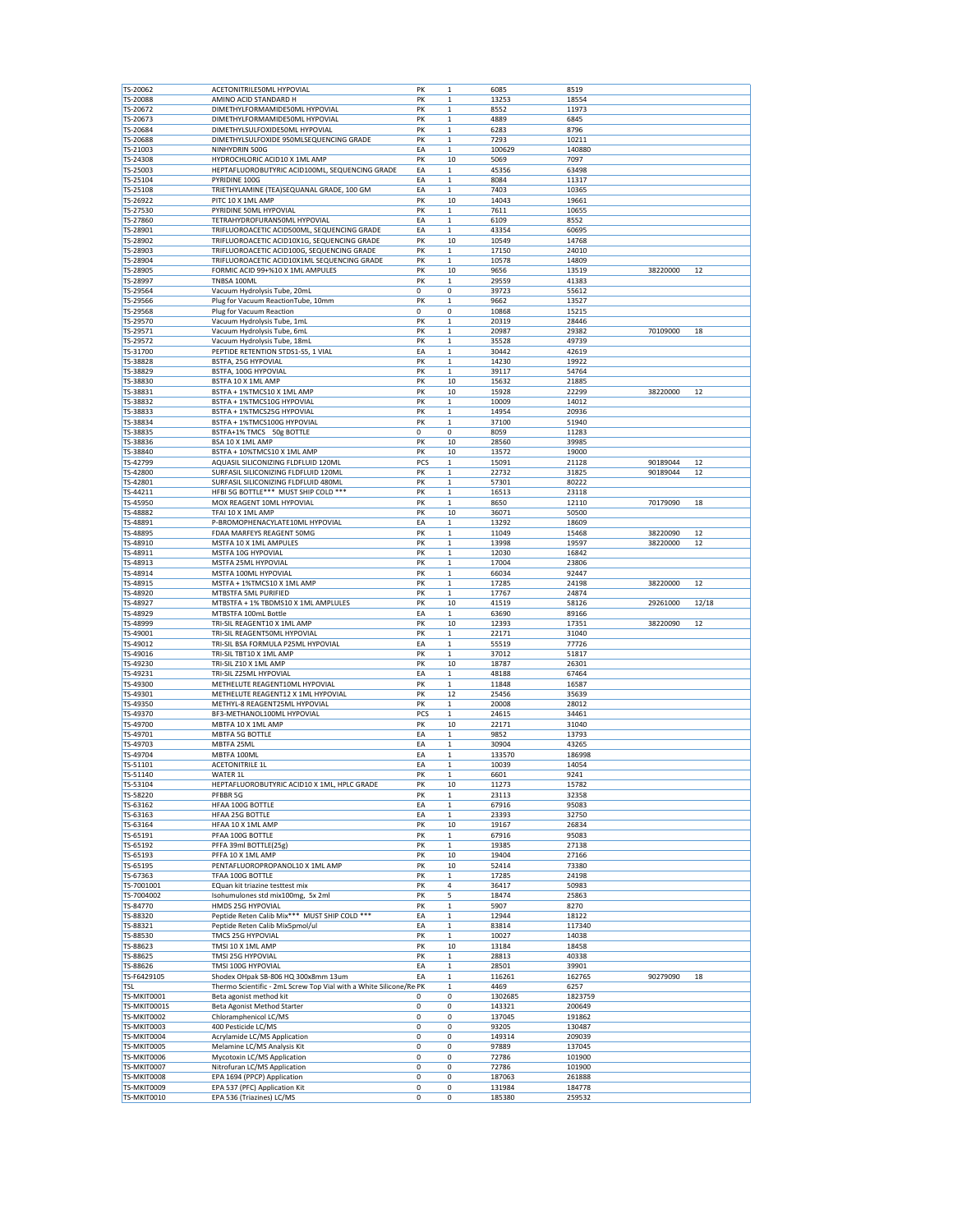| | | | | | | | |
|---|---|---|---|---|---|---|---|
| TS-20062 | ACETONITRILE50ML HYPOVIAL | PK | 1 | 6085 | 8519 | | |
| TS-20088 | AMINO ACID STANDARD H | PK | 1 | 13253 | 18554 | | |
| TS-20672 | DIMETHYLFORMAMIDE50ML HYPOVIAL | PK | 1 | 8552 | 11973 | | |
| TS-20673 | DIMETHYLFORMAMIDE50ML HYPOVIAL | PK | 1 | 4889 | 6845 | | |
| TS-20684 | DIMETHYLSULFOXIDE50ML HYPOVIAL | PK | 1 | 6283 | 8796 | | |
| TS-20688 | DIMETHYLSULFOXIDE 950MLSEQUENCING GRADE | PK | 1 | 7293 | 10211 | | |
| TS-21003 | NINHYDRIN 500G | EA | 1 | 100629 | 140880 | | |
| TS-24308 | HYDROCHLORIC ACID10 X 1ML AMP | PK | 10 | 5069 | 7097 | | |
| TS-25003 | HEPTAFLUOROBUTYRIC ACID100ML, SEQUENCING GRADE | EA | 1 | 45356 | 63498 | | |
| TS-25104 | PYRIDINE 100G | EA | 1 | 8084 | 11317 | | |
| TS-25108 | TRIETHYLAMINE (TEA)SEQUANAL GRADE, 100 GM | EA | 1 | 7403 | 10365 | | |
| TS-26922 | PITC 10 X 1ML AMP | PK | 10 | 14043 | 19661 | | |
| TS-27530 | PYRIDINE 50ML HYPOVIAL | PK | 1 | 7611 | 10655 | | |
| TS-27860 | TETRAHYDROFURAN50ML HYPOVIAL | EA | 1 | 6109 | 8552 | | |
| TS-28901 | TRIFLUOROACETIC ACID500ML, SEQUENCING GRADE | EA | 1 | 43354 | 60695 | | |
| TS-28902 | TRIFLUOROACETIC ACID10X1G, SEQUENCING GRADE | PK | 10 | 10549 | 14768 | | |
| TS-28903 | TRIFLUOROACETIC ACID100G, SEQUENCING GRADE | PK | 1 | 17150 | 24010 | | |
| TS-28904 | TRIFLUOROACETIC ACID10X1ML SEQUENCING GRADE | PK | 1 | 10578 | 14809 | | |
| TS-28905 | FORMIC ACID 99+%10 X 1ML AMPULES | PK | 10 | 9656 | 13519 | 38220000 | 12 |
| TS-28997 | TNBSA 100ML | PK | 1 | 29559 | 41383 | | |
| TS-29564 | Vacuum Hydrolysis Tube, 20mL | 0 | 0 | 39723 | 55612 | | |
| TS-29566 | Plug for Vacuum ReactionTube, 10mm | PK | 1 | 9662 | 13527 | | |
| TS-29568 | Plug for Vacuum Reaction | 0 | 0 | 10868 | 15215 | | |
| TS-29570 | Vacuum Hydrolysis Tube, 1mL | PK | 1 | 20319 | 28446 | | |
| TS-29571 | Vacuum Hydrolysis Tube, 6mL | PK | 1 | 20987 | 29382 | 70109000 | 18 |
| TS-29572 | Vacuum Hydrolysis Tube, 18mL | PK | 1 | 35528 | 49739 | | |
| TS-31700 | PEPTIDE RETENTION STDS1-S5, 1 VIAL | EA | 1 | 30442 | 42619 | | |
| TS-38828 | BSTFA, 25G HYPOVIAL | PK | 1 | 14230 | 19922 | | |
| TS-38829 | BSTFA, 100G HYPOVIAL | PK | 1 | 39117 | 54764 | | |
| TS-38830 | BSTFA 10 X 1ML AMP | PK | 10 | 15632 | 21885 | | |
| TS-38831 | BSTFA + 1%TMCS10 X 1ML AMP | PK | 10 | 15928 | 22299 | 38220000 | 12 |
| TS-38832 | BSTFA + 1%TMCS10G HYPOVIAL | PK | 1 | 10009 | 14012 | | |
| TS-38833 | BSTFA + 1%TMCS25G HYPOVIAL | PK | 1 | 14954 | 20936 | | |
| TS-38834 | BSTFA + 1%TMCS100G HYPOVIAL | PK | 1 | 37100 | 51940 | | |
| TS-38835 | BSTFA+1% TMCS 50g BOTTLE | 0 | 0 | 8059 | 11283 | | |
| TS-38836 | BSA 10 X 1ML AMP | PK | 10 | 28560 | 39985 | | |
| TS-38840 | BSTFA + 10%TMCS10 X 1ML AMP | PK | 10 | 13572 | 19000 | | |
| TS-42799 | AQUASIL SILICONIZING FLDFLUID 120ML | PCS | 1 | 15091 | 21128 | 90189044 | 12 |
| TS-42800 | SURFASIL SILICONIZING FLDFLUID 120ML | PK | 1 | 22732 | 31825 | 90189044 | 12 |
| TS-42801 | SURFASIL SILICONIZING FLDFLUID 480ML | PK | 1 | 57301 | 80222 | | |
| TS-44211 | HFBI 5G BOTTLE*** MUST SHIP COLD *** | PK | 1 | 16513 | 23118 | | |
| TS-45950 | MOX REAGENT 10ML HYPOVIAL | PK | 1 | 8650 | 12110 | 70179090 | 18 |
| TS-48882 | TFAI 10 X 1ML AMP | PK | 10 | 36071 | 50500 | | |
| TS-48891 | P-BROMOPHENACYLATE10ML HYPOVIAL | EA | 1 | 13292 | 18609 | | |
| TS-48895 | FDAA MARFEYS REAGENT 50MG | PK | 1 | 11049 | 15468 | 38220090 | 12 |
| TS-48910 | MSTFA 10 X 1ML AMPULES | PK | 1 | 13998 | 19597 | 38220000 | 12 |
| TS-48911 | MSTFA 10G HYPOVIAL | PK | 1 | 12030 | 16842 | | |
| TS-48913 | MSTFA 25ML HYPOVIAL | PK | 1 | 17004 | 23806 | | |
| TS-48914 | MSTFA 100ML HYPOVIAL | PK | 1 | 66034 | 92447 | | |
| TS-48915 | MSTFA + 1%TMCS10 X 1ML AMP | PK | 1 | 17285 | 24198 | 38220000 | 12 |
| TS-48920 | MTBSTFA 5ML PURIFIED | PK | 1 | 17767 | 24874 | | |
| TS-48927 | MTBSTFA + 1% TBDMS10 X 1ML AMPLULES | PK | 10 | 41519 | 58126 | 29261000 | 12/18 |
| TS-48929 | MTBSTFA 100mL Bottle | EA | 1 | 63690 | 89166 | | |
| TS-48999 | TRI-SIL REAGENT10 X 1ML AMP | PK | 10 | 12393 | 17351 | 38220090 | 12 |
| TS-49001 | TRI-SIL REAGENT50ML HYPOVIAL | PK | 1 | 22171 | 31040 | | |
| TS-49012 | TRI-SIL BSA FORMULA P25ML HYPOVIAL | EA | 1 | 55519 | 77726 | | |
| TS-49016 | TRI-SIL TBT10 X 1ML AMP | PK | 1 | 37012 | 51817 | | |
| TS-49230 | TRI-SIL Z10 X 1ML AMP | PK | 10 | 18787 | 26301 | | |
| TS-49231 | TRI-SIL Z25ML HYPOVIAL | EA | 1 | 48188 | 67464 | | |
| TS-49300 | METHELUTE REAGENT10ML HYPOVIAL | PK | 1 | 11848 | 16587 | | |
| TS-49301 | METHELUTE REAGENT12 X 1ML HYPOVIAL | PK | 12 | 25456 | 35639 | | |
| TS-49350 | METHYL-8 REAGENT25ML HYPOVIAL | PK | 1 | 20008 | 28012 | | |
| TS-49370 | BF3-METHANOL100ML HYPOVIAL | PCS | 1 | 24615 | 34461 | | |
| TS-49700 | MBTFA 10 X 1ML AMP | PK | 10 | 22171 | 31040 | | |
| TS-49701 | MBTFA 5G BOTTLE | EA | 1 | 9852 | 13793 | | |
| TS-49703 | MBTFA 25ML | EA | 1 | 30904 | 43265 | | |
| TS-49704 | MBTFA 100ML | EA | 1 | 133570 | 186998 | | |
| TS-51101 | ACETONITRILE 1L | EA | 1 | 10039 | 14054 | | |
| TS-51140 | WATER 1L | PK | 1 | 6601 | 9241 | | |
| TS-53104 | HEPTAFLUOROBUTYRIC ACID10 X 1ML, HPLC GRADE | PK | 10 | 11273 | 15782 | | |
| TS-58220 | PFBBR 5G | PK | 1 | 23113 | 32358 | | |
| TS-63162 | HFAA 100G BOTTLE | EA | 1 | 67916 | 95083 | | |
| TS-63163 | HFAA 25G BOTTLE | EA | 1 | 23393 | 32750 | | |
| TS-63164 | HFAA 10 X 1ML AMP | PK | 10 | 19167 | 26834 | | |
| TS-65191 | PFAA 100G BOTTLE | PK | 1 | 67916 | 95083 | | |
| TS-65192 | PFFA 39ml BOTTLE(25g) | PK | 1 | 19385 | 27138 | | |
| TS-65193 | PFFA 10 X 1ML AMP | PK | 10 | 19404 | 27166 | | |
| TS-65195 | PENTAFLUOROPROPANOL10 X 1ML AMP | PK | 10 | 52414 | 73380 | | |
| TS-67363 | TFAA 100G BOTTLE | PK | 1 | 17285 | 24198 | | |
| TS-7001001 | EQuan kit triazine testtest mix | PK | 4 | 36417 | 50983 | | |
| TS-7004002 | Isohumulones std mix100mg, 5x 2ml | PK | 5 | 18474 | 25863 | | |
| TS-84770 | HMDS 25G HYPOVIAL | PK | 1 | 5907 | 8270 | | |
| TS-88320 | Peptide Reten Calib Mix*** MUST SHIP COLD *** | EA | 1 | 12944 | 18122 | | |
| TS-88321 | Peptide Reten Calib Mix5pmol/ul | EA | 1 | 83814 | 117340 | | |
| TS-88530 | TMCS 25G HYPOVIAL | PK | 1 | 10027 | 14038 | | |
| TS-88623 | TMSI 10 X 1ML AMP | PK | 10 | 13184 | 18458 | | |
| TS-88625 | TMSI 25G HYPOVIAL | PK | 1 | 28813 | 40338 | | |
| TS-88626 | TMSI 100G HYPOVIAL | EA | 1 | 28501 | 39901 | | |
| TS-F6429105 | Shodex OHpak SB-806 HQ 300x8mm 13um | EA | 1 | 116261 | 162765 | 90279090 | 18 |
| TSL | Thermo Scientific - 2mL Screw Top Vial with a White Silicone/Re | PK | 1 | 4469 | 6257 | | |
| TS-MKIT0001 | Beta agonist method kit | 0 | 0 | 1302685 | 1823759 | | |
| TS-MKIT0001S | Beta Agonist Method Starter | 0 | 0 | 143321 | 200649 | | |
| TS-MKIT0002 | Chloramphenicol LC/MS | 0 | 0 | 137045 | 191862 | | |
| TS-MKIT0003 | 400 Pesticide LC/MS | 0 | 0 | 93205 | 130487 | | |
| TS-MKIT0004 | Acrylamide LC/MS Application | 0 | 0 | 149314 | 209039 | | |
| TS-MKIT0005 | Melamine LC/MS Analysis Kit | 0 | 0 | 97889 | 137045 | | |
| TS-MKIT0006 | Mycotoxin LC/MS Application | 0 | 0 | 72786 | 101900 | | |
| TS-MKIT0007 | Nitrofuran LC/MS Application | 0 | 0 | 72786 | 101900 | | |
| TS-MKIT0008 | EPA 1694 (PPCP) Application | 0 | 0 | 187063 | 261888 | | |
| TS-MKIT0009 | EPA 537 (PFC) Application Kit | 0 | 0 | 131984 | 184778 | | |
| TS-MKIT0010 | EPA 536 (Triazines) LC/MS | 0 | 0 | 185380 | 259532 | | |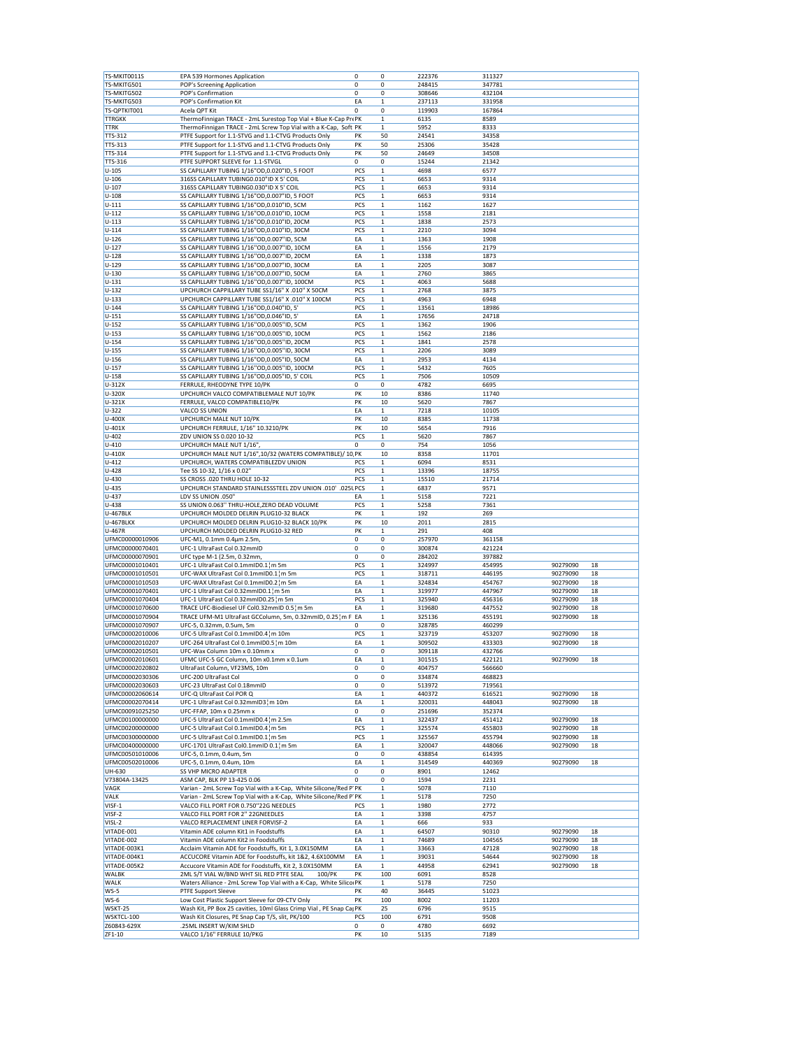| | | | | | | | |
|---|---|---|---|---|---|---|---|
| TS-MKIT0011S | EPA 539 Hormones Application | 0 | 0 | 222376 | 311327 | | |
| TS-MKITG501 | POP's Screening Application | 0 | 0 | 248415 | 347781 | | |
| TS-MKITG502 | POP's Confirmation | 0 | 0 | 308646 | 432104 | | |
| TS-MKITG503 | POP's Confirmation Kit | EA | 1 | 237113 | 331958 | | |
| TS-QPTKIT001 | Acela QPT Kit | 0 | 0 | 119903 | 167864 | | |
| TTRGKK | ThermoFinnigan TRACE - 2mL Surestop Top Vial + Blue K-Cap PrePK | | 1 | 6135 | 8589 | | |
| TTRK | ThermoFinnigan TRACE - 2mL Screw Top Vial with a K-Cap, Soft PK | | 1 | 5952 | 8333 | | |
| TTS-312 | PTFE Support for 1.1-STVG and 1.1-CTVG Products Only | PK | 50 | 24541 | 34358 | | |
| TTS-313 | PTFE Support for 1.1-STVG and 1.1-CTVG Products Only | PK | 50 | 25306 | 35428 | | |
| TTS-314 | PTFE Support for 1.1-STVG and 1.1-CTVG Products Only | PK | 50 | 24649 | 34508 | | |
| TTS-316 | PTFE SUPPORT SLEEVE for 1.1-STVGL | 0 | 0 | 15244 | 21342 | | |
| U-105 | SS CAPILLARY TUBING 1/16"OD,0.020"ID, 5 FOOT | PCS | 1 | 4698 | 6577 | | |
| U-106 | 316SS CAPILLARY TUBING0.010"ID X 5' COIL | PCS | 1 | 6653 | 9314 | | |
| U-107 | 316SS CAPILLARY TUBING0.030"ID X 5' COIL | PCS | 1 | 6653 | 9314 | | |
| U-108 | SS CAPILLARY TUBING 1/16"OD,0.007"ID, 5 FOOT | PCS | 1 | 6653 | 9314 | | |
| U-111 | SS CAPILLARY TUBING 1/16"OD,0.010"ID, 5CM | PCS | 1 | 1162 | 1627 | | |
| U-112 | SS CAPILLARY TUBING 1/16"OD,0.010"ID, 10CM | PCS | 1 | 1558 | 2181 | | |
| U-113 | SS CAPILLARY TUBING 1/16"OD,0.010"ID, 20CM | PCS | 1 | 1838 | 2573 | | |
| U-114 | SS CAPILLARY TUBING 1/16"OD,0.010"ID, 30CM | PCS | 1 | 2210 | 3094 | | |
| U-126 | SS CAPILLARY TUBING 1/16"OD,0.007"ID, 5CM | EA | 1 | 1363 | 1908 | | |
| U-127 | SS CAPILLARY TUBING 1/16"OD,0.007"ID, 10CM | EA | 1 | 1556 | 2179 | | |
| U-128 | SS CAPILLARY TUBING 1/16"OD,0.007"ID, 20CM | EA | 1 | 1338 | 1873 | | |
| U-129 | SS CAPILLARY TUBING 1/16"OD,0.007"ID, 30CM | EA | 1 | 2205 | 3087 | | |
| U-130 | SS CAPILLARY TUBING 1/16"OD,0.007"ID, 50CM | EA | 1 | 2760 | 3865 | | |
| U-131 | SS CAPILLARY TUBING 1/16"OD,0.007"ID, 100CM | PCS | 1 | 4063 | 5688 | | |
| U-132 | UPCHURCH CAPPILLARY TUBE SS1/16" X .010" X 50CM | PCS | 1 | 2768 | 3875 | | |
| U-133 | UPCHURCH CAPPILLARY TUBE SS1/16" X .010" X 100CM | PCS | 1 | 4963 | 6948 | | |
| U-144 | SS CAPILLARY TUBING 1/16"OD,0.040"ID, 5' | PCS | 1 | 13561 | 18986 | | |
| U-151 | SS CAPILLARY TUBING 1/16"OD,0.046"ID, 5' | EA | 1 | 17656 | 24718 | | |
| U-152 | SS CAPILLARY TUBING 1/16"OD,0.005"ID, 5CM | PCS | 1 | 1362 | 1906 | | |
| U-153 | SS CAPILLARY TUBING 1/16"OD,0.005"ID, 10CM | PCS | 1 | 1562 | 2186 | | |
| U-154 | SS CAPILLARY TUBING 1/16"OD,0.005"ID, 20CM | PCS | 1 | 1841 | 2578 | | |
| U-155 | SS CAPILLARY TUBING 1/16"OD,0.005"ID, 30CM | PCS | 1 | 2206 | 3089 | | |
| U-156 | SS CAPILLARY TUBING 1/16"OD,0.005"ID, 50CM | EA | 1 | 2953 | 4134 | | |
| U-157 | SS CAPILLARY TUBING 1/16"OD,0.005"ID, 100CM | PCS | 1 | 5432 | 7605 | | |
| U-158 | SS CAPILLARY TUBING 1/16"OD,0.005"ID, 5' COIL | PCS | 1 | 7506 | 10509 | | |
| U-312X | FERRULE, RHEODYNE TYPE 10/PK | 0 | 0 | 4782 | 6695 | | |
| U-320X | UPCHURCH VALCO COMPATIBLEMALE NUT 10/PK | PK | 10 | 8386 | 11740 | | |
| U-321X | FERRULE, VALCO COMPATIBLE10/PK | PK | 10 | 5620 | 7867 | | |
| U-322 | VALCO SS UNION | EA | 1 | 7218 | 10105 | | |
| U-400X | UPCHURCH MALE NUT 10/PK | PK | 10 | 8385 | 11738 | | |
| U-401X | UPCHURCH FERRULE, 1/16" 10.3210/PK | PK | 10 | 5654 | 7916 | | |
| U-402 | ZDV UNION SS 0.020 10-32 | PCS | 1 | 5620 | 7867 | | |
| U-410 | UPCHURCH MALE NUT 1/16", | 0 | 0 | 754 | 1056 | | |
| U-410X | UPCHURCH MALE NUT 1/16",10/32 (WATERS COMPATIBLE)/ 10,PK | | 10 | 8358 | 11701 | | |
| U-412 | UPCHURCH, WATERS COMPATIBLEZDV UNION | PCS | 1 | 6094 | 8531 | | |
| U-428 | Tee SS 10-32, 1/16 x 0.02" | PCS | 1 | 13396 | 18755 | | |
| U-430 | SS CROSS .020 THRU HOLE 10-32 | PCS | 1 | 15510 | 21714 | | |
| U-435 | UPCHURCH STANDARD STAINLESSSTEEL ZDV UNION .010' .025LPCS | | 1 | 6837 | 9571 | | |
| U-437 | LDV SS UNION .050" | EA | 1 | 5158 | 7221 | | |
| U-438 | SS UNION 0.063" THRU-HOLE,ZERO DEAD VOLUME | PCS | 1 | 5258 | 7361 | | |
| U-467BLK | UPCHURCH MOLDED DELRIN PLUG10-32 BLACK | PK | 1 | 192 | 269 | | |
| U-467BLKX | UPCHURCH MOLDED DELRIN PLUG10-32 BLACK 10/PK | PK | 10 | 2011 | 2815 | | |
| U-467R | UPCHURCH MOLDED DELRIN PLUG10-32 RED | PK | 1 | 291 | 408 | | |
| UFMC00000010906 | UFC-M1, 0.1mm 0.4µm 2.5m, | 0 | 0 | 257970 | 361158 | | |
| UFMC00000070401 | UFC-1 UltraFast Col 0.32mmID | 0 | 0 | 300874 | 421224 | | |
| UFMC00000070901 | UFC type M-1 (2.5m, 0.32mm, | 0 | 0 | 284202 | 397882 | | |
| UFMC00001010401 | UFC-1 UltraFast Col 0.1mmID0.1¦m 5m | PCS | 1 | 324997 | 454995 | 90279090 | 18 |
| UFMC00001010501 | UFC-WAX UltraFast Col 0.1mmID0.1¦m 5m | PCS | 1 | 318711 | 446195 | 90279090 | 18 |
| UFMC00001010503 | UFC-WAX UltraFast Col 0.1mmID0.2¦m 5m | EA | 1 | 324834 | 454767 | 90279090 | 18 |
| UFMC00001070401 | UFC-1 UltraFast Col 0.32mmID1¦m 5m | EA | 1 | 319977 | 447967 | 90279090 | 18 |
| UFMC00001070404 | UFC-1 UltraFast Col 0.32mmID0.25¦m 5m | PCS | 1 | 325940 | 456316 | 90279090 | 18 |
| UFMC00001070600 | TRACE UFC-Biodiesel UF Col0.32mmID 0.5¦m 5m | EA | 1 | 319680 | 447552 | 90279090 | 18 |
| UFMC00001070904 | TRACE UFM-M1 UltraFast GCColumn, 5m, 0.32mmID, 0.25¦m F EA | | 1 | 325136 | 455191 | 90279090 | 18 |
| UFMC00001070907 | UFC-5, 0.32mm, 0.5um, 5m | 0 | 0 | 328785 | 460299 | | |
| UFMC00002010006 | UFC-5 UltraFast Col 0.1mmID0.4¦m 10m | PCS | 1 | 323719 | 453207 | 90279090 | 18 |
| UFMC00002010207 | UFC-264 UltraFast Col 0.1mmID0.5¦m 10m | EA | 1 | 309502 | 433303 | 90279090 | 18 |
| UFMC00002010501 | UFC-Wax Column 10m x 0.10mm x | 0 | 0 | 309118 | 432766 | | |
| UFMC00002010601 | UFMC UFC-5 GC Column, 10m x0.1mm x 0.1um | EA | 1 | 301515 | 422121 | 90279090 | 18 |
| UFMC00002020802 | UltraFast Column, VF23MS, 10m | 0 | 0 | 404757 | 566660 | | |
| UFMC00002030306 | UFC-200 UltraFast Col | 0 | 0 | 334874 | 468823 | | |
| UFMC00002030603 | UFC-23 UltraFast Col 0.18mmID | 0 | 0 | 513972 | 719561 | | |
| UFMC00002060614 | UFC-Q UltraFast Col POR Q | EA | 1 | 440372 | 616521 | 90279090 | 18 |
| UFMC00002070414 | UFC-1 UltraFast Col 0.32mmID3¦m 10m | EA | 1 | 320031 | 448043 | 90279090 | 18 |
| UFMC00091025250 | UFC-FFAP, 10m x 0.25mm x | 0 | 0 | 251696 | 352374 | | |
| UFMC00100000000 | UFC-5 UltraFast Col 0.1mmID0.4¦m 2.5m | EA | 1 | 322437 | 451412 | 90279090 | 18 |
| UFMC00200000000 | UFC-5 UltraFast Col 0.1mmID0.4¦m 5m | PCS | 1 | 325574 | 455803 | 90279090 | 18 |
| UFMC00300000000 | UFC-5 UltraFast Col 0.1mmID0.1¦m 5m | PCS | 1 | 325567 | 455794 | 90279090 | 18 |
| UFMC00400000000 | UFC-1701 UltraFast Col0.1mmID 0.1¦m 5m | EA | 1 | 320047 | 448066 | 90279090 | 18 |
| UFMC00501010006 | UFC-5, 0.1mm, 0.4um, 5m | 0 | 0 | 438854 | 614395 | | |
| UFMC00502010006 | UFC-5, 0.1mm, 0.4um, 10m | EA | 1 | 314549 | 440369 | 90279090 | 18 |
| UH-630 | SS VHP MICRO ADAPTER | 0 | 0 | 8901 | 12462 | | |
| V73804A-13425 | ASM CAP, BLK PP 13-425 0.06 | 0 | 0 | 1594 | 2231 | | |
| VAGK | Varian - 2mL Screw Top Vial with a K-Cap, White Silicone/Red P PK | | 1 | 5078 | 7110 | | |
| VALK | Varian - 2mL Screw Top Vial with a K-Cap, White Silicone/Red P PK | | 1 | 5178 | 7250 | | |
| VISF-1 | VALCO FILL PORT FOR 0.750"22G NEEDLES | PCS | 1 | 1980 | 2772 | | |
| VISF-2 | VALCO FILL PORT FOR 2" 22GNEEDLES | EA | 1 | 3398 | 4757 | | |
| VISL-2 | VALCO REPLACEMENT LINER FORVISF-2 | EA | 1 | 666 | 933 | | |
| VITADE-001 | Vitamin ADE column Kit1 in Foodstuffs | EA | 1 | 64507 | 90310 | 90279090 | 18 |
| VITADE-002 | Vitamin ADE column Kit2 in Foodstuffs | EA | 1 | 74689 | 104565 | 90279090 | 18 |
| VITADE-003K1 | Acclaim Vitamin ADE for Foodstuffs, Kit 1, 3.0X150MM | EA | 1 | 33663 | 47128 | 90279090 | 18 |
| VITADE-004K1 | ACCUCORE Vitamin ADE for Foodstuffs, kit 1&2, 4.6X100MM | EA | 1 | 39031 | 54644 | 90279090 | 18 |
| VITADE-005K2 | Accucore Vitamin ADE for Foodstuffs, Kit 2, 3.0X150MM | EA | 1 | 44958 | 62941 | 90279090 | 18 |
| WALBK | 2ML S/T VIAL W/BND WHT SIL RED PTFE SEAL 100/PK | PK | 100 | 6091 | 8528 | | |
| WALK | Waters Alliance - 2mL Screw Top Vial with a K-Cap, White SiliconPK | | 1 | 5178 | 7250 | | |
| WS-5 | PTFE Support Sleeve | PK | 40 | 36445 | 51023 | | |
| WS-6 | Low Cost Plastic Support Sleeve for 09-CTV Only | PK | 100 | 8002 | 11203 | | |
| WSKT-25 | Wash Kit, PP Box 25 cavities, 10ml Glass Crimp Vial , PE Snap CapPK | | 25 | 6796 | 9515 | | |
| WSKTCL-100 | Wash Kit Closures, PE Snap Cap T/S, slit, PK/100 | PCS | 100 | 6791 | 9508 | | |
| Z60843-629X | .25ML INSERT W/KIM SHLD | 0 | 0 | 4780 | 6692 | | |
| ZF1-10 | VALCO 1/16" FERRULE 10/PKG | PK | 10 | 5135 | 7189 | | |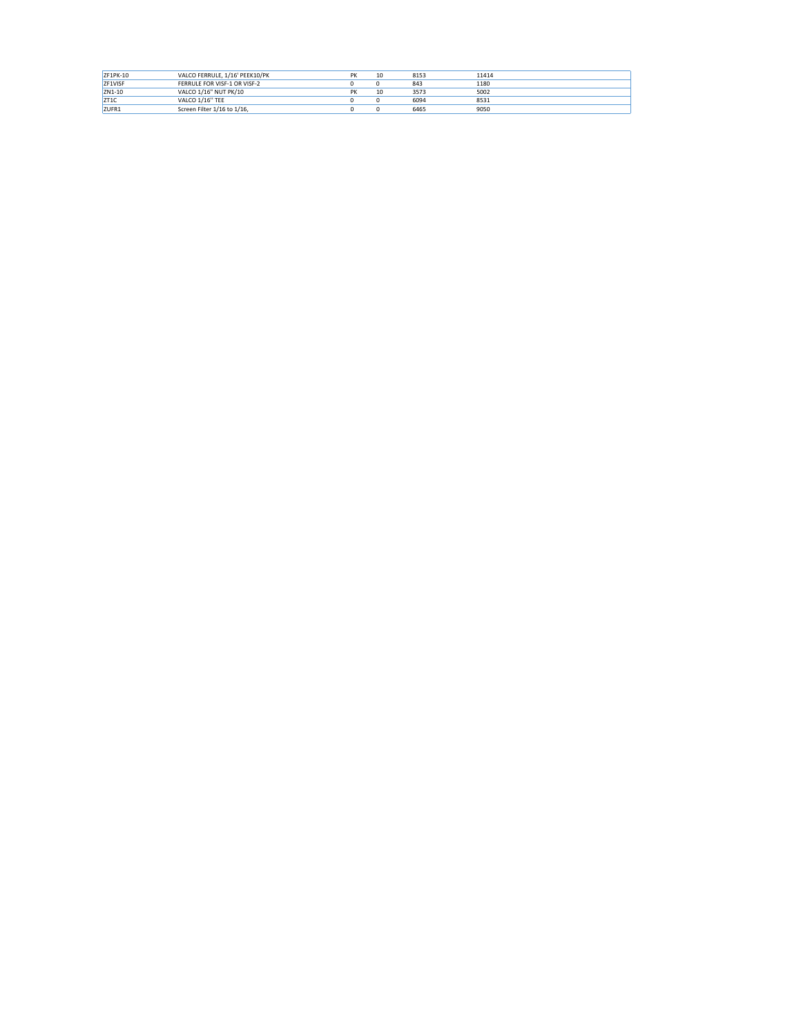| | | | | | |
|---|---|---|---|---|---|
| ZF1PK-10 | VALCO FERRULE, 1/16' PEEK10/PK | PK | 10 | 8153 | 11414 |
| ZF1VISF | FERRULE FOR VISF-1 OR VISF-2 | 0 | 0 | 843 | 1180 |
| ZN1-10 | VALCO 1/16" NUT PK/10 | PK | 10 | 3573 | 5002 |
| ZT1C | VALCO 1/16" TEE | 0 | 0 | 6094 | 8531 |
| ZUFR1 | Screen Filter 1/16 to 1/16, | 0 | 0 | 6465 | 9050 |